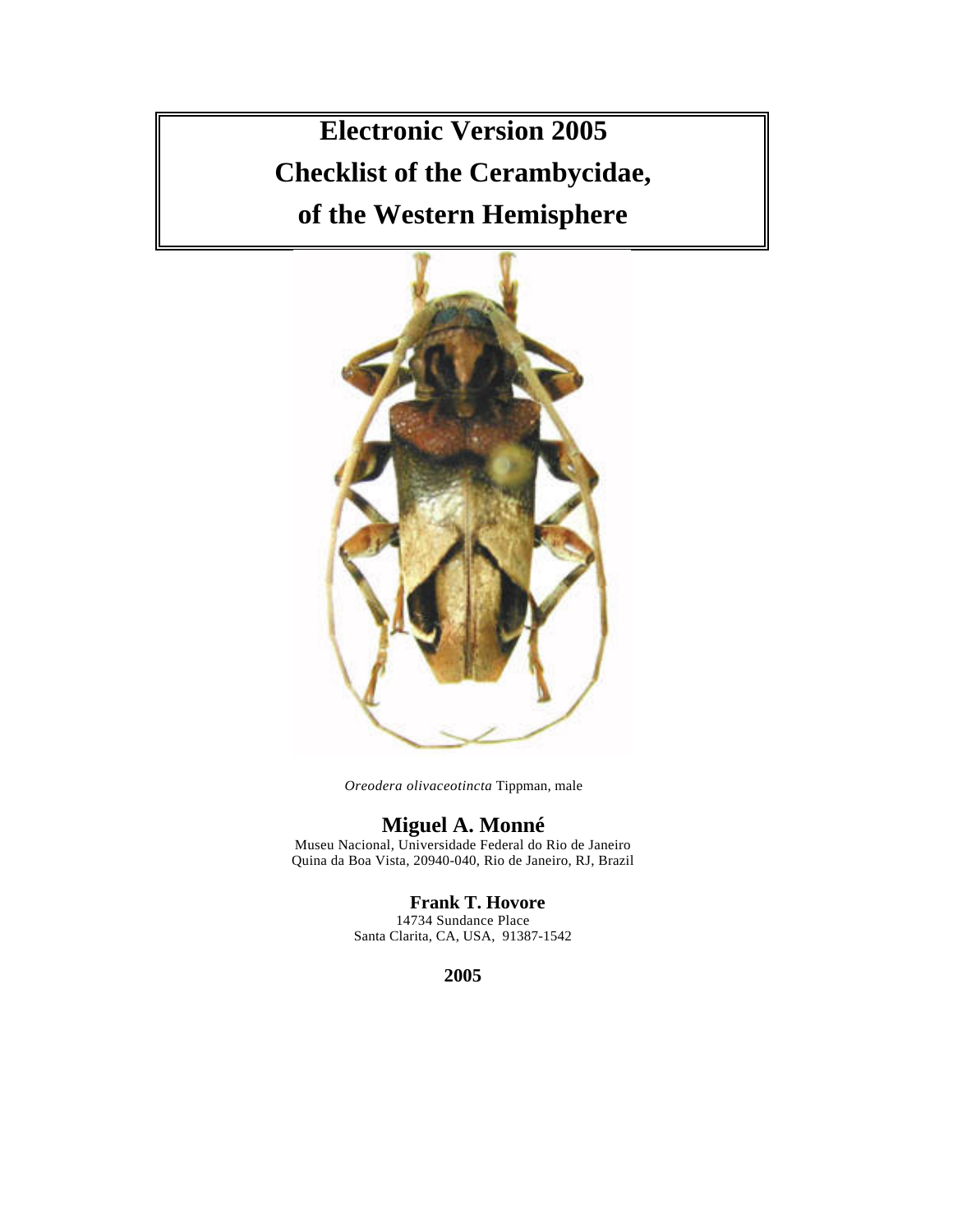# Electronic Version 2005

# Checklist of the Cerambycidae, of the Western Hemisphere

*Oreodera olivaceotincta* Tippman, male

**Miguel A. Monné**

Museu Nacional, Universidade Federal do Rio de Janeiro
Quina da Boa Vista, 20940-040, Rio de Janeiro, RJ, Brazil

**Frank T. Hovore**

14734 Sundance Place
Santa Clarita, CA, USA, 91387-1542

**2005**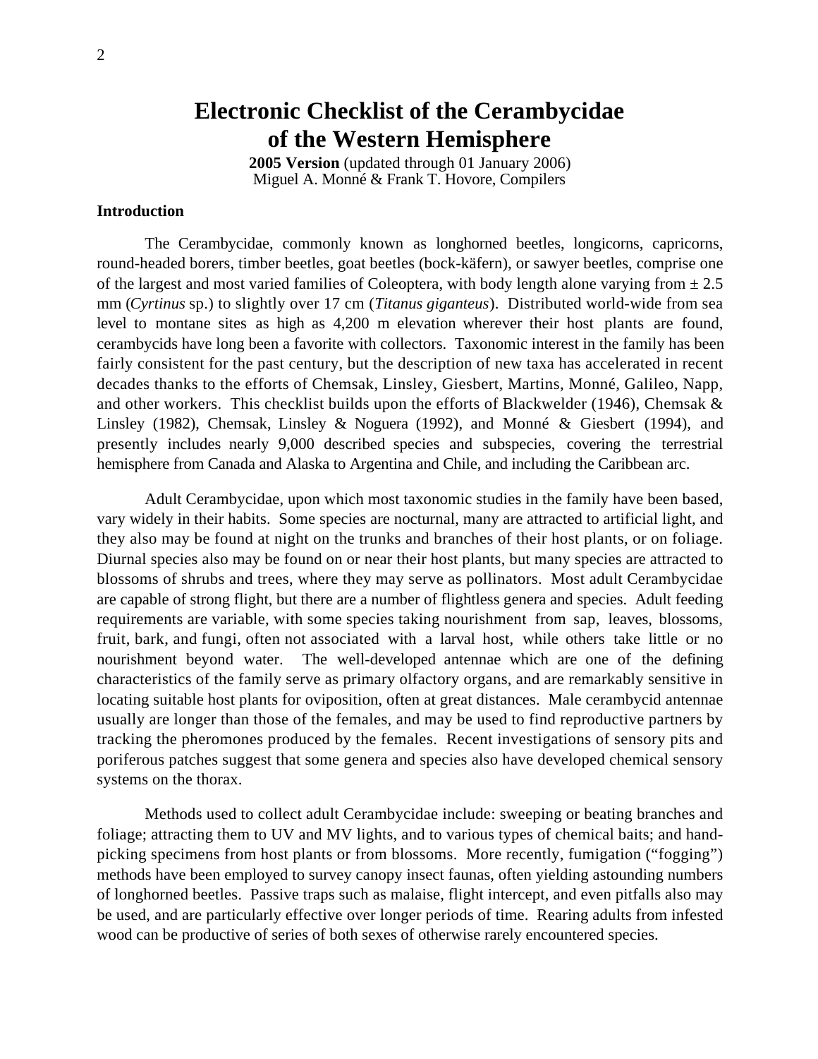# Electronic Checklist of the Cerambycidae of the Western Hemisphere

**2005 Version** (updated through 01 January 2006)
Miguel A. Monné & Frank T. Hovore, Compilers

## Introduction

The Cerambycidae, commonly known as longhorned beetles, longicorns, capricorns, round-headed borers, timber beetles, goat beetles (bock-käfern), or sawyer beetles, comprise one of the largest and most varied families of Coleoptera, with body length alone varying from ± 2.5 mm (*Cyrtinus* sp.) to slightly over 17 cm (*Titanus giganteus*). Distributed world-wide from sea level to montane sites as high as 4,200 m elevation wherever their host plants are found, cerambycids have long been a favorite with collectors. Taxonomic interest in the family has been fairly consistent for the past century, but the description of new taxa has accelerated in recent decades thanks to the efforts of Chemsak, Linsley, Giesbert, Martins, Monné, Galileo, Napp, and other workers. This checklist builds upon the efforts of Blackwelder (1946), Chemsak & Linsley (1982), Chemsak, Linsley & Noguera (1992), and Monné & Giesbert (1994), and presently includes nearly 9,000 described species and subspecies, covering the terrestrial hemisphere from Canada and Alaska to Argentina and Chile, and including the Caribbean arc.

Adult Cerambycidae, upon which most taxonomic studies in the family have been based, vary widely in their habits. Some species are nocturnal, many are attracted to artificial light, and they also may be found at night on the trunks and branches of their host plants, or on foliage. Diurnal species also may be found on or near their host plants, but many species are attracted to blossoms of shrubs and trees, where they may serve as pollinators. Most adult Cerambycidae are capable of strong flight, but there are a number of flightless genera and species. Adult feeding requirements are variable, with some species taking nourishment from sap, leaves, blossoms, fruit, bark, and fungi, often not associated with a larval host, while others take little or no nourishment beyond water. The well-developed antennae which are one of the defining characteristics of the family serve as primary olfactory organs, and are remarkably sensitive in locating suitable host plants for oviposition, often at great distances. Male cerambycid antennae usually are longer than those of the females, and may be used to find reproductive partners by tracking the pheromones produced by the females. Recent investigations of sensory pits and poriferous patches suggest that some genera and species also have developed chemical sensory systems on the thorax.

Methods used to collect adult Cerambycidae include: sweeping or beating branches and foliage; attracting them to UV and MV lights, and to various types of chemical baits; and hand-picking specimens from host plants or from blossoms. More recently, fumigation ("fogging") methods have been employed to survey canopy insect faunas, often yielding astounding numbers of longhorned beetles. Passive traps such as malaise, flight intercept, and even pitfalls also may be used, and are particularly effective over longer periods of time. Rearing adults from infested wood can be productive of series of both sexes of otherwise rarely encountered species.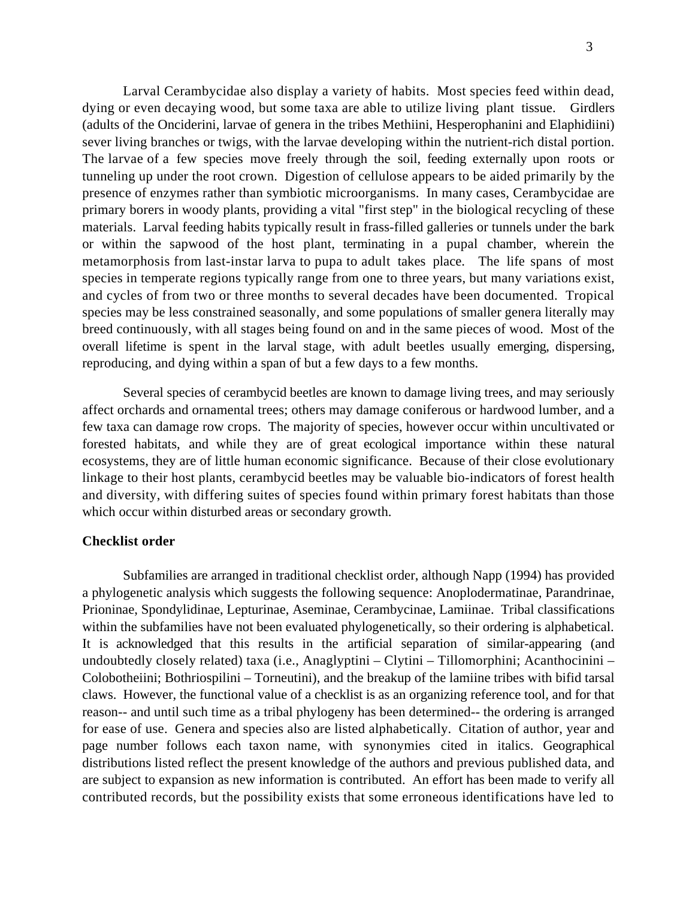Larval Cerambycidae also display a variety of habits. Most species feed within dead, dying or even decaying wood, but some taxa are able to utilize living plant tissue. Girdlers (adults of the Onciderini, larvae of genera in the tribes Methiini, Hesperophanini and Elaphidiini) sever living branches or twigs, with the larvae developing within the nutrient-rich distal portion. The larvae of a few species move freely through the soil, feeding externally upon roots or tunneling up under the root crown. Digestion of cellulose appears to be aided primarily by the presence of enzymes rather than symbiotic microorganisms. In many cases, Cerambycidae are primary borers in woody plants, providing a vital "first step" in the biological recycling of these materials. Larval feeding habits typically result in frass-filled galleries or tunnels under the bark or within the sapwood of the host plant, terminating in a pupal chamber, wherein the metamorphosis from last-instar larva to pupa to adult takes place. The life spans of most species in temperate regions typically range from one to three years, but many variations exist, and cycles of from two or three months to several decades have been documented. Tropical species may be less constrained seasonally, and some populations of smaller genera literally may breed continuously, with all stages being found on and in the same pieces of wood. Most of the overall lifetime is spent in the larval stage, with adult beetles usually emerging, dispersing, reproducing, and dying within a span of but a few days to a few months.

Several species of cerambycid beetles are known to damage living trees, and may seriously affect orchards and ornamental trees; others may damage coniferous or hardwood lumber, and a few taxa can damage row crops. The majority of species, however occur within uncultivated or forested habitats, and while they are of great ecological importance within these natural ecosystems, they are of little human economic significance. Because of their close evolutionary linkage to their host plants, cerambycid beetles may be valuable bio-indicators of forest health and diversity, with differing suites of species found within primary forest habitats than those which occur within disturbed areas or secondary growth.

**Checklist order**

Subfamilies are arranged in traditional checklist order, although Napp (1994) has provided a phylogenetic analysis which suggests the following sequence: Anoplodermatinae, Parandrinae, Prioninae, Spondylidinae, Lepturinae, Aseminae, Cerambycinae, Lamiinae. Tribal classifications within the subfamilies have not been evaluated phylogenetically, so their ordering is alphabetical. It is acknowledged that this results in the artificial separation of similar-appearing (and undoubtedly closely related) taxa (i.e., Anaglyptini – Clytini – Tillomorphini; Acanthocinini – Colobotheiini; Bothriospilini – Torneutini), and the breakup of the lamiine tribes with bifid tarsal claws. However, the functional value of a checklist is as an organizing reference tool, and for that reason-- and until such time as a tribal phylogeny has been determined-- the ordering is arranged for ease of use. Genera and species also are listed alphabetically. Citation of author, year and page number follows each taxon name, with synonymies cited in italics. Geographical distributions listed reflect the present knowledge of the authors and previous published data, and are subject to expansion as new information is contributed. An effort has been made to verify all contributed records, but the possibility exists that some erroneous identifications have led to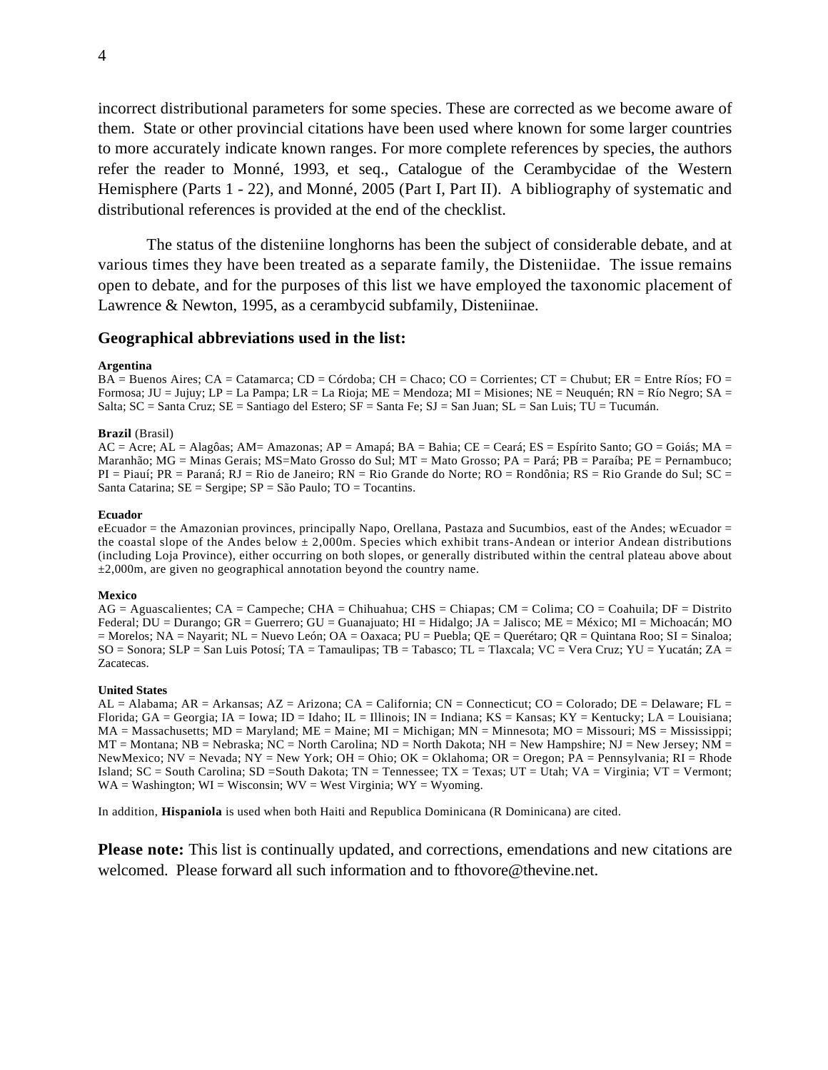incorrect distributional parameters for some species. These are corrected as we become aware of them. State or other provincial citations have been used where known for some larger countries to more accurately indicate known ranges. For more complete references by species, the authors refer the reader to Monné, 1993, et seq., Catalogue of the Cerambycidae of the Western Hemisphere (Parts 1 - 22), and Monné, 2005 (Part I, Part II). A bibliography of systematic and distributional references is provided at the end of the checklist.

The status of the disteniine longhorns has been the subject of considerable debate, and at various times they have been treated as a separate family, the Disteniidae. The issue remains open to debate, and for the purposes of this list we have employed the taxonomic placement of Lawrence & Newton, 1995, as a cerambycid subfamily, Disteniinae.

### Geographical abbreviations used in the list:

**Argentina**
BA = Buenos Aires; CA = Catamarca; CD = Córdoba; CH = Chaco; CO = Corrientes; CT = Chubut; ER = Entre Ríos; FO = Formosa; JU = Jujuy; LP = La Pampa; LR = La Rioja; ME = Mendoza; MI = Misiones; NE = Neuquén; RN = Río Negro; SA = Salta; SC = Santa Cruz; SE = Santiago del Estero; SF = Santa Fe; SJ = San Juan; SL = San Luis; TU = Tucumán.

**Brazil** (Brasil)
AC = Acre; AL = Alagôas; AM= Amazonas; AP = Amapá; BA = Bahia; CE = Ceará; ES = Espírito Santo; GO = Goiás; MA = Maranhão; MG = Minas Gerais; MS=Mato Grosso do Sul; MT = Mato Grosso; PA = Pará; PB = Paraíba; PE = Pernambuco; PI = Piauí; PR = Paraná; RJ = Rio de Janeiro; RN = Rio Grande do Norte; RO = Rondônia; RS = Rio Grande do Sul; SC = Santa Catarina; SE = Sergipe; SP = São Paulo; TO = Tocantins.

**Ecuador**
eEcuador = the Amazonian provinces, principally Napo, Orellana, Pastaza and Sucumbios, east of the Andes; wEcuador = the coastal slope of the Andes below ± 2,000m. Species which exhibit trans-Andean or interior Andean distributions (including Loja Province), either occurring on both slopes, or generally distributed within the central plateau above about ±2,000m, are given no geographical annotation beyond the country name.

**Mexico**
AG = Aguascalientes; CA = Campeche; CHA = Chihuahua; CHS = Chiapas; CM = Colima; CO = Coahuila; DF = Distrito Federal; DU = Durango; GR = Guerrero; GU = Guanajuato; HI = Hidalgo; JA = Jalisco; ME = México; MI = Michoacán; MO = Morelos; NA = Nayarit; NL = Nuevo León; OA = Oaxaca; PU = Puebla; QE = Querétaro; QR = Quintana Roo; SI = Sinaloa; SO = Sonora; SLP = San Luis Potosí; TA = Tamaulipas; TB = Tabasco; TL = Tlaxcala; VC = Vera Cruz; YU = Yucatán; ZA = Zacatecas.

**United States**
AL = Alabama; AR = Arkansas; AZ = Arizona; CA = California; CN = Connecticut; CO = Colorado; DE = Delaware; FL = Florida; GA = Georgia; IA = Iowa; ID = Idaho; IL = Illinois; IN = Indiana; KS = Kansas; KY = Kentucky; LA = Louisiana; MA = Massachusetts; MD = Maryland; ME = Maine; MI = Michigan; MN = Minnesota; MO = Missouri; MS = Mississippi; MT = Montana; NB = Nebraska; NC = North Carolina; ND = North Dakota; NH = New Hampshire; NJ = New Jersey; NM = NewMexico; NV = Nevada; NY = New York; OH = Ohio; OK = Oklahoma; OR = Oregon; PA = Pennsylvania; RI = Rhode Island; SC = South Carolina; SD =South Dakota; TN = Tennessee; TX = Texas; UT = Utah; VA = Virginia; VT = Vermont; WA = Washington; WI = Wisconsin; WV = West Virginia; WY = Wyoming.

In addition, **Hispaniola** is used when both Haiti and Republica Dominicana (R Dominicana) are cited.

**Please note:** This list is continually updated, and corrections, emendations and new citations are welcomed. Please forward all such information and to fthovore@thevine.net.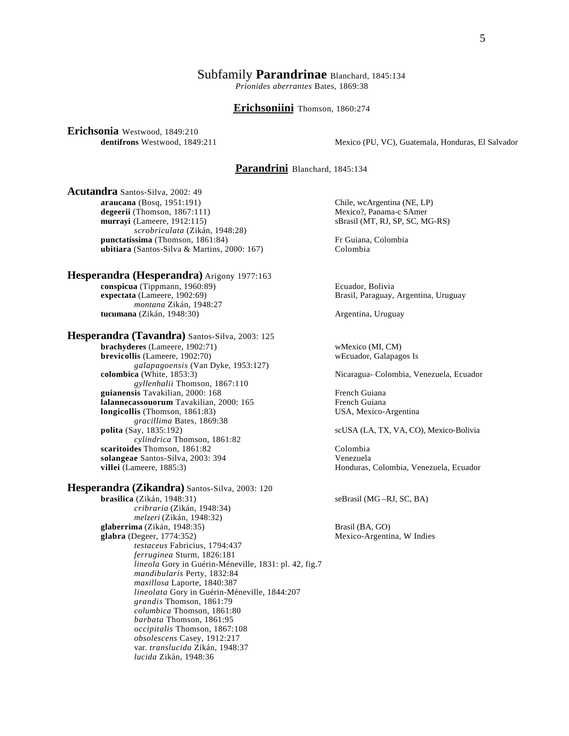# Subfamily **Parandrinae** Blanchard, 1845:134

*Prionides aberrantes* Bates, 1869:38

## **Erichsoniini** Thomson, 1860:274

**Erichsonia** Westwood, 1849:210

- **dentifrons** Westwood, 1849:211 — Mexico (PU, VC), Guatemala, Honduras, El Salvador

## **Parandrini** Blanchard, 1845:134

**Acutandra** Santos-Silva, 2002: 49

- **araucana** (Bosq, 1951:191) — Chile, wcArgentina (NE, LP)
- **degeerii** (Thomson, 1867:111) — Mexico?, Panama-c SAmer
- **murrayi** (Lameere, 1912:115) — sBrasil (MT, RJ, SP, SC, MG-RS)
  - *scrobriculata* (Zikán, 1948:28)
- **punctatissima** (Thomson, 1861:84) — Fr Guiana, Colombia
- **ubitiara** (Santos-Silva & Martins, 2000: 167) — Colombia

**Hesperandra (Hesperandra)** Arigony 1977:163

- **conspicua** (Tippmann, 1960:89) — Ecuador, Bolivia
- **expectata** (Lameere, 1902:69) — Brasil, Paraguay, Argentina, Uruguay
  - *montana* Zikán, 1948:27
- **tucumana** (Zikán, 1948:30) — Argentina, Uruguay

**Hesperandra (Tavandra)** Santos-Silva, 2003: 125

- **brachyderes** (Lameere, 1902:71) — wMexico (MI, CM)
- **brevicollis** (Lameere, 1902:70) — wEcuador, Galapagos Is
  - *galapagoensis* (Van Dyke, 1953:127)
- **colombica** (White, 1853:3) — Nicaragua- Colombia, Venezuela, Ecuador
  - *gyllenhalii* Thomson, 1867:110
- **guianensis** Tavakilian, 2000: 168 — French Guiana
- **lalannecassouorum** Tavakilian, 2000: 165 — French Guiana
- **longicollis** (Thomson, 1861:83) — USA, Mexico-Argentina
  - *gracillima* Bates, 1869:38
- **polita** (Say, 1835:192) — scUSA (LA, TX, VA, CO), Mexico-Bolivia
  - *cylindrica* Thomson, 1861:82
- **scaritoides** Thomson, 1861:82 — Colombia
- **solangeae** Santos-Silva, 2003: 394 — Venezuela
- **villei** (Lameere, 1885:3) — Honduras, Colombia, Venezuela, Ecuador

**Hesperandra (Zikandra)** Santos-Silva, 2003: 120

- **brasilica** (Zikán, 1948:31) — seBrasil (MG –RJ, SC, BA)
  - *cribraria* (Zikán, 1948:34)
  - *melzeri* (Zikán, 1948:32)
- **glaberrima** (Zikán, 1948:35) — Brasil (BA, GO)
- **glabra** (Degeer, 1774:352) — Mexico-Argentina, W Indies
  - *testaceus* Fabricius, 1794:437
  - *ferruginea* Sturm, 1826:181
  - *lineola* Gory in Guérin-Méneville, 1831: pl. 42, fig.7
  - *mandibularis* Perty, 1832:84
  - *maxillosa* Laporte, 1840:387
  - *lineolata* Gory in Guérin-Méneville, 1844:207
  - *grandis* Thomson, 1861:79
  - *columbica* Thomson, 1861:80
  - *barbata* Thomson, 1861:95
  - *occipitalis* Thomson, 1867:108
  - *obsolescens* Casey, 1912:217
  - var. *translucida* Zikán, 1948:37
  - *lucida* Zikán, 1948:36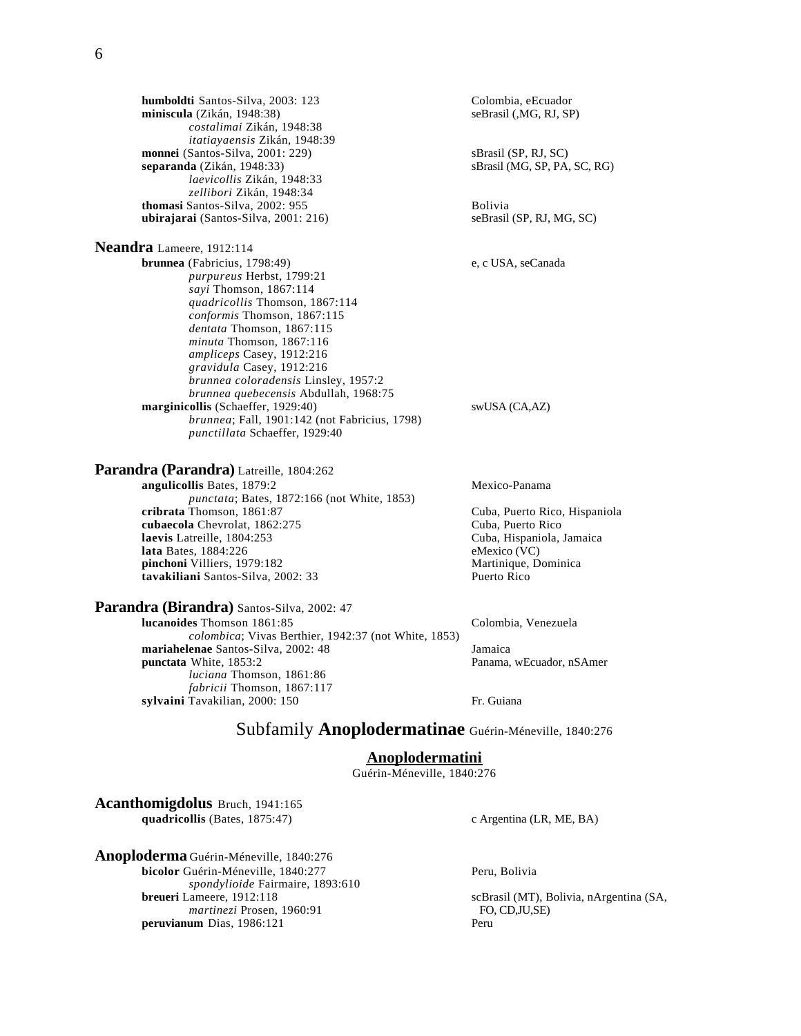**humboldti** Santos-Silva, 2003: 123 — Colombia, eEcuador
**miniscula** (Zikán, 1948:38) — seBrasil (,MG, RJ, SP)
  *costalimai* Zikán, 1948:38
  *itatiayaensis* Zikán, 1948:39
**monnei** (Santos-Silva, 2001: 229) — sBrasil (SP, RJ, SC)
**separanda** (Zikán, 1948:33) — sBrasil (MG, SP, PA, SC, RG)
  *laevicollis* Zikán, 1948:33
  *zellibori* Zikán, 1948:34
**thomasi** Santos-Silva, 2002: 955 — Bolivia
**ubirajarai** (Santos-Silva, 2001: 216) — seBrasil (SP, RJ, MG, SC)

### Neandra Lameere, 1912:114

**brunnea** (Fabricius, 1798:49) — e, c USA, seCanada
  *purpureus* Herbst, 1799:21
  *sayi* Thomson, 1867:114
  *quadricollis* Thomson, 1867:114
  *conformis* Thomson, 1867:115
  *dentata* Thomson, 1867:115
  *minuta* Thomson, 1867:116
  *ampliceps* Casey, 1912:216
  *gravidula* Casey, 1912:216
  *brunnea coloradensis* Linsley, 1957:2
  *brunnea quebecensis* Abdullah, 1968:75
**marginicollis** (Schaeffer, 1929:40) — swUSA (CA,AZ)
  *brunnea*; Fall, 1901:142 (not Fabricius, 1798)
  *punctillata* Schaeffer, 1929:40

### Parandra (Parandra) Latreille, 1804:262

**angulicollis** Bates, 1879:2 — Mexico-Panama
  *punctata*; Bates, 1872:166 (not White, 1853)
**cribrata** Thomson, 1861:87 — Cuba, Puerto Rico, Hispaniola
**cubaecola** Chevrolat, 1862:275 — Cuba, Puerto Rico
**laevis** Latreille, 1804:253 — Cuba, Hispaniola, Jamaica
**lata** Bates, 1884:226 — eMexico (VC)
**pinchoni** Villiers, 1979:182 — Martinique, Dominica
**tavakiliani** Santos-Silva, 2002: 33 — Puerto Rico

### Parandra (Birandra) Santos-Silva, 2002: 47

**lucanoides** Thomson 1861:85 — Colombia, Venezuela
  *colombica*; Vivas Berthier, 1942:37 (not White, 1853)
**mariahelenae** Santos-Silva, 2002: 48 — Jamaica
**punctata** White, 1853:2 — Panama, wEcuador, nSAmer
  *luciana* Thomson, 1861:86
  *fabricii* Thomson, 1867:117
**sylvaini** Tavakilian, 2000: 150 — Fr. Guiana

## Subfamily **Anoplodermatinae** Guérin-Méneville, 1840:276

## Anoplodermatini

Guérin-Méneville, 1840:276

### Acanthomigdolus Bruch, 1941:165

**quadricollis** (Bates, 1875:47) — c Argentina (LR, ME, BA)

### Anoploderma Guérin-Méneville, 1840:276

**bicolor** Guérin-Méneville, 1840:277 — Peru, Bolivia
  *spondylioide* Fairmaire, 1893:610
**breueri** Lameere, 1912:118 — scBrasil (MT), Bolivia, nArgentina (SA, FO, CD,JU,SE)
  *martinezi* Prosen, 1960:91
**peruvianum** Dias, 1986:121 — Peru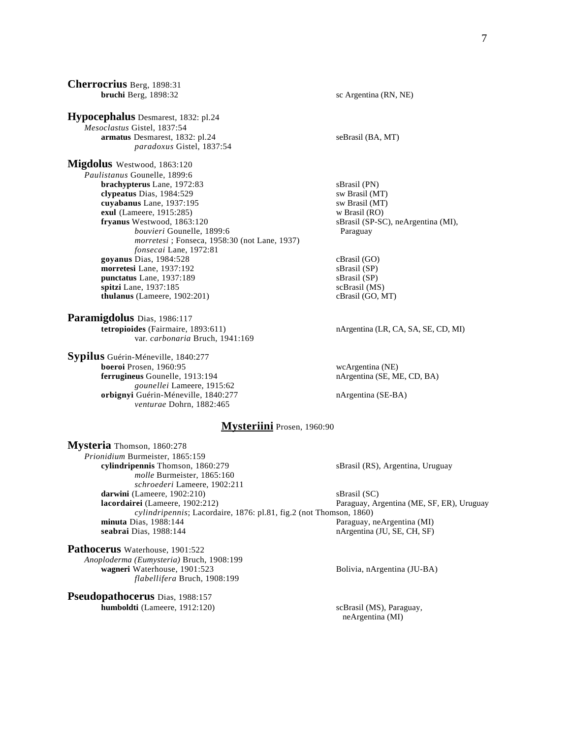**Cherrocrius** Berg, 1898:31
**bruchi** Berg, 1898:32 — sc Argentina (RN, NE)

**Hypocephalus** Desmarest, 1832: pl.24
*Mesoclastus* Gistel, 1837:54
**armatus** Desmarest, 1832: pl.24 — seBrasil (BA, MT)
*paradoxus* Gistel, 1837:54

**Migdolus** Westwood, 1863:120
*Paulistanus* Gounelle, 1899:6
**brachypterus** Lane, 1972:83 — sBrasil (PN)
**clypeatus** Dias, 1984:529 — sw Brasil (MT)
**cuyabanus** Lane, 1937:195 — sw Brasil (MT)
**exul** (Lameere, 1915:285) — w Brasil (RO)
**fryanus** Westwood, 1863:120 — sBrasil (SP-SC), neArgentina (MI), Paraguay
*bouvieri* Gounelle, 1899:6
*morretesi* ; Fonseca, 1958:30 (not Lane, 1937)
*fonsecai* Lane, 1972:81
**goyanus** Dias, 1984:528 — cBrasil (GO)
**morretesi** Lane, 1937:192 — sBrasil (SP)
**punctatus** Lane, 1937:189 — sBrasil (SP)
**spitzi** Lane, 1937:185 — scBrasil (MS)
**thulanus** (Lameere, 1902:201) — cBrasil (GO, MT)

**Paramigdolus** Dias, 1986:117
**tetropioides** (Fairmaire, 1893:611) — nArgentina (LR, CA, SA, SE, CD, MI)
var. *carbonaria* Bruch, 1941:169

**Sypilus** Guérin-Méneville, 1840:277
**boeroi** Prosen, 1960:95 — wcArgentina (NE)
**ferrugineus** Gounelle, 1913:194 — nArgentina (SE, ME, CD, BA)
*gounellei* Lameere, 1915:62
**orbignyi** Guérin-Méneville, 1840:277 — nArgentina (SE-BA)
*venturae* Dohrn, 1882:465

## Mysteriini Prosen, 1960:90

**Mysteria** Thomson, 1860:278
*Prionidium* Burmeister, 1865:159
**cylindripennis** Thomson, 1860:279 — sBrasil (RS), Argentina, Uruguay
*molle* Burmeister, 1865:160
*schroederi* Lameere, 1902:211
**darwini** (Lameere, 1902:210) — sBrasil (SC)
**lacordairei** (Lameere, 1902:212) — Paraguay, Argentina (ME, SF, ER), Uruguay
*cylindripennis*; Lacordaire, 1876: pl.81, fig.2 (not Thomson, 1860)
**minuta** Dias, 1988:144 — Paraguay, neArgentina (MI)
**seabrai** Dias, 1988:144 — nArgentina (JU, SE, CH, SF)

**Pathocerus** Waterhouse, 1901:522
*Anoploderma (Eumysteria)* Bruch, 1908:199
**wagneri** Waterhouse, 1901:523 — Bolivia, nArgentina (JU-BA)
*flabellifera* Bruch, 1908:199

**Pseudopathocerus** Dias, 1988:157
**humboldti** (Lameere, 1912:120) — scBrasil (MS), Paraguay, neArgentina (MI)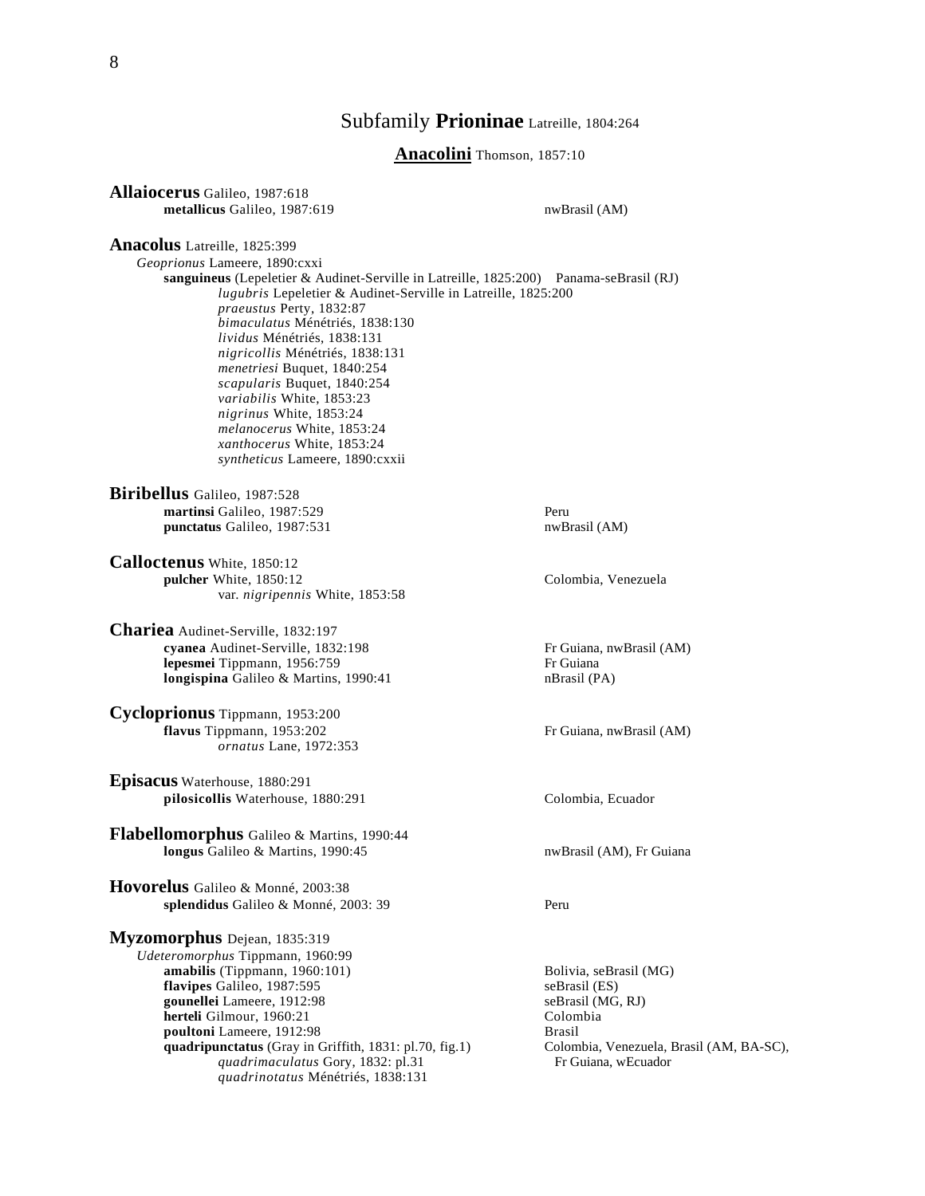## Subfamily **Prioninae** Latreille, 1804:264

### **Anacolini** Thomson, 1857:10

**Allaiocerus** Galileo, 1987:618
- **metallicus** Galileo, 1987:619 — nwBrasil (AM)

**Anacolus** Latreille, 1825:399
- *Geoprionus* Lameere, 1890:cxxi
  - **sanguineus** (Lepeletier & Audinet-Serville in Latreille, 1825:200) — Panama-seBrasil (RJ)
    - *lugubris* Lepeletier & Audinet-Serville in Latreille, 1825:200
    - *praeustus* Perty, 1832:87
    - *bimaculatus* Ménétriés, 1838:130
    - *lividus* Ménétriés, 1838:131
    - *nigricollis* Ménétriés, 1838:131
    - *menetriesi* Buquet, 1840:254
    - *scapularis* Buquet, 1840:254
    - *variabilis* White, 1853:23
    - *nigrinus* White, 1853:24
    - *melanocerus* White, 1853:24
    - *xanthocerus* White, 1853:24
    - *syntheticus* Lameere, 1890:cxxii

**Biribellus** Galileo, 1987:528
- **martinsi** Galileo, 1987:529 — Peru
- **punctatus** Galileo, 1987:531 — nwBrasil (AM)

**Calloctenus** White, 1850:12
- **pulcher** White, 1850:12 — Colombia, Venezuela
  - var. *nigripennis* White, 1853:58

**Chariea** Audinet-Serville, 1832:197
- **cyanea** Audinet-Serville, 1832:198 — Fr Guiana, nwBrasil (AM)
- **lepesmei** Tippmann, 1956:759 — Fr Guiana
- **longispina** Galileo & Martins, 1990:41 — nBrasil (PA)

**Cycloprionus** Tippmann, 1953:200
- **flavus** Tippmann, 1953:202 — Fr Guiana, nwBrasil (AM)
  - *ornatus* Lane, 1972:353

**Episacus** Waterhouse, 1880:291
- **pilosicollis** Waterhouse, 1880:291 — Colombia, Ecuador

**Flabellomorphus** Galileo & Martins, 1990:44
- **longus** Galileo & Martins, 1990:45 — nwBrasil (AM), Fr Guiana

**Hovorelus** Galileo & Monné, 2003:38
- **splendidus** Galileo & Monné, 2003: 39 — Peru

**Myzomorphus** Dejean, 1835:319
- *Udeteromorphus* Tippmann, 1960:99
  - **amabilis** (Tippmann, 1960:101) — Bolivia, seBrasil (MG)
  - **flavipes** Galileo, 1987:595 — seBrasil (ES)
  - **gounellei** Lameere, 1912:98 — seBrasil (MG, RJ)
  - **herteli** Gilmour, 1960:21 — Colombia
  - **poultoni** Lameere, 1912:98 — Brasil
  - **quadripunctatus** (Gray in Griffith, 1831: pl.70, fig.1) — Colombia, Venezuela, Brasil (AM, BA-SC), Fr Guiana, wEcuador
    - *quadrimaculatus* Gory, 1832: pl.31
    - *quadrinotatus* Ménétriés, 1838:131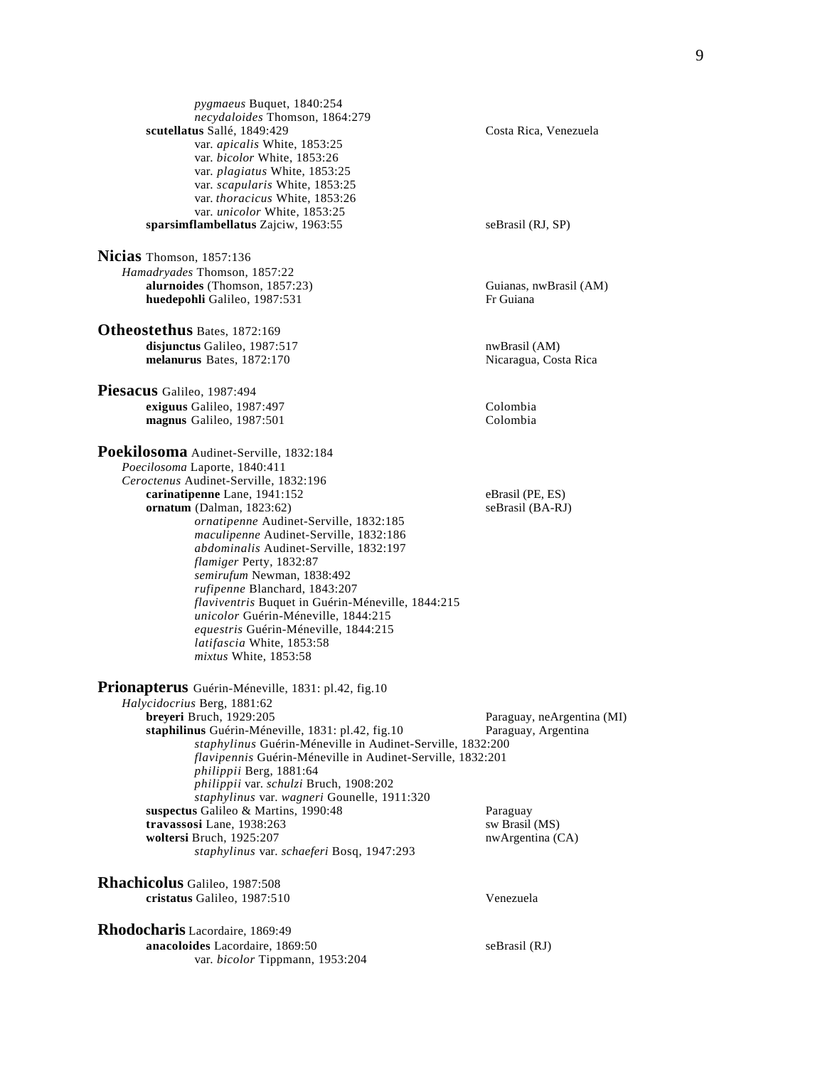*pygmaeus* Buquet, 1840:254
*necydaloides* Thomson, 1864:279

**scutellatus** Sallé, 1849:429 — Costa Rica, Venezuela
var. *apicalis* White, 1853:25
var. *bicolor* White, 1853:26
var. *plagiatus* White, 1853:25
var. *scapularis* White, 1853:25
var. *thoracicus* White, 1853:26
var. *unicolor* White, 1853:25

**sparsimflambellatus** Zajciw, 1963:55 — seBrasil (RJ, SP)

**Nicias** Thomson, 1857:136
*Hamadryades* Thomson, 1857:22
**alurnoides** (Thomson, 1857:23) — Guianas, nwBrasil (AM)
**huedepohli** Galileo, 1987:531 — Fr Guiana

**Otheostethus** Bates, 1872:169
**disjunctus** Galileo, 1987:517 — nwBrasil (AM)
**melanurus** Bates, 1872:170 — Nicaragua, Costa Rica

**Piesacus** Galileo, 1987:494
**exiguus** Galileo, 1987:497 — Colombia
**magnus** Galileo, 1987:501 — Colombia

**Poekilosoma** Audinet-Serville, 1832:184
*Poecilosoma* Laporte, 1840:411
*Ceroctenus* Audinet-Serville, 1832:196
**carinatipenne** Lane, 1941:152 — eBrasil (PE, ES)
**ornatum** (Dalman, 1823:62) — seBrasil (BA-RJ)
*ornatipenne* Audinet-Serville, 1832:185
*maculipenne* Audinet-Serville, 1832:186
*abdominalis* Audinet-Serville, 1832:197
*flamiger* Perty, 1832:87
*semirufum* Newman, 1838:492
*rufipenne* Blanchard, 1843:207
*flaviventris* Buquet in Guérin-Méneville, 1844:215
*unicolor* Guérin-Méneville, 1844:215
*equestris* Guérin-Méneville, 1844:215
*latifascia* White, 1853:58
*mixtus* White, 1853:58

**Prionapterus** Guérin-Méneville, 1831: pl.42, fig.10
*Halycidocrius* Berg, 1881:62
**breyeri** Bruch, 1929:205 — Paraguay, neArgentina (MI)
**staphilinus** Guérin-Méneville, 1831: pl.42, fig.10 — Paraguay, Argentina
*staphylinus* Guérin-Méneville in Audinet-Serville, 1832:200
*flavipennis* Guérin-Méneville in Audinet-Serville, 1832:201
*philippii* Berg, 1881:64
*philippii* var. *schulzi* Bruch, 1908:202
*staphylinus* var. *wagneri* Gounelle, 1911:320
**suspectus** Galileo & Martins, 1990:48 — Paraguay
**travassosi** Lane, 1938:263 — sw Brasil (MS)
**woltersi** Bruch, 1925:207 — nwArgentina (CA)
*staphylinus* var. *schaeferi* Bosq, 1947:293

**Rhachicolus** Galileo, 1987:508
**cristatus** Galileo, 1987:510 — Venezuela

**Rhodocharis** Lacordaire, 1869:49
**anacoloides** Lacordaire, 1869:50 — seBrasil (RJ)
var. *bicolor* Tippmann, 1953:204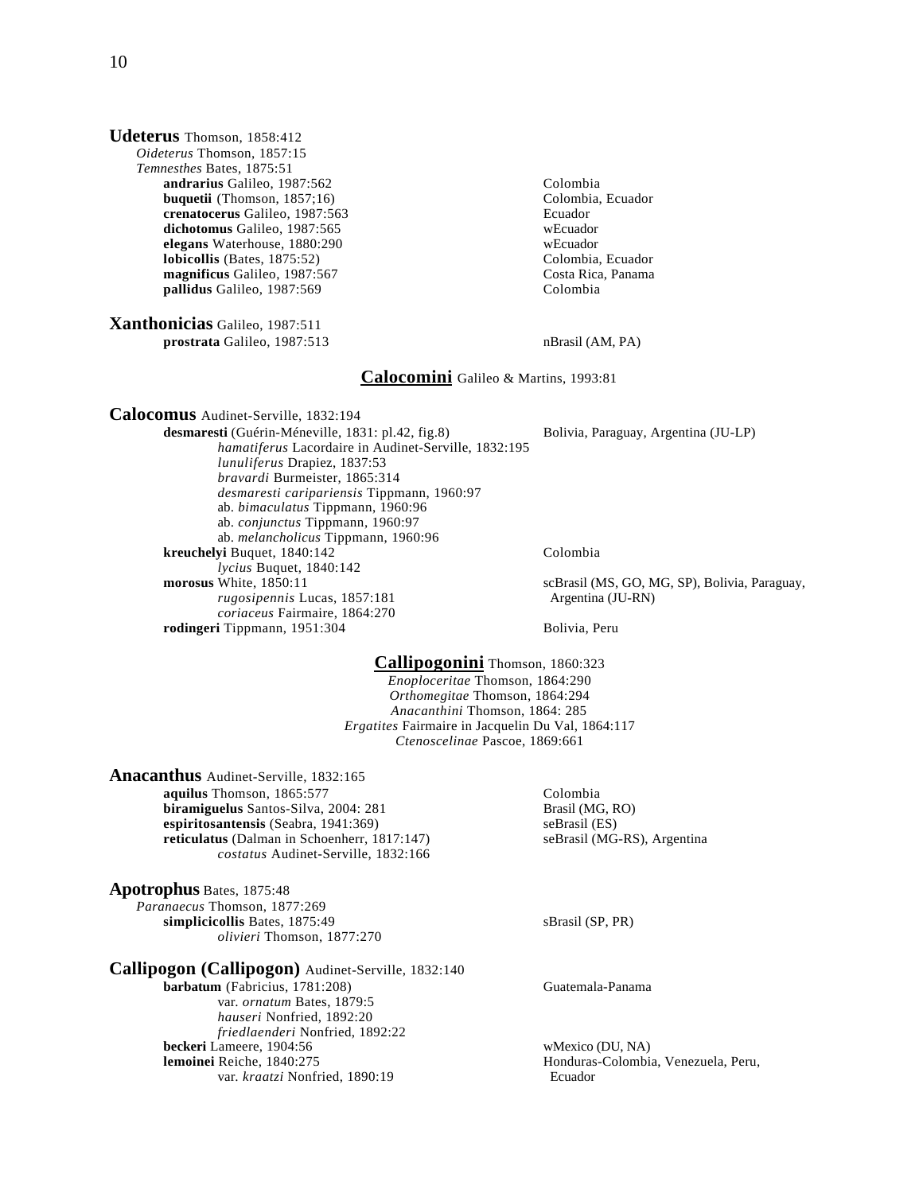**Udeterus** Thomson, 1858:412
*Oideterus* Thomson, 1857:15
*Temnesthes* Bates, 1875:51

| | |
|---|---|
| **andrarius** Galileo, 1987:562 | Colombia |
| **buquetii** (Thomson, 1857;16) | Colombia, Ecuador |
| **crenatocerus** Galileo, 1987:563 | Ecuador |
| **dichotomus** Galileo, 1987:565 | wEcuador |
| **elegans** Waterhouse, 1880:290 | wEcuador |
| **lobicollis** (Bates, 1875:52) | Colombia, Ecuador |
| **magnificus** Galileo, 1987:567 | Costa Rica, Panama |
| **pallidus** Galileo, 1987:569 | Colombia |

**Xanthonicias** Galileo, 1987:511

| | |
|---|---|
| **prostrata** Galileo, 1987:513 | nBrasil (AM, PA) |

## Calocomini Galileo & Martins, 1993:81

**Calocomus** Audinet-Serville, 1832:194

| | |
|---|---|
| **desmaresti** (Guérin-Méneville, 1831: pl.42, fig.8) | Bolivia, Paraguay, Argentina (JU-LP) |
| *hamatiferus* Lacordaire in Audinet-Serville, 1832:195 | |
| *lunuliferus* Drapiez, 1837:53 | |
| *bravardi* Burmeister, 1865:314 | |
| *desmaresti caripariensis* Tippmann, 1960:97 | |
| ab. *bimaculatus* Tippmann, 1960:96 | |
| ab. *conjunctus* Tippmann, 1960:97 | |
| ab. *melancholicus* Tippmann, 1960:96 | |
| **kreuchelyi** Buquet, 1840:142 | Colombia |
| *lycius* Buquet, 1840:142 | |
| **morosus** White, 1850:11 | scBrasil (MS, GO, MG, SP), Bolivia, Paraguay, Argentina (JU-RN) |
| *rugosipennis* Lucas, 1857:181 | |
| *coriaceus* Fairmaire, 1864:270 | |
| **rodingeri** Tippmann, 1951:304 | Bolivia, Peru |

## Callipogonini Thomson, 1860:323

*Enoploceritae* Thomson, 1864:290
*Orthomegitae* Thomson, 1864:294
*Anacanthini* Thomson, 1864: 285
*Ergatites* Fairmaire in Jacquelin Du Val, 1864:117
*Ctenoscelinae* Pascoe, 1869:661

**Anacanthus** Audinet-Serville, 1832:165

| | |
|---|---|
| **aquilus** Thomson, 1865:577 | Colombia |
| **biramiguelus** Santos-Silva, 2004: 281 | Brasil (MG, RO) |
| **espiritosantensis** (Seabra, 1941:369) | seBrasil (ES) |
| **reticulatus** (Dalman in Schoenherr, 1817:147) | seBrasil (MG-RS), Argentina |
| *costatus* Audinet-Serville, 1832:166 | |

**Apotrophus** Bates, 1875:48
*Paranaecus* Thomson, 1877:269

| | |
|---|---|
| **simplicicollis** Bates, 1875:49 | sBrasil (SP, PR) |
| *olivieri* Thomson, 1877:270 | |

**Callipogon (Callipogon)** Audinet-Serville, 1832:140

| | |
|---|---|
| **barbatum** (Fabricius, 1781:208) | Guatemala-Panama |
| var. *ornatum* Bates, 1879:5 | |
| *hauseri* Nonfried, 1892:20 | |
| *friedlaenderi* Nonfried, 1892:22 | |
| **beckeri** Lameere, 1904:56 | wMexico (DU, NA) |
| **lemoinei** Reiche, 1840:275 | Honduras-Colombia, Venezuela, Peru, Ecuador |
| var. *kraatzi* Nonfried, 1890:19 | |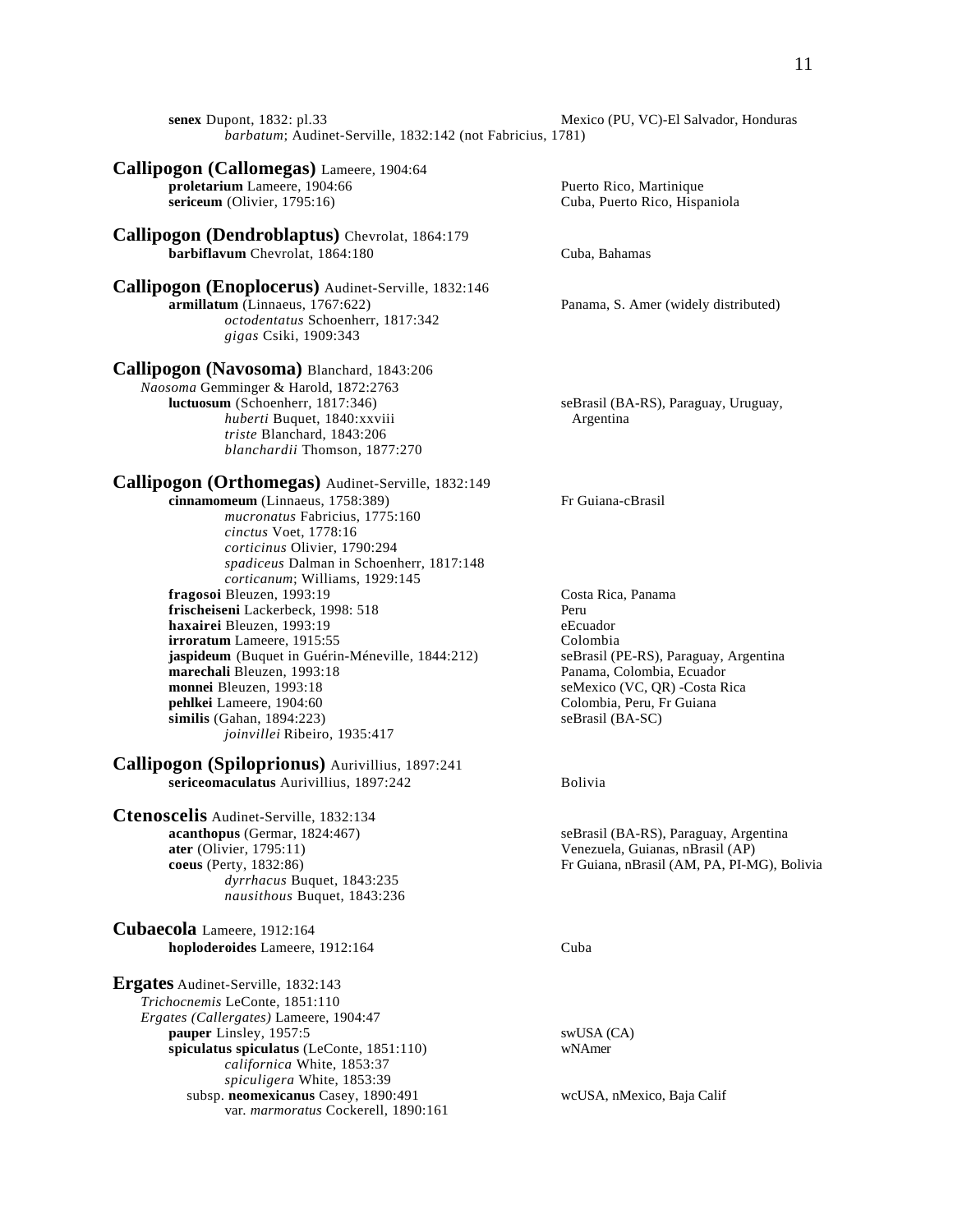**senex** Dupont, 1832: pl.33 — Mexico (PU, VC)-El Salvador, Honduras
*barbatum*; Audinet-Serville, 1832:142 (not Fabricius, 1781)

## Callipogon (Callomegas) Lameere, 1904:64

**proletarium** Lameere, 1904:66 — Puerto Rico, Martinique
**sericeum** (Olivier, 1795:16) — Cuba, Puerto Rico, Hispaniola

## Callipogon (Dendroblaptus) Chevrolat, 1864:179

**barbiflavum** Chevrolat, 1864:180 — Cuba, Bahamas

## Callipogon (Enoplocerus) Audinet-Serville, 1832:146

**armillatum** (Linnaeus, 1767:622) — Panama, S. Amer (widely distributed)
*octodentatus* Schoenherr, 1817:342
*gigas* Csiki, 1909:343

## Callipogon (Navosoma) Blanchard, 1843:206

*Naosoma* Gemminger & Harold, 1872:2763
**luctuosum** (Schoenherr, 1817:346) — seBrasil (BA-RS), Paraguay, Uruguay, Argentina
*huberti* Buquet, 1840:xxviii
*triste* Blanchard, 1843:206
*blanchardii* Thomson, 1877:270

## Callipogon (Orthomegas) Audinet-Serville, 1832:149

**cinnamomeum** (Linnaeus, 1758:389) — Fr Guiana-cBrasil
*mucronatus* Fabricius, 1775:160
*cinctus* Voet, 1778:16
*corticinus* Olivier, 1790:294
*spadiceus* Dalman in Schoenherr, 1817:148
*corticanum*; Williams, 1929:145
**fragosoi** Bleuzen, 1993:19 — Costa Rica, Panama
**frischeiseni** Lackerbeck, 1998: 518 — Peru
**haxairei** Bleuzen, 1993:19 — eEcuador
**irroratum** Lameere, 1915:55 — Colombia
**jaspideum** (Buquet in Guérin-Méneville, 1844:212) — seBrasil (PE-RS), Paraguay, Argentina
**marechali** Bleuzen, 1993:18 — Panama, Colombia, Ecuador
**monnei** Bleuzen, 1993:18 — seMexico (VC, QR) -Costa Rica
**pehlkei** Lameere, 1904:60 — Colombia, Peru, Fr Guiana
**similis** (Gahan, 1894:223) — seBrasil (BA-SC)
*joinvillei* Ribeiro, 1935:417

## Callipogon (Spiloprionus) Aurivillius, 1897:241

**sericeomaculatus** Aurivillius, 1897:242 — Bolivia

## Ctenoscelis Audinet-Serville, 1832:134

**acanthopus** (Germar, 1824:467) — seBrasil (BA-RS), Paraguay, Argentina
**ater** (Olivier, 1795:11) — Venezuela, Guianas, nBrasil (AP)
**coeus** (Perty, 1832:86) — Fr Guiana, nBrasil (AM, PA, PI-MG), Bolivia
*dyrrhacus* Buquet, 1843:235
*nausithous* Buquet, 1843:236

## Cubaecola Lameere, 1912:164

**hoploderoides** Lameere, 1912:164 — Cuba

## Ergates Audinet-Serville, 1832:143

*Trichocnemis* LeConte, 1851:110
*Ergates (Callergates)* Lameere, 1904:47
**pauper** Linsley, 1957:5 — swUSA (CA)
**spiculatus spiculatus** (LeConte, 1851:110) — wNAmer
*californica* White, 1853:37
*spiculigera* White, 1853:39
subsp. **neomexicanus** Casey, 1890:491 — wcUSA, nMexico, Baja Calif
var. *marmoratus* Cockerell, 1890:161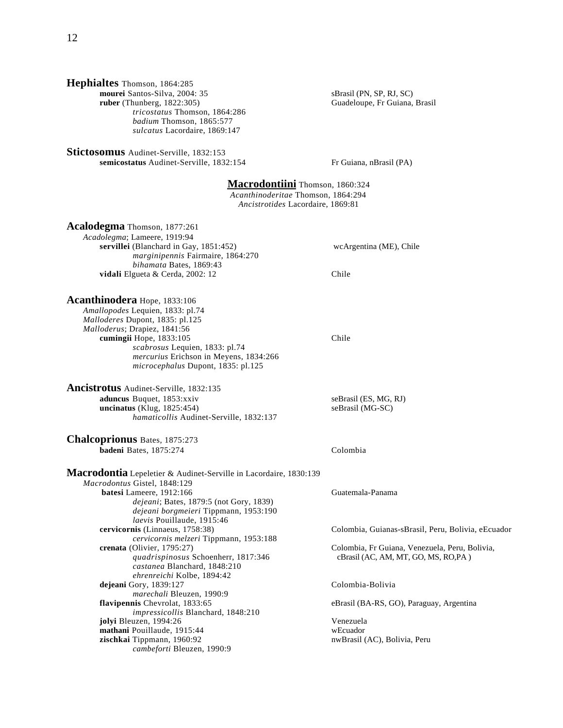**Hephialtes** Thomson, 1864:285

- **mourei** Santos-Silva, 2004: 35 — sBrasil (PN, SP, RJ, SC)
- **ruber** (Thunberg, 1822:305) — Guadeloupe, Fr Guiana, Brasil
  - *tricostatus* Thomson, 1864:286
  - *badium* Thomson, 1865:577
  - *sulcatus* Lacordaire, 1869:147

**Stictosomus** Audinet-Serville, 1832:153

- **semicostatus** Audinet-Serville, 1832:154 — Fr Guiana, nBrasil (PA)

## Macrodontiini Thomson, 1860:324

*Acanthinoderitae* Thomson, 1864:294
*Ancistrotides* Lacordaire, 1869:81

**Acalodegma** Thomson, 1877:261

*Acadolegma*; Lameere, 1919:94

- **servillei** (Blanchard in Gay, 1851:452) — wcArgentina (ME), Chile
  - *marginipennis* Fairmaire, 1864:270
  - *bihamata* Bates, 1869:43
- **vidali** Elgueta & Cerda, 2002: 12 — Chile

**Acanthinodera** Hope, 1833:106

*Amallopodes* Lequien, 1833: pl.74
*Malloderes* Dupont, 1835: pl.125
*Malloderus*; Drapiez, 1841:56

- **cumingii** Hope, 1833:105 — Chile
  - *scabrosus* Lequien, 1833: pl.74
  - *mercurius* Erichson in Meyens, 1834:266
  - *microcephalus* Dupont, 1835: pl.125

**Ancistrotus** Audinet-Serville, 1832:135

- **aduncus** Buquet, 1853:xxiv — seBrasil (ES, MG, RJ)
- **uncinatus** (Klug, 1825:454) — seBrasil (MG-SC)
  - *hamaticollis* Audinet-Serville, 1832:137

**Chalcoprionus** Bates, 1875:273

- **badeni** Bates, 1875:274 — Colombia

**Macrodontia** Lepeletier & Audinet-Serville in Lacordaire, 1830:139

*Macrodontus* Gistel, 1848:129

- **batesi** Lameere, 1912:166 — Guatemala-Panama
  - *dejeani*; Bates, 1879:5 (not Gory, 1839)
  - *dejeani borgmeieri* Tippmann, 1953:190
  - *laevis* Pouillaude, 1915:46
- **cervicornis** (Linnaeus, 1758:38) — Colombia, Guianas-sBrasil, Peru, Bolivia, eEcuador
  - *cervicornis melzeri* Tippmann, 1953:188
- **crenata** (Olivier, 1795:27) — Colombia, Fr Guiana, Venezuela, Peru, Bolivia, cBrasil (AC, AM, MT, GO, MS, RO,PA )
  - *quadrispinosus* Schoenherr, 1817:346
  - *castanea* Blanchard, 1848:210
  - *ehrenreichi* Kolbe, 1894:42
- **dejeani** Gory, 1839:127 — Colombia-Bolivia
  - *marechali* Bleuzen, 1990:9
- **flavipennis** Chevrolat, 1833:65 — eBrasil (BA-RS, GO), Paraguay, Argentina
  - *impressicollis* Blanchard, 1848:210
- **jolyi** Bleuzen, 1994:26 — Venezuela
- **mathani** Pouillaude, 1915:44 — wEcuador
- **zischkai** Tippmann, 1960:92 — nwBrasil (AC), Bolivia, Peru
  - *cambeforti* Bleuzen, 1990:9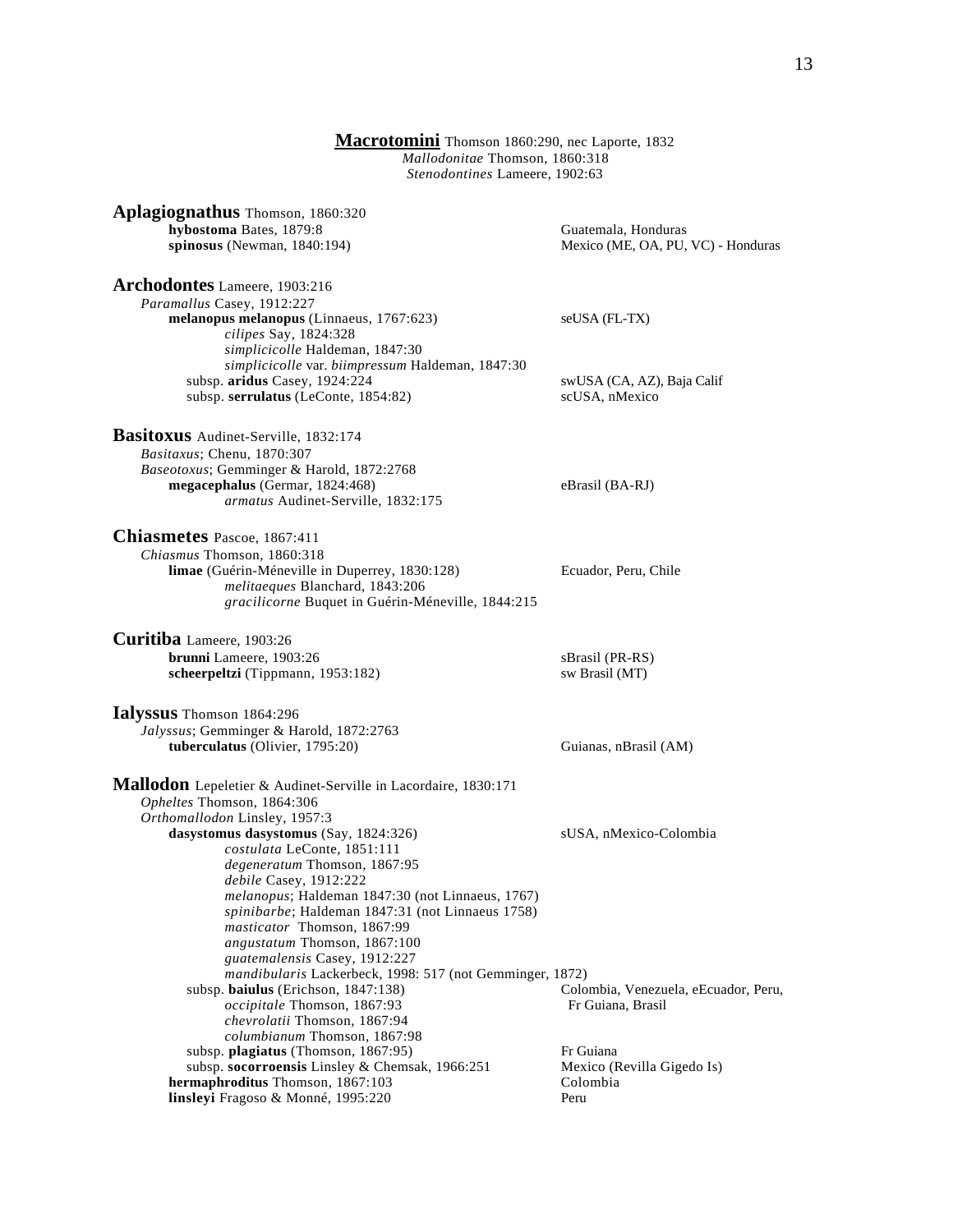## **Macrotomini** Thomson 1860:290, nec Laporte, 1832

*Mallodonitae* Thomson, 1860:318
*Stenodontines* Lameere, 1902:63

### **Aplagiognathus** Thomson, 1860:320

**hybostoma** Bates, 1879:8 — Guatemala, Honduras
**spinosus** (Newman, 1840:194) — Mexico (ME, OA, PU, VC) - Honduras

### **Archodontes** Lameere, 1903:216

*Paramallus* Casey, 1912:227
**melanopus melanopus** (Linnaeus, 1767:623) — seUSA (FL-TX)
*cilipes* Say, 1824:328
*simplicicolle* Haldeman, 1847:30
*simplicicolle* var. *biimpressum* Haldeman, 1847:30
subsp. **aridus** Casey, 1924:224 — swUSA (CA, AZ), Baja Calif
subsp. **serrulatus** (LeConte, 1854:82) — scUSA, nMexico

### **Basitoxus** Audinet-Serville, 1832:174

*Basitaxus*; Chenu, 1870:307
*Baseotoxus*; Gemminger & Harold, 1872:2768
**megacephalus** (Germar, 1824:468) — eBrasil (BA-RJ)
*armatus* Audinet-Serville, 1832:175

### **Chiasmetes** Pascoe, 1867:411

*Chiasmus* Thomson, 1860:318
**limae** (Guérin-Méneville in Duperrey, 1830:128) — Ecuador, Peru, Chile
*melitaeques* Blanchard, 1843:206
*gracilicorne* Buquet in Guérin-Méneville, 1844:215

### **Curitiba** Lameere, 1903:26

**brunni** Lameere, 1903:26 — sBrasil (PR-RS)
**scheerpeltzi** (Tippmann, 1953:182) — sw Brasil (MT)

### **Ialyssus** Thomson 1864:296

*Jalyssus*; Gemminger & Harold, 1872:2763
**tuberculatus** (Olivier, 1795:20) — Guianas, nBrasil (AM)

### **Mallodon** Lepeletier & Audinet-Serville in Lacordaire, 1830:171

*Opheltes* Thomson, 1864:306
*Orthomallodon* Linsley, 1957:3
**dasystomus dasystomus** (Say, 1824:326) — sUSA, nMexico-Colombia
*costulata* LeConte, 1851:111
*degeneratum* Thomson, 1867:95
*debile* Casey, 1912:222
*melanopus*; Haldeman 1847:30 (not Linnaeus, 1767)
*spinibarbe*; Haldeman 1847:31 (not Linnaeus 1758)
*masticator* Thomson, 1867:99
*angustatum* Thomson, 1867:100
*guatemalensis* Casey, 1912:227
*mandibularis* Lackerbeck, 1998: 517 (not Gemminger, 1872)
subsp. **baiulus** (Erichson, 1847:138) — Colombia, Venezuela, eEcuador, Peru, Fr Guiana, Brasil
*occipitale* Thomson, 1867:93
*chevrolatii* Thomson, 1867:94
*columbianum* Thomson, 1867:98
subsp. **plagiatus** (Thomson, 1867:95) — Fr Guiana
subsp. **socorroensis** Linsley & Chemsak, 1966:251 — Mexico (Revilla Gigedo Is)
**hermaphroditus** Thomson, 1867:103 — Colombia
**linsleyi** Fragoso & Monné, 1995:220 — Peru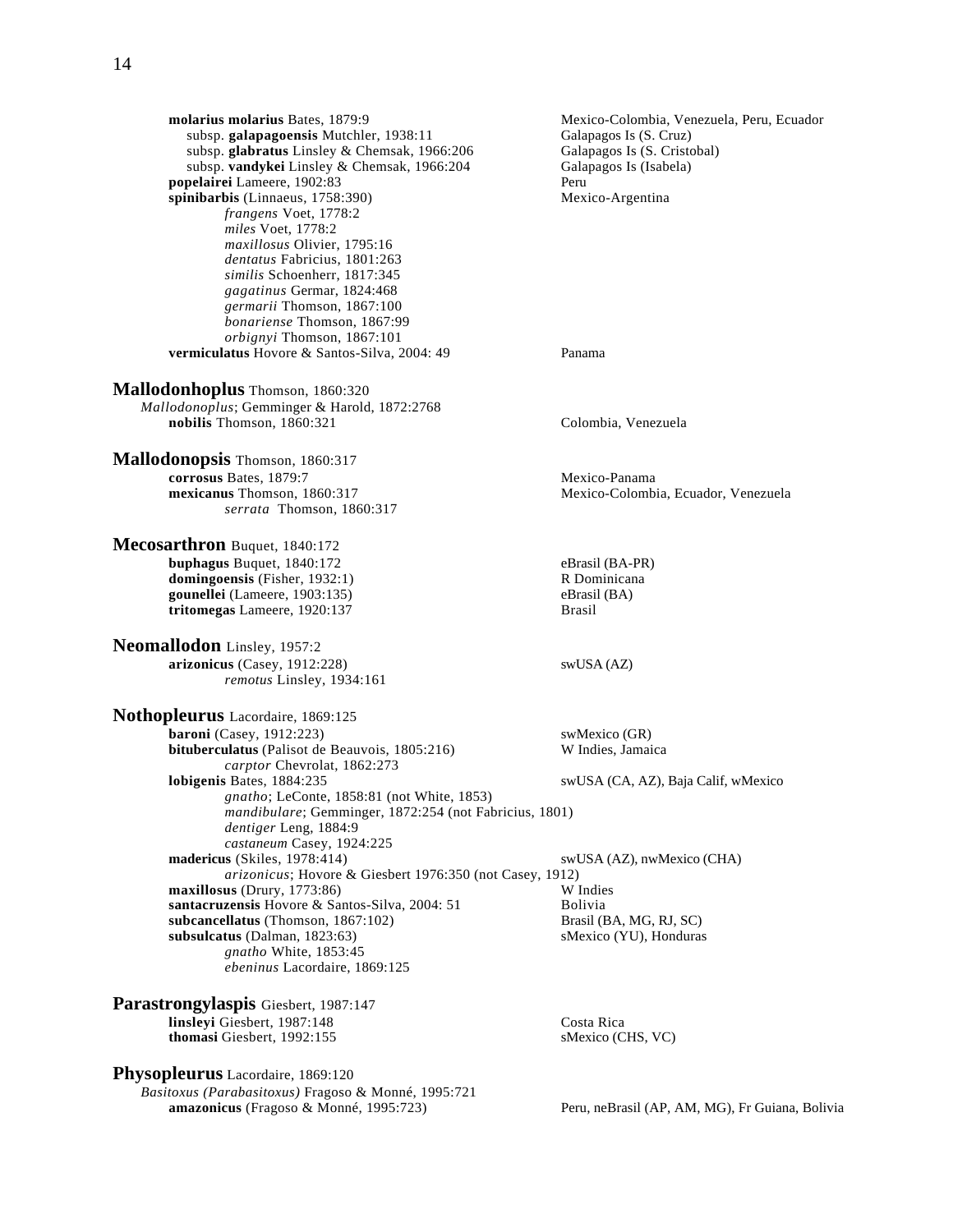**molarius molarius** Bates, 1879:9 Mexico-Colombia, Venezuela, Peru, Ecuador
subsp. **galapagoensis** Mutchler, 1938:11 Galapagos Is (S. Cruz)
subsp. **glabratus** Linsley & Chemsak, 1966:206 Galapagos Is (S. Cristobal)
subsp. **vandykei** Linsley & Chemsak, 1966:204 Galapagos Is (Isabela)
**popelairei** Lameere, 1902:83 Peru
**spinibarbis** (Linnaeus, 1758:390) Mexico-Argentina
*frangens* Voet, 1778:2
*miles* Voet, 1778:2
*maxillosus* Olivier, 1795:16
*dentatus* Fabricius, 1801:263
*similis* Schoenherr, 1817:345
*gagatinus* Germar, 1824:468
*germarii* Thomson, 1867:100
*bonariense* Thomson, 1867:99
*orbignyi* Thomson, 1867:101
**vermiculatus** Hovore & Santos-Silva, 2004: 49 Panama

## **Mallodonhoplus** Thomson, 1860:320

*Mallodonoplus*; Gemminger & Harold, 1872:2768
**nobilis** Thomson, 1860:321 Colombia, Venezuela

## **Mallodonopsis** Thomson, 1860:317

**corrosus** Bates, 1879:7 Mexico-Panama
**mexicanus** Thomson, 1860:317 Mexico-Colombia, Ecuador, Venezuela
*serrata* Thomson, 1860:317

## **Mecosarthron** Buquet, 1840:172

**buphagus** Buquet, 1840:172 eBrasil (BA-PR)
**domingoensis** (Fisher, 1932:1) R Dominicana
**gounellei** (Lameere, 1903:135) eBrasil (BA)
**tritomegas** Lameere, 1920:137 Brasil

## **Neomallodon** Linsley, 1957:2

**arizonicus** (Casey, 1912:228) swUSA (AZ)
*remotus* Linsley, 1934:161

## **Nothopleurus** Lacordaire, 1869:125

**baroni** (Casey, 1912:223) swMexico (GR)
**bituberculatus** (Palisot de Beauvois, 1805:216) W Indies, Jamaica
*carptor* Chevrolat, 1862:273
**lobigenis** Bates, 1884:235 swUSA (CA, AZ), Baja Calif, wMexico
*gnatho*; LeConte, 1858:81 (not White, 1853)
*mandibulare*; Gemminger, 1872:254 (not Fabricius, 1801)
*dentiger* Leng, 1884:9
*castaneum* Casey, 1924:225
**madericus** (Skiles, 1978:414) swUSA (AZ), nwMexico (CHA)
*arizonicus*; Hovore & Giesbert 1976:350 (not Casey, 1912)
**maxillosus** (Drury, 1773:86) W Indies
**santacruzensis** Hovore & Santos-Silva, 2004: 51 Bolivia
**subcancellatus** (Thomson, 1867:102) Brasil (BA, MG, RJ, SC)
**subsulcatus** (Dalman, 1823:63) sMexico (YU), Honduras
*gnatho* White, 1853:45
*ebeninus* Lacordaire, 1869:125

## **Parastrongylaspis** Giesbert, 1987:147

**linsleyi** Giesbert, 1987:148 Costa Rica
**thomasi** Giesbert, 1992:155 sMexico (CHS, VC)

## **Physopleurus** Lacordaire, 1869:120

*Basitoxus (Parabasitoxus)* Fragoso & Monné, 1995:721
**amazonicus** (Fragoso & Monné, 1995:723) Peru, neBrasil (AP, AM, MG), Fr Guiana, Bolivia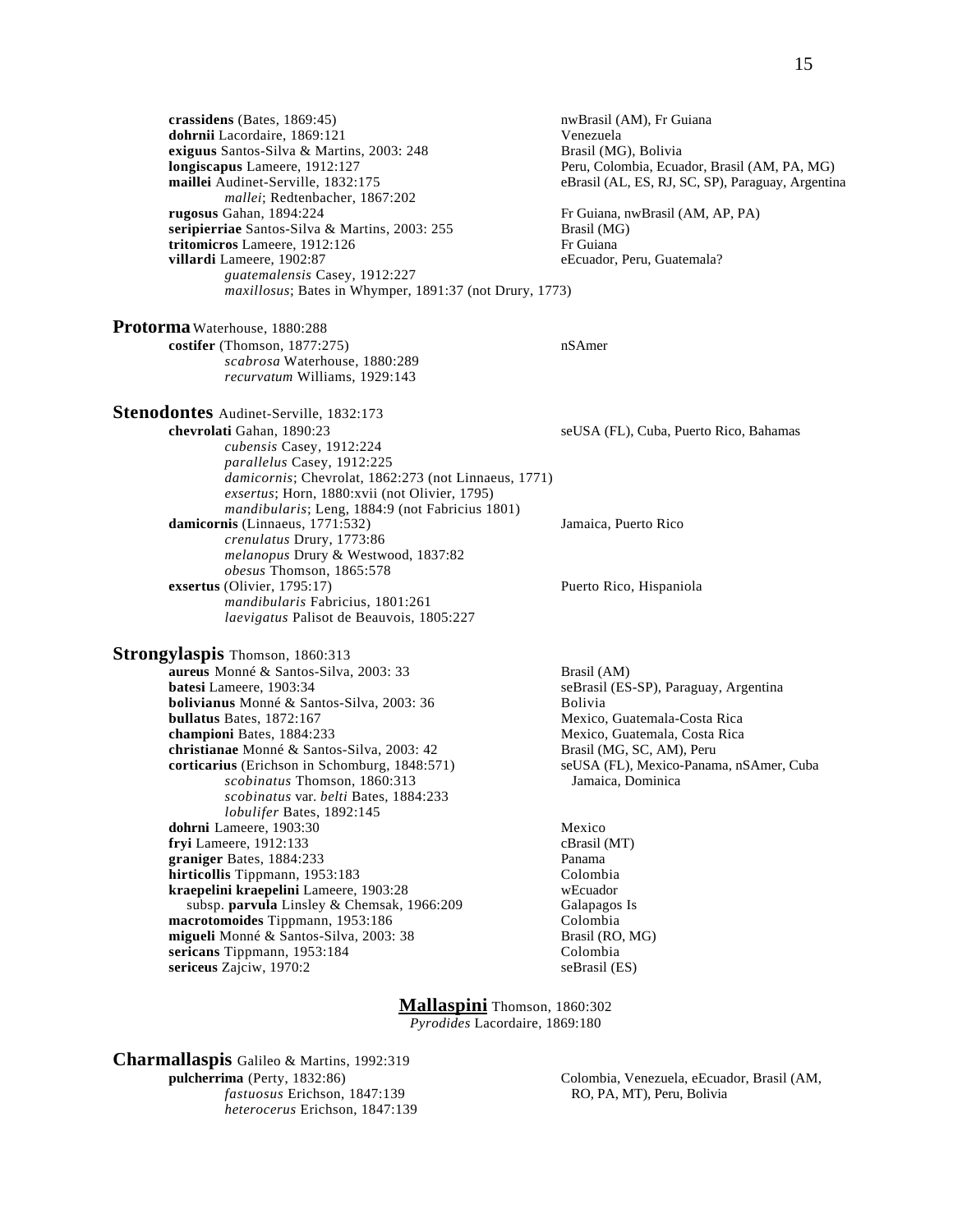**crassidens** (Bates, 1869:45) nwBrasil (AM), Fr Guiana
**dohrnii** Lacordaire, 1869:121 Venezuela
**exiguus** Santos-Silva & Martins, 2003: 248 Brasil (MG), Bolivia
**longiscapus** Lameere, 1912:127 Peru, Colombia, Ecuador, Brasil (AM, PA, MG)
**maillei** Audinet-Serville, 1832:175 eBrasil (AL, ES, RJ, SC, SP), Paraguay, Argentina
*mallei*; Redtenbacher, 1867:202
**rugosus** Gahan, 1894:224 Fr Guiana, nwBrasil (AM, AP, PA)
**seripierriae** Santos-Silva & Martins, 2003: 255 Brasil (MG)
**tritomicros** Lameere, 1912:126 Fr Guiana
**villardi** Lameere, 1902:87 eEcuador, Peru, Guatemala?
*guatemalensis* Casey, 1912:227
*maxillosus*; Bates in Whymper, 1891:37 (not Drury, 1773)

## Protorma Waterhouse, 1880:288

**costifer** (Thomson, 1877:275) nSAmer
*scabrosa* Waterhouse, 1880:289
*recurvatum* Williams, 1929:143

## Stenodontes Audinet-Serville, 1832:173

**chevrolati** Gahan, 1890:23 seUSA (FL), Cuba, Puerto Rico, Bahamas
*cubensis* Casey, 1912:224
*parallelus* Casey, 1912:225
*damicornis*; Chevrolat, 1862:273 (not Linnaeus, 1771)
*exsertus*; Horn, 1880:xvii (not Olivier, 1795)
*mandibularis*; Leng, 1884:9 (not Fabricius 1801)
**damicornis** (Linnaeus, 1771:532) Jamaica, Puerto Rico
*crenulatus* Drury, 1773:86
*melanopus* Drury & Westwood, 1837:82
*obesus* Thomson, 1865:578
**exsertus** (Olivier, 1795:17) Puerto Rico, Hispaniola
*mandibularis* Fabricius, 1801:261
*laevigatus* Palisot de Beauvois, 1805:227

## Strongylaspis Thomson, 1860:313

**aureus** Monné & Santos-Silva, 2003: 33 Brasil (AM)
**batesi** Lameere, 1903:34 seBrasil (ES-SP), Paraguay, Argentina
**bolivianus** Monné & Santos-Silva, 2003: 36 Bolivia
**bullatus** Bates, 1872:167 Mexico, Guatemala-Costa Rica
**championi** Bates, 1884:233 Mexico, Guatemala, Costa Rica
**christianae** Monné & Santos-Silva, 2003: 42 Brasil (MG, SC, AM), Peru
**corticarius** (Erichson in Schomburg, 1848:571) seUSA (FL), Mexico-Panama, nSAmer, Cuba Jamaica, Dominica
*scobinatus* Thomson, 1860:313
*scobinatus* var. *belti* Bates, 1884:233
*lobulifer* Bates, 1892:145
**dohrni** Lameere, 1903:30 Mexico
**fryi** Lameere, 1912:133 cBrasil (MT)
**graniger** Bates, 1884:233 Panama
**hirticollis** Tippmann, 1953:183 Colombia
**kraepelini kraepelini** Lameere, 1903:28 wEcuador
subsp. **parvula** Linsley & Chemsak, 1966:209 Galapagos Is
**macrotomoides** Tippmann, 1953:186 Colombia
**migueli** Monné & Santos-Silva, 2003: 38 Brasil (RO, MG)
**sericans** Tippmann, 1953:184 Colombia
**sericeus** Zajciw, 1970:2 seBrasil (ES)

# Mallaspini Thomson, 1860:302

*Pyrodides* Lacordaire, 1869:180

## Charmallaspis Galileo & Martins, 1992:319

**pulcherrima** (Perty, 1832:86) Colombia, Venezuela, eEcuador, Brasil (AM, RO, PA, MT), Peru, Bolivia
*fastuosus* Erichson, 1847:139
*heterocerus* Erichson, 1847:139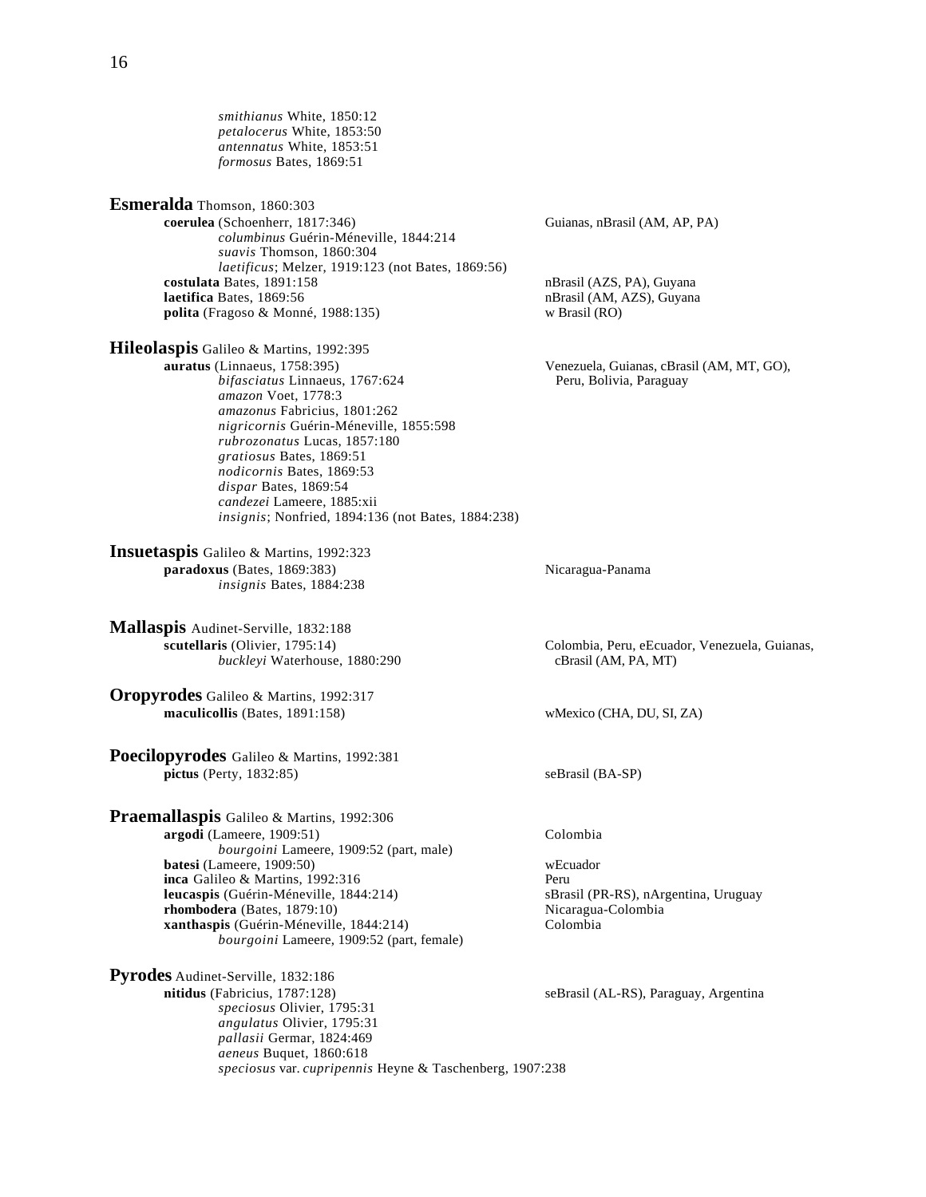*smithianus* White, 1850:12
*petalocerus* White, 1853:50
*antennatus* White, 1853:51
*formosus* Bates, 1869:51

**Esmeralda** Thomson, 1860:303

**coerulea** (Schoenherr, 1817:346) — Guianas, nBrasil (AM, AP, PA)
*columbinus* Guérin-Méneville, 1844:214
*suavis* Thomson, 1860:304
*laetificus*; Melzer, 1919:123 (not Bates, 1869:56)

**costulata** Bates, 1891:158 — nBrasil (AZS, PA), Guyana

**laetifica** Bates, 1869:56 — nBrasil (AM, AZS), Guyana

**polita** (Fragoso & Monné, 1988:135) — w Brasil (RO)

**Hileolaspis** Galileo & Martins, 1992:395

**auratus** (Linnaeus, 1758:395) — Venezuela, Guianas, cBrasil (AM, MT, GO), Peru, Bolivia, Paraguay
*bifasciatus* Linnaeus, 1767:624
*amazon* Voet, 1778:3
*amazonus* Fabricius, 1801:262
*nigricornis* Guérin-Méneville, 1855:598
*rubrozonatus* Lucas, 1857:180
*gratiosus* Bates, 1869:51
*nodicornis* Bates, 1869:53
*dispar* Bates, 1869:54
*candezei* Lameere, 1885:xii
*insignis*; Nonfried, 1894:136 (not Bates, 1884:238)

**Insuetaspis** Galileo & Martins, 1992:323

**paradoxus** (Bates, 1869:383) — Nicaragua-Panama
*insignis* Bates, 1884:238

**Mallaspis** Audinet-Serville, 1832:188

**scutellaris** (Olivier, 1795:14) — Colombia, Peru, eEcuador, Venezuela, Guianas, cBrasil (AM, PA, MT)
*buckleyi* Waterhouse, 1880:290

**Oropyrodes** Galileo & Martins, 1992:317

**maculicollis** (Bates, 1891:158) — wMexico (CHA, DU, SI, ZA)

**Poecilopyrodes** Galileo & Martins, 1992:381

**pictus** (Perty, 1832:85) — seBrasil (BA-SP)

**Praemallaspis** Galileo & Martins, 1992:306

**argodi** (Lameere, 1909:51) — Colombia
*bourgoini* Lameere, 1909:52 (part, male)

**batesi** (Lameere, 1909:50) — wEcuador

**inca** Galileo & Martins, 1992:316 — Peru

**leucaspis** (Guérin-Méneville, 1844:214) — sBrasil (PR-RS), nArgentina, Uruguay

**rhombodera** (Bates, 1879:10) — Nicaragua-Colombia

**xanthaspis** (Guérin-Méneville, 1844:214) — Colombia
*bourgoini* Lameere, 1909:52 (part, female)

**Pyrodes** Audinet-Serville, 1832:186

**nitidus** (Fabricius, 1787:128) — seBrasil (AL-RS), Paraguay, Argentina
*speciosus* Olivier, 1795:31
*angulatus* Olivier, 1795:31
*pallasii* Germar, 1824:469
*aeneus* Buquet, 1860:618
*speciosus* var. *cupripennis* Heyne & Taschenberg, 1907:238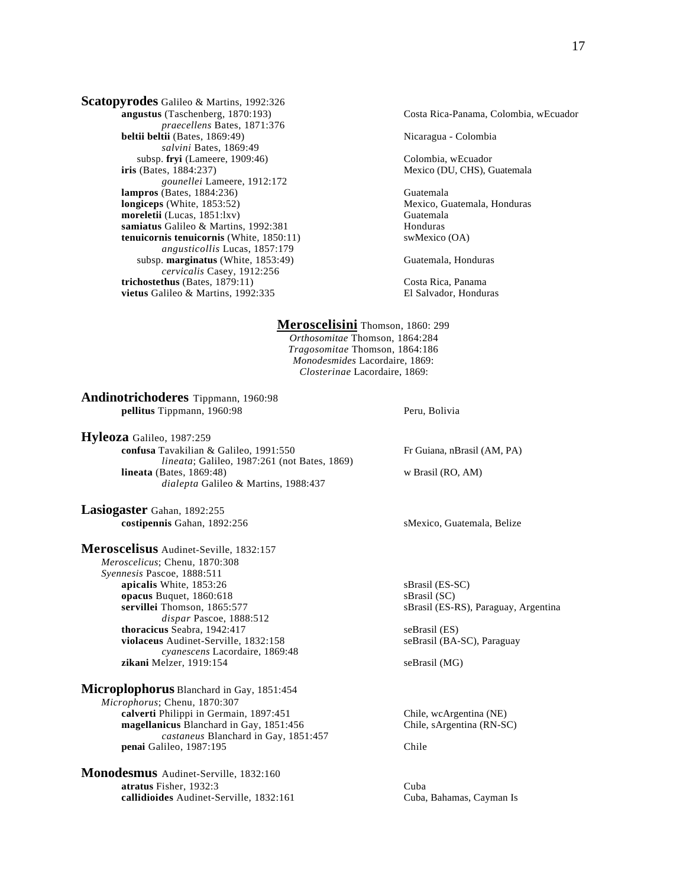**Scatopyrodes** Galileo & Martins, 1992:326

- **angustus** (Taschenberg, 1870:193) — Costa Rica-Panama, Colombia, wEcuador
  - *praecellens* Bates, 1871:376
- **beltii beltii** (Bates, 1869:49) — Nicaragua - Colombia
  - *salvini* Bates, 1869:49
  - subsp. **fryi** (Lameere, 1909:46) — Colombia, wEcuador
- **iris** (Bates, 1884:237) — Mexico (DU, CHS), Guatemala
  - *gounellei* Lameere, 1912:172
- **lampros** (Bates, 1884:236) — Guatemala
- **longiceps** (White, 1853:52) — Mexico, Guatemala, Honduras
- **moreletii** (Lucas, 1851:lxv) — Guatemala
- **samiatus** Galileo & Martins, 1992:381 — Honduras
- **tenuicornis tenuicornis** (White, 1850:11) — swMexico (OA)
  - *angusticollis* Lucas, 1857:179
  - subsp. **marginatus** (White, 1853:49) — Guatemala, Honduras
  - *cervicalis* Casey, 1912:256
- **trichostethus** (Bates, 1879:11) — Costa Rica, Panama
- **vietus** Galileo & Martins, 1992:335 — El Salvador, Honduras

## **Meroscelisini** Thomson, 1860: 299

*Orthosomitae* Thomson, 1864:284
*Tragosomitae* Thomson, 1864:186
*Monodesmides* Lacordaire, 1869:
*Closterinae* Lacordaire, 1869:

**Andinotrichoderes** Tippmann, 1960:98

- **pellitus** Tippmann, 1960:98 — Peru, Bolivia

**Hyleoza** Galileo, 1987:259

- **confusa** Tavakilian & Galileo, 1991:550 — Fr Guiana, nBrasil (AM, PA)
  - *lineata*; Galileo, 1987:261 (not Bates, 1869)
- **lineata** (Bates, 1869:48) — w Brasil (RO, AM)
  - *dialepta* Galileo & Martins, 1988:437

**Lasiogaster** Gahan, 1892:255

- **costipennis** Gahan, 1892:256 — sMexico, Guatemala, Belize

**Meroscelisus** Audinet-Seville, 1832:157

*Meroscelicus*; Chenu, 1870:308
*Syennesis* Pascoe, 1888:511

- **apicalis** White, 1853:26 — sBrasil (ES-SC)
- **opacus** Buquet, 1860:618 — sBrasil (SC)
- **servillei** Thomson, 1865:577 — sBrasil (ES-RS), Paraguay, Argentina
  - *dispar* Pascoe, 1888:512
- **thoracicus** Seabra, 1942:417 — seBrasil (ES)
- **violaceus** Audinet-Serville, 1832:158 — seBrasil (BA-SC), Paraguay
  - *cyanescens* Lacordaire, 1869:48
- **zikani** Melzer, 1919:154 — seBrasil (MG)

**Microplophorus** Blanchard in Gay, 1851:454

*Microphorus*; Chenu, 1870:307

- **calverti** Philippi in Germain, 1897:451 — Chile, wcArgentina (NE)
- **magellanicus** Blanchard in Gay, 1851:456 — Chile, sArgentina (RN-SC)
  - *castaneus* Blanchard in Gay, 1851:457
- **penai** Galileo, 1987:195 — Chile

**Monodesmus** Audinet-Serville, 1832:160

- **atratus** Fisher, 1932:3 — Cuba
- **callidioides** Audinet-Serville, 1832:161 — Cuba, Bahamas, Cayman Is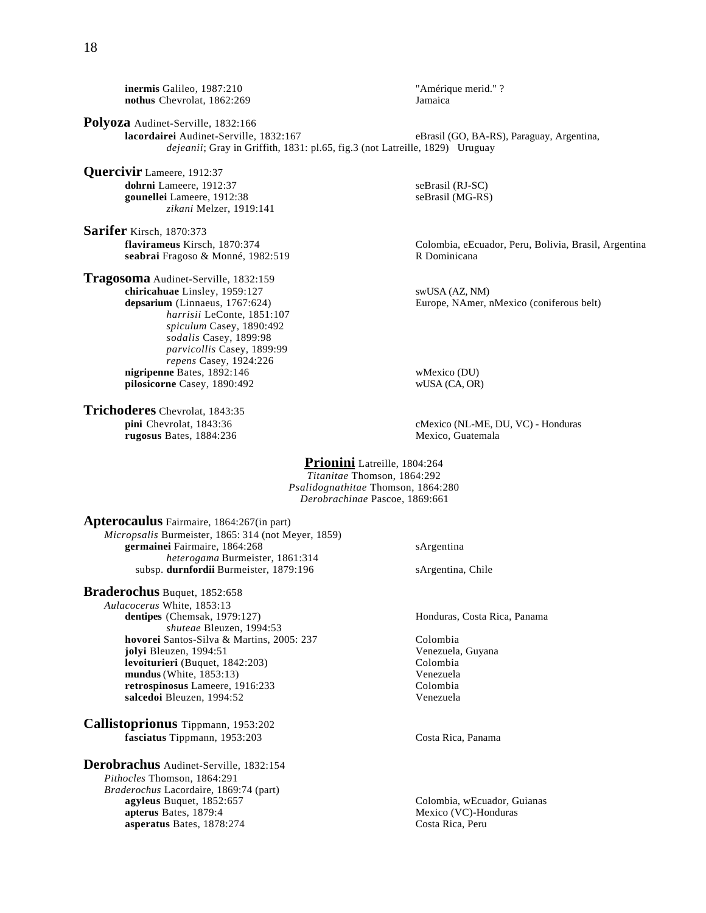**inermis** Galileo, 1987:210 — "Amérique merid." ?
**nothus** Chevrolat, 1862:269 — Jamaica

**Polyoza** Audinet-Serville, 1832:166
- **lacordairei** Audinet-Serville, 1832:167 — eBrasil (GO, BA-RS), Paraguay, Argentina, Uruguay
  - *dejeanii*; Gray in Griffith, 1831: pl.65, fig.3 (not Latreille, 1829)

**Quercivir** Lameere, 1912:37
- **dohrni** Lameere, 1912:37 — seBrasil (RJ-SC)
- **gounellei** Lameere, 1912:38 — seBrasil (MG-RS)
  - *zikani* Melzer, 1919:141

**Sarifer** Kirsch, 1870:373
- **flavirameus** Kirsch, 1870:374 — Colombia, eEcuador, Peru, Bolivia, Brasil, Argentina
- **seabrai** Fragoso & Monné, 1982:519 — R Dominicana

**Tragosoma** Audinet-Serville, 1832:159
- **chiricahuae** Linsley, 1959:127 — swUSA (AZ, NM)
- **depsarium** (Linnaeus, 1767:624) — Europe, NAmer, nMexico (coniferous belt)
  - *harrisii* LeConte, 1851:107
  - *spiculum* Casey, 1890:492
  - *sodalis* Casey, 1899:98
  - *parvicollis* Casey, 1899:99
  - *repens* Casey, 1924:226
- **nigripenne** Bates, 1892:146 — wMexico (DU)
- **pilosicorne** Casey, 1890:492 — wUSA (CA, OR)

**Trichoderes** Chevrolat, 1843:35
- **pini** Chevrolat, 1843:36 — cMexico (NL-ME, DU, VC) - Honduras
- **rugosus** Bates, 1884:236 — Mexico, Guatemala

## Prionini Latreille, 1804:264

*Titanitae* Thomson, 1864:292
*Psalidognathitae* Thomson, 1864:280
*Derobrachinae* Pascoe, 1869:661

**Apterocaulus** Fairmaire, 1864:267(in part)
*Micropsalis* Burmeister, 1865: 314 (not Meyer, 1859)
- **germainei** Fairmaire, 1864:268 — sArgentina
  - *heterogama* Burmeister, 1861:314
  - subsp. **durnfordii** Burmeister, 1879:196 — sArgentina, Chile

**Braderochus** Buquet, 1852:658
*Aulacocerus* White, 1853:13
- **dentipes** (Chemsak, 1979:127) — Honduras, Costa Rica, Panama
  - *shuteae* Bleuzen, 1994:53
- **hovorei** Santos-Silva & Martins, 2005: 237 — Colombia
- **jolyi** Bleuzen, 1994:51 — Venezuela, Guyana
- **levoiturieri** (Buquet, 1842:203) — Colombia
- **mundus** (White, 1853:13) — Venezuela
- **retrospinosus** Lameere, 1916:233 — Colombia
- **salcedoi** Bleuzen, 1994:52 — Venezuela

**Callistoprionus** Tippmann, 1953:202
- **fasciatus** Tippmann, 1953:203 — Costa Rica, Panama

**Derobrachus** Audinet-Serville, 1832:154
*Pithocles* Thomson, 1864:291
*Braderochus* Lacordaire, 1869:74 (part)
- **agyleus** Buquet, 1852:657 — Colombia, wEcuador, Guianas
- **apterus** Bates, 1879:4 — Mexico (VC)-Honduras
- **asperatus** Bates, 1878:274 — Costa Rica, Peru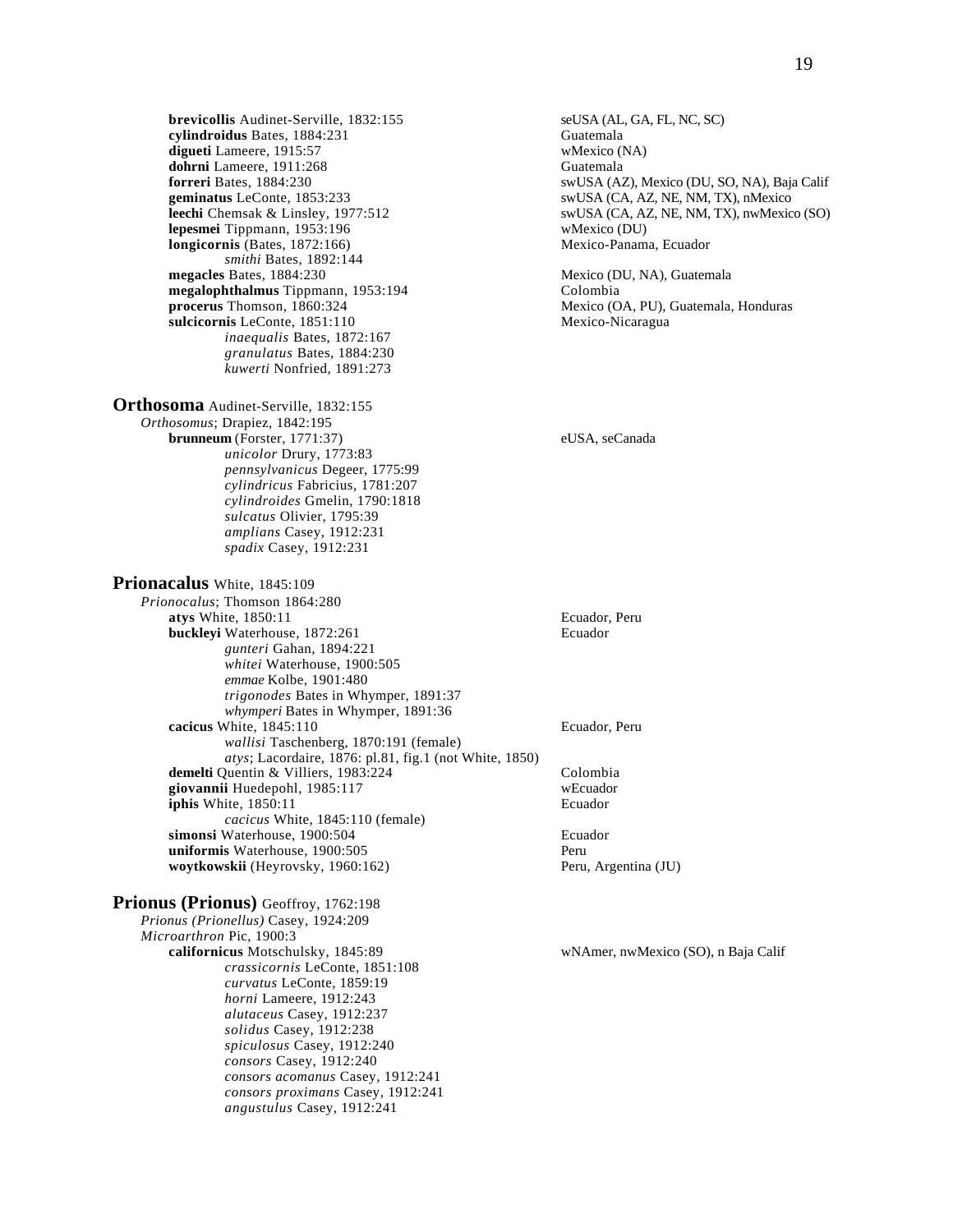**brevicollis** Audinet-Serville, 1832:155 — seUSA (AL, GA, FL, NC, SC)
**cylindroidus** Bates, 1884:231 — Guatemala
**digueti** Lameere, 1915:57 — wMexico (NA)
**dohrni** Lameere, 1911:268 — Guatemala
**forreri** Bates, 1884:230 — swUSA (AZ), Mexico (DU, SO, NA), Baja Calif
**geminatus** LeConte, 1853:233 — swUSA (CA, AZ, NE, NM, TX), nMexico
**leechi** Chemsak & Linsley, 1977:512 — swUSA (CA, AZ, NE, NM, TX), nwMexico (SO)
**lepesmei** Tippmann, 1953:196 — wMexico (DU)
**longicornis** (Bates, 1872:166) — Mexico-Panama, Ecuador
*smithi* Bates, 1892:144
**megacles** Bates, 1884:230 — Mexico (DU, NA), Guatemala
**megalophthalmus** Tippmann, 1953:194 — Colombia
**procerus** Thomson, 1860:324 — Mexico (OA, PU), Guatemala, Honduras
**sulcicornis** LeConte, 1851:110 — Mexico-Nicaragua
*inaequalis* Bates, 1872:167
*granulatus* Bates, 1884:230
*kuwerti* Nonfried, 1891:273

## Orthosoma Audinet-Serville, 1832:155

*Orthosomus*; Drapiez, 1842:195
**brunneum** (Forster, 1771:37) — eUSA, seCanada
*unicolor* Drury, 1773:83
*pennsylvanicus* Degeer, 1775:99
*cylindricus* Fabricius, 1781:207
*cylindroides* Gmelin, 1790:1818
*sulcatus* Olivier, 1795:39
*amplians* Casey, 1912:231
*spadix* Casey, 1912:231

## Prionacalus White, 1845:109

*Prionocalus*; Thomson 1864:280
**atys** White, 1850:11 — Ecuador, Peru
**buckleyi** Waterhouse, 1872:261 — Ecuador
*gunteri* Gahan, 1894:221
*whitei* Waterhouse, 1900:505
*emmae* Kolbe, 1901:480
*trigonodes* Bates in Whymper, 1891:37
*whymperi* Bates in Whymper, 1891:36
**cacicus** White, 1845:110 — Ecuador, Peru
*wallisi* Taschenberg, 1870:191 (female)
*atys*; Lacordaire, 1876: pl.81, fig.1 (not White, 1850)
**demelti** Quentin & Villiers, 1983:224 — Colombia
**giovannii** Huedepohl, 1985:117 — wEcuador
**iphis** White, 1850:11 — Ecuador
*cacicus* White, 1845:110 (female)
**simonsi** Waterhouse, 1900:504 — Ecuador
**uniformis** Waterhouse, 1900:505 — Peru
**woytkowskii** (Heyrovsky, 1960:162) — Peru, Argentina (JU)

## Prionus (Prionus) Geoffroy, 1762:198

*Prionus (Prionellus)* Casey, 1924:209
*Microarthron* Pic, 1900:3
**californicus** Motschulsky, 1845:89 — wNAmer, nwMexico (SO), n Baja Calif
*crassicornis* LeConte, 1851:108
*curvatus* LeConte, 1859:19
*horni* Lameere, 1912:243
*alutaceus* Casey, 1912:237
*solidus* Casey, 1912:238
*spiculosus* Casey, 1912:240
*consors* Casey, 1912:240
*consors acomanus* Casey, 1912:241
*consors proximans* Casey, 1912:241
*angustulus* Casey, 1912:241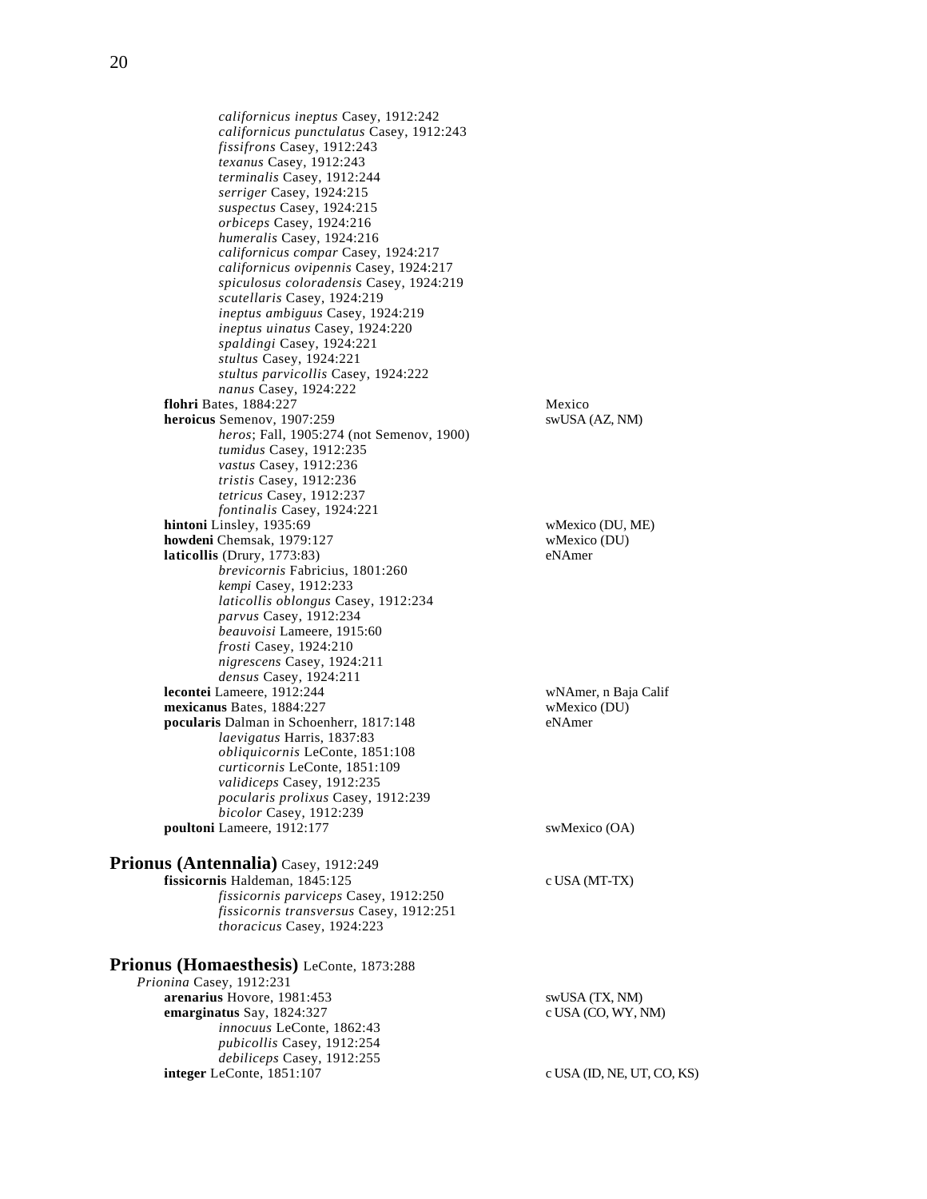*californicus ineptus* Casey, 1912:242
*californicus punctulatus* Casey, 1912:243
*fissifrons* Casey, 1912:243
*texanus* Casey, 1912:243
*terminalis* Casey, 1912:244
*serriger* Casey, 1924:215
*suspectus* Casey, 1924:215
*orbiceps* Casey, 1924:216
*humeralis* Casey, 1924:216
*californicus compar* Casey, 1924:217
*californicus ovipennis* Casey, 1924:217
*spiculosus coloradensis* Casey, 1924:219
*scutellaris* Casey, 1924:219
*ineptus ambiguus* Casey, 1924:219
*ineptus uinatus* Casey, 1924:220
*spaldingi* Casey, 1924:221
*stultus* Casey, 1924:221
*stultus parvicollis* Casey, 1924:222
*nanus* Casey, 1924:222

**flohri** Bates, 1884:227 — Mexico

**heroicus** Semenov, 1907:259 — swUSA (AZ, NM)
*heros*; Fall, 1905:274 (not Semenov, 1900)
*tumidus* Casey, 1912:235
*vastus* Casey, 1912:236
*tristis* Casey, 1912:236
*tetricus* Casey, 1912:237
*fontinalis* Casey, 1924:221

**hintoni** Linsley, 1935:69 — wMexico (DU, ME)

**howdeni** Chemsak, 1979:127 — wMexico (DU)

**laticollis** (Drury, 1773:83) — eNAmer
*brevicornis* Fabricius, 1801:260
*kempi* Casey, 1912:233
*laticollis oblongus* Casey, 1912:234
*parvus* Casey, 1912:234
*beauvoisi* Lameere, 1915:60
*frosti* Casey, 1924:210
*nigrescens* Casey, 1924:211
*densus* Casey, 1924:211

**lecontei** Lameere, 1912:244 — wNAmer, n Baja Calif

**mexicanus** Bates, 1884:227 — wMexico (DU)

**pocularis** Dalman in Schoenherr, 1817:148 — eNAmer
*laevigatus* Harris, 1837:83
*obliquicornis* LeConte, 1851:108
*curticornis* LeConte, 1851:109
*validiceps* Casey, 1912:235
*pocularis prolixus* Casey, 1912:239
*bicolor* Casey, 1912:239

**poultoni** Lameere, 1912:177 — swMexico (OA)

## **Prionus (Antennalia)** Casey, 1912:249

**fissicornis** Haldeman, 1845:125 — c USA (MT-TX)
*fissicornis parviceps* Casey, 1912:250
*fissicornis transversus* Casey, 1912:251
*thoracicus* Casey, 1924:223

## **Prionus (Homaesthesis)** LeConte, 1873:288

*Prionina* Casey, 1912:231

**arenarius** Hovore, 1981:453 — swUSA (TX, NM)

**emarginatus** Say, 1824:327 — c USA (CO, WY, NM)
*innocuus* LeConte, 1862:43
*pubicollis* Casey, 1912:254
*debiliceps* Casey, 1912:255

**integer** LeConte, 1851:107 — c USA (ID, NE, UT, CO, KS)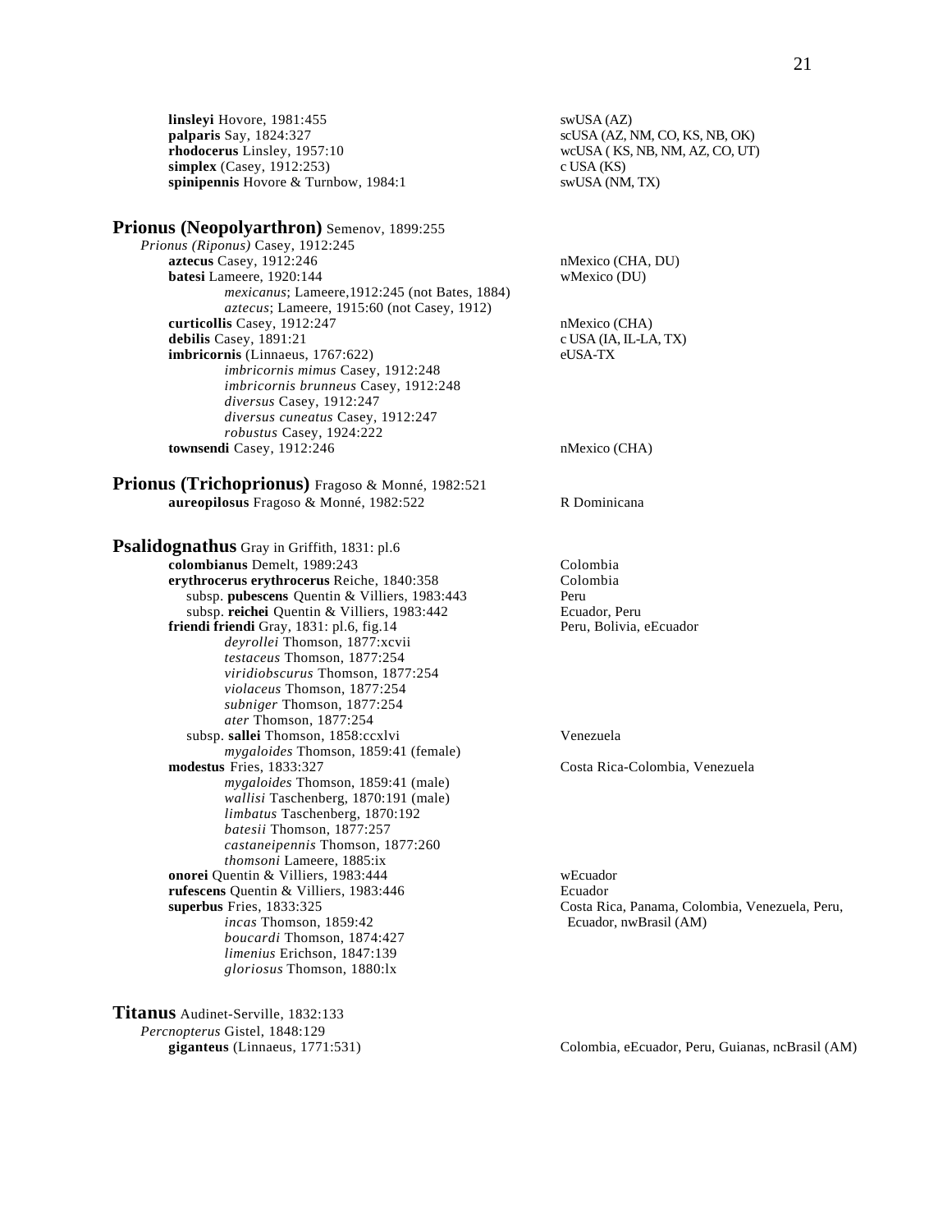**linsleyi** Hovore, 1981:455 swUSA (AZ)
**palparis** Say, 1824:327 scUSA (AZ, NM, CO, KS, NB, OK)
**rhodocerus** Linsley, 1957:10 wcUSA ( KS, NB, NM, AZ, CO, UT)
**simplex** (Casey, 1912:253) c USA (KS)
**spinipennis** Hovore & Turnbow, 1984:1 swUSA (NM, TX)

## Prionus (Neopolyarthron) Semenov, 1899:255

*Prionus (Riponus)* Casey, 1912:245

**aztecus** Casey, 1912:246 nMexico (CHA, DU)
**batesi** Lameere, 1920:144 wMexico (DU)
*mexicanus*; Lameere,1912:245 (not Bates, 1884)
*aztecus*; Lameere, 1915:60 (not Casey, 1912)
**curticollis** Casey, 1912:247 nMexico (CHA)
**debilis** Casey, 1891:21 c USA (IA, IL-LA, TX)
**imbricornis** (Linnaeus, 1767:622) eUSA-TX
*imbricornis mimus* Casey, 1912:248
*imbricornis brunneus* Casey, 1912:248
*diversus* Casey, 1912:247
*diversus cuneatus* Casey, 1912:247
*robustus* Casey, 1924:222
**townsendi** Casey, 1912:246 nMexico (CHA)

## Prionus (Trichoprionus) Fragoso & Monné, 1982:521

**aureopilosus** Fragoso & Monné, 1982:522 R Dominicana

## Psalidognathus Gray in Griffith, 1831: pl.6

**colombianus** Demelt, 1989:243 Colombia
**erythrocerus erythrocerus** Reiche, 1840:358 Colombia
subsp. **pubescens** Quentin & Villiers, 1983:443 Peru
subsp. **reichei** Quentin & Villiers, 1983:442 Ecuador, Peru
**friendi friendi** Gray, 1831: pl.6, fig.14 Peru, Bolivia, eEcuador
*deyrollei* Thomson, 1877:xcvii
*testaceus* Thomson, 1877:254
*viridiobscurus* Thomson, 1877:254
*violaceus* Thomson, 1877:254
*subniger* Thomson, 1877:254
*ater* Thomson, 1877:254
subsp. **sallei** Thomson, 1858:ccxlvi Venezuela
*mygaloides* Thomson, 1859:41 (female)
**modestus** Fries, 1833:327 Costa Rica-Colombia, Venezuela
*mygaloides* Thomson, 1859:41 (male)
*wallisi* Taschenberg, 1870:191 (male)
*limbatus* Taschenberg, 1870:192
*batesii* Thomson, 1877:257
*castaneipennis* Thomson, 1877:260
*thomsoni* Lameere, 1885:ix
**onorei** Quentin & Villiers, 1983:444 wEcuador
**rufescens** Quentin & Villiers, 1983:446 Ecuador
**superbus** Fries, 1833:325 Costa Rica, Panama, Colombia, Venezuela, Peru, Ecuador, nwBrasil (AM)
*incas* Thomson, 1859:42
*boucardi* Thomson, 1874:427
*limenius* Erichson, 1847:139
*gloriosus* Thomson, 1880:lx

## Titanus Audinet-Serville, 1832:133

*Percnopterus* Gistel, 1848:129

**giganteus** (Linnaeus, 1771:531) Colombia, eEcuador, Peru, Guianas, ncBrasil (AM)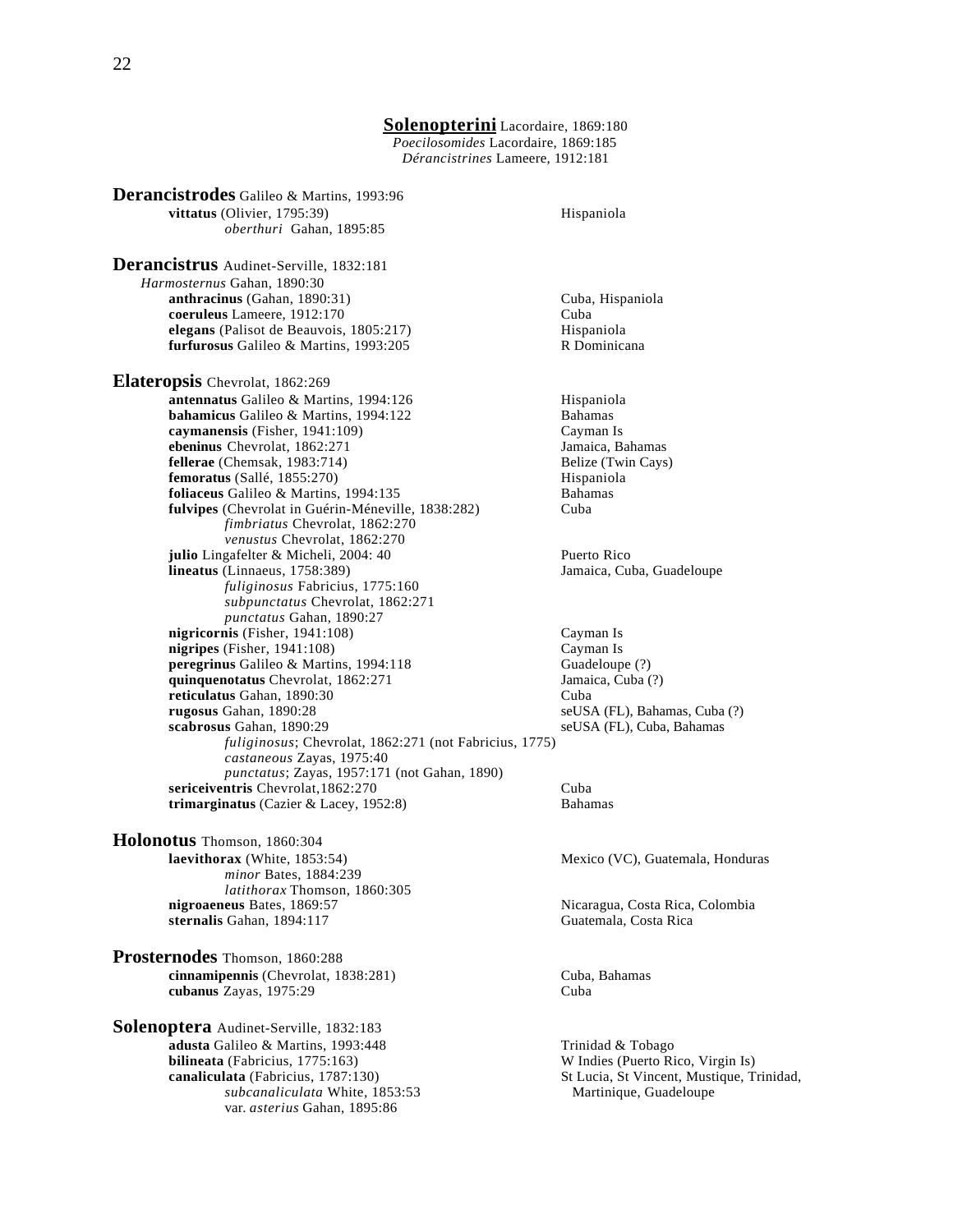## **Solenopterini** Lacordaire, 1869:180

*Poecilosomides* Lacordaire, 1869:185
*Dérancistrines* Lameere, 1912:181

### **Derancistrodes** Galileo & Martins, 1993:96

**vittatus** (Olivier, 1795:39) — Hispaniola
*oberthuri* Gahan, 1895:85

### **Derancistrus** Audinet-Serville, 1832:181

*Harmosternus* Gahan, 1890:30
**anthracinus** (Gahan, 1890:31) — Cuba, Hispaniola
**coeruleus** Lameere, 1912:170 — Cuba
**elegans** (Palisot de Beauvois, 1805:217) — Hispaniola
**furfurosus** Galileo & Martins, 1993:205 — R Dominicana

### **Elateropsis** Chevrolat, 1862:269

**antennatus** Galileo & Martins, 1994:126 — Hispaniola
**bahamicus** Galileo & Martins, 1994:122 — Bahamas
**caymanensis** (Fisher, 1941:109) — Cayman Is
**ebeninus** Chevrolat, 1862:271 — Jamaica, Bahamas
**fellerae** (Chemsak, 1983:714) — Belize (Twin Cays)
**femoratus** (Sallé, 1855:270) — Hispaniola
**foliaceus** Galileo & Martins, 1994:135 — Bahamas
**fulvipes** (Chevrolat in Guérin-Méneville, 1838:282) — Cuba
*fimbriatus* Chevrolat, 1862:270
*venustus* Chevrolat, 1862:270
**julio** Lingafelter & Micheli, 2004: 40 — Puerto Rico
**lineatus** (Linnaeus, 1758:389) — Jamaica, Cuba, Guadeloupe
*fuliginosus* Fabricius, 1775:160
*subpunctatus* Chevrolat, 1862:271
*punctatus* Gahan, 1890:27
**nigricornis** (Fisher, 1941:108) — Cayman Is
**nigripes** (Fisher, 1941:108) — Cayman Is
**peregrinus** Galileo & Martins, 1994:118 — Guadeloupe (?)
**quinquenotatus** Chevrolat, 1862:271 — Jamaica, Cuba (?)
**reticulatus** Gahan, 1890:30 — Cuba
**rugosus** Gahan, 1890:28 — seUSA (FL), Bahamas, Cuba (?)
**scabrosus** Gahan, 1890:29 — seUSA (FL), Cuba, Bahamas
*fuliginosus*; Chevrolat, 1862:271 (not Fabricius, 1775)
*castaneous* Zayas, 1975:40
*punctatus*; Zayas, 1957:171 (not Gahan, 1890)
**sericeiventris** Chevrolat,1862:270 — Cuba
**trimarginatus** (Cazier & Lacey, 1952:8) — Bahamas

### **Holonotus** Thomson, 1860:304

**laevithorax** (White, 1853:54) — Mexico (VC), Guatemala, Honduras
*minor* Bates, 1884:239
*latithorax* Thomson, 1860:305
**nigroaeneus** Bates, 1869:57 — Nicaragua, Costa Rica, Colombia
**sternalis** Gahan, 1894:117 — Guatemala, Costa Rica

### **Prosternodes** Thomson, 1860:288

**cinnamipennis** (Chevrolat, 1838:281) — Cuba, Bahamas
**cubanus** Zayas, 1975:29 — Cuba

### **Solenoptera** Audinet-Serville, 1832:183

**adusta** Galileo & Martins, 1993:448 — Trinidad & Tobago
**bilineata** (Fabricius, 1775:163) — W Indies (Puerto Rico, Virgin Is)
**canaliculata** (Fabricius, 1787:130) — St Lucia, St Vincent, Mustique, Trinidad, Martinique, Guadeloupe
*subcanaliculata* White, 1853:53
var. *asterius* Gahan, 1895:86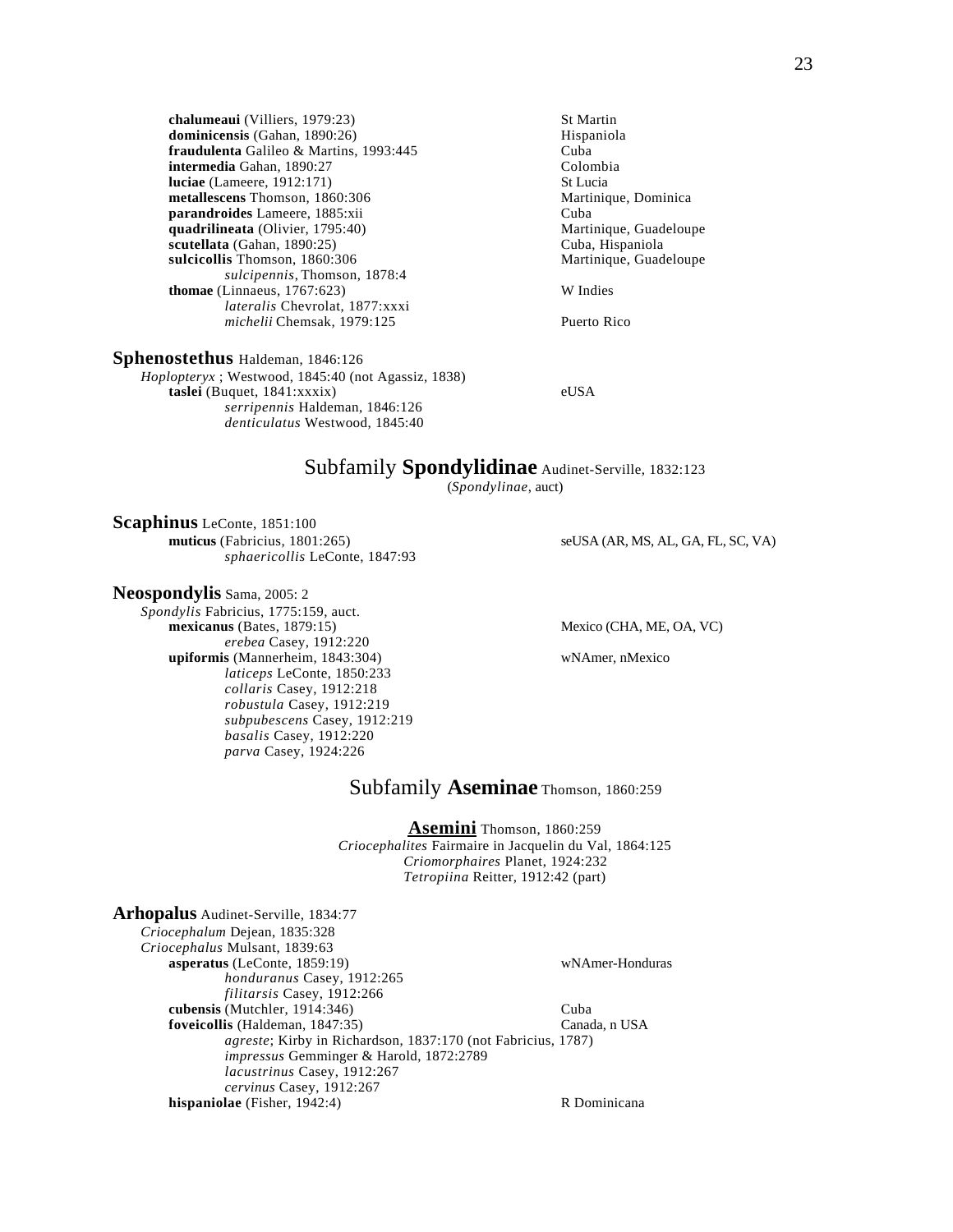**chalumeaui** (Villiers, 1979:23) St Martin
**dominicensis** (Gahan, 1890:26) Hispaniola
**fraudulenta** Galileo & Martins, 1993:445 Cuba
**intermedia** Gahan, 1890:27 Colombia
**luciae** (Lameere, 1912:171) St Lucia
**metallescens** Thomson, 1860:306 Martinique, Dominica
**parandroides** Lameere, 1885:xii Cuba
**quadrilineata** (Olivier, 1795:40) Martinique, Guadeloupe
**scutellata** (Gahan, 1890:25) Cuba, Hispaniola
**sulcicollis** Thomson, 1860:306 Martinique, Guadeloupe
*sulcipennis*, Thomson, 1878:4
**thomae** (Linnaeus, 1767:623) W Indies
*lateralis* Chevrolat, 1877:xxxi
*michelii* Chemsak, 1979:125 Puerto Rico

**Sphenostethus** Haldeman, 1846:126
*Hoplopteryx* ; Westwood, 1845:40 (not Agassiz, 1838)
**taslei** (Buquet, 1841:xxxix) eUSA
*serripennis* Haldeman, 1846:126
*denticulatus* Westwood, 1845:40

## Subfamily **Spondylidinae** Audinet-Serville, 1832:123

(*Spondylinae*, auct)

**Scaphinus** LeConte, 1851:100
**muticus** (Fabricius, 1801:265) seUSA (AR, MS, AL, GA, FL, SC, VA)
*sphaericollis* LeConte, 1847:93

**Neospondylis** Sama, 2005: 2
*Spondylis* Fabricius, 1775:159, auct.
**mexicanus** (Bates, 1879:15) Mexico (CHA, ME, OA, VC)
*erebea* Casey, 1912:220
**upiformis** (Mannerheim, 1843:304) wNAmer, nMexico
*laticeps* LeConte, 1850:233
*collaris* Casey, 1912:218
*robustula* Casey, 1912:219
*subpubescens* Casey, 1912:219
*basalis* Casey, 1912:220
*parva* Casey, 1924:226

## Subfamily **Aseminae** Thomson, 1860:259

### **Asemini** Thomson, 1860:259

*Criocephalites* Fairmaire in Jacquelin du Val, 1864:125
*Criomorphaires* Planet, 1924:232
*Tetropiina* Reitter, 1912:42 (part)

**Arhopalus** Audinet-Serville, 1834:77
*Criocephalum* Dejean, 1835:328
*Criocephalus* Mulsant, 1839:63
**asperatus** (LeConte, 1859:19) wNAmer-Honduras
*honduranus* Casey, 1912:265
*filitarsis* Casey, 1912:266
**cubensis** (Mutchler, 1914:346) Cuba
**foveicollis** (Haldeman, 1847:35) Canada, n USA
*agreste*; Kirby in Richardson, 1837:170 (not Fabricius, 1787)
*impressus* Gemminger & Harold, 1872:2789
*lacustrinus* Casey, 1912:267
*cervinus* Casey, 1912:267
**hispaniolae** (Fisher, 1942:4) R Dominicana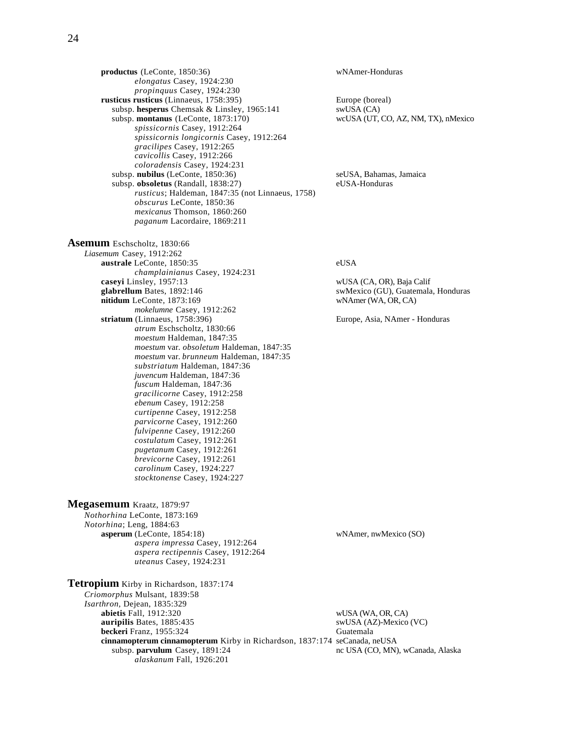**productus** (LeConte, 1850:36) wNAmer-Honduras
*elongatus* Casey, 1924:230
*propinquus* Casey, 1924:230
**rusticus rusticus** (Linnaeus, 1758:395) Europe (boreal)
subsp. **hesperus** Chemsak & Linsley, 1965:141 swUSA (CA)
subsp. **montanus** (LeConte, 1873:170) wcUSA (UT, CO, AZ, NM, TX), nMexico
*spissicornis* Casey, 1912:264
*spissicornis longicornis* Casey, 1912:264
*gracilipes* Casey, 1912:265
*cavicollis* Casey, 1912:266
*coloradensis* Casey, 1924:231
subsp. **nubilus** (LeConte, 1850:36) seUSA, Bahamas, Jamaica
subsp. **obsoletus** (Randall, 1838:27) eUSA-Honduras
*rusticus*; Haldeman, 1847:35 (not Linnaeus, 1758)
*obscurus* LeConte, 1850:36
*mexicanus* Thomson, 1860:260
*paganum* Lacordaire, 1869:211

## Asemum Eschscholtz, 1830:66

*Liasemum* Casey, 1912:262
**australe** LeConte, 1850:35 eUSA
*champlainianus* Casey, 1924:231
**caseyi** Linsley, 1957:13 wUSA (CA, OR), Baja Calif
**glabrellum** Bates, 1892:146 swMexico (GU), Guatemala, Honduras
**nitidum** LeConte, 1873:169 wNAmer (WA, OR, CA)
*mokelumne* Casey, 1912:262
**striatum** (Linnaeus, 1758:396) Europe, Asia, NAmer - Honduras
*atrum* Eschscholtz, 1830:66
*moestum* Haldeman, 1847:35
*moestum* var. *obsoletum* Haldeman, 1847:35
*moestum* var. *brunneum* Haldeman, 1847:35
*substriatum* Haldeman, 1847:36
*juvencum* Haldeman, 1847:36
*fuscum* Haldeman, 1847:36
*gracilicorne* Casey, 1912:258
*ebenum* Casey, 1912:258
*curtipenne* Casey, 1912:258
*parvicorne* Casey, 1912:260
*fulvipenne* Casey, 1912:260
*costulatum* Casey, 1912:261
*pugetanum* Casey, 1912:261
*brevicorne* Casey, 1912:261
*carolinum* Casey, 1924:227
*stocktonense* Casey, 1924:227

## Megasemum Kraatz, 1879:97

*Nothorhina* LeConte, 1873:169
*Notorhina*; Leng, 1884:63
**asperum** (LeConte, 1854:18) wNAmer, nwMexico (SO)
*aspera impressa* Casey, 1912:264
*aspera rectipennis* Casey, 1912:264
*uteanus* Casey, 1924:231

## Tetropium Kirby in Richardson, 1837:174

*Criomorphus* Mulsant, 1839:58
*Isarthron*, Dejean, 1835:329
**abietis** Fall, 1912:320 wUSA (WA, OR, CA)
**auripilis** Bates, 1885:435 swUSA (AZ)-Mexico (VC)
**beckeri** Franz, 1955:324 Guatemala
**cinnamopterum cinnamopterum** Kirby in Richardson, 1837:174 seCanada, neUSA
subsp. **parvulum** Casey, 1891:24 nc USA (CO, MN), wCanada, Alaska
*alaskanum* Fall, 1926:201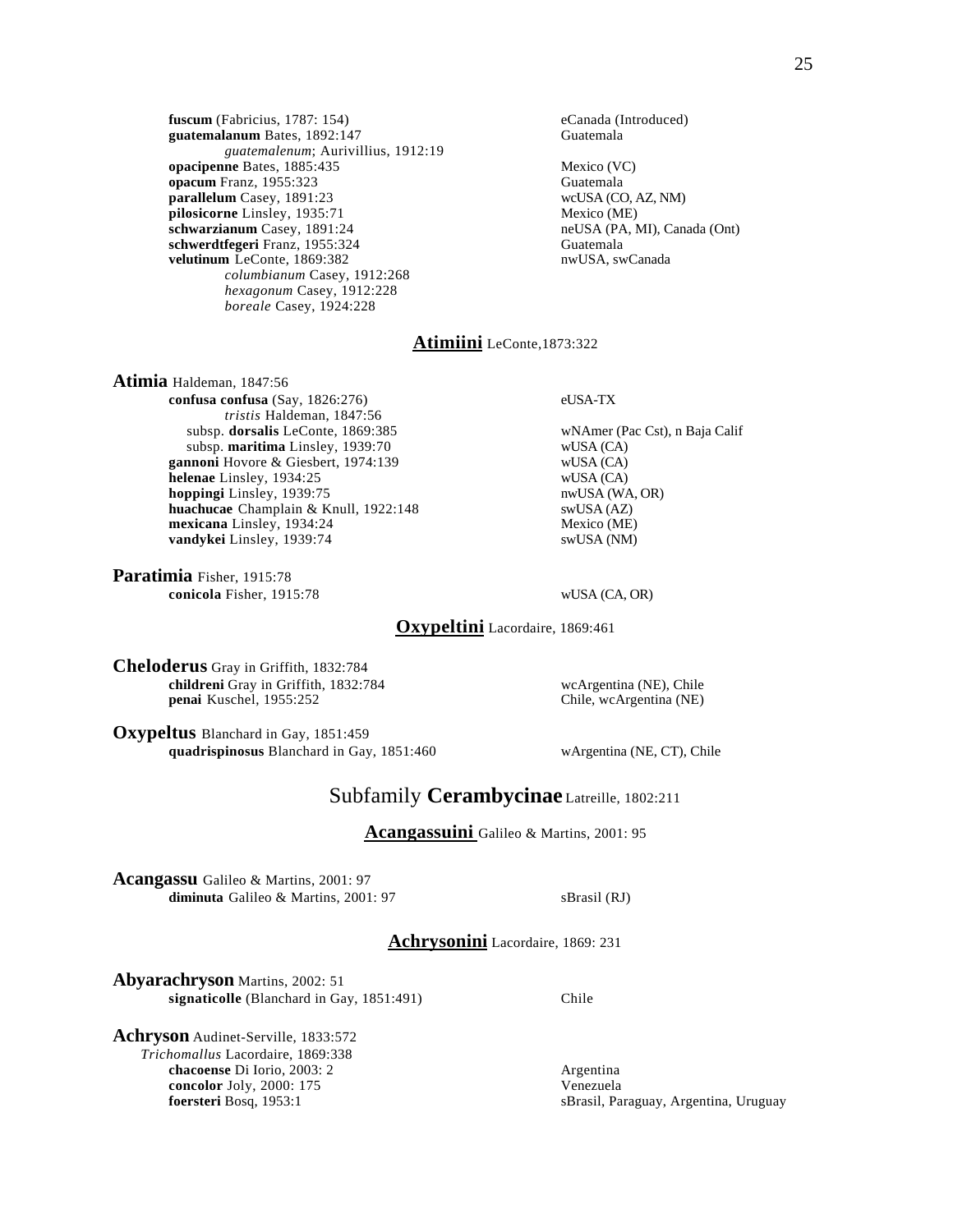**fuscum** (Fabricius, 1787: 154) eCanada (Introduced)
**guatemalanum** Bates, 1892:147 Guatemala
*guatemalenum*; Aurivillius, 1912:19
**opacipenne** Bates, 1885:435 Mexico (VC)
**opacum** Franz, 1955:323 Guatemala
**parallelum** Casey, 1891:23 wcUSA (CO, AZ, NM)
**pilosicorne** Linsley, 1935:71 Mexico (ME)
**schwarzianum** Casey, 1891:24 neUSA (PA, MI), Canada (Ont)
**schwerdtfegeri** Franz, 1955:324 Guatemala
**velutinum** LeConte, 1869:382 nwUSA, swCanada
*columbianum* Casey, 1912:268
*hexagonum* Casey, 1912:228
*boreale* Casey, 1924:228

## Atimiini LeConte,1873:322

**Atimia** Haldeman, 1847:56
**confusa confusa** (Say, 1826:276) eUSA-TX
*tristis* Haldeman, 1847:56
subsp. **dorsalis** LeConte, 1869:385 wNAmer (Pac Cst), n Baja Calif
subsp. **maritima** Linsley, 1939:70 wUSA (CA)
**gannoni** Hovore & Giesbert, 1974:139 wUSA (CA)
**helenae** Linsley, 1934:25 wUSA (CA)
**hoppingi** Linsley, 1939:75 nwUSA (WA, OR)
**huachucae** Champlain & Knull, 1922:148 swUSA (AZ)
**mexicana** Linsley, 1934:24 Mexico (ME)
**vandykei** Linsley, 1939:74 swUSA (NM)

**Paratimia** Fisher, 1915:78
**conicola** Fisher, 1915:78 wUSA (CA, OR)

## Oxypeltini Lacordaire, 1869:461

**Cheloderus** Gray in Griffith, 1832:784
**childreni** Gray in Griffith, 1832:784 wcArgentina (NE), Chile
**penai** Kuschel, 1955:252 Chile, wcArgentina (NE)

**Oxypeltus** Blanchard in Gay, 1851:459
**quadrispinosus** Blanchard in Gay, 1851:460 wArgentina (NE, CT), Chile

# Subfamily Cerambycinae Latreille, 1802:211

## Acangassuini Galileo & Martins, 2001: 95

**Acangassu** Galileo & Martins, 2001: 97
**diminuta** Galileo & Martins, 2001: 97 sBrasil (RJ)

## Achrysonini Lacordaire, 1869: 231

**Abyarachryson** Martins, 2002: 51
**signaticolle** (Blanchard in Gay, 1851:491) Chile

**Achryson** Audinet-Serville, 1833:572
*Trichomallus* Lacordaire, 1869:338
**chacoense** Di Iorio, 2003: 2 Argentina
**concolor** Joly, 2000: 175 Venezuela
**foersteri** Bosq, 1953:1 sBrasil, Paraguay, Argentina, Uruguay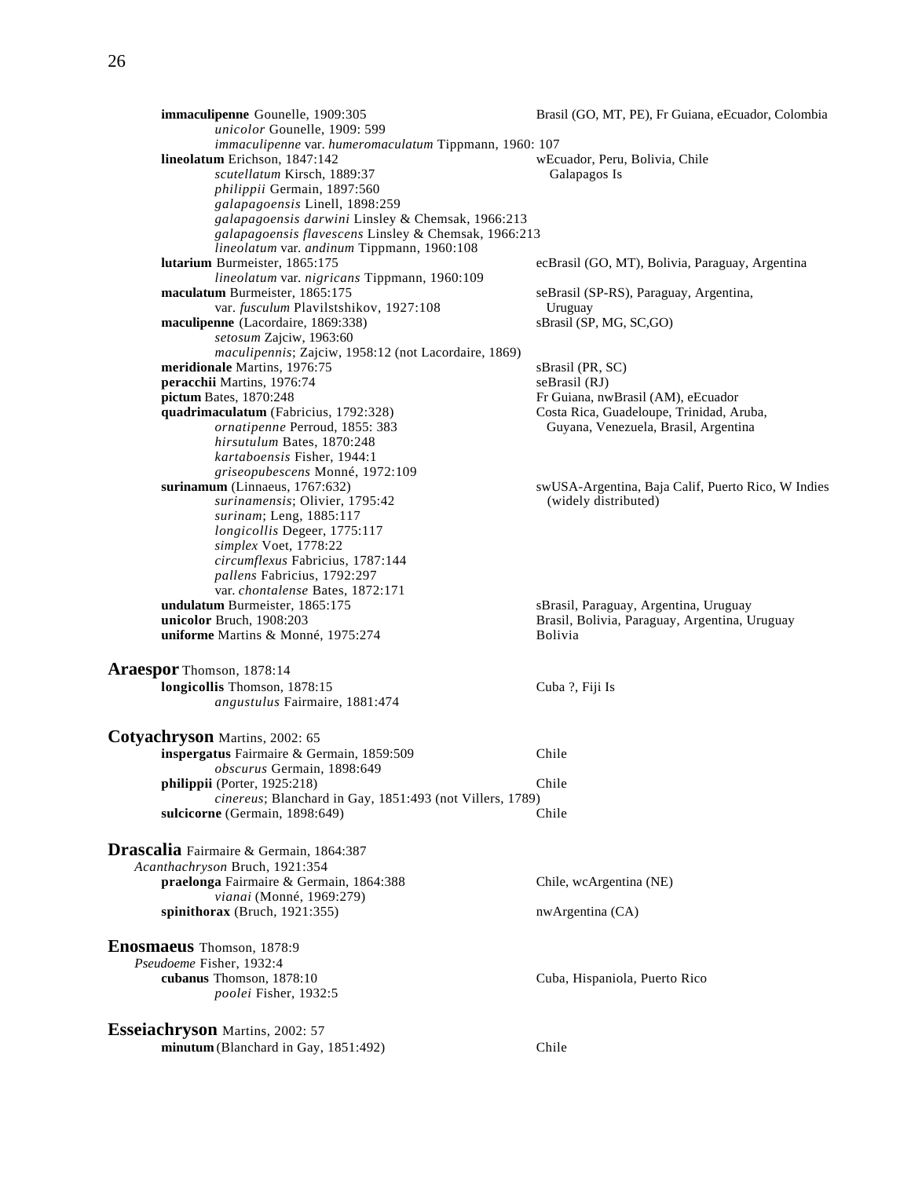**immaculipenne** Gounelle, 1909:305 — Brasil (GO, MT, PE), Fr Guiana, eEcuador, Colombia
*unicolor* Gounelle, 1909: 599
*immaculipenne* var. *humeromaculatum* Tippmann, 1960: 107

**lineolatum** Erichson, 1847:142 — wEcuador, Peru, Bolivia, Chile Galapagos Is
*scutellatum* Kirsch, 1889:37
*philippii* Germain, 1897:560
*galapagoensis* Linell, 1898:259
*galapagoensis darwini* Linsley & Chemsak, 1966:213
*galapagoensis flavescens* Linsley & Chemsak, 1966:213
*lineolatum* var. *andinum* Tippmann, 1960:108

**lutarium** Burmeister, 1865:175 — ecBrasil (GO, MT), Bolivia, Paraguay, Argentina
*lineolatum* var. *nigricans* Tippmann, 1960:109

**maculatum** Burmeister, 1865:175 — seBrasil (SP-RS), Paraguay, Argentina, Uruguay
var. *fusculum* Plavilstshikov, 1927:108

**maculipenne** (Lacordaire, 1869:338) — sBrasil (SP, MG, SC,GO)
*setosum* Zajciw, 1963:60
*maculipennis*; Zajciw, 1958:12 (not Lacordaire, 1869)

**meridionale** Martins, 1976:75 — sBrasil (PR, SC)

**peracchii** Martins, 1976:74 — seBrasil (RJ)

**pictum** Bates, 1870:248 — Fr Guiana, nwBrasil (AM), eEcuador

**quadrimaculatum** (Fabricius, 1792:328) — Costa Rica, Guadeloupe, Trinidad, Aruba, Guyana, Venezuela, Brasil, Argentina
*ornatipenne* Perroud, 1855: 383
*hirsutulum* Bates, 1870:248
*kartaboensis* Fisher, 1944:1
*griseopubescens* Monné, 1972:109

**surinamum** (Linnaeus, 1767:632) — swUSA-Argentina, Baja Calif, Puerto Rico, W Indies (widely distributed)
*surinamensis*; Olivier, 1795:42
*surinam*; Leng, 1885:117
*longicollis* Degeer, 1775:117
*simplex* Voet, 1778:22
*circumflexus* Fabricius, 1787:144
*pallens* Fabricius, 1792:297
var. *chontalense* Bates, 1872:171

**undulatum** Burmeister, 1865:175 — sBrasil, Paraguay, Argentina, Uruguay

**unicolor** Bruch, 1908:203 — Brasil, Bolivia, Paraguay, Argentina, Uruguay

**uniforme** Martins & Monné, 1975:274 — Bolivia

## Araespor Thomson, 1878:14

**longicollis** Thomson, 1878:15 — Cuba ?, Fiji Is
*angustulus* Fairmaire, 1881:474

## Cotyachryson Martins, 2002: 65

**inspergatus** Fairmaire & Germain, 1859:509 — Chile
*obscurus* Germain, 1898:649

**philippii** (Porter, 1925:218) — Chile
*cinereus*; Blanchard in Gay, 1851:493 (not Villers, 1789)

**sulcicorne** (Germain, 1898:649) — Chile

## Drascalia Fairmaire & Germain, 1864:387

*Acanthachryson* Bruch, 1921:354

**praelonga** Fairmaire & Germain, 1864:388 — Chile, wcArgentina (NE)
*vianai* (Monné, 1969:279)

**spinithorax** (Bruch, 1921:355) — nwArgentina (CA)

## Enosmaeus Thomson, 1878:9

*Pseudoeme* Fisher, 1932:4

**cubanus** Thomson, 1878:10 — Cuba, Hispaniola, Puerto Rico
*poolei* Fisher, 1932:5

## Esseiachryson Martins, 2002: 57

**minutum** (Blanchard in Gay, 1851:492) — Chile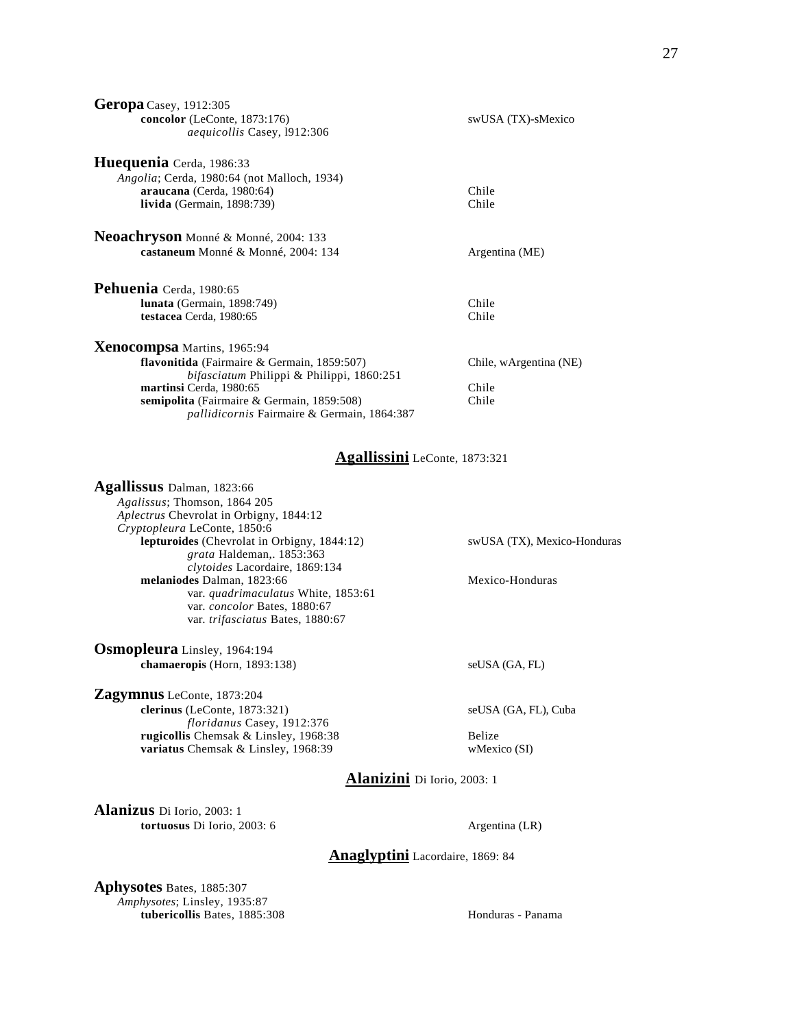**Geropa** Casey, 1912:305

- **concolor** (LeConte, 1873:176) — swUSA (TX)-sMexico
  - *aequicollis* Casey, l912:306

**Huequenia** Cerda, 1986:33

*Angolia*; Cerda, 1980:64 (not Malloch, 1934)

- **araucana** (Cerda, 1980:64) — Chile
- **livida** (Germain, 1898:739) — Chile

**Neoachryson** Monné & Monné, 2004: 133

- **castaneum** Monné & Monné, 2004: 134 — Argentina (ME)

**Pehuenia** Cerda, 1980:65

- **lunata** (Germain, 1898:749) — Chile
- **testacea** Cerda, 1980:65 — Chile

**Xenocompsa** Martins, 1965:94

- **flavonitida** (Fairmaire & Germain, 1859:507) — Chile, wArgentina (NE)
  - *bifasciatum* Philippi & Philippi, 1860:251
- **martinsi** Cerda, 1980:65 — Chile
- **semipolita** (Fairmaire & Germain, 1859:508) — Chile
  - *pallidicornis* Fairmaire & Germain, 1864:387

## Agallissini LeConte, 1873:321

**Agallissus** Dalman, 1823:66

*Agalissus*; Thomson, 1864 205
*Aplectrus* Chevrolat in Orbigny, 1844:12
*Cryptopleura* LeConte, 1850:6

- **lepturoides** (Chevrolat in Orbigny, 1844:12) — swUSA (TX), Mexico-Honduras
  - *grata* Haldeman,. 1853:363
  - *clytoides* Lacordaire, 1869:134
- **melaniodes** Dalman, 1823:66 — Mexico-Honduras
  - var. *quadrimaculatus* White, 1853:61
  - var. *concolor* Bates, 1880:67
  - var. *trifasciatus* Bates, 1880:67

**Osmopleura** Linsley, 1964:194

- **chamaeropis** (Horn, 1893:138) — seUSA (GA, FL)

**Zagymnus** LeConte, 1873:204

- **clerinus** (LeConte, 1873:321) — seUSA (GA, FL), Cuba
  - *floridanus* Casey, 1912:376
- **rugicollis** Chemsak & Linsley, 1968:38 — Belize
- **variatus** Chemsak & Linsley, 1968:39 — wMexico (SI)

## Alanizini Di Iorio, 2003: 1

**Alanizus** Di Iorio, 2003: 1

- **tortuosus** Di Iorio, 2003: 6 — Argentina (LR)

## Anaglyptini Lacordaire, 1869: 84

**Aphysotes** Bates, 1885:307

*Amphysotes*; Linsley, 1935:87

- **tubericollis** Bates, 1885:308 — Honduras - Panama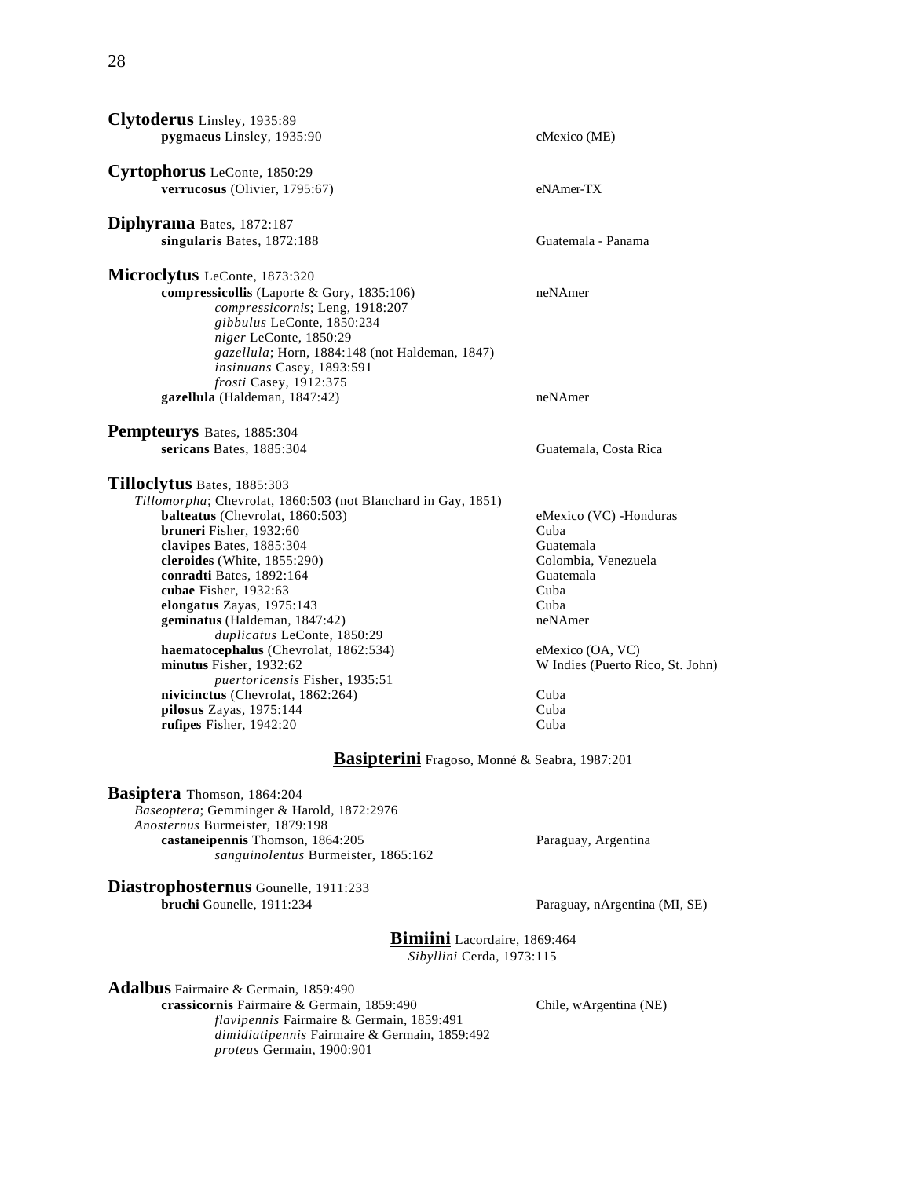**Clytoderus** Linsley, 1935:89

- **pygmaeus** Linsley, 1935:90 — cMexico (ME)

**Cyrtophorus** LeConte, 1850:29

- **verrucosus** (Olivier, 1795:67) — eNAmer-TX

**Diphyrama** Bates, 1872:187

- **singularis** Bates, 1872:188 — Guatemala - Panama

**Microclytus** LeConte, 1873:320

- **compressicollis** (Laporte & Gory, 1835:106) — neNAmer
  - *compressicornis*; Leng, 1918:207
  - *gibbulus* LeConte, 1850:234
  - *niger* LeConte, 1850:29
  - *gazellula*; Horn, 1884:148 (not Haldeman, 1847)
  - *insinuans* Casey, 1893:591
  - *frosti* Casey, 1912:375
- **gazellula** (Haldeman, 1847:42) — neNAmer

**Pempteurys** Bates, 1885:304

- **sericans** Bates, 1885:304 — Guatemala, Costa Rica

**Tilloclytus** Bates, 1885:303

*Tillomorpha*; Chevrolat, 1860:503 (not Blanchard in Gay, 1851)

- **balteatus** (Chevrolat, 1860:503) — eMexico (VC) -Honduras
- **bruneri** Fisher, 1932:60 — Cuba
- **clavipes** Bates, 1885:304 — Guatemala
- **cleroides** (White, 1855:290) — Colombia, Venezuela
- **conradti** Bates, 1892:164 — Guatemala
- **cubae** Fisher, 1932:63 — Cuba
- **elongatus** Zayas, 1975:143 — Cuba
- **geminatus** (Haldeman, 1847:42) — neNAmer
  - *duplicatus* LeConte, 1850:29
- **haematocephalus** (Chevrolat, 1862:534) — eMexico (OA, VC)
- **minutus** Fisher, 1932:62 — W Indies (Puerto Rico, St. John)
  - *puertoricensis* Fisher, 1935:51
- **nivicinctus** (Chevrolat, 1862:264) — Cuba
- **pilosus** Zayas, 1975:144 — Cuba
- **rufipes** Fisher, 1942:20 — Cuba

## Basipterini Fragoso, Monné & Seabra, 1987:201

**Basiptera** Thomson, 1864:204

*Baseoptera*; Gemminger & Harold, 1872:2976
*Anosternus* Burmeister, 1879:198

- **castaneipennis** Thomson, 1864:205 — Paraguay, Argentina
  - *sanguinolentus* Burmeister, 1865:162

**Diastrophosternus** Gounelle, 1911:233

- **bruchi** Gounelle, 1911:234 — Paraguay, nArgentina (MI, SE)

## Bimiini Lacordaire, 1869:464

*Sibyllini* Cerda, 1973:115

**Adalbus** Fairmaire & Germain, 1859:490

- **crassicornis** Fairmaire & Germain, 1859:490 — Chile, wArgentina (NE)
  - *flavipennis* Fairmaire & Germain, 1859:491
  - *dimidiatipennis* Fairmaire & Germain, 1859:492
  - *proteus* Germain, 1900:901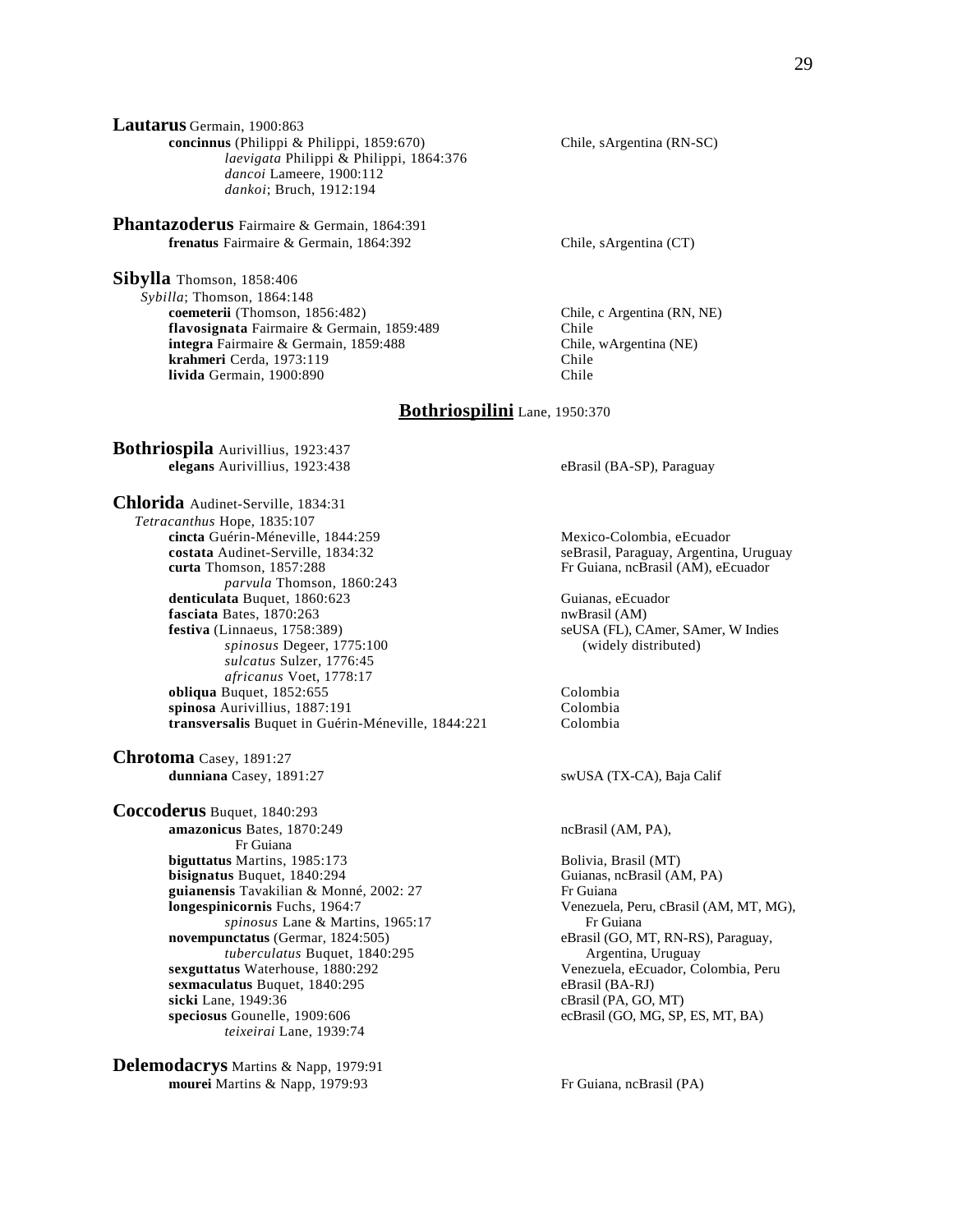**Lautarus** Germain, 1900:863

- **concinnus** (Philippi & Philippi, 1859:670) — Chile, sArgentina (RN-SC)
  - *laevigata* Philippi & Philippi, 1864:376
  - *dancoi* Lameere, 1900:112
  - *dankoi*; Bruch, 1912:194

**Phantazoderus** Fairmaire & Germain, 1864:391

- **frenatus** Fairmaire & Germain, 1864:392 — Chile, sArgentina (CT)

**Sibylla** Thomson, 1858:406

*Sybilla*; Thomson, 1864:148

- **coemeterii** (Thomson, 1856:482) — Chile, c Argentina (RN, NE)
- **flavosignata** Fairmaire & Germain, 1859:489 — Chile
- **integra** Fairmaire & Germain, 1859:488 — Chile, wArgentina (NE)
- **krahmeri** Cerda, 1973:119 — Chile
- **livida** Germain, 1900:890 — Chile

## Bothriospilini Lane, 1950:370

**Bothriospila** Aurivillius, 1923:437

- **elegans** Aurivillius, 1923:438 — eBrasil (BA-SP), Paraguay

**Chlorida** Audinet-Serville, 1834:31

*Tetracanthus* Hope, 1835:107

- **cincta** Guérin-Méneville, 1844:259 — Mexico-Colombia, eEcuador
- **costata** Audinet-Serville, 1834:32 — seBrasil, Paraguay, Argentina, Uruguay
- **curta** Thomson, 1857:288 — Fr Guiana, ncBrasil (AM), eEcuador
  - *parvula* Thomson, 1860:243
- **denticulata** Buquet, 1860:623 — Guianas, eEcuador
- **fasciata** Bates, 1870:263 — nwBrasil (AM)
- **festiva** (Linnaeus, 1758:389) — seUSA (FL), CAmer, SAmer, W Indies (widely distributed)
  - *spinosus* Degeer, 1775:100
  - *sulcatus* Sulzer, 1776:45
  - *africanus* Voet, 1778:17
- **obliqua** Buquet, 1852:655 — Colombia
- **spinosa** Aurivillius, 1887:191 — Colombia
- **transversalis** Buquet in Guérin-Méneville, 1844:221 — Colombia

**Chrotoma** Casey, 1891:27

- **dunniana** Casey, 1891:27 — swUSA (TX-CA), Baja Calif

**Coccoderus** Buquet, 1840:293

- **amazonicus** Bates, 1870:249 — ncBrasil (AM, PA), Fr Guiana
- **biguttatus** Martins, 1985:173 — Bolivia, Brasil (MT)
- **bisignatus** Buquet, 1840:294 — Guianas, ncBrasil (AM, PA)
- **guianensis** Tavakilian & Monné, 2002: 27 — Fr Guiana
- **longespinicornis** Fuchs, 1964:7 — Venezuela, Peru, cBrasil (AM, MT, MG), Fr Guiana
  - *spinosus* Lane & Martins, 1965:17
- **novempunctatus** (Germar, 1824:505) — eBrasil (GO, MT, RN-RS), Paraguay, Argentina, Uruguay
  - *tuberculatus* Buquet, 1840:295
- **sexguttatus** Waterhouse, 1880:292 — Venezuela, eEcuador, Colombia, Peru
- **sexmaculatus** Buquet, 1840:295 — eBrasil (BA-RJ)
- **sicki** Lane, 1949:36 — cBrasil (PA, GO, MT)
- **speciosus** Gounelle, 1909:606 — ecBrasil (GO, MG, SP, ES, MT, BA)
  - *teixeirai* Lane, 1939:74

**Delemodacrys** Martins & Napp, 1979:91

- **mourei** Martins & Napp, 1979:93 — Fr Guiana, ncBrasil (PA)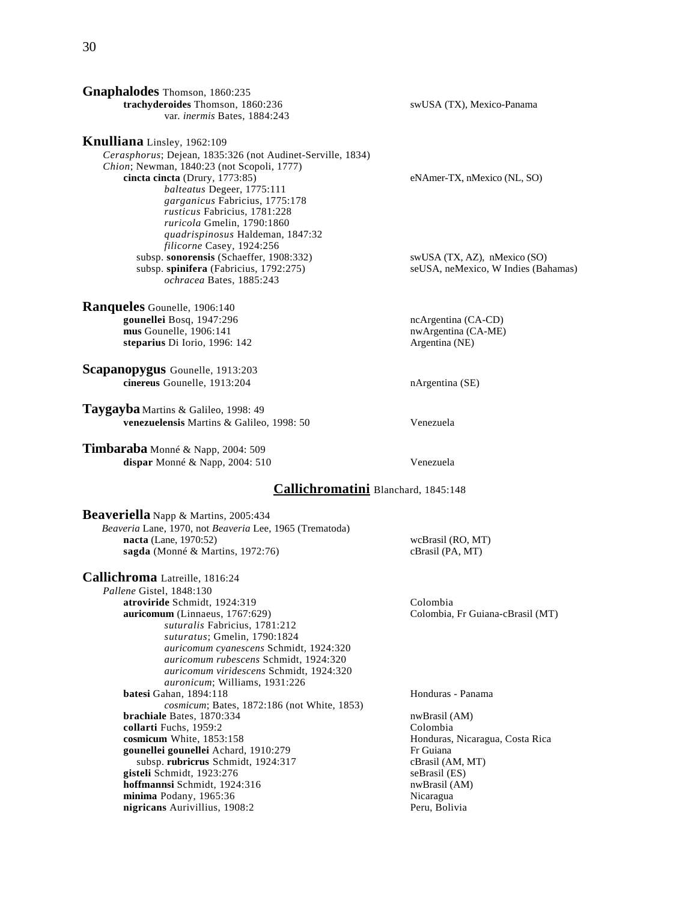**Gnaphalodes** Thomson, 1860:235
- **trachyderoides** Thomson, 1860:236 — swUSA (TX), Mexico-Panama
  - var. *inermis* Bates, 1884:243

**Knulliana** Linsley, 1962:109
*Cerasphorus*; Dejean, 1835:326 (not Audinet-Serville, 1834)
*Chion*; Newman, 1840:23 (not Scopoli, 1777)
- **cincta cincta** (Drury, 1773:85) — eNAmer-TX, nMexico (NL, SO)
  - *balteatus* Degeer, 1775:111
  - *garganicus* Fabricius, 1775:178
  - *rusticus* Fabricius, 1781:228
  - *ruricola* Gmelin, 1790:1860
  - *quadrispinosus* Haldeman, 1847:32
  - *filicorne* Casey, 1924:256
- subsp. **sonorensis** (Schaeffer, 1908:332) — swUSA (TX, AZ), nMexico (SO)
- subsp. **spinifera** (Fabricius, 1792:275) — seUSA, neMexico, W Indies (Bahamas)
  - *ochracea* Bates, 1885:243

**Ranqueles** Gounelle, 1906:140
- **gounellei** Bosq, 1947:296 — ncArgentina (CA-CD)
- **mus** Gounelle, 1906:141 — nwArgentina (CA-ME)
- **steparius** Di Iorio, 1996: 142 — Argentina (NE)

**Scapanopygus** Gounelle, 1913:203
- **cinereus** Gounelle, 1913:204 — nArgentina (SE)

**Taygayba** Martins & Galileo, 1998: 49
- **venezuelensis** Martins & Galileo, 1998: 50 — Venezuela

**Timbaraba** Monné & Napp, 2004: 509
- **dispar** Monné & Napp, 2004: 510 — Venezuela

## Callichromatini Blanchard, 1845:148

**Beaveriella** Napp & Martins, 2005:434
*Beaveria* Lane, 1970, not *Beaveria* Lee, 1965 (Trematoda)
- **nacta** (Lane, 1970:52) — wcBrasil (RO, MT)
- **sagda** (Monné & Martins, 1972:76) — cBrasil (PA, MT)

**Callichroma** Latreille, 1816:24
*Pallene* Gistel, 1848:130
- **atroviride** Schmidt, 1924:319 — Colombia
- **auricomum** (Linnaeus, 1767:629) — Colombia, Fr Guiana-cBrasil (MT)
  - *suturalis* Fabricius, 1781:212
  - *suturatus*; Gmelin, 1790:1824
  - *auricomum cyanescens* Schmidt, 1924:320
  - *auricomum rubescens* Schmidt, 1924:320
  - *auricomum viridescens* Schmidt, 1924:320
  - *auronicum*; Williams, 1931:226
- **batesi** Gahan, 1894:118 — Honduras - Panama
  - *cosmicum*; Bates, 1872:186 (not White, 1853)
- **brachiale** Bates, 1870:334 — nwBrasil (AM)
- **collarti** Fuchs, 1959:2 — Colombia
- **cosmicum** White, 1853:158 — Honduras, Nicaragua, Costa Rica
- **gounellei gounellei** Achard, 1910:279 — Fr Guiana
- subsp. **rubricrus** Schmidt, 1924:317 — cBrasil (AM, MT)
- **gisteli** Schmidt, 1923:276 — seBrasil (ES)
- **hoffmannsi** Schmidt, 1924:316 — nwBrasil (AM)
- **minima** Podany, 1965:36 — Nicaragua
- **nigricans** Aurivillius, 1908:2 — Peru, Bolivia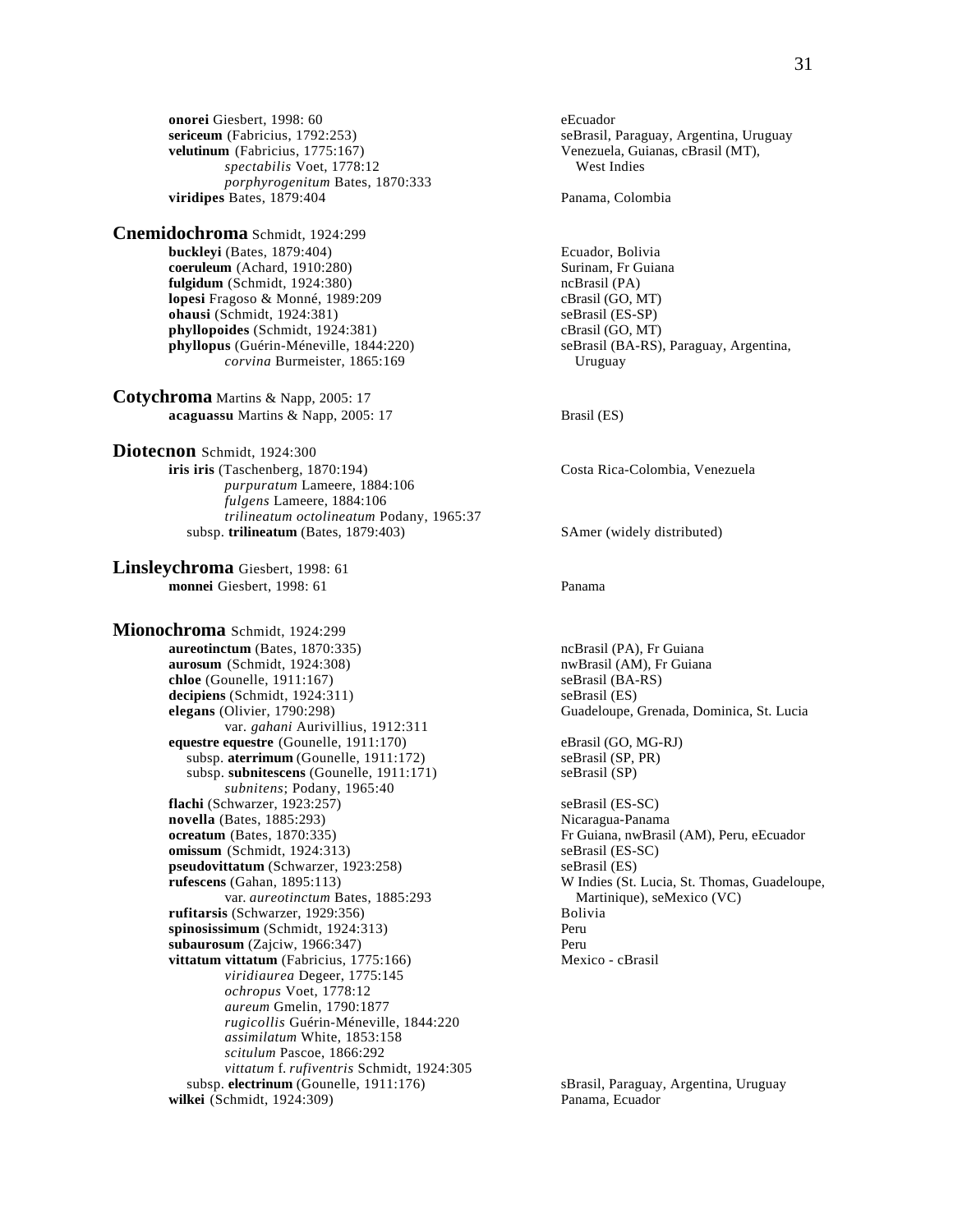**onorei** Giesbert, 1998: 60 — eEcuador

**sericeum** (Fabricius, 1792:253) — seBrasil, Paraguay, Argentina, Uruguay

**velutinum** (Fabricius, 1775:167) — Venezuela, Guianas, cBrasil (MT), West Indies
- *spectabilis* Voet, 1778:12
- *porphyrogenitum* Bates, 1870:333

**viridipes** Bates, 1879:404 — Panama, Colombia

## **Cnemidochroma** Schmidt, 1924:299

**buckleyi** (Bates, 1879:404) — Ecuador, Bolivia

**coeruleum** (Achard, 1910:280) — Surinam, Fr Guiana

**fulgidum** (Schmidt, 1924:380) — ncBrasil (PA)

**lopesi** Fragoso & Monné, 1989:209 — cBrasil (GO, MT)

**ohausi** (Schmidt, 1924:381) — seBrasil (ES-SP)

**phyllopoides** (Schmidt, 1924:381) — cBrasil (GO, MT)

**phyllopus** (Guérin-Méneville, 1844:220) — seBrasil (BA-RS), Paraguay, Argentina, Uruguay
- *corvina* Burmeister, 1865:169

## **Cotychroma** Martins & Napp, 2005: 17

**acaguassu** Martins & Napp, 2005: 17 — Brasil (ES)

## **Diotecnon** Schmidt, 1924:300

**iris iris** (Taschenberg, 1870:194) — Costa Rica-Colombia, Venezuela
- *purpuratum* Lameere, 1884:106
- *fulgens* Lameere, 1884:106
- *trilineatum octolineatum* Podany, 1965:37

subsp. **trilineatum** (Bates, 1879:403) — SAmer (widely distributed)

## **Linsleychroma** Giesbert, 1998: 61

**monnei** Giesbert, 1998: 61 — Panama

## **Mionochroma** Schmidt, 1924:299

**aureotinctum** (Bates, 1870:335) — ncBrasil (PA), Fr Guiana

**aurosum** (Schmidt, 1924:308) — nwBrasil (AM), Fr Guiana

**chloe** (Gounelle, 1911:167) — seBrasil (BA-RS)

**decipiens** (Schmidt, 1924:311) — seBrasil (ES)

**elegans** (Olivier, 1790:298) — Guadeloupe, Grenada, Dominica, St. Lucia
- var. *gahani* Aurivillius, 1912:311

**equestre equestre** (Gounelle, 1911:170) — eBrasil (GO, MG-RJ)

subsp. **aterrimum** (Gounelle, 1911:172) — seBrasil (SP, PR)

subsp. **subnitescens** (Gounelle, 1911:171) — seBrasil (SP)
- *subnitens*; Podany, 1965:40

**flachi** (Schwarzer, 1923:257) — seBrasil (ES-SC)

**novella** (Bates, 1885:293) — Nicaragua-Panama

**ocreatum** (Bates, 1870:335) — Fr Guiana, nwBrasil (AM), Peru, eEcuador

**omissum** (Schmidt, 1924:313) — seBrasil (ES-SC)

**pseudovittatum** (Schwarzer, 1923:258) — seBrasil (ES)

**rufescens** (Gahan, 1895:113) — W Indies (St. Lucia, St. Thomas, Guadeloupe, Martinique), seMexico (VC)
- var. *aureotinctum* Bates, 1885:293

**rufitarsis** (Schwarzer, 1929:356) — Bolivia

**spinosissimum** (Schmidt, 1924:313) — Peru

**subaurosum** (Zajciw, 1966:347) — Peru

**vittatum vittatum** (Fabricius, 1775:166) — Mexico - cBrasil
- *viridiaurea* Degeer, 1775:145
- *ochropus* Voet, 1778:12
- *aureum* Gmelin, 1790:1877
- *rugicollis* Guérin-Méneville, 1844:220
- *assimilatum* White, 1853:158
- *scitulum* Pascoe, 1866:292
- *vittatum* f. *rufiventris* Schmidt, 1924:305

subsp. **electrinum** (Gounelle, 1911:176) — sBrasil, Paraguay, Argentina, Uruguay

**wilkei** (Schmidt, 1924:309) — Panama, Ecuador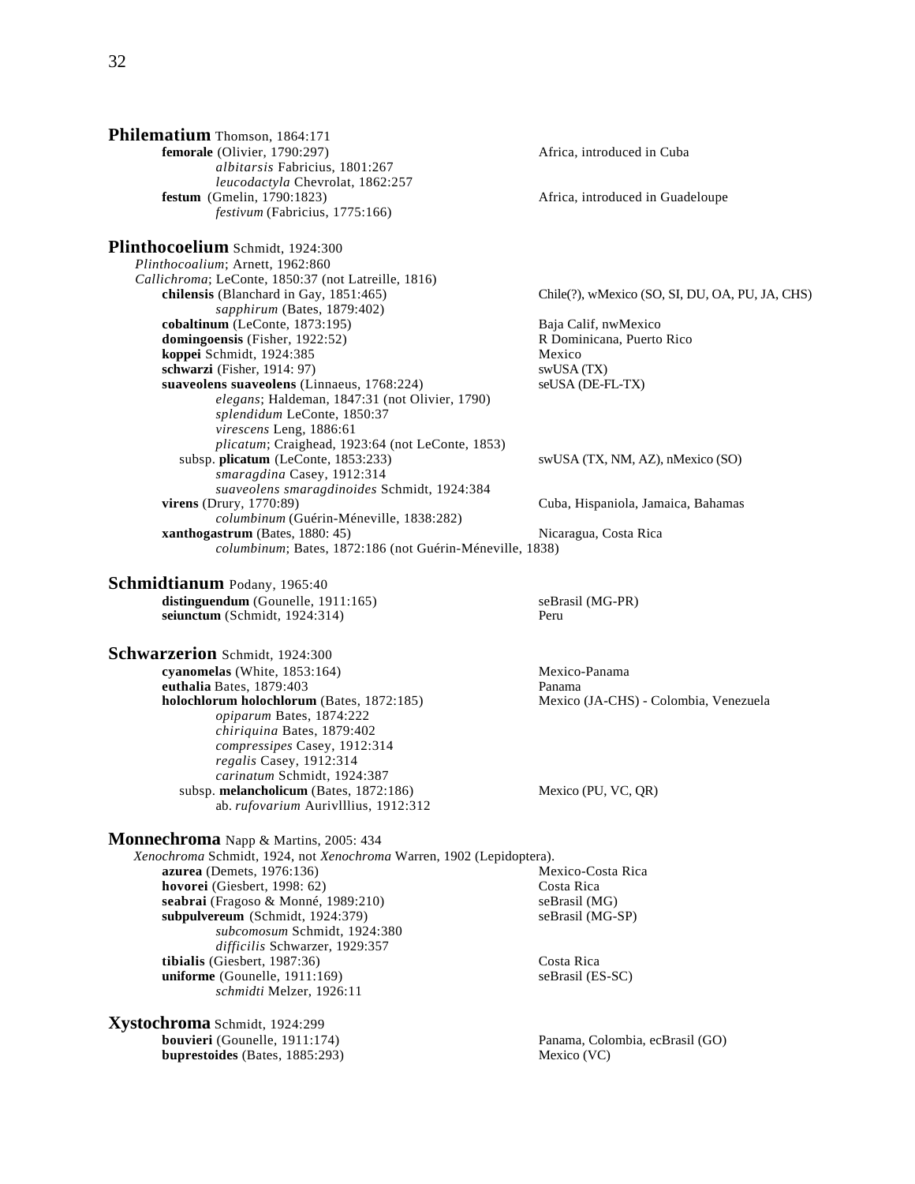**Philematium** Thomson, 1864:171

- **femorale** (Olivier, 1790:297) — Africa, introduced in Cuba
  - *albitarsis* Fabricius, 1801:267
  - *leucodactyla* Chevrolat, 1862:257
- **festum** (Gmelin, 1790:1823) — Africa, introduced in Guadeloupe
  - *festivum* (Fabricius, 1775:166)

**Plinthocoelium** Schmidt, 1924:300

*Plinthocoalium*; Arnett, 1962:860
*Callichroma*; LeConte, 1850:37 (not Latreille, 1816)

- **chilensis** (Blanchard in Gay, 1851:465) — Chile(?), wMexico (SO, SI, DU, OA, PU, JA, CHS)
  - *sapphirum* (Bates, 1879:402)
- **cobaltinum** (LeConte, 1873:195) — Baja Calif, nwMexico
- **domingoensis** (Fisher, 1922:52) — R Dominicana, Puerto Rico
- **koppei** Schmidt, 1924:385 — Mexico
- **schwarzi** (Fisher, 1914: 97) — swUSA (TX)
- **suaveolens suaveolens** (Linnaeus, 1768:224) — seUSA (DE-FL-TX)
  - *elegans*; Haldeman, 1847:31 (not Olivier, 1790)
  - *splendidum* LeConte, 1850:37
  - *virescens* Leng, 1886:61
  - *plicatum*; Craighead, 1923:64 (not LeConte, 1853)
  - subsp. **plicatum** (LeConte, 1853:233) — swUSA (TX, NM, AZ), nMexico (SO)
    - *smaragdina* Casey, 1912:314
    - *suaveolens smaragdinoides* Schmidt, 1924:384
- **virens** (Drury, 1770:89) — Cuba, Hispaniola, Jamaica, Bahamas
  - *columbinum* (Guérin-Méneville, 1838:282)
- **xanthogastrum** (Bates, 1880: 45) — Nicaragua, Costa Rica
  - *columbinum*; Bates, 1872:186 (not Guérin-Méneville, 1838)

**Schmidtianum** Podany, 1965:40

- **distinguendum** (Gounelle, 1911:165) — seBrasil (MG-PR)
- **seiunctum** (Schmidt, 1924:314) — Peru

**Schwarzerion** Schmidt, 1924:300

- **cyanomelas** (White, 1853:164) — Mexico-Panama
- **euthalia** Bates, 1879:403 — Panama
- **holochlorum holochlorum** (Bates, 1872:185) — Mexico (JA-CHS) - Colombia, Venezuela
  - *opiparum* Bates, 1874:222
  - *chiriquina* Bates, 1879:402
  - *compressipes* Casey, 1912:314
  - *regalis* Casey, 1912:314
  - *carinatum* Schmidt, 1924:387
  - subsp. **melancholicum** (Bates, 1872:186) — Mexico (PU, VC, QR)
    - ab. *rufovarium* Aurivlllius, 1912:312

**Monnechroma** Napp & Martins, 2005: 434

*Xenochroma* Schmidt, 1924, not *Xenochroma* Warren, 1902 (Lepidoptera).

- **azurea** (Demets, 1976:136) — Mexico-Costa Rica
- **hovorei** (Giesbert, 1998: 62) — Costa Rica
- **seabrai** (Fragoso & Monné, 1989:210) — seBrasil (MG)
- **subpulvereum** (Schmidt, 1924:379) — seBrasil (MG-SP)
  - *subcomosum* Schmidt, 1924:380
  - *difficilis* Schwarzer, 1929:357
- **tibialis** (Giesbert, 1987:36) — Costa Rica
- **uniforme** (Gounelle, 1911:169) — seBrasil (ES-SC)
  - *schmidti* Melzer, 1926:11

**Xystochroma** Schmidt, 1924:299

- **bouvieri** (Gounelle, 1911:174) — Panama, Colombia, ecBrasil (GO)
- **buprestoides** (Bates, 1885:293) — Mexico (VC)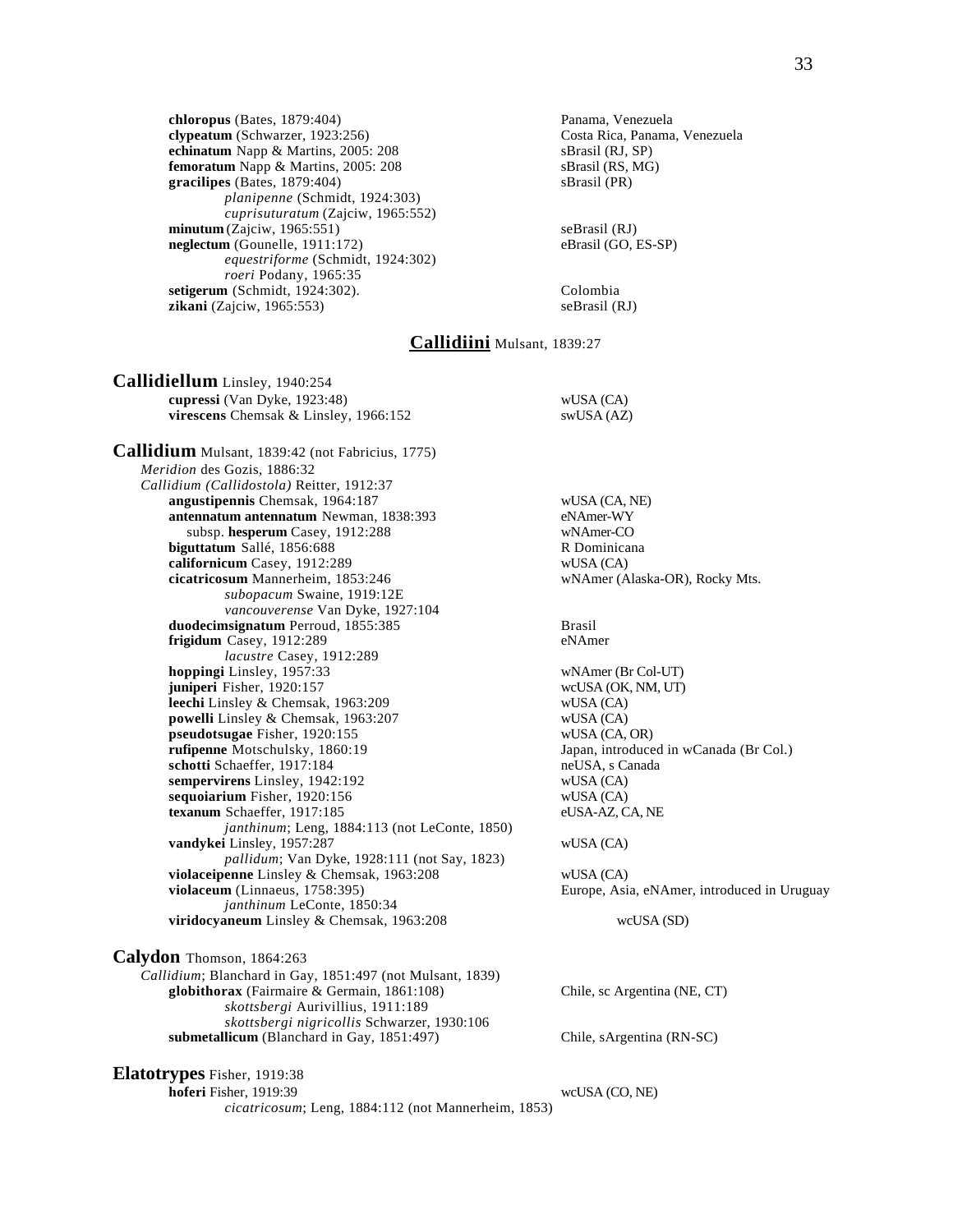**chloropus** (Bates, 1879:404) Panama, Venezuela
**clypeatum** (Schwarzer, 1923:256) Costa Rica, Panama, Venezuela
**echinatum** Napp & Martins, 2005: 208 sBrasil (RJ, SP)
**femoratum** Napp & Martins, 2005: 208 sBrasil (RS, MG)
**gracilipes** (Bates, 1879:404) sBrasil (PR)
*planipenne* (Schmidt, 1924:303)
*cuprisuturatum* (Zajciw, 1965:552)
**minutum** (Zajciw, 1965:551) seBrasil (RJ)
**neglectum** (Gounelle, 1911:172) eBrasil (GO, ES-SP)
*equestriforme* (Schmidt, 1924:302)
*roeri* Podany, 1965:35
**setigerum** (Schmidt, 1924:302). Colombia
**zikani** (Zajciw, 1965:553) seBrasil (RJ)

## Callidiini Mulsant, 1839:27

### Callidiellum Linsley, 1940:254

**cupressi** (Van Dyke, 1923:48) wUSA (CA)
**virescens** Chemsak & Linsley, 1966:152 swUSA (AZ)

### Callidium Mulsant, 1839:42 (not Fabricius, 1775)

*Meridion* des Gozis, 1886:32
*Callidium (Callidostola)* Reitter, 1912:37
**angustipennis** Chemsak, 1964:187 wUSA (CA, NE)
**antennatum antennatum** Newman, 1838:393 eNAmer-WY
subsp. **hesperum** Casey, 1912:288 wNAmer-CO
**biguttatum** Sallé, 1856:688 R Dominicana
**californicum** Casey, 1912:289 wUSA (CA)
**cicatricosum** Mannerheim, 1853:246 wNAmer (Alaska-OR), Rocky Mts.
*subopacum* Swaine, 1919:12E
*vancouverense* Van Dyke, 1927:104
**duodecimsignatum** Perroud, 1855:385 Brasil
**frigidum** Casey, 1912:289 eNAmer
*lacustre* Casey, 1912:289
**hoppingi** Linsley, 1957:33 wNAmer (Br Col-UT)
**juniperi** Fisher, 1920:157 wcUSA (OK, NM, UT)
**leechi** Linsley & Chemsak, 1963:209 wUSA (CA)
**powelli** Linsley & Chemsak, 1963:207 wUSA (CA)
**pseudotsugae** Fisher, 1920:155 wUSA (CA, OR)
**rufipenne** Motschulsky, 1860:19 Japan, introduced in wCanada (Br Col.)
**schotti** Schaeffer, 1917:184 neUSA, s Canada
**sempervirens** Linsley, 1942:192 wUSA (CA)
**sequoiarium** Fisher, 1920:156 wUSA (CA)
**texanum** Schaeffer, 1917:185 eUSA-AZ, CA, NE
*janthinum*; Leng, 1884:113 (not LeConte, 1850)
**vandykei** Linsley, 1957:287 wUSA (CA)
*pallidum*; Van Dyke, 1928:111 (not Say, 1823)
**violaceipenne** Linsley & Chemsak, 1963:208 wUSA (CA)
**violaceum** (Linnaeus, 1758:395) Europe, Asia, eNAmer, introduced in Uruguay
*janthinum* LeConte, 1850:34
**viridocyaneum** Linsley & Chemsak, 1963:208 wcUSA (SD)

### Calydon Thomson, 1864:263

*Callidium*; Blanchard in Gay, 1851:497 (not Mulsant, 1839)
**globithorax** (Fairmaire & Germain, 1861:108) Chile, sc Argentina (NE, CT)
*skottsbergi* Aurivillius, 1911:189
*skottsbergi nigricollis* Schwarzer, 1930:106
**submetallicum** (Blanchard in Gay, 1851:497) Chile, sArgentina (RN-SC)

### Elatotrypes Fisher, 1919:38

**hoferi** Fisher, 1919:39 wcUSA (CO, NE)
*cicatricosum*; Leng, 1884:112 (not Mannerheim, 1853)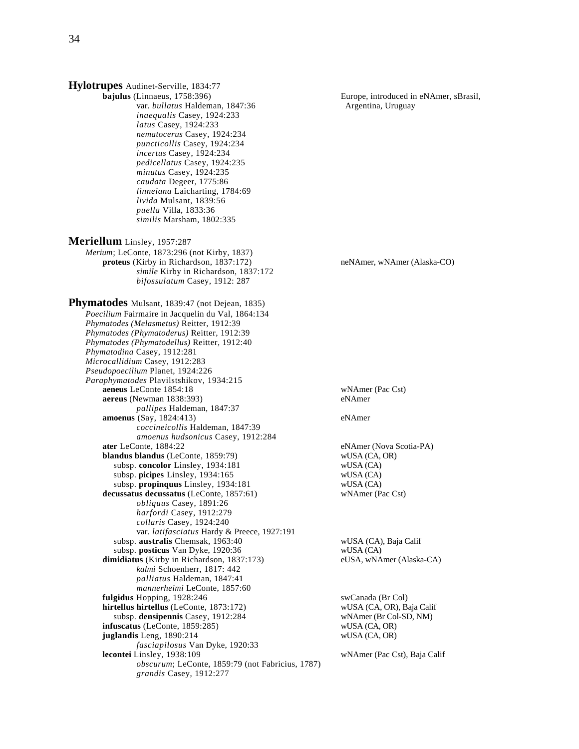**Hylotrupes** Audinet-Serville, 1834:77

- **bajulus** (Linnaeus, 1758:396) — Europe, introduced in eNAmer, sBrasil, Argentina, Uruguay
    - var. *bullatus* Haldeman, 1847:36
    - *inaequalis* Casey, 1924:233
    - *latus* Casey, 1924:233
    - *nematocerus* Casey, 1924:234
    - *puncticollis* Casey, 1924:234
    - *incertus* Casey, 1924:234
    - *pedicellatus* Casey, 1924:235
    - *minutus* Casey, 1924:235
    - *caudata* Degeer, 1775:86
    - *linneiana* Laicharting, 1784:69
    - *livida* Mulsant, 1839:56
    - *puella* Villa, 1833:36
    - *similis* Marsham, 1802:335

**Meriellum** Linsley, 1957:287

*Merium*; LeConte, 1873:296 (not Kirby, 1837)

- **proteus** (Kirby in Richardson, 1837:172) — neNAmer, wNAmer (Alaska-CO)
    - *simile* Kirby in Richardson, 1837:172
    - *bifossulatum* Casey, 1912: 287

**Phymatodes** Mulsant, 1839:47 (not Dejean, 1835)

*Poecilium* Fairmaire in Jacquelin du Val, 1864:134
*Phymatodes (Melasmetus)* Reitter, 1912:39
*Phymatodes (Phymatoderus)* Reitter, 1912:39
*Phymatodes (Phymatodellus)* Reitter, 1912:40
*Phymatodina* Casey, 1912:281
*Microcallidium* Casey, 1912:283
*Pseudopoecilium* Planet, 1924:226
*Paraphymatodes* Plavilstshikov, 1934:215

- **aeneus** LeConte 1854:18 — wNAmer (Pac Cst)
- **aereus** (Newman 1838:393) — eNAmer
    - *pallipes* Haldeman, 1847:37
- **amoenus** (Say, 1824:413) — eNAmer
    - *coccineicollis* Haldeman, 1847:39
    - *amoenus hudsonicus* Casey, 1912:284
- **ater** LeConte, 1884:22 — eNAmer (Nova Scotia-PA)
- **blandus blandus** (LeConte, 1859:79) — wUSA (CA, OR)
    - subsp. **concolor** Linsley, 1934:181 — wUSA (CA)
    - subsp. **picipes** Linsley, 1934:165 — wUSA (CA)
    - subsp. **propinquus** Linsley, 1934:181 — wUSA (CA)
- **decussatus decussatus** (LeConte, 1857:61) — wNAmer (Pac Cst)
    - *obliquus* Casey, 1891:26
    - *harfordi* Casey, 1912:279
    - *collaris* Casey, 1924:240
    - var. *latifasciatus* Hardy & Preece, 1927:191
    - subsp. **australis** Chemsak, 1963:40 — wUSA (CA), Baja Calif
    - subsp. **posticus** Van Dyke, 1920:36 — wUSA (CA)
- **dimidiatus** (Kirby in Richardson, 1837:173) — eUSA, wNAmer (Alaska-CA)
    - *kalmi* Schoenherr, 1817: 442
    - *palliatus* Haldeman, 1847:41
    - *mannerheimi* LeConte, 1857:60
- **fulgidus** Hopping, 1928:246 — swCanada (Br Col)
- **hirtellus hirtellus** (LeConte, 1873:172) — wUSA (CA, OR), Baja Calif
    - subsp. **densipennis** Casey, 1912:284 — wNAmer (Br Col-SD, NM)
- **infuscatus** (LeConte, 1859:285) — wUSA (CA, OR)
- **juglandis** Leng, 1890:214 — wUSA (CA, OR)
    - *fasciapilosus* Van Dyke, 1920:33
- **lecontei** Linsley, 1938:109 — wNAmer (Pac Cst), Baja Calif
    - *obscurum*; LeConte, 1859:79 (not Fabricius, 1787)
    - *grandis* Casey, 1912:277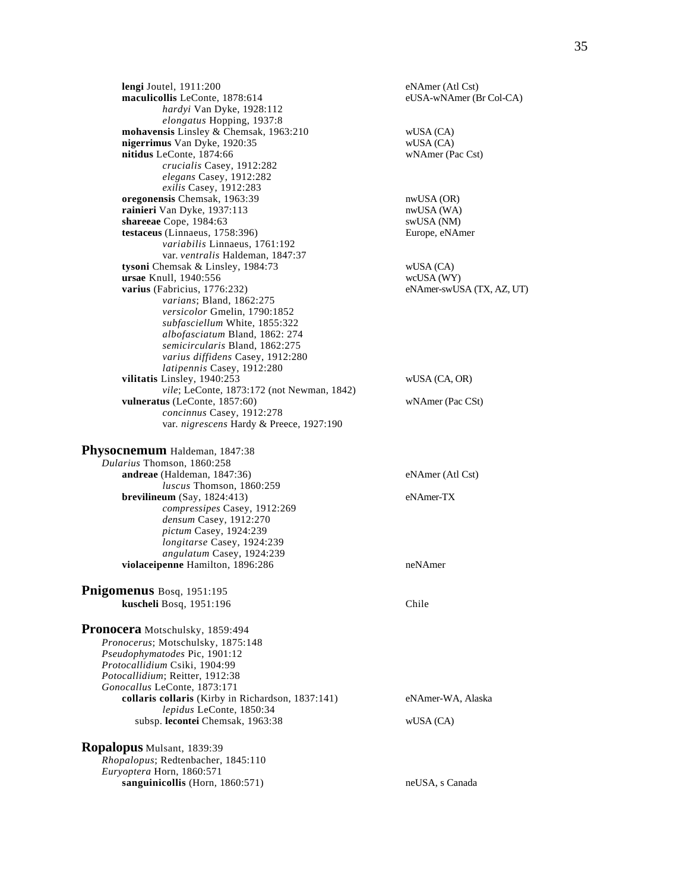**lengi** Joutel, 1911:200 — eNAmer (Atl Cst)

**maculicollis** LeConte, 1878:614 — eUSA-wNAmer (Br Col-CA)

*hardyi* Van Dyke, 1928:112

*elongatus* Hopping, 1937:8

**mohavensis** Linsley & Chemsak, 1963:210 — wUSA (CA)

**nigerrimus** Van Dyke, 1920:35 — wUSA (CA)

**nitidus** LeConte, 1874:66 — wNAmer (Pac Cst)

*crucialis* Casey, 1912:282

*elegans* Casey, 1912:282

*exilis* Casey, 1912:283

**oregonensis** Chemsak, 1963:39 — nwUSA (OR)

**rainieri** Van Dyke, 1937:113 — nwUSA (WA)

**shareeae** Cope, 1984:63 — swUSA (NM)

**testaceus** (Linnaeus, 1758:396) — Europe, eNAmer

*variabilis* Linnaeus, 1761:192

var. *ventralis* Haldeman, 1847:37

**tysoni** Chemsak & Linsley, 1984:73 — wUSA (CA)

**ursae** Knull, 1940:556 — wcUSA (WY)

**varius** (Fabricius, 1776:232) — eNAmer-swUSA (TX, AZ, UT)

*varians*; Bland, 1862:275

*versicolor* Gmelin, 1790:1852

*subfasciellum* White, 1855:322

*albofasciatum* Bland, 1862: 274

*semicircularis* Bland, 1862:275

*varius diffidens* Casey, 1912:280

*latipennis* Casey, 1912:280

**vilitatis** Linsley, 1940:253 — wUSA (CA, OR)

*vile*; LeConte, 1873:172 (not Newman, 1842)

**vulneratus** (LeConte, 1857:60) — wNAmer (Pac CSt)

*concinnus* Casey, 1912:278

var. *nigrescens* Hardy & Preece, 1927:190

## Physocnemum Haldeman, 1847:38

*Dularius* Thomson, 1860:258

**andreae** (Haldeman, 1847:36) — eNAmer (Atl Cst)

*luscus* Thomson, 1860:259

**brevilineum** (Say, 1824:413) — eNAmer-TX

*compressipes* Casey, 1912:269

*densum* Casey, 1912:270

*pictum* Casey, 1924:239

*longitarse* Casey, 1924:239

*angulatum* Casey, 1924:239

**violaceipenne** Hamilton, 1896:286 — neNAmer

## Pnigomenus Bosq, 1951:195

**kuscheli** Bosq, 1951:196 — Chile

## Pronocera Motschulsky, 1859:494

*Pronocerus*; Motschulsky, 1875:148

*Pseudophymatodes* Pic, 1901:12

*Protocallidium* Csiki, 1904:99

*Potocallidium*; Reitter, 1912:38

*Gonocallus* LeConte, 1873:171

**collaris collaris** (Kirby in Richardson, 1837:141) — eNAmer-WA, Alaska

*lepidus* LeConte, 1850:34

subsp. **lecontei** Chemsak, 1963:38 — wUSA (CA)

## Ropalopus Mulsant, 1839:39

*Rhopalopus*; Redtenbacher, 1845:110

*Euryoptera* Horn, 1860:571

**sanguinicollis** (Horn, 1860:571) — neUSA, s Canada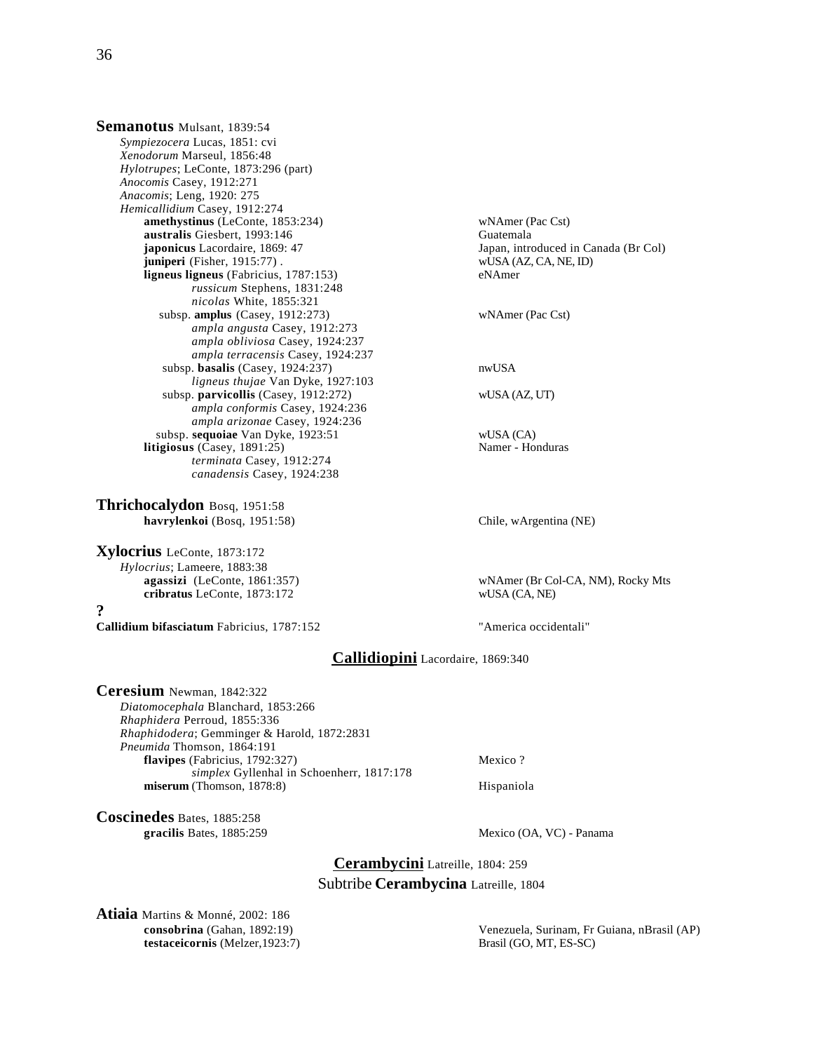**Semanotus** Mulsant, 1839:54

*Sympiezocera* Lucas, 1851: cvi
*Xenodorum* Marseul, 1856:48
*Hylotrupes*; LeConte, 1873:296 (part)
*Anocomis* Casey, 1912:271
*Anacomis*; Leng, 1920: 275
*Hemicallidium* Casey, 1912:274

**amethystinus** (LeConte, 1853:234) — wNAmer (Pac Cst)
**australis** Giesbert, 1993:146 — Guatemala
**japonicus** Lacordaire, 1869: 47 — Japan, introduced in Canada (Br Col)
**juniperi** (Fisher, 1915:77) . — wUSA (AZ, CA, NE, ID)
**ligneus ligneus** (Fabricius, 1787:153) — eNAmer
*russicum* Stephens, 1831:248
*nicolas* White, 1855:321
subsp. **amplus** (Casey, 1912:273) — wNAmer (Pac Cst)
*ampla angusta* Casey, 1912:273
*ampla obliviosa* Casey, 1924:237
*ampla terracensis* Casey, 1924:237
subsp. **basalis** (Casey, 1924:237) — nwUSA
*ligneus thujae* Van Dyke, 1927:103
subsp. **parvicollis** (Casey, 1912:272) — wUSA (AZ, UT)
*ampla conformis* Casey, 1924:236
*ampla arizonae* Casey, 1924:236
subsp. **sequoiae** Van Dyke, 1923:51 — wUSA (CA)
**litigiosus** (Casey, 1891:25) — Namer - Honduras
*terminata* Casey, 1912:274
*canadensis* Casey, 1924:238

**Thrichocalydon** Bosq, 1951:58

**havrylenkoi** (Bosq, 1951:58) — Chile, wArgentina (NE)

**Xylocrius** LeConte, 1873:172

*Hylocrius*; Lameere, 1883:38
**agassizi** (LeConte, 1861:357) — wNAmer (Br Col-CA, NM), Rocky Mts
**cribratus** LeConte, 1873:172 — wUSA (CA, NE)

**?**

**Callidium bifasciatum** Fabricius, 1787:152 — "America occidentali"

## Callidiopini Lacordaire, 1869:340

**Ceresium** Newman, 1842:322

*Diatomocephala* Blanchard, 1853:266
*Rhaphidera* Perroud, 1855:336
*Rhaphidodera*; Gemminger & Harold, 1872:2831
*Pneumida* Thomson, 1864:191
**flavipes** (Fabricius, 1792:327) — Mexico ?
*simplex* Gyllenhal in Schoenherr, 1817:178
**miserum** (Thomson, 1878:8) — Hispaniola

**Coscinedes** Bates, 1885:258

**gracilis** Bates, 1885:259 — Mexico (OA, VC) - Panama

## Cerambycini Latreille, 1804: 259

### Subtribe Cerambycina Latreille, 1804

**Atiaia** Martins & Monné, 2002: 186

**consobrina** (Gahan, 1892:19) — Venezuela, Surinam, Fr Guiana, nBrasil (AP)
**testaceicornis** (Melzer,1923:7) — Brasil (GO, MT, ES-SC)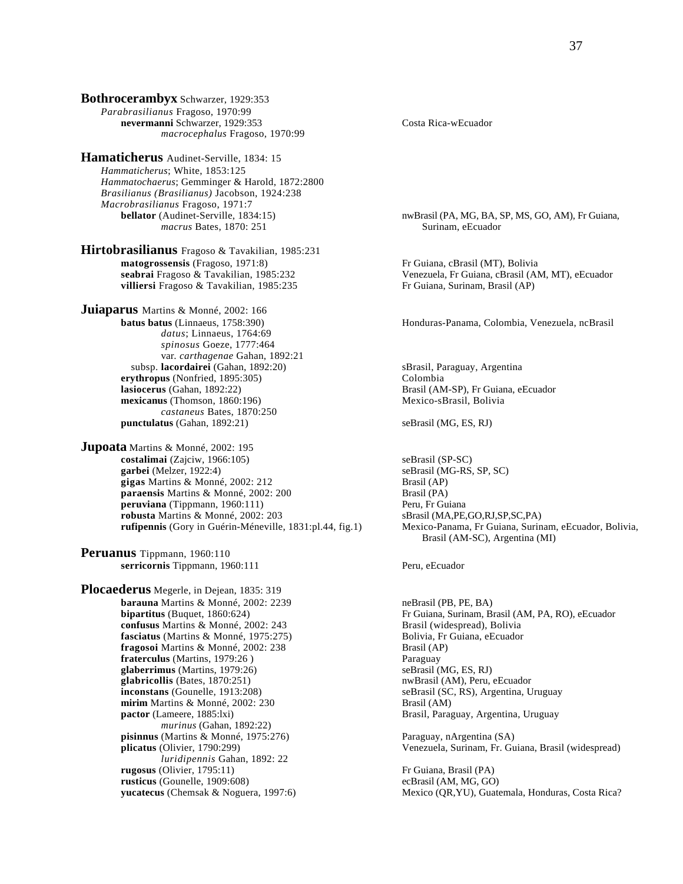**Bothrocerambyx** Schwarzer, 1929:353

*Parabrasilianus* Fragoso, 1970:99

**nevermanni** Schwarzer, 1929:353 — Costa Rica-wEcuador

*macrocephalus* Fragoso, 1970:99

**Hamaticherus** Audinet-Serville, 1834: 15

*Hammaticherus*; White, 1853:125

*Hammatochaerus*; Gemminger & Harold, 1872:2800

*Brasilianus (Brasilianus)* Jacobson, 1924:238

*Macrobrasilianus* Fragoso, 1971:7

**bellator** (Audinet-Serville, 1834:15) — nwBrasil (PA, MG, BA, SP, MS, GO, AM), Fr Guiana, Surinam, eEcuador

*macrus* Bates, 1870: 251

**Hirtobrasilianus** Fragoso & Tavakilian, 1985:231

**matogrossensis** (Fragoso, 1971:8) — Fr Guiana, cBrasil (MT), Bolivia

**seabrai** Fragoso & Tavakilian, 1985:232 — Venezuela, Fr Guiana, cBrasil (AM, MT), eEcuador

**villiersi** Fragoso & Tavakilian, 1985:235 — Fr Guiana, Surinam, Brasil (AP)

**Juiaparus** Martins & Monné, 2002: 166

**batus batus** (Linnaeus, 1758:390) — Honduras-Panama, Colombia, Venezuela, ncBrasil

*datus*; Linnaeus, 1764:69

*spinosus* Goeze, 1777:464

var. *carthagenae* Gahan, 1892:21

subsp. **lacordairei** (Gahan, 1892:20) — sBrasil, Paraguay, Argentina

**erythropus** (Nonfried, 1895:305) — Colombia

**lasiocerus** (Gahan, 1892:22) — Brasil (AM-SP), Fr Guiana, eEcuador

**mexicanus** (Thomson, 1860:196) — Mexico-sBrasil, Bolivia

*castaneus* Bates, 1870:250

**punctulatus** (Gahan, 1892:21) — seBrasil (MG, ES, RJ)

**Jupoata** Martins & Monné, 2002: 195

**costalimai** (Zajciw, 1966:105) — seBrasil (SP-SC)

**garbei** (Melzer, 1922:4) — seBrasil (MG-RS, SP, SC)

**gigas** Martins & Monné, 2002: 212 — Brasil (AP)

**paraensis** Martins & Monné, 2002: 200 — Brasil (PA)

**peruviana** (Tippmann, 1960:111) — Peru, Fr Guiana

**robusta** Martins & Monné, 2002: 203 — sBrasil (MA,PE,GO,RJ,SP,SC,PA)

**rufipennis** (Gory in Guérin-Méneville, 1831:pl.44, fig.1) — Mexico-Panama, Fr Guiana, Surinam, eEcuador, Bolivia, Brasil (AM-SC), Argentina (MI)

**Peruanus** Tippmann, 1960:110

**serricornis** Tippmann, 1960:111 — Peru, eEcuador

**Plocaederus** Megerle, in Dejean, 1835: 319

**barauna** Martins & Monné, 2002: 2239 — neBrasil (PB, PE, BA)

**bipartitus** (Buquet, 1860:624) — Fr Guiana, Surinam, Brasil (AM, PA, RO), eEcuador

**confusus** Martins & Monné, 2002: 243 — Brasil (widespread), Bolivia

**fasciatus** (Martins & Monné, 1975:275) — Bolivia, Fr Guiana, eEcuador

**fragosoi** Martins & Monné, 2002: 238 — Brasil (AP)

**fraterculus** (Martins, 1979:26 ) — Paraguay

**glaberrimus** (Martins, 1979:26) — seBrasil (MG, ES, RJ)

**glabricollis** (Bates, 1870:251) — nwBrasil (AM), Peru, eEcuador

**inconstans** (Gounelle, 1913:208) — seBrasil (SC, RS), Argentina, Uruguay

**mirim** Martins & Monné, 2002: 230 — Brasil (AM)

**pactor** (Lameere, 1885:lxi) — Brasil, Paraguay, Argentina, Uruguay

*murinus* (Gahan, 1892:22)

**pisinnus** (Martins & Monné, 1975:276) — Paraguay, nArgentina (SA)

**plicatus** (Olivier, 1790:299) — Venezuela, Surinam, Fr. Guiana, Brasil (widespread)

*luridipennis* Gahan, 1892: 22

**rugosus** (Olivier, 1795:11) — Fr Guiana, Brasil (PA)

**rusticus** (Gounelle, 1909:608) — ecBrasil (AM, MG, GO)

**yucatecus** (Chemsak & Noguera, 1997:6) — Mexico (QR,YU), Guatemala, Honduras, Costa Rica?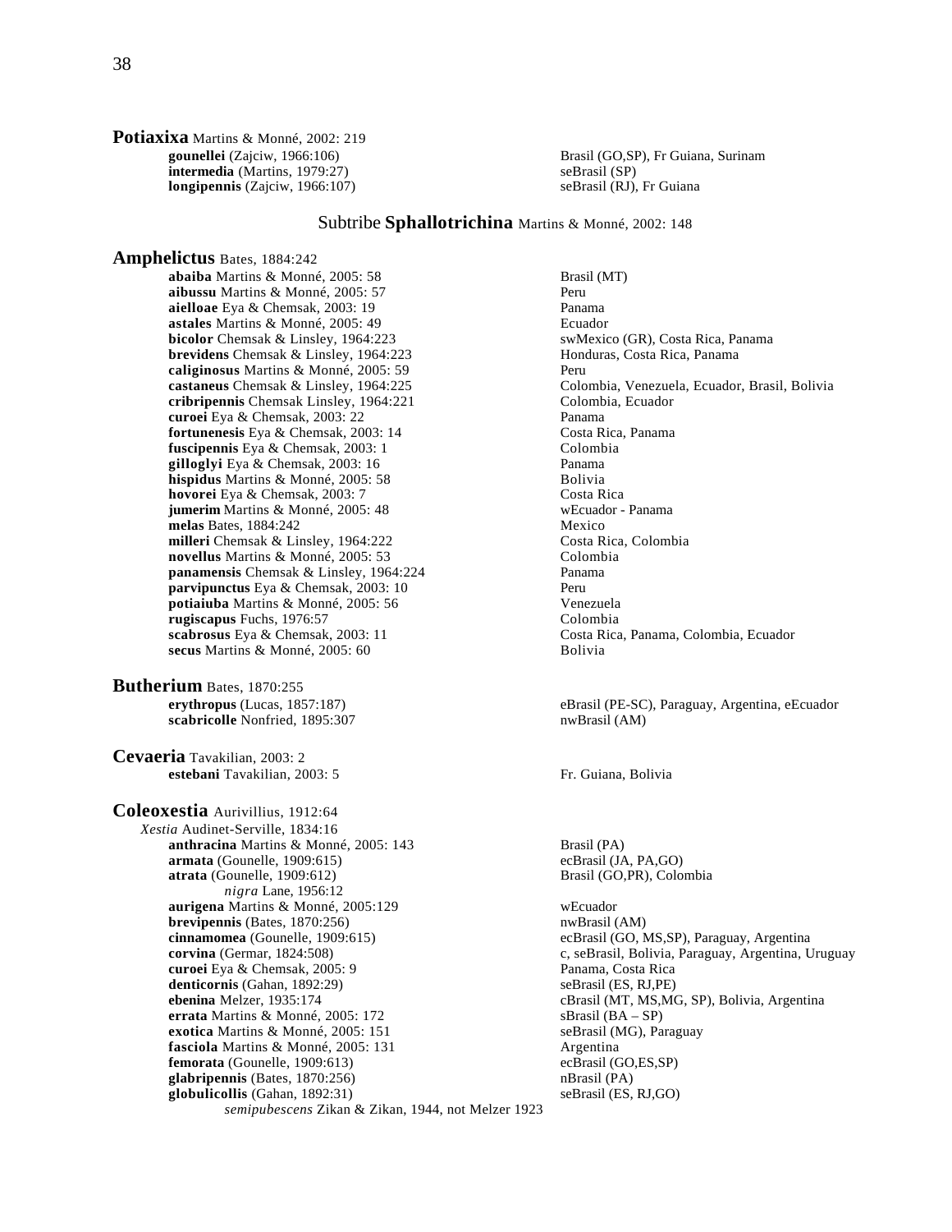**Potiaxixa** Martins & Monné, 2002: 219

- **gounellei** (Zajciw, 1966:106) — Brasil (GO,SP), Fr Guiana, Surinam
- **intermedia** (Martins, 1979:27) — seBrasil (SP)
- **longipennis** (Zajciw, 1966:107) — seBrasil (RJ), Fr Guiana

## Subtribe **Sphallotrichina** Martins & Monné, 2002: 148

**Amphelictus** Bates, 1884:242

- **abaiba** Martins & Monné, 2005: 58 — Brasil (MT)
- **aibussu** Martins & Monné, 2005: 57 — Peru
- **aielloae** Eya & Chemsak, 2003: 19 — Panama
- **astales** Martins & Monné, 2005: 49 — Ecuador
- **bicolor** Chemsak & Linsley, 1964:223 — swMexico (GR), Costa Rica, Panama
- **brevidens** Chemsak & Linsley, 1964:223 — Honduras, Costa Rica, Panama
- **caliginosus** Martins & Monné, 2005: 59 — Peru
- **castaneus** Chemsak & Linsley, 1964:225 — Colombia, Venezuela, Ecuador, Brasil, Bolivia
- **cribripennis** Chemsak Linsley, 1964:221 — Colombia, Ecuador
- **curoei** Eya & Chemsak, 2003: 22 — Panama
- **fortunenesis** Eya & Chemsak, 2003: 14 — Costa Rica, Panama
- **fuscipennis** Eya & Chemsak, 2003: 1 — Colombia
- **gilloglyi** Eya & Chemsak, 2003: 16 — Panama
- **hispidus** Martins & Monné, 2005: 58 — Bolivia
- **hovorei** Eya & Chemsak, 2003: 7 — Costa Rica
- **jumerim** Martins & Monné, 2005: 48 — wEcuador - Panama
- **melas** Bates, 1884:242 — Mexico
- **milleri** Chemsak & Linsley, 1964:222 — Costa Rica, Colombia
- **novellus** Martins & Monné, 2005: 53 — Colombia
- **panamensis** Chemsak & Linsley, 1964:224 — Panama
- **parvipunctus** Eya & Chemsak, 2003: 10 — Peru
- **potiaiuba** Martins & Monné, 2005: 56 — Venezuela
- **rugiscapus** Fuchs, 1976:57 — Colombia
- **scabrosus** Eya & Chemsak, 2003: 11 — Costa Rica, Panama, Colombia, Ecuador
- **secus** Martins & Monné, 2005: 60 — Bolivia

**Butherium** Bates, 1870:255

- **erythropus** (Lucas, 1857:187) — eBrasil (PE-SC), Paraguay, Argentina, eEcuador
- **scabricolle** Nonfried, 1895:307 — nwBrasil (AM)

**Cevaeria** Tavakilian, 2003: 2

- **estebani** Tavakilian, 2003: 5 — Fr. Guiana, Bolivia

**Coleoxestia** Aurivillius, 1912:64

*Xestia* Audinet-Serville, 1834:16

- **anthracina** Martins & Monné, 2005: 143 — Brasil (PA)
- **armata** (Gounelle, 1909:615) — ecBrasil (JA, PA,GO)
- **atrata** (Gounelle, 1909:612) — Brasil (GO,PR), Colombia
  - *nigra* Lane, 1956:12
- **aurigena** Martins & Monné, 2005:129 — wEcuador
- **brevipennis** (Bates, 1870:256) — nwBrasil (AM)
- **cinnamomea** (Gounelle, 1909:615) — ecBrasil (GO, MS,SP), Paraguay, Argentina
- **corvina** (Germar, 1824:508) — c, seBrasil, Bolivia, Paraguay, Argentina, Uruguay
- **curoei** Eya & Chemsak, 2005: 9 — Panama, Costa Rica
- **denticornis** (Gahan, 1892:29) — seBrasil (ES, RJ,PE)
- **ebenina** Melzer, 1935:174 — cBrasil (MT, MS,MG, SP), Bolivia, Argentina
- **errata** Martins & Monné, 2005: 172 — sBrasil (BA – SP)
- **exotica** Martins & Monné, 2005: 151 — seBrasil (MG), Paraguay
- **fasciola** Martins & Monné, 2005: 131 — Argentina
- **femorata** (Gounelle, 1909:613) — ecBrasil (GO,ES,SP)
- **glabripennis** (Bates, 1870:256) — nBrasil (PA)
- **globulicollis** (Gahan, 1892:31) — seBrasil (ES, RJ,GO)
  - *semipubescens* Zikan & Zikan, 1944, not Melzer 1923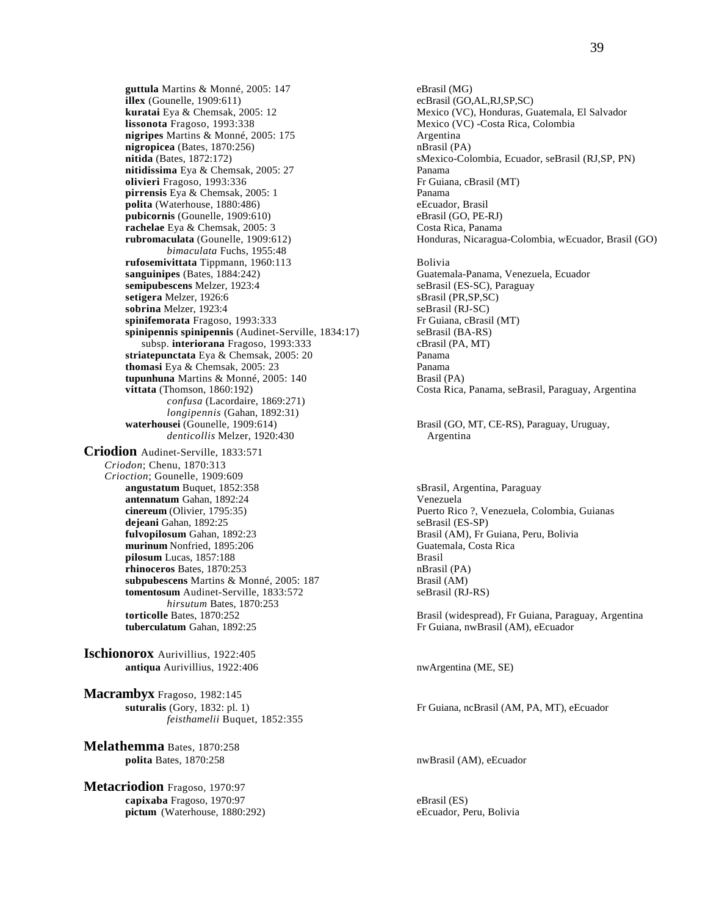**guttula** Martins & Monné, 2005: 147 — eBrasil (MG)
**illex** (Gounelle, 1909:611) — ecBrasil (GO,AL,RJ,SP,SC)
**kuratai** Eya & Chemsak, 2005: 12 — Mexico (VC), Honduras, Guatemala, El Salvador
**lissonota** Fragoso, 1993:338 — Mexico (VC) -Costa Rica, Colombia
**nigripes** Martins & Monné, 2005: 175 — Argentina
**nigropicea** (Bates, 1870:256) — nBrasil (PA)
**nitida** (Bates, 1872:172) — sMexico-Colombia, Ecuador, seBrasil (RJ,SP, PN)
**nitidissima** Eya & Chemsak, 2005: 27 — Panama
**olivieri** Fragoso, 1993:336 — Fr Guiana, cBrasil (MT)
**pirrensis** Eya & Chemsak, 2005: 1 — Panama
**polita** (Waterhouse, 1880:486) — eEcuador, Brasil
**pubicornis** (Gounelle, 1909:610) — eBrasil (GO, PE-RJ)
**rachelae** Eya & Chemsak, 2005: 3 — Costa Rica, Panama
**rubromaculata** (Gounelle, 1909:612) — Honduras, Nicaragua-Colombia, wEcuador, Brasil (GO)
  *bimaculata* Fuchs, 1955:48
**rufosemivittata** Tippmann, 1960:113 — Bolivia
**sanguinipes** (Bates, 1884:242) — Guatemala-Panama, Venezuela, Ecuador
**semipubescens** Melzer, 1923:4 — seBrasil (ES-SC), Paraguay
**setigera** Melzer, 1926:6 — sBrasil (PR,SP,SC)
**sobrina** Melzer, 1923:4 — seBrasil (RJ-SC)
**spinifemorata** Fragoso, 1993:333 — Fr Guiana, cBrasil (MT)
**spinipennis spinipennis** (Audinet-Serville, 1834:17) — seBrasil (BA-RS)
  subsp. **interiorana** Fragoso, 1993:333 — cBrasil (PA, MT)
**striatepunctata** Eya & Chemsak, 2005: 20 — Panama
**thomasi** Eya & Chemsak, 2005: 23 — Panama
**tupunhuna** Martins & Monné, 2005: 140 — Brasil (PA)
**vittata** (Thomson, 1860:192) — Costa Rica, Panama, seBrasil, Paraguay, Argentina
  *confusa* (Lacordaire, 1869:271)
  *longipennis* (Gahan, 1892:31)
**waterhousei** (Gounelle, 1909:614) — Brasil (GO, MT, CE-RS), Paraguay, Uruguay, Argentina
  *denticollis* Melzer, 1920:430

## **Criodion** Audinet-Serville, 1833:571

*Criodon*; Chenu, 1870:313
*Crioction*; Gounelle, 1909:609

**angustatum** Buquet, 1852:358 — sBrasil, Argentina, Paraguay
**antennatum** Gahan, 1892:24 — Venezuela
**cinereum** (Olivier, 1795:35) — Puerto Rico ?, Venezuela, Colombia, Guianas
**dejeani** Gahan, 1892:25 — seBrasil (ES-SP)
**fulvopilosum** Gahan, 1892:23 — Brasil (AM), Fr Guiana, Peru, Bolivia
**murinum** Nonfried, 1895:206 — Guatemala, Costa Rica
**pilosum** Lucas, 1857:188 — Brasil
**rhinoceros** Bates, 1870:253 — nBrasil (PA)
**subpubescens** Martins & Monné, 2005: 187 — Brasil (AM)
**tomentosum** Audinet-Serville, 1833:572 — seBrasil (RJ-RS)
  *hirsutum* Bates, 1870:253
**torticolle** Bates, 1870:252 — Brasil (widespread), Fr Guiana, Paraguay, Argentina
**tuberculatum** Gahan, 1892:25 — Fr Guiana, nwBrasil (AM), eEcuador

## **Ischionorox** Aurivillius, 1922:405

**antiqua** Aurivillius, 1922:406 — nwArgentina (ME, SE)

## **Macrambyx** Fragoso, 1982:145

**suturalis** (Gory, 1832: pl. 1) — Fr Guiana, ncBrasil (AM, PA, MT), eEcuador
  *feisthamelii* Buquet, 1852:355

## **Melathemma** Bates, 1870:258

**polita** Bates, 1870:258 — nwBrasil (AM), eEcuador

## **Metacriodion** Fragoso, 1970:97

**capixaba** Fragoso, 1970:97 — eBrasil (ES)
**pictum** (Waterhouse, 1880:292) — eEcuador, Peru, Bolivia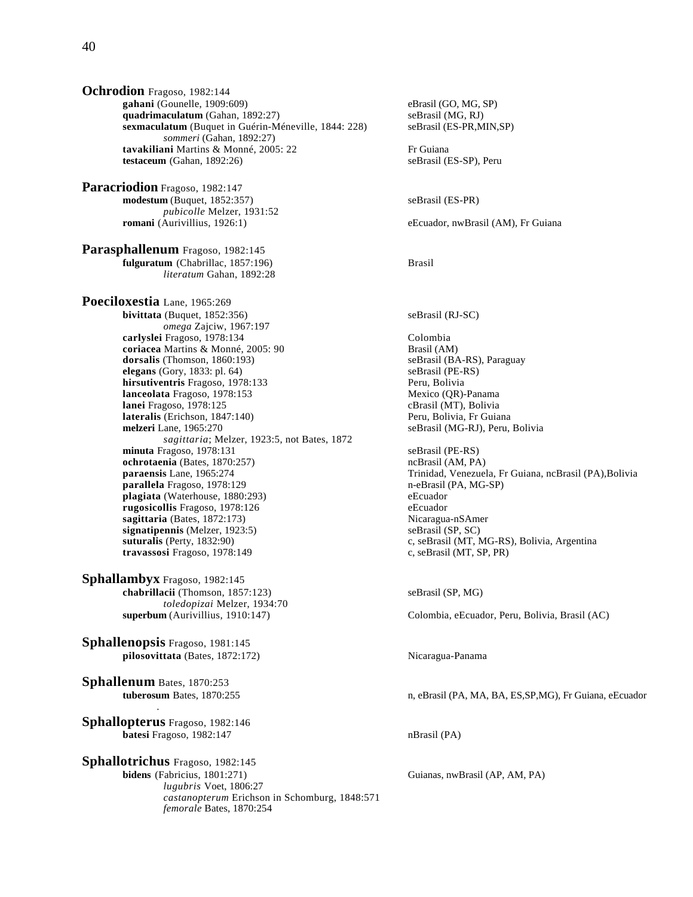**Ochrodion** Fragoso, 1982:144

- **gahani** (Gounelle, 1909:609) — eBrasil (GO, MG, SP)
- **quadrimaculatum** (Gahan, 1892:27) — seBrasil (MG, RJ)
- **sexmaculatum** (Buquet in Guérin-Méneville, 1844: 228) — seBrasil (ES-PR,MIN,SP)
  - *sommeri* (Gahan, 1892:27)
- **tavakiliani** Martins & Monné, 2005: 22 — Fr Guiana
- **testaceum** (Gahan, 1892:26) — seBrasil (ES-SP), Peru

**Paracriodion** Fragoso, 1982:147

- **modestum** (Buquet, 1852:357) — seBrasil (ES-PR)
  - *pubicolle* Melzer, 1931:52
- **romani** (Aurivillius, 1926:1) — eEcuador, nwBrasil (AM), Fr Guiana

**Parasphallenum** Fragoso, 1982:145

- **fulguratum** (Chabrillac, 1857:196) — Brasil
  - *literatum* Gahan, 1892:28

**Poeciloxestia** Lane, 1965:269

- **bivittata** (Buquet, 1852:356) — seBrasil (RJ-SC)
  - *omega* Zajciw, 1967:197
- **carlyslei** Fragoso, 1978:134 — Colombia
- **coriacea** Martins & Monné, 2005: 90 — Brasil (AM)
- **dorsalis** (Thomson, 1860:193) — seBrasil (BA-RS), Paraguay
- **elegans** (Gory, 1833: pl. 64) — seBrasil (PE-RS)
- **hirsutiventris** Fragoso, 1978:133 — Peru, Bolivia
- **lanceolata** Fragoso, 1978:153 — Mexico (QR)-Panama
- **lanei** Fragoso, 1978:125 — cBrasil (MT), Bolivia
- **lateralis** (Erichson, 1847:140) — Peru, Bolivia, Fr Guiana
- **melzeri** Lane, 1965:270 — seBrasil (MG-RJ), Peru, Bolivia
  - *sagittaria*; Melzer, 1923:5, not Bates, 1872
- **minuta** Fragoso, 1978:131 — seBrasil (PE-RS)
- **ochrotaenia** (Bates, 1870:257) — ncBrasil (AM, PA)
- **paraensis** Lane, 1965:274 — Trinidad, Venezuela, Fr Guiana, ncBrasil (PA),Bolivia
- **parallela** Fragoso, 1978:129 — n-eBrasil (PA, MG-SP)
- **plagiata** (Waterhouse, 1880:293) — eEcuador
- **rugosicollis** Fragoso, 1978:126 — eEcuador
- **sagittaria** (Bates, 1872:173) — Nicaragua-nSAmer
- **signatipennis** (Melzer, 1923:5) — seBrasil (SP, SC)
- **suturalis** (Perty, 1832:90) — c, seBrasil (MT, MG-RS), Bolivia, Argentina
- **travassosi** Fragoso, 1978:149 — c, seBrasil (MT, SP, PR)

**Sphallambyx** Fragoso, 1982:145

- **chabrillacii** (Thomson, 1857:123) — seBrasil (SP, MG)
  - *toledopizai* Melzer, 1934:70
- **superbum** (Aurivillius, 1910:147) — Colombia, eEcuador, Peru, Bolivia, Brasil (AC)

**Sphallenopsis** Fragoso, 1981:145

- **pilosovittata** (Bates, 1872:172) — Nicaragua-Panama

**Sphallenum** Bates, 1870:253

- **tuberosum** Bates, 1870:255 — n, eBrasil (PA, MA, BA, ES,SP,MG), Fr Guiana, eEcuador

**Sphallopterus** Fragoso, 1982:146

- **batesi** Fragoso, 1982:147 — nBrasil (PA)

**Sphallotrichus** Fragoso, 1982:145

- **bidens** (Fabricius, 1801:271) — Guianas, nwBrasil (AP, AM, PA)
  - *lugubris* Voet, 1806:27
  - *castanopterum* Erichson in Schomburg, 1848:571
  - *femorale* Bates, 1870:254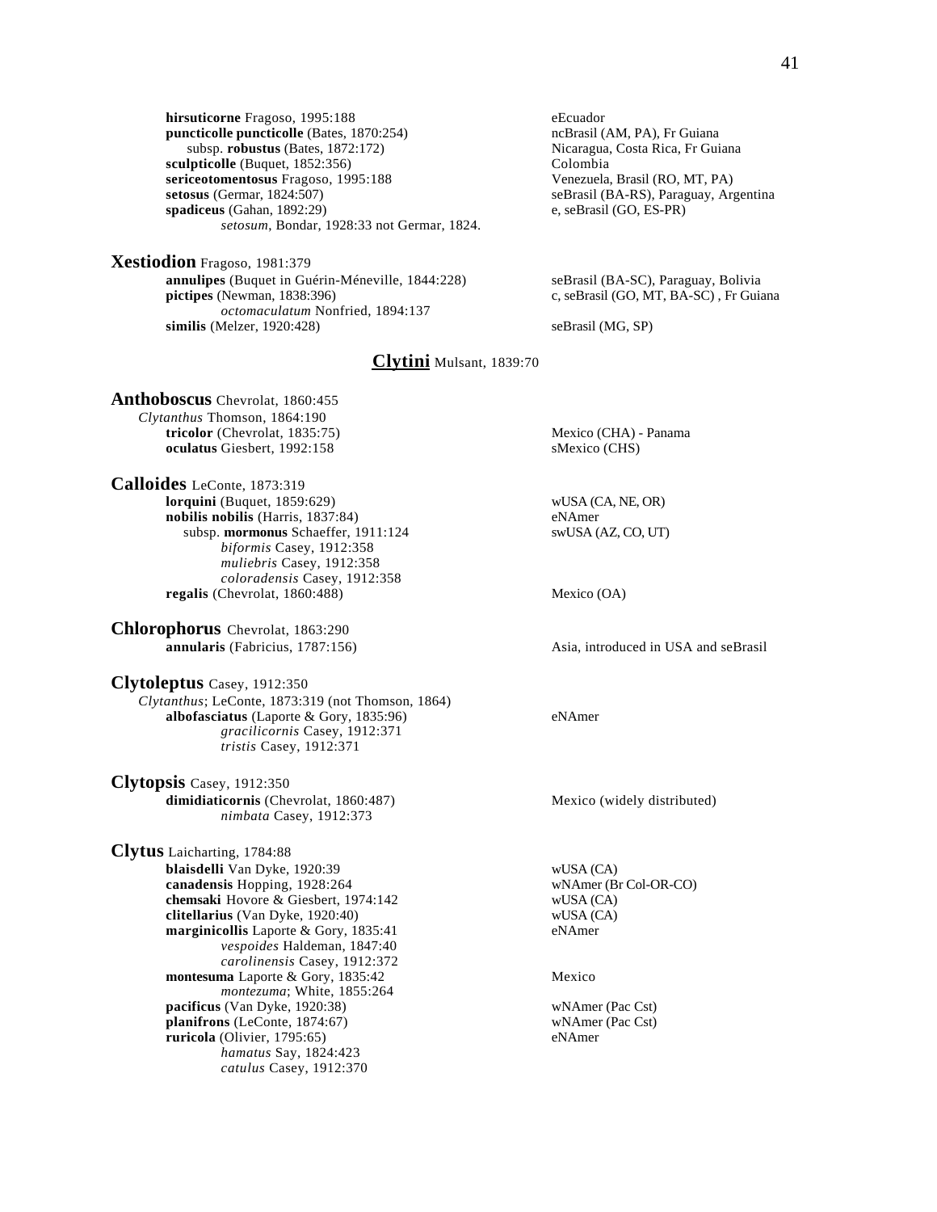**hirsuticorne** Fragoso, 1995:188 — eEcuador
**puncticolle puncticolle** (Bates, 1870:254) — ncBrasil (AM, PA), Fr Guiana
  subsp. **robustus** (Bates, 1872:172) — Nicaragua, Costa Rica, Fr Guiana
**sculpticolle** (Buquet, 1852:356) — Colombia
**sericeotomentosus** Fragoso, 1995:188 — Venezuela, Brasil (RO, MT, PA)
**setosus** (Germar, 1824:507) — seBrasil (BA-RS), Paraguay, Argentina
**spadiceus** (Gahan, 1892:29) — e, seBrasil (GO, ES-PR)
  *setosum*, Bondar, 1928:33 not Germar, 1824.

**Xestiodion** Fragoso, 1981:379
**annulipes** (Buquet in Guérin-Méneville, 1844:228) — seBrasil (BA-SC), Paraguay, Bolivia
**pictipes** (Newman, 1838:396) — c, seBrasil (GO, MT, BA-SC) , Fr Guiana
  *octomaculatum* Nonfried, 1894:137
**similis** (Melzer, 1920:428) — seBrasil (MG, SP)

## Clytini Mulsant, 1839:70

**Anthoboscus** Chevrolat, 1860:455
*Clytanthus* Thomson, 1864:190
**tricolor** (Chevrolat, 1835:75) — Mexico (CHA) - Panama
**oculatus** Giesbert, 1992:158 — sMexico (CHS)

**Calloides** LeConte, 1873:319
**lorquini** (Buquet, 1859:629) — wUSA (CA, NE, OR)
**nobilis nobilis** (Harris, 1837:84) — eNAmer
  subsp. **mormonus** Schaeffer, 1911:124 — swUSA (AZ, CO, UT)
  *biformis* Casey, 1912:358
  *muliebris* Casey, 1912:358
  *coloradensis* Casey, 1912:358
**regalis** (Chevrolat, 1860:488) — Mexico (OA)

**Chlorophorus** Chevrolat, 1863:290
**annularis** (Fabricius, 1787:156) — Asia, introduced in USA and seBrasil

**Clytoleptus** Casey, 1912:350
*Clytanthus*; LeConte, 1873:319 (not Thomson, 1864)
**albofasciatus** (Laporte & Gory, 1835:96) — eNAmer
  *gracilicornis* Casey, 1912:371
  *tristis* Casey, 1912:371

**Clytopsis** Casey, 1912:350
**dimidiaticornis** (Chevrolat, 1860:487) — Mexico (widely distributed)
  *nimbata* Casey, 1912:373

**Clytus** Laicharting, 1784:88
**blaisdelli** Van Dyke, 1920:39 — wUSA (CA)
**canadensis** Hopping, 1928:264 — wNAmer (Br Col-OR-CO)
**chemsaki** Hovore & Giesbert, 1974:142 — wUSA (CA)
**clitellarius** (Van Dyke, 1920:40) — wUSA (CA)
**marginicollis** Laporte & Gory, 1835:41 — eNAmer
  *vespoides* Haldeman, 1847:40
  *carolinensis* Casey, 1912:372
**montesuma** Laporte & Gory, 1835:42 — Mexico
  *montezuma*; White, 1855:264
**pacificus** (Van Dyke, 1920:38) — wNAmer (Pac Cst)
**planifrons** (LeConte, 1874:67) — wNAmer (Pac Cst)
**ruricola** (Olivier, 1795:65) — eNAmer
  *hamatus* Say, 1824:423
  *catulus* Casey, 1912:370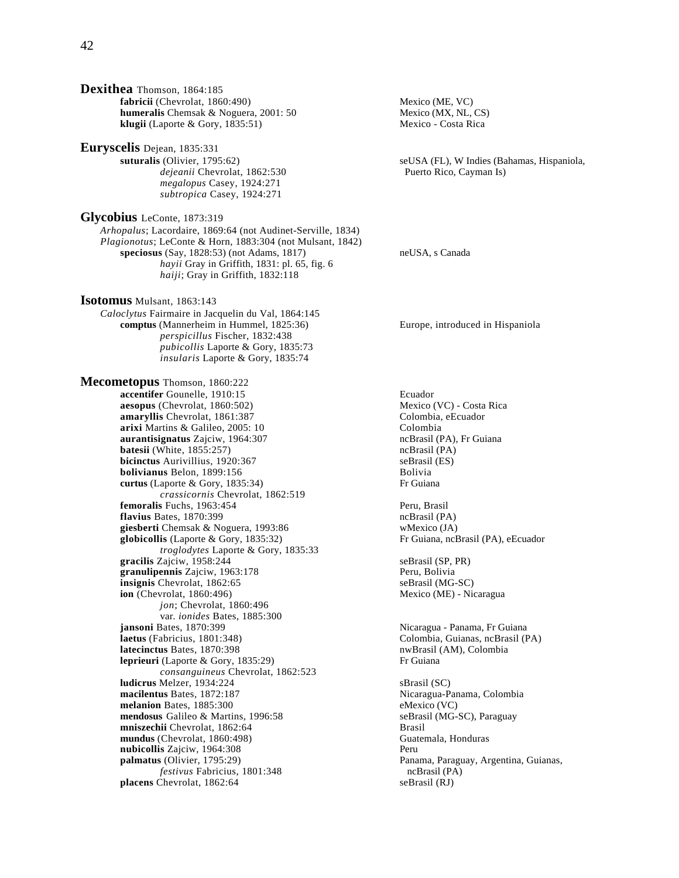**Dexithea** Thomson, 1864:185

- **fabricii** (Chevrolat, 1860:490) — Mexico (ME, VC)
- **humeralis** Chemsak & Noguera, 2001: 50 — Mexico (MX, NL, CS)
- **klugii** (Laporte & Gory, 1835:51) — Mexico - Costa Rica

**Euryscelis** Dejean, 1835:331

- **suturalis** (Olivier, 1795:62) — seUSA (FL), W Indies (Bahamas, Hispaniola, Puerto Rico, Cayman Is)
    - *dejeanii* Chevrolat, 1862:530
    - *megalopus* Casey, 1924:271
    - *subtropica* Casey, 1924:271

**Glycobius** LeConte, 1873:319

*Arhopalus*; Lacordaire, 1869:64 (not Audinet-Serville, 1834)
*Plagionotus*; LeConte & Horn, 1883:304 (not Mulsant, 1842)

- **speciosus** (Say, 1828:53) (not Adams, 1817) — neUSA, s Canada
    - *hayii* Gray in Griffith, 1831: pl. 65, fig. 6
    - *haiji*; Gray in Griffith, 1832:118

**Isotomus** Mulsant, 1863:143

*Caloclytus* Fairmaire in Jacquelin du Val, 1864:145

- **comptus** (Mannerheim in Hummel, 1825:36) — Europe, introduced in Hispaniola
    - *perspicillus* Fischer, 1832:438
    - *pubicollis* Laporte & Gory, 1835:73
    - *insularis* Laporte & Gory, 1835:74

**Mecometopus** Thomson, 1860:222

- **accentifer** Gounelle, 1910:15 — Ecuador
- **aesopus** (Chevrolat, 1860:502) — Mexico (VC) - Costa Rica
- **amaryllis** Chevrolat, 1861:387 — Colombia, eEcuador
- **arixi** Martins & Galileo, 2005: 10 — Colombia
- **aurantisignatus** Zajciw, 1964:307 — ncBrasil (PA), Fr Guiana
- **batesii** (White, 1855:257) — ncBrasil (PA)
- **bicinctus** Aurivillius, 1920:367 — seBrasil (ES)
- **bolivianus** Belon, 1899:156 — Bolivia
- **curtus** (Laporte & Gory, 1835:34) — Fr Guiana
    - *crassicornis* Chevrolat, 1862:519
- **femoralis** Fuchs, 1963:454 — Peru, Brasil
- **flavius** Bates, 1870:399 — ncBrasil (PA)
- **giesberti** Chemsak & Noguera, 1993:86 — wMexico (JA)
- **globicollis** (Laporte & Gory, 1835:32) — Fr Guiana, ncBrasil (PA), eEcuador
    - *troglodytes* Laporte & Gory, 1835:33
- **gracilis** Zajciw, 1958:244 — seBrasil (SP, PR)
- **granulipennis** Zajciw, 1963:178 — Peru, Bolivia
- **insignis** Chevrolat, 1862:65 — seBrasil (MG-SC)
- **ion** (Chevrolat, 1860:496) — Mexico (ME) - Nicaragua
    - *jon*; Chevrolat, 1860:496
    - var. *ionides* Bates, 1885:300
- **jansoni** Bates, 1870:399 — Nicaragua - Panama, Fr Guiana
- **laetus** (Fabricius, 1801:348) — Colombia, Guianas, ncBrasil (PA)
- **latecinctus** Bates, 1870:398 — nwBrasil (AM), Colombia
- **leprieuri** (Laporte & Gory, 1835:29) — Fr Guiana
    - *consanguineus* Chevrolat, 1862:523
- **ludicrus** Melzer, 1934:224 — sBrasil (SC)
- **macilentus** Bates, 1872:187 — Nicaragua-Panama, Colombia
- **melanion** Bates, 1885:300 — eMexico (VC)
- **mendosus** Galileo & Martins, 1996:58 — seBrasil (MG-SC), Paraguay
- **mniszechii** Chevrolat, 1862:64 — Brasil
- **mundus** (Chevrolat, 1860:498) — Guatemala, Honduras
- **nubicollis** Zajciw, 1964:308 — Peru
- **palmatus** (Olivier, 1795:29) — Panama, Paraguay, Argentina, Guianas, ncBrasil (PA)
    - *festivus* Fabricius, 1801:348
- **placens** Chevrolat, 1862:64 — seBrasil (RJ)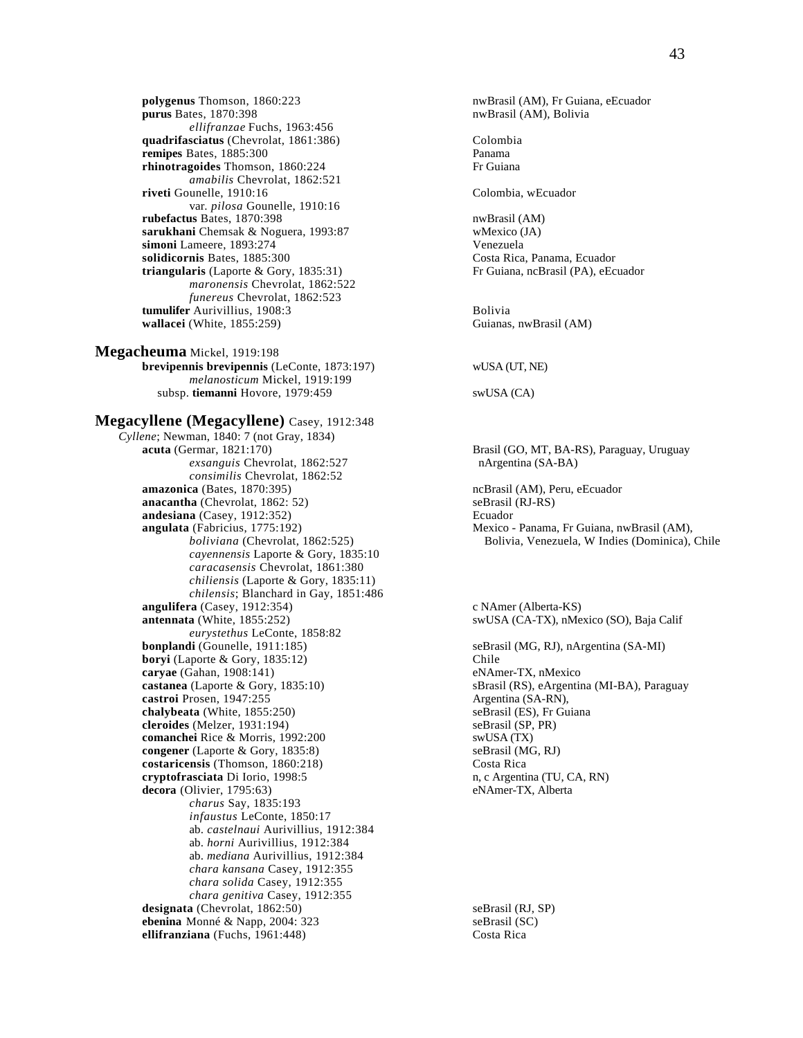**polygenus** Thomson, 1860:223 — nwBrasil (AM), Fr Guiana, eEcuador
**purus** Bates, 1870:398 — nwBrasil (AM), Bolivia
    *ellifranzae* Fuchs, 1963:456
**quadrifasciatus** (Chevrolat, 1861:386) — Colombia
**remipes** Bates, 1885:300 — Panama
**rhinotragoides** Thomson, 1860:224 — Fr Guiana
    *amabilis* Chevrolat, 1862:521
**riveti** Gounelle, 1910:16 — Colombia, wEcuador
    var. *pilosa* Gounelle, 1910:16
**rubefactus** Bates, 1870:398 — nwBrasil (AM)
**sarukhani** Chemsak & Noguera, 1993:87 — wMexico (JA)
**simoni** Lameere, 1893:274 — Venezuela
**solidicornis** Bates, 1885:300 — Costa Rica, Panama, Ecuador
**triangularis** (Laporte & Gory, 1835:31) — Fr Guiana, ncBrasil (PA), eEcuador
    *maronensis* Chevrolat, 1862:522
    *funereus* Chevrolat, 1862:523
**tumulifer** Aurivillius, 1908:3 — Bolivia
**wallacei** (White, 1855:259) — Guianas, nwBrasil (AM)

## Megacheuma Mickel, 1919:198

**brevipennis brevipennis** (LeConte, 1873:197) — wUSA (UT, NE)
    *melanosticum* Mickel, 1919:199
  subsp. **tiemanni** Hovore, 1979:459 — swUSA (CA)

## Megacyllene (Megacyllene) Casey, 1912:348

*Cyllene*; Newman, 1840: 7 (not Gray, 1834)

**acuta** (Germar, 1821:170) — Brasil (GO, MT, BA-RS), Paraguay, Uruguay, nArgentina (SA-BA)
    *exsanguis* Chevrolat, 1862:527
    *consimilis* Chevrolat, 1862:52
**amazonica** (Bates, 1870:395) — ncBrasil (AM), Peru, eEcuador
**anacantha** (Chevrolat, 1862: 52) — seBrasil (RJ-RS)
**andesiana** (Casey, 1912:352) — Ecuador
**angulata** (Fabricius, 1775:192) — Mexico - Panama, Fr Guiana, nwBrasil (AM), Bolivia, Venezuela, W Indies (Dominica), Chile
    *boliviana* (Chevrolat, 1862:525)
    *cayennensis* Laporte & Gory, 1835:10
    *caracasensis* Chevrolat, 1861:380
    *chiliensis* (Laporte & Gory, 1835:11)
    *chilensis*; Blanchard in Gay, 1851:486
**angulifera** (Casey, 1912:354) — c NAmer (Alberta-KS)
**antennata** (White, 1855:252) — swUSA (CA-TX), nMexico (SO), Baja Calif
    *eurystethus* LeConte, 1858:82
**bonplandi** (Gounelle, 1911:185) — seBrasil (MG, RJ), nArgentina (SA-MI)
**boryi** (Laporte & Gory, 1835:12) — Chile
**caryae** (Gahan, 1908:141) — eNAmer-TX, nMexico
**castanea** (Laporte & Gory, 1835:10) — sBrasil (RS), eArgentina (MI-BA), Paraguay
**castroi** Prosen, 1947:255 — Argentina (SA-RN),
**chalybeata** (White, 1855:250) — seBrasil (ES), Fr Guiana
**cleroides** (Melzer, 1931:194) — seBrasil (SP, PR)
**comanchei** Rice & Morris, 1992:200 — swUSA (TX)
**congener** (Laporte & Gory, 1835:8) — seBrasil (MG, RJ)
**costaricensis** (Thomson, 1860:218) — Costa Rica
**cryptofrasciata** Di Iorio, 1998:5 — n, c Argentina (TU, CA, RN)
**decora** (Olivier, 1795:63) — eNAmer-TX, Alberta
    *charus* Say, 1835:193
    *infaustus* LeConte, 1850:17
    ab. *castelnaui* Aurivillius, 1912:384
    ab. *horni* Aurivillius, 1912:384
    ab. *mediana* Aurivillius, 1912:384
    *chara kansana* Casey, 1912:355
    *chara solida* Casey, 1912:355
    *chara genitiva* Casey, 1912:355
**designata** (Chevrolat, 1862:50) — seBrasil (RJ, SP)
**ebenina** Monné & Napp, 2004: 323 — seBrasil (SC)
**ellifranziana** (Fuchs, 1961:448) — Costa Rica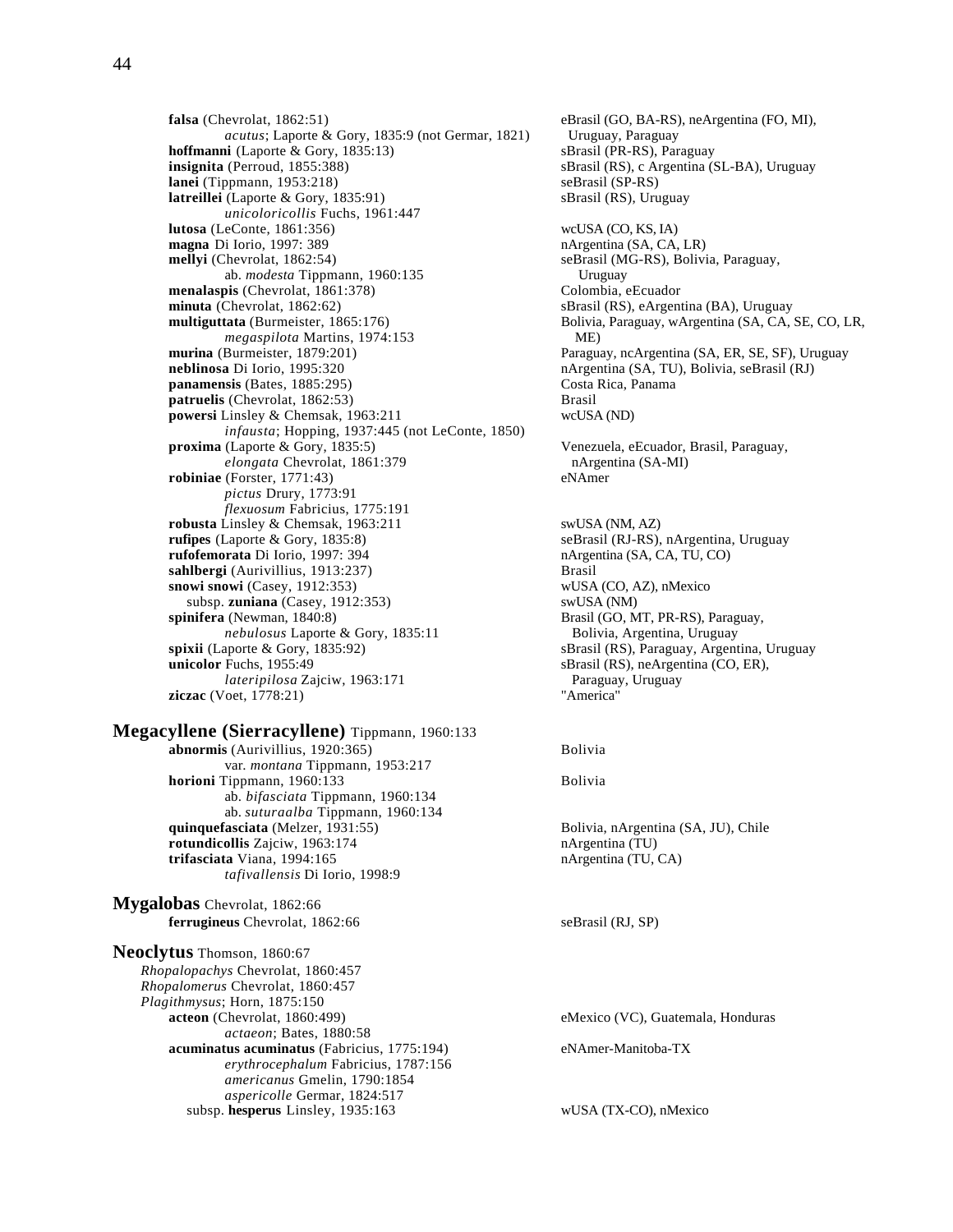**falsa** (Chevrolat, 1862:51) — eBrasil (GO, BA-RS), neArgentina (FO, MI), Uruguay, Paraguay
*acutus*; Laporte & Gory, 1835:9 (not Germar, 1821)

**hoffmanni** (Laporte & Gory, 1835:13) — sBrasil (PR-RS), Paraguay

**insignita** (Perroud, 1855:388) — sBrasil (RS), c Argentina (SL-BA), Uruguay

**lanei** (Tippmann, 1953:218) — seBrasil (SP-RS)

**latreillei** (Laporte & Gory, 1835:91) — sBrasil (RS), Uruguay
*unicoloricollis* Fuchs, 1961:447

**lutosa** (LeConte, 1861:356) — wcUSA (CO, KS, IA)

**magna** Di Iorio, 1997: 389 — nArgentina (SA, CA, LR)

**mellyi** (Chevrolat, 1862:54) — seBrasil (MG-RS), Bolivia, Paraguay, Uruguay
ab. *modesta* Tippmann, 1960:135

**menalaspis** (Chevrolat, 1861:378) — Colombia, eEcuador

**minuta** (Chevrolat, 1862:62) — sBrasil (RS), eArgentina (BA), Uruguay

**multiguttata** (Burmeister, 1865:176) — Bolivia, Paraguay, wArgentina (SA, CA, SE, CO, LR, ME)
*megaspilota* Martins, 1974:153

**murina** (Burmeister, 1879:201) — Paraguay, ncArgentina (SA, ER, SE, SF), Uruguay

**neblinosa** Di Iorio, 1995:320 — nArgentina (SA, TU), Bolivia, seBrasil (RJ)

**panamensis** (Bates, 1885:295) — Costa Rica, Panama

**patruelis** (Chevrolat, 1862:53) — Brasil

**powersi** Linsley & Chemsak, 1963:211 — wcUSA (ND)
*infausta*; Hopping, 1937:445 (not LeConte, 1850)

**proxima** (Laporte & Gory, 1835:5) — Venezuela, eEcuador, Brasil, Paraguay, nArgentina (SA-MI)
*elongata* Chevrolat, 1861:379

**robiniae** (Forster, 1771:43) — eNAmer
*pictus* Drury, 1773:91
*flexuosum* Fabricius, 1775:191

**robusta** Linsley & Chemsak, 1963:211 — swUSA (NM, AZ)

**rufipes** (Laporte & Gory, 1835:8) — seBrasil (RJ-RS), nArgentina, Uruguay

**rufofemorata** Di Iorio, 1997: 394 — nArgentina (SA, CA, TU, CO)

**sahlbergi** (Aurivillius, 1913:237) — Brasil

**snowi snowi** (Casey, 1912:353) — wUSA (CO, AZ), nMexico

subsp. **zuniana** (Casey, 1912:353) — swUSA (NM)

**spinifera** (Newman, 1840:8) — Brasil (GO, MT, PR-RS), Paraguay, Bolivia, Argentina, Uruguay
*nebulosus* Laporte & Gory, 1835:11

**spixii** (Laporte & Gory, 1835:92) — sBrasil (RS), Paraguay, Argentina, Uruguay

**unicolor** Fuchs, 1955:49 — sBrasil (RS), neArgentina (CO, ER), Paraguay, Uruguay
*lateripilosa* Zajciw, 1963:171

**ziczac** (Voet, 1778:21) — "America"

## Megacyllene (Sierracyllene) Tippmann, 1960:133

**abnormis** (Aurivillius, 1920:365) — Bolivia
var. *montana* Tippmann, 1953:217

**horioni** Tippmann, 1960:133 — Bolivia
ab. *bifasciata* Tippmann, 1960:134
ab. *suturaalba* Tippmann, 1960:134

**quinquefasciata** (Melzer, 1931:55) — Bolivia, nArgentina (SA, JU), Chile

**rotundicollis** Zajciw, 1963:174 — nArgentina (TU)

**trifasciata** Viana, 1994:165 — nArgentina (TU, CA)
*tafivallensis* Di Iorio, 1998:9

## Mygalobas Chevrolat, 1862:66

**ferrugineus** Chevrolat, 1862:66 — seBrasil (RJ, SP)

## Neoclytus Thomson, 1860:67

*Rhopalopachys* Chevrolat, 1860:457
*Rhopalomerus* Chevrolat, 1860:457
*Plagithmysus*; Horn, 1875:150

**acteon** (Chevrolat, 1860:499) — eMexico (VC), Guatemala, Honduras
*actaeon*; Bates, 1880:58

**acuminatus acuminatus** (Fabricius, 1775:194) — eNAmer-Manitoba-TX
*erythrocephalum* Fabricius, 1787:156
*americanus* Gmelin, 1790:1854
*aspericolle* Germar, 1824:517

subsp. **hesperus** Linsley, 1935:163 — wUSA (TX-CO), nMexico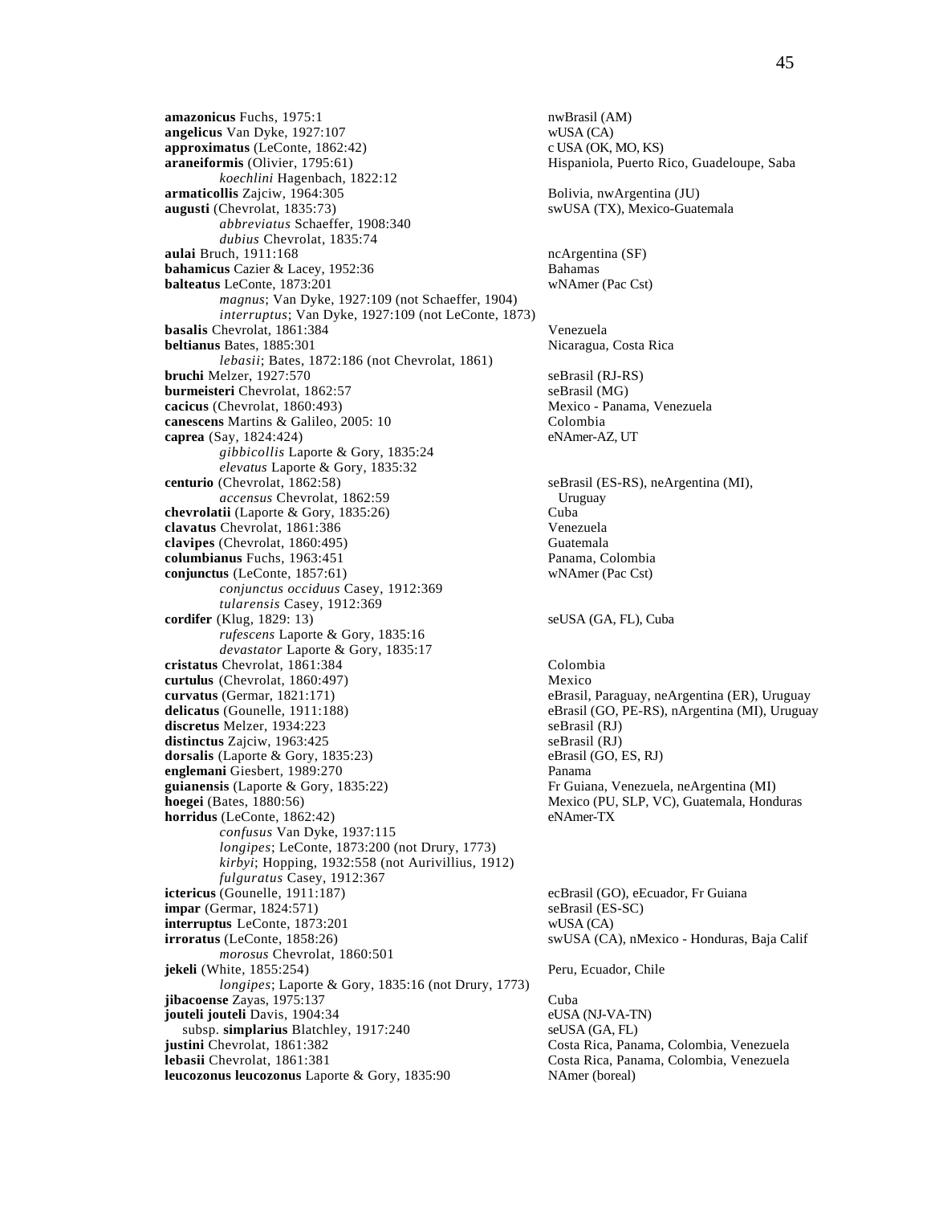**amazonicus** Fuchs, 1975:1 — nwBrasil (AM)
**angelicus** Van Dyke, 1927:107 — wUSA (CA)
**approximatus** (LeConte, 1862:42) — c USA (OK, MO, KS)
**araneiformis** (Olivier, 1795:61) — Hispaniola, Puerto Rico, Guadeloupe, Saba
    *koechlini* Hagenbach, 1822:12
**armaticollis** Zajciw, 1964:305 — Bolivia, nwArgentina (JU)
**augusti** (Chevrolat, 1835:73) — swUSA (TX), Mexico-Guatemala
    *abbreviatus* Schaeffer, 1908:340
    *dubius* Chevrolat, 1835:74
**aulai** Bruch, 1911:168 — ncArgentina (SF)
**bahamicus** Cazier & Lacey, 1952:36 — Bahamas
**balteatus** LeConte, 1873:201 — wNAmer (Pac Cst)
    *magnus*; Van Dyke, 1927:109 (not Schaeffer, 1904)
    *interruptus*; Van Dyke, 1927:109 (not LeConte, 1873)
**basalis** Chevrolat, 1861:384 — Venezuela
**beltianus** Bates, 1885:301 — Nicaragua, Costa Rica
    *lebasii*; Bates, 1872:186 (not Chevrolat, 1861)
**bruchi** Melzer, 1927:570 — seBrasil (RJ-RS)
**burmeisteri** Chevrolat, 1862:57 — seBrasil (MG)
**cacicus** (Chevrolat, 1860:493) — Mexico - Panama, Venezuela
**canescens** Martins & Galileo, 2005: 10 — Colombia
**caprea** (Say, 1824:424) — eNAmer-AZ, UT
    *gibbicollis* Laporte & Gory, 1835:24
    *elevatus* Laporte & Gory, 1835:32
**centurio** (Chevrolat, 1862:58) — seBrasil (ES-RS), neArgentina (MI), Uruguay
    *accensus* Chevrolat, 1862:59
**chevrolatii** (Laporte & Gory, 1835:26) — Cuba
**clavatus** Chevrolat, 1861:386 — Venezuela
**clavipes** (Chevrolat, 1860:495) — Guatemala
**columbianus** Fuchs, 1963:451 — Panama, Colombia
**conjunctus** (LeConte, 1857:61) — wNAmer (Pac Cst)
    *conjunctus occiduus* Casey, 1912:369
    *tularensis* Casey, 1912:369
**cordifer** (Klug, 1829: 13) — seUSA (GA, FL), Cuba
    *rufescens* Laporte & Gory, 1835:16
    *devastator* Laporte & Gory, 1835:17
**cristatus** Chevrolat, 1861:384 — Colombia
**curtulus** (Chevrolat, 1860:497) — Mexico
**curvatus** (Germar, 1821:171) — eBrasil, Paraguay, neArgentina (ER), Uruguay
**delicatus** (Gounelle, 1911:188) — eBrasil (GO, PE-RS), nArgentina (MI), Uruguay
**discretus** Melzer, 1934:223 — seBrasil (RJ)
**distinctus** Zajciw, 1963:425 — seBrasil (RJ)
**dorsalis** (Laporte & Gory, 1835:23) — eBrasil (GO, ES, RJ)
**englemani** Giesbert, 1989:270 — Panama
**guianensis** (Laporte & Gory, 1835:22) — Fr Guiana, Venezuela, neArgentina (MI)
**hoegei** (Bates, 1880:56) — Mexico (PU, SLP, VC), Guatemala, Honduras
**horridus** (LeConte, 1862:42) — eNAmer-TX
    *confusus* Van Dyke, 1937:115
    *longipes*; LeConte, 1873:200 (not Drury, 1773)
    *kirbyi*; Hopping, 1932:558 (not Aurivillius, 1912)
    *fulguratus* Casey, 1912:367
**ictericus** (Gounelle, 1911:187) — ecBrasil (GO), eEcuador, Fr Guiana
**impar** (Germar, 1824:571) — seBrasil (ES-SC)
**interruptus** LeConte, 1873:201 — wUSA (CA)
**irroratus** (LeConte, 1858:26) — swUSA (CA), nMexico - Honduras, Baja Calif
    *morosus* Chevrolat, 1860:501
**jekeli** (White, 1855:254) — Peru, Ecuador, Chile
    *longipes*; Laporte & Gory, 1835:16 (not Drury, 1773)
**jibacoense** Zayas, 1975:137 — Cuba
**jouteli jouteli** Davis, 1904:34 — eUSA (NJ-VA-TN)
  subsp. **simplarius** Blatchley, 1917:240 — seUSA (GA, FL)
**justini** Chevrolat, 1861:382 — Costa Rica, Panama, Colombia, Venezuela
**lebasii** Chevrolat, 1861:381 — Costa Rica, Panama, Colombia, Venezuela
**leucozonus leucozonus** Laporte & Gory, 1835:90 — NAmer (boreal)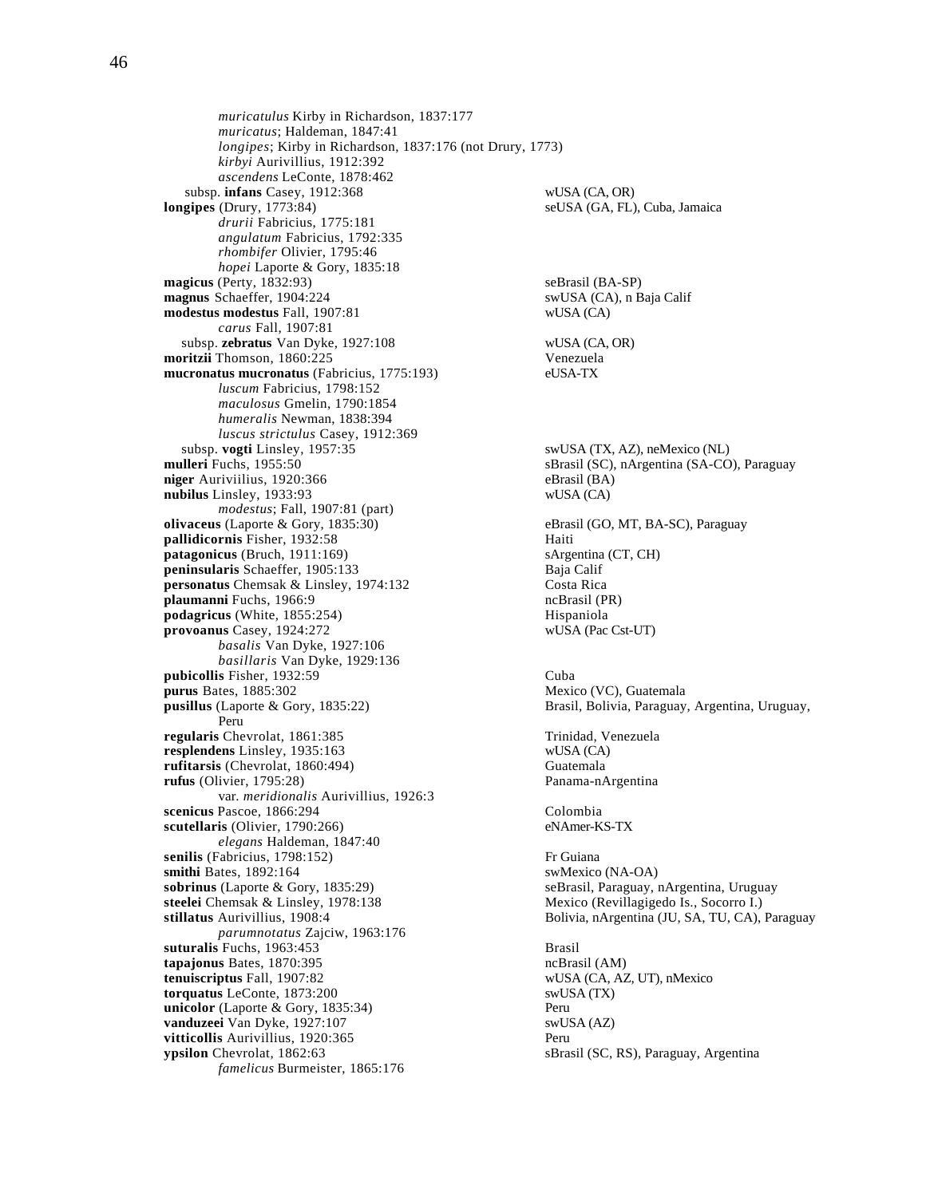*muricatulus* Kirby in Richardson, 1837:177
*muricatus*; Haldeman, 1847:41
*longipes*; Kirby in Richardson, 1837:176 (not Drury, 1773)
*kirbyi* Aurivillius, 1912:392
*ascendens* LeConte, 1878:462
subsp. **infans** Casey, 1912:368 — wUSA (CA, OR)
**longipes** (Drury, 1773:84) — seUSA (GA, FL), Cuba, Jamaica
*drurii* Fabricius, 1775:181
*angulatum* Fabricius, 1792:335
*rhombifer* Olivier, 1795:46
*hopei* Laporte & Gory, 1835:18
**magicus** (Perty, 1832:93) — seBrasil (BA-SP)
**magnus** Schaeffer, 1904:224 — swUSA (CA), n Baja Calif
**modestus modestus** Fall, 1907:81 — wUSA (CA)
*carus* Fall, 1907:81
subsp. **zebratus** Van Dyke, 1927:108 — wUSA (CA, OR)
**moritzii** Thomson, 1860:225 — Venezuela
**mucronatus mucronatus** (Fabricius, 1775:193) — eUSA-TX
*luscum* Fabricius, 1798:152
*maculosus* Gmelin, 1790:1854
*humeralis* Newman, 1838:394
*luscus strictulus* Casey, 1912:369
subsp. **vogti** Linsley, 1957:35 — swUSA (TX, AZ), neMexico (NL)
**mulleri** Fuchs, 1955:50 — sBrasil (SC), nArgentina (SA-CO), Paraguay
**niger** Auriviilius, 1920:366 — eBrasil (BA)
**nubilus** Linsley, 1933:93 — wUSA (CA)
*modestus*; Fall, 1907:81 (part)
**olivaceus** (Laporte & Gory, 1835:30) — eBrasil (GO, MT, BA-SC), Paraguay
**pallidicornis** Fisher, 1932:58 — Haiti
**patagonicus** (Bruch, 1911:169) — sArgentina (CT, CH)
**peninsularis** Schaeffer, 1905:133 — Baja Calif
**personatus** Chemsak & Linsley, 1974:132 — Costa Rica
**plaumanni** Fuchs, 1966:9 — ncBrasil (PR)
**podagricus** (White, 1855:254) — Hispaniola
**provoanus** Casey, 1924:272 — wUSA (Pac Cst-UT)
*basalis* Van Dyke, 1927:106
*basillaris* Van Dyke, 1929:136
**pubicollis** Fisher, 1932:59 — Cuba
**purus** Bates, 1885:302 — Mexico (VC), Guatemala
**pusillus** (Laporte & Gory, 1835:22) — Brasil, Bolivia, Paraguay, Argentina, Uruguay, Peru
**regularis** Chevrolat, 1861:385 — Trinidad, Venezuela
**resplendens** Linsley, 1935:163 — wUSA (CA)
**rufitarsis** (Chevrolat, 1860:494) — Guatemala
**rufus** (Olivier, 1795:28) — Panama-nArgentina
var. *meridionalis* Aurivillius, 1926:3
**scenicus** Pascoe, 1866:294 — Colombia
**scutellaris** (Olivier, 1790:266) — eNAmer-KS-TX
*elegans* Haldeman, 1847:40
**senilis** (Fabricius, 1798:152) — Fr Guiana
**smithi** Bates, 1892:164 — swMexico (NA-OA)
**sobrinus** (Laporte & Gory, 1835:29) — seBrasil, Paraguay, nArgentina, Uruguay
**steelei** Chemsak & Linsley, 1978:138 — Mexico (Revillagigedo Is., Socorro I.)
**stillatus** Aurivillius, 1908:4 — Bolivia, nArgentina (JU, SA, TU, CA), Paraguay
*parumnotatus* Zajciw, 1963:176
**suturalis** Fuchs, 1963:453 — Brasil
**tapajonus** Bates, 1870:395 — ncBrasil (AM)
**tenuiscriptus** Fall, 1907:82 — wUSA (CA, AZ, UT), nMexico
**torquatus** LeConte, 1873:200 — swUSA (TX)
**unicolor** (Laporte & Gory, 1835:34) — Peru
**vanduzeei** Van Dyke, 1927:107 — swUSA (AZ)
**vitticollis** Aurivillius, 1920:365 — Peru
**ypsilon** Chevrolat, 1862:63 — sBrasil (SC, RS), Paraguay, Argentina
*famelicus* Burmeister, 1865:176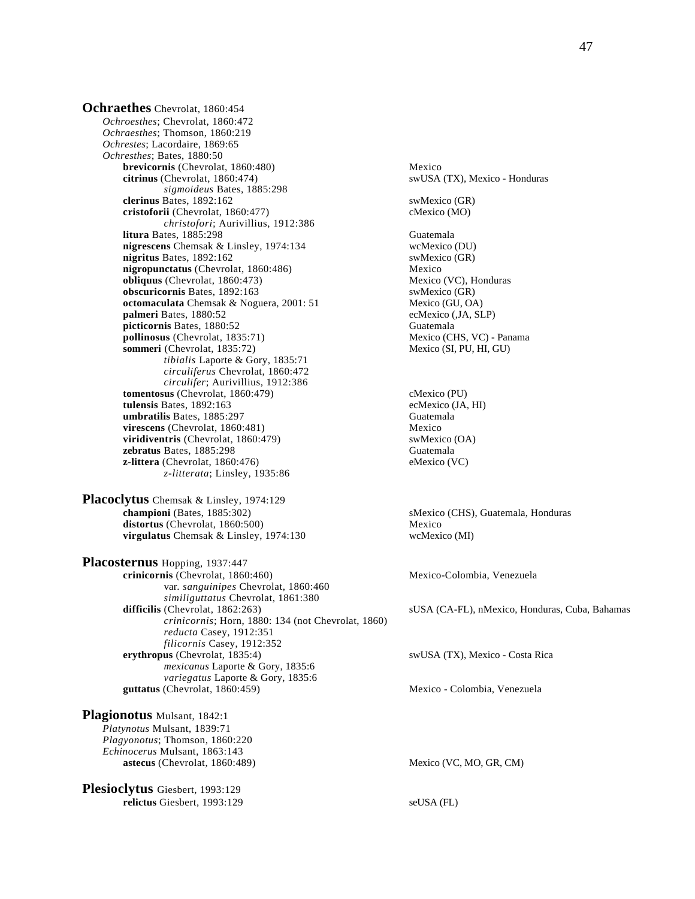**Ochraethes** Chevrolat, 1860:454

*Ochroesthes*; Chevrolat, 1860:472
*Ochraesthes*; Thomson, 1860:219
*Ochrestes*; Lacordaire, 1869:65
*Ochresthes*; Bates, 1880:50

- **brevicornis** (Chevrolat, 1860:480) — Mexico
- **citrinus** (Chevrolat, 1860:474) — swUSA (TX), Mexico - Honduras
  - *sigmoideus* Bates, 1885:298
- **clerinus** Bates, 1892:162 — swMexico (GR)
- **cristoforii** (Chevrolat, 1860:477) — cMexico (MO)
  - *christofori*; Aurivillius, 1912:386
- **litura** Bates, 1885:298 — Guatemala
- **nigrescens** Chemsak & Linsley, 1974:134 — wcMexico (DU)
- **nigritus** Bates, 1892:162 — swMexico (GR)
- **nigropunctatus** (Chevrolat, 1860:486) — Mexico
- **obliquus** (Chevrolat, 1860:473) — Mexico (VC), Honduras
- **obscuricornis** Bates, 1892:163 — swMexico (GR)
- **octomaculata** Chemsak & Noguera, 2001: 51 — Mexico (GU, OA)
- **palmeri** Bates, 1880:52 — ecMexico (,JA, SLP)
- **picticornis** Bates, 1880:52 — Guatemala
- **pollinosus** (Chevrolat, 1835:71) — Mexico (CHS, VC) - Panama
- **sommeri** (Chevrolat, 1835:72) — Mexico (SI, PU, HI, GU)
  - *tibialis* Laporte & Gory, 1835:71
  - *circuliferus* Chevrolat, 1860:472
  - *circulifer*; Aurivillius, 1912:386
- **tomentosus** (Chevrolat, 1860:479) — cMexico (PU)
- **tulensis** Bates, 1892:163 — ecMexico (JA, HI)
- **umbratilis** Bates, 1885:297 — Guatemala
- **virescens** (Chevrolat, 1860:481) — Mexico
- **viridiventris** (Chevrolat, 1860:479) — swMexico (OA)
- **zebratus** Bates, 1885:298 — Guatemala
- **z-littera** (Chevrolat, 1860:476) — eMexico (VC)
  - *z-litterata*; Linsley, 1935:86

**Placoclytus** Chemsak & Linsley, 1974:129

- **championi** (Bates, 1885:302) — sMexico (CHS), Guatemala, Honduras
- **distortus** (Chevrolat, 1860:500) — Mexico
- **virgulatus** Chemsak & Linsley, 1974:130 — wcMexico (MI)

**Placosternus** Hopping, 1937:447

- **crinicornis** (Chevrolat, 1860:460) — Mexico-Colombia, Venezuela
  - var. *sanguinipes* Chevrolat, 1860:460
  - *similiguttatus* Chevrolat, 1861:380
- **difficilis** (Chevrolat, 1862:263) — sUSA (CA-FL), nMexico, Honduras, Cuba, Bahamas
  - *crinicornis*; Horn, 1880: 134 (not Chevrolat, 1860)
  - *reducta* Casey, 1912:351
  - *filicornis* Casey, 1912:352
- **erythropus** (Chevrolat, 1835:4) — swUSA (TX), Mexico - Costa Rica
  - *mexicanus* Laporte & Gory, 1835:6
  - *variegatus* Laporte & Gory, 1835:6
- **guttatus** (Chevrolat, 1860:459) — Mexico - Colombia, Venezuela

**Plagionotus** Mulsant, 1842:1

*Platynotus* Mulsant, 1839:71
*Plagyonotus*; Thomson, 1860:220
*Echinocerus* Mulsant, 1863:143

- **astecus** (Chevrolat, 1860:489) — Mexico (VC, MO, GR, CM)

**Plesioclytus** Giesbert, 1993:129

- **relictus** Giesbert, 1993:129 — seUSA (FL)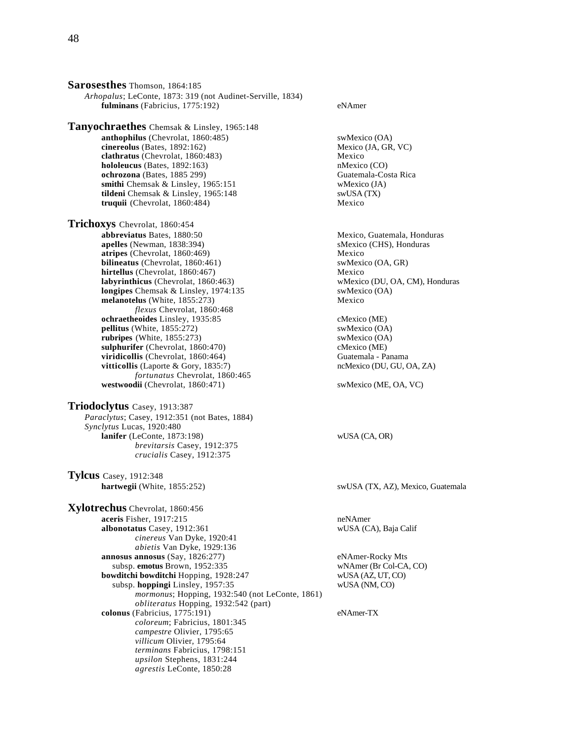**Sarosesthes** Thomson, 1864:185

*Arhopalus*; LeConte, 1873: 319 (not Audinet-Serville, 1834)

**fulminans** (Fabricius, 1775:192) — eNAmer

**Tanyochraethes** Chemsak & Linsley, 1965:148

**anthophilus** (Chevrolat, 1860:485) — swMexico (OA)
**cinereolus** (Bates, 1892:162) — Mexico (JA, GR, VC)
**clathratus** (Chevrolat, 1860:483) — Mexico
**hololeucus** (Bates, 1892:163) — nMexico (CO)
**ochrozona** (Bates, 1885 299) — Guatemala-Costa Rica
**smithi** Chemsak & Linsley, 1965:151 — wMexico (JA)
**tildeni** Chemsak & Linsley, 1965:148 — swUSA (TX)
**truquii** (Chevrolat, 1860:484) — Mexico

**Trichoxys** Chevrolat, 1860:454

**abbreviatus** Bates, 1880:50 — Mexico, Guatemala, Honduras
**apelles** (Newman, 1838:394) — sMexico (CHS), Honduras
**atripes** (Chevrolat, 1860:469) — Mexico
**bilineatus** (Chevrolat, 1860:461) — swMexico (OA, GR)
**hirtellus** (Chevrolat, 1860:467) — Mexico
**labyrinthicus** (Chevrolat, 1860:463) — wMexico (DU, OA, CM), Honduras
**longipes** Chemsak & Linsley, 1974:135 — swMexico (OA)
**melanotelus** (White, 1855:273) — Mexico
*flexus* Chevrolat, 1860:468
**ochraetheoides** Linsley, 1935:85 — cMexico (ME)
**pellitus** (White, 1855:272) — swMexico (OA)
**rubripes** (White, 1855:273) — swMexico (OA)
**sulphurifer** (Chevrolat, 1860:470) — cMexico (ME)
**viridicollis** (Chevrolat, 1860:464) — Guatemala - Panama
**vitticollis** (Laporte & Gory, 1835:7) — ncMexico (DU, GU, OA, ZA)
*fortunatus* Chevrolat, 1860:465
**westwoodii** (Chevrolat, 1860:471) — swMexico (ME, OA, VC)

**Triodoclytus** Casey, 1913:387

*Paraclytus*; Casey, 1912:351 (not Bates, 1884)
*Synclytus* Lucas, 1920:480

**lanifer** (LeConte, 1873:198) — wUSA (CA, OR)
*brevitarsis* Casey, 1912:375
*crucialis* Casey, 1912:375

**Tylcus** Casey, 1912:348

**hartwegii** (White, 1855:252) — swUSA (TX, AZ), Mexico, Guatemala

**Xylotrechus** Chevrolat, 1860:456

**aceris** Fisher, 1917:215 — neNAmer
**albonotatus** Casey, 1912:361 — wUSA (CA), Baja Calif
*cinereus* Van Dyke, 1920:41
*abietis* Van Dyke, 1929:136
**annosus annosus** (Say, 1826:277) — eNAmer-Rocky Mts
subsp. **emotus** Brown, 1952:335 — wNAmer (Br Col-CA, CO)
**bowditchi bowditchi** Hopping, 1928:247 — wUSA (AZ, UT, CO)
subsp. **hoppingi** Linsley, 1957:35 — wUSA (NM, CO)
*mormonus*; Hopping, 1932:540 (not LeConte, 1861)
*obliteratus* Hopping, 1932:542 (part)
**colonus** (Fabricius, 1775:191) — eNAmer-TX
*coloreum*; Fabricius, 1801:345
*campestre* Olivier, 1795:65
*villicum* Olivier, 1795:64
*terminans* Fabricius, 1798:151
*upsilon* Stephens, 1831:244
*agrestis* LeConte, 1850:28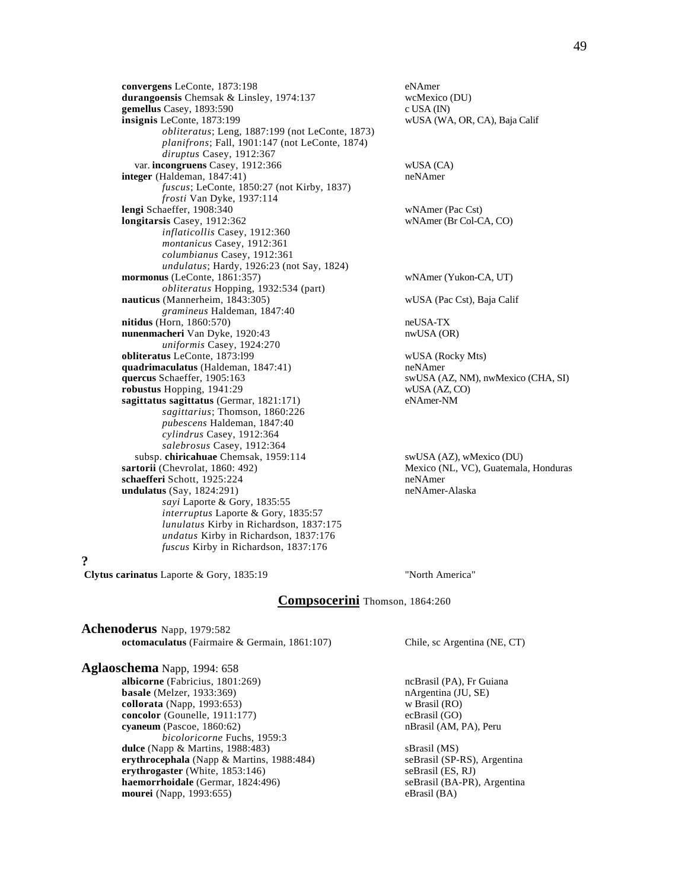**convergens** LeConte, 1873:198 eNAmer
**durangoensis** Chemsak & Linsley, 1974:137 wcMexico (DU)
**gemellus** Casey, 1893:590 c USA (IN)
**insignis** LeConte, 1873:199 wUSA (WA, OR, CA), Baja Calif
*obliteratus*; Leng, 1887:199 (not LeConte, 1873)
*planifrons*; Fall, 1901:147 (not LeConte, 1874)
*diruptus* Casey, 1912:367
var. **incongruens** Casey, 1912:366 wUSA (CA)
**integer** (Haldeman, 1847:41) neNAmer
*fuscus*; LeConte, 1850:27 (not Kirby, 1837)
*frosti* Van Dyke, 1937:114
**lengi** Schaeffer, 1908:340 wNAmer (Pac Cst)
**longitarsis** Casey, 1912:362 wNAmer (Br Col-CA, CO)
*inflaticollis* Casey, 1912:360
*montanicus* Casey, 1912:361
*columbianus* Casey, 1912:361
*undulatus*; Hardy, 1926:23 (not Say, 1824)
**mormonus** (LeConte, 1861:357) wNAmer (Yukon-CA, UT)
*obliteratus* Hopping, 1932:534 (part)
**nauticus** (Mannerheim, 1843:305) wUSA (Pac Cst), Baja Calif
*gramineus* Haldeman, 1847:40
**nitidus** (Horn, 1860:570) neUSA-TX
**nunenmacheri** Van Dyke, 1920:43 nwUSA (OR)
*uniformis* Casey, 1924:270
**obliteratus** LeConte, 1873:l99 wUSA (Rocky Mts)
**quadrimaculatus** (Haldeman, 1847:41) neNAmer
**quercus** Schaeffer, 1905:163 swUSA (AZ, NM), nwMexico (CHA, SI)
**robustus** Hopping, 1941:29 wUSA (AZ, CO)
**sagittatus sagittatus** (Germar, 1821:171) eNAmer-NM
*sagittarius*; Thomson, 1860:226
*pubescens* Haldeman, 1847:40
*cylindrus* Casey, 1912:364
*salebrosus* Casey, 1912:364
subsp. **chiricahuae** Chemsak, 1959:114 swUSA (AZ), wMexico (DU)
**sartorii** (Chevrolat, 1860: 492) Mexico (NL, VC), Guatemala, Honduras
**schaefferi** Schott, 1925:224 neNAmer
**undulatus** (Say, 1824:291) neNAmer-Alaska
*sayi* Laporte & Gory, 1835:55
*interruptus* Laporte & Gory, 1835:57
*lunulatus* Kirby in Richardson, 1837:175
*undatus* Kirby in Richardson, 1837:176
*fuscus* Kirby in Richardson, 1837:176

**?**
**Clytus carinatus** Laporte & Gory, 1835:19 "North America"

## Compsocerini Thomson, 1864:260

### Achenoderus Napp, 1979:582
**octomaculatus** (Fairmaire & Germain, 1861:107) Chile, sc Argentina (NE, CT)

### Aglaoschema Napp, 1994: 658
**albicorne** (Fabricius, 1801:269) ncBrasil (PA), Fr Guiana
**basale** (Melzer, 1933:369) nArgentina (JU, SE)
**collorata** (Napp, 1993:653) w Brasil (RO)
**concolor** (Gounelle, 1911:177) ecBrasil (GO)
**cyaneum** (Pascoe, 1860:62) nBrasil (AM, PA), Peru
*bicoloricorne* Fuchs, 1959:3
**dulce** (Napp & Martins, 1988:483) sBrasil (MS)
**erythrocephala** (Napp & Martins, 1988:484) seBrasil (SP-RS), Argentina
**erythrogaster** (White, 1853:146) seBrasil (ES, RJ)
**haemorrhoidale** (Germar, 1824:496) seBrasil (BA-PR), Argentina
**mourei** (Napp, 1993:655) eBrasil (BA)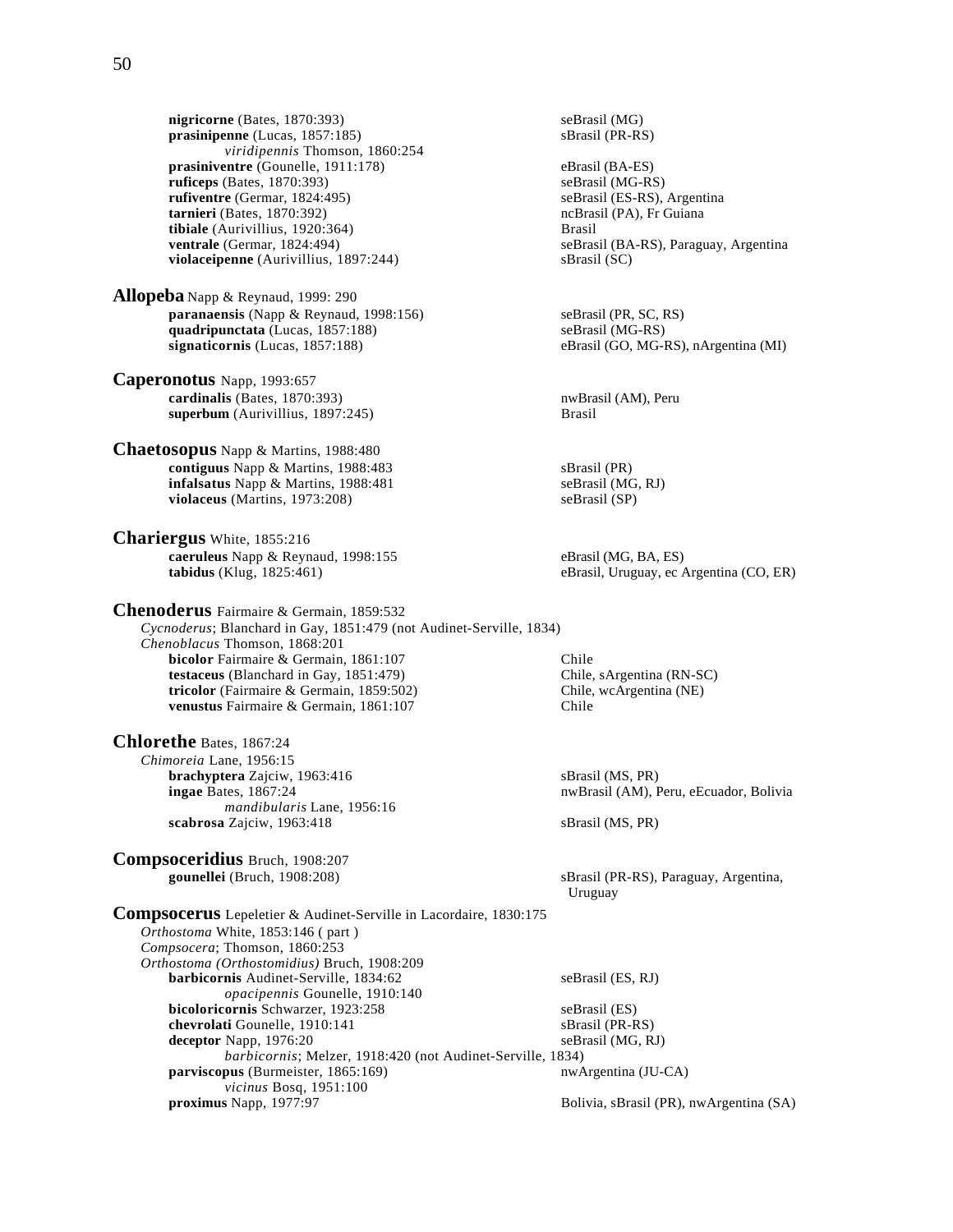**nigricorne** (Bates, 1870:393) seBrasil (MG)
**prasinipenne** (Lucas, 1857:185) sBrasil (PR-RS)
*viridipennis* Thomson, 1860:254
**prasiniventre** (Gounelle, 1911:178) eBrasil (BA-ES)
**ruficeps** (Bates, 1870:393) seBrasil (MG-RS)
**rufiventre** (Germar, 1824:495) seBrasil (ES-RS), Argentina
**tarnieri** (Bates, 1870:392) ncBrasil (PA), Fr Guiana
**tibiale** (Aurivillius, 1920:364) Brasil
**ventrale** (Germar, 1824:494) seBrasil (BA-RS), Paraguay, Argentina
**violaceipenne** (Aurivillius, 1897:244) sBrasil (SC)

**Allopeba** Napp & Reynaud, 1999: 290
**paranaensis** (Napp & Reynaud, 1998:156) seBrasil (PR, SC, RS)
**quadripunctata** (Lucas, 1857:188) seBrasil (MG-RS)
**signaticornis** (Lucas, 1857:188) eBrasil (GO, MG-RS), nArgentina (MI)

**Caperonotus** Napp, 1993:657
**cardinalis** (Bates, 1870:393) nwBrasil (AM), Peru
**superbum** (Aurivillius, 1897:245) Brasil

**Chaetosopus** Napp & Martins, 1988:480
**contiguus** Napp & Martins, 1988:483 sBrasil (PR)
**infalsatus** Napp & Martins, 1988:481 seBrasil (MG, RJ)
**violaceus** (Martins, 1973:208) seBrasil (SP)

**Chariergus** White, 1855:216
**caeruleus** Napp & Reynaud, 1998:155 eBrasil (MG, BA, ES)
**tabidus** (Klug, 1825:461) eBrasil, Uruguay, ec Argentina (CO, ER)

**Chenoderus** Fairmaire & Germain, 1859:532
*Cycnoderus*; Blanchard in Gay, 1851:479 (not Audinet-Serville, 1834)
*Chenoblacus* Thomson, 1868:201
**bicolor** Fairmaire & Germain, 1861:107 Chile
**testaceus** (Blanchard in Gay, 1851:479) Chile, sArgentina (RN-SC)
**tricolor** (Fairmaire & Germain, 1859:502) Chile, wcArgentina (NE)
**venustus** Fairmaire & Germain, 1861:107 Chile

**Chlorethe** Bates, 1867:24
*Chimoreia* Lane, 1956:15
**brachyptera** Zajciw, 1963:416 sBrasil (MS, PR)
**ingae** Bates, 1867:24 nwBrasil (AM), Peru, eEcuador, Bolivia
*mandibularis* Lane, 1956:16
**scabrosa** Zajciw, 1963:418 sBrasil (MS, PR)

**Compsoceridius** Bruch, 1908:207
**gounellei** (Bruch, 1908:208) sBrasil (PR-RS), Paraguay, Argentina, Uruguay

**Compsocerus** Lepeletier & Audinet-Serville in Lacordaire, 1830:175
*Orthostoma* White, 1853:146 ( part )
*Compsocera*; Thomson, 1860:253
*Orthostoma (Orthostomidius)* Bruch, 1908:209
**barbicornis** Audinet-Serville, 1834:62 seBrasil (ES, RJ)
*opacipennis* Gounelle, 1910:140
**bicoloricornis** Schwarzer, 1923:258 seBrasil (ES)
**chevrolati** Gounelle, 1910:141 sBrasil (PR-RS)
**deceptor** Napp, 1976:20 seBrasil (MG, RJ)
*barbicornis*; Melzer, 1918:420 (not Audinet-Serville, 1834)
**parviscopus** (Burmeister, 1865:169) nwArgentina (JU-CA)
*vicinus* Bosq, 1951:100
**proximus** Napp, 1977:97 Bolivia, sBrasil (PR), nwArgentina (SA)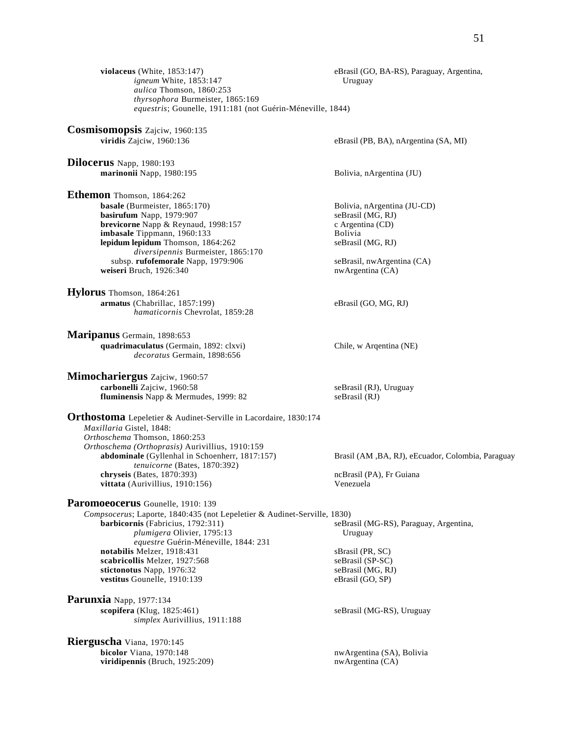**violaceus** (White, 1853:147) — eBrasil (GO, BA-RS), Paraguay, Argentina, Uruguay
*igneum* White, 1853:147
*aulica* Thomson, 1860:253
*thyrsophora* Burmeister, 1865:169
*equestris*; Gounelle, 1911:181 (not Guérin-Méneville, 1844)

## Cosmisomopsis Zajciw, 1960:135

**viridis** Zajciw, 1960:136 — eBrasil (PB, BA), nArgentina (SA, MI)

## Dilocerus Napp, 1980:193

**marinonii** Napp, 1980:195 — Bolivia, nArgentina (JU)

## Ethemon Thomson, 1864:262

**basale** (Burmeister, 1865:170) — Bolivia, nArgentina (JU-CD)
**basirufum** Napp, 1979:907 — seBrasil (MG, RJ)
**brevicorne** Napp & Reynaud, 1998:157 — c Argentina (CD)
**imbasale** Tippmann, 1960:133 — Bolivia
**lepidum lepidum** Thomson, 1864:262 — seBrasil (MG, RJ)
*diversipennis* Burmeister, 1865:170
subsp. **rufofemorale** Napp, 1979:906 — seBrasil, nwArgentina (CA)
**weiseri** Bruch, 1926:340 — nwArgentina (CA)

## Hylorus Thomson, 1864:261

**armatus** (Chabrillac, 1857:199) — eBrasil (GO, MG, RJ)
*hamaticornis* Chevrolat, 1859:28

## Maripanus Germain, 1898:653

**quadrimaculatus** (Germain, 1892: clxvi) — Chile, w Arqentina (NE)
*decoratus* Germain, 1898:656

## Mimochariergus Zajciw, 1960:57

**carbonelli** Zajciw, 1960:58 — seBrasil (RJ), Uruguay
**fluminensis** Napp & Mermudes, 1999: 82 — seBrasil (RJ)

## Orthostoma Lepeletier & Audinet-Serville in Lacordaire, 1830:174

*Maxillaria* Gistel, 1848:
*Orthoschema* Thomson, 1860:253
*Orthoschema (Orthoprasis)* Aurivillius, 1910:159
**abdominale** (Gyllenhal in Schoenherr, 1817:157) — Brasil (AM ,BA, RJ), eEcuador, Colombia, Paraguay
*tenuicorne* (Bates, 1870:392)
**chryseis** (Bates, 1870:393) — ncBrasil (PA), Fr Guiana
**vittata** (Aurivillius, 1910:156) — Venezuela

## Paromoeocerus Gounelle, 1910: 139

*Compsocerus*; Laporte, 1840:435 (not Lepeletier & Audinet-Serville, 1830)
**barbicornis** (Fabricius, 1792:311) — seBrasil (MG-RS), Paraguay, Argentina, Uruguay
*plumigera* Olivier, 1795:13
*equestre* Guérin-Méneville, 1844: 231
**notabilis** Melzer, 1918:431 — sBrasil (PR, SC)
**scabricollis** Melzer, 1927:568 — seBrasil (SP-SC)
**stictonotus** Napp, 1976:32 — seBrasil (MG, RJ)
**vestitus** Gounelle, 1910:139 — eBrasil (GO, SP)

## Parunxia Napp, 1977:134

**scopifera** (Klug, 1825:461) — seBrasil (MG-RS), Uruguay
*simplex* Aurivillius, 1911:188

## Rierguscha Viana, 1970:145

**bicolor** Viana, 1970:148 — nwArgentina (SA), Bolivia
**viridipennis** (Bruch, 1925:209) — nwArgentina (CA)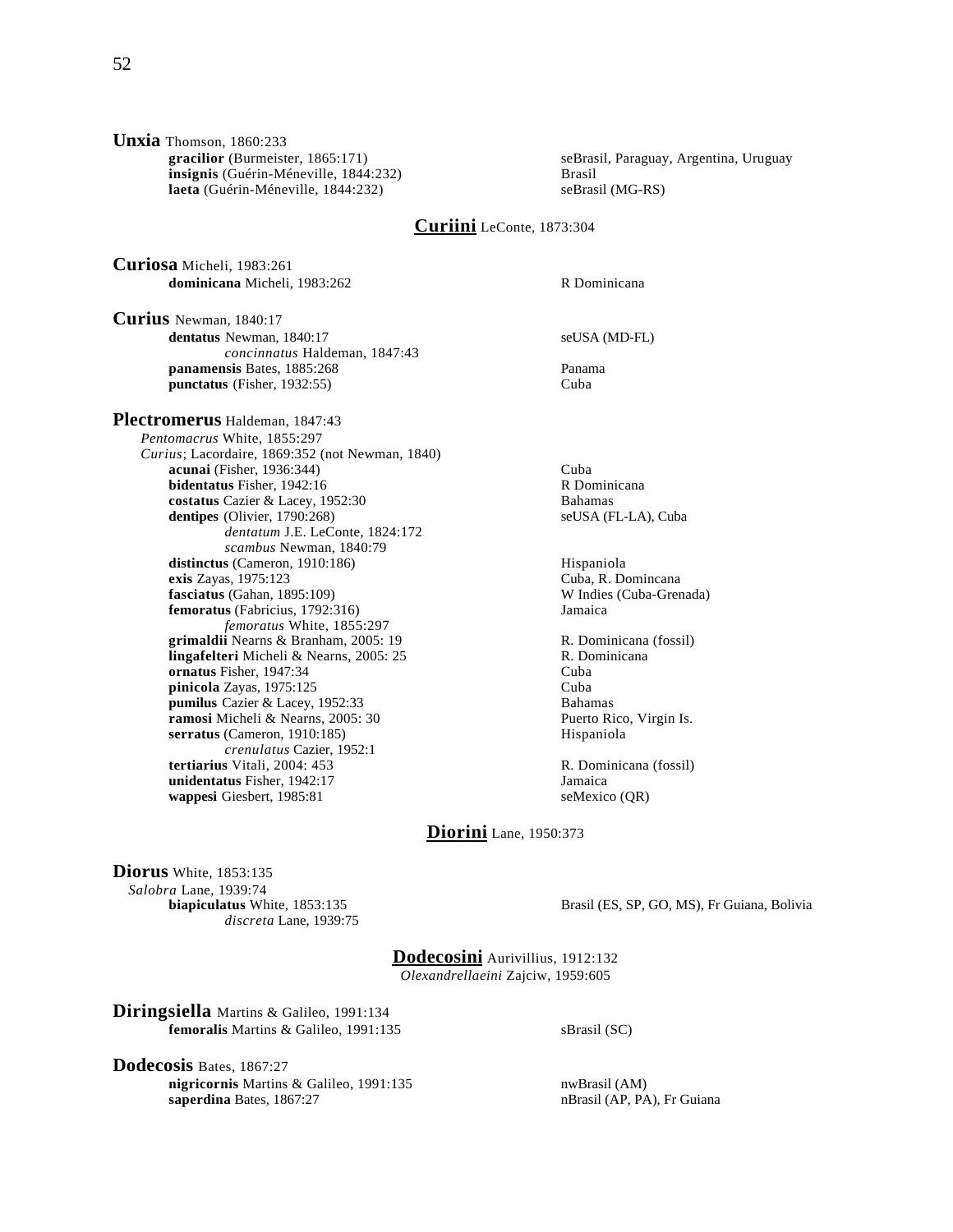**Unxia** Thomson, 1860:233

- **gracilior** (Burmeister, 1865:171) — seBrasil, Paraguay, Argentina, Uruguay
- **insignis** (Guérin-Méneville, 1844:232) — Brasil
- **laeta** (Guérin-Méneville, 1844:232) — seBrasil (MG-RS)

## Curiini LeConte, 1873:304

**Curiosa** Micheli, 1983:261

- **dominicana** Micheli, 1983:262 — R Dominicana

**Curius** Newman, 1840:17

- **dentatus** Newman, 1840:17 — seUSA (MD-FL)
  - *concinnatus* Haldeman, 1847:43
- **panamensis** Bates, 1885:268 — Panama
- **punctatus** (Fisher, 1932:55) — Cuba

**Plectromerus** Haldeman, 1847:43

*Pentomacrus* White, 1855:297
*Curius*; Lacordaire, 1869:352 (not Newman, 1840)

- **acunai** (Fisher, 1936:344) — Cuba
- **bidentatus** Fisher, 1942:16 — R Dominicana
- **costatus** Cazier & Lacey, 1952:30 — Bahamas
- **dentipes** (Olivier, 1790:268) — seUSA (FL-LA), Cuba
  - *dentatum* J.E. LeConte, 1824:172
  - *scambus* Newman, 1840:79
- **distinctus** (Cameron, 1910:186) — Hispaniola
- **exis** Zayas, 1975:123 — Cuba, R. Domincana
- **fasciatus** (Gahan, 1895:109) — W Indies (Cuba-Grenada)
- **femoratus** (Fabricius, 1792:316) — Jamaica
  - *femoratus* White, 1855:297
- **grimaldii** Nearns & Branham, 2005: 19 — R. Dominicana (fossil)
- **lingafelteri** Micheli & Nearns, 2005: 25 — R. Dominicana
- **ornatus** Fisher, 1947:34 — Cuba
- **pinicola** Zayas, 1975:125 — Cuba
- **pumilus** Cazier & Lacey, 1952:33 — Bahamas
- **ramosi** Micheli & Nearns, 2005: 30 — Puerto Rico, Virgin Is.
- **serratus** (Cameron, 1910:185) — Hispaniola
  - *crenulatus* Cazier, 1952:1
- **tertiarius** Vitali, 2004: 453 — R. Dominicana (fossil)
- **unidentatus** Fisher, 1942:17 — Jamaica
- **wappesi** Giesbert, 1985:81 — seMexico (QR)

## Diorini Lane, 1950:373

**Diorus** White, 1853:135

*Salobra* Lane, 1939:74

- **biapiculatus** White, 1853:135 — Brasil (ES, SP, GO, MS), Fr Guiana, Bolivia
  - *discreta* Lane, 1939:75

## Dodecosini Aurivillius, 1912:132

*Olexandrellaeini* Zajciw, 1959:605

**Diringsiella** Martins & Galileo, 1991:134

- **femoralis** Martins & Galileo, 1991:135 — sBrasil (SC)

**Dodecosis** Bates, 1867:27

- **nigricornis** Martins & Galileo, 1991:135 — nwBrasil (AM)
- **saperdina** Bates, 1867:27 — nBrasil (AP, PA), Fr Guiana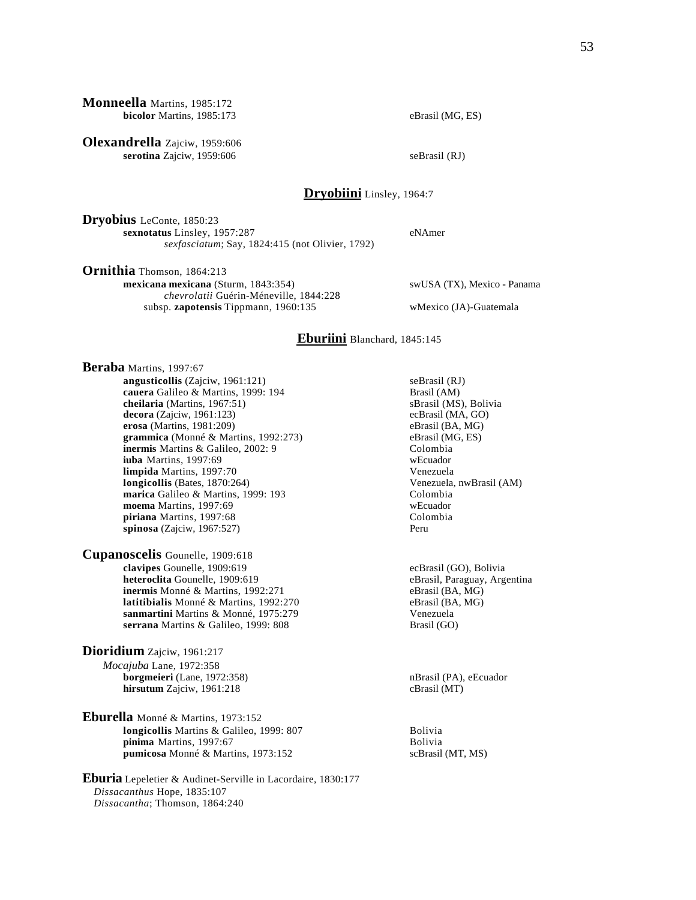**Monneella** Martins, 1985:172

- **bicolor** Martins, 1985:173 — eBrasil (MG, ES)

**Olexandrella** Zajciw, 1959:606

- **serotina** Zajciw, 1959:606 — seBrasil (RJ)

## **Dryobiini** Linsley, 1964:7

**Dryobius** LeConte, 1850:23

- **sexnotatus** Linsley, 1957:287 — eNAmer
  - *sexfasciatum*; Say, 1824:415 (not Olivier, 1792)

**Ornithia** Thomson, 1864:213

- **mexicana mexicana** (Sturm, 1843:354) — swUSA (TX), Mexico - Panama
  - *chevrolatii* Guérin-Méneville, 1844:228
  - subsp. **zapotensis** Tippmann, 1960:135 — wMexico (JA)-Guatemala

## **Eburiini** Blanchard, 1845:145

**Beraba** Martins, 1997:67

- **angusticollis** (Zajciw, 1961:121) — seBrasil (RJ)
- **cauera** Galileo & Martins, 1999: 194 — Brasil (AM)
- **cheilaria** (Martins, 1967:51) — sBrasil (MS), Bolivia
- **decora** (Zajciw, 1961:123) — ecBrasil (MA, GO)
- **erosa** (Martins, 1981:209) — eBrasil (BA, MG)
- **grammica** (Monné & Martins, 1992:273) — eBrasil (MG, ES)
- **inermis** Martins & Galileo, 2002: 9 — Colombia
- **iuba** Martins, 1997:69 — wEcuador
- **limpida** Martins, 1997:70 — Venezuela
- **longicollis** (Bates, 1870:264) — Venezuela, nwBrasil (AM)
- **marica** Galileo & Martins, 1999: 193 — Colombia
- **moema** Martins, 1997:69 — wEcuador
- **piriana** Martins, 1997:68 — Colombia
- **spinosa** (Zajciw, 1967:527) — Peru

**Cupanoscelis** Gounelle, 1909:618

- **clavipes** Gounelle, 1909:619 — ecBrasil (GO), Bolivia
- **heteroclita** Gounelle, 1909:619 — eBrasil, Paraguay, Argentina
- **inermis** Monné & Martins, 1992:271 — eBrasil (BA, MG)
- **latitibialis** Monné & Martins, 1992:270 — eBrasil (BA, MG)
- **sanmartini** Martins & Monné, 1975:279 — Venezuela
- **serrana** Martins & Galileo, 1999: 808 — Brasil (GO)

**Dioridium** Zajciw, 1961:217

*Mocajuba* Lane, 1972:358

- **borgmeieri** (Lane, 1972:358) — nBrasil (PA), eEcuador
- **hirsutum** Zajciw, 1961:218 — cBrasil (MT)

**Eburella** Monné & Martins, 1973:152

- **longicollis** Martins & Galileo, 1999: 807 — Bolivia
- **pinima** Martins, 1997:67 — Bolivia
- **pumicosa** Monné & Martins, 1973:152 — scBrasil (MT, MS)

**Eburia** Lepeletier & Audinet-Serville in Lacordaire, 1830:177

*Dissacanthus* Hope, 1835:107

*Dissacantha*; Thomson, 1864:240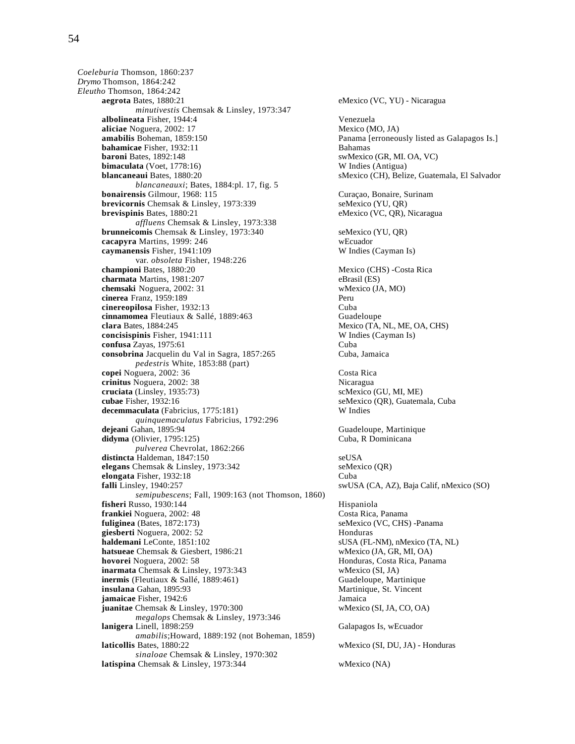*Coeleburia* Thomson, 1860:237
*Drymo* Thomson, 1864:242
*Eleutho* Thomson, 1864:242

- **aegrota** Bates, 1880:21 — eMexico (VC, YU) - Nicaragua
  - *minutivestis* Chemsak & Linsley, 1973:347
- **albolineata** Fisher, 1944:4 — Venezuela
- **aliciae** Noguera, 2002: 17 — Mexico (MO, JA)
- **amabilis** Boheman, 1859:150 — Panama [erroneously listed as Galapagos Is.]
- **bahamicae** Fisher, 1932:11 — Bahamas
- **baroni** Bates, 1892:148 — swMexico (GR, MI. OA, VC)
- **bimaculata** (Voet, 1778:16) — W Indies (Antigua)
- **blancaneaui** Bates, 1880:20 — sMexico (CH), Belize, Guatemala, El Salvador
  - *blancaneauxi*; Bates, 1884:pl. 17, fig. 5
- **bonairensis** Gilmour, 1968: 115 — Curaçao, Bonaire, Surinam
- **brevicornis** Chemsak & Linsley, 1973:339 — seMexico (YU, QR)
- **brevispinis** Bates, 1880:21 — eMexico (VC, QR), Nicaragua
  - *affluens* Chemsak & Linsley, 1973:338
- **brunneicomis** Chemsak & Linsley, 1973:340 — seMexico (YU, QR)
- **cacapyra** Martins, 1999: 246 — wEcuador
- **caymanensis** Fisher, 1941:109 — W Indies (Cayman Is)
  - var. *obsoleta* Fisher, 1948:226
- **championi** Bates, 1880:20 — Mexico (CHS) -Costa Rica
- **charmata** Martins, 1981:207 — eBrasil (ES)
- **chemsaki** Noguera, 2002: 31 — wMexico (JA, MO)
- **cinerea** Franz, 1959:189 — Peru
- **cinereopilosa** Fisher, 1932:13 — Cuba
- **cinnamomea** Fleutiaux & Sallé, 1889:463 — Guadeloupe
- **clara** Bates, 1884:245 — Mexico (TA, NL, ME, OA, CHS)
- **concisispinis** Fisher, 1941:111 — W Indies (Cayman Is)
- **confusa** Zayas, 1975:61 — Cuba
- **consobrina** Jacquelin du Val in Sagra, 1857:265 — Cuba, Jamaica
  - *pedestris* White, 1853:88 (part)
- **copei** Noguera, 2002: 36 — Costa Rica
- **crinitus** Noguera, 2002: 38 — Nicaragua
- **cruciata** (Linsley, 1935:73) — scMexico (GU, MI, ME)
- **cubae** Fisher, 1932:16 — seMexico (QR), Guatemala, Cuba
- **decemmaculata** (Fabricius, 1775:181) — W Indies
  - *quinquemaculatus* Fabricius, 1792:296
- **dejeani** Gahan, 1895:94 — Guadeloupe, Martinique
- **didyma** (Olivier, 1795:125) — Cuba, R Dominicana
  - *pulverea* Chevrolat, 1862:266
- **distincta** Haldeman, 1847:150 — seUSA
- **elegans** Chemsak & Linsley, 1973:342 — seMexico (QR)
- **elongata** Fisher, 1932:18 — Cuba
- **falli** Linsley, 1940:257 — swUSA (CA, AZ), Baja Calif, nMexico (SO)
  - *semipubescens*; Fall, 1909:163 (not Thomson, 1860)
- **fisheri** Russo, 1930:144 — Hispaniola
- **frankiei** Noguera, 2002: 48 — Costa Rica, Panama
- **fuliginea** (Bates, 1872:173) — seMexico (VC, CHS) -Panama
- **giesberti** Noguera, 2002: 52 — Honduras
- **haldemani** LeConte, 1851:102 — sUSA (FL-NM), nMexico (TA, NL)
- **hatsueae** Chemsak & Giesbert, 1986:21 — wMexico (JA, GR, MI, OA)
- **hovorei** Noguera, 2002: 58 — Honduras, Costa Rica, Panama
- **inarmata** Chemsak & Linsley, 1973:343 — wMexico (SI, JA)
- **inermis** (Fleutiaux & Sallé, 1889:461) — Guadeloupe, Martinique
- **insulana** Gahan, 1895:93 — Martinique, St. Vincent
- **jamaicae** Fisher, 1942:6 — Jamaica
- **juanitae** Chemsak & Linsley, 1970:300 — wMexico (SI, JA, CO, OA)
  - *megalops* Chemsak & Linsley, 1973:346
- **lanigera** Linell, 1898:259 — Galapagos Is, wEcuador
  - *amabilis*;Howard, 1889:192 (not Boheman, 1859)
- **laticollis** Bates, 1880:22 — wMexico (SI, DU, JA) - Honduras
  - *sinaloae* Chemsak & Linsley, 1970:302
- **latispina** Chemsak & Linsley, 1973:344 — wMexico (NA)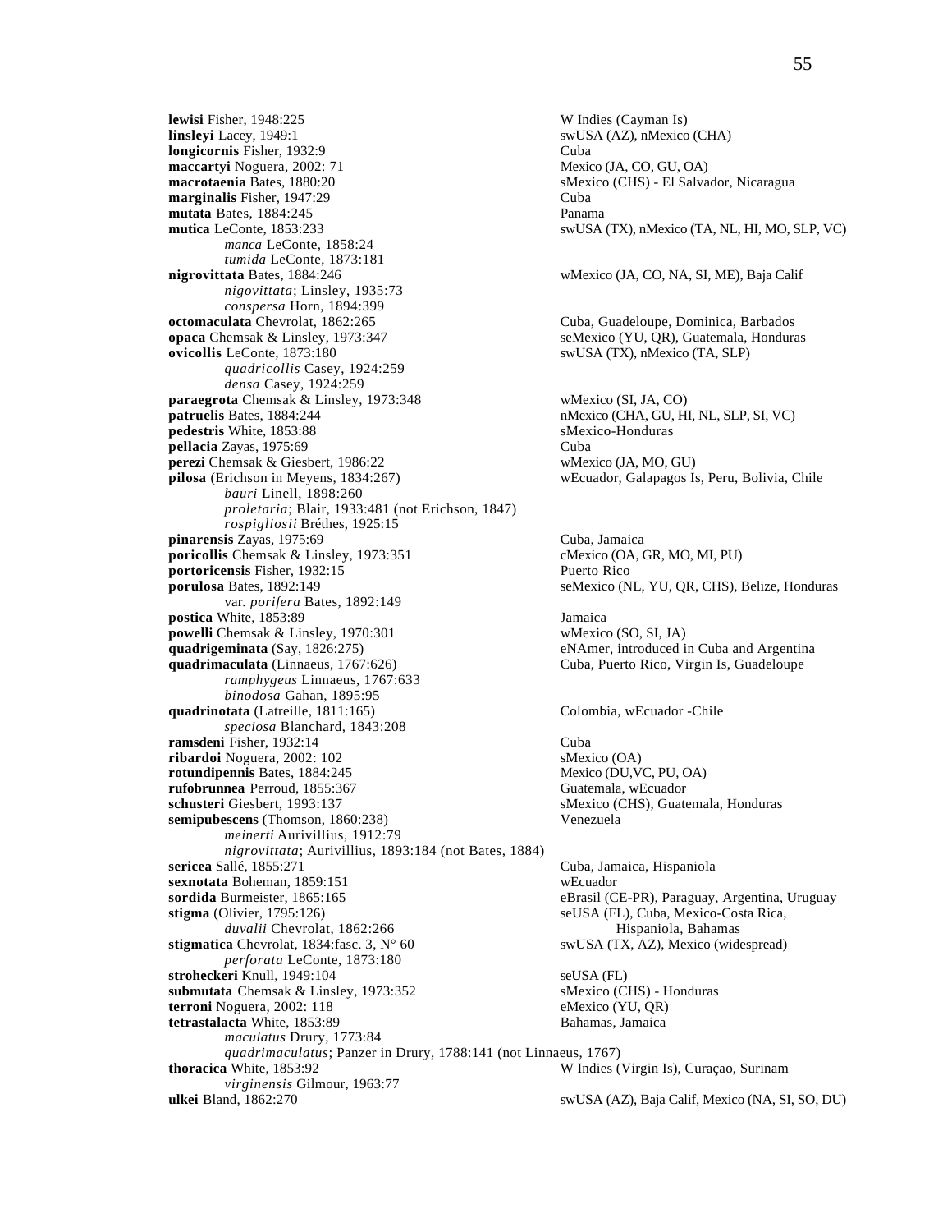**lewisi** Fisher, 1948:225 — W Indies (Cayman Is)
**linsleyi** Lacey, 1949:1 — swUSA (AZ), nMexico (CHA)
**longicornis** Fisher, 1932:9 — Cuba
**maccartyi** Noguera, 2002: 71 — Mexico (JA, CO, GU, OA)
**macrotaenia** Bates, 1880:20 — sMexico (CHS) - El Salvador, Nicaragua
**marginalis** Fisher, 1947:29 — Cuba
**mutata** Bates, 1884:245 — Panama
**mutica** LeConte, 1853:233 — swUSA (TX), nMexico (TA, NL, HI, MO, SLP, VC)
  *manca* LeConte, 1858:24
  *tumida* LeConte, 1873:181
**nigrovittata** Bates, 1884:246 — wMexico (JA, CO, NA, SI, ME), Baja Calif
  *nigovittata*; Linsley, 1935:73
  *conspersa* Horn, 1894:399
**octomaculata** Chevrolat, 1862:265 — Cuba, Guadeloupe, Dominica, Barbados
**opaca** Chemsak & Linsley, 1973:347 — seMexico (YU, QR), Guatemala, Honduras
**ovicollis** LeConte, 1873:180 — swUSA (TX), nMexico (TA, SLP)
  *quadricollis* Casey, 1924:259
  *densa* Casey, 1924:259
**paraegrota** Chemsak & Linsley, 1973:348 — wMexico (SI, JA, CO)
**patruelis** Bates, 1884:244 — nMexico (CHA, GU, HI, NL, SLP, SI, VC)
**pedestris** White, 1853:88 — sMexico-Honduras
**pellacia** Zayas, 1975:69 — Cuba
**perezi** Chemsak & Giesbert, 1986:22 — wMexico (JA, MO, GU)
**pilosa** (Erichson in Meyens, 1834:267) — wEcuador, Galapagos Is, Peru, Bolivia, Chile
  *bauri* Linell, 1898:260
  *proletaria*; Blair, 1933:481 (not Erichson, 1847)
  *rospigliosii* Bréthes, 1925:15
**pinarensis** Zayas, 1975:69 — Cuba, Jamaica
**poricollis** Chemsak & Linsley, 1973:351 — cMexico (OA, GR, MO, MI, PU)
**portoricensis** Fisher, 1932:15 — Puerto Rico
**porulosa** Bates, 1892:149 — seMexico (NL, YU, QR, CHS), Belize, Honduras
  var. *porifera* Bates, 1892:149
**postica** White, 1853:89 — Jamaica
**powelli** Chemsak & Linsley, 1970:301 — wMexico (SO, SI, JA)
**quadrigeminata** (Say, 1826:275) — eNAmer, introduced in Cuba and Argentina
**quadrimaculata** (Linnaeus, 1767:626) — Cuba, Puerto Rico, Virgin Is, Guadeloupe
  *ramphygeus* Linnaeus, 1767:633
  *binodosa* Gahan, 1895:95
**quadrinotata** (Latreille, 1811:165) — Colombia, wEcuador -Chile
  *speciosa* Blanchard, 1843:208
**ramsdeni** Fisher, 1932:14 — Cuba
**ribardoi** Noguera, 2002: 102 — sMexico (OA)
**rotundipennis** Bates, 1884:245 — Mexico (DU,VC, PU, OA)
**rufobrunnea** Perroud, 1855:367 — Guatemala, wEcuador
**schusteri** Giesbert, 1993:137 — sMexico (CHS), Guatemala, Honduras
**semipubescens** (Thomson, 1860:238) — Venezuela
  *meinerti* Aurivillius, 1912:79
  *nigrovittata*; Aurivillius, 1893:184 (not Bates, 1884)
**sericea** Sallé, 1855:271 — Cuba, Jamaica, Hispaniola
**sexnotata** Boheman, 1859:151 — wEcuador
**sordida** Burmeister, 1865:165 — eBrasil (CE-PR), Paraguay, Argentina, Uruguay
**stigma** (Olivier, 1795:126) — seUSA (FL), Cuba, Mexico-Costa Rica, Hispaniola, Bahamas
  *duvalii* Chevrolat, 1862:266
**stigmatica** Chevrolat, 1834:fasc. 3, N° 60 — swUSA (TX, AZ), Mexico (widespread)
  *perforata* LeConte, 1873:180
**strohеckeri** Knull, 1949:104 — seUSA (FL)
**submutata** Chemsak & Linsley, 1973:352 — sMexico (CHS) - Honduras
**terroni** Noguera, 2002: 118 — eMexico (YU, QR)
**tetrastalacta** White, 1853:89 — Bahamas, Jamaica
  *maculatus* Drury, 1773:84
  *quadrimaculatus*; Panzer in Drury, 1788:141 (not Linnaeus, 1767)
**thoracica** White, 1853:92 — W Indies (Virgin Is), Curaçao, Surinam
  *virginensis* Gilmour, 1963:77
**ulkei** Bland, 1862:270 — swUSA (AZ), Baja Calif, Mexico (NA, SI, SO, DU)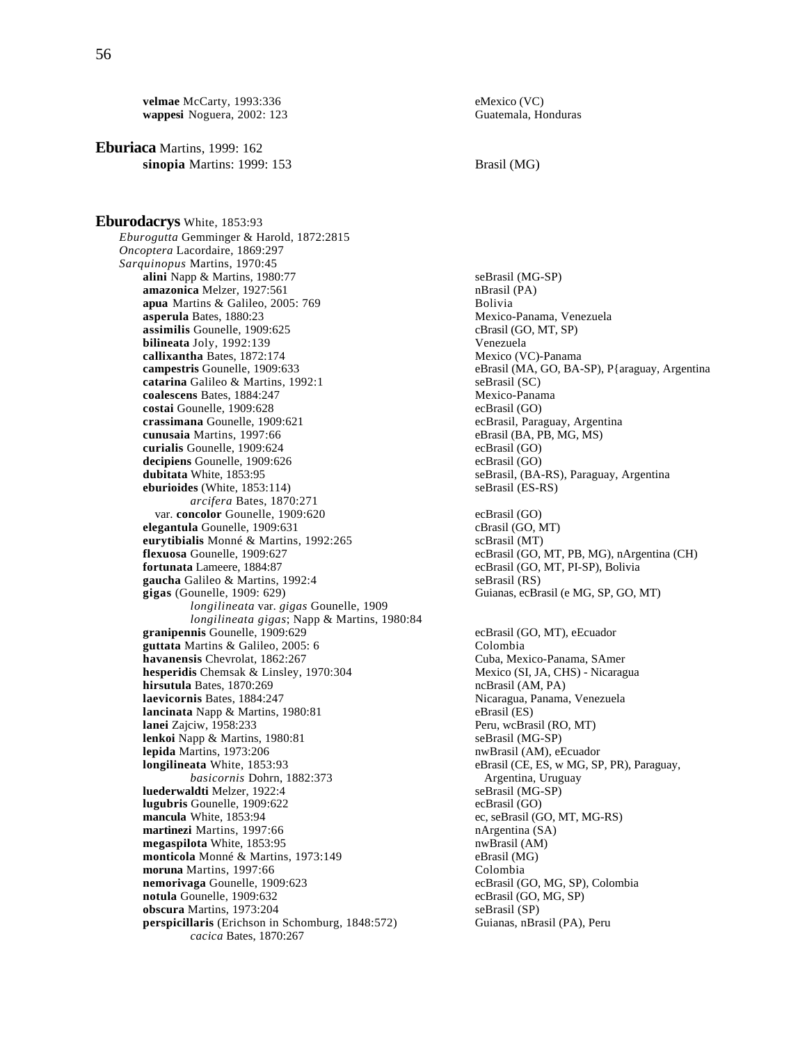**velmae** McCarty, 1993:336 — eMexico (VC)
**wappesi** Noguera, 2002: 123 — Guatemala, Honduras

## **Eburiaca** Martins, 1999: 162

**sinopia** Martins: 1999: 153 — Brasil (MG)

## **Eburodacrys** White, 1853:93

*Eburogutta* Gemminger & Harold, 1872:2815
*Oncoptera* Lacordaire, 1869:297
*Sarquinopus* Martins, 1970:45

**alini** Napp & Martins, 1980:77 — seBrasil (MG-SP)
**amazonica** Melzer, 1927:561 — nBrasil (PA)
**apua** Martins & Galileo, 2005: 769 — Bolivia
**asperula** Bates, 1880:23 — Mexico-Panama, Venezuela
**assimilis** Gounelle, 1909:625 — cBrasil (GO, MT, SP)
**bilineata** Joly, 1992:139 — Venezuela
**callixantha** Bates, 1872:174 — Mexico (VC)-Panama
**campestris** Gounelle, 1909:633 — eBrasil (MA, GO, BA-SP), P{araguay, Argentina
**catarina** Galileo & Martins, 1992:1 — seBrasil (SC)
**coalescens** Bates, 1884:247 — Mexico-Panama
**costai** Gounelle, 1909:628 — ecBrasil (GO)
**crassimana** Gounelle, 1909:621 — ecBrasil, Paraguay, Argentina
**cunusaia** Martins, 1997:66 — eBrasil (BA, PB, MG, MS)
**curialis** Gounelle, 1909:624 — ecBrasil (GO)
**decipiens** Gounelle, 1909:626 — ecBrasil (GO)
**dubitata** White, 1853:95 — seBrasil, (BA-RS), Paraguay, Argentina
**eburioides** (White, 1853:114) — seBrasil (ES-RS)
    *arcifera* Bates, 1870:271
  var. **concolor** Gounelle, 1909:620 — ecBrasil (GO)
**elegantula** Gounelle, 1909:631 — cBrasil (GO, MT)
**eurytibialis** Monné & Martins, 1992:265 — scBrasil (MT)
**flexuosa** Gounelle, 1909:627 — ecBrasil (GO, MT, PB, MG), nArgentina (CH)
**fortunata** Lameere, 1884:87 — ecBrasil (GO, MT, PI-SP), Bolivia
**gaucha** Galileo & Martins, 1992:4 — seBrasil (RS)
**gigas** (Gounelle, 1909: 629) — Guianas, ecBrasil (e MG, SP, GO, MT)
    *longilineata* var. *gigas* Gounelle, 1909
    *longilineata gigas*; Napp & Martins, 1980:84
**granipennis** Gounelle, 1909:629 — ecBrasil (GO, MT), eEcuador
**guttata** Martins & Galileo, 2005: 6 — Colombia
**havanensis** Chevrolat, 1862:267 — Cuba, Mexico-Panama, SAmer
**hesperidis** Chemsak & Linsley, 1970:304 — Mexico (SI, JA, CHS) - Nicaragua
**hirsutula** Bates, 1870:269 — ncBrasil (AM, PA)
**laevicornis** Bates, 1884:247 — Nicaragua, Panama, Venezuela
**lancinata** Napp & Martins, 1980:81 — eBrasil (ES)
**lanei** Zajciw, 1958:233 — Peru, wcBrasil (RO, MT)
**lenkoi** Napp & Martins, 1980:81 — seBrasil (MG-SP)
**lepida** Martins, 1973:206 — nwBrasil (AM), eEcuador
**longilineata** White, 1853:93 — eBrasil (CE, ES, w MG, SP, PR), Paraguay, Argentina, Uruguay
    *basicornis* Dohrn, 1882:373
**luederwaldti** Melzer, 1922:4 — seBrasil (MG-SP)
**lugubris** Gounelle, 1909:622 — ecBrasil (GO)
**mancula** White, 1853:94 — ec, seBrasil (GO, MT, MG-RS)
**martinezi** Martins, 1997:66 — nArgentina (SA)
**megaspilota** White, 1853:95 — nwBrasil (AM)
**monticola** Monné & Martins, 1973:149 — eBrasil (MG)
**moruna** Martins, 1997:66 — Colombia
**nemorivaga** Gounelle, 1909:623 — ecBrasil (GO, MG, SP), Colombia
**notula** Gounelle, 1909:632 — ecBrasil (GO, MG, SP)
**obscura** Martins, 1973:204 — seBrasil (SP)
**perspicillaris** (Erichson in Schomburg, 1848:572) — Guianas, nBrasil (PA), Peru
    *cacica* Bates, 1870:267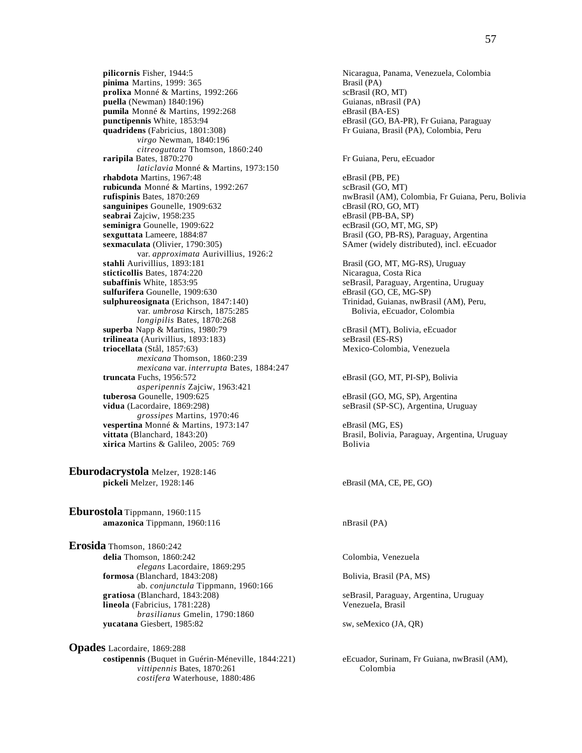**pilicornis** Fisher, 1944:5 — Nicaragua, Panama, Venezuela, Colombia
**pinima** Martins, 1999: 365 — Brasil (PA)
**prolixa** Monné & Martins, 1992:266 — scBrasil (RO, MT)
**puella** (Newman) 1840:196) — Guianas, nBrasil (PA)
**pumila** Monné & Martins, 1992:268 — eBrasil (BA-ES)
**punctipennis** White, 1853:94 — eBrasil (GO, BA-PR), Fr Guiana, Paraguay
**quadridens** (Fabricius, 1801:308) — Fr Guiana, Brasil (PA), Colombia, Peru
  *virgo* Newman, 1840:196
  *citreoguttata* Thomson, 1860:240
**raripila** Bates, 1870:270 — Fr Guiana, Peru, eEcuador
  *laticlavia* Monné & Martins, 1973:150
**rhabdota** Martins, 1967:48 — eBrasil (PB, PE)
**rubicunda** Monné & Martins, 1992:267 — scBrasil (GO, MT)
**rufispinis** Bates, 1870:269 — nwBrasil (AM), Colombia, Fr Guiana, Peru, Bolivia
**sanguinipes** Gounelle, 1909:632 — cBrasil (RO, GO, MT)
**seabrai** Zajciw, 1958:235 — eBrasil (PB-BA, SP)
**seminigra** Gounelle, 1909:622 — ecBrasil (GO, MT, MG, SP)
**sexguttata** Lameere, 1884:87 — Brasil (GO, PB-RS), Paraguay, Argentina
**sexmaculata** (Olivier, 1790:305) — SAmer (widely distributed), incl. eEcuador
  var. *approximata* Aurivillius, 1926:2
**stahli** Aurivillius, 1893:181 — Brasil (GO, MT, MG-RS), Uruguay
**sticticollis** Bates, 1874:220 — Nicaragua, Costa Rica
**subaffinis** White, 1853:95 — seBrasil, Paraguay, Argentina, Uruguay
**sulfurifera** Gounelle, 1909:630 — eBrasil (GO, CE, MG-SP)
**sulphureosignata** (Erichson, 1847:140) — Trinidad, Guianas, nwBrasil (AM), Peru, Bolivia, eEcuador, Colombia
  var. *umbrosa* Kirsch, 1875:285
  *longipilis* Bates, 1870:268
**superba** Napp & Martins, 1980:79 — cBrasil (MT), Bolivia, eEcuador
**trilineata** (Aurivillius, 1893:183) — seBrasil (ES-RS)
**triocellata** (Stål, 1857:63) — Mexico-Colombia, Venezuela
  *mexicana* Thomson, 1860:239
  *mexicana* var. *interrupta* Bates, 1884:247
**truncata** Fuchs, 1956:572 — eBrasil (GO, MT, PI-SP), Bolivia
  *asperipennis* Zajciw, 1963:421
**tuberosa** Gounelle, 1909:625 — eBrasil (GO, MG, SP), Argentina
**vidua** (Lacordaire, 1869:298) — seBrasil (SP-SC), Argentina, Uruguay
  *grossipes* Martins, 1970:46
**vespertina** Monné & Martins, 1973:147 — eBrasil (MG, ES)
**vittata** (Blanchard, 1843:20) — Brasil, Bolivia, Paraguay, Argentina, Uruguay
**xirica** Martins & Galileo, 2005: 769 — Bolivia

## **Eburodacrystola** Melzer, 1928:146

**pickeli** Melzer, 1928:146 — eBrasil (MA, CE, PE, GO)

## **Eburostola** Tippmann, 1960:115

**amazonica** Tippmann, 1960:116 — nBrasil (PA)

## **Erosida** Thomson, 1860:242

**delia** Thomson, 1860:242 — Colombia, Venezuela
  *elegans* Lacordaire, 1869:295
**formosa** (Blanchard, 1843:208) — Bolivia, Brasil (PA, MS)
  ab. *conjunctula* Tippmann, 1960:166
**gratiosa** (Blanchard, 1843:208) — seBrasil, Paraguay, Argentina, Uruguay
**lineola** (Fabricius, 1781:228) — Venezuela, Brasil
  *brasilianus* Gmelin, 1790:1860
**yucatana** Giesbert, 1985:82 — sw, seMexico (JA, QR)

## **Opades** Lacordaire, 1869:288

**costipennis** (Buquet in Guérin-Méneville, 1844:221) — eEcuador, Surinam, Fr Guiana, nwBrasil (AM), Colombia
  *vittipennis* Bates, 1870:261
  *costifera* Waterhouse, 1880:486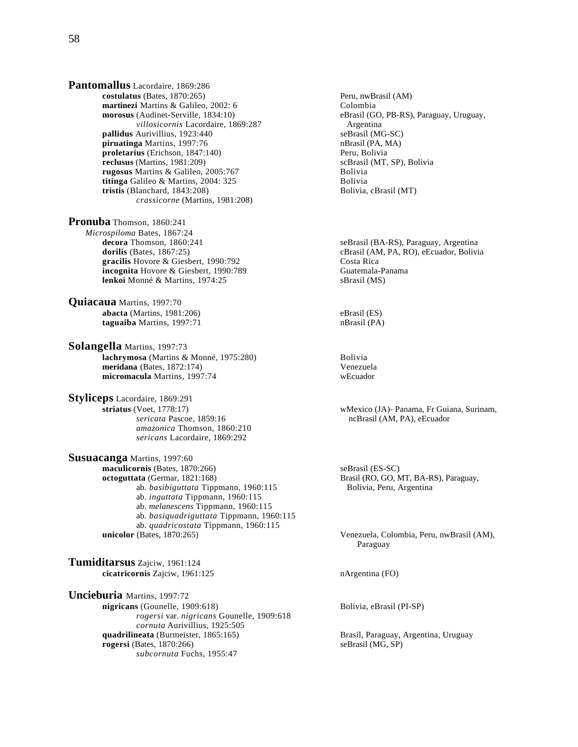**Pantomallus** Lacordaire, 1869:286

- **costulatus** (Bates, 1870:265) — Peru, nwBrasil (AM)
- **martinezi** Martins & Galileo, 2002: 6 — Colombia
- **morosus** (Audinet-Serville, 1834:10) — eBrasil (GO, PB-RS), Paraguay, Uruguay, Argentina
    - *villosicornis* Lacordaire, 1869:287
- **pallidus** Aurivillius, 1923:440 — seBrasil (MG-SC)
- **piruatinga** Martins, 1997:76 — nBrasil (PA, MA)
- **proletarius** (Erichson, 1847:140) — Peru, Bolivia
- **reclusus** (Martins, 1981:209) — scBrasil (MT, SP), Bolivia
- **rugosus** Martins & Galileo, 2005:767 — Bolivia
- **titinga** Galileo & Martins, 2004: 325 — Bolivia
- **tristis** (Blanchard, 1843:208) — Bolivia, cBrasil (MT)
    - *crassicorne* (Martins, 1981:208)

**Pronuba** Thomson, 1860:241

*Microspiloma* Bates, 1867:24

- **decora** Thomson, 1860:241 — seBrasil (BA-RS), Paraguay, Argentina
- **dorilis** (Bates, 1867:25) — cBrasil (AM, PA, RO), eEcuador, Bolivia
- **gracilis** Hovore & Giesbert, 1990:792 — Costa Rica
- **incognita** Hovore & Giesbert, 1990:789 — Guatemala-Panama
- **lenkoi** Monné & Martins, 1974:25 — sBrasil (MS)

**Quiacaua** Martins, 1997:70

- **abacta** (Martins, 1981:206) — eBrasil (ES)
- **taguaiba** Martins, 1997:71 — nBrasil (PA)

**Solangella** Martins, 1997:73

- **lachrymosa** (Martins & Monné, 1975:280) — Bolivia
- **meridana** (Bates, 1872:174) — Venezuela
- **micromacula** Martins, 1997:74 — wEcuador

**Styliceps** Lacordaire, 1869:291

- **striatus** (Voet, 1778:17) — wMexico (JA)- Panama, Fr Guiana, Surinam, ncBrasil (AM, PA), eEcuador
    - *sericata* Pascoe, 1859:16
    - *amazonica* Thomson, 1860:210
    - *sericans* Lacordaire, 1869:292

**Susuacanga** Martins, 1997:60

- **maculicornis** (Bates, 1870:266) — seBrasil (ES-SC)
- **octoguttata** (Germar, 1821:168) — Brasil (RO, GO, MT, BA-RS), Paraguay, Bolivia, Peru, Argentina
    - ab. *basibiguttata* Tippmann, 1960:115
    - ab. *inguttata* Tippmann, 1960:115
    - ab. *melanescens* Tippmann, 1960:115
    - ab. *basiquadriguttata* Tippmann, 1960:115
    - ab. *quadricostata* Tippmann, 1960:115
- **unicolor** (Bates, 1870:265) — Venezuela, Colombia, Peru, nwBrasil (AM), Paraguay

**Tumiditarsus** Zajciw, 1961:124

- **cicatricornis** Zajciw, 1961:125 — nArgentina (FO)

**Uncieburia** Martins, 1997:72

- **nigricans** (Gounelle, 1909:618) — Bolivia, eBrasil (PI-SP)
    - *rogersi* var. *nigricans* Gounelle, 1909:618
    - *cornuta* Aurivillius, 1925:505
- **quadrilineata** (Burmeister, 1865:165) — Brasil, Paraguay, Argentina, Uruguay
- **rogersi** (Bates, 1870:266) — seBrasil (MG, SP)
    - *subcornuta* Fuchs, 1955:47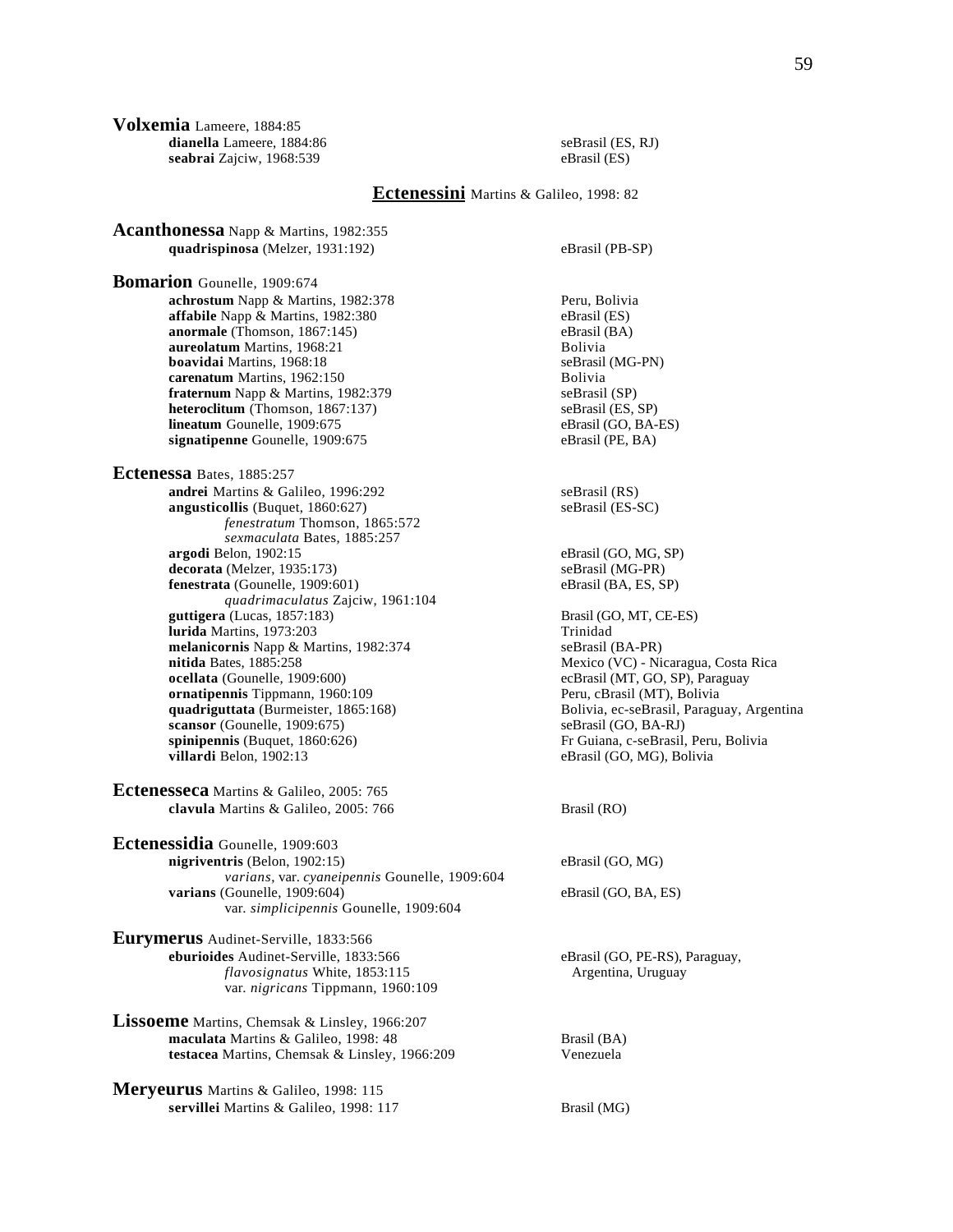**Volxemia** Lameere, 1884:85

- **dianella** Lameere, 1884:86 — seBrasil (ES, RJ)
- **seabrai** Zajciw, 1968:539 — eBrasil (ES)

## Ectenessini Martins & Galileo, 1998: 82

**Acanthonessa** Napp & Martins, 1982:355

- **quadrispinosa** (Melzer, 1931:192) — eBrasil (PB-SP)

**Bomarion** Gounelle, 1909:674

- **achrostum** Napp & Martins, 1982:378 — Peru, Bolivia
- **affabile** Napp & Martins, 1982:380 — eBrasil (ES)
- **anormale** (Thomson, 1867:145) — eBrasil (BA)
- **aureolatum** Martins, 1968:21 — Bolivia
- **boavidai** Martins, 1968:18 — seBrasil (MG-PN)
- **carenatum** Martins, 1962:150 — Bolivia
- **fraternum** Napp & Martins, 1982:379 — seBrasil (SP)
- **heteroclitum** (Thomson, 1867:137) — seBrasil (ES, SP)
- **lineatum** Gounelle, 1909:675 — eBrasil (GO, BA-ES)
- **signatipenne** Gounelle, 1909:675 — eBrasil (PE, BA)

**Ectenessa** Bates, 1885:257

- **andrei** Martins & Galileo, 1996:292 — seBrasil (RS)
- **angusticollis** (Buquet, 1860:627) — seBrasil (ES-SC)
  - *fenestratum* Thomson, 1865:572
  - *sexmaculata* Bates, 1885:257
- **argodi** Belon, 1902:15 — eBrasil (GO, MG, SP)
- **decorata** (Melzer, 1935:173) — seBrasil (MG-PR)
- **fenestrata** (Gounelle, 1909:601) — eBrasil (BA, ES, SP)
  - *quadrimaculatus* Zajciw, 1961:104
- **guttigera** (Lucas, 1857:183) — Brasil (GO, MT, CE-ES)
- **lurida** Martins, 1973:203 — Trinidad
- **melanicornis** Napp & Martins, 1982:374 — seBrasil (BA-PR)
- **nitida** Bates, 1885:258 — Mexico (VC) - Nicaragua, Costa Rica
- **ocellata** (Gounelle, 1909:600) — ecBrasil (MT, GO, SP), Paraguay
- **ornatipennis** Tippmann, 1960:109 — Peru, cBrasil (MT), Bolivia
- **quadriguttata** (Burmeister, 1865:168) — Bolivia, ec-seBrasil, Paraguay, Argentina
- **scansor** (Gounelle, 1909:675) — seBrasil (GO, BA-RJ)
- **spinipennis** (Buquet, 1860:626) — Fr Guiana, c-seBrasil, Peru, Bolivia
- **villardi** Belon, 1902:13 — eBrasil (GO, MG), Bolivia

**Ectenesseca** Martins & Galileo, 2005: 765

- **clavula** Martins & Galileo, 2005: 766 — Brasil (RO)

**Ectenessidia** Gounelle, 1909:603

- **nigriventris** (Belon, 1902:15) — eBrasil (GO, MG)
  - *varians*, var. *cyaneipennis* Gounelle, 1909:604
- **varians** (Gounelle, 1909:604) — eBrasil (GO, BA, ES)
  - var. *simplicipennis* Gounelle, 1909:604

**Eurymerus** Audinet-Serville, 1833:566

- **eburioides** Audinet-Serville, 1833:566 — eBrasil (GO, PE-RS), Paraguay, Argentina, Uruguay
  - *flavosignatus* White, 1853:115
  - var. *nigricans* Tippmann, 1960:109

**Lissoeme** Martins, Chemsak & Linsley, 1966:207

- **maculata** Martins & Galileo, 1998: 48 — Brasil (BA)
- **testacea** Martins, Chemsak & Linsley, 1966:209 — Venezuela

**Meryeurus** Martins & Galileo, 1998: 115

- **servillei** Martins & Galileo, 1998: 117 — Brasil (MG)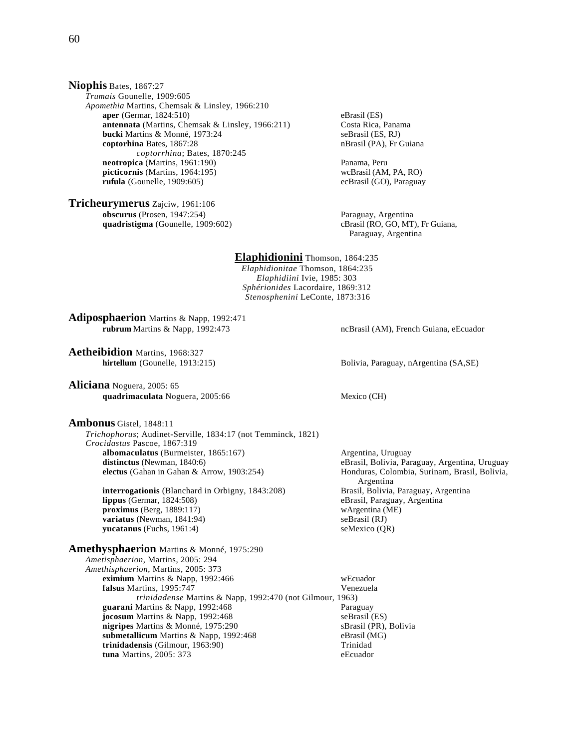**Niophis** Bates, 1867:27
*Trumais* Gounelle, 1909:605
*Apomethia* Martins, Chemsak & Linsley, 1966:210

- **aper** (Germar, 1824:510) — eBrasil (ES)
- **antennata** (Martins, Chemsak & Linsley, 1966:211) — Costa Rica, Panama
- **bucki** Martins & Monné, 1973:24 — seBrasil (ES, RJ)
- **coptorhina** Bates, 1867:28 — nBrasil (PA), Fr Guiana
  - *coptorrhina*; Bates, 1870:245
- **neotropica** (Martins, 1961:190) — Panama, Peru
- **picticornis** (Martins, 1964:195) — wcBrasil (AM, PA, RO)
- **rufula** (Gounelle, 1909:605) — ecBrasil (GO), Paraguay

**Tricheurymerus** Zajciw, 1961:106

- **obscurus** (Prosen, 1947:254) — Paraguay, Argentina
- **quadristigma** (Gounelle, 1909:602) — cBrasil (RO, GO, MT), Fr Guiana, Paraguay, Argentina

## Elaphidionini Thomson, 1864:235

*Elaphidionitae* Thomson, 1864:235
*Elaphidiini* Ivie, 1985: 303
*Sphérionides* Lacordaire, 1869:312
*Stenosphenini* LeConte, 1873:316

**Adiposphaerion** Martins & Napp, 1992:471

- **rubrum** Martins & Napp, 1992:473 — ncBrasil (AM), French Guiana, eEcuador

**Aetheibidion** Martins, 1968:327

- **hirtellum** (Gounelle, 1913:215) — Bolivia, Paraguay, nArgentina (SA,SE)

**Aliciana** Noguera, 2005: 65

- **quadrimaculata** Noguera, 2005:66 — Mexico (CH)

**Ambonus** Gistel, 1848:11
*Trichophorus*; Audinet-Serville, 1834:17 (not Temminck, 1821)
*Crocidastus* Pascoe, 1867:319

- **albomaculatus** (Burmeister, 1865:167) — Argentina, Uruguay
- **distinctus** (Newman, 1840:6) — eBrasil, Bolivia, Paraguay, Argentina, Uruguay
- **electus** (Gahan in Gahan & Arrow, 1903:254) — Honduras, Colombia, Surinam, Brasil, Bolivia, Argentina
- **interrogationis** (Blanchard in Orbigny, 1843:208) — Brasil, Bolivia, Paraguay, Argentina
- **lippus** (Germar, 1824:508) — eBrasil, Paraguay, Argentina
- **proximus** (Berg, 1889:117) — wArgentina (ME)
- **variatus** (Newman, 1841:94) — seBrasil (RJ)
- **yucatanus** (Fuchs, 1961:4) — seMexico (QR)

**Amethysphaerion** Martins & Monné, 1975:290
*Ametisphaerion*, Martins, 2005: 294
*Amethisphaerion*, Martins, 2005: 373

- **eximium** Martins & Napp, 1992:466 — wEcuador
- **falsus** Martins, 1995:747 — Venezuela
  - *trinidadense* Martins & Napp, 1992:470 (not Gilmour, 1963)
- **guarani** Martins & Napp, 1992:468 — Paraguay
- **jocosum** Martins & Napp, 1992:468 — seBrasil (ES)
- **nigripes** Martins & Monné, 1975:290 — sBrasil (PR), Bolivia
- **submetallicum** Martins & Napp, 1992:468 — eBrasil (MG)
- **trinidadensis** (Gilmour, 1963:90) — Trinidad
- **tuna** Martins, 2005: 373 — eEcuador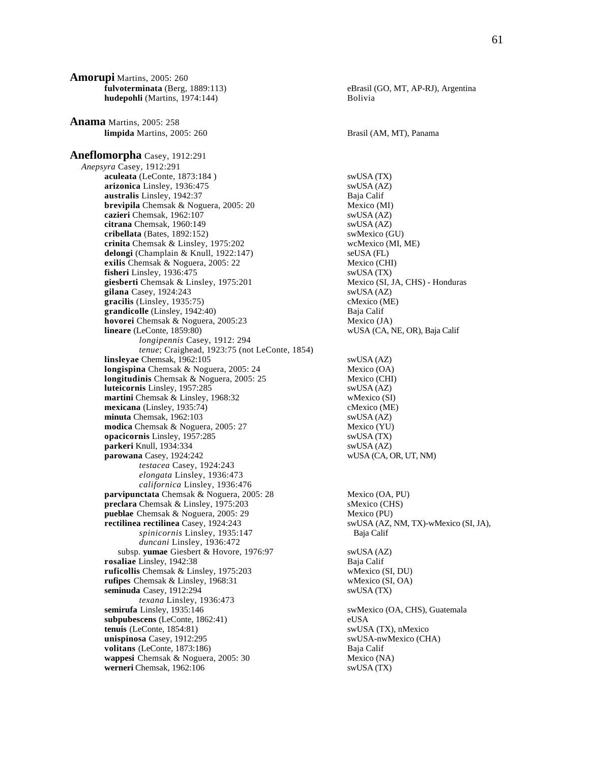**Amorupi** Martins, 2005: 260

- **fulvoterminata** (Berg, 1889:113) — eBrasil (GO, MT, AP-RJ), Argentina
- **hudepohli** (Martins, 1974:144) — Bolivia

**Anama** Martins, 2005: 258

- **limpida** Martins, 2005: 260 — Brasil (AM, MT), Panama

**Aneflomorpha** Casey, 1912:291

*Anepsyra* Casey, 1912:291

- **aculeata** (LeConte, 1873:184 ) — swUSA (TX)
- **arizonica** Linsley, 1936:475 — swUSA (AZ)
- **australis** Linsley, 1942:37 — Baja Calif
- **brevipila** Chemsak & Noguera, 2005: 20 — Mexico (MI)
- **cazieri** Chemsak, 1962:107 — swUSA (AZ)
- **citrana** Chemsak, 1960:149 — swUSA (AZ)
- **cribellata** (Bates, 1892:152) — swMexico (GU)
- **crinita** Chemsak & Linsley, 1975:202 — wcMexico (MI, ME)
- **delongi** (Champlain & Knull, 1922:147) — seUSA (FL)
- **exilis** Chemsak & Noguera, 2005: 22 — Mexico (CHI)
- **fisheri** Linsley, 1936:475 — swUSA (TX)
- **giesberti** Chemsak & Linsley, 1975:201 — Mexico (SI, JA, CHS) - Honduras
- **gilana** Casey, 1924:243 — swUSA (AZ)
- **gracilis** (Linsley, 1935:75) — cMexico (ME)
- **grandicolle** (Linsley, 1942:40) — Baja Calif
- **hovorei** Chemsak & Noguera, 2005:23 — Mexico (JA)
- **lineare** (LeConte, 1859:80) — wUSA (CA, NE, OR), Baja Calif
  - *longipennis* Casey, 1912: 294
  - *tenue*; Craighead, 1923:75 (not LeConte, 1854)
- **linsleyae** Chemsak, 1962:105 — swUSA (AZ)
- **longispina** Chemsak & Noguera, 2005: 24 — Mexico (OA)
- **longitudinis** Chemsak & Noguera, 2005: 25 — Mexico (CHI)
- **luteicornis** Linsley, 1957:285 — swUSA (AZ)
- **martini** Chemsak & Linsley, 1968:32 — wMexico (SI)
- **mexicana** (Linsley, 1935:74) — cMexico (ME)
- **minuta** Chemsak, 1962:103 — swUSA (AZ)
- **modica** Chemsak & Noguera, 2005: 27 — Mexico (YU)
- **opacicornis** Linsley, 1957:285 — swUSA (TX)
- **parkeri** Knull, 1934:334 — swUSA (AZ)
- **parowana** Casey, 1924:242 — wUSA (CA, OR, UT, NM)
  - *testacea* Casey, 1924:243
  - *elongata* Linsley, 1936:473
  - *californica* Linsley, 1936:476
- **parvipunctata** Chemsak & Noguera, 2005: 28 — Mexico (OA, PU)
- **preclara** Chemsak & Linsley, 1975:203 — sMexico (CHS)
- **pueblae** Chemsak & Noguera, 2005: 29 — Mexico (PU)
- **rectilinea rectilinea** Casey, 1924:243 — swUSA (AZ, NM, TX)-wMexico (SI, JA), Baja Calif
  - *spinicornis* Linsley, 1935:147
  - *duncani* Linsley, 1936:472
  - subsp. **yumae** Giesbert & Hovore, 1976:97 — swUSA (AZ)
- **rosaliae** Linsley, 1942:38 — Baja Calif
- **ruficollis** Chemsak & Linsley, 1975:203 — wMexico (SI, DU)
- **rufipes** Chemsak & Linsley, 1968:31 — wMexico (SI, OA)
- **seminuda** Casey, 1912:294 — swUSA (TX)
  - *texana* Linsley, 1936:473
- **semirufa** Linsley, 1935:146 — swMexico (OA, CHS), Guatemala
- **subpubescens** (LeConte, 1862:41) — eUSA
- **tenuis** (LeConte, 1854:81) — swUSA (TX), nMexico
- **unispinosa** Casey, 1912:295 — swUSA-nwMexico (CHA)
- **volitans** (LeConte, 1873:186) — Baja Calif
- **wappesi** Chemsak & Noguera, 2005: 30 — Mexico (NA)
- **werneri** Chemsak, 1962:106 — swUSA (TX)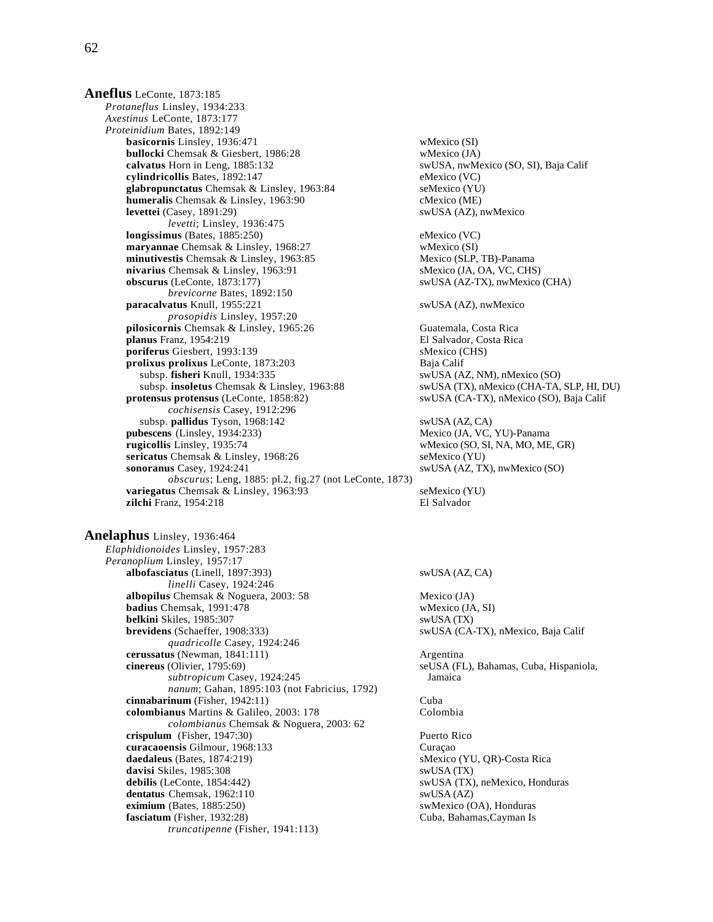**Aneflus** LeConte, 1873:185

*Protaneflus* Linsley, 1934:233
*Axestinus* LeConte, 1873:177
*Proteinidium* Bates, 1892:149

- **basicornis** Linsley, 1936:471 — wMexico (SI)
- **bullocki** Chemsak & Giesbert, 1986:28 — wMexico (JA)
- **calvatus** Horn in Leng, 1885:132 — swUSA, nwMexico (SO, SI), Baja Calif
- **cylindricollis** Bates, 1892:147 — eMexico (VC)
- **glabropunctatus** Chemsak & Linsley, 1963:84 — seMexico (YU)
- **humeralis** Chemsak & Linsley, 1963:90 — cMexico (ME)
- **levettei** (Casey, 1891:29) — swUSA (AZ), nwMexico
  - *levetti*; Linsley, 1936:475
- **longissimus** (Bates, 1885:250) — eMexico (VC)
- **maryannae** Chemsak & Linsley, 1968:27 — wMexico (SI)
- **minutivestis** Chemsak & Linsley, 1963:85 — Mexico (SLP, TB)-Panama
- **nivarius** Chemsak & Linsley, 1963:91 — sMexico (JA, OA, VC, CHS)
- **obscurus** (LeConte, 1873:177) — swUSA (AZ-TX), nwMexico (CHA)
  - *brevicorne* Bates, 1892:150
- **paracalvatus** Knull, 1955:221 — swUSA (AZ), nwMexico
  - *prosopidis* Linsley, 1957:20
- **pilosicornis** Chemsak & Linsley, 1965:26 — Guatemala, Costa Rica
- **planus** Franz, 1954:219 — El Salvador, Costa Rica
- **poriferus** Giesbert, 1993:139 — sMexico (CHS)
- **prolixus prolixus** LeConte, 1873:203 — Baja Calif
  - subsp. **fisheri** Knull, 1934:335 — swUSA (AZ, NM), nMexico (SO)
  - subsp. **insoletus** Chemsak & Linsley, 1963:88 — swUSA (TX), nMexico (CHA-TA, SLP, HI, DU)
- **protensus protensus** (LeConte, 1858:82) — swUSA (CA-TX), nMexico (SO), Baja Calif
  - *cochisensis* Casey, 1912:296
  - subsp. **pallidus** Tyson, 1968:142 — swUSA (AZ, CA)
- **pubescens** (Linsley, 1934:233) — Mexico (JA, VC, YU)-Panama
- **rugicollis** Linsley, 1935:74 — wMexico (SO, SI, NA, MO, ME, GR)
- **sericatus** Chemsak & Linsley, 1968:26 — seMexico (YU)
- **sonoranus** Casey, 1924:241 — swUSA (AZ, TX), nwMexico (SO)
  - *obscurus*; Leng, 1885: pl.2, fig.27 (not LeConte, 1873)
- **variegatus** Chemsak & Linsley, 1963:93 — seMexico (YU)
- **zilchi** Franz, 1954:218 — El Salvador

**Anelaphus** Linsley, 1936:464

*Elaphidionoides* Linsley, 1957:283
*Peranoplium* Linsley, 1957:17

- **albofasciatus** (Linell, 1897:393) — swUSA (AZ, CA)
  - *linelli* Casey, 1924:246
- **albopilus** Chemsak & Noguera, 2003: 58 — Mexico (JA)
- **badius** Chemsak, 1991:478 — wMexico (JA, SI)
- **belkini** Skiles, 1985:307 — swUSA (TX)
- **brevidens** (Schaeffer, 1908:333) — swUSA (CA-TX), nMexico, Baja Calif
  - *quadricolle* Casey, 1924:246
- **cerussatus** (Newman, 1841:111) — Argentina
- **cinereus** (Olivier, 1795:69) — seUSA (FL), Bahamas, Cuba, Hispaniola, Jamaica
  - *subtropicum* Casey, 1924:245
  - *nanum*; Gahan, 1895:103 (not Fabricius, 1792)
- **cinnabarinum** (Fisher, 1942:11) — Cuba
- **colombianus** Martins & Galileo, 2003: 178 — Colombia
  - *colombianus* Chemsak & Noguera, 2003: 62
- **crispulum** (Fisher, 1947:30) — Puerto Rico
- **curacaoensis** Gilmour, 1968:133 — Curaçao
- **daedaleus** (Bates, 1874:219) — sMexico (YU, QR)-Costa Rica
- **davisi** Skiles, 1985:308 — swUSA (TX)
- **debilis** (LeConte, 1854:442) — swUSA (TX), neMexico, Honduras
- **dentatus** Chemsak, 1962:110 — swUSA (AZ)
- **eximium** (Bates, 1885:250) — swMexico (OA), Honduras
- **fasciatum** (Fisher, 1932:28) — Cuba, Bahamas,Cayman Is
  - *truncatipenne* (Fisher, 1941:113)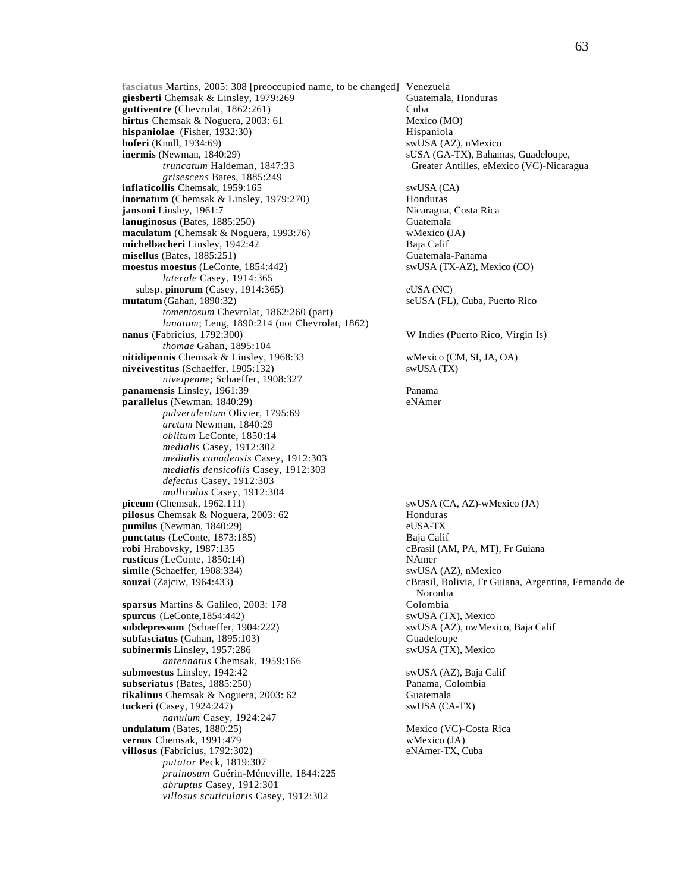**fasciatus** Martins, 2005: 308 [preoccupied name, to be changed] Venezuela
**giesberti** Chemsak & Linsley, 1979:269 Guatemala, Honduras
**guttiventre** (Chevrolat, 1862:261) Cuba
**hirtus** Chemsak & Noguera, 2003: 61 Mexico (MO)
**hispaniolae** (Fisher, 1932:30) Hispaniola
**hoferi** (Knull, 1934:69) swUSA (AZ), nMexico
**inermis** (Newman, 1840:29) sUSA (GA-TX), Bahamas, Guadeloupe, Greater Antilles, eMexico (VC)-Nicaragua
*truncatum* Haldeman, 1847:33
*grisescens* Bates, 1885:249
**inflaticollis** Chemsak, 1959:165 swUSA (CA)
**inornatum** (Chemsak & Linsley, 1979:270) Honduras
**jansoni** Linsley, 1961:7 Nicaragua, Costa Rica
**lanuginosus** (Bates, 1885:250) Guatemala
**maculatum** (Chemsak & Noguera, 1993:76) wMexico (JA)
**michelbacheri** Linsley, 1942:42 Baja Calif
**misellus** (Bates, 1885:251) Guatemala-Panama
**moestus moestus** (LeConte, 1854:442) swUSA (TX-AZ), Mexico (CO)
*laterale* Casey, 1914:365
subsp. **pinorum** (Casey, 1914:365) eUSA (NC)
**mutatum** (Gahan, 1890:32) seUSA (FL), Cuba, Puerto Rico
*tomentosum* Chevrolat, 1862:260 (part)
*lanatum*; Leng, 1890:214 (not Chevrolat, 1862)
**nanus** (Fabricius, 1792:300) W Indies (Puerto Rico, Virgin Is)
*thomae* Gahan, 1895:104
**nitidipennis** Chemsak & Linsley, 1968:33 wMexico (CM, SI, JA, OA)
**niveivestitus** (Schaeffer, 1905:132) swUSA (TX)
*niveipenne*; Schaeffer, 1908:327
**panamensis** Linsley, 1961:39 Panama
**parallelus** (Newman, 1840:29) eNAmer
*pulverulentum* Olivier, 1795:69
*arctum* Newman, 1840:29
*oblitum* LeConte, 1850:14
*medialis* Casey, 1912:302
*medialis canadensis* Casey, 1912:303
*medialis densicollis* Casey, 1912:303
*defectus* Casey, 1912:303
*molliculus* Casey, 1912:304
**piceum** (Chemsak, 1962.111) swUSA (CA, AZ)-wMexico (JA)
**pilosus** Chemsak & Noguera, 2003: 62 Honduras
**pumilus** (Newman, 1840:29) eUSA-TX
**punctatus** (LeConte, 1873:185) Baja Calif
**robi** Hrabovsky, 1987:135 cBrasil (AM, PA, MT), Fr Guiana
**rusticus** (LeConte, 1850:14) NAmer
**simile** (Schaeffer, 1908:334) swUSA (AZ), nMexico
**souzai** (Zajciw, 1964:433) cBrasil, Bolivia, Fr Guiana, Argentina, Fernando de Noronha
**sparsus** Martins & Galileo, 2003: 178 Colombia
**spurcus** (LeConte,1854:442) swUSA (TX), Mexico
**subdepressum** (Schaeffer, 1904:222) swUSA (AZ), nwMexico, Baja Calif
**subfasciatus** (Gahan, 1895:103) Guadeloupe
**subinermis** Linsley, 1957:286 swUSA (TX), Mexico
*antennatus* Chemsak, 1959:166
**submoestus** Linsley, 1942:42 swUSA (AZ), Baja Calif
**subseriatus** (Bates, 1885:250) Panama, Colombia
**tikalinus** Chemsak & Noguera, 2003: 62 Guatemala
**tuckeri** (Casey, 1924:247) swUSA (CA-TX)
*nanulum* Casey, 1924:247
**undulatum** (Bates, 1880:25) Mexico (VC)-Costa Rica
**vernus** Chemsak, 1991:479 wMexico (JA)
**villosus** (Fabricius, 1792:302) eNAmer-TX, Cuba
*putator* Peck, 1819:307
*pruinosum* Guérin-Méneville, 1844:225
*abruptus* Casey, 1912:301
*villosus scuticularis* Casey, 1912:302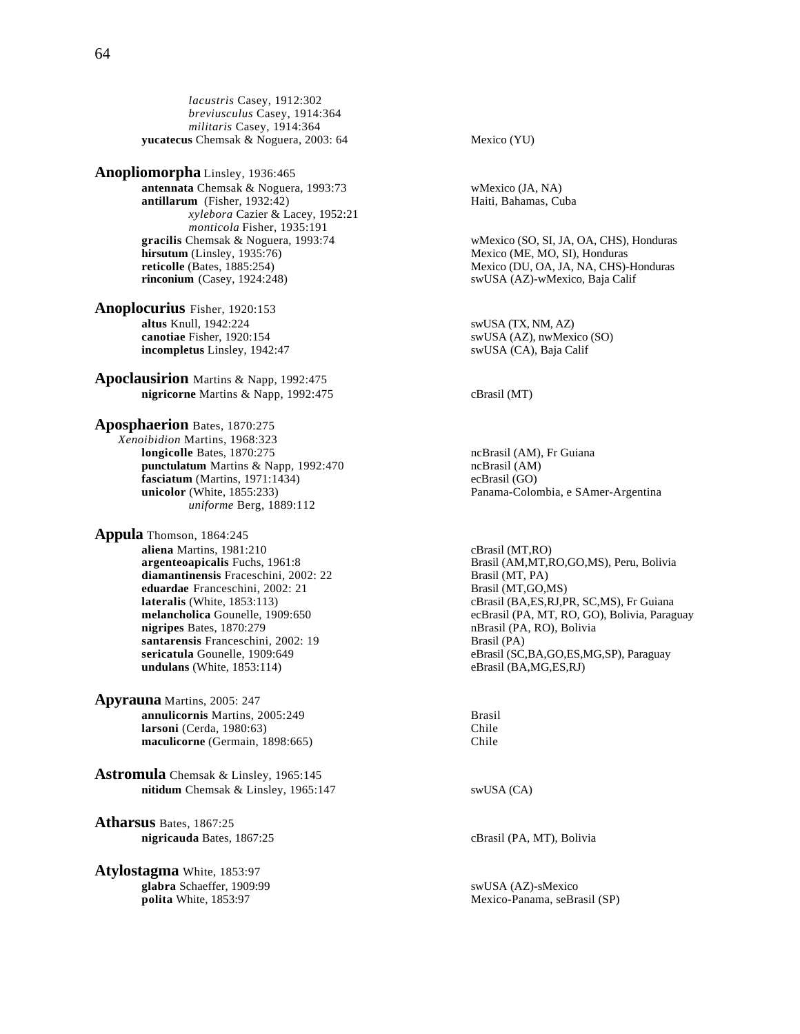*lacustris* Casey, 1912:302
*breviusculus* Casey, 1914:364
*militaris* Casey, 1914:364
**yucatecus** Chemsak & Noguera, 2003: 64 — Mexico (YU)

**Anopliomorpha** Linsley, 1936:465
- **antennata** Chemsak & Noguera, 1993:73 — wMexico (JA, NA)
- **antillarum** (Fisher, 1932:42) — Haiti, Bahamas, Cuba
  - *xylebora* Cazier & Lacey, 1952:21
  - *monticola* Fisher, 1935:191
- **gracilis** Chemsak & Noguera, 1993:74 — wMexico (SO, SI, JA, OA, CHS), Honduras
- **hirsutum** (Linsley, 1935:76) — Mexico (ME, MO, SI), Honduras
- **reticolle** (Bates, 1885:254) — Mexico (DU, OA, JA, NA, CHS)-Honduras
- **rinconium** (Casey, 1924:248) — swUSA (AZ)-wMexico, Baja Calif

**Anoplocurius** Fisher, 1920:153
- **altus** Knull, 1942:224 — swUSA (TX, NM, AZ)
- **canotiae** Fisher, 1920:154 — swUSA (AZ), nwMexico (SO)
- **incompletus** Linsley, 1942:47 — swUSA (CA), Baja Calif

**Apoclausirion** Martins & Napp, 1992:475
- **nigricorne** Martins & Napp, 1992:475 — cBrasil (MT)

**Aposphaerion** Bates, 1870:275
*Xenoibidion* Martins, 1968:323
- **longicolle** Bates, 1870:275 — ncBrasil (AM), Fr Guiana
- **punctulatum** Martins & Napp, 1992:470 — ncBrasil (AM)
- **fasciatum** (Martins, 1971:1434) — ecBrasil (GO)
- **unicolor** (White, 1855:233) — Panama-Colombia, e SAmer-Argentina
  - *uniforme* Berg, 1889:112

**Appula** Thomson, 1864:245
- **aliena** Martins, 1981:210 — cBrasil (MT,RO)
- **argenteoapicalis** Fuchs, 1961:8 — Brasil (AM,MT,RO,GO,MS), Peru, Bolivia
- **diamantinensis** Fraceschini, 2002: 22 — Brasil (MT, PA)
- **eduardae** Franceschini, 2002: 21 — Brasil (MT,GO,MS)
- **lateralis** (White, 1853:113) — cBrasil (BA,ES,RJ,PR, SC,MS), Fr Guiana
- **melancholica** Gounelle, 1909:650 — ecBrasil (PA, MT, RO, GO), Bolivia, Paraguay
- **nigripes** Bates, 1870:279 — nBrasil (PA, RO), Bolivia
- **santarensis** Franceschini, 2002: 19 — Brasil (PA)
- **sericatula** Gounelle, 1909:649 — eBrasil (SC,BA,GO,ES,MG,SP), Paraguay
- **undulans** (White, 1853:114) — eBrasil (BA,MG,ES,RJ)

**Apyrauna** Martins, 2005: 247
- **annulicornis** Martins, 2005:249 — Brasil
- **larsoni** (Cerda, 1980:63) — Chile
- **maculicorne** (Germain, 1898:665) — Chile

**Astromula** Chemsak & Linsley, 1965:145
- **nitidum** Chemsak & Linsley, 1965:147 — swUSA (CA)

**Atharsus** Bates, 1867:25
- **nigricauda** Bates, 1867:25 — cBrasil (PA, MT), Bolivia

**Atylostagma** White, 1853:97
- **glabra** Schaeffer, 1909:99 — swUSA (AZ)-sMexico
- **polita** White, 1853:97 — Mexico-Panama, seBrasil (SP)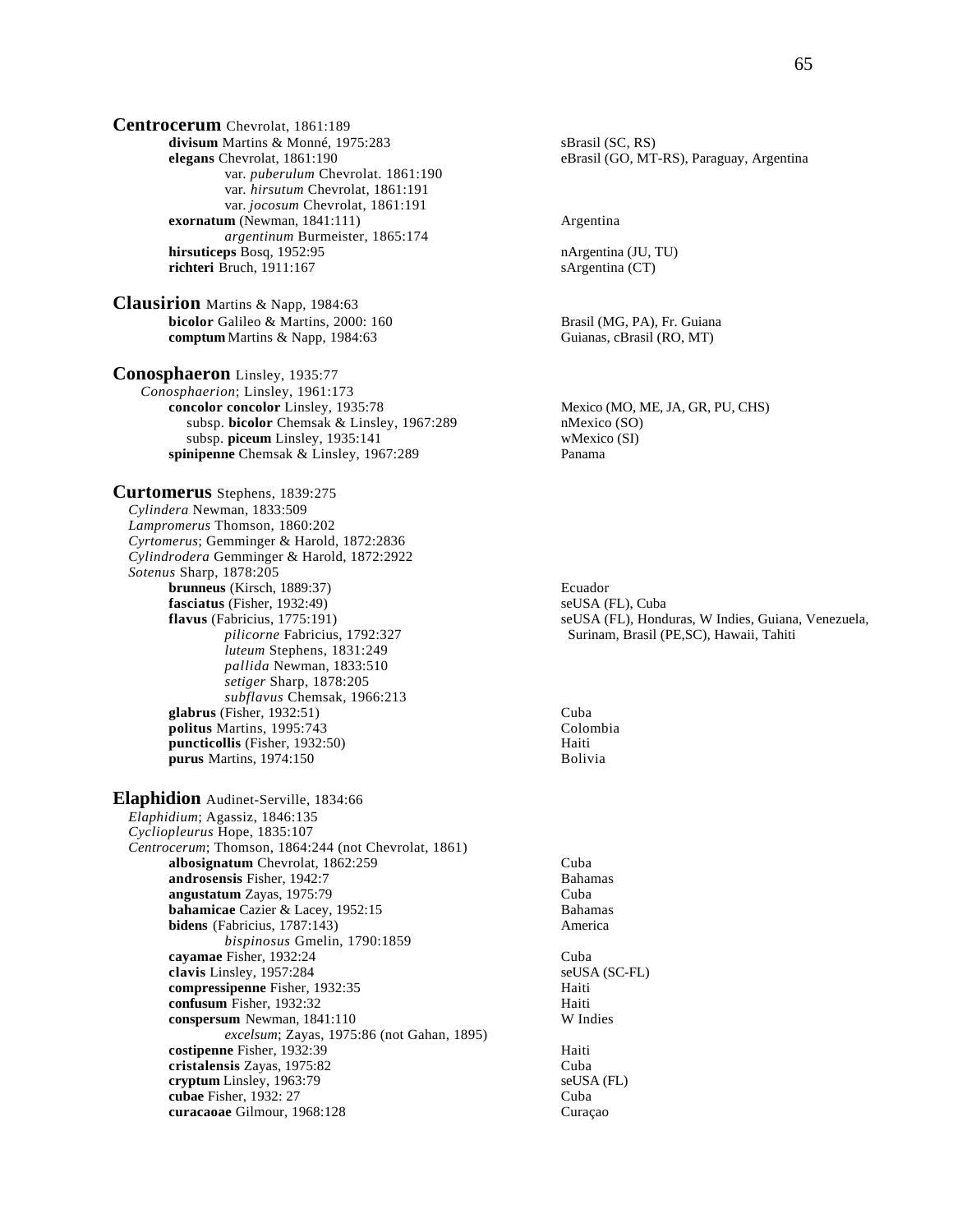**Centrocerum** Chevrolat, 1861:189

- **divisum** Martins & Monné, 1975:283 — sBrasil (SC, RS)
- **elegans** Chevrolat, 1861:190 — eBrasil (GO, MT-RS), Paraguay, Argentina
  - var. *puberulum* Chevrolat. 1861:190
  - var. *hirsutum* Chevrolat, 1861:191
  - var. *jocosum* Chevrolat, 1861:191
- **exornatum** (Newman, 1841:111) — Argentina
  - *argentinum* Burmeister, 1865:174
- **hirsuticeps** Bosq, 1952:95 — nArgentina (JU, TU)
- **richteri** Bruch, 1911:167 — sArgentina (CT)

**Clausirion** Martins & Napp, 1984:63

- **bicolor** Galileo & Martins, 2000: 160 — Brasil (MG, PA), Fr. Guiana
- **comptum** Martins & Napp, 1984:63 — Guianas, cBrasil (RO, MT)

**Conosphaeron** Linsley, 1935:77

*Conosphaerion*; Linsley, 1961:173

- **concolor concolor** Linsley, 1935:78 — Mexico (MO, ME, JA, GR, PU, CHS)
  - subsp. **bicolor** Chemsak & Linsley, 1967:289 — nMexico (SO)
  - subsp. **piceum** Linsley, 1935:141 — wMexico (SI)
- **spinipenne** Chemsak & Linsley, 1967:289 — Panama

**Curtomerus** Stephens, 1839:275

*Cylindera* Newman, 1833:509
*Lampromerus* Thomson, 1860:202
*Cyrtomerus*; Gemminger & Harold, 1872:2836
*Cylindrodera* Gemminger & Harold, 1872:2922
*Sotenus* Sharp, 1878:205

- **brunneus** (Kirsch, 1889:37) — Ecuador
- **fasciatus** (Fisher, 1932:49) — seUSA (FL), Cuba
- **flavus** (Fabricius, 1775:191) — seUSA (FL), Honduras, W Indies, Guiana, Venezuela, Surinam, Brasil (PE,SC), Hawaii, Tahiti
  - *pilicorne* Fabricius, 1792:327
  - *luteum* Stephens, 1831:249
  - *pallida* Newman, 1833:510
  - *setiger* Sharp, 1878:205
  - *subflavus* Chemsak, 1966:213
- **glabrus** (Fisher, 1932:51) — Cuba
- **politus** Martins, 1995:743 — Colombia
- **puncticollis** (Fisher, 1932:50) — Haiti
- **purus** Martins, 1974:150 — Bolivia

**Elaphidion** Audinet-Serville, 1834:66

*Elaphidium*; Agassiz, 1846:135
*Cycliopleurus* Hope, 1835:107
*Centrocerum*; Thomson, 1864:244 (not Chevrolat, 1861)

- **albosignatum** Chevrolat, 1862:259 — Cuba
- **androsensis** Fisher, 1942:7 — Bahamas
- **angustatum** Zayas, 1975:79 — Cuba
- **bahamicae** Cazier & Lacey, 1952:15 — Bahamas
- **bidens** (Fabricius, 1787:143) — America
  - *bispinosus* Gmelin, 1790:1859
- **cayamae** Fisher, 1932:24 — Cuba
- **clavis** Linsley, 1957:284 — seUSA (SC-FL)
- **compressipenne** Fisher, 1932:35 — Haiti
- **confusum** Fisher, 1932:32 — Haiti
- **conspersum** Newman, 1841:110 — W Indies
  - *excelsum*; Zayas, 1975:86 (not Gahan, 1895)
- **costipenne** Fisher, 1932:39 — Haiti
- **cristalensis** Zayas, 1975:82 — Cuba
- **cryptum** Linsley, 1963:79 — seUSA (FL)
- **cubae** Fisher, 1932: 27 — Cuba
- **curacaoae** Gilmour, 1968:128 — Curaçao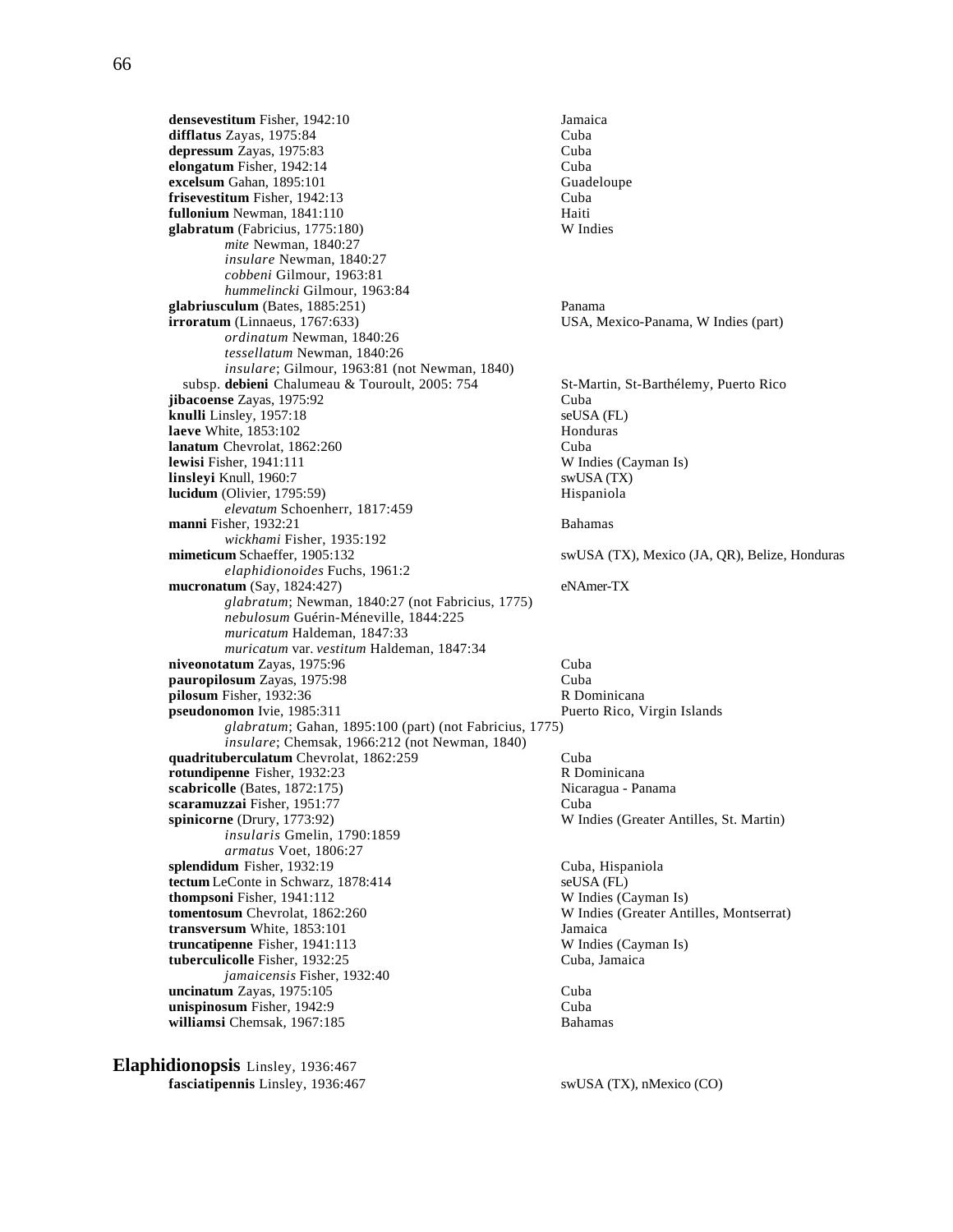**densevestitum** Fisher, 1942:10 Jamaica
**difflatus** Zayas, 1975:84 Cuba
**depressum** Zayas, 1975:83 Cuba
**elongatum** Fisher, 1942:14 Cuba
**excelsum** Gahan, 1895:101 Guadeloupe
**frisevestitum** Fisher, 1942:13 Cuba
**fullonium** Newman, 1841:110 Haiti
**glabratum** (Fabricius, 1775:180) W Indies

*mite* Newman, 1840:27
*insulare* Newman, 1840:27
*cobbeni* Gilmour, 1963:81
*hummelincki* Gilmour, 1963:84

**glabriusculum** (Bates, 1885:251) Panama
**irroratum** (Linnaeus, 1767:633) USA, Mexico-Panama, W Indies (part)

*ordinatum* Newman, 1840:26
*tessellatum* Newman, 1840:26
*insulare*; Gilmour, 1963:81 (not Newman, 1840)

subsp. **debieni** Chalumeau & Touroult, 2005: 754 St-Martin, St-Barthélemy, Puerto Rico

**jibacoense** Zayas, 1975:92 Cuba
**knulli** Linsley, 1957:18 seUSA (FL)
**laeve** White, 1853:102 Honduras
**lanatum** Chevrolat, 1862:260 Cuba
**lewisi** Fisher, 1941:111 W Indies (Cayman Is)
**linsleyi** Knull, 1960:7 swUSA (TX)
**lucidum** (Olivier, 1795:59) Hispaniola

*elevatum* Schoenherr, 1817:459

**manni** Fisher, 1932:21 Bahamas

*wickhami* Fisher, 1935:192

**mimeticum** Schaeffer, 1905:132 swUSA (TX), Mexico (JA, QR), Belize, Honduras

*elaphidionoides* Fuchs, 1961:2

**mucronatum** (Say, 1824:427) eNAmer-TX

*glabratum*; Newman, 1840:27 (not Fabricius, 1775)
*nebulosum* Guérin-Méneville, 1844:225
*muricatum* Haldeman, 1847:33
*muricatum* var. *vestitum* Haldeman, 1847:34

**niveonotatum** Zayas, 1975:96 Cuba
**pauropilosum** Zayas, 1975:98 Cuba
**pilosum** Fisher, 1932:36 R Dominicana
**pseudonomon** Ivie, 1985:311 Puerto Rico, Virgin Islands

*glabratum*; Gahan, 1895:100 (part) (not Fabricius, 1775)
*insulare*; Chemsak, 1966:212 (not Newman, 1840)

**quadrituberculatum** Chevrolat, 1862:259 Cuba
**rotundipenne** Fisher, 1932:23 R Dominicana
**scabricolle** (Bates, 1872:175) Nicaragua - Panama
**scaramuzzai** Fisher, 1951:77 Cuba
**spinicorne** (Drury, 1773:92) W Indies (Greater Antilles, St. Martin)

*insularis* Gmelin, 1790:1859
*armatus* Voet, 1806:27

**splendidum** Fisher, 1932:19 Cuba, Hispaniola
**tectum** LeConte in Schwarz, 1878:414 seUSA (FL)
**thompsoni** Fisher, 1941:112 W Indies (Cayman Is)
**tomentosum** Chevrolat, 1862:260 W Indies (Greater Antilles, Montserrat)
**transversum** White, 1853:101 Jamaica
**truncatipenne** Fisher, 1941:113 W Indies (Cayman Is)
**tuberculicolle** Fisher, 1932:25 Cuba, Jamaica

*jamaicensis* Fisher, 1932:40

**uncinatum** Zayas, 1975:105 Cuba
**unispinosum** Fisher, 1942:9 Cuba
**williamsi** Chemsak, 1967:185 Bahamas

## Elaphidionopsis Linsley, 1936:467

**fasciatipennis** Linsley, 1936:467 swUSA (TX), nMexico (CO)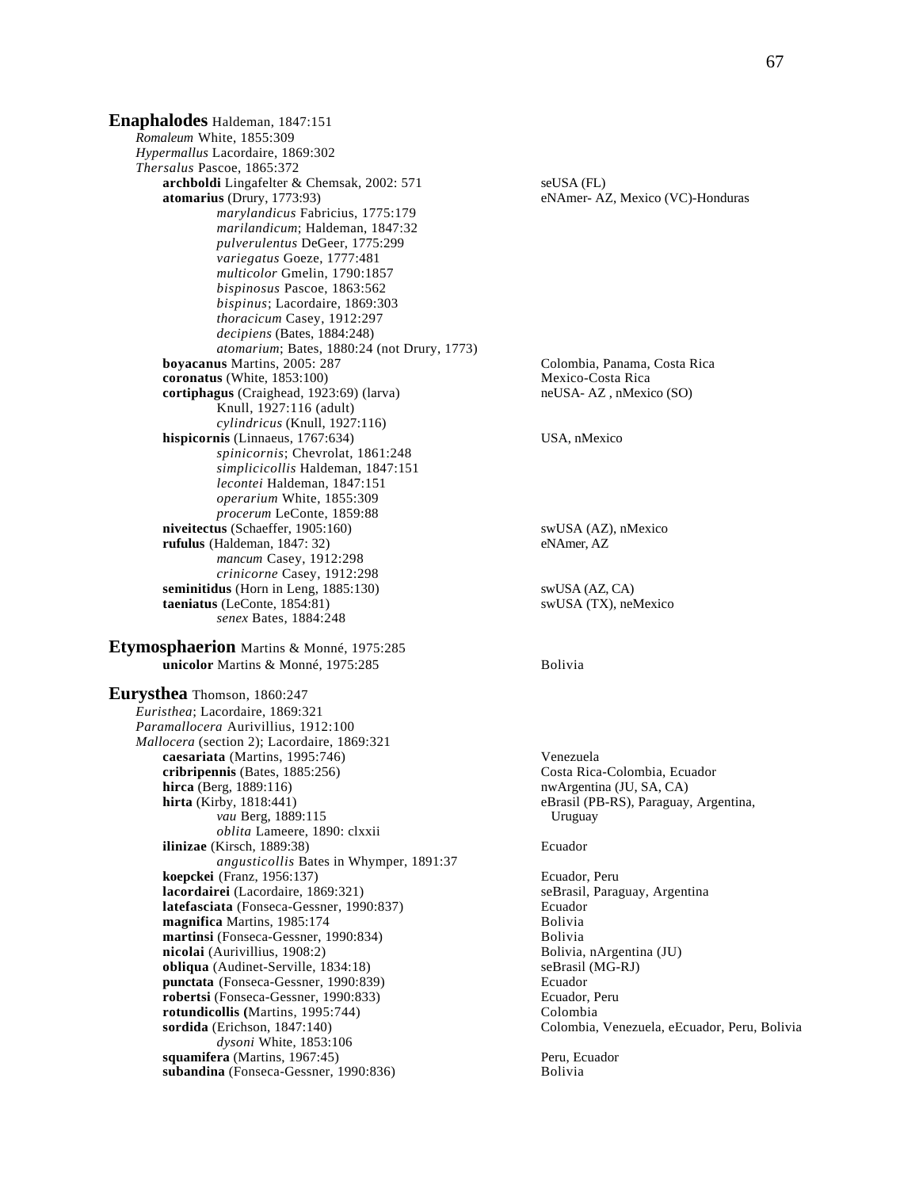**Enaphalodes** Haldeman, 1847:151

*Romaleum* White, 1855:309
*Hypermallus* Lacordaire, 1869:302
*Thersalus* Pascoe, 1865:372

**archboldi** Lingafelter & Chemsak, 2002: 571 — seUSA (FL)
**atomarius** (Drury, 1773:93) — eNAmer- AZ, Mexico (VC)-Honduras
*marylandicus* Fabricius, 1775:179
*marilandicum*; Haldeman, 1847:32
*pulverulentus* DeGeer, 1775:299
*variegatus* Goeze, 1777:481
*multicolor* Gmelin, 1790:1857
*bispinosus* Pascoe, 1863:562
*bispinus*; Lacordaire, 1869:303
*thoracicum* Casey, 1912:297
*decipiens* (Bates, 1884:248)
*atomarium*; Bates, 1880:24 (not Drury, 1773)
**boyacanus** Martins, 2005: 287 — Colombia, Panama, Costa Rica
**coronatus** (White, 1853:100) — Mexico-Costa Rica
**cortiphagus** (Craighead, 1923:69) (larva) — neUSA- AZ , nMexico (SO)
Knull, 1927:116 (adult)
*cylindricus* (Knull, 1927:116)
**hispicornis** (Linnaeus, 1767:634) — USA, nMexico
*spinicornis*; Chevrolat, 1861:248
*simplicicollis* Haldeman, 1847:151
*lecontei* Haldeman, 1847:151
*operarium* White, 1855:309
*procerum* LeConte, 1859:88
**niveitectus** (Schaeffer, 1905:160) — swUSA (AZ), nMexico
**rufulus** (Haldeman, 1847: 32) — eNAmer, AZ
*mancum* Casey, 1912:298
*crinicorne* Casey, 1912:298
**seminitidus** (Horn in Leng, 1885:130) — swUSA (AZ, CA)
**taeniatus** (LeConte, 1854:81) — swUSA (TX), neMexico
*senex* Bates, 1884:248

**Etymosphaerion** Martins & Monné, 1975:285

**unicolor** Martins & Monné, 1975:285 — Bolivia

**Eurysthea** Thomson, 1860:247

*Euristhea*; Lacordaire, 1869:321
*Paramallocera* Aurivillius, 1912:100
*Mallocera* (section 2); Lacordaire, 1869:321

**caesariata** (Martins, 1995:746) — Venezuela
**cribripennis** (Bates, 1885:256) — Costa Rica-Colombia, Ecuador
**hirca** (Berg, 1889:116) — nwArgentina (JU, SA, CA)
**hirta** (Kirby, 1818:441) — eBrasil (PB-RS), Paraguay, Argentina, Uruguay
*vau* Berg, 1889:115
*oblita* Lameere, 1890: clxxii
**ilinizae** (Kirsch, 1889:38) — Ecuador
*angusticollis* Bates in Whymper, 1891:37
**koepckei** (Franz, 1956:137) — Ecuador, Peru
**lacordairei** (Lacordaire, 1869:321) — seBrasil, Paraguay, Argentina
**latefasciata** (Fonseca-Gessner, 1990:837) — Ecuador
**magnifica** Martins, 1985:174 — Bolivia
**martinsi** (Fonseca-Gessner, 1990:834) — Bolivia
**nicolai** (Aurivillius, 1908:2) — Bolivia, nArgentina (JU)
**obliqua** (Audinet-Serville, 1834:18) — seBrasil (MG-RJ)
**punctata** (Fonseca-Gessner, 1990:839) — Ecuador
**robertsi** (Fonseca-Gessner, 1990:833) — Ecuador, Peru
**rotundicollis (**Martins, 1995:744) — Colombia
**sordida** (Erichson, 1847:140) — Colombia, Venezuela, eEcuador, Peru, Bolivia
*dysoni* White, 1853:106
**squamifera** (Martins, 1967:45) — Peru, Ecuador
**subandina** (Fonseca-Gessner, 1990:836) — Bolivia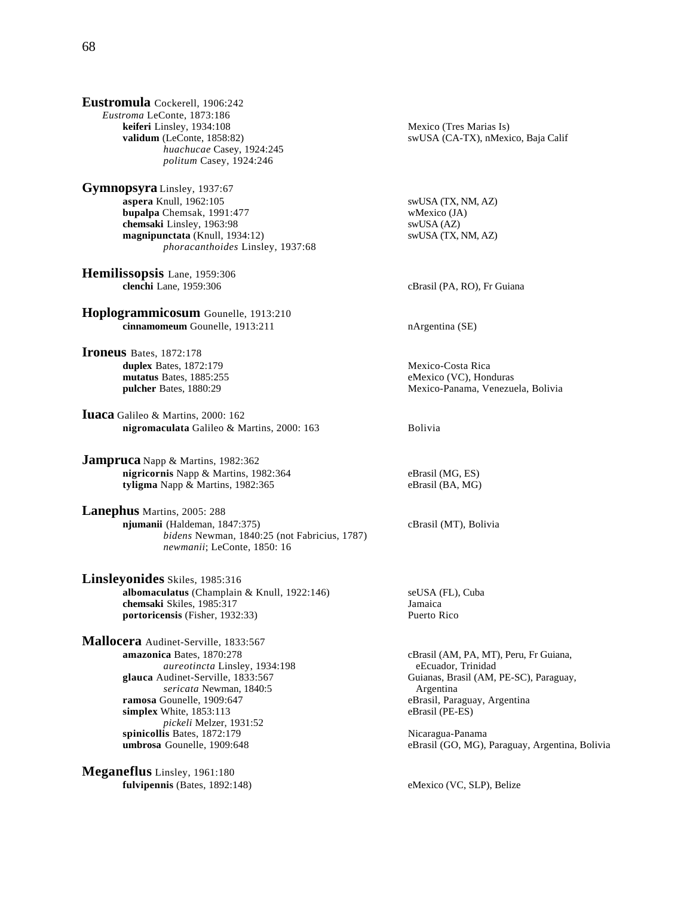**Eustromula** Cockerell, 1906:242
*Eustroma* LeConte, 1873:186
**keiferi** Linsley, 1934:108 — Mexico (Tres Marias Is)
**validum** (LeConte, 1858:82) — swUSA (CA-TX), nMexico, Baja Calif
*huachucae* Casey, 1924:245
*politum* Casey, 1924:246

**Gymnopsyra** Linsley, 1937:67
**aspera** Knull, 1962:105 — swUSA (TX, NM, AZ)
**bupalpa** Chemsak, 1991:477 — wMexico (JA)
**chemsaki** Linsley, 1963:98 — swUSA (AZ)
**magnipunctata** (Knull, 1934:12) — swUSA (TX, NM, AZ)
*phoracanthoides* Linsley, 1937:68

**Hemilissopsis** Lane, 1959:306
**clenchi** Lane, 1959:306 — cBrasil (PA, RO), Fr Guiana

**Hoplogrammicosum** Gounelle, 1913:210
**cinnamomeum** Gounelle, 1913:211 — nArgentina (SE)

**Ironeus** Bates, 1872:178
**duplex** Bates, 1872:179 — Mexico-Costa Rica
**mutatus** Bates, 1885:255 — eMexico (VC), Honduras
**pulcher** Bates, 1880:29 — Mexico-Panama, Venezuela, Bolivia

**Iuaca** Galileo & Martins, 2000: 162
**nigromaculata** Galileo & Martins, 2000: 163 — Bolivia

**Jampruca** Napp & Martins, 1982:362
**nigricornis** Napp & Martins, 1982:364 — eBrasil (MG, ES)
**tyligma** Napp & Martins, 1982:365 — eBrasil (BA, MG)

**Lanephus** Martins, 2005: 288
**njumanii** (Haldeman, 1847:375) — cBrasil (MT), Bolivia
*bidens* Newman, 1840:25 (not Fabricius, 1787)
*newmanii*; LeConte, 1850: 16

**Linsleyonides** Skiles, 1985:316
**albomaculatus** (Champlain & Knull, 1922:146) — seUSA (FL), Cuba
**chemsaki** Skiles, 1985:317 — Jamaica
**portoricensis** (Fisher, 1932:33) — Puerto Rico

**Mallocera** Audinet-Serville, 1833:567
**amazonica** Bates, 1870:278 — cBrasil (AM, PA, MT), Peru, Fr Guiana, eEcuador, Trinidad
*aureotincta* Linsley, 1934:198
**glauca** Audinet-Serville, 1833:567 — Guianas, Brasil (AM, PE-SC), Paraguay, Argentina
*sericata* Newman, 1840:5
**ramosa** Gounelle, 1909:647 — eBrasil, Paraguay, Argentina
**simplex** White, 1853:113 — eBrasil (PE-ES)
*pickeli* Melzer, 1931:52
**spinicollis** Bates, 1872:179 — Nicaragua-Panama
**umbrosa** Gounelle, 1909:648 — eBrasil (GO, MG), Paraguay, Argentina, Bolivia

**Meganeflus** Linsley, 1961:180
**fulvipennis** (Bates, 1892:148) — eMexico (VC, SLP), Belize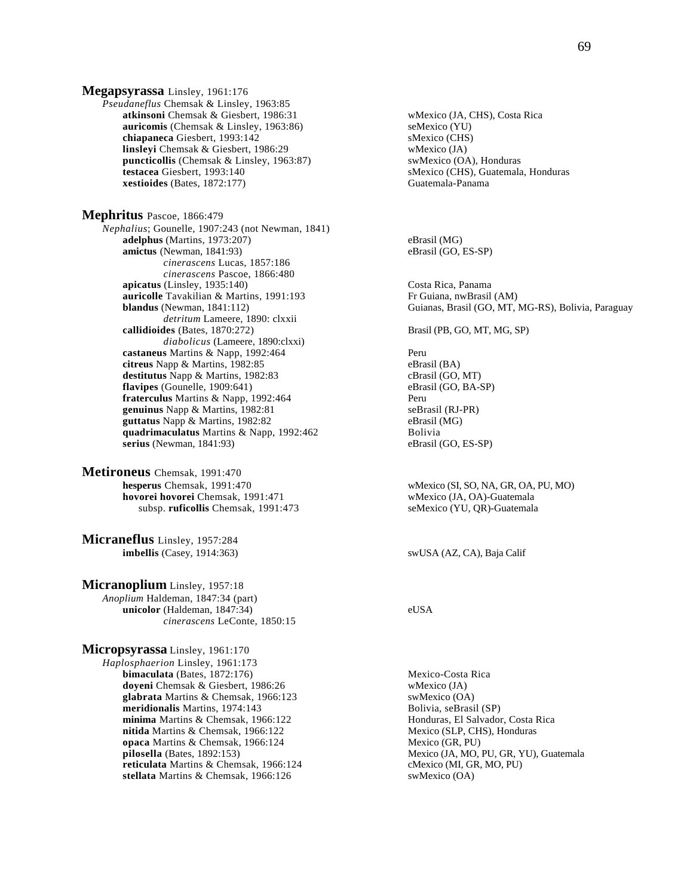**Megapsyrassa** Linsley, 1961:176
*Pseudaneflus* Chemsak & Linsley, 1963:85
- **atkinsoni** Chemsak & Giesbert, 1986:31 — wMexico (JA, CHS), Costa Rica
- **auricomis** (Chemsak & Linsley, 1963:86) — seMexico (YU)
- **chiapaneca** Giesbert, 1993:142 — sMexico (CHS)
- **linsleyi** Chemsak & Giesbert, 1986:29 — wMexico (JA)
- **puncticollis** (Chemsak & Linsley, 1963:87) — swMexico (OA), Honduras
- **testacea** Giesbert, 1993:140 — sMexico (CHS), Guatemala, Honduras
- **xestioides** (Bates, 1872:177) — Guatemala-Panama

**Mephritus** Pascoe, 1866:479
*Nephalius*; Gounelle, 1907:243 (not Newman, 1841)
- **adelphus** (Martins, 1973:207) — eBrasil (MG)
- **amictus** (Newman, 1841:93) — eBrasil (GO, ES-SP)
  - *cinerascens* Lucas, 1857:186
  - *cinerascens* Pascoe, 1866:480
- **apicatus** (Linsley, 1935:140) — Costa Rica, Panama
- **auricolle** Tavakilian & Martins, 1991:193 — Fr Guiana, nwBrasil (AM)
- **blandus** (Newman, 1841:112) — Guianas, Brasil (GO, MT, MG-RS), Bolivia, Paraguay
  - *detritum* Lameere, 1890: clxxii
- **callidioides** (Bates, 1870:272) — Brasil (PB, GO, MT, MG, SP)
  - *diabolicus* (Lameere, 1890:clxxi)
- **castaneus** Martins & Napp, 1992:464 — Peru
- **citreus** Napp & Martins, 1982:85 — eBrasil (BA)
- **destitutus** Napp & Martins, 1982:83 — cBrasil (GO, MT)
- **flavipes** (Gounelle, 1909:641) — eBrasil (GO, BA-SP)
- **fraterculus** Martins & Napp, 1992:464 — Peru
- **genuinus** Napp & Martins, 1982:81 — seBrasil (RJ-PR)
- **guttatus** Napp & Martins, 1982:82 — eBrasil (MG)
- **quadrimaculatus** Martins & Napp, 1992:462 — Bolivia
- **serius** (Newman, 1841:93) — eBrasil (GO, ES-SP)

**Metironeus** Chemsak, 1991:470
- **hesperus** Chemsak, 1991:470 — wMexico (SI, SO, NA, GR, OA, PU, MO)
- **hovorei hovorei** Chemsak, 1991:471 — wMexico (JA, OA)-Guatemala
  - subsp. **ruficollis** Chemsak, 1991:473 — seMexico (YU, QR)-Guatemala

**Micraneflus** Linsley, 1957:284
- **imbellis** (Casey, 1914:363) — swUSA (AZ, CA), Baja Calif

**Micranoplium** Linsley, 1957:18
*Anoplium* Haldeman, 1847:34 (part)
- **unicolor** (Haldeman, 1847:34) — eUSA
  - *cinerascens* LeConte, 1850:15

**Micropsyrassa** Linsley, 1961:170
*Haplosphaerion* Linsley, 1961:173
- **bimaculata** (Bates, 1872:176) — Mexico-Costa Rica
- **doyeni** Chemsak & Giesbert, 1986:26 — wMexico (JA)
- **glabrata** Martins & Chemsak, 1966:123 — swMexico (OA)
- **meridionalis** Martins, 1974:143 — Bolivia, seBrasil (SP)
- **minima** Martins & Chemsak, 1966:122 — Honduras, El Salvador, Costa Rica
- **nitida** Martins & Chemsak, 1966:122 — Mexico (SLP, CHS), Honduras
- **opaca** Martins & Chemsak, 1966:124 — Mexico (GR, PU)
- **pilosella** (Bates, 1892:153) — Mexico (JA, MO, PU, GR, YU), Guatemala
- **reticulata** Martins & Chemsak, 1966:124 — cMexico (MI, GR, MO, PU)
- **stellata** Martins & Chemsak, 1966:126 — swMexico (OA)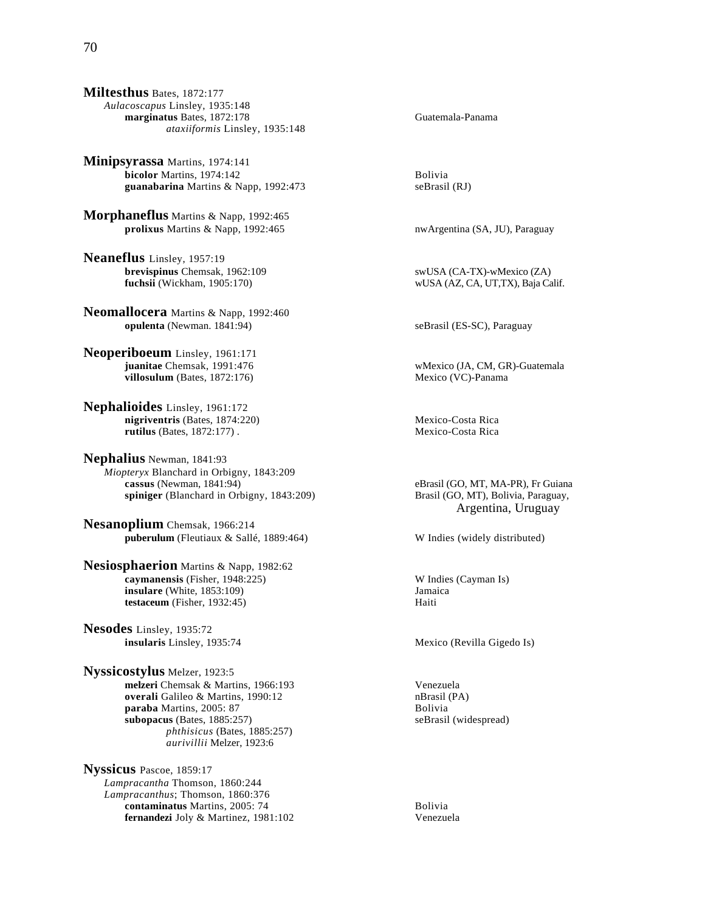**Miltesthus** Bates, 1872:177
*Aulacoscapus* Linsley, 1935:148
**marginatus** Bates, 1872:178 — Guatemala-Panama
*ataxiiformis* Linsley, 1935:148

**Minipsyrassa** Martins, 1974:141
**bicolor** Martins, 1974:142 — Bolivia
**guanabarina** Martins & Napp, 1992:473 — seBrasil (RJ)

**Morphaneflus** Martins & Napp, 1992:465
**prolixus** Martins & Napp, 1992:465 — nwArgentina (SA, JU), Paraguay

**Neaneflus** Linsley, 1957:19
**brevispinus** Chemsak, 1962:109 — swUSA (CA-TX)-wMexico (ZA)
**fuchsii** (Wickham, 1905:170) — wUSA (AZ, CA, UT,TX), Baja Calif.

**Neomallocera** Martins & Napp, 1992:460
**opulenta** (Newman. 1841:94) — seBrasil (ES-SC), Paraguay

**Neoperiboeum** Linsley, 1961:171
**juanitae** Chemsak, 1991:476 — wMexico (JA, CM, GR)-Guatemala
**villosulum** (Bates, 1872:176) — Mexico (VC)-Panama

**Nephalioides** Linsley, 1961:172
**nigriventris** (Bates, 1874:220) — Mexico-Costa Rica
**rutilus** (Bates, 1872:177) . — Mexico-Costa Rica

**Nephalius** Newman, 1841:93
*Miopteryx* Blanchard in Orbigny, 1843:209
**cassus** (Newman, 1841:94) — eBrasil (GO, MT, MA-PR), Fr Guiana
**spiniger** (Blanchard in Orbigny, 1843:209) — Brasil (GO, MT), Bolivia, Paraguay, Argentina, Uruguay

**Nesanoplium** Chemsak, 1966:214
**puberulum** (Fleutiaux & Sallé, 1889:464) — W Indies (widely distributed)

**Nesiosphaerion** Martins & Napp, 1982:62
**caymanensis** (Fisher, 1948:225) — W Indies (Cayman Is)
**insulare** (White, 1853:109) — Jamaica
**testaceum** (Fisher, 1932:45) — Haiti

**Nesodes** Linsley, 1935:72
**insularis** Linsley, 1935:74 — Mexico (Revilla Gigedo Is)

**Nyssicostylus** Melzer, 1923:5
**melzeri** Chemsak & Martins, 1966:193 — Venezuela
**overali** Galileo & Martins, 1990:12 — nBrasil (PA)
**paraba** Martins, 2005: 87 — Bolivia
**subopacus** (Bates, 1885:257) — seBrasil (widespread)
*phthisicus* (Bates, 1885:257)
*aurivillii* Melzer, 1923:6

**Nyssicus** Pascoe, 1859:17
*Lampracantha* Thomson, 1860:244
*Lampracanthus*; Thomson, 1860:376
**contaminatus** Martins, 2005: 74 — Bolivia
**fernandezi** Joly & Martinez, 1981:102 — Venezuela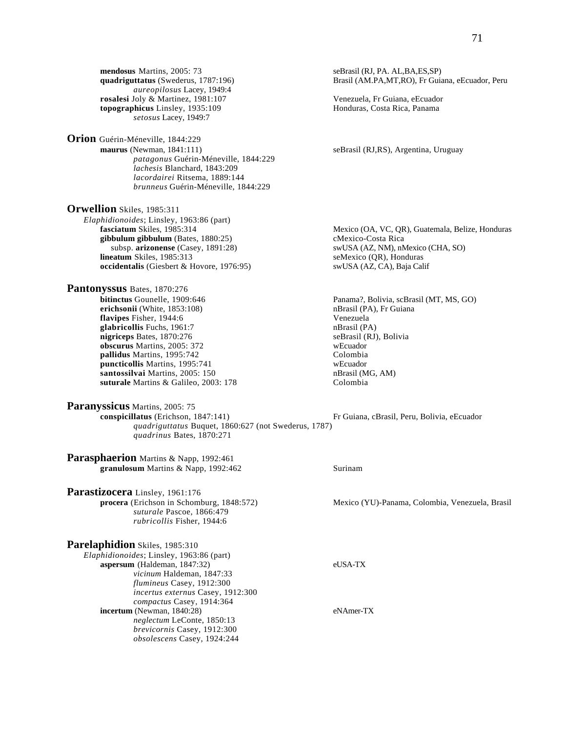**mendosus** Martins, 2005: 73 — seBrasil (RJ, PA. AL,BA,ES,SP)
**quadriguttatus** (Swederus, 1787:196) — Brasil (AM.PA,MT,RO), Fr Guiana, eEcuador, Peru
  *aureopilosus* Lacey, 1949:4
**rosalesi** Joly & Martinez, 1981:107 — Venezuela, Fr Guiana, eEcuador
**topographicus** Linsley, 1935:109 — Honduras, Costa Rica, Panama
  *setosus* Lacey, 1949:7

**Orion** Guérin-Méneville, 1844:229
**maurus** (Newman, 1841:111) — seBrasil (RJ,RS), Argentina, Uruguay
  *patagonus* Guérin-Méneville, 1844:229
  *lachesis* Blanchard, 1843:209
  *lacordairei* Ritsema, 1889:144
  *brunneus* Guérin-Méneville, 1844:229

**Orwellion** Skiles, 1985:311
*Elaphidionoides*; Linsley, 1963:86 (part)
**fasciatum** Skiles, 1985:314 — Mexico (OA, VC, QR), Guatemala, Belize, Honduras
**gibbulum gibbulum** (Bates, 1880:25) — cMexico-Costa Rica
  subsp. **arizonense** (Casey, 1891:28) — swUSA (AZ, NM), nMexico (CHA, SO)
**lineatum** Skiles, 1985:313 — seMexico (QR), Honduras
**occidentalis** (Giesbert & Hovore, 1976:95) — swUSA (AZ, CA), Baja Calif

**Pantonyssus** Bates, 1870:276
**bitinctus** Gounelle, 1909:646 — Panama?, Bolivia, scBrasil (MT, MS, GO)
**erichsonii** (White, 1853:108) — nBrasil (PA), Fr Guiana
**flavipes** Fisher, 1944:6 — Venezuela
**glabricollis** Fuchs, 1961:7 — nBrasil (PA)
**nigriceps** Bates, 1870:276 — seBrasil (RJ), Bolivia
**obscurus** Martins, 2005: 372 — wEcuador
**pallidus** Martins, 1995:742 — Colombia
**puncticollis** Martins, 1995:741 — wEcuador
**santossilvai** Martins, 2005: 150 — nBrasil (MG, AM)
**suturale** Martins & Galileo, 2003: 178 — Colombia

**Paranyssicus** Martins, 2005: 75
**conspicillatus** (Erichson, 1847:141) — Fr Guiana, cBrasil, Peru, Bolivia, eEcuador
  *quadriguttatus* Buquet, 1860:627 (not Swederus, 1787)
  *quadrinus* Bates, 1870:271

**Parasphaerion** Martins & Napp, 1992:461
**granulosum** Martins & Napp, 1992:462 — Surinam

**Parastizocera** Linsley, 1961:176
**procera** (Erichson in Schomburg, 1848:572) — Mexico (YU)-Panama, Colombia, Venezuela, Brasil
  *suturale* Pascoe, 1866:479
  *rubricollis* Fisher, 1944:6

**Parelaphidion** Skiles, 1985:310
*Elaphidionoides*; Linsley, 1963:86 (part)
**aspersum** (Haldeman, 1847:32) — eUSA-TX
  *vicinum* Haldeman, 1847:33
  *flumineus* Casey, 1912:300
  *incertus externus* Casey, 1912:300
  *compactus* Casey, 1914:364
**incertum** (Newman, 1840:28) — eNAmer-TX
  *neglectum* LeConte, 1850:13
  *brevicornis* Casey, 1912:300
  *obsolescens* Casey, 1924:244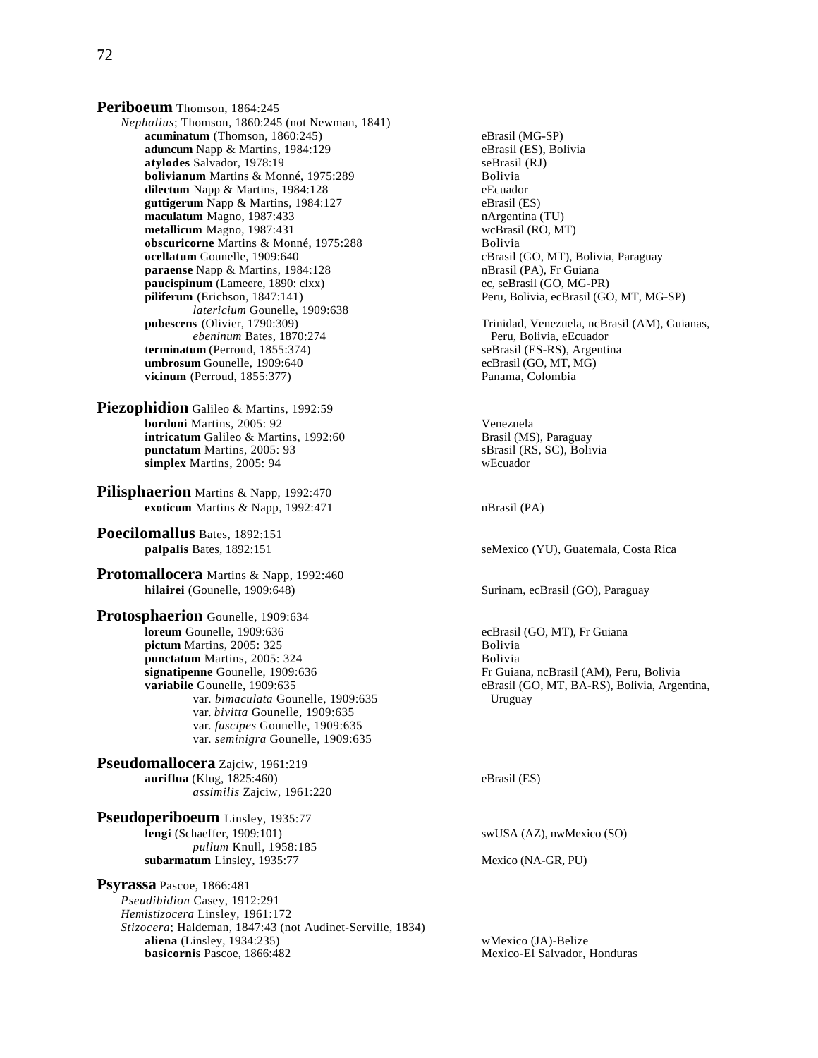**Periboeum** Thomson, 1864:245

*Nephalius*; Thomson, 1860:245 (not Newman, 1841)

- **acuminatum** (Thomson, 1860:245) — eBrasil (MG-SP)
- **aduncum** Napp & Martins, 1984:129 — eBrasil (ES), Bolivia
- **atylodes** Salvador, 1978:19 — seBrasil (RJ)
- **bolivianum** Martins & Monné, 1975:289 — Bolivia
- **dilectum** Napp & Martins, 1984:128 — eEcuador
- **guttigerum** Napp & Martins, 1984:127 — eBrasil (ES)
- **maculatum** Magno, 1987:433 — nArgentina (TU)
- **metallicum** Magno, 1987:431 — wcBrasil (RO, MT)
- **obscuricorne** Martins & Monné, 1975:288 — Bolivia
- **ocellatum** Gounelle, 1909:640 — cBrasil (GO, MT), Bolivia, Paraguay
- **paraense** Napp & Martins, 1984:128 — nBrasil (PA), Fr Guiana
- **paucispinum** (Lameere, 1890: clxx) — ec, seBrasil (GO, MG-PR)
- **piliferum** (Erichson, 1847:141) — Peru, Bolivia, ecBrasil (GO, MT, MG-SP)
  - *latericium* Gounelle, 1909:638
- **pubescens** (Olivier, 1790:309) — Trinidad, Venezuela, ncBrasil (AM), Guianas, Peru, Bolivia, eEcuador
  - *ebeninum* Bates, 1870:274
- **terminatum** (Perroud, 1855:374) — seBrasil (ES-RS), Argentina
- **umbrosum** Gounelle, 1909:640 — ecBrasil (GO, MT, MG)
- **vicinum** (Perroud, 1855:377) — Panama, Colombia

**Piezophidion** Galileo & Martins, 1992:59

- **bordoni** Martins, 2005: 92 — Venezuela
- **intricatum** Galileo & Martins, 1992:60 — Brasil (MS), Paraguay
- **punctatum** Martins, 2005: 93 — sBrasil (RS, SC), Bolivia
- **simplex** Martins, 2005: 94 — wEcuador

**Pilisphaerion** Martins & Napp, 1992:470

- **exoticum** Martins & Napp, 1992:471 — nBrasil (PA)

**Poecilomallus** Bates, 1892:151

- **palpalis** Bates, 1892:151 — seMexico (YU), Guatemala, Costa Rica

**Protomallocera** Martins & Napp, 1992:460

- **hilairei** (Gounelle, 1909:648) — Surinam, ecBrasil (GO), Paraguay

**Protosphaerion** Gounelle, 1909:634

- **loreum** Gounelle, 1909:636 — ecBrasil (GO, MT), Fr Guiana
- **pictum** Martins, 2005: 325 — Bolivia
- **punctatum** Martins, 2005: 324 — Bolivia
- **signatipenne** Gounelle, 1909:636 — Fr Guiana, ncBrasil (AM), Peru, Bolivia
- **variabile** Gounelle, 1909:635 — eBrasil (GO, MT, BA-RS), Bolivia, Argentina, Uruguay
  - var. *bimaculata* Gounelle, 1909:635
  - var. *bivitta* Gounelle, 1909:635
  - var. *fuscipes* Gounelle, 1909:635
  - var. *seminigra* Gounelle, 1909:635

**Pseudomallocera** Zajciw, 1961:219

- **auriflua** (Klug, 1825:460) — eBrasil (ES)
  - *assimilis* Zajciw, 1961:220

**Pseudoperiboeum** Linsley, 1935:77

- **lengi** (Schaeffer, 1909:101) — swUSA (AZ), nwMexico (SO)
  - *pullum* Knull, 1958:185
- **subarmatum** Linsley, 1935:77 — Mexico (NA-GR, PU)

**Psyrassa** Pascoe, 1866:481

*Pseudibidion* Casey, 1912:291

*Hemistizocera* Linsley, 1961:172

*Stizocera*; Haldeman, 1847:43 (not Audinet-Serville, 1834)

- **aliena** (Linsley, 1934:235) — wMexico (JA)-Belize
- **basicornis** Pascoe, 1866:482 — Mexico-El Salvador, Honduras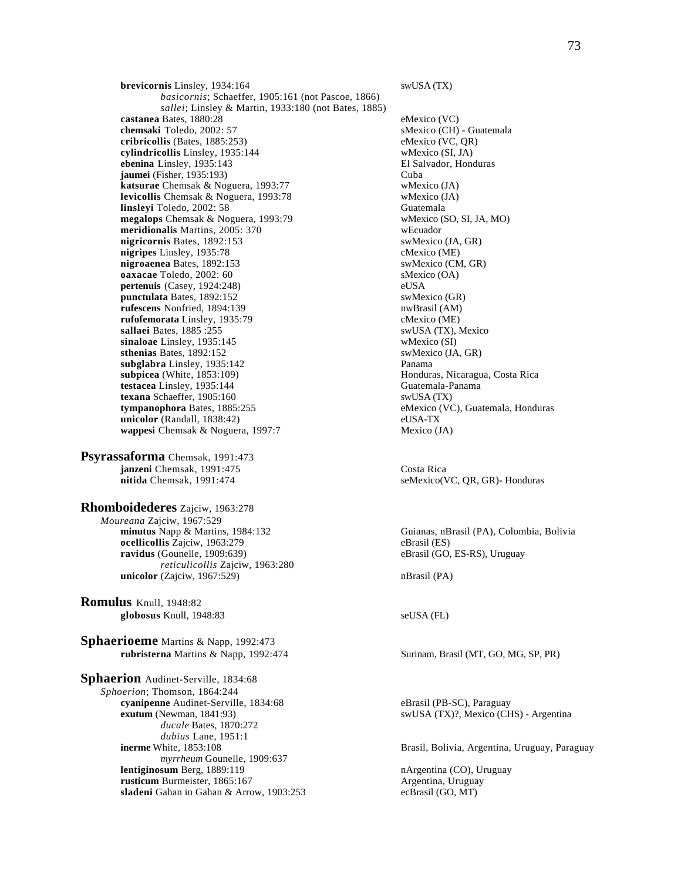**brevicornis** Linsley, 1934:164 swUSA (TX)
*basicornis*; Schaeffer, 1905:161 (not Pascoe, 1866)
*sallei*; Linsley & Martin, 1933:180 (not Bates, 1885)
**castanea** Bates, 1880:28 eMexico (VC)
**chemsaki** Toledo, 2002: 57 sMexico (CH) - Guatemala
**cribricollis** (Bates, 1885:253) eMexico (VC, QR)
**cylindricollis** Linsley, 1935:144 wMexico (SI, JA)
**ebenina** Linsley, 1935:143 El Salvador, Honduras
**jaumei** (Fisher, 1935:193) Cuba
**katsurae** Chemsak & Noguera, 1993:77 wMexico (JA)
**levicollis** Chemsak & Noguera, 1993:78 wMexico (JA)
**linsleyi** Toledo, 2002: 58 Guatemala
**megalops** Chemsak & Noguera, 1993:79 wMexico (SO, SI, JA, MO)
**meridionalis** Martins, 2005: 370 wEcuador
**nigricornis** Bates, 1892:153 swMexico (JA, GR)
**nigripes** Linsley, 1935:78 cMexico (ME)
**nigroaenea** Bates, 1892:153 swMexico (CM, GR)
**oaxacae** Toledo, 2002: 60 sMexico (OA)
**pertenuis** (Casey, 1924:248) eUSA
**punctulata** Bates, 1892:152 swMexico (GR)
**rufescens** Nonfried, 1894:139 nwBrasil (AM)
**rufofemorata** Linsley, 1935:79 cMexico (ME)
**sallaei** Bates, 1885 :255 swUSA (TX), Mexico
**sinaloae** Linsley, 1935:145 wMexico (SI)
**sthenias** Bates, 1892:152 swMexico (JA, GR)
**subglabra** Linsley, 1935:142 Panama
**subpicea** (White, 1853:109) Honduras, Nicaragua, Costa Rica
**testacea** Linsley, 1935:144 Guatemala-Panama
**texana** Schaeffer, 1905:160 swUSA (TX)
**tympanophora** Bates, 1885:255 eMexico (VC), Guatemala, Honduras
**unicolor** (Randall, 1838:42) eUSA-TX
**wappesi** Chemsak & Noguera, 1997:7 Mexico (JA)

## Psyrassaforma Chemsak, 1991:473

**janzeni** Chemsak, 1991:475 Costa Rica
**nitida** Chemsak, 1991:474 seMexico(VC, QR, GR)- Honduras

## Rhomboidederes Zajciw, 1963:278

*Moureana* Zajciw, 1967:529
**minutus** Napp & Martins, 1984:132 Guianas, nBrasil (PA), Colombia, Bolivia
**ocellicollis** Zajciw, 1963:279 eBrasil (ES)
**ravidus** (Gounelle, 1909:639) eBrasil (GO, ES-RS), Uruguay
*reticulicollis* Zajciw, 1963:280
**unicolor** (Zajciw, 1967:529) nBrasil (PA)

## Romulus Knull, 1948:82

**globosus** Knull, 1948:83 seUSA (FL)

## Sphaerioeme Martins & Napp, 1992:473

**rubristerna** Martins & Napp, 1992:474 Surinam, Brasil (MT, GO, MG, SP, PR)

## Sphaerion Audinet-Serville, 1834:68

*Sphoerion*; Thomson, 1864:244
**cyanipenne** Audinet-Serville, 1834:68 eBrasil (PB-SC), Paraguay
**exutum** (Newman, 1841:93) swUSA (TX)?, Mexico (CHS) - Argentina
*ducale* Bates, 1870:272
*dubius* Lane, 1951:1
**inerme** White, 1853:108 Brasil, Bolivia, Argentina, Uruguay, Paraguay
*myrrheum* Gounelle, 1909:637
**lentiginosum** Berg, 1889:119 nArgentina (CO), Uruguay
**rusticum** Burmeister, 1865:167 Argentina, Uruguay
**sladeni** Gahan in Gahan & Arrow, 1903:253 ecBrasil (GO, MT)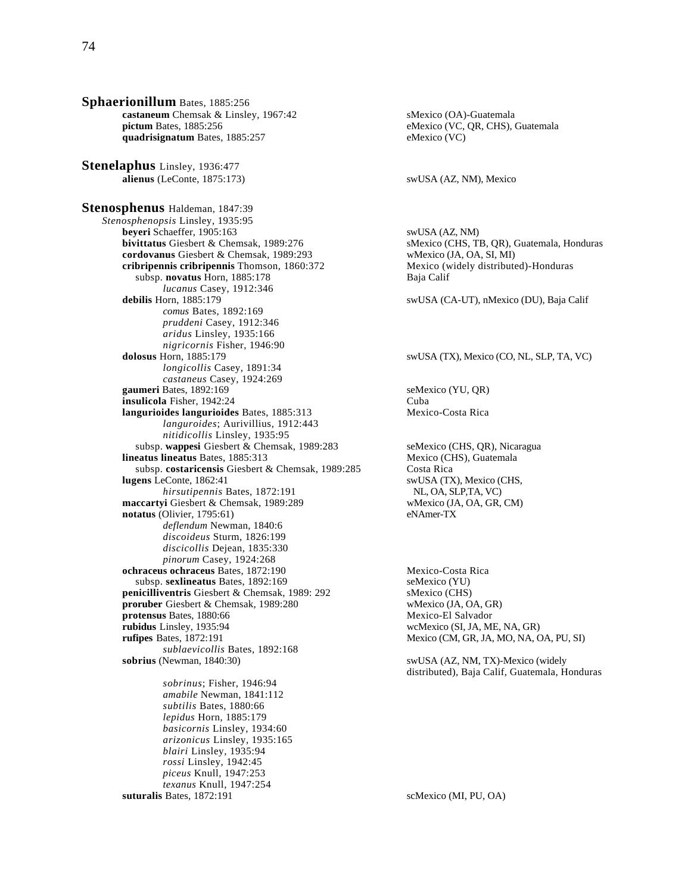**Sphaerionillum** Bates, 1885:256

- **castaneum** Chemsak & Linsley, 1967:42 — sMexico (OA)-Guatemala
- **pictum** Bates, 1885:256 — eMexico (VC, QR, CHS), Guatemala
- **quadrisignatum** Bates, 1885:257 — eMexico (VC)

**Stenelaphus** Linsley, 1936:477

- **alienus** (LeConte, 1875:173) — swUSA (AZ, NM), Mexico

**Stenosphenus** Haldeman, 1847:39

*Stenosphenopsis* Linsley, 1935:95

- **beyeri** Schaeffer, 1905:163 — swUSA (AZ, NM)
- **bivittatus** Giesbert & Chemsak, 1989:276 — sMexico (CHS, TB, QR), Guatemala, Honduras
- **cordovanus** Giesbert & Chemsak, 1989:293 — wMexico (JA, OA, SI, MI)
- **cribripennis cribripennis** Thomson, 1860:372 — Mexico (widely distributed)-Honduras
  - subsp. **novatus** Horn, 1885:178 — Baja Calif
    - *lucanus* Casey, 1912:346
- **debilis** Horn, 1885:179 — swUSA (CA-UT), nMexico (DU), Baja Calif
  - *comus* Bates, 1892:169
  - *pruddeni* Casey, 1912:346
  - *aridus* Linsley, 1935:166
  - *nigricornis* Fisher, 1946:90
- **dolosus** Horn, 1885:179 — swUSA (TX), Mexico (CO, NL, SLP, TA, VC)
  - *longicollis* Casey, 1891:34
  - *castaneus* Casey, 1924:269
- **gaumeri** Bates, 1892:169 — seMexico (YU, QR)
- **insulicola** Fisher, 1942:24 — Cuba
- **langurioides langurioides** Bates, 1885:313 — Mexico-Costa Rica
  - *languroides*; Aurivillius, 1912:443
  - *nitidicollis* Linsley, 1935:95
  - subsp. **wappesi** Giesbert & Chemsak, 1989:283 — seMexico (CHS, QR), Nicaragua
- **lineatus lineatus** Bates, 1885:313 — Mexico (CHS), Guatemala
  - subsp. **costaricensis** Giesbert & Chemsak, 1989:285 — Costa Rica
- **lugens** LeConte, 1862:41 — swUSA (TX), Mexico (CHS, NL, OA, SLP,TA, VC)
  - *hirsutipennis* Bates, 1872:191
- **maccartyi** Giesbert & Chemsak, 1989:289 — wMexico (JA, OA, GR, CM)
- **notatus** (Olivier, 1795:61) — eNAmer-TX
  - *deflendum* Newman, 1840:6
  - *discoideus* Sturm, 1826:199
  - *discicollis* Dejean, 1835:330
  - *pinorum* Casey, 1924:268
- **ochraceus ochraceus** Bates, 1872:190 — Mexico-Costa Rica
  - subsp. **sexlineatus** Bates, 1892:169 — seMexico (YU)
- **penicilliventris** Giesbert & Chemsak, 1989: 292 — sMexico (CHS)
- **proruber** Giesbert & Chemsak, 1989:280 — wMexico (JA, OA, GR)
- **protensus** Bates, 1880:66 — Mexico-El Salvador
- **rubidus** Linsley, 1935:94 — wcMexico (SI, JA, ME, NA, GR)
- **rufipes** Bates, 1872:191 — Mexico (CM, GR, JA, MO, NA, OA, PU, SI)
  - *sublaevicollis* Bates, 1892:168
- **sobrius** (Newman, 1840:30) — swUSA (AZ, NM, TX)-Mexico (widely distributed), Baja Calif, Guatemala, Honduras
  - *sobrinus*; Fisher, 1946:94
  - *amabile* Newman, 1841:112
  - *subtilis* Bates, 1880:66
  - *lepidus* Horn, 1885:179
  - *basicornis* Linsley, 1934:60
  - *arizonicus* Linsley, 1935:165
  - *blairi* Linsley, 1935:94
  - *rossi* Linsley, 1942:45
  - *piceus* Knull, 1947:253
  - *texanus* Knull, 1947:254
- **suturalis** Bates, 1872:191 — scMexico (MI, PU, OA)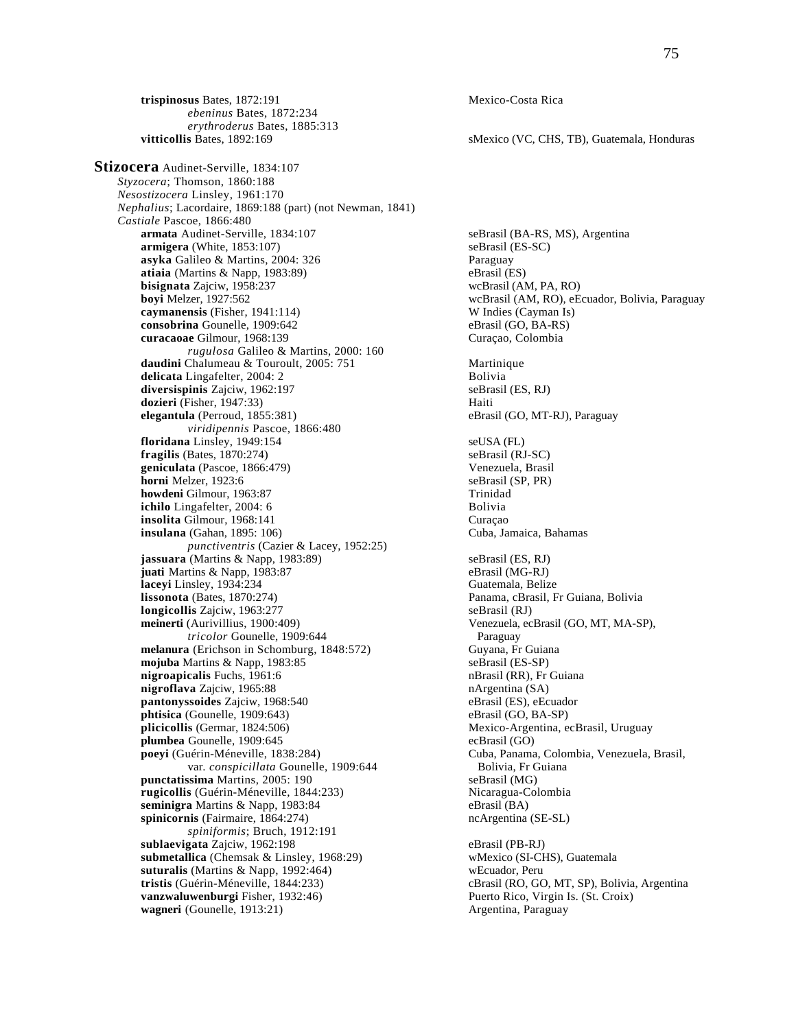**trispinosus** Bates, 1872:191 — Mexico-Costa Rica
*ebeninus* Bates, 1872:234
*erythroderus* Bates, 1885:313
**vitticollis** Bates, 1892:169 — sMexico (VC, CHS, TB), Guatemala, Honduras

## Stizocera Audinet-Serville, 1834:107

*Styzocera*; Thomson, 1860:188
*Nesostizocera* Linsley, 1961:170
*Nephalius*; Lacordaire, 1869:188 (part) (not Newman, 1841)
*Castiale* Pascoe, 1866:480

**armata** Audinet-Serville, 1834:107 — seBrasil (BA-RS, MS), Argentina
**armigera** (White, 1853:107) — seBrasil (ES-SC)
**asyka** Galileo & Martins, 2004: 326 — Paraguay
**atiaia** (Martins & Napp, 1983:89) — eBrasil (ES)
**bisignata** Zajciw, 1958:237 — wcBrasil (AM, PA, RO)
**boyi** Melzer, 1927:562 — wcBrasil (AM, RO), eEcuador, Bolivia, Paraguay
**caymanensis** (Fisher, 1941:114) — W Indies (Cayman Is)
**consobrina** Gounelle, 1909:642 — eBrasil (GO, BA-RS)
**curacaoae** Gilmour, 1968:139 — Curaçao, Colombia
*rugulosa* Galileo & Martins, 2000: 160
**daudini** Chalumeau & Touroult, 2005: 751 — Martinique
**delicata** Lingafelter, 2004: 2 — Bolivia
**diversispinis** Zajciw, 1962:197 — seBrasil (ES, RJ)
**dozieri** (Fisher, 1947:33) — Haiti
**elegantula** (Perroud, 1855:381) — eBrasil (GO, MT-RJ), Paraguay
*viridipennis* Pascoe, 1866:480
**floridana** Linsley, 1949:154 — seUSA (FL)
**fragilis** (Bates, 1870:274) — seBrasil (RJ-SC)
**geniculata** (Pascoe, 1866:479) — Venezuela, Brasil
**horni** Melzer, 1923:6 — seBrasil (SP, PR)
**howdeni** Gilmour, 1963:87 — Trinidad
**ichilo** Lingafelter, 2004: 6 — Bolivia
**insolita** Gilmour, 1968:141 — Curaçao
**insulana** (Gahan, 1895: 106) — Cuba, Jamaica, Bahamas
*punctiventris* (Cazier & Lacey, 1952:25)
**jassuara** (Martins & Napp, 1983:89) — seBrasil (ES, RJ)
**juati** Martins & Napp, 1983:87 — eBrasil (MG-RJ)
**laceyi** Linsley, 1934:234 — Guatemala, Belize
**lissonota** (Bates, 1870:274) — Panama, cBrasil, Fr Guiana, Bolivia
**longicollis** Zajciw, 1963:277 — seBrasil (RJ)
**meinerti** (Aurivillius, 1900:409) — Venezuela, ecBrasil (GO, MT, MA-SP), Paraguay
*tricolor* Gounelle, 1909:644
**melanura** (Erichson in Schomburg, 1848:572) — Guyana, Fr Guiana
**mojuba** Martins & Napp, 1983:85 — seBrasil (ES-SP)
**nigroapicalis** Fuchs, 1961:6 — nBrasil (RR), Fr Guiana
**nigroflava** Zajciw, 1965:88 — nArgentina (SA)
**pantonyssoides** Zajciw, 1968:540 — eBrasil (ES), eEcuador
**phtisica** (Gounelle, 1909:643) — eBrasil (GO, BA-SP)
**plicicollis** (Germar, 1824:506) — Mexico-Argentina, ecBrasil, Uruguay
**plumbea** Gounelle, 1909:645 — ecBrasil (GO)
**poeyi** (Guérin-Méneville, 1838:284) — Cuba, Panama, Colombia, Venezuela, Brasil, Bolivia, Fr Guiana
var. *conspicillata* Gounelle, 1909:644
**punctatissima** Martins, 2005: 190 — seBrasil (MG)
**rugicollis** (Guérin-Méneville, 1844:233) — Nicaragua-Colombia
**seminigra** Martins & Napp, 1983:84 — eBrasil (BA)
**spinicornis** (Fairmaire, 1864:274) — ncArgentina (SE-SL)
*spiniformis*; Bruch, 1912:191
**sublaevigata** Zajciw, 1962:198 — eBrasil (PB-RJ)
**submetallica** (Chemsak & Linsley, 1968:29) — wMexico (SI-CHS), Guatemala
**suturalis** (Martins & Napp, 1992:464) — wEcuador, Peru
**tristis** (Guérin-Méneville, 1844:233) — cBrasil (RO, GO, MT, SP), Bolivia, Argentina
**vanzwaluwenburgi** Fisher, 1932:46 — Puerto Rico, Virgin Is. (St. Croix)
**wagneri** (Gounelle, 1913:21) — Argentina, Paraguay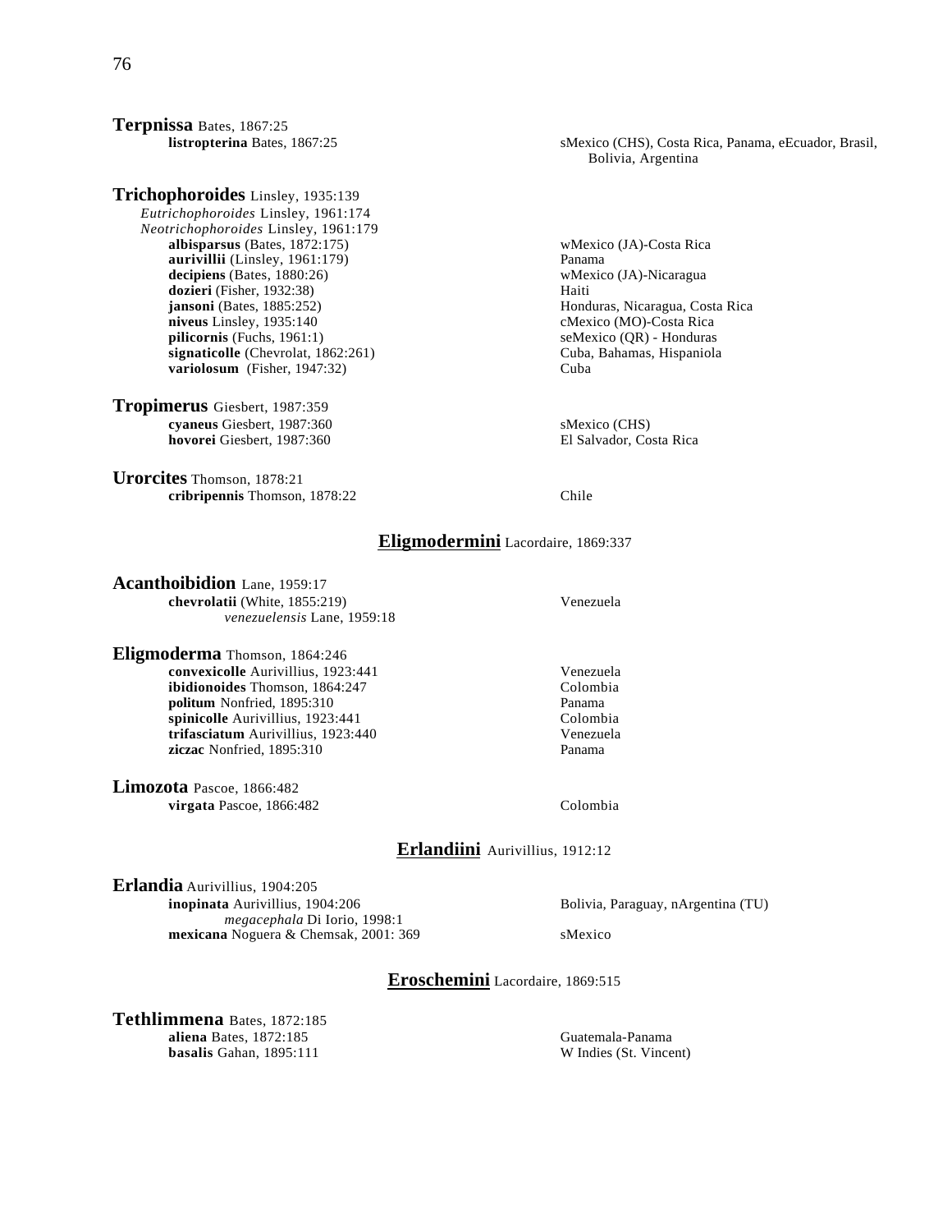**Terpnissa** Bates, 1867:25

**listropterina** Bates, 1867:25 — sMexico (CHS), Costa Rica, Panama, eEcuador, Brasil, Bolivia, Argentina

**Trichophoroides** Linsley, 1935:139

*Eutrichophoroides* Linsley, 1961:174
*Neotrichophoroides* Linsley, 1961:179

**albisparsus** (Bates, 1872:175) — wMexico (JA)-Costa Rica
**aurivillii** (Linsley, 1961:179) — Panama
**decipiens** (Bates, 1880:26) — wMexico (JA)-Nicaragua
**dozieri** (Fisher, 1932:38) — Haiti
**jansoni** (Bates, 1885:252) — Honduras, Nicaragua, Costa Rica
**niveus** Linsley, 1935:140 — cMexico (MO)-Costa Rica
**pilicornis** (Fuchs, 1961:1) — seMexico (QR) - Honduras
**signaticolle** (Chevrolat, 1862:261) — Cuba, Bahamas, Hispaniola
**variolosum** (Fisher, 1947:32) — Cuba

**Tropimerus** Giesbert, 1987:359

**cyaneus** Giesbert, 1987:360 — sMexico (CHS)
**hovorei** Giesbert, 1987:360 — El Salvador, Costa Rica

**Urorcites** Thomson, 1878:21

**cribripennis** Thomson, 1878:22 — Chile

## Eligmodermini Lacordaire, 1869:337

**Acanthoibidion** Lane, 1959:17

**chevrolatii** (White, 1855:219) — Venezuela
*venezuelensis* Lane, 1959:18

**Eligmoderma** Thomson, 1864:246

**convexicolle** Aurivillius, 1923:441 — Venezuela
**ibidionoides** Thomson, 1864:247 — Colombia
**politum** Nonfried, 1895:310 — Panama
**spinicolle** Aurivillius, 1923:441 — Colombia
**trifasciatum** Aurivillius, 1923:440 — Venezuela
**ziczac** Nonfried, 1895:310 — Panama

**Limozota** Pascoe, 1866:482

**virgata** Pascoe, 1866:482 — Colombia

## Erlandiini Aurivillius, 1912:12

**Erlandia** Aurivillius, 1904:205

**inopinata** Aurivillius, 1904:206 — Bolivia, Paraguay, nArgentina (TU)
*megacephala* Di Iorio, 1998:1
**mexicana** Noguera & Chemsak, 2001: 369 — sMexico

## Eroschemini Lacordaire, 1869:515

**Tethlimmena** Bates, 1872:185

**aliena** Bates, 1872:185 — Guatemala-Panama
**basalis** Gahan, 1895:111 — W Indies (St. Vincent)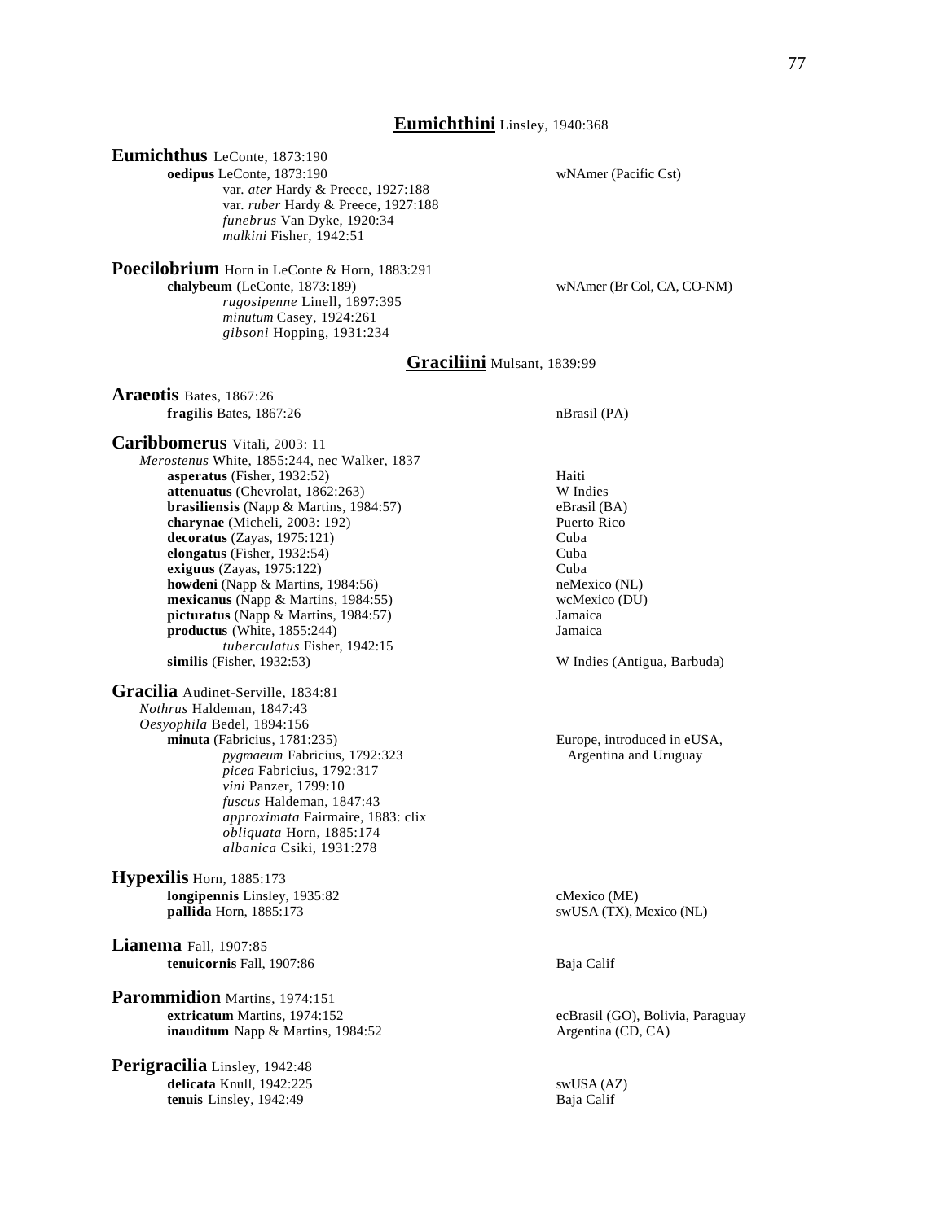## Eumichthini Linsley, 1940:368

### Eumichthus LeConte, 1873:190

**oedipus** LeConte, 1873:190 — wNAmer (Pacific Cst)
- var. *ater* Hardy & Preece, 1927:188
- var. *ruber* Hardy & Preece, 1927:188
- *funebrus* Van Dyke, 1920:34
- *malkini* Fisher, 1942:51

### Poecilobrium Horn in LeConte & Horn, 1883:291

**chalybeum** (LeConte, 1873:189) — wNAmer (Br Col, CA, CO-NM)
- *rugosipenne* Linell, 1897:395
- *minutum* Casey, 1924:261
- *gibsoni* Hopping, 1931:234

## Graciliini Mulsant, 1839:99

### Araeotis Bates, 1867:26

**fragilis** Bates, 1867:26 — nBrasil (PA)

### Caribbomerus Vitali, 2003: 11

*Merostenus* White, 1855:244, nec Walker, 1837

**asperatus** (Fisher, 1932:52) — Haiti
**attenuatus** (Chevrolat, 1862:263) — W Indies
**brasiliensis** (Napp & Martins, 1984:57) — eBrasil (BA)
**charynae** (Micheli, 2003: 192) — Puerto Rico
**decoratus** (Zayas, 1975:121) — Cuba
**elongatus** (Fisher, 1932:54) — Cuba
**exiguus** (Zayas, 1975:122) — Cuba
**howdeni** (Napp & Martins, 1984:56) — neMexico (NL)
**mexicanus** (Napp & Martins, 1984:55) — wcMexico (DU)
**picturatus** (Napp & Martins, 1984:57) — Jamaica
**productus** (White, 1855:244) — Jamaica
- *tuberculatus* Fisher, 1942:15

**similis** (Fisher, 1932:53) — W Indies (Antigua, Barbuda)

### Gracilia Audinet-Serville, 1834:81

*Nothrus* Haldeman, 1847:43
*Oesyophila* Bedel, 1894:156

**minuta** (Fabricius, 1781:235) — Europe, introduced in eUSA, Argentina and Uruguay
- *pygmaeum* Fabricius, 1792:323
- *picea* Fabricius, 1792:317
- *vini* Panzer, 1799:10
- *fuscus* Haldeman, 1847:43
- *approximata* Fairmaire, 1883: clix
- *obliquata* Horn, 1885:174
- *albanica* Csiki, 1931:278

### Hypexilis Horn, 1885:173

**longipennis** Linsley, 1935:82 — cMexico (ME)
**pallida** Horn, 1885:173 — swUSA (TX), Mexico (NL)

### Lianema Fall, 1907:85

**tenuicornis** Fall, 1907:86 — Baja Calif

### Parommidion Martins, 1974:151

**extricatum** Martins, 1974:152 — ecBrasil (GO), Bolivia, Paraguay
**inauditum** Napp & Martins, 1984:52 — Argentina (CD, CA)

### Perigracilia Linsley, 1942:48

**delicata** Knull, 1942:225 — swUSA (AZ)
**tenuis** Linsley, 1942:49 — Baja Calif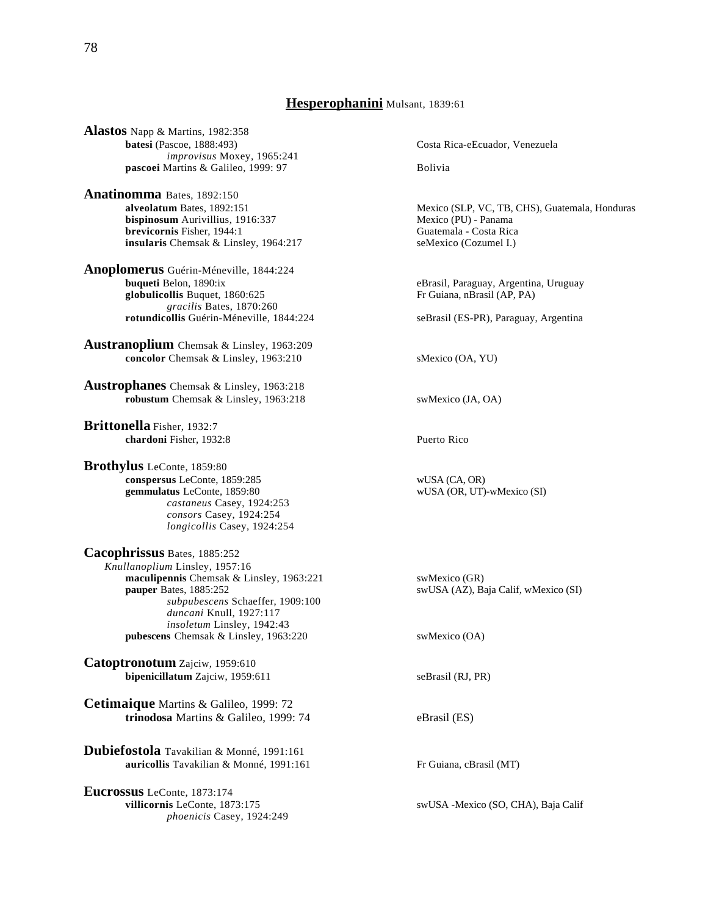## **Hesperophanini** Mulsant, 1839:61

**Alastos** Napp & Martins, 1982:358
- **batesi** (Pascoe, 1888:493) — Costa Rica-eEcuador, Venezuela
  - *improvisus* Moxey, 1965:241
- **pascoei** Martins & Galileo, 1999: 97 — Bolivia

**Anatinomma** Bates, 1892:150
- **alveolatum** Bates, 1892:151 — Mexico (SLP, VC, TB, CHS), Guatemala, Honduras
- **bispinosum** Aurivillius, 1916:337 — Mexico (PU) - Panama
- **brevicornis** Fisher, 1944:1 — Guatemala - Costa Rica
- **insularis** Chemsak & Linsley, 1964:217 — seMexico (Cozumel I.)

**Anoplomerus** Guérin-Méneville, 1844:224
- **buqueti** Belon, 1890:ix — eBrasil, Paraguay, Argentina, Uruguay
- **globulicollis** Buquet, 1860:625 — Fr Guiana, nBrasil (AP, PA)
  - *gracilis* Bates, 1870:260
- **rotundicollis** Guérin-Méneville, 1844:224 — seBrasil (ES-PR), Paraguay, Argentina

**Austranoplium** Chemsak & Linsley, 1963:209
- **concolor** Chemsak & Linsley, 1963:210 — sMexico (OA, YU)

**Austrophanes** Chemsak & Linsley, 1963:218
- **robustum** Chemsak & Linsley, 1963:218 — swMexico (JA, OA)

**Brittonella** Fisher, 1932:7
- **chardoni** Fisher, 1932:8 — Puerto Rico

**Brothylus** LeConte, 1859:80
- **conspersus** LeConte, 1859:285 — wUSA (CA, OR)
- **gemmulatus** LeConte, 1859:80 — wUSA (OR, UT)-wMexico (SI)
  - *castaneus* Casey, 1924:253
  - *consors* Casey, 1924:254
  - *longicollis* Casey, 1924:254

**Cacophrissus** Bates, 1885:252
*Knullanoplium* Linsley, 1957:16
- **maculipennis** Chemsak & Linsley, 1963:221 — swMexico (GR)
- **pauper** Bates, 1885:252 — swUSA (AZ), Baja Calif, wMexico (SI)
  - *subpubescens* Schaeffer, 1909:100
  - *duncani* Knull, 1927:117
  - *insoletum* Linsley, 1942:43
- **pubescens** Chemsak & Linsley, 1963:220 — swMexico (OA)

**Catoptronotum** Zajciw, 1959:610
- **bipenicillatum** Zajciw, 1959:611 — seBrasil (RJ, PR)

**Cetimaique** Martins & Galileo, 1999: 72
- **trinodosa** Martins & Galileo, 1999: 74 — eBrasil (ES)

**Dubiefostola** Tavakilian & Monné, 1991:161
- **auricollis** Tavakilian & Monné, 1991:161 — Fr Guiana, cBrasil (MT)

**Eucrossus** LeConte, 1873:174
- **villicornis** LeConte, 1873:175 — swUSA -Mexico (SO, CHA), Baja Calif
  - *phoenicis* Casey, 1924:249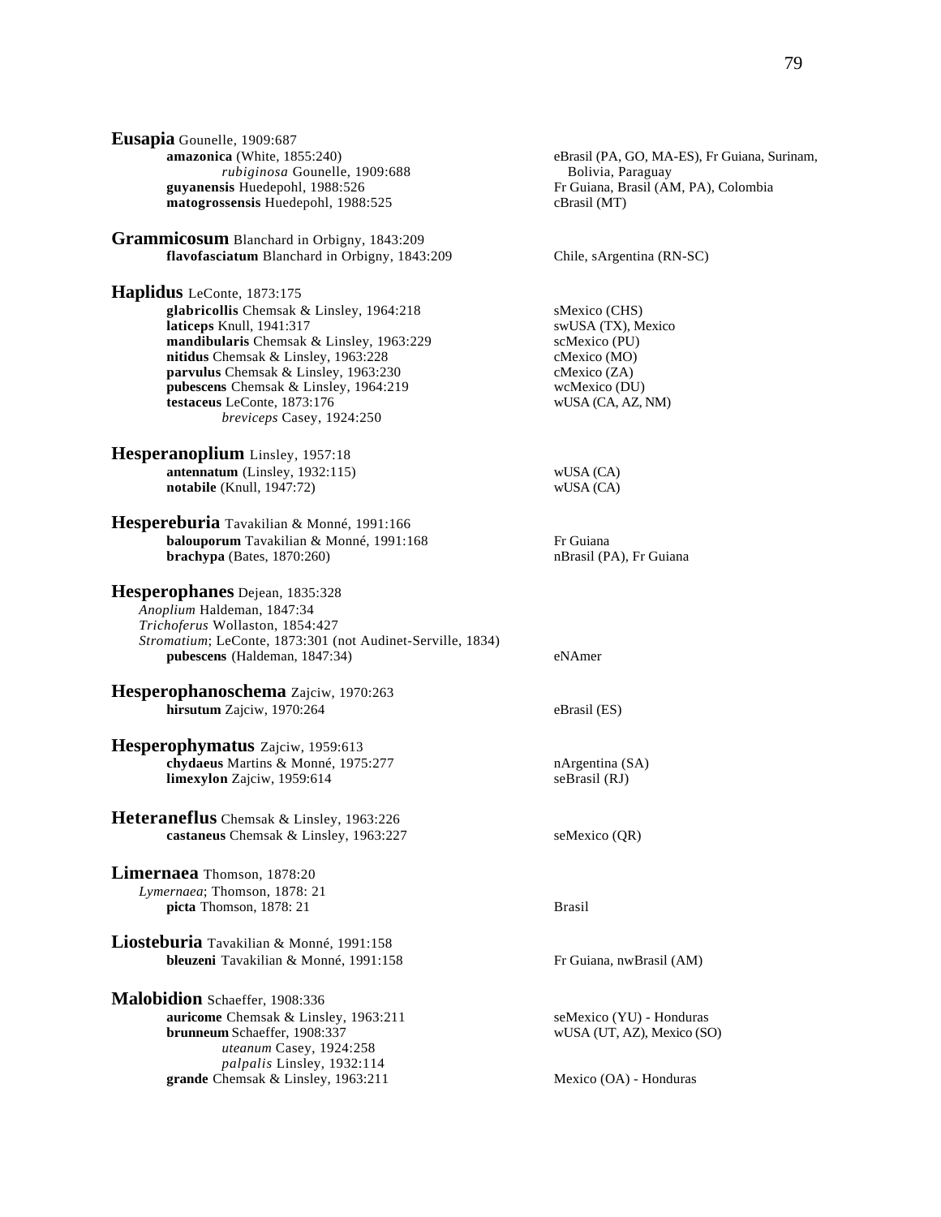**Eusapia** Gounelle, 1909:687

- **amazonica** (White, 1855:240) — eBrasil (PA, GO, MA-ES), Fr Guiana, Surinam, Bolivia, Paraguay
  - *rubiginosa* Gounelle, 1909:688
- **guyanensis** Huedepohl, 1988:526 — Fr Guiana, Brasil (AM, PA), Colombia
- **matogrossensis** Huedepohl, 1988:525 — cBrasil (MT)

**Grammicosum** Blanchard in Orbigny, 1843:209

- **flavofasciatum** Blanchard in Orbigny, 1843:209 — Chile, sArgentina (RN-SC)

**Haplidus** LeConte, 1873:175

- **glabricollis** Chemsak & Linsley, 1964:218 — sMexico (CHS)
- **laticeps** Knull, 1941:317 — swUSA (TX), Mexico
- **mandibularis** Chemsak & Linsley, 1963:229 — scMexico (PU)
- **nitidus** Chemsak & Linsley, 1963:228 — cMexico (MO)
- **parvulus** Chemsak & Linsley, 1963:230 — cMexico (ZA)
- **pubescens** Chemsak & Linsley, 1964:219 — wcMexico (DU)
- **testaceus** LeConte, 1873:176 — wUSA (CA, AZ, NM)
  - *breviceps* Casey, 1924:250

**Hesperanoplium** Linsley, 1957:18

- **antennatum** (Linsley, 1932:115) — wUSA (CA)
- **notabile** (Knull, 1947:72) — wUSA (CA)

**Hespereburia** Tavakilian & Monné, 1991:166

- **balouporum** Tavakilian & Monné, 1991:168 — Fr Guiana
- **brachypa** (Bates, 1870:260) — nBrasil (PA), Fr Guiana

**Hesperophanes** Dejean, 1835:328

*Anoplium* Haldeman, 1847:34
*Trichoferus* Wollaston, 1854:427
*Stromatium*; LeConte, 1873:301 (not Audinet-Serville, 1834)

- **pubescens** (Haldeman, 1847:34) — eNAmer

**Hesperophanoschema** Zajciw, 1970:263

- **hirsutum** Zajciw, 1970:264 — eBrasil (ES)

**Hesperophymatus** Zajciw, 1959:613

- **chydaeus** Martins & Monné, 1975:277 — nArgentina (SA)
- **limexylon** Zajciw, 1959:614 — seBrasil (RJ)

**Heteraneflus** Chemsak & Linsley, 1963:226

- **castaneus** Chemsak & Linsley, 1963:227 — seMexico (QR)

**Limernaea** Thomson, 1878:20

*Lymernaea*; Thomson, 1878: 21

- **picta** Thomson, 1878: 21 — Brasil

**Liosteburia** Tavakilian & Monné, 1991:158

- **bleuzeni** Tavakilian & Monné, 1991:158 — Fr Guiana, nwBrasil (AM)

**Malobidion** Schaeffer, 1908:336

- **auricome** Chemsak & Linsley, 1963:211 — seMexico (YU) - Honduras
- **brunneum** Schaeffer, 1908:337 — wUSA (UT, AZ), Mexico (SO)
  - *uteanum* Casey, 1924:258
  - *palpalis* Linsley, 1932:114
- **grande** Chemsak & Linsley, 1963:211 — Mexico (OA) - Honduras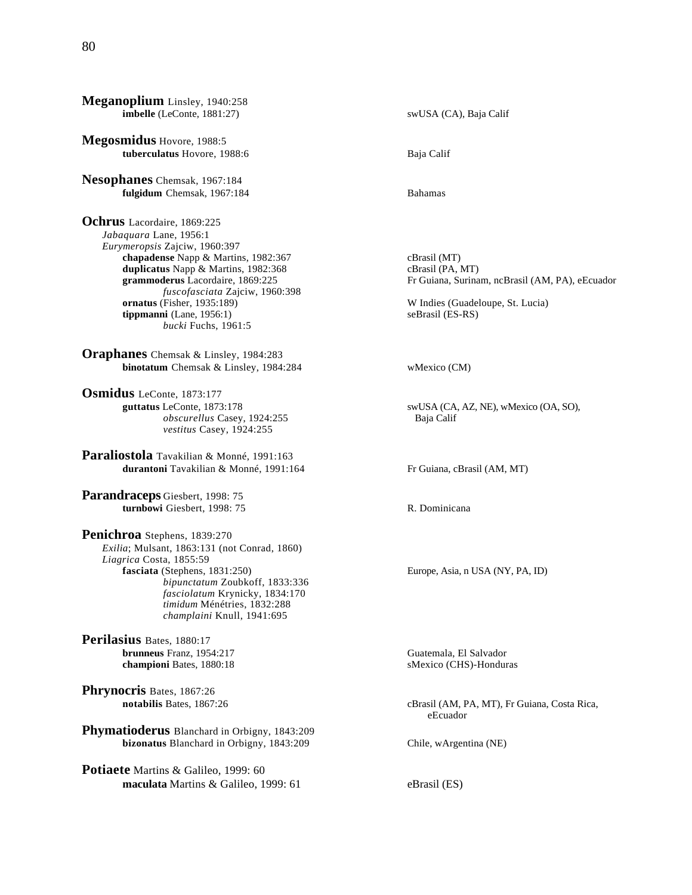**Meganoplium** Linsley, 1940:258

**imbelle** (LeConte, 1881:27) — swUSA (CA), Baja Calif

**Megosmidus** Hovore, 1988:5

**tuberculatus** Hovore, 1988:6 — Baja Calif

**Nesophanes** Chemsak, 1967:184

**fulgidum** Chemsak, 1967:184 — Bahamas

**Ochrus** Lacordaire, 1869:225

*Jabaquara* Lane, 1956:1
*Eurymeropsis* Zajciw, 1960:397

**chapadense** Napp & Martins, 1982:367 — cBrasil (MT)
**duplicatus** Napp & Martins, 1982:368 — cBrasil (PA, MT)
**grammoderus** Lacordaire, 1869:225 — Fr Guiana, Surinam, ncBrasil (AM, PA), eEcuador
*fuscofasciata* Zajciw, 1960:398
**ornatus** (Fisher, 1935:189) — W Indies (Guadeloupe, St. Lucia)
**tippmanni** (Lane, 1956:1) — seBrasil (ES-RS)
*bucki* Fuchs, 1961:5

**Oraphanes** Chemsak & Linsley, 1984:283

**binotatum** Chemsak & Linsley, 1984:284 — wMexico (CM)

**Osmidus** LeConte, 1873:177

**guttatus** LeConte, 1873:178 — swUSA (CA, AZ, NE), wMexico (OA, SO), Baja Calif
*obscurellus* Casey, 1924:255
*vestitus* Casey, 1924:255

**Paraliostola** Tavakilian & Monné, 1991:163

**durantoni** Tavakilian & Monné, 1991:164 — Fr Guiana, cBrasil (AM, MT)

**Parandraceps** Giesbert, 1998: 75

**turnbowi** Giesbert, 1998: 75 — R. Dominicana

**Penichroa** Stephens, 1839:270

*Exilia*; Mulsant, 1863:131 (not Conrad, 1860)
*Liagrica* Costa, 1855:59

**fasciata** (Stephens, 1831:250) — Europe, Asia, n USA (NY, PA, ID)
*bipunctatum* Zoubkoff, 1833:336
*fasciolatum* Krynicky, 1834:170
*timidum* Ménétries, 1832:288
*champlaini* Knull, 1941:695

**Perilasius** Bates, 1880:17

**brunneus** Franz, 1954:217 — Guatemala, El Salvador
**championi** Bates, 1880:18 — sMexico (CHS)-Honduras

**Phrynocris** Bates, 1867:26

**notabilis** Bates, 1867:26 — cBrasil (AM, PA, MT), Fr Guiana, Costa Rica, eEcuador

**Phymatioderus** Blanchard in Orbigny, 1843:209

**bizonatus** Blanchard in Orbigny, 1843:209 — Chile, wArgentina (NE)

**Potiaete** Martins & Galileo, 1999: 60

**maculata** Martins & Galileo, 1999: 61 — eBrasil (ES)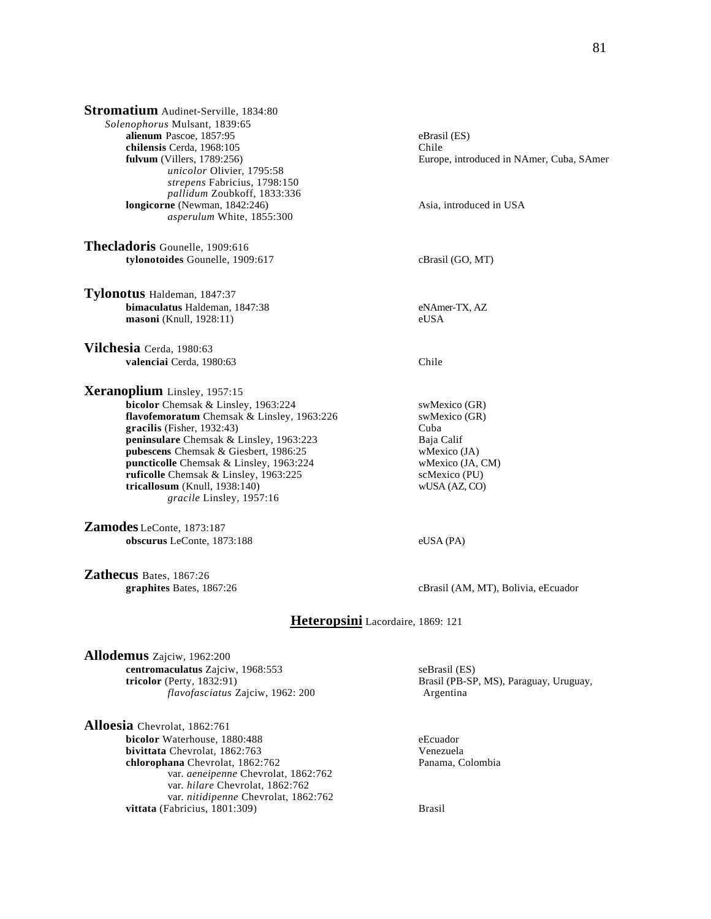**Stromatium** Audinet-Serville, 1834:80

*Solenophorus* Mulsant, 1839:65

**alienum** Pascoe, 1857:95 — eBrasil (ES)

**chilensis** Cerda, 1968:105 — Chile

**fulvum** (Villers, 1789:256) — Europe, introduced in NAmer, Cuba, SAmer

*unicolor* Olivier, 1795:58

*strepens* Fabricius, 1798:150

*pallidum* Zoubkoff, 1833:336

**longicorne** (Newman, 1842:246) — Asia, introduced in USA

*asperulum* White, 1855:300

**Thecladoris** Gounelle, 1909:616

**tylonotoides** Gounelle, 1909:617 — cBrasil (GO, MT)

**Tylonotus** Haldeman, 1847:37

**bimaculatus** Haldeman, 1847:38 — eNAmer-TX, AZ

**masoni** (Knull, 1928:11) — eUSA

**Vilchesia** Cerda, 1980:63

**valenciai** Cerda, 1980:63 — Chile

**Xeranoplium** Linsley, 1957:15

**bicolor** Chemsak & Linsley, 1963:224 — swMexico (GR)

**flavofemoratum** Chemsak & Linsley, 1963:226 — swMexico (GR)

**gracilis** (Fisher, 1932:43) — Cuba

**peninsulare** Chemsak & Linsley, 1963:223 — Baja Calif

**pubescens** Chemsak & Giesbert, 1986:25 — wMexico (JA)

**puncticolle** Chemsak & Linsley, 1963:224 — wMexico (JA, CM)

**ruficolle** Chemsak & Linsley, 1963:225 — scMexico (PU)

**tricallosum** (Knull, 1938:140) — wUSA (AZ, CO)

*gracile* Linsley, 1957:16

**Zamodes** LeConte, 1873:187

**obscurus** LeConte, 1873:188 — eUSA (PA)

**Zathecus** Bates, 1867:26

**graphites** Bates, 1867:26 — cBrasil (AM, MT), Bolivia, eEcuador

## **Heteropsini** Lacordaire, 1869: 121

**Allodemus** Zajciw, 1962:200

**centromaculatus** Zajciw, 1968:553 — seBrasil (ES)

**tricolor** (Perty, 1832:91) — Brasil (PB-SP, MS), Paraguay, Uruguay, Argentina

*flavofasciatus* Zajciw, 1962: 200

**Alloesia** Chevrolat, 1862:761

**bicolor** Waterhouse, 1880:488 — eEcuador

**bivittata** Chevrolat, 1862:763 — Venezuela

**chlorophana** Chevrolat, 1862:762 — Panama, Colombia

var. *aeneipenne* Chevrolat, 1862:762

var. *hilare* Chevrolat, 1862:762

var. *nitidipenne* Chevrolat, 1862:762

**vittata** (Fabricius, 1801:309) — Brasil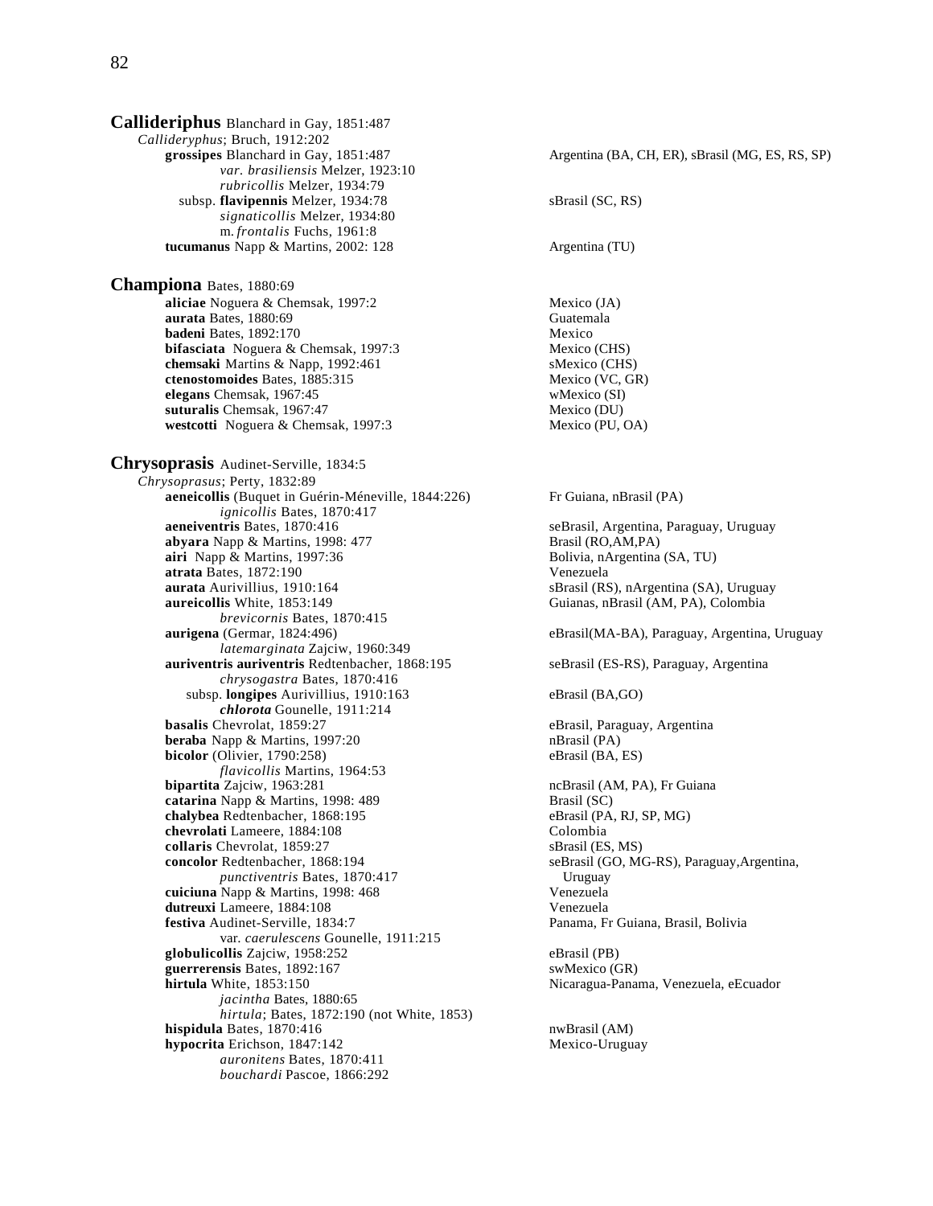## **Callideriphus** Blanchard in Gay, 1851:487

*Callideryphus*; Bruch, 1912:202

- **grossipes** Blanchard in Gay, 1851:487 — Argentina (BA, CH, ER), sBrasil (MG, ES, RS, SP)
  - *var. brasiliensis* Melzer, 1923:10
  - *rubricollis* Melzer, 1934:79
  - subsp. **flavipennis** Melzer, 1934:78 — sBrasil (SC, RS)
    - *signaticollis* Melzer, 1934:80
    - m. *frontalis* Fuchs, 1961:8
- **tucumanus** Napp & Martins, 2002: 128 — Argentina (TU)

## **Championa** Bates, 1880:69

- **aliciae** Noguera & Chemsak, 1997:2 — Mexico (JA)
- **aurata** Bates, 1880:69 — Guatemala
- **badeni** Bates, 1892:170 — Mexico
- **bifasciata** Noguera & Chemsak, 1997:3 — Mexico (CHS)
- **chemsaki** Martins & Napp, 1992:461 — sMexico (CHS)
- **ctenostomoides** Bates, 1885:315 — Mexico (VC, GR)
- **elegans** Chemsak, 1967:45 — wMexico (SI)
- **suturalis** Chemsak, 1967:47 — Mexico (DU)
- **westcotti** Noguera & Chemsak, 1997:3 — Mexico (PU, OA)

## **Chrysoprasis** Audinet-Serville, 1834:5

*Chrysoprasus*; Perty, 1832:89

- **aeneicollis** (Buquet in Guérin-Méneville, 1844:226) — Fr Guiana, nBrasil (PA)
  - *ignicollis* Bates, 1870:417
- **aeneiventris** Bates, 1870:416 — seBrasil, Argentina, Paraguay, Uruguay
- **abyara** Napp & Martins, 1998: 477 — Brasil (RO,AM,PA)
- **airi** Napp & Martins, 1997:36 — Bolivia, nArgentina (SA, TU)
- **atrata** Bates, 1872:190 — Venezuela
- **aurata** Aurivillius, 1910:164 — sBrasil (RS), nArgentina (SA), Uruguay
- **aureicollis** White, 1853:149 — Guianas, nBrasil (AM, PA), Colombia
  - *brevicornis* Bates, 1870:415
- **aurigena** (Germar, 1824:496) — eBrasil(MA-BA), Paraguay, Argentina, Uruguay
  - *latemarginata* Zajciw, 1960:349
- **auriventris auriventris** Redtenbacher, 1868:195 — seBrasil (ES-RS), Paraguay, Argentina
  - *chrysogastra* Bates, 1870:416
  - subsp. **longipes** Aurivillius, 1910:163 — eBrasil (BA,GO)
    - ***chlorota*** Gounelle, 1911:214
- **basalis** Chevrolat, 1859:27 — eBrasil, Paraguay, Argentina
- **beraba** Napp & Martins, 1997:20 — nBrasil (PA)
- **bicolor** (Olivier, 1790:258) — eBrasil (BA, ES)
  - *flavicollis* Martins, 1964:53
- **bipartita** Zajciw, 1963:281 — ncBrasil (AM, PA), Fr Guiana
- **catarina** Napp & Martins, 1998: 489 — Brasil (SC)
- **chalybea** Redtenbacher, 1868:195 — eBrasil (PA, RJ, SP, MG)
- **chevrolati** Lameere, 1884:108 — Colombia
- **collaris** Chevrolat, 1859:27 — sBrasil (ES, MS)
- **concolor** Redtenbacher, 1868:194 — seBrasil (GO, MG-RS), Paraguay,Argentina, Uruguay
  - *punctiventris* Bates, 1870:417
- **cuiciuna** Napp & Martins, 1998: 468 — Venezuela
- **dutreuxi** Lameere, 1884:108 — Venezuela
- **festiva** Audinet-Serville, 1834:7 — Panama, Fr Guiana, Brasil, Bolivia
  - var. *caerulescens* Gounelle, 1911:215
- **globulicollis** Zajciw, 1958:252 — eBrasil (PB)
- **guerrerensis** Bates, 1892:167 — swMexico (GR)
- **hirtula** White, 1853:150 — Nicaragua-Panama, Venezuela, eEcuador
  - *jacintha* Bates, 1880:65
  - *hirtula*; Bates, 1872:190 (not White, 1853)
- **hispidula** Bates, 1870:416 — nwBrasil (AM)
- **hypocrita** Erichson, 1847:142 — Mexico-Uruguay
  - *auronitens* Bates, 1870:411
  - *bouchardi* Pascoe, 1866:292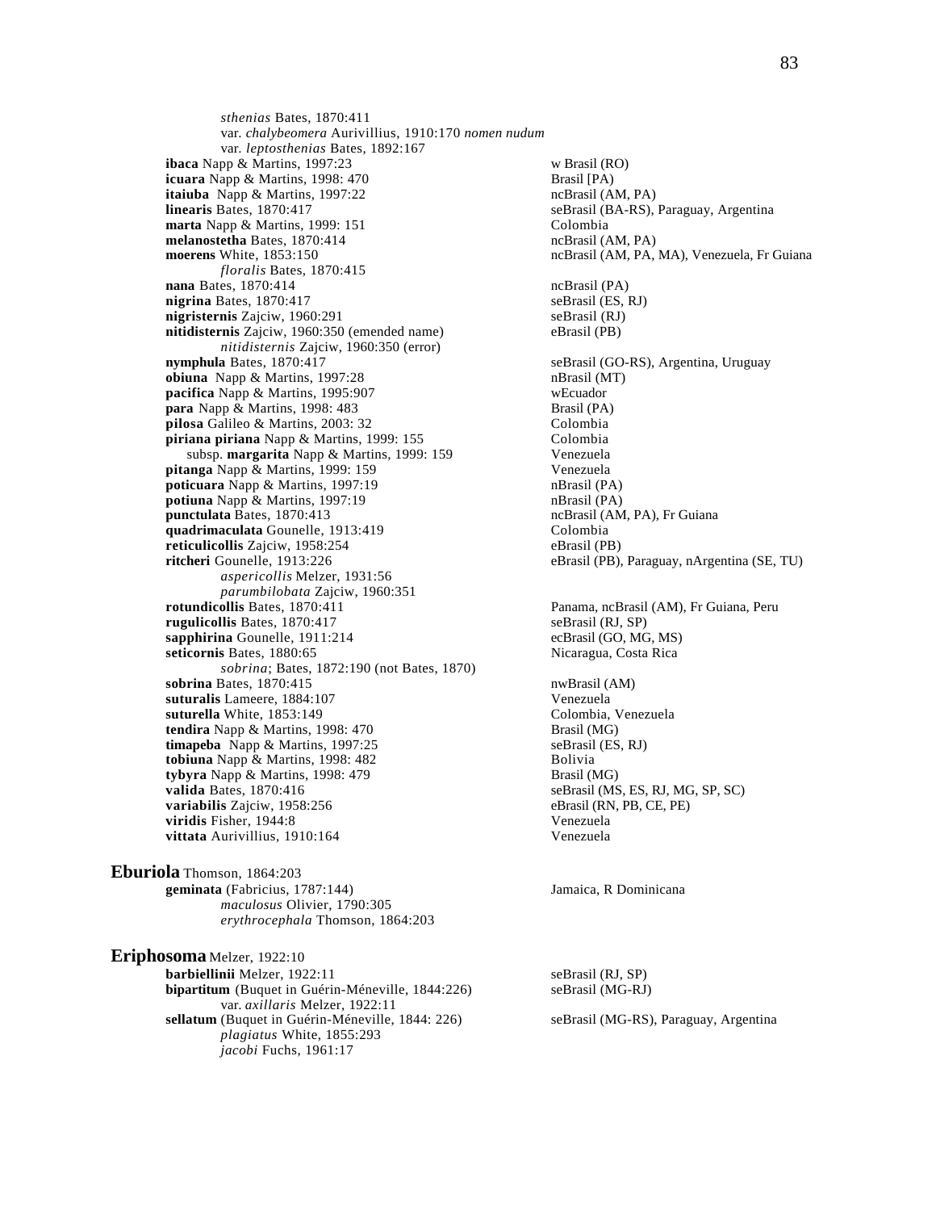*sthenias* Bates, 1870:411
var. *chalybeomera* Aurivillius, 1910:170 *nomen nudum*
var. *leptosthenias* Bates, 1892:167

**ibaca** Napp & Martins, 1997:23 — w Brasil (RO)
**icuara** Napp & Martins, 1998: 470 — Brasil [PA)
**itaiuba** Napp & Martins, 1997:22 — ncBrasil (AM, PA)
**linearis** Bates, 1870:417 — seBrasil (BA-RS), Paraguay, Argentina
**marta** Napp & Martins, 1999: 151 — Colombia
**melanostetha** Bates, 1870:414 — ncBrasil (AM, PA)
**moerens** White, 1853:150 — ncBrasil (AM, PA, MA), Venezuela, Fr Guiana
*floralis* Bates, 1870:415
**nana** Bates, 1870:414 — ncBrasil (PA)
**nigrina** Bates, 1870:417 — seBrasil (ES, RJ)
**nigristernis** Zajciw, 1960:291 — seBrasil (RJ)
**nitidisternis** Zajciw, 1960:350 (emended name) — eBrasil (PB)
*nitidisternis* Zajciw, 1960:350 (error)
**nymphula** Bates, 1870:417 — seBrasil (GO-RS), Argentina, Uruguay
**obiuna** Napp & Martins, 1997:28 — nBrasil (MT)
**pacifica** Napp & Martins, 1995:907 — wEcuador
**para** Napp & Martins, 1998: 483 — Brasil (PA)
**pilosa** Galileo & Martins, 2003: 32 — Colombia
**piriana piriana** Napp & Martins, 1999: 155 — Colombia
subsp. **margarita** Napp & Martins, 1999: 159 — Venezuela
**pitanga** Napp & Martins, 1999: 159 — Venezuela
**poticuara** Napp & Martins, 1997:19 — nBrasil (PA)
**potiuna** Napp & Martins, 1997:19 — nBrasil (PA)
**punctulata** Bates, 1870:413 — ncBrasil (AM, PA), Fr Guiana
**quadrimaculata** Gounelle, 1913:419 — Colombia
**reticulicollis** Zajciw, 1958:254 — eBrasil (PB)
**ritcheri** Gounelle, 1913:226 — eBrasil (PB), Paraguay, nArgentina (SE, TU)
*aspericollis* Melzer, 1931:56
*parumbilobata* Zajciw, 1960:351
**rotundicollis** Bates, 1870:411 — Panama, ncBrasil (AM), Fr Guiana, Peru
**rugulicollis** Bates, 1870:417 — seBrasil (RJ, SP)
**sapphirina** Gounelle, 1911:214 — ecBrasil (GO, MG, MS)
**seticornis** Bates, 1880:65 — Nicaragua, Costa Rica
*sobrina*; Bates, 1872:190 (not Bates, 1870)
**sobrina** Bates, 1870:415 — nwBrasil (AM)
**suturalis** Lameere, 1884:107 — Venezuela
**suturella** White, 1853:149 — Colombia, Venezuela
**tendira** Napp & Martins, 1998: 470 — Brasil (MG)
**timapeba** Napp & Martins, 1997:25 — seBrasil (ES, RJ)
**tobiuna** Napp & Martins, 1998: 482 — Bolivia
**tybyra** Napp & Martins, 1998: 479 — Brasil (MG)
**valida** Bates, 1870:416 — seBrasil (MS, ES, RJ, MG, SP, SC)
**variabilis** Zajciw, 1958:256 — eBrasil (RN, PB, CE, PE)
**viridis** Fisher, 1944:8 — Venezuela
**vittata** Aurivillius, 1910:164 — Venezuela

**Eburiola** Thomson, 1864:203
**geminata** (Fabricius, 1787:144) — Jamaica, R Dominicana
*maculosus* Olivier, 1790:305
*erythrocephala* Thomson, 1864:203

**Eriphosoma** Melzer, 1922:10
**barbiellinii** Melzer, 1922:11 — seBrasil (RJ, SP)
**bipartitum** (Buquet in Guérin-Méneville, 1844:226) — seBrasil (MG-RJ)
var. *axillaris* Melzer, 1922:11
**sellatum** (Buquet in Guérin-Méneville, 1844: 226) — seBrasil (MG-RS), Paraguay, Argentina
*plagiatus* White, 1855:293
*jacobi* Fuchs, 1961:17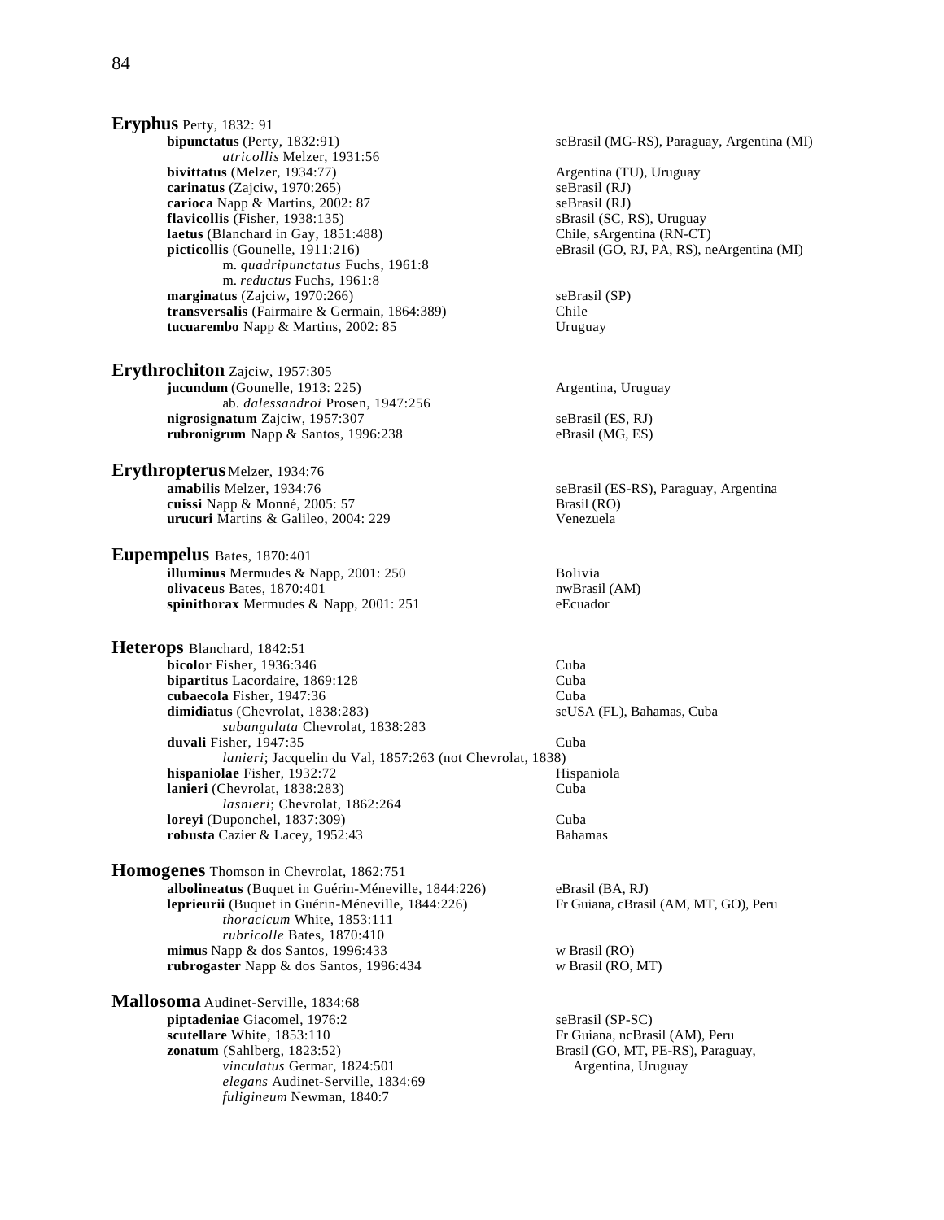**Eryphus** Perty, 1832: 91

**bipunctatus** (Perty, 1832:91) — seBrasil (MG-RS), Paraguay, Argentina (MI)
*atricollis* Melzer, 1931:56

**bivittatus** (Melzer, 1934:77) — Argentina (TU), Uruguay

**carinatus** (Zajciw, 1970:265) — seBrasil (RJ)

**carioca** Napp & Martins, 2002: 87 — seBrasil (RJ)

**flavicollis** (Fisher, 1938:135) — sBrasil (SC, RS), Uruguay

**laetus** (Blanchard in Gay, 1851:488) — Chile, sArgentina (RN-CT)

**picticollis** (Gounelle, 1911:216) — eBrasil (GO, RJ, PA, RS), neArgentina (MI)
m. *quadripunctatus* Fuchs, 1961:8
m. *reductus* Fuchs, 1961:8

**marginatus** (Zajciw, 1970:266) — seBrasil (SP)

**transversalis** (Fairmaire & Germain, 1864:389) — Chile

**tucuarembo** Napp & Martins, 2002: 85 — Uruguay

**Erythrochiton** Zajciw, 1957:305

**jucundum** (Gounelle, 1913: 225) — Argentina, Uruguay
ab. *dalessandroi* Prosen, 1947:256

**nigrosignatum** Zajciw, 1957:307 — seBrasil (ES, RJ)

**rubronigrum** Napp & Santos, 1996:238 — eBrasil (MG, ES)

**Erythropterus** Melzer, 1934:76

**amabilis** Melzer, 1934:76 — seBrasil (ES-RS), Paraguay, Argentina

**cuissi** Napp & Monné, 2005: 57 — Brasil (RO)

**urucuri** Martins & Galileo, 2004: 229 — Venezuela

**Eupempelus** Bates, 1870:401

**illuminus** Mermudes & Napp, 2001: 250 — Bolivia

**olivaceus** Bates, 1870:401 — nwBrasil (AM)

**spinithorax** Mermudes & Napp, 2001: 251 — eEcuador

**Heterops** Blanchard, 1842:51

**bicolor** Fisher, 1936:346 — Cuba

**bipartitus** Lacordaire, 1869:128 — Cuba

**cubaecola** Fisher, 1947:36 — Cuba

**dimidiatus** (Chevrolat, 1838:283) — seUSA (FL), Bahamas, Cuba
*subangulata* Chevrolat, 1838:283

**duvali** Fisher, 1947:35 — Cuba
*lanieri*; Jacquelin du Val, 1857:263 (not Chevrolat, 1838)

**hispaniolae** Fisher, 1932:72 — Hispaniola

**lanieri** (Chevrolat, 1838:283) — Cuba
*lasnieri*; Chevrolat, 1862:264

**loreyi** (Duponchel, 1837:309) — Cuba

**robusta** Cazier & Lacey, 1952:43 — Bahamas

**Homogenes** Thomson in Chevrolat, 1862:751

**albolineatus** (Buquet in Guérin-Méneville, 1844:226) — eBrasil (BA, RJ)

**leprieurii** (Buquet in Guérin-Méneville, 1844:226) — Fr Guiana, cBrasil (AM, MT, GO), Peru
*thoracicum* White, 1853:111
*rubricolle* Bates, 1870:410

**mimus** Napp & dos Santos, 1996:433 — w Brasil (RO)

**rubrogaster** Napp & dos Santos, 1996:434 — w Brasil (RO, MT)

**Mallosoma** Audinet-Serville, 1834:68

**piptadeniae** Giacomel, 1976:2 — seBrasil (SP-SC)

**scutellare** White, 1853:110 — Fr Guiana, ncBrasil (AM), Peru

**zonatum** (Sahlberg, 1823:52) — Brasil (GO, MT, PE-RS), Paraguay, Argentina, Uruguay
*vinculatus* Germar, 1824:501
*elegans* Audinet-Serville, 1834:69
*fuligineum* Newman, 1840:7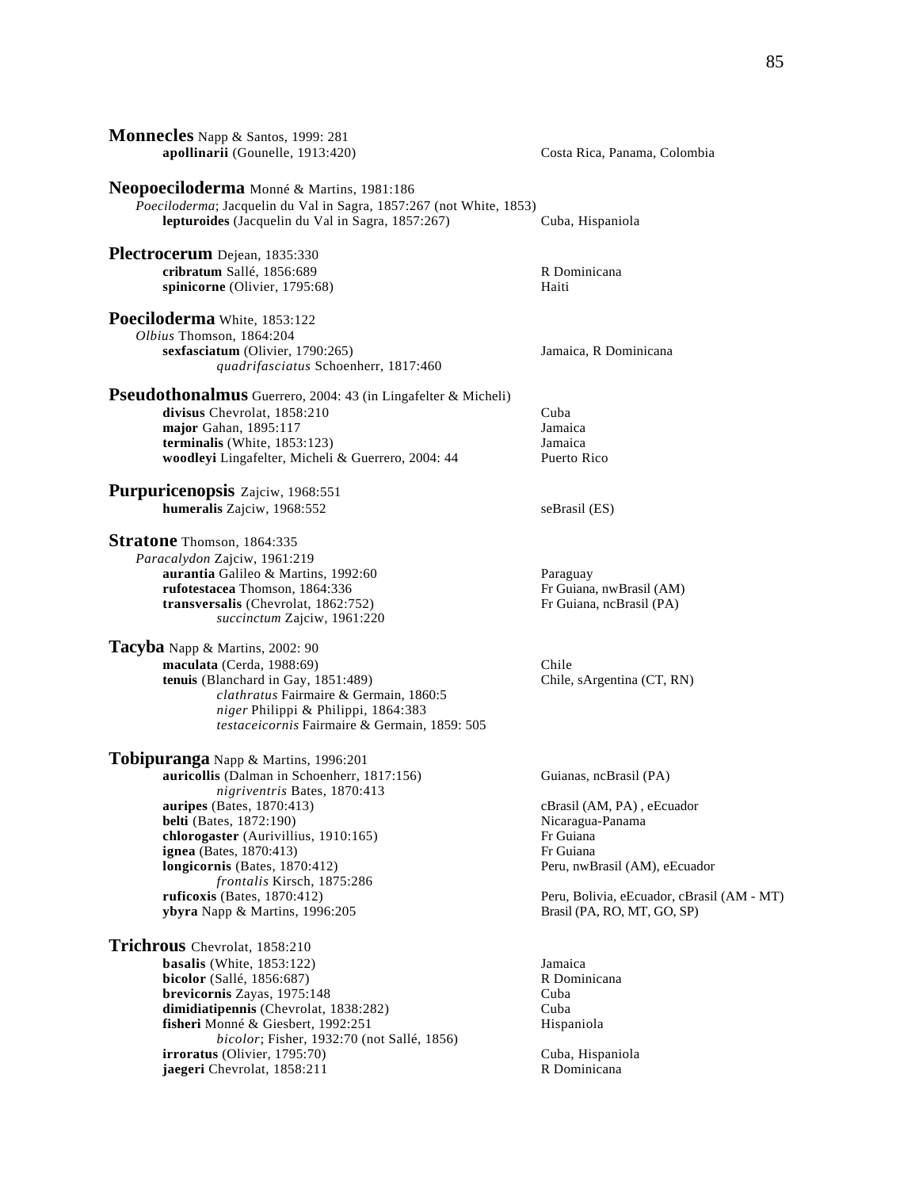**Monnecles** Napp & Santos, 1999: 281
- **apollinarii** (Gounelle, 1913:420) — Costa Rica, Panama, Colombia

**Neopoeciloderma** Monné & Martins, 1981:186
- *Poeciloderma*; Jacquelin du Val in Sagra, 1857:267 (not White, 1853)
- **lepturoides** (Jacquelin du Val in Sagra, 1857:267) — Cuba, Hispaniola

**Plectrocerum** Dejean, 1835:330
- **cribratum** Sallé, 1856:689 — R Dominicana
- **spinicorne** (Olivier, 1795:68) — Haiti

**Poeciloderma** White, 1853:122
- *Olbius* Thomson, 1864:204
- **sexfasciatum** (Olivier, 1790:265) — Jamaica, R Dominicana
  - *quadrifasciatus* Schoenherr, 1817:460

**Pseudothonalmus** Guerrero, 2004: 43 (in Lingafelter & Micheli)
- **divisus** Chevrolat, 1858:210 — Cuba
- **major** Gahan, 1895:117 — Jamaica
- **terminalis** (White, 1853:123) — Jamaica
- **woodleyi** Lingafelter, Micheli & Guerrero, 2004: 44 — Puerto Rico

**Purpuricenopsis** Zajciw, 1968:551
- **humeralis** Zajciw, 1968:552 — seBrasil (ES)

**Stratone** Thomson, 1864:335
- *Paracalydon* Zajciw, 1961:219
- **aurantia** Galileo & Martins, 1992:60 — Paraguay
- **rufotestacea** Thomson, 1864:336 — Fr Guiana, nwBrasil (AM)
- **transversalis** (Chevrolat, 1862:752) — Fr Guiana, ncBrasil (PA)
  - *succinctum* Zajciw, 1961:220

**Tacyba** Napp & Martins, 2002: 90
- **maculata** (Cerda, 1988:69) — Chile
- **tenuis** (Blanchard in Gay, 1851:489) — Chile, sArgentina (CT, RN)
  - *clathratus* Fairmaire & Germain, 1860:5
  - *niger* Philippi & Philippi, 1864:383
  - *testaceicornis* Fairmaire & Germain, 1859: 505

**Tobipuranga** Napp & Martins, 1996:201
- **auricollis** (Dalman in Schoenherr, 1817:156) — Guianas, ncBrasil (PA)
  - *nigriventris* Bates, 1870:413
- **auripes** (Bates, 1870:413) — cBrasil (AM, PA) , eEcuador
- **belti** (Bates, 1872:190) — Nicaragua-Panama
- **chlorogaster** (Aurivillius, 1910:165) — Fr Guiana
- **ignea** (Bates, 1870:413) — Fr Guiana
- **longicornis** (Bates, 1870:412) — Peru, nwBrasil (AM), eEcuador
  - *frontalis* Kirsch, 1875:286
- **ruficoxis** (Bates, 1870:412) — Peru, Bolivia, eEcuador, cBrasil (AM - MT)
- **ybyra** Napp & Martins, 1996:205 — Brasil (PA, RO, MT, GO, SP)

**Trichrous** Chevrolat, 1858:210
- **basalis** (White, 1853:122) — Jamaica
- **bicolor** (Sallé, 1856:687) — R Dominicana
- **brevicornis** Zayas, 1975:148 — Cuba
- **dimidiatipennis** (Chevrolat, 1838:282) — Cuba
- **fisheri** Monné & Giesbert, 1992:251 — Hispaniola
  - *bicolor*; Fisher, 1932:70 (not Sallé, 1856)
- **irroratus** (Olivier, 1795:70) — Cuba, Hispaniola
- **jaegeri** Chevrolat, 1858:211 — R Dominicana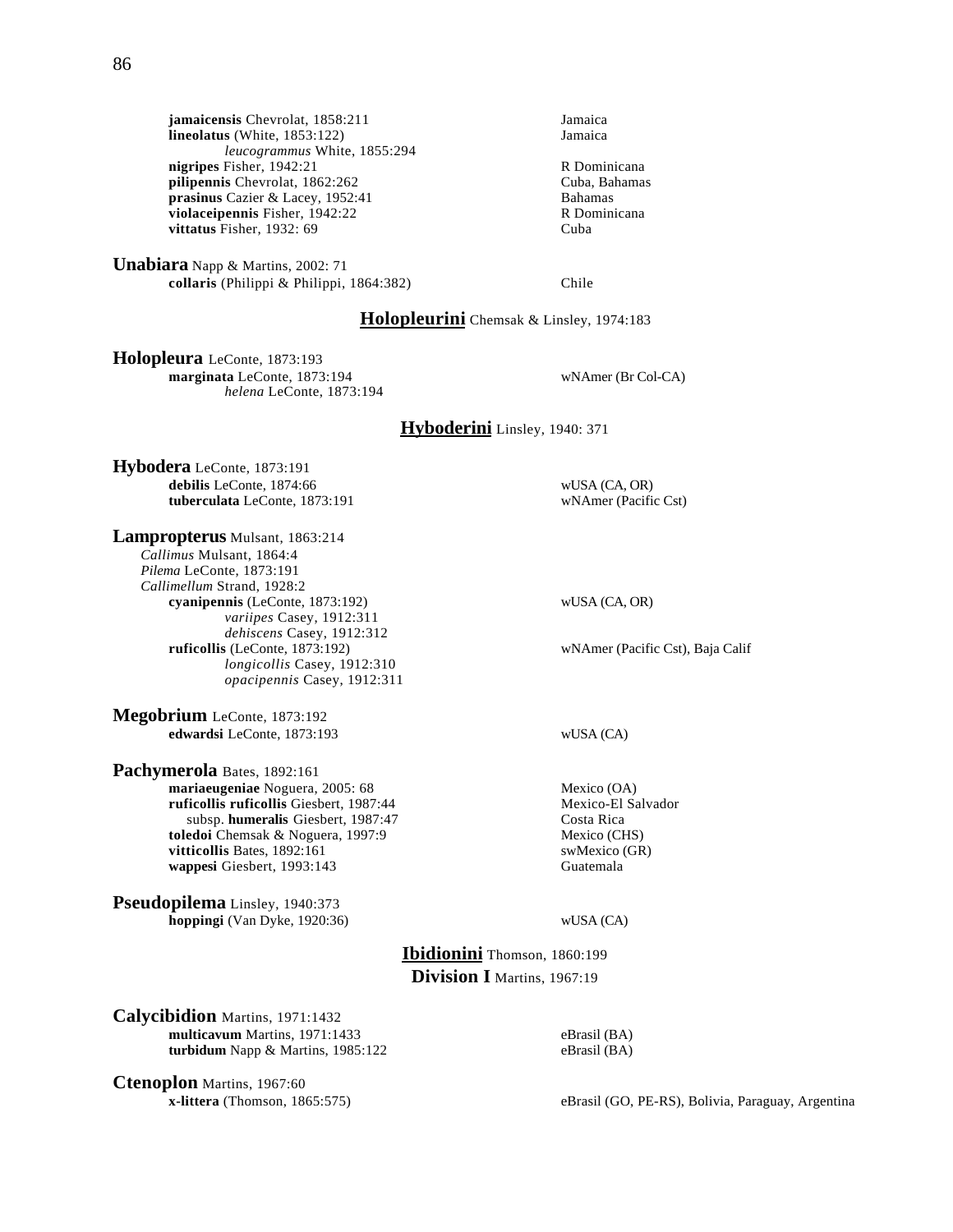**jamaicensis** Chevrolat, 1858:211 — Jamaica
**lineolatus** (White, 1853:122) — Jamaica
*leucogrammus* White, 1855:294
**nigripes** Fisher, 1942:21 — R Dominicana
**pilipennis** Chevrolat, 1862:262 — Cuba, Bahamas
**prasinus** Cazier & Lacey, 1952:41 — Bahamas
**violaceipennis** Fisher, 1942:22 — R Dominicana
**vittatus** Fisher, 1932: 69 — Cuba

**Unabiara** Napp & Martins, 2002: 71
**collaris** (Philippi & Philippi, 1864:382) — Chile

## Holopleurini Chemsak & Linsley, 1974:183

**Holopleura** LeConte, 1873:193
**marginata** LeConte, 1873:194 — wNAmer (Br Col-CA)
*helena* LeConte, 1873:194

## Hyboderini Linsley, 1940: 371

**Hybodera** LeConte, 1873:191
**debilis** LeConte, 1874:66 — wUSA (CA, OR)
**tuberculata** LeConte, 1873:191 — wNAmer (Pacific Cst)

**Lampropterus** Mulsant, 1863:214
*Callimus* Mulsant, 1864:4
*Pilema* LeConte, 1873:191
*Callimellum* Strand, 1928:2
**cyanipennis** (LeConte, 1873:192) — wUSA (CA, OR)
*variipes* Casey, 1912:311
*dehiscens* Casey, 1912:312
**ruficollis** (LeConte, 1873:192) — wNAmer (Pacific Cst), Baja Calif
*longicollis* Casey, 1912:310
*opacipennis* Casey, 1912:311

**Megobrium** LeConte, 1873:192
**edwardsi** LeConte, 1873:193 — wUSA (CA)

**Pachymerola** Bates, 1892:161
**mariaeugeniae** Noguera, 2005: 68 — Mexico (OA)
**ruficollis ruficollis** Giesbert, 1987:44 — Mexico-El Salvador
subsp. **humeralis** Giesbert, 1987:47 — Costa Rica
**toledoi** Chemsak & Noguera, 1997:9 — Mexico (CHS)
**vitticollis** Bates, 1892:161 — swMexico (GR)
**wappesi** Giesbert, 1993:143 — Guatemala

**Pseudopilema** Linsley, 1940:373
**hoppingi** (Van Dyke, 1920:36) — wUSA (CA)

## Ibidionini Thomson, 1860:199

### Division I Martins, 1967:19

**Calycibidion** Martins, 1971:1432
**multicavum** Martins, 1971:1433 — eBrasil (BA)
**turbidum** Napp & Martins, 1985:122 — eBrasil (BA)

**Ctenoplon** Martins, 1967:60
**x-littera** (Thomson, 1865:575) — eBrasil (GO, PE-RS), Bolivia, Paraguay, Argentina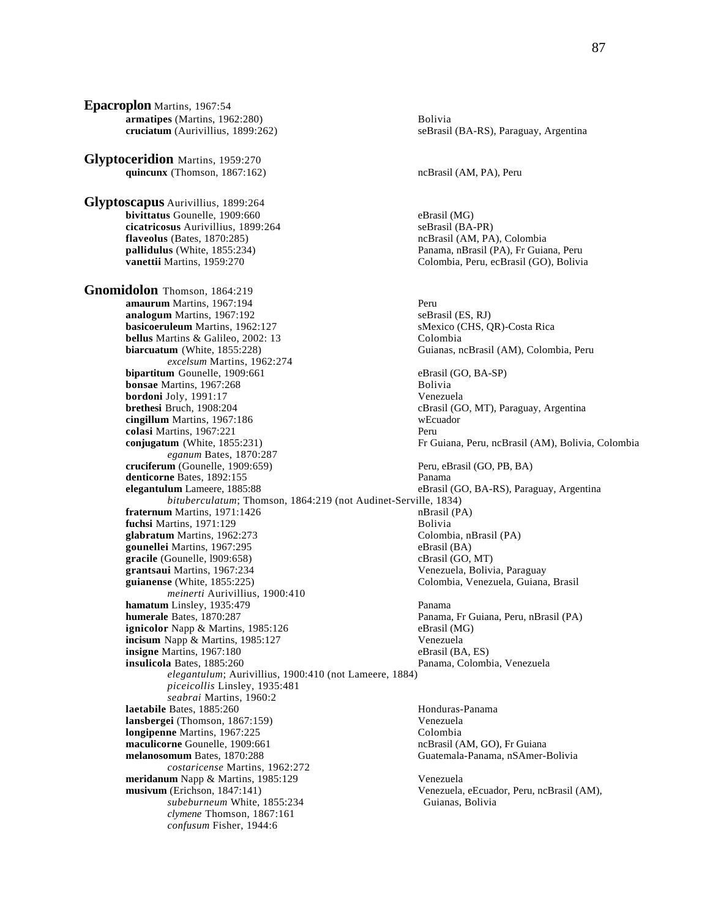**Epacroplon** Martins, 1967:54

- **armatipes** (Martins, 1962:280) — Bolivia
- **cruciatum** (Aurivillius, 1899:262) — seBrasil (BA-RS), Paraguay, Argentina

**Glyptoceridion** Martins, 1959:270

- **quincunx** (Thomson, 1867:162) — ncBrasil (AM, PA), Peru

**Glyptoscapus** Aurivillius, 1899:264

- **bivittatus** Gounelle, 1909:660 — eBrasil (MG)
- **cicatricosus** Aurivillius, 1899:264 — seBrasil (BA-PR)
- **flaveolus** (Bates, 1870:285) — ncBrasil (AM, PA), Colombia
- **pallidulus** (White, 1855:234) — Panama, nBrasil (PA), Fr Guiana, Peru
- **vanettii** Martins, 1959:270 — Colombia, Peru, ecBrasil (GO), Bolivia

**Gnomidolon** Thomson, 1864:219

- **amaurum** Martins, 1967:194 — Peru
- **analogum** Martins, 1967:192 — seBrasil (ES, RJ)
- **basicoeruleum** Martins, 1962:127 — sMexico (CHS, QR)-Costa Rica
- **bellus** Martins & Galileo, 2002: 13 — Colombia
- **biarcuatum** (White, 1855:228) — Guianas, ncBrasil (AM), Colombia, Peru
  - *excelsum* Martins, 1962:274
- **bipartitum** Gounelle, 1909:661 — eBrasil (GO, BA-SP)
- **bonsae** Martins, 1967:268 — Bolivia
- **bordoni** Joly, 1991:17 — Venezuela
- **brethesi** Bruch, 1908:204 — cBrasil (GO, MT), Paraguay, Argentina
- **cingillum** Martins, 1967:186 — wEcuador
- **colasi** Martins, 1967:221 — Peru
- **conjugatum** (White, 1855:231) — Fr Guiana, Peru, ncBrasil (AM), Bolivia, Colombia
  - *eganum* Bates, 1870:287
- **cruciferum** (Gounelle, 1909:659) — Peru, eBrasil (GO, PB, BA)
- **denticorne** Bates, 1892:155 — Panama
- **elegantulum** Lameere, 1885:88 — eBrasil (GO, BA-RS), Paraguay, Argentina
  - *bituberculatum*; Thomson, 1864:219 (not Audinet-Serville, 1834)
- **fraternum** Martins, 1971:1426 — nBrasil (PA)
- **fuchsi** Martins, 1971:129 — Bolivia
- **glabratum** Martins, 1962:273 — Colombia, nBrasil (PA)
- **gounellei** Martins, 1967:295 — eBrasil (BA)
- **gracile** (Gounelle, l909:658) — cBrasil (GO, MT)
- **grantsaui** Martins, 1967:234 — Venezuela, Bolivia, Paraguay
- **guianense** (White, 1855:225) — Colombia, Venezuela, Guiana, Brasil
  - *meinerti* Aurivillius, 1900:410
- **hamatum** Linsley, 1935:479 — Panama
- **humerale** Bates, 1870:287 — Panama, Fr Guiana, Peru, nBrasil (PA)
- **ignicolor** Napp & Martins, 1985:126 — eBrasil (MG)
- **incisum** Napp & Martins, 1985:127 — Venezuela
- **insigne** Martins, 1967:180 — eBrasil (BA, ES)
- **insulicola** Bates, 1885:260 — Panama, Colombia, Venezuela
  - *elegantulum*; Aurivillius, 1900:410 (not Lameere, 1884)
  - *piceicollis* Linsley, 1935:481
  - *seabrai* Martins, 1960:2
- **laetabile** Bates, 1885:260 — Honduras-Panama
- **lansbergei** (Thomson, 1867:159) — Venezuela
- **longipenne** Martins, 1967:225 — Colombia
- **maculicorne** Gounelle, 1909:661 — ncBrasil (AM, GO), Fr Guiana
- **melanosomum** Bates, 1870:288 — Guatemala-Panama, nSAmer-Bolivia
  - *costaricense* Martins, 1962:272
- **meridanum** Napp & Martins, 1985:129 — Venezuela
- **musivum** (Erichson, 1847:141) — Venezuela, eEcuador, Peru, ncBrasil (AM), Guianas, Bolivia
  - *subeburneum* White, 1855:234
  - *clymene* Thomson, 1867:161
  - *confusum* Fisher, 1944:6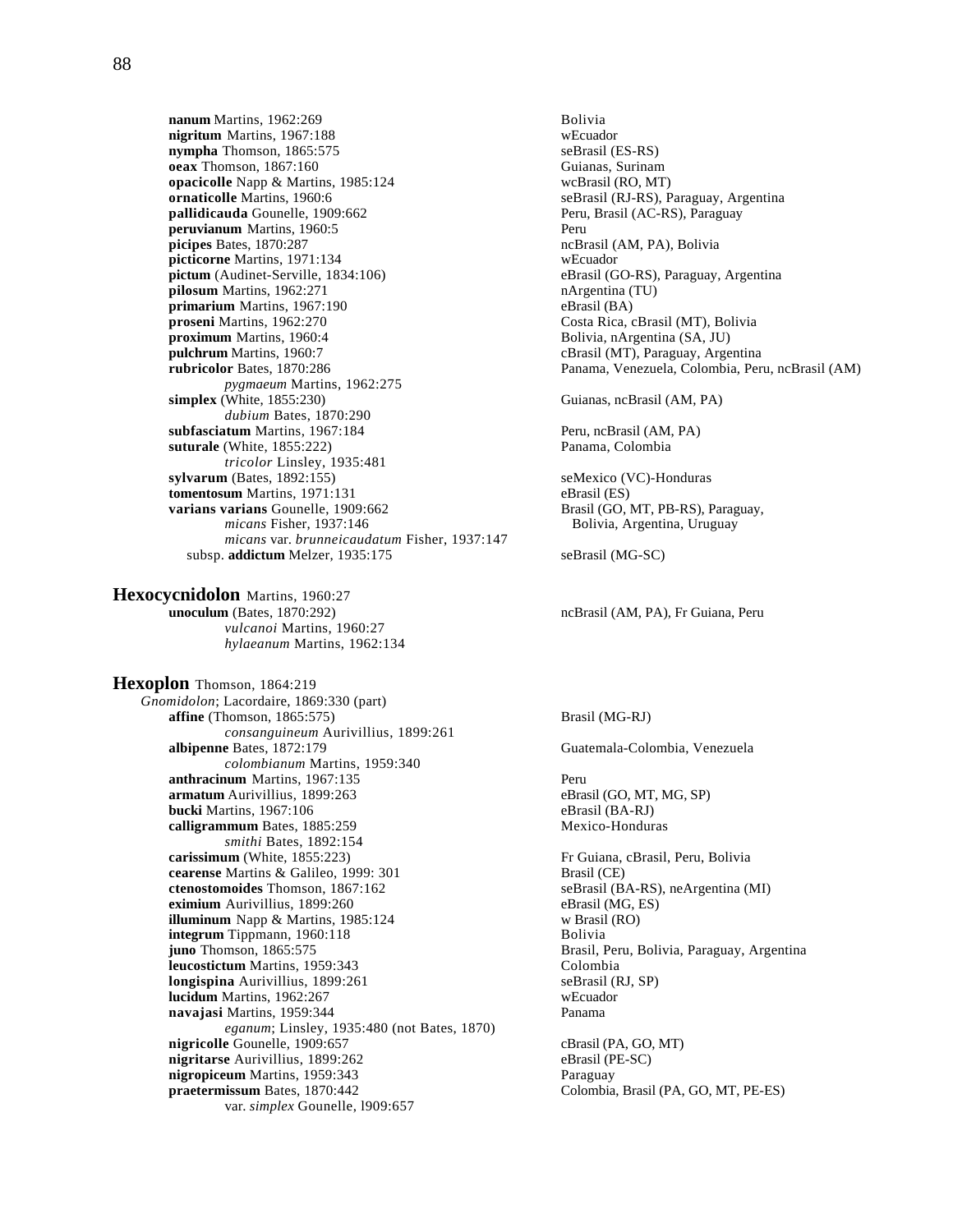**nanum** Martins, 1962:269 — Bolivia
**nigritum** Martins, 1967:188 — wEcuador
**nympha** Thomson, 1865:575 — seBrasil (ES-RS)
**oeax** Thomson, 1867:160 — Guianas, Surinam
**opacicolle** Napp & Martins, 1985:124 — wcBrasil (RO, MT)
**ornaticolle** Martins, 1960:6 — seBrasil (RJ-RS), Paraguay, Argentina
**pallidicauda** Gounelle, 1909:662 — Peru, Brasil (AC-RS), Paraguay
**peruvianum** Martins, 1960:5 — Peru
**picipes** Bates, 1870:287 — ncBrasil (AM, PA), Bolivia
**picticorne** Martins, 1971:134 — wEcuador
**pictum** (Audinet-Serville, 1834:106) — eBrasil (GO-RS), Paraguay, Argentina
**pilosum** Martins, 1962:271 — nArgentina (TU)
**primarium** Martins, 1967:190 — eBrasil (BA)
**proseni** Martins, 1962:270 — Costa Rica, cBrasil (MT), Bolivia
**proximum** Martins, 1960:4 — Bolivia, nArgentina (SA, JU)
**pulchrum** Martins, 1960:7 — cBrasil (MT), Paraguay, Argentina
**rubricolor** Bates, 1870:286 — Panama, Venezuela, Colombia, Peru, ncBrasil (AM)
  *pygmaeum* Martins, 1962:275
**simplex** (White, 1855:230) — Guianas, ncBrasil (AM, PA)
  *dubium* Bates, 1870:290
**subfasciatum** Martins, 1967:184 — Peru, ncBrasil (AM, PA)
**suturale** (White, 1855:222) — Panama, Colombia
  *tricolor* Linsley, 1935:481
**sylvarum** (Bates, 1892:155) — seMexico (VC)-Honduras
**tomentosum** Martins, 1971:131 — eBrasil (ES)
**varians varians** Gounelle, 1909:662 — Brasil (GO, MT, PB-RS), Paraguay, Bolivia, Argentina, Uruguay
  *micans* Fisher, 1937:146
  *micans* var. *brunneicaudatum* Fisher, 1937:147
 subsp. **addictum** Melzer, 1935:175 — seBrasil (MG-SC)

## Hexocycnidolon Martins, 1960:27

**unoculum** (Bates, 1870:292) — ncBrasil (AM, PA), Fr Guiana, Peru
  *vulcanoi* Martins, 1960:27
  *hylaeanum* Martins, 1962:134

## Hexoplon Thomson, 1864:219

*Gnomidolon*; Lacordaire, 1869:330 (part)

**affine** (Thomson, 1865:575) — Brasil (MG-RJ)
  *consanguineum* Aurivillius, 1899:261
**albipenne** Bates, 1872:179 — Guatemala-Colombia, Venezuela
  *colombianum* Martins, 1959:340
**anthracinum** Martins, 1967:135 — Peru
**armatum** Aurivillius, 1899:263 — eBrasil (GO, MT, MG, SP)
**bucki** Martins, 1967:106 — eBrasil (BA-RJ)
**calligrammum** Bates, 1885:259 — Mexico-Honduras
  *smithi* Bates, 1892:154
**carissimum** (White, 1855:223) — Fr Guiana, cBrasil, Peru, Bolivia
**cearense** Martins & Galileo, 1999: 301 — Brasil (CE)
**ctenostomoides** Thomson, 1867:162 — seBrasil (BA-RS), neArgentina (MI)
**eximium** Aurivillius, 1899:260 — eBrasil (MG, ES)
**illuminum** Napp & Martins, 1985:124 — w Brasil (RO)
**integrum** Tippmann, 1960:118 — Bolivia
**juno** Thomson, 1865:575 — Brasil, Peru, Bolivia, Paraguay, Argentina
**leucostictum** Martins, 1959:343 — Colombia
**longispina** Aurivillius, 1899:261 — seBrasil (RJ, SP)
**lucidum** Martins, 1962:267 — wEcuador
**navajasi** Martins, 1959:344 — Panama
  *eganum*; Linsley, 1935:480 (not Bates, 1870)
**nigricolle** Gounelle, 1909:657 — cBrasil (PA, GO, MT)
**nigritarse** Aurivillius, 1899:262 — eBrasil (PE-SC)
**nigropiceum** Martins, 1959:343 — Paraguay
**praetermissum** Bates, 1870:442 — Colombia, Brasil (PA, GO, MT, PE-ES)
  var. *simplex* Gounelle, l909:657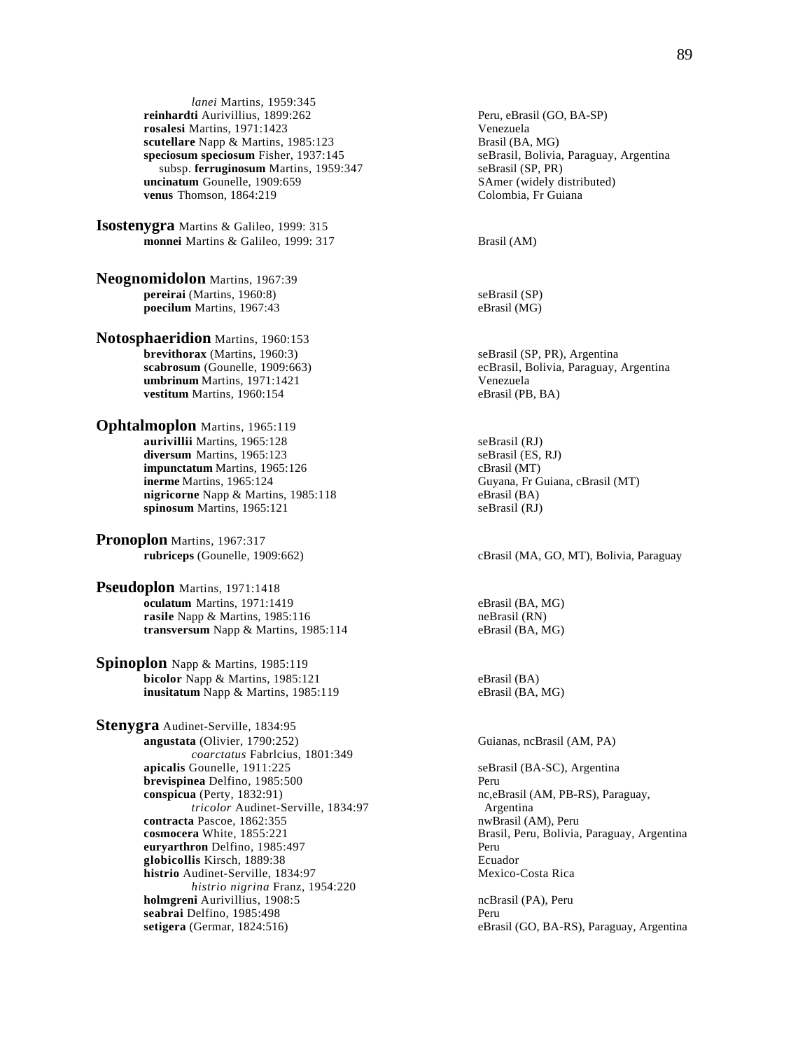*lanei* Martins, 1959:345
**reinhardti** Aurivillius, 1899:262 — Peru, eBrasil (GO, BA-SP)
**rosalesi** Martins, 1971:1423 — Venezuela
**scutellare** Napp & Martins, 1985:123 — Brasil (BA, MG)
**speciosum speciosum** Fisher, 1937:145 — seBrasil, Bolivia, Paraguay, Argentina
subsp. **ferruginosum** Martins, 1959:347 — seBrasil (SP, PR)
**uncinatum** Gounelle, 1909:659 — SAmer (widely distributed)
**venus** Thomson, 1864:219 — Colombia, Fr Guiana

## Isostenygra Martins & Galileo, 1999: 315

**monnei** Martins & Galileo, 1999: 317 — Brasil (AM)

## Neognomidolon Martins, 1967:39

**pereirai** (Martins, 1960:8) — seBrasil (SP)
**poecilum** Martins, 1967:43 — eBrasil (MG)

## Notosphaeridion Martins, 1960:153

**brevithorax** (Martins, 1960:3) — seBrasil (SP, PR), Argentina
**scabrosum** (Gounelle, 1909:663) — ecBrasil, Bolivia, Paraguay, Argentina
**umbrinum** Martins, 1971:1421 — Venezuela
**vestitum** Martins, 1960:154 — eBrasil (PB, BA)

## Ophtalmoplon Martins, 1965:119

**aurivillii** Martins, 1965:128 — seBrasil (RJ)
**diversum** Martins, 1965:123 — seBrasil (ES, RJ)
**impunctatum** Martins, 1965:126 — cBrasil (MT)
**inerme** Martins, 1965:124 — Guyana, Fr Guiana, cBrasil (MT)
**nigricorne** Napp & Martins, 1985:118 — eBrasil (BA)
**spinosum** Martins, 1965:121 — seBrasil (RJ)

## Pronoplon Martins, 1967:317

**rubriceps** (Gounelle, 1909:662) — cBrasil (MA, GO, MT), Bolivia, Paraguay

## Pseudoplon Martins, 1971:1418

**oculatum** Martins, 1971:1419 — eBrasil (BA, MG)
**rasile** Napp & Martins, 1985:116 — neBrasil (RN)
**transversum** Napp & Martins, 1985:114 — eBrasil (BA, MG)

## Spinoplon Napp & Martins, 1985:119

**bicolor** Napp & Martins, 1985:121 — eBrasil (BA)
**inusitatum** Napp & Martins, 1985:119 — eBrasil (BA, MG)

## Stenygra Audinet-Serville, 1834:95

**angustata** (Olivier, 1790:252) — Guianas, ncBrasil (AM, PA)
*coarctatus* Fabrlcius, 1801:349
**apicalis** Gounelle, 1911:225 — seBrasil (BA-SC), Argentina
**brevispinea** Delfino, 1985:500 — Peru
**conspicua** (Perty, 1832:91) — nc,eBrasil (AM, PB-RS), Paraguay, Argentina
*tricolor* Audinet-Serville, 1834:97
**contracta** Pascoe, 1862:355 — nwBrasil (AM), Peru
**cosmocera** White, 1855:221 — Brasil, Peru, Bolivia, Paraguay, Argentina
**euryarthron** Delfino, 1985:497 — Peru
**globicollis** Kirsch, 1889:38 — Ecuador
**histrio** Audinet-Serville, 1834:97 — Mexico-Costa Rica
*histrio nigrina* Franz, 1954:220
**holmgreni** Aurivillius, 1908:5 — ncBrasil (PA), Peru
**seabrai** Delfino, 1985:498 — Peru
**setigera** (Germar, 1824:516) — eBrasil (GO, BA-RS), Paraguay, Argentina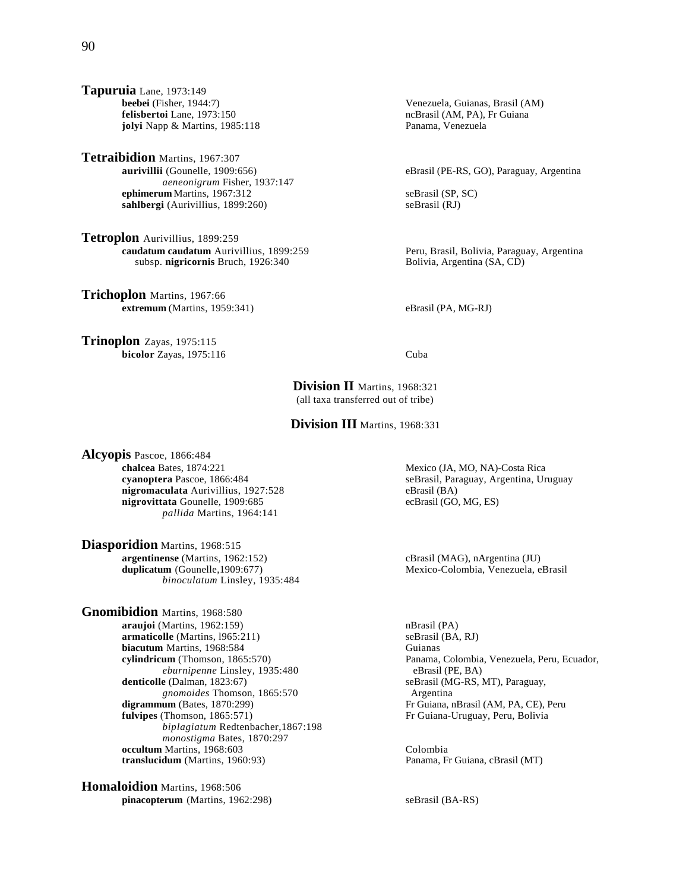**Tapuruia** Lane, 1973:149

- **beebei** (Fisher, 1944:7) — Venezuela, Guianas, Brasil (AM)
- **felisbertoi** Lane, 1973:150 — ncBrasil (AM, PA), Fr Guiana
- **jolyi** Napp & Martins, 1985:118 — Panama, Venezuela

**Tetraibidion** Martins, 1967:307

- **aurivillii** (Gounelle, 1909:656) — eBrasil (PE-RS, GO), Paraguay, Argentina
  - *aeneonigrum* Fisher, 1937:147
- **ephimerum** Martins, 1967:312 — seBrasil (SP, SC)
- **sahlbergi** (Aurivillius, 1899:260) — seBrasil (RJ)

**Tetroplon** Aurivillius, 1899:259

- **caudatum caudatum** Aurivillius, 1899:259 — Peru, Brasil, Bolivia, Paraguay, Argentina
  - subsp. **nigricornis** Bruch, 1926:340 — Bolivia, Argentina (SA, CD)

**Trichoplon** Martins, 1967:66

- **extremum** (Martins, 1959:341) — eBrasil (PA, MG-RJ)

**Trinoplon** Zayas, 1975:115

- **bicolor** Zayas, 1975:116 — Cuba

## Division II Martins, 1968:321

(all taxa transferred out of tribe)

## Division III Martins, 1968:331

**Alcyopis** Pascoe, 1866:484

- **chalcea** Bates, 1874:221 — Mexico (JA, MO, NA)-Costa Rica
- **cyanoptera** Pascoe, 1866:484 — seBrasil, Paraguay, Argentina, Uruguay
- **nigromaculata** Aurivillius, 1927:528 — eBrasil (BA)
- **nigrovittata** Gounelle, 1909:685 — ecBrasil (GO, MG, ES)
  - *pallida* Martins, 1964:141

**Diasporidion** Martins, 1968:515

- **argentinense** (Martins, 1962:152) — cBrasil (MAG), nArgentina (JU)
- **duplicatum** (Gounelle,1909:677) — Mexico-Colombia, Venezuela, eBrasil
  - *binoculatum* Linsley, 1935:484

**Gnomibidion** Martins, 1968:580

- **araujoi** (Martins, 1962:159) — nBrasil (PA)
- **armaticolle** (Martins, l965:211) — seBrasil (BA, RJ)
- **biacutum** Martins, 1968:584 — Guianas
- **cylindricum** (Thomson, 1865:570) — Panama, Colombia, Venezuela, Peru, Ecuador, eBrasil (PE, BA)
  - *eburnipenne* Linsley, 1935:480
- **denticolle** (Dalman, 1823:67) — seBrasil (MG-RS, MT), Paraguay, Argentina
  - *gnomoides* Thomson, 1865:570
- **digrammum** (Bates, 1870:299) — Fr Guiana, nBrasil (AM, PA, CE), Peru
- **fulvipes** (Thomson, 1865:571) — Fr Guiana-Uruguay, Peru, Bolivia
  - *biplagiatum* Redtenbacher,1867:198
  - *monostigma* Bates, 1870:297
- **occultum** Martins, 1968:603 — Colombia
- **translucidum** (Martins, 1960:93) — Panama, Fr Guiana, cBrasil (MT)

**Homaloidion** Martins, 1968:506

- **pinacopterum** (Martins, 1962:298) — seBrasil (BA-RS)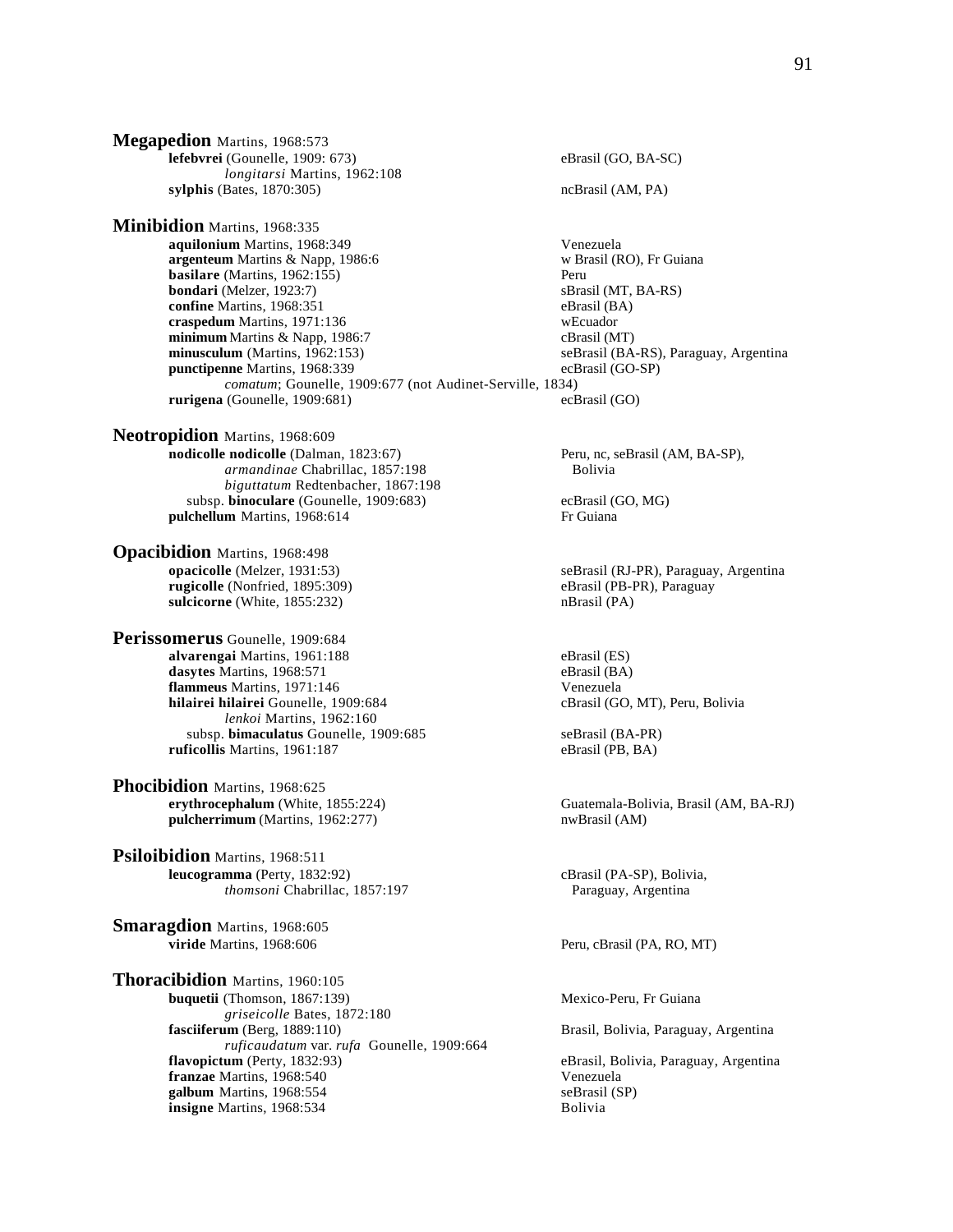**Megapedion** Martins, 1968:573

- **lefebvrei** (Gounelle, 1909: 673) — eBrasil (GO, BA-SC)
  - *longitarsi* Martins, 1962:108
- **sylphis** (Bates, 1870:305) — ncBrasil (AM, PA)

**Minibidion** Martins, 1968:335

- **aquilonium** Martins, 1968:349 — Venezuela
- **argenteum** Martins & Napp, 1986:6 — w Brasil (RO), Fr Guiana
- **basilare** (Martins, 1962:155) — Peru
- **bondari** (Melzer, 1923:7) — sBrasil (MT, BA-RS)
- **confine** Martins, 1968:351 — eBrasil (BA)
- **craspedum** Martins, 1971:136 — wEcuador
- **minimum** Martins & Napp, 1986:7 — cBrasil (MT)
- **minusculum** (Martins, 1962:153) — seBrasil (BA-RS), Paraguay, Argentina
- **punctipenne** Martins, 1968:339 — ecBrasil (GO-SP)
  - *comatum*; Gounelle, 1909:677 (not Audinet-Serville, 1834)
- **rurigena** (Gounelle, 1909:681) — ecBrasil (GO)

**Neotropidion** Martins, 1968:609

- **nodicolle nodicolle** (Dalman, 1823:67) — Peru, nc, seBrasil (AM, BA-SP), Bolivia
  - *armandinae* Chabrillac, 1857:198
  - *biguttatum* Redtenbacher, 1867:198
  - subsp. **binoculare** (Gounelle, 1909:683) — ecBrasil (GO, MG)
- **pulchellum** Martins, 1968:614 — Fr Guiana

**Opacibidion** Martins, 1968:498

- **opacicolle** (Melzer, 1931:53) — seBrasil (RJ-PR), Paraguay, Argentina
- **rugicolle** (Nonfried, 1895:309) — eBrasil (PB-PR), Paraguay
- **sulcicorne** (White, 1855:232) — nBrasil (PA)

**Perissomerus** Gounelle, 1909:684

- **alvarengai** Martins, 1961:188 — eBrasil (ES)
- **dasytes** Martins, 1968:571 — eBrasil (BA)
- **flammeus** Martins, 1971:146 — Venezuela
- **hilairei hilairei** Gounelle, 1909:684 — cBrasil (GO, MT), Peru, Bolivia
  - *lenkoi* Martins, 1962:160
  - subsp. **bimaculatus** Gounelle, 1909:685 — seBrasil (BA-PR)
- **ruficollis** Martins, 1961:187 — eBrasil (PB, BA)

**Phocibidion** Martins, 1968:625

- **erythrocephalum** (White, 1855:224) — Guatemala-Bolivia, Brasil (AM, BA-RJ)
- **pulcherrimum** (Martins, 1962:277) — nwBrasil (AM)

**Psiloibidion** Martins, 1968:511

- **leucogramma** (Perty, 1832:92) — cBrasil (PA-SP), Bolivia, Paraguay, Argentina
  - *thomsoni* Chabrillac, 1857:197

**Smaragdion** Martins, 1968:605

- **viride** Martins, 1968:606 — Peru, cBrasil (PA, RO, MT)

**Thoracibidion** Martins, 1960:105

- **buquetii** (Thomson, 1867:139) — Mexico-Peru, Fr Guiana
  - *griseicolle* Bates, 1872:180
- **fasciiferum** (Berg, 1889:110) — Brasil, Bolivia, Paraguay, Argentina
  - *ruficaudatum* var. *rufa* Gounelle, 1909:664
- **flavopictum** (Perty, 1832:93) — eBrasil, Bolivia, Paraguay, Argentina
- **franzae** Martins, 1968:540 — Venezuela
- **galbum** Martins, 1968:554 — seBrasil (SP)
- **insigne** Martins, 1968:534 — Bolivia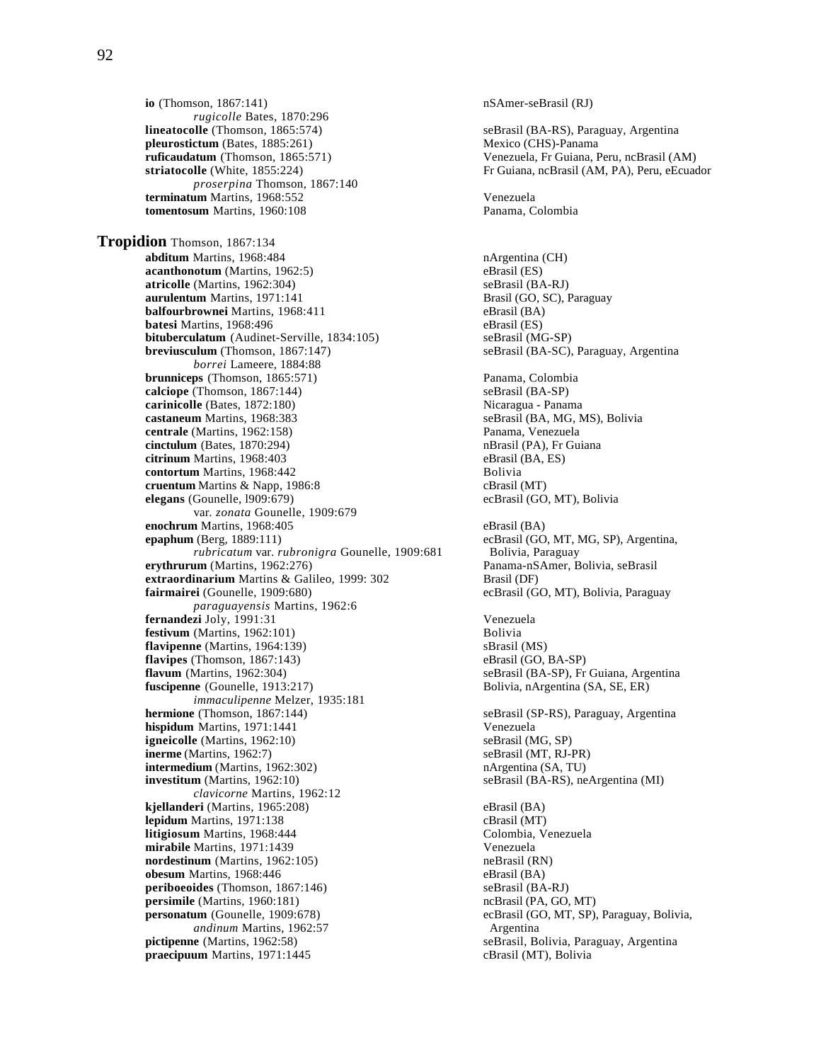**io** (Thomson, 1867:141) — nSAmer-seBrasil (RJ)
*rugicolle* Bates, 1870:296
**lineatocolle** (Thomson, 1865:574) — seBrasil (BA-RS), Paraguay, Argentina
**pleurostictum** (Bates, 1885:261) — Mexico (CHS)-Panama
**ruficaudatum** (Thomson, 1865:571) — Venezuela, Fr Guiana, Peru, ncBrasil (AM)
**striatocolle** (White, 1855:224) — Fr Guiana, ncBrasil (AM, PA), Peru, eEcuador
*proserpina* Thomson, 1867:140
**terminatum** Martins, 1968:552 — Venezuela
**tomentosum** Martins, 1960:108 — Panama, Colombia

## Tropidion Thomson, 1867:134

**abditum** Martins, 1968:484 — nArgentina (CH)
**acanthonotum** (Martins, 1962:5) — eBrasil (ES)
**atricolle** (Martins, 1962:304) — seBrasil (BA-RJ)
**aurulentum** Martins, 1971:141 — Brasil (GO, SC), Paraguay
**balfourbrownei** Martins, 1968:411 — eBrasil (BA)
**batesi** Martins, 1968:496 — eBrasil (ES)
**bituberculatum** (Audinet-Serville, 1834:105) — seBrasil (MG-SP)
**breviusculum** (Thomson, 1867:147) — seBrasil (BA-SC), Paraguay, Argentina
*borrei* Lameere, 1884:88
**brunniceps** (Thomson, 1865:571) — Panama, Colombia
**calciope** (Thomson, 1867:144) — seBrasil (BA-SP)
**carinicolle** (Bates, 1872:180) — Nicaragua - Panama
**castaneum** Martins, 1968:383 — seBrasil (BA, MG, MS), Bolivia
**centrale** (Martins, 1962:158) — Panama, Venezuela
**cinctulum** (Bates, 1870:294) — nBrasil (PA), Fr Guiana
**citrinum** Martins, 1968:403 — eBrasil (BA, ES)
**contortum** Martins, 1968:442 — Bolivia
**cruentum** Martins & Napp, 1986:8 — cBrasil (MT)
**elegans** (Gounelle, 1909:679) — ecBrasil (GO, MT), Bolivia
var. *zonata* Gounelle, 1909:679
**enochrum** Martins, 1968:405 — eBrasil (BA)
**epaphum** (Berg, 1889:111) — ecBrasil (GO, MT, MG, SP), Argentina, Bolivia, Paraguay
*rubricatum* var. *rubronigra* Gounelle, 1909:681
**erythrurum** (Martins, 1962:276) — Panama-nSAmer, Bolivia, seBrasil
**extraordinarium** Martins & Galileo, 1999: 302 — Brasil (DF)
**fairmairei** (Gounelle, 1909:680) — ecBrasil (GO, MT), Bolivia, Paraguay
*paraguayensis* Martins, 1962:6
**fernandezi** Joly, 1991:31 — Venezuela
**festivum** (Martins, 1962:101) — Bolivia
**flavipenne** (Martins, 1964:139) — sBrasil (MS)
**flavipes** (Thomson, 1867:143) — eBrasil (GO, BA-SP)
**flavum** (Martins, 1962:304) — seBrasil (BA-SP), Fr Guiana, Argentina
**fuscipenne** (Gounelle, 1913:217) — Bolivia, nArgentina (SA, SE, ER)
*immaculipenne* Melzer, 1935:181
**hermione** (Thomson, 1867:144) — seBrasil (SP-RS), Paraguay, Argentina
**hispidum** Martins, 1971:1441 — Venezuela
**igneicolle** (Martins, 1962:10) — seBrasil (MG, SP)
**inerme** (Martins, 1962:7) — seBrasil (MT, RJ-PR)
**intermedium** (Martins, 1962:302) — nArgentina (SA, TU)
**investitum** (Martins, 1962:10) — seBrasil (BA-RS), neArgentina (MI)
*clavicorne* Martins, 1962:12
**kjellanderi** (Martins, 1965:208) — eBrasil (BA)
**lepidum** Martins, 1971:138 — cBrasil (MT)
**litigiosum** Martins, 1968:444 — Colombia, Venezuela
**mirabile** Martins, 1971:1439 — Venezuela
**nordestinum** (Martins, 1962:105) — neBrasil (RN)
**obesum** Martins, 1968:446 — eBrasil (BA)
**periboeoides** (Thomson, 1867:146) — seBrasil (BA-RJ)
**persimile** (Martins, 1960:181) — ncBrasil (PA, GO, MT)
**personatum** (Gounelle, 1909:678) — ecBrasil (GO, MT, SP), Paraguay, Bolivia, Argentina
*andinum* Martins, 1962:57
**pictipenne** (Martins, 1962:58) — seBrasil, Bolivia, Paraguay, Argentina
**praecipuum** Martins, 1971:1445 — cBrasil (MT), Bolivia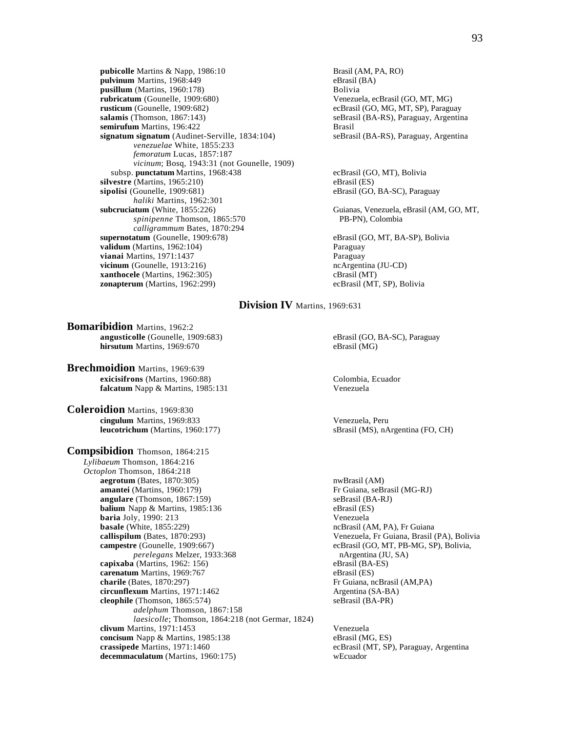**pubicolle** Martins & Napp, 1986:10 — Brasil (AM, PA, RO)
**pulvinum** Martins, 1968:449 — eBrasil (BA)
**pusillum** (Martins, 1960:178) — Bolivia
**rubricatum** (Gounelle, 1909:680) — Venezuela, ecBrasil (GO, MT, MG)
**rusticum** (Gounelle, 1909:682) — ecBrasil (GO, MG, MT, SP), Paraguay
**salamis** (Thomson, 1867:143) — seBrasil (BA-RS), Paraguay, Argentina
**semirufum** Martins, 196:422 — Brasil
**signatum signatum** (Audinet-Serville, 1834:104) — seBrasil (BA-RS), Paraguay, Argentina
*venezuelae* White, 1855:233
*femoratum* Lucas, 1857:187
*vicinum*; Bosq, 1943:31 (not Gounelle, 1909)
subsp. **punctatum** Martins, 1968:438 — ecBrasil (GO, MT), Bolivia
**silvestre** (Martins, 1965:210) — eBrasil (ES)
**sipolisi** (Gounelle, 1909:681) — eBrasil (GO, BA-SC), Paraguay
*haliki* Martins, 1962:301
**subcruciatum** (White, 1855:226) — Guianas, Venezuela, eBrasil (AM, GO, MT, PB-PN), Colombia
*spinipenne* Thomson, 1865:570
*calligrammum* Bates, 1870:294
**supernotatum** (Gounelle, 1909:678) — eBrasil (GO, MT, BA-SP), Bolivia
**validum** (Martins, 1962:104) — Paraguay
**vianai** Martins, 1971:1437 — Paraguay
**vicinum** (Gounelle, 1913:216) — ncArgentina (JU-CD)
**xanthocele** (Martins, 1962:305) — cBrasil (MT)
**zonapterum** (Martins, 1962:299) — ecBrasil (MT, SP), Bolivia

## **Division IV** Martins, 1969:631

### **Bomaribidion** Martins, 1962:2
**angusticolle** (Gounelle, 1909:683) — eBrasil (GO, BA-SC), Paraguay
**hirsutum** Martins, 1969:670 — eBrasil (MG)

### **Brechmoidion** Martins, 1969:639
**exicisifrons** (Martins, 1960:88) — Colombia, Ecuador
**falcatum** Napp & Martins, 1985:131 — Venezuela

### **Coleroidion** Martins, 1969:830
**cingulum** Martins, 1969:833 — Venezuela, Peru
**leucotrichum** (Martins, 1960:177) — sBrasil (MS), nArgentina (FO, CH)

### **Compsibidion** Thomson, 1864:215
*Lylibaeum* Thomson, 1864:216
*Octoplon* Thomson, 1864:218
**aegrotum** (Bates, 1870:305) — nwBrasil (AM)
**amantei** (Martins, 1960:179) — Fr Guiana, seBrasil (MG-RJ)
**angulare** (Thomson, 1867:159) — seBrasil (BA-RJ)
**balium** Napp & Martins, 1985:136 — eBrasil (ES)
**baria** Joly, 1990: 213 — Venezuela
**basale** (White, 1855:229) — ncBrasil (AM, PA), Fr Guiana
**callispilum** (Bates, 1870:293) — Venezuela, Fr Guiana, Brasil (PA), Bolivia
**campestre** (Gounelle, 1909:667) — ecBrasil (GO, MT, PB-MG, SP), Bolivia, nArgentina (JU, SA)
*perelegans* Melzer, 1933:368
**capixaba** (Martins, 1962: 156) — eBrasil (BA-ES)
**carenatum** Martins, 1969:767 — eBrasil (ES)
**charile** (Bates, 1870:297) — Fr Guiana, ncBrasil (AM,PA)
**circunflexum** Martins, 1971:1462 — Argentina (SA-BA)
**cleophile** (Thomson, 1865:574) — seBrasil (BA-PR)
*adelphum* Thomson, 1867:158
*laesicolle*; Thomson, 1864:218 (not Germar, 1824)
**clivum** Martins, 1971:1453 — Venezuela
**concisum** Napp & Martins, 1985:138 — eBrasil (MG, ES)
**crassipede** Martins, 1971:1460 — ecBrasil (MT, SP), Paraguay, Argentina
**decemmaculatum** (Martins, 1960:175) — wEcuador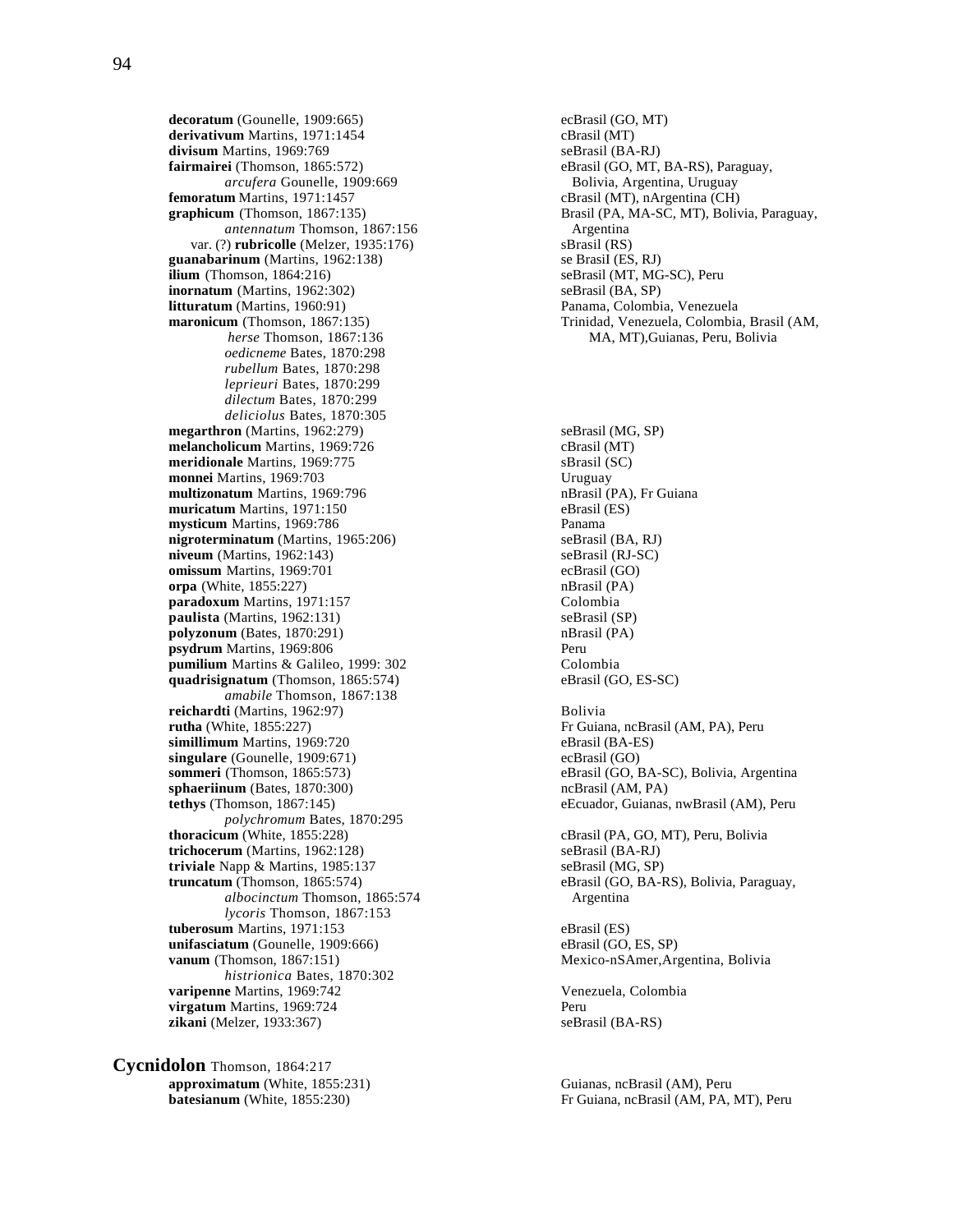**decoratum** (Gounelle, 1909:665) ecBrasil (GO, MT)
**derivativum** Martins, 1971:1454 cBrasil (MT)
**divisum** Martins, 1969:769 seBrasil (BA-RJ)
**fairmairei** (Thomson, 1865:572) eBrasil (GO, MT, BA-RS), Paraguay,
*arcufera* Gounelle, 1909:669 Bolivia, Argentina, Uruguay
**femoratum** Martins, 1971:1457 cBrasil (MT), nArgentina (CH)
**graphicum** (Thomson, 1867:135) Brasil (PA, MA-SC, MT), Bolivia, Paraguay,
*antennatum* Thomson, 1867:156 Argentina
var. (?) **rubricolle** (Melzer, 1935:176) sBrasil (RS)
**guanabarinum** (Martins, 1962:138) se BrasiI (ES, RJ)
**ilium** (Thomson, 1864:216) seBrasil (MT, MG-SC), Peru
**inornatum** (Martins, 1962:302) seBrasil (BA, SP)
**litturatum** (Martins, 1960:91) Panama, Colombia, Venezuela
**maronicum** (Thomson, 1867:135) Trinidad, Venezuela, Colombia, Brasil (AM,
*herse* Thomson, 1867:136 MA, MT),Guianas, Peru, Bolivia
*oedicneme* Bates, 1870:298
*rubellum* Bates, 1870:298
*leprieuri* Bates, 1870:299
*dilectum* Bates, 1870:299
*deliciolus* Bates, 1870:305
**megarthron** (Martins, 1962:279) seBrasil (MG, SP)
**melancholicum** Martins, 1969:726 cBrasil (MT)
**meridionale** Martins, 1969:775 sBrasil (SC)
**monnei** Martins, 1969:703 Uruguay
**multizonatum** Martins, 1969:796 nBrasil (PA), Fr Guiana
**muricatum** Martins, 1971:150 eBrasil (ES)
**mysticum** Martins, 1969:786 Panama
**nigroterminatum** (Martins, 1965:206) seBrasil (BA, RJ)
**niveum** (Martins, 1962:143) seBrasil (RJ-SC)
**omissum** Martins, 1969:701 ecBrasil (GO)
**orpa** (White, 1855:227) nBrasil (PA)
**paradoxum** Martins, 1971:157 Colombia
**paulista** (Martins, 1962:131) seBrasil (SP)
**polyzonum** (Bates, 1870:291) nBrasil (PA)
**psydrum** Martins, 1969:806 Peru
**pumilium** Martins & Galileo, 1999: 302 Colombia
**quadrisignatum** (Thomson, 1865:574) eBrasil (GO, ES-SC)
*amabile* Thomson, 1867:138
**reichardti** (Martins, 1962:97) Bolivia
**rutha** (White, 1855:227) Fr Guiana, ncBrasil (AM, PA), Peru
**simillimum** Martins, 1969:720 eBrasil (BA-ES)
**singulare** (Gounelle, 1909:671) ecBrasil (GO)
**sommeri** (Thomson, 1865:573) eBrasil (GO, BA-SC), Bolivia, Argentina
**sphaeriinum** (Bates, 1870:300) ncBrasil (AM, PA)
**tethys** (Thomson, 1867:145) eEcuador, Guianas, nwBrasil (AM), Peru
*polychromum* Bates, 1870:295
**thoracicum** (White, 1855:228) cBrasil (PA, GO, MT), Peru, Bolivia
**trichocerum** (Martins, 1962:128) seBrasil (BA-RJ)
**triviale** Napp & Martins, 1985:137 seBrasil (MG, SP)
**truncatum** (Thomson, 1865:574) eBrasil (GO, BA-RS), Bolivia, Paraguay,
*albocinctum* Thomson, 1865:574 Argentina
*lycoris* Thomson, 1867:153
**tuberosum** Martins, 1971:153 eBrasil (ES)
**unifasciatum** (Gounelle, 1909:666) eBrasil (GO, ES, SP)
**vanum** (Thomson, 1867:151) Mexico-nSAmer,Argentina, Bolivia
*histrionica* Bates, 1870:302
**varipenne** Martins, 1969:742 Venezuela, Colombia
**virgatum** Martins, 1969:724 Peru
**zikani** (Melzer, 1933:367) seBrasil (BA-RS)

## **Cycnidolon** Thomson, 1864:217

**approximatum** (White, 1855:231) Guianas, ncBrasil (AM), Peru
**batesianum** (White, 1855:230) Fr Guiana, ncBrasil (AM, PA, MT), Peru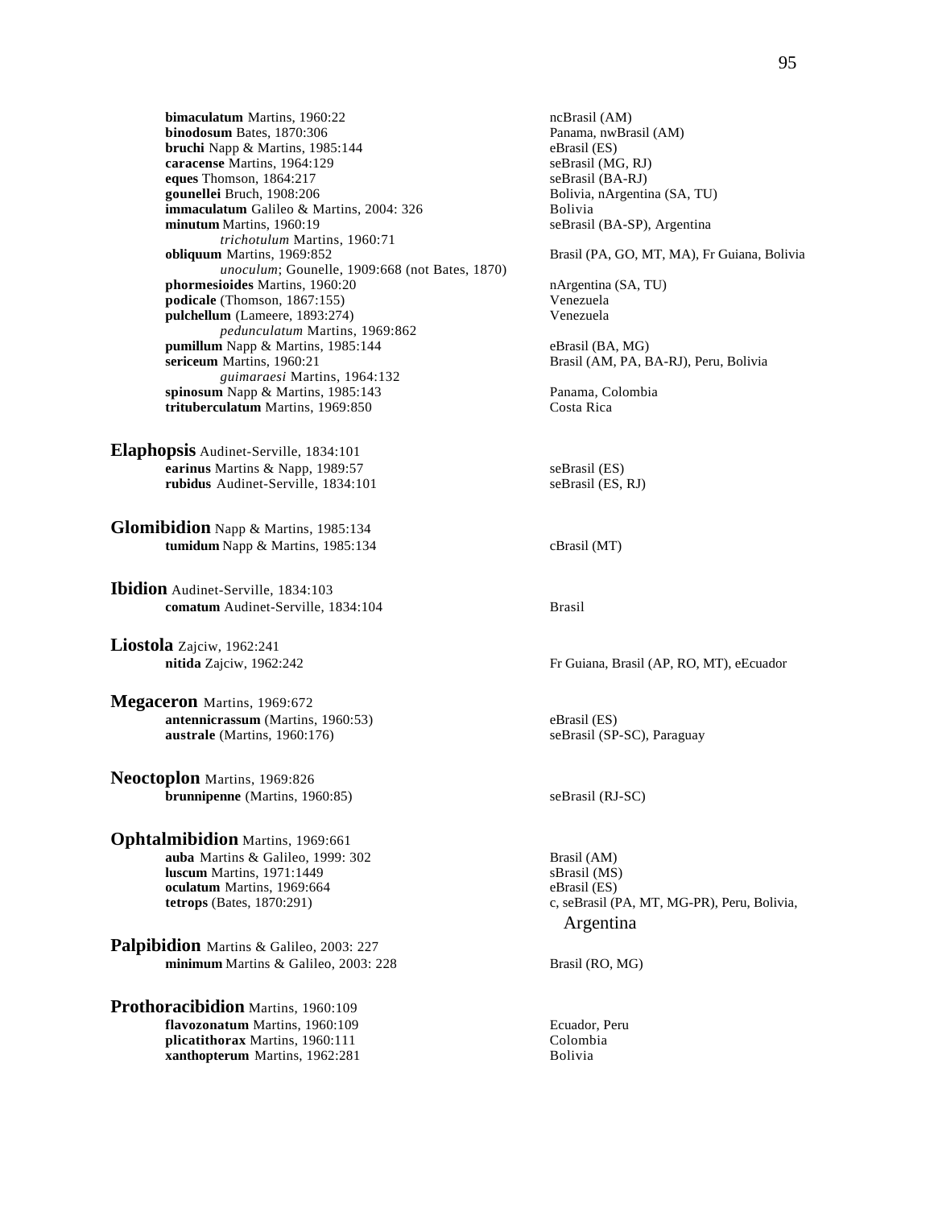**bimaculatum** Martins, 1960:22 — ncBrasil (AM)
**binodosum** Bates, 1870:306 — Panama, nwBrasil (AM)
**bruchi** Napp & Martins, 1985:144 — eBrasil (ES)
**caracense** Martins, 1964:129 — seBrasil (MG, RJ)
**eques** Thomson, 1864:217 — seBrasil (BA-RJ)
**gounellei** Bruch, 1908:206 — Bolivia, nArgentina (SA, TU)
**immaculatum** Galileo & Martins, 2004: 326 — Bolivia
**minutum** Martins, 1960:19 — seBrasil (BA-SP), Argentina
    *trichotulum* Martins, 1960:71
**obliquum** Martins, 1969:852 — Brasil (PA, GO, MT, MA), Fr Guiana, Bolivia
    *unoculum*; Gounelle, 1909:668 (not Bates, 1870)
**phormesioides** Martins, 1960:20 — nArgentina (SA, TU)
**podicale** (Thomson, 1867:155) — Venezuela
**pulchellum** (Lameere, 1893:274) — Venezuela
    *pedunculatum* Martins, 1969:862
**pumillum** Napp & Martins, 1985:144 — eBrasil (BA, MG)
**sericeum** Martins, 1960:21 — Brasil (AM, PA, BA-RJ), Peru, Bolivia
    *guimaraesi* Martins, 1964:132
**spinosum** Napp & Martins, 1985:143 — Panama, Colombia
**trituberculatum** Martins, 1969:850 — Costa Rica

## Elaphopsis Audinet-Serville, 1834:101
**earinus** Martins & Napp, 1989:57 — seBrasil (ES)
**rubidus** Audinet-Serville, 1834:101 — seBrasil (ES, RJ)

## Glomibidion Napp & Martins, 1985:134
**tumidum** Napp & Martins, 1985:134 — cBrasil (MT)

## Ibidion Audinet-Serville, 1834:103
**comatum** Audinet-Serville, 1834:104 — Brasil

## Liostola Zajciw, 1962:241
**nitida** Zajciw, 1962:242 — Fr Guiana, Brasil (AP, RO, MT), eEcuador

## Megaceron Martins, 1969:672
**antennicrassum** (Martins, 1960:53) — eBrasil (ES)
**australe** (Martins, 1960:176) — seBrasil (SP-SC), Paraguay

## Neoctoplon Martins, 1969:826
**brunnipenne** (Martins, 1960:85) — seBrasil (RJ-SC)

## Ophtalmibidion Martins, 1969:661
**auba** Martins & Galileo, 1999: 302 — Brasil (AM)
**luscum** Martins, 1971:1449 — sBrasil (MS)
**oculatum** Martins, 1969:664 — eBrasil (ES)
**tetrops** (Bates, 1870:291) — c, seBrasil (PA, MT, MG-PR), Peru, Bolivia, Argentina

## Palpibidion Martins & Galileo, 2003: 227
**minimum** Martins & Galileo, 2003: 228 — Brasil (RO, MG)

## Prothoracibidion Martins, 1960:109
**flavozonatum** Martins, 1960:109 — Ecuador, Peru
**plicatithorax** Martins, 1960:111 — Colombia
**xanthopterum** Martins, 1962:281 — Bolivia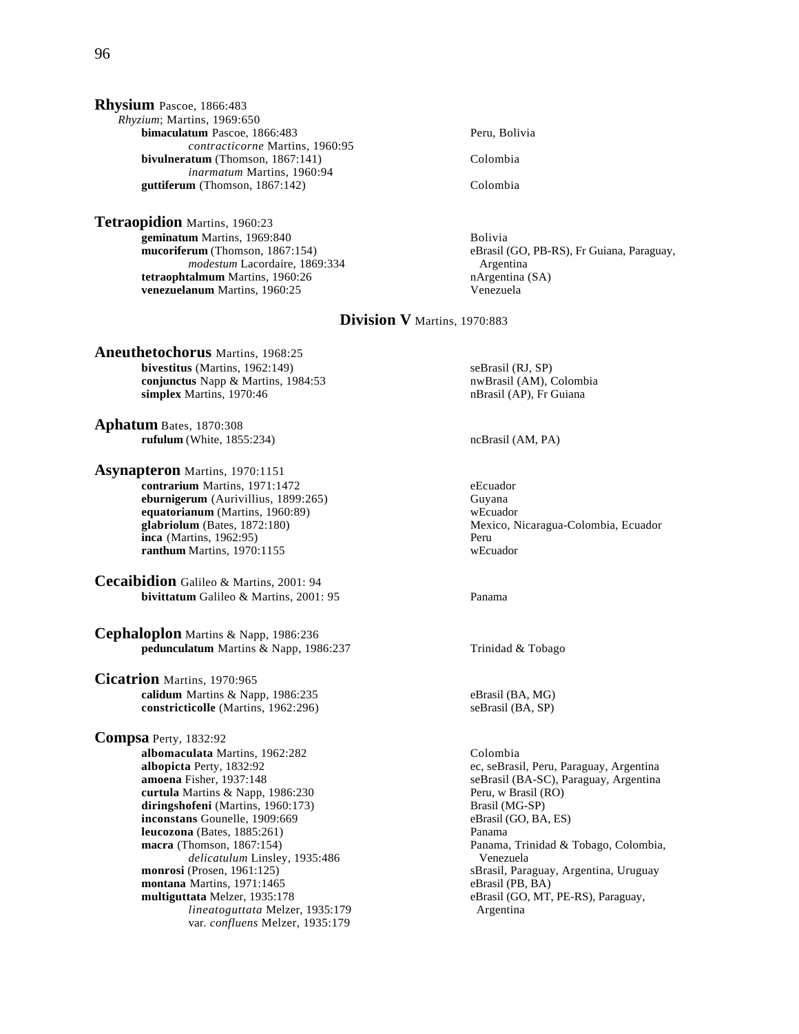**Rhysium** Pascoe, 1866:483

*Rhyzium*; Martins, 1969:650

**bimaculatum** Pascoe, 1866:483 — Peru, Bolivia
*contracticorne* Martins, 1960:95

**bivulneratum** (Thomson, 1867:141) — Colombia
*inarmatum* Martins, 1960:94

**guttiferum** (Thomson, 1867:142) — Colombia

**Tetraopidion** Martins, 1960:23

**geminatum** Martins, 1969:840 — Bolivia

**mucoriferum** (Thomson, 1867:154) — eBrasil (GO, PB-RS), Fr Guiana, Paraguay, Argentina
*modestum* Lacordaire, 1869:334

**tetraophtalmum** Martins, 1960:26 — nArgentina (SA)

**venezuelanum** Martins, 1960:25 — Venezuela

## Division V Martins, 1970:883

**Aneuthetochorus** Martins, 1968:25

**bivestitus** (Martins, 1962:149) — seBrasil (RJ, SP)

**conjunctus** Napp & Martins, 1984:53 — nwBrasil (AM), Colombia

**simplex** Martins, 1970:46 — nBrasil (AP), Fr Guiana

**Aphatum** Bates, 1870:308

**rufulum** (White, 1855:234) — ncBrasil (AM, PA)

**Asynapteron** Martins, 1970:1151

**contrarium** Martins, 1971:1472 — eEcuador

**eburnigerum** (Aurivillius, 1899:265) — Guyana

**equatorianum** (Martins, 1960:89) — wEcuador

**glabriolum** (Bates, 1872:180) — Mexico, Nicaragua-Colombia, Ecuador

**inca** (Martins, 1962:95) — Peru

**ranthum** Martins, 1970:1155 — wEcuador

**Cecaibidion** Galileo & Martins, 2001: 94

**bivittatum** Galileo & Martins, 2001: 95 — Panama

**Cephaloplon** Martins & Napp, 1986:236

**pedunculatum** Martins & Napp, 1986:237 — Trinidad & Tobago

**Cicatrion** Martins, 1970:965

**calidum** Martins & Napp, 1986:235 — eBrasil (BA, MG)

**constricticolle** (Martins, 1962:296) — seBrasil (BA, SP)

**Compsa** Perty, 1832:92

**albomaculata** Martins, 1962:282 — Colombia

**albopicta** Perty, 1832:92 — ec, seBrasil, Peru, Paraguay, Argentina

**amoena** Fisher, 1937:148 — seBrasil (BA-SC), Paraguay, Argentina

**curtula** Martins & Napp, 1986:230 — Peru, w Brasil (RO)

**diringshofeni** (Martins, 1960:173) — Brasil (MG-SP)

**inconstans** Gounelle, 1909:669 — eBrasil (GO, BA, ES)

**leucozona** (Bates, 1885:261) — Panama

**macra** (Thomson, 1867:154) — Panama, Trinidad & Tobago, Colombia, Venezuela
*delicatulum* Linsley, 1935:486

**monrosi** (Prosen, 1961:125) — sBrasil, Paraguay, Argentina, Uruguay

**montana** Martins, 1971:1465 — eBrasil (PB, BA)

**multiguttata** Melzer, 1935:178 — eBrasil (GO, MT, PE-RS), Paraguay, Argentina
*lineatoguttata* Melzer, 1935:179
var. *confluens* Melzer, 1935:179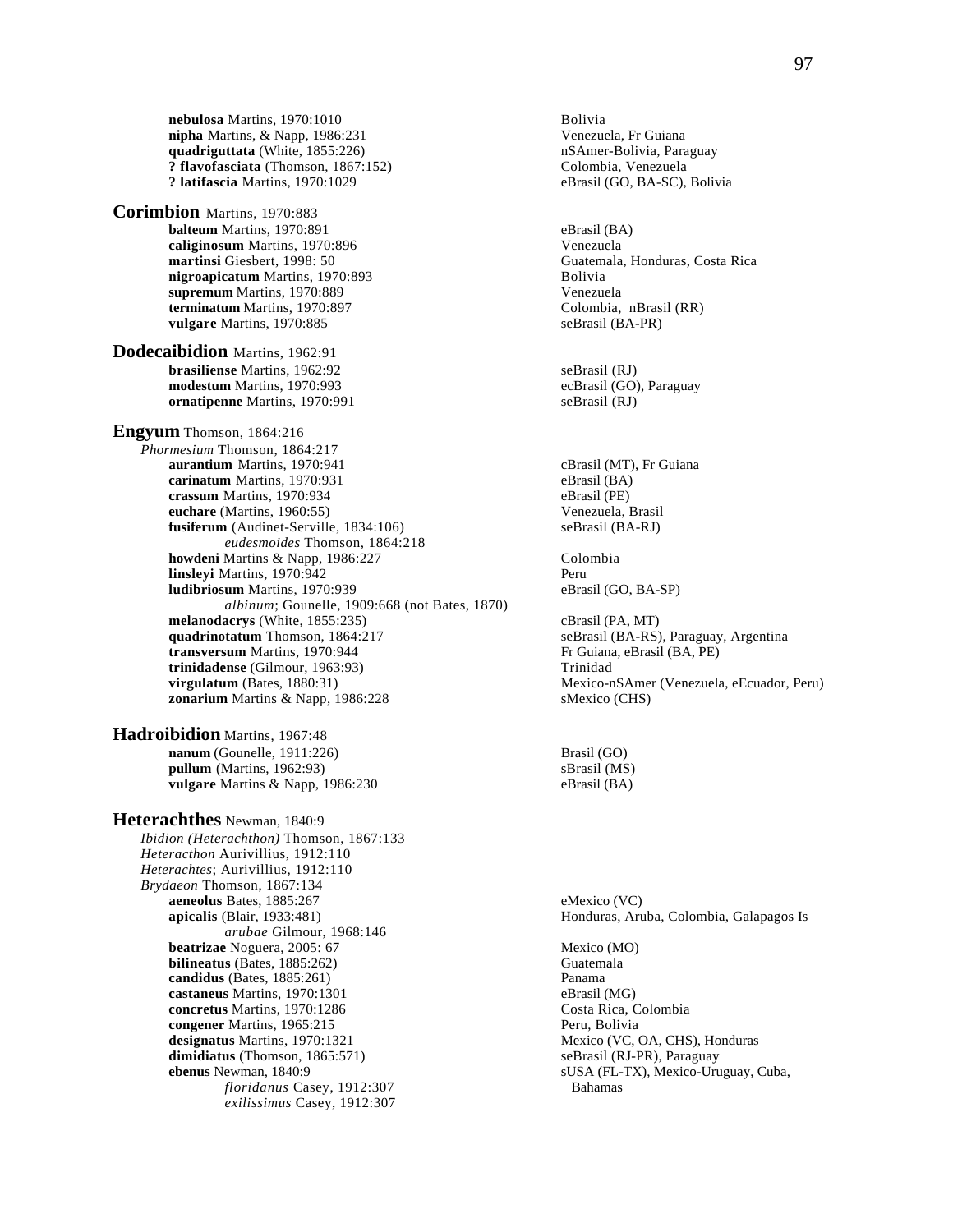**nebulosa** Martins, 1970:1010 — Bolivia
**nipha** Martins, & Napp, 1986:231 — Venezuela, Fr Guiana
**quadriguttata** (White, 1855:226) — nSAmer-Bolivia, Paraguay
**? flavofasciata** (Thomson, 1867:152) — Colombia, Venezuela
**? latifascia** Martins, 1970:1029 — eBrasil (GO, BA-SC), Bolivia

**Corimbion** Martins, 1970:883

**balteum** Martins, 1970:891 — eBrasil (BA)
**caliginosum** Martins, 1970:896 — Venezuela
**martinsi** Giesbert, 1998: 50 — Guatemala, Honduras, Costa Rica
**nigroapicatum** Martins, 1970:893 — Bolivia
**supremum** Martins, 1970:889 — Venezuela
**terminatum** Martins, 1970:897 — Colombia, nBrasil (RR)
**vulgare** Martins, 1970:885 — seBrasil (BA-PR)

**Dodecaibidion** Martins, 1962:91

**brasiliense** Martins, 1962:92 — seBrasil (RJ)
**modestum** Martins, 1970:993 — ecBrasil (GO), Paraguay
**ornatipenne** Martins, 1970:991 — seBrasil (RJ)

**Engyum** Thomson, 1864:216

*Phormesium* Thomson, 1864:217
**aurantium** Martins, 1970:941 — cBrasil (MT), Fr Guiana
**carinatum** Martins, 1970:931 — eBrasil (BA)
**crassum** Martins, 1970:934 — eBrasil (PE)
**euchare** (Martins, 1960:55) — Venezuela, Brasil
**fusiferum** (Audinet-Serville, 1834:106) — seBrasil (BA-RJ)
*eudesmoides* Thomson, 1864:218
**howdeni** Martins & Napp, 1986:227 — Colombia
**linsleyi** Martins, 1970:942 — Peru
**ludibriosum** Martins, 1970:939 — eBrasil (GO, BA-SP)
*albinum*; Gounelle, 1909:668 (not Bates, 1870)
**melanodacrys** (White, 1855:235) — cBrasil (PA, MT)
**quadrinotatum** Thomson, 1864:217 — seBrasil (BA-RS), Paraguay, Argentina
**transversum** Martins, 1970:944 — Fr Guiana, eBrasil (BA, PE)
**trinidadense** (Gilmour, 1963:93) — Trinidad
**virgulatum** (Bates, 1880:31) — Mexico-nSAmer (Venezuela, eEcuador, Peru)
**zonarium** Martins & Napp, 1986:228 — sMexico (CHS)

**Hadroibidion** Martins, 1967:48

**nanum** (Gounelle, 1911:226) — Brasil (GO)
**pullum** (Martins, 1962:93) — sBrasil (MS)
**vulgare** Martins & Napp, 1986:230 — eBrasil (BA)

**Heterachthes** Newman, 1840:9

*Ibidion (Heterachthon)* Thomson, 1867:133
*Heteracthon* Aurivillius, 1912:110
*Heterachtes*; Aurivillius, 1912:110
*Brydaeon* Thomson, 1867:134
**aeneolus** Bates, 1885:267 — eMexico (VC)
**apicalis** (Blair, 1933:481) — Honduras, Aruba, Colombia, Galapagos Is
*arubae* Gilmour, 1968:146
**beatrizae** Noguera, 2005: 67 — Mexico (MO)
**bilineatus** (Bates, 1885:262) — Guatemala
**candidus** (Bates, 1885:261) — Panama
**castaneus** Martins, 1970:1301 — eBrasil (MG)
**concretus** Martins, 1970:1286 — Costa Rica, Colombia
**congener** Martins, 1965:215 — Peru, Bolivia
**designatus** Martins, 1970:1321 — Mexico (VC, OA, CHS), Honduras
**dimidiatus** (Thomson, 1865:571) — seBrasil (RJ-PR), Paraguay
**ebenus** Newman, 1840:9 — sUSA (FL-TX), Mexico-Uruguay, Cuba, Bahamas
*floridanus* Casey, 1912:307
*exilissimus* Casey, 1912:307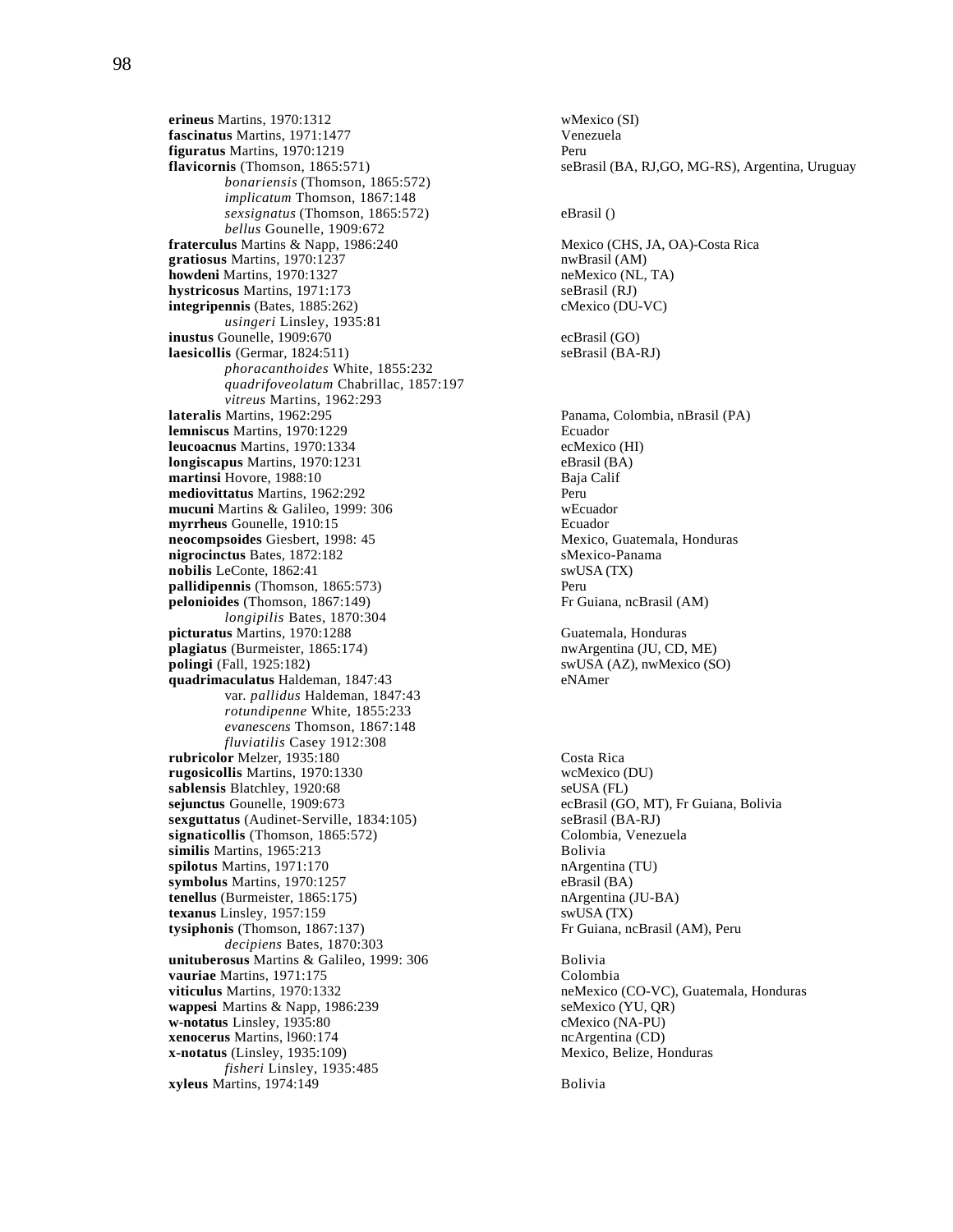**erineus** Martins, 1970:1312 wMexico (SI)
**fascinatus** Martins, 1971:1477 Venezuela
**figuratus** Martins, 1970:1219 Peru
**flavicornis** (Thomson, 1865:571) seBrasil (BA, RJ,GO, MG-RS), Argentina, Uruguay
*bonariensis* (Thomson, 1865:572)
*implicatum* Thomson, 1867:148
*sexsignatus* (Thomson, 1865:572) eBrasil ()
*bellus* Gounelle, 1909:672
**fraterculus** Martins & Napp, 1986:240 Mexico (CHS, JA, OA)-Costa Rica
**gratiosus** Martins, 1970:1237 nwBrasil (AM)
**howdeni** Martins, 1970:1327 neMexico (NL, TA)
**hystricosus** Martins, 1971:173 seBrasil (RJ)
**integripennis** (Bates, 1885:262) cMexico (DU-VC)
*usingeri* Linsley, 1935:81
**inustus** Gounelle, 1909:670 ecBrasil (GO)
**laesicollis** (Germar, 1824:511) seBrasil (BA-RJ)
*phoracanthoides* White, 1855:232
*quadrifoveolatum* Chabrillac, 1857:197
*vitreus* Martins, 1962:293
**lateralis** Martins, 1962:295 Panama, Colombia, nBrasil (PA)
**lemniscus** Martins, 1970:1229 Ecuador
**leucoacnus** Martins, 1970:1334 ecMexico (HI)
**longiscapus** Martins, 1970:1231 eBrasil (BA)
**martinsi** Hovore, 1988:10 Baja Calif
**mediovittatus** Martins, 1962:292 Peru
**mucuni** Martins & Galileo, 1999: 306 wEcuador
**myrrheus** Gounelle, 1910:15 Ecuador
**neocompsoides** Giesbert, 1998: 45 Mexico, Guatemala, Honduras
**nigrocinctus** Bates, 1872:182 sMexico-Panama
**nobilis** LeConte, 1862:41 swUSA (TX)
**pallidipennis** (Thomson, 1865:573) Peru
**pelonioides** (Thomson, 1867:149) Fr Guiana, ncBrasil (AM)
*longipilis* Bates, 1870:304
**picturatus** Martins, 1970:1288 Guatemala, Honduras
**plagiatus** (Burmeister, 1865:174) nwArgentina (JU, CD, ME)
**polingi** (Fall, 1925:182) swUSA (AZ), nwMexico (SO)
**quadrimaculatus** Haldeman, 1847:43 eNAmer
var. *pallidus* Haldeman, 1847:43
*rotundipenne* White, 1855:233
*evanescens* Thomson, 1867:148
*fluviatilis* Casey 1912:308
**rubricolor** Melzer, 1935:180 Costa Rica
**rugosicollis** Martins, 1970:1330 wcMexico (DU)
**sablensis** Blatchley, 1920:68 seUSA (FL)
**sejunctus** Gounelle, 1909:673 ecBrasil (GO, MT), Fr Guiana, Bolivia
**sexguttatus** (Audinet-Serville, 1834:105) seBrasil (BA-RJ)
**signaticollis** (Thomson, 1865:572) Colombia, Venezuela
**similis** Martins, 1965:213 Bolivia
**spilotus** Martins, 1971:170 nArgentina (TU)
**symbolus** Martins, 1970:1257 eBrasil (BA)
**tenellus** (Burmeister, 1865:175) nArgentina (JU-BA)
**texanus** Linsley, 1957:159 swUSA (TX)
**tysiphonis** (Thomson, 1867:137) Fr Guiana, ncBrasil (AM), Peru
*decipiens* Bates, 1870:303
**unituberosus** Martins & Galileo, 1999: 306 Bolivia
**vauriae** Martins, 1971:175 Colombia
**viticulus** Martins, 1970:1332 neMexico (CO-VC), Guatemala, Honduras
**wappesi** Martins & Napp, 1986:239 seMexico (YU, QR)
**w-notatus** Linsley, 1935:80 cMexico (NA-PU)
**xenocerus** Martins, l960:174 ncArgentina (CD)
**x-notatus** (Linsley, 1935:109) Mexico, Belize, Honduras
*fisheri* Linsley, 1935:485
**xyleus** Martins, 1974:149 Bolivia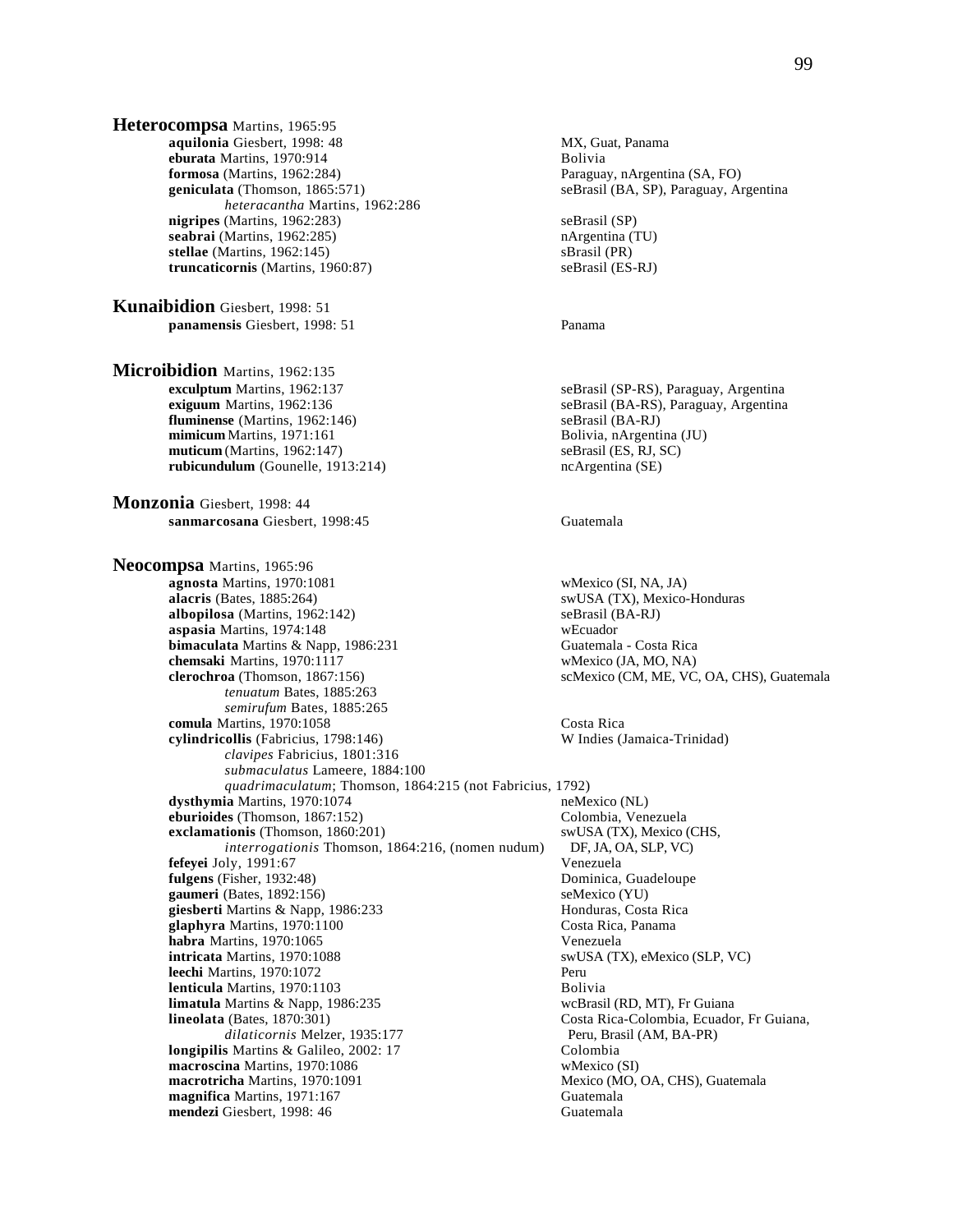**Heterocompsa** Martins, 1965:95

- **aquilonia** Giesbert, 1998: 48 — MX, Guat, Panama
- **eburata** Martins, 1970:914 — Bolivia
- **formosa** (Martins, 1962:284) — Paraguay, nArgentina (SA, FO)
- **geniculata** (Thomson, 1865:571) — seBrasil (BA, SP), Paraguay, Argentina
  - *heteracantha* Martins, 1962:286
- **nigripes** (Martins, 1962:283) — seBrasil (SP)
- **seabrai** (Martins, 1962:285) — nArgentina (TU)
- **stellae** (Martins, 1962:145) — sBrasil (PR)
- **truncaticornis** (Martins, 1960:87) — seBrasil (ES-RJ)

**Kunaibidion** Giesbert, 1998: 51

- **panamensis** Giesbert, 1998: 51 — Panama

**Microibidion** Martins, 1962:135

- **exculptum** Martins, 1962:137 — seBrasil (SP-RS), Paraguay, Argentina
- **exiguum** Martins, 1962:136 — seBrasil (BA-RS), Paraguay, Argentina
- **fluminense** (Martins, 1962:146) — seBrasil (BA-RJ)
- **mimicum** Martins, 1971:161 — Bolivia, nArgentina (JU)
- **muticum** (Martins, 1962:147) — seBrasil (ES, RJ, SC)
- **rubicundulum** (Gounelle, 1913:214) — ncArgentina (SE)

**Monzonia** Giesbert, 1998: 44

- **sanmarcosana** Giesbert, 1998:45 — Guatemala

**Neocompsa** Martins, 1965:96

- **agnosta** Martins, 1970:1081 — wMexico (SI, NA, JA)
- **alacris** (Bates, 1885:264) — swUSA (TX), Mexico-Honduras
- **albopilosa** (Martins, 1962:142) — seBrasil (BA-RJ)
- **aspasia** Martins, 1974:148 — wEcuador
- **bimaculata** Martins & Napp, 1986:231 — Guatemala - Costa Rica
- **chemsaki** Martins, 1970:1117 — wMexico (JA, MO, NA)
- **clerochroa** (Thomson, 1867:156) — scMexico (CM, ME, VC, OA, CHS), Guatemala
  - *tenuatum* Bates, 1885:263
  - *semirufum* Bates, 1885:265
- **comula** Martins, 1970:1058 — Costa Rica
- **cylindricollis** (Fabricius, 1798:146) — W Indies (Jamaica-Trinidad)
  - *clavipes* Fabricius, 1801:316
  - *submaculatus* Lameere, 1884:100
  - *quadrimaculatum*; Thomson, 1864:215 (not Fabricius, 1792)
- **dysthymia** Martins, 1970:1074 — neMexico (NL)
- **eburioides** (Thomson, 1867:152) — Colombia, Venezuela
- **exclamationis** (Thomson, 1860:201) — swUSA (TX), Mexico (CHS, DF, JA, OA, SLP, VC)
  - *interrogationis* Thomson, 1864:216, (nomen nudum)
- **fefeyei** Joly, 1991:67 — Venezuela
- **fulgens** (Fisher, 1932:48) — Dominica, Guadeloupe
- **gaumeri** (Bates, 1892:156) — seMexico (YU)
- **giesberti** Martins & Napp, 1986:233 — Honduras, Costa Rica
- **glaphyra** Martins, 1970:1100 — Costa Rica, Panama
- **habra** Martins, 1970:1065 — Venezuela
- **intricata** Martins, 1970:1088 — swUSA (TX), eMexico (SLP, VC)
- **leechi** Martins, 1970:1072 — Peru
- **lenticula** Martins, 1970:1103 — Bolivia
- **limatula** Martins & Napp, 1986:235 — wcBrasil (RD, MT), Fr Guiana
- **lineolata** (Bates, 1870:301) — Costa Rica-Colombia, Ecuador, Fr Guiana, Peru, Brasil (AM, BA-PR)
  - *dilaticornis* Melzer, 1935:177
- **longipilis** Martins & Galileo, 2002: 17 — Colombia
- **macroscina** Martins, 1970:1086 — wMexico (SI)
- **macrotricha** Martins, 1970:1091 — Mexico (MO, OA, CHS), Guatemala
- **magnifica** Martins, 1971:167 — Guatemala
- **mendezi** Giesbert, 1998: 46 — Guatemala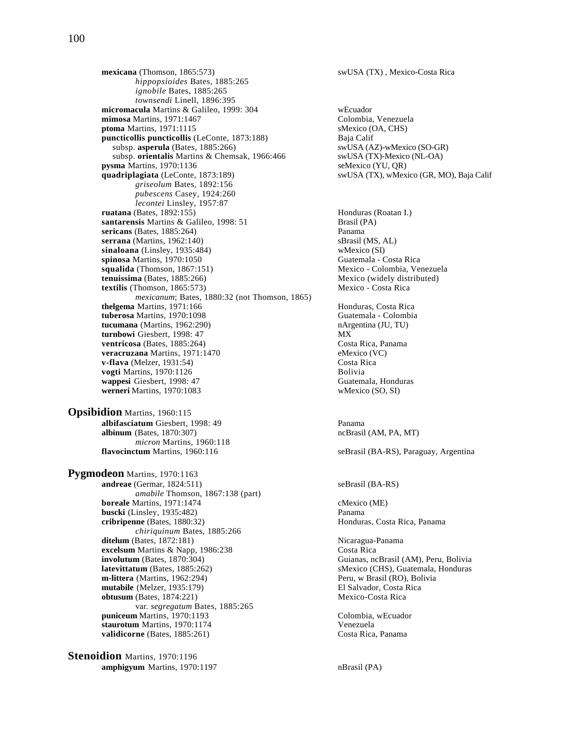**mexicana** (Thomson, 1865:573) swUSA (TX) , Mexico-Costa Rica
*hippopsioides* Bates, 1885:265
*ignobile* Bates, 1885:265
*townsendi* Linell, 1896:395
**micromacula** Martins & Galileo, 1999: 304 wEcuador
**mimosa** Martins, 1971:1467 Colombia, Venezuela
**ptoma** Martins, 1971:1115 sMexico (OA, CHS)
**puncticollis puncticollis** (LeConte, 1873:188) Baja Calif
subsp. **asperula** (Bates, 1885:266) swUSA (AZ)-wMexico (SO-GR)
subsp. **orientalis** Martins & Chemsak, 1966:466 swUSA (TX)-Mexico (NL-OA)
**pysma** Martins, 1970:1136 seMexico (YU, QR)
**quadriplagiata** (LeConte, 1873:189) swUSA (TX), wMexico (GR, MO), Baja Calif
*griseolum* Bates, 1892:156
*pubescens* Casey, 1924:260
*lecontei* Linsley, 1957:87
**ruatana** (Bates, 1892:155) Honduras (Roatan I.)
**santarensis** Martins & Galileo, 1998: 51 Brasil (PA)
**sericans** (Bates, 1885:264) Panama
**serrana** (Martins, 1962:140) sBrasil (MS, AL)
**sinaloana** (Linsley, 1935:484) wMexico (SI)
**spinosa** Martins, 1970:1050 Guatemala - Costa Rica
**squalida** (Thomson, 1867:151) Mexico - Colombia, Venezuela
**tenuissima** (Bates, 1885:266) Mexico (widely distributed)
**textilis** (Thomson, 1865:573) Mexico - Costa Rica
*mexicanum*; Bates, 1880:32 (not Thomson, 1865)
**thelgema** Martins, 1971:166 Honduras, Costa Rica
**tuberosa** Martins, 1970:1098 Guatemala - Colombia
**tucumana** (Martins, 1962:290) nArgentina (JU, TU)
**turnbowi** Giesbert, 1998: 47 MX
**ventricosa** (Bates, 1885:264) Costa Rica, Panama
**veracruzana** Martins, 1971:1470 eMexico (VC)
**v-flava** (Melzer, 1931:54) Costa Rica
**vogti** Martins, 1970:1126 Bolivia
**wappesi** Giesbert, 1998: 47 Guatemala, Honduras
**werneri** Martins, 1970:1083 wMexico (SO, SI)

**Opsibidion** Martins, 1960:115
**albifasciatum** Giesbert, 1998: 49 Panama
**albinum** (Bates, 1870:307) ncBrasil (AM, PA, MT)
*micron* Martins, 1960:118
**flavocinctum** Martins, 1960:116 seBrasil (BA-RS), Paraguay, Argentina

**Pygmodeon** Martins, 1970:1163
**andreae** (Germar, 1824:511) seBrasil (BA-RS)
*amabile* Thomson, 1867:138 (part)
**boreale** Martins, 1971:1474 cMexico (ME)
**buscki** (Linsley, 1935:482) Panama
**cribripenne** (Bates, 1880:32) Honduras, Costa Rica, Panama
*chiriquinum* Bates, 1885:266
**ditelum** (Bates, 1872:181) Nicaragua-Panama
**excelsum** Martins & Napp, 1986:238 Costa Rica
**involutum** (Bates, 1870:304) Guianas, ncBrasil (AM), Peru, Bolivia
**latevittatum** (Bates, 1885:262) sMexico (CHS), Guatemala, Honduras
**m-littera** (Martins, 1962:294) Peru, w Brasil (RO), Bolivia
**mutabile** (Melzer, 1935:179) El Salvador, Costa Rica
**obtusum** (Bates, 1874:221) Mexico-Costa Rica
var. *segregatum* Bates, 1885:265
**puniceum** Martins, 1970:1193 Colombia, wEcuador
**staurotum** Martins, 1970:1174 Venezuela
**validicorne** (Bates, 1885:261) Costa Rica, Panama

**Stenoidion** Martins, 1970:1196
**amphigyum** Martins, 1970:1197 nBrasil (PA)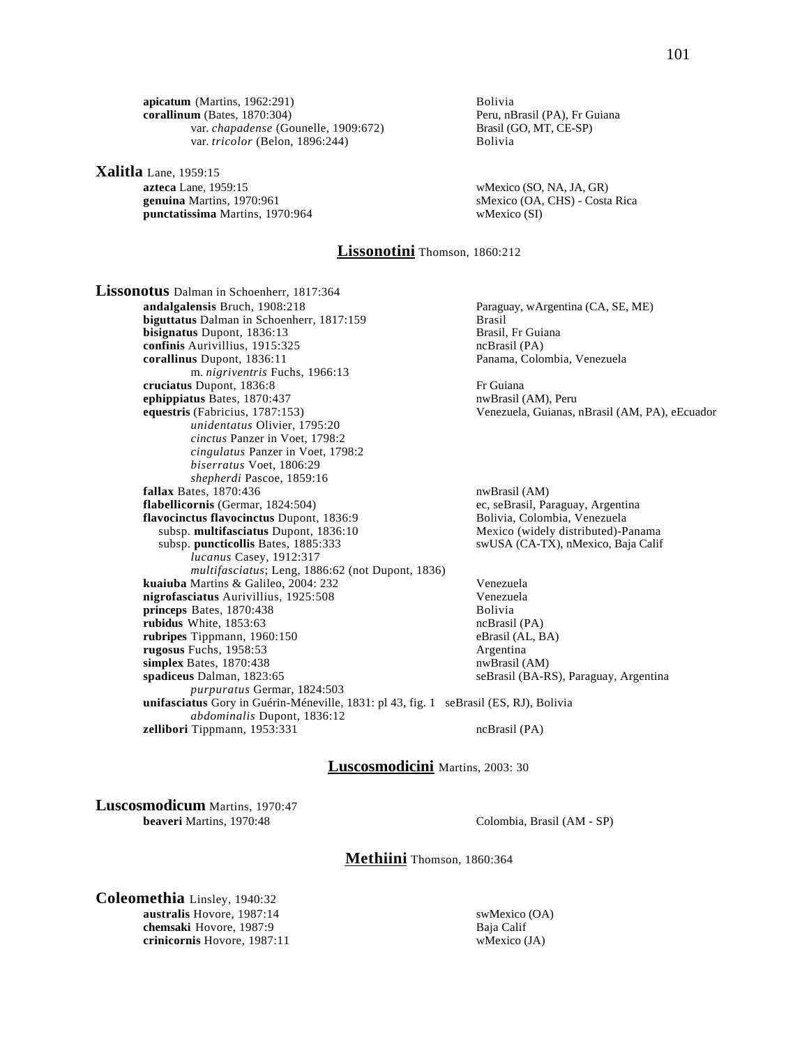**apicatum** (Martins, 1962:291) Bolivia
**corallinum** (Bates, 1870:304) Peru, nBrasil (PA), Fr Guiana
var. *chapadense* (Gounelle, 1909:672) Brasil (GO, MT, CE-SP)
var. *tricolor* (Belon, 1896:244) Bolivia

**Xalitla** Lane, 1959:15
**azteca** Lane, 1959:15 wMexico (SO, NA, JA, GR)
**genuina** Martins, 1970:961 sMexico (OA, CHS) - Costa Rica
**punctatissima** Martins, 1970:964 wMexico (SI)

## Lissonotini Thomson, 1860:212

**Lissonotus** Dalman in Schoenherr, 1817:364
**andalgalensis** Bruch, 1908:218 Paraguay, wArgentina (CA, SE, ME)
**biguttatus** Dalman in Schoenherr, 1817:159 Brasil
**bisignatus** Dupont, 1836:13 Brasil, Fr Guiana
**confinis** Aurivillius, 1915:325 ncBrasil (PA)
**corallinus** Dupont, 1836:11 Panama, Colombia, Venezuela
m. *nigriventris* Fuchs, 1966:13
**cruciatus** Dupont, 1836:8 Fr Guiana
**ephippiatus** Bates, 1870:437 nwBrasil (AM), Peru
**equestris** (Fabricius, 1787:153) Venezuela, Guianas, nBrasil (AM, PA), eEcuador
*unidentatus* Olivier, 1795:20
*cinctus* Panzer in Voet, 1798:2
*cingulatus* Panzer in Voet, 1798:2
*biserratus* Voet, 1806:29
*shepherdi* Pascoe, 1859:16
**fallax** Bates, 1870:436 nwBrasil (AM)
**flabellicornis** (Germar, 1824:504) ec, seBrasil, Paraguay, Argentina
**flavocinctus flavocinctus** Dupont, 1836:9 Bolivia, Colombia, Venezuela
subsp. **multifasciatus** Dupont, 1836:10 Mexico (widely distributed)-Panama
subsp. **puncticollis** Bates, 1885:333 swUSA (CA-TX), nMexico, Baja Calif
*lucanus* Casey, 1912:317
*multifasciatus*; Leng, 1886:62 (not Dupont, 1836)
**kuaiuba** Martins & Galileo, 2004: 232 Venezuela
**nigrofasciatus** Aurivillius, 1925:508 Venezuela
**princeps** Bates, 1870:438 Bolivia
**rubidus** White, 1853:63 ncBrasil (PA)
**rubripes** Tippmann, 1960:150 eBrasil (AL, BA)
**rugosus** Fuchs, 1958:53 Argentina
**simplex** Bates, 1870:438 nwBrasil (AM)
**spadiceus** Dalman, 1823:65 seBrasil (BA-RS), Paraguay, Argentina
*purpuratus* Germar, 1824:503
**unifasciatus** Gory in Guérin-Méneville, 1831: pl 43, fig. 1 seBrasil (ES, RJ), Bolivia
*abdominalis* Dupont, 1836:12
**zellibori** Tippmann, 1953:331 ncBrasil (PA)

## Luscosmodicini Martins, 2003: 30

**Luscosmodicum** Martins, 1970:47
**beaveri** Martins, 1970:48 Colombia, Brasil (AM - SP)

## Methiini Thomson, 1860:364

**Coleomethia** Linsley, 1940:32
**australis** Hovore, 1987:14 swMexico (OA)
**chemsaki** Hovore, 1987:9 Baja Calif
**crinicornis** Hovore, 1987:11 wMexico (JA)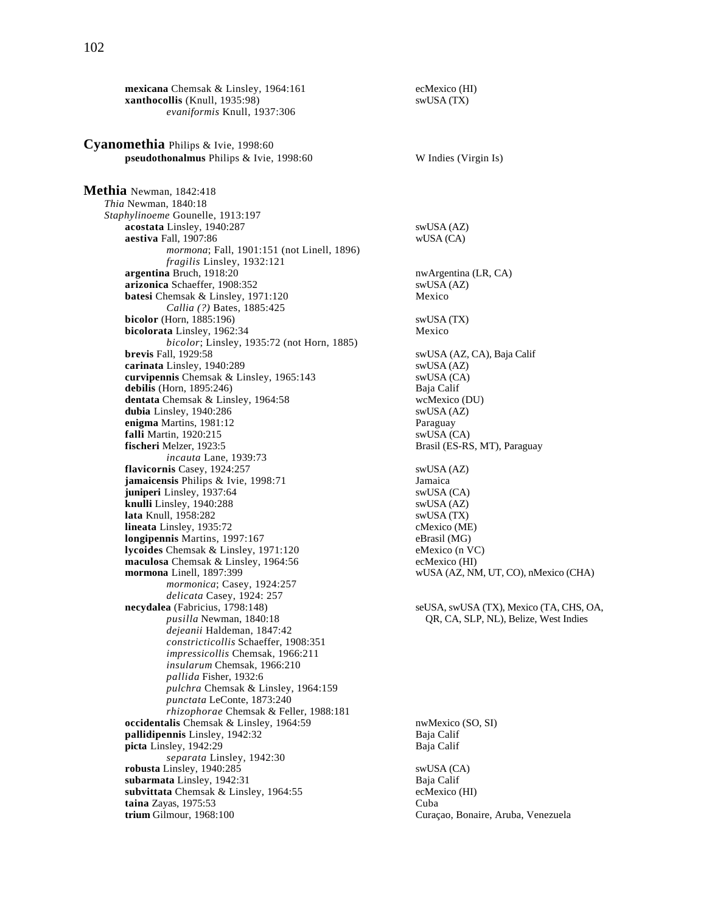**mexicana** Chemsak & Linsley, 1964:161 ecMexico (HI)
**xanthocollis** (Knull, 1935:98) swUSA (TX)
*evaniformis* Knull, 1937:306

## **Cyanomethia** Philips & Ivie, 1998:60

**pseudothonalmus** Philips & Ivie, 1998:60 W Indies (Virgin Is)

## **Methia** Newman, 1842:418

*Thia* Newman, 1840:18
*Staphylinoeme* Gounelle, 1913:197

**acostata** Linsley, 1940:287 swUSA (AZ)
**aestiva** Fall, 1907:86 wUSA (CA)
*mormona*; Fall, 1901:151 (not Linell, 1896)
*fragilis* Linsley, 1932:121
**argentina** Bruch, 1918:20 nwArgentina (LR, CA)
**arizonica** Schaeffer, 1908:352 swUSA (AZ)
**batesi** Chemsak & Linsley, 1971:120 Mexico
*Callia (?)* Bates, 1885:425
**bicolor** (Horn, 1885:196) swUSA (TX)
**bicolorata** Linsley, 1962:34 Mexico
*bicolor*; Linsley, 1935:72 (not Horn, 1885)
**brevis** Fall, 1929:58 swUSA (AZ, CA), Baja Calif
**carinata** Linsley, 1940:289 swUSA (AZ)
**curvipennis** Chemsak & Linsley, 1965:143 swUSA (CA)
**debilis** (Horn, 1895:246) Baja Calif
**dentata** Chemsak & Linsley, 1964:58 wcMexico (DU)
**dubia** Linsley, 1940:286 swUSA (AZ)
**enigma** Martins, 1981:12 Paraguay
**falli** Martin, 1920:215 swUSA (CA)
**fischeri** Melzer, 1923:5 Brasil (ES-RS, MT), Paraguay
*incauta* Lane, 1939:73
**flavicornis** Casey, 1924:257 swUSA (AZ)
**jamaicensis** Philips & Ivie, 1998:71 Jamaica
**juniperi** Linsley, 1937:64 swUSA (CA)
**knulli** Linsley, 1940:288 swUSA (AZ)
**lata** Knull, 1958:282 swUSA (TX)
**lineata** Linsley, 1935:72 cMexico (ME)
**longipennis** Martins, 1997:167 eBrasil (MG)
**lycoides** Chemsak & Linsley, 1971:120 eMexico (n VC)
**maculosa** Chemsak & Linsley, 1964:56 ecMexico (HI)
**mormona** Linell, 1897:399 wUSA (AZ, NM, UT, CO), nMexico (CHA)
*mormonica*; Casey, 1924:257
*delicata* Casey, 1924: 257
**necydalea** (Fabricius, 1798:148) seUSA, swUSA (TX), Mexico (TA, CHS, OA, QR, CA, SLP, NL), Belize, West Indies
*pusilla* Newman, 1840:18
*dejeanii* Haldeman, 1847:42
*constricticollis* Schaeffer, 1908:351
*impressicollis* Chemsak, 1966:211
*insularum* Chemsak, 1966:210
*pallida* Fisher, 1932:6
*pulchra* Chemsak & Linsley, 1964:159
*punctata* LeConte, 1873:240
*rhizophorae* Chemsak & Feller, 1988:181
**occidentalis** Chemsak & Linsley, 1964:59 nwMexico (SO, SI)
**pallidipennis** Linsley, 1942:32 Baja Calif
**picta** Linsley, 1942:29 Baja Calif
*separata* Linsley, 1942:30
**robusta** Linsley, 1940:285 swUSA (CA)
**subarmata** Linsley, 1942:31 Baja Calif
**subvittata** Chemsak & Linsley, 1964:55 ecMexico (HI)
**taina** Zayas, 1975:53 Cuba
**trium** Gilmour, 1968:100 Curaçao, Bonaire, Aruba, Venezuela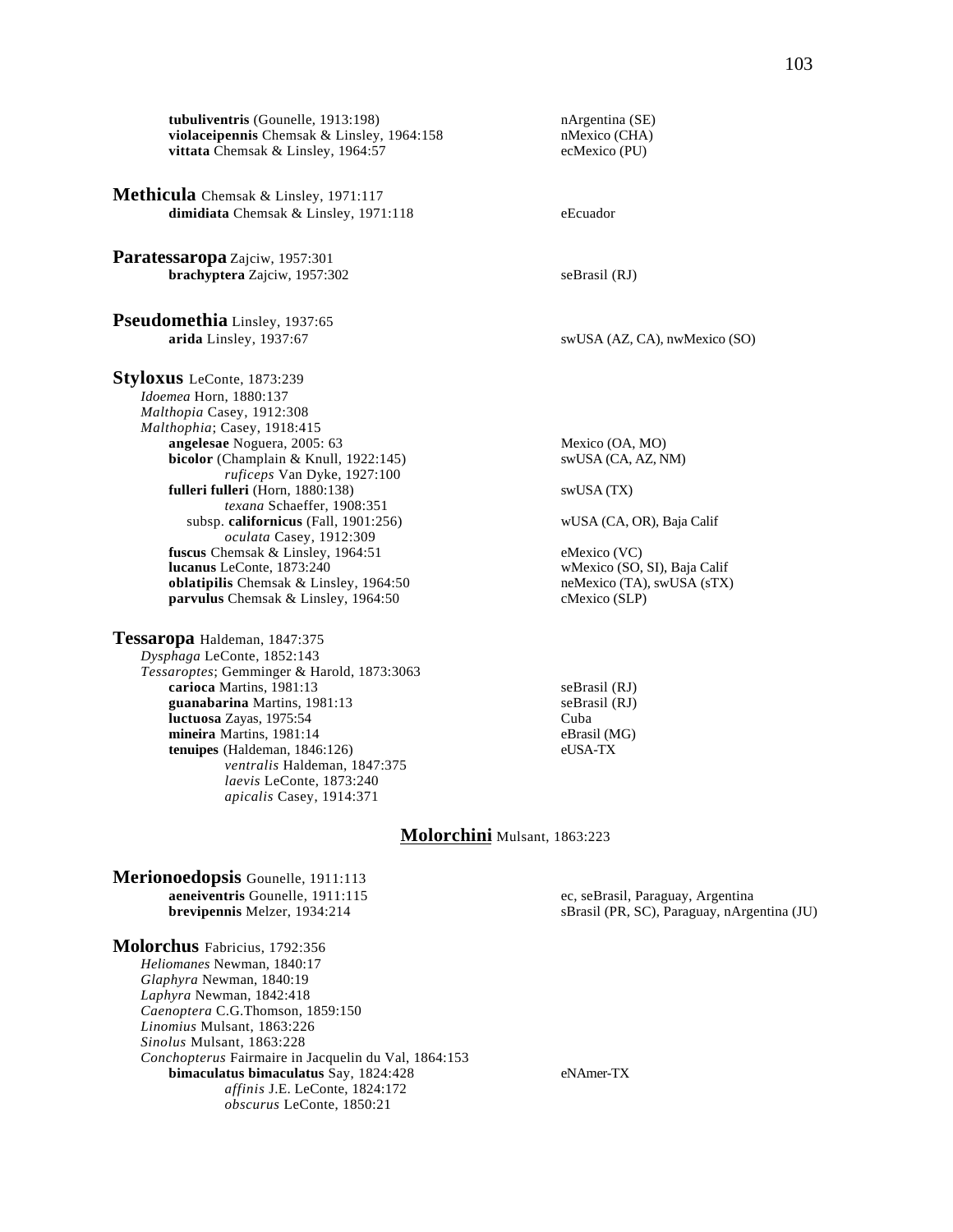**tubuliventris** (Gounelle, 1913:198) — nArgentina (SE)
**violaceipennis** Chemsak & Linsley, 1964:158 — nMexico (CHA)
**vittata** Chemsak & Linsley, 1964:57 — ecMexico (PU)

**Methicula** Chemsak & Linsley, 1971:117
**dimidiata** Chemsak & Linsley, 1971:118 — eEcuador

**Paratessaropa** Zajciw, 1957:301
**brachyptera** Zajciw, 1957:302 — seBrasil (RJ)

**Pseudomethia** Linsley, 1937:65
**arida** Linsley, 1937:67 — swUSA (AZ, CA), nwMexico (SO)

**Styloxus** LeConte, 1873:239
*Idoemea* Horn, 1880:137
*Malthopia* Casey, 1912:308
*Malthophia*; Casey, 1918:415
**angelesae** Noguera, 2005: 63 — Mexico (OA, MO)
**bicolor** (Champlain & Knull, 1922:145) — swUSA (CA, AZ, NM)
*ruficeps* Van Dyke, 1927:100
**fulleri fulleri** (Horn, 1880:138) — swUSA (TX)
*texana* Schaeffer, 1908:351
subsp. **californicus** (Fall, 1901:256) — wUSA (CA, OR), Baja Calif
*oculata* Casey, 1912:309
**fuscus** Chemsak & Linsley, 1964:51 — eMexico (VC)
**lucanus** LeConte, 1873:240 — wMexico (SO, SI), Baja Calif
**oblatipilis** Chemsak & Linsley, 1964:50 — neMexico (TA), swUSA (sTX)
**parvulus** Chemsak & Linsley, 1964:50 — cMexico (SLP)

**Tessaropa** Haldeman, 1847:375
*Dysphaga* LeConte, 1852:143
*Tessaroptes*; Gemminger & Harold, 1873:3063
**carioca** Martins, 1981:13 — seBrasil (RJ)
**guanabarina** Martins, 1981:13 — seBrasil (RJ)
**luctuosa** Zayas, 1975:54 — Cuba
**mineira** Martins, 1981:14 — eBrasil (MG)
**tenuipes** (Haldeman, 1846:126) — eUSA-TX
*ventralis* Haldeman, 1847:375
*laevis* LeConte, 1873:240
*apicalis* Casey, 1914:371

## Molorchini Mulsant, 1863:223

**Merionoedopsis** Gounelle, 1911:113
**aeneiventris** Gounelle, 1911:115 — ec, seBrasil, Paraguay, Argentina
**brevipennis** Melzer, 1934:214 — sBrasil (PR, SC), Paraguay, nArgentina (JU)

**Molorchus** Fabricius, 1792:356
*Heliomanes* Newman, 1840:17
*Glaphyra* Newman, 1840:19
*Laphyra* Newman, 1842:418
*Caenoptera* C.G.Thomson, 1859:150
*Linomius* Mulsant, 1863:226
*Sinolus* Mulsant, 1863:228
*Conchopterus* Fairmaire in Jacquelin du Val, 1864:153
**bimaculatus bimaculatus** Say, 1824:428 — eNAmer-TX
*affinis* J.E. LeConte, 1824:172
*obscurus* LeConte, 1850:21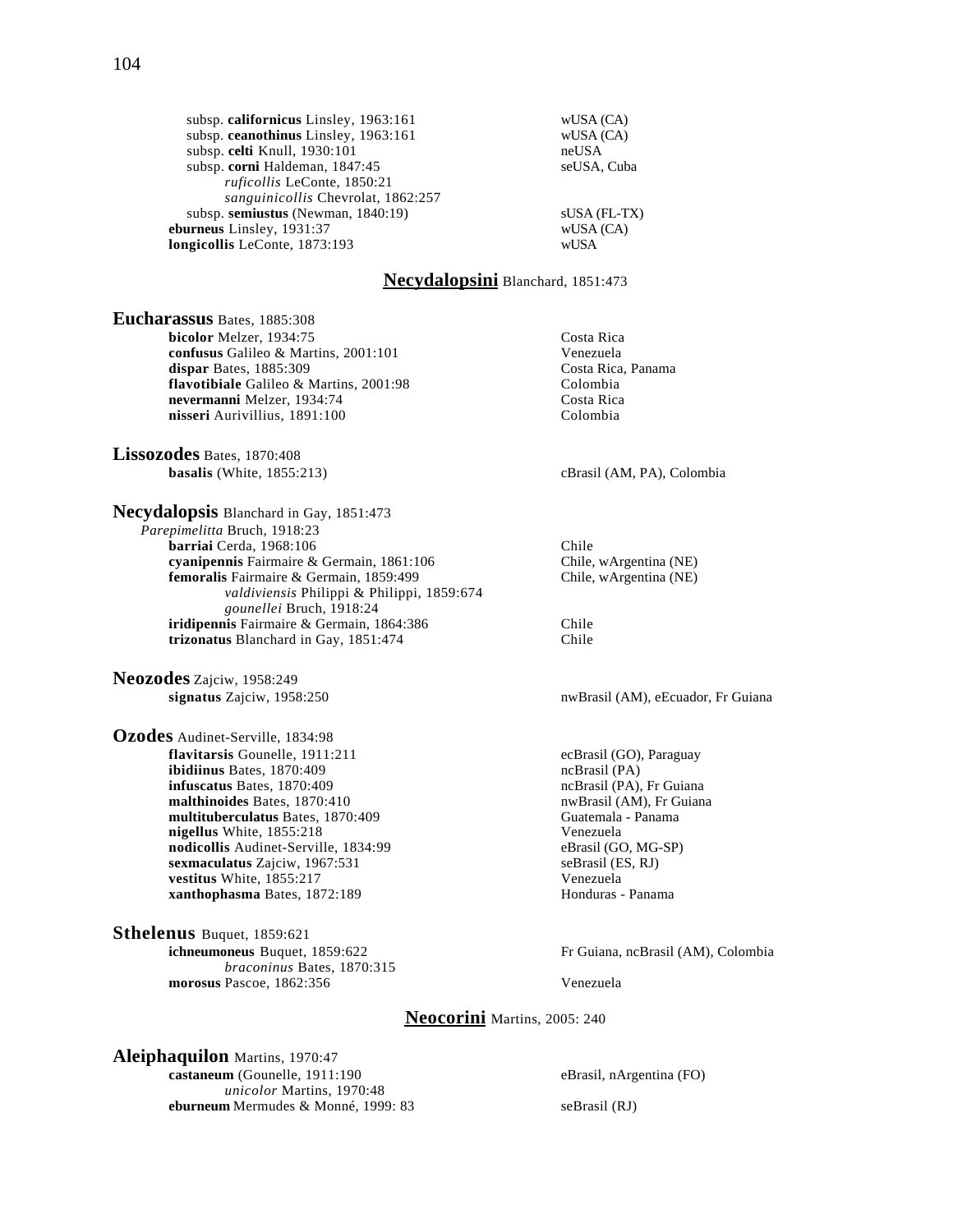subsp. **californicus** Linsley, 1963:161 — wUSA (CA)
subsp. **ceanothinus** Linsley, 1963:161 — wUSA (CA)
subsp. **celti** Knull, 1930:101 — neUSA
subsp. **corni** Haldeman, 1847:45 — seUSA, Cuba
*ruficollis* LeConte, 1850:21
*sanguinicollis* Chevrolat, 1862:257
subsp. **semiustus** (Newman, 1840:19) — sUSA (FL-TX)

**eburneus** Linsley, 1931:37 — wUSA (CA)
**longicollis** LeConte, 1873:193 — wUSA

## Necydalopsini Blanchard, 1851:473

### Eucharassus Bates, 1885:308

**bicolor** Melzer, 1934:75 — Costa Rica
**confusus** Galileo & Martins, 2001:101 — Venezuela
**dispar** Bates, 1885:309 — Costa Rica, Panama
**flavotibiale** Galileo & Martins, 2001:98 — Colombia
**nevermanni** Melzer, 1934:74 — Costa Rica
**nisseri** Aurivillius, 1891:100 — Colombia

### Lissozodes Bates, 1870:408

**basalis** (White, 1855:213) — cBrasil (AM, PA), Colombia

### Necydalopsis Blanchard in Gay, 1851:473

*Parepimelitta* Bruch, 1918:23
**barriai** Cerda, 1968:106 — Chile
**cyanipennis** Fairmaire & Germain, 1861:106 — Chile, wArgentina (NE)
**femoralis** Fairmaire & Germain, 1859:499 — Chile, wArgentina (NE)
*valdiviensis* Philippi & Philippi, 1859:674
*gounellei* Bruch, 1918:24
**iridipennis** Fairmaire & Germain, 1864:386 — Chile
**trizonatus** Blanchard in Gay, 1851:474 — Chile

### Neozodes Zajciw, 1958:249

**signatus** Zajciw, 1958:250 — nwBrasil (AM), eEcuador, Fr Guiana

### Ozodes Audinet-Serville, 1834:98

**flavitarsis** Gounelle, 1911:211 — ecBrasil (GO), Paraguay
**ibidiinus** Bates, 1870:409 — ncBrasil (PA)
**infuscatus** Bates, 1870:409 — ncBrasil (PA), Fr Guiana
**malthinoides** Bates, 1870:410 — nwBrasil (AM), Fr Guiana
**multituberculatus** Bates, 1870:409 — Guatemala - Panama
**nigellus** White, 1855:218 — Venezuela
**nodicollis** Audinet-Serville, 1834:99 — eBrasil (GO, MG-SP)
**sexmaculatus** Zajciw, 1967:531 — seBrasil (ES, RJ)
**vestitus** White, 1855:217 — Venezuela
**xanthophasma** Bates, 1872:189 — Honduras - Panama

### Sthelenus Buquet, 1859:621

**ichneumoneus** Buquet, 1859:622 — Fr Guiana, ncBrasil (AM), Colombia
*braconinus* Bates, 1870:315
**morosus** Pascoe, 1862:356 — Venezuela

## Neocorini Martins, 2005: 240

### Aleiphaquilon Martins, 1970:47

**castaneum** (Gounelle, 1911:190 — eBrasil, nArgentina (FO)
*unicolor* Martins, 1970:48
**eburneum** Mermudes & Monné, 1999: 83 — seBrasil (RJ)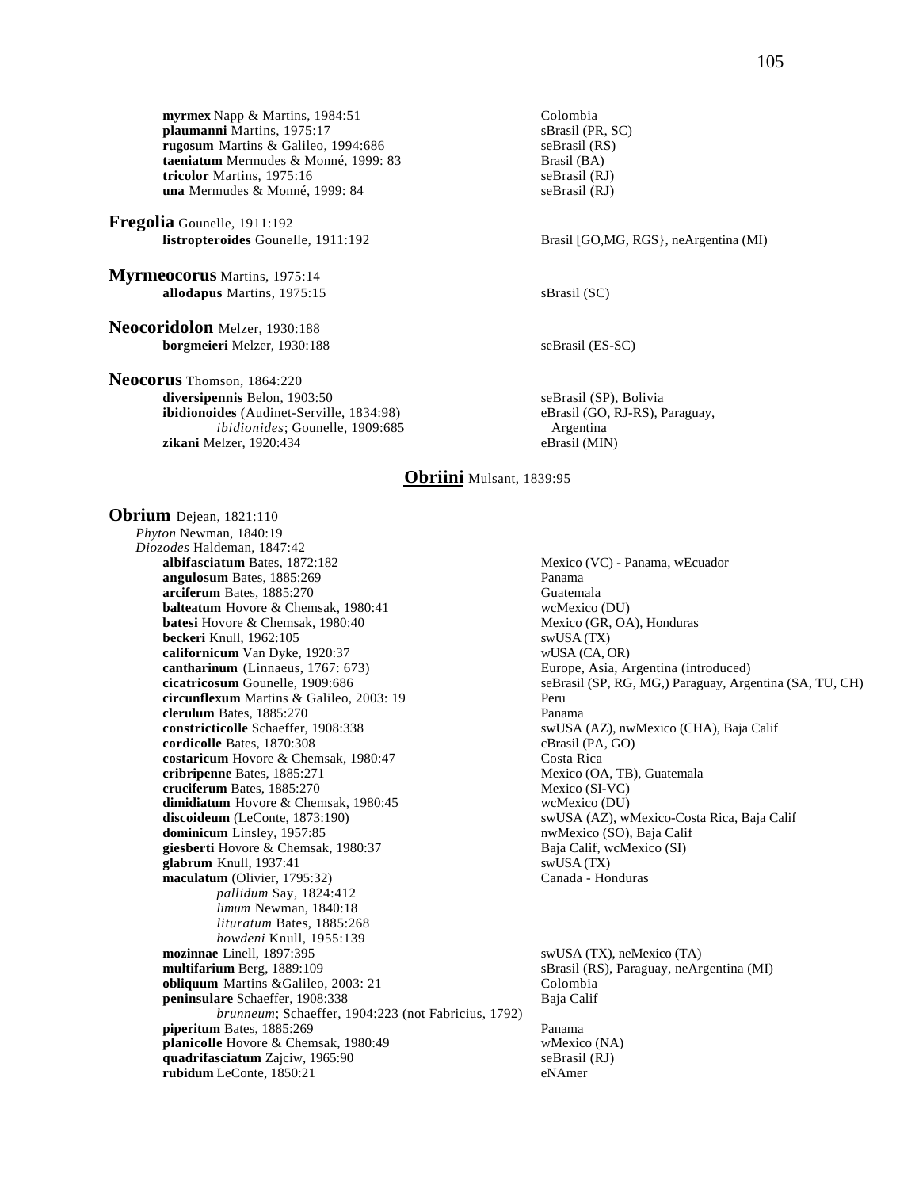**myrmex** Napp & Martins, 1984:51 — Colombia
**plaumanni** Martins, 1975:17 — sBrasil (PR, SC)
**rugosum** Martins & Galileo, 1994:686 — seBrasil (RS)
**taeniatum** Mermudes & Monné, 1999: 83 — Brasil (BA)
**tricolor** Martins, 1975:16 — seBrasil (RJ)
**una** Mermudes & Monné, 1999: 84 — seBrasil (RJ)

**Fregolia** Gounelle, 1911:192
**listropteroides** Gounelle, 1911:192 — Brasil [GO,MG, RGS}, neArgentina (MI)

**Myrmeocorus** Martins, 1975:14
**allodapus** Martins, 1975:15 — sBrasil (SC)

**Neocoridolon** Melzer, 1930:188
**borgmeieri** Melzer, 1930:188 — seBrasil (ES-SC)

**Neocorus** Thomson, 1864:220
**diversipennis** Belon, 1903:50 — seBrasil (SP), Bolivia
**ibidionoides** (Audinet-Serville, 1834:98) — eBrasil (GO, RJ-RS), Paraguay, Argentina
*ibidionides*; Gounelle, 1909:685
**zikani** Melzer, 1920:434 — eBrasil (MIN)

## Obriini Mulsant, 1839:95

**Obrium** Dejean, 1821:110
*Phyton* Newman, 1840:19
*Diozodes* Haldeman, 1847:42
**albifasciatum** Bates, 1872:182 — Mexico (VC) - Panama, wEcuador
**angulosum** Bates, 1885:269 — Panama
**arciferum** Bates, 1885:270 — Guatemala
**balteatum** Hovore & Chemsak, 1980:41 — wcMexico (DU)
**batesi** Hovore & Chemsak, 1980:40 — Mexico (GR, OA), Honduras
**beckeri** Knull, 1962:105 — swUSA (TX)
**californicum** Van Dyke, 1920:37 — wUSA (CA, OR)
**cantharinum** (Linnaeus, 1767: 673) — Europe, Asia, Argentina (introduced)
**cicatricosum** Gounelle, 1909:686 — seBrasil (SP, RG, MG,) Paraguay, Argentina (SA, TU, CH)
**circunflexum** Martins & Galileo, 2003: 19 — Peru
**clerulum** Bates, 1885:270 — Panama
**constricticolle** Schaeffer, 1908:338 — swUSA (AZ), nwMexico (CHA), Baja Calif
**cordicolle** Bates, 1870:308 — cBrasil (PA, GO)
**costaricum** Hovore & Chemsak, 1980:47 — Costa Rica
**cribripenne** Bates, 1885:271 — Mexico (OA, TB), Guatemala
**cruciferum** Bates, 1885:270 — Mexico (SI-VC)
**dimidiatum** Hovore & Chemsak, 1980:45 — wcMexico (DU)
**discoideum** (LeConte, 1873:190) — swUSA (AZ), wMexico-Costa Rica, Baja Calif
**dominicum** Linsley, 1957:85 — nwMexico (SO), Baja Calif
**giesberti** Hovore & Chemsak, 1980:37 — Baja Calif, wcMexico (SI)
**glabrum** Knull, 1937:41 — swUSA (TX)
**maculatum** (Olivier, 1795:32) — Canada - Honduras
*pallidum* Say, 1824:412
*limum* Newman, 1840:18
*lituratum* Bates, 1885:268
*howdeni* Knull, 1955:139
**mozinnae** Linell, 1897:395 — swUSA (TX), neMexico (TA)
**multifarium** Berg, 1889:109 — sBrasil (RS), Paraguay, neArgentina (MI)
**obliquum** Martins &Galileo, 2003: 21 — Colombia
**peninsulare** Schaeffer, 1908:338 — Baja Calif
*brunneum*; Schaeffer, 1904:223 (not Fabricius, 1792)
**piperitum** Bates, 1885:269 — Panama
**planicolle** Hovore & Chemsak, 1980:49 — wMexico (NA)
**quadrifasciatum** Zajciw, 1965:90 — seBrasil (RJ)
**rubidum** LeConte, 1850:21 — eNAmer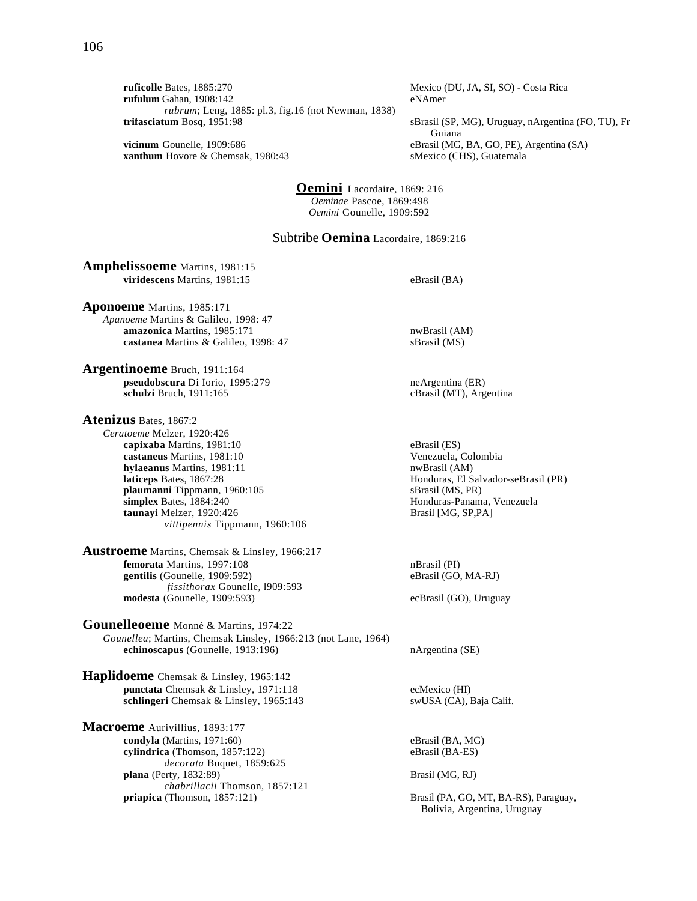**ruficolle** Bates, 1885:270 — Mexico (DU, JA, SI, SO) - Costa Rica
**rufulum** Gahan, 1908:142 — eNAmer
*rubrum*; Leng, 1885: pl.3, fig.16 (not Newman, 1838)
**trifasciatum** Bosq, 1951:98 — sBrasil (SP, MG), Uruguay, nArgentina (FO, TU), Fr Guiana
**vicinum** Gounelle, 1909:686 — eBrasil (MG, BA, GO, PE), Argentina (SA)
**xanthum** Hovore & Chemsak, 1980:43 — sMexico (CHS), Guatemala

## **Oemini** Lacordaire, 1869: 216

*Oeminae* Pascoe, 1869:498
*Oemini* Gounelle, 1909:592

### Subtribe **Oemina** Lacordaire, 1869:216

**Amphelissoeme** Martins, 1981:15
**viridescens** Martins, 1981:15 — eBrasil (BA)

**Aponoeme** Martins, 1985:171
*Apanoeme* Martins & Galileo, 1998: 47
**amazonica** Martins, 1985:171 — nwBrasil (AM)
**castanea** Martins & Galileo, 1998: 47 — sBrasil (MS)

**Argentinoeme** Bruch, 1911:164
**pseudobscura** Di Iorio, 1995:279 — neArgentina (ER)
**schulzi** Bruch, 1911:165 — cBrasil (MT), Argentina

**Atenizus** Bates, 1867:2
*Ceratoeme* Melzer, 1920:426
**capixaba** Martins, 1981:10 — eBrasil (ES)
**castaneus** Martins, 1981:10 — Venezuela, Colombia
**hylaeanus** Martins, 1981:11 — nwBrasil (AM)
**laticeps** Bates, 1867:28 — Honduras, El Salvador-seBrasil (PR)
**plaumanni** Tippmann, 1960:105 — sBrasil (MS, PR)
**simplex** Bates, 1884:240 — Honduras-Panama, Venezuela
**taunayi** Melzer, 1920:426 — Brasil [MG, SP,PA]
*vittipennis* Tippmann, 1960:106

**Austroeme** Martins, Chemsak & Linsley, 1966:217
**femorata** Martins, 1997:108 — nBrasil (PI)
**gentilis** (Gounelle, 1909:592) — eBrasil (GO, MA-RJ)
*fissithorax* Gounelle, l909:593
**modesta** (Gounelle, 1909:593) — ecBrasil (GO), Uruguay

**Gounelleoeme** Monné & Martins, 1974:22
*Gounellea*; Martins, Chemsak Linsley, 1966:213 (not Lane, 1964)
**echinoscapus** (Gounelle, 1913:196) — nArgentina (SE)

**Haplidoeme** Chemsak & Linsley, 1965:142
**punctata** Chemsak & Linsley, 1971:118 — ecMexico (HI)
**schlingeri** Chemsak & Linsley, 1965:143 — swUSA (CA), Baja Calif.

**Macroeme** Aurivillius, 1893:177
**condyla** (Martins, 1971:60) — eBrasil (BA, MG)
**cylindrica** (Thomson, 1857:122) — eBrasil (BA-ES)
*decorata* Buquet, 1859:625
**plana** (Perty, 1832:89) — Brasil (MG, RJ)
*chabrillacii* Thomson, 1857:121
**priapica** (Thomson, 1857:121) — Brasil (PA, GO, MT, BA-RS), Paraguay, Bolivia, Argentina, Uruguay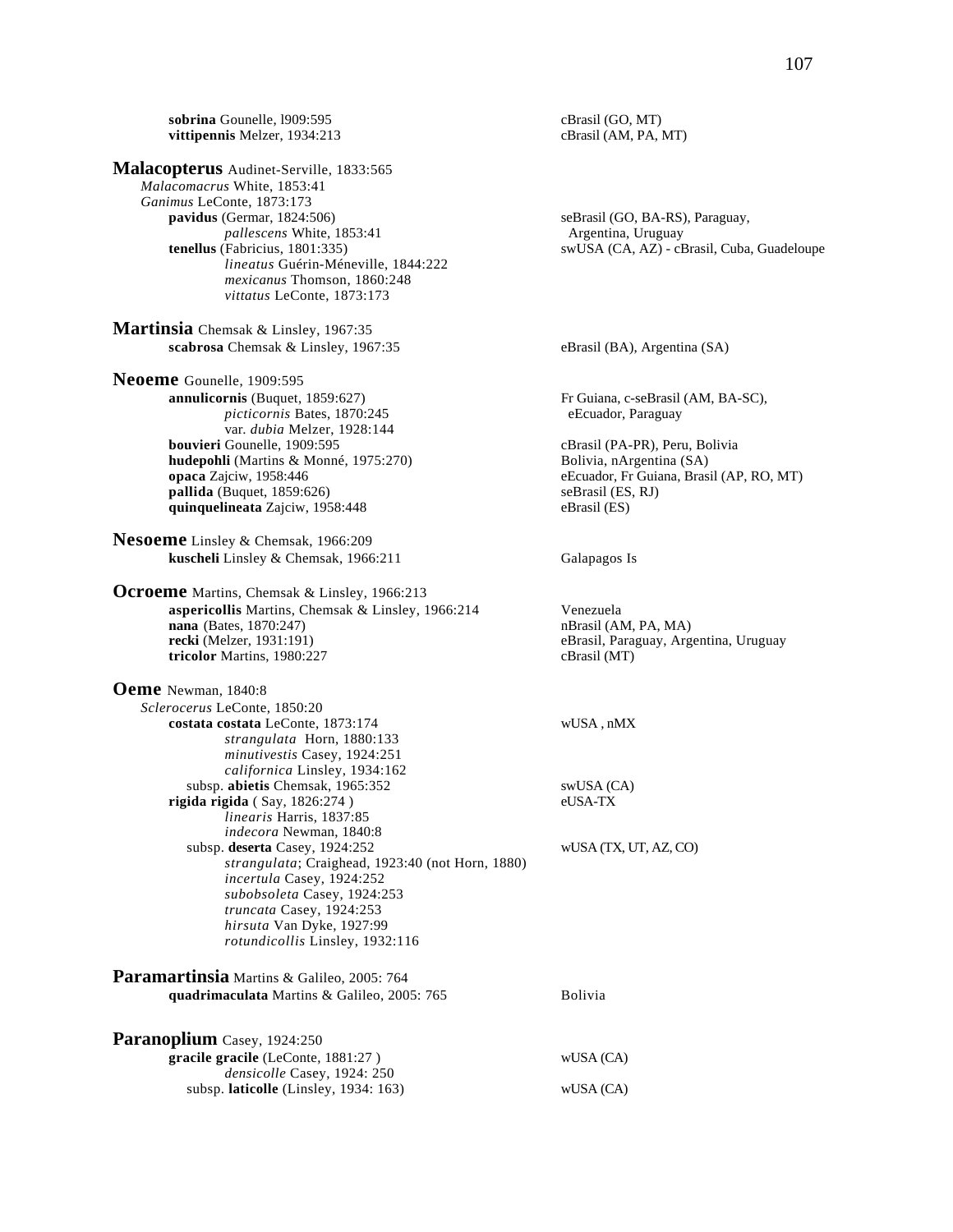**sobrina** Gounelle, l909:595 — cBrasil (GO, MT)
**vittipennis** Melzer, 1934:213 — cBrasil (AM, PA, MT)

## **Malacopterus** Audinet-Serville, 1833:565

*Malacomacrus* White, 1853:41
*Ganimus* LeConte, 1873:173

**pavidus** (Germar, 1824:506) — seBrasil (GO, BA-RS), Paraguay, Argentina, Uruguay
*pallescens* White, 1853:41
**tenellus** (Fabricius, 1801:335) — swUSA (CA, AZ) - cBrasil, Cuba, Guadeloupe
*lineatus* Guérin-Méneville, 1844:222
*mexicanus* Thomson, 1860:248
*vittatus* LeConte, 1873:173

## **Martinsia** Chemsak & Linsley, 1967:35

**scabrosa** Chemsak & Linsley, 1967:35 — eBrasil (BA), Argentina (SA)

## **Neoeme** Gounelle, 1909:595

**annulicornis** (Buquet, 1859:627) — Fr Guiana, c-seBrasil (AM, BA-SC), eEcuador, Paraguay
*picticornis* Bates, 1870:245
var. *dubia* Melzer, 1928:144
**bouvieri** Gounelle, 1909:595 — cBrasil (PA-PR), Peru, Bolivia
**hudepohli** (Martins & Monné, 1975:270) — Bolivia, nArgentina (SA)
**opaca** Zajciw, 1958:446 — eEcuador, Fr Guiana, Brasil (AP, RO, MT)
**pallida** (Buquet, 1859:626) — seBrasil (ES, RJ)
**quinquelineata** Zajciw, 1958:448 — eBrasil (ES)

## **Nesoeme** Linsley & Chemsak, 1966:209

**kuscheli** Linsley & Chemsak, 1966:211 — Galapagos Is

## **Ocroeme** Martins, Chemsak & Linsley, 1966:213

**aspericollis** Martins, Chemsak & Linsley, 1966:214 — Venezuela
**nana** (Bates, 1870:247) — nBrasil (AM, PA, MA)
**recki** (Melzer, 1931:191) — eBrasil, Paraguay, Argentina, Uruguay
**tricolor** Martins, 1980:227 — cBrasil (MT)

## **Oeme** Newman, 1840:8

*Sclerocerus* LeConte, 1850:20

**costata costata** LeConte, 1873:174 — wUSA , nMX
*strangulata* Horn, 1880:133
*minutivestis* Casey, 1924:251
*californica* Linsley, 1934:162
subsp. **abietis** Chemsak, 1965:352 — swUSA (CA)
**rigida rigida** ( Say, 1826:274 ) — eUSA-TX
*linearis* Harris, 1837:85
*indecora* Newman, 1840:8
subsp. **deserta** Casey, 1924:252 — wUSA (TX, UT, AZ, CO)
*strangulata*; Craighead, 1923:40 (not Horn, 1880)
*incertula* Casey, 1924:252
*subobsoleta* Casey, 1924:253
*truncata* Casey, 1924:253
*hirsuta* Van Dyke, 1927:99
*rotundicollis* Linsley, 1932:116

## **Paramartinsia** Martins & Galileo, 2005: 764

**quadrimaculata** Martins & Galileo, 2005: 765 — Bolivia

## **Paranoplium** Casey, 1924:250

**gracile gracile** (LeConte, 1881:27 ) — wUSA (CA)
*densicolle* Casey, 1924: 250
subsp. **laticolle** (Linsley, 1934: 163) — wUSA (CA)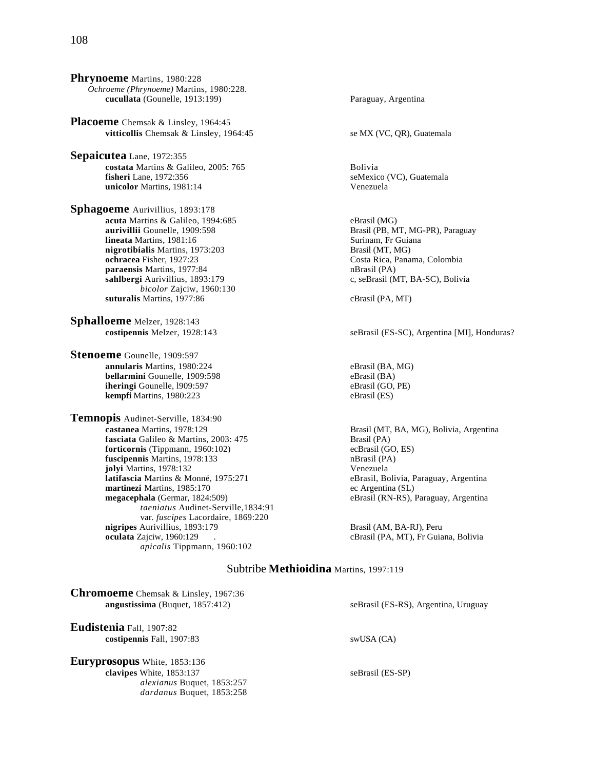**Phrynoeme** Martins, 1980:228
*Ochroeme (Phrynoeme)* Martins, 1980:228.
**cucullata** (Gounelle, 1913:199) — Paraguay, Argentina

**Placoeme** Chemsak & Linsley, 1964:45
**vitticollis** Chemsak & Linsley, 1964:45 — se MX (VC, QR), Guatemala

**Sepaicutea** Lane, 1972:355
**costata** Martins & Galileo, 2005: 765 — Bolivia
**fisheri** Lane, 1972:356 — seMexico (VC), Guatemala
**unicolor** Martins, 1981:14 — Venezuela

**Sphagoeme** Aurivillius, 1893:178
**acuta** Martins & Galileo, 1994:685 — eBrasil (MG)
**aurivillii** Gounelle, 1909:598 — Brasil (PB, MT, MG-PR), Paraguay
**lineata** Martins, 1981:16 — Surinam, Fr Guiana
**nigrotibialis** Martins, 1973:203 — Brasil (MT, MG)
**ochracea** Fisher, 1927:23 — Costa Rica, Panama, Colombia
**paraensis** Martins, 1977:84 — nBrasil (PA)
**sahlbergi** Aurivillius, 1893:179 — c, seBrasil (MT, BA-SC), Bolivia
*bicolor* Zajciw, 1960:130
**suturalis** Martins, 1977:86 — cBrasil (PA, MT)

**Sphalloeme** Melzer, 1928:143
**costipennis** Melzer, 1928:143 — seBrasil (ES-SC), Argentina [MI], Honduras?

**Stenoeme** Gounelle, 1909:597
**annularis** Martins, 1980:224 — eBrasil (BA, MG)
**bellarmini** Gounelle, 1909:598 — eBrasil (BA)
**iheringi** Gounelle, l909:597 — eBrasil (GO, PE)
**kempfi** Martins, 1980:223 — eBrasil (ES)

**Temnopis** Audinet-Serville, 1834:90
**castanea** Martins, 1978:129 — Brasil (MT, BA, MG), Bolivia, Argentina
**fasciata** Galileo & Martins, 2003: 475 — Brasil (PA)
**forticornis** (Tippmann, 1960:102) — ecBrasil (GO, ES)
**fuscipennis** Martins, 1978:133 — nBrasil (PA)
**jolyi** Martins, 1978:132 — Venezuela
**latifascia** Martins & Monné, 1975:271 — eBrasil, Bolivia, Paraguay, Argentina
**martinezi** Martins, 1985:170 — ec Argentina (SL)
**megacephala** (Germar, 1824:509) — eBrasil (RN-RS), Paraguay, Argentina
*taeniatus* Audinet-Serville,1834:91
var. *fuscipes* Lacordaire, 1869:220
**nigripes** Aurivillius, 1893:179 — Brasil (AM, BA-RJ), Peru
**oculata** Zajciw, 1960:129 — cBrasil (PA, MT), Fr Guiana, Bolivia
*apicalis* Tippmann, 1960:102

## Subtribe **Methioidina** Martins, 1997:119

**Chromoeme** Chemsak & Linsley, 1967:36
**angustissima** (Buquet, 1857:412) — seBrasil (ES-RS), Argentina, Uruguay

**Eudistenia** Fall, 1907:82
**costipennis** Fall, 1907:83 — swUSA (CA)

**Euryprosopus** White, 1853:136
**clavipes** White, 1853:137 — seBrasil (ES-SP)
*alexianus* Buquet, 1853:257
*dardanus* Buquet, 1853:258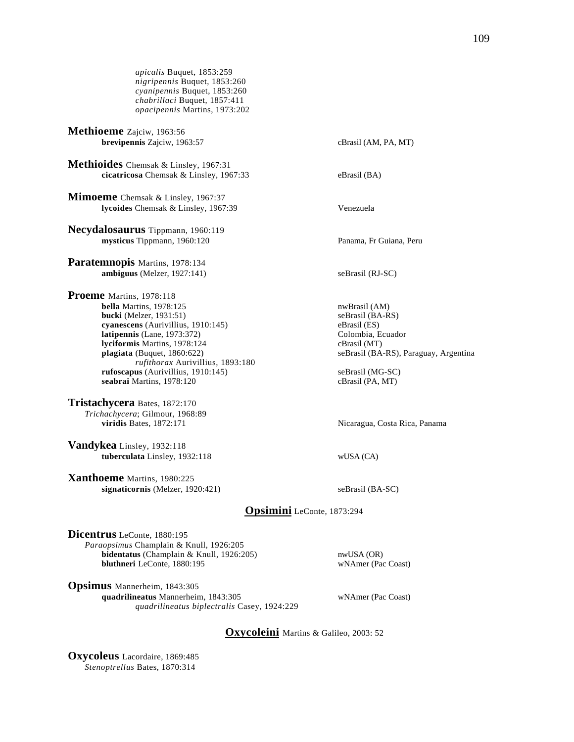*apicalis* Buquet, 1853:259
*nigripennis* Buquet, 1853:260
*cyanipennis* Buquet, 1853:260
*chabrillaci* Buquet, 1857:411
*opacipennis* Martins, 1973:202

**Methioeme** Zajciw, 1963:56
**brevipennis** Zajciw, 1963:57 — cBrasil (AM, PA, MT)

**Methioides** Chemsak & Linsley, 1967:31
**cicatricosa** Chemsak & Linsley, 1967:33 — eBrasil (BA)

**Mimoeme** Chemsak & Linsley, 1967:37
**lycoides** Chemsak & Linsley, 1967:39 — Venezuela

**Necydalosaurus** Tippmann, 1960:119
**mysticus** Tippmann, 1960:120 — Panama, Fr Guiana, Peru

**Paratemnopis** Martins, 1978:134
**ambiguus** (Melzer, 1927:141) — seBrasil (RJ-SC)

**Proeme** Martins, 1978:118
**bella** Martins, 1978:125 — nwBrasil (AM)
**bucki** (Melzer, 1931:51) — seBrasil (BA-RS)
**cyanescens** (Aurivillius, 1910:145) — eBrasil (ES)
**latipennis** (Lane, 1973:372) — Colombia, Ecuador
**lyciformis** Martins, 1978:124 — cBrasil (MT)
**plagiata** (Buquet, 1860:622) — seBrasil (BA-RS), Paraguay, Argentina
*rufithorax* Aurivillius, 1893:180
**rufoscapus** (Aurivillius, 1910:145) — seBrasil (MG-SC)
**seabrai** Martins, 1978:120 — cBrasil (PA, MT)

**Tristachycera** Bates, 1872:170
*Trichachycera*; Gilmour, 1968:89
**viridis** Bates, 1872:171 — Nicaragua, Costa Rica, Panama

**Vandykea** Linsley, 1932:118
**tuberculata** Linsley, 1932:118 — wUSA (CA)

**Xanthoeme** Martins, 1980:225
**signaticornis** (Melzer, 1920:421) — seBrasil (BA-SC)

## Opsimini LeConte, 1873:294

**Dicentrus** LeConte, 1880:195
*Paraopsimus* Champlain & Knull, 1926:205
**bidentatus** (Champlain & Knull, 1926:205) — nwUSA (OR)
**bluthneri** LeConte, 1880:195 — wNAmer (Pac Coast)

**Opsimus** Mannerheim, 1843:305
**quadrilineatus** Mannerheim, 1843:305 — wNAmer (Pac Coast)
*quadrilineatus biplectralis* Casey, 1924:229

## Oxycoleini Martins & Galileo, 2003: 52

**Oxycoleus** Lacordaire, 1869:485
*Stenoptrellus* Bates, 1870:314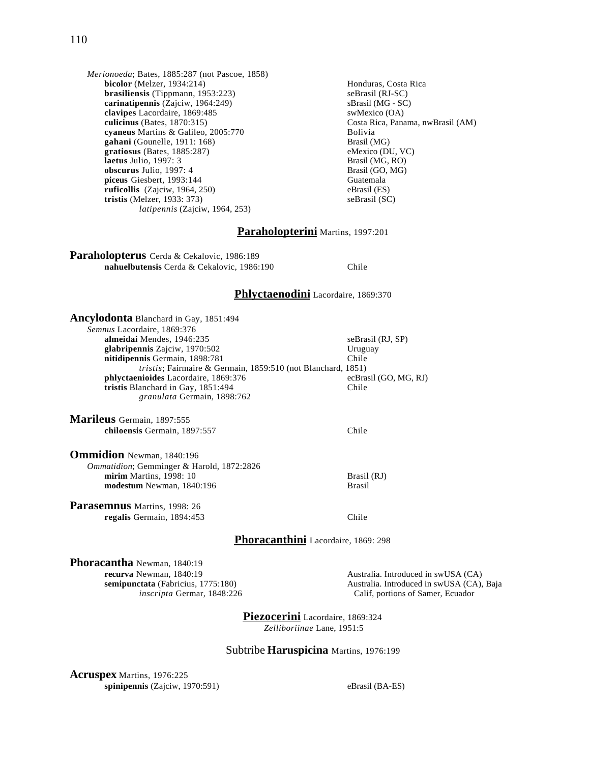*Merionoeda*; Bates, 1885:287 (not Pascoe, 1858)

- **bicolor** (Melzer, 1934:214) — Honduras, Costa Rica
- **brasiliensis** (Tippmann, 1953:223) — seBrasil (RJ-SC)
- **carinatipennis** (Zajciw, 1964:249) — sBrasil (MG - SC)
- **clavipes** Lacordaire, 1869:485 — swMexico (OA)
- **culicinus** (Bates, 1870:315) — Costa Rica, Panama, nwBrasil (AM)
- **cyaneus** Martins & Galileo, 2005:770 — Bolivia
- **gahani** (Gounelle, 1911: 168) — Brasil (MG)
- **gratiosus** (Bates, 1885:287) — eMexico (DU, VC)
- **laetus** Julio, 1997: 3 — Brasil (MG, RO)
- **obscurus** Julio, 1997: 4 — Brasil (GO, MG)
- **piceus** Giesbert, 1993:144 — Guatemala
- **ruficollis** (Zajciw, 1964, 250) — eBrasil (ES)
- **tristis** (Melzer, 1933: 373) — seBrasil (SC)
  - *latipennis* (Zajciw, 1964, 253)

## Paraholopterini Martins, 1997:201

### Paraholopterus Cerda & Cekalovic, 1986:189

- **nahuelbutensis** Cerda & Cekalovic, 1986:190 — Chile

## Phlyctaenodini Lacordaire, 1869:370

### Ancylodonta Blanchard in Gay, 1851:494

*Semnus* Lacordaire, 1869:376

- **almeidai** Mendes, 1946:235 — seBrasil (RJ, SP)
- **glabripennis** Zajciw, 1970:502 — Uruguay
- **nitidipennis** Germain, 1898:781 — Chile
  - *tristis*; Fairmaire & Germain, 1859:510 (not Blanchard, 1851)
- **phlyctaenioides** Lacordaire, 1869:376 — ecBrasil (GO, MG, RJ)
- **tristis** Blanchard in Gay, 1851:494 — Chile
  - *granulata* Germain, 1898:762

### Marileus Germain, 1897:555

- **chiloensis** Germain, 1897:557 — Chile

### Ommidion Newman, 1840:196

*Ommatidion*; Gemminger & Harold, 1872:2826

- **mirim** Martins, 1998: 10 — Brasil (RJ)
- **modestum** Newman, 1840:196 — Brasil

### Parasemnus Martins, 1998: 26

- **regalis** Germain, 1894:453 — Chile

## Phoracanthini Lacordaire, 1869: 298

### Phoracantha Newman, 1840:19

- **recurva** Newman, 1840:19 — Australia. Introduced in swUSA (CA)
- **semipunctata** (Fabricius, 1775:180) — Australia. Introduced in swUSA (CA), Baja Calif, portions of Samer, Ecuador
  - *inscripta* Germar, 1848:226

## Piezocerini Lacordaire, 1869:324

*Zelliboriinae* Lane, 1951:5

### Subtribe Haruspicina Martins, 1976:199

#### Acruspex Martins, 1976:225

- **spinipennis** (Zajciw, 1970:591) — eBrasil (BA-ES)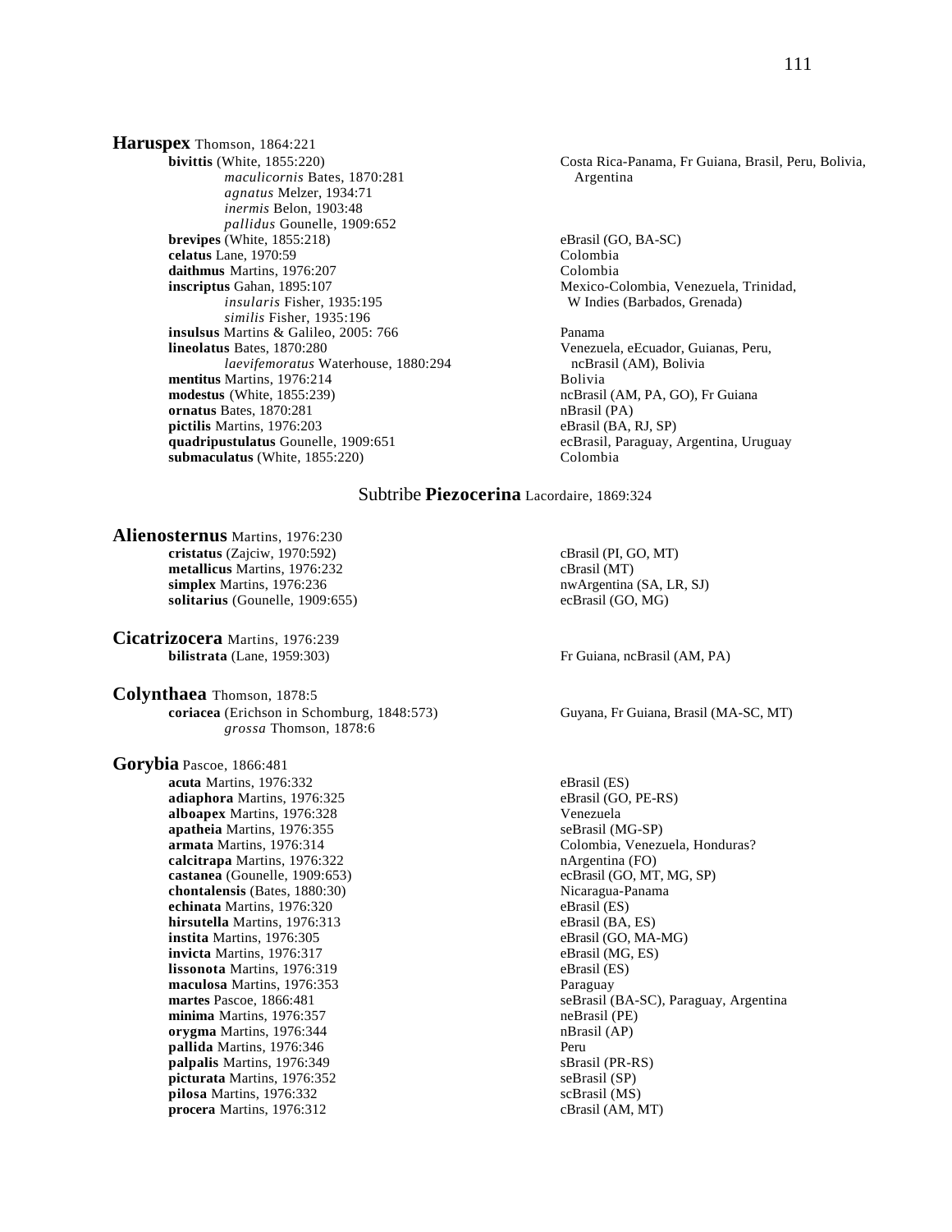**Haruspex** Thomson, 1864:221

**bivittis** (White, 1855:220) — Costa Rica-Panama, Fr Guiana, Brasil, Peru, Bolivia, Argentina
*maculicornis* Bates, 1870:281
*agnatus* Melzer, 1934:71
*inermis* Belon, 1903:48
*pallidus* Gounelle, 1909:652
**brevipes** (White, 1855:218) — eBrasil (GO, BA-SC)
**celatus** Lane, 1970:59 — Colombia
**daithmus** Martins, 1976:207 — Colombia
**inscriptus** Gahan, 1895:107 — Mexico-Colombia, Venezuela, Trinidad, W Indies (Barbados, Grenada)
*insularis* Fisher, 1935:195
*similis* Fisher, 1935:196
**insulsus** Martins & Galileo, 2005: 766 — Panama
**lineolatus** Bates, 1870:280 — Venezuela, eEcuador, Guianas, Peru, ncBrasil (AM), Bolivia
*laevifemoratus* Waterhouse, 1880:294
**mentitus** Martins, 1976:214 — Bolivia
**modestus** (White, 1855:239) — ncBrasil (AM, PA, GO), Fr Guiana
**ornatus** Bates, 1870:281 — nBrasil (PA)
**pictilis** Martins, 1976:203 — eBrasil (BA, RJ, SP)
**quadripustulatus** Gounelle, 1909:651 — ecBrasil, Paraguay, Argentina, Uruguay
**submaculatus** (White, 1855:220) — Colombia

## Subtribe **Piezocerina** Lacordaire, 1869:324

**Alienosternus** Martins, 1976:230

**cristatus** (Zajciw, 1970:592) — cBrasil (PI, GO, MT)
**metallicus** Martins, 1976:232 — cBrasil (MT)
**simplex** Martins, 1976:236 — nwArgentina (SA, LR, SJ)
**solitarius** (Gounelle, 1909:655) — ecBrasil (GO, MG)

**Cicatrizocera** Martins, 1976:239

**bilistrata** (Lane, 1959:303) — Fr Guiana, ncBrasil (AM, PA)

**Colynthaea** Thomson, 1878:5

**coriacea** (Erichson in Schomburg, 1848:573) — Guyana, Fr Guiana, Brasil (MA-SC, MT)
*grossa* Thomson, 1878:6

**Gorybia** Pascoe, 1866:481

**acuta** Martins, 1976:332 — eBrasil (ES)
**adiaphora** Martins, 1976:325 — eBrasil (GO, PE-RS)
**alboapex** Martins, 1976:328 — Venezuela
**apatheia** Martins, 1976:355 — seBrasil (MG-SP)
**armata** Martins, 1976:314 — Colombia, Venezuela, Honduras?
**calcitrapa** Martins, 1976:322 — nArgentina (FO)
**castanea** (Gounelle, 1909:653) — ecBrasil (GO, MT, MG, SP)
**chontalensis** (Bates, 1880:30) — Nicaragua-Panama
**echinata** Martins, 1976:320 — eBrasil (ES)
**hirsutella** Martins, 1976:313 — eBrasil (BA, ES)
**instita** Martins, 1976:305 — eBrasil (GO, MA-MG)
**invicta** Martins, 1976:317 — eBrasil (MG, ES)
**lissonota** Martins, 1976:319 — eBrasil (ES)
**maculosa** Martins, 1976:353 — Paraguay
**martes** Pascoe, 1866:481 — seBrasil (BA-SC), Paraguay, Argentina
**minima** Martins, 1976:357 — neBrasil (PE)
**orygma** Martins, 1976:344 — nBrasil (AP)
**pallida** Martins, 1976:346 — Peru
**palpalis** Martins, 1976:349 — sBrasil (PR-RS)
**picturata** Martins, 1976:352 — seBrasil (SP)
**pilosa** Martins, 1976:332 — scBrasil (MS)
**procera** Martins, 1976:312 — cBrasil (AM, MT)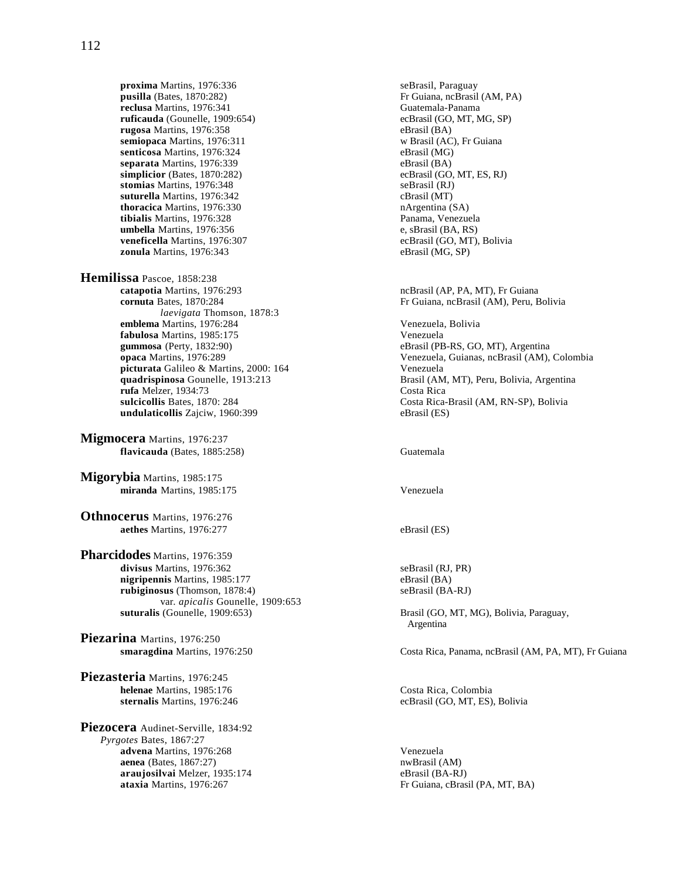**proxima** Martins, 1976:336 — seBrasil, Paraguay
**pusilla** (Bates, 1870:282) — Fr Guiana, ncBrasil (AM, PA)
**reclusa** Martins, 1976:341 — Guatemala-Panama
**ruficauda** (Gounelle, 1909:654) — ecBrasil (GO, MT, MG, SP)
**rugosa** Martins, 1976:358 — eBrasil (BA)
**semiopaca** Martins, 1976:311 — w Brasil (AC), Fr Guiana
**senticosa** Martins, 1976:324 — eBrasil (MG)
**separata** Martins, 1976:339 — eBrasil (BA)
**simplicior** (Bates, 1870:282) — ecBrasil (GO, MT, ES, RJ)
**stomias** Martins, 1976:348 — seBrasil (RJ)
**suturella** Martins, 1976:342 — cBrasil (MT)
**thoracica** Martins, 1976:330 — nArgentina (SA)
**tibialis** Martins, 1976:328 — Panama, Venezuela
**umbella** Martins, 1976:356 — e, sBrasil (BA, RS)
**veneficella** Martins, 1976:307 — ecBrasil (GO, MT), Bolivia
**zonula** Martins, 1976:343 — eBrasil (MG, SP)

## Hemilissa Pascoe, 1858:238

**catapotia** Martins, 1976:293 — ncBrasil (AP, PA, MT), Fr Guiana
**cornuta** Bates, 1870:284 — Fr Guiana, ncBrasil (AM), Peru, Bolivia
*laevigata* Thomson, 1878:3
**emblema** Martins, 1976:284 — Venezuela, Bolivia
**fabulosa** Martins, 1985:175 — Venezuela
**gummosa** (Perty, 1832:90) — eBrasil (PB-RS, GO, MT), Argentina
**opaca** Martins, 1976:289 — Venezuela, Guianas, ncBrasil (AM), Colombia
**picturata** Galileo & Martins, 2000: 164 — Venezuela
**quadrispinosa** Gounelle, 1913:213 — Brasil (AM, MT), Peru, Bolivia, Argentina
**rufa** Melzer, 1934:73 — Costa Rica
**sulcicollis** Bates, 1870: 284 — Costa Rica-Brasil (AM, RN-SP), Bolivia
**undulaticollis** Zajciw, 1960:399 — eBrasil (ES)

## Migmocera Martins, 1976:237

**flavicauda** (Bates, 1885:258) — Guatemala

## Migorybia Martins, 1985:175

**miranda** Martins, 1985:175 — Venezuela

## Othnocerus Martins, 1976:276

**aethes** Martins, 1976:277 — eBrasil (ES)

## Pharcidodes Martins, 1976:359

**divisus** Martins, 1976:362 — seBrasil (RJ, PR)
**nigripennis** Martins, 1985:177 — eBrasil (BA)
**rubiginosus** (Thomson, 1878:4) — seBrasil (BA-RJ)
var. *apicalis* Gounelle, 1909:653
**suturalis** (Gounelle, 1909:653) — Brasil (GO, MT, MG), Bolivia, Paraguay, Argentina

## Piezarina Martins, 1976:250

**smaragdina** Martins, 1976:250 — Costa Rica, Panama, ncBrasil (AM, PA, MT), Fr Guiana

## Piezasteria Martins, 1976:245

**helenae** Martins, 1985:176 — Costa Rica, Colombia
**sternalis** Martins, 1976:246 — ecBrasil (GO, MT, ES), Bolivia

## Piezocera Audinet-Serville, 1834:92

*Pyrgotes* Bates, 1867:27
**advena** Martins, 1976:268 — Venezuela
**aenea** (Bates, 1867:27) — nwBrasil (AM)
**araujosilvai** Melzer, 1935:174 — eBrasil (BA-RJ)
**ataxia** Martins, 1976:267 — Fr Guiana, cBrasil (PA, MT, BA)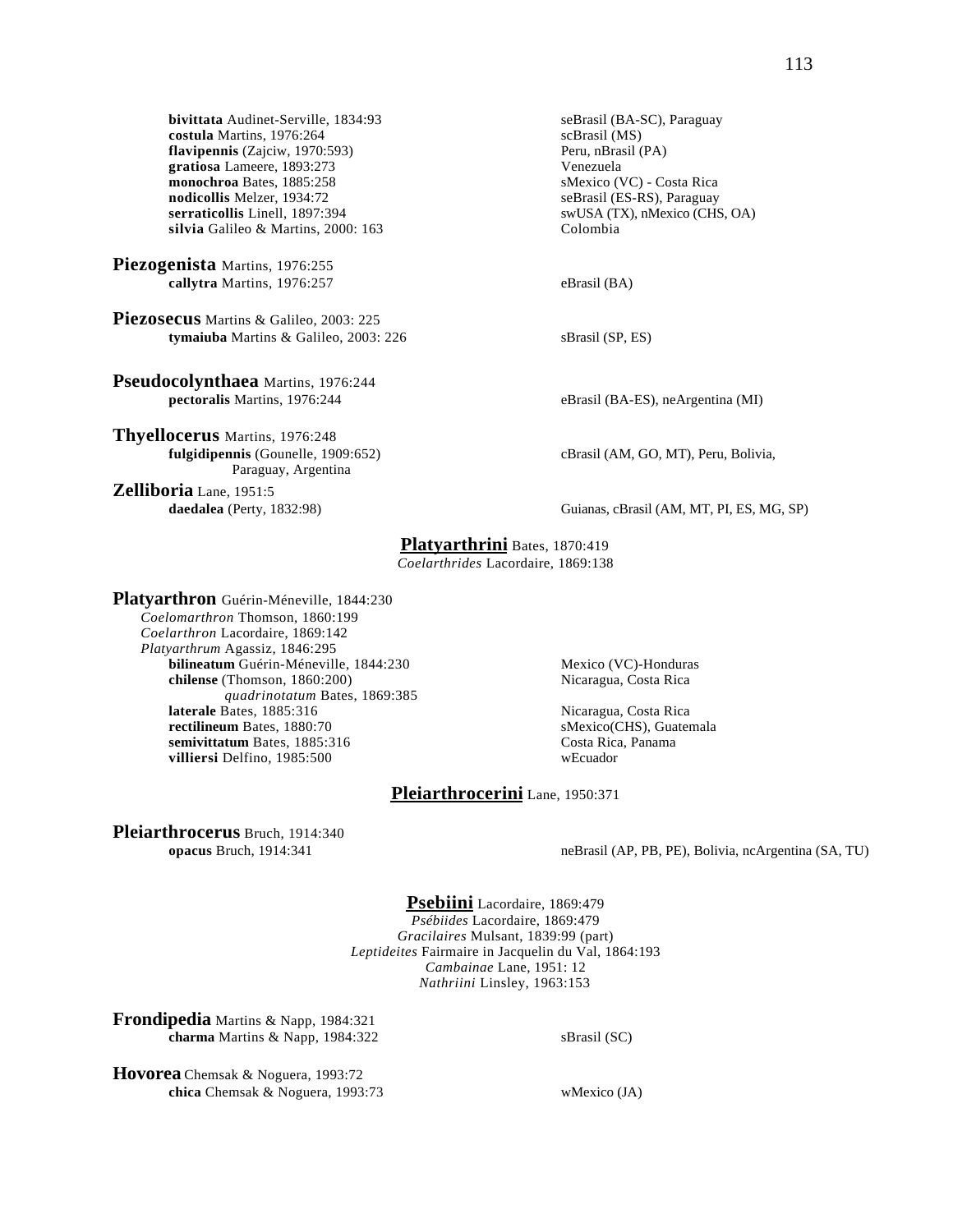**bivittata** Audinet-Serville, 1834:93 — seBrasil (BA-SC), Paraguay
**costula** Martins, 1976:264 — scBrasil (MS)
**flavipennis** (Zajciw, 1970:593) — Peru, nBrasil (PA)
**gratiosa** Lameere, 1893:273 — Venezuela
**monochroa** Bates, 1885:258 — sMexico (VC) - Costa Rica
**nodicollis** Melzer, 1934:72 — seBrasil (ES-RS), Paraguay
**serraticollis** Linell, 1897:394 — swUSA (TX), nMexico (CHS, OA)
**silvia** Galileo & Martins, 2000: 163 — Colombia

**Piezogenista** Martins, 1976:255
**callytra** Martins, 1976:257 — eBrasil (BA)

**Piezosecus** Martins & Galileo, 2003: 225
**tymaiuba** Martins & Galileo, 2003: 226 — sBrasil (SP, ES)

**Pseudocolynthaea** Martins, 1976:244
**pectoralis** Martins, 1976:244 — eBrasil (BA-ES), neArgentina (MI)

**Thyellocerus** Martins, 1976:248
**fulgidipennis** (Gounelle, 1909:652) — cBrasil (AM, GO, MT), Peru, Bolivia, Paraguay, Argentina

**Zelliboria** Lane, 1951:5
**daedalea** (Perty, 1832:98) — Guianas, cBrasil (AM, MT, PI, ES, MG, SP)

## Platyarthrini Bates, 1870:419
*Coelarthrides* Lacordaire, 1869:138

**Platyarthron** Guérin-Méneville, 1844:230
*Coelomarthron* Thomson, 1860:199
*Coelarthron* Lacordaire, 1869:142
*Platyarthrum* Agassiz, 1846:295
**bilineatum** Guérin-Méneville, 1844:230 — Mexico (VC)-Honduras
**chilense** (Thomson, 1860:200) — Nicaragua, Costa Rica
*quadrinotatum* Bates, 1869:385
**laterale** Bates, 1885:316 — Nicaragua, Costa Rica
**rectilineum** Bates, 1880:70 — sMexico(CHS), Guatemala
**semivittatum** Bates, 1885:316 — Costa Rica, Panama
**villiersi** Delfino, 1985:500 — wEcuador

## Pleiarthrocerini Lane, 1950:371

**Pleiarthrocerus** Bruch, 1914:340
**opacus** Bruch, 1914:341 — neBrasil (AP, PB, PE), Bolivia, ncArgentina (SA, TU)

## Psebiini Lacordaire, 1869:479
*Psébiides* Lacordaire, 1869:479
*Gracilaires* Mulsant, 1839:99 (part)
*Leptideites* Fairmaire in Jacquelin du Val, 1864:193
*Cambainae* Lane, 1951: 12
*Nathriini* Linsley, 1963:153

**Frondipedia** Martins & Napp, 1984:321
**charma** Martins & Napp, 1984:322 — sBrasil (SC)

**Hovorea** Chemsak & Noguera, 1993:72
**chica** Chemsak & Noguera, 1993:73 — wMexico (JA)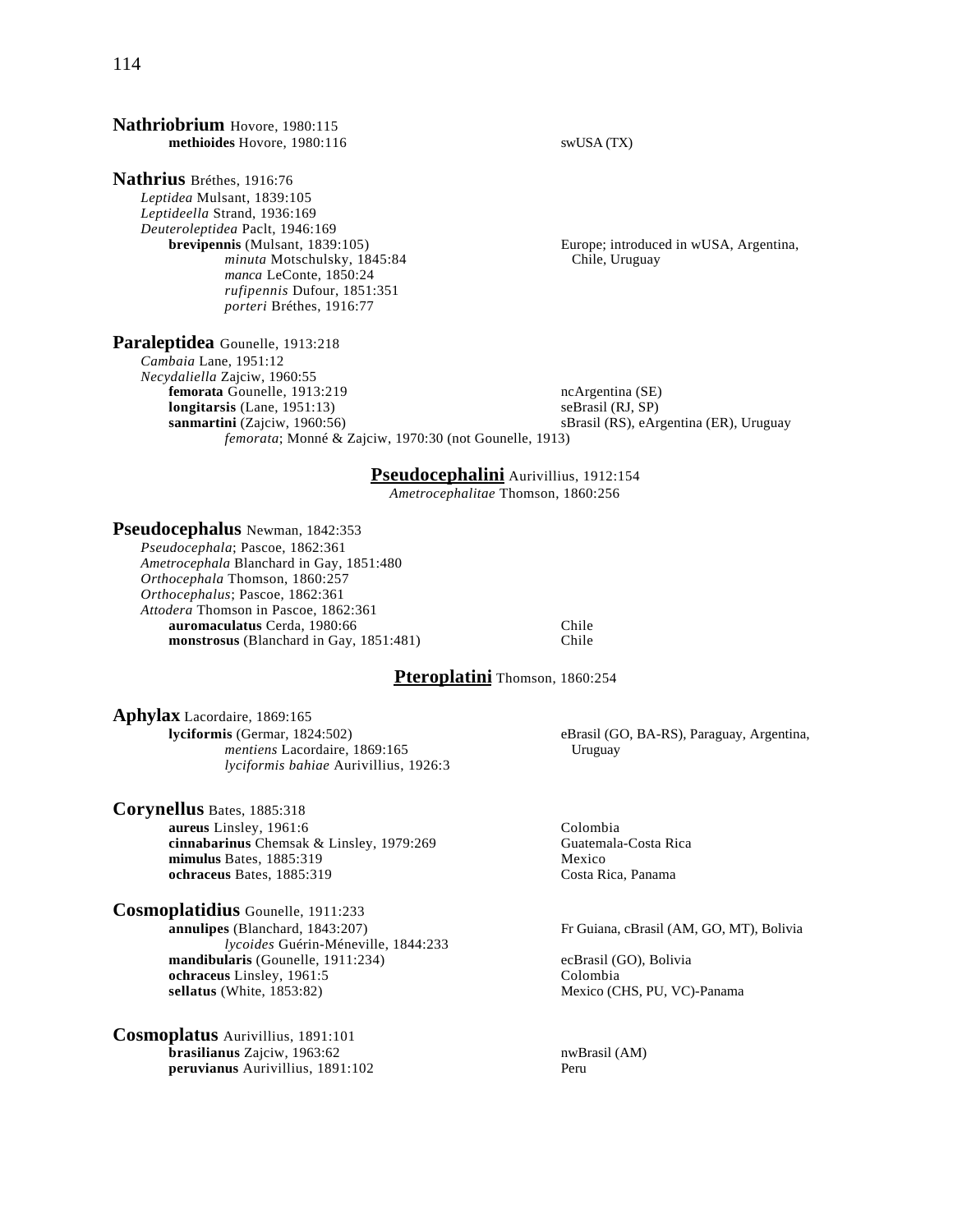**Nathriobrium** Hovore, 1980:115

**methioides** Hovore, 1980:116 — swUSA (TX)

**Nathrius** Bréthes, 1916:76

*Leptidea* Mulsant, 1839:105
*Leptideella* Strand, 1936:169
*Deuteroleptidea* Paclt, 1946:169

**brevipennis** (Mulsant, 1839:105) — Europe; introduced in wUSA, Argentina, Chile, Uruguay
*minuta* Motschulsky, 1845:84
*manca* LeConte, 1850:24
*rufipennis* Dufour, 1851:351
*porteri* Bréthes, 1916:77

**Paraleptidea** Gounelle, 1913:218

*Cambaia* Lane, 1951:12
*Necydaliella* Zajciw, 1960:55

**femorata** Gounelle, 1913:219 — ncArgentina (SE)
**longitarsis** (Lane, 1951:13) — seBrasil (RJ, SP)
**sanmartini** (Zajciw, 1960:56) — sBrasil (RS), eArgentina (ER), Uruguay
*femorata*; Monné & Zajciw, 1970:30 (not Gounelle, 1913)

## Pseudocephalini Aurivillius, 1912:154

*Ametrocephalitae* Thomson, 1860:256

**Pseudocephalus** Newman, 1842:353

*Pseudocephala*; Pascoe, 1862:361
*Ametrocephala* Blanchard in Gay, 1851:480
*Orthocephala* Thomson, 1860:257
*Orthocephalus*; Pascoe, 1862:361
*Attodera* Thomson in Pascoe, 1862:361

**auromaculatus** Cerda, 1980:66 — Chile
**monstrosus** (Blanchard in Gay, 1851:481) — Chile

## Pteroplatini Thomson, 1860:254

**Aphylax** Lacordaire, 1869:165

**lyciformis** (Germar, 1824:502) — eBrasil (GO, BA-RS), Paraguay, Argentina, Uruguay
*mentiens* Lacordaire, 1869:165
*lyciformis bahiae* Aurivillius, 1926:3

**Corynellus** Bates, 1885:318

**aureus** Linsley, 1961:6 — Colombia
**cinnabarinus** Chemsak & Linsley, 1979:269 — Guatemala-Costa Rica
**mimulus** Bates, 1885:319 — Mexico
**ochraceus** Bates, 1885:319 — Costa Rica, Panama

**Cosmoplatidius** Gounelle, 1911:233

**annulipes** (Blanchard, 1843:207) — Fr Guiana, cBrasil (AM, GO, MT), Bolivia
*lycoides* Guérin-Méneville, 1844:233
**mandibularis** (Gounelle, 1911:234) — ecBrasil (GO), Bolivia
**ochraceus** Linsley, 1961:5 — Colombia
**sellatus** (White, 1853:82) — Mexico (CHS, PU, VC)-Panama

**Cosmoplatus** Aurivillius, 1891:101

**brasilianus** Zajciw, 1963:62 — nwBrasil (AM)
**peruvianus** Aurivillius, 1891:102 — Peru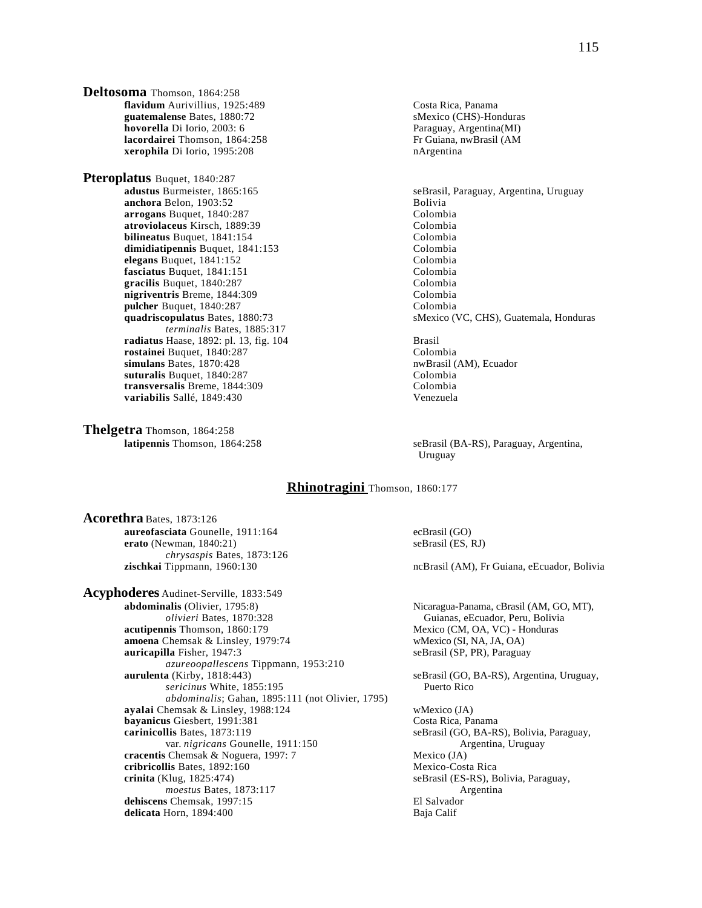**Deltosoma** Thomson, 1864:258

| | |
|---|---|
| **flavidum** Aurivillius, 1925:489 | Costa Rica, Panama |
| **guatemalense** Bates, 1880:72 | sMexico (CHS)-Honduras |
| **hovorella** Di Iorio, 2003: 6 | Paraguay, Argentina(MI) |
| **lacordairei** Thomson, 1864:258 | Fr Guiana, nwBrasil (AM |
| **xerophila** Di Iorio, 1995:208 | nArgentina |

**Pteroplatus** Buquet, 1840:287

| | |
|---|---|
| **adustus** Burmeister, 1865:165 | seBrasil, Paraguay, Argentina, Uruguay |
| **anchora** Belon, 1903:52 | Bolivia |
| **arrogans** Buquet, 1840:287 | Colombia |
| **atroviolaceus** Kirsch, 1889:39 | Colombia |
| **bilineatus** Buquet, 1841:154 | Colombia |
| **dimidiatipennis** Buquet, 1841:153 | Colombia |
| **elegans** Buquet, 1841:152 | Colombia |
| **fasciatus** Buquet, 1841:151 | Colombia |
| **gracilis** Buquet, 1840:287 | Colombia |
| **nigriventris** Breme, 1844:309 | Colombia |
| **pulcher** Buquet, 1840:287 | Colombia |
| **quadriscopulatus** Bates, 1880:73 | sMexico (VC, CHS), Guatemala, Honduras |
| *terminalis* Bates, 1885:317 | |
| **radiatus** Haase, 1892: pl. 13, fig. 104 | Brasil |
| **rostainei** Buquet, 1840:287 | Colombia |
| **simulans** Bates, 1870:428 | nwBrasil (AM), Ecuador |
| **suturalis** Buquet, 1840:287 | Colombia |
| **transversalis** Breme, 1844:309 | Colombia |
| **variabilis** Sallé, 1849:430 | Venezuela |

**Thelgetra** Thomson, 1864:258

| | |
|---|---|
| **latipennis** Thomson, 1864:258 | seBrasil (BA-RS), Paraguay, Argentina, Uruguay |

## Rhinotragini Thomson, 1860:177

**Acorethra** Bates, 1873:126

| | |
|---|---|
| **aureofasciata** Gounelle, 1911:164 | ecBrasil (GO) |
| **erato** (Newman, 1840:21) | seBrasil (ES, RJ) |
| *chrysaspis* Bates, 1873:126 | |
| **zischkai** Tippmann, 1960:130 | ncBrasil (AM), Fr Guiana, eEcuador, Bolivia |

**Acyphoderes** Audinet-Serville, 1833:549

| | |
|---|---|
| **abdominalis** (Olivier, 1795:8) | Nicaragua-Panama, cBrasil (AM, GO, MT), |
| *olivieri* Bates, 1870:328 | Guianas, eEcuador, Peru, Bolivia |
| **acutipennis** Thomson, 1860:179 | Mexico (CM, OA, VC) - Honduras |
| **amoena** Chemsak & Linsley, 1979:74 | wMexico (SI, NA, JA, OA) |
| **auricapilla** Fisher, 1947:3 | seBrasil (SP, PR), Paraguay |
| *azureoopallescens* Tippmann, 1953:210 | |
| **aurulenta** (Kirby, 1818:443) | seBrasil (GO, BA-RS), Argentina, Uruguay, |
| *sericinus* White, 1855:195 | Puerto Rico |
| *abdominalis*; Gahan, 1895:111 (not Olivier, 1795) | |
| **ayalai** Chemsak & Linsley, 1988:124 | wMexico (JA) |
| **bayanicus** Giesbert, 1991:381 | Costa Rica, Panama |
| **carinicollis** Bates, 1873:119 | seBrasil (GO, BA-RS), Bolivia, Paraguay, |
| var. *nigricans* Gounelle, 1911:150 | Argentina, Uruguay |
| **cracentis** Chemsak & Noguera, 1997: 7 | Mexico (JA) |
| **cribricollis** Bates, 1892:160 | Mexico-Costa Rica |
| **crinita** (Klug, 1825:474) | seBrasil (ES-RS), Bolivia, Paraguay, |
| *moestus* Bates, 1873:117 | Argentina |
| **dehiscens** Chemsak, 1997:15 | El Salvador |
| **delicata** Horn, 1894:400 | Baja Calif |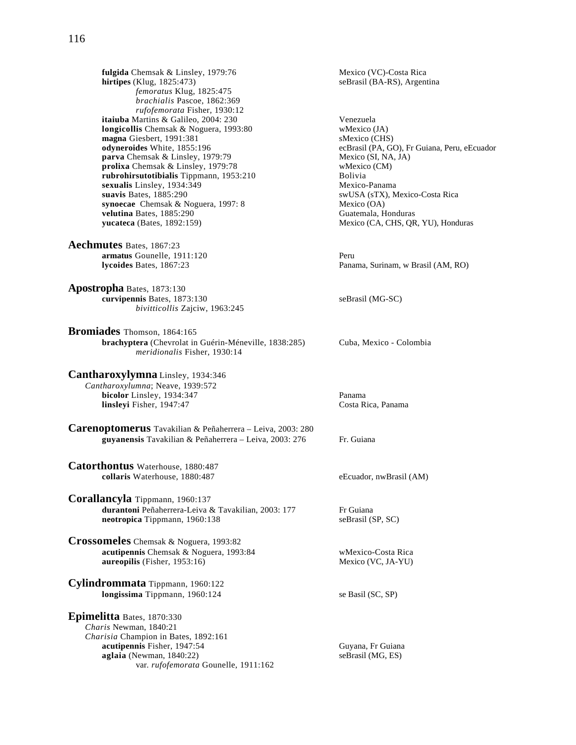**fulgida** Chemsak & Linsley, 1979:76 — Mexico (VC)-Costa Rica
**hirtipes** (Klug, 1825:473) — seBrasil (BA-RS), Argentina
*femoratus* Klug, 1825:475
*brachialis* Pascoe, 1862:369
*rufofemorata* Fisher, 1930:12
**itaiuba** Martins & Galileo, 2004: 230 — Venezuela
**longicollis** Chemsak & Noguera, 1993:80 — wMexico (JA)
**magna** Giesbert, 1991:381 — sMexico (CHS)
**odyneroides** White, 1855:196 — ecBrasil (PA, GO), Fr Guiana, Peru, eEcuador
**parva** Chemsak & Linsley, 1979:79 — Mexico (SI, NA, JA)
**prolixa** Chemsak & Linsley, 1979:78 — wMexico (CM)
**rubrohirsutotibialis** Tippmann, 1953:210 — Bolivia
**sexualis** Linsley, 1934:349 — Mexico-Panama
**suavis** Bates, 1885:290 — swUSA (sTX), Mexico-Costa Rica
**synoecae** Chemsak & Noguera, 1997: 8 — Mexico (OA)
**velutina** Bates, 1885:290 — Guatemala, Honduras
**yucateca** (Bates, 1892:159) — Mexico (CA, CHS, QR, YU), Honduras

**Aechmutes** Bates, 1867:23
**armatus** Gounelle, 1911:120 — Peru
**lycoides** Bates, 1867:23 — Panama, Surinam, w Brasil (AM, RO)

**Apostropha** Bates, 1873:130
**curvipennis** Bates, 1873:130 — seBrasil (MG-SC)
*bivitticollis* Zajciw, 1963:245

**Bromiades** Thomson, 1864:165
**brachyptera** (Chevrolat in Guérin-Méneville, 1838:285) — Cuba, Mexico - Colombia
*meridionalis* Fisher, 1930:14

**Cantharoxylymna** Linsley, 1934:346
*Cantharoxylumna*; Neave, 1939:572
**bicolor** Linsley, 1934:347 — Panama
**linsleyi** Fisher, 1947:47 — Costa Rica, Panama

**Carenoptomerus** Tavakilian & Peñaherrera – Leiva, 2003: 280
**guyanensis** Tavakilian & Peñaherrera – Leiva, 2003: 276 — Fr. Guiana

**Catorthontus** Waterhouse, 1880:487
**collaris** Waterhouse, 1880:487 — eEcuador, nwBrasil (AM)

**Corallancyla** Tippmann, 1960:137
**durantoni** Peñaherrera-Leiva & Tavakilian, 2003: 177 — Fr Guiana
**neotropica** Tippmann, 1960:138 — seBrasil (SP, SC)

**Crossomeles** Chemsak & Noguera, 1993:82
**acutipennis** Chemsak & Noguera, 1993:84 — wMexico-Costa Rica
**aureopilis** (Fisher, 1953:16) — Mexico (VC, JA-YU)

**Cylindrommata** Tippmann, 1960:122
**longissima** Tippmann, 1960:124 — se Basil (SC, SP)

**Epimelitta** Bates, 1870:330
*Charis* Newman, 1840:21
*Charisia* Champion in Bates, 1892:161
**acutipennis** Fisher, 1947:54 — Guyana, Fr Guiana
**aglaia** (Newman, 1840:22) — seBrasil (MG, ES)
var. *rufofemorata* Gounelle, 1911:162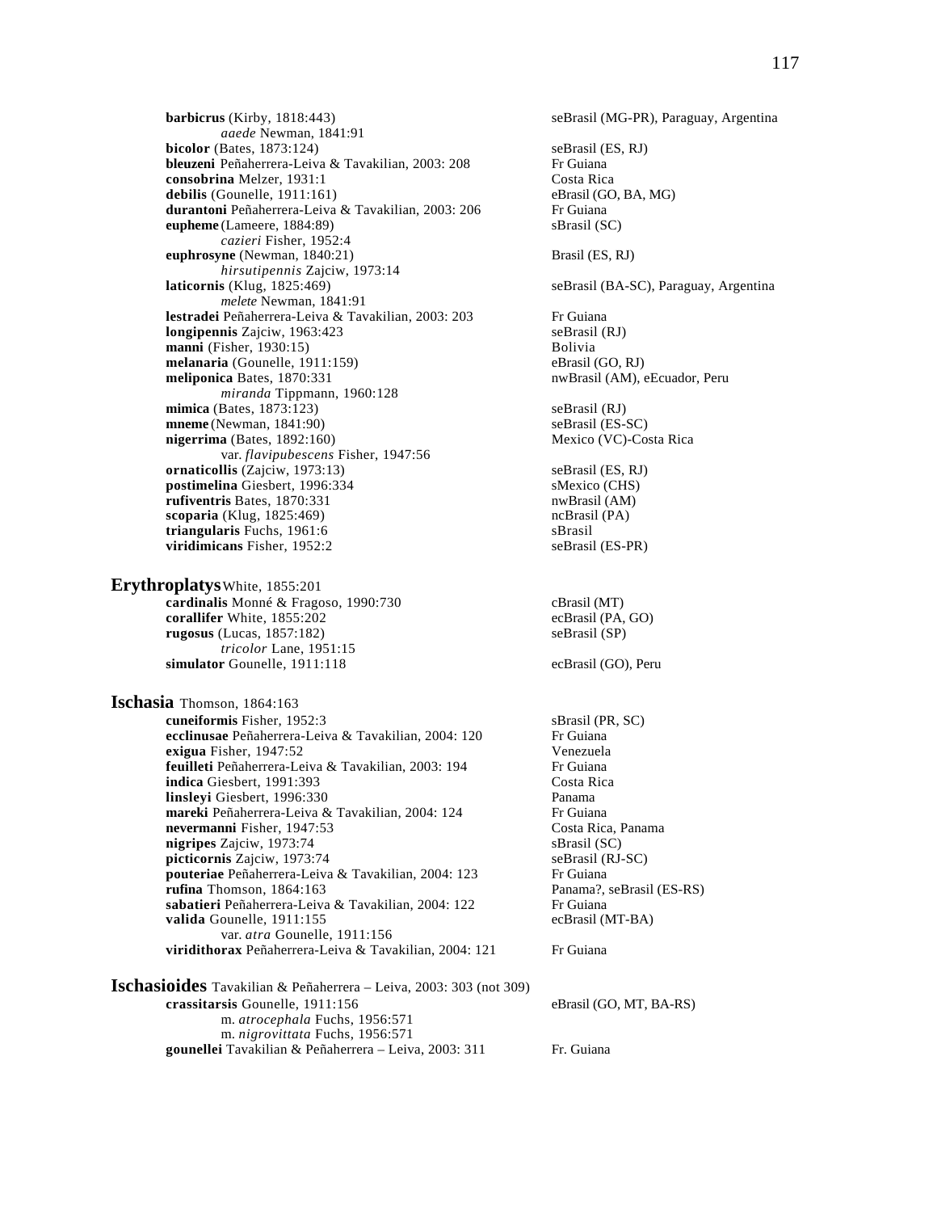**barbicrus** (Kirby, 1818:443) seBrasil (MG-PR), Paraguay, Argentina
*aaede* Newman, 1841:91
**bicolor** (Bates, 1873:124) seBrasil (ES, RJ)
**bleuzeni** Peñaherrera-Leiva & Tavakilian, 2003: 208 Fr Guiana
**consobrina** Melzer, 1931:1 Costa Rica
**debilis** (Gounelle, 1911:161) eBrasil (GO, BA, MG)
**durantoni** Peñaherrera-Leiva & Tavakilian, 2003: 206 Fr Guiana
**eupheme** (Lameere, 1884:89) sBrasil (SC)
*cazieri* Fisher, 1952:4
**euphrosyne** (Newman, 1840:21) Brasil (ES, RJ)
*hirsutipennis* Zajciw, 1973:14
**laticornis** (Klug, 1825:469) seBrasil (BA-SC), Paraguay, Argentina
*melete* Newman, 1841:91
**lestradei** Peñaherrera-Leiva & Tavakilian, 2003: 203 Fr Guiana
**longipennis** Zajciw, 1963:423 seBrasil (RJ)
**manni** (Fisher, 1930:15) Bolivia
**melanaria** (Gounelle, 1911:159) eBrasil (GO, RJ)
**meliponica** Bates, 1870:331 nwBrasil (AM), eEcuador, Peru
*miranda* Tippmann, 1960:128
**mimica** (Bates, 1873:123) seBrasil (RJ)
**mneme** (Newman, 1841:90) seBrasil (ES-SC)
**nigerrima** (Bates, 1892:160) Mexico (VC)-Costa Rica
var. *flavipubescens* Fisher, 1947:56
**ornaticollis** (Zajciw, 1973:13) seBrasil (ES, RJ)
**postimelina** Giesbert, 1996:334 sMexico (CHS)
**rufiventris** Bates, 1870:331 nwBrasil (AM)
**scoparia** (Klug, 1825:469) ncBrasil (PA)
**triangularis** Fuchs, 1961:6 sBrasil
**viridimicans** Fisher, 1952:2 seBrasil (ES-PR)

## **Erythroplatys** White, 1855:201

**cardinalis** Monné & Fragoso, 1990:730 cBrasil (MT)
**corallifer** White, 1855:202 ecBrasil (PA, GO)
**rugosus** (Lucas, 1857:182) seBrasil (SP)
*tricolor* Lane, 1951:15
**simulator** Gounelle, 1911:118 ecBrasil (GO), Peru

## **Ischasia** Thomson, 1864:163

**cuneiformis** Fisher, 1952:3 sBrasil (PR, SC)
**ecclinusae** Peñaherrera-Leiva & Tavakilian, 2004: 120 Fr Guiana
**exigua** Fisher, 1947:52 Venezuela
**feuilleti** Peñaherrera-Leiva & Tavakilian, 2003: 194 Fr Guiana
**indica** Giesbert, 1991:393 Costa Rica
**linsleyi** Giesbert, 1996:330 Panama
**mareki** Peñaherrera-Leiva & Tavakilian, 2004: 124 Fr Guiana
**nevermanni** Fisher, 1947:53 Costa Rica, Panama
**nigripes** Zajciw, 1973:74 sBrasil (SC)
**picticornis** Zajciw, 1973:74 seBrasil (RJ-SC)
**pouteriae** Peñaherrera-Leiva & Tavakilian, 2004: 123 Fr Guiana
**rufina** Thomson, 1864:163 Panama?, seBrasil (ES-RS)
**sabatieri** Peñaherrera-Leiva & Tavakilian, 2004: 122 Fr Guiana
**valida** Gounelle, 1911:155 ecBrasil (MT-BA)
var. *atra* Gounelle, 1911:156
**viridithorax** Peñaherrera-Leiva & Tavakilian, 2004: 121 Fr Guiana

## **Ischasioides** Tavakilian & Peñaherrera – Leiva, 2003: 303 (not 309)

**crassitarsis** Gounelle, 1911:156 eBrasil (GO, MT, BA-RS)
m. *atrocephala* Fuchs, 1956:571
m. *nigrovittata* Fuchs, 1956:571
**gounellei** Tavakilian & Peñaherrera – Leiva, 2003: 311 Fr. Guiana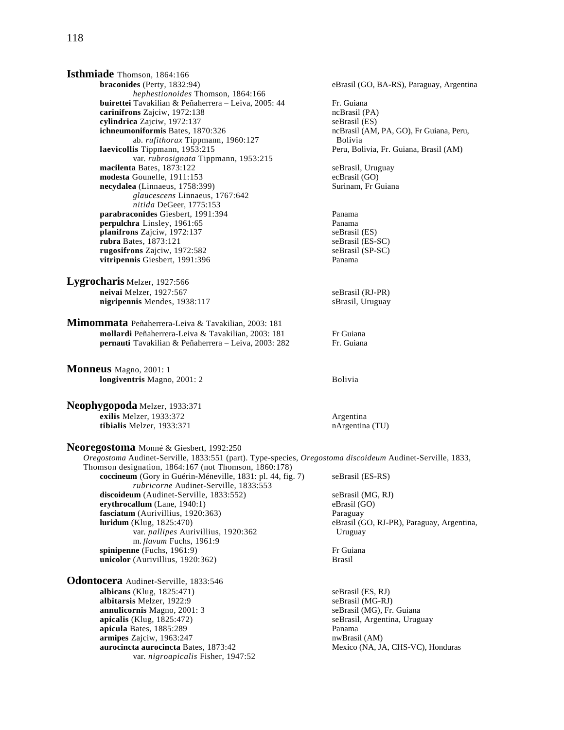**Isthmiade** Thomson, 1864:166

| | |
|---|---|
| **braconides** (Perty, 1832:94) | eBrasil (GO, BA-RS), Paraguay, Argentina |
| *hephestionoides* Thomson, 1864:166 | |
| **buirettei** Tavakilian & Peñaherrera – Leiva, 2005: 44 | Fr. Guiana |
| **carinifrons** Zajciw, 1972:138 | ncBrasil (PA) |
| **cylindrica** Zajciw, 1972:137 | seBrasil (ES) |
| **ichneumoniformis** Bates, 1870:326 | ncBrasil (AM, PA, GO), Fr Guiana, Peru, Bolivia |
| ab. *rufithorax* Tippmann, 1960:127 | |
| **laevicollis** Tippmann, 1953:215 | Peru, Bolivia, Fr. Guiana, Brasil (AM) |
| var. *rubrosignata* Tippmann, 1953:215 | |
| **macilenta** Bates, 1873:122 | seBrasil, Uruguay |
| **modesta** Gounelle, 1911:153 | ecBrasil (GO) |
| **necydalea** (Linnaeus, 1758:399) | Surinam, Fr Guiana |
| *glaucescens* Linnaeus, 1767:642 | |
| *nitida* DeGeer, 1775:153 | |
| **parabraconides** Giesbert, 1991:394 | Panama |
| **perpulchra** Linsley, 1961:65 | Panama |
| **planifrons** Zajciw, 1972:137 | seBrasil (ES) |
| **rubra** Bates, 1873:121 | seBrasil (ES-SC) |
| **rugosifrons** Zajciw, 1972:582 | seBrasil (SP-SC) |
| **vitripennis** Giesbert, 1991:396 | Panama |

**Lygrocharis** Melzer, 1927:566

| | |
|---|---|
| **neivai** Melzer, 1927:567 | seBrasil (RJ-PR) |
| **nigripennis** Mendes, 1938:117 | sBrasil, Uruguay |

**Mimommata** Peñaherrera-Leiva & Tavakilian, 2003: 181

| | |
|---|---|
| **mollardi** Peñaherrera-Leiva & Tavakilian, 2003: 181 | Fr Guiana |
| **pernauti** Tavakilian & Peñaherrera – Leiva, 2003: 282 | Fr. Guiana |

**Monneus** Magno, 2001: 1

| | |
|---|---|
| **longiventris** Magno, 2001: 2 | Bolivia |

**Neophygopoda** Melzer, 1933:371

| | |
|---|---|
| **exilis** Melzer, 1933:372 | Argentina |
| **tibialis** Melzer, 1933:371 | nArgentina (TU) |

**Neoregostoma** Monné & Giesbert, 1992:250

*Oregostoma* Audinet-Serville, 1833:551 (part). Type-species, *Oregostoma discoideum* Audinet-Serville, 1833, Thomson designation, 1864:167 (not Thomson, 1860:178)

| | |
|---|---|
| **coccineum** (Gory in Guérin-Méneville, 1831: pl. 44, fig. 7) | seBrasil (ES-RS) |
| *rubricorne* Audinet-Serville, 1833:553 | |
| **discoideum** (Audinet-Serville, 1833:552) | seBrasil (MG, RJ) |
| **erythrocallum** (Lane, 1940:1) | eBrasil (GO) |
| **fasciatum** (Aurivillius, 1920:363) | Paraguay |
| **luridum** (Klug, 1825:470) | eBrasil (GO, RJ-PR), Paraguay, Argentina, Uruguay |
| var. *pallipes* Aurivillius, 1920:362 | |
| m. *flavum* Fuchs, 1961:9 | |
| **spinipenne** (Fuchs, 1961:9) | Fr Guiana |
| **unicolor** (Aurivillius, 1920:362) | Brasil |

**Odontocera** Audinet-Serville, 1833:546

| | |
|---|---|
| **albicans** (Klug, 1825:471) | seBrasil (ES, RJ) |
| **albitarsis** Melzer, 1922:9 | seBrasil (MG-RJ) |
| **annulicornis** Magno, 2001: 3 | seBrasil (MG), Fr. Guiana |
| **apicalis** (Klug, 1825:472) | seBrasil, Argentina, Uruguay |
| **apicula** Bates, 1885:289 | Panama |
| **armipes** Zajciw, 1963:247 | nwBrasil (AM) |
| **aurocincta aurocincta** Bates, 1873:42 | Mexico (NA, JA, CHS-VC), Honduras |
| var. *nigroapicalis* Fisher, 1947:52 | |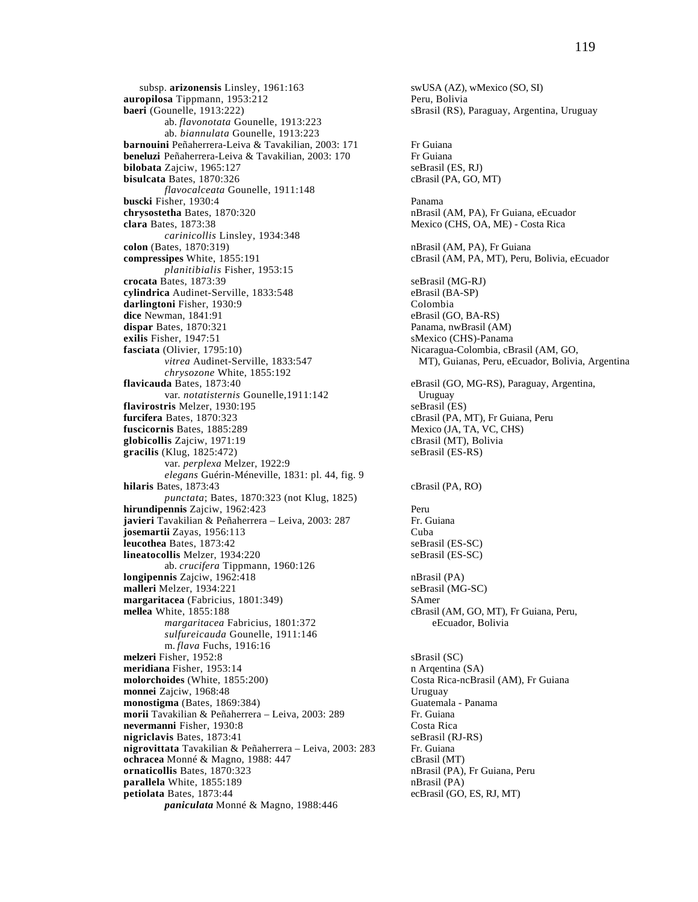subsp. **arizonensis** Linsley, 1961:163 — swUSA (AZ), wMexico (SO, SI)

**auropilosa** Tippmann, 1953:212 — Peru, Bolivia

**baeri** (Gounelle, 1913:222) — sBrasil (RS), Paraguay, Argentina, Uruguay

ab. *flavonotata* Gounelle, 1913:223

ab. *biannulata* Gounelle, 1913:223

**barnouini** Peñaherrera-Leiva & Tavakilian, 2003: 171 — Fr Guiana

**beneluzi** Peñaherrera-Leiva & Tavakilian, 2003: 170 — Fr Guiana

**bilobata** Zajciw, 1965:127 — seBrasil (ES, RJ)

**bisulcata** Bates, 1870:326 — cBrasil (PA, GO, MT)

*flavocalceata* Gounelle, 1911:148

**buscki** Fisher, 1930:4 — Panama

**chrysostetha** Bates, 1870:320 — nBrasil (AM, PA), Fr Guiana, eEcuador

**clara** Bates, 1873:38 — Mexico (CHS, OA, ME) - Costa Rica

*carinicollis* Linsley, 1934:348

**colon** (Bates, 1870:319) — nBrasil (AM, PA), Fr Guiana

**compressipes** White, 1855:191 — cBrasil (AM, PA, MT), Peru, Bolivia, eEcuador

*planitibialis* Fisher, 1953:15

**crocata** Bates, 1873:39 — seBrasil (MG-RJ)

**cylindrica** Audinet-Serville, 1833:548 — eBrasil (BA-SP)

**darlingtoni** Fisher, 1930:9 — Colombia

**dice** Newman, 1841:91 — eBrasil (GO, BA-RS)

**dispar** Bates, 1870:321 — Panama, nwBrasil (AM)

**exilis** Fisher, 1947:51 — sMexico (CHS)-Panama

**fasciata** (Olivier, 1795:10) — Nicaragua-Colombia, cBrasil (AM, GO, MT), Guianas, Peru, eEcuador, Bolivia, Argentina

*vitrea* Audinet-Serville, 1833:547

*chrysozone* White, 1855:192

**flavicauda** Bates, 1873:40 — eBrasil (GO, MG-RS), Paraguay, Argentina, Uruguay

var. *notatisternis* Gounelle,1911:142

**flavirostris** Melzer, 1930:195 — seBrasil (ES)

**furcifera** Bates, 1870:323 — cBrasil (PA, MT), Fr Guiana, Peru

**fuscicornis** Bates, 1885:289 — Mexico (JA, TA, VC, CHS)

**globicollis** Zajciw, 1971:19 — cBrasil (MT), Bolivia

**gracilis** (Klug, 1825:472) — seBrasil (ES-RS)

var. *perplexa* Melzer, 1922:9

*elegans* Guérin-Méneville, 1831: pl. 44, fig. 9

**hilaris** Bates, 1873:43 — cBrasil (PA, RO)

*punctata*; Bates, 1870:323 (not Klug, 1825)

**hirundipennis** Zajciw, 1962:423 — Peru

**javieri** Tavakilian & Peñaherrera – Leiva, 2003: 287 — Fr. Guiana

**josemartii** Zayas, 1956:113 — Cuba

**leucothea** Bates, 1873:42 — seBrasil (ES-SC)

**lineatocollis** Melzer, 1934:220 — seBrasil (ES-SC)

ab. *crucifera* Tippmann, 1960:126

**longipennis** Zajciw, 1962:418 — nBrasil (PA)

**malleri** Melzer, 1934:221 — seBrasil (MG-SC)

**margaritacea** (Fabricius, 1801:349) — SAmer

**mellea** White, 1855:188 — cBrasil (AM, GO, MT), Fr Guiana, Peru, eEcuador, Bolivia

*margaritacea* Fabricius, 1801:372

*sulfureicauda* Gounelle, 1911:146

m. *flava* Fuchs, 1916:16

**melzeri** Fisher, 1952:8 — sBrasil (SC)

**meridiana** Fisher, 1953:14 — n Arqentina (SA)

**molorchoides** (White, 1855:200) — Costa Rica-ncBrasil (AM), Fr Guiana

**monnei** Zajciw, 1968:48 — Uruguay

**monostigma** (Bates, 1869:384) — Guatemala - Panama

**morii** Tavakilian & Peñaherrera – Leiva, 2003: 289 — Fr. Guiana

**nevermanni** Fisher, 1930:8 — Costa Rica

**nigriclavis** Bates, 1873:41 — seBrasil (RJ-RS)

**nigrovittata** Tavakilian & Peñaherrera – Leiva, 2003: 283 — Fr. Guiana

**ochracea** Monné & Magno, 1988: 447 — cBrasil (MT)

**ornaticollis** Bates, 1870:323 — nBrasil (PA), Fr Guiana, Peru

**parallela** White, 1855:189 — nBrasil (PA)

**petiolata** Bates, 1873:44 — ecBrasil (GO, ES, RJ, MT)

***paniculata*** Monné & Magno, 1988:446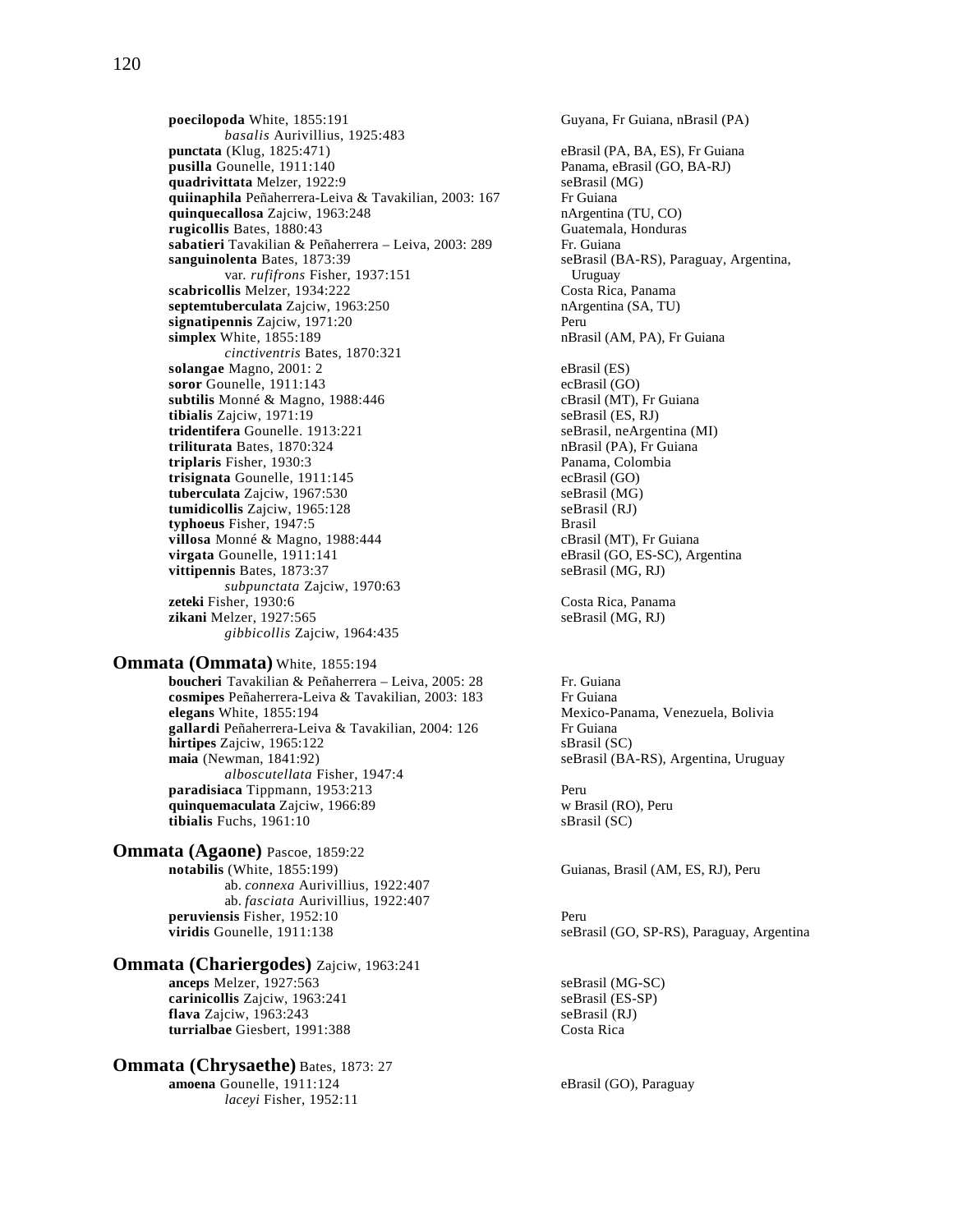**poecilopoda** White, 1855:191 — Guyana, Fr Guiana, nBrasil (PA)
*basalis* Aurivillius, 1925:483
**punctata** (Klug, 1825:471) — eBrasil (PA, BA, ES), Fr Guiana
**pusilla** Gounelle, 1911:140 — Panama, eBrasil (GO, BA-RJ)
**quadrivittata** Melzer, 1922:9 — seBrasil (MG)
**quiinaphila** Peñaherrera-Leiva & Tavakilian, 2003: 167 — Fr Guiana
**quinquecallosa** Zajciw, 1963:248 — nArgentina (TU, CO)
**rugicollis** Bates, 1880:43 — Guatemala, Honduras
**sabatieri** Tavakilian & Peñaherrera – Leiva, 2003: 289 — Fr. Guiana
**sanguinolenta** Bates, 1873:39 — seBrasil (BA-RS), Paraguay, Argentina, Uruguay
var. *rufifrons* Fisher, 1937:151
**scabricollis** Melzer, 1934:222 — Costa Rica, Panama
**septemtuberculata** Zajciw, 1963:250 — nArgentina (SA, TU)
**signatipennis** Zajciw, 1971:20 — Peru
**simplex** White, 1855:189 — nBrasil (AM, PA), Fr Guiana
*cinctiventris* Bates, 1870:321
**solangae** Magno, 2001: 2 — eBrasil (ES)
**soror** Gounelle, 1911:143 — ecBrasil (GO)
**subtilis** Monné & Magno, 1988:446 — cBrasil (MT), Fr Guiana
**tibialis** Zajciw, 1971:19 — seBrasil (ES, RJ)
**tridentifera** Gounelle. 1913:221 — seBrasil, neArgentina (MI)
**triliturata** Bates, 1870:324 — nBrasil (PA), Fr Guiana
**triplaris** Fisher, 1930:3 — Panama, Colombia
**trisignata** Gounelle, 1911:145 — ecBrasil (GO)
**tuberculata** Zajciw, 1967:530 — seBrasil (MG)
**tumidicollis** Zajciw, 1965:128 — seBrasil (RJ)
**typhoeus** Fisher, 1947:5 — Brasil
**villosa** Monné & Magno, 1988:444 — cBrasil (MT), Fr Guiana
**virgata** Gounelle, 1911:141 — eBrasil (GO, ES-SC), Argentina
**vittipennis** Bates, 1873:37 — seBrasil (MG, RJ)
*subpunctata* Zajciw, 1970:63
**zeteki** Fisher, 1930:6 — Costa Rica, Panama
**zikani** Melzer, 1927:565 — seBrasil (MG, RJ)
*gibbicollis* Zajciw, 1964:435

## Ommata (Ommata) White, 1855:194

**boucheri** Tavakilian & Peñaherrera – Leiva, 2005: 28 — Fr. Guiana
**cosmipes** Peñaherrera-Leiva & Tavakilian, 2003: 183 — Fr Guiana
**elegans** White, 1855:194 — Mexico-Panama, Venezuela, Bolivia
**gallardi** Peñaherrera-Leiva & Tavakilian, 2004: 126 — Fr Guiana
**hirtipes** Zajciw, 1965:122 — sBrasil (SC)
**maia** (Newman, 1841:92) — seBrasil (BA-RS), Argentina, Uruguay
*alboscutellata* Fisher, 1947:4
**paradisiaca** Tippmann, 1953:213 — Peru
**quinquemaculata** Zajciw, 1966:89 — w Brasil (RO), Peru
**tibialis** Fuchs, 1961:10 — sBrasil (SC)

## Ommata (Agaone) Pascoe, 1859:22

**notabilis** (White, 1855:199) — Guianas, Brasil (AM, ES, RJ), Peru
ab. *connexa* Aurivillius, 1922:407
ab. *fasciata* Aurivillius, 1922:407
**peruviensis** Fisher, 1952:10 — Peru
**viridis** Gounelle, 1911:138 — seBrasil (GO, SP-RS), Paraguay, Argentina

## Ommata (Chariergodes) Zajciw, 1963:241

**anceps** Melzer, 1927:563 — seBrasil (MG-SC)
**carinicollis** Zajciw, 1963:241 — seBrasil (ES-SP)
**flava** Zajciw, 1963:243 — seBrasil (RJ)
**turrialbae** Giesbert, 1991:388 — Costa Rica

## Ommata (Chrysaethe) Bates, 1873: 27

**amoena** Gounelle, 1911:124 — eBrasil (GO), Paraguay
*laceyi* Fisher, 1952:11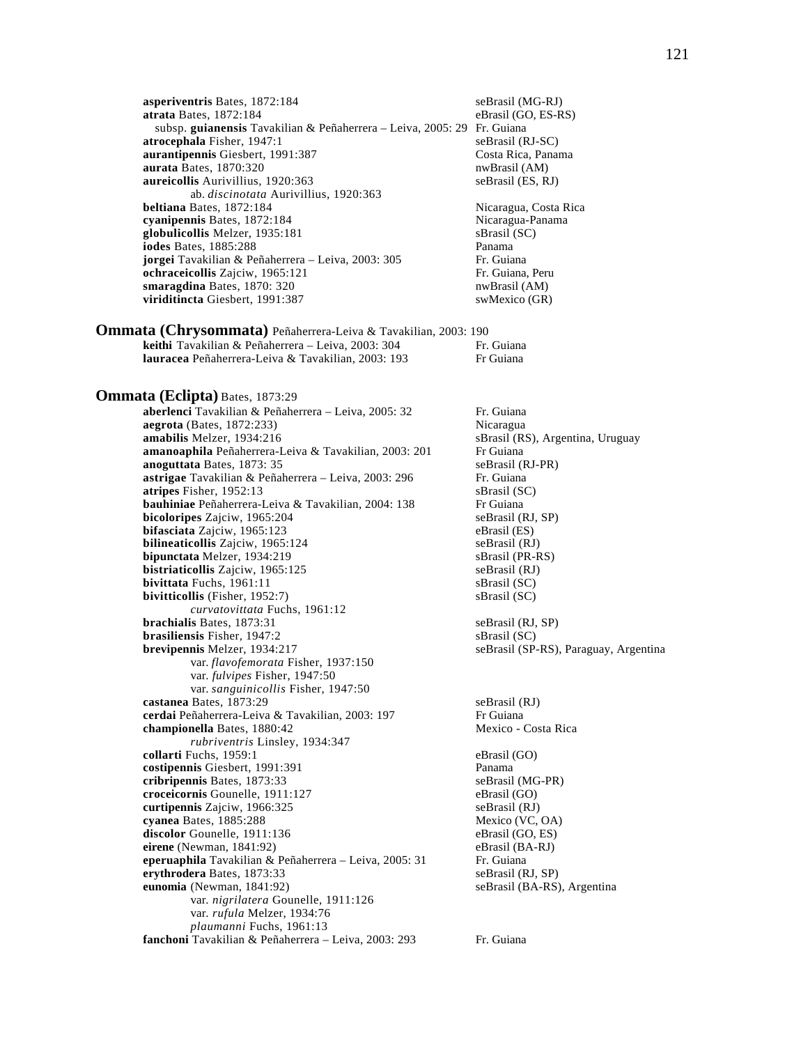**asperiventris** Bates, 1872:184 seBrasil (MG-RJ)
**atrata** Bates, 1872:184 eBrasil (GO, ES-RS)
subsp. **guianensis** Tavakilian & Peñaherrera – Leiva, 2005: 29 Fr. Guiana
**atrocephala** Fisher, 1947:1 seBrasil (RJ-SC)
**aurantipennis** Giesbert, 1991:387 Costa Rica, Panama
**aurata** Bates, 1870:320 nwBrasil (AM)
**aureicollis** Aurivillius, 1920:363 seBrasil (ES, RJ)
ab. *discinotata* Aurivillius, 1920:363
**beltiana** Bates, 1872:184 Nicaragua, Costa Rica
**cyanipennis** Bates, 1872:184 Nicaragua-Panama
**globulicollis** Melzer, 1935:181 sBrasil (SC)
**iodes** Bates, 1885:288 Panama
**jorgei** Tavakilian & Peñaherrera – Leiva, 2003: 305 Fr. Guiana
**ochraceicollis** Zajciw, 1965:121 Fr. Guiana, Peru
**smaragdina** Bates, 1870: 320 nwBrasil (AM)
**viriditincta** Giesbert, 1991:387 swMexico (GR)

## Ommata (Chrysommata) Peñaherrera-Leiva & Tavakilian, 2003: 190

**keithi** Tavakilian & Peñaherrera – Leiva, 2003: 304 Fr. Guiana
**lauracea** Peñaherrera-Leiva & Tavakilian, 2003: 193 Fr Guiana

## Ommata (Eclipta) Bates, 1873:29

**aberlenci** Tavakilian & Peñaherrera – Leiva, 2005: 32 Fr. Guiana
**aegrota** (Bates, 1872:233) Nicaragua
**amabilis** Melzer, 1934:216 sBrasil (RS), Argentina, Uruguay
**amanoaphila** Peñaherrera-Leiva & Tavakilian, 2003: 201 Fr Guiana
**anoguttata** Bates, 1873: 35 seBrasil (RJ-PR)
**astrigae** Tavakilian & Peñaherrera – Leiva, 2003: 296 Fr. Guiana
**atripes** Fisher, 1952:13 sBrasil (SC)
**bauhiniae** Peñaherrera-Leiva & Tavakilian, 2004: 138 Fr Guiana
**bicoloripes** Zajciw, 1965:204 seBrasil (RJ, SP)
**bifasciata** Zajciw, 1965:123 eBrasil (ES)
**bilineaticollis** Zajciw, 1965:124 seBrasil (RJ)
**bipunctata** Melzer, 1934:219 sBrasil (PR-RS)
**bistriaticollis** Zajciw, 1965:125 seBrasil (RJ)
**bivittata** Fuchs, 1961:11 sBrasil (SC)
**bivitticollis** (Fisher, 1952:7) sBrasil (SC)
*curvatovittata* Fuchs, 1961:12
**brachialis** Bates, 1873:31 seBrasil (RJ, SP)
**brasiliensis** Fisher, 1947:2 sBrasil (SC)
**brevipennis** Melzer, 1934:217 seBrasil (SP-RS), Paraguay, Argentina
var. *flavofemorata* Fisher, 1937:150
var. *fulvipes* Fisher, 1947:50
var. *sanguinicollis* Fisher, 1947:50
**castanea** Bates, 1873:29 seBrasil (RJ)
**cerdai** Peñaherrera-Leiva & Tavakilian, 2003: 197 Fr Guiana
**championella** Bates, 1880:42 Mexico - Costa Rica
*rubriventris* Linsley, 1934:347
**collarti** Fuchs, 1959:1 eBrasil (GO)
**costipennis** Giesbert, 1991:391 Panama
**cribripennis** Bates, 1873:33 seBrasil (MG-PR)
**croceicornis** Gounelle, 1911:127 eBrasil (GO)
**curtipennis** Zajciw, 1966:325 seBrasil (RJ)
**cyanea** Bates, 1885:288 Mexico (VC, OA)
**discolor** Gounelle, 1911:136 eBrasil (GO, ES)
**eirene** (Newman, 1841:92) eBrasil (BA-RJ)
**eperuaphila** Tavakilian & Peñaherrera – Leiva, 2005: 31 Fr. Guiana
**erythrodera** Bates, 1873:33 seBrasil (RJ, SP)
**eunomia** (Newman, 1841:92) seBrasil (BA-RS), Argentina
var. *nigrilatera* Gounelle, 1911:126
var. *rufula* Melzer, 1934:76
*plaumanni* Fuchs, 1961:13
**fanchoni** Tavakilian & Peñaherrera – Leiva, 2003: 293 Fr. Guiana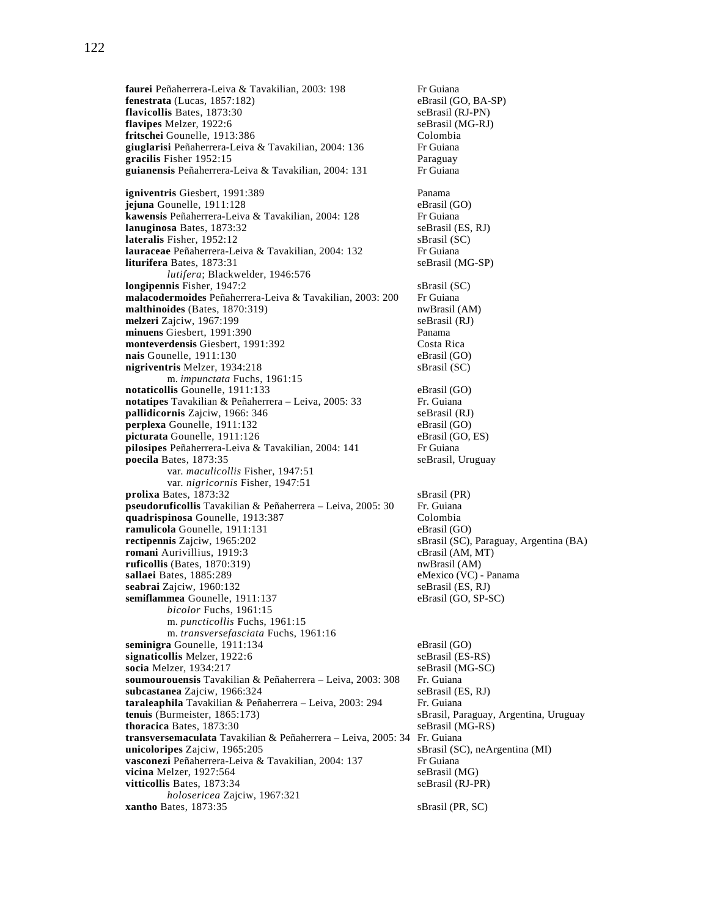**faurei** Peñaherrera-Leiva & Tavakilian, 2003: 198 Fr Guiana
**fenestrata** (Lucas, 1857:182) eBrasil (GO, BA-SP)
**flavicollis** Bates, 1873:30 seBrasil (RJ-PN)
**flavipes** Melzer, 1922:6 seBrasil (MG-RJ)
**fritschei** Gounelle, 1913:386 Colombia
**giuglarisi** Peñaherrera-Leiva & Tavakilian, 2004: 136 Fr Guiana
**gracilis** Fisher 1952:15 Paraguay
**guianensis** Peñaherrera-Leiva & Tavakilian, 2004: 131 Fr Guiana

**igniventris** Giesbert, 1991:389 Panama
**jejuna** Gounelle, 1911:128 eBrasil (GO)
**kawensis** Peñaherrera-Leiva & Tavakilian, 2004: 128 Fr Guiana
**lanuginosa** Bates, 1873:32 seBrasil (ES, RJ)
**lateralis** Fisher, 1952:12 sBrasil (SC)
**lauraceae** Peñaherrera-Leiva & Tavakilian, 2004: 132 Fr Guiana
**liturifera** Bates, 1873:31 seBrasil (MG-SP)
  *lutifera*; Blackwelder, 1946:576
**longipennis** Fisher, 1947:2 sBrasil (SC)
**malacodermoides** Peñaherrera-Leiva & Tavakilian, 2003: 200 Fr Guiana
**malthinoides** (Bates, 1870:319) nwBrasil (AM)
**melzeri** Zajciw, 1967:199 seBrasil (RJ)
**minuens** Giesbert, 1991:390 Panama
**monteverdensis** Giesbert, 1991:392 Costa Rica
**nais** Gounelle, 1911:130 eBrasil (GO)
**nigriventris** Melzer, 1934:218 sBrasil (SC)
  m. *impunctata* Fuchs, 1961:15
**notaticollis** Gounelle, 1911:133 eBrasil (GO)
**notatipes** Tavakilian & Peñaherrera – Leiva, 2005: 33 Fr. Guiana
**pallidicornis** Zajciw, 1966: 346 seBrasil (RJ)
**perplexa** Gounelle, 1911:132 eBrasil (GO)
**picturata** Gounelle, 1911:126 eBrasil (GO, ES)
**pilosipes** Peñaherrera-Leiva & Tavakilian, 2004: 141 Fr Guiana
**poecila** Bates, 1873:35 seBrasil, Uruguay
  var. *maculicollis* Fisher, 1947:51
  var. *nigricornis* Fisher, 1947:51
**prolixa** Bates, 1873:32 sBrasil (PR)
**pseudoruficollis** Tavakilian & Peñaherrera – Leiva, 2005: 30 Fr. Guiana
**quadrispinosa** Gounelle, 1913:387 Colombia
**ramulicola** Gounelle, 1911:131 eBrasil (GO)
**rectipennis** Zajciw, 1965:202 sBrasil (SC), Paraguay, Argentina (BA)
**romani** Aurivillius, 1919:3 cBrasil (AM, MT)
**ruficollis** (Bates, 1870:319) nwBrasil (AM)
**sallaei** Bates, 1885:289 eMexico (VC) - Panama
**seabrai** Zajciw, 1960:132 seBrasil (ES, RJ)
**semiflammea** Gounelle, 1911:137 eBrasil (GO, SP-SC)
  *bicolor* Fuchs, 1961:15
  m. *puncticollis* Fuchs, 1961:15
  m. *transversefasciata* Fuchs, 1961:16
**seminigra** Gounelle, 1911:134 eBrasil (GO)
**signaticollis** Melzer, 1922:6 seBrasil (ES-RS)
**socia** Melzer, 1934:217 seBrasil (MG-SC)
**soumourouensis** Tavakilian & Peñaherrera – Leiva, 2003: 308 Fr. Guiana
**subcastanea** Zajciw, 1966:324 seBrasil (ES, RJ)
**taraleaphila** Tavakilian & Peñaherrera – Leiva, 2003: 294 Fr. Guiana
**tenuis** (Burmeister, 1865:173) sBrasil, Paraguay, Argentina, Uruguay
**thoracica** Bates, 1873:30 seBrasil (MG-RS)
**transversemaculata** Tavakilian & Peñaherrera – Leiva, 2005: 34 Fr. Guiana
**unicoloripes** Zajciw, 1965:205 sBrasil (SC), neArgentina (MI)
**vasconezi** Peñaherrera-Leiva & Tavakilian, 2004: 137 Fr Guiana
**vicina** Melzer, 1927:564 seBrasil (MG)
**vitticollis** Bates, 1873:34 seBrasil (RJ-PR)
  *holosericea* Zajciw, 1967:321
**xantho** Bates, 1873:35 sBrasil (PR, SC)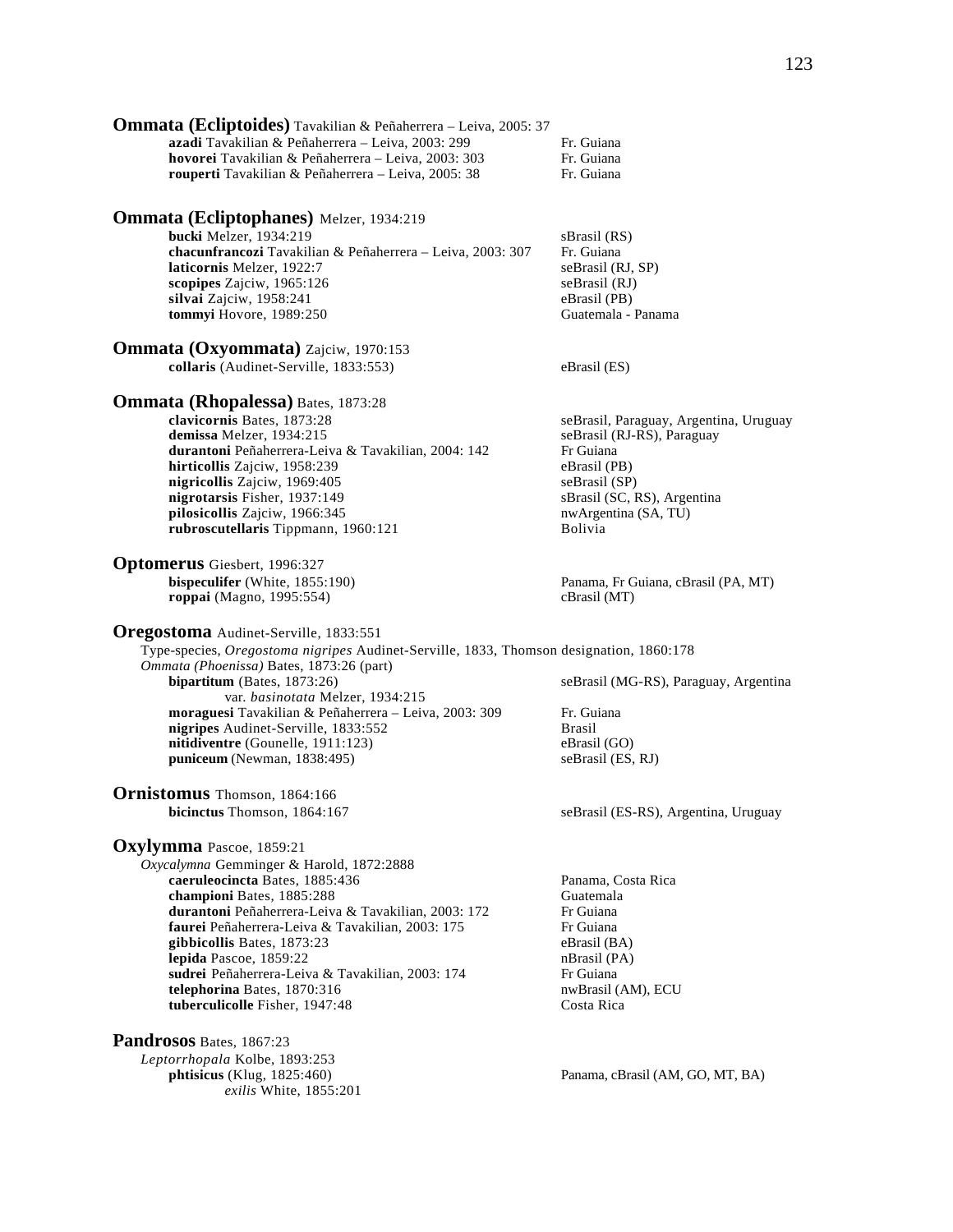## Ommata (Ecliptoides) Tavakilian & Peñaherrera – Leiva, 2005: 37

**azadi** Tavakilian & Peñaherrera – Leiva, 2003: 299 — Fr. Guiana
**hovorei** Tavakilian & Peñaherrera – Leiva, 2003: 303 — Fr. Guiana
**rouperti** Tavakilian & Peñaherrera – Leiva, 2005: 38 — Fr. Guiana

## Ommata (Ecliptophanes) Melzer, 1934:219

**bucki** Melzer, 1934:219 — sBrasil (RS)
**chacunfrancozi** Tavakilian & Peñaherrera – Leiva, 2003: 307 — Fr. Guiana
**laticornis** Melzer, 1922:7 — seBrasil (RJ, SP)
**scopipes** Zajciw, 1965:126 — seBrasil (RJ)
**silvai** Zajciw, 1958:241 — eBrasil (PB)
**tommyi** Hovore, 1989:250 — Guatemala - Panama

## Ommata (Oxyommata) Zajciw, 1970:153

**collaris** (Audinet-Serville, 1833:553) — eBrasil (ES)

## Ommata (Rhopalessa) Bates, 1873:28

**clavicornis** Bates, 1873:28 — seBrasil, Paraguay, Argentina, Uruguay
**demissa** Melzer, 1934:215 — seBrasil (RJ-RS), Paraguay
**durantoni** Peñaherrera-Leiva & Tavakilian, 2004: 142 — Fr Guiana
**hirticollis** Zajciw, 1958:239 — eBrasil (PB)
**nigricollis** Zajciw, 1969:405 — seBrasil (SP)
**nigrotarsis** Fisher, 1937:149 — sBrasil (SC, RS), Argentina
**pilosicollis** Zajciw, 1966:345 — nwArgentina (SA, TU)
**rubroscutellaris** Tippmann, 1960:121 — Bolivia

## Optomerus Giesbert, 1996:327

**bispeculifer** (White, 1855:190) — Panama, Fr Guiana, cBrasil (PA, MT)
**roppai** (Magno, 1995:554) — cBrasil (MT)

## Oregostoma Audinet-Serville, 1833:551

Type-species, *Oregostoma nigripes* Audinet-Serville, 1833, Thomson designation, 1860:178
*Ommata (Phoenissa)* Bates, 1873:26 (part)

**bipartitum** (Bates, 1873:26) — seBrasil (MG-RS), Paraguay, Argentina
var. *basinotata* Melzer, 1934:215
**moraguesi** Tavakilian & Peñaherrera – Leiva, 2003: 309 — Fr. Guiana
**nigripes** Audinet-Serville, 1833:552 — Brasil
**nitidiventre** (Gounelle, 1911:123) — eBrasil (GO)
**puniceum** (Newman, 1838:495) — seBrasil (ES, RJ)

## Ornistomus Thomson, 1864:166

**bicinctus** Thomson, 1864:167 — seBrasil (ES-RS), Argentina, Uruguay

## Oxylymma Pascoe, 1859:21

*Oxycalymna* Gemminger & Harold, 1872:2888

**caeruleocincta** Bates, 1885:436 — Panama, Costa Rica
**championi** Bates, 1885:288 — Guatemala
**durantoni** Peñaherrera-Leiva & Tavakilian, 2003: 172 — Fr Guiana
**faurei** Peñaherrera-Leiva & Tavakilian, 2003: 175 — Fr Guiana
**gibbicollis** Bates, 1873:23 — eBrasil (BA)
**lepida** Pascoe, 1859:22 — nBrasil (PA)
**sudrei** Peñaherrera-Leiva & Tavakilian, 2003: 174 — Fr Guiana
**telephorina** Bates, 1870:316 — nwBrasil (AM), ECU
**tuberculicolle** Fisher, 1947:48 — Costa Rica

## Pandrosos Bates, 1867:23

*Leptorrhopala* Kolbe, 1893:253

**phtisicus** (Klug, 1825:460) — Panama, cBrasil (AM, GO, MT, BA)
*exilis* White, 1855:201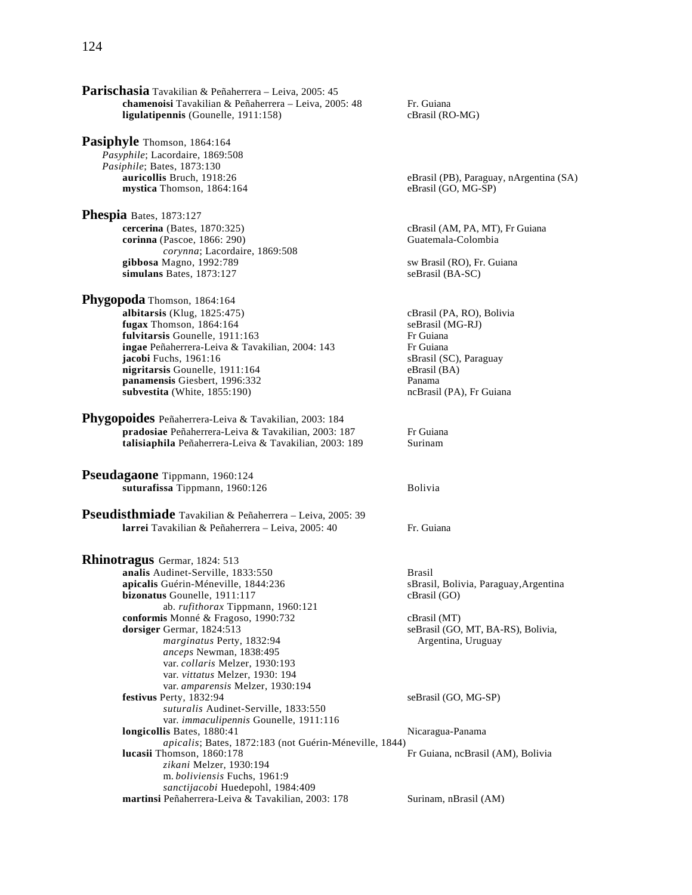**Parischasia** Tavakilian & Peñaherrera – Leiva, 2005: 45

- **chamenoisi** Tavakilian & Peñaherrera – Leiva, 2005: 48 — Fr. Guiana
- **ligulatipennis** (Gounelle, 1911:158) — cBrasil (RO-MG)

**Pasiphyle** Thomson, 1864:164

*Pasyphile*; Lacordaire, 1869:508
*Pasiphile*; Bates, 1873:130

- **auricollis** Bruch, 1918:26 — eBrasil (PB), Paraguay, nArgentina (SA)
- **mystica** Thomson, 1864:164 — eBrasil (GO, MG-SP)

**Phespia** Bates, 1873:127

- **cercerina** (Bates, 1870:325) — cBrasil (AM, PA, MT), Fr Guiana
- **corinna** (Pascoe, 1866: 290) — Guatemala-Colombia
  - *corynna*; Lacordaire, 1869:508
- **gibbosa** Magno, 1992:789 — sw Brasil (RO), Fr. Guiana
- **simulans** Bates, 1873:127 — seBrasil (BA-SC)

**Phygopoda** Thomson, 1864:164

- **albitarsis** (Klug, 1825:475) — cBrasil (PA, RO), Bolivia
- **fugax** Thomson, 1864:164 — seBrasil (MG-RJ)
- **fulvitarsis** Gounelle, 1911:163 — Fr Guiana
- **ingae** Peñaherrera-Leiva & Tavakilian, 2004: 143 — Fr Guiana
- **jacobi** Fuchs, 1961:16 — sBrasil (SC), Paraguay
- **nigritarsis** Gounelle, 1911:164 — eBrasil (BA)
- **panamensis** Giesbert, 1996:332 — Panama
- **subvestita** (White, 1855:190) — ncBrasil (PA), Fr Guiana

**Phygopoides** Peñaherrera-Leiva & Tavakilian, 2003: 184

- **pradosiae** Peñaherrera-Leiva & Tavakilian, 2003: 187 — Fr Guiana
- **talisiaphila** Peñaherrera-Leiva & Tavakilian, 2003: 189 — Surinam

**Pseudagaone** Tippmann, 1960:124

- **suturafissa** Tippmann, 1960:126 — Bolivia

**Pseudisthmiade** Tavakilian & Peñaherrera – Leiva, 2005: 39

- **larrei** Tavakilian & Peñaherrera – Leiva, 2005: 40 — Fr. Guiana

**Rhinotragus** Germar, 1824: 513

- **analis** Audinet-Serville, 1833:550 — Brasil
- **apicalis** Guérin-Méneville, 1844:236 — sBrasil, Bolivia, Paraguay,Argentina
- **bizonatus** Gounelle, 1911:117 — cBrasil (GO)
  - ab. *rufithorax* Tippmann, 1960:121
- **conformis** Monné & Fragoso, 1990:732 — cBrasil (MT)
- **dorsiger** Germar, 1824:513 — seBrasil (GO, MT, BA-RS), Bolivia, Argentina, Uruguay
  - *marginatus* Perty, 1832:94
  - *anceps* Newman, 1838:495
  - var. *collaris* Melzer, 1930:193
  - var. *vittatus* Melzer, 1930: 194
  - var. *amparensis* Melzer, 1930:194
- **festivus** Perty, 1832:94 — seBrasil (GO, MG-SP)
  - *suturalis* Audinet-Serville, 1833:550
  - var. *immaculipennis* Gounelle, 1911:116
- **longicollis** Bates, 1880:41 — Nicaragua-Panama
  - *apicalis*; Bates, 1872:183 (not Guérin-Méneville, 1844)
- **lucasii** Thomson, 1860:178 — Fr Guiana, ncBrasil (AM), Bolivia
  - *zikani* Melzer, 1930:194
  - m. *boliviensis* Fuchs, 1961:9
  - *sanctijacobi* Huedepohl, 1984:409
- **martinsi** Peñaherrera-Leiva & Tavakilian, 2003: 178 — Surinam, nBrasil (AM)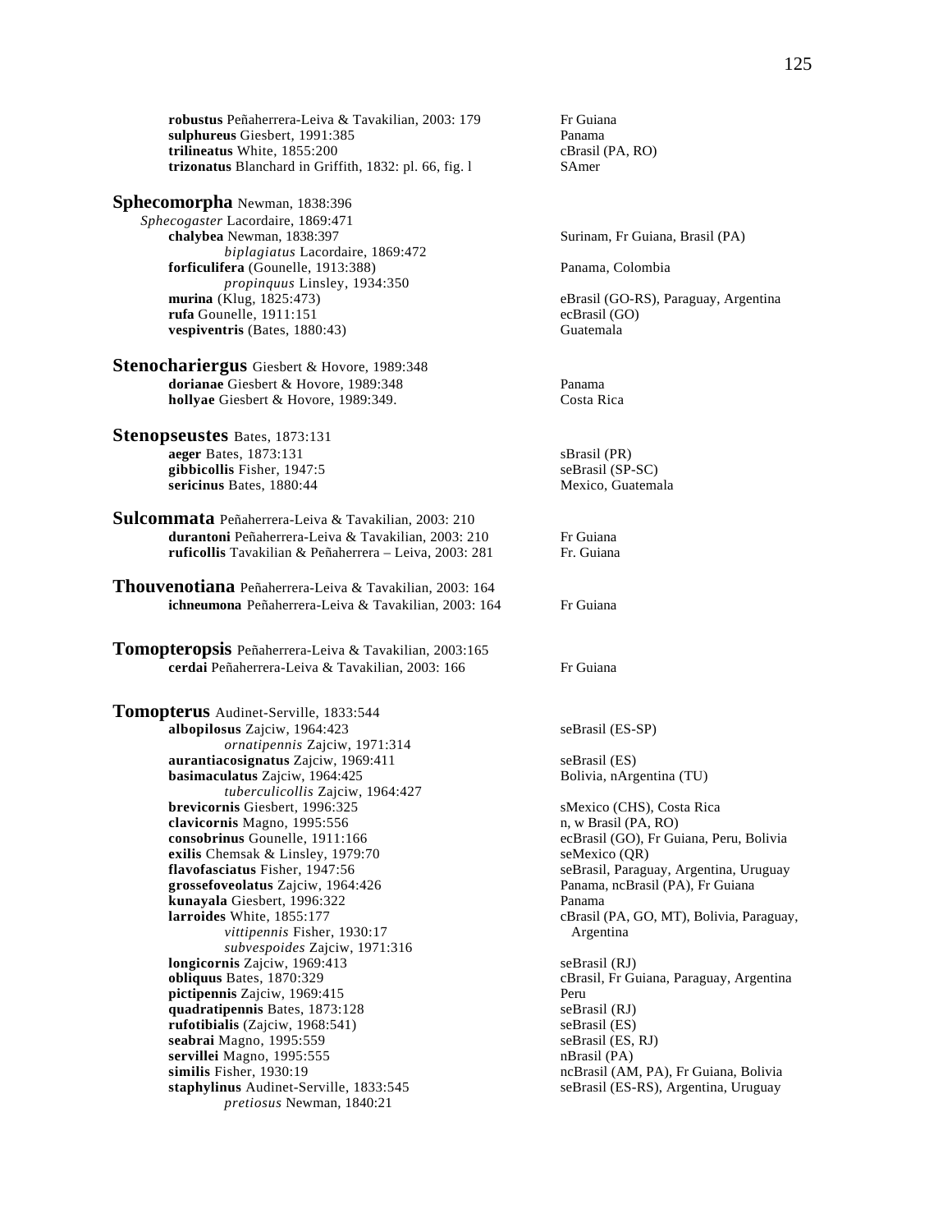**robustus** Peñaherrera-Leiva & Tavakilian, 2003: 179 — Fr Guiana
**sulphureus** Giesbert, 1991:385 — Panama
**trilineatus** White, 1855:200 — cBrasil (PA, RO)
**trizonatus** Blanchard in Griffith, 1832: pl. 66, fig. l — SAmer

## Sphecomorpha Newman, 1838:396

*Sphecogaster* Lacordaire, 1869:471

**chalybea** Newman, 1838:397 — Surinam, Fr Guiana, Brasil (PA)
*biplagiatus* Lacordaire, 1869:472
**forficulifera** (Gounelle, 1913:388) — Panama, Colombia
*propinquus* Linsley, 1934:350
**murina** (Klug, 1825:473) — eBrasil (GO-RS), Paraguay, Argentina
**rufa** Gounelle, 1911:151 — ecBrasil (GO)
**vespiventris** (Bates, 1880:43) — Guatemala

## Stenochariergus Giesbert & Hovore, 1989:348

**dorianae** Giesbert & Hovore, 1989:348 — Panama
**hollyae** Giesbert & Hovore, 1989:349. — Costa Rica

## Stenopseustes Bates, 1873:131

**aeger** Bates, 1873:131 — sBrasil (PR)
**gibbicollis** Fisher, 1947:5 — seBrasil (SP-SC)
**sericinus** Bates, 1880:44 — Mexico, Guatemala

## Sulcommata Peñaherrera-Leiva & Tavakilian, 2003: 210

**durantoni** Peñaherrera-Leiva & Tavakilian, 2003: 210 — Fr Guiana
**ruficollis** Tavakilian & Peñaherrera – Leiva, 2003: 281 — Fr. Guiana

## Thouvenotiana Peñaherrera-Leiva & Tavakilian, 2003: 164

**ichneumona** Peñaherrera-Leiva & Tavakilian, 2003: 164 — Fr Guiana

## Tomopteropsis Peñaherrera-Leiva & Tavakilian, 2003:165

**cerdai** Peñaherrera-Leiva & Tavakilian, 2003: 166 — Fr Guiana

## Tomopterus Audinet-Serville, 1833:544

**albopilosus** Zajciw, 1964:423 — seBrasil (ES-SP)
*ornatipennis* Zajciw, 1971:314
**aurantiacosignatus** Zajciw, 1969:411 — seBrasil (ES)
**basimaculatus** Zajciw, 1964:425 — Bolivia, nArgentina (TU)
*tuberculicollis* Zajciw, 1964:427
**brevicornis** Giesbert, 1996:325 — sMexico (CHS), Costa Rica
**clavicornis** Magno, 1995:556 — n, w Brasil (PA, RO)
**consobrinus** Gounelle, 1911:166 — ecBrasil (GO), Fr Guiana, Peru, Bolivia
**exilis** Chemsak & Linsley, 1979:70 — seMexico (QR)
**flavofasciatus** Fisher, 1947:56 — seBrasil, Paraguay, Argentina, Uruguay
**grossefoveolatus** Zajciw, 1964:426 — Panama, ncBrasil (PA), Fr Guiana
**kunayala** Giesbert, 1996:322 — Panama
**larroides** White, 1855:177 — cBrasil (PA, GO, MT), Bolivia, Paraguay, Argentina
*vittipennis* Fisher, 1930:17
*subvespoides* Zajciw, 1971:316
**longicornis** Zajciw, 1969:413 — seBrasil (RJ)
**obliquus** Bates, 1870:329 — cBrasil, Fr Guiana, Paraguay, Argentina
**pictipennis** Zajciw, 1969:415 — Peru
**quadratipennis** Bates, 1873:128 — seBrasil (RJ)
**rufotibialis** (Zajciw, 1968:541) — seBrasil (ES)
**seabrai** Magno, 1995:559 — seBrasil (ES, RJ)
**servillei** Magno, 1995:555 — nBrasil (PA)
**similis** Fisher, 1930:19 — ncBrasil (AM, PA), Fr Guiana, Bolivia
**staphylinus** Audinet-Serville, 1833:545 — seBrasil (ES-RS), Argentina, Uruguay
*pretiosus* Newman, 1840:21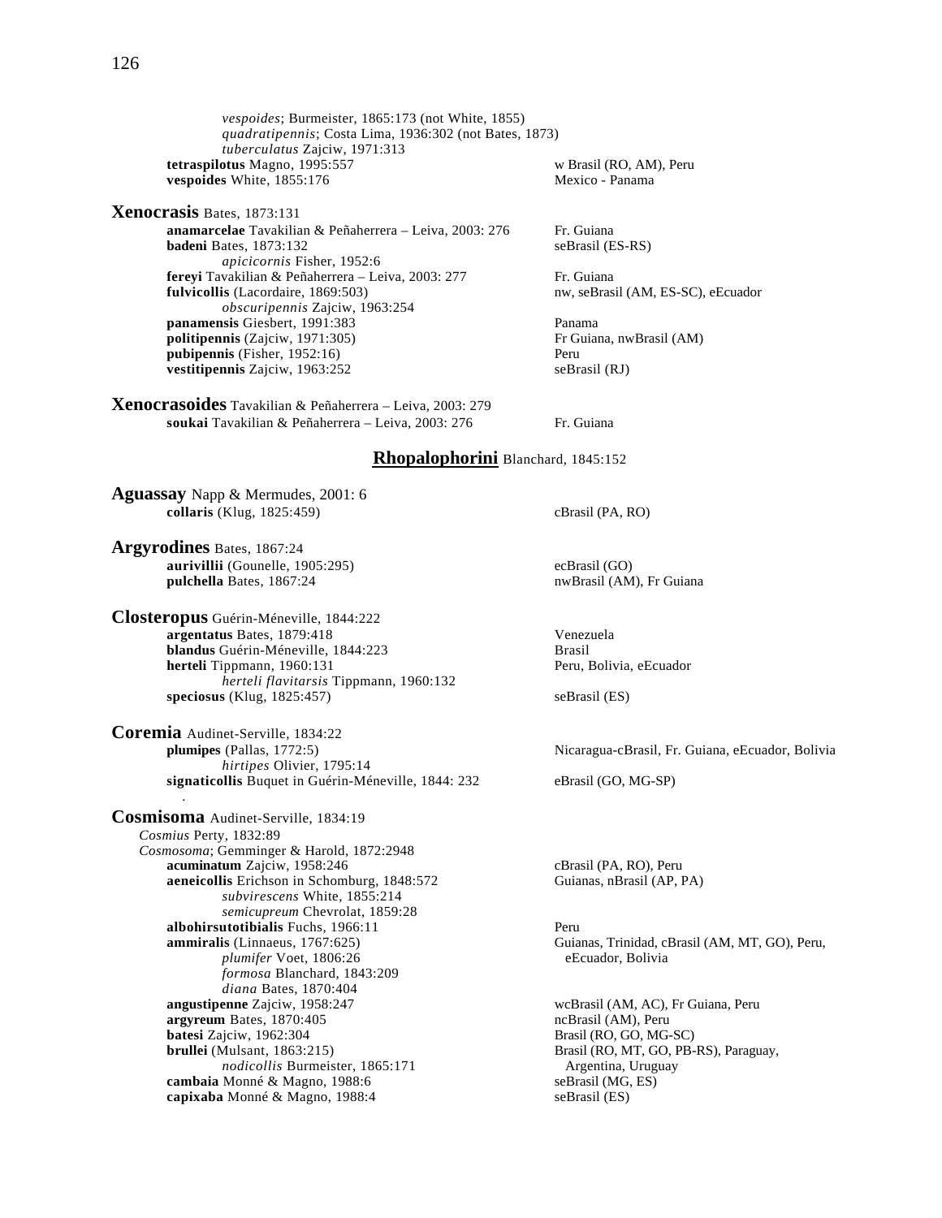*vespoides*; Burmeister, 1865:173 (not White, 1855)
*quadratipennis*; Costa Lima, 1936:302 (not Bates, 1873)
*tuberculatus* Zajciw, 1971:313
**tetraspilotus** Magno, 1995:557 — w Brasil (RO, AM), Peru
**vespoides** White, 1855:176 — Mexico - Panama

**Xenocrasis** Bates, 1873:131
**anamarcelae** Tavakilian & Peñaherrera – Leiva, 2003: 276 — Fr. Guiana
**badeni** Bates, 1873:132 — seBrasil (ES-RS)
*apicicornis* Fisher, 1952:6
**fereyi** Tavakilian & Peñaherrera – Leiva, 2003: 277 — Fr. Guiana
**fulvicollis** (Lacordaire, 1869:503) — nw, seBrasil (AM, ES-SC), eEcuador
*obscuripennis* Zajciw, 1963:254
**panamensis** Giesbert, 1991:383 — Panama
**politipennis** (Zajciw, 1971:305) — Fr Guiana, nwBrasil (AM)
**pubipennis** (Fisher, 1952:16) — Peru
**vestitipennis** Zajciw, 1963:252 — seBrasil (RJ)

**Xenocrasoides** Tavakilian & Peñaherrera – Leiva, 2003: 279
**soukai** Tavakilian & Peñaherrera – Leiva, 2003: 276 — Fr. Guiana

## Rhopalophorini Blanchard, 1845:152

**Aguassay** Napp & Mermudes, 2001: 6
**collaris** (Klug, 1825:459) — cBrasil (PA, RO)

**Argyrodines** Bates, 1867:24
**aurivillii** (Gounelle, 1905:295) — ecBrasil (GO)
**pulchella** Bates, 1867:24 — nwBrasil (AM), Fr Guiana

**Closteropus** Guérin-Méneville, 1844:222
**argentatus** Bates, 1879:418 — Venezuela
**blandus** Guérin-Méneville, 1844:223 — Brasil
**herteli** Tippmann, 1960:131 — Peru, Bolivia, eEcuador
*herteli flavitarsis* Tippmann, 1960:132
**speciosus** (Klug, 1825:457) — seBrasil (ES)

**Coremia** Audinet-Serville, 1834:22
**plumipes** (Pallas, 1772:5) — Nicaragua-cBrasil, Fr. Guiana, eEcuador, Bolivia
*hirtipes* Olivier, 1795:14
**signaticollis** Buquet in Guérin-Méneville, 1844: 232 — eBrasil (GO, MG-SP)

**Cosmisoma** Audinet-Serville, 1834:19
*Cosmius* Perty, 1832:89
*Cosmosoma*; Gemminger & Harold, 1872:2948
**acuminatum** Zajciw, 1958:246 — cBrasil (PA, RO), Peru
**aeneicollis** Erichson in Schomburg, 1848:572 — Guianas, nBrasil (AP, PA)
*subvirescens* White, 1855:214
*semicupreum* Chevrolat, 1859:28
**albohirsutotibialis** Fuchs, 1966:11 — Peru
**ammiralis** (Linnaeus, 1767:625) — Guianas, Trinidad, cBrasil (AM, MT, GO), Peru, eEcuador, Bolivia
*plumifer* Voet, 1806:26
*formosa* Blanchard, 1843:209
*diana* Bates, 1870:404
**angustipenne** Zajciw, 1958:247 — wcBrasil (AM, AC), Fr Guiana, Peru
**argyreum** Bates, 1870:405 — ncBrasil (AM), Peru
**batesi** Zajciw, 1962:304 — Brasil (RO, GO, MG-SC)
**brullei** (Mulsant, 1863:215) — Brasil (RO, MT, GO, PB-RS), Paraguay, Argentina, Uruguay
*nodicollis* Burmeister, 1865:171
**cambaia** Monné & Magno, 1988:6 — seBrasil (MG, ES)
**capixaba** Monné & Magno, 1988:4 — seBrasil (ES)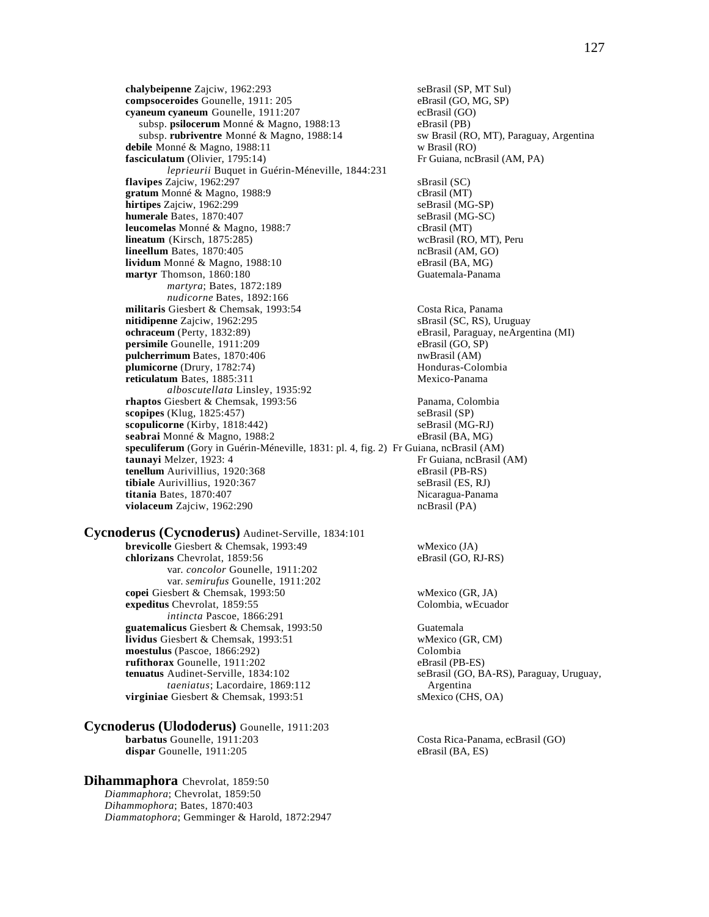**chalybeipenne** Zajciw, 1962:293 seBrasil (SP, MT Sul)
**compsoceroides** Gounelle, 1911: 205 eBrasil (GO, MG, SP)
**cyaneum cyaneum** Gounelle, 1911:207 ecBrasil (GO)
subsp. **psilocerum** Monné & Magno, 1988:13 eBrasil (PB)
subsp. **rubriventre** Monné & Magno, 1988:14 sw Brasil (RO, MT), Paraguay, Argentina
**debile** Monné & Magno, 1988:11 w Brasil (RO)
**fasciculatum** (Olivier, 1795:14) Fr Guiana, ncBrasil (AM, PA)
*leprieurii* Buquet in Guérin-Méneville, 1844:231
**flavipes** Zajciw, 1962:297 sBrasil (SC)
**gratum** Monné & Magno, 1988:9 cBrasil (MT)
**hirtipes** Zajciw, 1962:299 seBrasil (MG-SP)
**humerale** Bates, 1870:407 seBrasil (MG-SC)
**leucomelas** Monné & Magno, 1988:7 cBrasil (MT)
**lineatum** (Kirsch, 1875:285) wcBrasil (RO, MT), Peru
**lineellum** Bates, 1870:405 ncBrasil (AM, GO)
**lividum** Monné & Magno, 1988:10 eBrasil (BA, MG)
**martyr** Thomson, 1860:180 Guatemala-Panama
*martyra*; Bates, 1872:189
*nudicorne* Bates, 1892:166
**militaris** Giesbert & Chemsak, 1993:54 Costa Rica, Panama
**nitidipenne** Zajciw, 1962:295 sBrasil (SC, RS), Uruguay
**ochraceum** (Perty, 1832:89) eBrasil, Paraguay, neArgentina (MI)
**persimile** Gounelle, 1911:209 eBrasil (GO, SP)
**pulcherrimum** Bates, 1870:406 nwBrasil (AM)
**plumicorne** (Drury, 1782:74) Honduras-Colombia
**reticulatum** Bates, 1885:311 Mexico-Panama
*alboscutellata* Linsley, 1935:92
**rhaptos** Giesbert & Chemsak, 1993:56 Panama, Colombia
**scopipes** (Klug, 1825:457) seBrasil (SP)
**scopulicorne** (Kirby, 1818:442) seBrasil (MG-RJ)
**seabrai** Monné & Magno, 1988:2 eBrasil (BA, MG)
**speculiferum** (Gory in Guérin-Méneville, 1831: pl. 4, fig. 2) Fr Guiana, ncBrasil (AM)
**taunayi** Melzer, 1923: 4 Fr Guiana, ncBrasil (AM)
**tenellum** Aurivillius, 1920:368 eBrasil (PB-RS)
**tibiale** Aurivillius, 1920:367 seBrasil (ES, RJ)
**titania** Bates, 1870:407 Nicaragua-Panama
**violaceum** Zajciw, 1962:290 ncBrasil (PA)

## Cycnoderus (Cycnoderus) Audinet-Serville, 1834:101

**brevicolle** Giesbert & Chemsak, 1993:49 wMexico (JA)
**chlorizans** Chevrolat, 1859:56 eBrasil (GO, RJ-RS)
var. *concolor* Gounelle, 1911:202
var. *semirufus* Gounelle, 1911:202
**copei** Giesbert & Chemsak, 1993:50 wMexico (GR, JA)
**expeditus** Chevrolat, 1859:55 Colombia, wEcuador
*intincta* Pascoe, 1866:291
**guatemalicus** Giesbert & Chemsak, 1993:50 Guatemala
**lividus** Giesbert & Chemsak, 1993:51 wMexico (GR, CM)
**moestulus** (Pascoe, 1866:292) Colombia
**rufithorax** Gounelle, 1911:202 eBrasil (PB-ES)
**tenuatus** Audinet-Serville, 1834:102 seBrasil (GO, BA-RS), Paraguay, Uruguay, Argentina
*taeniatus*; Lacordaire, 1869:112
**virginiae** Giesbert & Chemsak, 1993:51 sMexico (CHS, OA)

## Cycnoderus (Ulododerus) Gounelle, 1911:203

**barbatus** Gounelle, 1911:203 Costa Rica-Panama, ecBrasil (GO)
**dispar** Gounelle, 1911:205 eBrasil (BA, ES)

## Dihammaphora Chevrolat, 1859:50

*Diammaphora*; Chevrolat, 1859:50
*Dihammophora*; Bates, 1870:403
*Diammatophora*; Gemminger & Harold, 1872:2947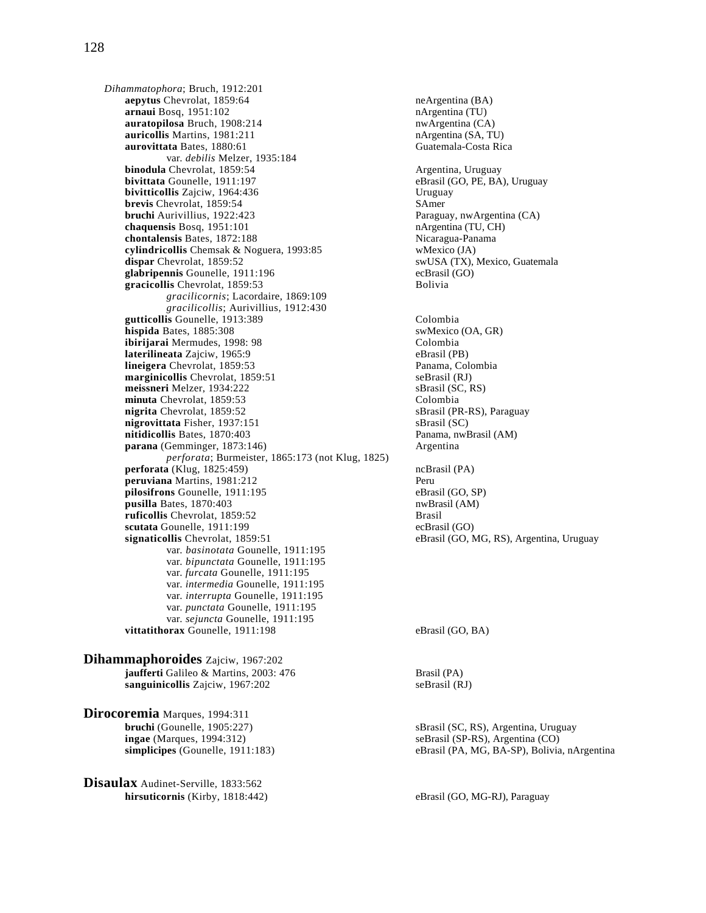*Dihammatophora*; Bruch, 1912:201

**aepytus** Chevrolat, 1859:64 — neArgentina (BA)
**arnaui** Bosq, 1951:102 — nArgentina (TU)
**auratopilosa** Bruch, 1908:214 — nwArgentina (CA)
**auricollis** Martins, 1981:211 — nArgentina (SA, TU)
**aurovittata** Bates, 1880:61 — Guatemala-Costa Rica
  var. *debilis* Melzer, 1935:184
**binodula** Chevrolat, 1859:54 — Argentina, Uruguay
**bivittata** Gounelle, 1911:197 — eBrasil (GO, PE, BA), Uruguay
**bivitticollis** Zajciw, 1964:436 — Uruguay
**brevis** Chevrolat, 1859:54 — SAmer
**bruchi** Aurivillius, 1922:423 — Paraguay, nwArgentina (CA)
**chaquensis** Bosq, 1951:101 — nArgentina (TU, CH)
**chontalensis** Bates, 1872:188 — Nicaragua-Panama
**cylindricollis** Chemsak & Noguera, 1993:85 — wMexico (JA)
**dispar** Chevrolat, 1859:52 — swUSA (TX), Mexico, Guatemala
**glabripennis** Gounelle, 1911:196 — ecBrasil (GO)
**gracicollis** Chevrolat, 1859:53 — Bolivia
  *gracilicornis*; Lacordaire, 1869:109
  *gracilicollis*; Aurivillius, 1912:430
**gutticollis** Gounelle, 1913:389 — Colombia
**hispida** Bates, 1885:308 — swMexico (OA, GR)
**ibirijarai** Mermudes, 1998: 98 — Colombia
**laterilineata** Zajciw, 1965:9 — eBrasil (PB)
**lineigera** Chevrolat, 1859:53 — Panama, Colombia
**marginicollis** Chevrolat, 1859:51 — seBrasil (RJ)
**meissneri** Melzer, 1934:222 — sBrasil (SC, RS)
**minuta** Chevrolat, 1859:53 — Colombia
**nigrita** Chevrolat, 1859:52 — sBrasil (PR-RS), Paraguay
**nigrovittata** Fisher, 1937:151 — sBrasil (SC)
**nitidicollis** Bates, 1870:403 — Panama, nwBrasil (AM)
**parana** (Gemminger, 1873:146) — Argentina
  *perforata*; Burmeister, 1865:173 (not Klug, 1825)
**perforata** (Klug, 1825:459) — ncBrasil (PA)
**peruviana** Martins, 1981:212 — Peru
**pilosifrons** Gounelle, 1911:195 — eBrasil (GO, SP)
**pusilla** Bates, 1870:403 — nwBrasil (AM)
**ruficollis** Chevrolat, 1859:52 — Brasil
**scutata** Gounelle, 1911:199 — ecBrasil (GO)
**signaticollis** Chevrolat, 1859:51 — eBrasil (GO, MG, RS), Argentina, Uruguay
  var. *basinotata* Gounelle, 1911:195
  var. *bipunctata* Gounelle, 1911:195
  var. *furcata* Gounelle, 1911:195
  var. *intermedia* Gounelle, 1911:195
  var. *interrupta* Gounelle, 1911:195
  var. *punctata* Gounelle, 1911:195
  var. *sejuncta* Gounelle, 1911:195
**vittatithorax** Gounelle, 1911:198 — eBrasil (GO, BA)

## Dihammaphoroides Zajciw, 1967:202

**jaufferti** Galileo & Martins, 2003: 476 — Brasil (PA)
**sanguinicollis** Zajciw, 1967:202 — seBrasil (RJ)

## Dirocoremia Marques, 1994:311

**bruchi** (Gounelle, 1905:227) — sBrasil (SC, RS), Argentina, Uruguay
**ingae** (Marques, 1994:312) — seBrasil (SP-RS), Argentina (CO)
**simplicipes** (Gounelle, 1911:183) — eBrasil (PA, MG, BA-SP), Bolivia, nArgentina

## Disaulax Audinet-Serville, 1833:562

**hirsuticornis** (Kirby, 1818:442) — eBrasil (GO, MG-RJ), Paraguay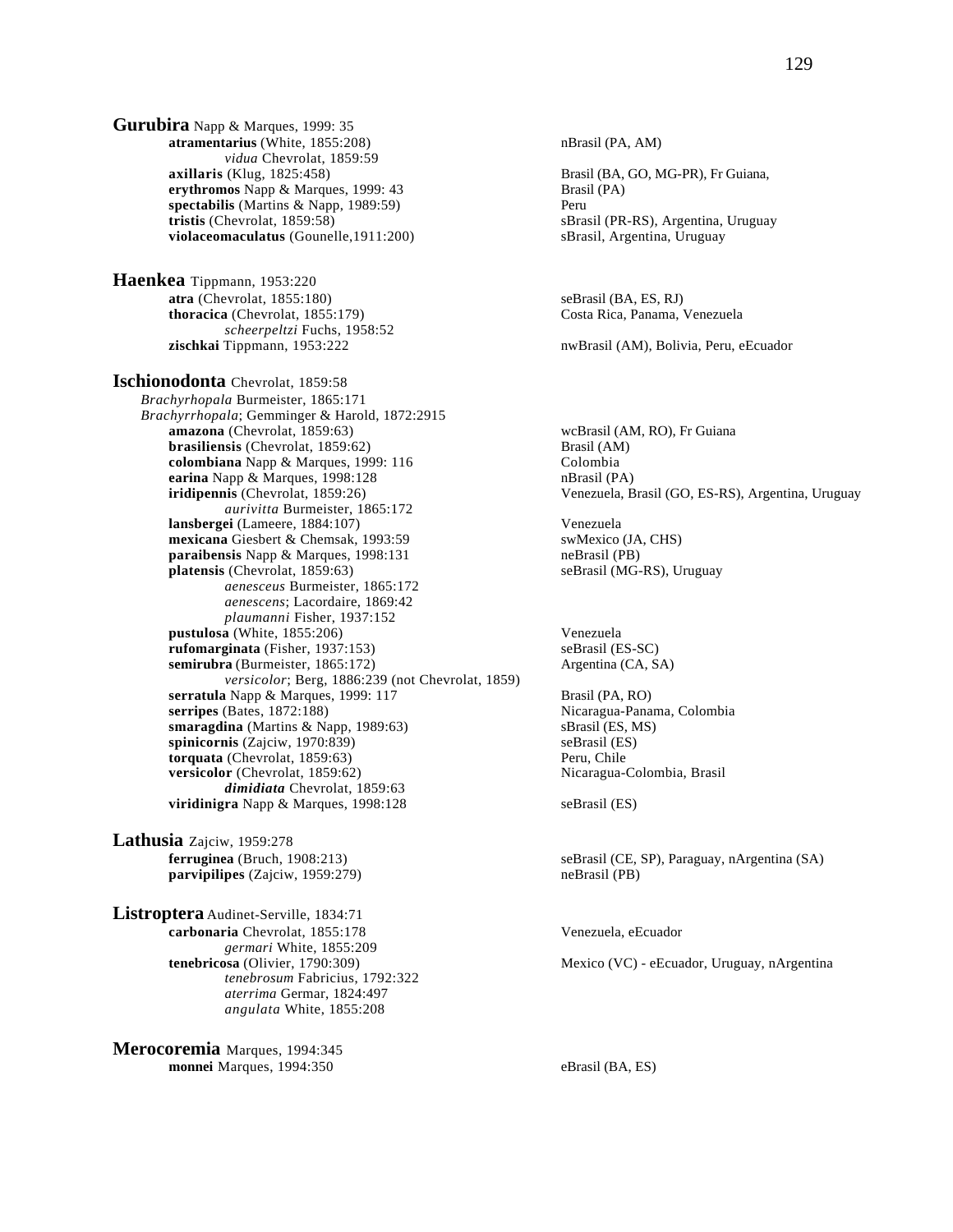**Gurubira** Napp & Marques, 1999: 35

- **atramentarius** (White, 1855:208) — nBrasil (PA, AM)
  - *vidua* Chevrolat, 1859:59
- **axillaris** (Klug, 1825:458) — Brasil (BA, GO, MG-PR), Fr Guiana,
- **erythromos** Napp & Marques, 1999: 43 — Brasil (PA)
- **spectabilis** (Martins & Napp, 1989:59) — Peru
- **tristis** (Chevrolat, 1859:58) — sBrasil (PR-RS), Argentina, Uruguay
- **violaceomaculatus** (Gounelle,1911:200) — sBrasil, Argentina, Uruguay

**Haenkea** Tippmann, 1953:220

- **atra** (Chevrolat, 1855:180) — seBrasil (BA, ES, RJ)
- **thoracica** (Chevrolat, 1855:179) — Costa Rica, Panama, Venezuela
  - *scheerpeltzi* Fuchs, 1958:52
- **zischkai** Tippmann, 1953:222 — nwBrasil (AM), Bolivia, Peru, eEcuador

**Ischionodonta** Chevrolat, 1859:58

*Brachyrhopala* Burmeister, 1865:171
*Brachyrrhopala*; Gemminger & Harold, 1872:2915

- **amazona** (Chevrolat, 1859:63) — wcBrasil (AM, RO), Fr Guiana
- **brasiliensis** (Chevrolat, 1859:62) — Brasil (AM)
- **colombiana** Napp & Marques, 1999: 116 — Colombia
- **earina** Napp & Marques, 1998:128 — nBrasil (PA)
- **iridipennis** (Chevrolat, 1859:26) — Venezuela, Brasil (GO, ES-RS), Argentina, Uruguay
  - *aurivitta* Burmeister, 1865:172
- **lansbergei** (Lameere, 1884:107) — Venezuela
- **mexicana** Giesbert & Chemsak, 1993:59 — swMexico (JA, CHS)
- **paraibensis** Napp & Marques, 1998:131 — neBrasil (PB)
- **platensis** (Chevrolat, 1859:63) — seBrasil (MG-RS), Uruguay
  - *aenesceus* Burmeister, 1865:172
  - *aenescens*; Lacordaire, 1869:42
  - *plaumanni* Fisher, 1937:152
- **pustulosa** (White, 1855:206) — Venezuela
- **rufomarginata** (Fisher, 1937:153) — seBrasil (ES-SC)
- **semirubra** (Burmeister, 1865:172) — Argentina (CA, SA)
  - *versicolor*; Berg, 1886:239 (not Chevrolat, 1859)
- **serratula** Napp & Marques, 1999: 117 — Brasil (PA, RO)
- **serripes** (Bates, 1872:188) — Nicaragua-Panama, Colombia
- **smaragdina** (Martins & Napp, 1989:63) — sBrasil (ES, MS)
- **spinicornis** (Zajciw, 1970:839) — seBrasil (ES)
- **torquata** (Chevrolat, 1859:63) — Peru, Chile
- **versicolor** (Chevrolat, 1859:62) — Nicaragua-Colombia, Brasil
  - ***dimidiata*** Chevrolat, 1859:63
- **viridinigra** Napp & Marques, 1998:128 — seBrasil (ES)

**Lathusia** Zajciw, 1959:278

- **ferruginea** (Bruch, 1908:213) — seBrasil (CE, SP), Paraguay, nArgentina (SA)
- **parvipilipes** (Zajciw, 1959:279) — neBrasil (PB)

**Listroptera** Audinet-Serville, 1834:71

- **carbonaria** Chevrolat, 1855:178 — Venezuela, eEcuador
  - *germari* White, 1855:209
- **tenebricosa** (Olivier, 1790:309) — Mexico (VC) - eEcuador, Uruguay, nArgentina
  - *tenebrosum* Fabricius, 1792:322
  - *aterrima* Germar, 1824:497
  - *angulata* White, 1855:208

**Merocoremia** Marques, 1994:345

- **monnei** Marques, 1994:350 — eBrasil (BA, ES)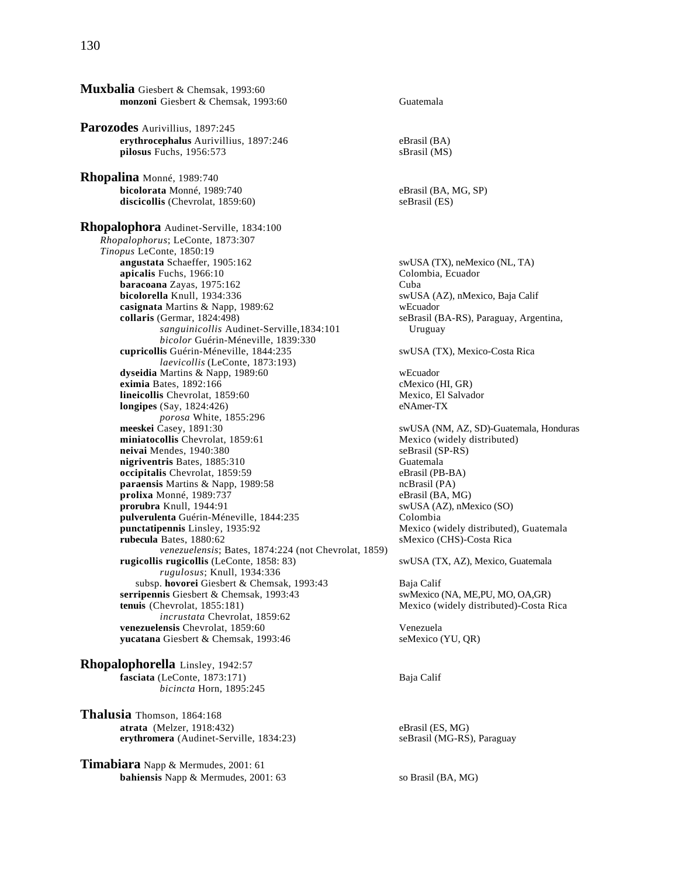**Muxbalia** Giesbert & Chemsak, 1993:60
- **monzoni** Giesbert & Chemsak, 1993:60 — Guatemala

**Parozodes** Aurivillius, 1897:245
- **erythrocephalus** Aurivillius, 1897:246 — eBrasil (BA)
- **pilosus** Fuchs, 1956:573 — sBrasil (MS)

**Rhopalina** Monné, 1989:740
- **bicolorata** Monné, 1989:740 — eBrasil (BA, MG, SP)
- **discicollis** (Chevrolat, 1859:60) — seBrasil (ES)

**Rhopalophora** Audinet-Serville, 1834:100
*Rhopalophorus*; LeConte, 1873:307
*Tinopus* LeConte, 1850:19
- **angustata** Schaeffer, 1905:162 — swUSA (TX), neMexico (NL, TA)
- **apicalis** Fuchs, 1966:10 — Colombia, Ecuador
- **baracoana** Zayas, 1975:162 — Cuba
- **bicolorella** Knull, 1934:336 — swUSA (AZ), nMexico, Baja Calif
- **casignata** Martins & Napp, 1989:62 — wEcuador
- **collaris** (Germar, 1824:498) — seBrasil (BA-RS), Paraguay, Argentina, Uruguay
  - *sanguinicollis* Audinet-Serville,1834:101
  - *bicolor* Guérin-Méneville, 1839:330
- **cupricollis** Guérin-Méneville, 1844:235 — swUSA (TX), Mexico-Costa Rica
  - *laevicollis* (LeConte, 1873:193)
- **dyseidia** Martins & Napp, 1989:60 — wEcuador
- **eximia** Bates, 1892:166 — cMexico (HI, GR)
- **lineicollis** Chevrolat, 1859:60 — Mexico, El Salvador
- **longipes** (Say, 1824:426) — eNAmer-TX
  - *porosa* White, 1855:296
- **meeskei** Casey, 1891:30 — swUSA (NM, AZ, SD)-Guatemala, Honduras
- **miniatocollis** Chevrolat, 1859:61 — Mexico (widely distributed)
- **neivai** Mendes, 1940:380 — seBrasil (SP-RS)
- **nigriventris** Bates, 1885:310 — Guatemala
- **occipitalis** Chevrolat, 1859:59 — eBrasil (PB-BA)
- **paraensis** Martins & Napp, 1989:58 — ncBrasil (PA)
- **prolixa** Monné, 1989:737 — eBrasil (BA, MG)
- **prorubra** Knull, 1944:91 — swUSA (AZ), nMexico (SO)
- **pulverulenta** Guérin-Méneville, 1844:235 — Colombia
- **punctatipennis** Linsley, 1935:92 — Mexico (widely distributed), Guatemala
- **rubecula** Bates, 1880:62 — sMexico (CHS)-Costa Rica
  - *venezuelensis*; Bates, 1874:224 (not Chevrolat, 1859)
- **rugicollis rugicollis** (LeConte, 1858: 83) — swUSA (TX, AZ), Mexico, Guatemala
  - *rugulosus*; Knull, 1934:336
  - subsp. **hovorei** Giesbert & Chemsak, 1993:43 — Baja Calif
- **serripennis** Giesbert & Chemsak, 1993:43 — swMexico (NA, ME,PU, MO, OA,GR)
- **tenuis** (Chevrolat, 1855:181) — Mexico (widely distributed)-Costa Rica
  - *incrustata* Chevrolat, 1859:62
- **venezuelensis** Chevrolat, 1859:60 — Venezuela
- **yucatana** Giesbert & Chemsak, 1993:46 — seMexico (YU, QR)

**Rhopalophorella** Linsley, 1942:57
- **fasciata** (LeConte, 1873:171) — Baja Calif
  - *bicincta* Horn, 1895:245

**Thalusia** Thomson, 1864:168
- **atrata** (Melzer, 1918:432) — eBrasil (ES, MG)
- **erythromera** (Audinet-Serville, 1834:23) — seBrasil (MG-RS), Paraguay

**Timabiara** Napp & Mermudes, 2001: 61
- **bahiensis** Napp & Mermudes, 2001: 63 — so Brasil (BA, MG)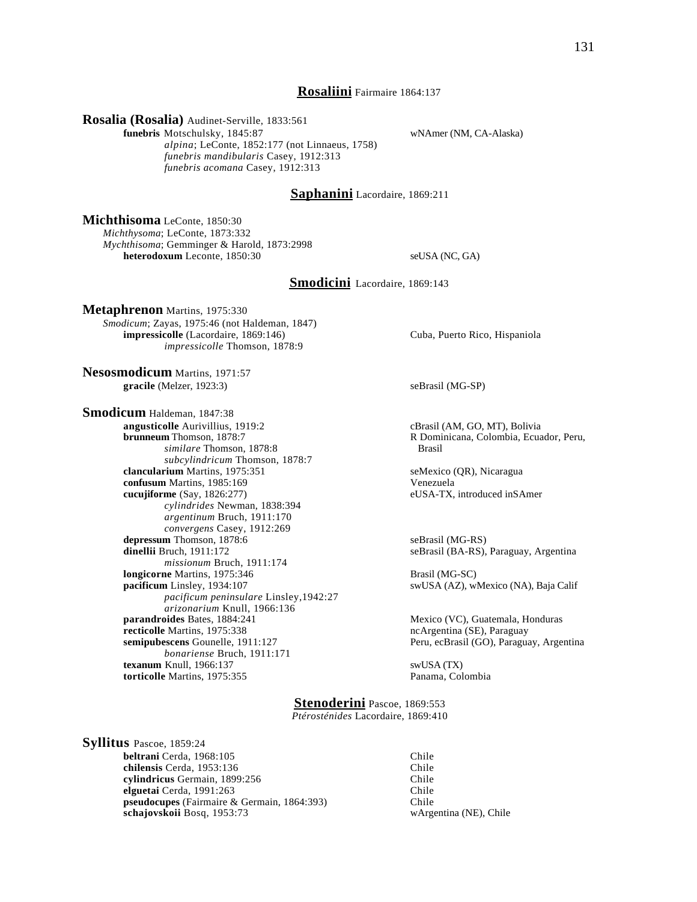## **Rosaliini** Fairmaire 1864:137

**Rosalia (Rosalia)** Audinet-Serville, 1833:561

**funebris** Motschulsky, 1845:87 — wNAmer (NM, CA-Alaska)
*alpina*; LeConte, 1852:177 (not Linnaeus, 1758)
*funebris mandibularis* Casey, 1912:313
*funebris acomana* Casey, 1912:313

## **Saphanini** Lacordaire, 1869:211

**Michthisoma** LeConte, 1850:30
*Michthysoma*; LeConte, 1873:332
*Mychthisoma*; Gemminger & Harold, 1873:2998

**heterodoxum** Leconte, 1850:30 — seUSA (NC, GA)

## **Smodicini** Lacordaire, 1869:143

**Metaphrenon** Martins, 1975:330
*Smodicum*; Zayas, 1975:46 (not Haldeman, 1847)

**impressicolle** (Lacordaire, 1869:146) — Cuba, Puerto Rico, Hispaniola
*impressicolle* Thomson, 1878:9

**Nesosmodicum** Martins, 1971:57

**gracile** (Melzer, 1923:3) — seBrasil (MG-SP)

**Smodicum** Haldeman, 1847:38

**angusticolle** Aurivillius, 1919:2 — cBrasil (AM, GO, MT), Bolivia
**brunneum** Thomson, 1878:7 — R Dominicana, Colombia, Ecuador, Peru, Brasil
*similare* Thomson, 1878:8
*subcylindricum* Thomson, 1878:7
**clancularium** Martins, 1975:351 — seMexico (QR), Nicaragua
**confusum** Martins, 1985:169 — Venezuela
**cucujiforme** (Say, 1826:277) — eUSA-TX, introduced inSAmer
*cylindrides* Newman, 1838:394
*argentinum* Bruch, 1911:170
*convergens* Casey, 1912:269
**depressum** Thomson, 1878:6 — seBrasil (MG-RS)
**dinellii** Bruch, 1911:172 — seBrasil (BA-RS), Paraguay, Argentina
*missionum* Bruch, 1911:174
**longicorne** Martins, 1975:346 — Brasil (MG-SC)
**pacificum** Linsley, 1934:107 — swUSA (AZ), wMexico (NA), Baja Calif
*pacificum peninsulare* Linsley,1942:27
*arizonarium* Knull, 1966:136
**parandroides** Bates, 1884:241 — Mexico (VC), Guatemala, Honduras
**recticolle** Martins, 1975:338 — ncArgentina (SE), Paraguay
**semipubescens** Gounelle, 1911:127 — Peru, ecBrasil (GO), Paraguay, Argentina
*bonariense* Bruch, 1911:171
**texanum** Knull, 1966:137 — swUSA (TX)
**torticolle** Martins, 1975:355 — Panama, Colombia

## **Stenoderini** Pascoe, 1869:553
*Ptérosténides* Lacordaire, 1869:410

**Syllitus** Pascoe, 1859:24

**beltrani** Cerda, 1968:105 — Chile
**chilensis** Cerda, 1953:136 — Chile
**cylindricus** Germain, 1899:256 — Chile
**elguetai** Cerda, 1991:263 — Chile
**pseudocupes** (Fairmaire & Germain, 1864:393) — Chile
**schajovskoii** Bosq, 1953:73 — wArgentina (NE), Chile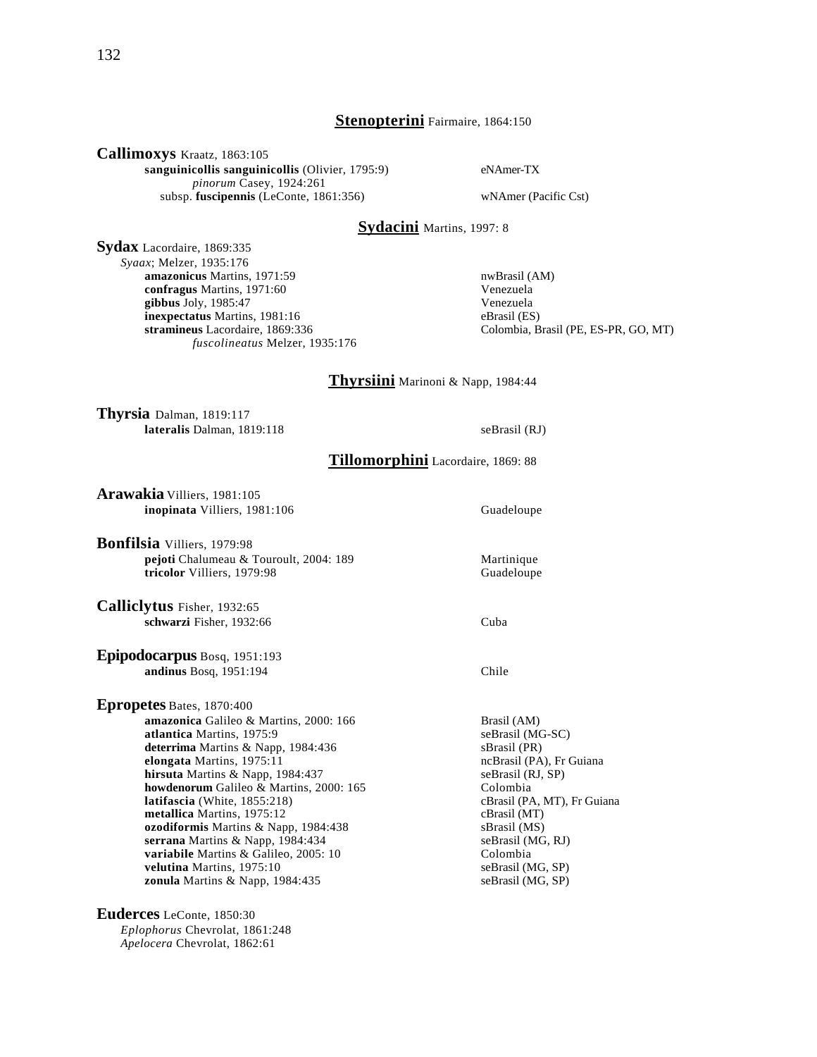## **Stenopterini** Fairmaire, 1864:150

**Callimoxys** Kraatz, 1863:105

- **sanguinicollis sanguinicollis** (Olivier, 1795:9) — eNAmer-TX
  - *pinorum* Casey, 1924:261
- subsp. **fuscipennis** (LeConte, 1861:356) — wNAmer (Pacific Cst)

## **Sydacini** Martins, 1997: 8

**Sydax** Lacordaire, 1869:335

*Syaax*; Melzer, 1935:176

- **amazonicus** Martins, 1971:59 — nwBrasil (AM)
- **confragus** Martins, 1971:60 — Venezuela
- **gibbus** Joly, 1985:47 — Venezuela
- **inexpectatus** Martins, 1981:16 — eBrasil (ES)
- **stramineus** Lacordaire, 1869:336 — Colombia, Brasil (PE, ES-PR, GO, MT)
  - *fuscolineatus* Melzer, 1935:176

## **Thyrsiini** Marinoni & Napp, 1984:44

**Thyrsia** Dalman, 1819:117

- **lateralis** Dalman, 1819:118 — seBrasil (RJ)

## **Tillomorphini** Lacordaire, 1869: 88

**Arawakia** Villiers, 1981:105

- **inopinata** Villiers, 1981:106 — Guadeloupe

**Bonfilsia** Villiers, 1979:98

- **pejoti** Chalumeau & Touroult, 2004: 189 — Martinique
- **tricolor** Villiers, 1979:98 — Guadeloupe

**Calliclytus** Fisher, 1932:65

- **schwarzi** Fisher, 1932:66 — Cuba

**Epipodocarpus** Bosq, 1951:193

- **andinus** Bosq, 1951:194 — Chile

**Epropetes** Bates, 1870:400

- **amazonica** Galileo & Martins, 2000: 166 — Brasil (AM)
- **atlantica** Martins, 1975:9 — seBrasil (MG-SC)
- **deterrima** Martins & Napp, 1984:436 — sBrasil (PR)
- **elongata** Martins, 1975:11 — ncBrasil (PA), Fr Guiana
- **hirsuta** Martins & Napp, 1984:437 — seBrasil (RJ, SP)
- **howdenorum** Galileo & Martins, 2000: 165 — Colombia
- **latifascia** (White, 1855:218) — cBrasil (PA, MT), Fr Guiana
- **metallica** Martins, 1975:12 — cBrasil (MT)
- **ozodiformis** Martins & Napp, 1984:438 — sBrasil (MS)
- **serrana** Martins & Napp, 1984:434 — seBrasil (MG, RJ)
- **variabile** Martins & Galileo, 2005: 10 — Colombia
- **velutina** Martins, 1975:10 — seBrasil (MG, SP)
- **zonula** Martins & Napp, 1984:435 — seBrasil (MG, SP)

**Euderces** LeConte, 1850:30

*Eplophorus* Chevrolat, 1861:248

*Apelocera* Chevrolat, 1862:61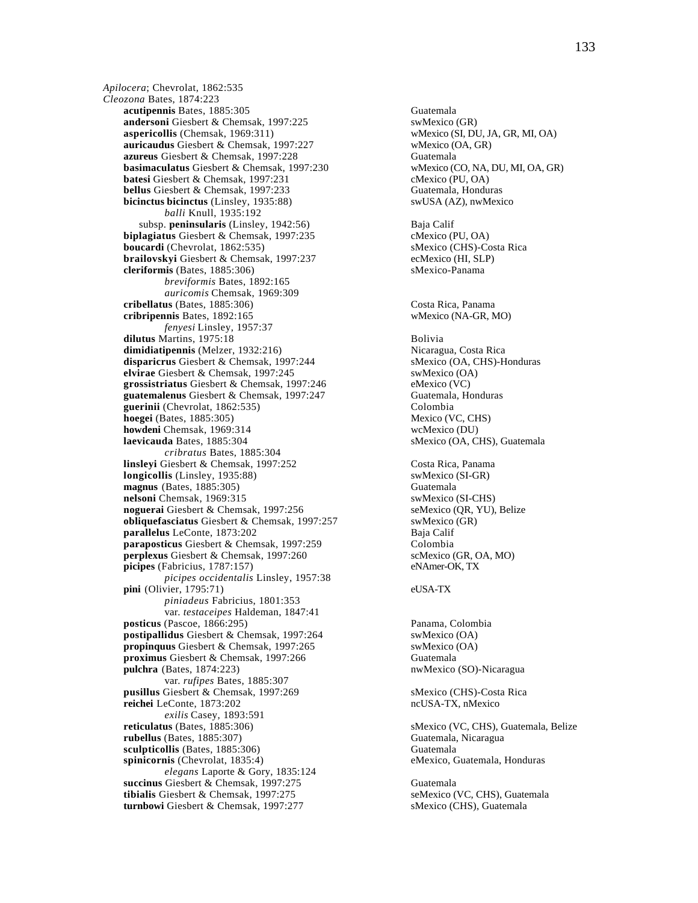*Apilocera*; Chevrolat, 1862:535

*Cleozona* Bates, 1874:223

- **acutipennis** Bates, 1885:305 — Guatemala
- **andersoni** Giesbert & Chemsak, 1997:225 — swMexico (GR)
- **aspericollis** (Chemsak, 1969:311) — wMexico (SI, DU, JA, GR, MI, OA)
- **auricaudus** Giesbert & Chemsak, 1997:227 — wMexico (OA, GR)
- **azureus** Giesbert & Chemsak, 1997:228 — Guatemala
- **basimaculatus** Giesbert & Chemsak, 1997:230 — wMexico (CO, NA, DU, MI, OA, GR)
- **batesi** Giesbert & Chemsak, 1997:231 — cMexico (PU, OA)
- **bellus** Giesbert & Chemsak, 1997:233 — Guatemala, Honduras
- **bicinctus bicinctus** (Linsley, 1935:88) — swUSA (AZ), nwMexico
    - *balli* Knull, 1935:192
  - subsp. **peninsularis** (Linsley, 1942:56) — Baja Calif
- **biplagiatus** Giesbert & Chemsak, 1997:235 — cMexico (PU, OA)
- **boucardi** (Chevrolat, 1862:535) — sMexico (CHS)-Costa Rica
- **brailovskyi** Giesbert & Chemsak, 1997:237 — ecMexico (HI, SLP)
- **cleriformis** (Bates, 1885:306) — sMexico-Panama
    - *breviformis* Bates, 1892:165
    - *auricomis* Chemsak, 1969:309
- **cribellatus** (Bates, 1885:306) — Costa Rica, Panama
- **cribripennis** Bates, 1892:165 — wMexico (NA-GR, MO)
    - *fenyesi* Linsley, 1957:37
- **dilutus** Martins, 1975:18 — Bolivia
- **dimidiatipennis** (Melzer, 1932:216) — Nicaragua, Costa Rica
- **disparicrus** Giesbert & Chemsak, 1997:244 — sMexico (OA, CHS)-Honduras
- **elvirae** Giesbert & Chemsak, 1997:245 — swMexico (OA)
- **grossistriatus** Giesbert & Chemsak, 1997:246 — eMexico (VC)
- **guatemalenus** Giesbert & Chemsak, 1997:247 — Guatemala, Honduras
- **guerinii** (Chevrolat, 1862:535) — Colombia
- **hoegei** (Bates, 1885:305) — Mexico (VC, CHS)
- **howdeni** Chemsak, 1969:314 — wcMexico (DU)
- **laevicauda** Bates, 1885:304 — sMexico (OA, CHS), Guatemala
    - *cribratus* Bates, 1885:304
- **linsleyi** Giesbert & Chemsak, 1997:252 — Costa Rica, Panama
- **longicollis** (Linsley, 1935:88) — swMexico (SI-GR)
- **magnus** (Bates, 1885:305) — Guatemala
- **nelsoni** Chemsak, 1969:315 — swMexico (SI-CHS)
- **noguerai** Giesbert & Chemsak, 1997:256 — seMexico (QR, YU), Belize
- **obliquefasciatus** Giesbert & Chemsak, 1997:257 — swMexico (GR)
- **parallelus** LeConte, 1873:202 — Baja Calif
- **paraposticus** Giesbert & Chemsak, 1997:259 — Colombia
- **perplexus** Giesbert & Chemsak, 1997:260 — scMexico (GR, OA, MO)
- **picipes** (Fabricius, 1787:157) — eNAmer-OK, TX
    - *picipes occidentalis* Linsley, 1957:38
- **pini** (Olivier, 1795:71) — eUSA-TX
    - *piniadeus* Fabricius, 1801:353
    - var. *testaceipes* Haldeman, 1847:41
- **posticus** (Pascoe, 1866:295) — Panama, Colombia
- **postipallidus** Giesbert & Chemsak, 1997:264 — swMexico (OA)
- **propinquus** Giesbert & Chemsak, 1997:265 — swMexico (OA)
- **proximus** Giesbert & Chemsak, 1997:266 — Guatemala
- **pulchra** (Bates, 1874:223) — nwMexico (SO)-Nicaragua
    - var. *rufipes* Bates, 1885:307
- **pusillus** Giesbert & Chemsak, 1997:269 — sMexico (CHS)-Costa Rica
- **reichei** LeConte, 1873:202 — ncUSA-TX, nMexico
    - *exilis* Casey, 1893:591
- **reticulatus** (Bates, 1885:306) — sMexico (VC, CHS), Guatemala, Belize
- **rubellus** (Bates, 1885:307) — Guatemala, Nicaragua
- **sculpticollis** (Bates, 1885:306) — Guatemala
- **spinicornis** (Chevrolat, 1835:4) — eMexico, Guatemala, Honduras
    - *elegans* Laporte & Gory, 1835:124
- **succinus** Giesbert & Chemsak, 1997:275 — Guatemala
- **tibialis** Giesbert & Chemsak, 1997:275 — seMexico (VC, CHS), Guatemala
- **turnbowi** Giesbert & Chemsak, 1997:277 — sMexico (CHS), Guatemala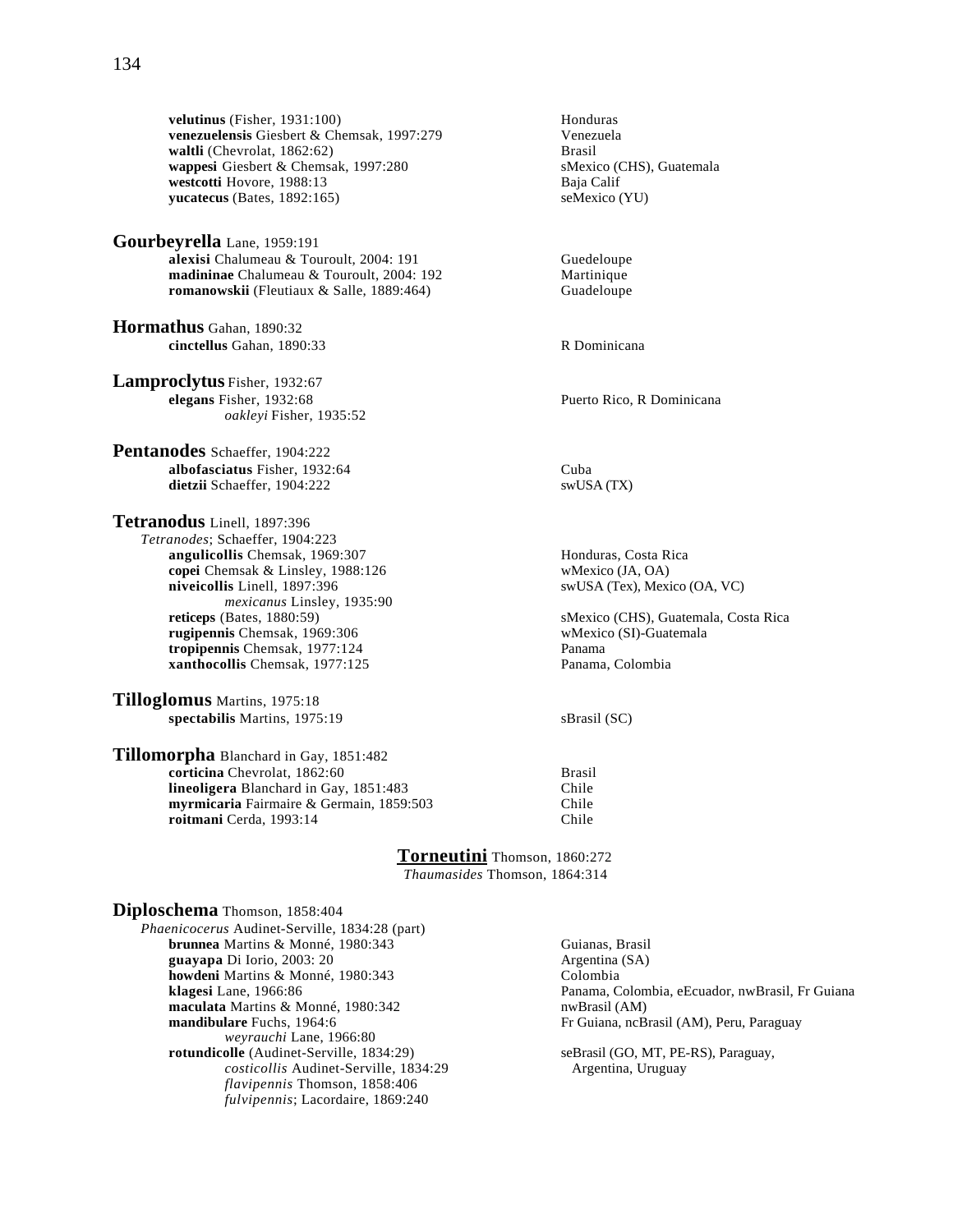**velutinus** (Fisher, 1931:100) Honduras
**venezuelensis** Giesbert & Chemsak, 1997:279 Venezuela
**waltli** (Chevrolat, 1862:62) Brasil
**wappesi** Giesbert & Chemsak, 1997:280 sMexico (CHS), Guatemala
**westcotti** Hovore, 1988:13 Baja Calif
**yucatecus** (Bates, 1892:165) seMexico (YU)

**Gourbeyrella** Lane, 1959:191
**alexisi** Chalumeau & Touroult, 2004: 191 Guedeloupe
**madininae** Chalumeau & Touroult, 2004: 192 Martinique
**romanowskii** (Fleutiaux & Salle, 1889:464) Guadeloupe

**Hormathus** Gahan, 1890:32
**cinctellus** Gahan, 1890:33 R Dominicana

**Lamproclytus** Fisher, 1932:67
**elegans** Fisher, 1932:68 Puerto Rico, R Dominicana
*oakleyi* Fisher, 1935:52

**Pentanodes** Schaeffer, 1904:222
**albofasciatus** Fisher, 1932:64 Cuba
**dietzii** Schaeffer, 1904:222 swUSA (TX)

**Tetranodus** Linell, 1897:396
*Tetranodes*; Schaeffer, 1904:223
**angulicollis** Chemsak, 1969:307 Honduras, Costa Rica
**copei** Chemsak & Linsley, 1988:126 wMexico (JA, OA)
**niveicollis** Linell, 1897:396 swUSA (Tex), Mexico (OA, VC)
*mexicanus* Linsley, 1935:90
**reticeps** (Bates, 1880:59) sMexico (CHS), Guatemala, Costa Rica
**rugipennis** Chemsak, 1969:306 wMexico (SI)-Guatemala
**tropipennis** Chemsak, 1977:124 Panama
**xanthocollis** Chemsak, 1977:125 Panama, Colombia

**Tilloglomus** Martins, 1975:18
**spectabilis** Martins, 1975:19 sBrasil (SC)

**Tillomorpha** Blanchard in Gay, 1851:482
**corticina** Chevrolat, 1862:60 Brasil
**lineoligera** Blanchard in Gay, 1851:483 Chile
**myrmicaria** Fairmaire & Germain, 1859:503 Chile
**roitmani** Cerda, 1993:14 Chile

## **Torneutini** Thomson, 1860:272
*Thaumasides* Thomson, 1864:314

**Diploschema** Thomson, 1858:404
*Phaenicocerus* Audinet-Serville, 1834:28 (part)
**brunnea** Martins & Monné, 1980:343 Guianas, Brasil
**guayapa** Di Iorio, 2003: 20 Argentina (SA)
**howdeni** Martins & Monné, 1980:343 Colombia
**klagesi** Lane, 1966:86 Panama, Colombia, eEcuador, nwBrasil, Fr Guiana
**maculata** Martins & Monné, 1980:342 nwBrasil (AM)
**mandibulare** Fuchs, 1964:6 Fr Guiana, ncBrasil (AM), Peru, Paraguay
*weyrauchi* Lane, 1966:80
**rotundicolle** (Audinet-Serville, 1834:29) seBrasil (GO, MT, PE-RS), Paraguay, Argentina, Uruguay
*costicollis* Audinet-Serville, 1834:29
*flavipennis* Thomson, 1858:406
*fulvipennis*; Lacordaire, 1869:240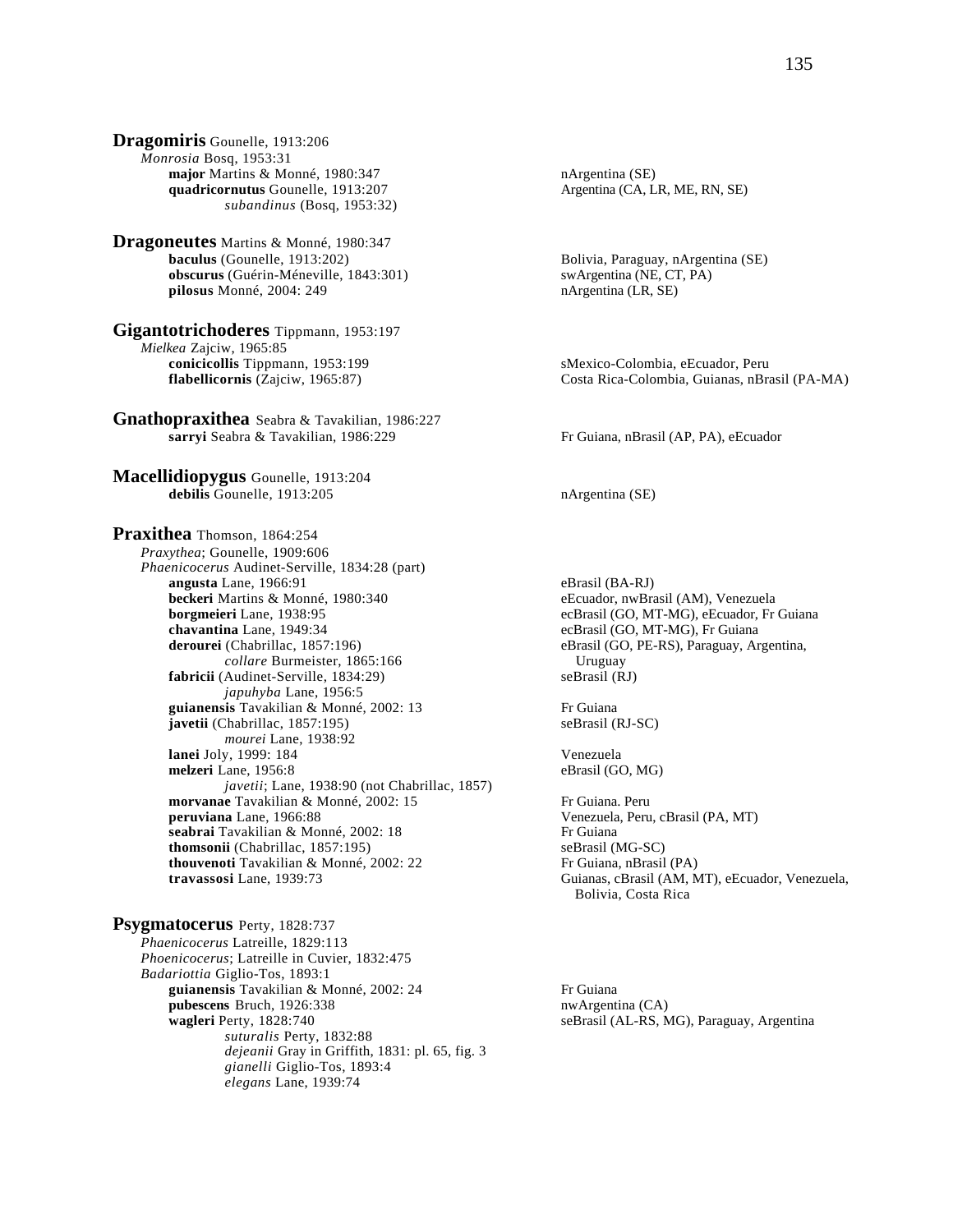**Dragomiris** Gounelle, 1913:206
*Monrosia* Bosq, 1953:31
**major** Martins & Monné, 1980:347 — nArgentina (SE)
**quadricornutus** Gounelle, 1913:207 — Argentina (CA, LR, ME, RN, SE)
*subandinus* (Bosq, 1953:32)

**Dragoneutes** Martins & Monné, 1980:347
**baculus** (Gounelle, 1913:202) — Bolivia, Paraguay, nArgentina (SE)
**obscurus** (Guérin-Méneville, 1843:301) — swArgentina (NE, CT, PA)
**pilosus** Monné, 2004: 249 — nArgentina (LR, SE)

**Gigantotrichoderes** Tippmann, 1953:197
*Mielkea* Zajciw, 1965:85
**conicicollis** Tippmann, 1953:199 — sMexico-Colombia, eEcuador, Peru
**flabellicornis** (Zajciw, 1965:87) — Costa Rica-Colombia, Guianas, nBrasil (PA-MA)

**Gnathopraxithea** Seabra & Tavakilian, 1986:227
**sarryi** Seabra & Tavakilian, 1986:229 — Fr Guiana, nBrasil (AP, PA), eEcuador

**Macellidiopygus** Gounelle, 1913:204
**debilis** Gounelle, 1913:205 — nArgentina (SE)

**Praxithea** Thomson, 1864:254
*Praxythea*; Gounelle, 1909:606
*Phaenicocerus* Audinet-Serville, 1834:28 (part)
**angusta** Lane, 1966:91 — eBrasil (BA-RJ)
**beckeri** Martins & Monné, 1980:340 — eEcuador, nwBrasil (AM), Venezuela
**borgmeieri** Lane, 1938:95 — ecBrasil (GO, MT-MG), eEcuador, Fr Guiana
**chavantina** Lane, 1949:34 — ecBrasil (GO, MT-MG), Fr Guiana
**derourei** (Chabrillac, 1857:196) — eBrasil (GO, PE-RS), Paraguay, Argentina, Uruguay
*collare* Burmeister, 1865:166
**fabricii** (Audinet-Serville, 1834:29) — seBrasil (RJ)
*japuhyba* Lane, 1956:5
**guianensis** Tavakilian & Monné, 2002: 13 — Fr Guiana
**javetii** (Chabrillac, 1857:195) — seBrasil (RJ-SC)
*mourei* Lane, 1938:92
**lanei** Joly, 1999: 184 — Venezuela
**melzeri** Lane, 1956:8 — eBrasil (GO, MG)
*javetii*; Lane, 1938:90 (not Chabrillac, 1857)
**morvanae** Tavakilian & Monné, 2002: 15 — Fr Guiana. Peru
**peruviana** Lane, 1966:88 — Venezuela, Peru, cBrasil (PA, MT)
**seabrai** Tavakilian & Monné, 2002: 18 — Fr Guiana
**thomsonii** (Chabrillac, 1857:195) — seBrasil (MG-SC)
**thouvenoti** Tavakilian & Monné, 2002: 22 — Fr Guiana, nBrasil (PA)
**travassosi** Lane, 1939:73 — Guianas, cBrasil (AM, MT), eEcuador, Venezuela, Bolivia, Costa Rica

**Psygmatocerus** Perty, 1828:737
*Phaenicocerus* Latreille, 1829:113
*Phoenicocerus*; Latreille in Cuvier, 1832:475
*Badariottia* Giglio-Tos, 1893:1
**guianensis** Tavakilian & Monné, 2002: 24 — Fr Guiana
**pubescens** Bruch, 1926:338 — nwArgentina (CA)
**wagleri** Perty, 1828:740 — seBrasil (AL-RS, MG), Paraguay, Argentina
*suturalis* Perty, 1832:88
*dejeanii* Gray in Griffith, 1831: pl. 65, fig. 3
*gianelli* Giglio-Tos, 1893:4
*elegans* Lane, 1939:74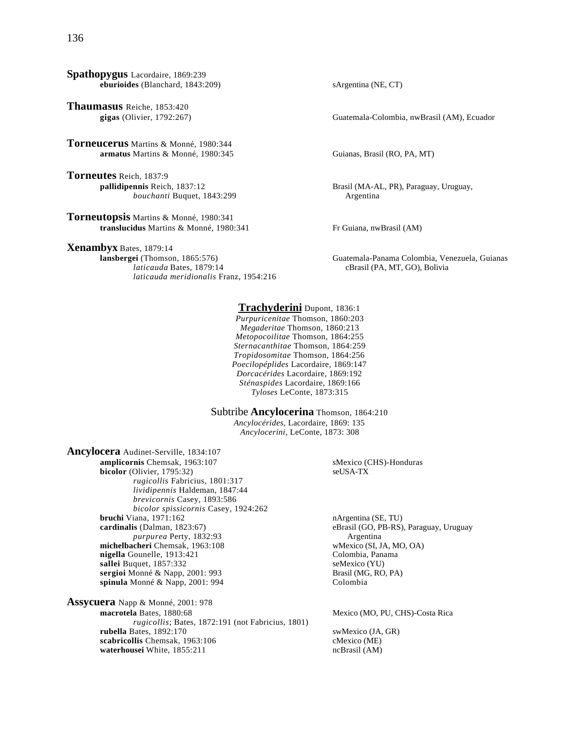**Spathopygus** Lacordaire, 1869:239

**eburioides** (Blanchard, 1843:209) — sArgentina (NE, CT)

**Thaumasus** Reiche, 1853:420

**gigas** (Olivier, 1792:267) — Guatemala-Colombia, nwBrasil (AM), Ecuador

**Torneucerus** Martins & Monné, 1980:344

**armatus** Martins & Monné, 1980:345 — Guianas, Brasil (RO, PA, MT)

**Torneutes** Reich, 1837:9

**pallidipennis** Reich, 1837:12 — Brasil (MA-AL, PR), Paraguay, Uruguay, Argentina
*bouchanti* Buquet, 1843:299

**Torneutopsis** Martins & Monné, 1980:341

**translucidus** Martins & Monné, 1980:341 — Fr Guiana, nwBrasil (AM)

**Xenambyx** Bates, 1879:14

**lansbergei** (Thomson, 1865:576) — Guatemala-Panama Colombia, Venezuela, Guianas cBrasil (PA, MT, GO), Bolivia
*laticauda* Bates, 1879:14
*laticauda meridionalis* Franz, 1954:216

## Trachyderini Dupont, 1836:1

*Purpuricenitae* Thomson, 1860:203
*Megaderitae* Thomson, 1860:213
*Metopocoilitae* Thomson, 1864:255
*Sternacanthitae* Thomson, 1864:259
*Tropidosomitae* Thomson, 1864:256
*Poecilopéplides* Lacordaire, 1869:147
*Dorcacérides* Lacordaire, 1869:192
*Sténaspides* Lacordaire, 1869:166
*Tyloses* LeConte, 1873:315

### Subtribe Ancylocerina Thomson, 1864:210

*Ancylocérides*, Lacordaire, 1869: 135
*Ancylocerini*, LeConte, 1873: 308

**Ancylocera** Audinet-Serville, 1834:107

**amplicornis** Chemsak, 1963:107 — sMexico (CHS)-Honduras

**bicolor** (Olivier, 1795:32) — seUSA-TX
*rugicollis* Fabricius, 1801:317
*lividipennis* Haldeman, 1847:44
*brevicornis* Casey, 1893:586
*bicolor spissicornis* Casey, 1924:262

**bruchi** Viana, 1971:162 — nArgentina (SE, TU)

**cardinalis** (Dalman, 1823:67) — eBrasil (GO, PB-RS), Paraguay, Uruguay Argentina
*purpurea* Perty, 1832:93

**michelbacheri** Chemsak, 1963:108 — wMexico (SI, JA, MO, OA)

**nigella** Gounelle, 1913:421 — Colombia, Panama

**sallei** Buquet, 1857:332 — seMexico (YU)

**sergioi** Monné & Napp, 2001: 993 — Brasil (MG, RO, PA)

**spinula** Monné & Napp, 2001: 994 — Colombia

**Assycuera** Napp & Monné, 2001: 978

**macrotela** Bates, 1880:68 — Mexico (MO, PU, CHS)-Costa Rica
*rugicollis*; Bates, 1872:191 (not Fabricius, 1801)

**rubella** Bates, 1892:170 — swMexico (JA, GR)

**scabricollis** Chemsak, 1963:106 — cMexico (ME)

**waterhousei** White, 1855:211 — ncBrasil (AM)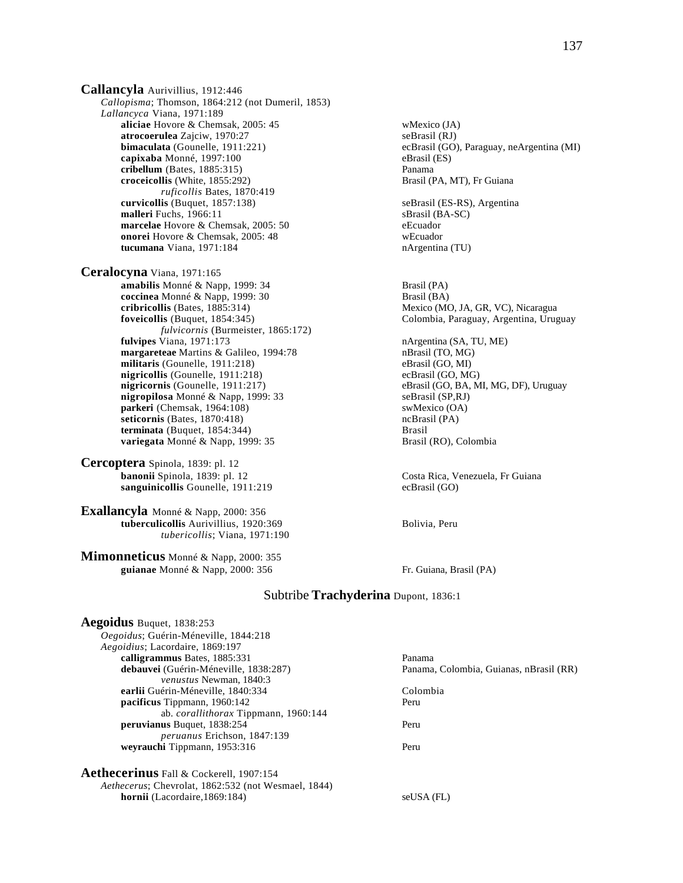**Callancyla** Aurivillius, 1912:446

*Callopisma*; Thomson, 1864:212 (not Dumeril, 1853)

*Lallancyca* Viana, 1971:189

- **aliciae** Hovore & Chemsak, 2005: 45 — wMexico (JA)
- **atrocoerulea** Zajciw, 1970:27 — seBrasil (RJ)
- **bimaculata** (Gounelle, 1911:221) — ecBrasil (GO), Paraguay, neArgentina (MI)
- **capixaba** Monné, 1997:100 — eBrasil (ES)
- **cribellum** (Bates, 1885:315) — Panama
- **croceicollis** (White, 1855:292) — Brasil (PA, MT), Fr Guiana
  - *ruficollis* Bates, 1870:419
- **curvicollis** (Buquet, 1857:138) — seBrasil (ES-RS), Argentina
- **malleri** Fuchs, 1966:11 — sBrasil (BA-SC)
- **marcelae** Hovore & Chemsak, 2005: 50 — eEcuador
- **onorei** Hovore & Chemsak, 2005: 48 — wEcuador
- **tucumana** Viana, 1971:184 — nArgentina (TU)

**Ceralocyna** Viana, 1971:165

- **amabilis** Monné & Napp, 1999: 34 — Brasil (PA)
- **coccinea** Monné & Napp, 1999: 30 — Brasil (BA)
- **cribricollis** (Bates, 1885:314) — Mexico (MO, JA, GR, VC), Nicaragua
- **foveicollis** (Buquet, 1854:345) — Colombia, Paraguay, Argentina, Uruguay
  - *fulvicornis* (Burmeister, 1865:172)
- **fulvipes** Viana, 1971:173 — nArgentina (SA, TU, ME)
- **margareteae** Martins & Galileo, 1994:78 — nBrasil (TO, MG)
- **militaris** (Gounelle, 1911:218) — eBrasil (GO, MI)
- **nigricollis** (Gounelle, 1911:218) — ecBrasil (GO, MG)
- **nigricornis** (Gounelle, 1911:217) — eBrasil (GO, BA, MI, MG, DF), Uruguay
- **nigropilosa** Monné & Napp, 1999: 33 — seBrasil (SP,RJ)
- **parkeri** (Chemsak, 1964:108) — swMexico (OA)
- **seticornis** (Bates, 1870:418) — ncBrasil (PA)
- **terminata** (Buquet, 1854:344) — Brasil
- **variegata** Monné & Napp, 1999: 35 — Brasil (RO), Colombia

**Cercoptera** Spinola, 1839: pl. 12

- **banonii** Spinola, 1839: pl. 12 — Costa Rica, Venezuela, Fr Guiana
- **sanguinicollis** Gounelle, 1911:219 — ecBrasil (GO)

**Exallancyla** Monné & Napp, 2000: 356

- **tuberculicollis** Aurivillius, 1920:369 — Bolivia, Peru
  - *tubericollis*; Viana, 1971:190

**Mimonneticus** Monné & Napp, 2000: 355

- **guianae** Monné & Napp, 2000: 356 — Fr. Guiana, Brasil (PA)

## Subtribe **Trachyderina** Dupont, 1836:1

**Aegoidus** Buquet, 1838:253

*Oegoidus*; Guérin-Méneville, 1844:218

*Aegoidius*; Lacordaire, 1869:197

- **calligrammus** Bates, 1885:331 — Panama
- **debauvei** (Guérin-Méneville, 1838:287) — Panama, Colombia, Guianas, nBrasil (RR)
  - *venustus* Newman, 1840:3
- **earlii** Guérin-Méneville, 1840:334 — Colombia
- **pacificus** Tippmann, 1960:142 — Peru
  - ab. *corallithorax* Tippmann, 1960:144
- **peruvianus** Buquet, 1838:254 — Peru
  - *peruanus* Erichson, 1847:139
- **weyrauchi** Tippmann, 1953:316 — Peru

**Aethecerinus** Fall & Cockerell, 1907:154

*Aethecerus*; Chevrolat, 1862:532 (not Wesmael, 1844)

- **hornii** (Lacordaire,1869:184) — seUSA (FL)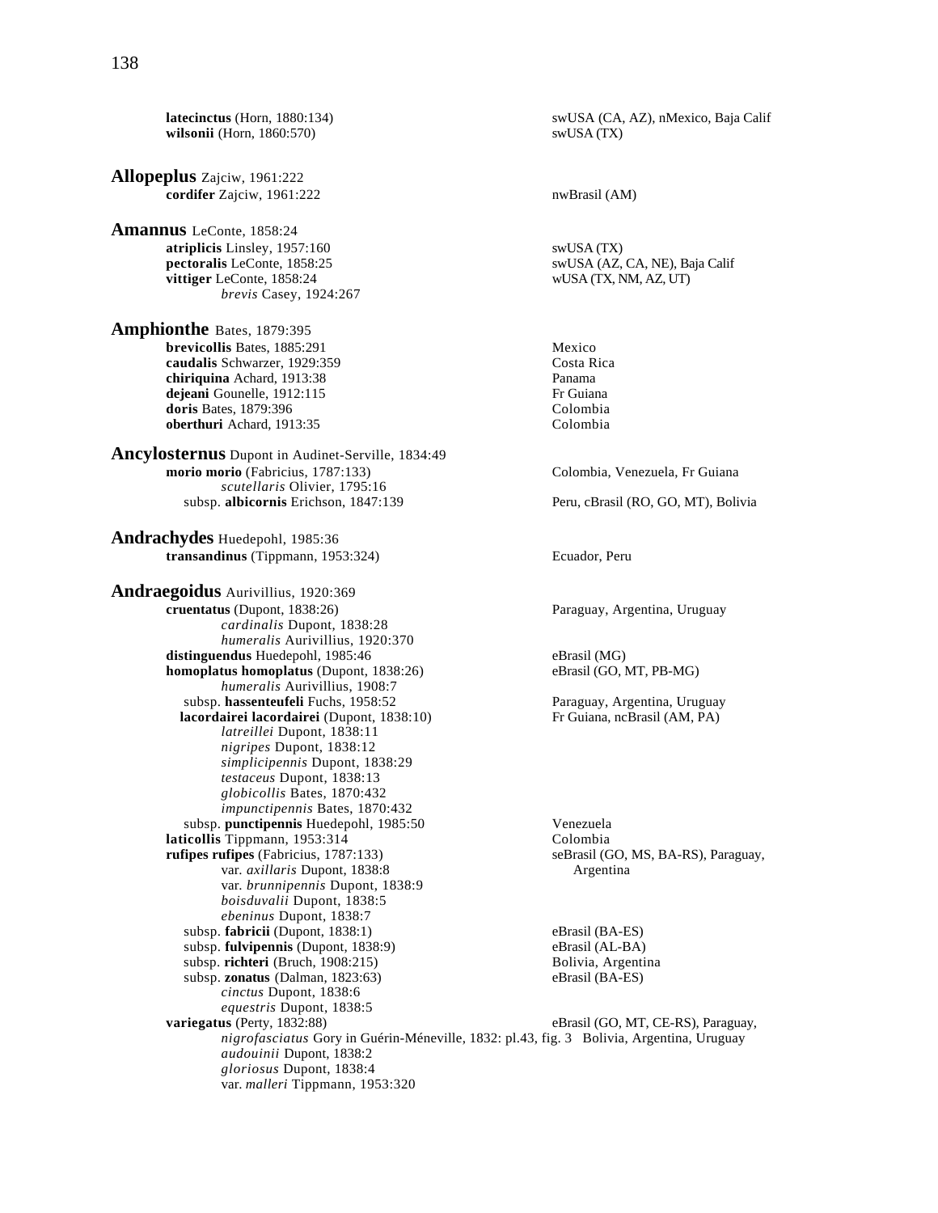**latecinctus** (Horn, 1880:134) swUSA (CA, AZ), nMexico, Baja Calif
**wilsonii** (Horn, 1860:570) swUSA (TX)

**Allopeplus** Zajciw, 1961:222
**cordifer** Zajciw, 1961:222 nwBrasil (AM)

**Amannus** LeConte, 1858:24
**atriplicis** Linsley, 1957:160 swUSA (TX)
**pectoralis** LeConte, 1858:25 swUSA (AZ, CA, NE), Baja Calif
**vittiger** LeConte, 1858:24 wUSA (TX, NM, AZ, UT)
*brevis* Casey, 1924:267

**Amphionthe** Bates, 1879:395
**brevicollis** Bates, 1885:291 Mexico
**caudalis** Schwarzer, 1929:359 Costa Rica
**chiriquina** Achard, 1913:38 Panama
**dejeani** Gounelle, 1912:115 Fr Guiana
**doris** Bates, 1879:396 Colombia
**oberthuri** Achard, 1913:35 Colombia

**Ancylosternus** Dupont in Audinet-Serville, 1834:49
**morio morio** (Fabricius, 1787:133) Colombia, Venezuela, Fr Guiana
*scutellaris* Olivier, 1795:16
subsp. **albicornis** Erichson, 1847:139 Peru, cBrasil (RO, GO, MT), Bolivia

**Andrachydes** Huedepohl, 1985:36
**transandinus** (Tippmann, 1953:324) Ecuador, Peru

**Andraegoidus** Aurivillius, 1920:369
**cruentatus** (Dupont, 1838:26) Paraguay, Argentina, Uruguay
*cardinalis* Dupont, 1838:28
*humeralis* Aurivillius, 1920:370
**distinguendus** Huedepohl, 1985:46 eBrasil (MG)
**homoplatus homoplatus** (Dupont, 1838:26) eBrasil (GO, MT, PB-MG)
*humeralis* Aurivillius, 1908:7
subsp. **hassenteufeli** Fuchs, 1958:52 Paraguay, Argentina, Uruguay
**lacordairei lacordairei** (Dupont, 1838:10) Fr Guiana, ncBrasil (AM, PA)
*latreillei* Dupont, 1838:11
*nigripes* Dupont, 1838:12
*simplicipennis* Dupont, 1838:29
*testaceus* Dupont, 1838:13
*globicollis* Bates, 1870:432
*impunctipennis* Bates, 1870:432
subsp. **punctipennis** Huedepohl, 1985:50 Venezuela
**laticollis** Tippmann, 1953:314 Colombia
**rufipes rufipes** (Fabricius, 1787:133) seBrasil (GO, MS, BA-RS), Paraguay, Argentina
var. *axillaris* Dupont, 1838:8
var. *brunnipennis* Dupont, 1838:9
*boisduvalii* Dupont, 1838:5
*ebeninus* Dupont, 1838:7
subsp. **fabricii** (Dupont, 1838:1) eBrasil (BA-ES)
subsp. **fulvipennis** (Dupont, 1838:9) eBrasil (AL-BA)
subsp. **richteri** (Bruch, 1908:215) Bolivia, Argentina
subsp. **zonatus** (Dalman, 1823:63) eBrasil (BA-ES)
*cinctus* Dupont, 1838:6
*equestris* Dupont, 1838:5
**variegatus** (Perty, 1832:88) eBrasil (GO, MT, CE-RS), Paraguay, Bolivia, Argentina, Uruguay
*nigrofasciatus* Gory in Guérin-Méneville, 1832: pl.43, fig. 3
*audouinii* Dupont, 1838:2
*gloriosus* Dupont, 1838:4
var. *malleri* Tippmann, 1953:320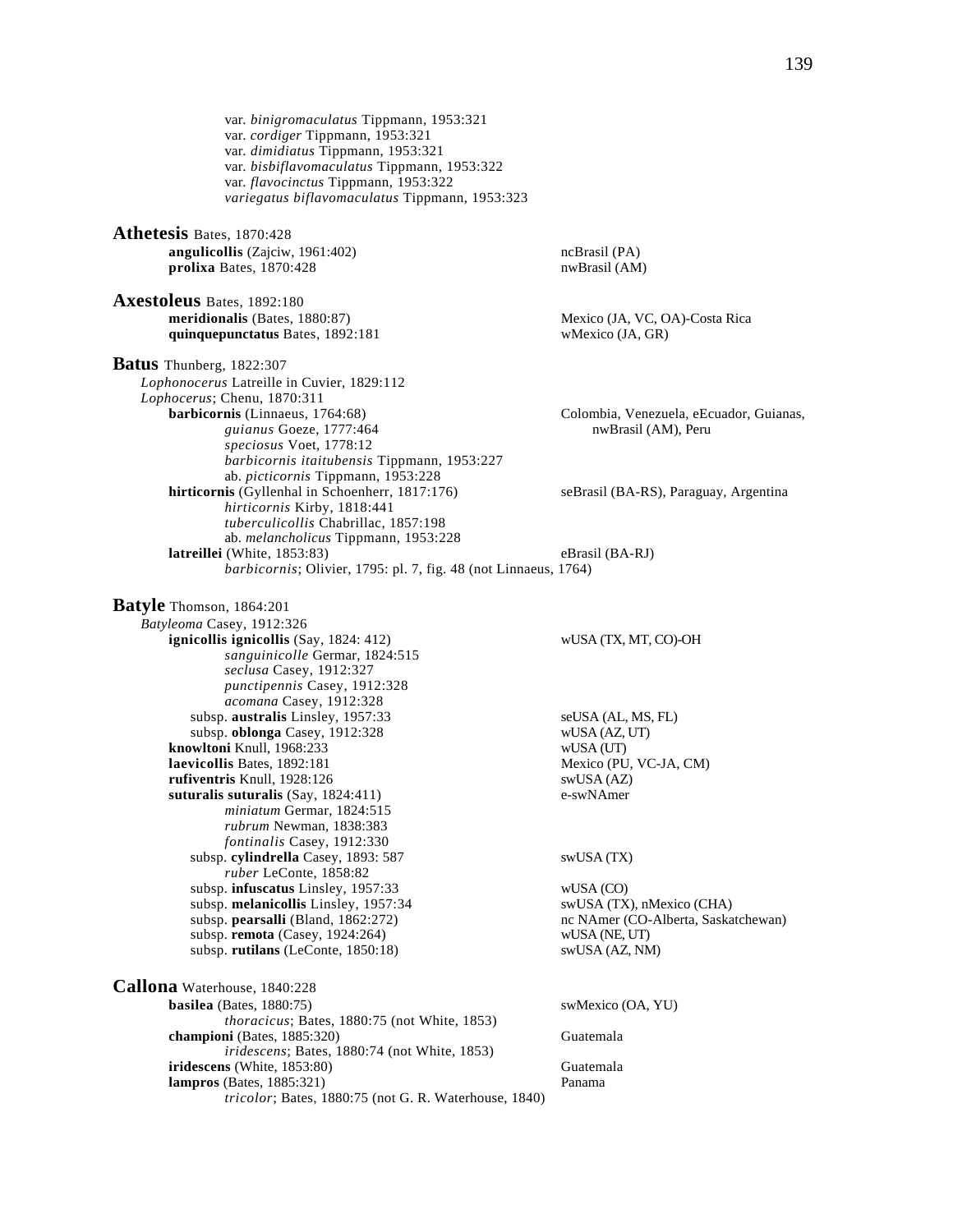var. *binigromaculatus* Tippmann, 1953:321
var. *cordiger* Tippmann, 1953:321
var. *dimidiatus* Tippmann, 1953:321
var. *bisbiflavomaculatus* Tippmann, 1953:322
var. *flavocinctus* Tippmann, 1953:322
*variegatus biflavomaculatus* Tippmann, 1953:323

**Athetesis** Bates, 1870:428
**angulicollis** (Zajciw, 1961:402) — ncBrasil (PA)
**prolixa** Bates, 1870:428 — nwBrasil (AM)

**Axestoleus** Bates, 1892:180
**meridionalis** (Bates, 1880:87) — Mexico (JA, VC, OA)-Costa Rica
**quinquepunctatus** Bates, 1892:181 — wMexico (JA, GR)

**Batus** Thunberg, 1822:307
*Lophonocerus* Latreille in Cuvier, 1829:112
*Lophocerus*; Chenu, 1870:311
**barbicornis** (Linnaeus, 1764:68) — Colombia, Venezuela, eEcuador, Guianas, nwBrasil (AM), Peru
*guianus* Goeze, 1777:464
*speciosus* Voet, 1778:12
*barbicornis itaitubensis* Tippmann, 1953:227
ab. *picticornis* Tippmann, 1953:228
**hirticornis** (Gyllenhal in Schoenherr, 1817:176) — seBrasil (BA-RS), Paraguay, Argentina
*hirticornis* Kirby, 1818:441
*tuberculicollis* Chabrillac, 1857:198
ab. *melancholicus* Tippmann, 1953:228
**latreillei** (White, 1853:83) — eBrasil (BA-RJ)
*barbicornis*; Olivier, 1795: pl. 7, fig. 48 (not Linnaeus, 1764)

**Batyle** Thomson, 1864:201
*Batyleoma* Casey, 1912:326
**ignicollis ignicollis** (Say, 1824: 412) — wUSA (TX, MT, CO)-OH
*sanguinicolle* Germar, 1824:515
*seclusa* Casey, 1912:327
*punctipennis* Casey, 1912:328
*acomana* Casey, 1912:328
subsp. **australis** Linsley, 1957:33 — seUSA (AL, MS, FL)
subsp. **oblonga** Casey, 1912:328 — wUSA (AZ, UT)
**knowltoni** Knull, 1968:233 — wUSA (UT)
**laevicollis** Bates, 1892:181 — Mexico (PU, VC-JA, CM)
**rufiventris** Knull, 1928:126 — swUSA (AZ)
**suturalis suturalis** (Say, 1824:411) — e-swNAmer
*miniatum* Germar, 1824:515
*rubrum* Newman, 1838:383
*fontinalis* Casey, 1912:330
subsp. **cylindrella** Casey, 1893: 587 — swUSA (TX)
*ruber* LeConte, 1858:82
subsp. **infuscatus** Linsley, 1957:33 — wUSA (CO)
subsp. **melanicollis** Linsley, 1957:34 — swUSA (TX), nMexico (CHA)
subsp. **pearsalli** (Bland, 1862:272) — nc NAmer (CO-Alberta, Saskatchewan)
subsp. **remota** (Casey, 1924:264) — wUSA (NE, UT)
subsp. **rutilans** (LeConte, 1850:18) — swUSA (AZ, NM)

**Callona** Waterhouse, 1840:228
**basilea** (Bates, 1880:75) — swMexico (OA, YU)
*thoracicus*; Bates, 1880:75 (not White, 1853)
**championi** (Bates, 1885:320) — Guatemala
*iridescens*; Bates, 1880:74 (not White, 1853)
**iridescens** (White, 1853:80) — Guatemala
**lampros** (Bates, 1885:321) — Panama
*tricolor*; Bates, 1880:75 (not G. R. Waterhouse, 1840)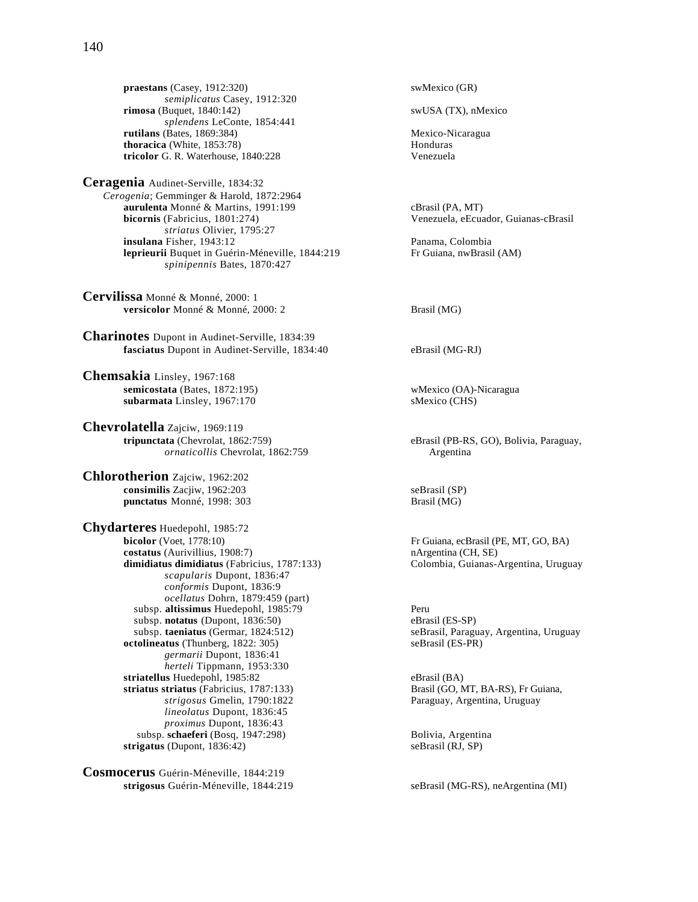**praestans** (Casey, 1912:320) swMexico (GR)
*semiplicatus* Casey, 1912:320
**rimosa** (Buquet, 1840:142) swUSA (TX), nMexico
*splendens* LeConte, 1854:441
**rutilans** (Bates, 1869:384) Mexico-Nicaragua
**thoracica** (White, 1853:78) Honduras
**tricolor** G. R. Waterhouse, 1840:228 Venezuela

## Ceragenia Audinet-Serville, 1834:32

*Cerogenia*; Gemminger & Harold, 1872:2964
**aurulenta** Monné & Martins, 1991:199 cBrasil (PA, MT)
**bicornis** (Fabricius, 1801:274) Venezuela, eEcuador, Guianas-cBrasil
*striatus* Olivier, 1795:27
**insulana** Fisher, 1943:12 Panama, Colombia
**leprieurii** Buquet in Guérin-Méneville, 1844:219 Fr Guiana, nwBrasil (AM)
*spinipennis* Bates, 1870:427

## Cervilissa Monné & Monné, 2000: 1

**versicolor** Monné & Monné, 2000: 2 Brasil (MG)

## Charinotes Dupont in Audinet-Serville, 1834:39

**fasciatus** Dupont in Audinet-Serville, 1834:40 eBrasil (MG-RJ)

## Chemsakia Linsley, 1967:168

**semicostata** (Bates, 1872:195) wMexico (OA)-Nicaragua
**subarmata** Linsley, 1967:170 sMexico (CHS)

## Chevrolatella Zajciw, 1969:119

**tripunctata** (Chevrolat, 1862:759) eBrasil (PB-RS, GO), Bolivia, Paraguay, Argentina
*ornaticollis* Chevrolat, 1862:759

## Chlorotherion Zajciw, 1962:202

**consimilis** Zacjiw, 1962:203 seBrasil (SP)
**punctatus** Monné, 1998: 303 Brasil (MG)

## Chydarteres Huedepohl, 1985:72

**bicolor** (Voet, 1778:10) Fr Guiana, ecBrasil (PE, MT, GO, BA)
**costatus** (Aurivillius, 1908:7) nArgentina (CH, SE)
**dimidiatus dimidiatus** (Fabricius, 1787:133) Colombia, Guianas-Argentina, Uruguay
*scapularis* Dupont, 1836:47
*conformis* Dupont, 1836:9
*ocellatus* Dohrn, 1879:459 (part)
subsp. **altissimus** Huedepohl, 1985:79 Peru
subsp. **notatus** (Dupont, 1836:50) eBrasil (ES-SP)
subsp. **taeniatus** (Germar, 1824:512) seBrasil, Paraguay, Argentina, Uruguay
**octolineatus** (Thunberg, 1822: 305) seBrasil (ES-PR)
*germarii* Dupont, 1836:41
*herteli* Tippmann, 1953:330
**striatellus** Huedepohl, 1985:82 eBrasil (BA)
**striatus striatus** (Fabricius, 1787:133) Brasil (GO, MT, BA-RS), Fr Guiana, Paraguay, Argentina, Uruguay
*strigosus* Gmelin, 1790:1822
*lineolatus* Dupont, 1836:45
*proximus* Dupont, 1836:43
subsp. **schaeferi** (Bosq, 1947:298) Bolivia, Argentina
**strigatus** (Dupont, 1836:42) seBrasil (RJ, SP)

## Cosmocerus Guérin-Méneville, 1844:219

**strigosus** Guérin-Méneville, 1844:219 seBrasil (MG-RS), neArgentina (MI)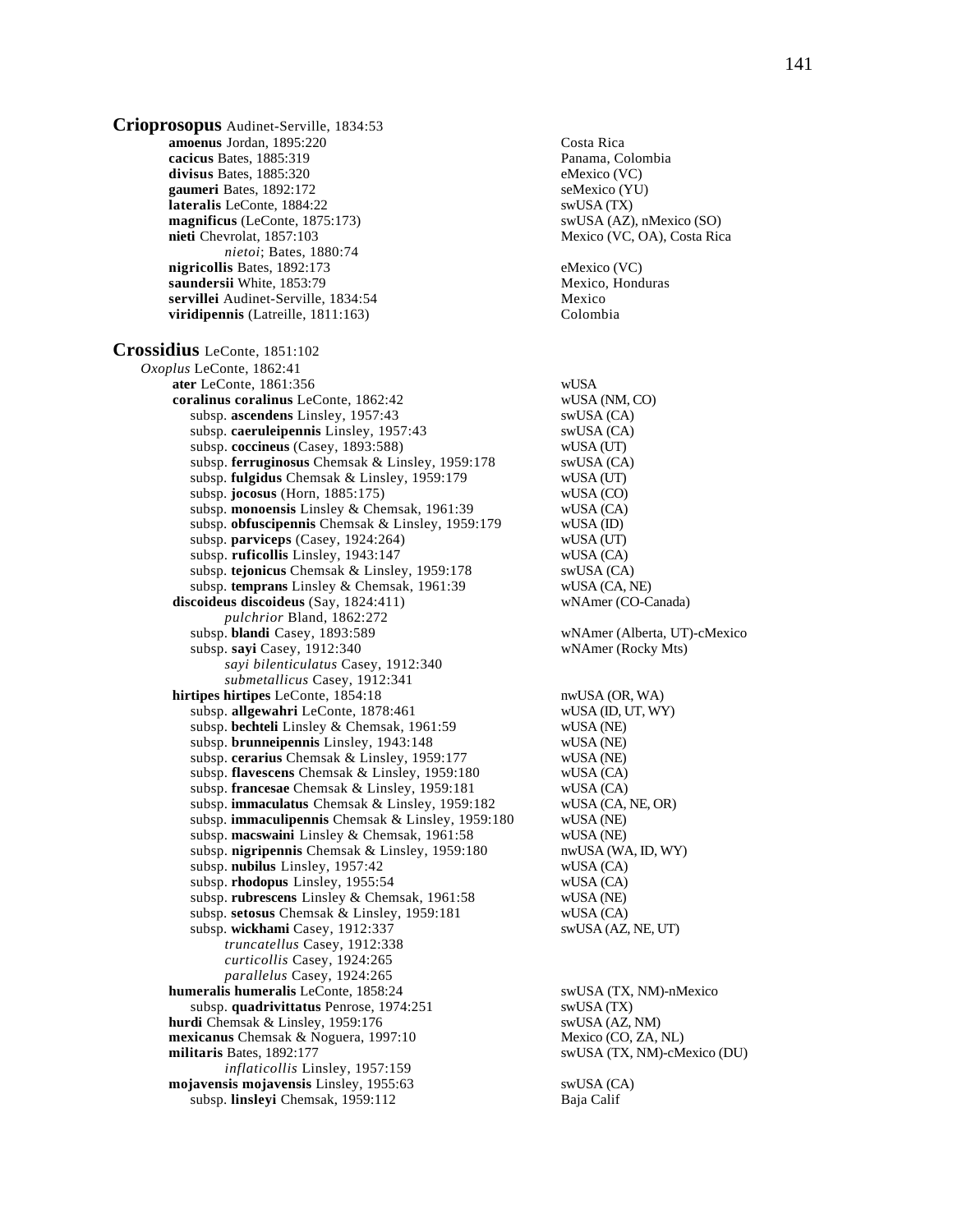**Crioprosopus** Audinet-Serville, 1834:53

**amoenus** Jordan, 1895:220 — Costa Rica
**cacicus** Bates, 1885:319 — Panama, Colombia
**divisus** Bates, 1885:320 — eMexico (VC)
**gaumeri** Bates, 1892:172 — seMexico (YU)
**lateralis** LeConte, 1884:22 — swUSA (TX)
**magnificus** (LeConte, 1875:173) — swUSA (AZ), nMexico (SO)
**nieti** Chevrolat, 1857:103 — Mexico (VC, OA), Costa Rica
*nietoi*; Bates, 1880:74
**nigricollis** Bates, 1892:173 — eMexico (VC)
**saundersii** White, 1853:79 — Mexico, Honduras
**servillei** Audinet-Serville, 1834:54 — Mexico
**viridipennis** (Latreille, 1811:163) — Colombia

**Crossidius** LeConte, 1851:102

*Oxoplus* LeConte, 1862:41
**ater** LeConte, 1861:356 — wUSA
**coralinus coralinus** LeConte, 1862:42 — wUSA (NM, CO)
subsp. **ascendens** Linsley, 1957:43 — swUSA (CA)
subsp. **caeruleipennis** Linsley, 1957:43 — swUSA (CA)
subsp. **coccineus** (Casey, 1893:588) — wUSA (UT)
subsp. **ferruginosus** Chemsak & Linsley, 1959:178 — swUSA (CA)
subsp. **fulgidus** Chemsak & Linsley, 1959:179 — wUSA (UT)
subsp. **jocosus** (Horn, 1885:175) — wUSA (CO)
subsp. **monoensis** Linsley & Chemsak, 1961:39 — wUSA (CA)
subsp. **obfuscipennis** Chemsak & Linsley, 1959:179 — wUSA (ID)
subsp. **parviceps** (Casey, 1924:264) — wUSA (UT)
subsp. **ruficollis** Linsley, 1943:147 — wUSA (CA)
subsp. **tejonicus** Chemsak & Linsley, 1959:178 — swUSA (CA)
subsp. **temprans** Linsley & Chemsak, 1961:39 — wUSA (CA, NE)
**discoideus discoideus** (Say, 1824:411) — wNAmer (CO-Canada)
*pulchrior* Bland, 1862:272
subsp. **blandi** Casey, 1893:589 — wNAmer (Alberta, UT)-cMexico
subsp. **sayi** Casey, 1912:340 — wNAmer (Rocky Mts)
*sayi bilenticulatus* Casey, 1912:340
*submetallicus* Casey, 1912:341
**hirtipes hirtipes** LeConte, 1854:18 — nwUSA (OR, WA)
subsp. **allgewahri** LeConte, 1878:461 — wUSA (ID, UT, WY)
subsp. **bechteli** Linsley & Chemsak, 1961:59 — wUSA (NE)
subsp. **brunneipennis** Linsley, 1943:148 — wUSA (NE)
subsp. **cerarius** Chemsak & Linsley, 1959:177 — wUSA (NE)
subsp. **flavescens** Chemsak & Linsley, 1959:180 — wUSA (CA)
subsp. **francesae** Chemsak & Linsley, 1959:181 — wUSA (CA)
subsp. **immaculatus** Chemsak & Linsley, 1959:182 — wUSA (CA, NE, OR)
subsp. **immaculipennis** Chemsak & Linsley, 1959:180 — wUSA (NE)
subsp. **macswaini** Linsley & Chemsak, 1961:58 — wUSA (NE)
subsp. **nigripennis** Chemsak & Linsley, 1959:180 — nwUSA (WA, ID, WY)
subsp. **nubilus** Linsley, 1957:42 — wUSA (CA)
subsp. **rhodopus** Linsley, 1955:54 — wUSA (CA)
subsp. **rubrescens** Linsley & Chemsak, 1961:58 — wUSA (NE)
subsp. **setosus** Chemsak & Linsley, 1959:181 — wUSA (CA)
subsp. **wickhami** Casey, 1912:337 — swUSA (AZ, NE, UT)
*truncatellus* Casey, 1912:338
*curticollis* Casey, 1924:265
*parallelus* Casey, 1924:265
**humeralis humeralis** LeConte, 1858:24 — swUSA (TX, NM)-nMexico
subsp. **quadrivittatus** Penrose, 1974:251 — swUSA (TX)
**hurdi** Chemsak & Linsley, 1959:176 — swUSA (AZ, NM)
**mexicanus** Chemsak & Noguera, 1997:10 — Mexico (CO, ZA, NL)
**militaris** Bates, 1892:177 — swUSA (TX, NM)-cMexico (DU)
*inflaticollis* Linsley, 1957:159
**mojavensis mojavensis** Linsley, 1955:63 — swUSA (CA)
subsp. **linsleyi** Chemsak, 1959:112 — Baja Calif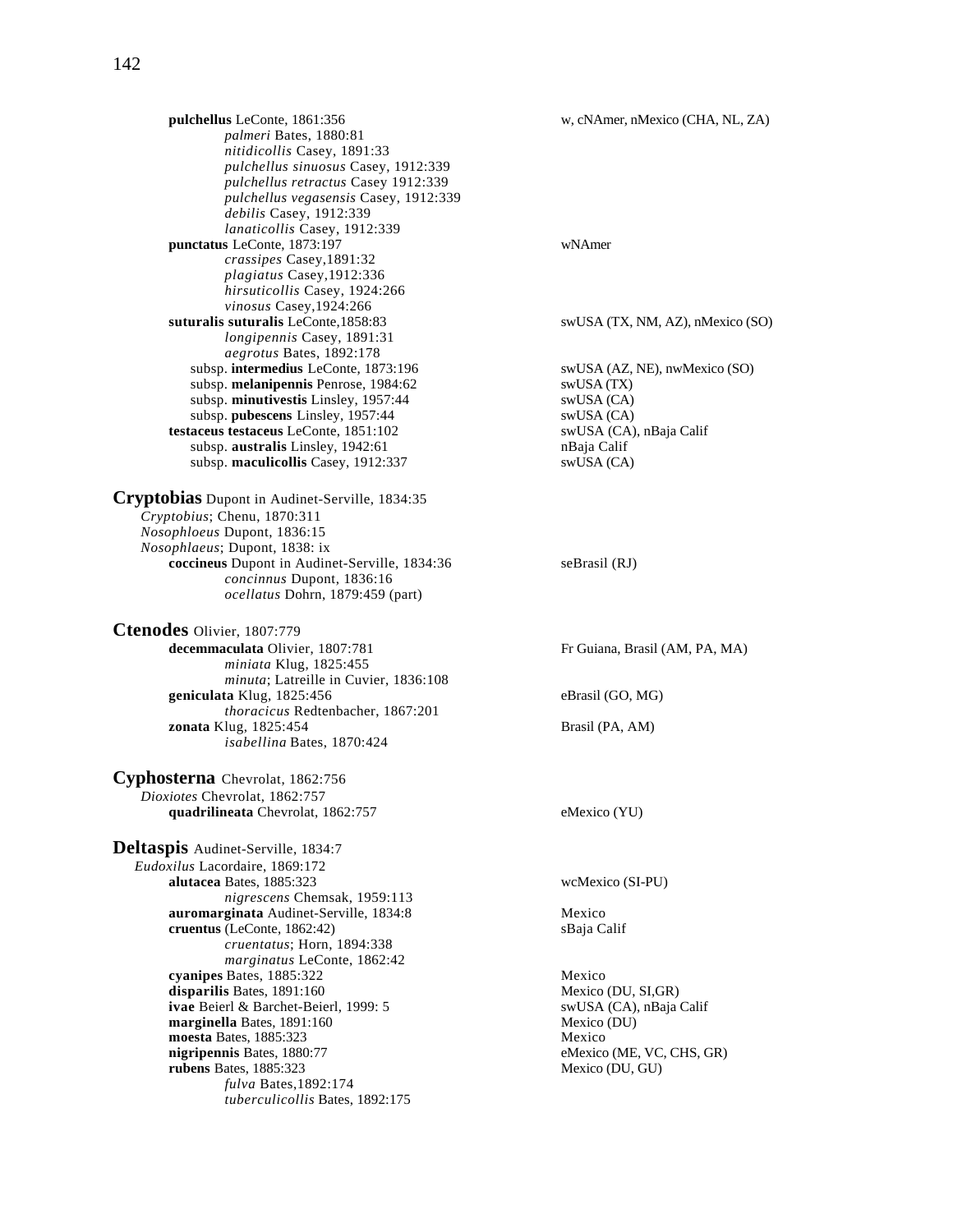**pulchellus** LeConte, 1861:356 — w, cNAmer, nMexico (CHA, NL, ZA)
*palmeri* Bates, 1880:81
*nitidicollis* Casey, 1891:33
*pulchellus sinuosus* Casey, 1912:339
*pulchellus retractus* Casey 1912:339
*pulchellus vegasensis* Casey, 1912:339
*debilis* Casey, 1912:339
*lanaticollis* Casey, 1912:339

**punctatus** LeConte, 1873:197 — wNAmer
*crassipes* Casey,1891:32
*plagiatus* Casey,1912:336
*hirsuticollis* Casey, 1924:266
*vinosus* Casey,1924:266

**suturalis suturalis** LeConte,1858:83 — swUSA (TX, NM, AZ), nMexico (SO)
*longipennis* Casey, 1891:31
*aegrotus* Bates, 1892:178
subsp. **intermedius** LeConte, 1873:196 — swUSA (AZ, NE), nwMexico (SO)
subsp. **melanipennis** Penrose, 1984:62 — swUSA (TX)
subsp. **minutivestis** Linsley, 1957:44 — swUSA (CA)
subsp. **pubescens** Linsley, 1957:44 — swUSA (CA)

**testaceus testaceus** LeConte, 1851:102 — swUSA (CA), nBaja Calif
subsp. **australis** Linsley, 1942:61 — nBaja Calif
subsp. **maculicollis** Casey, 1912:337 — swUSA (CA)

## Cryptobias Dupont in Audinet-Serville, 1834:35

*Cryptobius*; Chenu, 1870:311
*Nosophloeus* Dupont, 1836:15
*Nosophlaeus*; Dupont, 1838: ix

**coccineus** Dupont in Audinet-Serville, 1834:36 — seBrasil (RJ)
*concinnus* Dupont, 1836:16
*ocellatus* Dohrn, 1879:459 (part)

## Ctenodes Olivier, 1807:779

**decemmaculata** Olivier, 1807:781 — Fr Guiana, Brasil (AM, PA, MA)
*miniata* Klug, 1825:455
*minuta*; Latreille in Cuvier, 1836:108

**geniculata** Klug, 1825:456 — eBrasil (GO, MG)
*thoracicus* Redtenbacher, 1867:201

**zonata** Klug, 1825:454 — Brasil (PA, AM)
*isabellina* Bates, 1870:424

## Cyphosterna Chevrolat, 1862:756

*Dioxiotes* Chevrolat, 1862:757

**quadrilineata** Chevrolat, 1862:757 — eMexico (YU)

## Deltaspis Audinet-Serville, 1834:7

*Eudoxilus* Lacordaire, 1869:172

**alutacea** Bates, 1885:323 — wcMexico (SI-PU)
*nigrescens* Chemsak, 1959:113

**auromarginata** Audinet-Serville, 1834:8 — Mexico

**cruentus** (LeConte, 1862:42) — sBaja Calif
*cruentatus*; Horn, 1894:338
*marginatus* LeConte, 1862:42

**cyanipes** Bates, 1885:322 — Mexico

**disparilis** Bates, 1891:160 — Mexico (DU, SI,GR)

**ivae** Beierl & Barchet-Beierl, 1999: 5 — swUSA (CA), nBaja Calif

**marginella** Bates, 1891:160 — Mexico (DU)

**moesta** Bates, 1885:323 — Mexico

**nigripennis** Bates, 1880:77 — eMexico (ME, VC, CHS, GR)

**rubens** Bates, 1885:323 — Mexico (DU, GU)
*fulva* Bates,1892:174
*tuberculicollis* Bates, 1892:175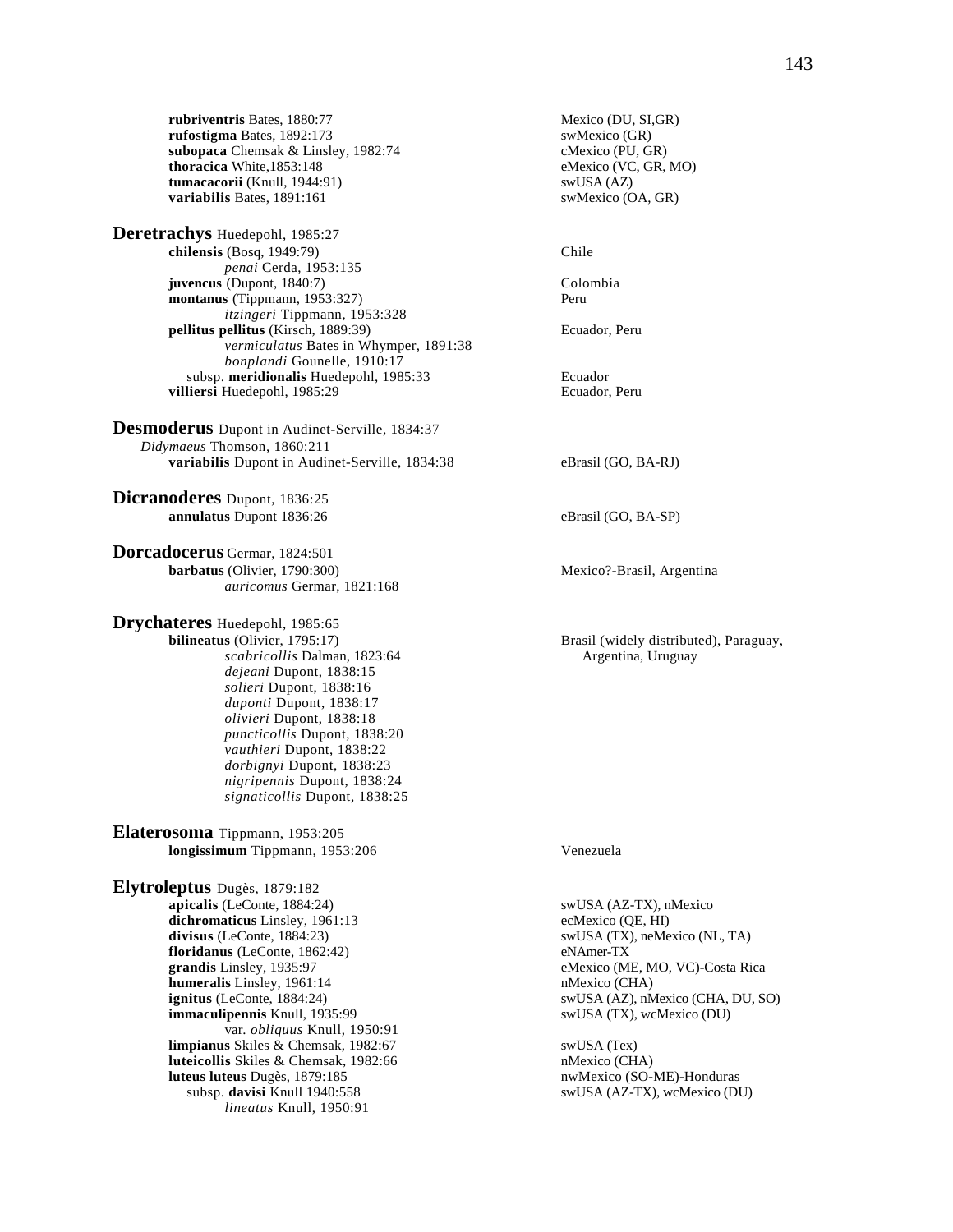**rubriventris** Bates, 1880:77 — Mexico (DU, SI,GR)
**rufostigma** Bates, 1892:173 — swMexico (GR)
**subopaca** Chemsak & Linsley, 1982:74 — cMexico (PU, GR)
**thoracica** White,1853:148 — eMexico (VC, GR, MO)
**tumacacorii** (Knull, 1944:91) — swUSA (AZ)
**variabilis** Bates, 1891:161 — swMexico (OA, GR)

**Deretrachys** Huedepohl, 1985:27
**chilensis** (Bosq, 1949:79) — Chile
*penai* Cerda, 1953:135
**juvencus** (Dupont, 1840:7) — Colombia
**montanus** (Tippmann, 1953:327) — Peru
*itzingeri* Tippmann, 1953:328
**pellitus pellitus** (Kirsch, 1889:39) — Ecuador, Peru
*vermiculatus* Bates in Whymper, 1891:38
*bonplandi* Gounelle, 1910:17
subsp. **meridionalis** Huedepohl, 1985:33 — Ecuador
**villiersi** Huedepohl, 1985:29 — Ecuador, Peru

**Desmoderus** Dupont in Audinet-Serville, 1834:37
*Didymaeus* Thomson, 1860:211
**variabilis** Dupont in Audinet-Serville, 1834:38 — eBrasil (GO, BA-RJ)

**Dicranoderes** Dupont, 1836:25
**annulatus** Dupont 1836:26 — eBrasil (GO, BA-SP)

**Dorcadocerus** Germar, 1824:501
**barbatus** (Olivier, 1790:300) — Mexico?-Brasil, Argentina
*auricomus* Germar, 1821:168

**Drychateres** Huedepohl, 1985:65
**bilineatus** (Olivier, 1795:17) — Brasil (widely distributed), Paraguay, Argentina, Uruguay
*scabricollis* Dalman, 1823:64
*dejeani* Dupont, 1838:15
*solieri* Dupont, 1838:16
*duponti* Dupont, 1838:17
*olivieri* Dupont, 1838:18
*puncticollis* Dupont, 1838:20
*vauthieri* Dupont, 1838:22
*dorbignyi* Dupont, 1838:23
*nigripennis* Dupont, 1838:24
*signaticollis* Dupont, 1838:25

**Elaterosoma** Tippmann, 1953:205
**longissimum** Tippmann, 1953:206 — Venezuela

**Elytroleptus** Dugès, 1879:182
**apicalis** (LeConte, 1884:24) — swUSA (AZ-TX), nMexico
**dichromaticus** Linsley, 1961:13 — ecMexico (QE, HI)
**divisus** (LeConte, 1884:23) — swUSA (TX), neMexico (NL, TA)
**floridanus** (LeConte, 1862:42) — eNAmer-TX
**grandis** Linsley, 1935:97 — eMexico (ME, MO, VC)-Costa Rica
**humeralis** Linsley, 1961:14 — nMexico (CHA)
**ignitus** (LeConte, 1884:24) — swUSA (AZ), nMexico (CHA, DU, SO)
**immaculipennis** Knull, 1935:99 — swUSA (TX), wcMexico (DU)
var. *obliquus* Knull, 1950:91
**limpianus** Skiles & Chemsak, 1982:67 — swUSA (Tex)
**luteicollis** Skiles & Chemsak, 1982:66 — nMexico (CHA)
**luteus luteus** Dugès, 1879:185 — nwMexico (SO-ME)-Honduras
subsp. **davisi** Knull 1940:558 — swUSA (AZ-TX), wcMexico (DU)
*lineatus* Knull, 1950:91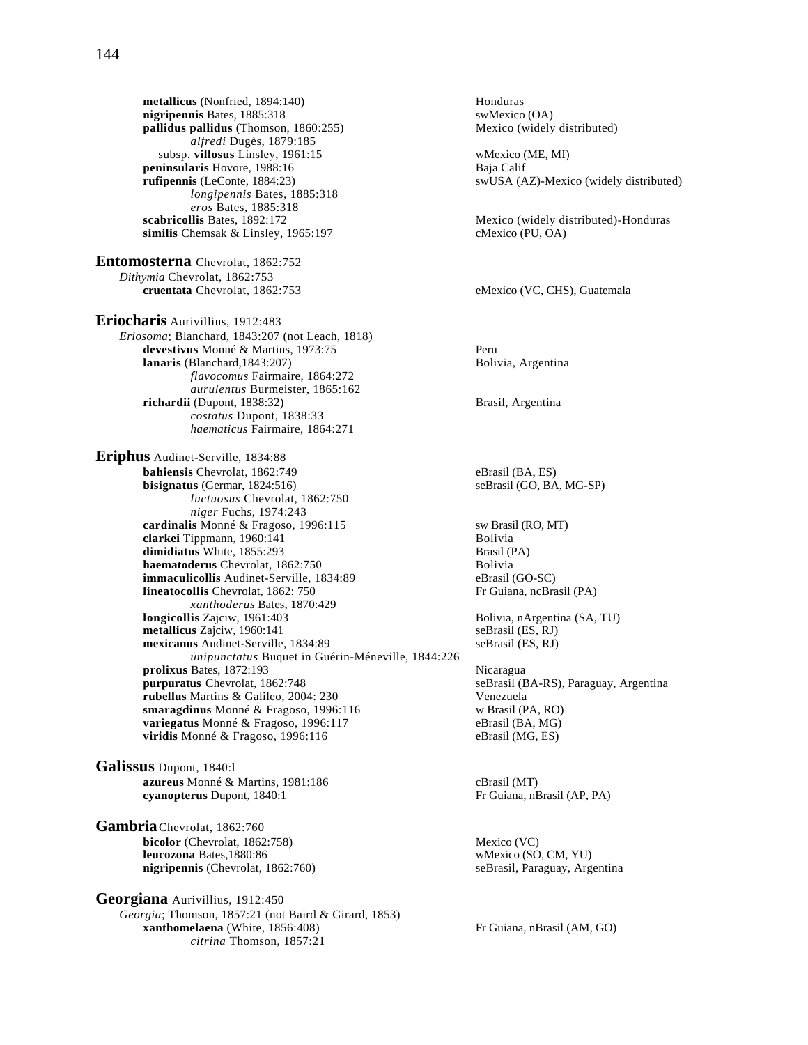**metallicus** (Nonfried, 1894:140) Honduras
**nigripennis** Bates, 1885:318 swMexico (OA)
**pallidus pallidus** (Thomson, 1860:255) Mexico (widely distributed)
*alfredi* Dugès, 1879:185
subsp. **villosus** Linsley, 1961:15 wMexico (ME, MI)
**peninsularis** Hovore, 1988:16 Baja Calif
**rufipennis** (LeConte, 1884:23) swUSA (AZ)-Mexico (widely distributed)
*longipennis* Bates, 1885:318
*eros* Bates, 1885:318
**scabricollis** Bates, 1892:172 Mexico (widely distributed)-Honduras
**similis** Chemsak & Linsley, 1965:197 cMexico (PU, OA)

**Entomosterna** Chevrolat, 1862:752
*Dithymia* Chevrolat, 1862:753
**cruentata** Chevrolat, 1862:753 eMexico (VC, CHS), Guatemala

**Eriocharis** Aurivillius, 1912:483
*Eriosoma*; Blanchard, 1843:207 (not Leach, 1818)
**devestivus** Monné & Martins, 1973:75 Peru
**lanaris** (Blanchard,1843:207) Bolivia, Argentina
*flavocomus* Fairmaire, 1864:272
*aurulentus* Burmeister, 1865:162
**richardii** (Dupont, 1838:32) Brasil, Argentina
*costatus* Dupont, 1838:33
*haematicus* Fairmaire, 1864:271

**Eriphus** Audinet-Serville, 1834:88
**bahiensis** Chevrolat, 1862:749 eBrasil (BA, ES)
**bisignatus** (Germar, 1824:516) seBrasil (GO, BA, MG-SP)
*luctuosus* Chevrolat, 1862:750
*niger* Fuchs, 1974:243
**cardinalis** Monné & Fragoso, 1996:115 sw Brasil (RO, MT)
**clarkei** Tippmann, 1960:141 Bolivia
**dimidiatus** White, 1855:293 Brasil (PA)
**haematoderus** Chevrolat, 1862:750 Bolivia
**immaculicollis** Audinet-Serville, 1834:89 eBrasil (GO-SC)
**lineatocollis** Chevrolat, 1862: 750 Fr Guiana, ncBrasil (PA)
*xanthoderus* Bates, 1870:429
**longicollis** Zajciw, 1961:403 Bolivia, nArgentina (SA, TU)
**metallicus** Zajciw, 1960:141 seBrasil (ES, RJ)
**mexicanus** Audinet-Serville, 1834:89 seBrasil (ES, RJ)
*unipunctatus* Buquet in Guérin-Méneville, 1844:226
**prolixus** Bates, 1872:193 Nicaragua
**purpuratus** Chevrolat, 1862:748 seBrasil (BA-RS), Paraguay, Argentina
**rubellus** Martins & Galileo, 2004: 230 Venezuela
**smaragdinus** Monné & Fragoso, 1996:116 w Brasil (PA, RO)
**variegatus** Monné & Fragoso, 1996:117 eBrasil (BA, MG)
**viridis** Monné & Fragoso, 1996:116 eBrasil (MG, ES)

**Galissus** Dupont, 1840:l
**azureus** Monné & Martins, 1981:186 cBrasil (MT)
**cyanopterus** Dupont, 1840:1 Fr Guiana, nBrasil (AP, PA)

**Gambria** Chevrolat, 1862:760
**bicolor** (Chevrolat, 1862:758) Mexico (VC)
**leucozona** Bates,1880:86 wMexico (SO, CM, YU)
**nigripennis** (Chevrolat, 1862:760) seBrasil, Paraguay, Argentina

**Georgiana** Aurivillius, 1912:450
*Georgia*; Thomson, 1857:21 (not Baird & Girard, 1853)
**xanthomelaena** (White, 1856:408) Fr Guiana, nBrasil (AM, GO)
*citrina* Thomson, 1857:21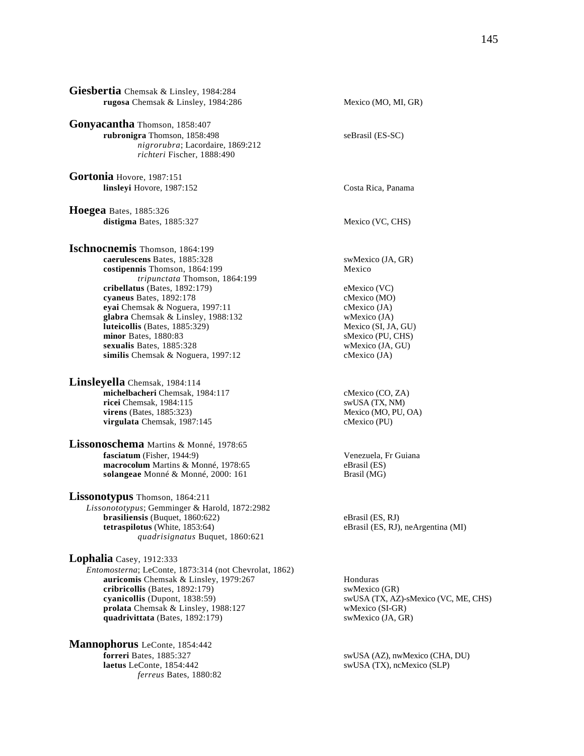**Giesbertia** Chemsak & Linsley, 1984:284

- **rugosa** Chemsak & Linsley, 1984:286 — Mexico (MO, MI, GR)

**Gonyacantha** Thomson, 1858:407

- **rubronigra** Thomson, 1858:498 — seBrasil (ES-SC)
  - *nigrorubra*; Lacordaire, 1869:212
  - *richteri* Fischer, 1888:490

**Gortonia** Hovore, 1987:151

- **linsleyi** Hovore, 1987:152 — Costa Rica, Panama

**Hoegea** Bates, 1885:326

- **distigma** Bates, 1885:327 — Mexico (VC, CHS)

**Ischnocnemis** Thomson, 1864:199

- **caerulescens** Bates, 1885:328 — swMexico (JA, GR)
- **costipennis** Thomson, 1864:199 — Mexico
  - *tripunctata* Thomson, 1864:199
- **cribellatus** (Bates, 1892:179) — eMexico (VC)
- **cyaneus** Bates, 1892:178 — cMexico (MO)
- **eyai** Chemsak & Noguera, 1997:11 — cMexico (JA)
- **glabra** Chemsak & Linsley, 1988:132 — wMexico (JA)
- **luteicollis** (Bates, 1885:329) — Mexico (SI, JA, GU)
- **minor** Bates, 1880:83 — sMexico (PU, CHS)
- **sexualis** Bates, 1885:328 — wMexico (JA, GU)
- **similis** Chemsak & Noguera, 1997:12 — cMexico (JA)

**Linsleyella** Chemsak, 1984:114

- **michelbacheri** Chemsak, 1984:117 — cMexico (CO, ZA)
- **ricei** Chemsak, 1984:115 — swUSA (TX, NM)
- **virens** (Bates, 1885:323) — Mexico (MO, PU, OA)
- **virgulata** Chemsak, 1987:145 — cMexico (PU)

**Lissonoschema** Martins & Monné, 1978:65

- **fasciatum** (Fisher, 1944:9) — Venezuela, Fr Guiana
- **macrocolum** Martins & Monné, 1978:65 — eBrasil (ES)
- **solangeae** Monné & Monné, 2000: 161 — Brasil (MG)

**Lissonotypus** Thomson, 1864:211

*Lissonototypus*; Gemminger & Harold, 1872:2982

- **brasiliensis** (Buquet, 1860:622) — eBrasil (ES, RJ)
- **tetraspilotus** (White, 1853:64) — eBrasil (ES, RJ), neArgentina (MI)
  - *quadrisignatus* Buquet, 1860:621

**Lophalia** Casey, 1912:333

*Entomosterna*; LeConte, 1873:314 (not Chevrolat, 1862)

- **auricomis** Chemsak & Linsley, 1979:267 — Honduras
- **cribricollis** (Bates, 1892:179) — swMexico (GR)
- **cyanicollis** (Dupont, 1838:59) — swUSA (TX, AZ)-sMexico (VC, ME, CHS)
- **prolata** Chemsak & Linsley, 1988:127 — wMexico (SI-GR)
- **quadrivittata** (Bates, 1892:179) — swMexico (JA, GR)

**Mannophorus** LeConte, 1854:442

- **forreri** Bates, 1885:327 — swUSA (AZ), nwMexico (CHA, DU)
- **laetus** LeConte, 1854:442 — swUSA (TX), ncMexico (SLP)
  - *ferreus* Bates, 1880:82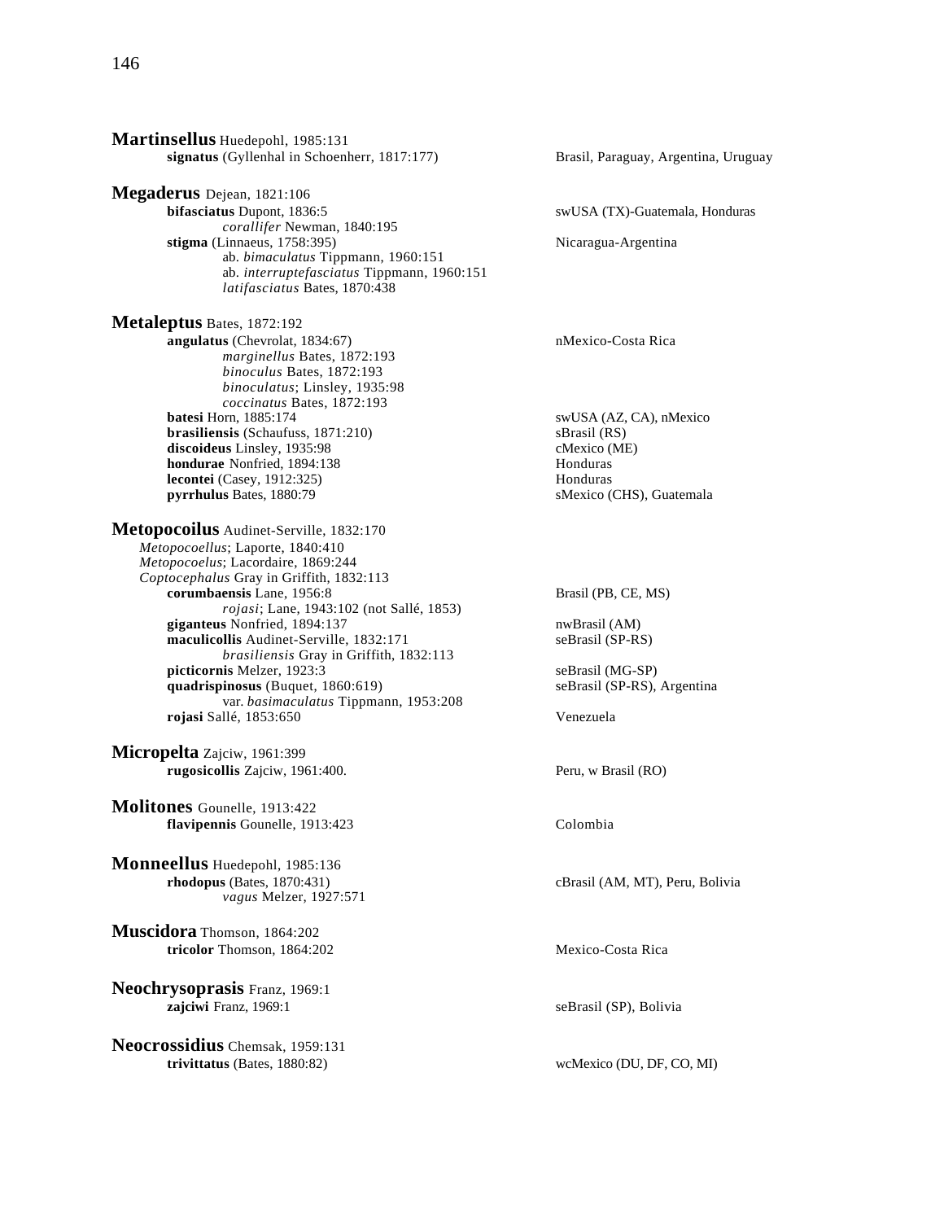**Martinsellus** Huedepohl, 1985:131

- **signatus** (Gyllenhal in Schoenherr, 1817:177) — Brasil, Paraguay, Argentina, Uruguay

**Megaderus** Dejean, 1821:106

- **bifasciatus** Dupont, 1836:5 — swUSA (TX)-Guatemala, Honduras
  - *corallifer* Newman, 1840:195
- **stigma** (Linnaeus, 1758:395) — Nicaragua-Argentina
  - ab. *bimaculatus* Tippmann, 1960:151
  - ab. *interruptefasciatus* Tippmann, 1960:151
  - *latifasciatus* Bates, 1870:438

**Metaleptus** Bates, 1872:192

- **angulatus** (Chevrolat, 1834:67) — nMexico-Costa Rica
  - *marginellus* Bates, 1872:193
  - *binoculus* Bates, 1872:193
  - *binoculatus*; Linsley, 1935:98
  - *coccinatus* Bates, 1872:193
- **batesi** Horn, 1885:174 — swUSA (AZ, CA), nMexico
- **brasiliensis** (Schaufuss, 1871:210) — sBrasil (RS)
- **discoideus** Linsley, 1935:98 — cMexico (ME)
- **hondurae** Nonfried, 1894:138 — Honduras
- **lecontei** (Casey, 1912:325) — Honduras
- **pyrrhulus** Bates, 1880:79 — sMexico (CHS), Guatemala

**Metopocoilus** Audinet-Serville, 1832:170

*Metopocoellus*; Laporte, 1840:410
*Metopocoelus*; Lacordaire, 1869:244
*Coptocephalus* Gray in Griffith, 1832:113

- **corumbaensis** Lane, 1956:8 — Brasil (PB, CE, MS)
  - *rojasi*; Lane, 1943:102 (not Sallé, 1853)
- **giganteus** Nonfried, 1894:137 — nwBrasil (AM)
- **maculicollis** Audinet-Serville, 1832:171 — seBrasil (SP-RS)
  - *brasiliensis* Gray in Griffith, 1832:113
- **picticornis** Melzer, 1923:3 — seBrasil (MG-SP)
- **quadrispinosus** (Buquet, 1860:619) — seBrasil (SP-RS), Argentina
  - var. *basimaculatus* Tippmann, 1953:208
- **rojasi** Sallé, 1853:650 — Venezuela

**Micropelta** Zajciw, 1961:399

- **rugosicollis** Zajciw, 1961:400. — Peru, w Brasil (RO)

**Molitones** Gounelle, 1913:422

- **flavipennis** Gounelle, 1913:423 — Colombia

**Monneellus** Huedepohl, 1985:136

- **rhodopus** (Bates, 1870:431) — cBrasil (AM, MT), Peru, Bolivia
  - *vagus* Melzer, 1927:571

**Muscidora** Thomson, 1864:202

- **tricolor** Thomson, 1864:202 — Mexico-Costa Rica

**Neochrysoprasis** Franz, 1969:1

- **zajciwi** Franz, 1969:1 — seBrasil (SP), Bolivia

**Neocrossidius** Chemsak, 1959:131

- **trivittatus** (Bates, 1880:82) — wcMexico (DU, DF, CO, MI)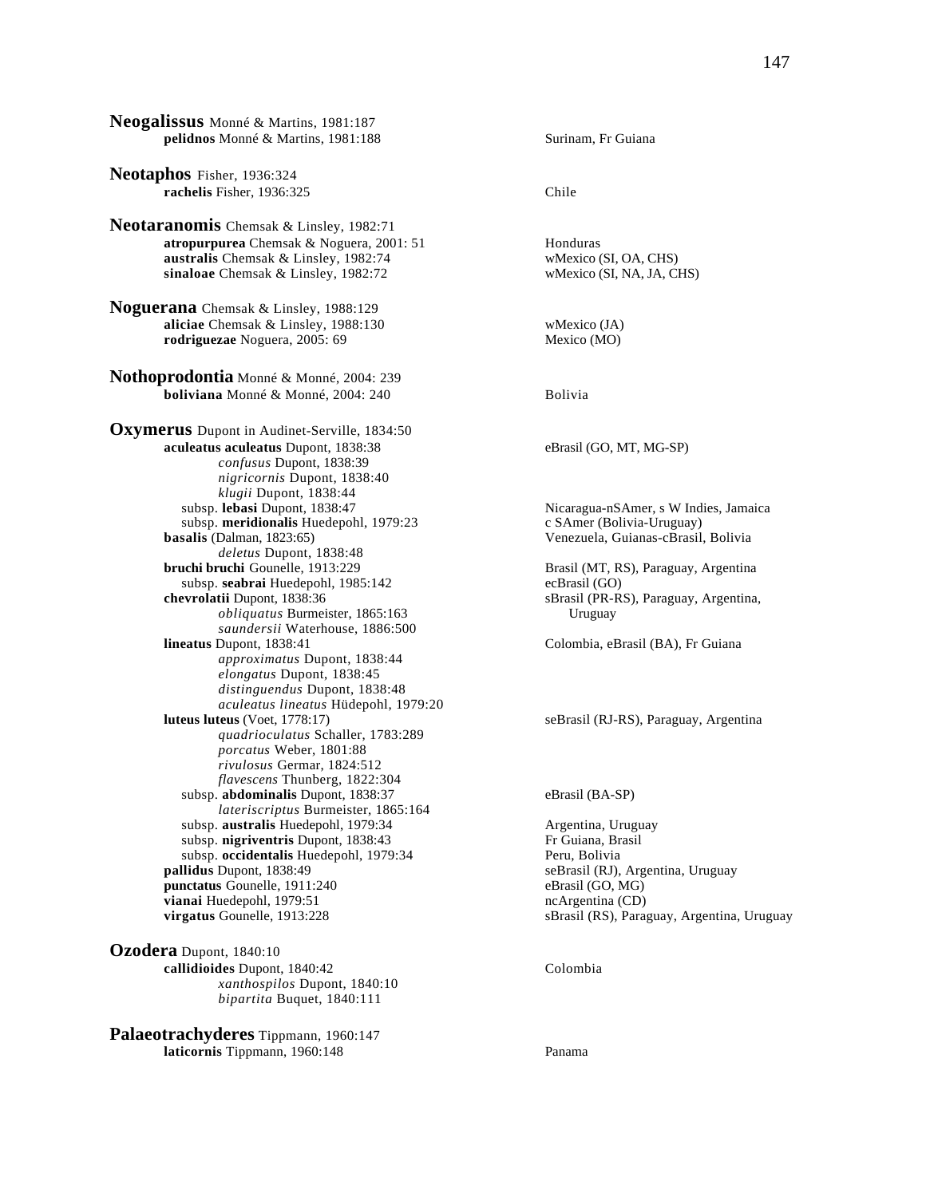**Neogalissus** Monné & Martins, 1981:187
- **pelidnos** Monné & Martins, 1981:188 — Surinam, Fr Guiana

**Neotaphos** Fisher, 1936:324
- **rachelis** Fisher, 1936:325 — Chile

**Neotaranomis** Chemsak & Linsley, 1982:71
- **atropurpurea** Chemsak & Noguera, 2001: 51 — Honduras
- **australis** Chemsak & Linsley, 1982:74 — wMexico (SI, OA, CHS)
- **sinaloae** Chemsak & Linsley, 1982:72 — wMexico (SI, NA, JA, CHS)

**Noguerana** Chemsak & Linsley, 1988:129
- **aliciae** Chemsak & Linsley, 1988:130 — wMexico (JA)
- **rodriguezae** Noguera, 2005: 69 — Mexico (MO)

**Nothoprodontia** Monné & Monné, 2004: 239
- **boliviana** Monné & Monné, 2004: 240 — Bolivia

**Oxymerus** Dupont in Audinet-Serville, 1834:50
- **aculeatus aculeatus** Dupont, 1838:38 — eBrasil (GO, MT, MG-SP)
  - *confusus* Dupont, 1838:39
  - *nigricornis* Dupont, 1838:40
  - *klugii* Dupont, 1838:44
- subsp. **lebasi** Dupont, 1838:47 — Nicaragua-nSAmer, s W Indies, Jamaica
- subsp. **meridionalis** Huedepohl, 1979:23 — c SAmer (Bolivia-Uruguay)
- **basalis** (Dalman, 1823:65) — Venezuela, Guianas-cBrasil, Bolivia
  - *deletus* Dupont, 1838:48
- **bruchi bruchi** Gounelle, 1913:229 — Brasil (MT, RS), Paraguay, Argentina
- subsp. **seabrai** Huedepohl, 1985:142 — ecBrasil (GO)
- **chevrolatii** Dupont, 1838:36 — sBrasil (PR-RS), Paraguay, Argentina, Uruguay
  - *obliquatus* Burmeister, 1865:163
  - *saundersii* Waterhouse, 1886:500
- **lineatus** Dupont, 1838:41 — Colombia, eBrasil (BA), Fr Guiana
  - *approximatus* Dupont, 1838:44
  - *elongatus* Dupont, 1838:45
  - *distinguendus* Dupont, 1838:48
  - *aculeatus lineatus* Hüdepohl, 1979:20
- **luteus luteus** (Voet, 1778:17) — seBrasil (RJ-RS), Paraguay, Argentina
  - *quadrioculatus* Schaller, 1783:289
  - *porcatus* Weber, 1801:88
  - *rivulosus* Germar, 1824:512
  - *flavescens* Thunberg, 1822:304
- subsp. **abdominalis** Dupont, 1838:37 — eBrasil (BA-SP)
  - *lateriscriptus* Burmeister, 1865:164
- subsp. **australis** Huedepohl, 1979:34 — Argentina, Uruguay
- subsp. **nigriventris** Dupont, 1838:43 — Fr Guiana, Brasil
- subsp. **occidentalis** Huedepohl, 1979:34 — Peru, Bolivia
- **pallidus** Dupont, 1838:49 — seBrasil (RJ), Argentina, Uruguay
- **punctatus** Gounelle, 1911:240 — eBrasil (GO, MG)
- **vianai** Huedepohl, 1979:51 — ncArgentina (CD)
- **virgatus** Gounelle, 1913:228 — sBrasil (RS), Paraguay, Argentina, Uruguay

**Ozodera** Dupont, 1840:10
- **callidioides** Dupont, 1840:42 — Colombia
  - *xanthospilos* Dupont, 1840:10
  - *bipartita* Buquet, 1840:111

**Palaeotrachyderes** Tippmann, 1960:147
- **laticornis** Tippmann, 1960:148 — Panama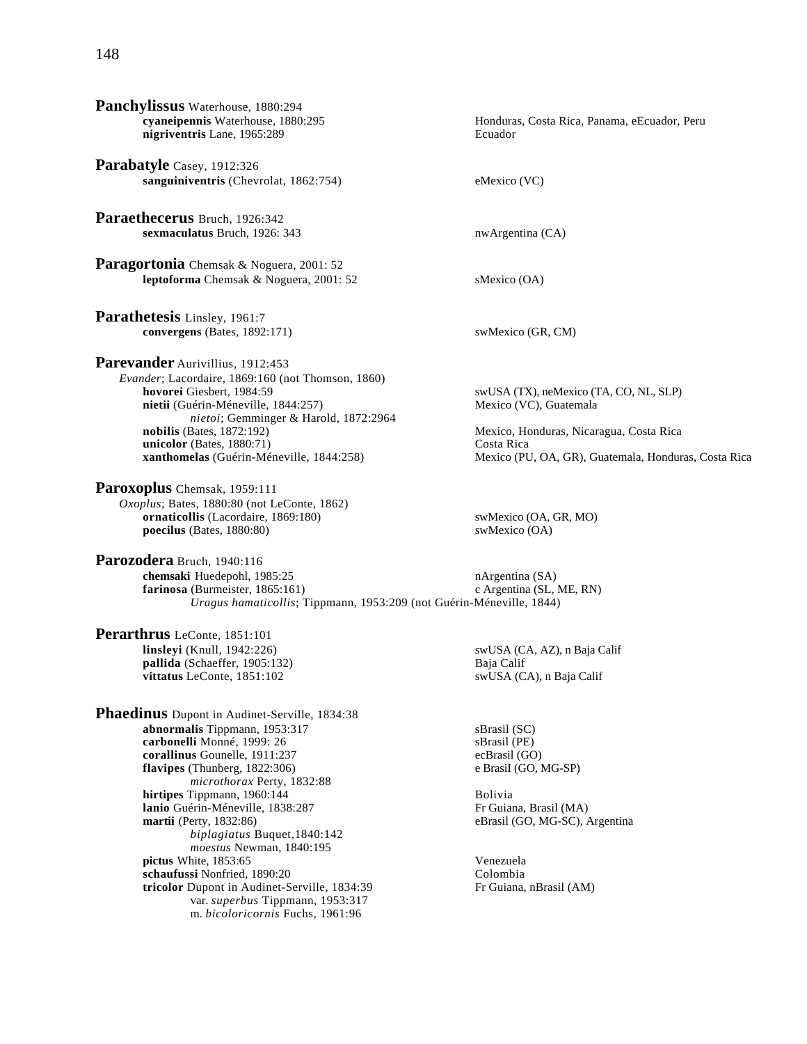**Panchylissus** Waterhouse, 1880:294

- **cyaneipennis** Waterhouse, 1880:295 — Honduras, Costa Rica, Panama, eEcuador, Peru
- **nigriventris** Lane, 1965:289 — Ecuador

**Parabatyle** Casey, 1912:326

- **sanguiniventris** (Chevrolat, 1862:754) — eMexico (VC)

**Paraethecerus** Bruch, 1926:342

- **sexmaculatus** Bruch, 1926: 343 — nwArgentina (CA)

**Paragortonia** Chemsak & Noguera, 2001: 52

- **leptoforma** Chemsak & Noguera, 2001: 52 — sMexico (OA)

**Parathetesis** Linsley, 1961:7

- **convergens** (Bates, 1892:171) — swMexico (GR, CM)

**Parevander** Aurivillius, 1912:453

*Evander*; Lacordaire, 1869:160 (not Thomson, 1860)

- **hovorei** Giesbert, 1984:59 — swUSA (TX), neMexico (TA, CO, NL, SLP)
- **nietii** (Guérin-Méneville, 1844:257) — Mexico (VC), Guatemala
  - *nietoi*; Gemminger & Harold, 1872:2964
- **nobilis** (Bates, 1872:192) — Mexico, Honduras, Nicaragua, Costa Rica
- **unicolor** (Bates, 1880:71) — Costa Rica
- **xanthomelas** (Guérin-Méneville, 1844:258) — Mexico (PU, OA, GR), Guatemala, Honduras, Costa Rica

**Paroxoplus** Chemsak, 1959:111

*Oxoplus*; Bates, 1880:80 (not LeConte, 1862)

- **ornaticollis** (Lacordaire, 1869:180) — swMexico (OA, GR, MO)
- **poecilus** (Bates, 1880:80) — swMexico (OA)

**Parozodera** Bruch, 1940:116

- **chemsaki** Huedepohl, 1985:25 — nArgentina (SA)
- **farinosa** (Burmeister, 1865:161) — c Argentina (SL, ME, RN)
  - *Uragus hamaticollis*; Tippmann, 1953:209 (not Guérin-Méneville, 1844)

**Perarthrus** LeConte, 1851:101

- **linsleyi** (Knull, 1942:226) — swUSA (CA, AZ), n Baja Calif
- **pallida** (Schaeffer, 1905:132) — Baja Calif
- **vittatus** LeConte, 1851:102 — swUSA (CA), n Baja Calif

**Phaedinus** Dupont in Audinet-Serville, 1834:38

- **abnormalis** Tippmann, 1953:317 — sBrasil (SC)
- **carbonelli** Monné, 1999: 26 — sBrasil (PE)
- **corallinus** Gounelle, 1911:237 — ecBrasil (GO)
- **flavipes** (Thunberg, 1822:306) — e BrasiI (GO, MG-SP)
  - *microthorax* Perty, 1832:88
- **hirtipes** Tippmann, 1960:144 — Bolivia
- **lanio** Guérin-Méneville, 1838:287 — Fr Guiana, Brasil (MA)
- **martii** (Perty, 1832:86) — eBrasil (GO, MG-SC), Argentina
  - *biplagiatus* Buquet,1840:142
  - *moestus* Newman, 1840:195
- **pictus** White, 1853:65 — Venezuela
- **schaufussi** Nonfried, 1890:20 — Colombia
- **tricolor** Dupont in Audinet-Serville, 1834:39 — Fr Guiana, nBrasil (AM)
  - var. *superbus* Tippmann, 1953:317
  - m. *bicoloricornis* Fuchs, 1961:96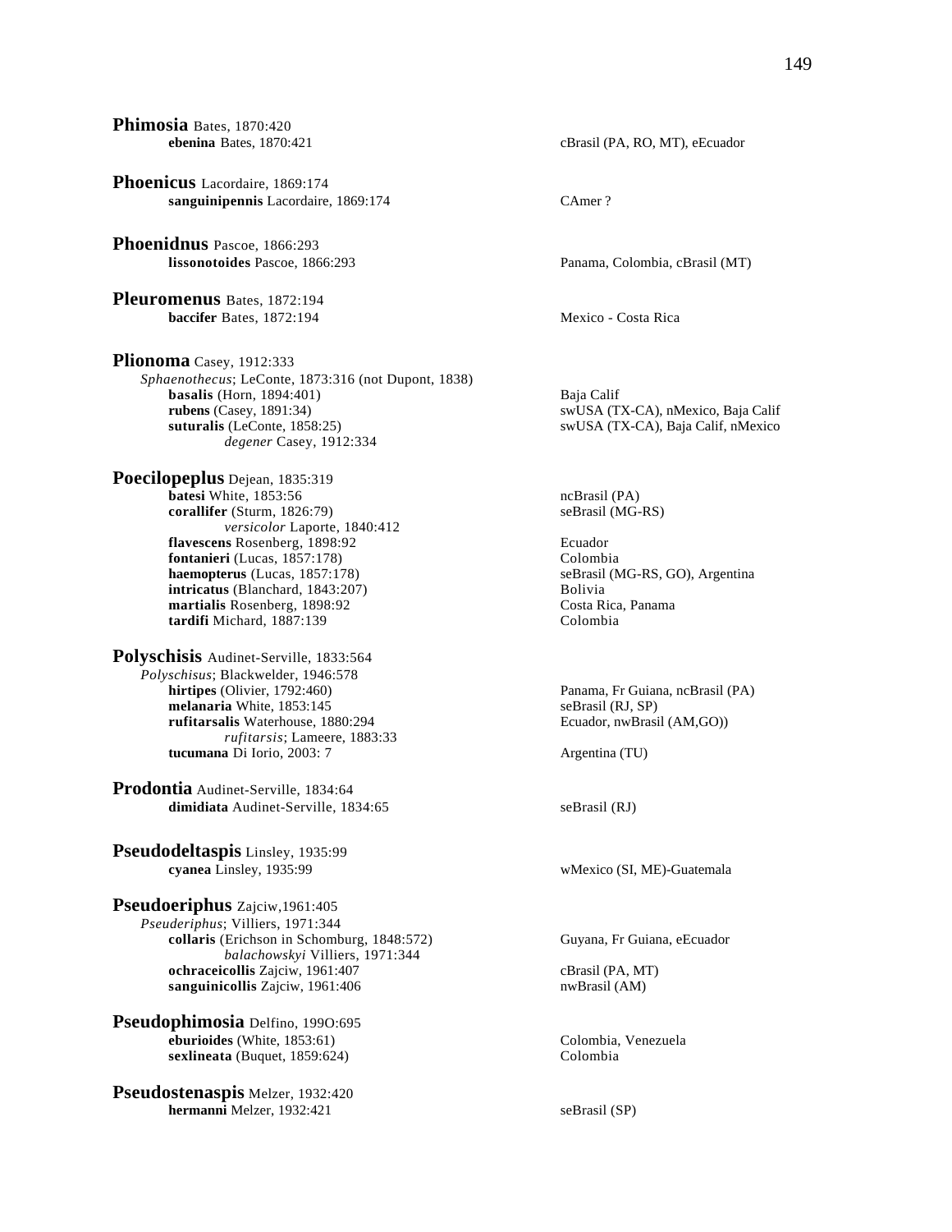**Phimosia** Bates, 1870:420
- **ebenina** Bates, 1870:421 — cBrasil (PA, RO, MT), eEcuador

**Phoenicus** Lacordaire, 1869:174
- **sanguinipennis** Lacordaire, 1869:174 — CAmer ?

**Phoenidnus** Pascoe, 1866:293
- **lissonotoides** Pascoe, 1866:293 — Panama, Colombia, cBrasil (MT)

**Pleuromenus** Bates, 1872:194
- **baccifer** Bates, 1872:194 — Mexico - Costa Rica

**Plionoma** Casey, 1912:333
*Sphaenothecus*; LeConte, 1873:316 (not Dupont, 1838)
- **basalis** (Horn, 1894:401) — Baja Calif
- **rubens** (Casey, 1891:34) — swUSA (TX-CA), nMexico, Baja Calif
- **suturalis** (LeConte, 1858:25) — swUSA (TX-CA), Baja Calif, nMexico
  - *degener* Casey, 1912:334

**Poecilopeplus** Dejean, 1835:319
- **batesi** White, 1853:56 — ncBrasil (PA)
- **corallifer** (Sturm, 1826:79) — seBrasil (MG-RS)
  - *versicolor* Laporte, 1840:412
- **flavescens** Rosenberg, 1898:92 — Ecuador
- **fontanieri** (Lucas, 1857:178) — Colombia
- **haemopterus** (Lucas, 1857:178) — seBrasil (MG-RS, GO), Argentina
- **intricatus** (Blanchard, 1843:207) — Bolivia
- **martialis** Rosenberg, 1898:92 — Costa Rica, Panama
- **tardifi** Michard, 1887:139 — Colombia

**Polyschisis** Audinet-Serville, 1833:564
*Polyschisus*; Blackwelder, 1946:578
- **hirtipes** (Olivier, 1792:460) — Panama, Fr Guiana, ncBrasil (PA)
- **melanaria** White, 1853:145 — seBrasil (RJ, SP)
- **rufitarsalis** Waterhouse, 1880:294 — Ecuador, nwBrasil (AM,GO))
  - *rufitarsis*; Lameere, 1883:33
- **tucumana** Di Iorio, 2003: 7 — Argentina (TU)

**Prodontia** Audinet-Serville, 1834:64
- **dimidiata** Audinet-Serville, 1834:65 — seBrasil (RJ)

**Pseudodeltaspis** Linsley, 1935:99
- **cyanea** Linsley, 1935:99 — wMexico (SI, ME)-Guatemala

**Pseudoeriphus** Zajciw,1961:405
*Pseuderiphus*; Villiers, 1971:344
- **collaris** (Erichson in Schomburg, 1848:572) — Guyana, Fr Guiana, eEcuador
  - *balachowskyi* Villiers, 1971:344
- **ochraceicollis** Zajciw, 1961:407 — cBrasil (PA, MT)
- **sanguinicollis** Zajciw, 1961:406 — nwBrasil (AM)

**Pseudophimosia** Delfino, 199O:695
- **eburioides** (White, 1853:61) — Colombia, Venezuela
- **sexlineata** (Buquet, 1859:624) — Colombia

**Pseudostenaspis** Melzer, 1932:420
- **hermanni** Melzer, 1932:421 — seBrasil (SP)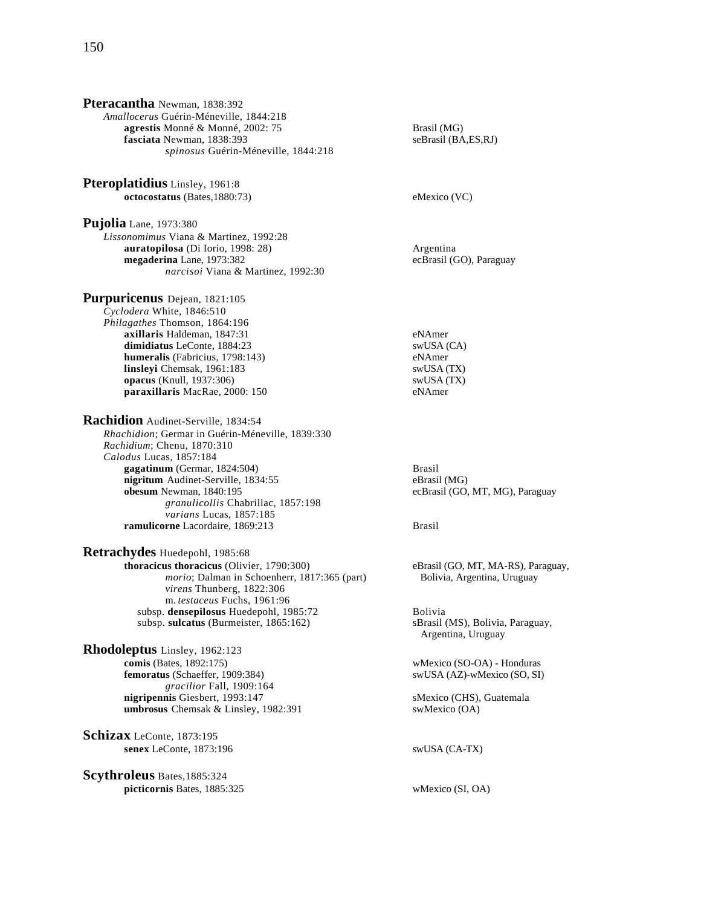**Pteracantha** Newman, 1838:392

*Amallocerus* Guérin-Méneville, 1844:218

- **agrestis** Monné & Monné, 2002: 75 — Brasil (MG)
- **fasciata** Newman, 1838:393 — seBrasil (BA,ES,RJ)
  - *spinosus* Guérin-Méneville, 1844:218

**Pteroplatidius** Linsley, 1961:8

- **octocostatus** (Bates,1880:73) — eMexico (VC)

**Pujolia** Lane, 1973:380

*Lissonomimus* Viana & Martinez, 1992:28

- **auratopilosa** (Di Iorio, 1998: 28) — Argentina
- **megaderina** Lane, 1973:382 — ecBrasil (GO), Paraguay
  - *narcisoi* Viana & Martinez, 1992:30

**Purpuricenus** Dejean, 1821:105

*Cyclodera* White, 1846:510

*Philagathes* Thomson, 1864:196

- **axillaris** Haldeman, 1847:31 — eNAmer
- **dimidiatus** LeConte, 1884:23 — swUSA (CA)
- **humeralis** (Fabricius, 1798:143) — eNAmer
- **linsleyi** Chemsak, 1961:183 — swUSA (TX)
- **opacus** (Knull, 1937:306) — swUSA (TX)
- **paraxillaris** MacRae, 2000: 150 — eNAmer

**Rachidion** Audinet-Serville, 1834:54

*Rhachidion*; Germar in Guérin-Méneville, 1839:330

*Rachidium*; Chenu, 1870:310

*Calodus* Lucas, 1857:184

- **gagatinum** (Germar, 1824:504) — Brasil
- **nigritum** Audinet-Serville, 1834:55 — eBrasil (MG)
- **obesum** Newman, 1840:195 — ecBrasil (GO, MT, MG), Paraguay
  - *granulicollis* Chabrillac, 1857:198
  - *varians* Lucas, 1857:185
- **ramulicorne** Lacordaire, 1869:213 — Brasil

**Retrachydes** Huedepohl, 1985:68

- **thoracicus thoracicus** (Olivier, 1790:300) — eBrasil (GO, MT, MA-RS), Paraguay, Bolivia, Argentina, Uruguay
  - *morio*; Dalman in Schoenherr, 1817:365 (part)
  - *virens* Thunberg, 1822:306
  - m. *testaceus* Fuchs, 1961:96
  - subsp. **densepilosus** Huedepohl, 1985:72 — Bolivia
  - subsp. **sulcatus** (Burmeister, 1865:162) — sBrasil (MS), Bolivia, Paraguay, Argentina, Uruguay

**Rhodoleptus** Linsley, 1962:123

- **comis** (Bates, 1892:175) — wMexico (SO-OA) - Honduras
- **femoratus** (Schaeffer, 1909:384) — swUSA (AZ)-wMexico (SO, SI)
  - *gracilior* Fall, 1909:164
- **nigripennis** Giesbert, 1993:147 — sMexico (CHS), Guatemala
- **umbrosus** Chemsak & Linsley, 1982:391 — swMexico (OA)

**Schizax** LeConte, 1873:195

- **senex** LeConte, 1873:196 — swUSA (CA-TX)

**Scythroleus** Bates,1885:324

- **picticornis** Bates, 1885:325 — wMexico (SI, OA)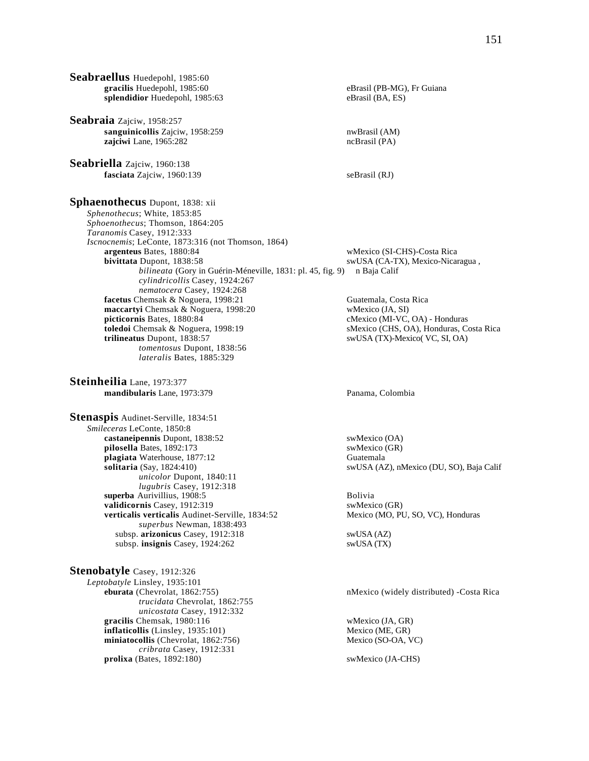**Seabraellus** Huedepohl, 1985:60

- **gracilis** Huedepohl, 1985:60 — eBrasil (PB-MG), Fr Guiana
- **splendidior** Huedepohl, 1985:63 — eBrasil (BA, ES)

**Seabraia** Zajciw, 1958:257

- **sanguinicollis** Zajciw, 1958:259 — nwBrasil (AM)
- **zajciwi** Lane, 1965:282 — ncBrasil (PA)

**Seabriella** Zajciw, 1960:138

- **fasciata** Zajciw, 1960:139 — seBrasil (RJ)

**Sphaenothecus** Dupont, 1838: xii

*Sphenothecus*; White, 1853:85
*Sphoenothecus*; Thomson, 1864:205
*Taranomis* Casey, 1912:333
*Iscnocnemis*; LeConte, 1873:316 (not Thomson, 1864)

- **argenteus** Bates, 1880:84 — wMexico (SI-CHS)-Costa Rica
- **bivittata** Dupont, 1838:58 — swUSA (CA-TX), Mexico-Nicaragua , n Baja Calif
  - *bilineata* (Gory in Guérin-Méneville, 1831: pl. 45, fig. 9)
  - *cylindricollis* Casey, 1924:267
  - *nematocera* Casey, 1924:268
- **facetus** Chemsak & Noguera, 1998:21 — Guatemala, Costa Rica
- **maccartyi** Chemsak & Noguera, 1998:20 — wMexico (JA, SI)
- **picticornis** Bates, 1880:84 — cMexico (MI-VC, OA) - Honduras
- **toledoi** Chemsak & Noguera, 1998:19 — sMexico (CHS, OA), Honduras, Costa Rica
- **trilineatus** Dupont, 1838:57 — swUSA (TX)-Mexico( VC, SI, OA)
  - *tomentosus* Dupont, 1838:56
  - *lateralis* Bates, 1885:329

**Steinheilia** Lane, 1973:377

- **mandibularis** Lane, 1973:379 — Panama, Colombia

**Stenaspis** Audinet-Serville, 1834:51

*Smileceras* LeConte, 1850:8

- **castaneipennis** Dupont, 1838:52 — swMexico (OA)
- **pilosella** Bates, 1892:173 — swMexico (GR)
- **plagiata** Waterhouse, 1877:12 — Guatemala
- **solitaria** (Say, 1824:410) — swUSA (AZ), nMexico (DU, SO), Baja Calif
  - *unicolor* Dupont, 1840:11
  - *lugubris* Casey, 1912:318
- **superba** Aurivillius, 1908:5 — Bolivia
- **validicornis** Casey, 1912:319 — swMexico (GR)
- **verticalis verticalis** Audinet-Serville, 1834:52 — Mexico (MO, PU, SO, VC), Honduras
  - *superbus* Newman, 1838:493
  - subsp. **arizonicus** Casey, 1912:318 — swUSA (AZ)
  - subsp. **insignis** Casey, 1924:262 — swUSA (TX)

**Stenobatyle** Casey, 1912:326

*Leptobatyle* Linsley, 1935:101

- **eburata** (Chevrolat, 1862:755) — nMexico (widely distributed) -Costa Rica
  - *trucidata* Chevrolat, 1862:755
  - *unicostata* Casey, 1912:332
- **gracilis** Chemsak, 1980:116 — wMexico (JA, GR)
- **inflaticollis** (Linsley, 1935:101) — Mexico (ME, GR)
- **miniatocollis** (Chevrolat, 1862:756) — Mexico (SO-OA, VC)
  - *cribrata* Casey, 1912:331
- **prolixa** (Bates, 1892:180) — swMexico (JA-CHS)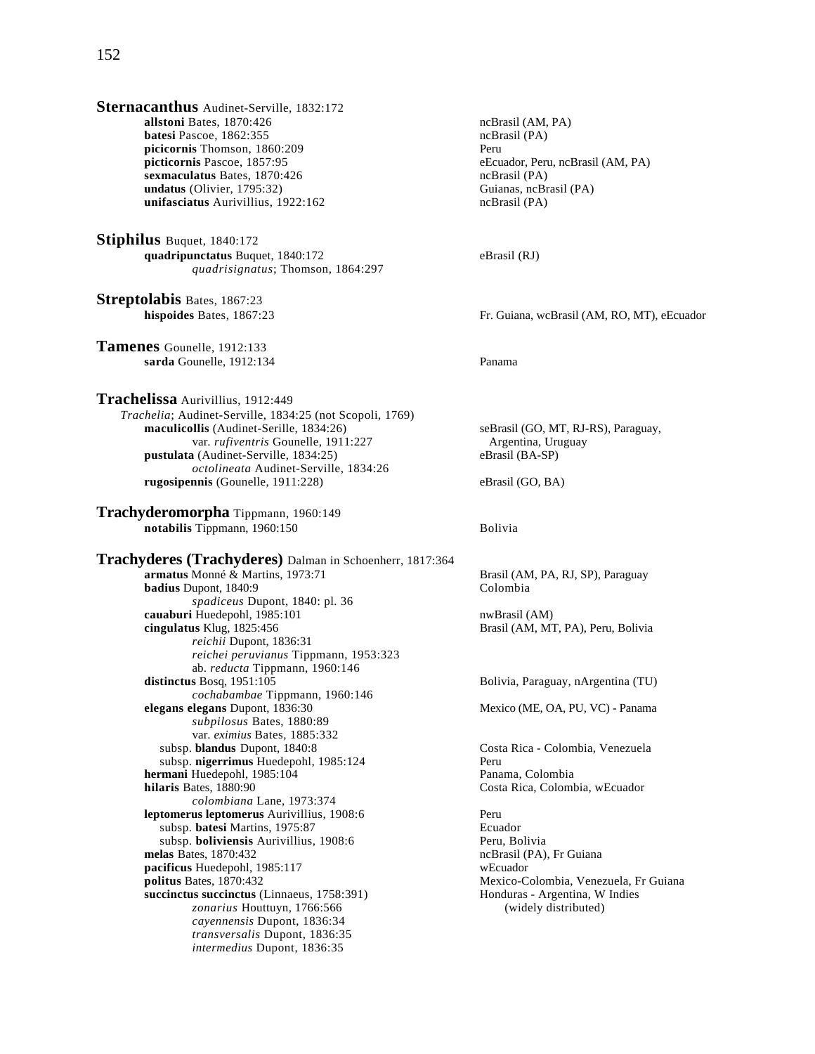**Sternacanthus** Audinet-Serville, 1832:172

| | |
|---|---|
| **allstoni** Bates, 1870:426 | ncBrasil (AM, PA) |
| **batesi** Pascoe, 1862:355 | ncBrasil (PA) |
| **picicornis** Thomson, 1860:209 | Peru |
| **picticornis** Pascoe, 1857:95 | eEcuador, Peru, ncBrasil (AM, PA) |
| **sexmaculatus** Bates, 1870:426 | ncBrasil (PA) |
| **undatus** (Olivier, 1795:32) | Guianas, ncBrasil (PA) |
| **unifasciatus** Aurivillius, 1922:162 | ncBrasil (PA) |

**Stiphilus** Buquet, 1840:172

| | |
|---|---|
| **quadripunctatus** Buquet, 1840:172 | eBrasil (RJ) |
| *quadrisignatus*; Thomson, 1864:297 | |

**Streptolabis** Bates, 1867:23

| | |
|---|---|
| **hispoides** Bates, 1867:23 | Fr. Guiana, wcBrasil (AM, RO, MT), eEcuador |

**Tamenes** Gounelle, 1912:133

| | |
|---|---|
| **sarda** Gounelle, 1912:134 | Panama |

**Trachelissa** Aurivillius, 1912:449

*Trachelia*; Audinet-Serville, 1834:25 (not Scopoli, 1769)

| | |
|---|---|
| **maculicollis** (Audinet-Serille, 1834:26) | seBrasil (GO, MT, RJ-RS), Paraguay, |
| var. *rufiventris* Gounelle, 1911:227 | Argentina, Uruguay |
| **pustulata** (Audinet-Serville, 1834:25) | eBrasil (BA-SP) |
| *octolineata* Audinet-Serville, 1834:26 | |
| **rugosipennis** (Gounelle, 1911:228) | eBrasil (GO, BA) |

**Trachyderomorpha** Tippmann, 1960:149

| | |
|---|---|
| **notabilis** Tippmann, 1960:150 | Bolivia |

**Trachyderes (Trachyderes)** Dalman in Schoenherr, 1817:364

| | |
|---|---|
| **armatus** Monné & Martins, 1973:71 | Brasil (AM, PA, RJ, SP), Paraguay |
| **badius** Dupont, 1840:9 | Colombia |
| *spadiceus* Dupont, 1840: pl. 36 | |
| **cauaburi** Huedepohl, 1985:101 | nwBrasil (AM) |
| **cingulatus** Klug, 1825:456 | Brasil (AM, MT, PA), Peru, Bolivia |
| *reichii* Dupont, 1836:31 | |
| *reichei peruvianus* Tippmann, 1953:323 | |
| ab. *reducta* Tippmann, 1960:146 | |
| **distinctus** Bosq, 1951:105 | Bolivia, Paraguay, nArgentina (TU) |
| *cochabambae* Tippmann, 1960:146 | |
| **elegans elegans** Dupont, 1836:30 | Mexico (ME, OA, PU, VC) - Panama |
| *subpilosus* Bates, 1880:89 | |
| var. *eximius* Bates, 1885:332 | |
| subsp. **blandus** Dupont, 1840:8 | Costa Rica - Colombia, Venezuela |
| subsp. **nigerrimus** Huedepohl, 1985:124 | Peru |
| **hermani** Huedepohl, 1985:104 | Panama, Colombia |
| **hilaris** Bates, 1880:90 | Costa Rica, Colombia, wEcuador |
| *colombiana* Lane, 1973:374 | |
| **leptomerus leptomerus** Aurivillius, 1908:6 | Peru |
| subsp. **batesi** Martins, 1975:87 | Ecuador |
| subsp. **boliviensis** Aurivillius, 1908:6 | Peru, Bolivia |
| **melas** Bates, 1870:432 | ncBrasil (PA), Fr Guiana |
| **pacificus** Huedepohl, 1985:117 | wEcuador |
| **politus** Bates, 1870:432 | Mexico-Colombia, Venezuela, Fr Guiana |
| **succinctus succinctus** (Linnaeus, 1758:391) | Honduras - Argentina, W Indies |
| *zonarius* Houttuyn, 1766:566 | (widely distributed) |
| *cayennensis* Dupont, 1836:34 | |
| *transversalis* Dupont, 1836:35 | |
| *intermedius* Dupont, 1836:35 | |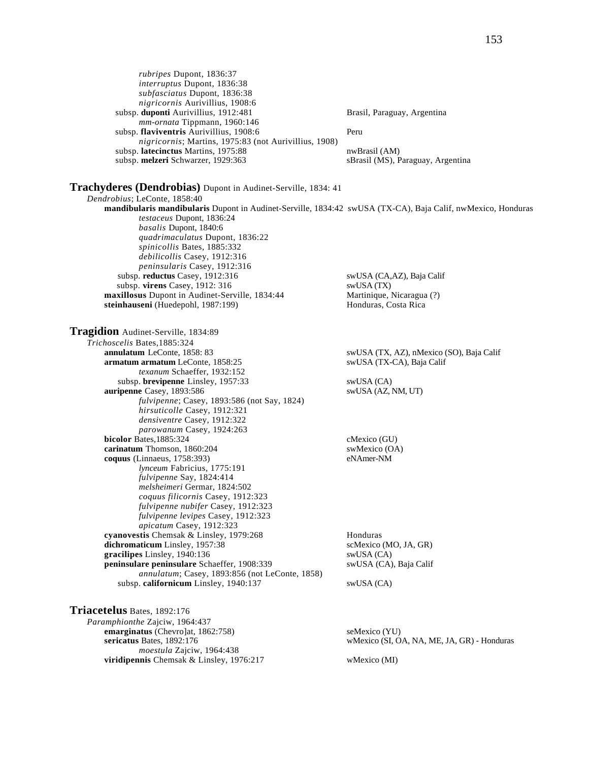*rubripes* Dupont, 1836:37
*interruptus* Dupont, 1836:38
*subfasciatus* Dupont, 1836:38
*nigricornis* Aurivillius, 1908:6
subsp. **duponti** Aurivillius, 1912:481 — Brasil, Paraguay, Argentina
*mm-ornata* Tippmann, 1960:146
subsp. **flaviventris** Aurivillius, 1908:6 — Peru
*nigricornis*; Martins, 1975:83 (not Aurivillius, 1908)
subsp. **latecinctus** Martins, 1975:88 — nwBrasil (AM)
subsp. **melzeri** Schwarzer, 1929:363 — sBrasil (MS), Paraguay, Argentina

**Trachyderes (Dendrobias)** Dupont in Audinet-Serville, 1834: 41
*Dendrobius*; LeConte, 1858:40
**mandibularis mandibularis** Dupont in Audinet-Serville, 1834:42 — swUSA (TX-CA), Baja Calif, nwMexico, Honduras
*testaceus* Dupont, 1836:24
*basalis* Dupont, 1840:6
*quadrimaculatus* Dupont, 1836:22
*spinicollis* Bates, 1885:332
*debilicollis* Casey, 1912:316
*peninsularis* Casey, 1912:316
subsp. **reductus** Casey, 1912:316 — swUSA (CA,AZ), Baja Calif
subsp. **virens** Casey, 1912: 316 — swUSA (TX)
**maxillosus** Dupont in Audinet-Serville, 1834:44 — Martinique, Nicaragua (?)
**steinhauseni** (Huedepohl, 1987:199) — Honduras, Costa Rica

**Tragidion** Audinet-Serville, 1834:89
*Trichoscelis* Bates,1885:324
**annulatum** LeConte, 1858: 83 — swUSA (TX, AZ), nMexico (SO), Baja Calif
**armatum armatum** LeConte, 1858:25 — swUSA (TX-CA), Baja Calif
*texanum* Schaeffer, 1932:152
subsp. **brevipenne** Linsley, 1957:33 — swUSA (CA)
**auripenne** Casey, 1893:586 — swUSA (AZ, NM, UT)
*fulvipenne*; Casey, 1893:586 (not Say, 1824)
*hirsuticolle* Casey, 1912:321
*densiventre* Casey, 1912:322
*parowanum* Casey, 1924:263
**bicolor** Bates,1885:324 — cMexico (GU)
**carinatum** Thomson, 1860:204 — swMexico (OA)
**coquus** (Linnaeus, 1758:393) — eNAmer-NM
*lynceum* Fabricius, 1775:191
*fulvipenne* Say, 1824:414
*melsheimeri* Germar, 1824:502
*coquus filicornis* Casey, 1912:323
*fulvipenne nubifer* Casey, 1912:323
*fulvipenne levipes* Casey, 1912:323
*apicatum* Casey, 1912:323
**cyanovestis** Chemsak & Linsley, 1979:268 — Honduras
**dichromaticum** Linsley, 1957:38 — scMexico (MO, JA, GR)
**gracilipes** Linsley, 1940:136 — swUSA (CA)
**peninsulare peninsulare** Schaeffer, 1908:339 — swUSA (CA), Baja Calif
*annulatum*; Casey, 1893:856 (not LeConte, 1858)
subsp. **californicum** Linsley, 1940:137 — swUSA (CA)

**Triacetelus** Bates, 1892:176
*Paramphionthe* Zajciw, 1964:437
**emarginatus** (Chevro]at, 1862:758) — seMexico (YU)
**sericatus** Bates, 1892:176 — wMexico (SI, OA, NA, ME, JA, GR) - Honduras
*moestula* Zajciw, 1964:438
**viridipennis** Chemsak & Linsley, 1976:217 — wMexico (MI)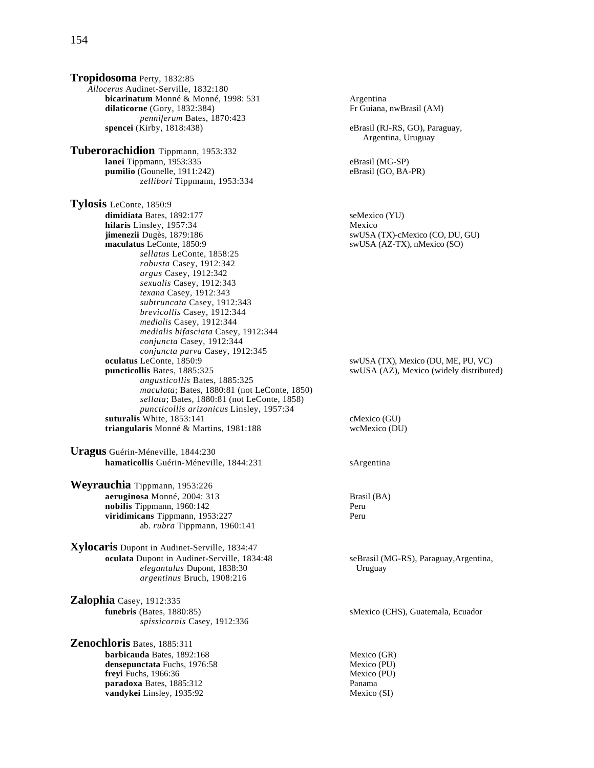**Tropidosoma** Perty, 1832:85
*Allocerus* Audinet-Serville, 1832:180
**bicarinatum** Monné & Monné, 1998: 531 — Argentina
**dilaticorne** (Gory, 1832:384) — Fr Guiana, nwBrasil (AM)
*penniferum* Bates, 1870:423
**spencei** (Kirby, 1818:438) — eBrasil (RJ-RS, GO), Paraguay, Argentina, Uruguay

**Tuberorachidion** Tippmann, 1953:332
**lanei** Tippmann, 1953:335 — eBrasil (MG-SP)
**pumilio** (Gounelle, 1911:242) — eBrasil (GO, BA-PR)
*zellibori* Tippmann, 1953:334

**Tylosis** LeConte, 1850:9
**dimidiata** Bates, 1892:177 — seMexico (YU)
**hilaris** Linsley, 1957:34 — Mexico
**jimenezii** Dugès, 1879:186 — swUSA (TX)-cMexico (CO, DU, GU)
**maculatus** LeConte, 1850:9 — swUSA (AZ-TX), nMexico (SO)
*sellatus* LeConte, 1858:25
*robusta* Casey, 1912:342
*argus* Casey, 1912:342
*sexualis* Casey, 1912:343
*texana* Casey, 1912:343
*subtruncata* Casey, 1912:343
*brevicollis* Casey, 1912:344
*medialis* Casey, 1912:344
*medialis bifasciata* Casey, 1912:344
*conjuncta* Casey, 1912:344
*conjuncta parva* Casey, 1912:345
**oculatus** LeConte, 1850:9 — swUSA (TX), Mexico (DU, ME, PU, VC)
**puncticollis** Bates, 1885:325 — swUSA (AZ), Mexico (widely distributed)
*angusticollis* Bates, 1885:325
*maculata*; Bates, 1880:81 (not LeConte, 1850)
*sellata*; Bates, 1880:81 (not LeConte, 1858)
*puncticollis arizonicus* Linsley, 1957:34
**suturalis** White, 1853:141 — cMexico (GU)
**triangularis** Monné & Martins, 1981:188 — wcMexico (DU)

**Uragus** Guérin-Méneville, 1844:230
**hamaticollis** Guérin-Méneville, 1844:231 — sArgentina

**Weyrauchia** Tippmann, 1953:226
**aeruginosa** Monné, 2004: 313 — Brasil (BA)
**nobilis** Tippmann, 1960:142 — Peru
**viridimicans** Tippmann, 1953:227 — Peru
ab. *rubra* Tippmann, 1960:141

**Xylocaris** Dupont in Audinet-Serville, 1834:47
**oculata** Dupont in Audinet-Serville, 1834:48 — seBrasil (MG-RS), Paraguay,Argentina, Uruguay
*elegantulus* Dupont, 1838:30
*argentinus* Bruch, 1908:216

**Zalophia** Casey, 1912:335
**funebris** (Bates, 1880:85) — sMexico (CHS), Guatemala, Ecuador
*spissicornis* Casey, 1912:336

**Zenochloris** Bates, 1885:311
**barbicauda** Bates, 1892:168 — Mexico (GR)
**densepunctata** Fuchs, 1976:58 — Mexico (PU)
**freyi** Fuchs, 1966:36 — Mexico (PU)
**paradoxa** Bates, 1885:312 — Panama
**vandykei** Linsley, 1935:92 — Mexico (SI)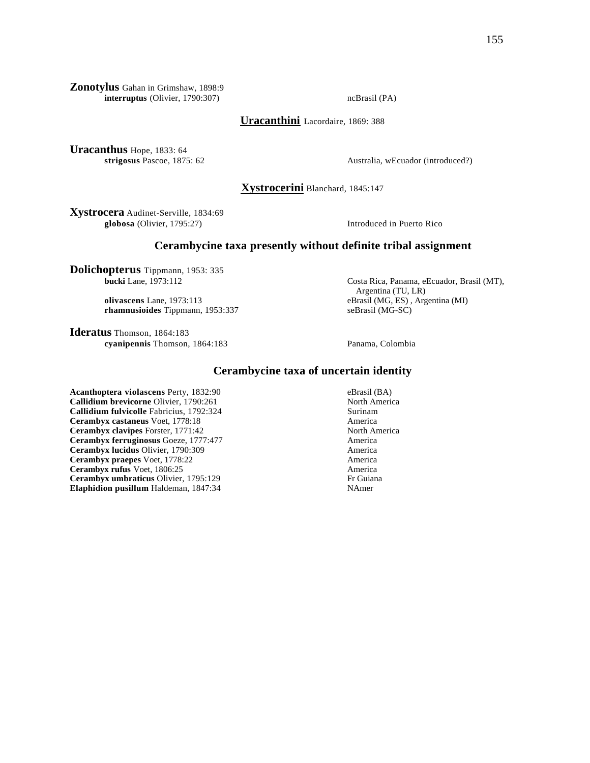**Zonotylus** Gahan in Grimshaw, 1898:9

**interruptus** (Olivier, 1790:307) — ncBrasil (PA)

## Uracanthini Lacordaire, 1869: 388

**Uracanthus** Hope, 1833: 64

**strigosus** Pascoe, 1875: 62 — Australia, wEcuador (introduced?)

## Xystrocerini Blanchard, 1845:147

**Xystrocera** Audinet-Serville, 1834:69

**globosa** (Olivier, 1795:27) — Introduced in Puerto Rico

## Cerambycine taxa presently without definite tribal assignment

**Dolichopterus** Tippmann, 1953: 335

**bucki** Lane, 1973:112 — Costa Rica, Panama, eEcuador, Brasil (MT), Argentina (TU, LR)

**olivascens** Lane, 1973:113 — eBrasil (MG, ES) , Argentina (MI)

**rhamnusioides** Tippmann, 1953:337 — seBrasil (MG-SC)

**Ideratus** Thomson, 1864:183

**cyanipennis** Thomson, 1864:183 — Panama, Colombia

## Cerambycine taxa of uncertain identity

**Acanthoptera violascens** Perty, 1832:90 — eBrasil (BA)

**Callidium brevicorne** Olivier, 1790:261 — North America

**Callidium fulvicolle** Fabricius, 1792:324 — Surinam

**Cerambyx castaneus** Voet, 1778:18 — America

**Cerambyx clavipes** Forster, 1771:42 — North America

**Cerambyx ferruginosus** Goeze, 1777:477 — America

**Cerambyx lucidus** Olivier, 1790:309 — America

**Cerambyx praepes** Voet, 1778:22 — America

**Cerambyx rufus** Voet, 1806:25 — America

**Cerambyx umbraticus** Olivier, 1795:129 — Fr Guiana

**Elaphidion pusillum** Haldeman, 1847:34 — NAmer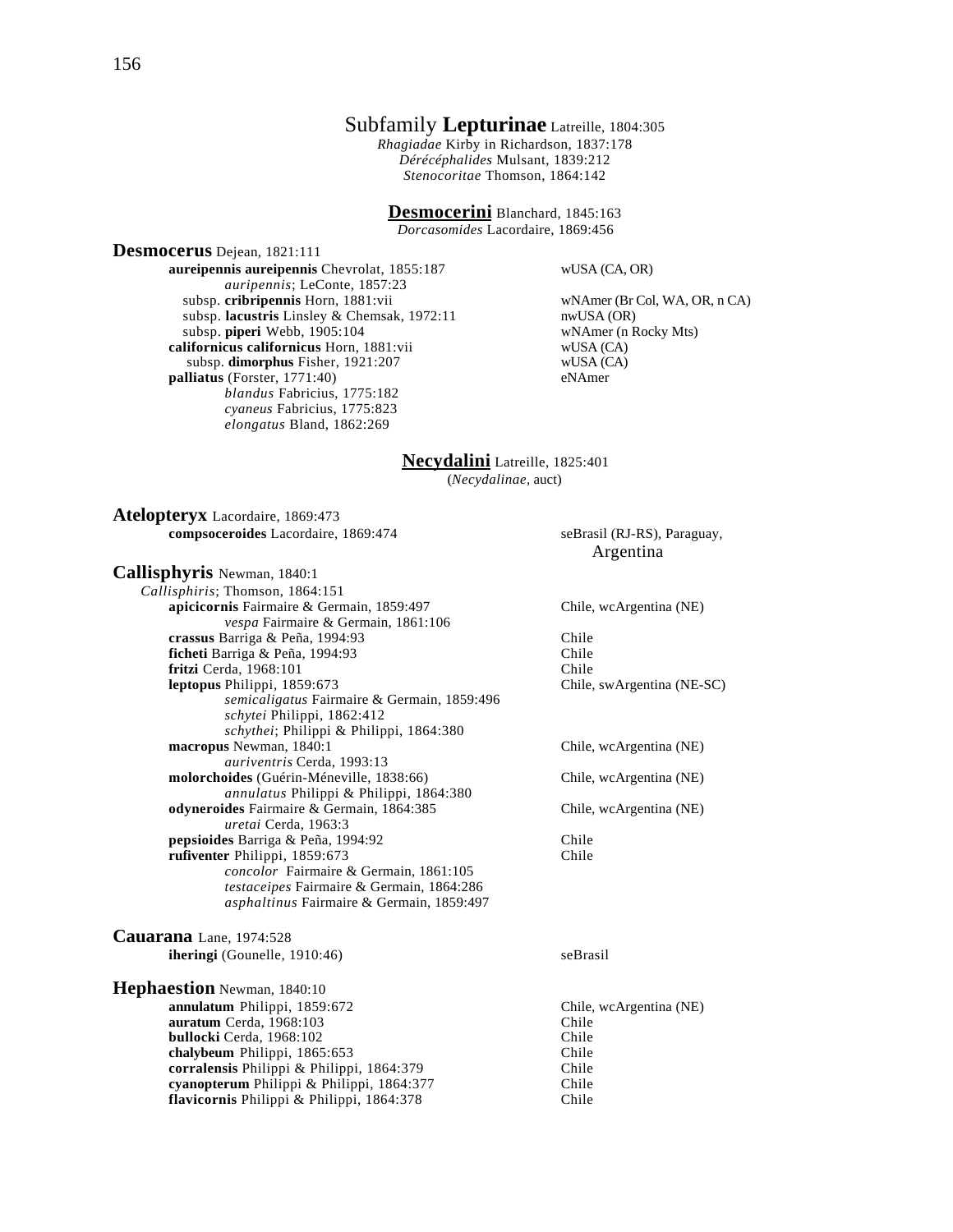# Subfamily **Lepturinae** Latreille, 1804:305

*Rhagiadae* Kirby in Richardson, 1837:178
*Dérécéphalides* Mulsant, 1839:212
*Stenocoritae* Thomson, 1864:142

## **Desmocerini** Blanchard, 1845:163

*Dorcasomides* Lacordaire, 1869:456

**Desmocerus** Dejean, 1821:111

| | |
|---|---|
| **aureipennis aureipennis** Chevrolat, 1855:187 | wUSA (CA, OR) |
| *auripennis*; LeConte, 1857:23 | |
| subsp. **cribripennis** Horn, 1881:vii | wNAmer (Br Col, WA, OR, n CA) |
| subsp. **lacustris** Linsley & Chemsak, 1972:11 | nwUSA (OR) |
| subsp. **piperi** Webb, 1905:104 | wNAmer (n Rocky Mts) |
| **californicus californicus** Horn, 1881:vii | wUSA (CA) |
| subsp. **dimorphus** Fisher, 1921:207 | wUSA (CA) |
| **palliatus** (Forster, 1771:40) | eNAmer |
| *blandus* Fabricius, 1775:182 | |
| *cyaneus* Fabricius, 1775:823 | |
| *elongatus* Bland, 1862:269 | |

## **Necydalini** Latreille, 1825:401

(*Necydalinae*, auct)

**Atelopteryx** Lacordaire, 1869:473

| | |
|---|---|
| **compsoceroides** Lacordaire, 1869:474 | seBrasil (RJ-RS), Paraguay, Argentina |

**Callisphyris** Newman, 1840:1

*Callisphiris*; Thomson, 1864:151

| | |
|---|---|
| **apicicornis** Fairmaire & Germain, 1859:497 | Chile, wcArgentina (NE) |
| *vespa* Fairmaire & Germain, 1861:106 | |
| **crassus** Barriga & Peña, 1994:93 | Chile |
| **ficheti** Barriga & Peña, 1994:93 | Chile |
| **fritzi** Cerda, 1968:101 | Chile |
| **leptopus** Philippi, 1859:673 | Chile, swArgentina (NE-SC) |
| *semicaligatus* Fairmaire & Germain, 1859:496 | |
| *schytei* Philippi, 1862:412 | |
| *schythei*; Philippi & Philippi, 1864:380 | |
| **macropus** Newman, 1840:1 | Chile, wcArgentina (NE) |
| *auriventris* Cerda, 1993:13 | |
| **molorchoides** (Guérin-Méneville, 1838:66) | Chile, wcArgentina (NE) |
| *annulatus* Philippi & Philippi, 1864:380 | |
| **odyneroides** Fairmaire & Germain, 1864:385 | Chile, wcArgentina (NE) |
| *uretai* Cerda, 1963:3 | |
| **pepsioides** Barriga & Peña, 1994:92 | Chile |
| **rufiventer** Philippi, 1859:673 | Chile |
| *concolor* Fairmaire & Germain, 1861:105 | |
| *testaceipes* Fairmaire & Germain, 1864:286 | |
| *asphaltinus* Fairmaire & Germain, 1859:497 | |

**Cauarana** Lane, 1974:528

| | |
|---|---|
| **iheringi** (Gounelle, 1910:46) | seBrasil |

**Hephaestion** Newman, 1840:10

| | |
|---|---|
| **annulatum** Philippi, 1859:672 | Chile, wcArgentina (NE) |
| **auratum** Cerda, 1968:103 | Chile |
| **bullocki** Cerda, 1968:102 | Chile |
| **chalybeum** Philippi, 1865:653 | Chile |
| **corralensis** Philippi & Philippi, 1864:379 | Chile |
| **cyanopterum** Philippi & Philippi, 1864:377 | Chile |
| **flavicornis** Philippi & Philippi, 1864:378 | Chile |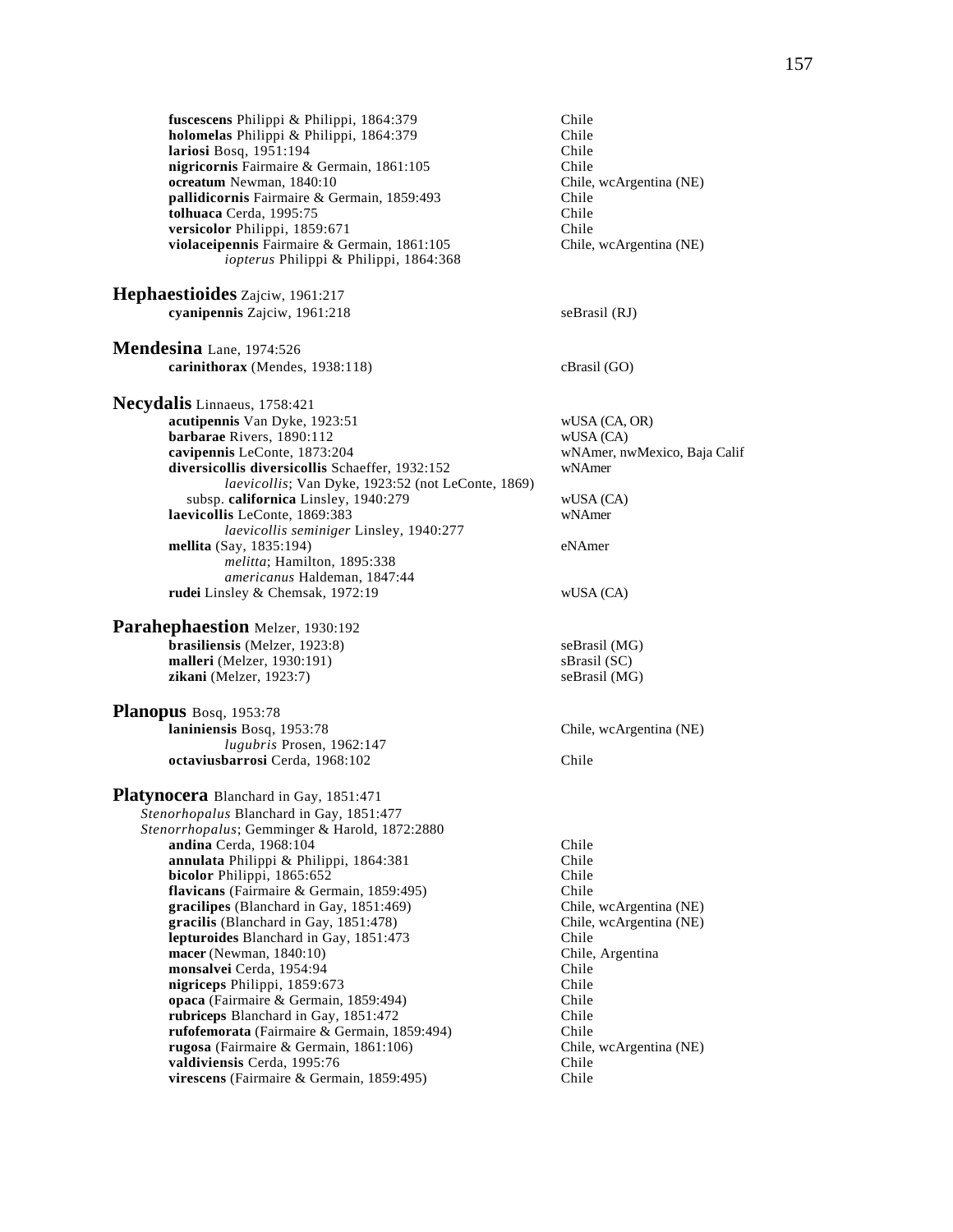**fuscescens** Philippi & Philippi, 1864:379 Chile
**holomelas** Philippi & Philippi, 1864:379 Chile
**lariosi** Bosq, 1951:194 Chile
**nigricornis** Fairmaire & Germain, 1861:105 Chile
**ocreatum** Newman, 1840:10 Chile, wcArgentina (NE)
**pallidicornis** Fairmaire & Germain, 1859:493 Chile
**tolhuaca** Cerda, 1995:75 Chile
**versicolor** Philippi, 1859:671 Chile
**violaceipennis** Fairmaire & Germain, 1861:105 Chile, wcArgentina (NE)
*iopterus* Philippi & Philippi, 1864:368

## Hephaestioides Zajciw, 1961:217

**cyanipennis** Zajciw, 1961:218 seBrasil (RJ)

## Mendesina Lane, 1974:526

**carinithorax** (Mendes, 1938:118) cBrasil (GO)

## Necydalis Linnaeus, 1758:421

**acutipennis** Van Dyke, 1923:51 wUSA (CA, OR)
**barbarae** Rivers, 1890:112 wUSA (CA)
**cavipennis** LeConte, 1873:204 wNAmer, nwMexico, Baja Calif
**diversicollis diversicollis** Schaeffer, 1932:152 wNAmer
*laevicollis*; Van Dyke, 1923:52 (not LeConte, 1869)
subsp. **californica** Linsley, 1940:279 wUSA (CA)
**laevicollis** LeConte, 1869:383 wNAmer
*laevicollis seminiger* Linsley, 1940:277
**mellita** (Say, 1835:194) eNAmer
*melitta*; Hamilton, 1895:338
*americanus* Haldeman, 1847:44
**rudei** Linsley & Chemsak, 1972:19 wUSA (CA)

## Parahephaestion Melzer, 1930:192

**brasiliensis** (Melzer, 1923:8) seBrasil (MG)
**malleri** (Melzer, 1930:191) sBrasil (SC)
**zikani** (Melzer, 1923:7) seBrasil (MG)

## Planopus Bosq, 1953:78

**laniniensis** Bosq, 1953:78 Chile, wcArgentina (NE)
*lugubris* Prosen, 1962:147
**octaviusbarrosi** Cerda, 1968:102 Chile

## Platynocera Blanchard in Gay, 1851:471

*Stenorhopalus* Blanchard in Gay, 1851:477
*Stenorrhopalus*; Gemminger & Harold, 1872:2880
**andina** Cerda, 1968:104 Chile
**annulata** Philippi & Philippi, 1864:381 Chile
**bicolor** Philippi, 1865:652 Chile
**flavicans** (Fairmaire & Germain, 1859:495) Chile
**gracilipes** (Blanchard in Gay, 1851:469) Chile, wcArgentina (NE)
**gracilis** (Blanchard in Gay, 1851:478) Chile, wcArgentina (NE)
**lepturoides** Blanchard in Gay, 1851:473 Chile
**macer** (Newman, 1840:10) Chile, Argentina
**monsalvei** Cerda, 1954:94 Chile
**nigriceps** Philippi, 1859:673 Chile
**opaca** (Fairmaire & Germain, 1859:494) Chile
**rubriceps** Blanchard in Gay, 1851:472 Chile
**rufofemorata** (Fairmaire & Germain, 1859:494) Chile
**rugosa** (Fairmaire & Germain, 1861:106) Chile, wcArgentina (NE)
**valdiviensis** Cerda, 1995:76 Chile
**virescens** (Fairmaire & Germain, 1859:495) Chile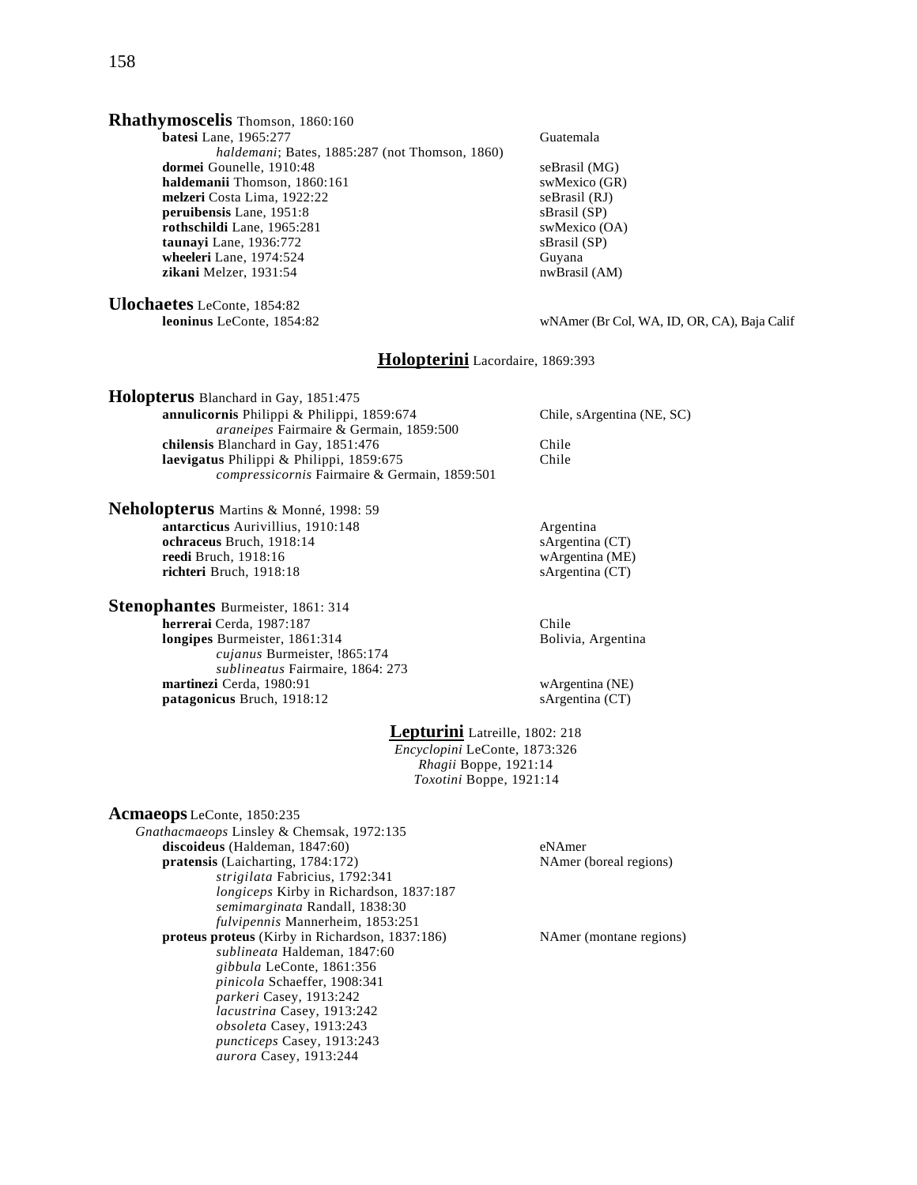**Rhathymoscelis** Thomson, 1860:160

- **batesi** Lane, 1965:277 — Guatemala
  - *haldemani*; Bates, 1885:287 (not Thomson, 1860)
- **dormei** Gounelle, 1910:48 — seBrasil (MG)
- **haldemanii** Thomson, 1860:161 — swMexico (GR)
- **melzeri** Costa Lima, 1922:22 — seBrasil (RJ)
- **peruibensis** Lane, 1951:8 — sBrasil (SP)
- **rothschildi** Lane, 1965:281 — swMexico (OA)
- **taunayi** Lane, 1936:772 — sBrasil (SP)
- **wheeleri** Lane, 1974:524 — Guyana
- **zikani** Melzer, 1931:54 — nwBrasil (AM)

**Ulochaetes** LeConte, 1854:82

- **leoninus** LeConte, 1854:82 — wNAmer (Br Col, WA, ID, OR, CA), Baja Calif

## Holopterini Lacordaire, 1869:393

**Holopterus** Blanchard in Gay, 1851:475

- **annulicornis** Philippi & Philippi, 1859:674 — Chile, sArgentina (NE, SC)
  - *araneipes* Fairmaire & Germain, 1859:500
- **chilensis** Blanchard in Gay, 1851:476 — Chile
- **laevigatus** Philippi & Philippi, 1859:675 — Chile
  - *compressicornis* Fairmaire & Germain, 1859:501

**Neholopterus** Martins & Monné, 1998: 59

- **antarcticus** Aurivillius, 1910:148 — Argentina
- **ochraceus** Bruch, 1918:14 — sArgentina (CT)
- **reedi** Bruch, 1918:16 — wArgentina (ME)
- **richteri** Bruch, 1918:18 — sArgentina (CT)

**Stenophantes** Burmeister, 1861: 314

- **herrerai** Cerda, 1987:187 — Chile
- **longipes** Burmeister, 1861:314 — Bolivia, Argentina
  - *cujanus* Burmeister, !865:174
  - *sublineatus* Fairmaire, 1864: 273
- **martinezi** Cerda, 1980:91 — wArgentina (NE)
- **patagonicus** Bruch, 1918:12 — sArgentina (CT)

## Lepturini Latreille, 1802: 218

*Encyclopini* LeConte, 1873:326
*Rhagii* Boppe, 1921:14
*Toxotini* Boppe, 1921:14

**Acmaeops** LeConte, 1850:235

*Gnathacmaeops* Linsley & Chemsak, 1972:135

- **discoideus** (Haldeman, 1847:60) — eNAmer
- **pratensis** (Laicharting, 1784:172) — NAmer (boreal regions)
  - *strigilata* Fabricius, 1792:341
  - *longiceps* Kirby in Richardson, 1837:187
  - *semimarginata* Randall, 1838:30
  - *fulvipennis* Mannerheim, 1853:251
- **proteus proteus** (Kirby in Richardson, 1837:186) — NAmer (montane regions)
  - *sublineata* Haldeman, 1847:60
  - *gibbula* LeConte, 1861:356
  - *pinicola* Schaeffer, 1908:341
  - *parkeri* Casey, 1913:242
  - *lacustrina* Casey, 1913:242
  - *obsoleta* Casey, 1913:243
  - *puncticeps* Casey, 1913:243
  - *aurora* Casey, 1913:244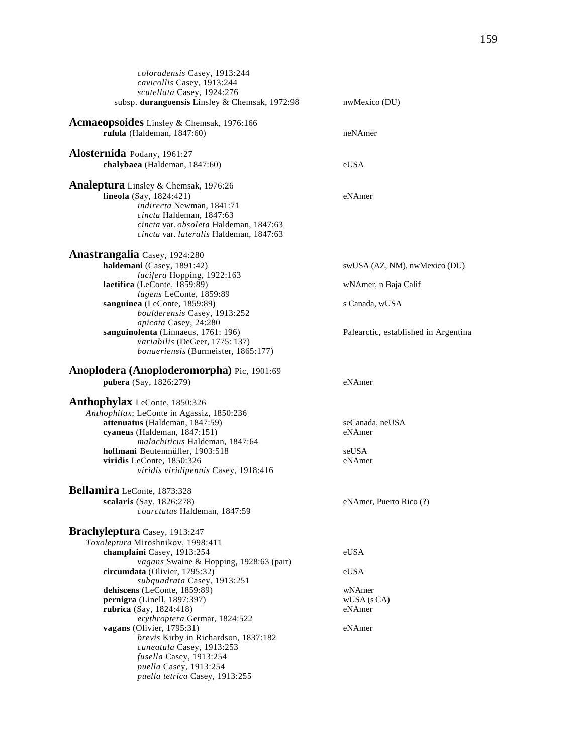*coloradensis* Casey, 1913:244
*cavicollis* Casey, 1913:244
*scutellata* Casey, 1924:276
subsp. **durangoensis** Linsley & Chemsak, 1972:98 — nwMexico (DU)

**Acmaeopsoides** Linsley & Chemsak, 1976:166
**rufula** (Haldeman, 1847:60) — neNAmer

**Alosternida** Podany, 1961:27
**chalybaea** (Haldeman, 1847:60) — eUSA

**Analeptura** Linsley & Chemsak, 1976:26
**lineola** (Say, 1824:421) — eNAmer
*indirecta* Newman, 1841:71
*cincta* Haldeman, 1847:63
*cincta* var. *obsoleta* Haldeman, 1847:63
*cincta* var. *lateralis* Haldeman, 1847:63

**Anastrangalia** Casey, 1924:280
**haldemani** (Casey, 1891:42) — swUSA (AZ, NM), nwMexico (DU)
*lucifera* Hopping, 1922:163
**laetifica** (LeConte, 1859:89) — wNAmer, n Baja Calif
*lugens* LeConte, 1859:89
**sanguinea** (LeConte, 1859:89) — s Canada, wUSA
*boulderensis* Casey, 1913:252
*apicata* Casey, 24:280
**sanguinolenta** (Linnaeus, 1761: 196) — Palearctic, established in Argentina
*variabilis* (DeGeer, 1775: 137)
*bonaeriensis* (Burmeister, 1865:177)

**Anoplodera (Anoploderomorpha)** Pic, 1901:69
**pubera** (Say, 1826:279) — eNAmer

**Anthophylax** LeConte, 1850:326
*Anthophilax*; LeConte in Agassiz, 1850:236
**attenuatus** (Haldeman, 1847:59) — seCanada, neUSA
**cyaneus** (Haldeman, 1847:151) — eNAmer
*malachiticus* Haldeman, 1847:64
**hoffmani** Beutenmüller, 1903:518 — seUSA
**viridis** LeConte, 1850:326 — eNAmer
*viridis viridipennis* Casey, 1918:416

**Bellamira** LeConte, 1873:328
**scalaris** (Say, 1826:278) — eNAmer, Puerto Rico (?)
*coarctatus* Haldeman, 1847:59

**Brachyleptura** Casey, 1913:247
*Toxoleptura* Miroshnikov, 1998:411
**champlaini** Casey, 1913:254 — eUSA
*vagans* Swaine & Hopping, 1928:63 (part)
**circumdata** (Olivier, 1795:32) — eUSA
*subquadrata* Casey, 1913:251
**dehiscens** (LeConte, 1859:89) — wNAmer
**pernigra** (Linell, 1897:397) — wUSA (s CA)
**rubrica** (Say, 1824:418) — eNAmer
*erythroptera* Germar, 1824:522
**vagans** (Olivier, 1795:31) — eNAmer
*brevis* Kirby in Richardson, 1837:182
*cuneatula* Casey, 1913:253
*fusella* Casey, 1913:254
*puella* Casey, 1913:254
*puella tetrica* Casey, 1913:255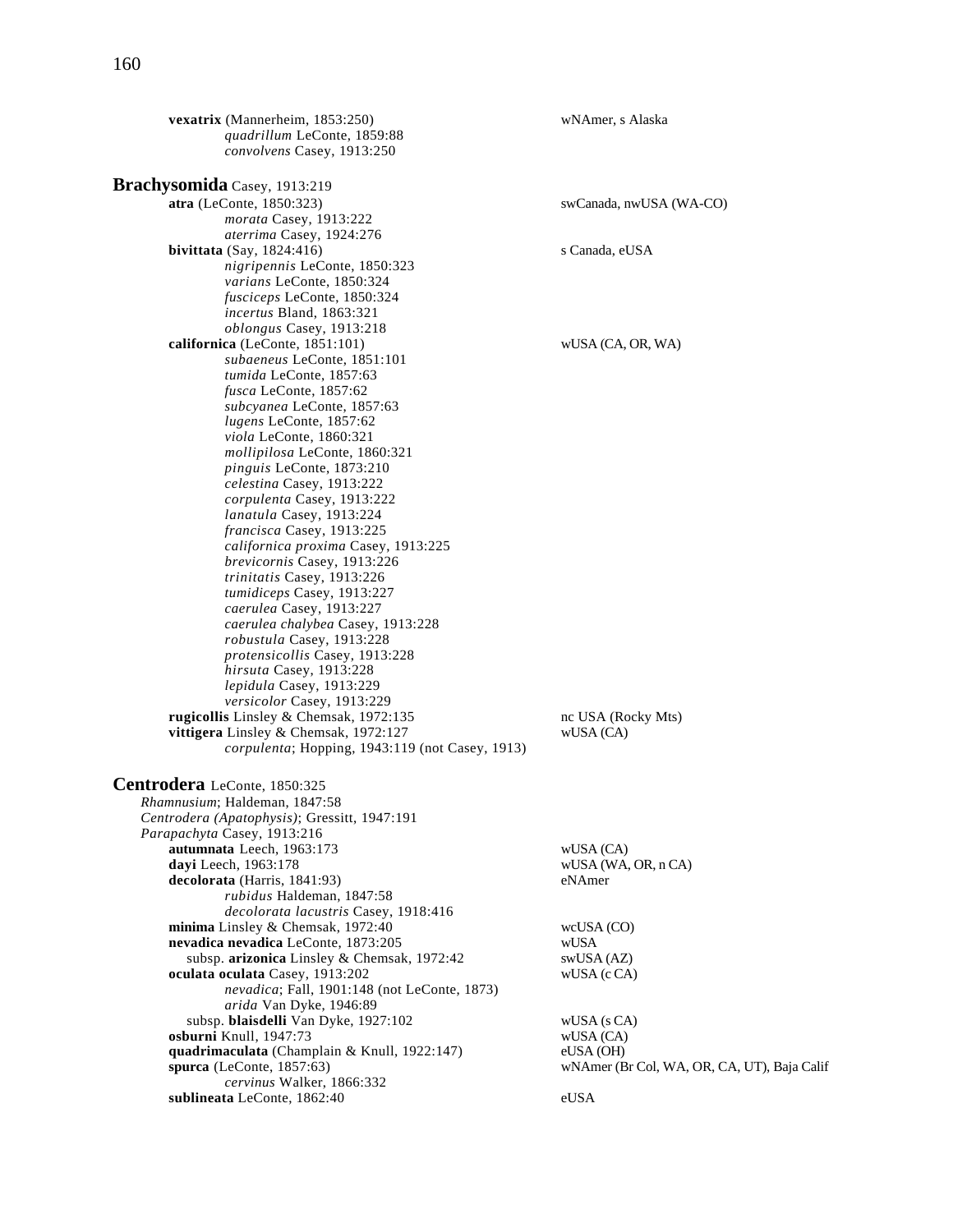**vexatrix** (Mannerheim, 1853:250) wNAmer, s Alaska
*quadrillum* LeConte, 1859:88
*convolvens* Casey, 1913:250

## Brachysomida Casey, 1913:219

**atra** (LeConte, 1850:323) swCanada, nwUSA (WA-CO)
*morata* Casey, 1913:222
*aterrima* Casey, 1924:276

**bivittata** (Say, 1824:416) s Canada, eUSA
*nigripennis* LeConte, 1850:323
*varians* LeConte, 1850:324
*fusciceps* LeConte, 1850:324
*incertus* Bland, 1863:321
*oblongus* Casey, 1913:218

**californica** (LeConte, 1851:101) wUSA (CA, OR, WA)
*subaeneus* LeConte, 1851:101
*tumida* LeConte, 1857:63
*fusca* LeConte, 1857:62
*subcyanea* LeConte, 1857:63
*lugens* LeConte, 1857:62
*viola* LeConte, 1860:321
*mollipilosa* LeConte, 1860:321
*pinguis* LeConte, 1873:210
*celestina* Casey, 1913:222
*corpulenta* Casey, 1913:222
*lanatula* Casey, 1913:224
*francisca* Casey, 1913:225
*californica proxima* Casey, 1913:225
*brevicornis* Casey, 1913:226
*trinitatis* Casey, 1913:226
*tumidiceps* Casey, 1913:227
*caerulea* Casey, 1913:227
*caerulea chalybea* Casey, 1913:228
*robustula* Casey, 1913:228
*protensicollis* Casey, 1913:228
*hirsuta* Casey, 1913:228
*lepidula* Casey, 1913:229
*versicolor* Casey, 1913:229

**rugicollis** Linsley & Chemsak, 1972:135 nc USA (Rocky Mts)

**vittigera** Linsley & Chemsak, 1972:127 wUSA (CA)
*corpulenta*; Hopping, 1943:119 (not Casey, 1913)

## Centrodera LeConte, 1850:325

*Rhamnusium*; Haldeman, 1847:58
*Centrodera (Apatophysis)*; Gressitt, 1947:191
*Parapachyta* Casey, 1913:216

**autumnata** Leech, 1963:173 wUSA (CA)

**dayi** Leech, 1963:178 wUSA (WA, OR, n CA)

**decolorata** (Harris, 1841:93) eNAmer
*rubidus* Haldeman, 1847:58
*decolorata lacustris* Casey, 1918:416

**minima** Linsley & Chemsak, 1972:40 wcUSA (CO)

**nevadica nevadica** LeConte, 1873:205 wUSA

subsp. **arizonica** Linsley & Chemsak, 1972:42 swUSA (AZ)

**oculata oculata** Casey, 1913:202 wUSA (c CA)
*nevadica*; Fall, 1901:148 (not LeConte, 1873)
*arida* Van Dyke, 1946:89

subsp. **blaisdelli** Van Dyke, 1927:102 wUSA (s CA)

**osburni** Knull, 1947:73 wUSA (CA)

**quadrimaculata** (Champlain & Knull, 1922:147) eUSA (OH)

**spurca** (LeConte, 1857:63) wNAmer (Br Col, WA, OR, CA, UT), Baja Calif
*cervinus* Walker, 1866:332

**sublineata** LeConte, 1862:40 eUSA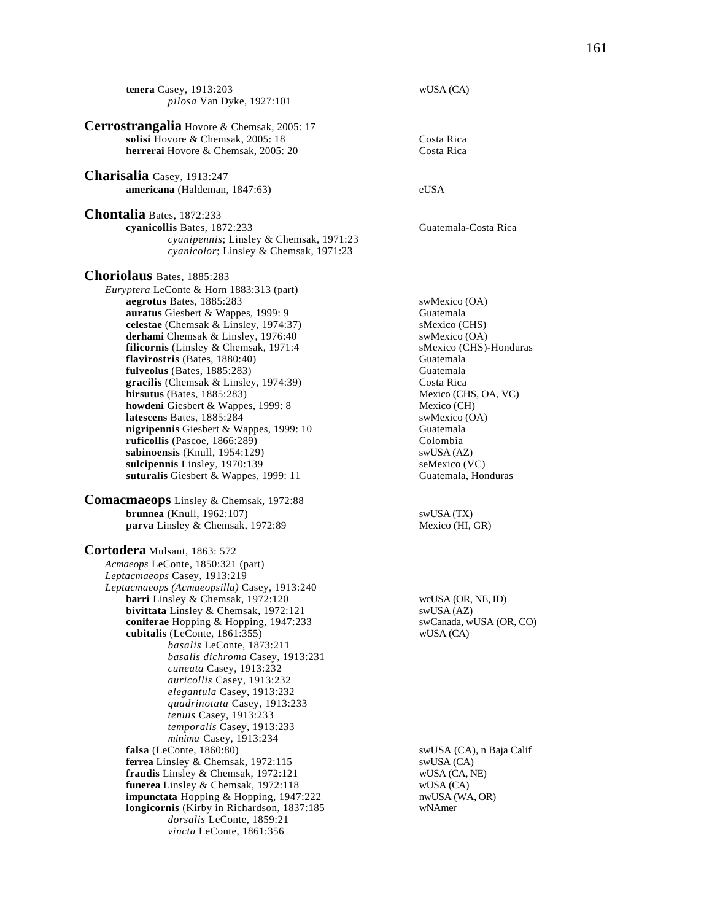**tenera** Casey, 1913:203 — wUSA (CA)
*pilosa* Van Dyke, 1927:101

**Cerrostrangalia** Hovore & Chemsak, 2005: 17
**solisi** Hovore & Chemsak, 2005: 18 — Costa Rica
**herrerai** Hovore & Chemsak, 2005: 20 — Costa Rica

**Charisalia** Casey, 1913:247
**americana** (Haldeman, 1847:63) — eUSA

**Chontalia** Bates, 1872:233
**cyanicollis** Bates, 1872:233 — Guatemala-Costa Rica
*cyanipennis*; Linsley & Chemsak, 1971:23
*cyanicolor*; Linsley & Chemsak, 1971:23

**Choriolaus** Bates, 1885:283
*Euryptera* LeConte & Horn 1883:313 (part)
**aegrotus** Bates, 1885:283 — swMexico (OA)
**auratus** Giesbert & Wappes, 1999: 9 — Guatemala
**celestae** (Chemsak & Linsley, 1974:37) — sMexico (CHS)
**derhami** Chemsak & Linsley, 1976:40 — swMexico (OA)
**filicornis** (Linsley & Chemsak, 1971:4 — sMexico (CHS)-Honduras
**flavirostris** (Bates, 1880:40) — Guatemala
**fulveolus** (Bates, 1885:283) — Guatemala
**gracilis** (Chemsak & Linsley, 1974:39) — Costa Rica
**hirsutus** (Bates, 1885:283) — Mexico (CHS, OA, VC)
**howdeni** Giesbert & Wappes, 1999: 8 — Mexico (CH)
**latescens** Bates, 1885:284 — swMexico (OA)
**nigripennis** Giesbert & Wappes, 1999: 10 — Guatemala
**ruficollis** (Pascoe, 1866:289) — Colombia
**sabinoensis** (Knull, 1954:129) — swUSA (AZ)
**sulcipennis** Linsley, 1970:139 — seMexico (VC)
**suturalis** Giesbert & Wappes, 1999: 11 — Guatemala, Honduras

**Comacmaeops** Linsley & Chemsak, 1972:88
**brunnea** (Knull, 1962:107) — swUSA (TX)
**parva** Linsley & Chemsak, 1972:89 — Mexico (HI, GR)

**Cortodera** Mulsant, 1863: 572
*Acmaeops* LeConte, 1850:321 (part)
*Leptacmaeops* Casey, 1913:219
*Leptacmaeops (Acmaeopsilla)* Casey, 1913:240
**barri** Linsley & Chemsak, 1972:120 — wcUSA (OR, NE, ID)
**bivittata** Linsley & Chemsak, 1972:121 — swUSA (AZ)
**coniferae** Hopping & Hopping, 1947:233 — swCanada, wUSA (OR, CO)
**cubitalis** (LeConte, 1861:355) — wUSA (CA)
*basalis* LeConte, 1873:211
*basalis dichroma* Casey, 1913:231
*cuneata* Casey, 1913:232
*auricollis* Casey, 1913:232
*elegantula* Casey, 1913:232
*quadrinotata* Casey, 1913:233
*tenuis* Casey, 1913:233
*temporalis* Casey, 1913:233
*minima* Casey, 1913:234
**falsa** (LeConte, 1860:80) — swUSA (CA), n Baja Calif
**ferrea** Linsley & Chemsak, 1972:115 — swUSA (CA)
**fraudis** Linsley & Chemsak, 1972:121 — wUSA (CA, NE)
**funerea** Linsley & Chemsak, 1972:118 — wUSA (CA)
**impunctata** Hopping & Hopping, 1947:222 — nwUSA (WA, OR)
**longicornis** (Kirby in Richardson, 1837:185 — wNAmer
*dorsalis* LeConte, 1859:21
*vincta* LeConte, 1861:356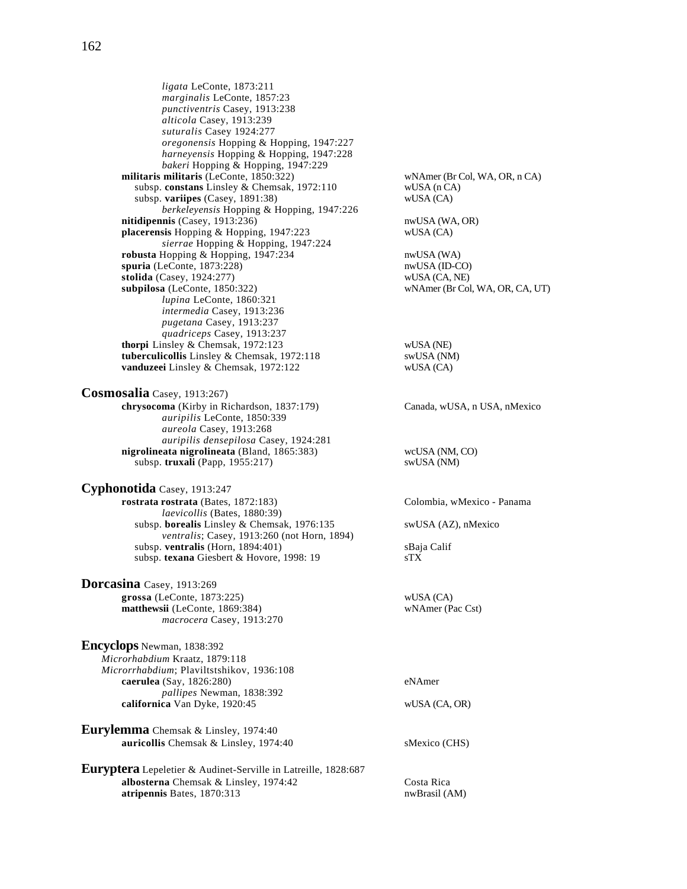*ligata* LeConte, 1873:211
*marginalis* LeConte, 1857:23
*punctiventris* Casey, 1913:238
*alticola* Casey, 1913:239
*suturalis* Casey 1924:277
*oregonensis* Hopping & Hopping, 1947:227
*harneyensis* Hopping & Hopping, 1947:228
*bakeri* Hopping & Hopping, 1947:229

**militaris militaris** (LeConte, 1850:322) — wNAmer (Br Col, WA, OR, n CA)
subsp. **constans** Linsley & Chemsak, 1972:110 — wUSA (n CA)
subsp. **variipes** (Casey, 1891:38) — wUSA (CA)
*berkeleyensis* Hopping & Hopping, 1947:226

**nitidipennis** (Casey, 1913:236) — nwUSA (WA, OR)

**placerensis** Hopping & Hopping, 1947:223 — wUSA (CA)
*sierrae* Hopping & Hopping, 1947:224

**robusta** Hopping & Hopping, 1947:234 — nwUSA (WA)

**spuria** (LeConte, 1873:228) — nwUSA (ID-CO)

**stolida** (Casey, 1924:277) — wUSA (CA, NE)

**subpilosa** (LeConte, 1850:322) — wNAmer (Br Col, WA, OR, CA, UT)
*lupina* LeConte, 1860:321
*intermedia* Casey, 1913:236
*pugetana* Casey, 1913:237
*quadriceps* Casey, 1913:237

**thorpi** Linsley & Chemsak, 1972:123 — wUSA (NE)

**tuberculicollis** Linsley & Chemsak, 1972:118 — swUSA (NM)

**vanduzeei** Linsley & Chemsak, 1972:122 — wUSA (CA)

## **Cosmosalia** Casey, 1913:267)

**chrysocoma** (Kirby in Richardson, 1837:179) — Canada, wUSA, n USA, nMexico
*auripilis* LeConte, 1850:339
*aureola* Casey, 1913:268
*auripilis densepilosa* Casey, 1924:281

**nigrolineata nigrolineata** (Bland, 1865:383) — wcUSA (NM, CO)
subsp. **truxali** (Papp, 1955:217) — swUSA (NM)

## **Cyphonotida** Casey, 1913:247

**rostrata rostrata** (Bates, 1872:183) — Colombia, wMexico - Panama
*laevicollis* (Bates, 1880:39)
subsp. **borealis** Linsley & Chemsak, 1976:135 — swUSA (AZ), nMexico
*ventralis*; Casey, 1913:260 (not Horn, 1894)
subsp. **ventralis** (Horn, 1894:401) — sBaja Calif
subsp. **texana** Giesbert & Hovore, 1998: 19 — sTX

## **Dorcasina** Casey, 1913:269

**grossa** (LeConte, 1873:225) — wUSA (CA)

**matthewsii** (LeConte, 1869:384) — wNAmer (Pac Cst)
*macrocera* Casey, 1913:270

## **Encyclops** Newman, 1838:392

*Microrhabdium* Kraatz, 1879:118
*Microrrhabdium*; Plaviltstshikov, 1936:108

**caerulea** (Say, 1826:280) — eNAmer
*pallipes* Newman, 1838:392

**californica** Van Dyke, 1920:45 — wUSA (CA, OR)

## **Eurylemma** Chemsak & Linsley, 1974:40

**auricollis** Chemsak & Linsley, 1974:40 — sMexico (CHS)

## **Euryptera** Lepeletier & Audinet-Serville in Latreille, 1828:687

**albosterna** Chemsak & Linsley, 1974:42 — Costa Rica

**atripennis** Bates, 1870:313 — nwBrasil (AM)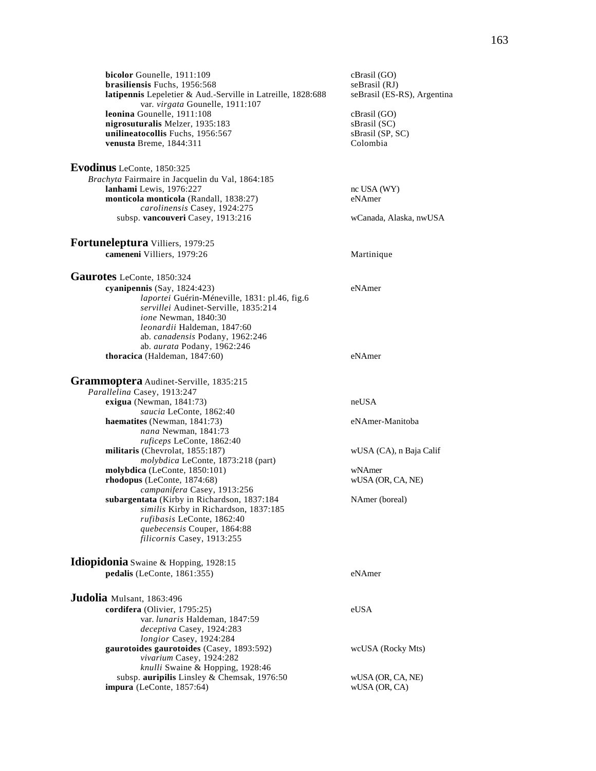**bicolor** Gounelle, 1911:109 — cBrasil (GO)
**brasiliensis** Fuchs, 1956:568 — seBrasil (RJ)
**latipennis** Lepeletier & Aud.-Serville in Latreille, 1828:688 — seBrasil (ES-RS), Argentina
var. *virgata* Gounelle, 1911:107
**leonina** Gounelle, 1911:108 — cBrasil (GO)
**nigrosuturalis** Melzer, 1935:183 — sBrasil (SC)
**unilineatocollis** Fuchs, 1956:567 — sBrasil (SP, SC)
**venusta** Breme, 1844:311 — Colombia

## Evodinus LeConte, 1850:325

*Brachyta* Fairmaire in Jacquelin du Val, 1864:185
**lanhami** Lewis, 1976:227 — nc USA (WY)
**monticola monticola** (Randall, 1838:27) — eNAmer
*carolinensis* Casey, 1924:275
subsp. **vancouveri** Casey, 1913:216 — wCanada, Alaska, nwUSA

## Fortuneleptura Villiers, 1979:25

**cameneni** Villiers, 1979:26 — Martinique

## Gaurotes LeConte, 1850:324

**cyanipennis** (Say, 1824:423) — eNAmer
*laportei* Guérin-Méneville, 1831: pl.46, fig.6
*servillei* Audinet-Serville, 1835:214
*ione* Newman, 1840:30
*leonardii* Haldeman, 1847:60
ab. *canadensis* Podany, 1962:246
ab. *aurata* Podany, 1962:246
**thoracica** (Haldeman, 1847:60) — eNAmer

## Grammoptera Audinet-Serville, 1835:215

*Parallelina* Casey, 1913:247
**exigua** (Newman, 1841:73) — neUSA
*saucia* LeConte, 1862:40
**haematites** (Newman, 1841:73) — eNAmer-Manitoba
*nana* Newman, 1841:73
*ruficeps* LeConte, 1862:40
**militaris** (Chevrolat, 1855:187) — wUSA (CA), n Baja Calif
*molybdica* LeConte, 1873:218 (part)
**molybdica** (LeConte, 1850:101) — wNAmer
**rhodopus** (LeConte, 1874:68) — wUSA (OR, CA, NE)
*campanifera* Casey, 1913:256
**subargentata** (Kirby in Richardson, 1837:184 — NAmer (boreal)
*similis* Kirby in Richardson, 1837:185
*rufibasis* LeConte, 1862:40
*quebecensis* Couper, 1864:88
*filicornis* Casey, 1913:255

## Idiopidonia Swaine & Hopping, 1928:15

**pedalis** (LeConte, 1861:355) — eNAmer

## Judolia Mulsant, 1863:496

**cordifera** (Olivier, 1795:25) — eUSA
var. *lunaris* Haldeman, 1847:59
*deceptiva* Casey, 1924:283
*longior* Casey, 1924:284
**gaurotoides gaurotoides** (Casey, 1893:592) — wcUSA (Rocky Mts)
*vivarium* Casey, 1924:282
*knulli* Swaine & Hopping, 1928:46
subsp. **auripilis** Linsley & Chemsak, 1976:50 — wUSA (OR, CA, NE)
**impura** (LeConte, 1857:64) — wUSA (OR, CA)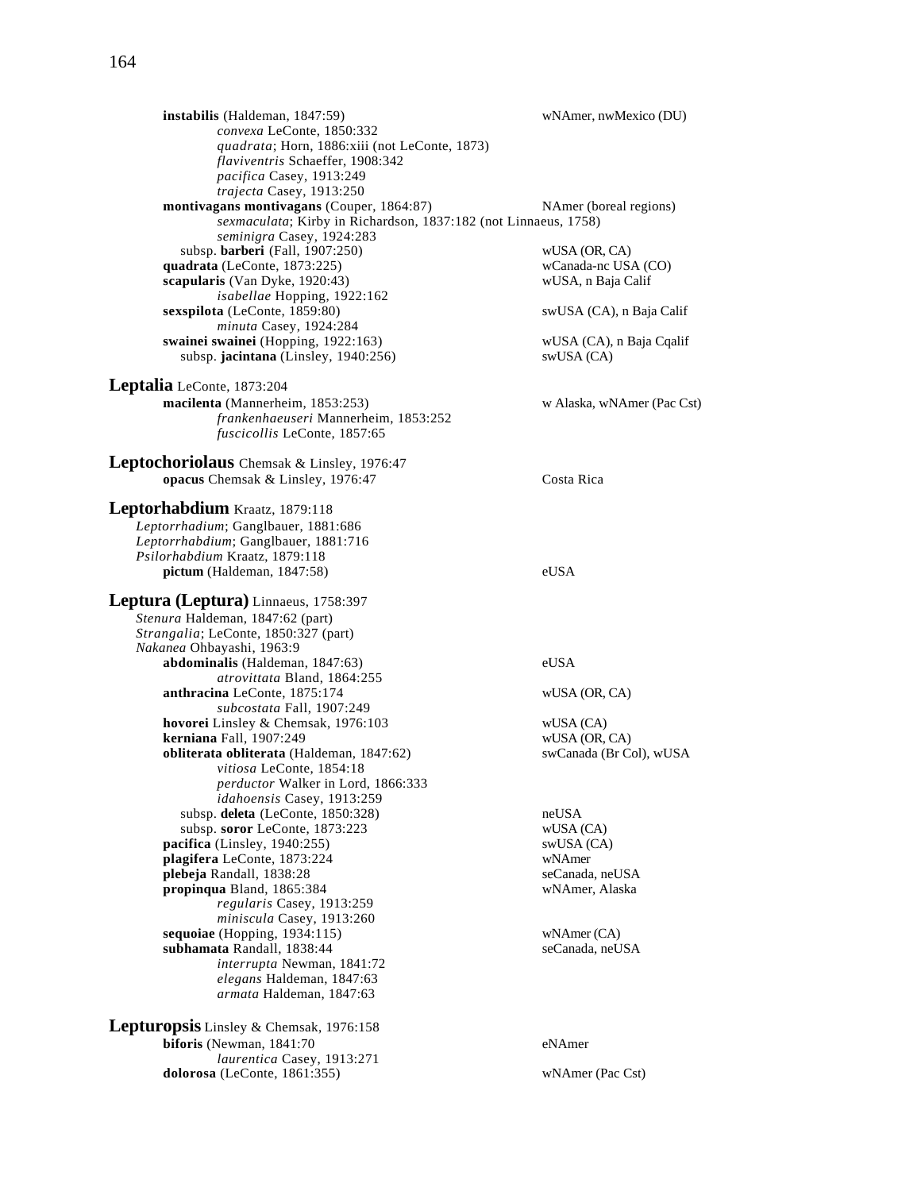**instabilis** (Haldeman, 1847:59) — wNAmer, nwMexico (DU)

*convexa* LeConte, 1850:332
*quadrata*; Horn, 1886:xiii (not LeConte, 1873)
*flaviventris* Schaeffer, 1908:342
*pacifica* Casey, 1913:249
*trajecta* Casey, 1913:250

**montivagans montivagans** (Couper, 1864:87) — NAmer (boreal regions)

*sexmaculata*; Kirby in Richardson, 1837:182 (not Linnaeus, 1758)
*seminigra* Casey, 1924:283

subsp. **barberi** (Fall, 1907:250) — wUSA (OR, CA)

**quadrata** (LeConte, 1873:225) — wCanada-nc USA (CO)

**scapularis** (Van Dyke, 1920:43) — wUSA, n Baja Calif

*isabellae* Hopping, 1922:162

**sexspilota** (LeConte, 1859:80) — swUSA (CA), n Baja Calif

*minuta* Casey, 1924:284

**swainei swainei** (Hopping, 1922:163) — wUSA (CA), n Baja Cqalif

subsp. **jacintana** (Linsley, 1940:256) — swUSA (CA)

## Leptalia LeConte, 1873:204

**macilenta** (Mannerheim, 1853:253) — w Alaska, wNAmer (Pac Cst)

*frankenhaeuseri* Mannerheim, 1853:252
*fuscicollis* LeConte, 1857:65

## Leptochoriolaus Chemsak & Linsley, 1976:47

**opacus** Chemsak & Linsley, 1976:47 — Costa Rica

## Leptorhabdium Kraatz, 1879:118

*Leptorrhadium*; Ganglbauer, 1881:686
*Leptorrhabdium*; Ganglbauer, 1881:716
*Psilorhabdium* Kraatz, 1879:118

**pictum** (Haldeman, 1847:58) — eUSA

## Leptura (Leptura) Linnaeus, 1758:397

*Stenura* Haldeman, 1847:62 (part)
*Strangalia*; LeConte, 1850:327 (part)
*Nakanea* Ohbayashi, 1963:9

**abdominalis** (Haldeman, 1847:63) — eUSA

*atrovittata* Bland, 1864:255

**anthracina** LeConte, 1875:174 — wUSA (OR, CA)

*subcostata* Fall, 1907:249

**hovorei** Linsley & Chemsak, 1976:103 — wUSA (CA)

**kerniana** Fall, 1907:249 — wUSA (OR, CA)

**obliterata obliterata** (Haldeman, 1847:62) — swCanada (Br Col), wUSA

*vitiosa* LeConte, 1854:18
*perductor* Walker in Lord, 1866:333
*idahoensis* Casey, 1913:259

subsp. **deleta** (LeConte, 1850:328) — neUSA

subsp. **soror** LeConte, 1873:223 — wUSA (CA)

**pacifica** (Linsley, 1940:255) — swUSA (CA)

**plagifera** LeConte, 1873:224 — wNAmer

**plebeja** Randall, 1838:28 — seCanada, neUSA

**propinqua** Bland, 1865:384 — wNAmer, Alaska

*regularis* Casey, 1913:259
*miniscula* Casey, 1913:260

**sequoiae** (Hopping, 1934:115) — wNAmer (CA)

**subhamata** Randall, 1838:44 — seCanada, neUSA

*interrupta* Newman, 1841:72
*elegans* Haldeman, 1847:63
*armata* Haldeman, 1847:63

## Lepturopsis Linsley & Chemsak, 1976:158

**biforis** (Newman, 1841:70 — eNAmer

*laurentica* Casey, 1913:271

**dolorosa** (LeConte, 1861:355) — wNAmer (Pac Cst)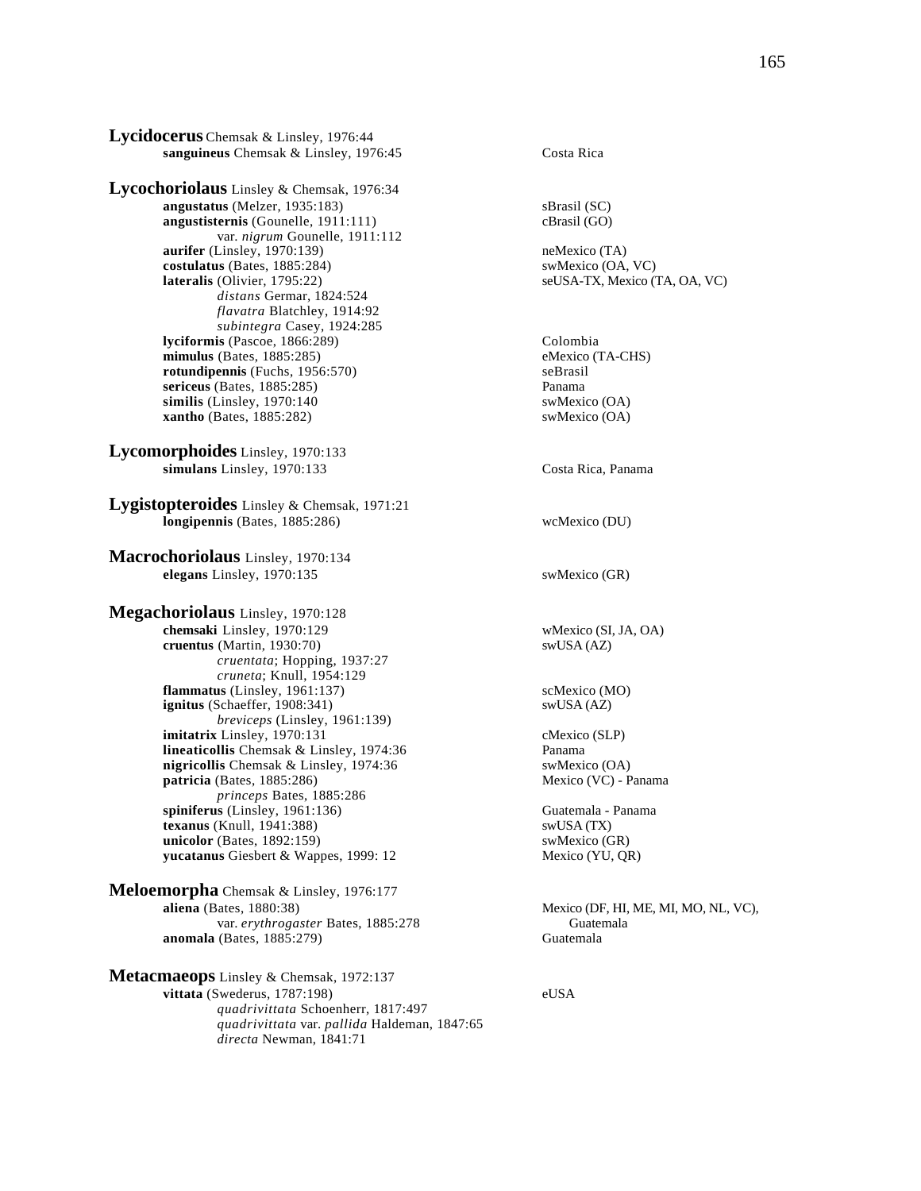**Lycidocerus** Chemsak & Linsley, 1976:44

- **sanguineus** Chemsak & Linsley, 1976:45 — Costa Rica

**Lycochoriolaus** Linsley & Chemsak, 1976:34

- **angustatus** (Melzer, 1935:183) — sBrasil (SC)
- **angustisternis** (Gounelle, 1911:111) — cBrasil (GO)
  - var. *nigrum* Gounelle, 1911:112
- **aurifer** (Linsley, 1970:139) — neMexico (TA)
- **costulatus** (Bates, 1885:284) — swMexico (OA, VC)
- **lateralis** (Olivier, 1795:22) — seUSA-TX, Mexico (TA, OA, VC)
  - *distans* Germar, 1824:524
  - *flavatra* Blatchley, 1914:92
  - *subintegra* Casey, 1924:285
- **lyciformis** (Pascoe, 1866:289) — Colombia
- **mimulus** (Bates, 1885:285) — eMexico (TA-CHS)
- **rotundipennis** (Fuchs, 1956:570) — seBrasil
- **sericeus** (Bates, 1885:285) — Panama
- **similis** (Linsley, 1970:140 — swMexico (OA)
- **xantho** (Bates, 1885:282) — swMexico (OA)

**Lycomorphoides** Linsley, 1970:133

- **simulans** Linsley, 1970:133 — Costa Rica, Panama

**Lygistopteroides** Linsley & Chemsak, 1971:21

- **longipennis** (Bates, 1885:286) — wcMexico (DU)

**Macrochoriolaus** Linsley, 1970:134

- **elegans** Linsley, 1970:135 — swMexico (GR)

**Megachoriolaus** Linsley, 1970:128

- **chemsaki** Linsley, 1970:129 — wMexico (SI, JA, OA)
- **cruentus** (Martin, 1930:70) — swUSA (AZ)
  - *cruentata*; Hopping, 1937:27
  - *cruneta*; Knull, 1954:129
- **flammatus** (Linsley, 1961:137) — scMexico (MO)
- **ignitus** (Schaeffer, 1908:341) — swUSA (AZ)
  - *breviceps* (Linsley, 1961:139)
- **imitatrix** Linsley, 1970:131 — cMexico (SLP)
- **lineaticollis** Chemsak & Linsley, 1974:36 — Panama
- **nigricollis** Chemsak & Linsley, 1974:36 — swMexico (OA)
- **patricia** (Bates, 1885:286) — Mexico (VC) - Panama
  - *princeps* Bates, 1885:286
- **spiniferus** (Linsley, 1961:136) — Guatemala - Panama
- **texanus** (Knull, 1941:388) — swUSA (TX)
- **unicolor** (Bates, 1892:159) — swMexico (GR)
- **yucatanus** Giesbert & Wappes, 1999: 12 — Mexico (YU, QR)

**Meloemorpha** Chemsak & Linsley, 1976:177

- **aliena** (Bates, 1880:38) — Mexico (DF, HI, ME, MI, MO, NL, VC), Guatemala
  - var. *erythrogaster* Bates, 1885:278
- **anomala** (Bates, 1885:279) — Guatemala

**Metacmaeops** Linsley & Chemsak, 1972:137

- **vittata** (Swederus, 1787:198) — eUSA
  - *quadrivittata* Schoenherr, 1817:497
  - *quadrivittata* var. *pallida* Haldeman, 1847:65
  - *directa* Newman, 1841:71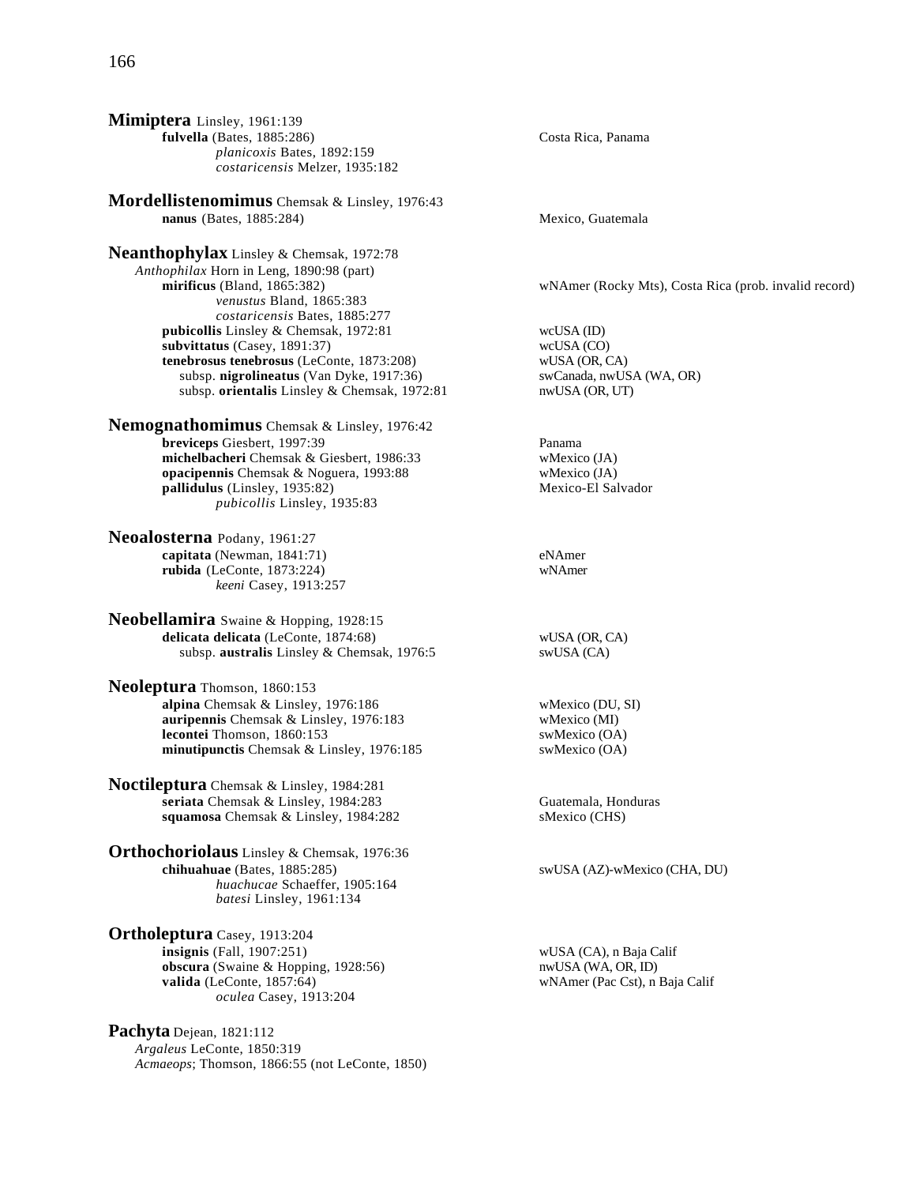**Mimiptera** Linsley, 1961:139
- **fulvella** (Bates, 1885:286) — Costa Rica, Panama
  - *planicoxis* Bates, 1892:159
  - *costaricensis* Melzer, 1935:182

**Mordellistenomimus** Chemsak & Linsley, 1976:43
- **nanus** (Bates, 1885:284) — Mexico, Guatemala

**Neanthophylax** Linsley & Chemsak, 1972:78
*Anthophilax* Horn in Leng, 1890:98 (part)
- **mirificus** (Bland, 1865:382) — wNAmer (Rocky Mts), Costa Rica (prob. invalid record)
  - *venustus* Bland, 1865:383
  - *costaricensis* Bates, 1885:277
- **pubicollis** Linsley & Chemsak, 1972:81 — wcUSA (ID)
- **subvittatus** (Casey, 1891:37) — wcUSA (CO)
- **tenebrosus tenebrosus** (LeConte, 1873:208) — wUSA (OR, CA)
  - subsp. **nigrolineatus** (Van Dyke, 1917:36) — swCanada, nwUSA (WA, OR)
  - subsp. **orientalis** Linsley & Chemsak, 1972:81 — nwUSA (OR, UT)

**Nemognathomimus** Chemsak & Linsley, 1976:42
- **breviceps** Giesbert, 1997:39 — Panama
- **michelbacheri** Chemsak & Giesbert, 1986:33 — wMexico (JA)
- **opacipennis** Chemsak & Noguera, 1993:88 — wMexico (JA)
- **pallidulus** (Linsley, 1935:82) — Mexico-El Salvador
  - *pubicollis* Linsley, 1935:83

**Neoalosterna** Podany, 1961:27
- **capitata** (Newman, 1841:71) — eNAmer
- **rubida** (LeConte, 1873:224) — wNAmer
  - *keeni* Casey, 1913:257

**Neobellamira** Swaine & Hopping, 1928:15
- **delicata delicata** (LeConte, 1874:68) — wUSA (OR, CA)
  - subsp. **australis** Linsley & Chemsak, 1976:5 — swUSA (CA)

**Neoleptura** Thomson, 1860:153
- **alpina** Chemsak & Linsley, 1976:186 — wMexico (DU, SI)
- **auripennis** Chemsak & Linsley, 1976:183 — wMexico (MI)
- **lecontei** Thomson, 1860:153 — swMexico (OA)
- **minutipunctis** Chemsak & Linsley, 1976:185 — swMexico (OA)

**Noctileptura** Chemsak & Linsley, 1984:281
- **seriata** Chemsak & Linsley, 1984:283 — Guatemala, Honduras
- **squamosa** Chemsak & Linsley, 1984:282 — sMexico (CHS)

**Orthochoriolaus** Linsley & Chemsak, 1976:36
- **chihuahuae** (Bates, 1885:285) — swUSA (AZ)-wMexico (CHA, DU)
  - *huachucae* Schaeffer, 1905:164
  - *batesi* Linsley, 1961:134

**Ortholeptura** Casey, 1913:204
- **insignis** (Fall, 1907:251) — wUSA (CA), n Baja Calif
- **obscura** (Swaine & Hopping, 1928:56) — nwUSA (WA, OR, ID)
- **valida** (LeConte, 1857:64) — wNAmer (Pac Cst), n Baja Calif
  - *oculea* Casey, 1913:204

**Pachyta** Dejean, 1821:112
*Argaleus* LeConte, 1850:319
*Acmaeops*; Thomson, 1866:55 (not LeConte, 1850)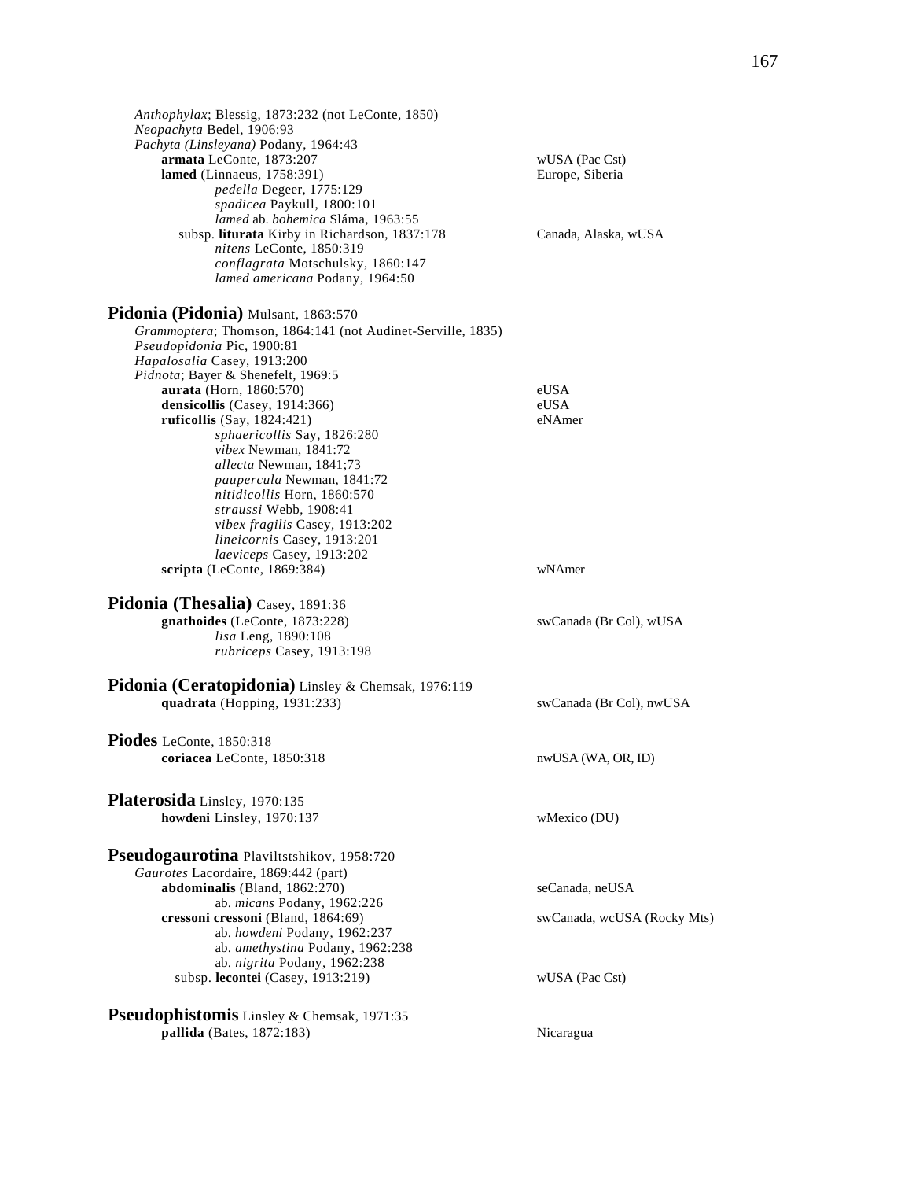*Anthophylax*; Blessig, 1873:232 (not LeConte, 1850)
*Neopachyta* Bedel, 1906:93
*Pachyta (Linsleyana)* Podany, 1964:43

**armata** LeConte, 1873:207 — wUSA (Pac Cst)

**lamed** (Linnaeus, 1758:391) — Europe, Siberia

*pedella* Degeer, 1775:129
*spadicea* Paykull, 1800:101
*lamed* ab. *bohemica* Sláma, 1963:55

subsp. **liturata** Kirby in Richardson, 1837:178 — Canada, Alaska, wUSA

*nitens* LeConte, 1850:319
*conflagrata* Motschulsky, 1860:147
*lamed americana* Podany, 1964:50

## Pidonia (Pidonia) Mulsant, 1863:570

*Grammoptera*; Thomson, 1864:141 (not Audinet-Serville, 1835)
*Pseudopidonia* Pic, 1900:81
*Hapalosalia* Casey, 1913:200
*Pidnota*; Bayer & Shenefelt, 1969:5

**aurata** (Horn, 1860:570) — eUSA

**densicollis** (Casey, 1914:366) — eUSA

**ruficollis** (Say, 1824:421) — eNAmer

*sphaericollis* Say, 1826:280
*vibex* Newman, 1841:72
*allecta* Newman, 1841;73
*paupercula* Newman, 1841:72
*nitidicollis* Horn, 1860:570
*straussi* Webb, 1908:41
*vibex fragilis* Casey, 1913:202
*lineicornis* Casey, 1913:201
*laeviceps* Casey, 1913:202

**scripta** (LeConte, 1869:384) — wNAmer

## Pidonia (Thesalia) Casey, 1891:36

**gnathoides** (LeConte, 1873:228) — swCanada (Br Col), wUSA

*lisa* Leng, 1890:108
*rubriceps* Casey, 1913:198

## Pidonia (Ceratopidonia) Linsley & Chemsak, 1976:119

**quadrata** (Hopping, 1931:233) — swCanada (Br Col), nwUSA

## Piodes LeConte, 1850:318

**coriacea** LeConte, 1850:318 — nwUSA (WA, OR, ID)

## Platerosida Linsley, 1970:135

**howdeni** Linsley, 1970:137 — wMexico (DU)

## Pseudogaurotina Plaviltstshikov, 1958:720

*Gaurotes* Lacordaire, 1869:442 (part)

**abdominalis** (Bland, 1862:270) — seCanada, neUSA

ab. *micans* Podany, 1962:226

**cressoni cressoni** (Bland, 1864:69) — swCanada, wcUSA (Rocky Mts)

ab. *howdeni* Podany, 1962:237
ab. *amethystina* Podany, 1962:238
ab. *nigrita* Podany, 1962:238

subsp. **lecontei** (Casey, 1913:219) — wUSA (Pac Cst)

## Pseudophistomis Linsley & Chemsak, 1971:35

**pallida** (Bates, 1872:183) — Nicaragua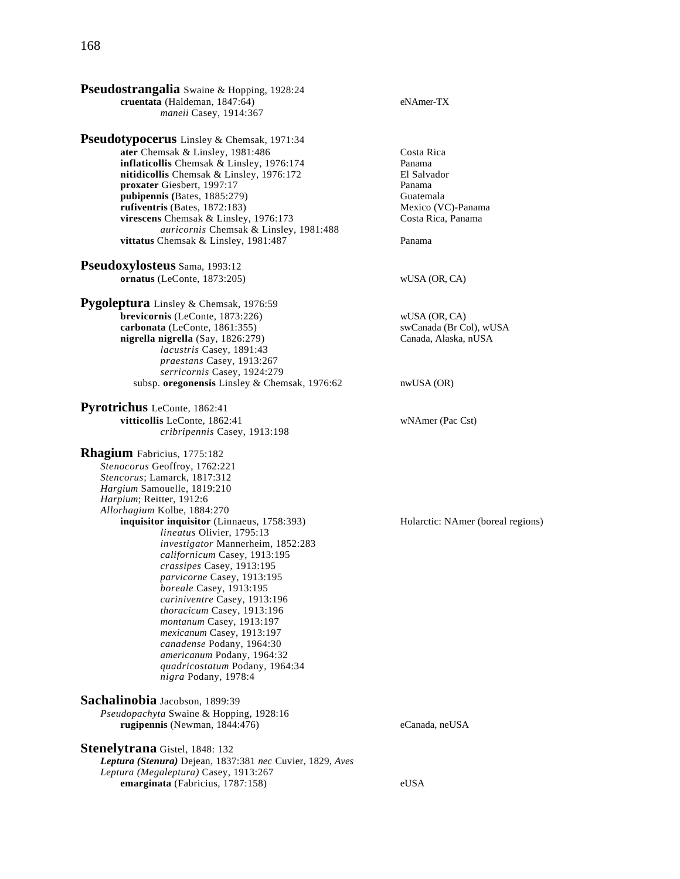**Pseudostrangalia** Swaine & Hopping, 1928:24

- **cruentata** (Haldeman, 1847:64) — eNAmer-TX
  - *maneii* Casey, 1914:367

**Pseudotypocerus** Linsley & Chemsak, 1971:34

- **ater** Chemsak & Linsley, 1981:486 — Costa Rica
- **inflaticollis** Chemsak & Linsley, 1976:174 — Panama
- **nitidicollis** Chemsak & Linsley, 1976:172 — El Salvador
- **proxater** Giesbert, 1997:17 — Panama
- **pubipennis** (Bates, 1885:279) — Guatemala
- **rufiventris** (Bates, 1872:183) — Mexico (VC)-Panama
- **virescens** Chemsak & Linsley, 1976:173 — Costa Rica, Panama
  - *auricornis* Chemsak & Linsley, 1981:488
- **vittatus** Chemsak & Linsley, 1981:487 — Panama

**Pseudoxylosteus** Sama, 1993:12

- **ornatus** (LeConte, 1873:205) — wUSA (OR, CA)

**Pygoleptura** Linsley & Chemsak, 1976:59

- **brevicornis** (LeConte, 1873:226) — wUSA (OR, CA)
- **carbonata** (LeConte, 1861:355) — swCanada (Br Col), wUSA
- **nigrella nigrella** (Say, 1826:279) — Canada, Alaska, nUSA
  - *lacustris* Casey, 1891:43
  - *praestans* Casey, 1913:267
  - *serricornis* Casey, 1924:279
- subsp. **oregonensis** Linsley & Chemsak, 1976:62 — nwUSA (OR)

**Pyrotrichus** LeConte, 1862:41

- **vitticollis** LeConte, 1862:41 — wNAmer (Pac Cst)
  - *cribripennis* Casey, 1913:198

**Rhagium** Fabricius, 1775:182

*Stenocorus* Geoffroy, 1762:221
*Stencorus*; Lamarck, 1817:312
*Hargium* Samouelle, 1819:210
*Harpium*; Reitter, 1912:6
*Allorhagium* Kolbe, 1884:270

- **inquisitor inquisitor** (Linnaeus, 1758:393) — Holarctic: NAmer (boreal regions)
  - *lineatus* Olivier, 1795:13
  - *investigator* Mannerheim, 1852:283
  - *californicum* Casey, 1913:195
  - *crassipes* Casey, 1913:195
  - *parvicorne* Casey, 1913:195
  - *boreale* Casey, 1913:195
  - *cariniventre* Casey, 1913:196
  - *thoracicum* Casey, 1913:196
  - *montanum* Casey, 1913:197
  - *mexicanum* Casey, 1913:197
  - *canadense* Podany, 1964:30
  - *americanum* Podany, 1964:32
  - *quadricostatum* Podany, 1964:34
  - *nigra* Podany, 1978:4

**Sachalinobia** Jacobson, 1899:39

*Pseudopachyta* Swaine & Hopping, 1928:16

- **rugipennis** (Newman, 1844:476) — eCanada, neUSA

**Stenelytrana** Gistel, 1848: 132

***Leptura (Stenura)*** Dejean, 1837:381 *nec* Cuvier, 1829, *Aves*
*Leptura (Megaleptura)* Casey, 1913:267

- **emarginata** (Fabricius, 1787:158) — eUSA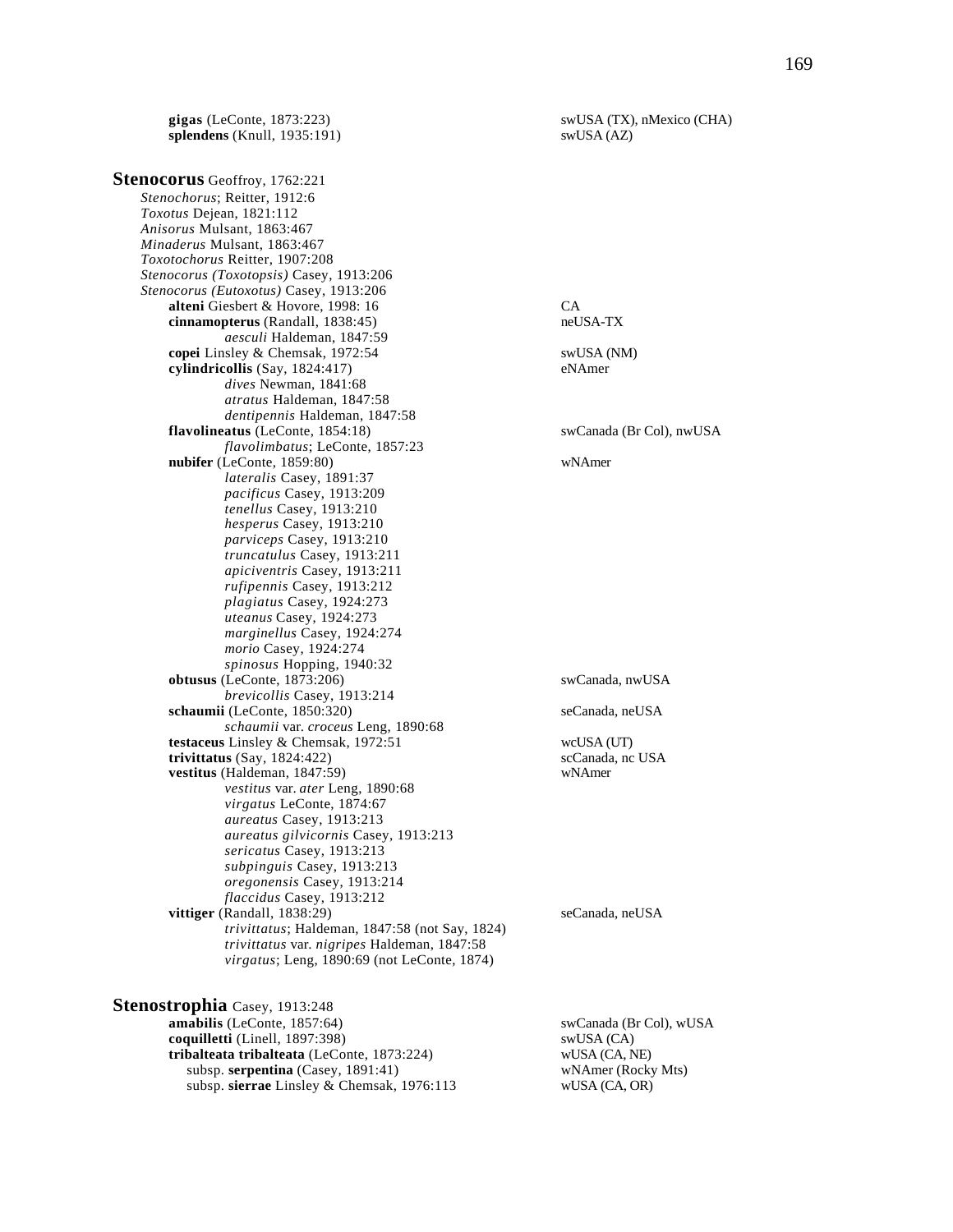**gigas** (LeConte, 1873:223) swUSA (TX), nMexico (CHA)
**splendens** (Knull, 1935:191) swUSA (AZ)

**Stenocorus** Geoffroy, 1762:221

*Stenochorus*; Reitter, 1912:6
*Toxotus* Dejean, 1821:112
*Anisorus* Mulsant, 1863:467
*Minaderus* Mulsant, 1863:467
*Toxotochorus* Reitter, 1907:208
*Stenocorus (Toxotopsis)* Casey, 1913:206
*Stenocorus (Eutoxotus)* Casey, 1913:206

**alteni** Giesbert & Hovore, 1998: 16 CA
**cinnamopterus** (Randall, 1838:45) neUSA-TX
*aesculi* Haldeman, 1847:59
**copei** Linsley & Chemsak, 1972:54 swUSA (NM)
**cylindricollis** (Say, 1824:417) eNAmer
*dives* Newman, 1841:68
*atratus* Haldeman, 1847:58
*dentipennis* Haldeman, 1847:58
**flavolineatus** (LeConte, 1854:18) swCanada (Br Col), nwUSA
*flavolimbatus*; LeConte, 1857:23
**nubifer** (LeConte, 1859:80) wNAmer
*lateralis* Casey, 1891:37
*pacificus* Casey, 1913:209
*tenellus* Casey, 1913:210
*hesperus* Casey, 1913:210
*parviceps* Casey, 1913:210
*truncatulus* Casey, 1913:211
*apiciventris* Casey, 1913:211
*rufipennis* Casey, 1913:212
*plagiatus* Casey, 1924:273
*uteanus* Casey, 1924:273
*marginellus* Casey, 1924:274
*morio* Casey, 1924:274
*spinosus* Hopping, 1940:32
**obtusus** (LeConte, 1873:206) swCanada, nwUSA
*brevicollis* Casey, 1913:214
**schaumii** (LeConte, 1850:320) seCanada, neUSA
*schaumii* var. *croceus* Leng, 1890:68
**testaceus** Linsley & Chemsak, 1972:51 wcUSA (UT)
**trivittatus** (Say, 1824:422) scCanada, nc USA
**vestitus** (Haldeman, 1847:59) wNAmer
*vestitus* var. *ater* Leng, 1890:68
*virgatus* LeConte, 1874:67
*aureatus* Casey, 1913:213
*aureatus gilvicornis* Casey, 1913:213
*sericatus* Casey, 1913:213
*subpinguis* Casey, 1913:213
*oregonensis* Casey, 1913:214
*flaccidus* Casey, 1913:212
**vittiger** (Randall, 1838:29) seCanada, neUSA
*trivittatus*; Haldeman, 1847:58 (not Say, 1824)
*trivittatus* var. *nigripes* Haldeman, 1847:58
*virgatus*; Leng, 1890:69 (not LeConte, 1874)

**Stenostrophia** Casey, 1913:248

**amabilis** (LeConte, 1857:64) swCanada (Br Col), wUSA
**coquilletti** (Linell, 1897:398) swUSA (CA)
**tribalteata tribalteata** (LeConte, 1873:224) wUSA (CA, NE)
subsp. **serpentina** (Casey, 1891:41) wNAmer (Rocky Mts)
subsp. **sierrae** Linsley & Chemsak, 1976:113 wUSA (CA, OR)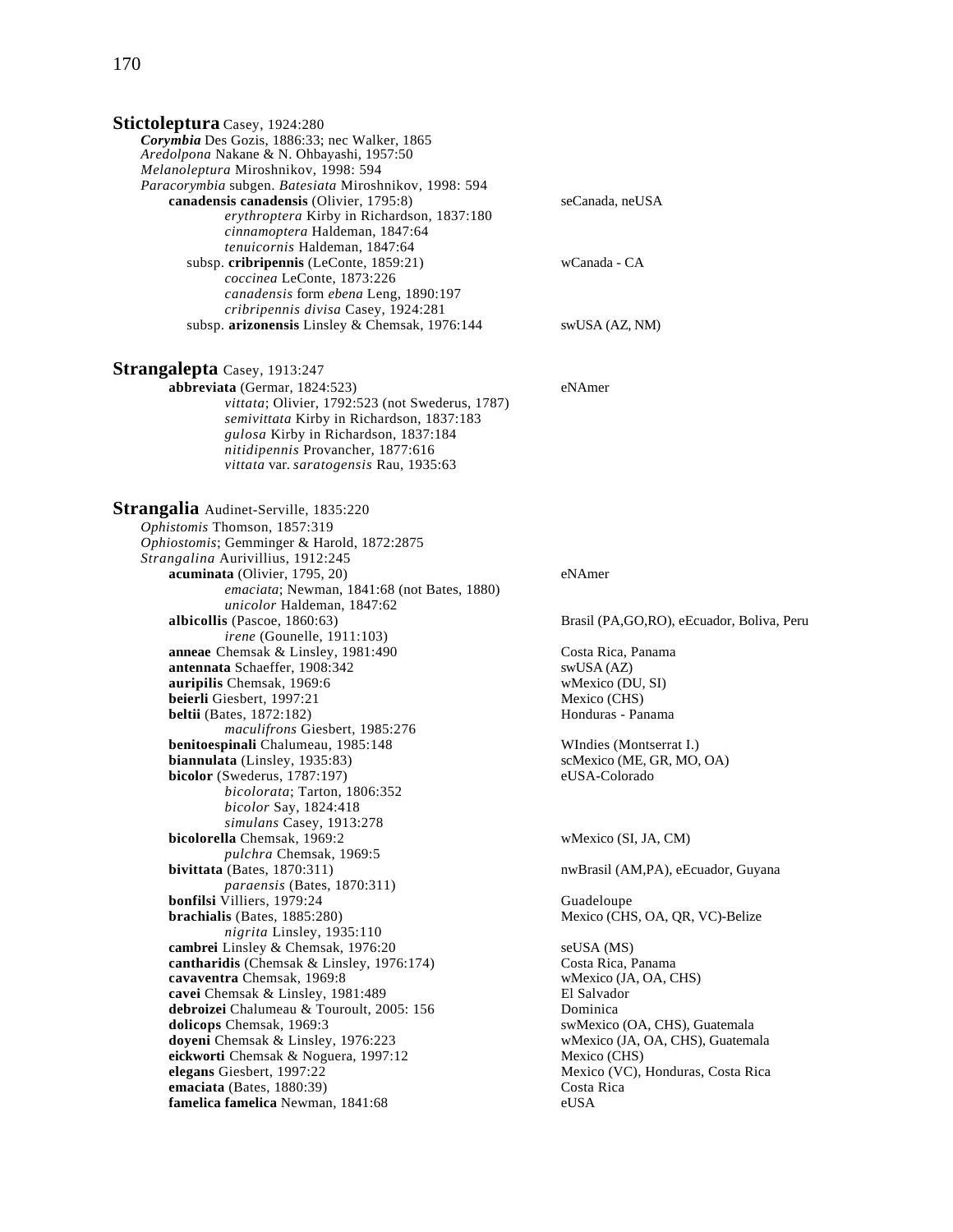**Stictoleptura** Casey, 1924:280

*Corymbia* Des Gozis, 1886:33; nec Walker, 1865
*Aredolpona* Nakane & N. Ohbayashi, 1957:50
*Melanoleptura* Miroshnikov, 1998: 594
*Paracorymbia* subgen. *Batesiata* Miroshnikov, 1998: 594

**canadensis canadensis** (Olivier, 1795:8) — seCanada, neUSA
*erythroptera* Kirby in Richardson, 1837:180
*cinnamoptera* Haldeman, 1847:64
*tenuicornis* Haldeman, 1847:64

subsp. **cribripennis** (LeConte, 1859:21) — wCanada - CA
*coccinea* LeConte, 1873:226
*canadensis* form *ebena* Leng, 1890:197
*cribripennis divisa* Casey, 1924:281

subsp. **arizonensis** Linsley & Chemsak, 1976:144 — swUSA (AZ, NM)

**Strangalepta** Casey, 1913:247

**abbreviata** (Germar, 1824:523) — eNAmer
*vittata*; Olivier, 1792:523 (not Swederus, 1787)
*semivittata* Kirby in Richardson, 1837:183
*gulosa* Kirby in Richardson, 1837:184
*nitidipennis* Provancher, 1877:616
*vittata* var. *saratogensis* Rau, 1935:63

**Strangalia** Audinet-Serville, 1835:220

*Ophistomis* Thomson, 1857:319
*Ophiostomis*; Gemminger & Harold, 1872:2875
*Strangalina* Aurivillius, 1912:245

**acuminata** (Olivier, 1795, 20) — eNAmer
*emaciata*; Newman, 1841:68 (not Bates, 1880)
*unicolor* Haldeman, 1847:62

**albicollis** (Pascoe, 1860:63) — Brasil (PA,GO,RO), eEcuador, Bolivia, Peru
*irene* (Gounelle, 1911:103)

**anneae** Chemsak & Linsley, 1981:490 — Costa Rica, Panama

**antennata** Schaeffer, 1908:342 — swUSA (AZ)

**auripilis** Chemsak, 1969:6 — wMexico (DU, SI)

**beierli** Giesbert, 1997:21 — Mexico (CHS)

**beltii** (Bates, 1872:182) — Honduras - Panama
*maculifrons* Giesbert, 1985:276

**benitoespinali** Chalumeau, 1985:148 — WIndies (Montserrat I.)

**biannulata** (Linsley, 1935:83) — scMexico (ME, GR, MO, OA)

**bicolor** (Swederus, 1787:197) — eUSA-Colorado
*bicolorata*; Tarton, 1806:352
*bicolor* Say, 1824:418
*simulans* Casey, 1913:278

**bicolorella** Chemsak, 1969:2 — wMexico (SI, JA, CM)
*pulchra* Chemsak, 1969:5

**bivittata** (Bates, 1870:311) — nwBrasil (AM,PA), eEcuador, Guyana
*paraensis* (Bates, 1870:311)

**bonfilsi** Villiers, 1979:24 — Guadeloupe

**brachialis** (Bates, 1885:280) — Mexico (CHS, OA, QR, VC)-Belize
*nigrita* Linsley, 1935:110

**cambrei** Linsley & Chemsak, 1976:20 — seUSA (MS)

**cantharidis** (Chemsak & Linsley, 1976:174) — Costa Rica, Panama

**cavaventra** Chemsak, 1969:8 — wMexico (JA, OA, CHS)

**cavei** Chemsak & Linsley, 1981:489 — El Salvador

**debroizei** Chalumeau & Touroult, 2005: 156 — Dominica

**dolicops** Chemsak, 1969:3 — swMexico (OA, CHS), Guatemala

**doyeni** Chemsak & Linsley, 1976:223 — wMexico (JA, OA, CHS), Guatemala

**eickworti** Chemsak & Noguera, 1997:12 — Mexico (CHS)

**elegans** Giesbert, 1997:22 — Mexico (VC), Honduras, Costa Rica

**emaciata** (Bates, 1880:39) — Costa Rica

**famelica famelica** Newman, 1841:68 — eUSA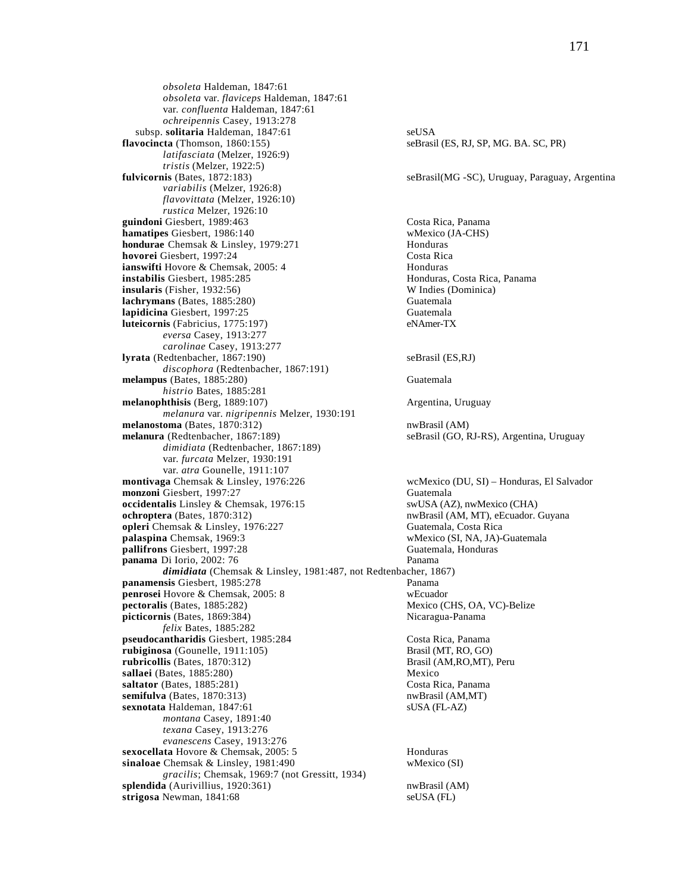*obsoleta* Haldeman, 1847:61
*obsoleta* var. *flaviceps* Haldeman, 1847:61
var. *confluenta* Haldeman, 1847:61
*ochreipennis* Casey, 1913:278

subsp. **solitaria** Haldeman, 1847:61 — seUSA

**flavocincta** (Thomson, 1860:155) — seBrasil (ES, RJ, SP, MG. BA. SC, PR)
*latifasciata* (Melzer, 1926:9)
*tristis* (Melzer, 1922:5)

**fulvicornis** (Bates, 1872:183) — seBrasil(MG -SC), Uruguay, Paraguay, Argentina
*variabilis* (Melzer, 1926:8)
*flavovittata* (Melzer, 1926:10)
*rustica* Melzer, 1926:10

**guindoni** Giesbert, 1989:463 — Costa Rica, Panama

**hamatipes** Giesbert, 1986:140 — wMexico (JA-CHS)

**hondurae** Chemsak & Linsley, 1979:271 — Honduras

**hovorei** Giesbert, 1997:24 — Costa Rica

**ianswifti** Hovore & Chemsak, 2005: 4 — Honduras

**instabilis** Giesbert, 1985:285 — Honduras, Costa Rica, Panama

**insularis** (Fisher, 1932:56) — W Indies (Dominica)

**lachrymans** (Bates, 1885:280) — Guatemala

**lapidicina** Giesbert, 1997:25 — Guatemala

**luteicornis** (Fabricius, 1775:197) — eNAmer-TX
*eversa* Casey, 1913:277
*carolinae* Casey, 1913:277

**lyrata** (Redtenbacher, 1867:190) — seBrasil (ES,RJ)
*discophora* (Redtenbacher, 1867:191)

**melampus** (Bates, 1885:280) — Guatemala
*histrio* Bates, 1885:281

**melanophthisis** (Berg, 1889:107) — Argentina, Uruguay
*melanura* var. *nigripennis* Melzer, 1930:191

**melanostoma** (Bates, 1870:312) — nwBrasil (AM)

**melanura** (Redtenbacher, 1867:189) — seBrasil (GO, RJ-RS), Argentina, Uruguay
*dimidiata* (Redtenbacher, 1867:189)
var. *furcata* Melzer, 1930:191
var. *atra* Gounelle, 1911:107

**montivaga** Chemsak & Linsley, 1976:226 — wcMexico (DU, SI) – Honduras, El Salvador

**monzoni** Giesbert, 1997:27 — Guatemala

**occidentalis** Linsley & Chemsak, 1976:15 — swUSA (AZ), nwMexico (CHA)

**ochroptera** (Bates, 1870:312) — nwBrasil (AM, MT), eEcuador. Guyana

**opleri** Chemsak & Linsley, 1976:227 — Guatemala, Costa Rica

**palaspina** Chemsak, 1969:3 — wMexico (SI, NA, JA)-Guatemala

**pallifrons** Giesbert, 1997:28 — Guatemala, Honduras

**panama** Di Iorio, 2002: 76 — Panama
***dimidiata*** (Chemsak & Linsley, 1981:487, not Redtenbacher, 1867)

**panamensis** Giesbert, 1985:278 — Panama

**penrosei** Hovore & Chemsak, 2005: 8 — wEcuador

**pectoralis** (Bates, 1885:282) — Mexico (CHS, OA, VC)-Belize

**picticornis** (Bates, 1869:384) — Nicaragua-Panama
*felix* Bates, 1885:282

**pseudocantharidis** Giesbert, 1985:284 — Costa Rica, Panama

**rubiginosa** (Gounelle, 1911:105) — Brasil (MT, RO, GO)

**rubricollis** (Bates, 1870:312) — Brasil (AM,RO,MT), Peru

**sallaei** (Bates, 1885:280) — Mexico

**saltator** (Bates, 1885:281) — Costa Rica, Panama

**semifulva** (Bates, 1870:313) — nwBrasil (AM,MT)

**sexnotata** Haldeman, 1847:61 — sUSA (FL-AZ)
*montana* Casey, 1891:40
*texana* Casey, 1913:276
*evanescens* Casey, 1913:276

**sexocellata** Hovore & Chemsak, 2005: 5 — Honduras

**sinaloae** Chemsak & Linsley, 1981:490 — wMexico (SI)
*gracilis*; Chemsak, 1969:7 (not Gressitt, 1934)

**splendida** (Aurivillius, 1920:361) — nwBrasil (AM)

**strigosa** Newman, 1841:68 — seUSA (FL)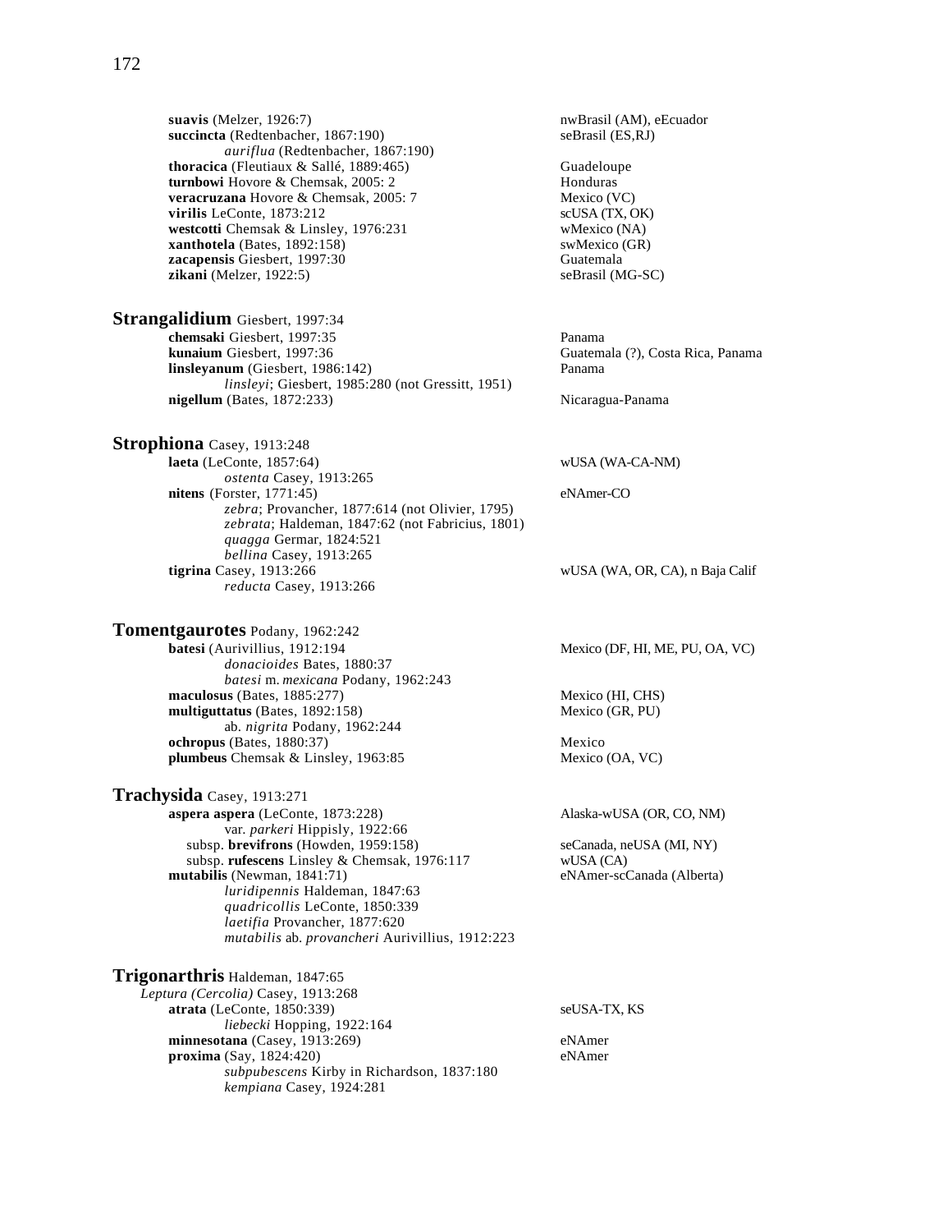**suavis** (Melzer, 1926:7) nwBrasil (AM), eEcuador
**succincta** (Redtenbacher, 1867:190) seBrasil (ES,RJ)
*auriflua* (Redtenbacher, 1867:190)
**thoracica** (Fleutiaux & Sallé, 1889:465) Guadeloupe
**turnbowi** Hovore & Chemsak, 2005: 2 Honduras
**veracruzana** Hovore & Chemsak, 2005: 7 Mexico (VC)
**virilis** LeConte, 1873:212 scUSA (TX, OK)
**westcotti** Chemsak & Linsley, 1976:231 wMexico (NA)
**xanthotela** (Bates, 1892:158) swMexico (GR)
**zacapensis** Giesbert, 1997:30 Guatemala
**zikani** (Melzer, 1922:5) seBrasil (MG-SC)

## Strangalidium Giesbert, 1997:34

**chemsaki** Giesbert, 1997:35 Panama
**kunaium** Giesbert, 1997:36 Guatemala (?), Costa Rica, Panama
**linsleyanum** (Giesbert, 1986:142) Panama
*linsleyi*; Giesbert, 1985:280 (not Gressitt, 1951)
**nigellum** (Bates, 1872:233) Nicaragua-Panama

## Strophiona Casey, 1913:248

**laeta** (LeConte, 1857:64) wUSA (WA-CA-NM)
*ostenta* Casey, 1913:265
**nitens** (Forster, 1771:45) eNAmer-CO
*zebra*; Provancher, 1877:614 (not Olivier, 1795)
*zebrata*; Haldeman, 1847:62 (not Fabricius, 1801)
*quagga* Germar, 1824:521
*bellina* Casey, 1913:265
**tigrina** Casey, 1913:266 wUSA (WA, OR, CA), n Baja Calif
*reducta* Casey, 1913:266

## Tomentgaurotes Podany, 1962:242

**batesi** (Aurivillius, 1912:194 Mexico (DF, HI, ME, PU, OA, VC)
*donacioides* Bates, 1880:37
*batesi* m. *mexicana* Podany, 1962:243
**maculosus** (Bates, 1885:277) Mexico (HI, CHS)
**multiguttatus** (Bates, 1892:158) Mexico (GR, PU)
ab. *nigrita* Podany, 1962:244
**ochropus** (Bates, 1880:37) Mexico
**plumbeus** Chemsak & Linsley, 1963:85 Mexico (OA, VC)

## Trachysida Casey, 1913:271

**aspera aspera** (LeConte, 1873:228) Alaska-wUSA (OR, CO, NM)
var. *parkeri* Hippisly, 1922:66
subsp. **brevifrons** (Howden, 1959:158) seCanada, neUSA (MI, NY)
subsp. **rufescens** Linsley & Chemsak, 1976:117 wUSA (CA)
**mutabilis** (Newman, 1841:71) eNAmer-scCanada (Alberta)
*luridipennis* Haldeman, 1847:63
*quadricollis* LeConte, 1850:339
*laetifia* Provancher, 1877:620
*mutabilis* ab. *provancheri* Aurivillius, 1912:223

## Trigonarthris Haldeman, 1847:65

*Leptura (Cercolia)* Casey, 1913:268
**atrata** (LeConte, 1850:339) seUSA-TX, KS
*liebecki* Hopping, 1922:164
**minnesotana** (Casey, 1913:269) eNAmer
**proxima** (Say, 1824:420) eNAmer
*subpubescens* Kirby in Richardson, 1837:180
*kempiana* Casey, 1924:281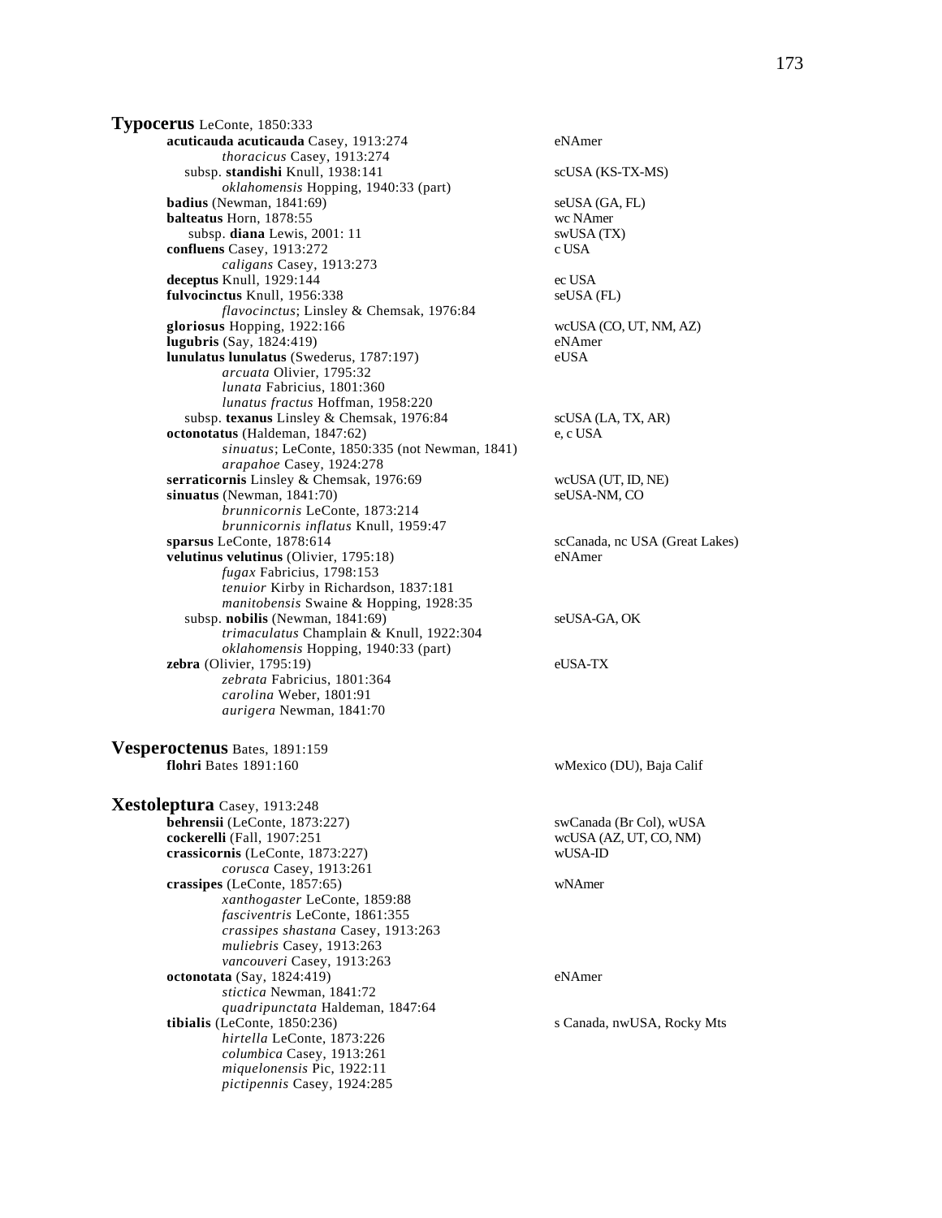**Typocerus** LeConte, 1850:333

- **acuticauda acuticauda** Casey, 1913:274 — eNAmer
  - *thoracicus* Casey, 1913:274
- subsp. **standishi** Knull, 1938:141 — scUSA (KS-TX-MS)
  - *oklahomensis* Hopping, 1940:33 (part)
- **badius** (Newman, 1841:69) — seUSA (GA, FL)
- **balteatus** Horn, 1878:55 — wc NAmer
- subsp. **diana** Lewis, 2001: 11 — swUSA (TX)
- **confluens** Casey, 1913:272 — c USA
  - *caligans* Casey, 1913:273
- **deceptus** Knull, 1929:144 — ec USA
- **fulvocinctus** Knull, 1956:338 — seUSA (FL)
  - *flavocinctus*; Linsley & Chemsak, 1976:84
- **gloriosus** Hopping, 1922:166 — wcUSA (CO, UT, NM, AZ)
- **lugubris** (Say, 1824:419) — eNAmer
- **lunulatus lunulatus** (Swederus, 1787:197) — eUSA
  - *arcuata* Olivier, 1795:32
  - *lunata* Fabricius, 1801:360
  - *lunatus fractus* Hoffman, 1958:220
- subsp. **texanus** Linsley & Chemsak, 1976:84 — scUSA (LA, TX, AR)
- **octonotatus** (Haldeman, 1847:62) — e, c USA
  - *sinuatus*; LeConte, 1850:335 (not Newman, 1841)
  - *arapahoe* Casey, 1924:278
- **serraticornis** Linsley & Chemsak, 1976:69 — wcUSA (UT, ID, NE)
- **sinuatus** (Newman, 1841:70) — seUSA-NM, CO
  - *brunnicornis* LeConte, 1873:214
  - *brunnicornis inflatus* Knull, 1959:47
- **sparsus** LeConte, 1878:614 — scCanada, nc USA (Great Lakes)
- **velutinus velutinus** (Olivier, 1795:18) — eNAmer
  - *fugax* Fabricius, 1798:153
  - *tenuior* Kirby in Richardson, 1837:181
  - *manitobensis* Swaine & Hopping, 1928:35
- subsp. **nobilis** (Newman, 1841:69) — seUSA-GA, OK
  - *trimaculatus* Champlain & Knull, 1922:304
  - *oklahomensis* Hopping, 1940:33 (part)
- **zebra** (Olivier, 1795:19) — eUSA-TX
  - *zebrata* Fabricius, 1801:364
  - *carolina* Weber, 1801:91
  - *aurigera* Newman, 1841:70

**Vesperoctenus** Bates, 1891:159

- **flohri** Bates 1891:160 — wMexico (DU), Baja Calif

**Xestoleptura** Casey, 1913:248

- **behrensii** (LeConte, 1873:227) — swCanada (Br Col), wUSA
- **cockerelli** (Fall, 1907:251 — wcUSA (AZ, UT, CO, NM)
- **crassicornis** (LeConte, 1873:227) — wUSA-ID
  - *corusca* Casey, 1913:261
- **crassipes** (LeConte, 1857:65) — wNAmer
  - *xanthogaster* LeConte, 1859:88
  - *fasciventris* LeConte, 1861:355
  - *crassipes shastana* Casey, 1913:263
  - *muliebris* Casey, 1913:263
  - *vancouveri* Casey, 1913:263
- **octonotata** (Say, 1824:419) — eNAmer
  - *stictica* Newman, 1841:72
  - *quadripunctata* Haldeman, 1847:64
- **tibialis** (LeConte, 1850:236) — s Canada, nwUSA, Rocky Mts
  - *hirtella* LeConte, 1873:226
  - *columbica* Casey, 1913:261
  - *miquelonensis* Pic, 1922:11
  - *pictipennis* Casey, 1924:285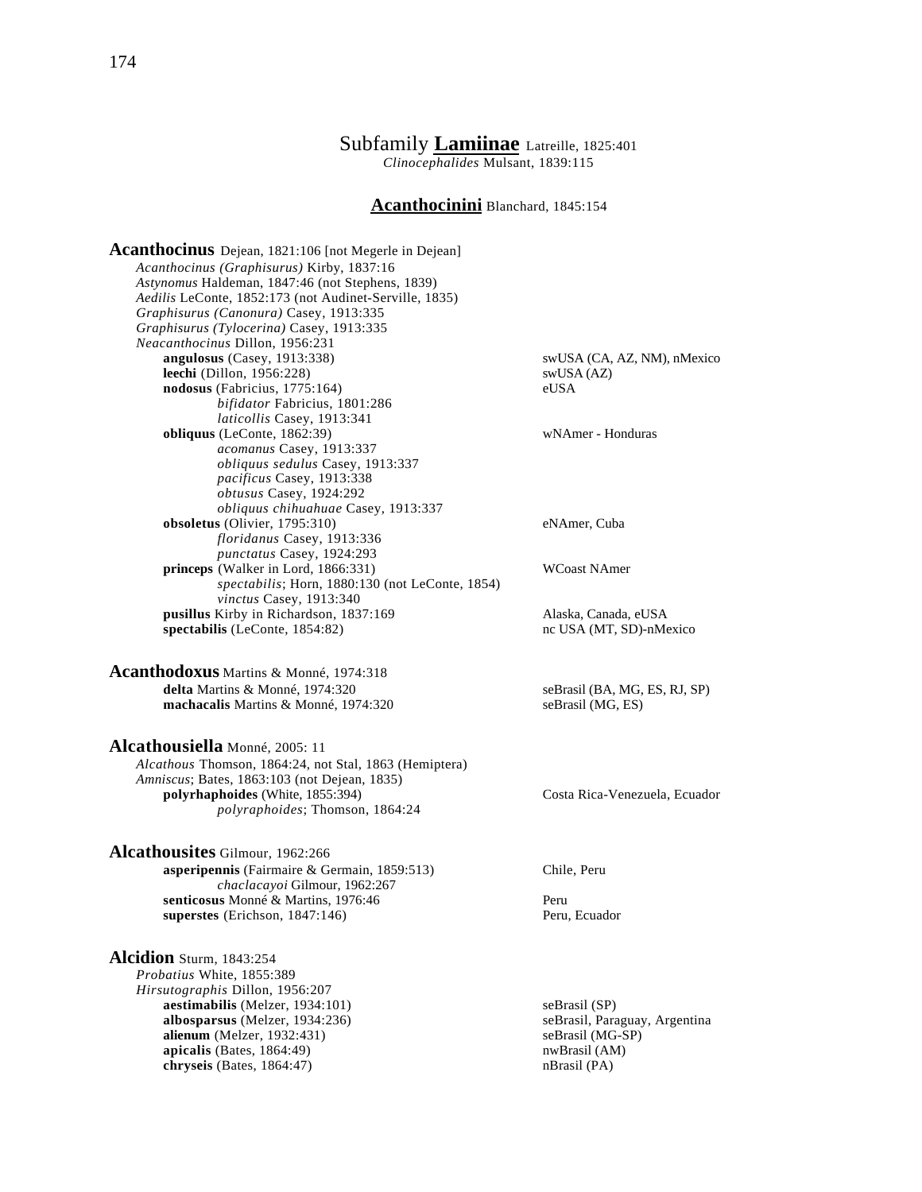# Subfamily **Lamiinae** Latreille, 1825:401

*Clinocephalides* Mulsant, 1839:115

## **Acanthocinini** Blanchard, 1845:154

### **Acanthocinus** Dejean, 1821:106 [not Megerle in Dejean]

*Acanthocinus (Graphisurus)* Kirby, 1837:16
*Astynomus* Haldeman, 1847:46 (not Stephens, 1839)
*Aedilis* LeConte, 1852:173 (not Audinet-Serville, 1835)
*Graphisurus (Canonura)* Casey, 1913:335
*Graphisurus (Tylocerina)* Casey, 1913:335
*Neacanthocinus* Dillon, 1956:231

**angulosus** (Casey, 1913:338) — swUSA (CA, AZ, NM), nMexico
**leechi** (Dillon, 1956:228) — swUSA (AZ)
**nodosus** (Fabricius, 1775:164) — eUSA
 *bifidator* Fabricius, 1801:286
 *laticollis* Casey, 1913:341
**obliquus** (LeConte, 1862:39) — wNAmer - Honduras
 *acomanus* Casey, 1913:337
 *obliquus sedulus* Casey, 1913:337
 *pacificus* Casey, 1913:338
 *obtusus* Casey, 1924:292
 *obliquus chihuahuae* Casey, 1913:337
**obsoletus** (Olivier, 1795:310) — eNAmer, Cuba
 *floridanus* Casey, 1913:336
 *punctatus* Casey, 1924:293
**princeps** (Walker in Lord, 1866:331) — WCoast NAmer
 *spectabilis*; Horn, 1880:130 (not LeConte, 1854)
 *vinctus* Casey, 1913:340
**pusillus** Kirby in Richardson, 1837:169 — Alaska, Canada, eUSA
**spectabilis** (LeConte, 1854:82) — nc USA (MT, SD)-nMexico

### **Acanthodoxus** Martins & Monné, 1974:318

**delta** Martins & Monné, 1974:320 — seBrasil (BA, MG, ES, RJ, SP)
**machacalis** Martins & Monné, 1974:320 — seBrasil (MG, ES)

### **Alcathousiella** Monné, 2005: 11

*Alcathous* Thomson, 1864:24, not Stal, 1863 (Hemiptera)
*Amniscus*; Bates, 1863:103 (not Dejean, 1835)

**polyrhaphoides** (White, 1855:394) — Costa Rica-Venezuela, Ecuador
 *polyraphoides*; Thomson, 1864:24

### **Alcathousites** Gilmour, 1962:266

**asperipennis** (Fairmaire & Germain, 1859:513) — Chile, Peru
 *chaclacayoi* Gilmour, 1962:267
**senticosus** Monné & Martins, 1976:46 — Peru
**superstes** (Erichson, 1847:146) — Peru, Ecuador

### **Alcidion** Sturm, 1843:254

*Probatius* White, 1855:389
*Hirsutographis* Dillon, 1956:207

**aestimabilis** (Melzer, 1934:101) — seBrasil (SP)
**albosparsus** (Melzer, 1934:236) — seBrasil, Paraguay, Argentina
**alienum** (Melzer, 1932:431) — seBrasil (MG-SP)
**apicalis** (Bates, 1864:49) — nwBrasil (AM)
**chryseis** (Bates, 1864:47) — nBrasil (PA)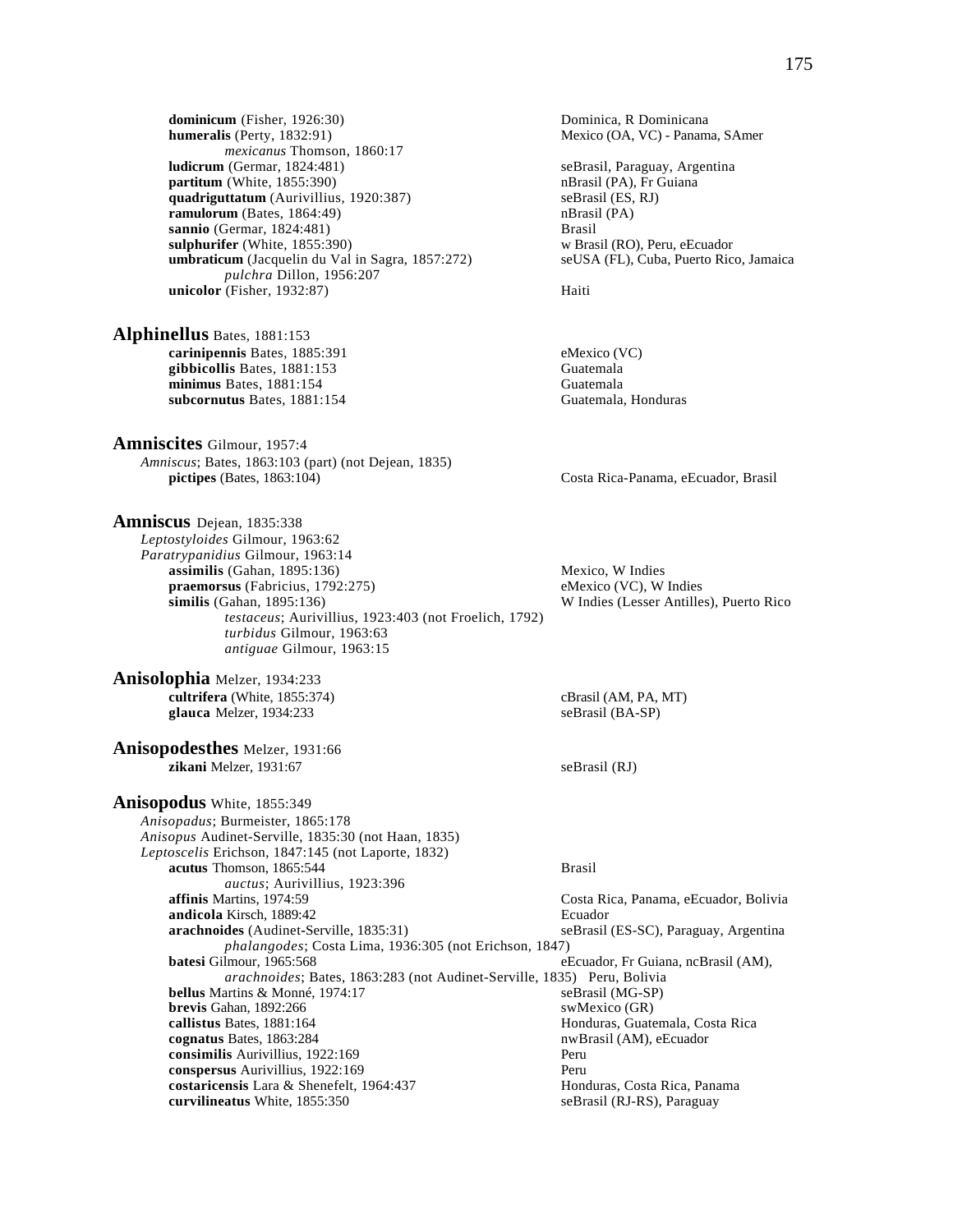**dominicum** (Fisher, 1926:30) Dominica, R Dominicana
**humeralis** (Perty, 1832:91) Mexico (OA, VC) - Panama, SAmer
*mexicanus* Thomson, 1860:17
**ludicrum** (Germar, 1824:481) seBrasil, Paraguay, Argentina
**partitum** (White, 1855:390) nBrasil (PA), Fr Guiana
**quadriguttatum** (Aurivillius, 1920:387) seBrasil (ES, RJ)
**ramulorum** (Bates, 1864:49) nBrasil (PA)
**sannio** (Germar, 1824:481) Brasil
**sulphurifer** (White, 1855:390) w Brasil (RO), Peru, eEcuador
**umbraticum** (Jacquelin du Val in Sagra, 1857:272) seUSA (FL), Cuba, Puerto Rico, Jamaica
*pulchra* Dillon, 1956:207
**unicolor** (Fisher, 1932:87) Haiti

## Alphinellus Bates, 1881:153

**carinipennis** Bates, 1885:391 eMexico (VC)
**gibbicollis** Bates, 1881:153 Guatemala
**minimus** Bates, 1881:154 Guatemala
**subcornutus** Bates, 1881:154 Guatemala, Honduras

## Amniscites Gilmour, 1957:4

*Amniscus*; Bates, 1863:103 (part) (not Dejean, 1835)
**pictipes** (Bates, 1863:104) Costa Rica-Panama, eEcuador, Brasil

## Amniscus Dejean, 1835:338

*Leptostyloides* Gilmour, 1963:62
*Paratrypanidius* Gilmour, 1963:14
**assimilis** (Gahan, 1895:136) Mexico, W Indies
**praemorsus** (Fabricius, 1792:275) eMexico (VC), W Indies
**similis** (Gahan, 1895:136) W Indies (Lesser Antilles), Puerto Rico
*testaceus*; Aurivillius, 1923:403 (not Froelich, 1792)
*turbidus* Gilmour, 1963:63
*antiguae* Gilmour, 1963:15

## Anisolophia Melzer, 1934:233

**cultrifera** (White, 1855:374) cBrasil (AM, PA, MT)
**glauca** Melzer, 1934:233 seBrasil (BA-SP)

## Anisopodesthes Melzer, 1931:66

**zikani** Melzer, 1931:67 seBrasil (RJ)

## Anisopodus White, 1855:349

*Anisopadus*; Burmeister, 1865:178
*Anisopus* Audinet-Serville, 1835:30 (not Haan, 1835)
*Leptoscelis* Erichson, 1847:145 (not Laporte, 1832)
**acutus** Thomson, 1865:544 Brasil
*auctus*; Aurivillius, 1923:396
**affinis** Martins, 1974:59 Costa Rica, Panama, eEcuador, Bolivia
**andicola** Kirsch, 1889:42 Ecuador
**arachnoides** (Audinet-Serville, 1835:31) seBrasil (ES-SC), Paraguay, Argentina
*phalangodes*; Costa Lima, 1936:305 (not Erichson, 1847)
**batesi** Gilmour, 1965:568 eEcuador, Fr Guiana, ncBrasil (AM), Peru, Bolivia
*arachnoides*; Bates, 1863:283 (not Audinet-Serville, 1835)
**bellus** Martins & Monné, 1974:17 seBrasil (MG-SP)
**brevis** Gahan, 1892:266 swMexico (GR)
**callistus** Bates, 1881:164 Honduras, Guatemala, Costa Rica
**cognatus** Bates, 1863:284 nwBrasil (AM), eEcuador
**consimilis** Aurivillius, 1922:169 Peru
**conspersus** Aurivillius, 1922:169 Peru
**costaricensis** Lara & Shenefelt, 1964:437 Honduras, Costa Rica, Panama
**curvilineatus** White, 1855:350 seBrasil (RJ-RS), Paraguay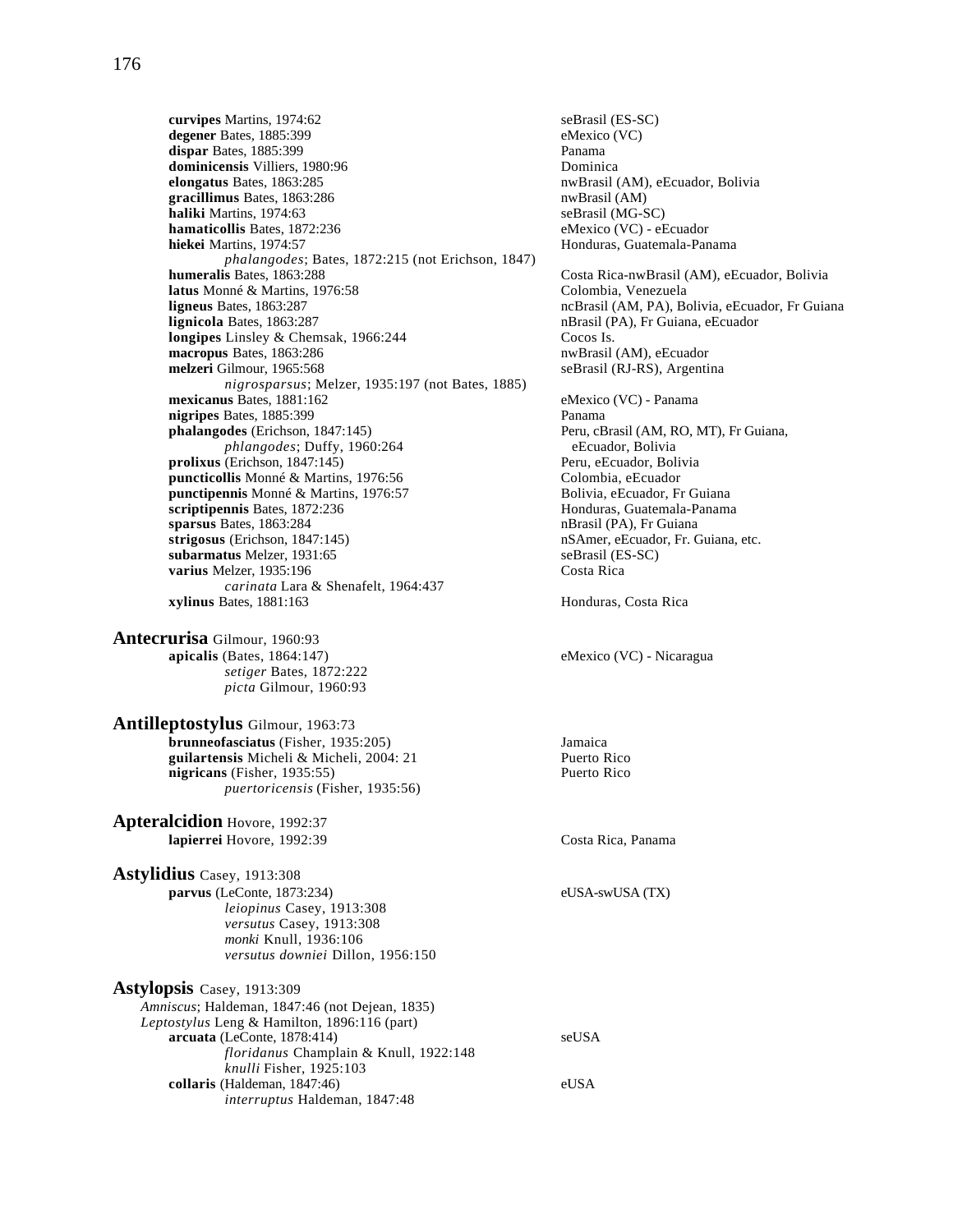**curvipes** Martins, 1974:62 — seBrasil (ES-SC)
**degener** Bates, 1885:399 — eMexico (VC)
**dispar** Bates, 1885:399 — Panama
**dominicensis** Villiers, 1980:96 — Dominica
**elongatus** Bates, 1863:285 — nwBrasil (AM), eEcuador, Bolivia
**gracillimus** Bates, 1863:286 — nwBrasil (AM)
**haliki** Martins, 1974:63 — seBrasil (MG-SC)
**hamaticollis** Bates, 1872:236 — eMexico (VC) - eEcuador
**hiekei** Martins, 1974:57 — Honduras, Guatemala-Panama
*phalangodes*; Bates, 1872:215 (not Erichson, 1847)
**humeralis** Bates, 1863:288 — Costa Rica-nwBrasil (AM), eEcuador, Bolivia
**latus** Monné & Martins, 1976:58 — Colombia, Venezuela
**ligneus** Bates, 1863:287 — ncBrasil (AM, PA), Bolivia, eEcuador, Fr Guiana
**lignicola** Bates, 1863:287 — nBrasil (PA), Fr Guiana, eEcuador
**longipes** Linsley & Chemsak, 1966:244 — Cocos Is.
**macropus** Bates, 1863:286 — nwBrasil (AM), eEcuador
**melzeri** Gilmour, 1965:568 — seBrasil (RJ-RS), Argentina
*nigrosparsus*; Melzer, 1935:197 (not Bates, 1885)
**mexicanus** Bates, 1881:162 — eMexico (VC) - Panama
**nigripes** Bates, 1885:399 — Panama
**phalangodes** (Erichson, 1847:145) — Peru, cBrasil (AM, RO, MT), Fr Guiana, eEcuador, Bolivia
*phlangodes*; Duffy, 1960:264
**prolixus** (Erichson, 1847:145) — Peru, eEcuador, Bolivia
**puncticollis** Monné & Martins, 1976:56 — Colombia, eEcuador
**punctipennis** Monné & Martins, 1976:57 — Bolivia, eEcuador, Fr Guiana
**scriptipennis** Bates, 1872:236 — Honduras, Guatemala-Panama
**sparsus** Bates, 1863:284 — nBrasil (PA), Fr Guiana
**strigosus** (Erichson, 1847:145) — nSAmer, eEcuador, Fr. Guiana, etc.
**subarmatus** Melzer, 1931:65 — seBrasil (ES-SC)
**varius** Melzer, 1935:196 — Costa Rica
*carinata* Lara & Shenafelt, 1964:437
**xylinus** Bates, 1881:163 — Honduras, Costa Rica

## Antecrurisa Gilmour, 1960:93

**apicalis** (Bates, 1864:147) — eMexico (VC) - Nicaragua
*setiger* Bates, 1872:222
*picta* Gilmour, 1960:93

## Antilleptostylus Gilmour, 1963:73

**brunneofasciatus** (Fisher, 1935:205) — Jamaica
**guilartensis** Micheli & Micheli, 2004: 21 — Puerto Rico
**nigricans** (Fisher, 1935:55) — Puerto Rico
*puertoricensis* (Fisher, 1935:56)

## Apteralcidion Hovore, 1992:37

**lapierrei** Hovore, 1992:39 — Costa Rica, Panama

## Astylidius Casey, 1913:308

**parvus** (LeConte, 1873:234) — eUSA-swUSA (TX)
*leiopinus* Casey, 1913:308
*versutus* Casey, 1913:308
*monki* Knull, 1936:106
*versutus downiei* Dillon, 1956:150

## Astylopsis Casey, 1913:309

*Amniscus*; Haldeman, 1847:46 (not Dejean, 1835)
*Leptostylus* Leng & Hamilton, 1896:116 (part)

**arcuata** (LeConte, 1878:414) — seUSA
*floridanus* Champlain & Knull, 1922:148
*knulli* Fisher, 1925:103
**collaris** (Haldeman, 1847:46) — eUSA
*interruptus* Haldeman, 1847:48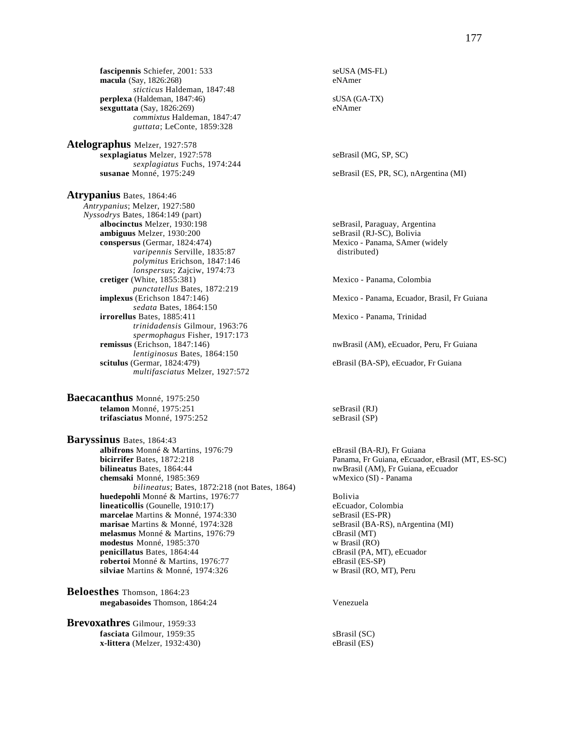**fascipennis** Schiefer, 2001: 533 — seUSA (MS-FL)
**macula** (Say, 1826:268) — eNAmer
 *sticticus* Haldeman, 1847:48
**perplexa** (Haldeman, 1847:46) — sUSA (GA-TX)
**sexguttata** (Say, 1826:269) — eNAmer
 *commixtus* Haldeman, 1847:47
 *guttata*; LeConte, 1859:328

## **Atelographus** Melzer, 1927:578

**sexplagiatus** Melzer, 1927:578 — seBrasil (MG, SP, SC)
 *sexplagiatus* Fuchs, 1974:244
**susanae** Monné, 1975:249 — seBrasil (ES, PR, SC), nArgentina (MI)

## **Atrypanius** Bates, 1864:46

*Antrypanius*; Melzer, 1927:580
*Nyssodrys* Bates, 1864:149 (part)

**albocinctus** Melzer, 1930:198 — seBrasil, Paraguay, Argentina
**ambiguus** Melzer, 1930:200 — seBrasil (RJ-SC), Bolivia
**conspersus** (Germar, 1824:474) — Mexico - Panama, SAmer (widely distributed)
 *varipennis* Serville, 1835:87
 *polymitus* Erichson, 1847:146
 *lonspersus*; Zajciw, 1974:73
**cretiger** (White, 1855:381) — Mexico - Panama, Colombia
 *punctatellus* Bates, 1872:219
**implexus** (Erichson 1847:146) — Mexico - Panama, Ecuador, Brasil, Fr Guiana
 *sedata* Bates, 1864:150
**irrorellus** Bates, 1885:411 — Mexico - Panama, Trinidad
 *trinidadensis* Gilmour, 1963:76
 *spermophagus* Fisher, 1917:173
**remissus** (Erichson, 1847:146) — nwBrasil (AM), eEcuador, Peru, Fr Guiana
 *lentiginosus* Bates, 1864:150
**scitulus** (Germar, 1824:479) — eBrasil (BA-SP), eEcuador, Fr Guiana
 *multifasciatus* Melzer, 1927:572

## **Baecacanthus** Monné, 1975:250

**telamon** Monné, 1975:251 — seBrasil (RJ)
**trifasciatus** Monné, 1975:252 — seBrasil (SP)

## **Baryssinus** Bates, 1864:43

**albifrons** Monné & Martins, 1976:79 — eBrasil (BA-RJ), Fr Guiana
**bicirrifer** Bates, 1872:218 — Panama, Fr Guiana, eEcuador, eBrasil (MT, ES-SC)
**bilineatus** Bates, 1864:44 — nwBrasil (AM), Fr Guiana, eEcuador
**chemsaki** Monné, 1985:369 — wMexico (SI) - Panama
 *bilineatus*; Bates, 1872:218 (not Bates, 1864)
**huedepohli** Monné & Martins, 1976:77 — Bolivia
**lineaticollis** (Gounelle, 1910:17) — eEcuador, Colombia
**marcelae** Martins & Monné, 1974:330 — seBrasil (ES-PR)
**marisae** Martins & Monné, 1974:328 — seBrasil (BA-RS), nArgentina (MI)
**melasmus** Monné & Martins, 1976:79 — cBrasil (MT)
**modestus** Monné, 1985:370 — w Brasil (RO)
**penicillatus** Bates, 1864:44 — cBrasil (PA, MT), eEcuador
**robertoi** Monné & Martins, 1976:77 — eBrasil (ES-SP)
**silviae** Martins & Monné, 1974:326 — w Brasil (RO, MT), Peru

## **Beloesthes** Thomson, 1864:23

**megabasoides** Thomson, 1864:24 — Venezuela

## **Brevoxathres** Gilmour, 1959:33

**fasciata** Gilmour, 1959:35 — sBrasil (SC)
**x-littera** (Melzer, 1932:430) — eBrasil (ES)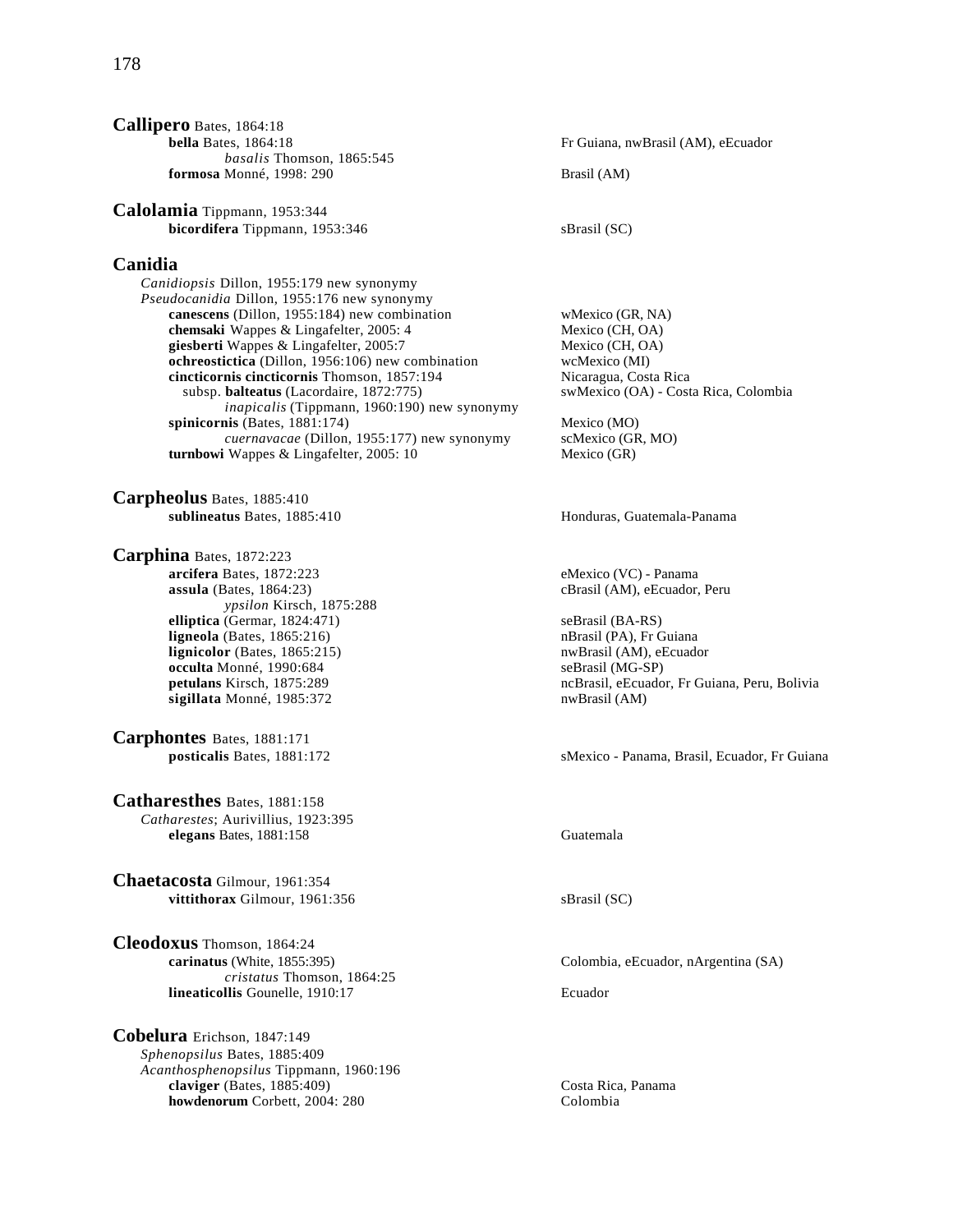**Callipero** Bates, 1864:18

- **bella** Bates, 1864:18 — Fr Guiana, nwBrasil (AM), eEcuador
  - *basalis* Thomson, 1865:545
- **formosa** Monné, 1998: 290 — Brasil (AM)

**Calolamia** Tippmann, 1953:344

- **bicordifera** Tippmann, 1953:346 — sBrasil (SC)

**Canidia**

*Canidiopsis* Dillon, 1955:179 new synonymy
*Pseudocanidia* Dillon, 1955:176 new synonymy

- **canescens** (Dillon, 1955:184) new combination — wMexico (GR, NA)
- **chemsaki** Wappes & Lingafelter, 2005: 4 — Mexico (CH, OA)
- **giesberti** Wappes & Lingafelter, 2005:7 — Mexico (CH, OA)
- **ochreostictica** (Dillon, 1956:106) new combination — wcMexico (MI)
- **cincticornis cincticornis** Thomson, 1857:194 — Nicaragua, Costa Rica
  - subsp. **balteatus** (Lacordaire, 1872:775) — swMexico (OA) - Costa Rica, Colombia
    - *inapicalis* (Tippmann, 1960:190) new synonymy
- **spinicornis** (Bates, 1881:174) — Mexico (MO)
  - *cuernavacae* (Dillon, 1955:177) new synonymy — scMexico (GR, MO)
- **turnbowi** Wappes & Lingafelter, 2005: 10 — Mexico (GR)

**Carpheolus** Bates, 1885:410

- **sublineatus** Bates, 1885:410 — Honduras, Guatemala-Panama

**Carphina** Bates, 1872:223

- **arcifera** Bates, 1872:223 — eMexico (VC) - Panama
- **assula** (Bates, 1864:23) — cBrasil (AM), eEcuador, Peru
  - *ypsilon* Kirsch, 1875:288
- **elliptica** (Germar, 1824:471) — seBrasil (BA-RS)
- **ligneola** (Bates, 1865:216) — nBrasil (PA), Fr Guiana
- **lignicolor** (Bates, 1865:215) — nwBrasil (AM), eEcuador
- **occulta** Monné, 1990:684 — seBrasil (MG-SP)
- **petulans** Kirsch, 1875:289 — ncBrasil, eEcuador, Fr Guiana, Peru, Bolivia
- **sigillata** Monné, 1985:372 — nwBrasil (AM)

**Carphontes** Bates, 1881:171

- **posticalis** Bates, 1881:172 — sMexico - Panama, Brasil, Ecuador, Fr Guiana

**Catharesthes** Bates, 1881:158

*Catharestes*; Aurivillius, 1923:395

- **elegans** Bates, 1881:158 — Guatemala

**Chaetacosta** Gilmour, 1961:354

- **vittithorax** Gilmour, 1961:356 — sBrasil (SC)

**Cleodoxus** Thomson, 1864:24

- **carinatus** (White, 1855:395) — Colombia, eEcuador, nArgentina (SA)
  - *cristatus* Thomson, 1864:25
- **lineaticollis** Gounelle, 1910:17 — Ecuador

**Cobelura** Erichson, 1847:149

*Sphenopsilus* Bates, 1885:409
*Acanthosphenopsilus* Tippmann, 1960:196

- **claviger** (Bates, 1885:409) — Costa Rica, Panama
- **howdenorum** Corbett, 2004: 280 — Colombia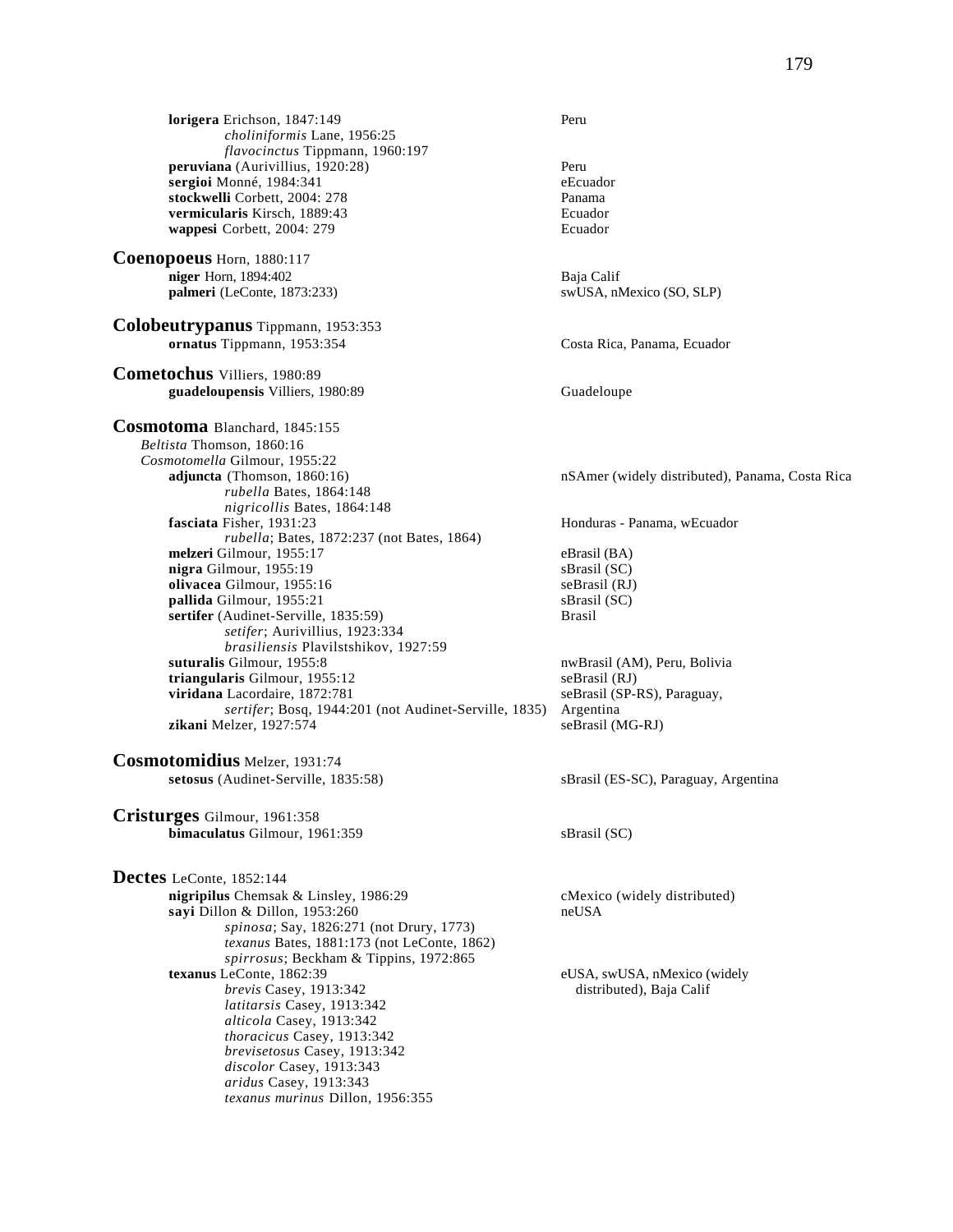**lorigera** Erichson, 1847:149 — Peru
*choliniformis* Lane, 1956:25
*flavocinctus* Tippmann, 1960:197
**peruviana** (Aurivillius, 1920:28) — Peru
**sergioi** Monné, 1984:341 — eEcuador
**stockwelli** Corbett, 2004: 278 — Panama
**vermicularis** Kirsch, 1889:43 — Ecuador
**wappesi** Corbett, 2004: 279 — Ecuador

## Coenopoeus Horn, 1880:117

**niger** Horn, 1894:402 — Baja Calif
**palmeri** (LeConte, 1873:233) — swUSA, nMexico (SO, SLP)

## Colobeutrypanus Tippmann, 1953:353

**ornatus** Tippmann, 1953:354 — Costa Rica, Panama, Ecuador

## Cometochus Villiers, 1980:89

**guadeloupensis** Villiers, 1980:89 — Guadeloupe

## Cosmotoma Blanchard, 1845:155

*Beltista* Thomson, 1860:16
*Cosmotomella* Gilmour, 1955:22
**adjuncta** (Thomson, 1860:16) — nSAmer (widely distributed), Panama, Costa Rica
*rubella* Bates, 1864:148
*nigricollis* Bates, 1864:148
**fasciata** Fisher, 1931:23 — Honduras - Panama, wEcuador
*rubella*; Bates, 1872:237 (not Bates, 1864)
**melzeri** Gilmour, 1955:17 — eBrasil (BA)
**nigra** Gilmour, 1955:19 — sBrasil (SC)
**olivacea** Gilmour, 1955:16 — seBrasil (RJ)
**pallida** Gilmour, 1955:21 — sBrasil (SC)
**sertifer** (Audinet-Serville, 1835:59) — Brasil
*setifer*; Aurivillius, 1923:334
*brasiliensis* Plavilstshikov, 1927:59
**suturalis** Gilmour, 1955:8 — nwBrasil (AM), Peru, Bolivia
**triangularis** Gilmour, 1955:12 — seBrasil (RJ)
**viridana** Lacordaire, 1872:781 — seBrasil (SP-RS), Paraguay, Argentina
*sertifer*; Bosq, 1944:201 (not Audinet-Serville, 1835)
**zikani** Melzer, 1927:574 — seBrasil (MG-RJ)

## Cosmotomidius Melzer, 1931:74

**setosus** (Audinet-Serville, 1835:58) — sBrasil (ES-SC), Paraguay, Argentina

## Cristurges Gilmour, 1961:358

**bimaculatus** Gilmour, 1961:359 — sBrasil (SC)

## Dectes LeConte, 1852:144

**nigripilus** Chemsak & Linsley, 1986:29 — cMexico (widely distributed)
**sayi** Dillon & Dillon, 1953:260 — neUSA
*spinosa*; Say, 1826:271 (not Drury, 1773)
*texanus* Bates, 1881:173 (not LeConte, 1862)
*spirrosus*; Beckham & Tippins, 1972:865
**texanus** LeConte, 1862:39 — eUSA, swUSA, nMexico (widely distributed), Baja Calif
*brevis* Casey, 1913:342
*latitarsis* Casey, 1913:342
*alticola* Casey, 1913:342
*thoracicus* Casey, 1913:342
*brevisetosus* Casey, 1913:342
*discolor* Casey, 1913:343
*aridus* Casey, 1913:343
*texanus murinus* Dillon, 1956:355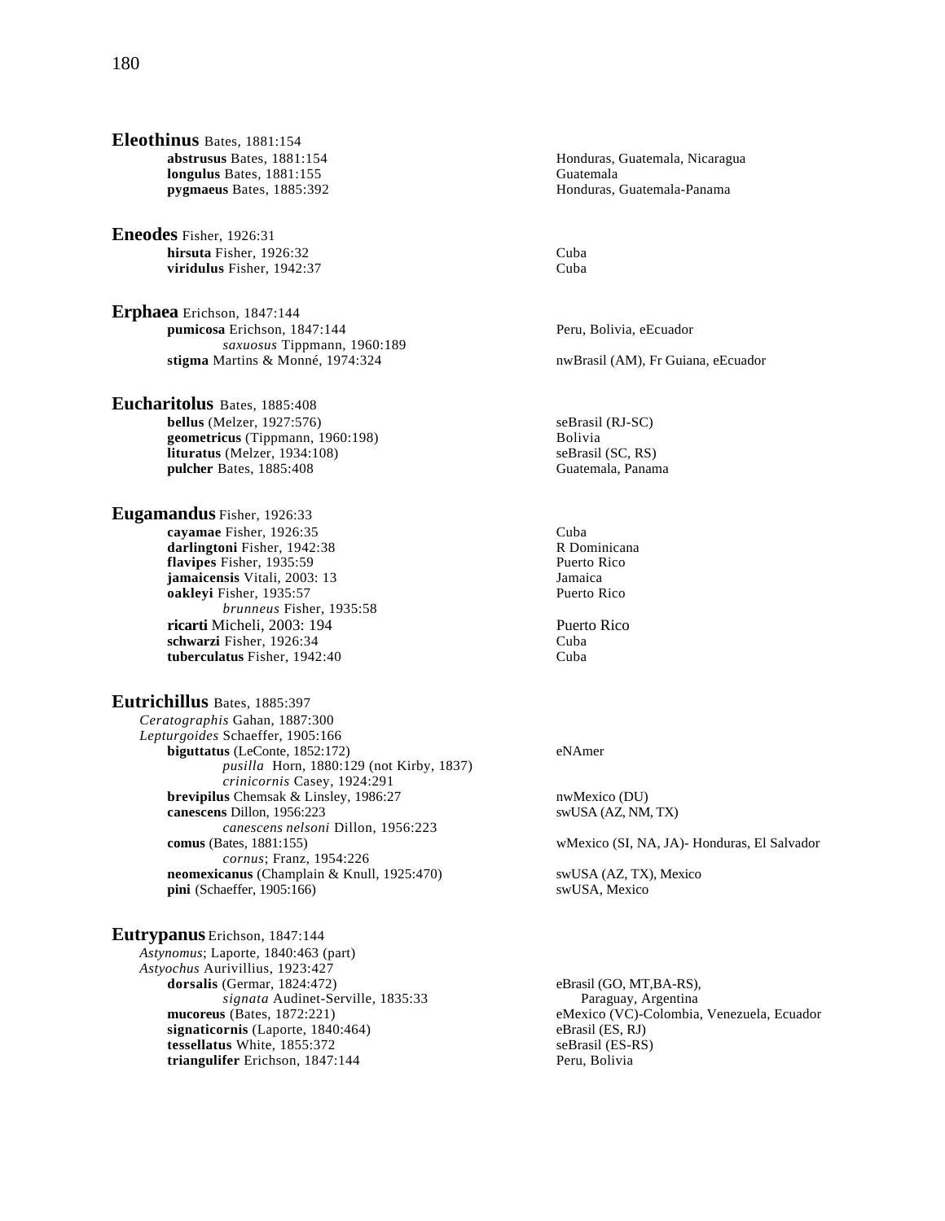**Eleothinus** Bates, 1881:154

- **abstrusus** Bates, 1881:154 — Honduras, Guatemala, Nicaragua
- **longulus** Bates, 1881:155 — Guatemala
- **pygmaeus** Bates, 1885:392 — Honduras, Guatemala-Panama

**Eneodes** Fisher, 1926:31

- **hirsuta** Fisher, 1926:32 — Cuba
- **viridulus** Fisher, 1942:37 — Cuba

**Erphaea** Erichson, 1847:144

- **pumicosa** Erichson, 1847:144 — Peru, Bolivia, eEcuador
  - *saxuosus* Tippmann, 1960:189
- **stigma** Martins & Monné, 1974:324 — nwBrasil (AM), Fr Guiana, eEcuador

**Eucharitolus** Bates, 1885:408

- **bellus** (Melzer, 1927:576) — seBrasil (RJ-SC)
- **geometricus** (Tippmann, 1960:198) — Bolivia
- **lituratus** (Melzer, 1934:108) — seBrasil (SC, RS)
- **pulcher** Bates, 1885:408 — Guatemala, Panama

**Eugamandus** Fisher, 1926:33

- **cayamae** Fisher, 1926:35 — Cuba
- **darlingtoni** Fisher, 1942:38 — R Dominicana
- **flavipes** Fisher, 1935:59 — Puerto Rico
- **jamaicensis** Vitali, 2003: 13 — Jamaica
- **oakleyi** Fisher, 1935:57 — Puerto Rico
  - *brunneus* Fisher, 1935:58
- **ricarti** Micheli, 2003: 194 — Puerto Rico
- **schwarzi** Fisher, 1926:34 — Cuba
- **tuberculatus** Fisher, 1942:40 — Cuba

**Eutrichillus** Bates, 1885:397

*Ceratographis* Gahan, 1887:300
*Lepturgoides* Schaeffer, 1905:166

- **biguttatus** (LeConte, 1852:172) — eNAmer
  - *pusilla* Horn, 1880:129 (not Kirby, 1837)
  - *crinicornis* Casey, 1924:291
- **brevipilus** Chemsak & Linsley, 1986:27 — nwMexico (DU)
- **canescens** Dillon, 1956:223 — swUSA (AZ, NM, TX)
  - *canescens nelsoni* Dillon, 1956:223
- **comus** (Bates, 1881:155) — wMexico (SI, NA, JA)- Honduras, El Salvador
  - *cornus*; Franz, 1954:226
- **neomexicanus** (Champlain & Knull, 1925:470) — swUSA (AZ, TX), Mexico
- **pini** (Schaeffer, 1905:166) — swUSA, Mexico

**Eutrypanus** Erichson, 1847:144

*Astynomus*; Laporte, 1840:463 (part)
*Astyochus* Aurivillius, 1923:427

- **dorsalis** (Germar, 1824:472) — eBrasil (GO, MT,BA-RS), Paraguay, Argentina
  - *signata* Audinet-Serville, 1835:33
- **mucoreus** (Bates, 1872:221) — eMexico (VC)-Colombia, Venezuela, Ecuador
- **signaticornis** (Laporte, 1840:464) — eBrasil (ES, RJ)
- **tessellatus** White, 1855:372 — seBrasil (ES-RS)
- **triangulifer** Erichson, 1847:144 — Peru, Bolivia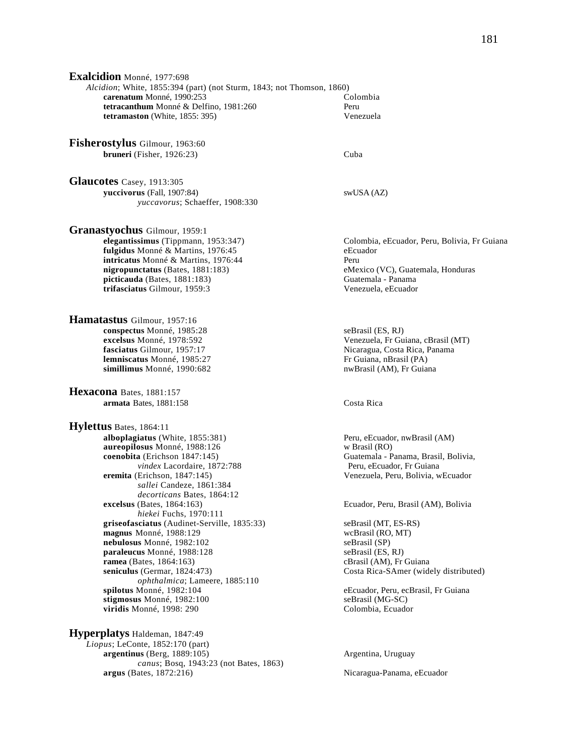**Exalcidion** Monné, 1977:698

*Alcidion*; White, 1855:394 (part) (not Sturm, 1843; not Thomson, 1860)

- **carenatum** Monné, 1990:253 — Colombia
- **tetracanthum** Monné & Delfino, 1981:260 — Peru
- **tetramaston** (White, 1855: 395) — Venezuela

**Fisherostylus** Gilmour, 1963:60

- **bruneri** (Fisher, 1926:23) — Cuba

**Glaucotes** Casey, 1913:305

- **yuccivorus** (Fall, 1907:84) — swUSA (AZ)
  - *yuccavorus*; Schaeffer, 1908:330

**Granastyochus** Gilmour, 1959:1

- **elegantissimus** (Tippmann, 1953:347) — Colombia, eEcuador, Peru, Bolivia, Fr Guiana
- **fulgidus** Monné & Martins, 1976:45 — eEcuador
- **intricatus** Monné & Martins, 1976:44 — Peru
- **nigropunctatus** (Bates, 1881:183) — eMexico (VC), Guatemala, Honduras
- **picticauda** (Bates, 1881:183) — Guatemala - Panama
- **trifasciatus** Gilmour, 1959:3 — Venezuela, eEcuador

**Hamatastus** Gilmour, 1957:16

- **conspectus** Monné, 1985:28 — seBrasil (ES, RJ)
- **excelsus** Monné, 1978:592 — Venezuela, Fr Guiana, cBrasil (MT)
- **fasciatus** Gilmour, 1957:17 — Nicaragua, Costa Rica, Panama
- **lemniscatus** Monné, 1985:27 — Fr Guiana, nBrasil (PA)
- **simillimus** Monné, 1990:682 — nwBrasil (AM), Fr Guiana

**Hexacona** Bates, 1881:157

- **armata** Bates, 1881:158 — Costa Rica

**Hylettus** Bates, 1864:11

- **alboplagiatus** (White, 1855:381) — Peru, eEcuador, nwBrasil (AM)
- **aureopilosus** Monné, 1988:126 — w Brasil (RO)
- **coenobita** (Erichson 1847:145) — Guatemala - Panama, Brasil, Bolivia, Peru, eEcuador, Fr Guiana
  - *vindex* Lacordaire, 1872:788
- **eremita** (Erichson, 1847:145) — Venezuela, Peru, Bolivia, wEcuador
  - *sallei* Candeze, 1861:384
  - *decorticans* Bates, 1864:12
- **excelsus** (Bates, 1864:163) — Ecuador, Peru, Brasil (AM), Bolivia
  - *hiekei* Fuchs, 1970:111
- **griseofasciatus** (Audinet-Serville, 1835:33) — seBrasil (MT, ES-RS)
- **magnus** Monné, 1988:129 — wcBrasil (RO, MT)
- **nebulosus** Monné, 1982:102 — seBrasil (SP)
- **paraleucus** Monné, 1988:128 — seBrasil (ES, RJ)
- **ramea** (Bates, 1864:163) — cBrasil (AM), Fr Guiana
- **seniculus** (Germar, 1824:473) — Costa Rica-SAmer (widely distributed)
  - *ophthalmica*; Lameere, 1885:110
- **spilotus** Monné, 1982:104 — eEcuador, Peru, ecBrasil, Fr Guiana
- **stigmosus** Monné, 1982:100 — seBrasil (MG-SC)
- **viridis** Monné, 1998: 290 — Colombia, Ecuador

**Hyperplatys** Haldeman, 1847:49

*Liopus*; LeConte, 1852:170 (part)

- **argentinus** (Berg, 1889:105) — Argentina, Uruguay
  - *canus*; Bosq, 1943:23 (not Bates, 1863)
- **argus** (Bates, 1872:216) — Nicaragua-Panama, eEcuador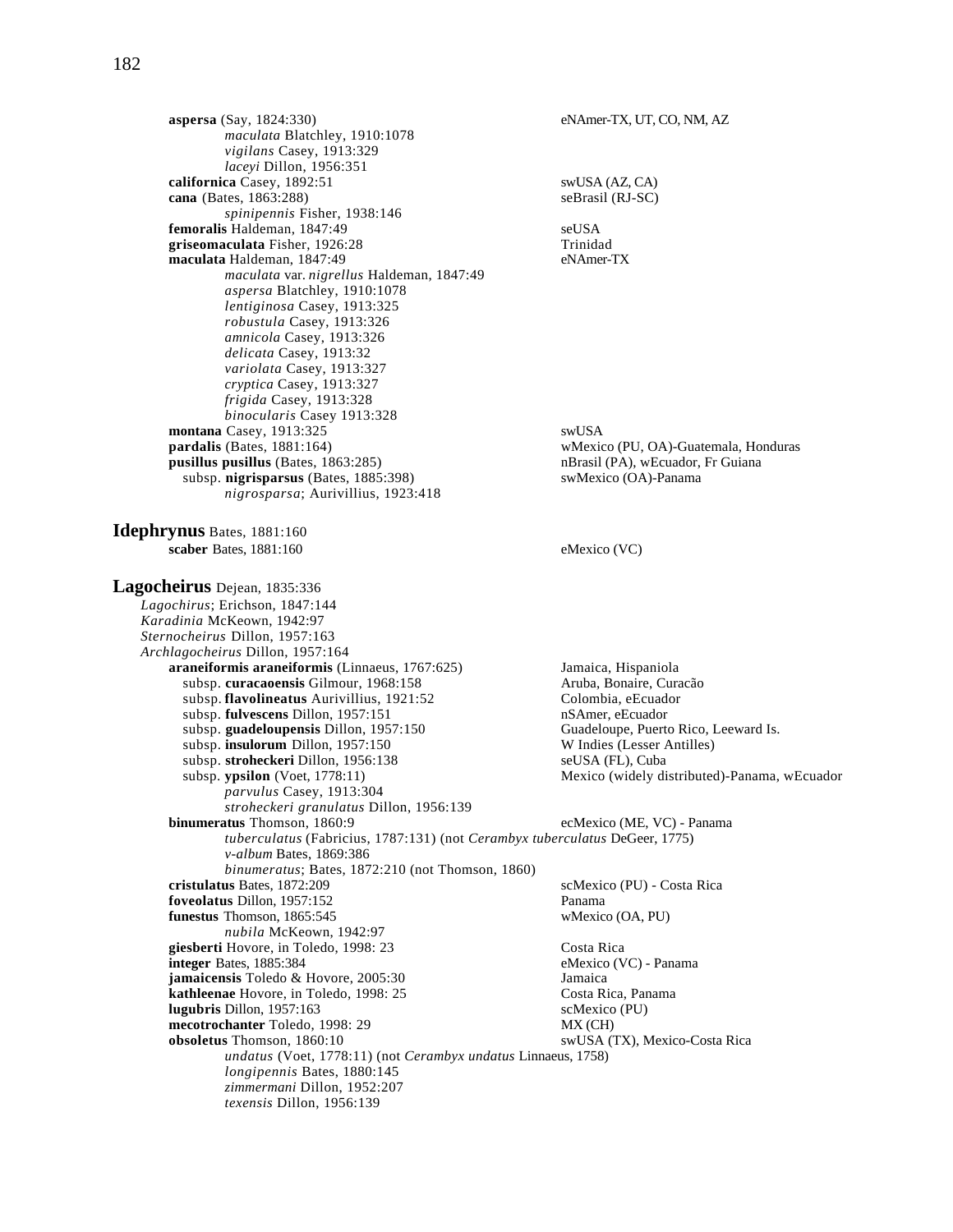**aspersa** (Say, 1824:330) eNAmer-TX, UT, CO, NM, AZ

*maculata* Blatchley, 1910:1078
*vigilans* Casey, 1913:329
*laceyi* Dillon, 1956:351

**californica** Casey, 1892:51 swUSA (AZ, CA)

**cana** (Bates, 1863:288) seBrasil (RJ-SC)

*spinipennis* Fisher, 1938:146

**femoralis** Haldeman, 1847:49 seUSA

**griseomaculata** Fisher, 1926:28 Trinidad

**maculata** Haldeman, 1847:49 eNAmer-TX

*maculata* var. *nigrellus* Haldeman, 1847:49
*aspersa* Blatchley, 1910:1078
*lentiginosa* Casey, 1913:325
*robustula* Casey, 1913:326
*amnicola* Casey, 1913:326
*delicata* Casey, 1913:32
*variolata* Casey, 1913:327
*cryptica* Casey, 1913:327
*frigida* Casey, 1913:328
*binocularis* Casey 1913:328

**montana** Casey, 1913:325 swUSA

**pardalis** (Bates, 1881:164) wMexico (PU, OA)-Guatemala, Honduras

**pusillus pusillus** (Bates, 1863:285) nBrasil (PA), wEcuador, Fr Guiana

subsp. **nigrisparsus** (Bates, 1885:398) swMexico (OA)-Panama

*nigrosparsa*; Aurivillius, 1923:418

## Idephrynus Bates, 1881:160

**scaber** Bates, 1881:160 eMexico (VC)

## Lagocheirus Dejean, 1835:336

*Lagochirus*; Erichson, 1847:144
*Karadinia* McKeown, 1942:97
*Sternocheirus* Dillon, 1957:163
*Archlagocheirus* Dillon, 1957:164

**araneiformis araneiformis** (Linnaeus, 1767:625) Jamaica, Hispaniola

subsp. **curacaoensis** Gilmour, 1968:158 Aruba, Bonaire, Curacão
subsp. **flavolineatus** Aurivillius, 1921:52 Colombia, eEcuador
subsp. **fulvescens** Dillon, 1957:151 nSAmer, eEcuador
subsp. **guadeloupensis** Dillon, 1957:150 Guadeloupe, Puerto Rico, Leeward Is.
subsp. **insulorum** Dillon, 1957:150 W Indies (Lesser Antilles)
subsp. **stroheckeri** Dillon, 1956:138 seUSA (FL), Cuba
subsp. **ypsilon** (Voet, 1778:11) Mexico (widely distributed)-Panama, wEcuador

*parvulus* Casey, 1913:304
*stroheckeri granulatus* Dillon, 1956:139

**binumeratus** Thomson, 1860:9 ecMexico (ME, VC) - Panama

*tuberculatus* (Fabricius, 1787:131) (not *Cerambyx tuberculatus* DeGeer, 1775)
*v-album* Bates, 1869:386
*binumeratus*; Bates, 1872:210 (not Thomson, 1860)

**cristulatus** Bates, 1872:209 scMexico (PU) - Costa Rica

**foveolatus** Dillon, 1957:152 Panama

**funestus** Thomson, 1865:545 wMexico (OA, PU)

*nubila* McKeown, 1942:97

**giesberti** Hovore, in Toledo, 1998: 23 Costa Rica

**integer** Bates, 1885:384 eMexico (VC) - Panama

**jamaicensis** Toledo & Hovore, 2005:30 Jamaica

**kathleenae** Hovore, in Toledo, 1998: 25 Costa Rica, Panama

**lugubris** Dillon, 1957:163 scMexico (PU)

**mecotrochanter** Toledo, 1998: 29 MX (CH)

**obsoletus** Thomson, 1860:10 swUSA (TX), Mexico-Costa Rica

*undatus* (Voet, 1778:11) (not *Cerambyx undatus* Linnaeus, 1758)
*longipennis* Bates, 1880:145
*zimmermani* Dillon, 1952:207
*texensis* Dillon, 1956:139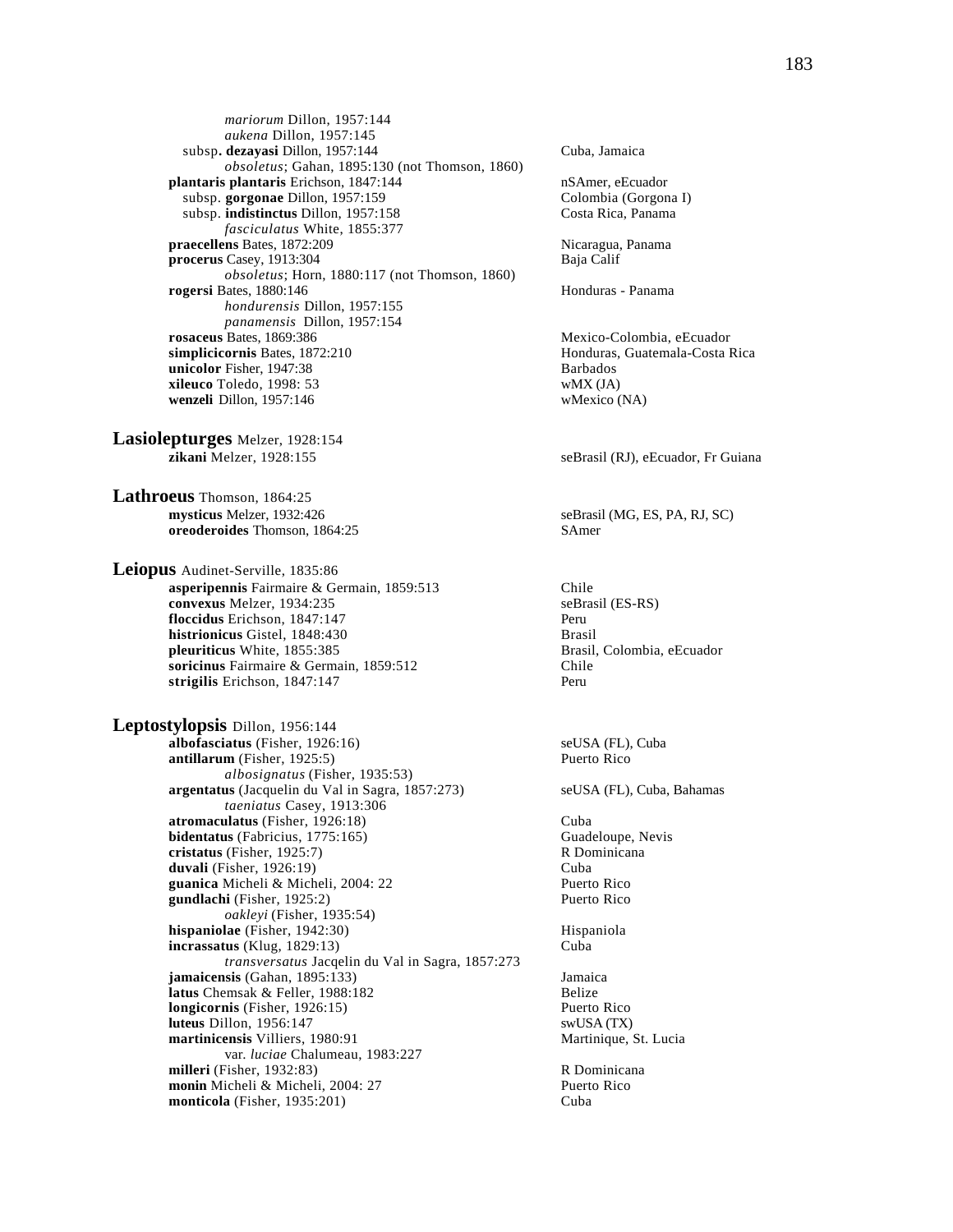*mariorum* Dillon, 1957:144
*aukena* Dillon, 1957:145
subsp. **dezayasi** Dillon, 1957:144 — Cuba, Jamaica
*obsoletus*; Gahan, 1895:130 (not Thomson, 1860)

**plantaris plantaris** Erichson, 1847:144 — nSAmer, eEcuador
subsp. **gorgonae** Dillon, 1957:159 — Colombia (Gorgona I)
subsp. **indistinctus** Dillon, 1957:158 — Costa Rica, Panama
*fasciculatus* White, 1855:377

**praecellens** Bates, 1872:209 — Nicaragua, Panama

**procerus** Casey, 1913:304 — Baja Calif
*obsoletus*; Horn, 1880:117 (not Thomson, 1860)

**rogersi** Bates, 1880:146 — Honduras - Panama
*hondurensis* Dillon, 1957:155
*panamensis* Dillon, 1957:154

**rosaceus** Bates, 1869:386 — Mexico-Colombia, eEcuador

**simplicicornis** Bates, 1872:210 — Honduras, Guatemala-Costa Rica

**unicolor** Fisher, 1947:38 — Barbados

**xileuco** Toledo, 1998: 53 — wMX (JA)

**wenzeli** Dillon, 1957:146 — wMexico (NA)

## Lasiolepturges Melzer, 1928:154

**zikani** Melzer, 1928:155 — seBrasil (RJ), eEcuador, Fr Guiana

## Lathroeus Thomson, 1864:25

**mysticus** Melzer, 1932:426 — seBrasil (MG, ES, PA, RJ, SC)

**oreoderoides** Thomson, 1864:25 — SAmer

## Leiopus Audinet-Serville, 1835:86

**asperipennis** Fairmaire & Germain, 1859:513 — Chile

**convexus** Melzer, 1934:235 — seBrasil (ES-RS)

**floccidus** Erichson, 1847:147 — Peru

**histrionicus** Gistel, 1848:430 — Brasil

**pleuriticus** White, 1855:385 — Brasil, Colombia, eEcuador

**soricinus** Fairmaire & Germain, 1859:512 — Chile

**strigilis** Erichson, 1847:147 — Peru

## Leptostylopsis Dillon, 1956:144

**albofasciatus** (Fisher, 1926:16) — seUSA (FL), Cuba

**antillarum** (Fisher, 1925:5) — Puerto Rico
*albosignatus* (Fisher, 1935:53)

**argentatus** (Jacquelin du Val in Sagra, 1857:273) — seUSA (FL), Cuba, Bahamas
*taeniatus* Casey, 1913:306

**atromaculatus** (Fisher, 1926:18) — Cuba

**bidentatus** (Fabricius, 1775:165) — Guadeloupe, Nevis

**cristatus** (Fisher, 1925:7) — R Dominicana

**duvali** (Fisher, 1926:19) — Cuba

**guanica** Micheli & Micheli, 2004: 22 — Puerto Rico

**gundlachi** (Fisher, 1925:2) — Puerto Rico
*oakleyi* (Fisher, 1935:54)

**hispaniolae** (Fisher, 1942:30) — Hispaniola

**incrassatus** (Klug, 1829:13) — Cuba
*transversatus* Jacqelin du Val in Sagra, 1857:273

**jamaicensis** (Gahan, 1895:133) — Jamaica

**latus** Chemsak & Feller, 1988:182 — Belize

**longicornis** (Fisher, 1926:15) — Puerto Rico

**luteus** Dillon, 1956:147 — swUSA (TX)

**martinicensis** Villiers, 1980:91 — Martinique, St. Lucia
var. *luciae* Chalumeau, 1983:227

**milleri** (Fisher, 1932:83) — R Dominicana

**monin** Micheli & Micheli, 2004: 27 — Puerto Rico

**monticola** (Fisher, 1935:201) — Cuba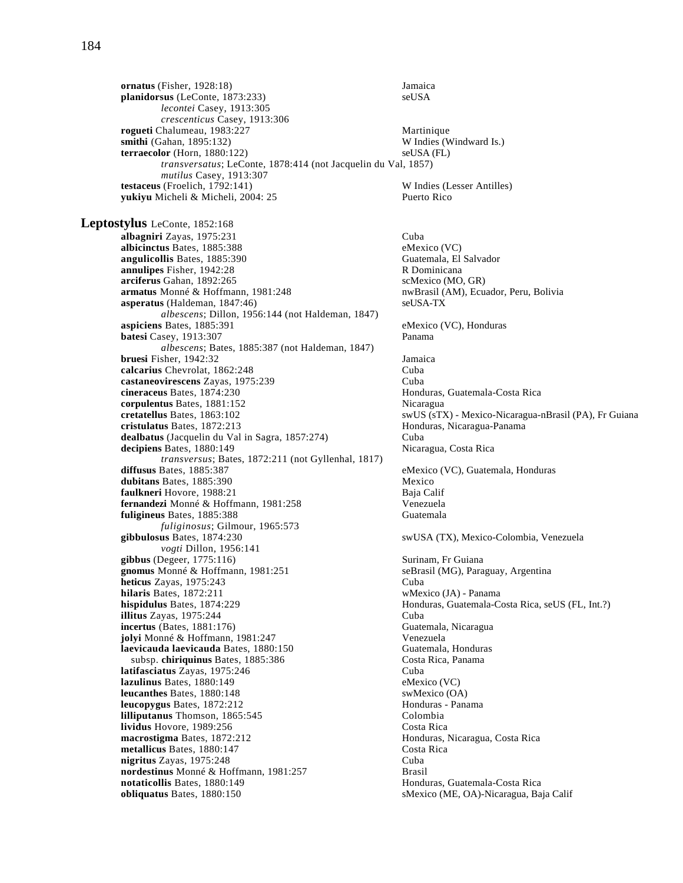**ornatus** (Fisher, 1928:18) Jamaica
**planidorsus** (LeConte, 1873:233) seUSA
*lecontei* Casey, 1913:305
*crescenticus* Casey, 1913:306
**rogueti** Chalumeau, 1983:227 Martinique
**smithi** (Gahan, 1895:132) W Indies (Windward Is.)
**terraecolor** (Horn, 1880:122) seUSA (FL)
*transversatus*; LeConte, 1878:414 (not Jacquelin du Val, 1857)
*mutilus* Casey, 1913:307
**testaceus** (Froelich, 1792:141) W Indies (Lesser Antilles)
**yukiyu** Micheli & Micheli, 2004: 25 Puerto Rico

## Leptostylus LeConte, 1852:168

**albagniri** Zayas, 1975:231 Cuba
**albicinctus** Bates, 1885:388 eMexico (VC)
**angulicollis** Bates, 1885:390 Guatemala, El Salvador
**annulipes** Fisher, 1942:28 R Dominicana
**arciferus** Gahan, 1892:265 scMexico (MO, GR)
**armatus** Monné & Hoffmann, 1981:248 nwBrasil (AM), Ecuador, Peru, Bolivia
**asperatus** (Haldeman, 1847:46) seUSA-TX
*albescens*; Dillon, 1956:144 (not Haldeman, 1847)
**aspiciens** Bates, 1885:391 eMexico (VC), Honduras
**batesi** Casey, 1913:307 Panama
*albescens*; Bates, 1885:387 (not Haldeman, 1847)
**bruesi** Fisher, 1942:32 Jamaica
**calcarius** Chevrolat, 1862:248 Cuba
**castaneovirescens** Zayas, 1975:239 Cuba
**cineraceus** Bates, 1874:230 Honduras, Guatemala-Costa Rica
**corpulentus** Bates, 1881:152 Nicaragua
**cretatellus** Bates, 1863:102 swUS (sTX) - Mexico-Nicaragua-nBrasil (PA), Fr Guiana
**cristulatus** Bates, 1872:213 Honduras, Nicaragua-Panama
**dealbatus** (Jacquelin du Val in Sagra, 1857:274) Cuba
**decipiens** Bates, 1880:149 Nicaragua, Costa Rica
*transversus*; Bates, 1872:211 (not Gyllenhal, 1817)
**diffusus** Bates, 1885:387 eMexico (VC), Guatemala, Honduras
**dubitans** Bates, 1885:390 Mexico
**faulkneri** Hovore, 1988:21 Baja Calif
**fernandezi** Monné & Hoffmann, 1981:258 Venezuela
**fuligineus** Bates, 1885:388 Guatemala
*fuliginosus*; Gilmour, 1965:573
**gibbulosus** Bates, 1874:230 swUSA (TX), Mexico-Colombia, Venezuela
*vogti* Dillon, 1956:141
**gibbus** (Degeer, 1775:116) Surinam, Fr Guiana
**gnomus** Monné & Hoffmann, 1981:251 seBrasil (MG), Paraguay, Argentina
**heticus** Zayas, 1975:243 Cuba
**hilaris** Bates, 1872:211 wMexico (JA) - Panama
**hispidulus** Bates, 1874:229 Honduras, Guatemala-Costa Rica, seUS (FL, Int.?)
**illitus** Zayas, 1975:244 Cuba
**incertus** (Bates, 1881:176) Guatemala, Nicaragua
**jolyi** Monné & Hoffmann, 1981:247 Venezuela
**laevicauda laevicauda** Bates, 1880:150 Guatemala, Honduras
subsp. **chiriquinus** Bates, 1885:386 Costa Rica, Panama
**latifasciatus** Zayas, 1975:246 Cuba
**lazulinus** Bates, 1880:149 eMexico (VC)
**leucanthes** Bates, 1880:148 swMexico (OA)
**leucopygus** Bates, 1872:212 Honduras - Panama
**lilliputanus** Thomson, 1865:545 Colombia
**lividus** Hovore, 1989:256 Costa Rica
**macrostigma** Bates, 1872:212 Honduras, Nicaragua, Costa Rica
**metallicus** Bates, 1880:147 Costa Rica
**nigritus** Zayas, 1975:248 Cuba
**nordestinus** Monné & Hoffmann, 1981:257 Brasil
**notaticollis** Bates, 1880:149 Honduras, Guatemala-Costa Rica
**obliquatus** Bates, 1880:150 sMexico (ME, OA)-Nicaragua, Baja Calif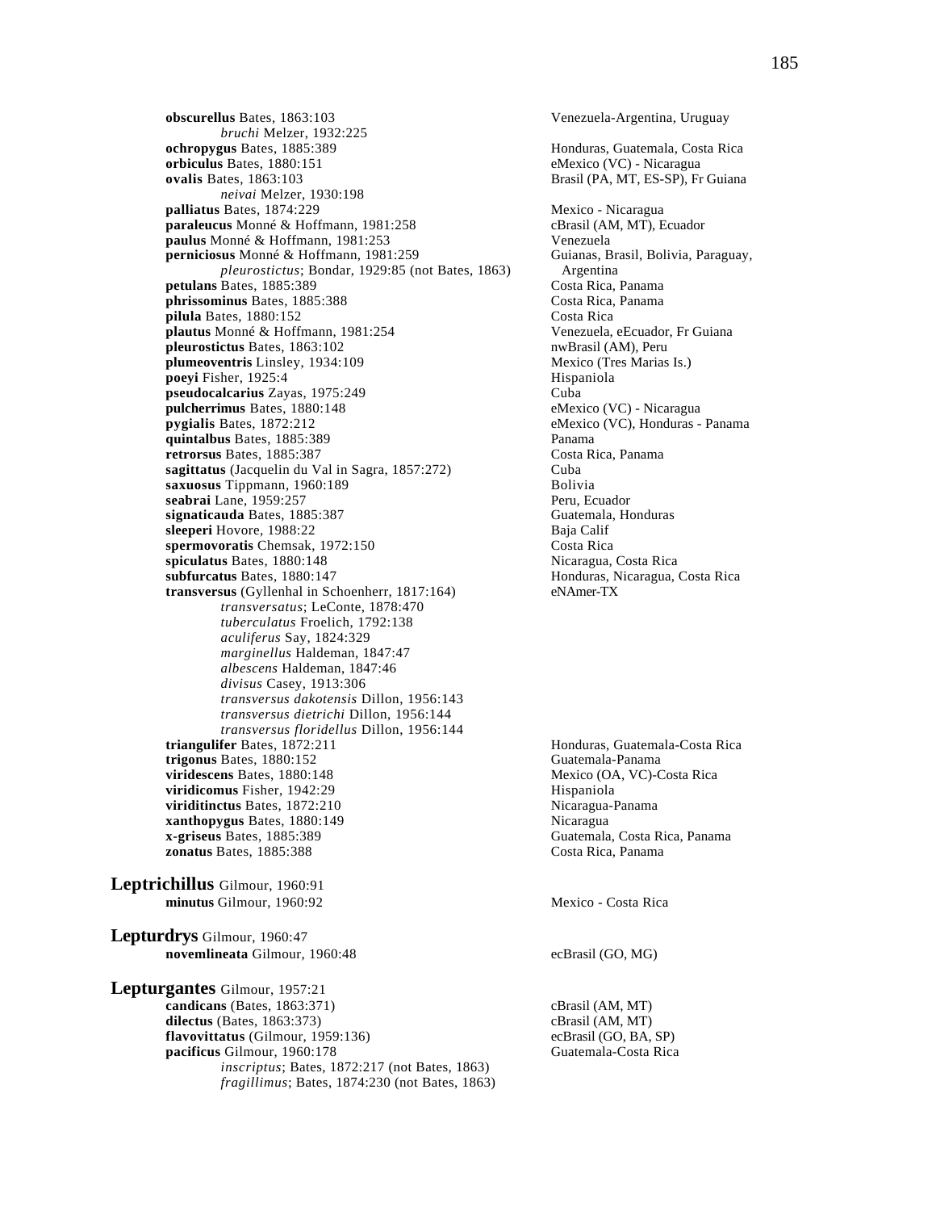**obscurellus** Bates, 1863:103 — Venezuela-Argentina, Uruguay
*bruchi* Melzer, 1932:225
**ochropygus** Bates, 1885:389 — Honduras, Guatemala, Costa Rica
**orbiculus** Bates, 1880:151 — eMexico (VC) - Nicaragua
**ovalis** Bates, 1863:103 — Brasil (PA, MT, ES-SP), Fr Guiana
*neivai* Melzer, 1930:198
**palliatus** Bates, 1874:229 — Mexico - Nicaragua
**paraleucus** Monné & Hoffmann, 1981:258 — cBrasil (AM, MT), Ecuador
**paulus** Monné & Hoffmann, 1981:253 — Venezuela
**perniciosus** Monné & Hoffmann, 1981:259 — Guianas, Brasil, Bolivia, Paraguay, Argentina
*pleurostictus*; Bondar, 1929:85 (not Bates, 1863)
**petulans** Bates, 1885:389 — Costa Rica, Panama
**phrissominus** Bates, 1885:388 — Costa Rica, Panama
**pilula** Bates, 1880:152 — Costa Rica
**plautus** Monné & Hoffmann, 1981:254 — Venezuela, eEcuador, Fr Guiana
**pleurostictus** Bates, 1863:102 — nwBrasil (AM), Peru
**plumeoventris** Linsley, 1934:109 — Mexico (Tres Marias Is.)
**poeyi** Fisher, 1925:4 — Hispaniola
**pseudocalcarius** Zayas, 1975:249 — Cuba
**pulcherrimus** Bates, 1880:148 — eMexico (VC) - Nicaragua
**pygialis** Bates, 1872:212 — eMexico (VC), Honduras - Panama
**quintalbus** Bates, 1885:389 — Panama
**retrorsus** Bates, 1885:387 — Costa Rica, Panama
**sagittatus** (Jacquelin du Val in Sagra, 1857:272) — Cuba
**saxuosus** Tippmann, 1960:189 — Bolivia
**seabrai** Lane, 1959:257 — Peru, Ecuador
**signaticauda** Bates, 1885:387 — Guatemala, Honduras
**sleeperi** Hovore, 1988:22 — Baja Calif
**spermovoratis** Chemsak, 1972:150 — Costa Rica
**spiculatus** Bates, 1880:148 — Nicaragua, Costa Rica
**subfurcatus** Bates, 1880:147 — Honduras, Nicaragua, Costa Rica
**transversus** (Gyllenhal in Schoenherr, 1817:164) — eNAmer-TX
*transversatus*; LeConte, 1878:470
*tuberculatus* Froelich, 1792:138
*aculiferus* Say, 1824:329
*marginellus* Haldeman, 1847:47
*albescens* Haldeman, 1847:46
*divisus* Casey, 1913:306
*transversus dakotensis* Dillon, 1956:143
*transversus dietrichi* Dillon, 1956:144
*transversus floridellus* Dillon, 1956:144
**triangulifer** Bates, 1872:211 — Honduras, Guatemala-Costa Rica
**trigonus** Bates, 1880:152 — Guatemala-Panama
**viridescens** Bates, 1880:148 — Mexico (OA, VC)-Costa Rica
**viridicomus** Fisher, 1942:29 — Hispaniola
**viriditinctus** Bates, 1872:210 — Nicaragua-Panama
**xanthopygus** Bates, 1880:149 — Nicaragua
**x-griseus** Bates, 1885:389 — Guatemala, Costa Rica, Panama
**zonatus** Bates, 1885:388 — Costa Rica, Panama

## **Leptrichillus** Gilmour, 1960:91
**minutus** Gilmour, 1960:92 — Mexico - Costa Rica

## **Lepturdrys** Gilmour, 1960:47
**novemlineata** Gilmour, 1960:48 — ecBrasil (GO, MG)

## **Lepturgantes** Gilmour, 1957:21
**candicans** (Bates, 1863:371) — cBrasil (AM, MT)
**dilectus** (Bates, 1863:373) — cBrasil (AM, MT)
**flavovittatus** (Gilmour, 1959:136) — ecBrasil (GO, BA, SP)
**pacificus** Gilmour, 1960:178 — Guatemala-Costa Rica
*inscriptus*; Bates, 1872:217 (not Bates, 1863)
*fragillimus*; Bates, 1874:230 (not Bates, 1863)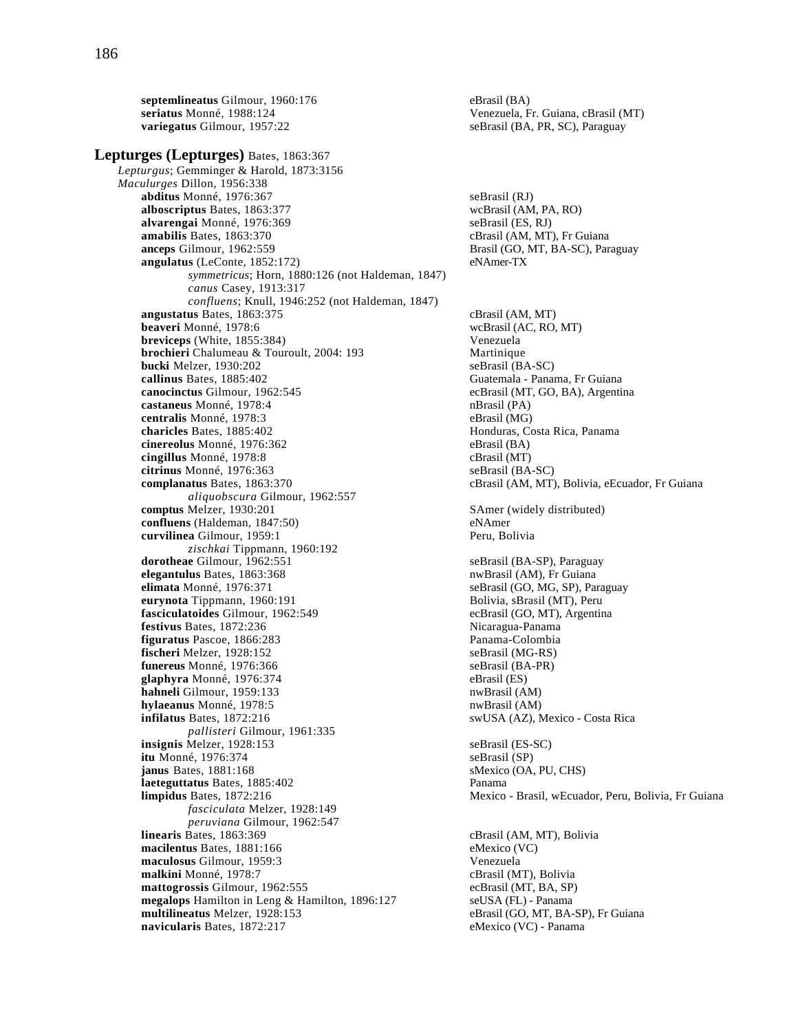**septemlineatus** Gilmour, 1960:176 eBrasil (BA)
**seriatus** Monné, 1988:124 Venezuela, Fr. Guiana, cBrasil (MT)
**variegatus** Gilmour, 1957:22 seBrasil (BA, PR, SC), Paraguay

## Lepturges (Lepturges) Bates, 1863:367

*Lepturgus*; Gemminger & Harold, 1873:3156
*Maculurges* Dillon, 1956:338

**abditus** Monné, 1976:367 seBrasil (RJ)
**alboscriptus** Bates, 1863:377 wcBrasil (AM, PA, RO)
**alvarengai** Monné, 1976:369 seBrasil (ES, RJ)
**amabilis** Bates, 1863:370 cBrasil (AM, MT), Fr Guiana
**anceps** Gilmour, 1962:559 Brasil (GO, MT, BA-SC), Paraguay
**angulatus** (LeConte, 1852:172) eNAmer-TX
*symmetricus*; Horn, 1880:126 (not Haldeman, 1847)
*canus* Casey, 1913:317
*confluens*; Knull, 1946:252 (not Haldeman, 1847)
**angustatus** Bates, 1863:375 cBrasil (AM, MT)
**beaveri** Monné, 1978:6 wcBrasil (AC, RO, MT)
**breviceps** (White, 1855:384) Venezuela
**brochieri** Chalumeau & Touroult, 2004: 193 Martinique
**bucki** Melzer, 1930:202 seBrasil (BA-SC)
**callinus** Bates, 1885:402 Guatemala - Panama, Fr Guiana
**canocinctus** Gilmour, 1962:545 ecBrasil (MT, GO, BA), Argentina
**castaneus** Monné, 1978:4 nBrasil (PA)
**centralis** Monné, 1978:3 eBrasil (MG)
**charicles** Bates, 1885:402 Honduras, Costa Rica, Panama
**cinereolus** Monné, 1976:362 eBrasil (BA)
**cingillus** Monné, 1978:8 cBrasil (MT)
**citrinus** Monné, 1976:363 seBrasil (BA-SC)
**complanatus** Bates, 1863:370 cBrasil (AM, MT), Bolivia, eEcuador, Fr Guiana
*aliquobscura* Gilmour, 1962:557
**comptus** Melzer, 1930:201 SAmer (widely distributed)
**confluens** (Haldeman, 1847:50) eNAmer
**curvilinea** Gilmour, 1959:1 Peru, Bolivia
*zischkai* Tippmann, 1960:192
**dorotheae** Gilmour, 1962:551 seBrasil (BA-SP), Paraguay
**elegantulus** Bates, 1863:368 nwBrasil (AM), Fr Guiana
**elimata** Monné, 1976:371 seBrasil (GO, MG, SP), Paraguay
**eurynota** Tippmann, 1960:191 Bolivia, sBrasil (MT), Peru
**fasciculatoides** Gilmour, 1962:549 ecBrasil (GO, MT), Argentina
**festivus** Bates, 1872:236 Nicaragua-Panama
**figuratus** Pascoe, 1866:283 Panama-Colombia
**fischeri** Melzer, 1928:152 seBrasil (MG-RS)
**funereus** Monné, 1976:366 seBrasil (BA-PR)
**glaphyra** Monné, 1976:374 eBrasil (ES)
**hahneli** Gilmour, 1959:133 nwBrasil (AM)
**hylaeanus** Monné, 1978:5 nwBrasil (AM)
**infilatus** Bates, 1872:216 swUSA (AZ), Mexico - Costa Rica
*pallisteri* Gilmour, 1961:335
**insignis** Melzer, 1928:153 seBrasil (ES-SC)
**itu** Monné, 1976:374 seBrasil (SP)
**janus** Bates, 1881:168 sMexico (OA, PU, CHS)
**laeteguttatus** Bates, 1885:402 Panama
**limpidus** Bates, 1872:216 Mexico - Brasil, wEcuador, Peru, Bolivia, Fr Guiana
*fasciculata* Melzer, 1928:149
*peruviana* Gilmour, 1962:547
**linearis** Bates, 1863:369 cBrasil (AM, MT), Bolivia
**macilentus** Bates, 1881:166 eMexico (VC)
**maculosus** Gilmour, 1959:3 Venezuela
**malkini** Monné, 1978:7 cBrasil (MT), Bolivia
**mattogrossis** Gilmour, 1962:555 ecBrasil (MT, BA, SP)
**megalops** Hamilton in Leng & Hamilton, 1896:127 seUSA (FL) - Panama
**multilineatus** Melzer, 1928:153 eBrasil (GO, MT, BA-SP), Fr Guiana
**navicularis** Bates, 1872:217 eMexico (VC) - Panama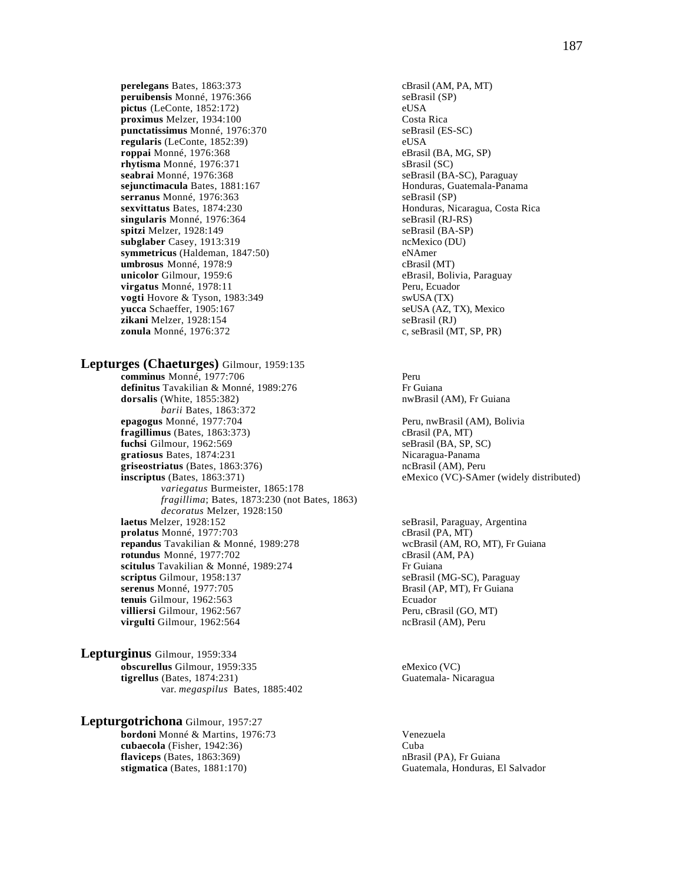**perelegans** Bates, 1863:373 cBrasil (AM, PA, MT)
**peruibensis** Monné, 1976:366 seBrasil (SP)
**pictus** (LeConte, 1852:172) eUSA
**proximus** Melzer, 1934:100 Costa Rica
**punctatissimus** Monné, 1976:370 seBrasil (ES-SC)
**regularis** (LeConte, 1852:39) eUSA
**roppai** Monné, 1976:368 eBrasil (BA, MG, SP)
**rhytisma** Monné, 1976:371 sBrasil (SC)
**seabrai** Monné, 1976:368 seBrasil (BA-SC), Paraguay
**sejunctimacula** Bates, 1881:167 Honduras, Guatemala-Panama
**serranus** Monné, 1976:363 seBrasil (SP)
**sexvittatus** Bates, 1874:230 Honduras, Nicaragua, Costa Rica
**singularis** Monné, 1976:364 seBrasil (RJ-RS)
**spitzi** Melzer, 1928:149 seBrasil (BA-SP)
**subglaber** Casey, 1913:319 ncMexico (DU)
**symmetricus** (Haldeman, 1847:50) eNAmer
**umbrosus** Monné, 1978:9 cBrasil (MT)
**unicolor** Gilmour, 1959:6 eBrasil, Bolivia, Paraguay
**virgatus** Monné, 1978:11 Peru, Ecuador
**vogti** Hovore & Tyson, 1983:349 swUSA (TX)
**yucca** Schaeffer, 1905:167 seUSA (AZ, TX), Mexico
**zikani** Melzer, 1928:154 seBrasil (RJ)
**zonula** Monné, 1976:372 c, seBrasil (MT, SP, PR)

## **Lepturges (Chaeturges)** Gilmour, 1959:135

**comminus** Monné, 1977:706 Peru
**definitus** Tavakilian & Monné, 1989:276 Fr Guiana
**dorsalis** (White, 1855:382) nwBrasil (AM), Fr Guiana
*barii* Bates, 1863:372
**epagogus** Monné, 1977:704 Peru, nwBrasil (AM), Bolivia
**fragillimus** (Bates, 1863:373) cBrasil (PA, MT)
**fuchsi** Gilmour, 1962:569 seBrasil (BA, SP, SC)
**gratiosus** Bates, 1874:231 Nicaragua-Panama
**griseostriatus** (Bates, 1863:376) ncBrasil (AM), Peru
**inscriptus** (Bates, 1863:371) eMexico (VC)-SAmer (widely distributed)
*variegatus* Burmeister, 1865:178
*fragillima*; Bates, 1873:230 (not Bates, 1863)
*decoratus* Melzer, 1928:150
**laetus** Melzer, 1928:152 seBrasil, Paraguay, Argentina
**prolatus** Monné, 1977:703 cBrasil (PA, MT)
**repandus** Tavakilian & Monné, 1989:278 wcBrasil (AM, RO, MT), Fr Guiana
**rotundus** Monné, 1977:702 cBrasil (AM, PA)
**scitulus** Tavakilian & Monné, 1989:274 Fr Guiana
**scriptus** Gilmour, 1958:137 seBrasil (MG-SC), Paraguay
**serenus** Monné, 1977:705 Brasil (AP, MT), Fr Guiana
**tenuis** Gilmour, 1962:563 Ecuador
**villiersi** Gilmour, 1962:567 Peru, cBrasil (GO, MT)
**virgulti** Gilmour, 1962:564 ncBrasil (AM), Peru

## **Lepturginus** Gilmour, 1959:334

**obscurellus** Gilmour, 1959:335 eMexico (VC)
**tigrellus** (Bates, 1874:231) Guatemala- Nicaragua
var. *megaspilus* Bates, 1885:402

## **Lepturgotrichona** Gilmour, 1957:27

**bordoni** Monné & Martins, 1976:73 Venezuela
**cubaecola** (Fisher, 1942:36) Cuba
**flaviceps** (Bates, 1863:369) nBrasil (PA), Fr Guiana
**stigmatica** (Bates, 1881:170) Guatemala, Honduras, El Salvador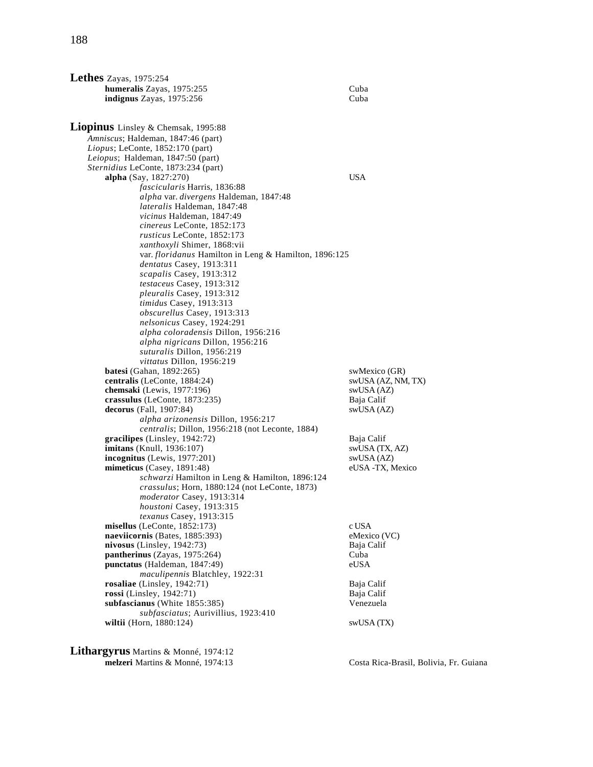**Lethes** Zayas, 1975:254

- **humeralis** Zayas, 1975:255 — Cuba
- **indignus** Zayas, 1975:256 — Cuba

**Liopinus** Linsley & Chemsak, 1995:88

*Amniscus*; Haldeman, 1847:46 (part)
*Liopus*; LeConte, 1852:170 (part)
*Leiopus*; Haldeman, 1847:50 (part)
*Sternidius* LeConte, 1873:234 (part)

- **alpha** (Say, 1827:270) — USA
  - *fascicularis* Harris, 1836:88
  - *alpha* var. *divergens* Haldeman, 1847:48
  - *lateralis* Haldeman, 1847:48
  - *vicinus* Haldeman, 1847:49
  - *cinereus* LeConte, 1852:173
  - *rusticus* LeConte, 1852:173
  - *xanthoxyli* Shimer, 1868:vii
  - var. *floridanus* Hamilton in Leng & Hamilton, 1896:125
  - *dentatus* Casey, 1913:311
  - *scapalis* Casey, 1913:312
  - *testaceus* Casey, 1913:312
  - *pleuralis* Casey, 1913:312
  - *timidus* Casey, 1913:313
  - *obscurellus* Casey, 1913:313
  - *nelsonicus* Casey, 1924:291
  - *alpha coloradensis* Dillon, 1956:216
  - *alpha nigricans* Dillon, 1956:216
  - *suturalis* Dillon, 1956:219
  - *vittatus* Dillon, 1956:219
- **batesi** (Gahan, 1892:265) — swMexico (GR)
- **centralis** (LeConte, 1884:24) — swUSA (AZ, NM, TX)
- **chemsaki** (Lewis, 1977:196) — swUSA (AZ)
- **crassulus** (LeConte, 1873:235) — Baja Calif
- **decorus** (Fall, 1907:84) — swUSA (AZ)
  - *alpha arizonensis* Dillon, 1956:217
  - *centralis*; Dillon, 1956:218 (not Leconte, 1884)
- **gracilipes** (Linsley, 1942:72) — Baja Calif
- **imitans** (Knull, 1936:107) — swUSA (TX, AZ)
- **incognitus** (Lewis, 1977:201) — swUSA (AZ)
- **mimeticus** (Casey, 1891:48) — eUSA -TX, Mexico
  - *schwarzi* Hamilton in Leng & Hamilton, 1896:124
  - *crassulus*; Horn, 1880:124 (not LeConte, 1873)
  - *moderator* Casey, 1913:314
  - *houstoni* Casey, 1913:315
  - *texanus* Casey, 1913:315
- **misellus** (LeConte, 1852:173) — c USA
- **naeviicornis** (Bates, 1885:393) — eMexico (VC)
- **nivosus** (Linsley, 1942:73) — Baja Calif
- **pantherinus** (Zayas, 1975:264) — Cuba
- **punctatus** (Haldeman, 1847:49) — eUSA
  - *maculipennis* Blatchley, 1922:31
- **rosaliae** (Linsley, 1942:71) — Baja Calif
- **rossi** (Linsley, 1942:71) — Baja Calif
- **subfascianus** (White 1855:385) — Venezuela
  - *subfasciatus*; Aurivillius, 1923:410
- **wiltii** (Horn, 1880:124) — swUSA (TX)

**Lithargyrus** Martins & Monné, 1974:12

- **melzeri** Martins & Monné, 1974:13 — Costa Rica-Brasil, Bolivia, Fr. Guiana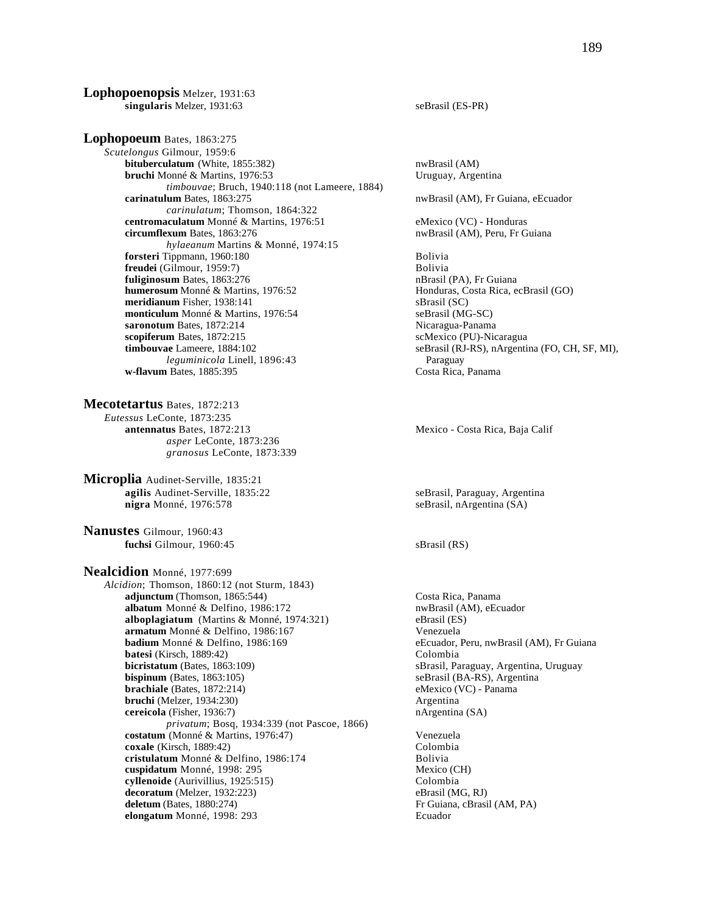**Lophopoenopsis** Melzer, 1931:63

- **singularis** Melzer, 1931:63 — seBrasil (ES-PR)

**Lophopoeum** Bates, 1863:275

*Scutelongus* Gilmour, 1959:6

- **bituberculatum** (White, 1855:382) — nwBrasil (AM)
- **bruchi** Monné & Martins, 1976:53 — Uruguay, Argentina
  - *timbouvae*; Bruch, 1940:118 (not Lameere, 1884)
- **carinatulum** Bates, 1863:275 — nwBrasil (AM), Fr Guiana, eEcuador
  - *carinulatum*; Thomson, 1864:322
- **centromaculatum** Monné & Martins, 1976:51 — eMexico (VC) - Honduras
- **circumflexum** Bates, 1863:276 — nwBrasil (AM), Peru, Fr Guiana
  - *hylaeanum* Martins & Monné, 1974:15
- **forsteri** Tippmann, 1960:180 — Bolivia
- **freudei** (Gilmour, 1959:7) — Bolivia
- **fuliginosum** Bates, 1863:276 — nBrasil (PA), Fr Guiana
- **humerosum** Monné & Martins, 1976:52 — Honduras, Costa Rica, ecBrasil (GO)
- **meridianum** Fisher, 1938:141 — sBrasil (SC)
- **monticulum** Monné & Martins, 1976:54 — seBrasil (MG-SC)
- **saronotum** Bates, 1872:214 — Nicaragua-Panama
- **scopiferum** Bates, 1872:215 — scMexico (PU)-Nicaragua
- **timbouvae** Lameere, 1884:102 — seBrasil (RJ-RS), nArgentina (FO, CH, SF, MI), Paraguay
  - *leguminicola* Linell, 1896:43
- **w-flavum** Bates, 1885:395 — Costa Rica, Panama

**Mecotetartus** Bates, 1872:213

*Eutessus* LeConte, 1873:235

- **antennatus** Bates, 1872:213 — Mexico - Costa Rica, Baja Calif
  - *asper* LeConte, 1873:236
  - *granosus* LeConte, 1873:339

**Microplia** Audinet-Serville, 1835:21

- **agilis** Audinet-Serville, 1835:22 — seBrasil, Paraguay, Argentina
- **nigra** Monné, 1976:578 — seBrasil, nArgentina (SA)

**Nanustes** Gilmour, 1960:43

- **fuchsi** Gilmour, 1960:45 — sBrasil (RS)

**Nealcidion** Monné, 1977:699

*Alcidion*; Thomson, 1860:12 (not Sturm, 1843)

- **adjunctum** (Thomson, 1865:544) — Costa Rica, Panama
- **albatum** Monné & Delfino, 1986:172 — nwBrasil (AM), eEcuador
- **alboplagiatum** (Martins & Monné, 1974:321) — eBrasil (ES)
- **armatum** Monné & Delfino, 1986:167 — Venezuela
- **badium** Monné & Delfino, 1986:169 — eEcuador, Peru, nwBrasil (AM), Fr Guiana
- **batesi** (Kirsch, 1889:42) — Colombia
- **bicristatum** (Bates, 1863:109) — sBrasil, Paraguay, Argentina, Uruguay
- **bispinum** (Bates, 1863:105) — seBrasil (BA-RS), Argentina
- **brachiale** (Bates, 1872:214) — eMexico (VC) - Panama
- **bruchi** (Melzer, 1934:230) — Argentina
- **cereicola** (Fisher, 1936:7) — nArgentina (SA)
  - *privatum*; Bosq, 1934:339 (not Pascoe, 1866)
- **costatum** (Monné & Martins, 1976:47) — Venezuela
- **coxale** (Kirsch, 1889:42) — Colombia
- **cristulatum** Monné & Delfino, 1986:174 — Bolivia
- **cuspidatum** Monné, 1998: 295 — Mexico (CH)
- **cyllenoide** (Aurivillius, 1925:515) — Colombia
- **decoratum** (Melzer, 1932:223) — eBrasil (MG, RJ)
- **deletum** (Bates, 1880:274) — Fr Guiana, cBrasil (AM, PA)
- **elongatum** Monné, 1998: 293 — Ecuador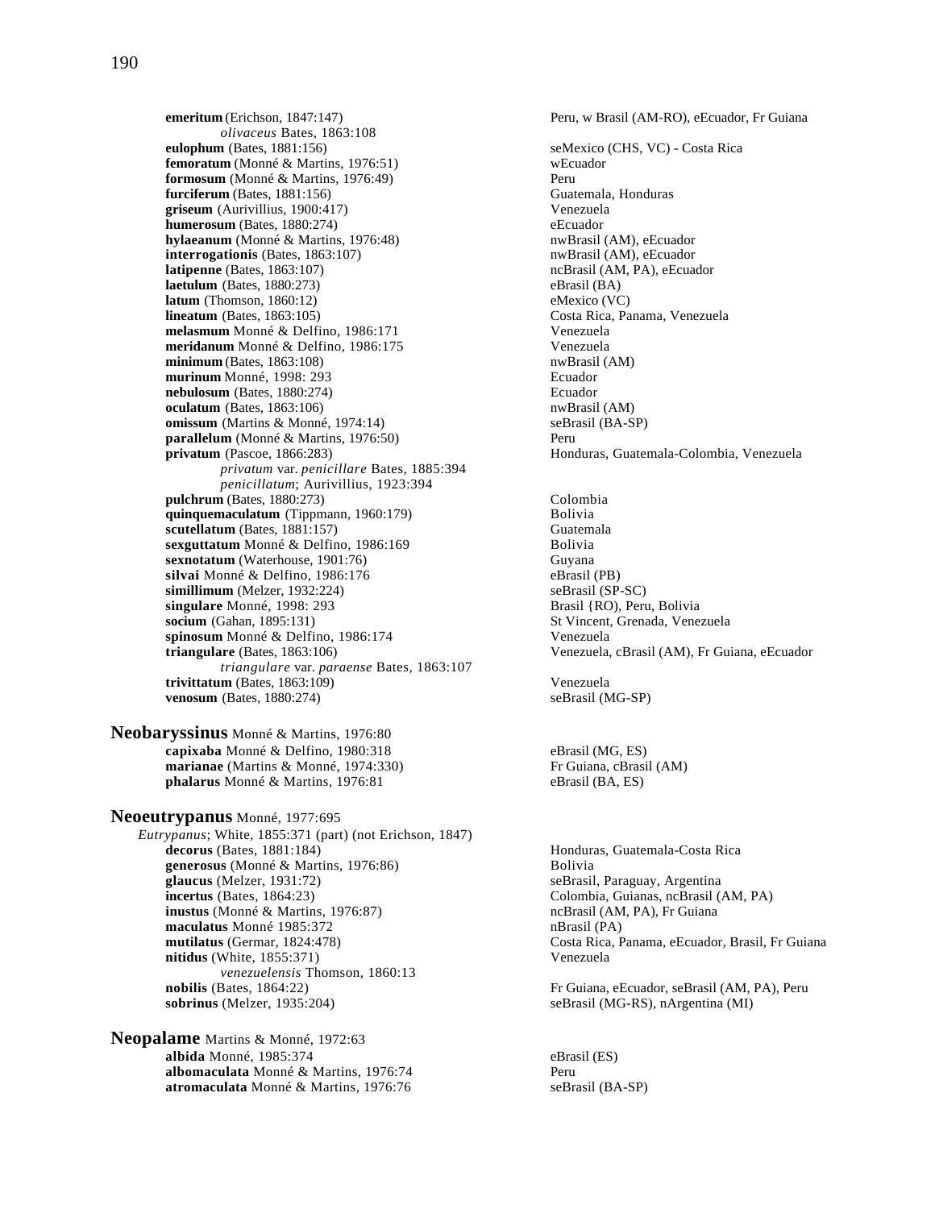**emeritum** (Erichson, 1847:147) Peru, w Brasil (AM-RO), eEcuador, Fr Guiana
*olivaceus* Bates, 1863:108
**eulophum** (Bates, 1881:156) seMexico (CHS, VC) - Costa Rica
**femoratum** (Monné & Martins, 1976:51) wEcuador
**formosum** (Monné & Martins, 1976:49) Peru
**furciferum** (Bates, 1881:156) Guatemala, Honduras
**griseum** (Aurivillius, 1900:417) Venezuela
**humerosum** (Bates, 1880:274) eEcuador
**hylaeanum** (Monné & Martins, 1976:48) nwBrasil (AM), eEcuador
**interrogationis** (Bates, 1863:107) nwBrasil (AM), eEcuador
**latipenne** (Bates, 1863:107) ncBrasil (AM, PA), eEcuador
**laetulum** (Bates, 1880:273) eBrasil (BA)
**latum** (Thomson, 1860:12) eMexico (VC)
**lineatum** (Bates, 1863:105) Costa Rica, Panama, Venezuela
**melasmum** Monné & Delfino, 1986:171 Venezuela
**meridanum** Monné & Delfino, 1986:175 Venezuela
**minimum** (Bates, 1863:108) nwBrasil (AM)
**murinum** Monné, 1998: 293 Ecuador
**nebulosum** (Bates, 1880:274) Ecuador
**oculatum** (Bates, 1863:106) nwBrasil (AM)
**omissum** (Martins & Monné, 1974:14) seBrasil (BA-SP)
**parallelum** (Monné & Martins, 1976:50) Peru
**privatum** (Pascoe, 1866:283) Honduras, Guatemala-Colombia, Venezuela
*privatum* var. *penicillare* Bates, 1885:394
*penicillatum*; Aurivillius, 1923:394
**pulchrum** (Bates, 1880:273) Colombia
**quinquemaculatum** (Tippmann, 1960:179) Bolivia
**scutellatum** (Bates, 1881:157) Guatemala
**sexguttatum** Monné & Delfino, 1986:169 Bolivia
**sexnotatum** (Waterhouse, 1901:76) Guyana
**silvai** Monné & Delfino, 1986:176 eBrasil (PB)
**simillimum** (Melzer, 1932:224) seBrasil (SP-SC)
**singulare** Monné, 1998: 293 Brasil {RO), Peru, Bolivia
**socium** (Gahan, 1895:131) St Vincent, Grenada, Venezuela
**spinosum** Monné & Delfino, 1986:174 Venezuela
**triangulare** (Bates, 1863:106) Venezuela, cBrasil (AM), Fr Guiana, eEcuador
*triangulare* var. *paraense* Bates, 1863:107
**trivittatum** (Bates, 1863:109) Venezuela
**venosum** (Bates, 1880:274) seBrasil (MG-SP)

**Neobaryssinus** Monné & Martins, 1976:80
**capixaba** Monné & Delfino, 1980:318 eBrasil (MG, ES)
**marianae** (Martins & Monné, 1974:330) Fr Guiana, cBrasil (AM)
**phalarus** Monné & Martins, 1976:81 eBrasil (BA, ES)

**Neoeutrypanus** Monné, 1977:695
*Eutrypanus*; White, 1855:371 (part) (not Erichson, 1847)
**decorus** (Bates, 1881:184) Honduras, Guatemala-Costa Rica
**generosus** (Monné & Martins, 1976:86) Bolivia
**glaucus** (Melzer, 1931:72) seBrasil, Paraguay, Argentina
**incertus** (Bates, 1864:23) Colombia, Guianas, ncBrasil (AM, PA)
**inustus** (Monné & Martins, 1976:87) ncBrasil (AM, PA), Fr Guiana
**maculatus** Monné 1985:372 nBrasil (PA)
**mutilatus** (Germar, 1824:478) Costa Rica, Panama, eEcuador, Brasil, Fr Guiana
**nitidus** (White, 1855:371) Venezuela
*venezuelensis* Thomson, 1860:13
**nobilis** (Bates, 1864:22) Fr Guiana, eEcuador, seBrasil (AM, PA), Peru
**sobrinus** (Melzer, 1935:204) seBrasil (MG-RS), nArgentina (MI)

**Neopalame** Martins & Monné, 1972:63
**albida** Monné, 1985:374 eBrasil (ES)
**albomaculata** Monné & Martins, 1976:74 Peru
**atromaculata** Monné & Martins, 1976:76 seBrasil (BA-SP)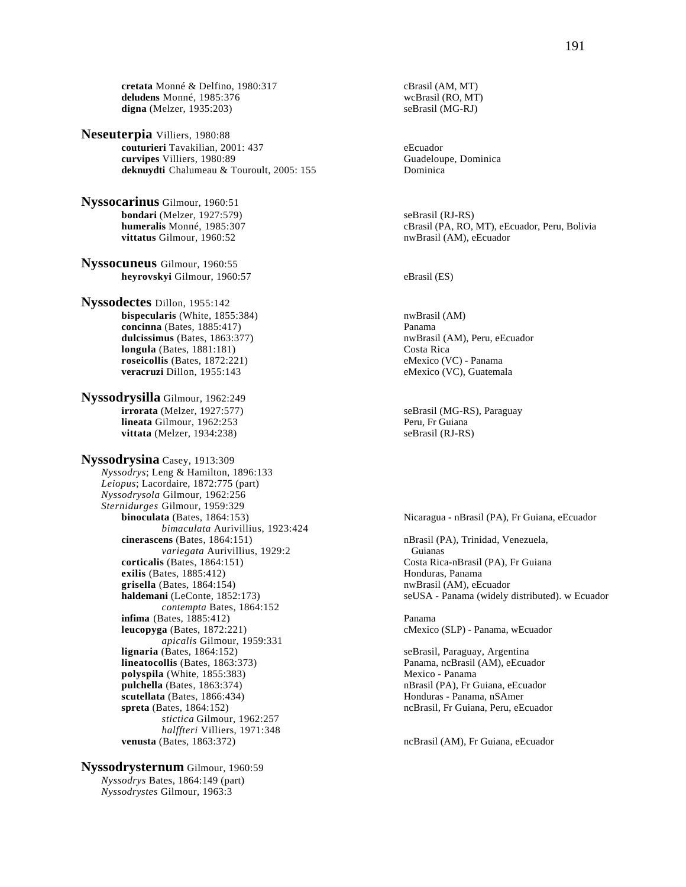**cretata** Monné & Delfino, 1980:317 — cBrasil (AM, MT)
**deludens** Monné, 1985:376 — wcBrasil (RO, MT)
**digna** (Melzer, 1935:203) — seBrasil (MG-RJ)

**Neseuterpia** Villiers, 1980:88
**couturieri** Tavakilian, 2001: 437 — eEcuador
**curvipes** Villiers, 1980:89 — Guadeloupe, Dominica
**deknuydti** Chalumeau & Touroult, 2005: 155 — Dominica

**Nyssocarinus** Gilmour, 1960:51
**bondari** (Melzer, 1927:579) — seBrasil (RJ-RS)
**humeralis** Monné, 1985:307 — cBrasil (PA, RO, MT), eEcuador, Peru, Bolivia
**vittatus** Gilmour, 1960:52 — nwBrasil (AM), eEcuador

**Nyssocuneus** Gilmour, 1960:55
**heyrovskyi** Gilmour, 1960:57 — eBrasil (ES)

**Nyssodectes** Dillon, 1955:142
**bispecularis** (White, 1855:384) — nwBrasil (AM)
**concinna** (Bates, 1885:417) — Panama
**dulcissimus** (Bates, 1863:377) — nwBrasil (AM), Peru, eEcuador
**longula** (Bates, 1881:181) — Costa Rica
**roseicollis** (Bates, 1872:221) — eMexico (VC) - Panama
**veracruzi** Dillon, 1955:143 — eMexico (VC), Guatemala

**Nyssodrysilla** Gilmour, 1962:249
**irrorata** (Melzer, 1927:577) — seBrasil (MG-RS), Paraguay
**lineata** Gilmour, 1962:253 — Peru, Fr Guiana
**vittata** (Melzer, 1934:238) — seBrasil (RJ-RS)

**Nyssodrysina** Casey, 1913:309
*Nyssodrys*; Leng & Hamilton, 1896:133
*Leiopus*; Lacordaire, 1872:775 (part)
*Nyssodrysola* Gilmour, 1962:256
*Sternidurges* Gilmour, 1959:329
**binoculata** (Bates, 1864:153) — Nicaragua - nBrasil (PA), Fr Guiana, eEcuador
*bimaculata* Aurivillius, 1923:424
**cinerascens** (Bates, 1864:151) — nBrasil (PA), Trinidad, Venezuela, Guianas
*variegata* Aurivillius, 1929:2
**corticalis** (Bates, 1864:151) — Costa Rica-nBrasil (PA), Fr Guiana
**exilis** (Bates, 1885:412) — Honduras, Panama
**grisella** (Bates, 1864:154) — nwBrasil (AM), eEcuador
**haldemani** (LeConte, 1852:173) — seUSA - Panama (widely distributed). w Ecuador
*contempta* Bates, 1864:152
**infima** (Bates, 1885:412) — Panama
**leucopyga** (Bates, 1872:221) — cMexico (SLP) - Panama, wEcuador
*apicalis* Gilmour, 1959:331
**lignaria** (Bates, 1864:152) — seBrasil, Paraguay, Argentina
**lineatocollis** (Bates, 1863:373) — Panama, ncBrasil (AM), eEcuador
**polyspila** (White, 1855:383) — Mexico - Panama
**pulchella** (Bates, 1863:374) — nBrasil (PA), Fr Guiana, eEcuador
**scutellata** (Bates, 1866:434) — Honduras - Panama, nSAmer
**spreta** (Bates, 1864:152) — ncBrasil, Fr Guiana, Peru, eEcuador
*stictica* Gilmour, 1962:257
*halffteri* Villiers, 1971:348
**venusta** (Bates, 1863:372) — ncBrasil (AM), Fr Guiana, eEcuador

**Nyssodrysternum** Gilmour, 1960:59
*Nyssodrys* Bates, 1864:149 (part)
*Nyssodrystes* Gilmour, 1963:3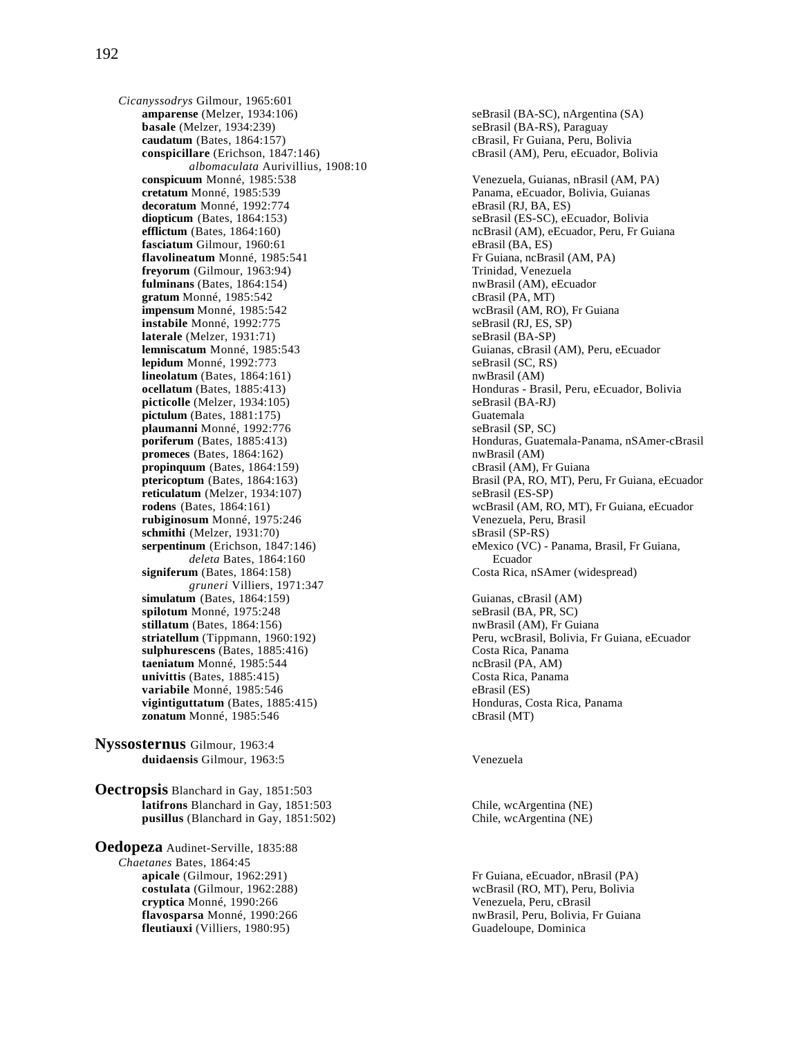*Cicanyssodrys* Gilmour, 1965:601

**amparense** (Melzer, 1934:106) seBrasil (BA-SC), nArgentina (SA)
**basale** (Melzer, 1934:239) seBrasil (BA-RS), Paraguay
**caudatum** (Bates, 1864:157) cBrasil, Fr Guiana, Peru, Bolivia
**conspicillare** (Erichson, 1847:146) cBrasil (AM), Peru, eEcuador, Bolivia
*albomaculata* Aurivillius, 1908:10
**conspicuum** Monné, 1985:538 Venezuela, Guianas, nBrasil (AM, PA)
**cretatum** Monné, 1985:539 Panama, eEcuador, Bolivia, Guianas
**decoratum** Monné, 1992:774 eBrasil (RJ, BA, ES)
**diopticum** (Bates, 1864:153) seBrasil (ES-SC), eEcuador, Bolivia
**efflictum** (Bates, 1864:160) ncBrasil (AM), eEcuador, Peru, Fr Guiana
**fasciatum** Gilmour, 1960:61 eBrasil (BA, ES)
**flavolineatum** Monné, 1985:541 Fr Guiana, ncBrasil (AM, PA)
**freyorum** (Gilmour, 1963:94) Trinidad, Venezuela
**fulminans** (Bates, 1864:154) nwBrasil (AM), eEcuador
**gratum** Monné, 1985:542 cBrasil (PA, MT)
**impensum** Monné, 1985:542 wcBrasil (AM, RO), Fr Guiana
**instabile** Monné, 1992:775 seBrasil (RJ, ES, SP)
**laterale** (Melzer, 1931:71) seBrasil (BA-SP)
**lemniscatum** Monné, 1985:543 Guianas, cBrasil (AM), Peru, eEcuador
**lepidum** Monné, 1992:773 seBrasil (SC, RS)
**lineolatum** (Bates, 1864:161) nwBrasil (AM)
**ocellatum** (Bates, 1885:413) Honduras - Brasil, Peru, eEcuador, Bolivia
**picticolle** (Melzer, 1934:105) seBrasil (BA-RJ)
**pictulum** (Bates, 1881:175) Guatemala
**plaumanni** Monné, 1992:776 seBrasil (SP, SC)
**poriferum** (Bates, 1885:413) Honduras, Guatemala-Panama, nSAmer-cBrasil
**promeces** (Bates, 1864:162) nwBrasil (AM)
**propinquum** (Bates, 1864:159) cBrasil (AM), Fr Guiana
**ptericoptum** (Bates, 1864:163) Brasil (PA, RO, MT), Peru, Fr Guiana, eEcuador
**reticulatum** (Melzer, 1934:107) seBrasil (ES-SP)
**rodens** (Bates, 1864:161) wcBrasil (AM, RO, MT), Fr Guiana, eEcuador
**rubiginosum** Monné, 1975:246 Venezuela, Peru, Brasil
**schmithi** (Melzer, 1931:70) sBrasil (SP-RS)
**serpentinum** (Erichson, 1847:146) eMexico (VC) - Panama, Brasil, Fr Guiana, Ecuador
*deleta* Bates, 1864:160
**signiferum** (Bates, 1864:158) Costa Rica, nSAmer (widespread)
*gruneri* Villiers, 1971:347
**simulatum** (Bates, 1864:159) Guianas, cBrasil (AM)
**spilotum** Monné, 1975:248 seBrasil (BA, PR, SC)
**stillatum** (Bates, 1864:156) nwBrasil (AM), Fr Guiana
**striatellum** (Tippmann, 1960:192) Peru, wcBrasil, Bolivia, Fr Guiana, eEcuador
**sulphurescens** (Bates, 1885:416) Costa Rica, Panama
**taeniatum** Monné, 1985:544 ncBrasil (PA, AM)
**univittis** (Bates, 1885:415) Costa Rica, Panama
**variabile** Monné, 1985:546 eBrasil (ES)
**vigintiguttatum** (Bates, 1885:415) Honduras, Costa Rica, Panama
**zonatum** Monné, 1985:546 cBrasil (MT)

## Nyssosternus Gilmour, 1963:4

**duidaensis** Gilmour, 1963:5 Venezuela

## Oectropsis Blanchard in Gay, 1851:503

**latifrons** Blanchard in Gay, 1851:503 Chile, wcArgentina (NE)
**pusillus** (Blanchard in Gay, 1851:502) Chile, wcArgentina (NE)

## Oedopeza Audinet-Serville, 1835:88

*Chaetanes* Bates, 1864:45

**apicale** (Gilmour, 1962:291) Fr Guiana, eEcuador, nBrasil (PA)
**costulata** (Gilmour, 1962:288) wcBrasil (RO, MT), Peru, Bolivia
**cryptica** Monné, 1990:266 Venezuela, Peru, cBrasil
**flavosparsa** Monné, 1990:266 nwBrasil, Peru, Bolivia, Fr Guiana
**fleutiauxi** (Villiers, 1980:95) Guadeloupe, Dominica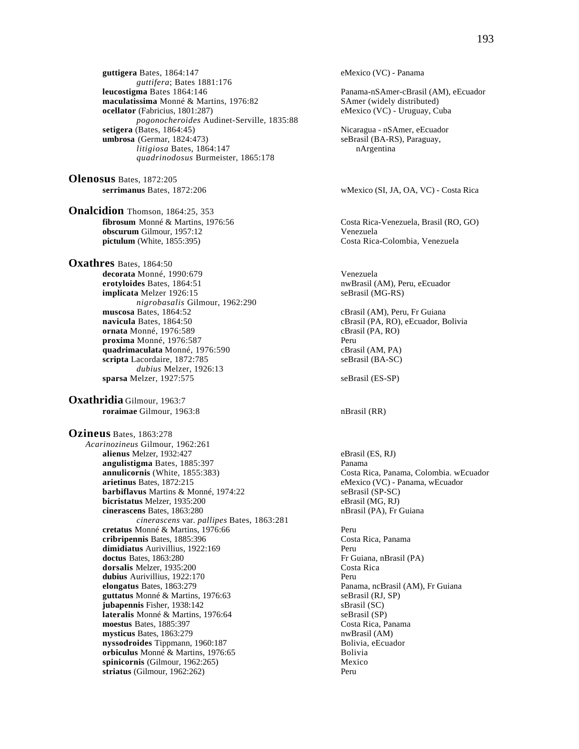**guttigera** Bates, 1864:147 — eMexico (VC) - Panama
*guttifera*; Bates 1881:176
**leucostigma** Bates 1864:146 — Panama-nSAmer-cBrasil (AM), eEcuador
**maculatissima** Monné & Martins, 1976:82 — SAmer (widely distributed)
**ocellator** (Fabricius, 1801:287) — eMexico (VC) - Uruguay, Cuba
*pogonocheroides* Audinet-Serville, 1835:88
**setigera** (Bates, 1864:45) — Nicaragua - nSAmer, eEcuador
**umbrosa** (Germar, 1824:473) — seBrasil (BA-RS), Paraguay, nArgentina
*litigiosa* Bates, 1864:147
*quadrinodosus* Burmeister, 1865:178

## Olenosus Bates, 1872:205

**serrimanus** Bates, 1872:206 — wMexico (SI, JA, OA, VC) - Costa Rica

## Onalcidion Thomson, 1864:25, 353

**fibrosum** Monné & Martins, 1976:56 — Costa Rica-Venezuela, Brasil (RO, GO)
**obscurum** Gilmour, 1957:12 — Venezuela
**pictulum** (White, 1855:395) — Costa Rica-Colombia, Venezuela

## Oxathres Bates, 1864:50

**decorata** Monné, 1990:679 — Venezuela
**erotyloides** Bates, 1864:51 — nwBrasil (AM), Peru, eEcuador
**implicata** Melzer 1926:15 — seBrasil (MG-RS)
*nigrobasalis* Gilmour, 1962:290
**muscosa** Bates, 1864:52 — cBrasil (AM), Peru, Fr Guiana
**navicula** Bates, 1864:50 — cBrasil (PA, RO), eEcuador, Bolivia
**ornata** Monné, 1976:589 — cBrasil (PA, RO)
**proxima** Monné, 1976:587 — Peru
**quadrimaculata** Monné, 1976:590 — cBrasil (AM, PA)
**scripta** Lacordaire, 1872:785 — seBrasil (BA-SC)
*dubius* Melzer, 1926:13
**sparsa** Melzer, 1927:575 — seBrasil (ES-SP)

## Oxathridia Gilmour, 1963:7

**roraimae** Gilmour, 1963:8 — nBrasil (RR)

## Ozineus Bates, 1863:278

*Acarinozineus* Gilmour, 1962:261
**alienus** Melzer, 1932:427 — eBrasil (ES, RJ)
**angulistigma** Bates, 1885:397 — Panama
**annulicornis** (White, 1855:383) — Costa Rica, Panama, Colombia. wEcuador
**arietinus** Bates, 1872:215 — eMexico (VC) - Panama, wEcuador
**barbiflavus** Martins & Monné, 1974:22 — seBrasil (SP-SC)
**bicristatus** Melzer, 1935:200 — eBrasil (MG, RJ)
**cinerascens** Bates, 1863:280 — nBrasil (PA), Fr Guiana
*cinerascens* var. *pallipes* Bates, 1863:281
**cretatus** Monné & Martins, 1976:66 — Peru
**cribripennis** Bates, 1885:396 — Costa Rica, Panama
**dimidiatus** Aurivillius, 1922:169 — Peru
**doctus** Bates, 1863:280 — Fr Guiana, nBrasil (PA)
**dorsalis** Melzer, 1935:200 — Costa Rica
**dubius** Aurivillius, 1922:170 — Peru
**elongatus** Bates, 1863:279 — Panama, ncBrasil (AM), Fr Guiana
**guttatus** Monné & Martins, 1976:63 — seBrasil (RJ, SP)
**jubapennis** Fisher, 1938:142 — sBrasil (SC)
**lateralis** Monné & Martins, 1976:64 — seBrasil (SP)
**moestus** Bates, 1885:397 — Costa Rica, Panama
**mysticus** Bates, 1863:279 — nwBrasil (AM)
**nyssodroides** Tippmann, 1960:187 — Bolivia, eEcuador
**orbiculus** Monné & Martins, 1976:65 — Bolivia
**spinicornis** (Gilmour, 1962:265) — Mexico
**striatus** (Gilmour, 1962:262) — Peru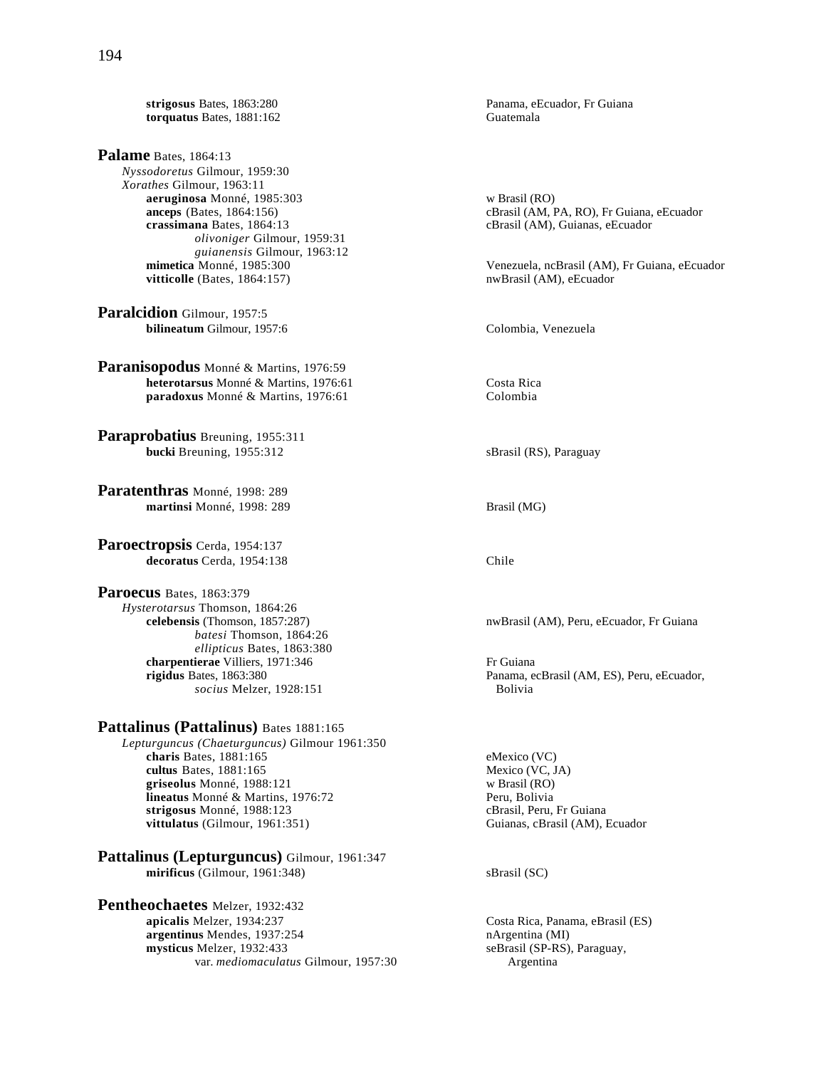**strigosus** Bates, 1863:280 — Panama, eEcuador, Fr Guiana
**torquatus** Bates, 1881:162 — Guatemala

**Palame** Bates, 1864:13
*Nyssodoretus* Gilmour, 1959:30
*Xorathes* Gilmour, 1963:11
**aeruginosa** Monné, 1985:303 — w Brasil (RO)
**anceps** (Bates, 1864:156) — cBrasil (AM, PA, RO), Fr Guiana, eEcuador
**crassimana** Bates, 1864:13 — cBrasil (AM), Guianas, eEcuador
*olivoniger* Gilmour, 1959:31
*guianensis* Gilmour, 1963:12
**mimetica** Monné, 1985:300 — Venezuela, ncBrasil (AM), Fr Guiana, eEcuador
**vitticolle** (Bates, 1864:157) — nwBrasil (AM), eEcuador

**Paralcidion** Gilmour, 1957:5
**bilineatum** Gilmour, 1957:6 — Colombia, Venezuela

**Paranisopodus** Monné & Martins, 1976:59
**heterotarsus** Monné & Martins, 1976:61 — Costa Rica
**paradoxus** Monné & Martins, 1976:61 — Colombia

**Paraprobatius** Breuning, 1955:311
**bucki** Breuning, 1955:312 — sBrasil (RS), Paraguay

**Paratenthras** Monné, 1998: 289
**martinsi** Monné, 1998: 289 — Brasil (MG)

**Paroectropsis** Cerda, 1954:137
**decoratus** Cerda, 1954:138 — Chile

**Paroecus** Bates, 1863:379
*Hysterotarsus* Thomson, 1864:26
**celebensis** (Thomson, 1857:287) — nwBrasil (AM), Peru, eEcuador, Fr Guiana
*batesi* Thomson, 1864:26
*ellipticus* Bates, 1863:380
**charpentierae** Villiers, 1971:346 — Fr Guiana
**rigidus** Bates, 1863:380 — Panama, ecBrasil (AM, ES), Peru, eEcuador, Bolivia
*socius* Melzer, 1928:151

**Pattalinus (Pattalinus)** Bates 1881:165
*Lepturguncus (Chaeturguncus)* Gilmour 1961:350
**charis** Bates, 1881:165 — eMexico (VC)
**cultus** Bates, 1881:165 — Mexico (VC, JA)
**griseolus** Monné, 1988:121 — w Brasil (RO)
**lineatus** Monné & Martins, 1976:72 — Peru, Bolivia
**strigosus** Monné, 1988:123 — cBrasil, Peru, Fr Guiana
**vittulatus** (Gilmour, 1961:351) — Guianas, cBrasil (AM), Ecuador

**Pattalinus (Lepturguncus)** Gilmour, 1961:347
**mirificus** (Gilmour, 1961:348) — sBrasil (SC)

**Pentheochaetes** Melzer, 1932:432
**apicalis** Melzer, 1934:237 — Costa Rica, Panama, eBrasil (ES)
**argentinus** Mendes, 1937:254 — nArgentina (MI)
**mysticus** Melzer, 1932:433 — seBrasil (SP-RS), Paraguay, Argentina
var. *mediomaculatus* Gilmour, 1957:30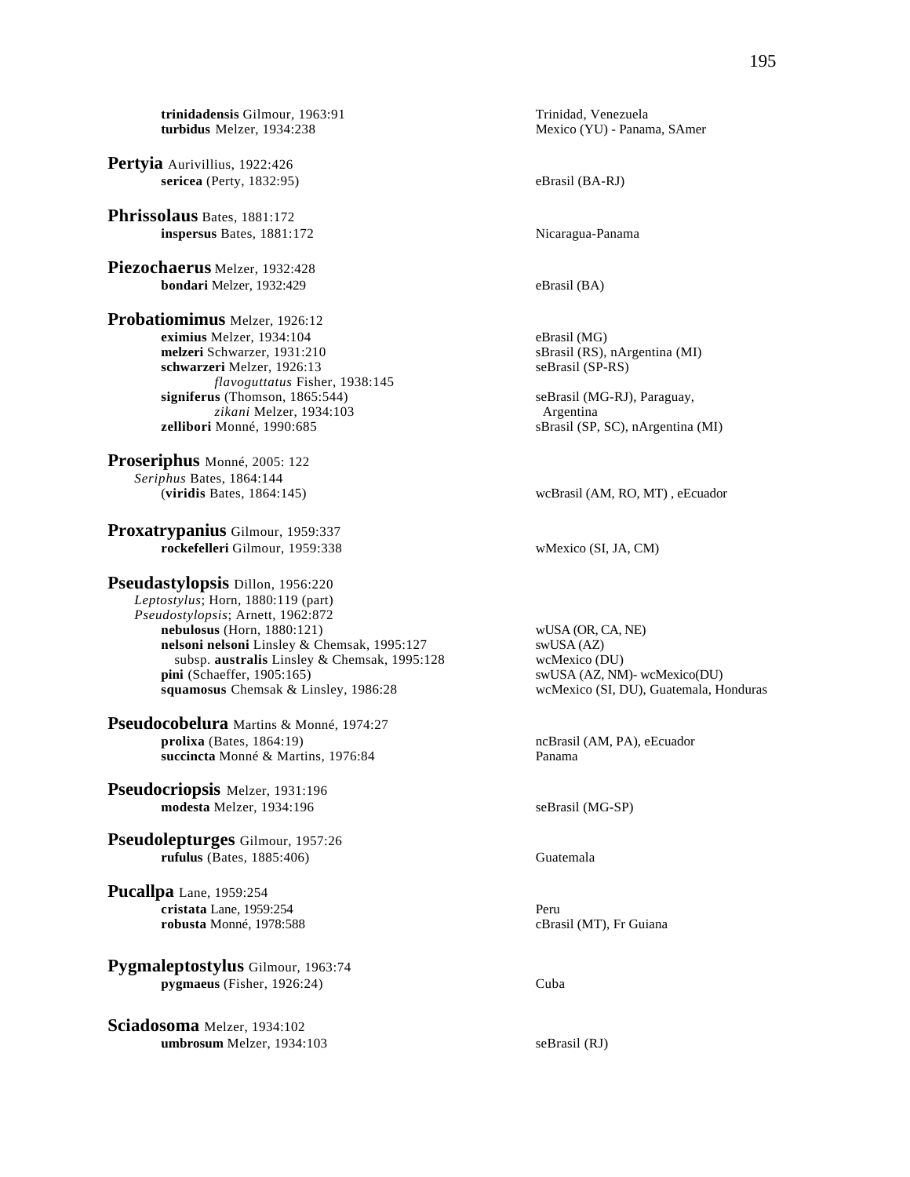**trinidadensis** Gilmour, 1963:91 Trinidad, Venezuela
**turbidus** Melzer, 1934:238 Mexico (YU) - Panama, SAmer

**Pertyia** Aurivillius, 1922:426
**sericea** (Perty, 1832:95) eBrasil (BA-RJ)

**Phrissolaus** Bates, 1881:172
**inspersus** Bates, 1881:172 Nicaragua-Panama

**Piezochaerus** Melzer, 1932:428
**bondari** Melzer, 1932:429 eBrasil (BA)

**Probatiomimus** Melzer, 1926:12
**eximius** Melzer, 1934:104 eBrasil (MG)
**melzeri** Schwarzer, 1931:210 sBrasil (RS), nArgentina (MI)
**schwarzeri** Melzer, 1926:13 seBrasil (SP-RS)
*flavoguttatus* Fisher, 1938:145
**signiferus** (Thomson, 1865:544) seBrasil (MG-RJ), Paraguay,
*zikani* Melzer, 1934:103 Argentina
**zellibori** Monné, 1990:685 sBrasil (SP, SC), nArgentina (MI)

**Proseriphus** Monné, 2005: 122
*Seriphus* Bates, 1864:144
(**viridis** Bates, 1864:145) wcBrasil (AM, RO, MT) , eEcuador

**Proxatrypanius** Gilmour, 1959:337
**rockefelleri** Gilmour, 1959:338 wMexico (SI, JA, CM)

**Pseudastylopsis** Dillon, 1956:220
*Leptostylus*; Horn, 1880:119 (part)
*Pseudostylopsis*; Arnett, 1962:872
**nebulosus** (Horn, 1880:121) wUSA (OR, CA, NE)
**nelsoni nelsoni** Linsley & Chemsak, 1995:127 swUSA (AZ)
subsp. **australis** Linsley & Chemsak, 1995:128 wcMexico (DU)
**pini** (Schaeffer, 1905:165) swUSA (AZ, NM)- wcMexico(DU)
**squamosus** Chemsak & Linsley, 1986:28 wcMexico (SI, DU), Guatemala, Honduras

**Pseudocobelura** Martins & Monné, 1974:27
**prolixa** (Bates, 1864:19) ncBrasil (AM, PA), eEcuador
**succincta** Monné & Martins, 1976:84 Panama

**Pseudocriopsis** Melzer, 1931:196
**modesta** Melzer, 1934:196 seBrasil (MG-SP)

**Pseudolepturges** Gilmour, 1957:26
**rufulus** (Bates, 1885:406) Guatemala

**Pucallpa** Lane, 1959:254
**cristata** Lane, 1959:254 Peru
**robusta** Monné, 1978:588 cBrasil (MT), Fr Guiana

**Pygmaleptostylus** Gilmour, 1963:74
**pygmaeus** (Fisher, 1926:24) Cuba

**Sciadosoma** Melzer, 1934:102
**umbrosum** Melzer, 1934:103 seBrasil (RJ)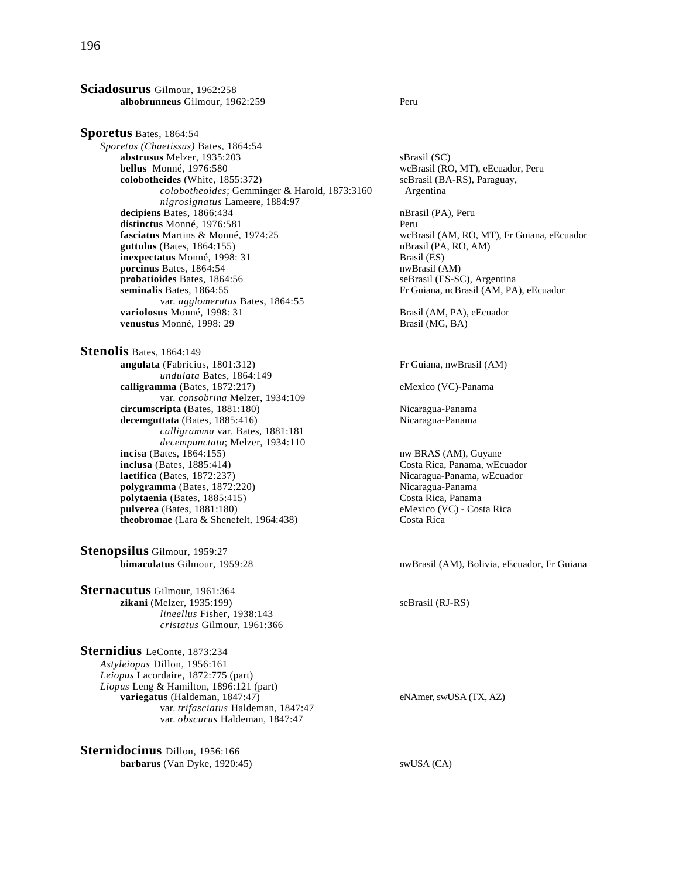**Sciadosurus** Gilmour, 1962:258
- **albobrunneus** Gilmour, 1962:259 — Peru

**Sporetus** Bates, 1864:54

*Sporetus (Chaetissus)* Bates, 1864:54
- **abstrusus** Melzer, 1935:203 — sBrasil (SC)
- **bellus** Monné, 1976:580 — wcBrasil (RO, MT), eEcuador, Peru
- **colobotheides** (White, 1855:372) — seBrasil (BA-RS), Paraguay, Argentina
  - *colobotheoides*; Gemminger & Harold, 1873:3160
  - *nigrosignatus* Lameere, 1884:97
- **decipiens** Bates, 1866:434 — nBrasil (PA), Peru
- **distinctus** Monné, 1976:581 — Peru
- **fasciatus** Martins & Monné, 1974:25 — wcBrasil (AM, RO, MT), Fr Guiana, eEcuador
- **guttulus** (Bates, 1864:155) — nBrasil (PA, RO, AM)
- **inexpectatus** Monné, 1998: 31 — Brasil (ES)
- **porcinus** Bates, 1864:54 — nwBrasil (AM)
- **probatioides** Bates, 1864:56 — seBrasil (ES-SC), Argentina
- **seminalis** Bates, 1864:55 — Fr Guiana, ncBrasil (AM, PA), eEcuador
  - var. *agglomeratus* Bates, 1864:55
- **variolosus** Monné, 1998: 31 — Brasil (AM, PA), eEcuador
- **venustus** Monné, 1998: 29 — Brasil (MG, BA)

**Stenolis** Bates, 1864:149
- **angulata** (Fabricius, 1801:312) — Fr Guiana, nwBrasil (AM)
  - *undulata* Bates, 1864:149
- **calligramma** (Bates, 1872:217) — eMexico (VC)-Panama
  - var. *consobrina* Melzer, 1934:109
- **circumscripta** (Bates, 1881:180) — Nicaragua-Panama
- **decemguttata** (Bates, 1885:416) — Nicaragua-Panama
  - *calligramma* var. Bates, 1881:181
  - *decempunctata*; Melzer, 1934:110
- **incisa** (Bates, 1864:155) — nw BRAS (AM), Guyane
- **inclusa** (Bates, 1885:414) — Costa Rica, Panama, wEcuador
- **laetifica** (Bates, 1872:237) — Nicaragua-Panama, wEcuador
- **polygramma** (Bates, 1872:220) — Nicaragua-Panama
- **polytaenia** (Bates, 1885:415) — Costa Rica, Panama
- **pulverea** (Bates, 1881:180) — eMexico (VC) - Costa Rica
- **theobromae** (Lara & Shenefelt, 1964:438) — Costa Rica

**Stenopsilus** Gilmour, 1959:27
- **bimaculatus** Gilmour, 1959:28 — nwBrasil (AM), Bolivia, eEcuador, Fr Guiana

**Sternacutus** Gilmour, 1961:364
- **zikani** (Melzer, 1935:199) — seBrasil (RJ-RS)
  - *lineellus* Fisher, 1938:143
  - *cristatus* Gilmour, 1961:366

**Sternidius** LeConte, 1873:234

*Astyleiopus* Dillon, 1956:161
*Leiopus* Lacordaire, 1872:775 (part)
*Liopus* Leng & Hamilton, 1896:121 (part)
- **variegatus** (Haldeman, 1847:47) — eNAmer, swUSA (TX, AZ)
  - var. *trifasciatus* Haldeman, 1847:47
  - var. *obscurus* Haldeman, 1847:47

**Sternidocinus** Dillon, 1956:166
- **barbarus** (Van Dyke, 1920:45) — swUSA (CA)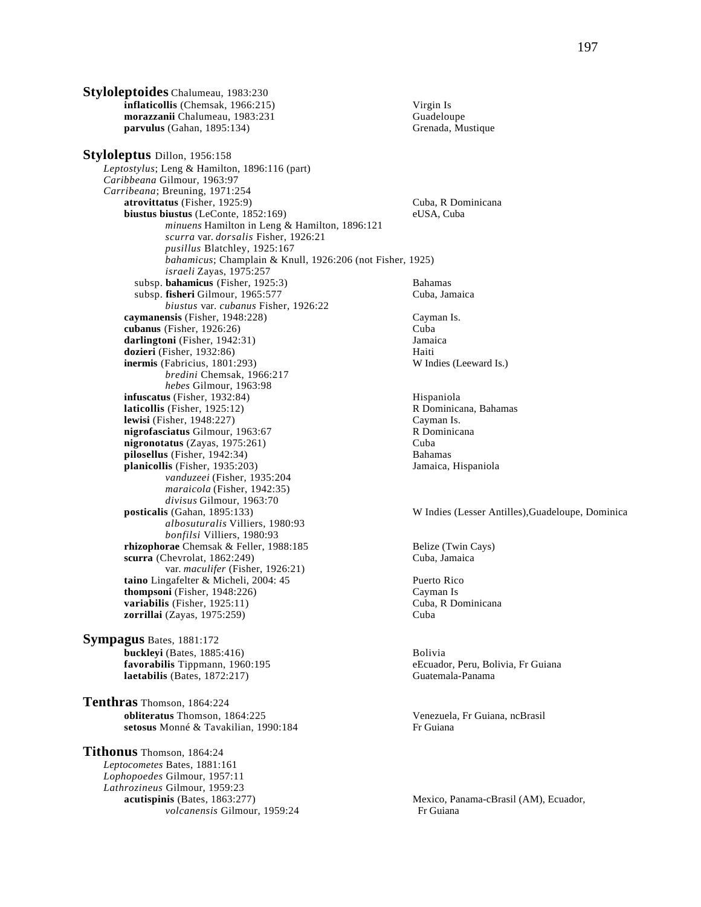**Styloleptoides** Chalumeau, 1983:230

- **inflaticollis** (Chemsak, 1966:215) — Virgin Is
- **morazzanii** Chalumeau, 1983:231 — Guadeloupe
- **parvulus** (Gahan, 1895:134) — Grenada, Mustique

**Styloleptus** Dillon, 1956:158

*Leptostylus*; Leng & Hamilton, 1896:116 (part)
*Caribbeana* Gilmour, 1963:97
*Carribeana*; Breuning, 1971:254

- **atrovittatus** (Fisher, 1925:9) — Cuba, R Dominicana
- **biustus biustus** (LeConte, 1852:169) — eUSA, Cuba
  - *minuens* Hamilton in Leng & Hamilton, 1896:121
  - *scurra* var. *dorsalis* Fisher, 1926:21
  - *pusillus* Blatchley, 1925:167
  - *bahamicus*; Champlain & Knull, 1926:206 (not Fisher, 1925)
  - *israeli* Zayas, 1975:257
- subsp. **bahamicus** (Fisher, 1925:3) — Bahamas
- subsp. **fisheri** Gilmour, 1965:577 — Cuba, Jamaica
  - *biustus* var. *cubanus* Fisher, 1926:22
- **caymanensis** (Fisher, 1948:228) — Cayman Is.
- **cubanus** (Fisher, 1926:26) — Cuba
- **darlingtoni** (Fisher, 1942:31) — Jamaica
- **dozieri** (Fisher, 1932:86) — Haiti
- **inermis** (Fabricius, 1801:293) — W Indies (Leeward Is.)
  - *bredini* Chemsak, 1966:217
  - *hebes* Gilmour, 1963:98
- **infuscatus** (Fisher, 1932:84) — Hispaniola
- **laticollis** (Fisher, 1925:12) — R Dominicana, Bahamas
- **lewisi** (Fisher, 1948:227) — Cayman Is.
- **nigrofasciatus** Gilmour, 1963:67 — R Dominicana
- **nigronotatus** (Zayas, 1975:261) — Cuba
- **pilosellus** (Fisher, 1942:34) — Bahamas
- **planicollis** (Fisher, 1935:203) — Jamaica, Hispaniola
  - *vanduzeei* (Fisher, 1935:204
  - *maraicola* (Fisher, 1942:35)
  - *divisus* Gilmour, 1963:70
- **posticalis** (Gahan, 1895:133) — W Indies (Lesser Antilles),Guadeloupe, Dominica
  - *albosuturalis* Villiers, 1980:93
  - *bonfilsi* Villiers, 1980:93
- **rhizophorae** Chemsak & Feller, 1988:185 — Belize (Twin Cays)
- **scurra** (Chevrolat, 1862:249) — Cuba, Jamaica
  - var. *maculifer* (Fisher, 1926:21)
- **taino** Lingafelter & Micheli, 2004: 45 — Puerto Rico
- **thompsoni** (Fisher, 1948:226) — Cayman Is
- **variabilis** (Fisher, 1925:11) — Cuba, R Dominicana
- **zorrillai** (Zayas, 1975:259) — Cuba

**Sympagus** Bates, 1881:172

- **buckleyi** (Bates, 1885:416) — Bolivia
- **favorabilis** Tippmann, 1960:195 — eEcuador, Peru, Bolivia, Fr Guiana
- **laetabilis** (Bates, 1872:217) — Guatemala-Panama

**Tenthras** Thomson, 1864:224

- **obliteratus** Thomson, 1864:225 — Venezuela, Fr Guiana, ncBrasil
- **setosus** Monné & Tavakilian, 1990:184 — Fr Guiana

**Tithonus** Thomson, 1864:24

*Leptocometes* Bates, 1881:161
*Lophopoedes* Gilmour, 1957:11
*Lathrozineus* Gilmour, 1959:23

- **acutispinis** (Bates, 1863:277) — Mexico, Panama-cBrasil (AM), Ecuador, Fr Guiana
  - *volcanensis* Gilmour, 1959:24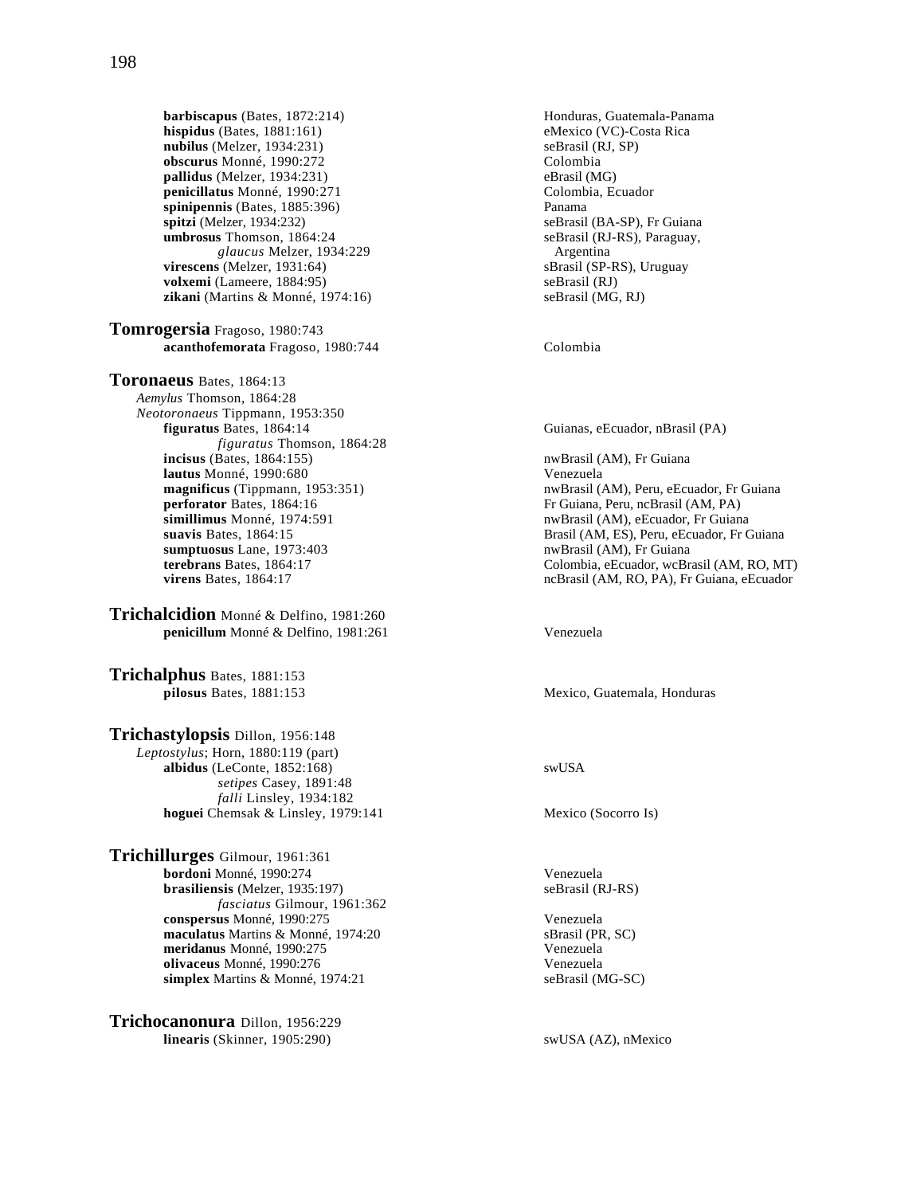**barbiscapus** (Bates, 1872:214) — Honduras, Guatemala-Panama
**hispidus** (Bates, 1881:161) — eMexico (VC)-Costa Rica
**nubilus** (Melzer, 1934:231) — seBrasil (RJ, SP)
**obscurus** Monné, 1990:272 — Colombia
**pallidus** (Melzer, 1934:231) — eBrasil (MG)
**penicillatus** Monné, 1990:271 — Colombia, Ecuador
**spinipennis** (Bates, 1885:396) — Panama
**spitzi** (Melzer, 1934:232) — seBrasil (BA-SP), Fr Guiana
**umbrosus** Thomson, 1864:24 — seBrasil (RJ-RS), Paraguay, Argentina
*glaucus* Melzer, 1934:229
**virescens** (Melzer, 1931:64) — sBrasil (SP-RS), Uruguay
**volxemi** (Lameere, 1884:95) — seBrasil (RJ)
**zikani** (Martins & Monné, 1974:16) — seBrasil (MG, RJ)

## Tomrogersia Fragoso, 1980:743

**acanthofemorata** Fragoso, 1980:744 — Colombia

## Toronaeus Bates, 1864:13

*Aemylus* Thomson, 1864:28
*Neotoronaeus* Tippmann, 1953:350
**figuratus** Bates, 1864:14 — Guianas, eEcuador, nBrasil (PA)
*figuratus* Thomson, 1864:28
**incisus** (Bates, 1864:155) — nwBrasil (AM), Fr Guiana
**lautus** Monné, 1990:680 — Venezuela
**magnificus** (Tippmann, 1953:351) — nwBrasil (AM), Peru, eEcuador, Fr Guiana
**perforator** Bates, 1864:16 — Fr Guiana, Peru, ncBrasil (AM, PA)
**simillimus** Monné, 1974:591 — nwBrasil (AM), eEcuador, Fr Guiana
**suavis** Bates, 1864:15 — Brasil (AM, ES), Peru, eEcuador, Fr Guiana
**sumptuosus** Lane, 1973:403 — nwBrasil (AM), Fr Guiana
**terebrans** Bates, 1864:17 — Colombia, eEcuador, wcBrasil (AM, RO, MT)
**virens** Bates, 1864:17 — ncBrasil (AM, RO, PA), Fr Guiana, eEcuador

## Trichalcidion Monné & Delfino, 1981:260

**penicillum** Monné & Delfino, 1981:261 — Venezuela

## Trichalphus Bates, 1881:153

**pilosus** Bates, 1881:153 — Mexico, Guatemala, Honduras

## Trichastylopsis Dillon, 1956:148

*Leptostylus*; Horn, 1880:119 (part)
**albidus** (LeConte, 1852:168) — swUSA
*setipes* Casey, 1891:48
*falli* Linsley, 1934:182
**hoguei** Chemsak & Linsley, 1979:141 — Mexico (Socorro Is)

## Trichillurges Gilmour, 1961:361

**bordoni** Monné, 1990:274 — Venezuela
**brasiliensis** (Melzer, 1935:197) — seBrasil (RJ-RS)
*fasciatus* Gilmour, 1961:362
**conspersus** Monné, 1990:275 — Venezuela
**maculatus** Martins & Monné, 1974:20 — sBrasil (PR, SC)
**meridanus** Monné, 1990:275 — Venezuela
**olivaceus** Monné, 1990:276 — Venezuela
**simplex** Martins & Monné, 1974:21 — seBrasil (MG-SC)

## Trichocanonura Dillon, 1956:229

**linearis** (Skinner, 1905:290) — swUSA (AZ), nMexico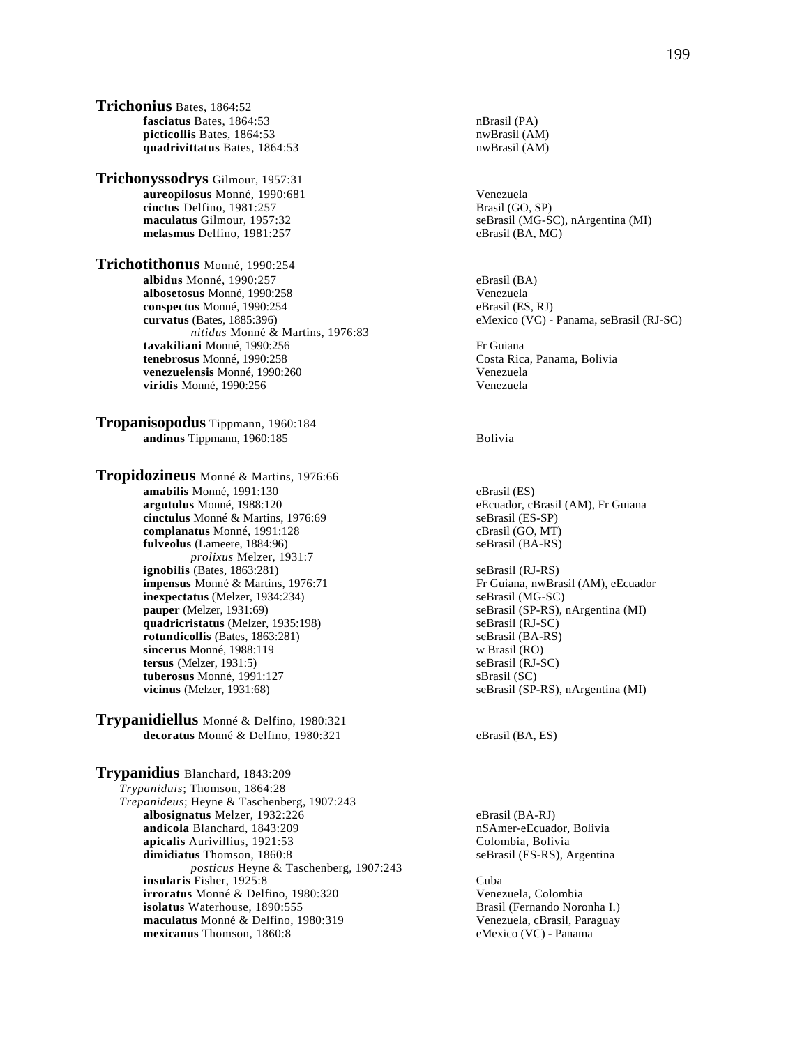**Trichonius** Bates, 1864:52

- **fasciatus** Bates, 1864:53 — nBrasil (PA)
- **picticollis** Bates, 1864:53 — nwBrasil (AM)
- **quadrivittatus** Bates, 1864:53 — nwBrasil (AM)

**Trichonyssodrys** Gilmour, 1957:31

- **aureopilosus** Monné, 1990:681 — Venezuela
- **cinctus** Delfino, 1981:257 — Brasil (GO, SP)
- **maculatus** Gilmour, 1957:32 — seBrasil (MG-SC), nArgentina (MI)
- **melasmus** Delfino, 1981:257 — eBrasil (BA, MG)

**Trichotithonus** Monné, 1990:254

- **albidus** Monné, 1990:257 — eBrasil (BA)
- **albosetosus** Monné, 1990:258 — Venezuela
- **conspectus** Monné, 1990:254 — eBrasil (ES, RJ)
- **curvatus** (Bates, 1885:396) — eMexico (VC) - Panama, seBrasil (RJ-SC)
  - *nitidus* Monné & Martins, 1976:83
- **tavakiliani** Monné, 1990:256 — Fr Guiana
- **tenebrosus** Monné, 1990:258 — Costa Rica, Panama, Bolivia
- **venezuelensis** Monné, 1990:260 — Venezuela
- **viridis** Monné, 1990:256 — Venezuela

**Tropanisopodus** Tippmann, 1960:184

- **andinus** Tippmann, 1960:185 — Bolivia

**Tropidozineus** Monné & Martins, 1976:66

- **amabilis** Monné, 1991:130 — eBrasil (ES)
- **argutulus** Monné, 1988:120 — eEcuador, cBrasil (AM), Fr Guiana
- **cinctulus** Monné & Martins, 1976:69 — seBrasil (ES-SP)
- **complanatus** Monné, 1991:128 — cBrasil (GO, MT)
- **fulveolus** (Lameere, 1884:96) — seBrasil (BA-RS)
  - *prolixus* Melzer, 1931:7
- **ignobilis** (Bates, 1863:281) — seBrasil (RJ-RS)
- **impensus** Monné & Martins, 1976:71 — Fr Guiana, nwBrasil (AM), eEcuador
- **inexpectatus** (Melzer, 1934:234) — seBrasil (MG-SC)
- **pauper** (Melzer, 1931:69) — seBrasil (SP-RS), nArgentina (MI)
- **quadricristatus** (Melzer, 1935:198) — seBrasil (RJ-SC)
- **rotundicollis** (Bates, 1863:281) — seBrasil (BA-RS)
- **sincerus** Monné, 1988:119 — w Brasil (RO)
- **tersus** (Melzer, 1931:5) — seBrasil (RJ-SC)
- **tuberosus** Monné, 1991:127 — sBrasil (SC)
- **vicinus** (Melzer, 1931:68) — seBrasil (SP-RS), nArgentina (MI)

**Trypanidiellus** Monné & Delfino, 1980:321

- **decoratus** Monné & Delfino, 1980:321 — eBrasil (BA, ES)

**Trypanidius** Blanchard, 1843:209

*Trypaniduis*; Thomson, 1864:28
*Trepanideus*; Heyne & Taschenberg, 1907:243

- **albosignatus** Melzer, 1932:226 — eBrasil (BA-RJ)
- **andicola** Blanchard, 1843:209 — nSAmer-eEcuador, Bolivia
- **apicalis** Aurivillius, 1921:53 — Colombia, Bolivia
- **dimidiatus** Thomson, 1860:8 — seBrasil (ES-RS), Argentina
  - *posticus* Heyne & Taschenberg, 1907:243
- **insularis** Fisher, 1925:8 — Cuba
- **irroratus** Monné & Delfino, 1980:320 — Venezuela, Colombia
- **isolatus** Waterhouse, 1890:555 — Brasil (Fernando Noronha I.)
- **maculatus** Monné & Delfino, 1980:319 — Venezuela, cBrasil, Paraguay
- **mexicanus** Thomson, 1860:8 — eMexico (VC) - Panama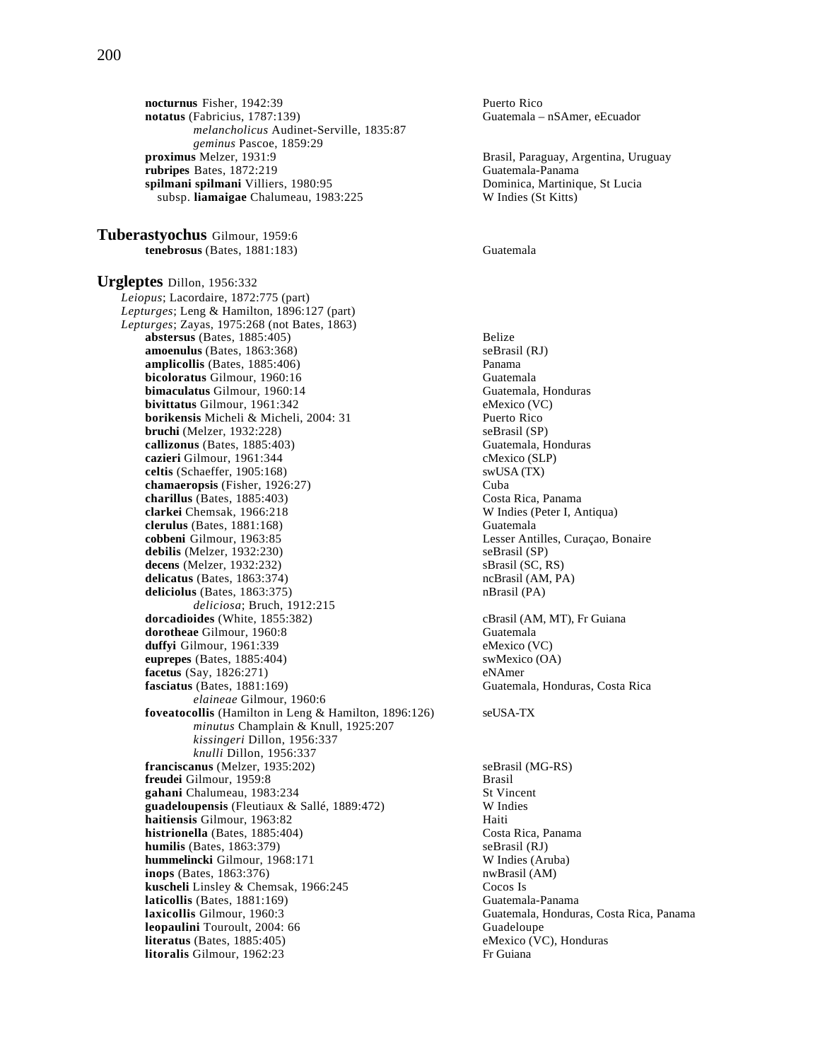**nocturnus** Fisher, 1942:39 — Puerto Rico
**notatus** (Fabricius, 1787:139) — Guatemala – nSAmer, eEcuador
*melancholicus* Audinet-Serville, 1835:87
*geminus* Pascoe, 1859:29
**proximus** Melzer, 1931:9 — Brasil, Paraguay, Argentina, Uruguay
**rubripes** Bates, 1872:219 — Guatemala-Panama
**spilmani spilmani** Villiers, 1980:95 — Dominica, Martinique, St Lucia
subsp. **liamaigae** Chalumeau, 1983:225 — W Indies (St Kitts)

## Tuberastyochus Gilmour, 1959:6

**tenebrosus** (Bates, 1881:183) — Guatemala

## Urgleptes Dillon, 1956:332

*Leiopus*; Lacordaire, 1872:775 (part)
*Lepturges*; Leng & Hamilton, 1896:127 (part)
*Lepturges*; Zayas, 1975:268 (not Bates, 1863)

**abstersus** (Bates, 1885:405) — Belize
**amoenulus** (Bates, 1863:368) — seBrasil (RJ)
**amplicollis** (Bates, 1885:406) — Panama
**bicoloratus** Gilmour, 1960:16 — Guatemala
**bimaculatus** Gilmour, 1960:14 — Guatemala, Honduras
**bivittatus** Gilmour, 1961:342 — eMexico (VC)
**borikensis** Micheli & Micheli, 2004: 31 — Puerto Rico
**bruchi** (Melzer, 1932:228) — seBrasil (SP)
**callizonus** (Bates, 1885:403) — Guatemala, Honduras
**cazieri** Gilmour, 1961:344 — cMexico (SLP)
**celtis** (Schaeffer, 1905:168) — swUSA (TX)
**chamaeropsis** (Fisher, 1926:27) — Cuba
**charillus** (Bates, 1885:403) — Costa Rica, Panama
**clarkei** Chemsak, 1966:218 — W Indies (Peter I, Antiqua)
**clerulus** (Bates, 1881:168) — Guatemala
**cobbeni** Gilmour, 1963:85 — Lesser Antilles, Curaçao, Bonaire
**debilis** (Melzer, 1932:230) — seBrasil (SP)
**decens** (Melzer, 1932:232) — sBrasil (SC, RS)
**delicatus** (Bates, 1863:374) — ncBrasil (AM, PA)
**deliciolus** (Bates, 1863:375) — nBrasil (PA)
*deliciosa*; Bruch, 1912:215
**dorcadioides** (White, 1855:382) — cBrasil (AM, MT), Fr Guiana
**dorotheae** Gilmour, 1960:8 — Guatemala
**duffyi** Gilmour, 1961:339 — eMexico (VC)
**euprepes** (Bates, 1885:404) — swMexico (OA)
**facetus** (Say, 1826:271) — eNAmer
**fasciatus** (Bates, 1881:169) — Guatemala, Honduras, Costa Rica
*elaineae* Gilmour, 1960:6
**foveatocollis** (Hamilton in Leng & Hamilton, 1896:126) — seUSA-TX
*minutus* Champlain & Knull, 1925:207
*kissingeri* Dillon, 1956:337
*knulli* Dillon, 1956:337
**franciscanus** (Melzer, 1935:202) — seBrasil (MG-RS)
**freudei** Gilmour, 1959:8 — Brasil
**gahani** Chalumeau, 1983:234 — St Vincent
**guadeloupensis** (Fleutiaux & Sallé, 1889:472) — W Indies
**haitiensis** Gilmour, 1963:82 — Haiti
**histrionella** (Bates, 1885:404) — Costa Rica, Panama
**humilis** (Bates, 1863:379) — seBrasil (RJ)
**hummelincki** Gilmour, 1968:171 — W Indies (Aruba)
**inops** (Bates, 1863:376) — nwBrasil (AM)
**kuscheli** Linsley & Chemsak, 1966:245 — Cocos Is
**laticollis** (Bates, 1881:169) — Guatemala-Panama
**laxicollis** Gilmour, 1960:3 — Guatemala, Honduras, Costa Rica, Panama
**leopaulini** Touroult, 2004: 66 — Guadeloupe
**literatus** (Bates, 1885:405) — eMexico (VC), Honduras
**litoralis** Gilmour, 1962:23 — Fr Guiana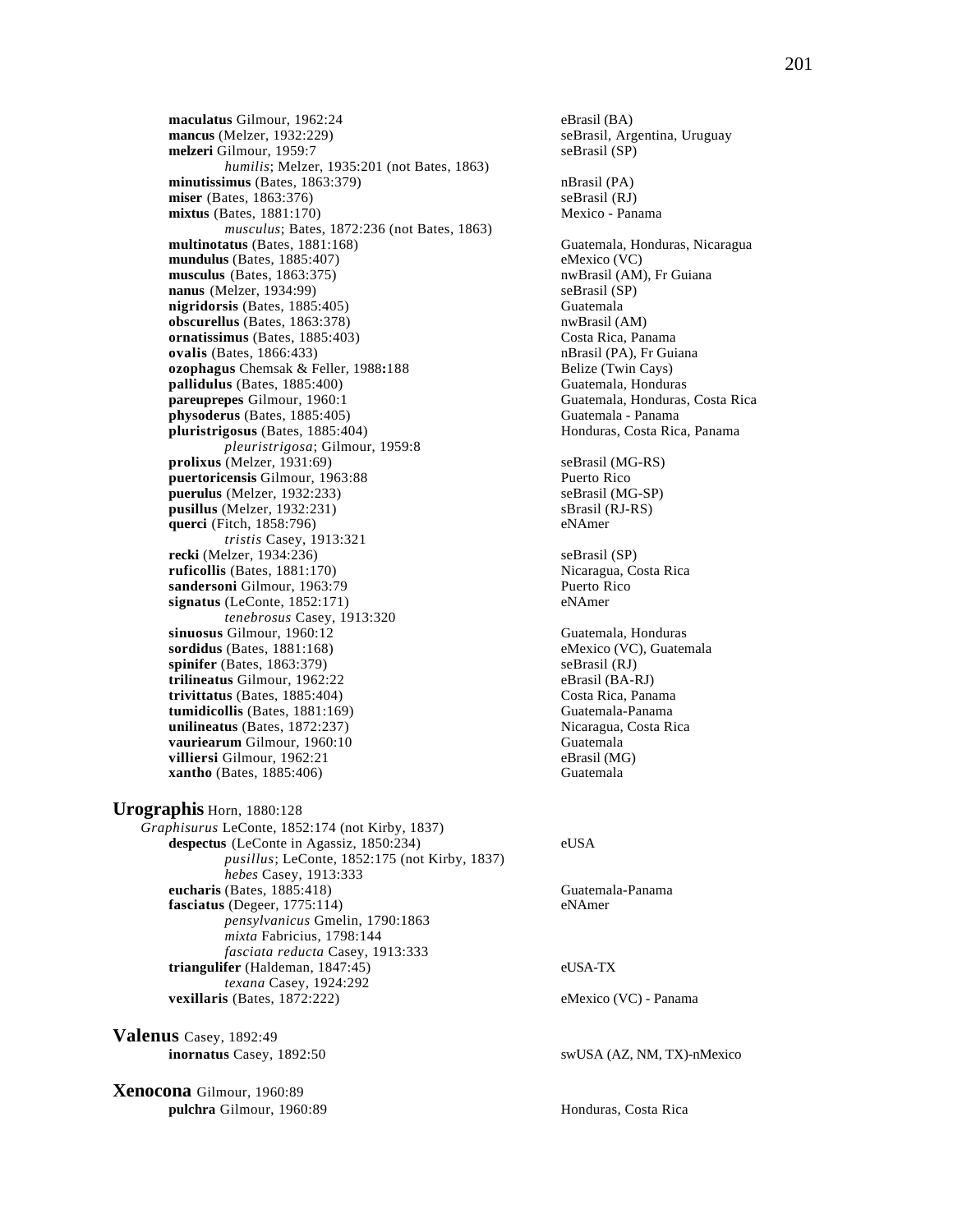**maculatus** Gilmour, 1962:24 eBrasil (BA)
**mancus** (Melzer, 1932:229) seBrasil, Argentina, Uruguay
**melzeri** Gilmour, 1959:7 seBrasil (SP)
*humilis*; Melzer, 1935:201 (not Bates, 1863)
**minutissimus** (Bates, 1863:379) nBrasil (PA)
**miser** (Bates, 1863:376) seBrasil (RJ)
**mixtus** (Bates, 1881:170) Mexico - Panama
*musculus*; Bates, 1872:236 (not Bates, 1863)
**multinotatus** (Bates, 1881:168) Guatemala, Honduras, Nicaragua
**mundulus** (Bates, 1885:407) eMexico (VC)
**musculus** (Bates, 1863:375) nwBrasil (AM), Fr Guiana
**nanus** (Melzer, 1934:99) seBrasil (SP)
**nigridorsis** (Bates, 1885:405) Guatemala
**obscurellus** (Bates, 1863:378) nwBrasil (AM)
**ornatissimus** (Bates, 1885:403) Costa Rica, Panama
**ovalis** (Bates, 1866:433) nBrasil (PA), Fr Guiana
**ozophagus** Chemsak & Feller, 1988:188 Belize (Twin Cays)
**pallidulus** (Bates, 1885:400) Guatemala, Honduras
**pareuprepes** Gilmour, 1960:1 Guatemala, Honduras, Costa Rica
**physoderus** (Bates, 1885:405) Guatemala - Panama
**pluristrigosus** (Bates, 1885:404) Honduras, Costa Rica, Panama
*pleuristrigosa*; Gilmour, 1959:8
**prolixus** (Melzer, 1931:69) seBrasil (MG-RS)
**puertoricensis** Gilmour, 1963:88 Puerto Rico
**puerulus** (Melzer, 1932:233) seBrasil (MG-SP)
**pusillus** (Melzer, 1932:231) sBrasil (RJ-RS)
**querci** (Fitch, 1858:796) eNAmer
*tristis* Casey, 1913:321
**recki** (Melzer, 1934:236) seBrasil (SP)
**ruficollis** (Bates, 1881:170) Nicaragua, Costa Rica
**sandersoni** Gilmour, 1963:79 Puerto Rico
**signatus** (LeConte, 1852:171) eNAmer
*tenebrosus* Casey, 1913:320
**sinuosus** Gilmour, 1960:12 Guatemala, Honduras
**sordidus** (Bates, 1881:168) eMexico (VC), Guatemala
**spinifer** (Bates, 1863:379) seBrasil (RJ)
**trilineatus** Gilmour, 1962:22 eBrasil (BA-RJ)
**trivittatus** (Bates, 1885:404) Costa Rica, Panama
**tumidicollis** (Bates, 1881:169) Guatemala-Panama
**unilineatus** (Bates, 1872:237) Nicaragua, Costa Rica
**vauriearum** Gilmour, 1960:10 Guatemala
**villiersi** Gilmour, 1962:21 eBrasil (MG)
**xantho** (Bates, 1885:406) Guatemala

**Urographis** Horn, 1880:128
*Graphisurus* LeConte, 1852:174 (not Kirby, 1837)
**despectus** (LeConte in Agassiz, 1850:234) eUSA
*pusillus*; LeConte, 1852:175 (not Kirby, 1837)
*hebes* Casey, 1913:333
**eucharis** (Bates, 1885:418) Guatemala-Panama
**fasciatus** (Degeer, 1775:114) eNAmer
*pensylvanicus* Gmelin, 1790:1863
*mixta* Fabricius, 1798:144
*fasciata reducta* Casey, 1913:333
**triangulifer** (Haldeman, 1847:45) eUSA-TX
*texana* Casey, 1924:292
**vexillaris** (Bates, 1872:222) eMexico (VC) - Panama

**Valenus** Casey, 1892:49
**inornatus** Casey, 1892:50 swUSA (AZ, NM, TX)-nMexico

**Xenocona** Gilmour, 1960:89
**pulchra** Gilmour, 1960:89 Honduras, Costa Rica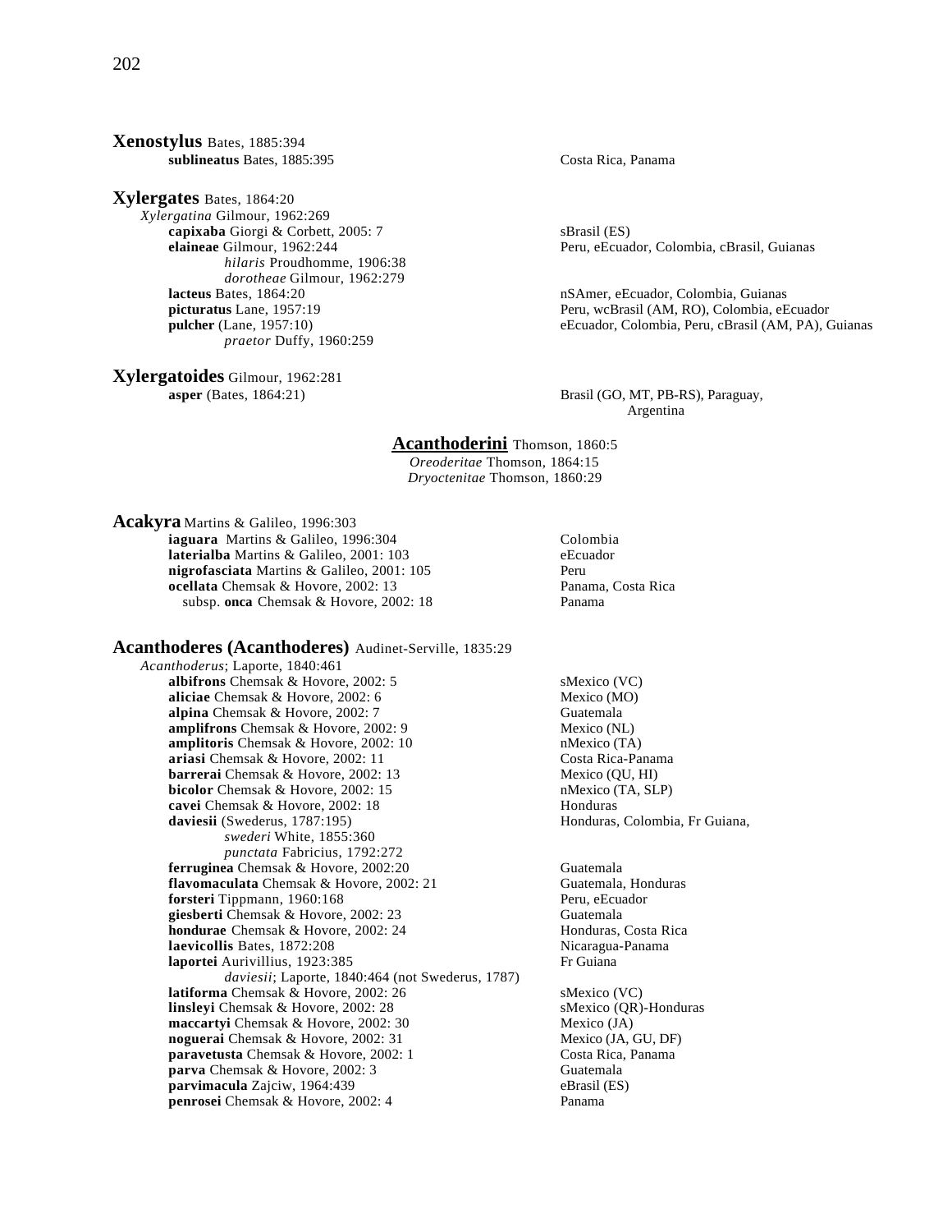**Xenostylus** Bates, 1885:394

**sublineatus** Bates, 1885:395 — Costa Rica, Panama

**Xylergates** Bates, 1864:20

*Xylergatina* Gilmour, 1962:269

**capixaba** Giorgi & Corbett, 2005: 7 — sBrasil (ES)

**elaineae** Gilmour, 1962:244 — Peru, eEcuador, Colombia, cBrasil, Guianas

*hilaris* Proudhomme, 1906:38

*dorotheae* Gilmour, 1962:279

**lacteus** Bates, 1864:20 — nSAmer, eEcuador, Colombia, Guianas

**picturatus** Lane, 1957:19 — Peru, wcBrasil (AM, RO), Colombia, eEcuador

**pulcher** (Lane, 1957:10) — eEcuador, Colombia, Peru, cBrasil (AM, PA), Guianas

*praetor* Duffy, 1960:259

**Xylergatoides** Gilmour, 1962:281

**asper** (Bates, 1864:21) — Brasil (GO, MT, PB-RS), Paraguay, Argentina

## **Acanthoderini** Thomson, 1860:5

*Oreoderitae* Thomson, 1864:15

*Dryoctenitae* Thomson, 1860:29

**Acakyra** Martins & Galileo, 1996:303

**iaguara** Martins & Galileo, 1996:304 — Colombia

**laterialba** Martins & Galileo, 2001: 103 — eEcuador

**nigrofasciata** Martins & Galileo, 2001: 105 — Peru

**ocellata** Chemsak & Hovore, 2002: 13 — Panama, Costa Rica

subsp. **onca** Chemsak & Hovore, 2002: 18 — Panama

**Acanthoderes (Acanthoderes)** Audinet-Serville, 1835:29

*Acanthoderus*; Laporte, 1840:461

**albifrons** Chemsak & Hovore, 2002: 5 — sMexico (VC)

**aliciae** Chemsak & Hovore, 2002: 6 — Mexico (MO)

**alpina** Chemsak & Hovore, 2002: 7 — Guatemala

**amplifrons** Chemsak & Hovore, 2002: 9 — Mexico (NL)

**amplitoris** Chemsak & Hovore, 2002: 10 — nMexico (TA)

**ariasi** Chemsak & Hovore, 2002: 11 — Costa Rica-Panama

**barrerai** Chemsak & Hovore, 2002: 13 — Mexico (QU, HI)

**bicolor** Chemsak & Hovore, 2002: 15 — nMexico (TA, SLP)

**cavei** Chemsak & Hovore, 2002: 18 — Honduras

**daviesii** (Swederus, 1787:195) — Honduras, Colombia, Fr Guiana,

*swederi* White, 1855:360

*punctata* Fabricius, 1792:272

**ferruginea** Chemsak & Hovore, 2002:20 — Guatemala

**flavomaculata** Chemsak & Hovore, 2002: 21 — Guatemala, Honduras

**forsteri** Tippmann, 1960:168 — Peru, eEcuador

**giesberti** Chemsak & Hovore, 2002: 23 — Guatemala

**hondurae** Chemsak & Hovore, 2002: 24 — Honduras, Costa Rica

**laevicollis** Bates, 1872:208 — Nicaragua-Panama

**laportei** Aurivillius, 1923:385 — Fr Guiana

*daviesii*; Laporte, 1840:464 (not Swederus, 1787)

**latiforma** Chemsak & Hovore, 2002: 26 — sMexico (VC)

**linsleyi** Chemsak & Hovore, 2002: 28 — sMexico (QR)-Honduras

**maccartyi** Chemsak & Hovore, 2002: 30 — Mexico (JA)

**noguerai** Chemsak & Hovore, 2002: 31 — Mexico (JA, GU, DF)

**paravetusta** Chemsak & Hovore, 2002: 1 — Costa Rica, Panama

**parva** Chemsak & Hovore, 2002: 3 — Guatemala

**parvimacula** Zajciw, 1964:439 — eBrasil (ES)

**penrosei** Chemsak & Hovore, 2002: 4 — Panama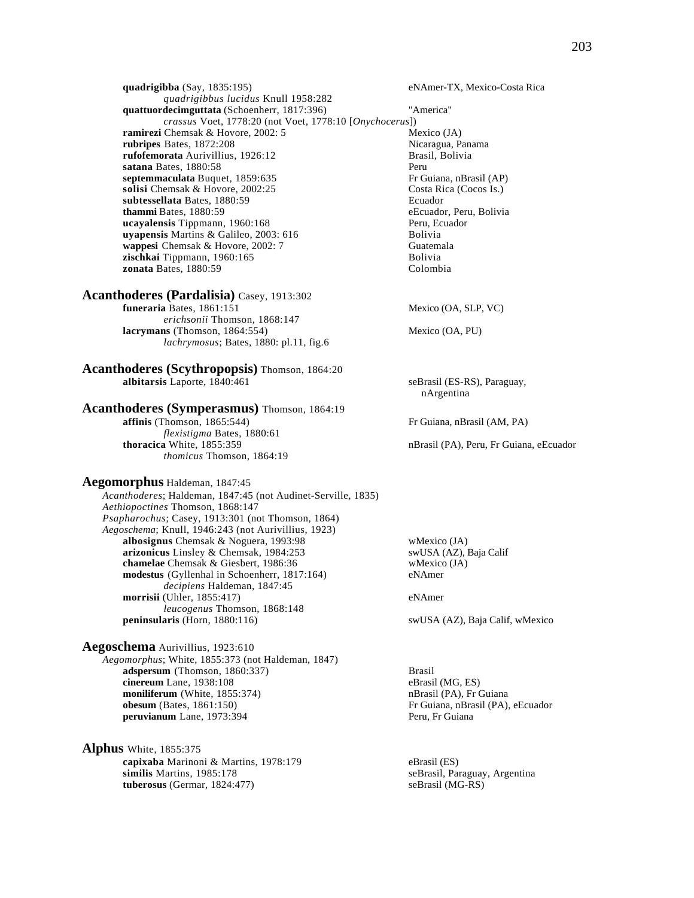**quadrigibba** (Say, 1835:195) eNAmer-TX, Mexico-Costa Rica

*quadrigibbus lucidus* Knull 1958:282

**quattuordecimguttata** (Schoenherr, 1817:396) "America"

*crassus* Voet, 1778:20 (not Voet, 1778:10 [*Onychocerus*])

**ramirezi** Chemsak & Hovore, 2002: 5 Mexico (JA)

**rubripes** Bates, 1872:208 Nicaragua, Panama

**rufofemorata** Aurivillius, 1926:12 Brasil, Bolivia

**satana** Bates, 1880:58 Peru

**septemmaculata** Buquet, 1859:635 Fr Guiana, nBrasil (AP)

**solisi** Chemsak & Hovore, 2002:25 Costa Rica (Cocos Is.)

**subtessellata** Bates, 1880:59 Ecuador

**thammi** Bates, 1880:59 eEcuador, Peru, Bolivia

**ucayalensis** Tippmann, 1960:168 Peru, Ecuador

**uyapensis** Martins & Galileo, 2003: 616 Bolivia

**wappesi** Chemsak & Hovore, 2002: 7 Guatemala

**zischkai** Tippmann, 1960:165 Bolivia

**zonata** Bates, 1880:59 Colombia

## Acanthoderes (Pardalisia) Casey, 1913:302

**funeraria** Bates, 1861:151 Mexico (OA, SLP, VC)

*erichsonii* Thomson, 1868:147

**lacrymans** (Thomson, 1864:554) Mexico (OA, PU)

*lachrymosus*; Bates, 1880: pl.11, fig.6

## Acanthoderes (Scythropopsis) Thomson, 1864:20

**albitarsis** Laporte, 1840:461 seBrasil (ES-RS), Paraguay, nArgentina

## Acanthoderes (Symperasmus) Thomson, 1864:19

**affinis** (Thomson, 1865:544) Fr Guiana, nBrasil (AM, PA)

*flexistigma* Bates, 1880:61

**thoracica** White, 1855:359 nBrasil (PA), Peru, Fr Guiana, eEcuador

*thomicus* Thomson, 1864:19

## Aegomorphus Haldeman, 1847:45

*Acanthoderes*; Haldeman, 1847:45 (not Audinet-Serville, 1835)

*Aethiopoctines* Thomson, 1868:147

*Psapharochus*; Casey, 1913:301 (not Thomson, 1864)

*Aegoschema*; Knull, 1946:243 (not Aurivillius, 1923)

**albosignus** Chemsak & Noguera, 1993:98 wMexico (JA)

**arizonicus** Linsley & Chemsak, 1984:253 swUSA (AZ), Baja Calif

**chamelae** Chemsak & Giesbert, 1986:36 wMexico (JA)

**modestus** (Gyllenhal in Schoenherr, 1817:164) eNAmer

*decipiens* Haldeman, 1847:45

**morrisii** (Uhler, 1855:417) eNAmer

*leucogenus* Thomson, 1868:148

**peninsularis** (Horn, 1880:116) swUSA (AZ), Baja Calif, wMexico

## Aegoschema Aurivillius, 1923:610

*Aegomorphus*; White, 1855:373 (not Haldeman, 1847)

**adspersum** (Thomson, 1860:337) Brasil

**cinereum** Lane, 1938:108 eBrasil (MG, ES)

**moniliferum** (White, 1855:374) nBrasil (PA), Fr Guiana

**obesum** (Bates, 1861:150) Fr Guiana, nBrasil (PA), eEcuador

**peruvianum** Lane, 1973:394 Peru, Fr Guiana

## Alphus White, 1855:375

**capixaba** Marinoni & Martins, 1978:179 eBrasil (ES)

**similis** Martins, 1985:178 seBrasil, Paraguay, Argentina

**tuberosus** (Germar, 1824:477) seBrasil (MG-RS)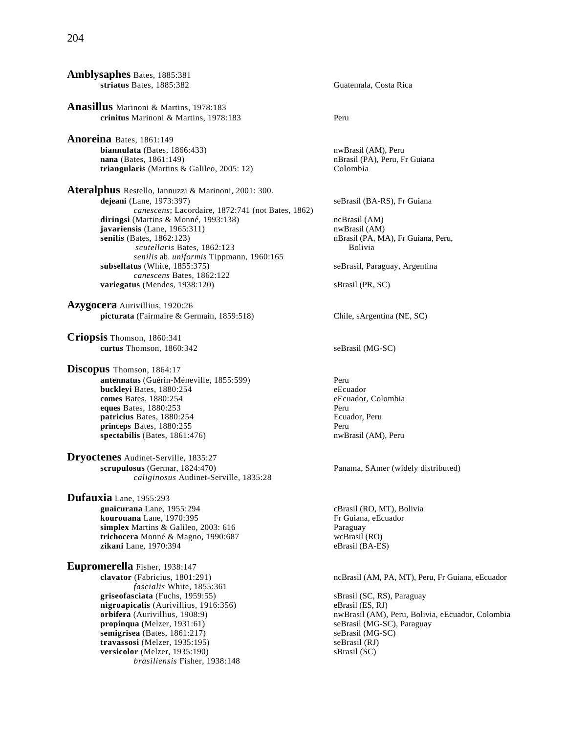**Amblysaphes** Bates, 1885:381
- **striatus** Bates, 1885:382 — Guatemala, Costa Rica

**Anasillus** Marinoni & Martins, 1978:183
- **crinitus** Marinoni & Martins, 1978:183 — Peru

**Anoreina** Bates, 1861:149
- **biannulata** (Bates, 1866:433) — nwBrasil (AM), Peru
- **nana** (Bates, 1861:149) — nBrasil (PA), Peru, Fr Guiana
- **triangularis** (Martins & Galileo, 2005: 12) — Colombia

**Ateralphus** Restello, Iannuzzi & Marinoni, 2001: 300.
- **dejeani** (Lane, 1973:397) — seBrasil (BA-RS), Fr Guiana
  - *canescens*; Lacordaire, 1872:741 (not Bates, 1862)
- **diringsi** (Martins & Monné, 1993:138) — ncBrasil (AM)
- **javariensis** (Lane, 1965:311) — nwBrasil (AM)
- **senilis** (Bates, 1862:123) — nBrasil (PA, MA), Fr Guiana, Peru, Bolivia
  - *scutellaris* Bates, 1862:123
  - *senilis* ab. *uniformis* Tippmann, 1960:165
- **subsellatus** (White, 1855:375) — seBrasil, Paraguay, Argentina
  - *canescens* Bates, 1862:122
- **variegatus** (Mendes, 1938:120) — sBrasil (PR, SC)

**Azygocera** Aurivillius, 1920:26
- **picturata** (Fairmaire & Germain, 1859:518) — Chile, sArgentina (NE, SC)

**Criopsis** Thomson, 1860:341
- **curtus** Thomson, 1860:342 — seBrasil (MG-SC)

**Discopus** Thomson, 1864:17
- **antennatus** (Guérin-Méneville, 1855:599) — Peru
- **buckleyi** Bates, 1880:254 — eEcuador
- **comes** Bates, 1880:254 — eEcuador, Colombia
- **eques** Bates, 1880:253 — Peru
- **patricius** Bates, 1880:254 — Ecuador, Peru
- **princeps** Bates, 1880:255 — Peru
- **spectabilis** (Bates, 1861:476) — nwBrasil (AM), Peru

**Dryoctenes** Audinet-Serville, 1835:27
- **scrupulosus** (Germar, 1824:470) — Panama, SAmer (widely distributed)
  - *caliginosus* Audinet-Serville, 1835:28

**Dufauxia** Lane, 1955:293
- **guaicurana** Lane, 1955:294 — cBrasil (RO, MT), Bolivia
- **kourouana** Lane, 1970:395 — Fr Guiana, eEcuador
- **simplex** Martins & Galileo, 2003: 616 — Paraguay
- **trichocera** Monné & Magno, 1990:687 — wcBrasil (RO)
- **zikani** Lane, 1970:394 — eBrasil (BA-ES)

**Eupromerella** Fisher, 1938:147
- **clavator** (Fabricius, 1801:291) — ncBrasil (AM, PA, MT), Peru, Fr Guiana, eEcuador
  - *fascialis* White, 1855:361
- **griseofasciata** (Fuchs, 1959:55) — sBrasil (SC, RS), Paraguay
- **nigroapicalis** (Aurivillius, 1916:356) — eBrasil (ES, RJ)
- **orbifera** (Aurivillius, 1908:9) — nwBrasil (AM), Peru, Bolivia, eEcuador, Colombia
- **propinqua** (Melzer, 1931:61) — seBrasil (MG-SC), Paraguay
- **semigrisea** (Bates, 1861:217) — seBrasil (MG-SC)
- **travassosi** (Melzer, 1935:195) — seBrasil (RJ)
- **versicolor** (Melzer, 1935:190) — sBrasil (SC)
  - *brasiliensis* Fisher, 1938:148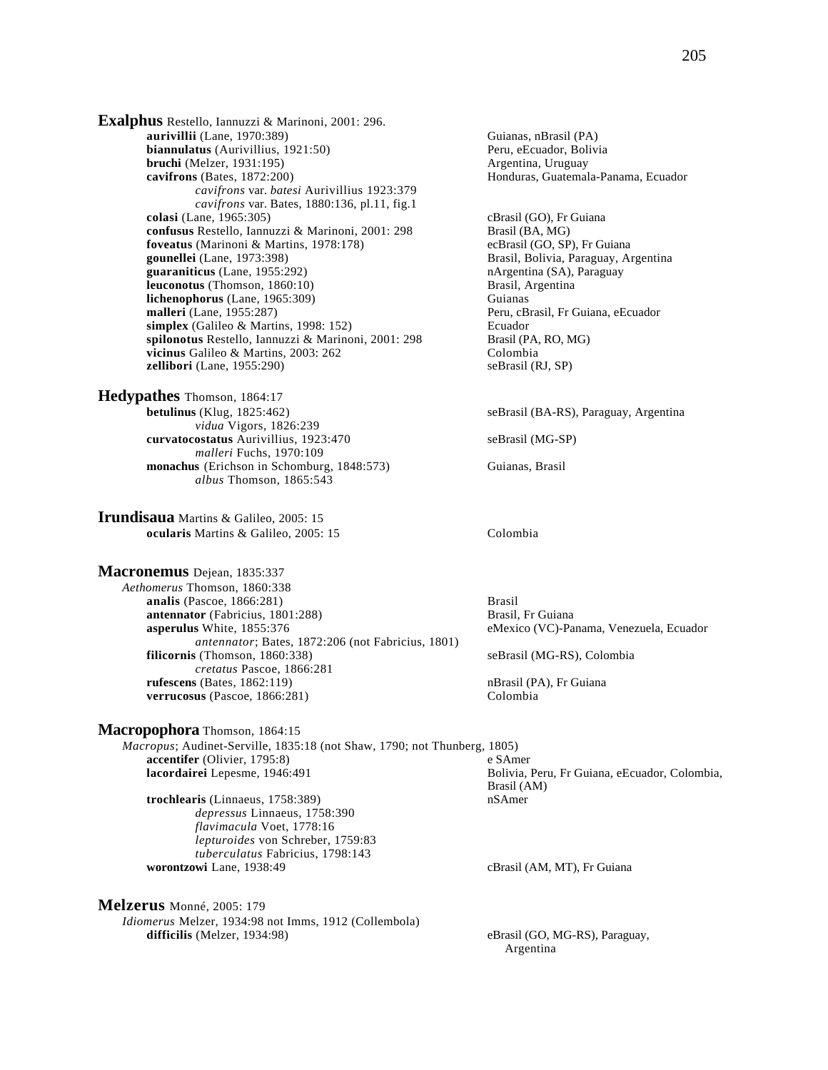**Exalphus** Restello, Iannuzzi & Marinoni, 2001: 296.

- **aurivillii** (Lane, 1970:389) — Guianas, nBrasil (PA)
- **biannulatus** (Aurivillius, 1921:50) — Peru, eEcuador, Bolivia
- **bruchi** (Melzer, 1931:195) — Argentina, Uruguay
- **cavifrons** (Bates, 1872:200) — Honduras, Guatemala-Panama, Ecuador
    - *cavifrons* var. *batesi* Aurivillius 1923:379
    - *cavifrons* var. Bates, 1880:136, pl.11, fig.1
- **colasi** (Lane, 1965:305) — cBrasil (GO), Fr Guiana
- **confusus** Restello, Iannuzzi & Marinoni, 2001: 298 — Brasil (BA, MG)
- **foveatus** (Marinoni & Martins, 1978:178) — ecBrasil (GO, SP), Fr Guiana
- **gounellei** (Lane, 1973:398) — Brasil, Bolivia, Paraguay, Argentina
- **guaraniticus** (Lane, 1955:292) — nArgentina (SA), Paraguay
- **leuconotus** (Thomson, 1860:10) — Brasil, Argentina
- **lichenophorus** (Lane, 1965:309) — Guianas
- **malleri** (Lane, 1955:287) — Peru, cBrasil, Fr Guiana, eEcuador
- **simplex** (Galileo & Martins, 1998: 152) — Ecuador
- **spilonotus** Restello, Iannuzzi & Marinoni, 2001: 298 — Brasil (PA, RO, MG)
- **vicinus** Galileo & Martins, 2003: 262 — Colombia
- **zellibori** (Lane, 1955:290) — seBrasil (RJ, SP)

**Hedypathes** Thomson, 1864:17

- **betulinus** (Klug, 1825:462) — seBrasil (BA-RS), Paraguay, Argentina
    - *vidua* Vigors, 1826:239
- **curvatocostatus** Aurivillius, 1923:470 — seBrasil (MG-SP)
    - *malleri* Fuchs, 1970:109
- **monachus** (Erichson in Schomburg, 1848:573) — Guianas, Brasil
    - *albus* Thomson, 1865:543

**Irundisaua** Martins & Galileo, 2005: 15

- **ocularis** Martins & Galileo, 2005: 15 — Colombia

**Macronemus** Dejean, 1835:337

*Aethomerus* Thomson, 1860:338

- **analis** (Pascoe, 1866:281) — Brasil
- **antennator** (Fabricius, 1801:288) — Brasil, Fr Guiana
- **asperulus** White, 1855:376 — eMexico (VC)-Panama, Venezuela, Ecuador
    - *antennator*; Bates, 1872:206 (not Fabricius, 1801)
- **filicornis** (Thomson, 1860:338) — seBrasil (MG-RS), Colombia
    - *cretatus* Pascoe, 1866:281
- **rufescens** (Bates, 1862:119) — nBrasil (PA), Fr Guiana
- **verrucosus** (Pascoe, 1866:281) — Colombia

**Macropophora** Thomson, 1864:15

*Macropus*; Audinet-Serville, 1835:18 (not Shaw, 1790; not Thunberg, 1805)

- **accentifer** (Olivier, 1795:8) — e SAmer
- **lacordairei** Lepesme, 1946:491 — Bolivia, Peru, Fr Guiana, eEcuador, Colombia, Brasil (AM)
- **trochlearis** (Linnaeus, 1758:389) — nSAmer
    - *depressus* Linnaeus, 1758:390
    - *flavimacula* Voet, 1778:16
    - *lepturoides* von Schreber, 1759:83
    - *tuberculatus* Fabricius, 1798:143
- **worontzowi** Lane, 1938:49 — cBrasil (AM, MT), Fr Guiana

**Melzerus** Monné, 2005: 179

*Idiomerus* Melzer, 1934:98 not Imms, 1912 (Collembola)

- **difficilis** (Melzer, 1934:98) — eBrasil (GO, MG-RS), Paraguay, Argentina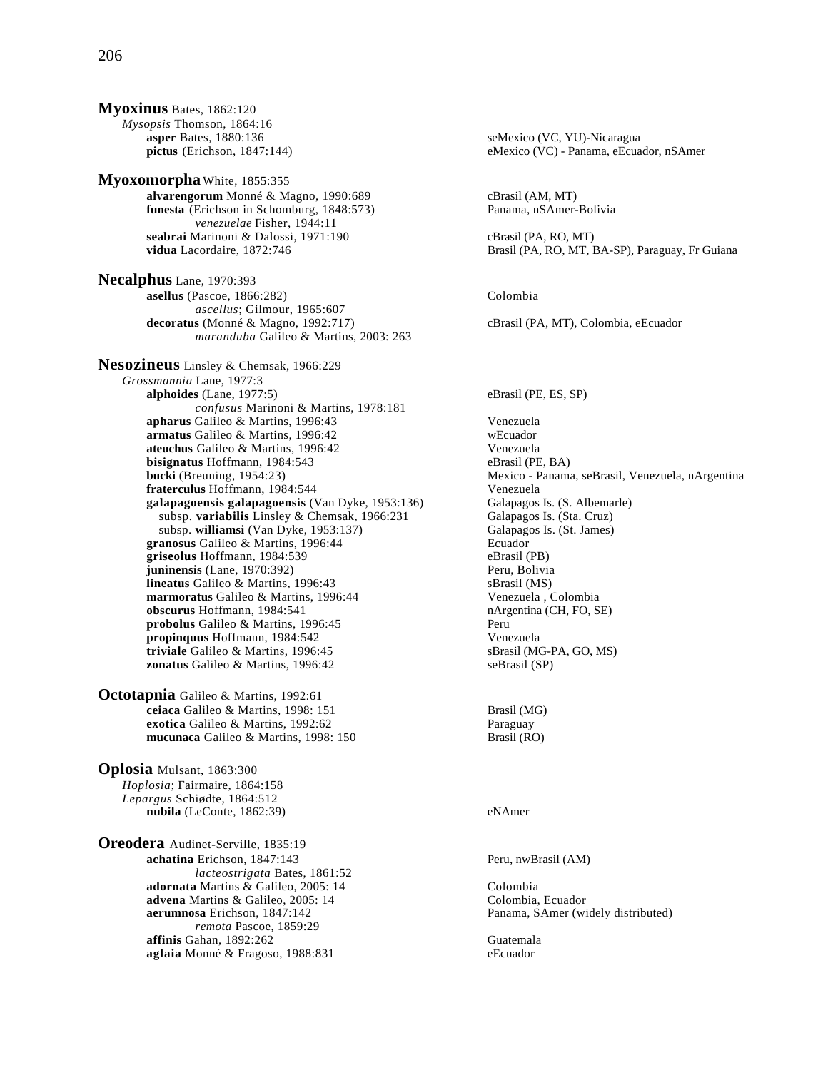**Myoxinus** Bates, 1862:120

*Mysopsis* Thomson, 1864:16

**asper** Bates, 1880:136 — seMexico (VC, YU)-Nicaragua

**pictus** (Erichson, 1847:144) — eMexico (VC) - Panama, eEcuador, nSAmer

**Myoxomorpha** White, 1855:355

**alvarengorum** Monné & Magno, 1990:689 — cBrasil (AM, MT)

**funesta** (Erichson in Schomburg, 1848:573) — Panama, nSAmer-Bolivia

*venezuelae* Fisher, 1944:11

**seabrai** Marinoni & Dalossi, 1971:190 — cBrasil (PA, RO, MT)

**vidua** Lacordaire, 1872:746 — Brasil (PA, RO, MT, BA-SP), Paraguay, Fr Guiana

**Necalphus** Lane, 1970:393

**asellus** (Pascoe, 1866:282) — Colombia

*ascellus*; Gilmour, 1965:607

**decoratus** (Monné & Magno, 1992:717) — cBrasil (PA, MT), Colombia, eEcuador

*maranduba* Galileo & Martins, 2003: 263

**Nesozineus** Linsley & Chemsak, 1966:229

*Grossmannia* Lane, 1977:3

**alphoides** (Lane, 1977:5) — eBrasil (PE, ES, SP)

*confusus* Marinoni & Martins, 1978:181

**apharus** Galileo & Martins, 1996:43 — Venezuela

**armatus** Galileo & Martins, 1996:42 — wEcuador

**ateuchus** Galileo & Martins, 1996:42 — Venezuela

**bisignatus** Hoffmann, 1984:543 — eBrasil (PE, BA)

**bucki** (Breuning, 1954:23) — Mexico - Panama, seBrasil, Venezuela, nArgentina

**fraterculus** Hoffmann, 1984:544 — Venezuela

**galapagoensis galapagoensis** (Van Dyke, 1953:136) — Galapagos Is. (S. Albemarle)

subsp. **variabilis** Linsley & Chemsak, 1966:231 — Galapagos Is. (Sta. Cruz)

subsp. **williamsi** (Van Dyke, 1953:137) — Galapagos Is. (St. James)

**granosus** Galileo & Martins, 1996:44 — Ecuador

**griseolus** Hoffmann, 1984:539 — eBrasil (PB)

**juninensis** (Lane, 1970:392) — Peru, Bolivia

**lineatus** Galileo & Martins, 1996:43 — sBrasil (MS)

**marmoratus** Galileo & Martins, 1996:44 — Venezuela , Colombia

**obscurus** Hoffmann, 1984:541 — nArgentina (CH, FO, SE)

**probolus** Galileo & Martins, 1996:45 — Peru

**propinquus** Hoffmann, 1984:542 — Venezuela

**triviale** Galileo & Martins, 1996:45 — sBrasil (MG-PA, GO, MS)

**zonatus** Galileo & Martins, 1996:42 — seBrasil (SP)

**Octotapnia** Galileo & Martins, 1992:61

**ceiaca** Galileo & Martins, 1998: 151 — Brasil (MG)

**exotica** Galileo & Martins, 1992:62 — Paraguay

**mucunaca** Galileo & Martins, 1998: 150 — Brasil (RO)

**Oplosia** Mulsant, 1863:300

*Hoplosia*; Fairmaire, 1864:158

*Lepargus* Schiødte, 1864:512

**nubila** (LeConte, 1862:39) — eNAmer

**Oreodera** Audinet-Serville, 1835:19

**achatina** Erichson, 1847:143 — Peru, nwBrasil (AM)

*lacteostrigata* Bates, 1861:52

**adornata** Martins & Galileo, 2005: 14 — Colombia

**advena** Martins & Galileo, 2005: 14 — Colombia, Ecuador

**aerumnosa** Erichson, 1847:142 — Panama, SAmer (widely distributed)

*remota* Pascoe, 1859:29

**affinis** Gahan, 1892:262 — Guatemala

**aglaia** Monné & Fragoso, 1988:831 — eEcuador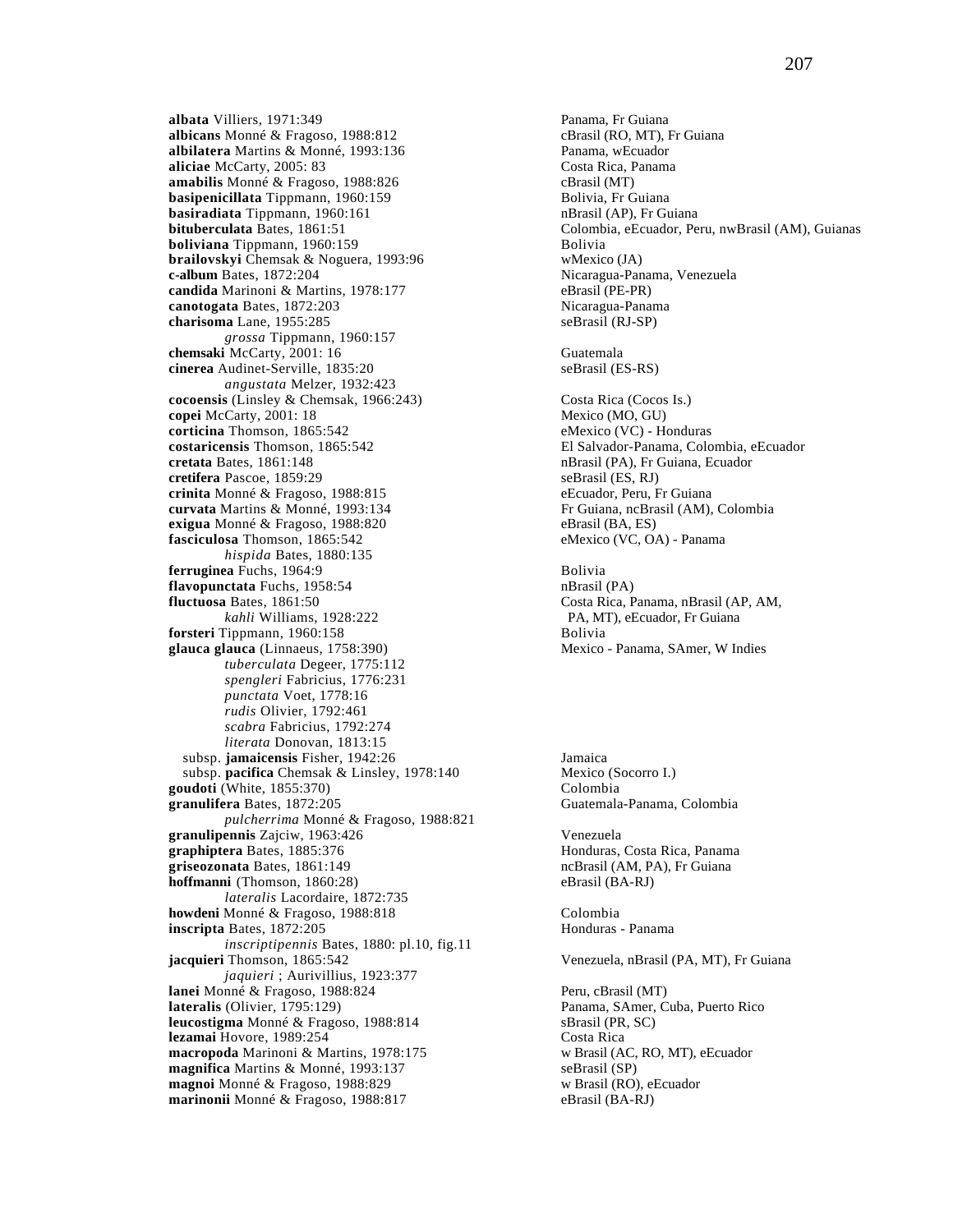**albata** Villiers, 1971:349 — Panama, Fr Guiana
**albicans** Monné & Fragoso, 1988:812 — cBrasil (RO, MT), Fr Guiana
**albilatera** Martins & Monné, 1993:136 — Panama, wEcuador
**aliciae** McCarty, 2005: 83 — Costa Rica, Panama
**amabilis** Monné & Fragoso, 1988:826 — cBrasil (MT)
**basipenicillata** Tippmann, 1960:159 — Bolivia, Fr Guiana
**basiradiata** Tippmann, 1960:161 — nBrasil (AP), Fr Guiana
**bituberculata** Bates, 1861:51 — Colombia, eEcuador, Peru, nwBrasil (AM), Guianas
**boliviana** Tippmann, 1960:159 — Bolivia
**brailovskyi** Chemsak & Noguera, 1993:96 — wMexico (JA)
**c-album** Bates, 1872:204 — Nicaragua-Panama, Venezuela
**candida** Marinoni & Martins, 1978:177 — eBrasil (PE-PR)
**canotogata** Bates, 1872:203 — Nicaragua-Panama
**charisoma** Lane, 1955:285 — seBrasil (RJ-SP)
  *grossa* Tippmann, 1960:157
**chemsaki** McCarty, 2001: 16 — Guatemala
**cinerea** Audinet-Serville, 1835:20 — seBrasil (ES-RS)
  *angustata* Melzer, 1932:423
**cocoensis** (Linsley & Chemsak, 1966:243) — Costa Rica (Cocos Is.)
**copei** McCarty, 2001: 18 — Mexico (MO, GU)
**corticina** Thomson, 1865:542 — eMexico (VC) - Honduras
**costaricensis** Thomson, 1865:542 — El Salvador-Panama, Colombia, eEcuador
**cretata** Bates, 1861:148 — nBrasil (PA), Fr Guiana, Ecuador
**cretifera** Pascoe, 1859:29 — seBrasil (ES, RJ)
**crinita** Monné & Fragoso, 1988:815 — eEcuador, Peru, Fr Guiana
**curvata** Martins & Monné, 1993:134 — Fr Guiana, ncBrasil (AM), Colombia
**exigua** Monné & Fragoso, 1988:820 — eBrasil (BA, ES)
**fasciculosa** Thomson, 1865:542 — eMexico (VC, OA) - Panama
  *hispida* Bates, 1880:135
**ferruginea** Fuchs, 1964:9 — Bolivia
**flavopunctata** Fuchs, 1958:54 — nBrasil (PA)
**fluctuosa** Bates, 1861:50 — Costa Rica, Panama, nBrasil (AP, AM, PA, MT), eEcuador, Fr Guiana
  *kahli* Williams, 1928:222
**forsteri** Tippmann, 1960:158 — Bolivia
**glauca glauca** (Linnaeus, 1758:390) — Mexico - Panama, SAmer, W Indies
  *tuberculata* Degeer, 1775:112
  *spengleri* Fabricius, 1776:231
  *punctata* Voet, 1778:16
  *rudis* Olivier, 1792:461
  *scabra* Fabricius, 1792:274
  *literata* Donovan, 1813:15
 subsp. **jamaicensis** Fisher, 1942:26 — Jamaica
 subsp. **pacifica** Chemsak & Linsley, 1978:140 — Mexico (Socorro I.)
**goudoti** (White, 1855:370) — Colombia
**granulifera** Bates, 1872:205 — Guatemala-Panama, Colombia
  *pulcherrima* Monné & Fragoso, 1988:821
**granulipennis** Zajciw, 1963:426 — Venezuela
**graphiptera** Bates, 1885:376 — Honduras, Costa Rica, Panama
**griseozonata** Bates, 1861:149 — ncBrasil (AM, PA), Fr Guiana
**hoffmanni** (Thomson, 1860:28) — eBrasil (BA-RJ)
  *lateralis* Lacordaire, 1872:735
**howdeni** Monné & Fragoso, 1988:818 — Colombia
**inscripta** Bates, 1872:205 — Honduras - Panama
  *inscriptipennis* Bates, 1880: pl.10, fig.11
**jacquieri** Thomson, 1865:542 — Venezuela, nBrasil (PA, MT), Fr Guiana
  *jaquieri* ; Aurivillius, 1923:377
**lanei** Monné & Fragoso, 1988:824 — Peru, cBrasil (MT)
**lateralis** (Olivier, 1795:129) — Panama, SAmer, Cuba, Puerto Rico
**leucostigma** Monné & Fragoso, 1988:814 — sBrasil (PR, SC)
**lezamai** Hovore, 1989:254 — Costa Rica
**macropoda** Marinoni & Martins, 1978:175 — w Brasil (AC, RO, MT), eEcuador
**magnifica** Martins & Monné, 1993:137 — seBrasil (SP)
**magnoi** Monné & Fragoso, 1988:829 — w Brasil (RO), eEcuador
**marinonii** Monné & Fragoso, 1988:817 — eBrasil (BA-RJ)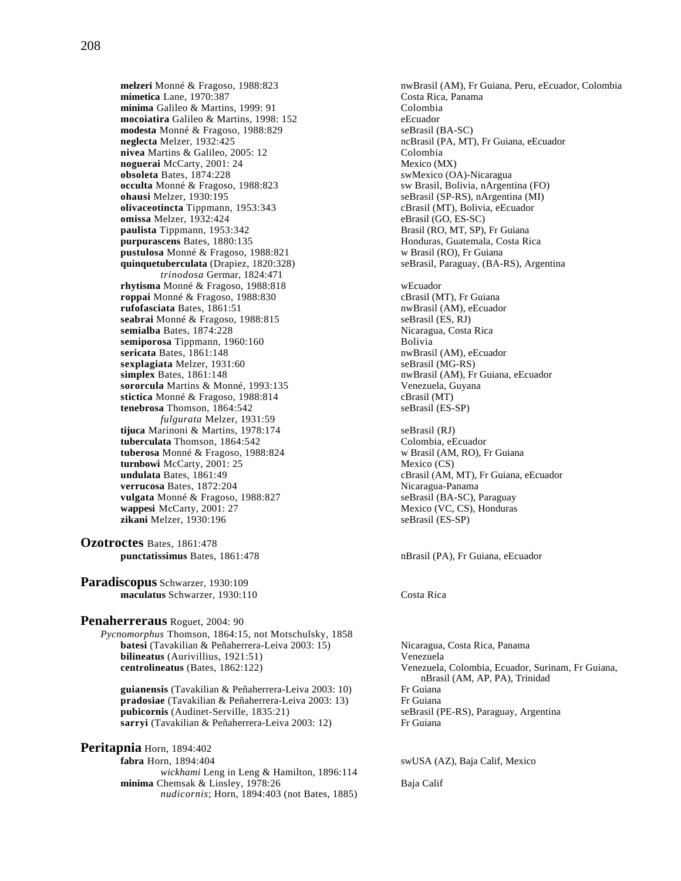**melzeri** Monné & Fragoso, 1988:823 — nwBrasil (AM), Fr Guiana, Peru, eEcuador, Colombia
**mimetica** Lane, 1970:387 — Costa Rica, Panama
**minima** Galileo & Martins, 1999: 91 — Colombia
**mocoiatira** Galileo & Martins, 1998: 152 — eEcuador
**modesta** Monné & Fragoso, 1988:829 — seBrasil (BA-SC)
**neglecta** Melzer, 1932:425 — ncBrasil (PA, MT), Fr Guiana, eEcuador
**nivea** Martins & Galileo, 2005: 12 — Colombia
**noguerai** McCarty, 2001: 24 — Mexico (MX)
**obsoleta** Bates, 1874:228 — swMexico (OA)-Nicaragua
**occulta** Monné & Fragoso, 1988:823 — sw Brasil, Bolivia, nArgentina (FO)
**ohausi** Melzer, 1930:195 — seBrasil (SP-RS), nArgentina (MI)
**olivaceotincta** Tippmann, 1953:343 — cBrasil (MT), Bolivia, eEcuador
**omissa** Melzer, 1932:424 — eBrasil (GO, ES-SC)
**paulista** Tippmann, 1953:342 — Brasil (RO, MT, SP), Fr Guiana
**purpurascens** Bates, 1880:135 — Honduras, Guatemala, Costa Rica
**pustulosa** Monné & Fragoso, 1988:821 — w Brasil (RO), Fr Guiana
**quinquetuberculata** (Drapiez, 1820:328) — seBrasil, Paraguay, (BA-RS), Argentina
  *trinodosa* Germar, 1824:471
**rhytisma** Monné & Fragoso, 1988:818 — wEcuador
**roppai** Monné & Fragoso, 1988:830 — cBrasil (MT), Fr Guiana
**rufofasciata** Bates, 1861:51 — nwBrasil (AM), eEcuador
**seabrai** Monné & Fragoso, 1988:815 — seBrasil (ES, RJ)
**semialba** Bates, 1874:228 — Nicaragua, Costa Rica
**semiporosa** Tippmann, 1960:160 — Bolivia
**sericata** Bates, 1861:148 — nwBrasil (AM), eEcuador
**sexplagiata** Melzer, 1931:60 — seBrasil (MG-RS)
**simplex** Bates, 1861:148 — nwBrasil (AM), Fr Guiana, eEcuador
**sororcula** Martins & Monné, 1993:135 — Venezuela, Guyana
**stictica** Monné & Fragoso, 1988:814 — cBrasil (MT)
**tenebrosa** Thomson, 1864:542 — seBrasil (ES-SP)
  *fulgurata* Melzer, 1931:59
**tijuca** Marinoni & Martins, 1978:174 — seBrasil (RJ)
**tuberculata** Thomson, 1864:542 — Colombia, eEcuador
**tuberosa** Monné & Fragoso, 1988:824 — w Brasil (AM, RO), Fr Guiana
**turnbowi** McCarty, 2001: 25 — Mexico (CS)
**undulata** Bates, 1861:49 — cBrasil (AM, MT), Fr Guiana, eEcuador
**verrucosa** Bates, 1872:204 — Nicaragua-Panama
**vulgata** Monné & Fragoso, 1988:827 — seBrasil (BA-SC), Paraguay
**wappesi** McCarty, 2001: 27 — Mexico (VC, CS), Honduras
**zikani** Melzer, 1930:196 — seBrasil (ES-SP)

## Ozotroctes Bates, 1861:478
**punctatissimus** Bates, 1861:478 — nBrasil (PA), Fr Guiana, eEcuador

## Paradiscopus Schwarzer, 1930:109
**maculatus** Schwarzer, 1930:110 — Costa Rica

## Penaherreraus Roguet, 2004: 90
*Pycnomorphus* Thomson, 1864:15, not Motschulsky, 1858
**batesi** (Tavakilian & Peñaherrera-Leiva 2003: 15) — Nicaragua, Costa Rica, Panama
**bilineatus** (Aurivillius, 1921:51) — Venezuela
**centrolineatus** (Bates, 1862:122) — Venezuela, Colombia, Ecuador, Surinam, Fr Guiana, nBrasil (AM, AP, PA), Trinidad
**guianensis** (Tavakilian & Peñaherrera-Leiva 2003: 10) — Fr Guiana
**pradosiae** (Tavakilian & Peñaherrera-Leiva 2003: 13) — Fr Guiana
**pubicornis** (Audinet-Serville, 1835:21) — seBrasil (PE-RS), Paraguay, Argentina
**sarryi** (Tavakilian & Peñaherrera-Leiva 2003: 12) — Fr Guiana

## Peritapnia Horn, 1894:402
**fabra** Horn, 1894:404 — swUSA (AZ), Baja Calif, Mexico
  *wickhami* Leng in Leng & Hamilton, 1896:114
**minima** Chemsak & Linsley, 1978:26 — Baja Calif
  *nudicornis*; Horn, 1894:403 (not Bates, 1885)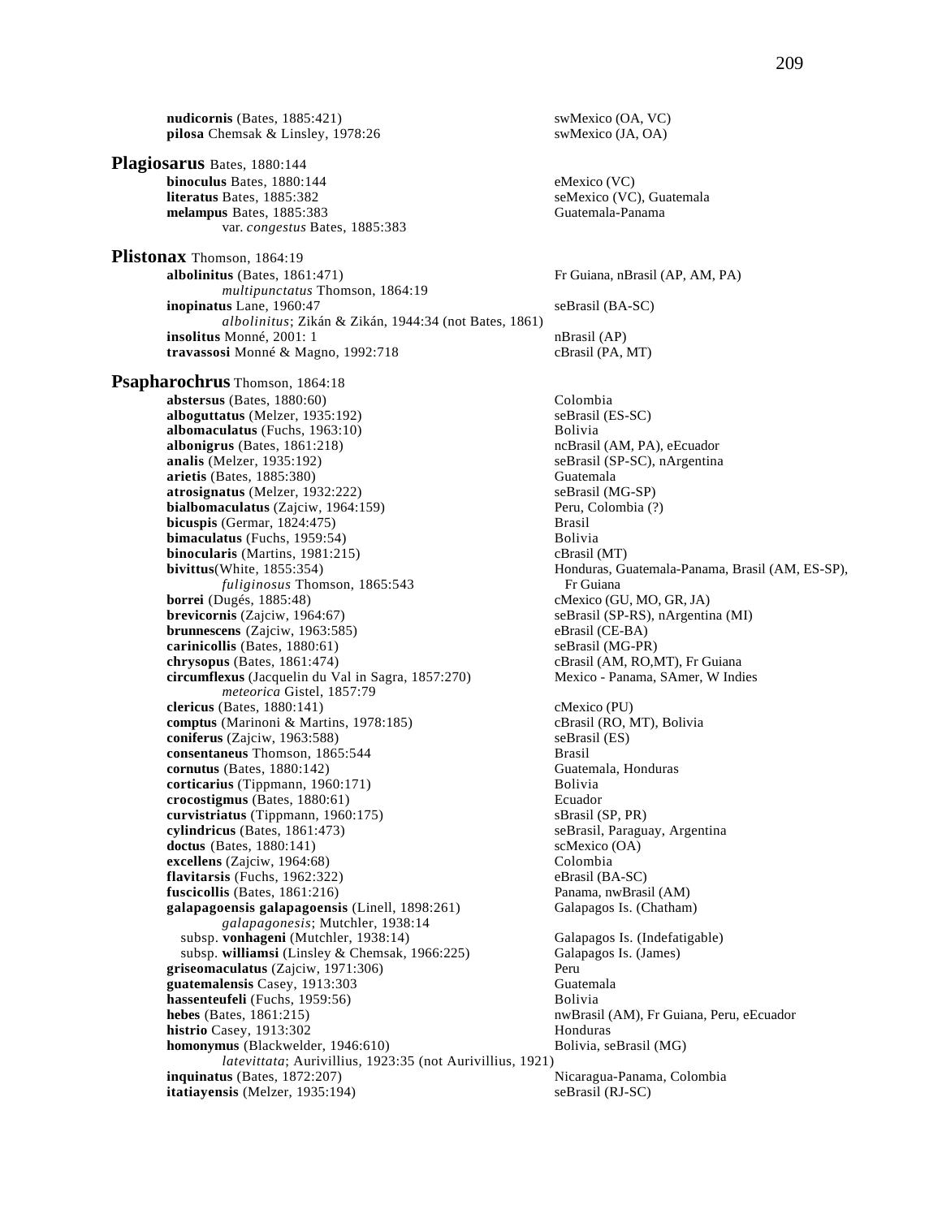**nudicornis** (Bates, 1885:421) swMexico (OA, VC)
**pilosa** Chemsak & Linsley, 1978:26 swMexico (JA, OA)

## Plagiosarus Bates, 1880:144

**binoculus** Bates, 1880:144 eMexico (VC)
**literatus** Bates, 1885:382 seMexico (VC), Guatemala
**melampus** Bates, 1885:383 Guatemala-Panama
var. *congestus* Bates, 1885:383

## Plistonax Thomson, 1864:19

**albolinitus** (Bates, 1861:471) Fr Guiana, nBrasil (AP, AM, PA)
*multipunctatus* Thomson, 1864:19
**inopinatus** Lane, 1960:47 seBrasil (BA-SC)
*albolinitus*; Zikán & Zikán, 1944:34 (not Bates, 1861)
**insolitus** Monné, 2001: 1 nBrasil (AP)
**travassosi** Monné & Magno, 1992:718 cBrasil (PA, MT)

## Psapharochrus Thomson, 1864:18

**abstersus** (Bates, 1880:60) Colombia
**alboguttatus** (Melzer, 1935:192) seBrasil (ES-SC)
**albomaculatus** (Fuchs, 1963:10) Bolivia
**albonigrus** (Bates, 1861:218) ncBrasil (AM, PA), eEcuador
**analis** (Melzer, 1935:192) seBrasil (SP-SC), nArgentina
**arietis** (Bates, 1885:380) Guatemala
**atrosignatus** (Melzer, 1932:222) seBrasil (MG-SP)
**bialbomaculatus** (Zajciw, 1964:159) Peru, Colombia (?)
**bicuspis** (Germar, 1824:475) Brasil
**bimaculatus** (Fuchs, 1959:54) Bolivia
**binocularis** (Martins, 1981:215) cBrasil (MT)
**bivittus**(White, 1855:354) Honduras, Guatemala-Panama, Brasil (AM, ES-SP), Fr Guiana
*fuliginosus* Thomson, 1865:543
**borrei** (Dugés, 1885:48) cMexico (GU, MO, GR, JA)
**brevicornis** (Zajciw, 1964:67) seBrasil (SP-RS), nArgentina (MI)
**brunnescens** (Zajciw, 1963:585) eBrasil (CE-BA)
**carinicollis** (Bates, 1880:61) seBrasil (MG-PR)
**chrysopus** (Bates, 1861:474) cBrasil (AM, RO,MT), Fr Guiana
**circumflexus** (Jacquelin du Val in Sagra, 1857:270) Mexico - Panama, SAmer, W Indies
*meteorica* Gistel, 1857:79
**clericus** (Bates, 1880:141) cMexico (PU)
**comptus** (Marinoni & Martins, 1978:185) cBrasil (RO, MT), Bolivia
**coniferus** (Zajciw, 1963:588) seBrasil (ES)
**consentaneus** Thomson, 1865:544 Brasil
**cornutus** (Bates, 1880:142) Guatemala, Honduras
**corticarius** (Tippmann, 1960:171) Bolivia
**crocostigmus** (Bates, 1880:61) Ecuador
**curvistriatus** (Tippmann, 1960:175) sBrasil (SP, PR)
**cylindricus** (Bates, 1861:473) seBrasil, Paraguay, Argentina
**doctus** (Bates, 1880:141) scMexico (OA)
**excellens** (Zajciw, 1964:68) Colombia
**flavitarsis** (Fuchs, 1962:322) eBrasil (BA-SC)
**fuscicollis** (Bates, 1861:216) Panama, nwBrasil (AM)
**galapagoensis galapagoensis** (Linell, 1898:261) Galapagos Is. (Chatham)
*galapagonesis*; Mutchler, 1938:14
subsp. **vonhageni** (Mutchler, 1938:14) Galapagos Is. (Indefatigable)
subsp. **williamsi** (Linsley & Chemsak, 1966:225) Galapagos Is. (James)
**griseomaculatus** (Zajciw, 1971:306) Peru
**guatemalensis** Casey, 1913:303 Guatemala
**hassenteufeli** (Fuchs, 1959:56) Bolivia
**hebes** (Bates, 1861:215) nwBrasil (AM), Fr Guiana, Peru, eEcuador
**histrio** Casey, 1913:302 Honduras
**homonymus** (Blackwelder, 1946:610) Bolivia, seBrasil (MG)
*latevittata*; Aurivillius, 1923:35 (not Aurivillius, 1921)
**inquinatus** (Bates, 1872:207) Nicaragua-Panama, Colombia
**itatiayensis** (Melzer, 1935:194) seBrasil (RJ-SC)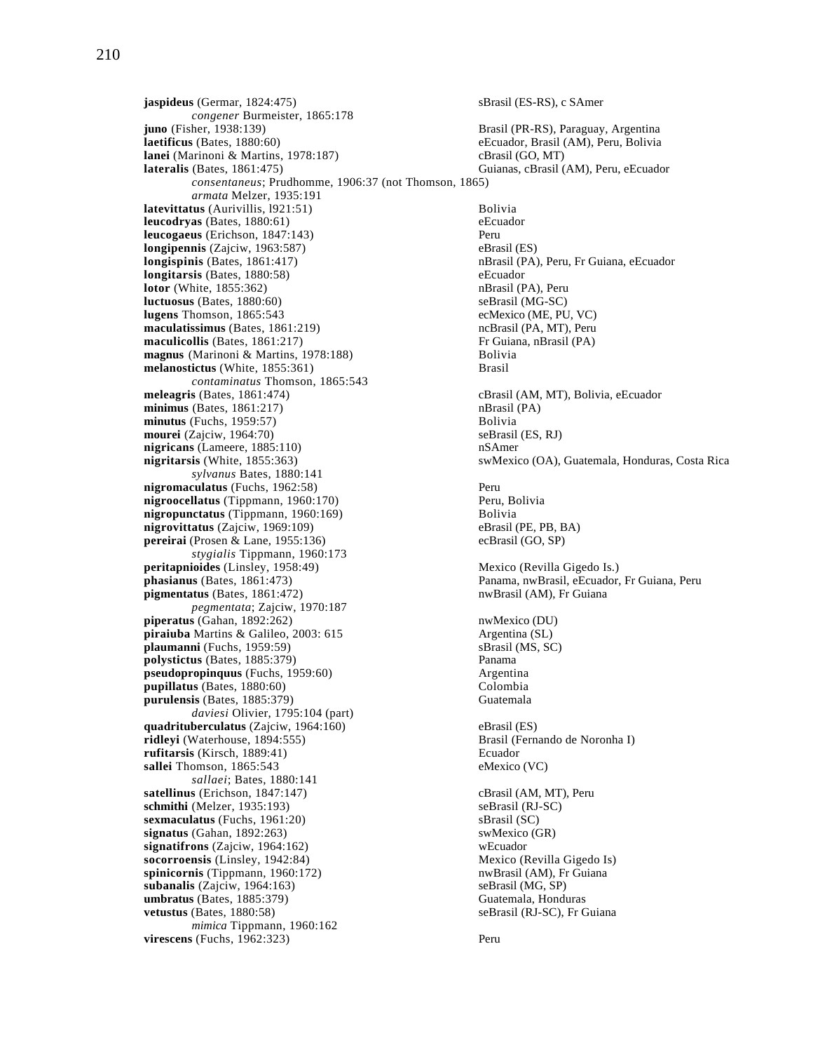**jaspideus** (Germar, 1824:475) sBrasil (ES-RS), c SAmer
*congener* Burmeister, 1865:178
**juno** (Fisher, 1938:139) Brasil (PR-RS), Paraguay, Argentina
**laetificus** (Bates, 1880:60) eEcuador, Brasil (AM), Peru, Bolivia
**lanei** (Marinoni & Martins, 1978:187) cBrasil (GO, MT)
**lateralis** (Bates, 1861:475) Guianas, cBrasil (AM), Peru, eEcuador
*consentaneus*; Prudhomme, 1906:37 (not Thomson, 1865)
*armata* Melzer, 1935:191
**latevittatus** (Aurivillis, l921:51) Bolivia
**leucodryas** (Bates, 1880:61) eEcuador
**leucogaeus** (Erichson, 1847:143) Peru
**longipennis** (Zajciw, 1963:587) eBrasil (ES)
**longispinis** (Bates, 1861:417) nBrasil (PA), Peru, Fr Guiana, eEcuador
**longitarsis** (Bates, 1880:58) eEcuador
**lotor** (White, 1855:362) nBrasil (PA), Peru
**luctuosus** (Bates, 1880:60) seBrasil (MG-SC)
**lugens** Thomson, 1865:543 ecMexico (ME, PU, VC)
**maculatissimus** (Bates, 1861:219) ncBrasil (PA, MT), Peru
**maculicollis** (Bates, 1861:217) Fr Guiana, nBrasil (PA)
**magnus** (Marinoni & Martins, 1978:188) Bolivia
**melanostictus** (White, 1855:361) Brasil
*contaminatus* Thomson, 1865:543
**meleagris** (Bates, 1861:474) cBrasil (AM, MT), Bolivia, eEcuador
**minimus** (Bates, 1861:217) nBrasil (PA)
**minutus** (Fuchs, 1959:57) Bolivia
**mourei** (Zajciw, 1964:70) seBrasil (ES, RJ)
**nigricans** (Lameere, 1885:110) nSAmer
**nigritarsis** (White, 1855:363) swMexico (OA), Guatemala, Honduras, Costa Rica
*sylvanus* Bates, 1880:141
**nigromaculatus** (Fuchs, 1962:58) Peru
**nigroocellatus** (Tippmann, 1960:170) Peru, Bolivia
**nigropunctatus** (Tippmann, 1960:169) Bolivia
**nigrovittatus** (Zajciw, 1969:109) eBrasil (PE, PB, BA)
**pereirai** (Prosen & Lane, 1955:136) ecBrasil (GO, SP)
*stygialis* Tippmann, 1960:173
**peritapnioides** (Linsley, 1958:49) Mexico (Revilla Gigedo Is.)
**phasianus** (Bates, 1861:473) Panama, nwBrasil, eEcuador, Fr Guiana, Peru
**pigmentatus** (Bates, 1861:472) nwBrasil (AM), Fr Guiana
*pegmentata*; Zajciw, 1970:187
**piperatus** (Gahan, 1892:262) nwMexico (DU)
**piraiuba** Martins & Galileo, 2003: 615 Argentina (SL)
**plaumanni** (Fuchs, 1959:59) sBrasil (MS, SC)
**polystictus** (Bates, 1885:379) Panama
**pseudopropinquus** (Fuchs, 1959:60) Argentina
**pupillatus** (Bates, 1880:60) Colombia
**purulensis** (Bates, 1885:379) Guatemala
*daviesi* Olivier, 1795:104 (part)
**quadrituberculatus** (Zajciw, 1964:160) eBrasil (ES)
**ridleyi** (Waterhouse, 1894:555) Brasil (Fernando de Noronha I)
**rufitarsis** (Kirsch, 1889:41) Ecuador
**sallei** Thomson, 1865:543 eMexico (VC)
*sallaei*; Bates, 1880:141
**satellinus** (Erichson, 1847:147) cBrasil (AM, MT), Peru
**schmithi** (Melzer, 1935:193) seBrasil (RJ-SC)
**sexmaculatus** (Fuchs, 1961:20) sBrasil (SC)
**signatus** (Gahan, 1892:263) swMexico (GR)
**signatifrons** (Zajciw, 1964:162) wEcuador
**socorroensis** (Linsley, 1942:84) Mexico (Revilla Gigedo Is)
**spinicornis** (Tippmann, 1960:172) nwBrasil (AM), Fr Guiana
**subanalis** (Zajciw, 1964:163) seBrasil (MG, SP)
**umbratus** (Bates, 1885:379) Guatemala, Honduras
**vetustus** (Bates, 1880:58) seBrasil (RJ-SC), Fr Guiana
*mimica* Tippmann, 1960:162
**virescens** (Fuchs, 1962:323) Peru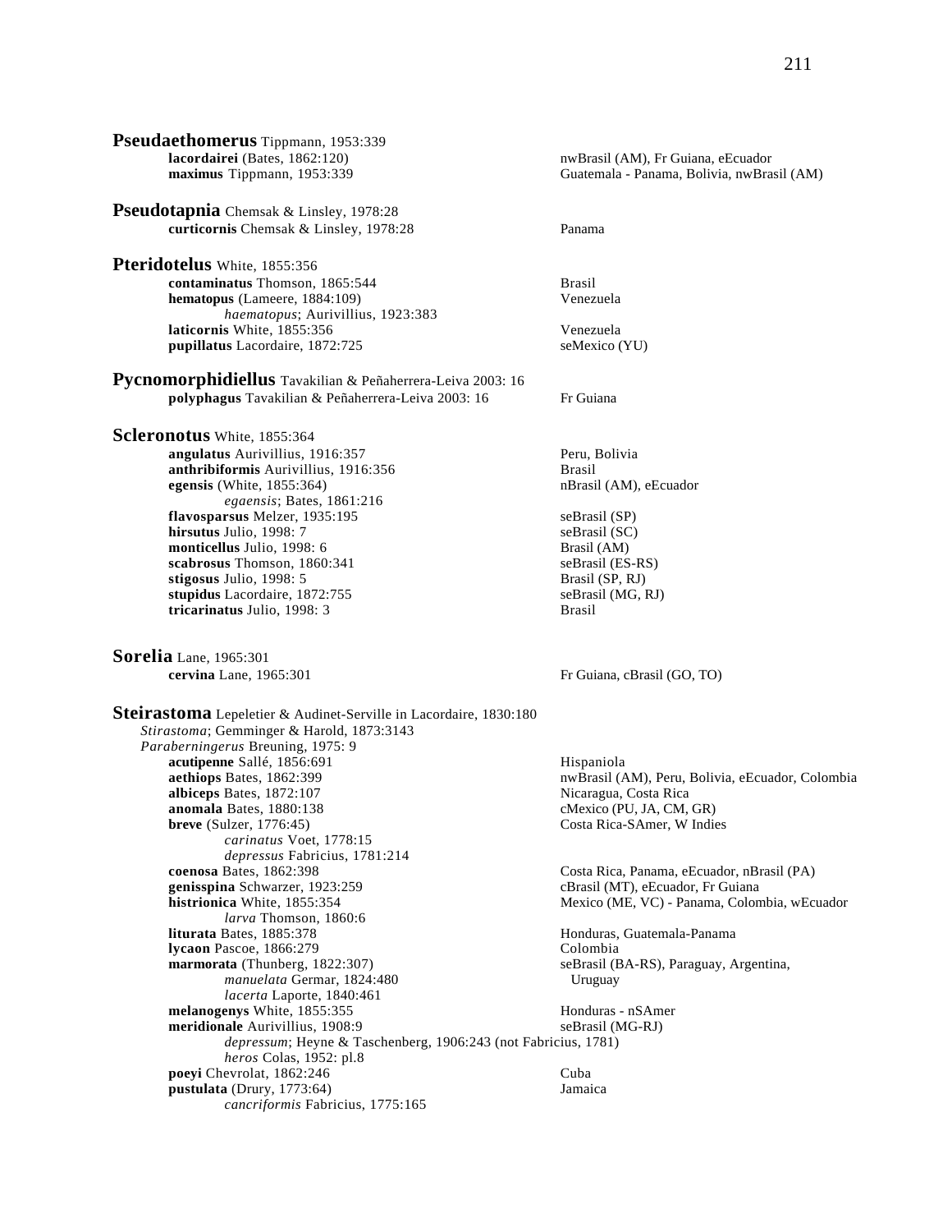**Pseudaethomerus** Tippmann, 1953:339

- **lacordairei** (Bates, 1862:120) — nwBrasil (AM), Fr Guiana, eEcuador
- **maximus** Tippmann, 1953:339 — Guatemala - Panama, Bolivia, nwBrasil (AM)

**Pseudotapnia** Chemsak & Linsley, 1978:28

- **curticornis** Chemsak & Linsley, 1978:28 — Panama

**Pteridotelus** White, 1855:356

- **contaminatus** Thomson, 1865:544 — Brasil
- **hematopus** (Lameere, 1884:109) — Venezuela
  - *haematopus*; Aurivillius, 1923:383
- **laticornis** White, 1855:356 — Venezuela
- **pupillatus** Lacordaire, 1872:725 — seMexico (YU)

**Pycnomorphidiellus** Tavakilian & Peñaherrera-Leiva 2003: 16

- **polyphagus** Tavakilian & Peñaherrera-Leiva 2003: 16 — Fr Guiana

**Scleronotus** White, 1855:364

- **angulatus** Aurivillius, 1916:357 — Peru, Bolivia
- **anthribiformis** Aurivillius, 1916:356 — Brasil
- **egensis** (White, 1855:364) — nBrasil (AM), eEcuador
  - *egaensis*; Bates, 1861:216
- **flavosparsus** Melzer, 1935:195 — seBrasil (SP)
- **hirsutus** Julio, 1998: 7 — seBrasil (SC)
- **monticellus** Julio, 1998: 6 — Brasil (AM)
- **scabrosus** Thomson, 1860:341 — seBrasil (ES-RS)
- **stigosus** Julio, 1998: 5 — Brasil (SP, RJ)
- **stupidus** Lacordaire, 1872:755 — seBrasil (MG, RJ)
- **tricarinatus** Julio, 1998: 3 — Brasil

**Sorelia** Lane, 1965:301

- **cervina** Lane, 1965:301 — Fr Guiana, cBrasil (GO, TO)

**Steirastoma** Lepeletier & Audinet-Serville in Lacordaire, 1830:180

*Stirastoma*; Gemminger & Harold, 1873:3143
*Paraberningerus* Breuning, 1975: 9

- **acutipenne** Sallé, 1856:691 — Hispaniola
- **aethiops** Bates, 1862:399 — nwBrasil (AM), Peru, Bolivia, eEcuador, Colombia
- **albiceps** Bates, 1872:107 — Nicaragua, Costa Rica
- **anomala** Bates, 1880:138 — cMexico (PU, JA, CM, GR)
- **breve** (Sulzer, 1776:45) — Costa Rica-SAmer, W Indies
  - *carinatus* Voet, 1778:15
  - *depressus* Fabricius, 1781:214
- **coenosa** Bates, 1862:398 — Costa Rica, Panama, eEcuador, nBrasil (PA)
- **genisspina** Schwarzer, 1923:259 — cBrasil (MT), eEcuador, Fr Guiana
- **histrionica** White, 1855:354 — Mexico (ME, VC) - Panama, Colombia, wEcuador
  - *larva* Thomson, 1860:6
- **liturata** Bates, 1885:378 — Honduras, Guatemala-Panama
- **lycaon** Pascoe, 1866:279 — Colombia
- **marmorata** (Thunberg, 1822:307) — seBrasil (BA-RS), Paraguay, Argentina, Uruguay
  - *manuelata* Germar, 1824:480
  - *lacerta* Laporte, 1840:461
- **melanogenys** White, 1855:355 — Honduras - nSAmer
- **meridionale** Aurivillius, 1908:9 — seBrasil (MG-RJ)
  - *depressum*; Heyne & Taschenberg, 1906:243 (not Fabricius, 1781)
  - *heros* Colas, 1952: pl.8
- **poeyi** Chevrolat, 1862:246 — Cuba
- **pustulata** (Drury, 1773:64) — Jamaica
  - *cancriformis* Fabricius, 1775:165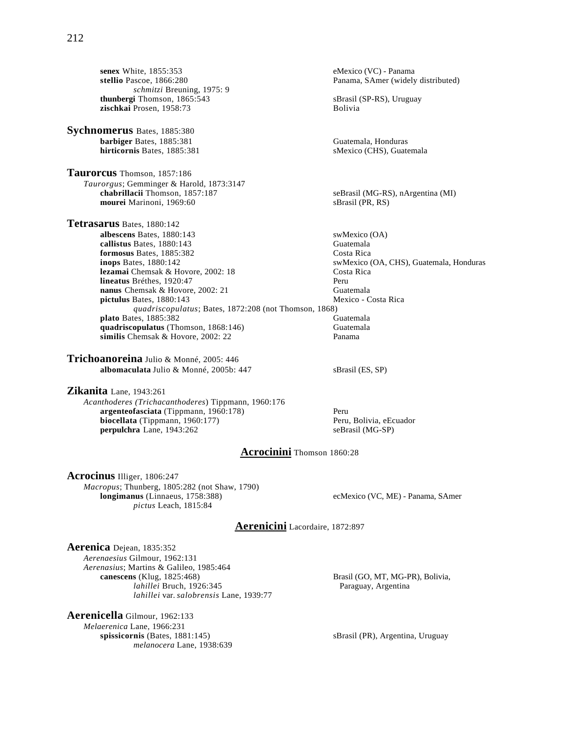**senex** White, 1855:353 — eMexico (VC) - Panama
**stellio** Pascoe, 1866:280 — Panama, SAmer (widely distributed)
*schmitzi* Breuning, 1975: 9
**thunbergi** Thomson, 1865:543 — sBrasil (SP-RS), Uruguay
**zischkai** Prosen, 1958:73 — Bolivia

**Sychnomerus** Bates, 1885:380
**barbiger** Bates, 1885:381 — Guatemala, Honduras
**hirticornis** Bates, 1885:381 — sMexico (CHS), Guatemala

**Taurorcus** Thomson, 1857:186
*Taurorgus*; Gemminger & Harold, 1873:3147
**chabrillacii** Thomson, 1857:187 — seBrasil (MG-RS), nArgentina (MI)
**mourei** Marinoni, 1969:60 — sBrasil (PR, RS)

**Tetrasarus** Bates, 1880:142
**albescens** Bates, 1880:143 — swMexico (OA)
**callistus** Bates, 1880:143 — Guatemala
**formosus** Bates, 1885:382 — Costa Rica
**inops** Bates, 1880:142 — swMexico (OA, CHS), Guatemala, Honduras
**lezamai** Chemsak & Hovore, 2002: 18 — Costa Rica
**lineatus** Bréthes, 1920:47 — Peru
**nanus** Chemsak & Hovore, 2002: 21 — Guatemala
**pictulus** Bates, 1880:143 — Mexico - Costa Rica
*quadriscopulatus*; Bates, 1872:208 (not Thomson, 1868)
**plato** Bates, 1885:382 — Guatemala
**quadriscopulatus** (Thomson, 1868:146) — Guatemala
**similis** Chemsak & Hovore, 2002: 22 — Panama

**Trichoanoreina** Julio & Monné, 2005: 446
**albomaculata** Julio & Monné, 2005b: 447 — sBrasil (ES, SP)

**Zikanita** Lane, 1943:261
*Acanthoderes (Trichacanthoderes)* Tippmann, 1960:176
**argenteofasciata** (Tippmann, 1960:178) — Peru
**biocellata** (Tippmann, 1960:177) — Peru, Bolivia, eEcuador
**perpulchra** Lane, 1943:262 — seBrasil (MG-SP)

## Acrocinini Thomson 1860:28

**Acrocinus** Illiger, 1806:247
*Macropus*; Thunberg, 1805:282 (not Shaw, 1790)
**longimanus** (Linnaeus, 1758:388) — ecMexico (VC, ME) - Panama, SAmer
*pictus* Leach, 1815:84

## Aerenicini Lacordaire, 1872:897

**Aerenica** Dejean, 1835:352
*Aerenaesius* Gilmour, 1962:131
*Aerenasius*; Martins & Galileo, 1985:464
**canescens** (Klug, 1825:468) — Brasil (GO, MT, MG-PR), Bolivia, Paraguay, Argentina
*lahillei* Bruch, 1926:345
*lahillei* var. *salobrensis* Lane, 1939:77

**Aerenicella** Gilmour, 1962:133
*Melaerenica* Lane, 1966:231
**spissicornis** (Bates, 1881:145) — sBrasil (PR), Argentina, Uruguay
*melanocera* Lane, 1938:639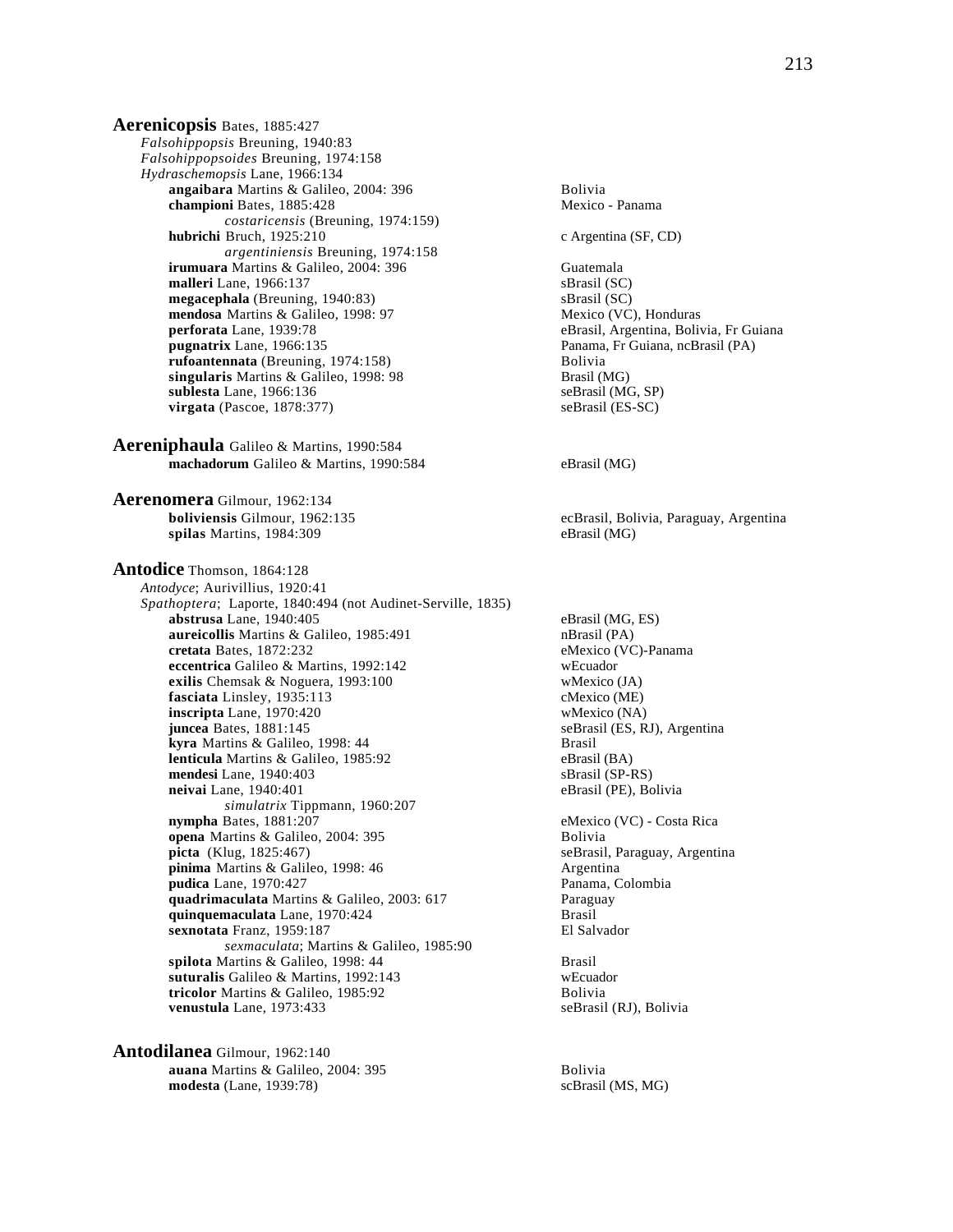**Aerenicopsis** Bates, 1885:427

*Falsohippopsis* Breuning, 1940:83
*Falsohippopsoides* Breuning, 1974:158
*Hydraschemopsis* Lane, 1966:134

- **angaibara** Martins & Galileo, 2004: 396 — Bolivia
- **championi** Bates, 1885:428 — Mexico - Panama
  - *costaricensis* (Breuning, 1974:159)
- **hubrichi** Bruch, 1925:210 — c Argentina (SF, CD)
  - *argentiniensis* Breuning, 1974:158
- **irumuara** Martins & Galileo, 2004: 396 — Guatemala
- **malleri** Lane, 1966:137 — sBrasil (SC)
- **megacephala** (Breuning, 1940:83) — sBrasil (SC)
- **mendosa** Martins & Galileo, 1998: 97 — Mexico (VC), Honduras
- **perforata** Lane, 1939:78 — eBrasil, Argentina, Bolivia, Fr Guiana
- **pugnatrix** Lane, 1966:135 — Panama, Fr Guiana, ncBrasil (PA)
- **rufoantennata** (Breuning, 1974:158) — Bolivia
- **singularis** Martins & Galileo, 1998: 98 — Brasil (MG)
- **sublesta** Lane, 1966:136 — seBrasil (MG, SP)
- **virgata** (Pascoe, 1878:377) — seBrasil (ES-SC)

**Aereniphaula** Galileo & Martins, 1990:584

- **machadorum** Galileo & Martins, 1990:584 — eBrasil (MG)

**Aerenomera** Gilmour, 1962:134

- **boliviensis** Gilmour, 1962:135 — ecBrasil, Bolivia, Paraguay, Argentina
- **spilas** Martins, 1984:309 — eBrasil (MG)

**Antodice** Thomson, 1864:128

*Antodyce*; Aurivillius, 1920:41
*Spathoptera*; Laporte, 1840:494 (not Audinet-Serville, 1835)

- **abstrusa** Lane, 1940:405 — eBrasil (MG, ES)
- **aureicollis** Martins & Galileo, 1985:491 — nBrasil (PA)
- **cretata** Bates, 1872:232 — eMexico (VC)-Panama
- **eccentrica** Galileo & Martins, 1992:142 — wEcuador
- **exilis** Chemsak & Noguera, 1993:100 — wMexico (JA)
- **fasciata** Linsley, 1935:113 — cMexico (ME)
- **inscripta** Lane, 1970:420 — wMexico (NA)
- **juncea** Bates, 1881:145 — seBrasil (ES, RJ), Argentina
- **kyra** Martins & Galileo, 1998: 44 — Brasil
- **lenticula** Martins & Galileo, 1985:92 — eBrasil (BA)
- **mendesi** Lane, 1940:403 — sBrasil (SP-RS)
- **neivai** Lane, 1940:401 — eBrasil (PE), Bolivia
  - *simulatrix* Tippmann, 1960:207
- **nympha** Bates, 1881:207 — eMexico (VC) - Costa Rica
- **opena** Martins & Galileo, 2004: 395 — Bolivia
- **picta** (Klug, 1825:467) — seBrasil, Paraguay, Argentina
- **pinima** Martins & Galileo, 1998: 46 — Argentina
- **pudica** Lane, 1970:427 — Panama, Colombia
- **quadrimaculata** Martins & Galileo, 2003: 617 — Paraguay
- **quinquemaculata** Lane, 1970:424 — Brasil
- **sexnotata** Franz, 1959:187 — El Salvador
  - *sexmaculata*; Martins & Galileo, 1985:90
- **spilota** Martins & Galileo, 1998: 44 — Brasil
- **suturalis** Galileo & Martins, 1992:143 — wEcuador
- **tricolor** Martins & Galileo, 1985:92 — Bolivia
- **venustula** Lane, 1973:433 — seBrasil (RJ), Bolivia

**Antodilanea** Gilmour, 1962:140

- **auana** Martins & Galileo, 2004: 395 — Bolivia
- **modesta** (Lane, 1939:78) — scBrasil (MS, MG)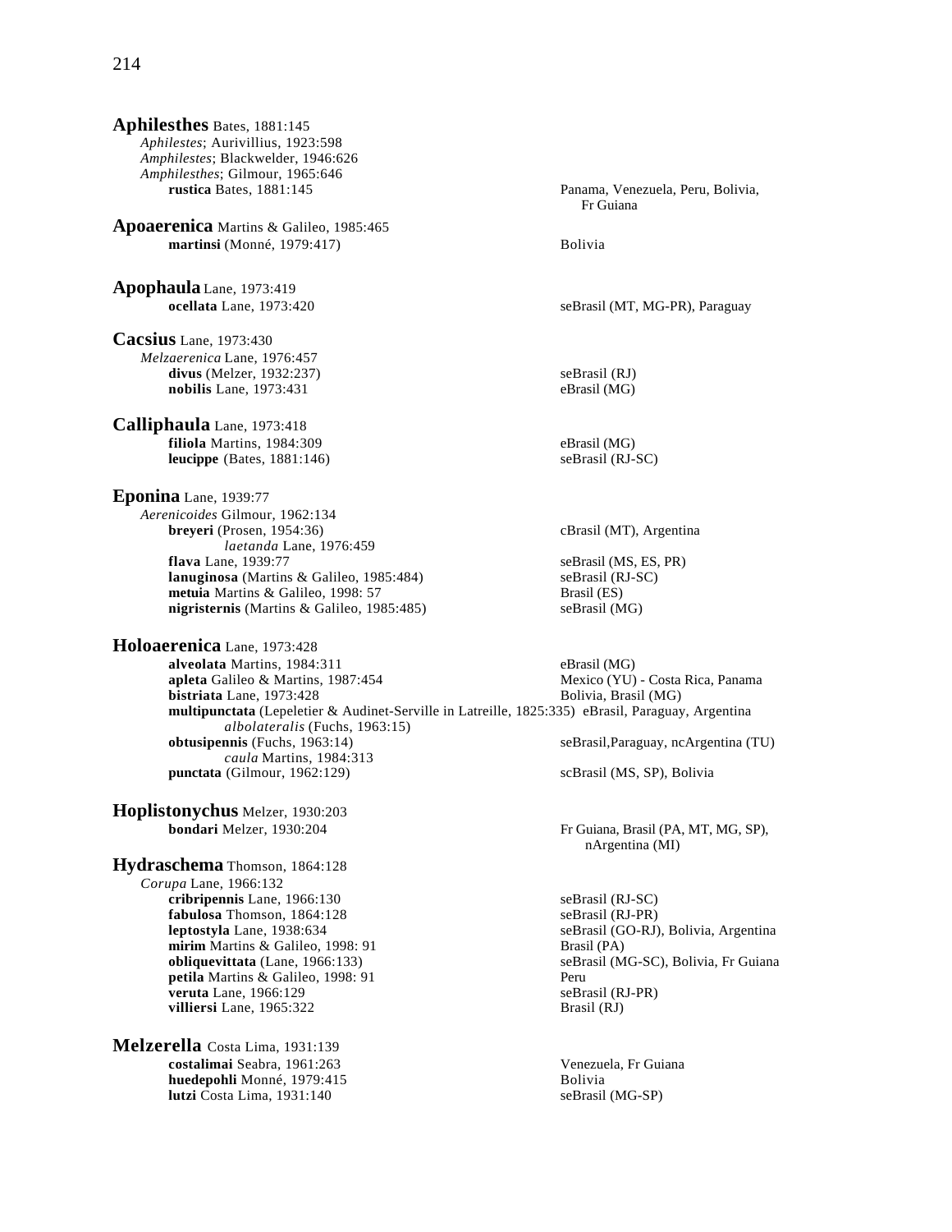**Aphilesthes** Bates, 1881:145

*Aphilestes*; Aurivillius, 1923:598
*Amphilestes*; Blackwelder, 1946:626
*Amphilesthes*; Gilmour, 1965:646

**rustica** Bates, 1881:145 — Panama, Venezuela, Peru, Bolivia, Fr Guiana

**Apoaerenica** Martins & Galileo, 1985:465

**martinsi** (Monné, 1979:417) — Bolivia

**Apophaula** Lane, 1973:419

**ocellata** Lane, 1973:420 — seBrasil (MT, MG-PR), Paraguay

**Cacsius** Lane, 1973:430

*Melzaerenica* Lane, 1976:457

**divus** (Melzer, 1932:237) — seBrasil (RJ)
**nobilis** Lane, 1973:431 — eBrasil (MG)

**Calliphaula** Lane, 1973:418

**filiola** Martins, 1984:309 — eBrasil (MG)
**leucippe** (Bates, 1881:146) — seBrasil (RJ-SC)

**Eponina** Lane, 1939:77

*Aerenicoides* Gilmour, 1962:134

**breyeri** (Prosen, 1954:36) — cBrasil (MT), Argentina
*laetanda* Lane, 1976:459
**flava** Lane, 1939:77 — seBrasil (MS, ES, PR)
**lanuginosa** (Martins & Galileo, 1985:484) — seBrasil (RJ-SC)
**metuia** Martins & Galileo, 1998: 57 — Brasil (ES)
**nigristernis** (Martins & Galileo, 1985:485) — seBrasil (MG)

**Holoaerenica** Lane, 1973:428

**alveolata** Martins, 1984:311 — eBrasil (MG)
**apleta** Galileo & Martins, 1987:454 — Mexico (YU) - Costa Rica, Panama
**bistriata** Lane, 1973:428 — Bolivia, Brasil (MG)
**multipunctata** (Lepeletier & Audinet-Serville in Latreille, 1825:335) — eBrasil, Paraguay, Argentina
*albolateralis* (Fuchs, 1963:15)
**obtusipennis** (Fuchs, 1963:14) — seBrasil,Paraguay, ncArgentina (TU)
*caula* Martins, 1984:313
**punctata** (Gilmour, 1962:129) — scBrasil (MS, SP), Bolivia

**Hoplistonychus** Melzer, 1930:203

**bondari** Melzer, 1930:204 — Fr Guiana, Brasil (PA, MT, MG, SP), nArgentina (MI)

**Hydraschema** Thomson, 1864:128

*Corupa* Lane, 1966:132

**cribripennis** Lane, 1966:130 — seBrasil (RJ-SC)
**fabulosa** Thomson, 1864:128 — seBrasil (RJ-PR)
**leptostyla** Lane, 1938:634 — seBrasil (GO-RJ), Bolivia, Argentina
**mirim** Martins & Galileo, 1998: 91 — Brasil (PA)
**obliquevittata** (Lane, 1966:133) — seBrasil (MG-SC), Bolivia, Fr Guiana
**petila** Martins & Galileo, 1998: 91 — Peru
**veruta** Lane, 1966:129 — seBrasil (RJ-PR)
**villiersi** Lane, 1965:322 — Brasil (RJ)

**Melzerella** Costa Lima, 1931:139

**costalimai** Seabra, 1961:263 — Venezuela, Fr Guiana
**huedepohli** Monné, 1979:415 — Bolivia
**lutzi** Costa Lima, 1931:140 — seBrasil (MG-SP)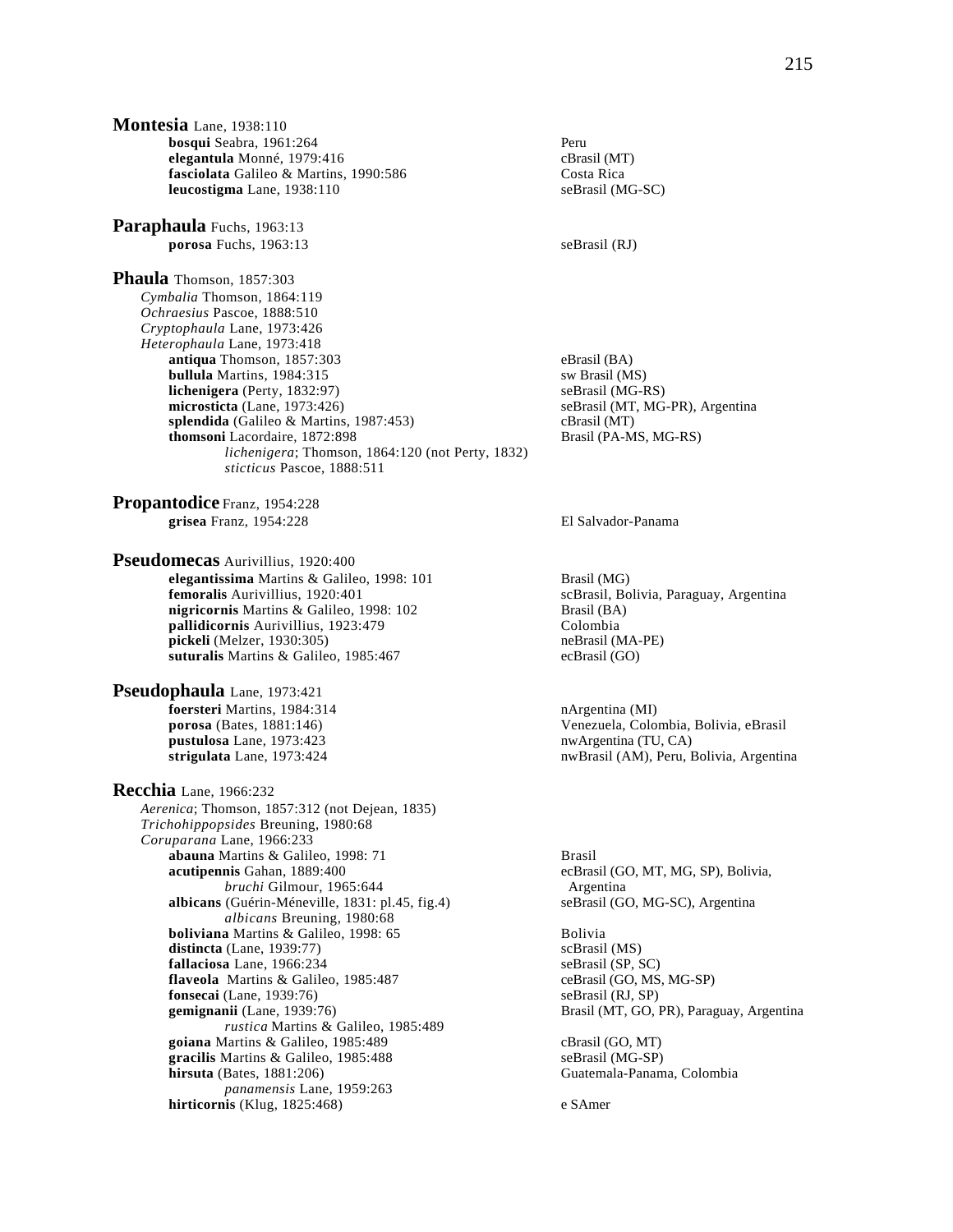**Montesia** Lane, 1938:110

- **bosqui** Seabra, 1961:264 — Peru
- **elegantula** Monné, 1979:416 — cBrasil (MT)
- **fasciolata** Galileo & Martins, 1990:586 — Costa Rica
- **leucostigma** Lane, 1938:110 — seBrasil (MG-SC)

**Paraphaula** Fuchs, 1963:13

- **porosa** Fuchs, 1963:13 — seBrasil (RJ)

**Phaula** Thomson, 1857:303

*Cymbalia* Thomson, 1864:119
*Ochraesius* Pascoe, 1888:510
*Cryptophaula* Lane, 1973:426
*Heterophaula* Lane, 1973:418

- **antiqua** Thomson, 1857:303 — eBrasil (BA)
- **bullula** Martins, 1984:315 — sw Brasil (MS)
- **lichenigera** (Perty, 1832:97) — seBrasil (MG-RS)
- **microsticta** (Lane, 1973:426) — seBrasil (MT, MG-PR), Argentina
- **splendida** (Galileo & Martins, 1987:453) — cBrasil (MT)
- **thomsoni** Lacordaire, 1872:898 — Brasil (PA-MS, MG-RS)
  - *lichenigera*; Thomson, 1864:120 (not Perty, 1832)
  - *sticticus* Pascoe, 1888:511

**Propantodice** Franz, 1954:228

- **grisea** Franz, 1954:228 — El Salvador-Panama

**Pseudomecas** Aurivillius, 1920:400

- **elegantissima** Martins & Galileo, 1998: 101 — Brasil (MG)
- **femoralis** Aurivillius, 1920:401 — scBrasil, Bolivia, Paraguay, Argentina
- **nigricornis** Martins & Galileo, 1998: 102 — Brasil (BA)
- **pallidicornis** Aurivillius, 1923:479 — Colombia
- **pickeli** (Melzer, 1930:305) — neBrasil (MA-PE)
- **suturalis** Martins & Galileo, 1985:467 — ecBrasil (GO)

**Pseudophaula** Lane, 1973:421

- **foersteri** Martins, 1984:314 — nArgentina (MI)
- **porosa** (Bates, 1881:146) — Venezuela, Colombia, Bolivia, eBrasil
- **pustulosa** Lane, 1973:423 — nwArgentina (TU, CA)
- **strigulata** Lane, 1973:424 — nwBrasil (AM), Peru, Bolivia, Argentina

**Recchia** Lane, 1966:232

*Aerenica*; Thomson, 1857:312 (not Dejean, 1835)
*Trichohippopsides* Breuning, 1980:68
*Coruparana* Lane, 1966:233

- **abauna** Martins & Galileo, 1998: 71 — Brasil
- **acutipennis** Gahan, 1889:400 — ecBrasil (GO, MT, MG, SP), Bolivia, Argentina
  - *bruchi* Gilmour, 1965:644
- **albicans** (Guérin-Méneville, 1831: pl.45, fig.4) — seBrasil (GO, MG-SC), Argentina
  - *albicans* Breuning, 1980:68
- **boliviana** Martins & Galileo, 1998: 65 — Bolivia
- **distincta** (Lane, 1939:77) — scBrasil (MS)
- **fallaciosa** Lane, 1966:234 — seBrasil (SP, SC)
- **flaveola** Martins & Galileo, 1985:487 — ceBrasil (GO, MS, MG-SP)
- **fonsecai** (Lane, 1939:76) — seBrasil (RJ, SP)
- **gemignanii** (Lane, 1939:76) — Brasil (MT, GO, PR), Paraguay, Argentina
  - *rustica* Martins & Galileo, 1985:489
- **goiana** Martins & Galileo, 1985:489 — cBrasil (GO, MT)
- **gracilis** Martins & Galileo, 1985:488 — seBrasil (MG-SP)
- **hirsuta** (Bates, 1881:206) — Guatemala-Panama, Colombia
  - *panamensis* Lane, 1959:263
- **hirticornis** (Klug, 1825:468) — e SAmer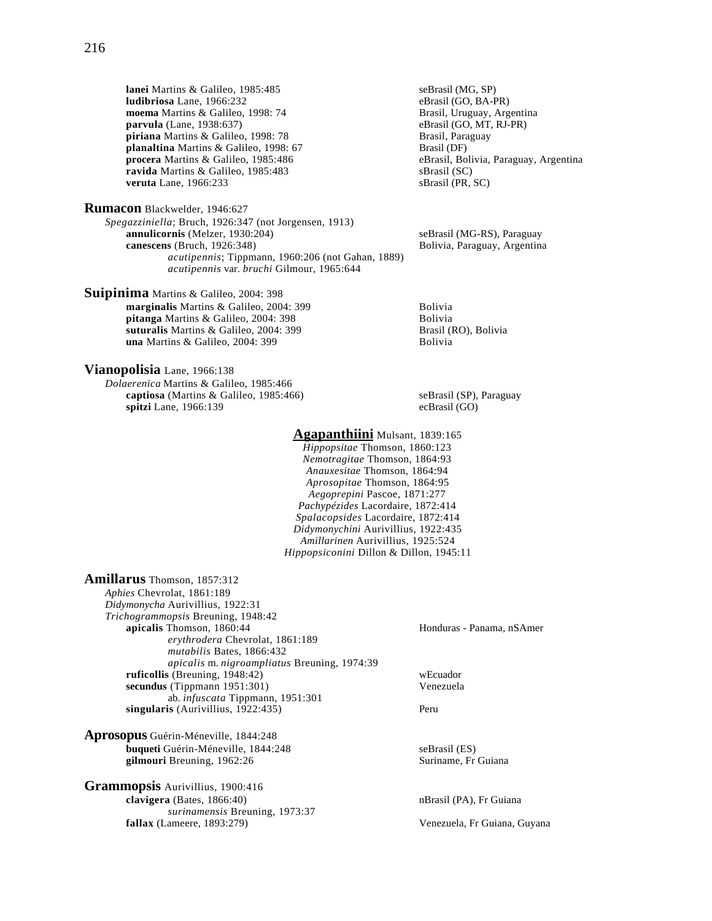**lanei** Martins & Galileo, 1985:485 — seBrasil (MG, SP)
**ludibriosa** Lane, 1966:232 — eBrasil (GO, BA-PR)
**moema** Martins & Galileo, 1998: 74 — Brasil, Uruguay, Argentina
**parvula** (Lane, 1938:637) — eBrasil (GO, MT, RJ-PR)
**piriana** Martins & Galileo, 1998: 78 — Brasil, Paraguay
**planaltina** Martins & Galileo, 1998: 67 — Brasil (DF)
**procera** Martins & Galileo, 1985:486 — eBrasil, Bolivia, Paraguay, Argentina
**ravida** Martins & Galileo, 1985:483 — sBrasil (SC)
**veruta** Lane, 1966:233 — sBrasil (PR, SC)

**Rumacon** Blackwelder, 1946:627
*Spegazziniella*; Bruch, 1926:347 (not Jorgensen, 1913)
**annulicornis** (Melzer, 1930:204) — seBrasil (MG-RS), Paraguay
**canescens** (Bruch, 1926:348) — Bolivia, Paraguay, Argentina
*acutipennis*; Tippmann, 1960:206 (not Gahan, 1889)
*acutipennis* var. *bruchi* Gilmour, 1965:644

**Suipinima** Martins & Galileo, 2004: 398
**marginalis** Martins & Galileo, 2004: 399 — Bolivia
**pitanga** Martins & Galileo, 2004: 398 — Bolivia
**suturalis** Martins & Galileo, 2004: 399 — Brasil (RO), Bolivia
**una** Martins & Galileo, 2004: 399 — Bolivia

**Vianopolisia** Lane, 1966:138
*Dolaerenica* Martins & Galileo, 1985:466
**captiosa** (Martins & Galileo, 1985:466) — seBrasil (SP), Paraguay
**spitzi** Lane, 1966:139 — ecBrasil (GO)

## Agapanthiini Mulsant, 1839:165

*Hippopsitae* Thomson, 1860:123
*Nemotragitae* Thomson, 1864:93
*Anauxesitae* Thomson, 1864:94
*Aprosopitae* Thomson, 1864:95
*Aegoprepini* Pascoe, 1871:277
*Pachypézides* Lacordaire, 1872:414
*Spalacopsides* Lacordaire, 1872:414
*Didymonychini* Aurivillius, 1922:435
*Amillarinen* Aurivillius, 1925:524
*Hippopsiconini* Dillon & Dillon, 1945:11

**Amillarus** Thomson, 1857:312
*Aphies* Chevrolat, 1861:189
*Didymonycha* Aurivillius, 1922:31
*Trichogrammopsis* Breuning, 1948:42
**apicalis** Thomson, 1860:44 — Honduras - Panama, nSAmer
*erythrodera* Chevrolat, 1861:189
*mutabilis* Bates, 1866:432
*apicalis* m. *nigroampliatus* Breuning, 1974:39
**ruficollis** (Breuning, 1948:42) — wEcuador
**secundus** (Tippmann 1951:301) — Venezuela
ab. *infuscata* Tippmann, 1951:301
**singularis** (Aurivillius, 1922:435) — Peru

**Aprosopus** Guérin-Méneville, 1844:248
**buqueti** Guérin-Méneville, 1844:248 — seBrasil (ES)
**gilmouri** Breuning, 1962:26 — Suriname, Fr Guiana

**Grammopsis** Aurivillius, 1900:416
**clavigera** (Bates, 1866:40) — nBrasil (PA), Fr Guiana
*surinamensis* Breuning, 1973:37
**fallax** (Lameere, 1893:279) — Venezuela, Fr Guiana, Guyana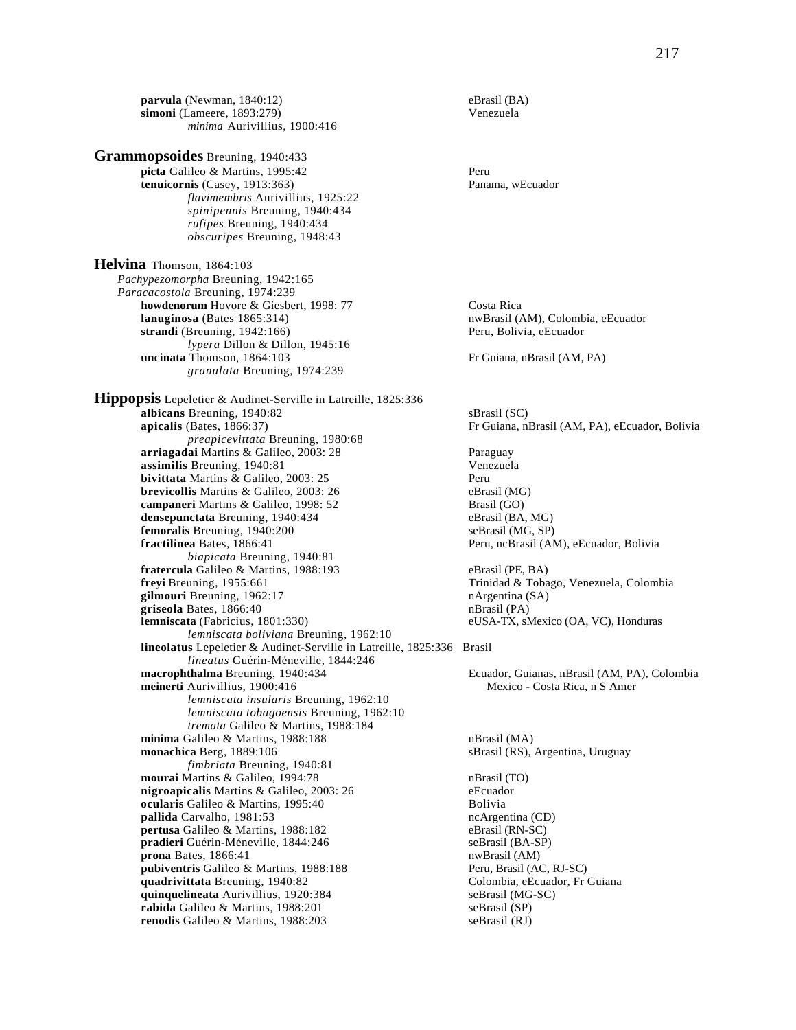**parvula** (Newman, 1840:12) eBrasil (BA)
**simoni** (Lameere, 1893:279) Venezuela
*minima* Aurivillius, 1900:416

## Grammopsoides Breuning, 1940:433

**picta** Galileo & Martins, 1995:42 Peru
**tenuicornis** (Casey, 1913:363) Panama, wEcuador
*flavimembris* Aurivillius, 1925:22
*spinipennis* Breuning, 1940:434
*rufipes* Breuning, 1940:434
*obscuripes* Breuning, 1948:43

## Helvina Thomson, 1864:103

*Pachypezomorpha* Breuning, 1942:165
*Paracacostola* Breuning, 1974:239
**howdenorum** Hovore & Giesbert, 1998: 77 Costa Rica
**lanuginosa** (Bates 1865:314) nwBrasil (AM), Colombia, eEcuador
**strandi** (Breuning, 1942:166) Peru, Bolivia, eEcuador
*lypera* Dillon & Dillon, 1945:16
**uncinata** Thomson, 1864:103 Fr Guiana, nBrasil (AM, PA)
*granulata* Breuning, 1974:239

## Hippopsis Lepeletier & Audinet-Serville in Latreille, 1825:336

**albicans** Breuning, 1940:82 sBrasil (SC)
**apicalis** (Bates, 1866:37) Fr Guiana, nBrasil (AM, PA), eEcuador, Bolivia
*preapicevittata* Breuning, 1980:68
**arriagadai** Martins & Galileo, 2003: 28 Paraguay
**assimilis** Breuning, 1940:81 Venezuela
**bivittata** Martins & Galileo, 2003: 25 Peru
**brevicollis** Martins & Galileo, 2003: 26 eBrasil (MG)
**campaneri** Martins & Galileo, 1998: 52 Brasil (GO)
**densepunctata** Breuning, 1940:434 eBrasil (BA, MG)
**femoralis** Breuning, 1940:200 seBrasil (MG, SP)
**fractilinea** Bates, 1866:41 Peru, ncBrasil (AM), eEcuador, Bolivia
*biapicata* Breuning, 1940:81
**fratercula** Galileo & Martins, 1988:193 eBrasil (PE, BA)
**freyi** Breuning, 1955:661 Trinidad & Tobago, Venezuela, Colombia
**gilmouri** Breuning, 1962:17 nArgentina (SA)
**griseola** Bates, 1866:40 nBrasil (PA)
**lemniscata** (Fabricius, 1801:330) eUSA-TX, sMexico (OA, VC), Honduras
*lemniscata boliviana* Breuning, 1962:10
**lineolatus** Lepeletier & Audinet-Serville in Latreille, 1825:336 Brasil
*lineatus* Guérin-Méneville, 1844:246
**macrophthalma** Breuning, 1940:434 Ecuador, Guianas, nBrasil (AM, PA), Colombia
**meinerti** Aurivillius, 1900:416 Mexico - Costa Rica, n S Amer
*lemniscata insularis* Breuning, 1962:10
*lemniscata tobagoensis* Breuning, 1962:10
*tremata* Galileo & Martins, 1988:184
**minima** Galileo & Martins, 1988:188 nBrasil (MA)
**monachica** Berg, 1889:106 sBrasil (RS), Argentina, Uruguay
*fimbriata* Breuning, 1940:81
**mourai** Martins & Galileo, 1994:78 nBrasil (TO)
**nigroapicalis** Martins & Galileo, 2003: 26 eEcuador
**ocularis** Galileo & Martins, 1995:40 Bolivia
**pallida** Carvalho, 1981:53 ncArgentina (CD)
**pertusa** Galileo & Martins, 1988:182 eBrasil (RN-SC)
**pradieri** Guérin-Méneville, 1844:246 seBrasil (BA-SP)
**prona** Bates, 1866:41 nwBrasil (AM)
**pubiventris** Galileo & Martins, 1988:188 Peru, Brasil (AC, RJ-SC)
**quadrivittata** Breuning, 1940:82 Colombia, eEcuador, Fr Guiana
**quinquelineata** Aurivillius, 1920:384 seBrasil (MG-SC)
**rabida** Galileo & Martins, 1988:201 seBrasil (SP)
**renodis** Galileo & Martins, 1988:203 seBrasil (RJ)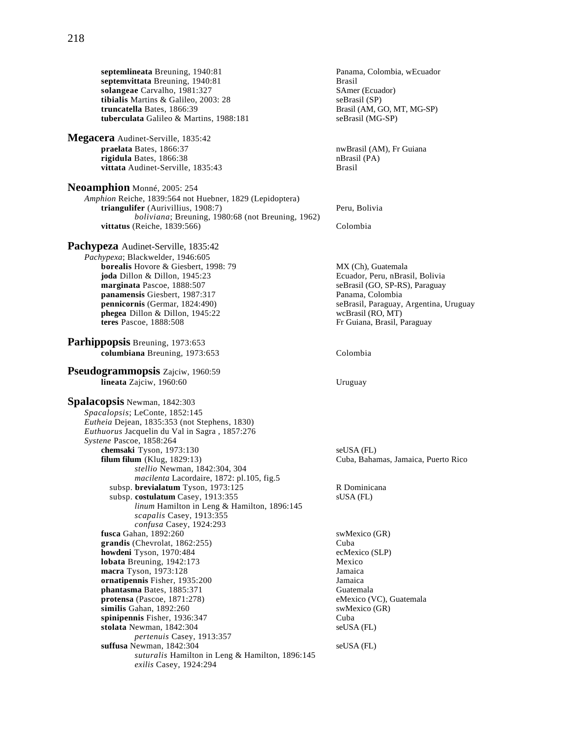**septemlineata** Breuning, 1940:81 — Panama, Colombia, wEcuador
**septemvittata** Breuning, 1940:81 — Brasil
**solangeae** Carvalho, 1981:327 — SAmer (Ecuador)
**tibialis** Martins & Galileo, 2003: 28 — seBrasil (SP)
**truncatella** Bates, 1866:39 — Brasil (AM, GO, MT, MG-SP)
**tuberculata** Galileo & Martins, 1988:181 — seBrasil (MG-SP)

## Megacera Audinet-Serville, 1835:42

**praelata** Bates, 1866:37 — nwBrasil (AM), Fr Guiana
**rigidula** Bates, 1866:38 — nBrasil (PA)
**vittata** Audinet-Serville, 1835:43 — Brasil

## Neoamphion Monné, 2005: 254

*Amphion* Reiche, 1839:564 not Huebner, 1829 (Lepidoptera)
**triangulifer** (Aurivillius, 1908:7) — Peru, Bolivia
*boliviana*; Breuning, 1980:68 (not Breuning, 1962)
**vittatus** (Reiche, 1839:566) — Colombia

## Pachypeza Audinet-Serville, 1835:42

*Pachypexa*; Blackwelder, 1946:605
**borealis** Hovore & Giesbert, 1998: 79 — MX (Ch), Guatemala
**joda** Dillon & Dillon, 1945:23 — Ecuador, Peru, nBrasil, Bolivia
**marginata** Pascoe, 1888:507 — seBrasil (GO, SP-RS), Paraguay
**panamensis** Giesbert, 1987:317 — Panama, Colombia
**pennicornis** (Germar, 1824:490) — seBrasil, Paraguay, Argentina, Uruguay
**phegea** Dillon & Dillon, 1945:22 — wcBrasil (RO, MT)
**teres** Pascoe, 1888:508 — Fr Guiana, Brasil, Paraguay

## Parhippopsis Breuning, 1973:653

**columbiana** Breuning, 1973:653 — Colombia

## Pseudogrammopsis Zajciw, 1960:59

**lineata** Zajciw, 1960:60 — Uruguay

## Spalacopsis Newman, 1842:303

*Spacalopsis*; LeConte, 1852:145
*Eutheia* Dejean, 1835:353 (not Stephens, 1830)
*Euthuorus* Jacquelin du Val in Sagra , 1857:276
*Systene* Pascoe, 1858:264
**chemsaki** Tyson, 1973:130 — seUSA (FL)
**filum filum** (Klug, 1829:13) — Cuba, Bahamas, Jamaica, Puerto Rico
*stellio* Newman, 1842:304, 304
*macilenta* Lacordaire, 1872: pl.105, fig.5
subsp. **brevialatum** Tyson, 1973:125 — R Dominicana
subsp. **costulatum** Casey, 1913:355 — sUSA (FL)
*linum* Hamilton in Leng & Hamilton, 1896:145
*scapalis* Casey, 1913:355
*confusa* Casey, 1924:293
**fusca** Gahan, 1892:260 — swMexico (GR)
**grandis** (Chevrolat, 1862:255) — Cuba
**howdeni** Tyson, 1970:484 — ecMexico (SLP)
**lobata** Breuning, 1942:173 — Mexico
**macra** Tyson, 1973:128 — Jamaica
**ornatipennis** Fisher, 1935:200 — Jamaica
**phantasma** Bates, 1885:371 — Guatemala
**protensa** (Pascoe, 1871:278) — eMexico (VC), Guatemala
**similis** Gahan, 1892:260 — swMexico (GR)
**spinipennis** Fisher, 1936:347 — Cuba
**stolata** Newman, 1842:304 — seUSA (FL)
*pertenuis* Casey, 1913:357
**suffusa** Newman, 1842:304 — seUSA (FL)
*suturalis* Hamilton in Leng & Hamilton, 1896:145
*exilis* Casey, 1924:294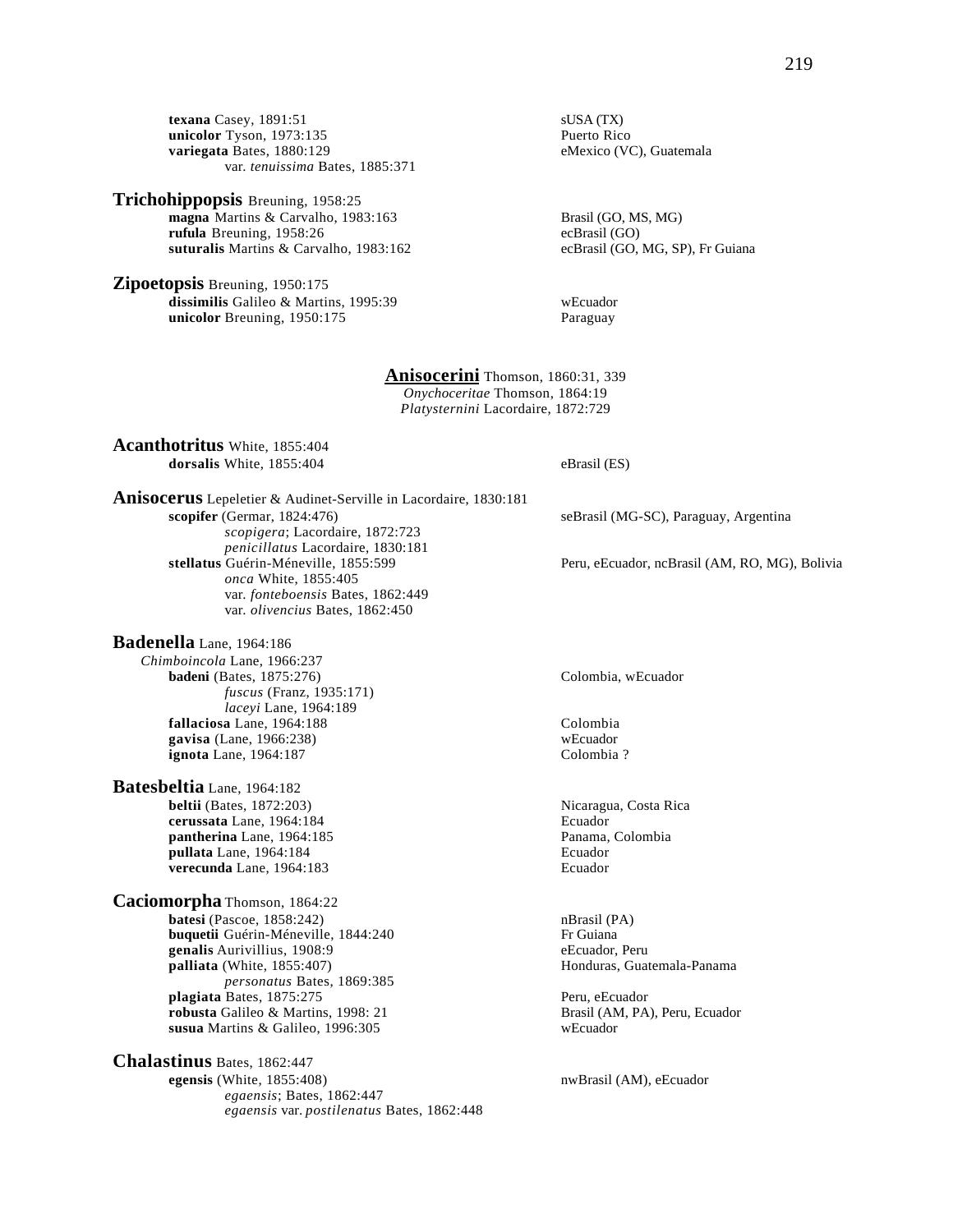**texana** Casey, 1891:51 — sUSA (TX)
**unicolor** Tyson, 1973:135 — Puerto Rico
**variegata** Bates, 1880:129 — eMexico (VC), Guatemala
  var. *tenuissima* Bates, 1885:371

**Trichohippopsis** Breuning, 1958:25
**magna** Martins & Carvalho, 1983:163 — Brasil (GO, MS, MG)
**rufula** Breuning, 1958:26 — ecBrasil (GO)
**suturalis** Martins & Carvalho, 1983:162 — ecBrasil (GO, MG, SP), Fr Guiana

**Zipoetopsis** Breuning, 1950:175
**dissimilis** Galileo & Martins, 1995:39 — wEcuador
**unicolor** Breuning, 1950:175 — Paraguay

## Anisocerini Thomson, 1860:31, 339

*Onychoceritae* Thomson, 1864:19
*Platysternini* Lacordaire, 1872:729

**Acanthotritus** White, 1855:404
**dorsalis** White, 1855:404 — eBrasil (ES)

**Anisocerus** Lepeletier & Audinet-Serville in Lacordaire, 1830:181
**scopifer** (Germar, 1824:476) — seBrasil (MG-SC), Paraguay, Argentina
  *scopigera*; Lacordaire, 1872:723
  *penicillatus* Lacordaire, 1830:181
**stellatus** Guérin-Méneville, 1855:599 — Peru, eEcuador, ncBrasil (AM, RO, MG), Bolivia
  *onca* White, 1855:405
  var. *fonteboensis* Bates, 1862:449
  var. *olivencius* Bates, 1862:450

**Badenella** Lane, 1964:186
*Chimboincola* Lane, 1966:237
**badeni** (Bates, 1875:276) — Colombia, wEcuador
  *fuscus* (Franz, 1935:171)
  *laceyi* Lane, 1964:189
**fallaciosa** Lane, 1964:188 — Colombia
**gavisa** (Lane, 1966:238) — wEcuador
**ignota** Lane, 1964:187 — Colombia ?

**Batesbeltia** Lane, 1964:182
**beltii** (Bates, 1872:203) — Nicaragua, Costa Rica
**cerussata** Lane, 1964:184 — Ecuador
**pantherina** Lane, 1964:185 — Panama, Colombia
**pullata** Lane, 1964:184 — Ecuador
**verecunda** Lane, 1964:183 — Ecuador

**Caciomorpha** Thomson, 1864:22
**batesi** (Pascoe, 1858:242) — nBrasil (PA)
**buquetii** Guérin-Méneville, 1844:240 — Fr Guiana
**genalis** Aurivillius, 1908:9 — eEcuador, Peru
**palliata** (White, 1855:407) — Honduras, Guatemala-Panama
  *personatus* Bates, 1869:385
**plagiata** Bates, 1875:275 — Peru, eEcuador
**robusta** Galileo & Martins, 1998: 21 — Brasil (AM, PA), Peru, Ecuador
**susua** Martins & Galileo, 1996:305 — wEcuador

**Chalastinus** Bates, 1862:447
**egensis** (White, 1855:408) — nwBrasil (AM), eEcuador
  *egaensis*; Bates, 1862:447
  *egaensis* var. *postilenatus* Bates, 1862:448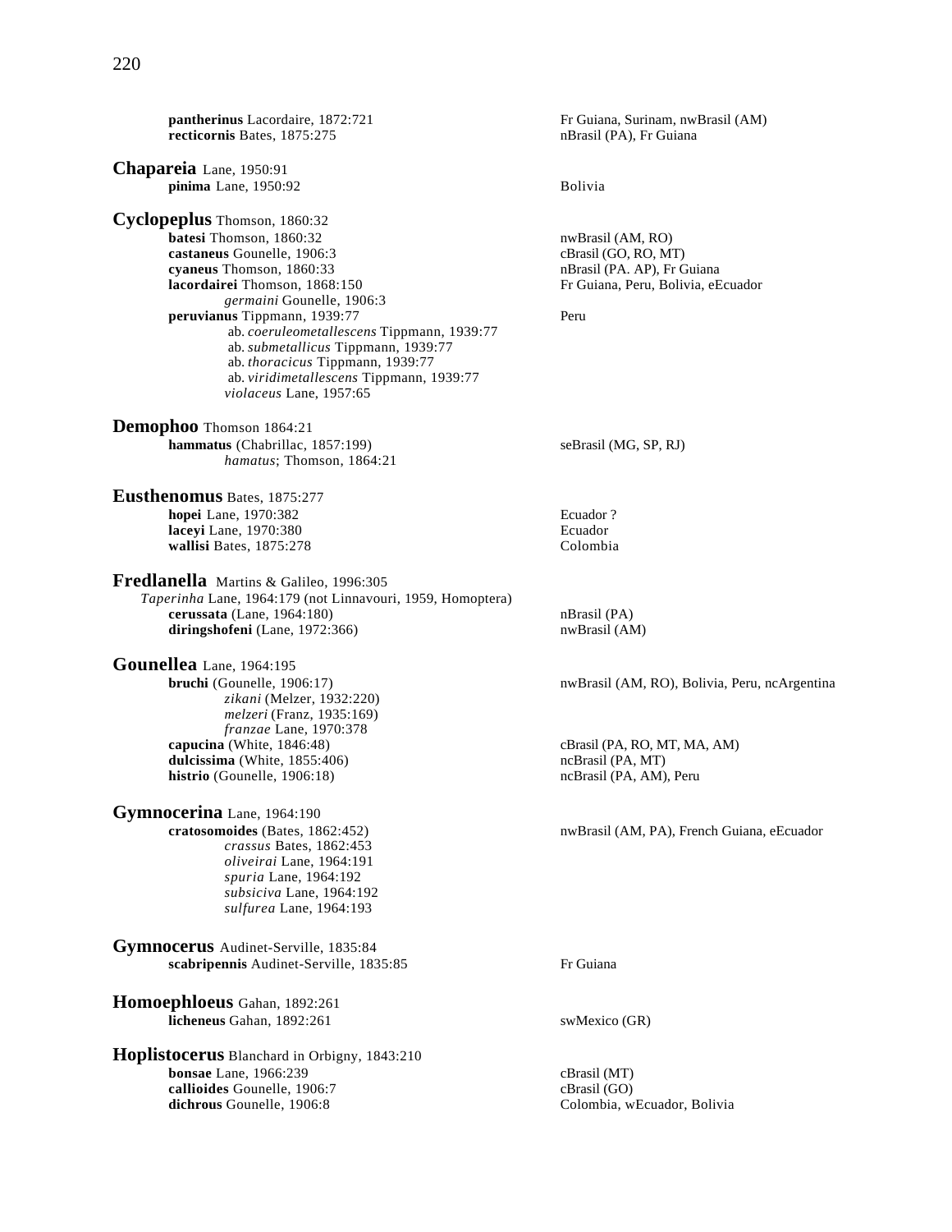**pantherinus** Lacordaire, 1872:721 — Fr Guiana, Surinam, nwBrasil (AM)
**recticornis** Bates, 1875:275 — nBrasil (PA), Fr Guiana

**Chapareia** Lane, 1950:91
**pinima** Lane, 1950:92 — Bolivia

**Cyclopeplus** Thomson, 1860:32
**batesi** Thomson, 1860:32 — nwBrasil (AM, RO)
**castaneus** Gounelle, 1906:3 — cBrasil (GO, RO, MT)
**cyaneus** Thomson, 1860:33 — nBrasil (PA. AP), Fr Guiana
**lacordairei** Thomson, 1868:150 — Fr Guiana, Peru, Bolivia, eEcuador
*germaini* Gounelle, 1906:3
**peruvianus** Tippmann, 1939:77 — Peru
ab. *coeruleometallescens* Tippmann, 1939:77
ab. *submetallicus* Tippmann, 1939:77
ab. *thoracicus* Tippmann, 1939:77
ab. *viridimetallescens* Tippmann, 1939:77
*violaceus* Lane, 1957:65

**Demophoo** Thomson 1864:21
**hammatus** (Chabrillac, 1857:199) — seBrasil (MG, SP, RJ)
*hamatus*; Thomson, 1864:21

**Eusthenomus** Bates, 1875:277
**hopei** Lane, 1970:382 — Ecuador ?
**laceyi** Lane, 1970:380 — Ecuador
**wallisi** Bates, 1875:278 — Colombia

**Fredlanella** Martins & Galileo, 1996:305
*Taperinha* Lane, 1964:179 (not Linnavouri, 1959, Homoptera)
**cerussata** (Lane, 1964:180) — nBrasil (PA)
**diringshofeni** (Lane, 1972:366) — nwBrasil (AM)

**Gounellea** Lane, 1964:195
**bruchi** (Gounelle, 1906:17) — nwBrasil (AM, RO), Bolivia, Peru, ncArgentina
*zikani* (Melzer, 1932:220)
*melzeri* (Franz, 1935:169)
*franzae* Lane, 1970:378
**capucina** (White, 1846:48) — cBrasil (PA, RO, MT, MA, AM)
**dulcissima** (White, 1855:406) — ncBrasil (PA, MT)
**histrio** (Gounelle, 1906:18) — ncBrasil (PA, AM), Peru

**Gymnocerina** Lane, 1964:190
**cratosomoides** (Bates, 1862:452) — nwBrasil (AM, PA), French Guiana, eEcuador
*crassus* Bates, 1862:453
*oliveirai* Lane, 1964:191
*spuria* Lane, 1964:192
*subsiciva* Lane, 1964:192
*sulfurea* Lane, 1964:193

**Gymnocerus** Audinet-Serville, 1835:84
**scabripennis** Audinet-Serville, 1835:85 — Fr Guiana

**Homoephloeus** Gahan, 1892:261
**licheneus** Gahan, 1892:261 — swMexico (GR)

**Hoplistocerus** Blanchard in Orbigny, 1843:210
**bonsae** Lane, 1966:239 — cBrasil (MT)
**callioides** Gounelle, 1906:7 — cBrasil (GO)
**dichrous** Gounelle, 1906:8 — Colombia, wEcuador, Bolivia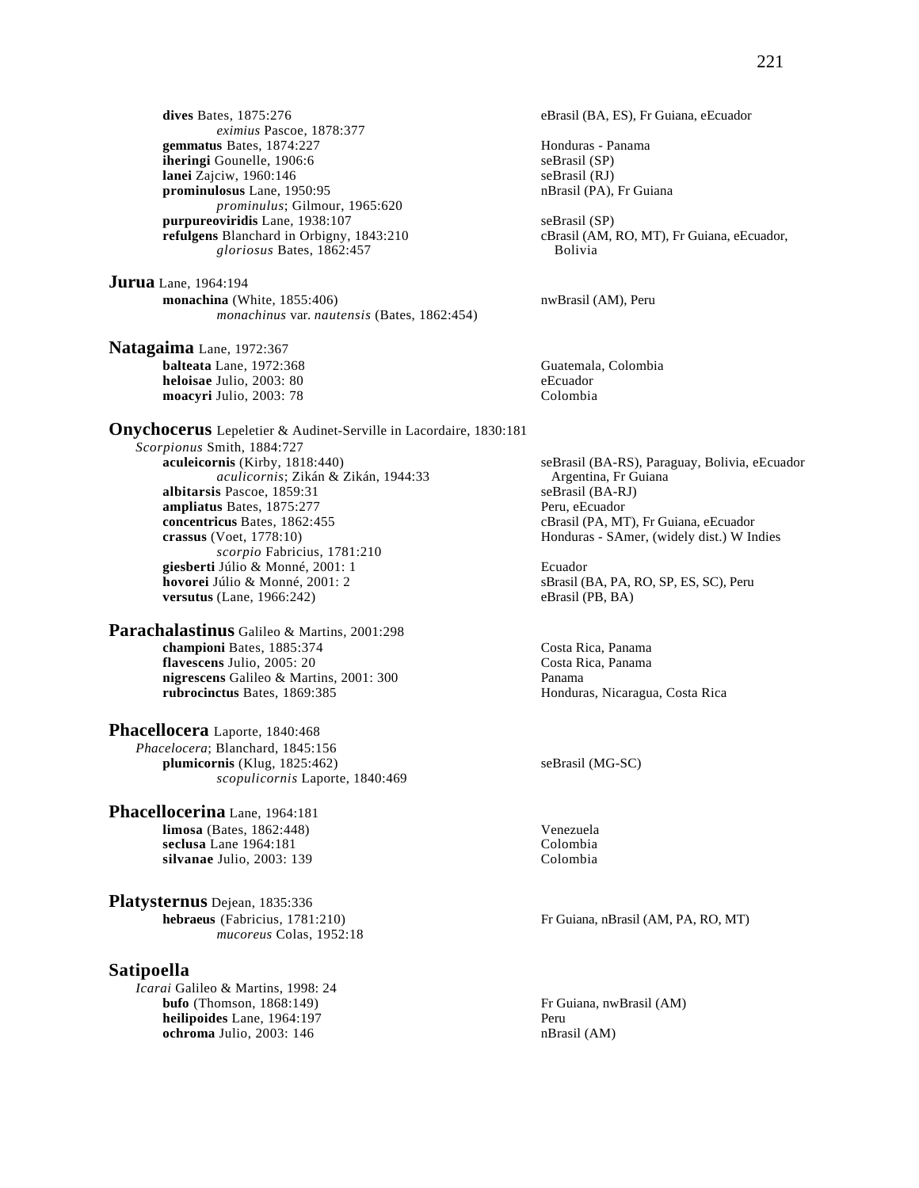**dives** Bates, 1875:276 — eBrasil (BA, ES), Fr Guiana, eEcuador
*eximius* Pascoe, 1878:377
**gemmatus** Bates, 1874:227 — Honduras - Panama
**iheringi** Gounelle, 1906:6 — seBrasil (SP)
**lanei** Zajciw, 1960:146 — seBrasil (RJ)
**prominulosus** Lane, 1950:95 — nBrasil (PA), Fr Guiana
*prominulus*; Gilmour, 1965:620
**purpureoviridis** Lane, 1938:107 — seBrasil (SP)
**refulgens** Blanchard in Orbigny, 1843:210 — cBrasil (AM, RO, MT), Fr Guiana, eEcuador, Bolivia
*gloriosus* Bates, 1862:457

**Jurua** Lane, 1964:194
**monachina** (White, 1855:406) — nwBrasil (AM), Peru
*monachinus* var. *nautensis* (Bates, 1862:454)

**Natagaima** Lane, 1972:367
**balteata** Lane, 1972:368 — Guatemala, Colombia
**heloisae** Julio, 2003: 80 — eEcuador
**moacyri** Julio, 2003: 78 — Colombia

**Onychocerus** Lepeletier & Audinet-Serville in Lacordaire, 1830:181
*Scorpionus* Smith, 1884:727
**aculeicornis** (Kirby, 1818:440) — seBrasil (BA-RS), Paraguay, Bolivia, eEcuador Argentina, Fr Guiana
*aculicornis*; Zikán & Zikán, 1944:33
**albitarsis** Pascoe, 1859:31 — seBrasil (BA-RJ)
**ampliatus** Bates, 1875:277 — Peru, eEcuador
**concentricus** Bates, 1862:455 — cBrasil (PA, MT), Fr Guiana, eEcuador
**crassus** (Voet, 1778:10) — Honduras - SAmer, (widely dist.) W Indies
*scorpio* Fabricius, 1781:210
**giesberti** Júlio & Monné, 2001: 1 — Ecuador
**hovorei** Júlio & Monné, 2001: 2 — sBrasil (BA, PA, RO, SP, ES, SC), Peru
**versutus** (Lane, 1966:242) — eBrasil (PB, BA)

**Parachalastinus** Galileo & Martins, 2001:298
**championi** Bates, 1885:374 — Costa Rica, Panama
**flavescens** Julio, 2005: 20 — Costa Rica, Panama
**nigrescens** Galileo & Martins, 2001: 300 — Panama
**rubrocinctus** Bates, 1869:385 — Honduras, Nicaragua, Costa Rica

**Phacellocera** Laporte, 1840:468
*Phacelocera*; Blanchard, 1845:156
**plumicornis** (Klug, 1825:462) — seBrasil (MG-SC)
*scopulicornis* Laporte, 1840:469

**Phacellocerina** Lane, 1964:181
**limosa** (Bates, 1862:448) — Venezuela
**seclusa** Lane 1964:181 — Colombia
**silvanae** Julio, 2003: 139 — Colombia

**Platysternus** Dejean, 1835:336
**hebraeus** (Fabricius, 1781:210) — Fr Guiana, nBrasil (AM, PA, RO, MT)
*mucoreus* Colas, 1952:18

**Satipoella**
*Icarai* Galileo & Martins, 1998: 24
**bufo** (Thomson, 1868:149) — Fr Guiana, nwBrasil (AM)
**heilipoides** Lane, 1964:197 — Peru
**ochroma** Julio, 2003: 146 — nBrasil (AM)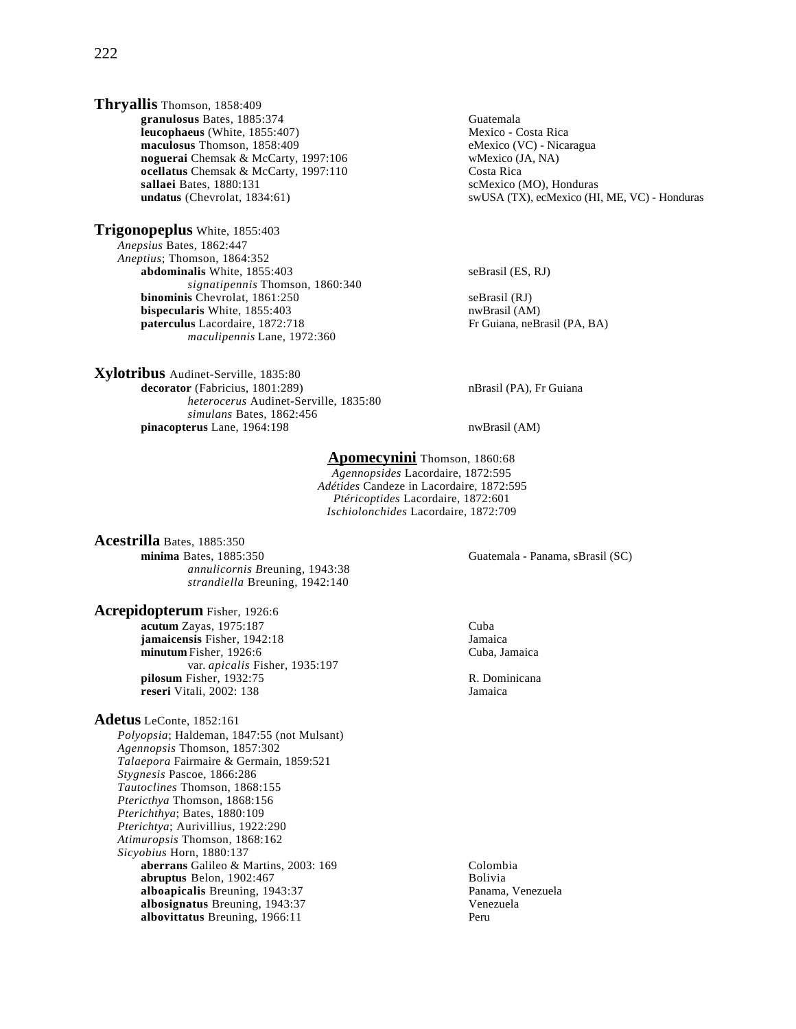**Thryallis** Thomson, 1858:409

- **granulosus** Bates, 1885:374 — Guatemala
- **leucophaeus** (White, 1855:407) — Mexico - Costa Rica
- **maculosus** Thomson, 1858:409 — eMexico (VC) - Nicaragua
- **noguerai** Chemsak & McCarty, 1997:106 — wMexico (JA, NA)
- **ocellatus** Chemsak & McCarty, 1997:110 — Costa Rica
- **sallaei** Bates, 1880:131 — scMexico (MO), Honduras
- **undatus** (Chevrolat, 1834:61) — swUSA (TX), ecMexico (HI, ME, VC) - Honduras

**Trigonopeplus** White, 1855:403

*Anepsius* Bates, 1862:447
*Aneptius*; Thomson, 1864:352

- **abdominalis** White, 1855:403 — seBrasil (ES, RJ)
  - *signatipennis* Thomson, 1860:340
- **binominis** Chevrolat, 1861:250 — seBrasil (RJ)
- **bispecularis** White, 1855:403 — nwBrasil (AM)
- **paterculus** Lacordaire, 1872:718 — Fr Guiana, neBrasil (PA, BA)
  - *maculipennis* Lane, 1972:360

**Xylotribus** Audinet-Serville, 1835:80

- **decorator** (Fabricius, 1801:289) — nBrasil (PA), Fr Guiana
  - *heterocerus* Audinet-Serville, 1835:80
  - *simulans* Bates, 1862:456
- **pinacopterus** Lane, 1964:198 — nwBrasil (AM)

## **Apomecynini** Thomson, 1860:68

*Agennopsides* Lacordaire, 1872:595
*Adétides* Candeze in Lacordaire, 1872:595
*Ptéricoptides* Lacordaire, 1872:601
*Ischiolonchides* Lacordaire, 1872:709

**Acestrilla** Bates, 1885:350

- **minima** Bates, 1885:350 — Guatemala - Panama, sBrasil (SC)
  - *annulicornis* Breuning, 1943:38
  - *strandiella* Breuning, 1942:140

**Acrepidopterum** Fisher, 1926:6

- **acutum** Zayas, 1975:187 — Cuba
- **jamaicensis** Fisher, 1942:18 — Jamaica
- **minutum** Fisher, 1926:6 — Cuba, Jamaica
  - var. *apicalis* Fisher, 1935:197
- **pilosum** Fisher, 1932:75 — R. Dominicana
- **reseri** Vitali, 2002: 138 — Jamaica

**Adetus** LeConte, 1852:161

*Polyopsia*; Haldeman, 1847:55 (not Mulsant)
*Agennopsis* Thomson, 1857:302
*Talaepora* Fairmaire & Germain, 1859:521
*Stygnesis* Pascoe, 1866:286
*Tautoclines* Thomson, 1868:155
*Ptericthya* Thomson, 1868:156
*Pterichthya*; Bates, 1880:109
*Pterichtya*; Aurivillius, 1922:290
*Atimuropsis* Thomson, 1868:162
*Sicyobius* Horn, 1880:137

- **aberrans** Galileo & Martins, 2003: 169 — Colombia
- **abruptus** Belon, 1902:467 — Bolivia
- **alboapicalis** Breuning, 1943:37 — Panama, Venezuela
- **albosignatus** Breuning, 1943:37 — Venezuela
- **albovittatus** Breuning, 1966:11 — Peru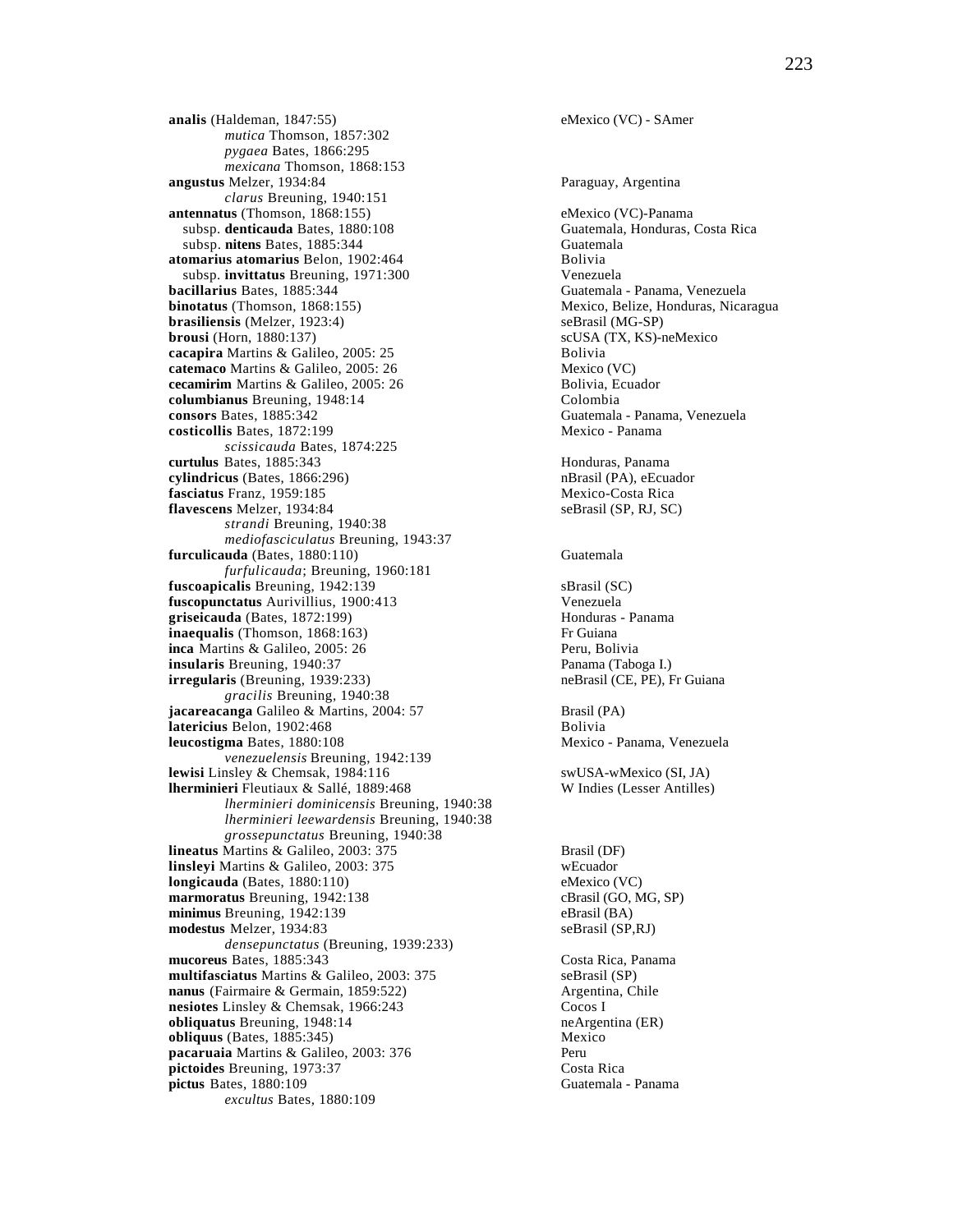**analis** (Haldeman, 1847:55) eMexico (VC) - SAmer
*mutica* Thomson, 1857:302
*pygaea* Bates, 1866:295
*mexicana* Thomson, 1868:153
**angustus** Melzer, 1934:84 Paraguay, Argentina
*clarus* Breuning, 1940:151
**antennatus** (Thomson, 1868:155) eMexico (VC)-Panama
subsp. **denticauda** Bates, 1880:108 Guatemala, Honduras, Costa Rica
subsp. **nitens** Bates, 1885:344 Guatemala
**atomarius atomarius** Belon, 1902:464 Bolivia
subsp. **invittatus** Breuning, 1971:300 Venezuela
**bacillarius** Bates, 1885:344 Guatemala - Panama, Venezuela
**binotatus** (Thomson, 1868:155) Mexico, Belize, Honduras, Nicaragua
**brasiliensis** (Melzer, 1923:4) seBrasil (MG-SP)
**brousi** (Horn, 1880:137) scUSA (TX, KS)-neMexico
**cacapira** Martins & Galileo, 2005: 25 Bolivia
**catemaco** Martins & Galileo, 2005: 26 Mexico (VC)
**cecamirim** Martins & Galileo, 2005: 26 Bolivia, Ecuador
**columbianus** Breuning, 1948:14 Colombia
**consors** Bates, 1885:342 Guatemala - Panama, Venezuela
**costicollis** Bates, 1872:199 Mexico - Panama
*scissicauda* Bates, 1874:225
**curtulus** Bates, 1885:343 Honduras, Panama
**cylindricus** (Bates, 1866:296) nBrasil (PA), eEcuador
**fasciatus** Franz, 1959:185 Mexico-Costa Rica
**flavescens** Melzer, 1934:84 seBrasil (SP, RJ, SC)
*strandi* Breuning, 1940:38
*mediofasciculatus* Breuning, 1943:37
**furculicauda** (Bates, 1880:110) Guatemala
*furfulicauda*; Breuning, 1960:181
**fuscoapicalis** Breuning, 1942:139 sBrasil (SC)
**fuscopunctatus** Aurivillius, 1900:413 Venezuela
**griseicauda** (Bates, 1872:199) Honduras - Panama
**inaequalis** (Thomson, 1868:163) Fr Guiana
**inca** Martins & Galileo, 2005: 26 Peru, Bolivia
**insularis** Breuning, 1940:37 Panama (Taboga I.)
**irregularis** (Breuning, 1939:233) neBrasil (CE, PE), Fr Guiana
*gracilis* Breuning, 1940:38
**jacareacanga** Galileo & Martins, 2004: 57 Brasil (PA)
**latericius** Belon, 1902:468 Bolivia
**leucostigma** Bates, 1880:108 Mexico - Panama, Venezuela
*venezuelensis* Breuning, 1942:139
**lewisi** Linsley & Chemsak, 1984:116 swUSA-wMexico (SI, JA)
**lherminieri** Fleutiaux & Sallé, 1889:468 W Indies (Lesser Antilles)
*lherminieri dominicensis* Breuning, 1940:38
*lherminieri leewardensis* Breuning, 1940:38
*grossepunctatus* Breuning, 1940:38
**lineatus** Martins & Galileo, 2003: 375 Brasil (DF)
**linsleyi** Martins & Galileo, 2003: 375 wEcuador
**longicauda** (Bates, 1880:110) eMexico (VC)
**marmoratus** Breuning, 1942:138 cBrasil (GO, MG, SP)
**minimus** Breuning, 1942:139 eBrasil (BA)
**modestus** Melzer, 1934:83 seBrasil (SP,RJ)
*densepunctatus* (Breuning, 1939:233)
**mucoreus** Bates, 1885:343 Costa Rica, Panama
**multifasciatus** Martins & Galileo, 2003: 375 seBrasil (SP)
**nanus** (Fairmaire & Germain, 1859:522) Argentina, Chile
**nesiotes** Linsley & Chemsak, 1966:243 Cocos I
**obliquatus** Breuning, 1948:14 neArgentina (ER)
**obliquus** (Bates, 1885:345) Mexico
**pacaruaia** Martins & Galileo, 2003: 376 Peru
**pictoides** Breuning, 1973:37 Costa Rica
**pictus** Bates, 1880:109 Guatemala - Panama
*excultus* Bates, 1880:109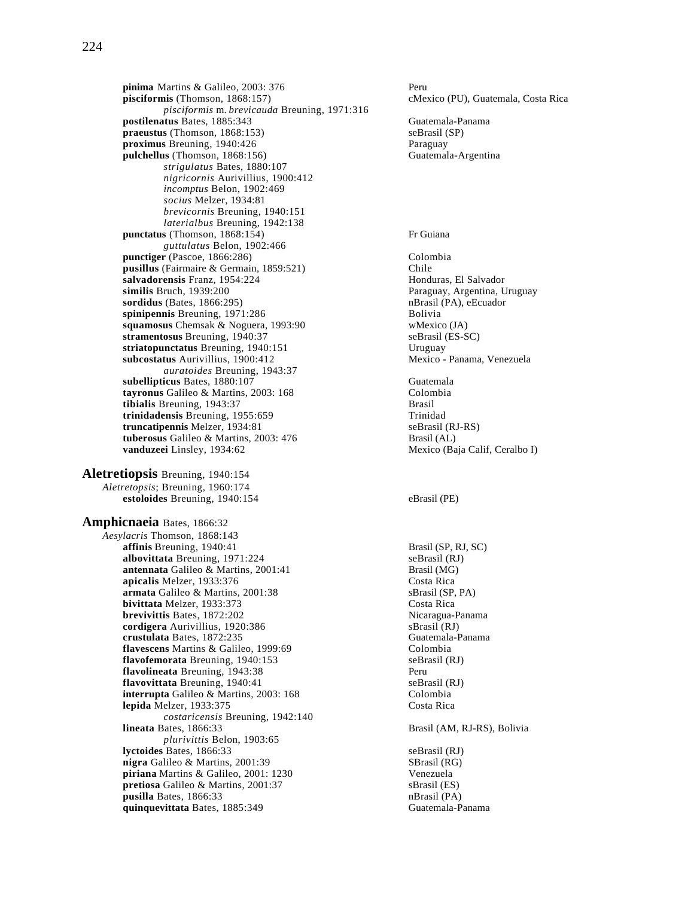**pinima** Martins & Galileo, 2003: 376 — Peru
**pisciformis** (Thomson, 1868:157) — cMexico (PU), Guatemala, Costa Rica
    *pisciformis* m. *brevicauda* Breuning, 1971:316
**postilenatus** Bates, 1885:343 — Guatemala-Panama
**praeustus** (Thomson, 1868:153) — seBrasil (SP)
**proximus** Breuning, 1940:426 — Paraguay
**pulchellus** (Thomson, 1868:156) — Guatemala-Argentina
    *strigulatus* Bates, 1880:107
    *nigricornis* Aurivillius, 1900:412
    *incomptus* Belon, 1902:469
    *socius* Melzer, 1934:81
    *brevicornis* Breuning, 1940:151
    *laterialbus* Breuning, 1942:138
**punctatus** (Thomson, 1868:154) — Fr Guiana
    *guttulatus* Belon, 1902:466
**punctiger** (Pascoe, 1866:286) — Colombia
**pusillus** (Fairmaire & Germain, 1859:521) — Chile
**salvadorensis** Franz, 1954:224 — Honduras, El Salvador
**similis** Bruch, 1939:200 — Paraguay, Argentina, Uruguay
**sordidus** (Bates, 1866:295) — nBrasil (PA), eEcuador
**spinipennis** Breuning, 1971:286 — Bolivia
**squamosus** Chemsak & Noguera, 1993:90 — wMexico (JA)
**stramentosus** Breuning, 1940:37 — seBrasil (ES-SC)
**striatopunctatus** Breuning, 1940:151 — Uruguay
**subcostatus** Aurivillius, 1900:412 — Mexico - Panama, Venezuela
    *auratoides* Breuning, 1943:37
**subellipticus** Bates, 1880:107 — Guatemala
**tayronus** Galileo & Martins, 2003: 168 — Colombia
**tibialis** Breuning, 1943:37 — Brasil
**trinidadensis** Breuning, 1955:659 — Trinidad
**truncatipennis** Melzer, 1934:81 — seBrasil (RJ-RS)
**tuberosus** Galileo & Martins, 2003: 476 — Brasil (AL)
**vanduzeei** Linsley, 1934:62 — Mexico (Baja Calif, Ceralbo I)

## Aletretiopsis Breuning, 1940:154

*Aletretopsis*; Breuning, 1960:174
**estoloides** Breuning, 1940:154 — eBrasil (PE)

## Amphicnaeia Bates, 1866:32

*Aesylacris* Thomson, 1868:143
**affinis** Breuning, 1940:41 — Brasil (SP, RJ, SC)
**albovittata** Breuning, 1971:224 — seBrasil (RJ)
**antennata** Galileo & Martins, 2001:41 — Brasil (MG)
**apicalis** Melzer, 1933:376 — Costa Rica
**armata** Galileo & Martins, 2001:38 — sBrasil (SP, PA)
**bivittata** Melzer, 1933:373 — Costa Rica
**brevivittis** Bates, 1872:202 — Nicaragua-Panama
**cordigera** Aurivillius, 1920:386 — sBrasil (RJ)
**crustulata** Bates, 1872:235 — Guatemala-Panama
**flavescens** Martins & Galileo, 1999:69 — Colombia
**flavofemorata** Breuning, 1940:153 — seBrasil (RJ)
**flavolineata** Breuning, 1943:38 — Peru
**flavovittata** Breuning, 1940:41 — seBrasil (RJ)
**interrupta** Galileo & Martins, 2003: 168 — Colombia
**lepida** Melzer, 1933:375 — Costa Rica
    *costaricensis* Breuning, 1942:140
**lineata** Bates, 1866:33 — Brasil (AM, RJ-RS), Bolivia
    *plurivittis* Belon, 1903:65
**lyctoides** Bates, 1866:33 — seBrasil (RJ)
**nigra** Galileo & Martins, 2001:39 — SBrasil (RG)
**piriana** Martins & Galileo, 2001: 1230 — Venezuela
**pretiosa** Galileo & Martins, 2001:37 — sBrasil (ES)
**pusilla** Bates, 1866:33 — nBrasil (PA)
**quinquevittata** Bates, 1885:349 — Guatemala-Panama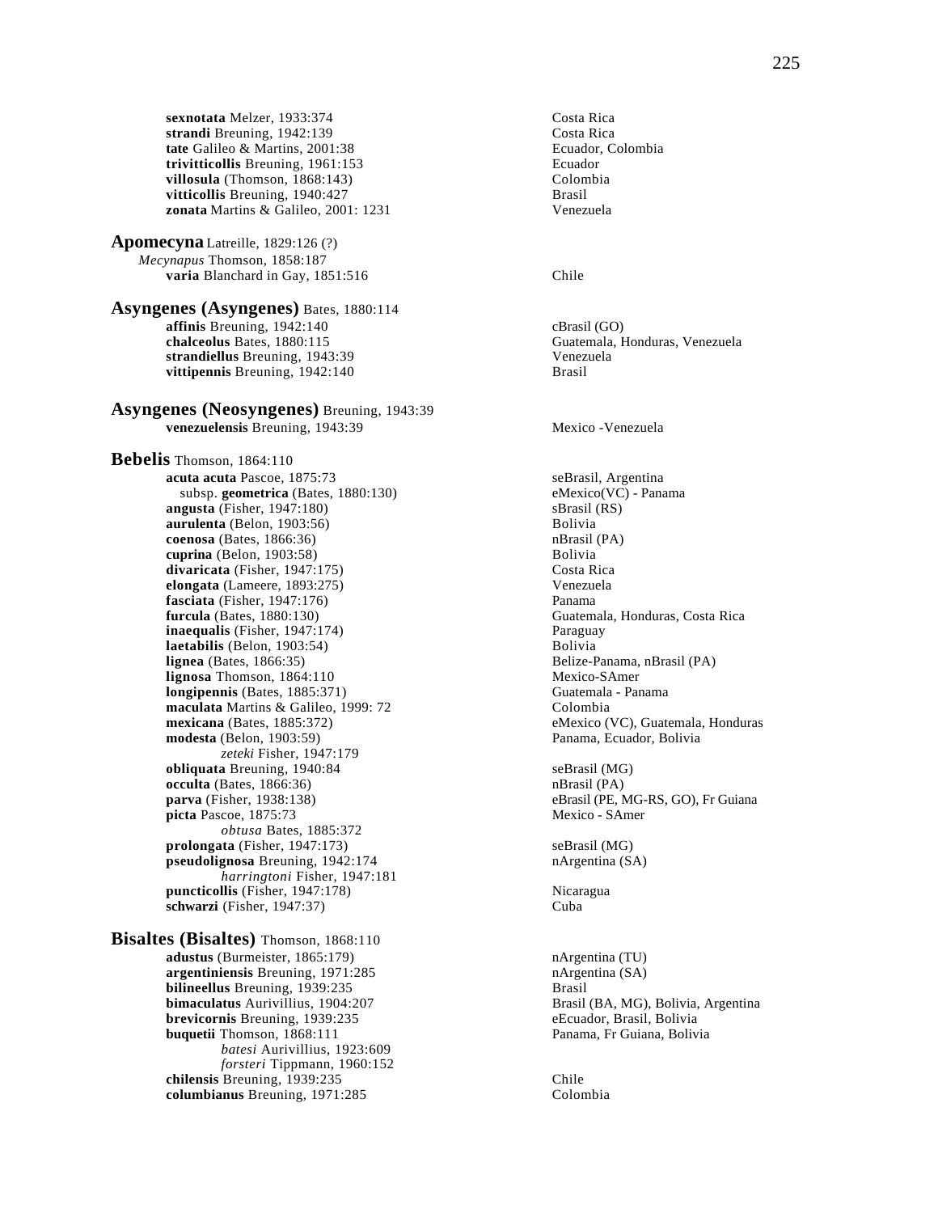**sexnotata** Melzer, 1933:374 Costa Rica
**strandi** Breuning, 1942:139 Costa Rica
**tate** Galileo & Martins, 2001:38 Ecuador, Colombia
**trivitticollis** Breuning, 1961:153 Ecuador
**villosula** (Thomson, 1868:143) Colombia
**vitticollis** Breuning, 1940:427 Brasil
**zonata** Martins & Galileo, 2001: 1231 Venezuela

**Apomecyna** Latreille, 1829:126 (?)
*Mecynapus* Thomson, 1858:187
**varia** Blanchard in Gay, 1851:516 Chile

**Asyngenes (Asyngenes)** Bates, 1880:114
**affinis** Breuning, 1942:140 cBrasil (GO)
**chalceolus** Bates, 1880:115 Guatemala, Honduras, Venezuela
**strandiellus** Breuning, 1943:39 Venezuela
**vittipennis** Breuning, 1942:140 Brasil

**Asyngenes (Neosyngenes)** Breuning, 1943:39
**venezuelensis** Breuning, 1943:39 Mexico -Venezuela

**Bebelis** Thomson, 1864:110
**acuta acuta** Pascoe, 1875:73 seBrasil, Argentina
subsp. **geometrica** (Bates, 1880:130) eMexico(VC) - Panama
**angusta** (Fisher, 1947:180) sBrasil (RS)
**aurulenta** (Belon, 1903:56) Bolivia
**coenosa** (Bates, 1866:36) nBrasil (PA)
**cuprina** (Belon, 1903:58) Bolivia
**divaricata** (Fisher, 1947:175) Costa Rica
**elongata** (Lameere, 1893:275) Venezuela
**fasciata** (Fisher, 1947:176) Panama
**furcula** (Bates, 1880:130) Guatemala, Honduras, Costa Rica
**inaequalis** (Fisher, 1947:174) Paraguay
**laetabilis** (Belon, 1903:54) Bolivia
**lignea** (Bates, 1866:35) Belize-Panama, nBrasil (PA)
**lignosa** Thomson, 1864:110 Mexico-SAmer
**longipennis** (Bates, 1885:371) Guatemala - Panama
**maculata** Martins & Galileo, 1999: 72 Colombia
**mexicana** (Bates, 1885:372) eMexico (VC), Guatemala, Honduras
**modesta** (Belon, 1903:59) Panama, Ecuador, Bolivia
*zeteki* Fisher, 1947:179
**obliquata** Breuning, 1940:84 seBrasil (MG)
**occulta** (Bates, 1866:36) nBrasil (PA)
**parva** (Fisher, 1938:138) eBrasil (PE, MG-RS, GO), Fr Guiana
**picta** Pascoe, 1875:73 Mexico - SAmer
*obtusa* Bates, 1885:372
**prolongata** (Fisher, 1947:173) seBrasil (MG)
**pseudolignosa** Breuning, 1942:174 nArgentina (SA)
*harringtoni* Fisher, 1947:181
**puncticollis** (Fisher, 1947:178) Nicaragua
**schwarzi** (Fisher, 1947:37) Cuba

**Bisaltes (Bisaltes)** Thomson, 1868:110
**adustus** (Burmeister, 1865:179) nArgentina (TU)
**argentiniensis** Breuning, 1971:285 nArgentina (SA)
**bilineellus** Breuning, 1939:235 Brasil
**bimaculatus** Aurivillius, 1904:207 Brasil (BA, MG), Bolivia, Argentina
**brevicornis** Breuning, 1939:235 eEcuador, Brasil, Bolivia
**buquetii** Thomson, 1868:111 Panama, Fr Guiana, Bolivia
*batesi* Aurivillius, 1923:609
*forsteri* Tippmann, 1960:152
**chilensis** Breuning, 1939:235 Chile
**columbianus** Breuning, 1971:285 Colombia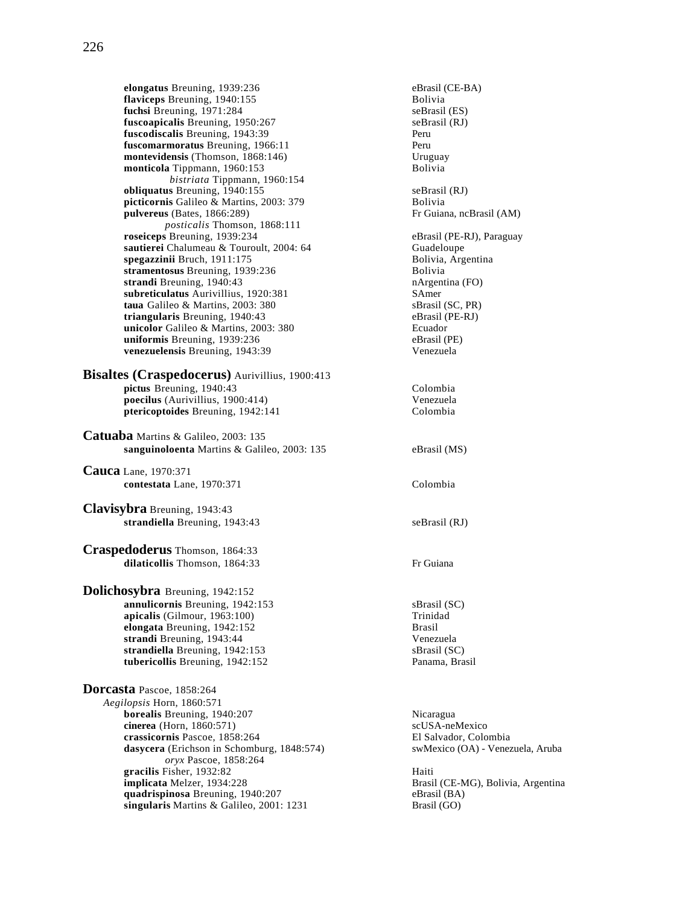**elongatus** Breuning, 1939:236 eBrasil (CE-BA)
**flaviceps** Breuning, 1940:155 Bolivia
**fuchsi** Breuning, 1971:284 seBrasil (ES)
**fuscoapicalis** Breuning, 1950:267 seBrasil (RJ)
**fuscodiscalis** Breuning, 1943:39 Peru
**fuscomarmoratus** Breuning, 1966:11 Peru
**montevidensis** (Thomson, 1868:146) Uruguay
**monticola** Tippmann, 1960:153 Bolivia
*bistriata* Tippmann, 1960:154
**obliquatus** Breuning, 1940:155 seBrasil (RJ)
**picticornis** Galileo & Martins, 2003: 379 Bolivia
**pulvereus** (Bates, 1866:289) Fr Guiana, ncBrasil (AM)
*posticalis* Thomson, 1868:111
**roseiceps** Breuning, 1939:234 eBrasil (PE-RJ), Paraguay
**sautierei** Chalumeau & Touroult, 2004: 64 Guadeloupe
**spegazzinii** Bruch, 1911:175 Bolivia, Argentina
**stramentosus** Breuning, 1939:236 Bolivia
**strandi** Breuning, 1940:43 nArgentina (FO)
**subreticulatus** Aurivillius, 1920:381 SAmer
**taua** Galileo & Martins, 2003: 380 sBrasil (SC, PR)
**triangularis** Breuning, 1940:43 eBrasil (PE-RJ)
**unicolor** Galileo & Martins, 2003: 380 Ecuador
**uniformis** Breuning, 1939:236 eBrasil (PE)
**venezuelensis** Breuning, 1943:39 Venezuela

**Bisaltes (Craspedocerus)** Aurivillius, 1900:413
**pictus** Breuning, 1940:43 Colombia
**poecilus** (Aurivillius, 1900:414) Venezuela
**ptericoptoides** Breuning, 1942:141 Colombia

**Catuaba** Martins & Galileo, 2003: 135
**sanguinoloenta** Martins & Galileo, 2003: 135 eBrasil (MS)

**Cauca** Lane, 1970:371
**contestata** Lane, 1970:371 Colombia

**Clavisybra** Breuning, 1943:43
**strandiella** Breuning, 1943:43 seBrasil (RJ)

**Craspedoderus** Thomson, 1864:33
**dilaticollis** Thomson, 1864:33 Fr Guiana

**Dolichosybra** Breuning, 1942:152
**annulicornis** Breuning, 1942:153 sBrasil (SC)
**apicalis** (Gilmour, 1963:100) Trinidad
**elongata** Breuning, 1942:152 Brasil
**strandi** Breuning, 1943:44 Venezuela
**strandiella** Breuning, 1942:153 sBrasil (SC)
**tubericollis** Breuning, 1942:152 Panama, Brasil

**Dorcasta** Pascoe, 1858:264
*Aegilopsis* Horn, 1860:571
**borealis** Breuning, 1940:207 Nicaragua
**cinerea** (Horn, 1860:571) scUSA-neMexico
**crassicornis** Pascoe, 1858:264 El Salvador, Colombia
**dasycera** (Erichson in Schomburg, 1848:574) swMexico (OA) - Venezuela, Aruba
*oryx* Pascoe, 1858:264
**gracilis** Fisher, 1932:82 Haiti
**implicata** Melzer, 1934:228 Brasil (CE-MG), Bolivia, Argentina
**quadrispinosa** Breuning, 1940:207 eBrasil (BA)
**singularis** Martins & Galileo, 2001: 1231 Brasil (GO)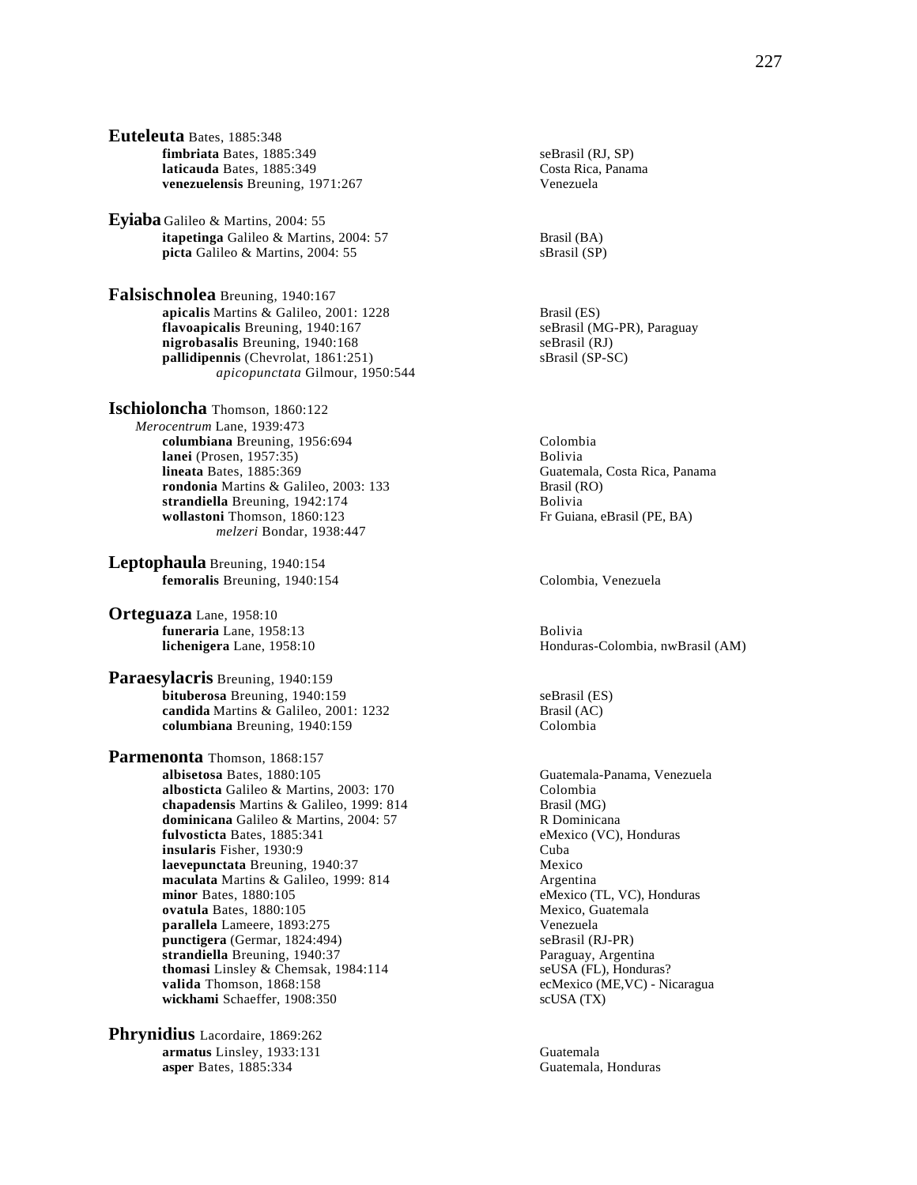**Euteleuta** Bates, 1885:348

- **fimbriata** Bates, 1885:349 — seBrasil (RJ, SP)
- **laticauda** Bates, 1885:349 — Costa Rica, Panama
- **venezuelensis** Breuning, 1971:267 — Venezuela

**Eyiaba** Galileo & Martins, 2004: 55

- **itapetinga** Galileo & Martins, 2004: 57 — Brasil (BA)
- **picta** Galileo & Martins, 2004: 55 — sBrasil (SP)

**Falsischnolea** Breuning, 1940:167

- **apicalis** Martins & Galileo, 2001: 1228 — Brasil (ES)
- **flavoapicalis** Breuning, 1940:167 — seBrasil (MG-PR), Paraguay
- **nigrobasalis** Breuning, 1940:168 — seBrasil (RJ)
- **pallidipennis** (Chevrolat, 1861:251) — sBrasil (SP-SC)
    - *apicopunctata* Gilmour, 1950:544

**Ischioloncha** Thomson, 1860:122

*Merocentrum* Lane, 1939:473

- **columbiana** Breuning, 1956:694 — Colombia
- **lanei** (Prosen, 1957:35) — Bolivia
- **lineata** Bates, 1885:369 — Guatemala, Costa Rica, Panama
- **rondonia** Martins & Galileo, 2003: 133 — Brasil (RO)
- **strandiella** Breuning, 1942:174 — Bolivia
- **wollastoni** Thomson, 1860:123 — Fr Guiana, eBrasil (PE, BA)
    - *melzeri* Bondar, 1938:447

**Leptophaula** Breuning, 1940:154

- **femoralis** Breuning, 1940:154 — Colombia, Venezuela

**Orteguaza** Lane, 1958:10

- **funeraria** Lane, 1958:13 — Bolivia
- **lichenigera** Lane, 1958:10 — Honduras-Colombia, nwBrasil (AM)

**Paraesylacris** Breuning, 1940:159

- **bituberosa** Breuning, 1940:159 — seBrasil (ES)
- **candida** Martins & Galileo, 2001: 1232 — Brasil (AC)
- **columbiana** Breuning, 1940:159 — Colombia

**Parmenonta** Thomson, 1868:157

- **albisetosa** Bates, 1880:105 — Guatemala-Panama, Venezuela
- **albosticta** Galileo & Martins, 2003: 170 — Colombia
- **chapadensis** Martins & Galileo, 1999: 814 — Brasil (MG)
- **dominicana** Galileo & Martins, 2004: 57 — R Dominicana
- **fulvosticta** Bates, 1885:341 — eMexico (VC), Honduras
- **insularis** Fisher, 1930:9 — Cuba
- **laevepunctata** Breuning, 1940:37 — Mexico
- **maculata** Martins & Galileo, 1999: 814 — Argentina
- **minor** Bates, 1880:105 — eMexico (TL, VC), Honduras
- **ovatula** Bates, 1880:105 — Mexico, Guatemala
- **parallela** Lameere, 1893:275 — Venezuela
- **punctigera** (Germar, 1824:494) — seBrasil (RJ-PR)
- **strandiella** Breuning, 1940:37 — Paraguay, Argentina
- **thomasi** Linsley & Chemsak, 1984:114 — seUSA (FL), Honduras?
- **valida** Thomson, 1868:158 — ecMexico (ME,VC) - Nicaragua
- **wickhami** Schaeffer, 1908:350 — scUSA (TX)

**Phrynidius** Lacordaire, 1869:262

- **armatus** Linsley, 1933:131 — Guatemala
- **asper** Bates, 1885:334 — Guatemala, Honduras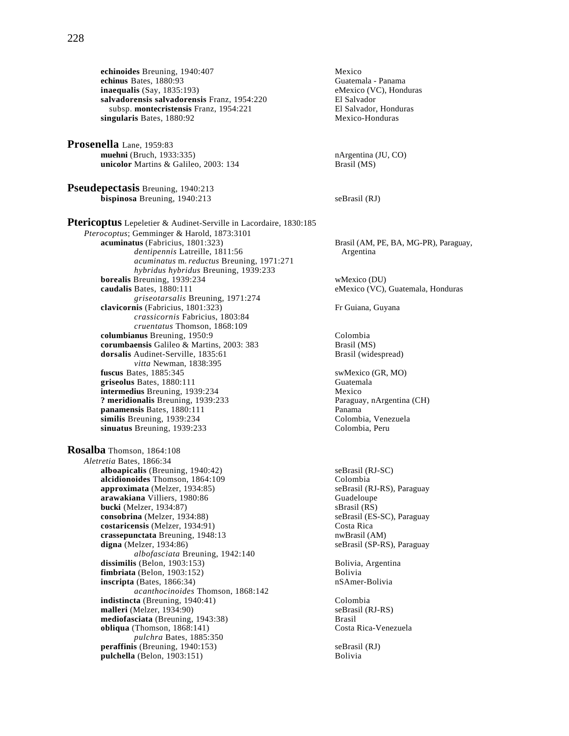**echinoides** Breuning, 1940:407 — Mexico
**echinus** Bates, 1880:93 — Guatemala - Panama
**inaequalis** (Say, 1835:193) — eMexico (VC), Honduras
**salvadorensis salvadorensis** Franz, 1954:220 — El Salvador
subsp. **montecristensis** Franz, 1954:221 — El Salvador, Honduras
**singularis** Bates, 1880:92 — Mexico-Honduras

## **Prosenella** Lane, 1959:83

**muehni** (Bruch, 1933:335) — nArgentina (JU, CO)
**unicolor** Martins & Galileo, 2003: 134 — Brasil (MS)

## **Pseudepectasis** Breuning, 1940:213

**bispinosa** Breuning, 1940:213 — seBrasil (RJ)

## **Ptericoptus** Lepeletier & Audinet-Serville in Lacordaire, 1830:185

*Pterocoptus*; Gemminger & Harold, 1873:3101

**acuminatus** (Fabricius, 1801:323) — Brasil (AM, PE, BA, MG-PR), Paraguay, Argentina
*dentipennis* Latreille, 1811:56
*acuminatus* m. *reductus* Breuning, 1971:271
*hybridus hybridus* Breuning, 1939:233
**borealis** Breuning, 1939:234 — wMexico (DU)
**caudalis** Bates, 1880:111 — eMexico (VC), Guatemala, Honduras
*griseotarsalis* Breuning, 1971:274
**clavicornis** (Fabricius, 1801:323) — Fr Guiana, Guyana
*crassicornis* Fabricius, 1803:84
*cruentatus* Thomson, 1868:109
**columbianus** Breuning, 1950:9 — Colombia
**corumbaensis** Galileo & Martins, 2003: 383 — Brasil (MS)
**dorsalis** Audinet-Serville, 1835:61 — Brasil (widespread)
*vitta* Newman, 1838:395
**fuscus** Bates, 1885:345 — swMexico (GR, MO)
**griseolus** Bates, 1880:111 — Guatemala
**intermedius** Breuning, 1939:234 — Mexico
**? meridionalis** Breuning, 1939:233 — Paraguay, nArgentina (CH)
**panamensis** Bates, 1880:111 — Panama
**similis** Breuning, 1939:234 — Colombia, Venezuela
**sinuatus** Breuning, 1939:233 — Colombia, Peru

## **Rosalba** Thomson, 1864:108

*Aletretia* Bates, 1866:34

**alboapicalis** (Breuning, 1940:42) — seBrasil (RJ-SC)
**alcidionoides** Thomson, 1864:109 — Colombia
**approximata** (Melzer, 1934:85) — seBrasil (RJ-RS), Paraguay
**arawakiana** Villiers, 1980:86 — Guadeloupe
**bucki** (Melzer, 1934:87) — sBrasil (RS)
**consobrina** (Melzer, 1934:88) — seBrasil (ES-SC), Paraguay
**costaricensis** (Melzer, 1934:91) — Costa Rica
**crassepunctata** Breuning, 1948:13 — nwBrasil (AM)
**digna** (Melzer, 1934:86) — seBrasil (SP-RS), Paraguay
*albofasciata* Breuning, 1942:140
**dissimilis** (Belon, 1903:153) — Bolivia, Argentina
**fimbriata** (Belon, 1903:152) — Bolivia
**inscripta** (Bates, 1866:34) — nSAmer-Bolivia
*acanthocinoides* Thomson, 1868:142
**indistincta** (Breuning, 1940:41) — Colombia
**malleri** (Melzer, 1934:90) — seBrasil (RJ-RS)
**mediofasciata** (Breuning, 1943:38) — Brasil
**obliqua** (Thomson, 1868:141) — Costa Rica-Venezuela
*pulchra* Bates, 1885:350
**peraffinis** (Breuning, 1940:153) — seBrasil (RJ)
**pulchella** (Belon, 1903:151) — Bolivia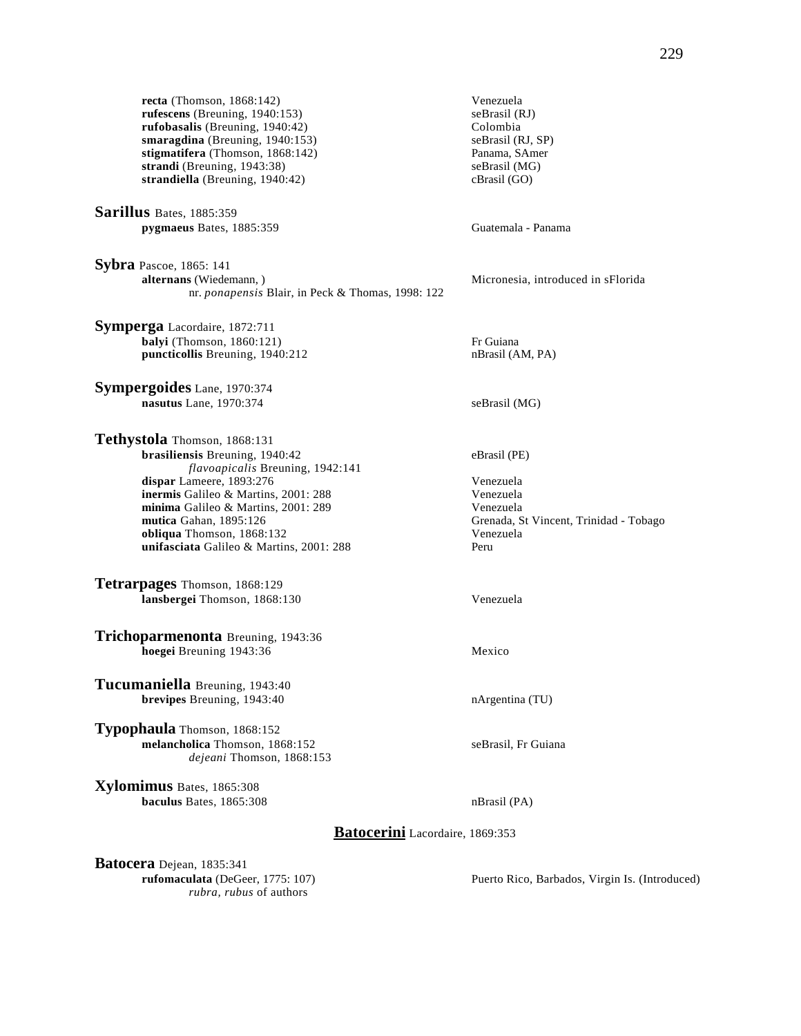**recta** (Thomson, 1868:142) Venezuela
**rufescens** (Breuning, 1940:153) seBrasil (RJ)
**rufobasalis** (Breuning, 1940:42) Colombia
**smaragdina** (Breuning, 1940:153) seBrasil (RJ, SP)
**stigmatifera** (Thomson, 1868:142) Panama, SAmer
**strandi** (Breuning, 1943:38) seBrasil (MG)
**strandiella** (Breuning, 1940:42) cBrasil (GO)

**Sarillus** Bates, 1885:359
**pygmaeus** Bates, 1885:359 Guatemala - Panama

**Sybra** Pascoe, 1865: 141
**alternans** (Wiedemann, ) Micronesia, introduced in sFlorida
nr. *ponapensis* Blair, in Peck & Thomas, 1998: 122

**Symperga** Lacordaire, 1872:711
**balyi** (Thomson, 1860:121) Fr Guiana
**puncticollis** Breuning, 1940:212 nBrasil (AM, PA)

**Sympergoides** Lane, 1970:374
**nasutus** Lane, 1970:374 seBrasil (MG)

**Tethystola** Thomson, 1868:131
**brasiliensis** Breuning, 1940:42 eBrasil (PE)
*flavoapicalis* Breuning, 1942:141
**dispar** Lameere, 1893:276 Venezuela
**inermis** Galileo & Martins, 2001: 288 Venezuela
**minima** Galileo & Martins, 2001: 289 Venezuela
**mutica** Gahan, 1895:126 Grenada, St Vincent, Trinidad - Tobago
**obliqua** Thomson, 1868:132 Venezuela
**unifasciata** Galileo & Martins, 2001: 288 Peru

**Tetrarpages** Thomson, 1868:129
**lansbergei** Thomson, 1868:130 Venezuela

**Trichoparmenonta** Breuning, 1943:36
**hoegei** Breuning 1943:36 Mexico

**Tucumaniella** Breuning, 1943:40
**brevipes** Breuning, 1943:40 nArgentina (TU)

**Typophaula** Thomson, 1868:152
**melancholica** Thomson, 1868:152 seBrasil, Fr Guiana
*dejeani* Thomson, 1868:153

**Xylomimus** Bates, 1865:308
**baculus** Bates, 1865:308 nBrasil (PA)

## **Batocerini** Lacordaire, 1869:353

**Batocera** Dejean, 1835:341
**rufomaculata** (DeGeer, 1775: 107) Puerto Rico, Barbados, Virgin Is. (Introduced)
*rubra, rubus* of authors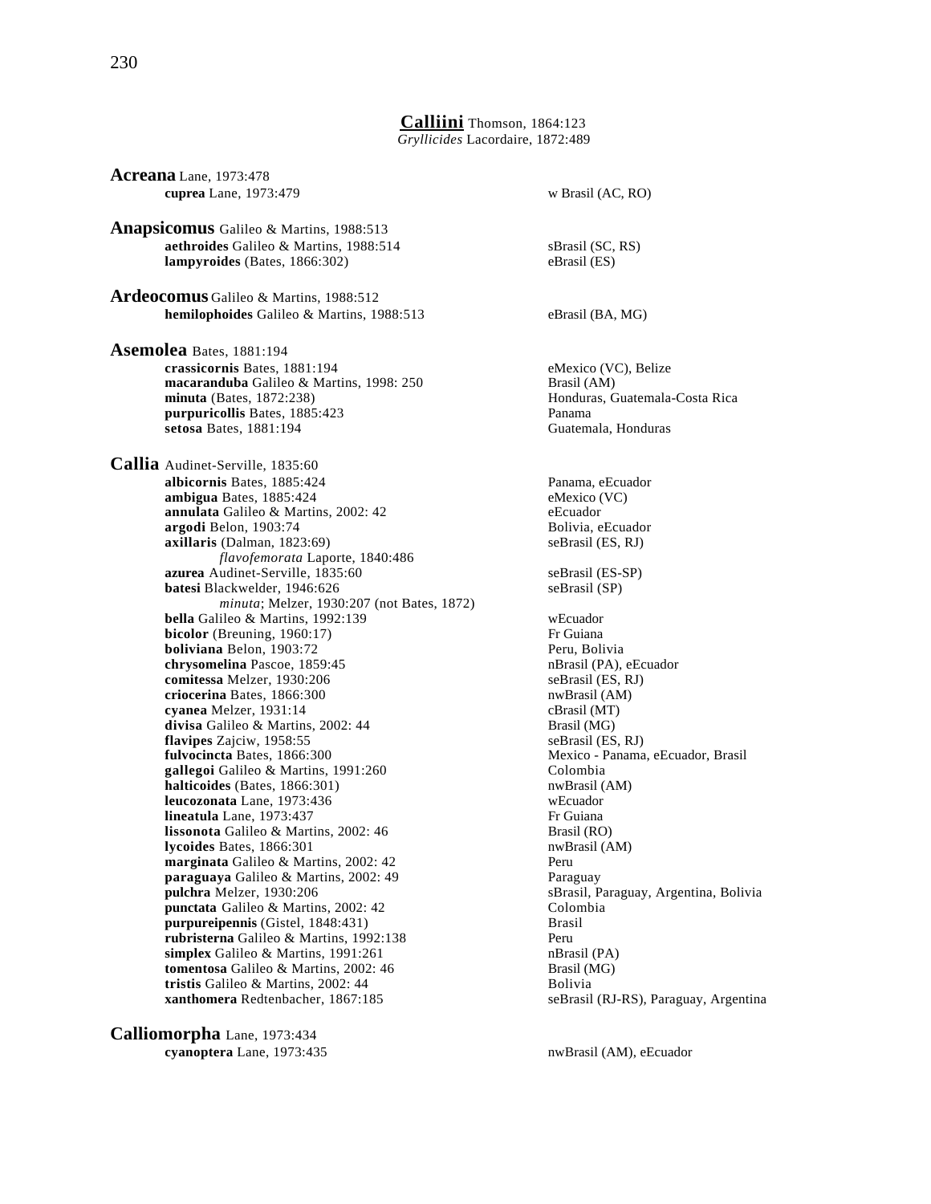## **Calliini** Thomson, 1864:123

*Gryllicides* Lacordaire, 1872:489

**Acreana** Lane, 1973:478

**cuprea** Lane, 1973:479 — w Brasil (AC, RO)

**Anapsicomus** Galileo & Martins, 1988:513

**aethroides** Galileo & Martins, 1988:514 — sBrasil (SC, RS)
**lampyroides** (Bates, 1866:302) — eBrasil (ES)

**Ardeocomus** Galileo & Martins, 1988:512

**hemilophoides** Galileo & Martins, 1988:513 — eBrasil (BA, MG)

**Asemolea** Bates, 1881:194

**crassicornis** Bates, 1881:194 — eMexico (VC), Belize
**macaranduba** Galileo & Martins, 1998: 250 — Brasil (AM)
**minuta** (Bates, 1872:238) — Honduras, Guatemala-Costa Rica
**purpuricollis** Bates, 1885:423 — Panama
**setosa** Bates, 1881:194 — Guatemala, Honduras

**Callia** Audinet-Serville, 1835:60

**albicornis** Bates, 1885:424 — Panama, eEcuador
**ambigua** Bates, 1885:424 — eMexico (VC)
**annulata** Galileo & Martins, 2002: 42 — eEcuador
**argodi** Belon, 1903:74 — Bolivia, eEcuador
**axillaris** (Dalman, 1823:69) — seBrasil (ES, RJ)
*flavofemorata* Laporte, 1840:486
**azurea** Audinet-Serville, 1835:60 — seBrasil (ES-SP)
**batesi** Blackwelder, 1946:626 — seBrasil (SP)
*minuta*; Melzer, 1930:207 (not Bates, 1872)
**bella** Galileo & Martins, 1992:139 — wEcuador
**bicolor** (Breuning, 1960:17) — Fr Guiana
**boliviana** Belon, 1903:72 — Peru, Bolivia
**chrysomelina** Pascoe, 1859:45 — nBrasil (PA), eEcuador
**comitessa** Melzer, 1930:206 — seBrasil (ES, RJ)
**criocerina** Bates, 1866:300 — nwBrasil (AM)
**cyanea** Melzer, 1931:14 — cBrasil (MT)
**divisa** Galileo & Martins, 2002: 44 — Brasil (MG)
**flavipes** Zajciw, 1958:55 — seBrasil (ES, RJ)
**fulvocincta** Bates, 1866:300 — Mexico - Panama, eEcuador, Brasil
**gallegoi** Galileo & Martins, 1991:260 — Colombia
**halticoides** (Bates, 1866:301) — nwBrasil (AM)
**leucozonata** Lane, 1973:436 — wEcuador
**lineatula** Lane, 1973:437 — Fr Guiana
**lissonota** Galileo & Martins, 2002: 46 — Brasil (RO)
**lycoides** Bates, 1866:301 — nwBrasil (AM)
**marginata** Galileo & Martins, 2002: 42 — Peru
**paraguaya** Galileo & Martins, 2002: 49 — Paraguay
**pulchra** Melzer, 1930:206 — sBrasil, Paraguay, Argentina, Bolivia
**punctata** Galileo & Martins, 2002: 42 — Colombia
**purpureipennis** (Gistel, 1848:431) — Brasil
**rubristerna** Galileo & Martins, 1992:138 — Peru
**simplex** Galileo & Martins, 1991:261 — nBrasil (PA)
**tomentosa** Galileo & Martins, 2002: 46 — Brasil (MG)
**tristis** Galileo & Martins, 2002: 44 — Bolivia
**xanthomera** Redtenbacher, 1867:185 — seBrasil (RJ-RS), Paraguay, Argentina

**Calliomorpha** Lane, 1973:434

**cyanoptera** Lane, 1973:435 — nwBrasil (AM), eEcuador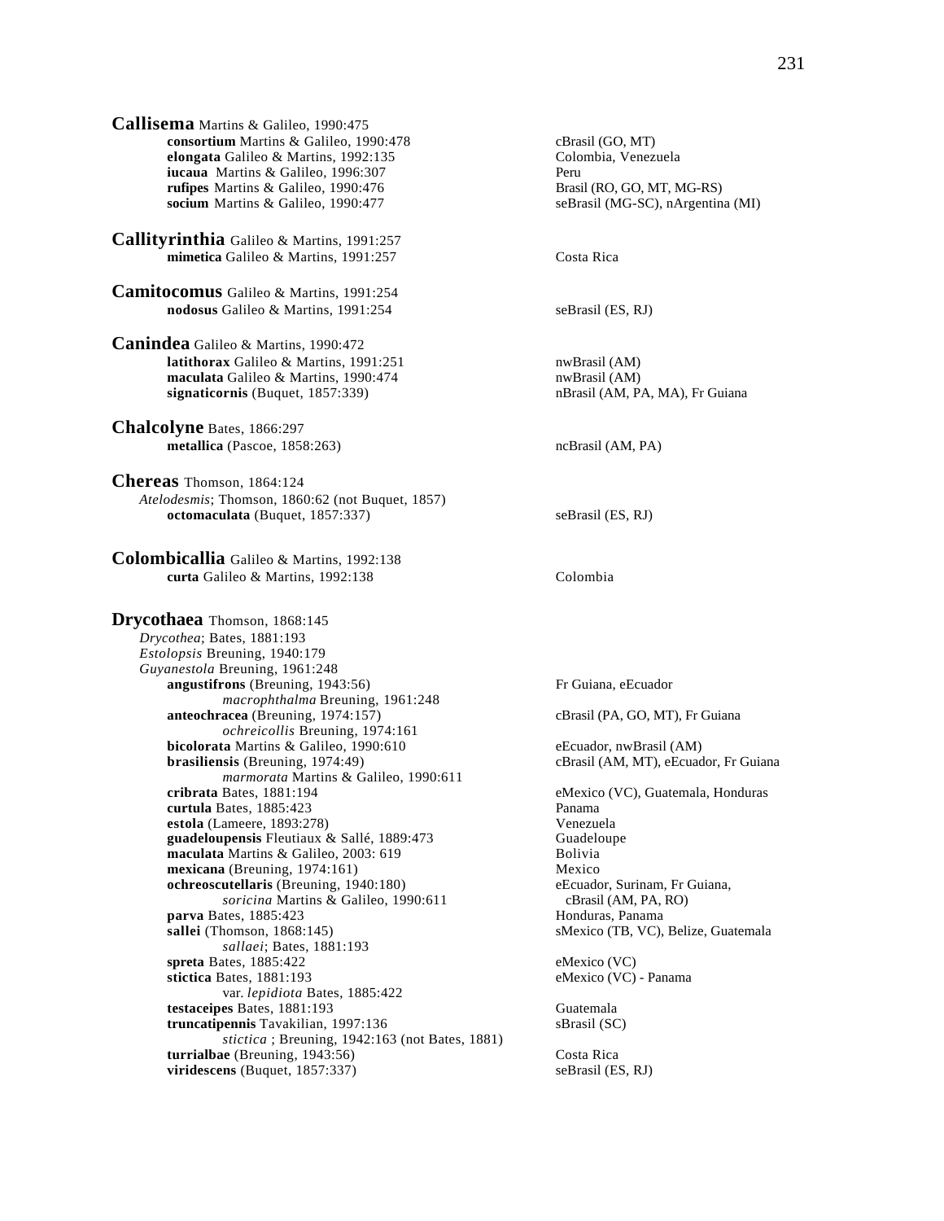**Callisema** Martins & Galileo, 1990:475

- **consortium** Martins & Galileo, 1990:478 — cBrasil (GO, MT)
- **elongata** Galileo & Martins, 1992:135 — Colombia, Venezuela
- **iucaua** Martins & Galileo, 1996:307 — Peru
- **rufipes** Martins & Galileo, 1990:476 — Brasil (RO, GO, MT, MG-RS)
- **socium** Martins & Galileo, 1990:477 — seBrasil (MG-SC), nArgentina (MI)

**Callityrinthia** Galileo & Martins, 1991:257

- **mimetica** Galileo & Martins, 1991:257 — Costa Rica

**Camitocomus** Galileo & Martins, 1991:254

- **nodosus** Galileo & Martins, 1991:254 — seBrasil (ES, RJ)

**Canindea** Galileo & Martins, 1990:472

- **latithorax** Galileo & Martins, 1991:251 — nwBrasil (AM)
- **maculata** Galileo & Martins, 1990:474 — nwBrasil (AM)
- **signaticornis** (Buquet, 1857:339) — nBrasil (AM, PA, MA), Fr Guiana

**Chalcolyne** Bates, 1866:297

- **metallica** (Pascoe, 1858:263) — ncBrasil (AM, PA)

**Chereas** Thomson, 1864:124

*Atelodesmis*; Thomson, 1860:62 (not Buquet, 1857)

- **octomaculata** (Buquet, 1857:337) — seBrasil (ES, RJ)

**Colombicallia** Galileo & Martins, 1992:138

- **curta** Galileo & Martins, 1992:138 — Colombia

**Drycothaea** Thomson, 1868:145

*Drycothea*; Bates, 1881:193
*Estolopsis* Breuning, 1940:179
*Guyanestola* Breuning, 1961:248

- **angustifrons** (Breuning, 1943:56) — Fr Guiana, eEcuador
  - *macrophthalma* Breuning, 1961:248
- **anteochracea** (Breuning, 1974:157) — cBrasil (PA, GO, MT), Fr Guiana
  - *ochreicollis* Breuning, 1974:161
- **bicolorata** Martins & Galileo, 1990:610 — eEcuador, nwBrasil (AM)
- **brasiliensis** (Breuning, 1974:49) — cBrasil (AM, MT), eEcuador, Fr Guiana
  - *marmorata* Martins & Galileo, 1990:611
- **cribrata** Bates, 1881:194 — eMexico (VC), Guatemala, Honduras
- **curtula** Bates, 1885:423 — Panama
- **estola** (Lameere, 1893:278) — Venezuela
- **guadeloupensis** Fleutiaux & Sallé, 1889:473 — Guadeloupe
- **maculata** Martins & Galileo, 2003: 619 — Bolivia
- **mexicana** (Breuning, 1974:161) — Mexico
- **ochreoscutellaris** (Breuning, 1940:180) — eEcuador, Surinam, Fr Guiana, cBrasil (AM, PA, RO)
  - *soricina* Martins & Galileo, 1990:611
- **parva** Bates, 1885:423 — Honduras, Panama
- **sallei** (Thomson, 1868:145) — sMexico (TB, VC), Belize, Guatemala
  - *sallaei*; Bates, 1881:193
- **spreta** Bates, 1885:422 — eMexico (VC)
- **stictica** Bates, 1881:193 — eMexico (VC) - Panama
  - var. *lepidiota* Bates, 1885:422
- **testaceipes** Bates, 1881:193 — Guatemala
- **truncatipennis** Tavakilian, 1997:136 — sBrasil (SC)
  - *stictica* ; Breuning, 1942:163 (not Bates, 1881)
- **turrialbae** (Breuning, 1943:56) — Costa Rica
- **viridescens** (Buquet, 1857:337) — seBrasil (ES, RJ)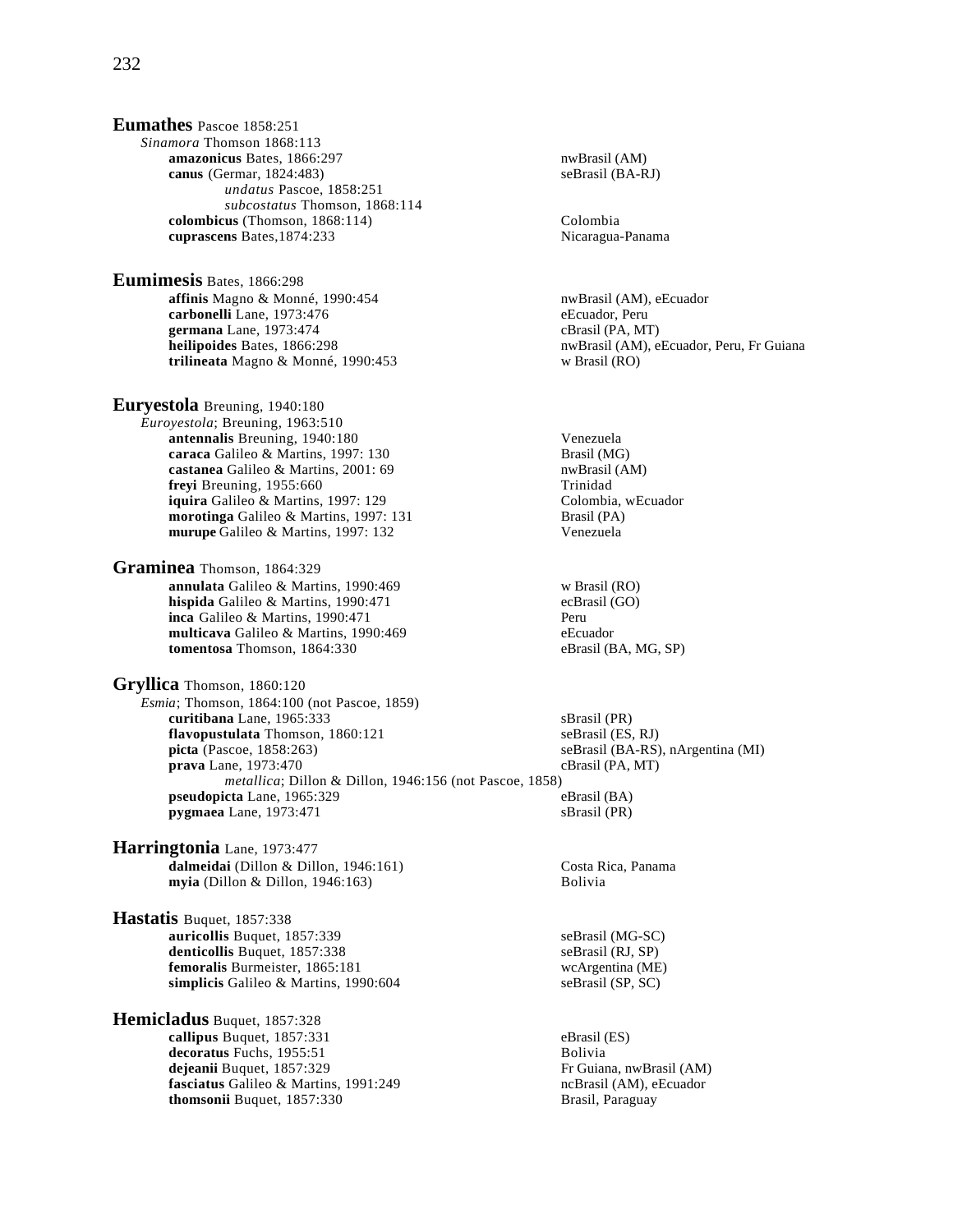**Eumathes** Pascoe 1858:251

*Sinamora* Thomson 1868:113

- **amazonicus** Bates, 1866:297 — nwBrasil (AM)
- **canus** (Germar, 1824:483) — seBrasil (BA-RJ)
  - *undatus* Pascoe, 1858:251
  - *subcostatus* Thomson, 1868:114
- **colombicus** (Thomson, 1868:114) — Colombia
- **cuprascens** Bates,1874:233 — Nicaragua-Panama

**Eumimesis** Bates, 1866:298

- **affinis** Magno & Monné, 1990:454 — nwBrasil (AM), eEcuador
- **carbonelli** Lane, 1973:476 — eEcuador, Peru
- **germana** Lane, 1973:474 — cBrasil (PA, MT)
- **heilipoides** Bates, 1866:298 — nwBrasil (AM), eEcuador, Peru, Fr Guiana
- **trilineata** Magno & Monné, 1990:453 — w Brasil (RO)

**Euryestola** Breuning, 1940:180

*Euroyestola*; Breuning, 1963:510

- **antennalis** Breuning, 1940:180 — Venezuela
- **caraca** Galileo & Martins, 1997: 130 — Brasil (MG)
- **castanea** Galileo & Martins, 2001: 69 — nwBrasil (AM)
- **freyi** Breuning, 1955:660 — Trinidad
- **iquira** Galileo & Martins, 1997: 129 — Colombia, wEcuador
- **morotinga** Galileo & Martins, 1997: 131 — Brasil (PA)
- **murupe** Galileo & Martins, 1997: 132 — Venezuela

**Graminea** Thomson, 1864:329

- **annulata** Galileo & Martins, 1990:469 — w Brasil (RO)
- **hispida** Galileo & Martins, 1990:471 — ecBrasil (GO)
- **inca** Galileo & Martins, 1990:471 — Peru
- **multicava** Galileo & Martins, 1990:469 — eEcuador
- **tomentosa** Thomson, 1864:330 — eBrasil (BA, MG, SP)

**Gryllica** Thomson, 1860:120

*Esmia*; Thomson, 1864:100 (not Pascoe, 1859)

- **curitibana** Lane, 1965:333 — sBrasil (PR)
- **flavopustulata** Thomson, 1860:121 — seBrasil (ES, RJ)
- **picta** (Pascoe, 1858:263) — seBrasil (BA-RS), nArgentina (MI)
- **prava** Lane, 1973:470 — cBrasil (PA, MT)
  - *metallica*; Dillon & Dillon, 1946:156 (not Pascoe, 1858)
- **pseudopicta** Lane, 1965:329 — eBrasil (BA)
- **pygmaea** Lane, 1973:471 — sBrasil (PR)

**Harringtonia** Lane, 1973:477

- **dalmeidai** (Dillon & Dillon, 1946:161) — Costa Rica, Panama
- **myia** (Dillon & Dillon, 1946:163) — Bolivia

**Hastatis** Buquet, 1857:338

- **auricollis** Buquet, 1857:339 — seBrasil (MG-SC)
- **denticollis** Buquet, 1857:338 — seBrasil (RJ, SP)
- **femoralis** Burmeister, 1865:181 — wcArgentina (ME)
- **simplicis** Galileo & Martins, 1990:604 — seBrasil (SP, SC)

**Hemicladus** Buquet, 1857:328

- **callipus** Buquet, 1857:331 — eBrasil (ES)
- **decoratus** Fuchs, 1955:51 — Bolivia
- **dejeanii** Buquet, 1857:329 — Fr Guiana, nwBrasil (AM)
- **fasciatus** Galileo & Martins, 1991:249 — ncBrasil (AM), eEcuador
- **thomsonii** Buquet, 1857:330 — Brasil, Paraguay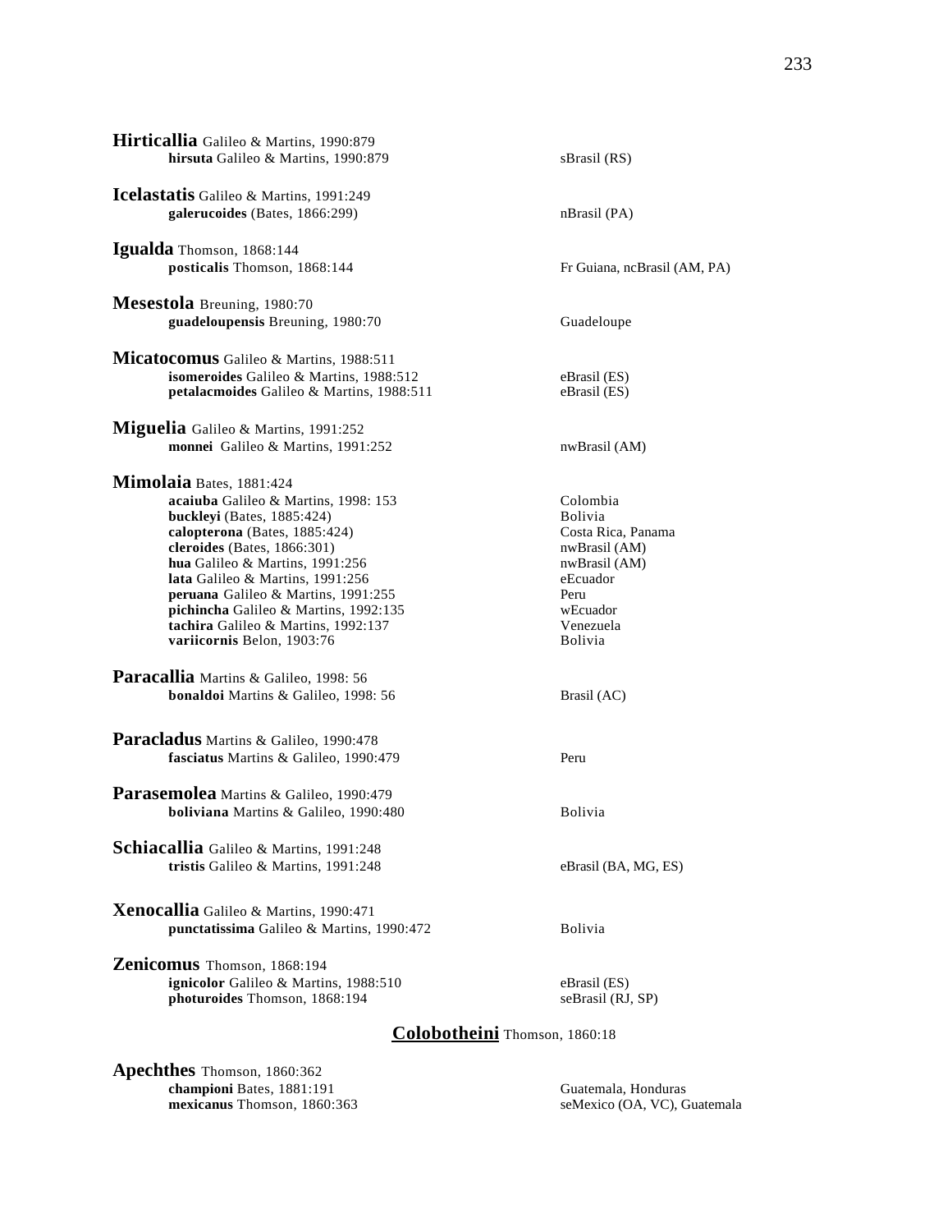**Hirticallia** Galileo & Martins, 1990:879
- **hirsuta** Galileo & Martins, 1990:879 — sBrasil (RS)

**Icelastatis** Galileo & Martins, 1991:249
- **galerucoides** (Bates, 1866:299) — nBrasil (PA)

**Igualda** Thomson, 1868:144
- **posticalis** Thomson, 1868:144 — Fr Guiana, ncBrasil (AM, PA)

**Mesestola** Breuning, 1980:70
- **guadeloupensis** Breuning, 1980:70 — Guadeloupe

**Micatocomus** Galileo & Martins, 1988:511
- **isomeroides** Galileo & Martins, 1988:512 — eBrasil (ES)
- **petalacmoides** Galileo & Martins, 1988:511 — eBrasil (ES)

**Miguelia** Galileo & Martins, 1991:252
- **monnei** Galileo & Martins, 1991:252 — nwBrasil (AM)

**Mimolaia** Bates, 1881:424
- **acaiuba** Galileo & Martins, 1998: 153 — Colombia
- **buckleyi** (Bates, 1885:424) — Bolivia
- **calopterona** (Bates, 1885:424) — Costa Rica, Panama
- **cleroides** (Bates, 1866:301) — nwBrasil (AM)
- **hua** Galileo & Martins, 1991:256 — nwBrasil (AM)
- **lata** Galileo & Martins, 1991:256 — eEcuador
- **peruana** Galileo & Martins, 1991:255 — Peru
- **pichincha** Galileo & Martins, 1992:135 — wEcuador
- **tachira** Galileo & Martins, 1992:137 — Venezuela
- **variicornis** Belon, 1903:76 — Bolivia

**Paracallia** Martins & Galileo, 1998: 56
- **bonaldoi** Martins & Galileo, 1998: 56 — Brasil (AC)

**Paracladus** Martins & Galileo, 1990:478
- **fasciatus** Martins & Galileo, 1990:479 — Peru

**Parasemolea** Martins & Galileo, 1990:479
- **boliviana** Martins & Galileo, 1990:480 — Bolivia

**Schiacallia** Galileo & Martins, 1991:248
- **tristis** Galileo & Martins, 1991:248 — eBrasil (BA, MG, ES)

**Xenocallia** Galileo & Martins, 1990:471
- **punctatissima** Galileo & Martins, 1990:472 — Bolivia

**Zenicomus** Thomson, 1868:194
- **ignicolor** Galileo & Martins, 1988:510 — eBrasil (ES)
- **photuroides** Thomson, 1868:194 — seBrasil (RJ, SP)

## Colobotheini Thomson, 1860:18

**Apechthes** Thomson, 1860:362
- **championi** Bates, 1881:191 — Guatemala, Honduras
- **mexicanus** Thomson, 1860:363 — seMexico (OA, VC), Guatemala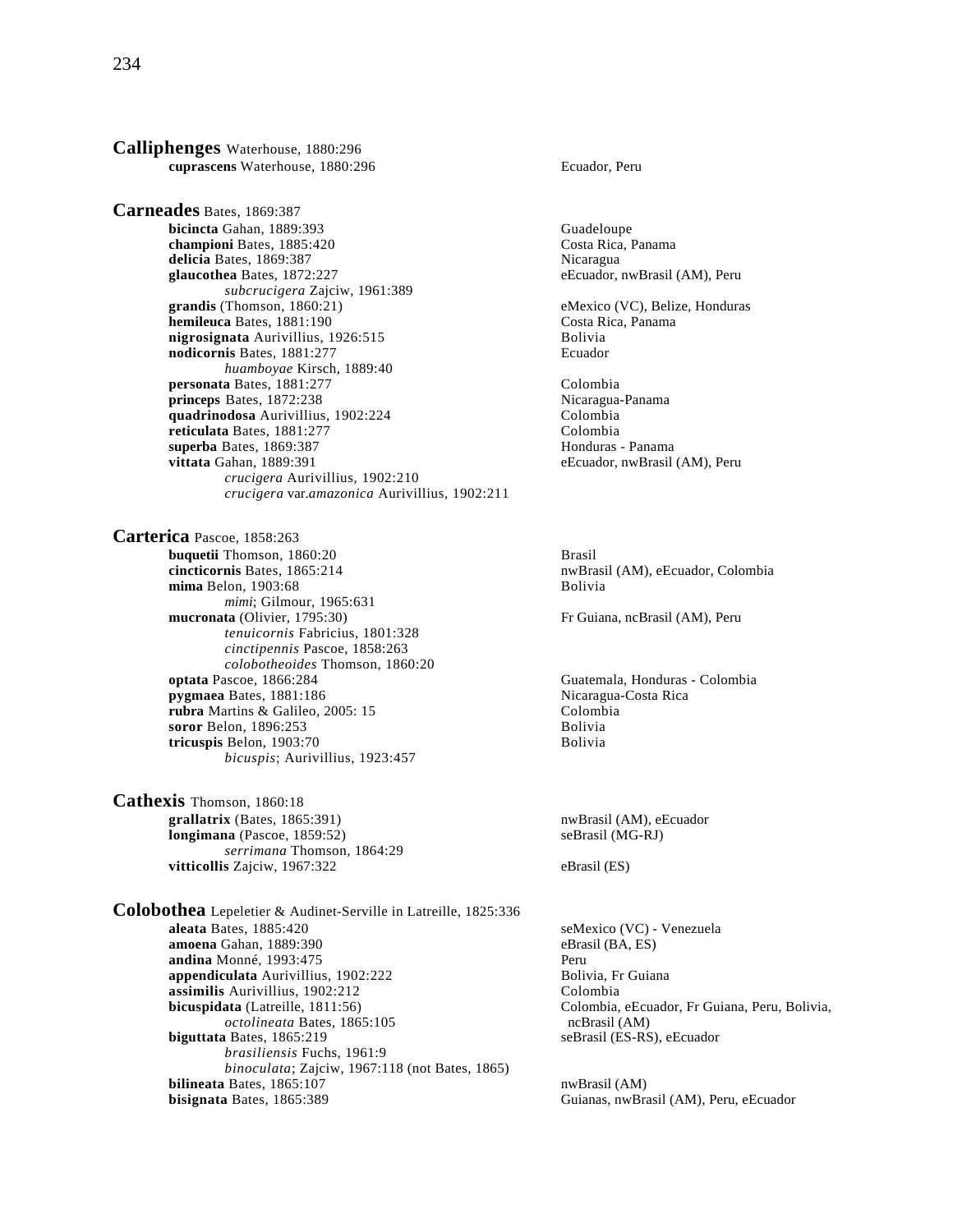**Calliphenges** Waterhouse, 1880:296

- **cuprascens** Waterhouse, 1880:296 — Ecuador, Peru

**Carneades** Bates, 1869:387

- **bicincta** Gahan, 1889:393 — Guadeloupe
- **championi** Bates, 1885:420 — Costa Rica, Panama
- **delicia** Bates, 1869:387 — Nicaragua
- **glaucothea** Bates, 1872:227 — eEcuador, nwBrasil (AM), Peru
    - *subcrucigera* Zajciw, 1961:389
- **grandis** (Thomson, 1860:21) — eMexico (VC), Belize, Honduras
- **hemileuca** Bates, 1881:190 — Costa Rica, Panama
- **nigrosignata** Aurivillius, 1926:515 — Bolivia
- **nodicornis** Bates, 1881:277 — Ecuador
    - *huamboyae* Kirsch, 1889:40
- **personata** Bates, 1881:277 — Colombia
- **princeps** Bates, 1872:238 — Nicaragua-Panama
- **quadrinodosa** Aurivillius, 1902:224 — Colombia
- **reticulata** Bates, 1881:277 — Colombia
- **superba** Bates, 1869:387 — Honduras - Panama
- **vittata** Gahan, 1889:391 — eEcuador, nwBrasil (AM), Peru
    - *crucigera* Aurivillius, 1902:210
    - *crucigera* var.*amazonica* Aurivillius, 1902:211

**Carterica** Pascoe, 1858:263

- **buquetii** Thomson, 1860:20 — Brasil
- **cincticornis** Bates, 1865:214 — nwBrasil (AM), eEcuador, Colombia
- **mima** Belon, 1903:68 — Bolivia
    - *mimi*; Gilmour, 1965:631
- **mucronata** (Olivier, 1795:30) — Fr Guiana, ncBrasil (AM), Peru
    - *tenuicornis* Fabricius, 1801:328
    - *cinctipennis* Pascoe, 1858:263
    - *colobotheoides* Thomson, 1860:20
- **optata** Pascoe, 1866:284 — Guatemala, Honduras - Colombia
- **pygmaea** Bates, 1881:186 — Nicaragua-Costa Rica
- **rubra** Martins & Galileo, 2005: 15 — Colombia
- **soror** Belon, 1896:253 — Bolivia
- **tricuspis** Belon, 1903:70 — Bolivia
    - *bicuspis*; Aurivillius, 1923:457

**Cathexis** Thomson, 1860:18

- **grallatrix** (Bates, 1865:391) — nwBrasil (AM), eEcuador
- **longimana** (Pascoe, 1859:52) — seBrasil (MG-RJ)
    - *serrimana* Thomson, 1864:29
- **vitticollis** Zajciw, 1967:322 — eBrasil (ES)

**Colobothea** Lepeletier & Audinet-Serville in Latreille, 1825:336

- **aleata** Bates, 1885:420 — seMexico (VC) - Venezuela
- **amoena** Gahan, 1889:390 — eBrasil (BA, ES)
- **andina** Monné, 1993:475 — Peru
- **appendiculata** Aurivillius, 1902:222 — Bolivia, Fr Guiana
- **assimilis** Aurivillius, 1902:212 — Colombia
- **bicuspidata** (Latreille, 1811:56) — Colombia, eEcuador, Fr Guiana, Peru, Bolivia, ncBrasil (AM)
    - *octolineata* Bates, 1865:105
- **biguttata** Bates, 1865:219 — seBrasil (ES-RS), eEcuador
    - *brasiliensis* Fuchs, 1961:9
    - *binoculata*; Zajciw, 1967:118 (not Bates, 1865)
- **bilineata** Bates, 1865:107 — nwBrasil (AM)
- **bisignata** Bates, 1865:389 — Guianas, nwBrasil (AM), Peru, eEcuador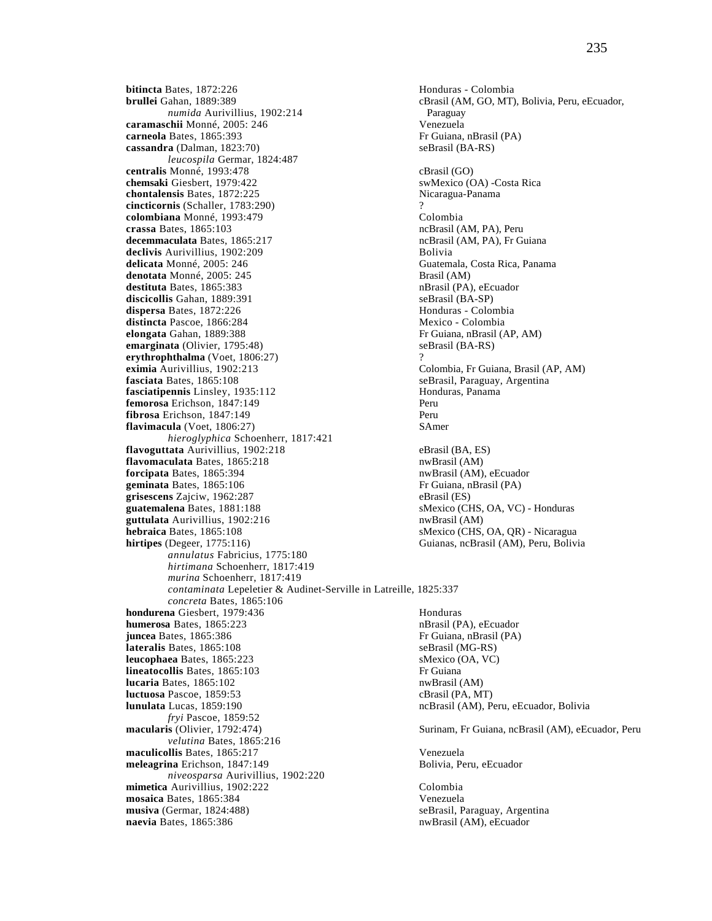**bitincta** Bates, 1872:226 Honduras - Colombia
**brullei** Gahan, 1889:389 cBrasil (AM, GO, MT), Bolivia, Peru, eEcuador, Paraguay
*numida* Aurivillius, 1902:214
**caramaschii** Monné, 2005: 246 Venezuela
**carneola** Bates, 1865:393 Fr Guiana, nBrasil (PA)
**cassandra** (Dalman, 1823:70) seBrasil (BA-RS)
*leucospila* Germar, 1824:487
**centralis** Monné, 1993:478 cBrasil (GO)
**chemsaki** Giesbert, 1979:422 swMexico (OA) -Costa Rica
**chontalensis** Bates, 1872:225 Nicaragua-Panama
**cincticornis** (Schaller, 1783:290) ?
**colombiana** Monné, 1993:479 Colombia
**crassa** Bates, 1865:103 ncBrasil (AM, PA), Peru
**decemmaculata** Bates, 1865:217 ncBrasil (AM, PA), Fr Guiana
**declivis** Aurivillius, 1902:209 Bolivia
**delicata** Monné, 2005: 246 Guatemala, Costa Rica, Panama
**denotata** Monné, 2005: 245 Brasil (AM)
**destituta** Bates, 1865:383 nBrasil (PA), eEcuador
**discicollis** Gahan, 1889:391 seBrasil (BA-SP)
**dispersa** Bates, 1872:226 Honduras - Colombia
**distincta** Pascoe, 1866:284 Mexico - Colombia
**elongata** Gahan, 1889:388 Fr Guiana, nBrasil (AP, AM)
**emarginata** (Olivier, 1795:48) seBrasil (BA-RS)
**erythrophthalma** (Voet, 1806:27) ?
**eximia** Aurivillius, 1902:213 Colombia, Fr Guiana, Brasil (AP, AM)
**fasciata** Bates, 1865:108 seBrasil, Paraguay, Argentina
**fasciatipennis** Linsley, 1935:112 Honduras, Panama
**femorosa** Erichson, 1847:149 Peru
**fibrosa** Erichson, 1847:149 Peru
**flavimacula** (Voet, 1806:27) SAmer
*hieroglyphica* Schoenherr, 1817:421
**flavoguttata** Aurivillius, 1902:218 eBrasil (BA, ES)
**flavomaculata** Bates, 1865:218 nwBrasil (AM)
**forcipata** Bates, 1865:394 nwBrasil (AM), eEcuador
**geminata** Bates, 1865:106 Fr Guiana, nBrasil (PA)
**grisescens** Zajciw, 1962:287 eBrasil (ES)
**guatemalena** Bates, 1881:188 sMexico (CHS, OA, VC) - Honduras
**guttulata** Aurivillius, 1902:216 nwBrasil (AM)
**hebraica** Bates, 1865:108 sMexico (CHS, OA, QR) - Nicaragua
**hirtipes** (Degeer, 1775:116) Guianas, ncBrasil (AM), Peru, Bolivia
*annulatus* Fabricius, 1775:180
*hirtimana* Schoenherr, 1817:419
*murina* Schoenherr, 1817:419
*contaminata* Lepeletier & Audinet-Serville in Latreille, 1825:337
*concreta* Bates, 1865:106
**hondurena** Giesbert, 1979:436 Honduras
**humerosa** Bates, 1865:223 nBrasil (PA), eEcuador
**juncea** Bates, 1865:386 Fr Guiana, nBrasil (PA)
**lateralis** Bates, 1865:108 seBrasil (MG-RS)
**leucophaea** Bates, 1865:223 sMexico (OA, VC)
**lineatocollis** Bates, 1865:103 Fr Guiana
**lucaria** Bates, 1865:102 nwBrasil (AM)
**luctuosa** Pascoe, 1859:53 cBrasil (PA, MT)
**lunulata** Lucas, 1859:190 ncBrasil (AM), Peru, eEcuador, Bolivia
*fryi* Pascoe, 1859:52
**macularis** (Olivier, 1792:474) Surinam, Fr Guiana, ncBrasil (AM), eEcuador, Peru
*velutina* Bates, 1865:216
**maculicollis** Bates, 1865:217 Venezuela
**meleagrina** Erichson, 1847:149 Bolivia, Peru, eEcuador
*niveosparsa* Aurivillius, 1902:220
**mimetica** Aurivillius, 1902:222 Colombia
**mosaica** Bates, 1865:384 Venezuela
**musiva** (Germar, 1824:488) seBrasil, Paraguay, Argentina
**naevia** Bates, 1865:386 nwBrasil (AM), eEcuador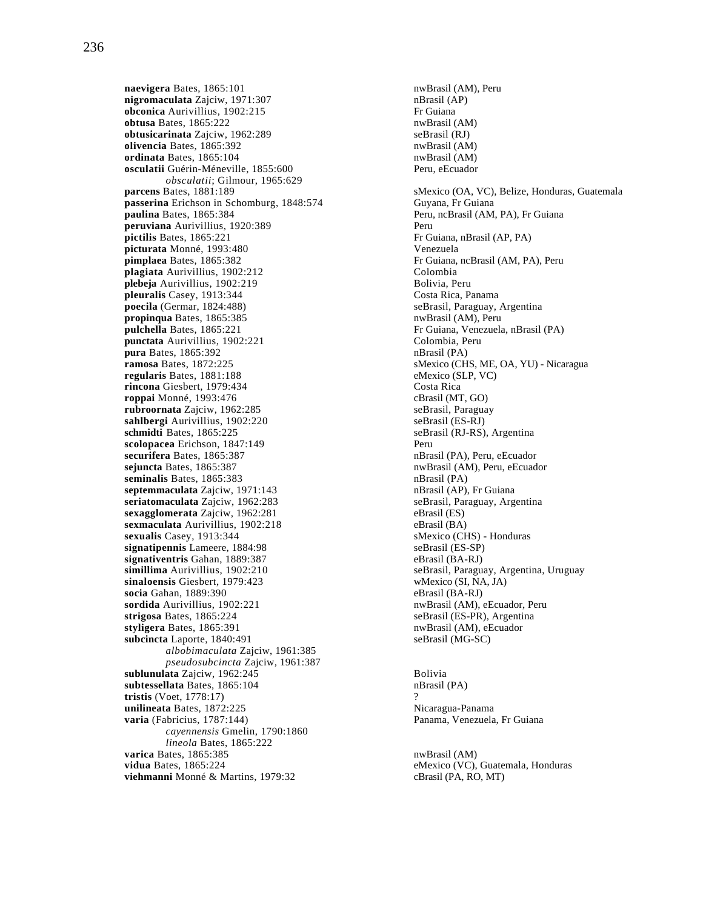**naevigera** Bates, 1865:101 nwBrasil (AM), Peru
**nigromaculata** Zajciw, 1971:307 nBrasil (AP)
**obconica** Aurivillius, 1902:215 Fr Guiana
**obtusa** Bates, 1865:222 nwBrasil (AM)
**obtusicarinata** Zajciw, 1962:289 seBrasil (RJ)
**olivencia** Bates, 1865:392 nwBrasil (AM)
**ordinata** Bates, 1865:104 nwBrasil (AM)
**osculatii** Guérin-Méneville, 1855:600 Peru, eEcuador
*obsculatii*; Gilmour, 1965:629
**parcens** Bates, 1881:189 sMexico (OA, VC), Belize, Honduras, Guatemala
**passerina** Erichson in Schomburg, 1848:574 Guyana, Fr Guiana
**paulina** Bates, 1865:384 Peru, ncBrasil (AM, PA), Fr Guiana
**peruviana** Aurivillius, 1920:389 Peru
**pictilis** Bates, 1865:221 Fr Guiana, nBrasil (AP, PA)
**picturata** Monné, 1993:480 Venezuela
**pimplaea** Bates, 1865:382 Fr Guiana, ncBrasil (AM, PA), Peru
**plagiata** Aurivillius, 1902:212 Colombia
**plebeja** Aurivillius, 1902:219 Bolivia, Peru
**pleuralis** Casey, 1913:344 Costa Rica, Panama
**poecila** (Germar, 1824:488) seBrasil, Paraguay, Argentina
**propinqua** Bates, 1865:385 nwBrasil (AM), Peru
**pulchella** Bates, 1865:221 Fr Guiana, Venezuela, nBrasil (PA)
**punctata** Aurivillius, 1902:221 Colombia, Peru
**pura** Bates, 1865:392 nBrasil (PA)
**ramosa** Bates, 1872:225 sMexico (CHS, ME, OA, YU) - Nicaragua
**regularis** Bates, 1881:188 eMexico (SLP, VC)
**rincona** Giesbert, 1979:434 Costa Rica
**roppai** Monné, 1993:476 cBrasil (MT, GO)
**rubroornata** Zajciw, 1962:285 seBrasil, Paraguay
**sahlbergi** Aurivillius, 1902:220 seBrasil (ES-RJ)
**schmidti** Bates, 1865:225 seBrasil (RJ-RS), Argentina
**scolopacea** Erichson, 1847:149 Peru
**securifera** Bates, 1865:387 nBrasil (PA), Peru, eEcuador
**sejuncta** Bates, 1865:387 nwBrasil (AM), Peru, eEcuador
**seminalis** Bates, 1865:383 nBrasil (PA)
**septemmaculata** Zajciw, 1971:143 nBrasil (AP), Fr Guiana
**seriatomaculata** Zajciw, 1962:283 seBrasil, Paraguay, Argentina
**sexagglomerata** Zajciw, 1962:281 eBrasil (ES)
**sexmaculata** Aurivillius, 1902:218 eBrasil (BA)
**sexualis** Casey, 1913:344 sMexico (CHS) - Honduras
**signatipennis** Lameere, 1884:98 seBrasil (ES-SP)
**signativentris** Gahan, 1889:387 eBrasil (BA-RJ)
**simillima** Aurivillius, 1902:210 seBrasil, Paraguay, Argentina, Uruguay
**sinaloensis** Giesbert, 1979:423 wMexico (SI, NA, JA)
**socia** Gahan, 1889:390 eBrasil (BA-RJ)
**sordida** Aurivillius, 1902:221 nwBrasil (AM), eEcuador, Peru
**strigosa** Bates, 1865:224 seBrasil (ES-PR), Argentina
**styligera** Bates, 1865:391 nwBrasil (AM), eEcuador
**subcincta** Laporte, 1840:491 seBrasil (MG-SC)
*albobimaculata* Zajciw, 1961:385
*pseudosubcincta* Zajciw, 1961:387
**sublunulata** Zajciw, 1962:245 Bolivia
**subtessellata** Bates, 1865:104 nBrasil (PA)
**tristis** (Voet, 1778:17) ?
**unilineata** Bates, 1872:225 Nicaragua-Panama
**varia** (Fabricius, 1787:144) Panama, Venezuela, Fr Guiana
*cayennensis* Gmelin, 1790:1860
*lineola* Bates, 1865:222
**varica** Bates, 1865:385 nwBrasil (AM)
**vidua** Bates, 1865:224 eMexico (VC), Guatemala, Honduras
**viehmanni** Monné & Martins, 1979:32 cBrasil (PA, RO, MT)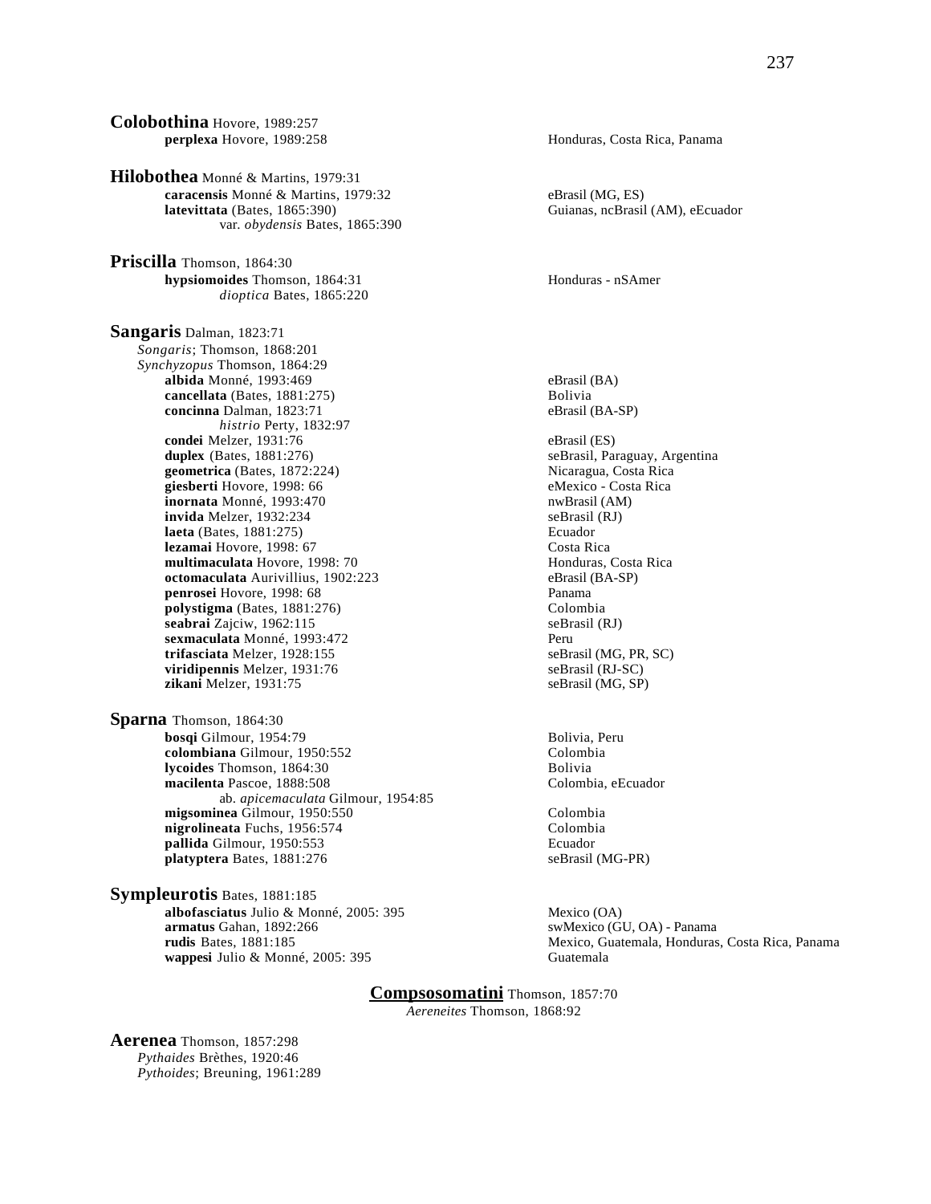**Colobothina** Hovore, 1989:257
- **perplexa** Hovore, 1989:258 — Honduras, Costa Rica, Panama

**Hilobothea** Monné & Martins, 1979:31
- **caracensis** Monné & Martins, 1979:32 — eBrasil (MG, ES)
- **latevittata** (Bates, 1865:390) — Guianas, ncBrasil (AM), eEcuador
  - var. *obydensis* Bates, 1865:390

**Priscilla** Thomson, 1864:30
- **hypsiomoides** Thomson, 1864:31 — Honduras - nSAmer
  - *dioptica* Bates, 1865:220

**Sangaris** Dalman, 1823:71
*Songaris*; Thomson, 1868:201
*Synchyzopus* Thomson, 1864:29
- **albida** Monné, 1993:469 — eBrasil (BA)
- **cancellata** (Bates, 1881:275) — Bolivia
- **concinna** Dalman, 1823:71 — eBrasil (BA-SP)
  - *histrio* Perty, 1832:97
- **condei** Melzer, 1931:76 — eBrasil (ES)
- **duplex** (Bates, 1881:276) — seBrasil, Paraguay, Argentina
- **geometrica** (Bates, 1872:224) — Nicaragua, Costa Rica
- **giesberti** Hovore, 1998: 66 — eMexico - Costa Rica
- **inornata** Monné, 1993:470 — nwBrasil (AM)
- **invida** Melzer, 1932:234 — seBrasil (RJ)
- **laeta** (Bates, 1881:275) — Ecuador
- **lezamai** Hovore, 1998: 67 — Costa Rica
- **multimaculata** Hovore, 1998: 70 — Honduras, Costa Rica
- **octomaculata** Aurivillius, 1902:223 — eBrasil (BA-SP)
- **penrosei** Hovore, 1998: 68 — Panama
- **polystigma** (Bates, 1881:276) — Colombia
- **seabrai** Zajciw, 1962:115 — seBrasil (RJ)
- **sexmaculata** Monné, 1993:472 — Peru
- **trifasciata** Melzer, 1928:155 — seBrasil (MG, PR, SC)
- **viridipennis** Melzer, 1931:76 — seBrasil (RJ-SC)
- **zikani** Melzer, 1931:75 — seBrasil (MG, SP)

**Sparna** Thomson, 1864:30
- **bosqi** Gilmour, 1954:79 — Bolivia, Peru
- **colombiana** Gilmour, 1950:552 — Colombia
- **lycoides** Thomson, 1864:30 — Bolivia
- **macilenta** Pascoe, 1888:508 — Colombia, eEcuador
  - ab. *apicemaculata* Gilmour, 1954:85
- **migsominea** Gilmour, 1950:550 — Colombia
- **nigrolineata** Fuchs, 1956:574 — Colombia
- **pallida** Gilmour, 1950:553 — Ecuador
- **platyptera** Bates, 1881:276 — seBrasil (MG-PR)

**Sympleurotis** Bates, 1881:185
- **albofasciatus** Julio & Monné, 2005: 395 — Mexico (OA)
- **armatus** Gahan, 1892:266 — swMexico (GU, OA) - Panama
- **rudis** Bates, 1881:185 — Mexico, Guatemala, Honduras, Costa Rica, Panama
- **wappesi** Julio & Monné, 2005: 395 — Guatemala

## Compsosomatini Thomson, 1857:70
*Aereneites* Thomson, 1868:92

**Aerenea** Thomson, 1857:298
*Pythaides* Brèthes, 1920:46
*Pythoides*; Breuning, 1961:289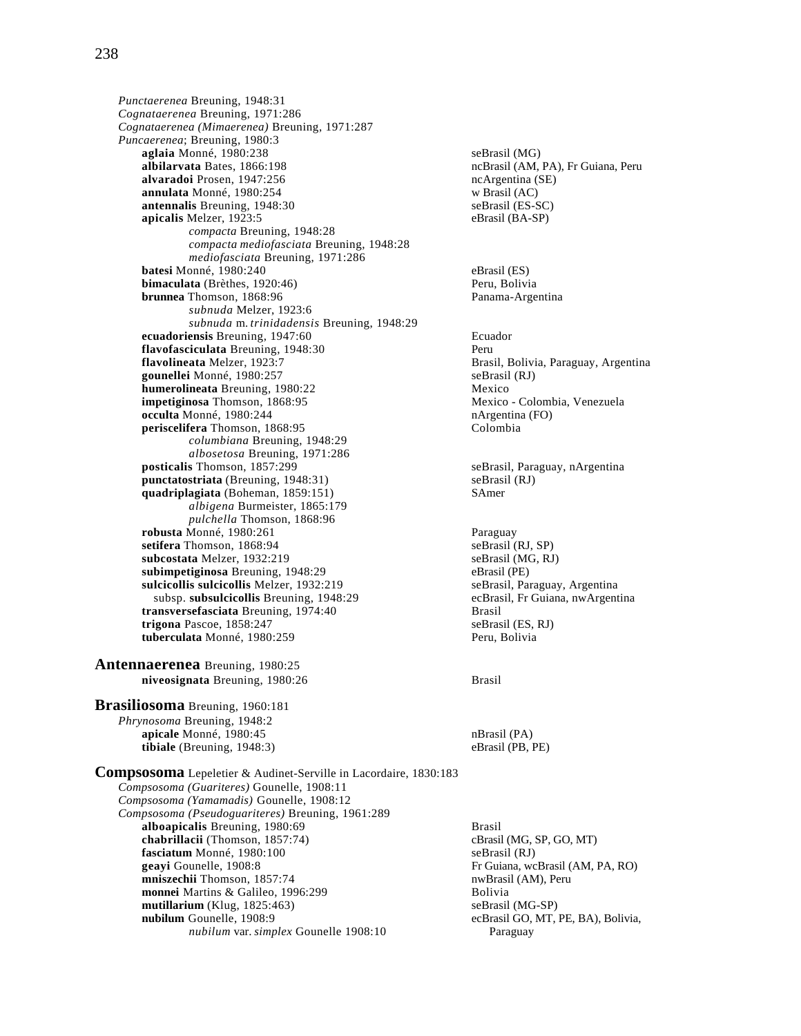*Punctaerenea* Breuning, 1948:31
*Cognataerenea* Breuning, 1971:286
*Cognataerenea (Mimaerenea)* Breuning, 1971:287
*Puncaerenea*; Breuning, 1980:3

| | |
|---|---|
| **aglaia** Monné, 1980:238 | seBrasil (MG) |
| **albilarvata** Bates, 1866:198 | ncBrasil (AM, PA), Fr Guiana, Peru |
| **alvaradoi** Prosen, 1947:256 | ncArgentina (SE) |
| **annulata** Monné, 1980:254 | w Brasil (AC) |
| **antennalis** Breuning, 1948:30 | seBrasil (ES-SC) |
| **apicalis** Melzer, 1923:5 | eBrasil (BA-SP) |
| *compacta* Breuning, 1948:28 | |
| *compacta mediofasciata* Breuning, 1948:28 | |
| *mediofasciata* Breuning, 1971:286 | |
| **batesi** Monné, 1980:240 | eBrasil (ES) |
| **bimaculata** (Brèthes, 1920:46) | Peru, Bolivia |
| **brunnea** Thomson, 1868:96 | Panama-Argentina |
| *subnuda* Melzer, 1923:6 | |
| *subnuda* m. *trinidadensis* Breuning, 1948:29 | |
| **ecuadoriensis** Breuning, 1947:60 | Ecuador |
| **flavofasciculata** Breuning, 1948:30 | Peru |
| **flavolineata** Melzer, 1923:7 | Brasil, Bolivia, Paraguay, Argentina |
| **gounellei** Monné, 1980:257 | seBrasil (RJ) |
| **humerolineata** Breuning, 1980:22 | Mexico |
| **impetiginosa** Thomson, 1868:95 | Mexico - Colombia, Venezuela |
| **occulta** Monné, 1980:244 | nArgentina (FO) |
| **periscelifera** Thomson, 1868:95 | Colombia |
| *columbiana* Breuning, 1948:29 | |
| *albosetosa* Breuning, 1971:286 | |
| **posticalis** Thomson, 1857:299 | seBrasil, Paraguay, nArgentina |
| **punctatostriata** (Breuning, 1948:31) | seBrasil (RJ) |
| **quadriplagiata** (Boheman, 1859:151) | SAmer |
| *albigena* Burmeister, 1865:179 | |
| *pulchella* Thomson, 1868:96 | |
| **robusta** Monné, 1980:261 | Paraguay |
| **setifera** Thomson, 1868:94 | seBrasil (RJ, SP) |
| **subcostata** Melzer, 1932:219 | seBrasil (MG, RJ) |
| **subimpetiginosa** Breuning, 1948:29 | eBrasil (PE) |
| **sulcicollis sulcicollis** Melzer, 1932:219 | seBrasil, Paraguay, Argentina |
| subsp. **subsulcicollis** Breuning, 1948:29 | ecBrasil, Fr Guiana, nwArgentina |
| **transversefasciata** Breuning, 1974:40 | Brasil |
| **trigona** Pascoe, 1858:247 | seBrasil (ES, RJ) |
| **tuberculata** Monné, 1980:259 | Peru, Bolivia |

## **Antennaerenea** Breuning, 1980:25

| | |
|---|---|
| **niveosignata** Breuning, 1980:26 | Brasil |

## **Brasiliosoma** Breuning, 1960:181

*Phrynosoma* Breuning, 1948:2

| | |
|---|---|
| **apicale** Monné, 1980:45 | nBrasil (PA) |
| **tibiale** (Breuning, 1948:3) | eBrasil (PB, PE) |

## **Compsosoma** Lepeletier & Audinet-Serville in Lacordaire, 1830:183

*Compsosoma (Guariteres)* Gounelle, 1908:11
*Compsosoma (Yamamadis)* Gounelle, 1908:12
*Compsosoma (Pseudoguariteres)* Breuning, 1961:289

| | |
|---|---|
| **alboapicalis** Breuning, 1980:69 | Brasil |
| **chabrillacii** (Thomson, 1857:74) | cBrasil (MG, SP, GO, MT) |
| **fasciatum** Monné, 1980:100 | seBrasil (RJ) |
| **geayi** Gounelle, 1908:8 | Fr Guiana, wcBrasil (AM, PA, RO) |
| **mniszechii** Thomson, 1857:74 | nwBrasil (AM), Peru |
| **monnei** Martins & Galileo, 1996:299 | Bolivia |
| **mutillarium** (Klug, 1825:463) | seBrasil (MG-SP) |
| **nubilum** Gounelle, 1908:9 | ecBrasil GO, MT, PE, BA), Bolivia, Paraguay |
| *nubilum* var. *simplex* Gounelle 1908:10 | |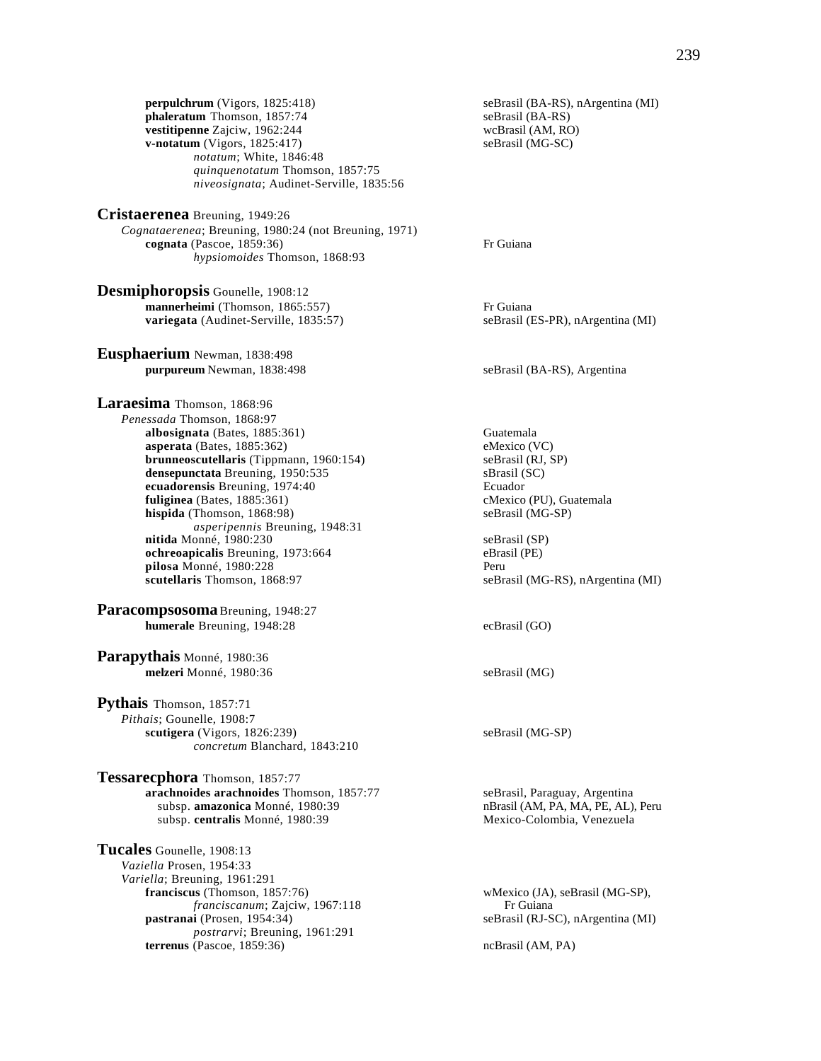**perpulchrum** (Vigors, 1825:418) — seBrasil (BA-RS), nArgentina (MI)
**phaleratum** Thomson, 1857:74 — seBrasil (BA-RS)
**vestitipenne** Zajciw, 1962:244 — wcBrasil (AM, RO)
**v-notatum** (Vigors, 1825:417) — seBrasil (MG-SC)
*notatum*; White, 1846:48
*quinquenotatum* Thomson, 1857:75
*niveosignata*; Audinet-Serville, 1835:56

## Cristaerenea Breuning, 1949:26

*Cognataerenea*; Breuning, 1980:24 (not Breuning, 1971)
**cognata** (Pascoe, 1859:36) — Fr Guiana
*hypsiomoides* Thomson, 1868:93

## Desmiphoropsis Gounelle, 1908:12

**mannerheimi** (Thomson, 1865:557) — Fr Guiana
**variegata** (Audinet-Serville, 1835:57) — seBrasil (ES-PR), nArgentina (MI)

## Eusphaerium Newman, 1838:498

**purpureum** Newman, 1838:498 — seBrasil (BA-RS), Argentina

## Laraesima Thomson, 1868:96

*Penessada* Thomson, 1868:97
**albosignata** (Bates, 1885:361) — Guatemala
**asperata** (Bates, 1885:362) — eMexico (VC)
**brunneoscutellaris** (Tippmann, 1960:154) — seBrasil (RJ, SP)
**densepunctata** Breuning, 1950:535 — sBrasil (SC)
**ecuadorensis** Breuning, 1974:40 — Ecuador
**fuliginea** (Bates, 1885:361) — cMexico (PU), Guatemala
**hispida** (Thomson, 1868:98) — seBrasil (MG-SP)
*asperipennis* Breuning, 1948:31
**nitida** Monné, 1980:230 — seBrasil (SP)
**ochreoapicalis** Breuning, 1973:664 — eBrasil (PE)
**pilosa** Monné, 1980:228 — Peru
**scutellaris** Thomson, 1868:97 — seBrasil (MG-RS), nArgentina (MI)

## Paracompsosoma Breuning, 1948:27

**humerale** Breuning, 1948:28 — ecBrasil (GO)

## Parapythais Monné, 1980:36

**melzeri** Monné, 1980:36 — seBrasil (MG)

## Pythais Thomson, 1857:71

*Pithais*; Gounelle, 1908:7
**scutigera** (Vigors, 1826:239) — seBrasil (MG-SP)
*concretum* Blanchard, 1843:210

## Tessarecphora Thomson, 1857:77

**arachnoides arachnoides** Thomson, 1857:77 — seBrasil, Paraguay, Argentina
subsp. **amazonica** Monné, 1980:39 — nBrasil (AM, PA, MA, PE, AL), Peru
subsp. **centralis** Monné, 1980:39 — Mexico-Colombia, Venezuela

## Tucales Gounelle, 1908:13

*Vaziella* Prosen, 1954:33
*Variella*; Breuning, 1961:291
**franciscus** (Thomson, 1857:76) — wMexico (JA), seBrasil (MG-SP), Fr Guiana
*franciscanum*; Zajciw, 1967:118
**pastranai** (Prosen, 1954:34) — seBrasil (RJ-SC), nArgentina (MI)
*postrarvi*; Breuning, 1961:291
**terrenus** (Pascoe, 1859:36) — ncBrasil (AM, PA)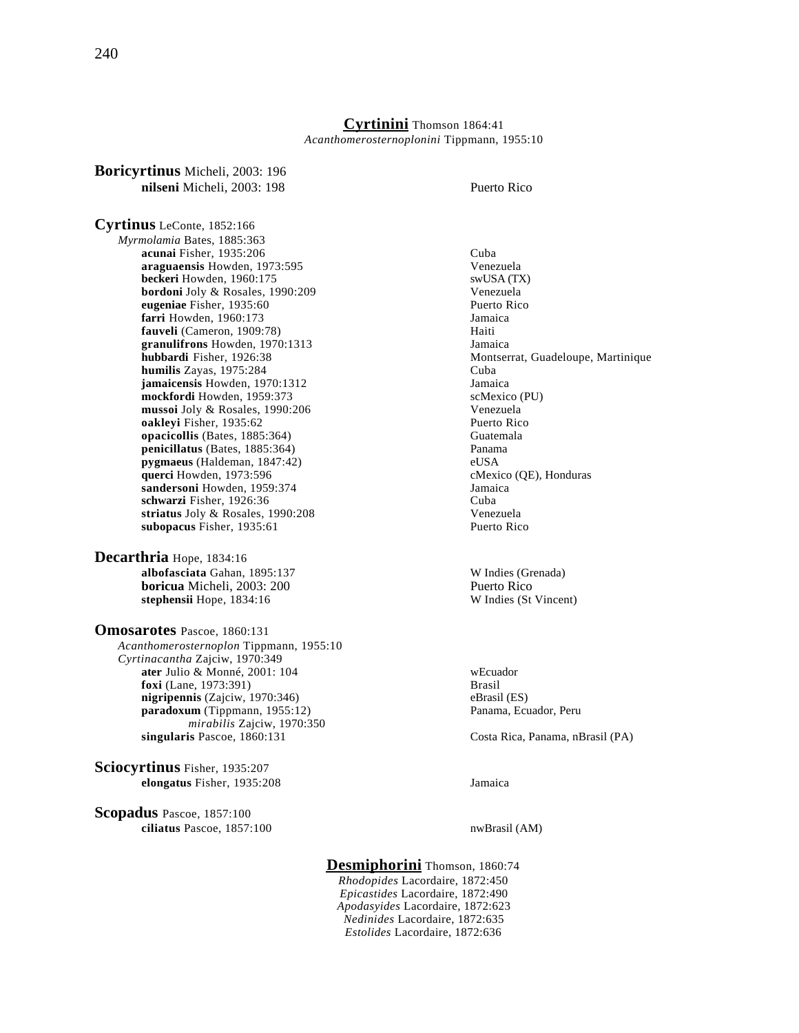## Cyrtinini Thomson 1864:41

*Acanthomerosternoplonini* Tippmann, 1955:10

**Boricyrtinus** Micheli, 2003: 196

- **nilseni** Micheli, 2003: 198 — Puerto Rico

**Cyrtinus** LeConte, 1852:166

*Myrmolamia* Bates, 1885:363

- **acunai** Fisher, 1935:206 — Cuba
- **araguaensis** Howden, 1973:595 — Venezuela
- **beckeri** Howden, 1960:175 — swUSA (TX)
- **bordoni** Joly & Rosales, 1990:209 — Venezuela
- **eugeniae** Fisher, 1935:60 — Puerto Rico
- **farri** Howden, 1960:173 — Jamaica
- **fauveli** (Cameron, 1909:78) — Haiti
- **granulifrons** Howden, 1970:1313 — Jamaica
- **hubbardi** Fisher, 1926:38 — Montserrat, Guadeloupe, Martinique
- **humilis** Zayas, 1975:284 — Cuba
- **jamaicensis** Howden, 1970:1312 — Jamaica
- **mockfordi** Howden, 1959:373 — scMexico (PU)
- **mussoi** Joly & Rosales, 1990:206 — Venezuela
- **oakleyi** Fisher, 1935:62 — Puerto Rico
- **opacicollis** (Bates, 1885:364) — Guatemala
- **penicillatus** (Bates, 1885:364) — Panama
- **pygmaeus** (Haldeman, 1847:42) — eUSA
- **querci** Howden, 1973:596 — cMexico (QE), Honduras
- **sandersoni** Howden, 1959:374 — Jamaica
- **schwarzi** Fisher, 1926:36 — Cuba
- **striatus** Joly & Rosales, 1990:208 — Venezuela
- **subopacus** Fisher, 1935:61 — Puerto Rico

**Decarthria** Hope, 1834:16

- **albofasciata** Gahan, 1895:137 — W Indies (Grenada)
- **boricua** Micheli, 2003: 200 — Puerto Rico
- **stephensii** Hope, 1834:16 — W Indies (St Vincent)

**Omosarotes** Pascoe, 1860:131

*Acanthomerosternoplon* Tippmann, 1955:10
*Cyrtinacantha* Zajciw, 1970:349

- **ater** Julio & Monné, 2001: 104 — wEcuador
- **foxi** (Lane, 1973:391) — Brasil
- **nigripennis** (Zajciw, 1970:346) — eBrasil (ES)
- **paradoxum** (Tippmann, 1955:12) — Panama, Ecuador, Peru
    - *mirabilis* Zajciw, 1970:350
- **singularis** Pascoe, 1860:131 — Costa Rica, Panama, nBrasil (PA)

**Sciocyrtinus** Fisher, 1935:207

- **elongatus** Fisher, 1935:208 — Jamaica

**Scopadus** Pascoe, 1857:100

- **ciliatus** Pascoe, 1857:100 — nwBrasil (AM)

## Desmiphorini Thomson, 1860:74

*Rhodopides* Lacordaire, 1872:450
*Epicastides* Lacordaire, 1872:490
*Apodasyides* Lacordaire, 1872:623
*Nedinides* Lacordaire, 1872:635
*Estolides* Lacordaire, 1872:636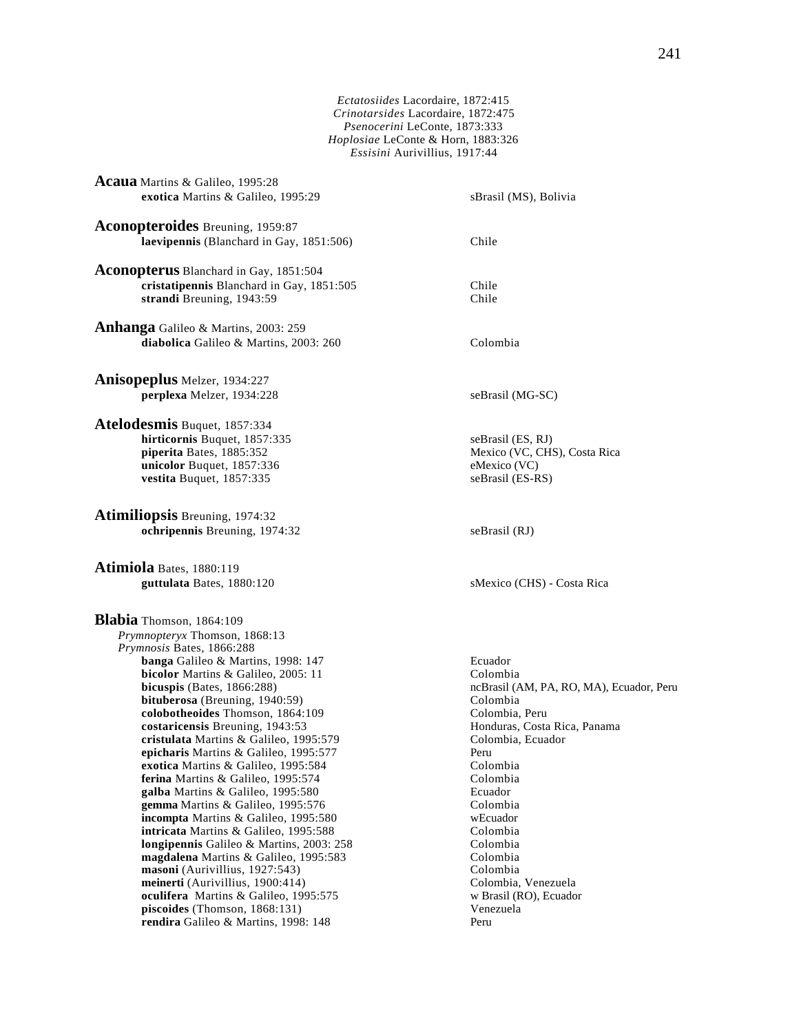*Ectatosiides* Lacordaire, 1872:415
*Crinotarsides* Lacordaire, 1872:475
*Psenocerini* LeConte, 1873:333
*Hoplosiae* LeConte & Horn, 1883:326
*Essisini* Aurivillius, 1917:44

**Acaua** Martins & Galileo, 1995:28

| | |
|---|---|
| **exotica** Martins & Galileo, 1995:29 | sBrasil (MS), Bolivia |

**Aconopteroides** Breuning, 1959:87

| | |
|---|---|
| **laevipennis** (Blanchard in Gay, 1851:506) | Chile |

**Aconopterus** Blanchard in Gay, 1851:504

| | |
|---|---|
| **cristatipennis** Blanchard in Gay, 1851:505 | Chile |
| **strandi** Breuning, 1943:59 | Chile |

**Anhanga** Galileo & Martins, 2003: 259

| | |
|---|---|
| **diabolica** Galileo & Martins, 2003: 260 | Colombia |

**Anisopeplus** Melzer, 1934:227

| | |
|---|---|
| **perplexa** Melzer, 1934:228 | seBrasil (MG-SC) |

**Atelodesmis** Buquet, 1857:334

| | |
|---|---|
| **hirticornis** Buquet, 1857:335 | seBrasil (ES, RJ) |
| **piperita** Bates, 1885:352 | Mexico (VC, CHS), Costa Rica |
| **unicolor** Buquet, 1857:336 | eMexico (VC) |
| **vestita** Buquet, 1857:335 | seBrasil (ES-RS) |

**Atimiliopsis** Breuning, 1974:32

| | |
|---|---|
| **ochripennis** Breuning, 1974:32 | seBrasil (RJ) |

**Atimiola** Bates, 1880:119

| | |
|---|---|
| **guttulata** Bates, 1880:120 | sMexico (CHS) - Costa Rica |

**Blabia** Thomson, 1864:109
*Prymnopteryx* Thomson, 1868:13
*Prymnosis* Bates, 1866:288

| | |
|---|---|
| **banga** Galileo & Martins, 1998: 147 | Ecuador |
| **bicolor** Martins & Galileo, 2005: 11 | Colombia |
| **bicuspis** (Bates, 1866:288) | ncBrasil (AM, PA, RO, MA), Ecuador, Peru |
| **bituberosa** (Breuning, 1940:59) | Colombia |
| **colobotheoides** Thomson, 1864:109 | Colombia, Peru |
| **costaricensis** Breuning, 1943:53 | Honduras, Costa Rica, Panama |
| **cristulata** Martins & Galileo, 1995:579 | Colombia, Ecuador |
| **epicharis** Martins & Galileo, 1995:577 | Peru |
| **exotica** Martins & Galileo, 1995:584 | Colombia |
| **ferina** Martins & Galileo, 1995:574 | Colombia |
| **galba** Martins & Galileo, 1995:580 | Ecuador |
| **gemma** Martins & Galileo, 1995:576 | Colombia |
| **incompta** Martins & Galileo, 1995:580 | wEcuador |
| **intricata** Martins & Galileo, 1995:588 | Colombia |
| **longipennis** Galileo & Martins, 2003: 258 | Colombia |
| **magdalena** Martins & Galileo, 1995:583 | Colombia |
| **masoni** (Aurivillius, 1927:543) | Colombia |
| **meinerti** (Aurivillius, 1900:414) | Colombia, Venezuela |
| **oculifera** Martins & Galileo, 1995:575 | w Brasil (RO), Ecuador |
| **piscoides** (Thomson, 1868:131) | Venezuela |
| **rendira** Galileo & Martins, 1998: 148 | Peru |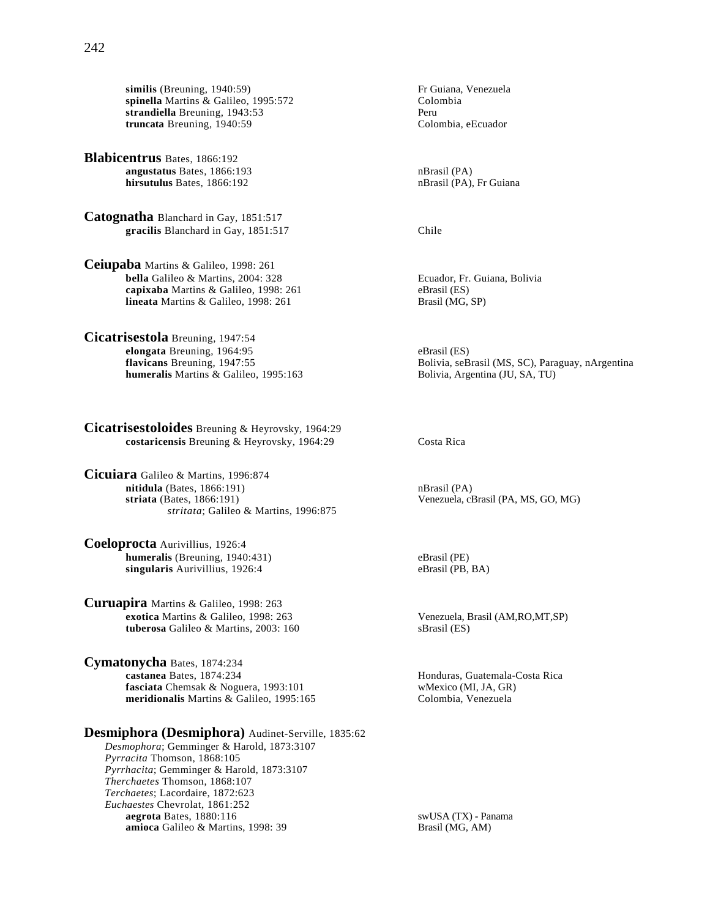**similis** (Breuning, 1940:59) — Fr Guiana, Venezuela
**spinella** Martins & Galileo, 1995:572 — Colombia
**strandiella** Breuning, 1943:53 — Peru
**truncata** Breuning, 1940:59 — Colombia, eEcuador

## **Blabicentrus** Bates, 1866:192

**angustatus** Bates, 1866:193 — nBrasil (PA)
**hirsutulus** Bates, 1866:192 — nBrasil (PA), Fr Guiana

## **Catognatha** Blanchard in Gay, 1851:517

**gracilis** Blanchard in Gay, 1851:517 — Chile

## **Ceiupaba** Martins & Galileo, 1998: 261

**bella** Galileo & Martins, 2004: 328 — Ecuador, Fr. Guiana, Bolivia
**capixaba** Martins & Galileo, 1998: 261 — eBrasil (ES)
**lineata** Martins & Galileo, 1998: 261 — Brasil (MG, SP)

## **Cicatrisestola** Breuning, 1947:54

**elongata** Breuning, 1964:95 — eBrasil (ES)
**flavicans** Breuning, 1947:55 — Bolivia, seBrasil (MS, SC), Paraguay, nArgentina
**humeralis** Martins & Galileo, 1995:163 — Bolivia, Argentina (JU, SA, TU)

## **Cicatrisestoloides** Breuning & Heyrovsky, 1964:29

**costaricensis** Breuning & Heyrovsky, 1964:29 — Costa Rica

## **Cicuiara** Galileo & Martins, 1996:874

**nitidula** (Bates, 1866:191) — nBrasil (PA)
**striata** (Bates, 1866:191) — Venezuela, cBrasil (PA, MS, GO, MG)
*stritata*; Galileo & Martins, 1996:875

## **Coeloprocta** Aurivillius, 1926:4

**humeralis** (Breuning, 1940:431) — eBrasil (PE)
**singularis** Aurivillius, 1926:4 — eBrasil (PB, BA)

## **Curuapira** Martins & Galileo, 1998: 263

**exotica** Martins & Galileo, 1998: 263 — Venezuela, Brasil (AM,RO,MT,SP)
**tuberosa** Galileo & Martins, 2003: 160 — sBrasil (ES)

## **Cymatonycha** Bates, 1874:234

**castanea** Bates, 1874:234 — Honduras, Guatemala-Costa Rica
**fasciata** Chemsak & Noguera, 1993:101 — wMexico (MI, JA, GR)
**meridionalis** Martins & Galileo, 1995:165 — Colombia, Venezuela

## **Desmiphora (Desmiphora)** Audinet-Serville, 1835:62

*Desmophora*; Gemminger & Harold, 1873:3107
*Pyrracita* Thomson, 1868:105
*Pyrrhacita*; Gemminger & Harold, 1873:3107
*Therchaetes* Thomson, 1868:107
*Terchaetes*; Lacordaire, 1872:623
*Euchaestes* Chevrolat, 1861:252

**aegrota** Bates, 1880:116 — swUSA (TX) - Panama
**amioca** Galileo & Martins, 1998: 39 — Brasil (MG, AM)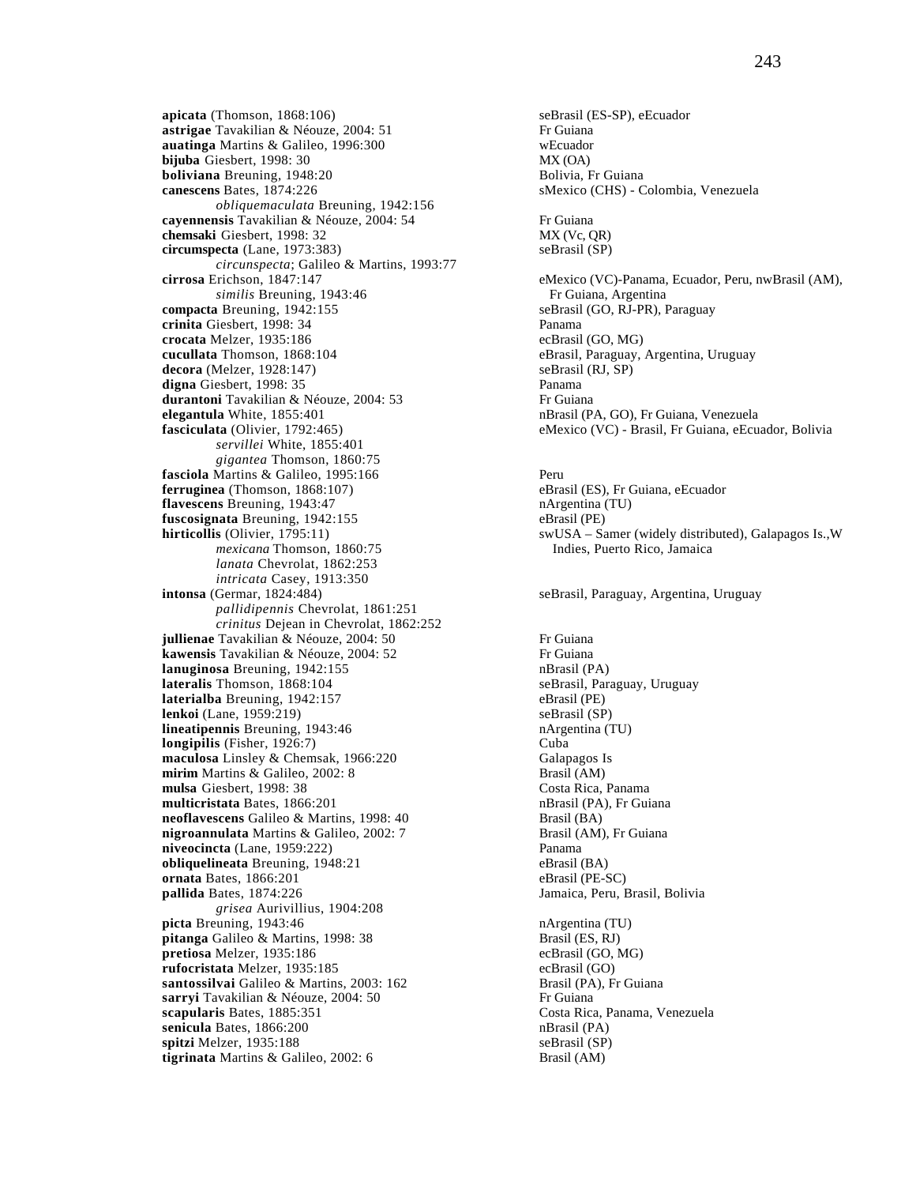**apicata** (Thomson, 1868:106) seBrasil (ES-SP), eEcuador
**astrigae** Tavakilian & Néouze, 2004: 51 Fr Guiana
**auatinga** Martins & Galileo, 1996:300 wEcuador
**bijuba** Giesbert, 1998: 30 MX (OA)
**boliviana** Breuning, 1948:20 Bolivia, Fr Guiana
**canescens** Bates, 1874:226 sMexico (CHS) - Colombia, Venezuela
*obliquemaculata* Breuning, 1942:156
**cayennensis** Tavakilian & Néouze, 2004: 54 Fr Guiana
**chemsaki** Giesbert, 1998: 32 MX (Vc, QR)
**circumspecta** (Lane, 1973:383) seBrasil (SP)
*circunspecta*; Galileo & Martins, 1993:77
**cirrosa** Erichson, 1847:147 eMexico (VC)-Panama, Ecuador, Peru, nwBrasil (AM), Fr Guiana, Argentina
*similis* Breuning, 1943:46
**compacta** Breuning, 1942:155 seBrasil (GO, RJ-PR), Paraguay
**crinita** Giesbert, 1998: 34 Panama
**crocata** Melzer, 1935:186 ecBrasil (GO, MG)
**cucullata** Thomson, 1868:104 eBrasil, Paraguay, Argentina, Uruguay
**decora** (Melzer, 1928:147) seBrasil (RJ, SP)
**digna** Giesbert, 1998: 35 Panama
**durantoni** Tavakilian & Néouze, 2004: 53 Fr Guiana
**elegantula** White, 1855:401 nBrasil (PA, GO), Fr Guiana, Venezuela
**fasciculata** (Olivier, 1792:465) eMexico (VC) - Brasil, Fr Guiana, eEcuador, Bolivia
*servillei* White, 1855:401
*gigantea* Thomson, 1860:75
**fasciola** Martins & Galileo, 1995:166 Peru
**ferruginea** (Thomson, 1868:107) eBrasil (ES), Fr Guiana, eEcuador
**flavescens** Breuning, 1943:47 nArgentina (TU)
**fuscosignata** Breuning, 1942:155 eBrasil (PE)
**hirticollis** (Olivier, 1795:11) swUSA – Samer (widely distributed), Galapagos Is.,W Indies, Puerto Rico, Jamaica
*mexicana* Thomson, 1860:75
*lanata* Chevrolat, 1862:253
*intricata* Casey, 1913:350
**intonsa** (Germar, 1824:484) seBrasil, Paraguay, Argentina, Uruguay
*pallidipennis* Chevrolat, 1861:251
*crinitus* Dejean in Chevrolat, 1862:252
**jullienae** Tavakilian & Néouze, 2004: 50 Fr Guiana
**kawensis** Tavakilian & Néouze, 2004: 52 Fr Guiana
**lanuginosa** Breuning, 1942:155 nBrasil (PA)
**lateralis** Thomson, 1868:104 seBrasil, Paraguay, Uruguay
**laterialba** Breuning, 1942:157 eBrasil (PE)
**lenkoi** (Lane, 1959:219) seBrasil (SP)
**lineatipennis** Breuning, 1943:46 nArgentina (TU)
**longipilis** (Fisher, 1926:7) Cuba
**maculosa** Linsley & Chemsak, 1966:220 Galapagos Is
**mirim** Martins & Galileo, 2002: 8 Brasil (AM)
**mulsa** Giesbert, 1998: 38 Costa Rica, Panama
**multicristata** Bates, 1866:201 nBrasil (PA), Fr Guiana
**neoflavescens** Galileo & Martins, 1998: 40 Brasil (BA)
**nigroannulata** Martins & Galileo, 2002: 7 Brasil (AM), Fr Guiana
**niveocincta** (Lane, 1959:222) Panama
**obliquelineata** Breuning, 1948:21 eBrasil (BA)
**ornata** Bates, 1866:201 eBrasil (PE-SC)
**pallida** Bates, 1874:226 Jamaica, Peru, Brasil, Bolivia
*grisea* Aurivillius, 1904:208
**picta** Breuning, 1943:46 nArgentina (TU)
**pitanga** Galileo & Martins, 1998: 38 Brasil (ES, RJ)
**pretiosa** Melzer, 1935:186 ecBrasil (GO, MG)
**rufocristata** Melzer, 1935:185 ecBrasil (GO)
**santossilvai** Galileo & Martins, 2003: 162 Brasil (PA), Fr Guiana
**sarryi** Tavakilian & Néouze, 2004: 50 Fr Guiana
**scapularis** Bates, 1885:351 Costa Rica, Panama, Venezuela
**senicula** Bates, 1866:200 nBrasil (PA)
**spitzi** Melzer, 1935:188 seBrasil (SP)
**tigrinata** Martins & Galileo, 2002: 6 Brasil (AM)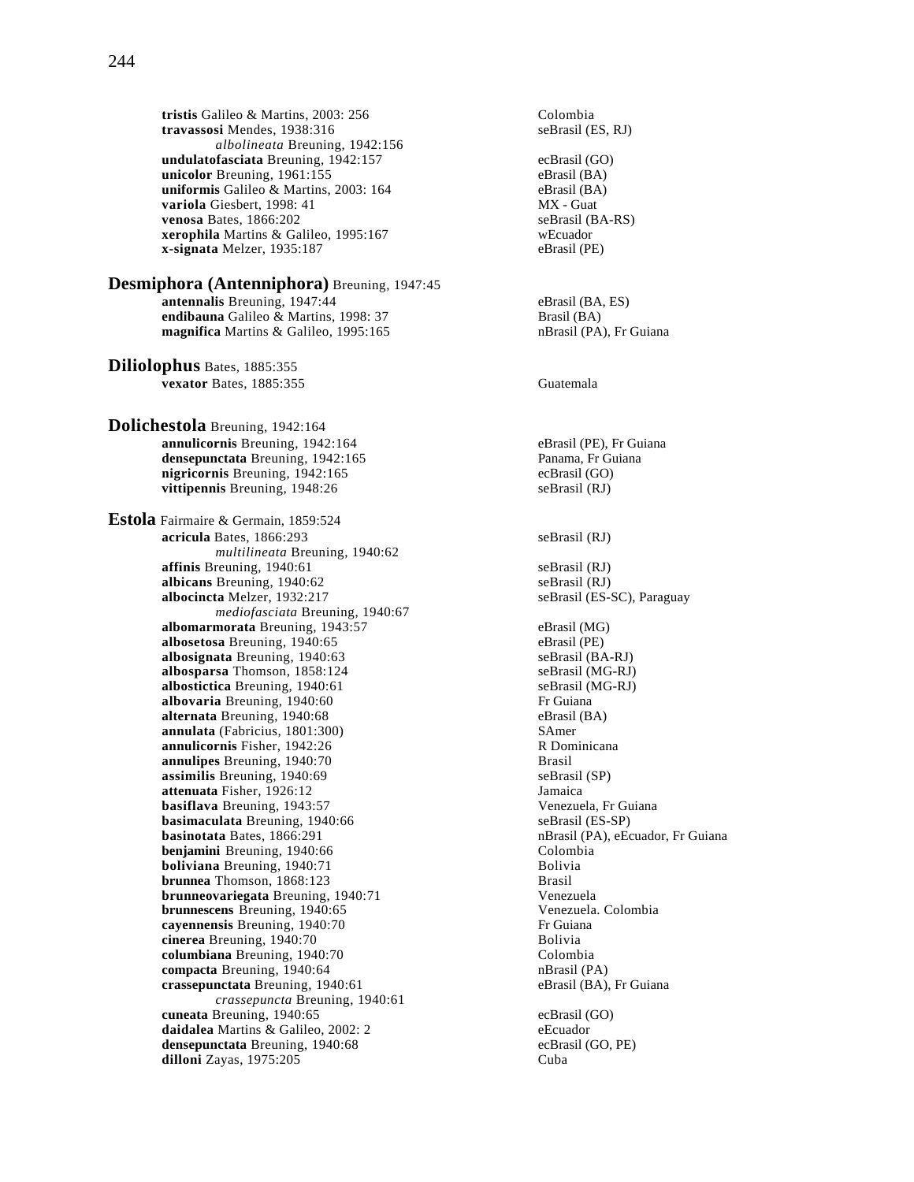**tristis** Galileo & Martins, 2003: 256 Colombia
**travassosi** Mendes, 1938:316 seBrasil (ES, RJ)
*albolineata* Breuning, 1942:156
**undulatofasciata** Breuning, 1942:157 ecBrasil (GO)
**unicolor** Breuning, 1961:155 eBrasil (BA)
**uniformis** Galileo & Martins, 2003: 164 eBrasil (BA)
**variola** Giesbert, 1998: 41 MX - Guat
**venosa** Bates, 1866:202 seBrasil (BA-RS)
**xerophila** Martins & Galileo, 1995:167 wEcuador
**x-signata** Melzer, 1935:187 eBrasil (PE)

## **Desmiphora (Antenniphora)** Breuning, 1947:45

**antennalis** Breuning, 1947:44 eBrasil (BA, ES)
**endibauna** Galileo & Martins, 1998: 37 Brasil (BA)
**magnifica** Martins & Galileo, 1995:165 nBrasil (PA), Fr Guiana

## **Diliolophus** Bates, 1885:355

**vexator** Bates, 1885:355 Guatemala

## **Dolichestola** Breuning, 1942:164

**annulicornis** Breuning, 1942:164 eBrasil (PE), Fr Guiana
**densepunctata** Breuning, 1942:165 Panama, Fr Guiana
**nigricornis** Breuning, 1942:165 ecBrasil (GO)
**vittipennis** Breuning, 1948:26 seBrasil (RJ)

## **Estola** Fairmaire & Germain, 1859:524

**acricula** Bates, 1866:293 seBrasil (RJ)
*multilineata* Breuning, 1940:62
**affinis** Breuning, 1940:61 seBrasil (RJ)
**albicans** Breuning, 1940:62 seBrasil (RJ)
**albocincta** Melzer, 1932:217 seBrasil (ES-SC), Paraguay
*mediofasciata* Breuning, 1940:67
**albomarmorata** Breuning, 1943:57 eBrasil (MG)
**albosetosa** Breuning, 1940:65 eBrasil (PE)
**albosignata** Breuning, 1940:63 seBrasil (BA-RJ)
**albosparsa** Thomson, 1858:124 seBrasil (MG-RJ)
**albostictica** Breuning, 1940:61 seBrasil (MG-RJ)
**albovaria** Breuning, 1940:60 Fr Guiana
**alternata** Breuning, 1940:68 eBrasil (BA)
**annulata** (Fabricius, 1801:300) SAmer
**annulicornis** Fisher, 1942:26 R Dominicana
**annulipes** Breuning, 1940:70 Brasil
**assimilis** Breuning, 1940:69 seBrasil (SP)
**attenuata** Fisher, 1926:12 Jamaica
**basiflava** Breuning, 1943:57 Venezuela, Fr Guiana
**basimaculata** Breuning, 1940:66 seBrasil (ES-SP)
**basinotata** Bates, 1866:291 nBrasil (PA), eEcuador, Fr Guiana
**benjamini** Breuning, 1940:66 Colombia
**boliviana** Breuning, 1940:71 Bolivia
**brunnea** Thomson, 1868:123 Brasil
**brunneovariegata** Breuning, 1940:71 Venezuela
**brunnescens** Breuning, 1940:65 Venezuela. Colombia
**cayennensis** Breuning, 1940:70 Fr Guiana
**cinerea** Breuning, 1940:70 Bolivia
**columbiana** Breuning, 1940:70 Colombia
**compacta** Breuning, 1940:64 nBrasil (PA)
**crassepunctata** Breuning, 1940:61 eBrasil (BA), Fr Guiana
*crassepuncta* Breuning, 1940:61
**cuneata** Breuning, 1940:65 ecBrasil (GO)
**daidalea** Martins & Galileo, 2002: 2 eEcuador
**densepunctata** Breuning, 1940:68 ecBrasil (GO, PE)
**dilloni** Zayas, 1975:205 Cuba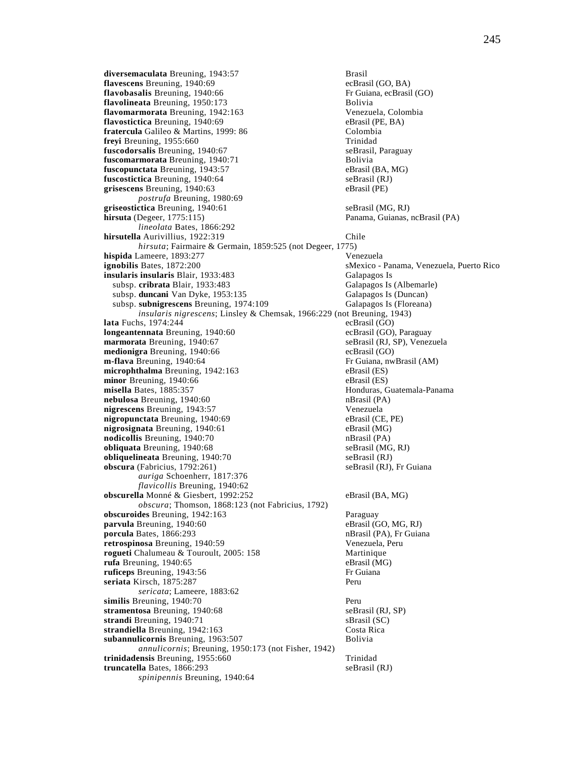**diversemaculata** Breuning, 1943:57 Brasil
**flavescens** Breuning, 1940:69 ecBrasil (GO, BA)
**flavobasalis** Breuning, 1940:66 Fr Guiana, ecBrasil (GO)
**flavolineata** Breuning, 1950:173 Bolivia
**flavomarmorata** Breuning, 1942:163 Venezuela, Colombia
**flavostictica** Breuning, 1940:69 eBrasil (PE, BA)
**fratercula** Galileo & Martins, 1999: 86 Colombia
**freyi** Breuning, 1955:660 Trinidad
**fuscodorsalis** Breuning, 1940:67 seBrasil, Paraguay
**fuscomarmorata** Breuning, 1940:71 Bolivia
**fuscopunctata** Breuning, 1943:57 eBrasil (BA, MG)
**fuscostictica** Breuning, 1940:64 seBrasil (RJ)
**grisescens** Breuning, 1940:63 eBrasil (PE)
 *postrufa* Breuning, 1980:69
**griseostictica** Breuning, 1940:61 seBrasil (MG, RJ)
**hirsuta** (Degeer, 1775:115) Panama, Guianas, ncBrasil (PA)
 *lineolata* Bates, 1866:292
**hirsutella** Aurivillius, 1922:319 Chile
 *hirsuta*; Fairmaire & Germain, 1859:525 (not Degeer, 1775)
**hispida** Lameere, 1893:277 Venezuela
**ignobilis** Bates, 1872:200 sMexico - Panama, Venezuela, Puerto Rico
**insularis insularis** Blair, 1933:483 Galapagos Is
 subsp. **cribrata** Blair, 1933:483 Galapagos Is (Albemarle)
 subsp. **duncani** Van Dyke, 1953:135 Galapagos Is (Duncan)
 subsp. **subnigrescens** Breuning, 1974:109 Galapagos Is (Floreana)
 *insularis nigrescens*; Linsley & Chemsak, 1966:229 (not Breuning, 1943)
**lata** Fuchs, 1974:244 ecBrasil (GO)
**longeantennata** Breuning, 1940:60 ecBrasil (GO), Paraguay
**marmorata** Breuning, 1940:67 seBrasil (RJ, SP), Venezuela
**medionigra** Breuning, 1940:66 ecBrasil (GO)
**m-flava** Breuning, 1940:64 Fr Guiana, nwBrasil (AM)
**microphthalma** Breuning, 1942:163 eBrasil (ES)
**minor** Breuning, 1940:66 eBrasil (ES)
**misella** Bates, 1885:357 Honduras, Guatemala-Panama
**nebulosa** Breuning, 1940:60 nBrasil (PA)
**nigrescens** Breuning, 1943:57 Venezuela
**nigropunctata** Breuning, 1940:69 eBrasil (CE, PE)
**nigrosignata** Breuning, 1940:61 eBrasil (MG)
**nodicollis** Breuning, 1940:70 nBrasil (PA)
**obliquata** Breuning, 1940:68 seBrasil (MG, RJ)
**obliquelineata** Breuning, 1940:70 seBrasil (RJ)
**obscura** (Fabricius, 1792:261) seBrasil (RJ), Fr Guiana
 *auriga* Schoenherr, 1817:376
 *flavicollis* Breuning, 1940:62
**obscurella** Monné & Giesbert, 1992:252 eBrasil (BA, MG)
 *obscura*; Thomson, 1868:123 (not Fabricius, 1792)
**obscuroides** Breuning, 1942:163 Paraguay
**parvula** Breuning, 1940:60 eBrasil (GO, MG, RJ)
**porcula** Bates, 1866:293 nBrasil (PA), Fr Guiana
**retrospinosa** Breuning, 1940:59 Venezuela, Peru
**rogueti** Chalumeau & Touroult, 2005: 158 Martinique
**rufa** Breuning, 1940:65 eBrasil (MG)
**ruficeps** Breuning, 1943:56 Fr Guiana
**seriata** Kirsch, 1875:287 Peru
 *sericata*; Lameere, 1883:62
**similis** Breuning, 1940:70 Peru
**stramentosa** Breuning, 1940:68 seBrasil (RJ, SP)
**strandi** Breuning, 1940:71 sBrasil (SC)
**strandiella** Breuning, 1942:163 Costa Rica
**subannulicornis** Breuning, 1963:507 Bolivia
 *annulicornis*; Breuning, 1950:173 (not Fisher, 1942)
**trinidadensis** Breuning, 1955:660 Trinidad
**truncatella** Bates, 1866:293 seBrasil (RJ)
 *spinipennis* Breuning, 1940:64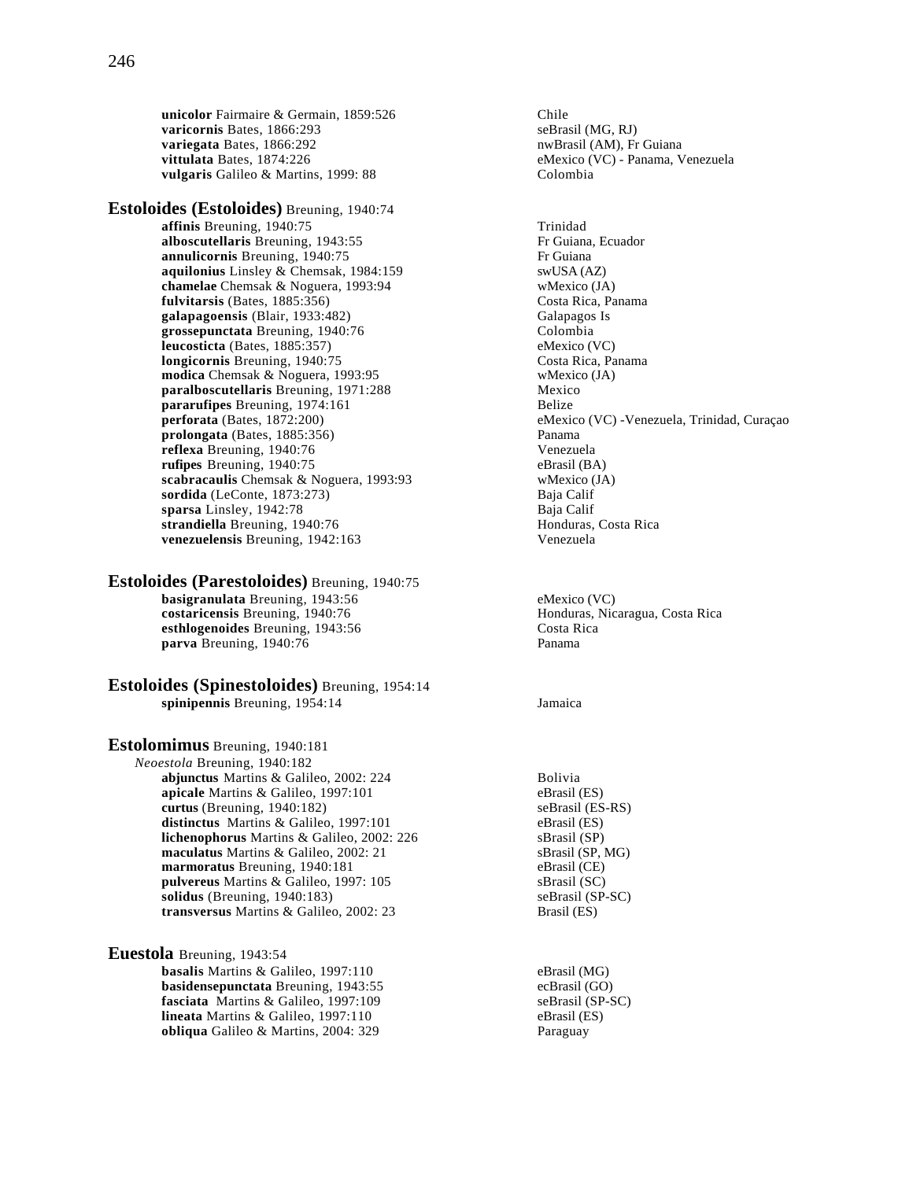**unicolor** Fairmaire & Germain, 1859:526 Chile
**varicornis** Bates, 1866:293 seBrasil (MG, RJ)
**variegata** Bates, 1866:292 nwBrasil (AM), Fr Guiana
**vittulata** Bates, 1874:226 eMexico (VC) - Panama, Venezuela
**vulgaris** Galileo & Martins, 1999: 88 Colombia

## Estoloides (Estoloides) Breuning, 1940:74

**affinis** Breuning, 1940:75 Trinidad
**alboscutellaris** Breuning, 1943:55 Fr Guiana, Ecuador
**annulicornis** Breuning, 1940:75 Fr Guiana
**aquilonius** Linsley & Chemsak, 1984:159 swUSA (AZ)
**chamelae** Chemsak & Noguera, 1993:94 wMexico (JA)
**fulvitarsis** (Bates, 1885:356) Costa Rica, Panama
**galapagoensis** (Blair, 1933:482) Galapagos Is
**grossepunctata** Breuning, 1940:76 Colombia
**leucosticta** (Bates, 1885:357) eMexico (VC)
**longicornis** Breuning, 1940:75 Costa Rica, Panama
**modica** Chemsak & Noguera, 1993:95 wMexico (JA)
**paralboscutellaris** Breuning, 1971:288 Mexico
**pararufipes** Breuning, 1974:161 Belize
**perforata** (Bates, 1872:200) eMexico (VC) -Venezuela, Trinidad, Curaçao
**prolongata** (Bates, 1885:356) Panama
**reflexa** Breuning, 1940:76 Venezuela
**rufipes** Breuning, 1940:75 eBrasil (BA)
**scabracaulis** Chemsak & Noguera, 1993:93 wMexico (JA)
**sordida** (LeConte, 1873:273) Baja Calif
**sparsa** Linsley, 1942:78 Baja Calif
**strandiella** Breuning, 1940:76 Honduras, Costa Rica
**venezuelensis** Breuning, 1942:163 Venezuela

## Estoloides (Parestoloides) Breuning, 1940:75

**basigranulata** Breuning, 1943:56 eMexico (VC)
**costaricensis** Breuning, 1940:76 Honduras, Nicaragua, Costa Rica
**esthlogenoides** Breuning, 1943:56 Costa Rica
**parva** Breuning, 1940:76 Panama

## Estoloides (Spinestoloides) Breuning, 1954:14

**spinipennis** Breuning, 1954:14 Jamaica

## Estolomimus Breuning, 1940:181

*Neoestola* Breuning, 1940:182
**abjunctus** Martins & Galileo, 2002: 224 Bolivia
**apicale** Martins & Galileo, 1997:101 eBrasil (ES)
**curtus** (Breuning, 1940:182) seBrasil (ES-RS)
**distinctus** Martins & Galileo, 1997:101 eBrasil (ES)
**lichenophorus** Martins & Galileo, 2002: 226 sBrasil (SP)
**maculatus** Martins & Galileo, 2002: 21 sBrasil (SP, MG)
**marmoratus** Breuning, 1940:181 eBrasil (CE)
**pulvereus** Martins & Galileo, 1997: 105 sBrasil (SC)
**solidus** (Breuning, 1940:183) seBrasil (SP-SC)
**transversus** Martins & Galileo, 2002: 23 Brasil (ES)

## Euestola Breuning, 1943:54

**basalis** Martins & Galileo, 1997:110 eBrasil (MG)
**basidensepunctata** Breuning, 1943:55 ecBrasil (GO)
**fasciata** Martins & Galileo, 1997:109 seBrasil (SP-SC)
**lineata** Martins & Galileo, 1997:110 eBrasil (ES)
**obliqua** Galileo & Martins, 2004: 329 Paraguay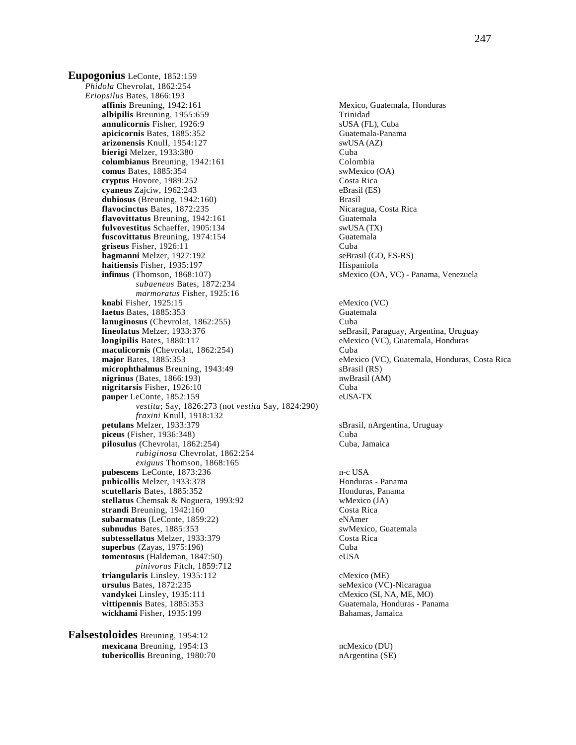**Eupogonius** LeConte, 1852:159

*Phidola* Chevrolat, 1862:254

*Eriopsilus* Bates, 1866:193

- **affinis** Breuning, 1942:161 — Mexico, Guatemala, Honduras
- **albipilis** Breuning, 1955:659 — Trinidad
- **annulicornis** Fisher, 1926:9 — sUSA (FL), Cuba
- **apicicornis** Bates, 1885:352 — Guatemala-Panama
- **arizonensis** Knull, 1954:127 — swUSA (AZ)
- **bierigi** Melzer, 1933:380 — Cuba
- **columbianus** Breuning, 1942:161 — Colombia
- **comus** Bates, 1885:354 — swMexico (OA)
- **cryptus** Hovore, 1989:252 — Costa Rica
- **cyaneus** Zajciw, 1962:243 — eBrasil (ES)
- **dubiosus** (Breuning, 1942:160) — Brasil
- **flavocinctus** Bates, 1872:235 — Nicaragua, Costa Rica
- **flavovittatus** Breuning, 1942:161 — Guatemala
- **fulvovestitus** Schaeffer, 1905:134 — swUSA (TX)
- **fuscovittatus** Breuning, 1974:154 — Guatemala
- **griseus** Fisher, 1926:11 — Cuba
- **hagmanni** Melzer, 1927:192 — seBrasil (GO, ES-RS)
- **haitiensis** Fisher, 1935:197 — Hispaniola
- **infimus** (Thomson, 1868:107) — sMexico (OA, VC) - Panama, Venezuela
  - *subaeneus* Bates, 1872:234
  - *marmoratus* Fisher, 1925:16
- **knabi** Fisher, 1925:15 — eMexico (VC)
- **laetus** Bates, 1885:353 — Guatemala
- **lanuginosus** (Chevrolat, 1862:255) — Cuba
- **lineolatus** Melzer, 1933:376 — seBrasil, Paraguay, Argentina, Uruguay
- **longipilis** Bates, 1880:117 — eMexico (VC), Guatemala, Honduras
- **maculicornis** (Chevrolat, 1862:254) — Cuba
- **major** Bates, 1885:353 — eMexico (VC), Guatemala, Honduras, Costa Rica
- **microphthalmus** Breuning, 1943:49 — sBrasil (RS)
- **nigrinus** (Bates, 1866:193) — nwBrasil (AM)
- **nigritarsis** Fisher, 1926:10 — Cuba
- **pauper** LeConte, 1852:159 — eUSA-TX
  - *vestita*; Say, 1826:273 (not *vestita* Say, 1824:290)
  - *fraxini* Knull, 1918:132
- **petulans** Melzer, 1933:379 — sBrasil, nArgentina, Uruguay
- **piceus** (Fisher, 1936:348) — Cuba
- **pilosulus** (Chevrolat, 1862:254) — Cuba, Jamaica
  - *rubiginosa* Chevrolat, 1862:254
  - *exiguus* Thomson, 1868:165
- **pubescens** LeConte, 1873:236 — n-c USA
- **pubicollis** Melzer, 1933:378 — Honduras - Panama
- **scutellaris** Bates, 1885:352 — Honduras, Panama
- **stellatus** Chemsak & Noguera, 1993:92 — wMexico (JA)
- **strandi** Breuning, 1942:160 — Costa Rica
- **subarmatus** (LeConte, 1859:22) — eNAmer
- **subnudus** Bates, 1885:353 — swMexico, Guatemala
- **subtessellatus** Melzer, 1933:379 — Costa Rica
- **superbus** (Zayas, 1975:196) — Cuba
- **tomentosus** (Haldeman, 1847:50) — eUSA
  - *pinivorus* Fitch, 1859:712
- **triangularis** Linsley, 1935:112 — cMexico (ME)
- **ursulus** Bates, 1872:235 — seMexico (VC)-Nicaragua
- **vandykei** Linsley, 1935:111 — cMexico (SI, NA, ME, MO)
- **vittipennis** Bates, 1885:353 — Guatemala, Honduras - Panama
- **wickhami** Fisher, 1935:199 — Bahamas, Jamaica

**Falsestoloides** Breuning, 1954:12

- **mexicana** Breuning, 1954:13 — ncMexico (DU)
- **tubericollis** Breuning, 1980:70 — nArgentina (SE)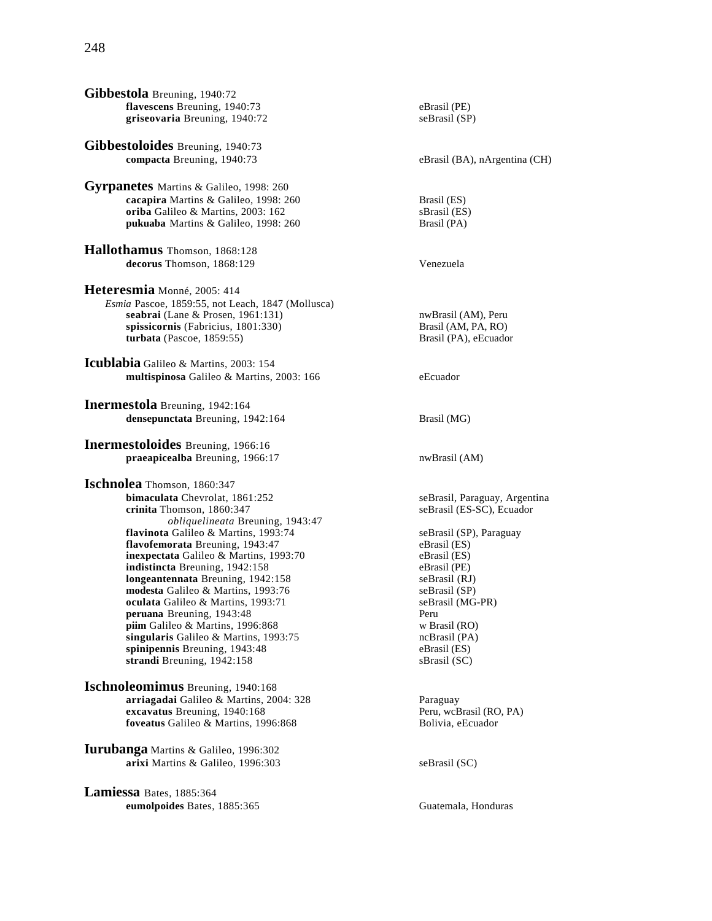**Gibbestola** Breuning, 1940:72

- **flavescens** Breuning, 1940:73 — eBrasil (PE)
- **griseovaria** Breuning, 1940:72 — seBrasil (SP)

**Gibbestoloides** Breuning, 1940:73

- **compacta** Breuning, 1940:73 — eBrasil (BA), nArgentina (CH)

**Gyrpanetes** Martins & Galileo, 1998: 260

- **cacapira** Martins & Galileo, 1998: 260 — Brasil (ES)
- **oriba** Galileo & Martins, 2003: 162 — sBrasil (ES)
- **pukuaba** Martins & Galileo, 1998: 260 — Brasil (PA)

**Hallothamus** Thomson, 1868:128

- **decorus** Thomson, 1868:129 — Venezuela

**Heteresmia** Monné, 2005: 414

*Esmia* Pascoe, 1859:55, not Leach, 1847 (Mollusca)

- **seabrai** (Lane & Prosen, 1961:131) — nwBrasil (AM), Peru
- **spissicornis** (Fabricius, 1801:330) — Brasil (AM, PA, RO)
- **turbata** (Pascoe, 1859:55) — Brasil (PA), eEcuador

**Icublabia** Galileo & Martins, 2003: 154

- **multispinosa** Galileo & Martins, 2003: 166 — eEcuador

**Inermestola** Breuning, 1942:164

- **densepunctata** Breuning, 1942:164 — Brasil (MG)

**Inermestoloides** Breuning, 1966:16

- **praeapicealba** Breuning, 1966:17 — nwBrasil (AM)

**Ischnolea** Thomson, 1860:347

- **bimaculata** Chevrolat, 1861:252 — seBrasil, Paraguay, Argentina
- **crinita** Thomson, 1860:347 — seBrasil (ES-SC), Ecuador
  - *obliquelineata* Breuning, 1943:47
- **flavinota** Galileo & Martins, 1993:74 — seBrasil (SP), Paraguay
- **flavofemorata** Breuning, 1943:47 — eBrasil (ES)
- **inexpectata** Galileo & Martins, 1993:70 — eBrasil (ES)
- **indistincta** Breuning, 1942:158 — eBrasil (PE)
- **longeantennata** Breuning, 1942:158 — seBrasil (RJ)
- **modesta** Galileo & Martins, 1993:76 — seBrasil (SP)
- **oculata** Galileo & Martins, 1993:71 — seBrasil (MG-PR)
- **peruana** Breuning, 1943:48 — Peru
- **piim** Galileo & Martins, 1996:868 — w Brasil (RO)
- **singularis** Galileo & Martins, 1993:75 — ncBrasil (PA)
- **spinipennis** Breuning, 1943:48 — eBrasil (ES)
- **strandi** Breuning, 1942:158 — sBrasil (SC)

**Ischnoleomimus** Breuning, 1940:168

- **arriagadai** Galileo & Martins, 2004: 328 — Paraguay
- **excavatus** Breuning, 1940:168 — Peru, wcBrasil (RO, PA)
- **foveatus** Galileo & Martins, 1996:868 — Bolivia, eEcuador

**Iurubanga** Martins & Galileo, 1996:302

- **arixi** Martins & Galileo, 1996:303 — seBrasil (SC)

**Lamiessa** Bates, 1885:364

- **eumolpoides** Bates, 1885:365 — Guatemala, Honduras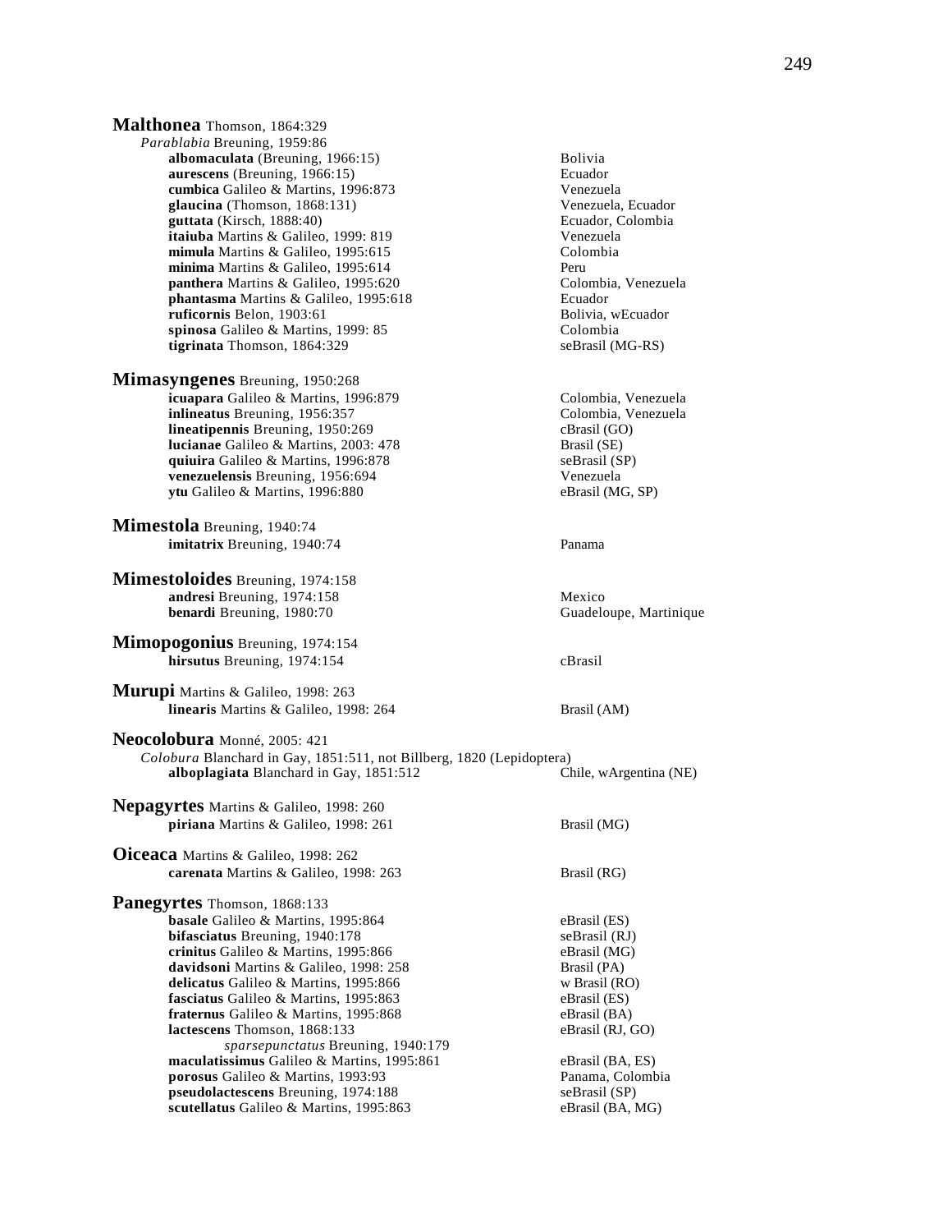**Malthonea** Thomson, 1864:329

*Parablabia* Breuning, 1959:86

| | |
|---|---|
| **albomaculata** (Breuning, 1966:15) | Bolivia |
| **aurescens** (Breuning, 1966:15) | Ecuador |
| **cumbica** Galileo & Martins, 1996:873 | Venezuela |
| **glaucina** (Thomson, 1868:131) | Venezuela, Ecuador |
| **guttata** (Kirsch, 1888:40) | Ecuador, Colombia |
| **itaiuba** Martins & Galileo, 1999: 819 | Venezuela |
| **mimula** Martins & Galileo, 1995:615 | Colombia |
| **minima** Martins & Galileo, 1995:614 | Peru |
| **panthera** Martins & Galileo, 1995:620 | Colombia, Venezuela |
| **phantasma** Martins & Galileo, 1995:618 | Ecuador |
| **ruficornis** Belon, 1903:61 | Bolivia, wEcuador |
| **spinosa** Galileo & Martins, 1999: 85 | Colombia |
| **tigrinata** Thomson, 1864:329 | seBrasil (MG-RS) |

**Mimasyngenes** Breuning, 1950:268

| | |
|---|---|
| **icuapara** Galileo & Martins, 1996:879 | Colombia, Venezuela |
| **inlineatus** Breuning, 1956:357 | Colombia, Venezuela |
| **lineatipennis** Breuning, 1950:269 | cBrasil (GO) |
| **lucianae** Galileo & Martins, 2003: 478 | Brasil (SE) |
| **quiuira** Galileo & Martins, 1996:878 | seBrasil (SP) |
| **venezuelensis** Breuning, 1956:694 | Venezuela |
| **ytu** Galileo & Martins, 1996:880 | eBrasil (MG, SP) |

**Mimestola** Breuning, 1940:74

| | |
|---|---|
| **imitatrix** Breuning, 1940:74 | Panama |

**Mimestoloides** Breuning, 1974:158

| | |
|---|---|
| **andresi** Breuning, 1974:158 | Mexico |
| **benardi** Breuning, 1980:70 | Guadeloupe, Martinique |

**Mimopogonius** Breuning, 1974:154

| | |
|---|---|
| **hirsutus** Breuning, 1974:154 | cBrasil |

**Murupi** Martins & Galileo, 1998: 263

| | |
|---|---|
| **linearis** Martins & Galileo, 1998: 264 | Brasil (AM) |

**Neocolobura** Monné, 2005: 421

*Colobura* Blanchard in Gay, 1851:511, not Billberg, 1820 (Lepidoptera)

| | |
|---|---|
| **alboplagiata** Blanchard in Gay, 1851:512 | Chile, wArgentina (NE) |

**Nepagyrtes** Martins & Galileo, 1998: 260

| | |
|---|---|
| **piriana** Martins & Galileo, 1998: 261 | Brasil (MG) |

**Oiceaca** Martins & Galileo, 1998: 262

| | |
|---|---|
| **carenata** Martins & Galileo, 1998: 263 | Brasil (RG) |

**Panegyrtes** Thomson, 1868:133

| | |
|---|---|
| **basale** Galileo & Martins, 1995:864 | eBrasil (ES) |
| **bifasciatus** Breuning, 1940:178 | seBrasil (RJ) |
| **crinitus** Galileo & Martins, 1995:866 | eBrasil (MG) |
| **davidsoni** Martins & Galileo, 1998: 258 | Brasil (PA) |
| **delicatus** Galileo & Martins, 1995:866 | w Brasil (RO) |
| **fasciatus** Galileo & Martins, 1995:863 | eBrasil (ES) |
| **fraternus** Galileo & Martins, 1995:868 | eBrasil (BA) |
| **lactescens** Thomson, 1868:133 | eBrasil (RJ, GO) |
| *sparsepunctatus* Breuning, 1940:179 | |
| **maculatissimus** Galileo & Martins, 1995:861 | eBrasil (BA, ES) |
| **porosus** Galileo & Martins, 1993:93 | Panama, Colombia |
| **pseudolactescens** Breuning, 1974:188 | seBrasil (SP) |
| **scutellatus** Galileo & Martins, 1995:863 | eBrasil (BA, MG) |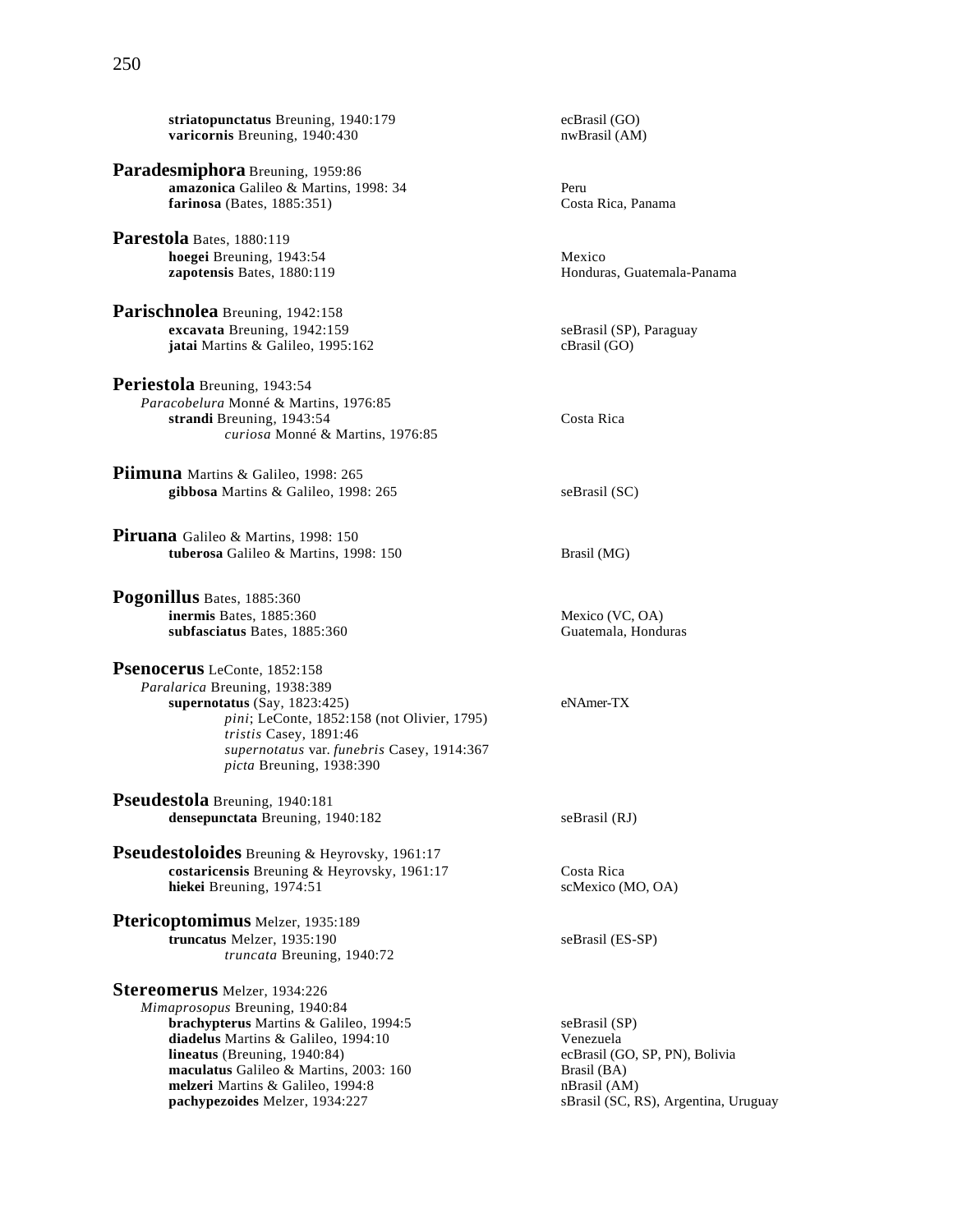**striatopunctatus** Breuning, 1940:179 ecBrasil (GO)
**varicornis** Breuning, 1940:430 nwBrasil (AM)

**Paradesmiphora** Breuning, 1959:86
**amazonica** Galileo & Martins, 1998: 34 Peru
**farinosa** (Bates, 1885:351) Costa Rica, Panama

**Parestola** Bates, 1880:119
**hoegei** Breuning, 1943:54 Mexico
**zapotensis** Bates, 1880:119 Honduras, Guatemala-Panama

**Parischnolea** Breuning, 1942:158
**excavata** Breuning, 1942:159 seBrasil (SP), Paraguay
**jatai** Martins & Galileo, 1995:162 cBrasil (GO)

**Periestola** Breuning, 1943:54
*Paracobelura* Monné & Martins, 1976:85
**strandi** Breuning, 1943:54 Costa Rica
*curiosa* Monné & Martins, 1976:85

**Piimuna** Martins & Galileo, 1998: 265
**gibbosa** Martins & Galileo, 1998: 265 seBrasil (SC)

**Piruana** Galileo & Martins, 1998: 150
**tuberosa** Galileo & Martins, 1998: 150 Brasil (MG)

**Pogonillus** Bates, 1885:360
**inermis** Bates, 1885:360 Mexico (VC, OA)
**subfasciatus** Bates, 1885:360 Guatemala, Honduras

**Psenocerus** LeConte, 1852:158
*Paralarica* Breuning, 1938:389
**supernotatus** (Say, 1823:425) eNAmer-TX
*pini*; LeConte, 1852:158 (not Olivier, 1795)
*tristis* Casey, 1891:46
*supernotatus* var. *funebris* Casey, 1914:367
*picta* Breuning, 1938:390

**Pseudestola** Breuning, 1940:181
**densepunctata** Breuning, 1940:182 seBrasil (RJ)

**Pseudestoloides** Breuning & Heyrovsky, 1961:17
**costaricensis** Breuning & Heyrovsky, 1961:17 Costa Rica
**hiekei** Breuning, 1974:51 scMexico (MO, OA)

**Ptericoptomimus** Melzer, 1935:189
**truncatus** Melzer, 1935:190 seBrasil (ES-SP)
*truncata* Breuning, 1940:72

**Stereomerus** Melzer, 1934:226
*Mimaprosopus* Breuning, 1940:84
**brachypterus** Martins & Galileo, 1994:5 seBrasil (SP)
**diadelus** Martins & Galileo, 1994:10 Venezuela
**lineatus** (Breuning, 1940:84) ecBrasil (GO, SP, PN), Bolivia
**maculatus** Galileo & Martins, 2003: 160 Brasil (BA)
**melzeri** Martins & Galileo, 1994:8 nBrasil (AM)
**pachypezoides** Melzer, 1934:227 sBrasil (SC, RS), Argentina, Uruguay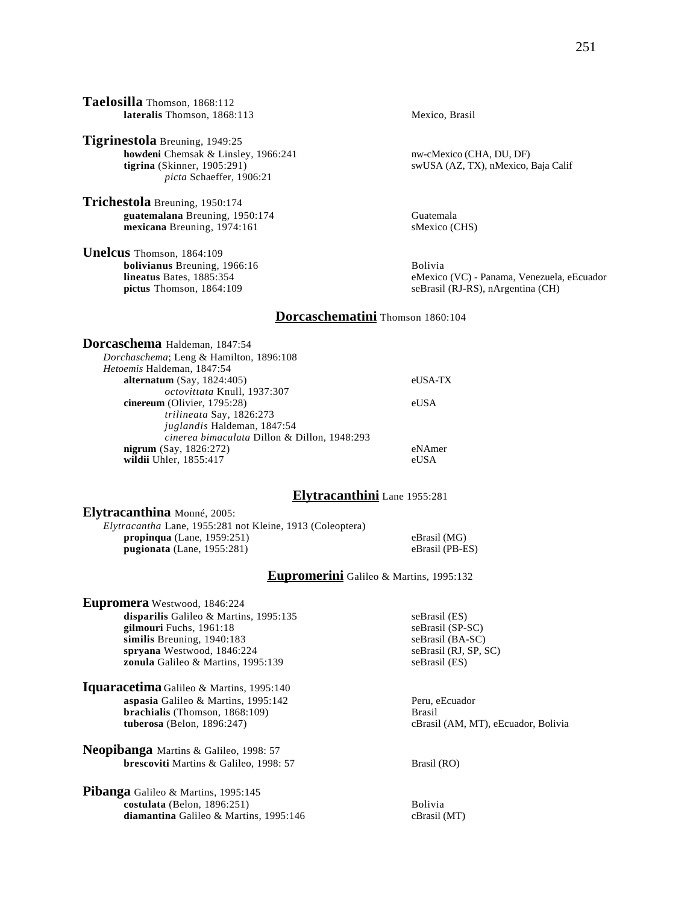**Taelosilla** Thomson, 1868:112
- **lateralis** Thomson, 1868:113 — Mexico, Brasil

**Tigrinestola** Breuning, 1949:25
- **howdeni** Chemsak & Linsley, 1966:241 — nw-cMexico (CHA, DU, DF)
- **tigrina** (Skinner, 1905:291) — swUSA (AZ, TX), nMexico, Baja Calif
  - *picta* Schaeffer, 1906:21

**Trichestola** Breuning, 1950:174
- **guatemalana** Breuning, 1950:174 — Guatemala
- **mexicana** Breuning, 1974:161 — sMexico (CHS)

**Unelcus** Thomson, 1864:109
- **bolivianus** Breuning, 1966:16 — Bolivia
- **lineatus** Bates, 1885:354 — eMexico (VC) - Panama, Venezuela, eEcuador
- **pictus** Thomson, 1864:109 — seBrasil (RJ-RS), nArgentina (CH)

## Dorcaschematini Thomson 1860:104

**Dorcaschema** Haldeman, 1847:54
*Dorchaschema*; Leng & Hamilton, 1896:108
*Hetoemis* Haldeman, 1847:54
- **alternatum** (Say, 1824:405) — eUSA-TX
  - *octovittata* Knull, 1937:307
- **cinereum** (Olivier, 1795:28) — eUSA
  - *trilineata* Say, 1826:273
  - *juglandis* Haldeman, 1847:54
  - *cinerea bimaculata* Dillon & Dillon, 1948:293
- **nigrum** (Say, 1826:272) — eNAmer
- **wildii** Uhler, 1855:417 — eUSA

## Elytracanthini Lane 1955:281

**Elytracanthina** Monné, 2005:
*Elytracantha* Lane, 1955:281 not Kleine, 1913 (Coleoptera)
- **propinqua** (Lane, 1959:251) — eBrasil (MG)
- **pugionata** (Lane, 1955:281) — eBrasil (PB-ES)

## Eupromerini Galileo & Martins, 1995:132

**Eupromera** Westwood, 1846:224
- **disparilis** Galileo & Martins, 1995:135 — seBrasil (ES)
- **gilmouri** Fuchs, 1961:18 — seBrasil (SP-SC)
- **similis** Breuning, 1940:183 — seBrasil (BA-SC)
- **spryana** Westwood, 1846:224 — seBrasil (RJ, SP, SC)
- **zonula** Galileo & Martins, 1995:139 — seBrasil (ES)

**Iquaracetima** Galileo & Martins, 1995:140
- **aspasia** Galileo & Martins, 1995:142 — Peru, eEcuador
- **brachialis** (Thomson, 1868:109) — Brasil
- **tuberosa** (Belon, 1896:247) — cBrasil (AM, MT), eEcuador, Bolivia

**Neopibanga** Martins & Galileo, 1998: 57
- **brescoviti** Martins & Galileo, 1998: 57 — Brasil (RO)

**Pibanga** Galileo & Martins, 1995:145
- **costulata** (Belon, 1896:251) — Bolivia
- **diamantina** Galileo & Martins, 1995:146 — cBrasil (MT)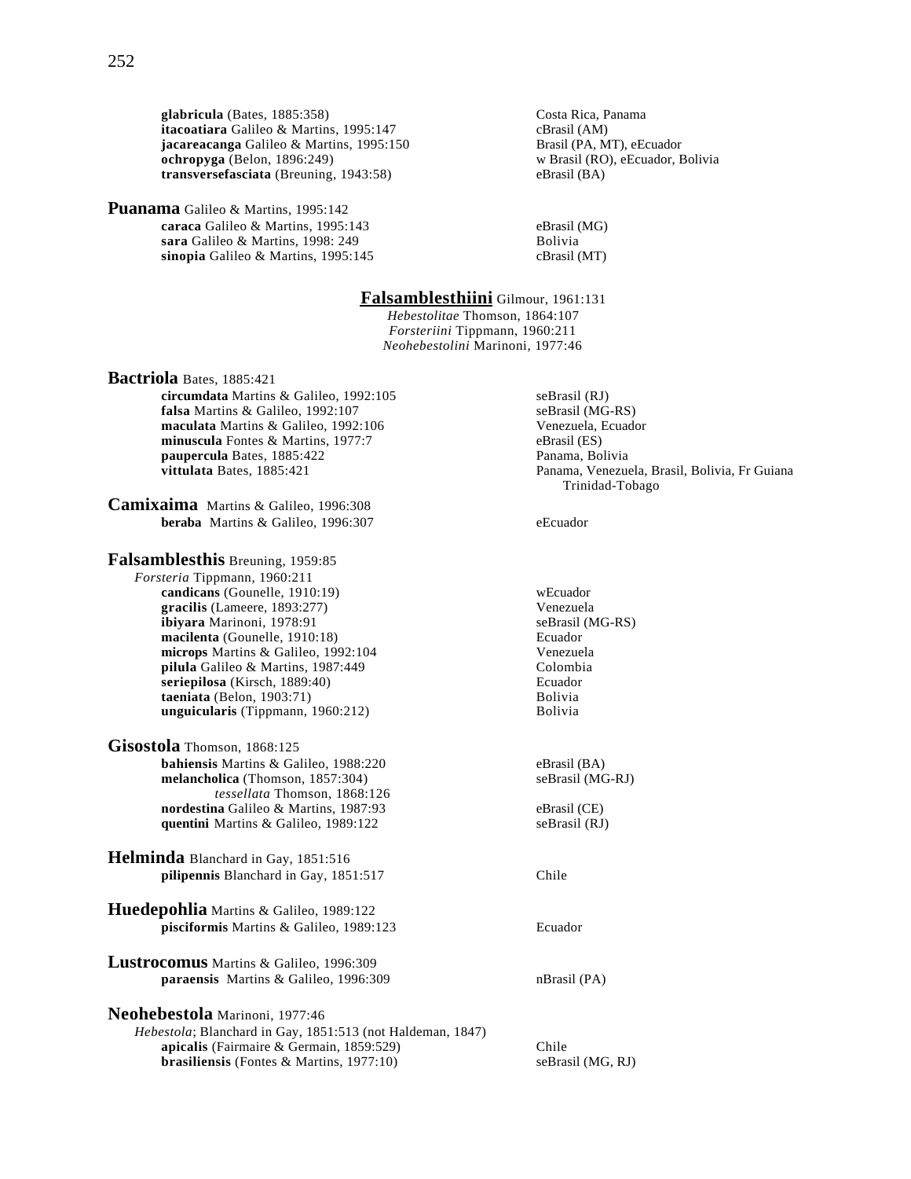**glabricula** (Bates, 1885:358) Costa Rica, Panama
**itacoatiara** Galileo & Martins, 1995:147 cBrasil (AM)
**jacareacanga** Galileo & Martins, 1995:150 Brasil (PA, MT), eEcuador
**ochropyga** (Belon, 1896:249) w Brasil (RO), eEcuador, Bolivia
**transversefasciata** (Breuning, 1943:58) eBrasil (BA)

**Puanama** Galileo & Martins, 1995:142
**caraca** Galileo & Martins, 1995:143 eBrasil (MG)
**sara** Galileo & Martins, 1998: 249 Bolivia
**sinopia** Galileo & Martins, 1995:145 cBrasil (MT)

## Falsamblesthiini Gilmour, 1961:131

*Hebestolitae* Thomson, 1864:107
*Forsteriini* Tippmann, 1960:211
*Neohebestolini* Marinoni, 1977:46

**Bactriola** Bates, 1885:421
**circumdata** Martins & Galileo, 1992:105 seBrasil (RJ)
**falsa** Martins & Galileo, 1992:107 seBrasil (MG-RS)
**maculata** Martins & Galileo, 1992:106 Venezuela, Ecuador
**minuscula** Fontes & Martins, 1977:7 eBrasil (ES)
**paupercula** Bates, 1885:422 Panama, Bolivia
**vittulata** Bates, 1885:421 Panama, Venezuela, Brasil, Bolivia, Fr Guiana Trinidad-Tobago

**Camixaima** Martins & Galileo, 1996:308
**beraba** Martins & Galileo, 1996:307 eEcuador

**Falsamblesthis** Breuning, 1959:85
*Forsteria* Tippmann, 1960:211
**candicans** (Gounelle, 1910:19) wEcuador
**gracilis** (Lameere, 1893:277) Venezuela
**ibiyara** Marinoni, 1978:91 seBrasil (MG-RS)
**macilenta** (Gounelle, 1910:18) Ecuador
**microps** Martins & Galileo, 1992:104 Venezuela
**pilula** Galileo & Martins, 1987:449 Colombia
**seriepilosa** (Kirsch, 1889:40) Ecuador
**taeniata** (Belon, 1903:71) Bolivia
**unguicularis** (Tippmann, 1960:212) Bolivia

**Gisostola** Thomson, 1868:125
**bahiensis** Martins & Galileo, 1988:220 eBrasil (BA)
**melancholica** (Thomson, 1857:304) seBrasil (MG-RJ)
*tessellata* Thomson, 1868:126
**nordestina** Galileo & Martins, 1987:93 eBrasil (CE)
**quentini** Martins & Galileo, 1989:122 seBrasil (RJ)

**Helminda** Blanchard in Gay, 1851:516
**pilipennis** Blanchard in Gay, 1851:517 Chile

**Huedepohlia** Martins & Galileo, 1989:122
**pisciformis** Martins & Galileo, 1989:123 Ecuador

**Lustrocomus** Martins & Galileo, 1996:309
**paraensis** Martins & Galileo, 1996:309 nBrasil (PA)

**Neohebestola** Marinoni, 1977:46
*Hebestola*; Blanchard in Gay, 1851:513 (not Haldeman, 1847)
**apicalis** (Fairmaire & Germain, 1859:529) Chile
**brasiliensis** (Fontes & Martins, 1977:10) seBrasil (MG, RJ)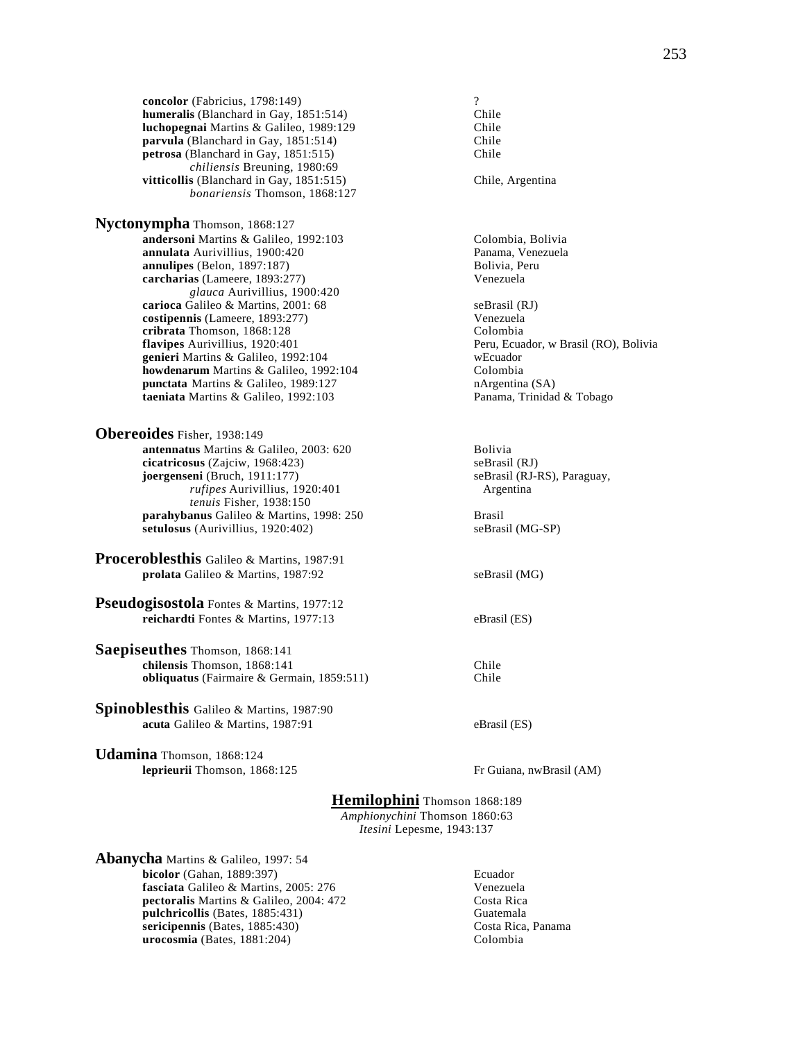**concolor** (Fabricius, 1798:149) ?
**humeralis** (Blanchard in Gay, 1851:514) Chile
**luchopegnai** Martins & Galileo, 1989:129 Chile
**parvula** (Blanchard in Gay, 1851:514) Chile
**petrosa** (Blanchard in Gay, 1851:515) Chile
*chiliensis* Breuning, 1980:69
**vitticollis** (Blanchard in Gay, 1851:515) Chile, Argentina
*bonariensis* Thomson, 1868:127

**Nyctonympha** Thomson, 1868:127
**andersoni** Martins & Galileo, 1992:103 Colombia, Bolivia
**annulata** Aurivillius, 1900:420 Panama, Venezuela
**annulipes** (Belon, 1897:187) Bolivia, Peru
**carcharias** (Lameere, 1893:277) Venezuela
*glauca* Aurivillius, 1900:420
**carioca** Galileo & Martins, 2001: 68 seBrasil (RJ)
**costipennis** (Lameere, 1893:277) Venezuela
**cribrata** Thomson, 1868:128 Colombia
**flavipes** Aurivillius, 1920:401 Peru, Ecuador, w Brasil (RO), Bolivia
**genieri** Martins & Galileo, 1992:104 wEcuador
**howdenarum** Martins & Galileo, 1992:104 Colombia
**punctata** Martins & Galileo, 1989:127 nArgentina (SA)
**taeniata** Martins & Galileo, 1992:103 Panama, Trinidad & Tobago

**Obereoides** Fisher, 1938:149
**antennatus** Martins & Galileo, 2003: 620 Bolivia
**cicatricosus** (Zajciw, 1968:423) seBrasil (RJ)
**joergenseni** (Bruch, 1911:177) seBrasil (RJ-RS), Paraguay, Argentina
*rufipes* Aurivillius, 1920:401
*tenuis* Fisher, 1938:150
**parahybanus** Galileo & Martins, 1998: 250 Brasil
**setulosus** (Aurivillius, 1920:402) seBrasil (MG-SP)

**Proceroblesthis** Galileo & Martins, 1987:91
**prolata** Galileo & Martins, 1987:92 seBrasil (MG)

**Pseudogisostola** Fontes & Martins, 1977:12
**reichardti** Fontes & Martins, 1977:13 eBrasil (ES)

**Saepiseuthes** Thomson, 1868:141
**chilensis** Thomson, 1868:141 Chile
**obliquatus** (Fairmaire & Germain, 1859:511) Chile

**Spinoblesthis** Galileo & Martins, 1987:90
**acuta** Galileo & Martins, 1987:91 eBrasil (ES)

**Udamina** Thomson, 1868:124
**leprieurii** Thomson, 1868:125 Fr Guiana, nwBrasil (AM)

## Hemilophini Thomson 1868:189
*Amphionychini* Thomson 1860:63
*Itesini* Lepesme, 1943:137

**Abanycha** Martins & Galileo, 1997: 54
**bicolor** (Gahan, 1889:397) Ecuador
**fasciata** Galileo & Martins, 2005: 276 Venezuela
**pectoralis** Martins & Galileo, 2004: 472 Costa Rica
**pulchricollis** (Bates, 1885:431) Guatemala
**sericipennis** (Bates, 1885:430) Costa Rica, Panama
**urocosmia** (Bates, 1881:204) Colombia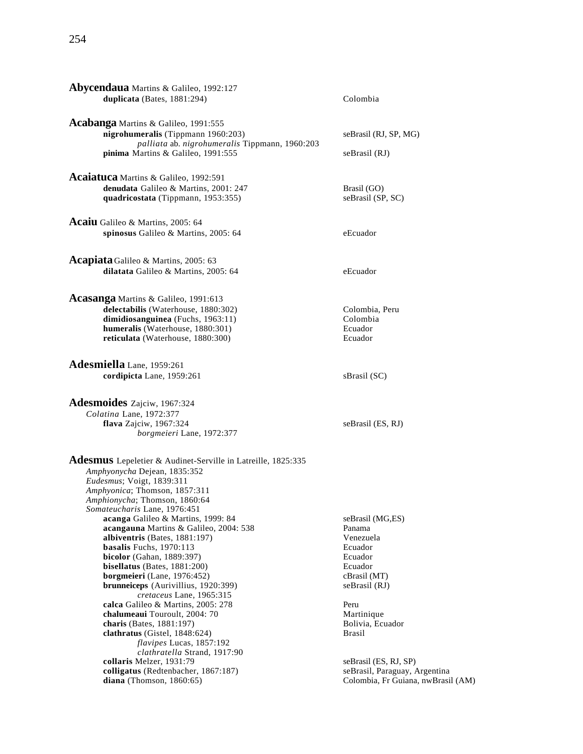**Abycendaua** Martins & Galileo, 1992:127
- **duplicata** (Bates, 1881:294) — Colombia

**Acabanga** Martins & Galileo, 1991:555
- **nigrohumeralis** (Tippmann 1960:203) — seBrasil (RJ, SP, MG)
  - *palliata* ab. *nigrohumeralis* Tippmann, 1960:203
- **pinima** Martins & Galileo, 1991:555 — seBrasil (RJ)

**Acaiatuca** Martins & Galileo, 1992:591
- **denudata** Galileo & Martins, 2001: 247 — Brasil (GO)
- **quadricostata** (Tippmann, 1953:355) — seBrasil (SP, SC)

**Acaiu** Galileo & Martins, 2005: 64
- **spinosus** Galileo & Martins, 2005: 64 — eEcuador

**Acapiata** Galileo & Martins, 2005: 63
- **dilatata** Galileo & Martins, 2005: 64 — eEcuador

**Acasanga** Martins & Galileo, 1991:613
- **delectabilis** (Waterhouse, 1880:302) — Colombia, Peru
- **dimidiosanguinea** (Fuchs, 1963:11) — Colombia
- **humeralis** (Waterhouse, 1880:301) — Ecuador
- **reticulata** (Waterhouse, 1880:300) — Ecuador

**Adesmiella** Lane, 1959:261
- **cordipicta** Lane, 1959:261 — sBrasil (SC)

**Adesmoides** Zajciw, 1967:324
- *Colatina* Lane, 1972:377
- **flava** Zajciw, 1967:324 — seBrasil (ES, RJ)
  - *borgmeieri* Lane, 1972:377

**Adesmus** Lepeletier & Audinet-Serville in Latreille, 1825:335
- *Amphyonycha* Dejean, 1835:352
- *Eudesmus*; Voigt, 1839:311
- *Amphyonica*; Thomson, 1857:311
- *Amphionycha*; Thomson, 1860:64
- *Somateucharis* Lane, 1976:451
- **acanga** Galileo & Martins, 1999: 84 — seBrasil (MG,ES)
- **acangauna** Martins & Galileo, 2004: 538 — Panama
- **albiventris** (Bates, 1881:197) — Venezuela
- **basalis** Fuchs, 1970:113 — Ecuador
- **bicolor** (Gahan, 1889:397) — Ecuador
- **bisellatus** (Bates, 1881:200) — Ecuador
- **borgmeieri** (Lane, 1976:452) — cBrasil (MT)
- **brunneiceps** (Aurivillius, 1920:399) — seBrasil (RJ)
  - *cretaceus* Lane, 1965:315
- **calca** Galileo & Martins, 2005: 278 — Peru
- **chalumeaui** Touroult, 2004: 70 — Martinique
- **charis** (Bates, 1881:197) — Bolivia, Ecuador
- **clathratus** (Gistel, 1848:624) — Brasil
  - *flavipes* Lucas, 1857:192
  - *clathratella* Strand, 1917:90
- **collaris** Melzer, 1931:79 — seBrasil (ES, RJ, SP)
- **colligatus** (Redtenbacher, 1867:187) — seBrasil, Paraguay, Argentina
- **diana** (Thomson, 1860:65) — Colombia, Fr Guiana, nwBrasil (AM)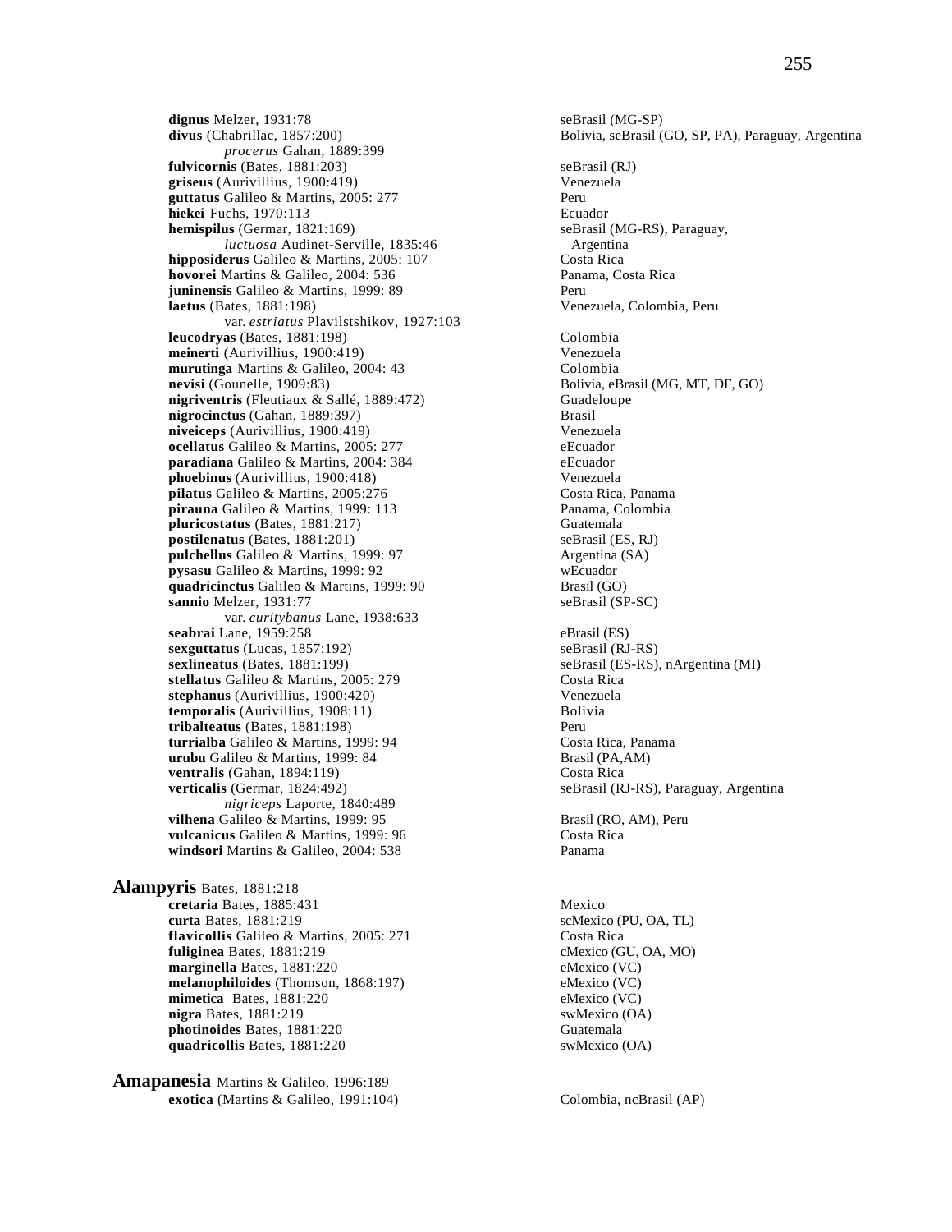**dignus** Melzer, 1931:78 — seBrasil (MG-SP)
**divus** (Chabrillac, 1857:200) — Bolivia, seBrasil (GO, SP, PA), Paraguay, Argentina
*procerus* Gahan, 1889:399
**fulvicornis** (Bates, 1881:203) — seBrasil (RJ)
**griseus** (Aurivillius, 1900:419) — Venezuela
**guttatus** Galileo & Martins, 2005: 277 — Peru
**hiekei** Fuchs, 1970:113 — Ecuador
**hemispilus** (Germar, 1821:169) — seBrasil (MG-RS), Paraguay, Argentina
*luctuosa* Audinet-Serville, 1835:46
**hipposiderus** Galileo & Martins, 2005: 107 — Costa Rica
**hovorei** Martins & Galileo, 2004: 536 — Panama, Costa Rica
**juninensis** Galileo & Martins, 1999: 89 — Peru
**laetus** (Bates, 1881:198) — Venezuela, Colombia, Peru
var. *estriatus* Plavilstshikov, 1927:103
**leucodryas** (Bates, 1881:198) — Colombia
**meinerti** (Aurivillius, 1900:419) — Venezuela
**murutinga** Martins & Galileo, 2004: 43 — Colombia
**nevisi** (Gounelle, 1909:83) — Bolivia, eBrasil (MG, MT, DF, GO)
**nigriventris** (Fleutiaux & Sallé, 1889:472) — Guadeloupe
**nigrocinctus** (Gahan, 1889:397) — Brasil
**niveiceps** (Aurivillius, 1900:419) — Venezuela
**ocellatus** Galileo & Martins, 2005: 277 — eEcuador
**paradiana** Galileo & Martins, 2004: 384 — eEcuador
**phoebinus** (Aurivillius, 1900:418) — Venezuela
**pilatus** Galileo & Martins, 2005:276 — Costa Rica, Panama
**pirauna** Galileo & Martins, 1999: 113 — Panama, Colombia
**pluricostatus** (Bates, 1881:217) — Guatemala
**postilenatus** (Bates, 1881:201) — seBrasil (ES, RJ)
**pulchellus** Galileo & Martins, 1999: 97 — Argentina (SA)
**pysasu** Galileo & Martins, 1999: 92 — wEcuador
**quadricinctus** Galileo & Martins, 1999: 90 — Brasil (GO)
**sannio** Melzer, 1931:77 — seBrasil (SP-SC)
var. *curitybanus* Lane, 1938:633
**seabrai** Lane, 1959:258 — eBrasil (ES)
**sexguttatus** (Lucas, 1857:192) — seBrasil (RJ-RS)
**sexlineatus** (Bates, 1881:199) — seBrasil (ES-RS), nArgentina (MI)
**stellatus** Galileo & Martins, 2005: 279 — Costa Rica
**stephanus** (Aurivillius, 1900:420) — Venezuela
**temporalis** (Aurivillius, 1908:11) — Bolivia
**tribalteatus** (Bates, 1881:198) — Peru
**turrialba** Galileo & Martins, 1999: 94 — Costa Rica, Panama
**urubu** Galileo & Martins, 1999: 84 — Brasil (PA,AM)
**ventralis** (Gahan, 1894:119) — Costa Rica
**verticalis** (Germar, 1824:492) — seBrasil (RJ-RS), Paraguay, Argentina
*nigriceps* Laporte, 1840:489
**vilhena** Galileo & Martins, 1999: 95 — Brasil (RO, AM), Peru
**vulcanicus** Galileo & Martins, 1999: 96 — Costa Rica
**windsori** Martins & Galileo, 2004: 538 — Panama

**Alampyris** Bates, 1881:218
**cretaria** Bates, 1885:431 — Mexico
**curta** Bates, 1881:219 — scMexico (PU, OA, TL)
**flavicollis** Galileo & Martins, 2005: 271 — Costa Rica
**fuliginea** Bates, 1881:219 — cMexico (GU, OA, MO)
**marginella** Bates, 1881:220 — eMexico (VC)
**melanophiloides** (Thomson, 1868:197) — eMexico (VC)
**mimetica** Bates, 1881:220 — eMexico (VC)
**nigra** Bates, 1881:219 — swMexico (OA)
**photinoides** Bates, 1881:220 — Guatemala
**quadricollis** Bates, 1881:220 — swMexico (OA)

**Amapanesia** Martins & Galileo, 1996:189
**exotica** (Martins & Galileo, 1991:104) — Colombia, ncBrasil (AP)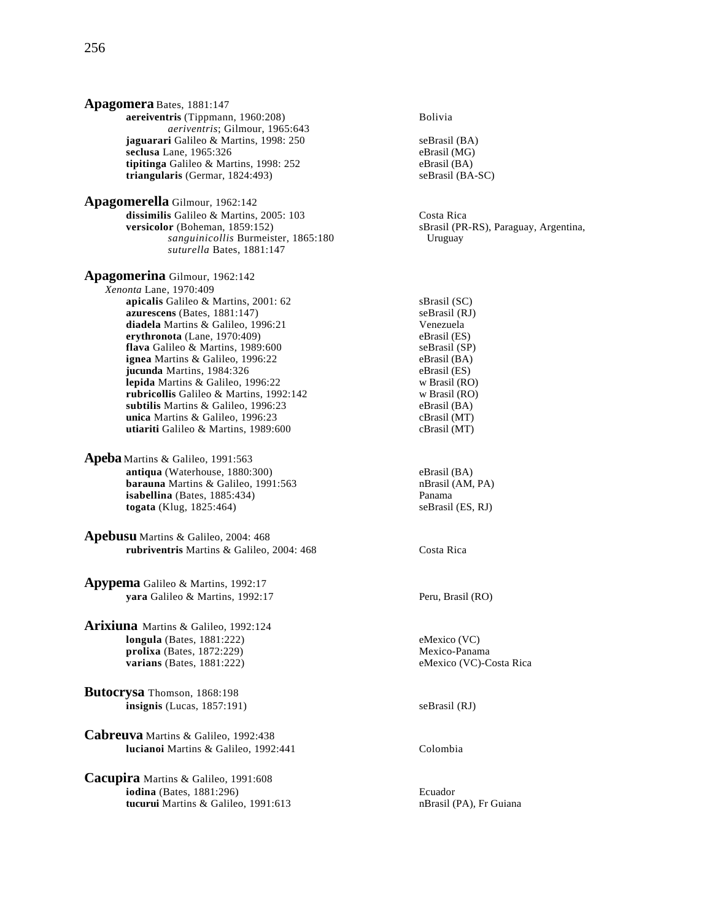**Apagomera** Bates, 1881:147

- **aereiventris** (Tippmann, 1960:208) — Bolivia
  - *aeriventris*; Gilmour, 1965:643
- **jaguarari** Galileo & Martins, 1998: 250 — seBrasil (BA)
- **seclusa** Lane, 1965:326 — eBrasil (MG)
- **tipitinga** Galileo & Martins, 1998: 252 — eBrasil (BA)
- **triangularis** (Germar, 1824:493) — seBrasil (BA-SC)

**Apagomerella** Gilmour, 1962:142

- **dissimilis** Galileo & Martins, 2005: 103 — Costa Rica
- **versicolor** (Boheman, 1859:152) — sBrasil (PR-RS), Paraguay, Argentina, Uruguay
  - *sanguinicollis* Burmeister, 1865:180
  - *suturella* Bates, 1881:147

**Apagomerina** Gilmour, 1962:142

*Xenonta* Lane, 1970:409

- **apicalis** Galileo & Martins, 2001: 62 — sBrasil (SC)
- **azurescens** (Bates, 1881:147) — seBrasil (RJ)
- **diadela** Martins & Galileo, 1996:21 — Venezuela
- **erythronota** (Lane, 1970:409) — eBrasil (ES)
- **flava** Galileo & Martins, 1989:600 — seBrasil (SP)
- **ignea** Martins & Galileo, 1996:22 — eBrasil (BA)
- **jucunda** Martins, 1984:326 — eBrasil (ES)
- **lepida** Martins & Galileo, 1996:22 — w Brasil (RO)
- **rubricollis** Galileo & Martins, 1992:142 — w Brasil (RO)
- **subtilis** Martins & Galileo, 1996:23 — eBrasil (BA)
- **unica** Martins & Galileo, 1996:23 — cBrasil (MT)
- **utiariti** Galileo & Martins, 1989:600 — cBrasil (MT)

**Apeba** Martins & Galileo, 1991:563

- **antiqua** (Waterhouse, 1880:300) — eBrasil (BA)
- **barauna** Martins & Galileo, 1991:563 — nBrasil (AM, PA)
- **isabellina** (Bates, 1885:434) — Panama
- **togata** (Klug, 1825:464) — seBrasil (ES, RJ)

**Apebusu** Martins & Galileo, 2004: 468

- **rubriventris** Martins & Galileo, 2004: 468 — Costa Rica

**Apypema** Galileo & Martins, 1992:17

- **yara** Galileo & Martins, 1992:17 — Peru, Brasil (RO)

**Arixiuna** Martins & Galileo, 1992:124

- **longula** (Bates, 1881:222) — eMexico (VC)
- **prolixa** (Bates, 1872:229) — Mexico-Panama
- **varians** (Bates, 1881:222) — eMexico (VC)-Costa Rica

**Butocrysa** Thomson, 1868:198

- **insignis** (Lucas, 1857:191) — seBrasil (RJ)

**Cabreuva** Martins & Galileo, 1992:438

- **lucianoi** Martins & Galileo, 1992:441 — Colombia

**Cacupira** Martins & Galileo, 1991:608

- **iodina** (Bates, 1881:296) — Ecuador
- **tucurui** Martins & Galileo, 1991:613 — nBrasil (PA), Fr Guiana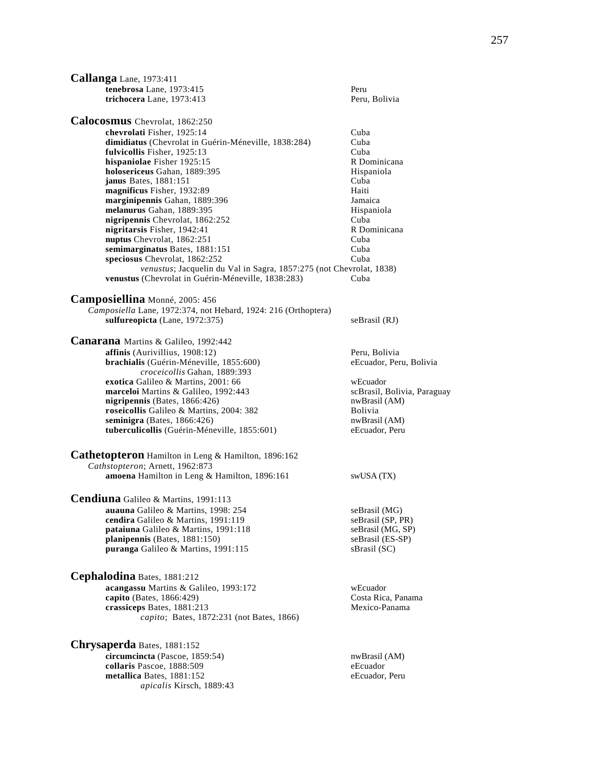**Callanga** Lane, 1973:411

- **tenebrosa** Lane, 1973:415 — Peru
- **trichocera** Lane, 1973:413 — Peru, Bolivia

**Calocosmus** Chevrolat, 1862:250

- **chevrolati** Fisher, 1925:14 — Cuba
- **dimidiatus** (Chevrolat in Guérin-Méneville, 1838:284) — Cuba
- **fulvicollis** Fisher, 1925:13 — Cuba
- **hispaniolae** Fisher 1925:15 — R Dominicana
- **holosericeus** Gahan, 1889:395 — Hispaniola
- **janus** Bates, 1881:151 — Cuba
- **magnificus** Fisher, 1932:89 — Haiti
- **marginipennis** Gahan, 1889:396 — Jamaica
- **melanurus** Gahan, 1889:395 — Hispaniola
- **nigripennis** Chevrolat, 1862:252 — Cuba
- **nigritarsis** Fisher, 1942:41 — R Dominicana
- **nuptus** Chevrolat, 1862:251 — Cuba
- **semimarginatus** Bates, 1881:151 — Cuba
- **speciosus** Chevrolat, 1862:252 — Cuba
  - *venustus*; Jacquelin du Val in Sagra, 1857:275 (not Chevrolat, 1838)
- **venustus** (Chevrolat in Guérin-Méneville, 1838:283) — Cuba

**Camposiellina** Monné, 2005: 456

*Camposiella* Lane, 1972:374, not Hebard, 1924: 216 (Orthoptera)

- **sulfureopicta** (Lane, 1972:375) — seBrasil (RJ)

**Canarana** Martins & Galileo, 1992:442

- **affinis** (Aurivillius, 1908:12) — Peru, Bolivia
- **brachialis** (Guérin-Méneville, 1855:600) — eEcuador, Peru, Bolivia
  - *croceicollis* Gahan, 1889:393
- **exotica** Galileo & Martins, 2001: 66 — wEcuador
- **marceloi** Martins & Galileo, 1992:443 — scBrasil, Bolivia, Paraguay
- **nigripennis** (Bates, 1866:426) — nwBrasil (AM)
- **roseicollis** Galileo & Martins, 2004: 382 — Bolivia
- **seminigra** (Bates, 1866:426) — nwBrasil (AM)
- **tuberculicollis** (Guérin-Méneville, 1855:601) — eEcuador, Peru

**Cathetopteron** Hamilton in Leng & Hamilton, 1896:162

*Cathstopteron*; Arnett, 1962:873

- **amoena** Hamilton in Leng & Hamilton, 1896:161 — swUSA (TX)

**Cendiuna** Galileo & Martins, 1991:113

- **auauna** Galileo & Martins, 1998: 254 — seBrasil (MG)
- **cendira** Galileo & Martins, 1991:119 — seBrasil (SP, PR)
- **pataiuna** Galileo & Martins, 1991:118 — seBrasil (MG, SP)
- **planipennis** (Bates, 1881:150) — seBrasil (ES-SP)
- **puranga** Galileo & Martins, 1991:115 — sBrasil (SC)

**Cephalodina** Bates, 1881:212

- **acangassu** Martins & Galileo, 1993:172 — wEcuador
- **capito** (Bates, 1866:429) — Costa Rica, Panama
- **crassiceps** Bates, 1881:213 — Mexico-Panama
  - *capito*; Bates, 1872:231 (not Bates, 1866)

**Chrysaperda** Bates, 1881:152

- **circumcincta** (Pascoe, 1859:54) — nwBrasil (AM)
- **collaris** Pascoe, 1888:509 — eEcuador
- **metallica** Bates, 1881:152 — eEcuador, Peru
  - *apicalis* Kirsch, 1889:43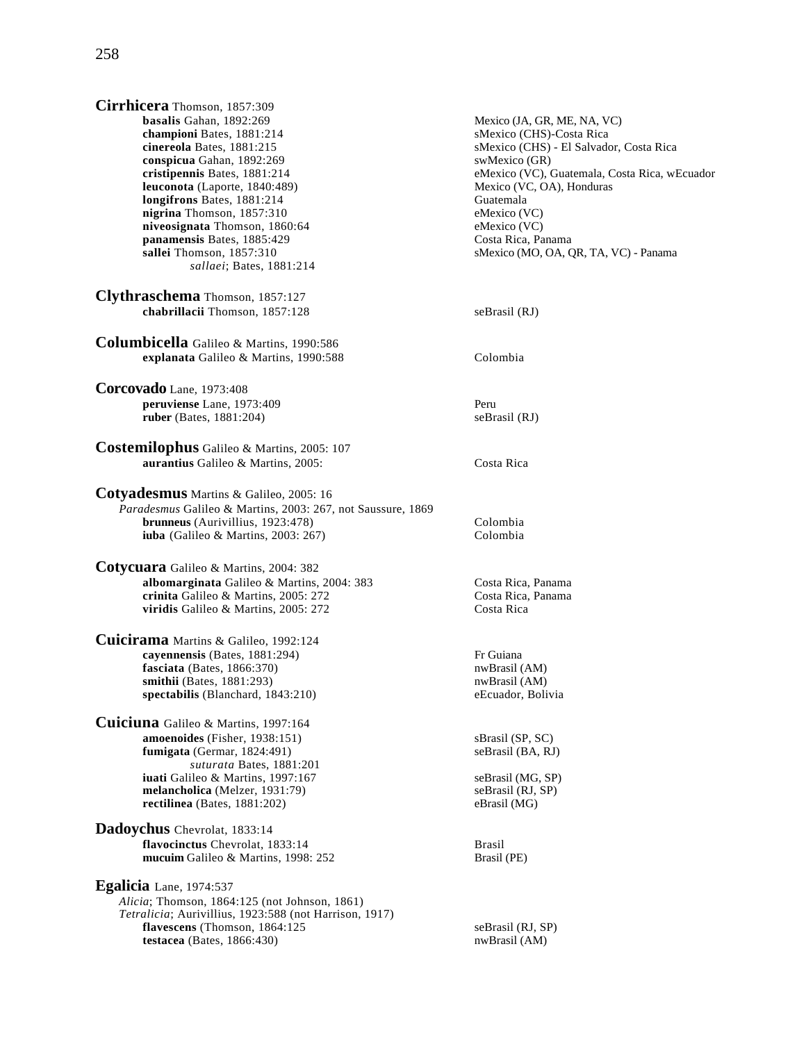**Cirrhicera** Thomson, 1857:309

- **basalis** Gahan, 1892:269 — Mexico (JA, GR, ME, NA, VC)
- **championi** Bates, 1881:214 — sMexico (CHS)-Costa Rica
- **cinereola** Bates, 1881:215 — sMexico (CHS) - El Salvador, Costa Rica
- **conspicua** Gahan, 1892:269 — swMexico (GR)
- **cristipennis** Bates, 1881:214 — eMexico (VC), Guatemala, Costa Rica, wEcuador
- **leuconota** (Laporte, 1840:489) — Mexico (VC, OA), Honduras
- **longifrons** Bates, 1881:214 — Guatemala
- **nigrina** Thomson, 1857:310 — eMexico (VC)
- **niveosignata** Thomson, 1860:64 — eMexico (VC)
- **panamensis** Bates, 1885:429 — Costa Rica, Panama
- **sallei** Thomson, 1857:310 — sMexico (MO, OA, QR, TA, VC) - Panama
  - *sallaei*; Bates, 1881:214

**Clythraschema** Thomson, 1857:127

- **chabrillacii** Thomson, 1857:128 — seBrasil (RJ)

**Columbicella** Galileo & Martins, 1990:586

- **explanata** Galileo & Martins, 1990:588 — Colombia

**Corcovado** Lane, 1973:408

- **peruviense** Lane, 1973:409 — Peru
- **ruber** (Bates, 1881:204) — seBrasil (RJ)

**Costemilophus** Galileo & Martins, 2005: 107

- **aurantius** Galileo & Martins, 2005: — Costa Rica

**Cotyadesmus** Martins & Galileo, 2005: 16

*Paradesmus* Galileo & Martins, 2003: 267, not Saussure, 1869

- **brunneus** (Aurivillius, 1923:478) — Colombia
- **iuba** (Galileo & Martins, 2003: 267) — Colombia

**Cotycuara** Galileo & Martins, 2004: 382

- **albomarginata** Galileo & Martins, 2004: 383 — Costa Rica, Panama
- **crinita** Galileo & Martins, 2005: 272 — Costa Rica, Panama
- **viridis** Galileo & Martins, 2005: 272 — Costa Rica

**Cuicirama** Martins & Galileo, 1992:124

- **cayennensis** (Bates, 1881:294) — Fr Guiana
- **fasciata** (Bates, 1866:370) — nwBrasil (AM)
- **smithii** (Bates, 1881:293) — nwBrasil (AM)
- **spectabilis** (Blanchard, 1843:210) — eEcuador, Bolivia

**Cuiciuna** Galileo & Martins, 1997:164

- **amoenoides** (Fisher, 1938:151) — sBrasil (SP, SC)
- **fumigata** (Germar, 1824:491) — seBrasil (BA, RJ)
  - *suturata* Bates, 1881:201
- **iuati** Galileo & Martins, 1997:167 — seBrasil (MG, SP)
- **melancholica** (Melzer, 1931:79) — seBrasil (RJ, SP)
- **rectilinea** (Bates, 1881:202) — eBrasil (MG)

**Dadoychus** Chevrolat, 1833:14

- **flavocinctus** Chevrolat, 1833:14 — Brasil
- **mucuim** Galileo & Martins, 1998: 252 — Brasil (PE)

**Egalicia** Lane, 1974:537

*Alicia*; Thomson, 1864:125 (not Johnson, 1861)
*Tetralicia*; Aurivillius, 1923:588 (not Harrison, 1917)

- **flavescens** (Thomson, 1864:125 — seBrasil (RJ, SP)
- **testacea** (Bates, 1866:430) — nwBrasil (AM)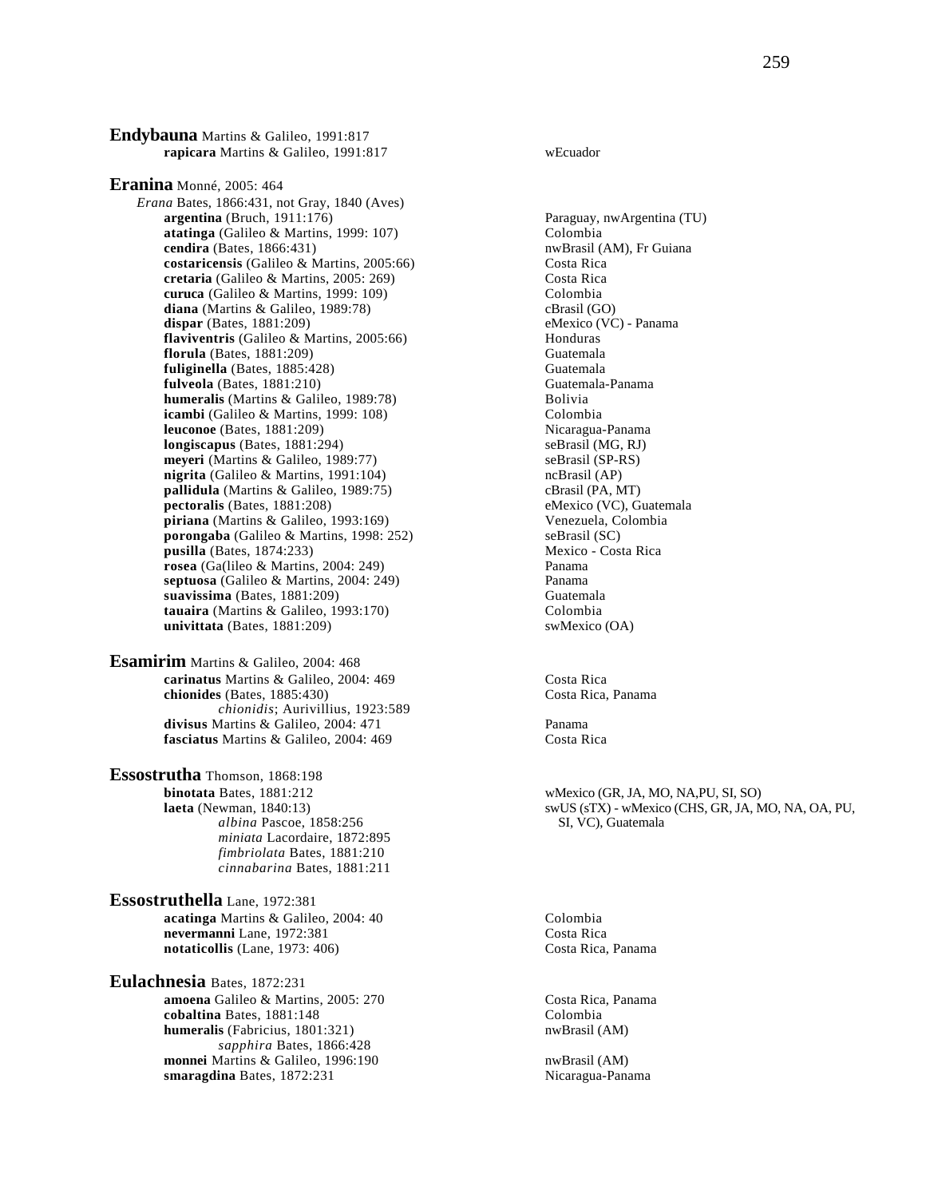**Endybauna** Martins & Galileo, 1991:817
- **rapicara** Martins & Galileo, 1991:817 — wEcuador

**Eranina** Monné, 2005: 464
- *Erana* Bates, 1866:431, not Gray, 1840 (Aves)
- **argentina** (Bruch, 1911:176) — Paraguay, nwArgentina (TU)
- **atatinga** (Galileo & Martins, 1999: 107) — Colombia
- **cendira** (Bates, 1866:431) — nwBrasil (AM), Fr Guiana
- **costaricensis** (Galileo & Martins, 2005:66) — Costa Rica
- **cretaria** (Galileo & Martins, 2005: 269) — Costa Rica
- **curuca** (Galileo & Martins, 1999: 109) — Colombia
- **diana** (Martins & Galileo, 1989:78) — cBrasil (GO)
- **dispar** (Bates, 1881:209) — eMexico (VC) - Panama
- **flaviventris** (Galileo & Martins, 2005:66) — Honduras
- **florula** (Bates, 1881:209) — Guatemala
- **fuliginella** (Bates, 1885:428) — Guatemala
- **fulveola** (Bates, 1881:210) — Guatemala-Panama
- **humeralis** (Martins & Galileo, 1989:78) — Bolivia
- **icambi** (Galileo & Martins, 1999: 108) — Colombia
- **leuconoe** (Bates, 1881:209) — Nicaragua-Panama
- **longiscapus** (Bates, 1881:294) — seBrasil (MG, RJ)
- **meyeri** (Martins & Galileo, 1989:77) — seBrasil (SP-RS)
- **nigrita** (Galileo & Martins, 1991:104) — ncBrasil (AP)
- **pallidula** (Martins & Galileo, 1989:75) — cBrasil (PA, MT)
- **pectoralis** (Bates, 1881:208) — eMexico (VC), Guatemala
- **piriana** (Martins & Galileo, 1993:169) — Venezuela, Colombia
- **porongaba** (Galileo & Martins, 1998: 252) — seBrasil (SC)
- **pusilla** (Bates, 1874:233) — Mexico - Costa Rica
- **rosea** (Ga(lileo & Martins, 2004: 249) — Panama
- **septuosa** (Galileo & Martins, 2004: 249) — Panama
- **suavissima** (Bates, 1881:209) — Guatemala
- **tauaira** (Martins & Galileo, 1993:170) — Colombia
- **univittata** (Bates, 1881:209) — swMexico (OA)

**Esamirim** Martins & Galileo, 2004: 468
- **carinatus** Martins & Galileo, 2004: 469 — Costa Rica
- **chionides** (Bates, 1885:430) — Costa Rica, Panama
  - *chionidis*; Aurivillius, 1923:589
- **divisus** Martins & Galileo, 2004: 471 — Panama
- **fasciatus** Martins & Galileo, 2004: 469 — Costa Rica

**Essostrutha** Thomson, 1868:198
- **binotata** Bates, 1881:212 — wMexico (GR, JA, MO, NA,PU, SI, SO)
- **laeta** (Newman, 1840:13) — swUS (sTX) - wMexico (CHS, GR, JA, MO, NA, OA, PU, SI, VC), Guatemala
  - *albina* Pascoe, 1858:256
  - *miniata* Lacordaire, 1872:895
  - *fimbriolata* Bates, 1881:210
  - *cinnabarina* Bates, 1881:211

**Essostruthella** Lane, 1972:381
- **acatinga** Martins & Galileo, 2004: 40 — Colombia
- **nevermanni** Lane, 1972:381 — Costa Rica
- **notaticollis** (Lane, 1973: 406) — Costa Rica, Panama

**Eulachnesia** Bates, 1872:231
- **amoena** Galileo & Martins, 2005: 270 — Costa Rica, Panama
- **cobaltina** Bates, 1881:148 — Colombia
- **humeralis** (Fabricius, 1801:321) — nwBrasil (AM)
  - *sapphira* Bates, 1866:428
- **monnei** Martins & Galileo, 1996:190 — nwBrasil (AM)
- **smaragdina** Bates, 1872:231 — Nicaragua-Panama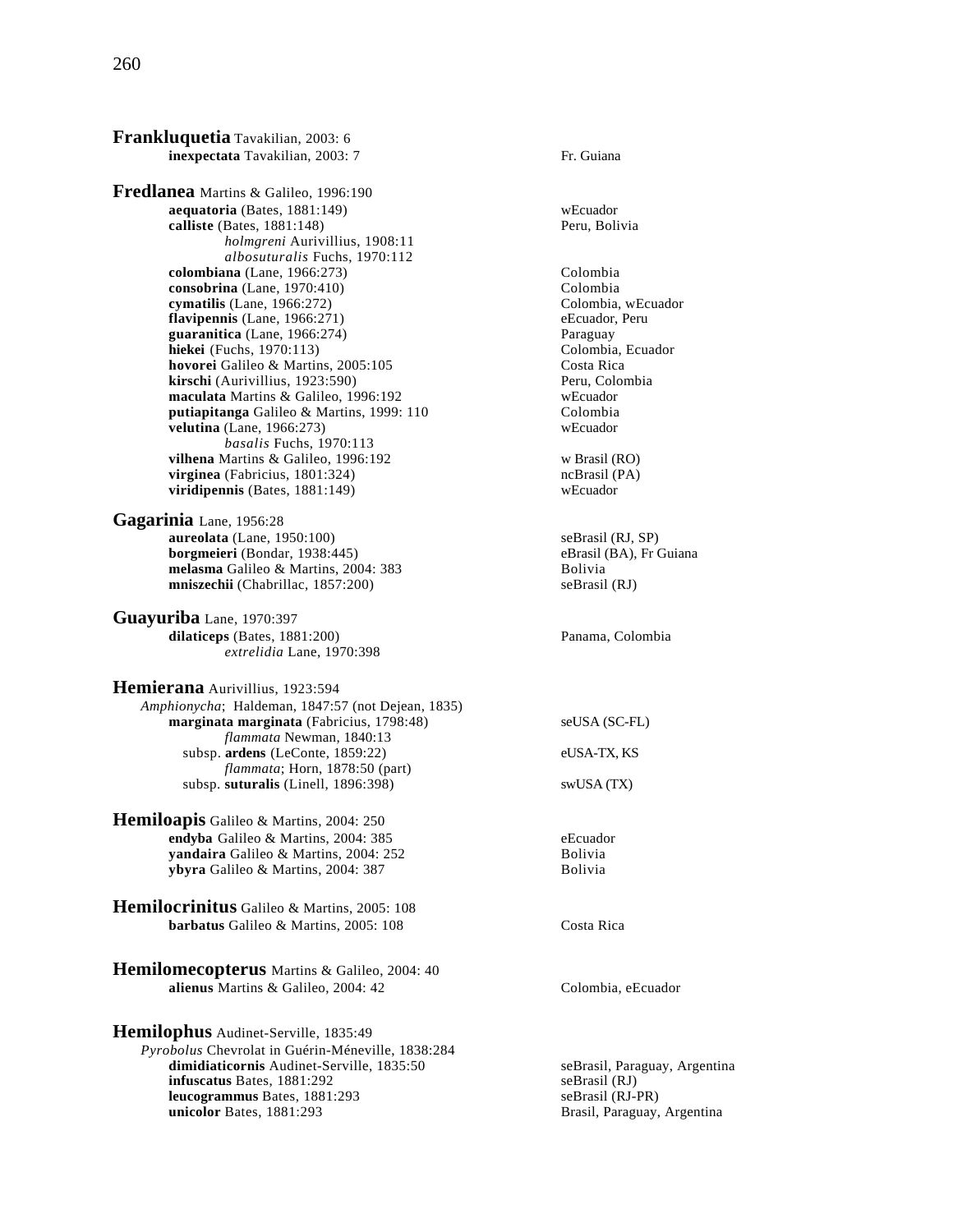**Frankluquetia** Tavakilian, 2003: 6

- **inexpectata** Tavakilian, 2003: 7 — Fr. Guiana

**Fredlanea** Martins & Galileo, 1996:190

- **aequatoria** (Bates, 1881:149) — wEcuador
- **calliste** (Bates, 1881:148) — Peru, Bolivia
  - *holmgreni* Aurivillius, 1908:11
  - *albosuturalis* Fuchs, 1970:112
- **colombiana** (Lane, 1966:273) — Colombia
- **consobrina** (Lane, 1970:410) — Colombia
- **cymatilis** (Lane, 1966:272) — Colombia, wEcuador
- **flavipennis** (Lane, 1966:271) — eEcuador, Peru
- **guaranitica** (Lane, 1966:274) — Paraguay
- **hiekei** (Fuchs, 1970:113) — Colombia, Ecuador
- **hovorei** Galileo & Martins, 2005:105 — Costa Rica
- **kirschi** (Aurivillius, 1923:590) — Peru, Colombia
- **maculata** Martins & Galileo, 1996:192 — wEcuador
- **putiapitanga** Galileo & Martins, 1999: 110 — Colombia
- **velutina** (Lane, 1966:273) — wEcuador
  - *basalis* Fuchs, 1970:113
- **vilhena** Martins & Galileo, 1996:192 — w Brasil (RO)
- **virginea** (Fabricius, 1801:324) — ncBrasil (PA)
- **viridipennis** (Bates, 1881:149) — wEcuador

**Gagarinia** Lane, 1956:28

- **aureolata** (Lane, 1950:100) — seBrasil (RJ, SP)
- **borgmeieri** (Bondar, 1938:445) — eBrasil (BA), Fr Guiana
- **melasma** Galileo & Martins, 2004: 383 — Bolivia
- **mniszechii** (Chabrillac, 1857:200) — seBrasil (RJ)

**Guayuriba** Lane, 1970:397

- **dilaticeps** (Bates, 1881:200) — Panama, Colombia
  - *extrelidia* Lane, 1970:398

**Hemierana** Aurivillius, 1923:594

*Amphionycha*; Haldeman, 1847:57 (not Dejean, 1835)

- **marginata marginata** (Fabricius, 1798:48) — seUSA (SC-FL)
  - *flammata* Newman, 1840:13
- subsp. **ardens** (LeConte, 1859:22) — eUSA-TX, KS
  - *flammata*; Horn, 1878:50 (part)
- subsp. **suturalis** (Linell, 1896:398) — swUSA (TX)

**Hemiloapis** Galileo & Martins, 2004: 250

- **endyba** Galileo & Martins, 2004: 385 — eEcuador
- **yandaira** Galileo & Martins, 2004: 252 — Bolivia
- **ybyra** Galileo & Martins, 2004: 387 — Bolivia

**Hemilocrinitus** Galileo & Martins, 2005: 108

- **barbatus** Galileo & Martins, 2005: 108 — Costa Rica

**Hemilomecopterus** Martins & Galileo, 2004: 40

- **alienus** Martins & Galileo, 2004: 42 — Colombia, eEcuador

**Hemilophus** Audinet-Serville, 1835:49

*Pyrobolus* Chevrolat in Guérin-Méneville, 1838:284

- **dimidiaticornis** Audinet-Serville, 1835:50 — seBrasil, Paraguay, Argentina
- **infuscatus** Bates, 1881:292 — seBrasil (RJ)
- **leucogrammus** Bates, 1881:293 — seBrasil (RJ-PR)
- **unicolor** Bates, 1881:293 — Brasil, Paraguay, Argentina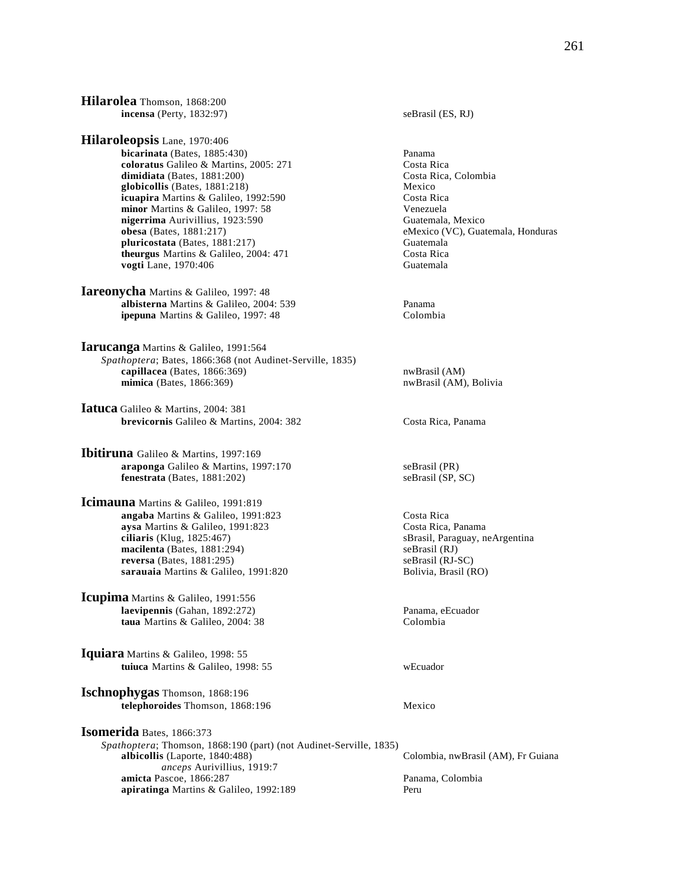**Hilarolea** Thomson, 1868:200
- **incensa** (Perty, 1832:97) — seBrasil (ES, RJ)

**Hilaroleopsis** Lane, 1970:406
- **bicarinata** (Bates, 1885:430) — Panama
- **coloratus** Galileo & Martins, 2005: 271 — Costa Rica
- **dimidiata** (Bates, 1881:200) — Costa Rica, Colombia
- **globicollis** (Bates, 1881:218) — Mexico
- **icuapira** Martins & Galileo, 1992:590 — Costa Rica
- **minor** Martins & Galileo, 1997: 58 — Venezuela
- **nigerrima** Aurivillius, 1923:590 — Guatemala, Mexico
- **obesa** (Bates, 1881:217) — eMexico (VC), Guatemala, Honduras
- **pluricostata** (Bates, 1881:217) — Guatemala
- **theurgus** Martins & Galileo, 2004: 471 — Costa Rica
- **vogti** Lane, 1970:406 — Guatemala

**Iareonycha** Martins & Galileo, 1997: 48
- **albisterna** Martins & Galileo, 2004: 539 — Panama
- **ipepuna** Martins & Galileo, 1997: 48 — Colombia

**Iarucanga** Martins & Galileo, 1991:564
*Spathoptera*; Bates, 1866:368 (not Audinet-Serville, 1835)
- **capillacea** (Bates, 1866:369) — nwBrasil (AM)
- **mimica** (Bates, 1866:369) — nwBrasil (AM), Bolivia

**Iatuca** Galileo & Martins, 2004: 381
- **brevicornis** Galileo & Martins, 2004: 382 — Costa Rica, Panama

**Ibitiruna** Galileo & Martins, 1997:169
- **araponga** Galileo & Martins, 1997:170 — seBrasil (PR)
- **fenestrata** (Bates, 1881:202) — seBrasil (SP, SC)

**Icimauna** Martins & Galileo, 1991:819
- **angaba** Martins & Galileo, 1991:823 — Costa Rica
- **aysa** Martins & Galileo, 1991:823 — Costa Rica, Panama
- **ciliaris** (Klug, 1825:467) — sBrasil, Paraguay, neArgentina
- **macilenta** (Bates, 1881:294) — seBrasil (RJ)
- **reversa** (Bates, 1881:295) — seBrasil (RJ-SC)
- **sarauaia** Martins & Galileo, 1991:820 — Bolivia, Brasil (RO)

**Icupima** Martins & Galileo, 1991:556
- **laevipennis** (Gahan, 1892:272) — Panama, eEcuador
- **taua** Martins & Galileo, 2004: 38 — Colombia

**Iquiara** Martins & Galileo, 1998: 55
- **tuiuca** Martins & Galileo, 1998: 55 — wEcuador

**Ischnophygas** Thomson, 1868:196
- **telephoroides** Thomson, 1868:196 — Mexico

**Isomerida** Bates, 1866:373
*Spathoptera*; Thomson, 1868:190 (part) (not Audinet-Serville, 1835)
- **albicollis** (Laporte, 1840:488) — Colombia, nwBrasil (AM), Fr Guiana
  - *anceps* Aurivillius, 1919:7
- **amicta** Pascoe, 1866:287 — Panama, Colombia
- **apiratinga** Martins & Galileo, 1992:189 — Peru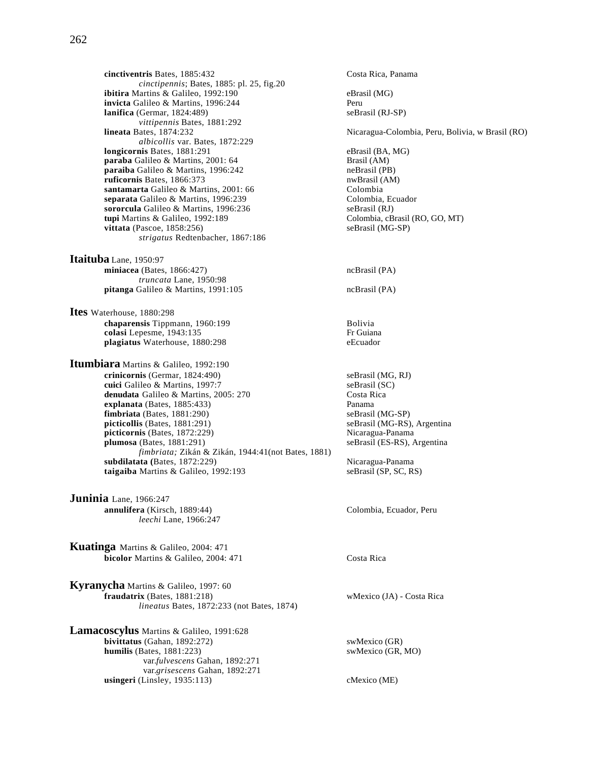**cinctiventris** Bates, 1885:432 — Costa Rica, Panama
*cinctipennis*; Bates, 1885: pl. 25, fig.20
**ibitira** Martins & Galileo, 1992:190 — eBrasil (MG)
**invicta** Galileo & Martins, 1996:244 — Peru
**lanifica** (Germar, 1824:489) — seBrasil (RJ-SP)
*vittipennis* Bates, 1881:292
**lineata** Bates, 1874:232 — Nicaragua-Colombia, Peru, Bolivia, w Brasil (RO)
*albicollis* var. Bates, 1872:229
**longicornis** Bates, 1881:291 — eBrasil (BA, MG)
**paraba** Galileo & Martins, 2001: 64 — Brasil (AM)
**paraiba** Galileo & Martins, 1996:242 — neBrasil (PB)
**ruficornis** Bates, 1866:373 — nwBrasil (AM)
**santamarta** Galileo & Martins, 2001: 66 — Colombia
**separata** Galileo & Martins, 1996:239 — Colombia, Ecuador
**sororcula** Galileo & Martins, 1996:236 — seBrasil (RJ)
**tupi** Martins & Galileo, 1992:189 — Colombia, cBrasil (RO, GO, MT)
**vittata** (Pascoe, 1858:256) — seBrasil (MG-SP)
*strigatus* Redtenbacher, 1867:186

## Itaituba Lane, 1950:97

**miniacea** (Bates, 1866:427) — ncBrasil (PA)
*truncata* Lane, 1950:98
**pitanga** Galileo & Martins, 1991:105 — ncBrasil (PA)

## Ites Waterhouse, 1880:298

**chaparensis** Tippmann, 1960:199 — Bolivia
**colasi** Lepesme, 1943:135 — Fr Guiana
**plagiatus** Waterhouse, 1880:298 — eEcuador

## Itumbiara Martins & Galileo, 1992:190

**crinicornis** (Germar, 1824:490) — seBrasil (MG, RJ)
**cuici** Galileo & Martins, 1997:7 — seBrasil (SC)
**denudata** Galileo & Martins, 2005: 270 — Costa Rica
**explanata** (Bates, 1885:433) — Panama
**fimbriata** (Bates, 1881:290) — seBrasil (MG-SP)
**picticollis** (Bates, 1881:291) — seBrasil (MG-RS), Argentina
**picticornis** (Bates, 1872:229) — Nicaragua-Panama
**plumosa** (Bates, 1881:291) — seBrasil (ES-RS), Argentina
*fimbriata;* Zikán & Zikán, 1944:41(not Bates, 1881)
**subdilatata (**Bates, 1872:229) — Nicaragua-Panama
**taigaiba** Martins & Galileo, 1992:193 — seBrasil (SP, SC, RS)

## Juninia Lane, 1966:247

**annulifera** (Kirsch, 1889:44) — Colombia, Ecuador, Peru
*leechi* Lane, 1966:247

## Kuatinga Martins & Galileo, 2004: 471

**bicolor** Martins & Galileo, 2004: 471 — Costa Rica

## Kyranycha Martins & Galileo, 1997: 60

**fraudatrix** (Bates, 1881:218) — wMexico (JA) - Costa Rica
*lineatus* Bates, 1872:233 (not Bates, 1874)

## Lamacoscylus Martins & Galileo, 1991:628

**bivittatus** (Gahan, 1892:272) — swMexico (GR)
**humilis** (Bates, 1881:223) — swMexico (GR, MO)
var.*fulvescens* Gahan, 1892:271
var.*grisescens* Gahan, 1892:271
**usingeri** (Linsley, 1935:113) — cMexico (ME)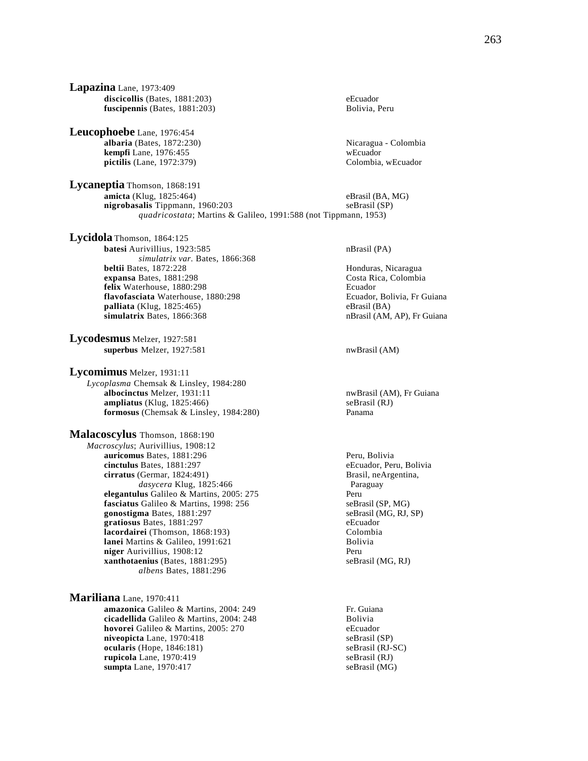**Lapazina** Lane, 1973:409

- **discicollis** (Bates, 1881:203) — eEcuador
- **fuscipennis** (Bates, 1881:203) — Bolivia, Peru

**Leucophoebe** Lane, 1976:454

- **albaria** (Bates, 1872:230) — Nicaragua - Colombia
- **kempfi** Lane, 1976:455 — wEcuador
- **pictilis** (Lane, 1972:379) — Colombia, wEcuador

**Lycaneptia** Thomson, 1868:191

- **amicta** (Klug, 1825:464) — eBrasil (BA, MG)
- **nigrobasalis** Tippmann, 1960:203 — seBrasil (SP)
  - *quadricostata*; Martins & Galileo, 1991:588 (not Tippmann, 1953)

**Lycidola** Thomson, 1864:125

- **batesi** Aurivillius, 1923:585 — nBrasil (PA)
  - *simulatrix var.* Bates, 1866:368
- **beltii** Bates, 1872:228 — Honduras, Nicaragua
- **expansa** Bates, 1881:298 — Costa Rica, Colombia
- **felix** Waterhouse, 1880:298 — Ecuador
- **flavofasciata** Waterhouse, 1880:298 — Ecuador, Bolivia, Fr Guiana
- **palliata** (Klug, 1825:465) — eBrasil (BA)
- **simulatrix** Bates, 1866:368 — nBrasil (AM, AP), Fr Guiana

**Lycodesmus** Melzer, 1927:581

- **superbus** Melzer, 1927:581 — nwBrasil (AM)

**Lycomimus** Melzer, 1931:11

*Lycoplasma* Chemsak & Linsley, 1984:280

- **albocinctus** Melzer, 1931:11 — nwBrasil (AM), Fr Guiana
- **ampliatus** (Klug, 1825:466) — seBrasil (RJ)
- **formosus** (Chemsak & Linsley, 1984:280) — Panama

**Malacoscylus** Thomson, 1868:190

*Macroscylus*; Aurivillius, 1908:12

- **auricomus** Bates, 1881:296 — Peru, Bolivia
- **cinctulus** Bates, 1881:297 — eEcuador, Peru, Bolivia
- **cirratus** (Germar, 1824:491) — Brasil, neArgentina, Paraguay
  - *dasycera* Klug, 1825:466
- **elegantulus** Galileo & Martins, 2005: 275 — Peru
- **fasciatus** Galileo & Martins, 1998: 256 — seBrasil (SP, MG)
- **gonostigma** Bates, 1881:297 — seBrasil (MG, RJ, SP)
- **gratiosus** Bates, 1881:297 — eEcuador
- **lacordairei** (Thomson, 1868:193) — Colombia
- **lanei** Martins & Galileo, 1991:621 — Bolivia
- **niger** Aurivillius, 1908:12 — Peru
- **xanthotaenius** (Bates, 1881:295) — seBrasil (MG, RJ)
  - *albens* Bates, 1881:296

**Mariliana** Lane, 1970:411

- **amazonica** Galileo & Martins, 2004: 249 — Fr. Guiana
- **cicadellida** Galileo & Martins, 2004: 248 — Bolivia
- **hovorei** Galileo & Martins, 2005: 270 — eEcuador
- **niveopicta** Lane, 1970:418 — seBrasil (SP)
- **ocularis** (Hope, 1846:181) — seBrasil (RJ-SC)
- **rupicola** Lane, 1970:419 — seBrasil (RJ)
- **sumpta** Lane, 1970:417 — seBrasil (MG)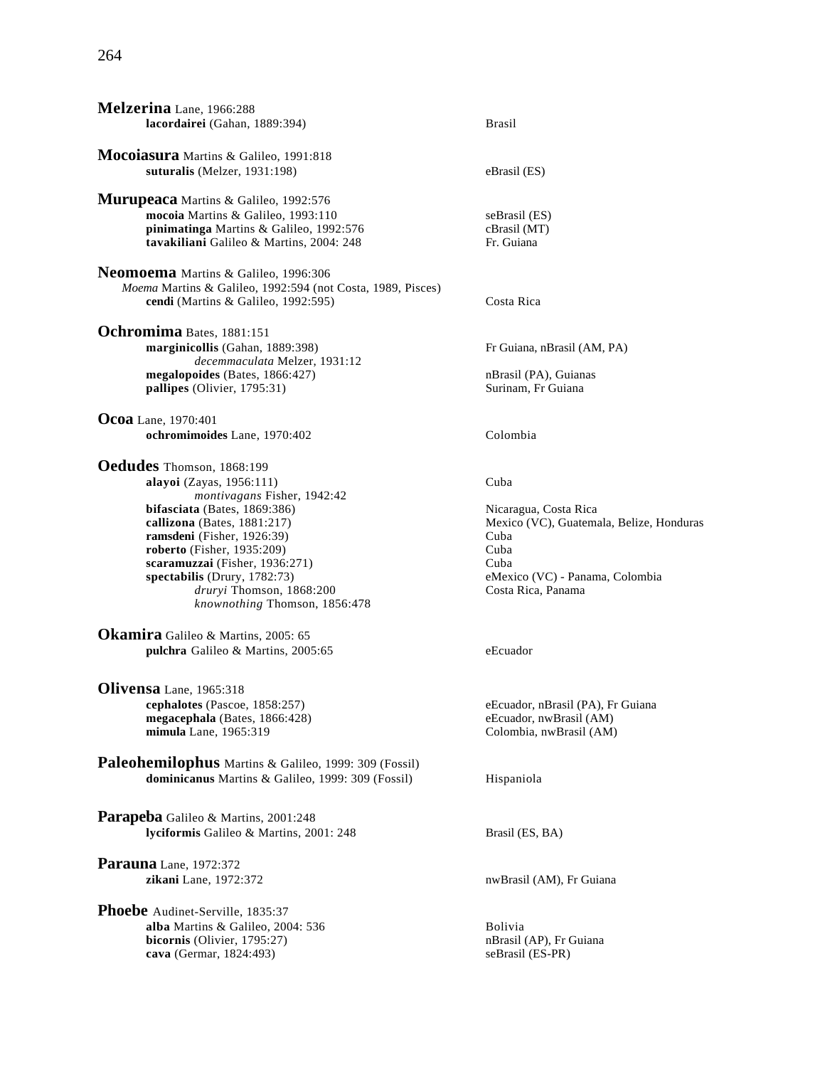**Melzerina** Lane, 1966:288
- **lacordairei** (Gahan, 1889:394) — Brasil

**Mocoiasura** Martins & Galileo, 1991:818
- **suturalis** (Melzer, 1931:198) — eBrasil (ES)

**Murupeaca** Martins & Galileo, 1992:576
- **mocoia** Martins & Galileo, 1993:110 — seBrasil (ES)
- **pinimatinga** Martins & Galileo, 1992:576 — cBrasil (MT)
- **tavakiliani** Galileo & Martins, 2004: 248 — Fr. Guiana

**Neomoema** Martins & Galileo, 1996:306
- *Moema* Martins & Galileo, 1992:594 (not Costa, 1989, Pisces)
- **cendi** (Martins & Galileo, 1992:595) — Costa Rica

**Ochromima** Bates, 1881:151
- **marginicollis** (Gahan, 1889:398) — Fr Guiana, nBrasil (AM, PA)
  - *decemmaculata* Melzer, 1931:12
- **megalopoides** (Bates, 1866:427) — nBrasil (PA), Guianas
- **pallipes** (Olivier, 1795:31) — Surinam, Fr Guiana

**Ocoa** Lane, 1970:401
- **ochromimoides** Lane, 1970:402 — Colombia

**Oedudes** Thomson, 1868:199
- **alayoi** (Zayas, 1956:111) — Cuba
  - *montivagans* Fisher, 1942:42
- **bifasciata** (Bates, 1869:386) — Nicaragua, Costa Rica
- **callizona** (Bates, 1881:217) — Mexico (VC), Guatemala, Belize, Honduras
- **ramsdeni** (Fisher, 1926:39) — Cuba
- **roberto** (Fisher, 1935:209) — Cuba
- **scaramuzzai** (Fisher, 1936:271) — Cuba
- **spectabilis** (Drury, 1782:73) — eMexico (VC) - Panama, Colombia
  - *druryi* Thomson, 1868:200 — Costa Rica, Panama
  - *knownothing* Thomson, 1856:478

**Okamira** Galileo & Martins, 2005: 65
- **pulchra** Galileo & Martins, 2005:65 — eEcuador

**Olivensa** Lane, 1965:318
- **cephalotes** (Pascoe, 1858:257) — eEcuador, nBrasil (PA), Fr Guiana
- **megacephala** (Bates, 1866:428) — eEcuador, nwBrasil (AM)
- **mimula** Lane, 1965:319 — Colombia, nwBrasil (AM)

**Paleohemilophus** Martins & Galileo, 1999: 309 (Fossil)
- **dominicanus** Martins & Galileo, 1999: 309 (Fossil) — Hispaniola

**Parapeba** Galileo & Martins, 2001:248
- **lyciformis** Galileo & Martins, 2001: 248 — Brasil (ES, BA)

**Parauna** Lane, 1972:372
- **zikani** Lane, 1972:372 — nwBrasil (AM), Fr Guiana

**Phoebe** Audinet-Serville, 1835:37
- **alba** Martins & Galileo, 2004: 536 — Bolivia
- **bicornis** (Olivier, 1795:27) — nBrasil (AP), Fr Guiana
- **cava** (Germar, 1824:493) — seBrasil (ES-PR)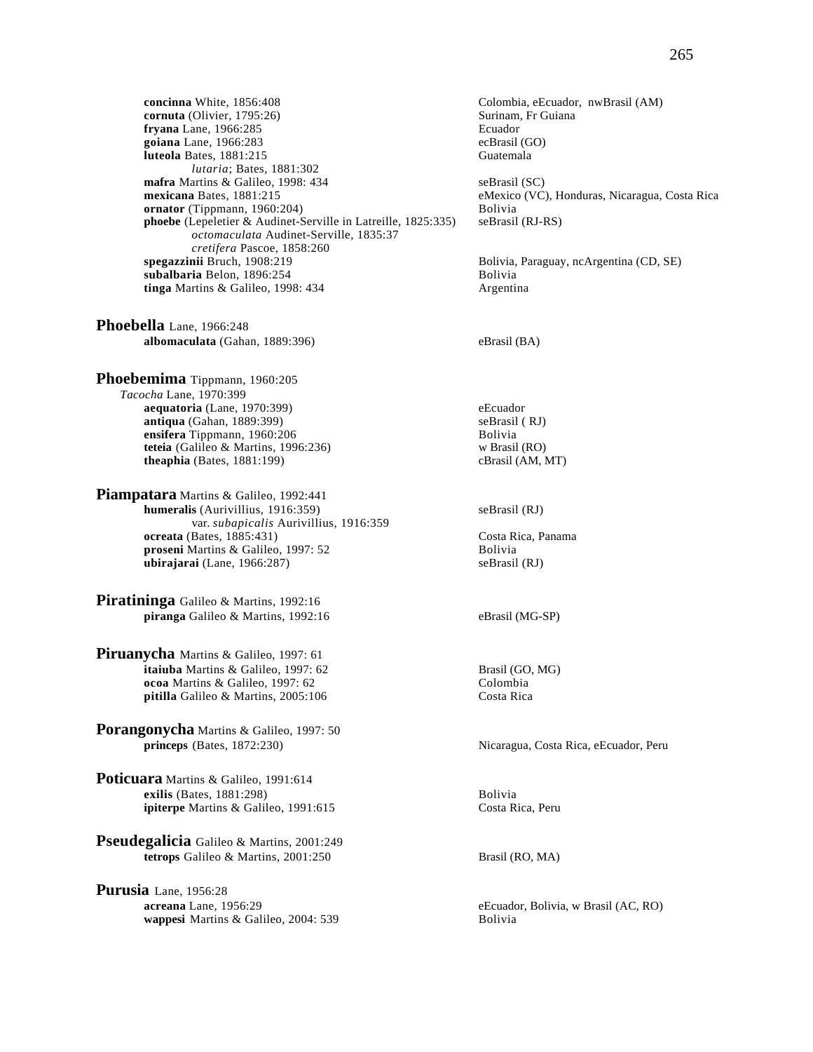**concinna** White, 1856:408 — Colombia, eEcuador, nwBrasil (AM)
**cornuta** (Olivier, 1795:26) — Surinam, Fr Guiana
**fryana** Lane, 1966:285 — Ecuador
**goiana** Lane, 1966:283 — ecBrasil (GO)
**luteola** Bates, 1881:215 — Guatemala
  *lutaria*; Bates, 1881:302
**mafra** Martins & Galileo, 1998: 434 — seBrasil (SC)
**mexicana** Bates, 1881:215 — eMexico (VC), Honduras, Nicaragua, Costa Rica
**ornator** (Tippmann, 1960:204) — Bolivia
**phoebe** (Lepeletier & Audinet-Serville in Latreille, 1825:335) — seBrasil (RJ-RS)
  *octomaculata* Audinet-Serville, 1835:37
  *cretifera* Pascoe, 1858:260
**spegazzinii** Bruch, 1908:219 — Bolivia, Paraguay, ncArgentina (CD, SE)
**subalbaria** Belon, 1896:254 — Bolivia
**tinga** Martins & Galileo, 1998: 434 — Argentina

## Phoebella Lane, 1966:248

**albomaculata** (Gahan, 1889:396) — eBrasil (BA)

## Phoebemima Tippmann, 1960:205

*Tacocha* Lane, 1970:399
**aequatoria** (Lane, 1970:399) — eEcuador
**antiqua** (Gahan, 1889:399) — seBrasil ( RJ)
**ensifera** Tippmann, 1960:206 — Bolivia
**teteia** (Galileo & Martins, 1996:236) — w Brasil (RO)
**theaphia** (Bates, 1881:199) — cBrasil (AM, MT)

## Piampatara Martins & Galileo, 1992:441

**humeralis** (Aurivillius, 1916:359) — seBrasil (RJ)
  var. *subapicalis* Aurivillius, 1916:359
**ocreata** (Bates, 1885:431) — Costa Rica, Panama
**proseni** Martins & Galileo, 1997: 52 — Bolivia
**ubirajarai** (Lane, 1966:287) — seBrasil (RJ)

## Piratininga Galileo & Martins, 1992:16

**piranga** Galileo & Martins, 1992:16 — eBrasil (MG-SP)

## Piruanycha Martins & Galileo, 1997: 61

**itaiuba** Martins & Galileo, 1997: 62 — Brasil (GO, MG)
**ocoa** Martins & Galileo, 1997: 62 — Colombia
**pitilla** Galileo & Martins, 2005:106 — Costa Rica

## Porangonycha Martins & Galileo, 1997: 50

**princeps** (Bates, 1872:230) — Nicaragua, Costa Rica, eEcuador, Peru

## Poticuara Martins & Galileo, 1991:614

**exilis** (Bates, 1881:298) — Bolivia
**ipiterpe** Martins & Galileo, 1991:615 — Costa Rica, Peru

## Pseudegalicia Galileo & Martins, 2001:249

**tetrops** Galileo & Martins, 2001:250 — Brasil (RO, MA)

## Purusia Lane, 1956:28

**acreana** Lane, 1956:29 — eEcuador, Bolivia, w Brasil (AC, RO)
**wappesi** Martins & Galileo, 2004: 539 — Bolivia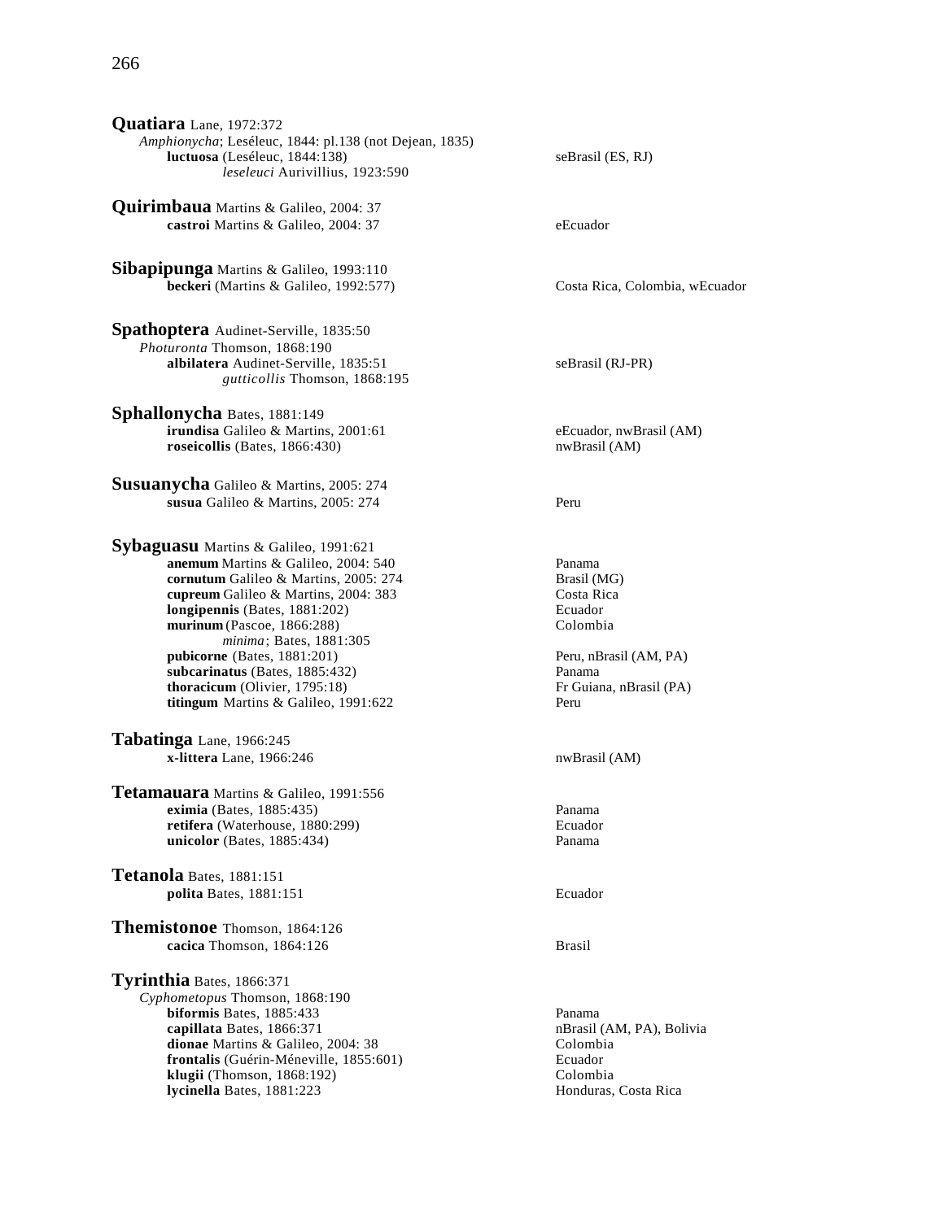**Quatiara** Lane, 1972:372
*Amphionycha*; Leséleuc, 1844: pl.138 (not Dejean, 1835)
**luctuosa** (Leséleuc, 1844:138) — seBrasil (ES, RJ)
*leseleuci* Aurivillius, 1923:590

**Quirimbaua** Martins & Galileo, 2004: 37
**castroi** Martins & Galileo, 2004: 37 — eEcuador

**Sibapipunga** Martins & Galileo, 1993:110
**beckeri** (Martins & Galileo, 1992:577) — Costa Rica, Colombia, wEcuador

**Spathoptera** Audinet-Serville, 1835:50
*Photuronta* Thomson, 1868:190
**albilatera** Audinet-Serville, 1835:51 — seBrasil (RJ-PR)
*gutticollis* Thomson, 1868:195

**Sphallonycha** Bates, 1881:149
**irundisa** Galileo & Martins, 2001:61 — eEcuador, nwBrasil (AM)
**roseicollis** (Bates, 1866:430) — nwBrasil (AM)

**Susuanycha** Galileo & Martins, 2005: 274
**susua** Galileo & Martins, 2005: 274 — Peru

**Sybaguasu** Martins & Galileo, 1991:621
**anemum** Martins & Galileo, 2004: 540 — Panama
**cornutum** Galileo & Martins, 2005: 274 — Brasil (MG)
**cupreum** Galileo & Martins, 2004: 383 — Costa Rica
**longipennis** (Bates, 1881:202) — Ecuador
**murinum** (Pascoe, 1866:288) — Colombia
*minima*; Bates, 1881:305
**pubicorne** (Bates, 1881:201) — Peru, nBrasil (AM, PA)
**subcarinatus** (Bates, 1885:432) — Panama
**thoracicum** (Olivier, 1795:18) — Fr Guiana, nBrasil (PA)
**titingum** Martins & Galileo, 1991:622 — Peru

**Tabatinga** Lane, 1966:245
**x-littera** Lane, 1966:246 — nwBrasil (AM)

**Tetamauara** Martins & Galileo, 1991:556
**eximia** (Bates, 1885:435) — Panama
**retifera** (Waterhouse, 1880:299) — Ecuador
**unicolor** (Bates, 1885:434) — Panama

**Tetanola** Bates, 1881:151
**polita** Bates, 1881:151 — Ecuador

**Themistonoe** Thomson, 1864:126
**cacica** Thomson, 1864:126 — Brasil

**Tyrinthia** Bates, 1866:371
*Cyphometopus* Thomson, 1868:190
**biformis** Bates, 1885:433 — Panama
**capillata** Bates, 1866:371 — nBrasil (AM, PA), Bolivia
**dionae** Martins & Galileo, 2004: 38 — Colombia
**frontalis** (Guérin-Méneville, 1855:601) — Ecuador
**klugii** (Thomson, 1868:192) — Colombia
**lycinella** Bates, 1881:223 — Honduras, Costa Rica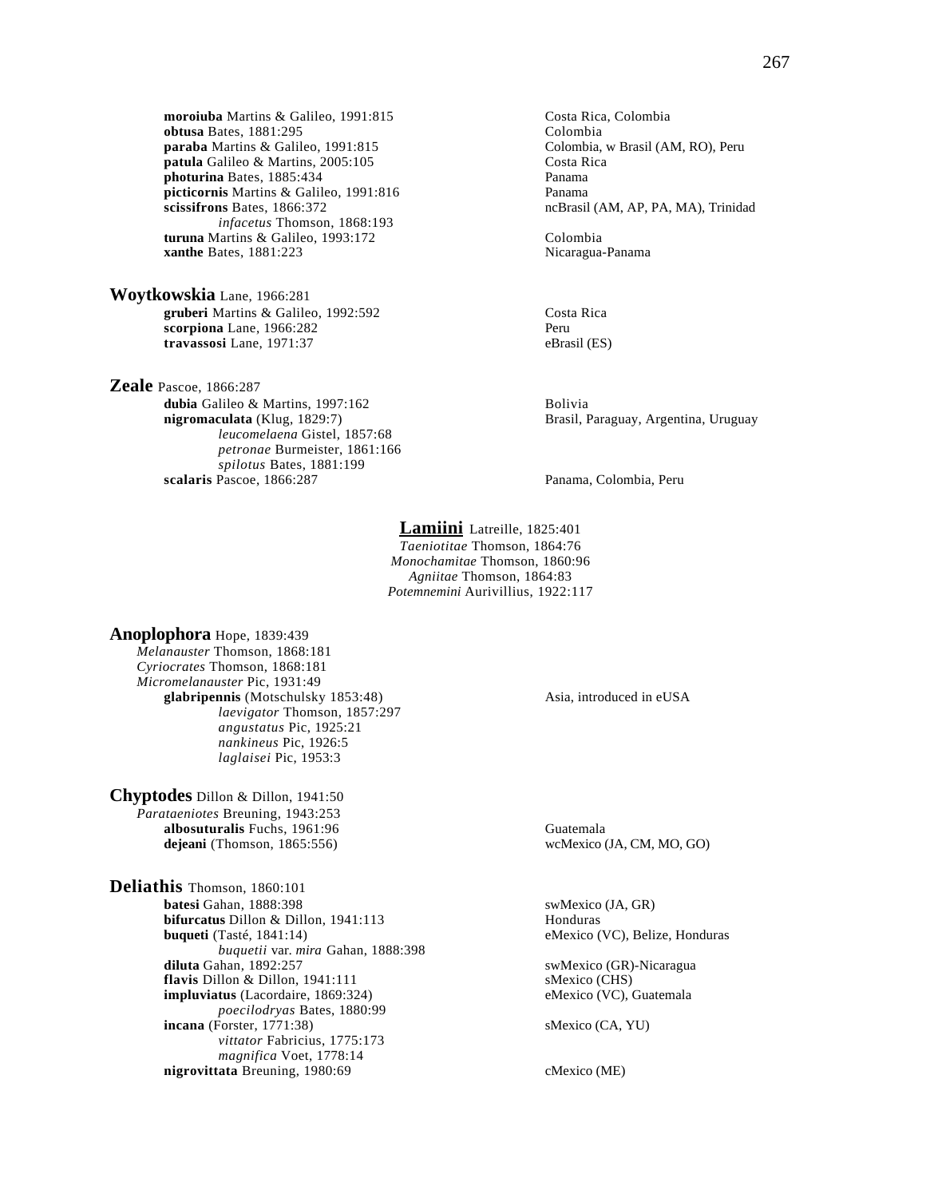**moroiuba** Martins & Galileo, 1991:815 — Costa Rica, Colombia
**obtusa** Bates, 1881:295 — Colombia
**paraba** Martins & Galileo, 1991:815 — Colombia, w Brasil (AM, RO), Peru
**patula** Galileo & Martins, 2005:105 — Costa Rica
**photurina** Bates, 1885:434 — Panama
**picticornis** Martins & Galileo, 1991:816 — Panama
**scissifrons** Bates, 1866:372 — ncBrasil (AM, AP, PA, MA), Trinidad
*infacetus* Thomson, 1868:193
**turuna** Martins & Galileo, 1993:172 — Colombia
**xanthe** Bates, 1881:223 — Nicaragua-Panama

**Woytkowskia** Lane, 1966:281
**gruberi** Martins & Galileo, 1992:592 — Costa Rica
**scorpiona** Lane, 1966:282 — Peru
**travassosi** Lane, 1971:37 — eBrasil (ES)

**Zeale** Pascoe, 1866:287
**dubia** Galileo & Martins, 1997:162 — Bolivia
**nigromaculata** (Klug, 1829:7) — Brasil, Paraguay, Argentina, Uruguay
*leucomelaena* Gistel, 1857:68
*petronae* Burmeister, 1861:166
*spilotus* Bates, 1881:199
**scalaris** Pascoe, 1866:287 — Panama, Colombia, Peru

## Lamiini Latreille, 1825:401

*Taeniotitae* Thomson, 1864:76
*Monochamitae* Thomson, 1860:96
*Agniitae* Thomson, 1864:83
*Potemnemini* Aurivillius, 1922:117

**Anoplophora** Hope, 1839:439
*Melanauster* Thomson, 1868:181
*Cyriocrates* Thomson, 1868:181
*Micromelanauster* Pic, 1931:49
**glabripennis** (Motschulsky 1853:48) — Asia, introduced in eUSA
*laevigator* Thomson, 1857:297
*angustatus* Pic, 1925:21
*nankineus* Pic, 1926:5
*laglaisei* Pic, 1953:3

**Chyptodes** Dillon & Dillon, 1941:50
*Parataeniotes* Breuning, 1943:253
**albosuturalis** Fuchs, 1961:96 — Guatemala
**dejeani** (Thomson, 1865:556) — wcMexico (JA, CM, MO, GO)

**Deliathis** Thomson, 1860:101
**batesi** Gahan, 1888:398 — swMexico (JA, GR)
**bifurcatus** Dillon & Dillon, 1941:113 — Honduras
**buqueti** (Tasté, 1841:14) — eMexico (VC), Belize, Honduras
*buquetii* var. *mira* Gahan, 1888:398
**diluta** Gahan, 1892:257 — swMexico (GR)-Nicaragua
**flavis** Dillon & Dillon, 1941:111 — sMexico (CHS)
**impluviatus** (Lacordaire, 1869:324) — eMexico (VC), Guatemala
*poecilodryas* Bates, 1880:99
**incana** (Forster, 1771:38) — sMexico (CA, YU)
*vittator* Fabricius, 1775:173
*magnifica* Voet, 1778:14
**nigrovittata** Breuning, 1980:69 — cMexico (ME)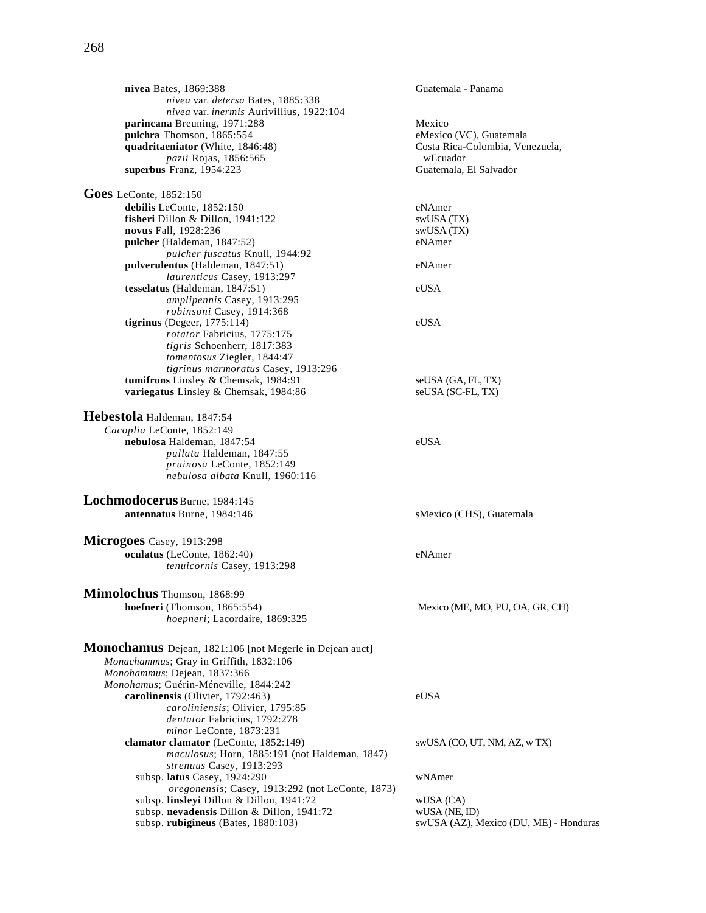**nivea** Bates, 1869:388 — Guatemala - Panama
*nivea* var. *detersa* Bates, 1885:338
*nivea* var. *inermis* Aurivillius, 1922:104
**parincana** Breuning, 1971:288 — Mexico
**pulchra** Thomson, 1865:554 — eMexico (VC), Guatemala
**quadritaeniator** (White, 1846:48) — Costa Rica-Colombia, Venezuela, wEcuador
*pazii* Rojas, 1856:565
**superbus** Franz, 1954:223 — Guatemala, El Salvador

## **Goes** LeConte, 1852:150

**debilis** LeConte, 1852:150 — eNAmer
**fisheri** Dillon & Dillon, 1941:122 — swUSA (TX)
**novus** Fall, 1928:236 — swUSA (TX)
**pulcher** (Haldeman, 1847:52) — eNAmer
*pulcher fuscatus* Knull, 1944:92
**pulverulentus** (Haldeman, 1847:51) — eNAmer
*laurenticus* Casey, 1913:297
**tesselatus** (Haldeman, 1847:51) — eUSA
*amplipennis* Casey, 1913:295
*robinsoni* Casey, 1914:368
**tigrinus** (Degeer, 1775:114) — eUSA
*rotator* Fabricius, 1775:175
*tigris* Schoenherr, 1817:383
*tomentosus* Ziegler, 1844:47
*tigrinus marmoratus* Casey, 1913:296
**tumifrons** Linsley & Chemsak, 1984:91 — seUSA (GA, FL, TX)
**variegatus** Linsley & Chemsak, 1984:86 — seUSA (SC-FL, TX)

## **Hebestola** Haldeman, 1847:54

*Cacoplia* LeConte, 1852:149
**nebulosa** Haldeman, 1847:54 — eUSA
*pullata* Haldeman, 1847:55
*pruinosa* LeConte, 1852:149
*nebulosa albata* Knull, 1960:116

## **Lochmodocerus** Burne, 1984:145

**antennatus** Burne, 1984:146 — sMexico (CHS), Guatemala

## **Microgoes** Casey, 1913:298

**oculatus** (LeConte, 1862:40) — eNAmer
*tenuicornis* Casey, 1913:298

## **Mimolochus** Thomson, 1868:99

**hoefneri** (Thomson, 1865:554) — Mexico (ME, MO, PU, OA, GR, CH)
*hoepneri*; Lacordaire, 1869:325

## **Monochamus** Dejean, 1821:106 [not Megerle in Dejean auct]

*Monachammus*; Gray in Griffith, 1832:106
*Monohammus*; Dejean, 1837:366
*Monohamus*; Guérin-Méneville, 1844:242
**carolinensis** (Olivier, 1792:463) — eUSA
*caroliniensis*; Olivier, 1795:85
*dentator* Fabricius, 1792:278
*minor* LeConte, 1873:231
**clamator clamator** (LeConte, 1852:149) — swUSA (CO, UT, NM, AZ, w TX)
*maculosus*; Horn, 1885:191 (not Haldeman, 1847)
*strenuus* Casey, 1913:293
subsp. **latus** Casey, 1924:290 — wNAmer
*oregonensis*; Casey, 1913:292 (not LeConte, 1873)
subsp. **linsleyi** Dillon & Dillon, 1941:72 — wUSA (CA)
subsp. **nevadensis** Dillon & Dillon, 1941:72 — wUSA (NE, ID)
subsp. **rubigineus** (Bates, 1880:103) — swUSA (AZ), Mexico (DU, ME) - Honduras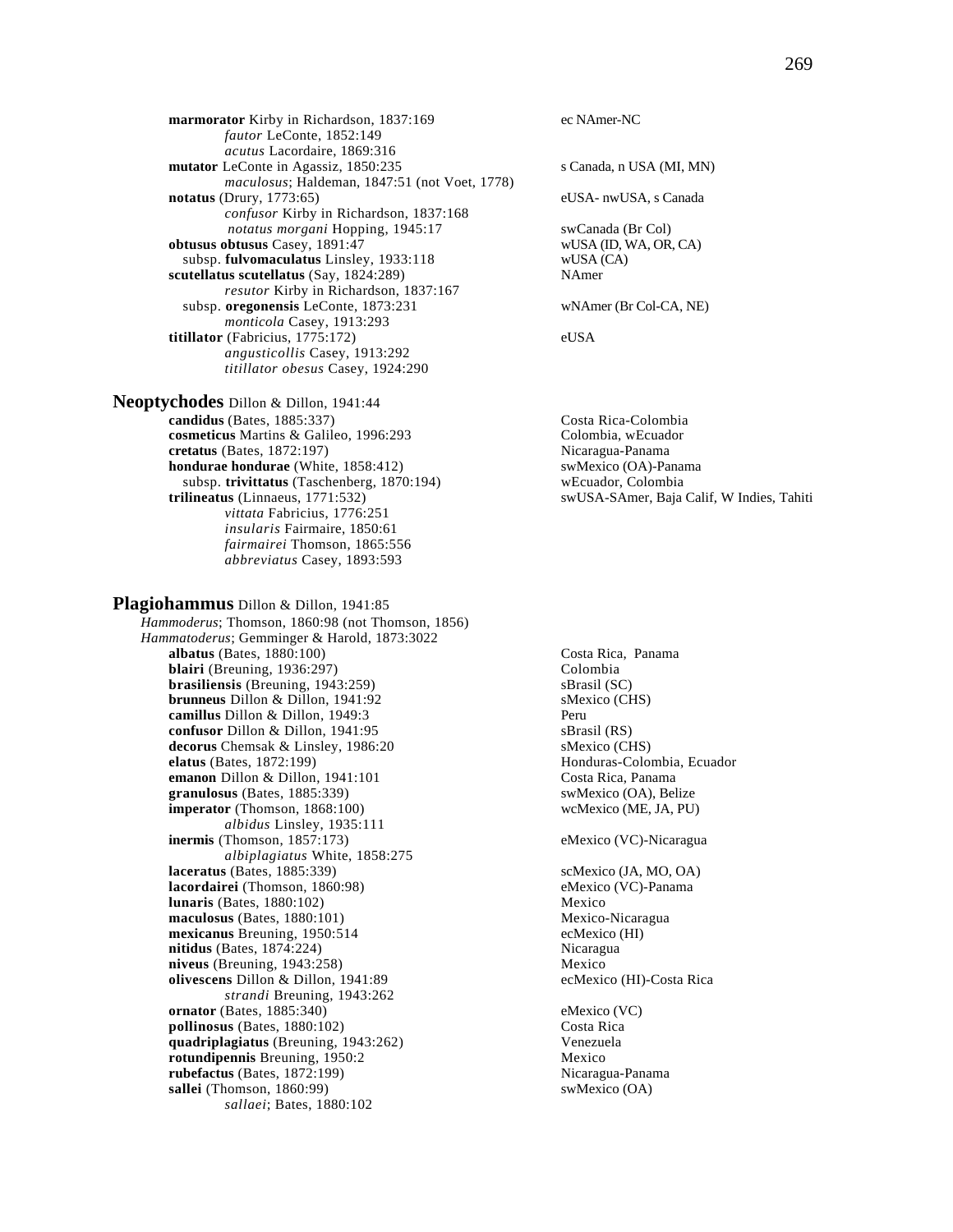**marmorator** Kirby in Richardson, 1837:169 — ec NAmer-NC
*fautor* LeConte, 1852:149
*acutus* Lacordaire, 1869:316

**mutator** LeConte in Agassiz, 1850:235 — s Canada, n USA (MI, MN)
*maculosus*; Haldeman, 1847:51 (not Voet, 1778)

**notatus** (Drury, 1773:65) — eUSA- nwUSA, s Canada
*confusor* Kirby in Richardson, 1837:168
*notatus morgani* Hopping, 1945:17 — swCanada (Br Col)

**obtusus obtusus** Casey, 1891:47 — wUSA (ID, WA, OR, CA)
subsp. **fulvomaculatus** Linsley, 1933:118 — wUSA (CA)

**scutellatus scutellatus** (Say, 1824:289) — NAmer
*resutor* Kirby in Richardson, 1837:167
subsp. **oregonensis** LeConte, 1873:231 — wNAmer (Br Col-CA, NE)
*monticola* Casey, 1913:293

**titillator** (Fabricius, 1775:172) — eUSA
*angusticollis* Casey, 1913:292
*titillator obesus* Casey, 1924:290

## Neoptychodes Dillon & Dillon, 1941:44

**candidus** (Bates, 1885:337) — Costa Rica-Colombia
**cosmeticus** Martins & Galileo, 1996:293 — Colombia, wEcuador
**cretatus** (Bates, 1872:197) — Nicaragua-Panama
**hondurae hondurae** (White, 1858:412) — swMexico (OA)-Panama
subsp. **trivittatus** (Taschenberg, 1870:194) — wEcuador, Colombia
**trilineatus** (Linnaeus, 1771:532) — swUSA-SAmer, Baja Calif, W Indies, Tahiti
*vittata* Fabricius, 1776:251
*insularis* Fairmaire, 1850:61
*fairmairei* Thomson, 1865:556
*abbreviatus* Casey, 1893:593

## Plagiohammus Dillon & Dillon, 1941:85

*Hammoderus*; Thomson, 1860:98 (not Thomson, 1856)
*Hammatoderus*; Gemminger & Harold, 1873:3022

**albatus** (Bates, 1880:100) — Costa Rica, Panama
**blairi** (Breuning, 1936:297) — Colombia
**brasiliensis** (Breuning, 1943:259) — sBrasil (SC)
**brunneus** Dillon & Dillon, 1941:92 — sMexico (CHS)
**camillus** Dillon & Dillon, 1949:3 — Peru
**confusor** Dillon & Dillon, 1941:95 — sBrasil (RS)
**decorus** Chemsak & Linsley, 1986:20 — sMexico (CHS)
**elatus** (Bates, 1872:199) — Honduras-Colombia, Ecuador
**emanon** Dillon & Dillon, 1941:101 — Costa Rica, Panama
**granulosus** (Bates, 1885:339) — swMexico (OA), Belize
**imperator** (Thomson, 1868:100) — wcMexico (ME, JA, PU)
*albidus* Linsley, 1935:111
**inermis** (Thomson, 1857:173) — eMexico (VC)-Nicaragua
*albiplagiatus* White, 1858:275
**laceratus** (Bates, 1885:339) — scMexico (JA, MO, OA)
**lacordairei** (Thomson, 1860:98) — eMexico (VC)-Panama
**lunaris** (Bates, 1880:102) — Mexico
**maculosus** (Bates, 1880:101) — Mexico-Nicaragua
**mexicanus** Breuning, 1950:514 — ecMexico (HI)
**nitidus** (Bates, 1874:224) — Nicaragua
**niveus** (Breuning, 1943:258) — Mexico
**olivescens** Dillon & Dillon, 1941:89 — ecMexico (HI)-Costa Rica
*strandi* Breuning, 1943:262
**ornator** (Bates, 1885:340) — eMexico (VC)
**pollinosus** (Bates, 1880:102) — Costa Rica
**quadriplagiatus** (Breuning, 1943:262) — Venezuela
**rotundipennis** Breuning, 1950:2 — Mexico
**rubefactus** (Bates, 1872:199) — Nicaragua-Panama
**sallei** (Thomson, 1860:99) — swMexico (OA)
*sallaei*; Bates, 1880:102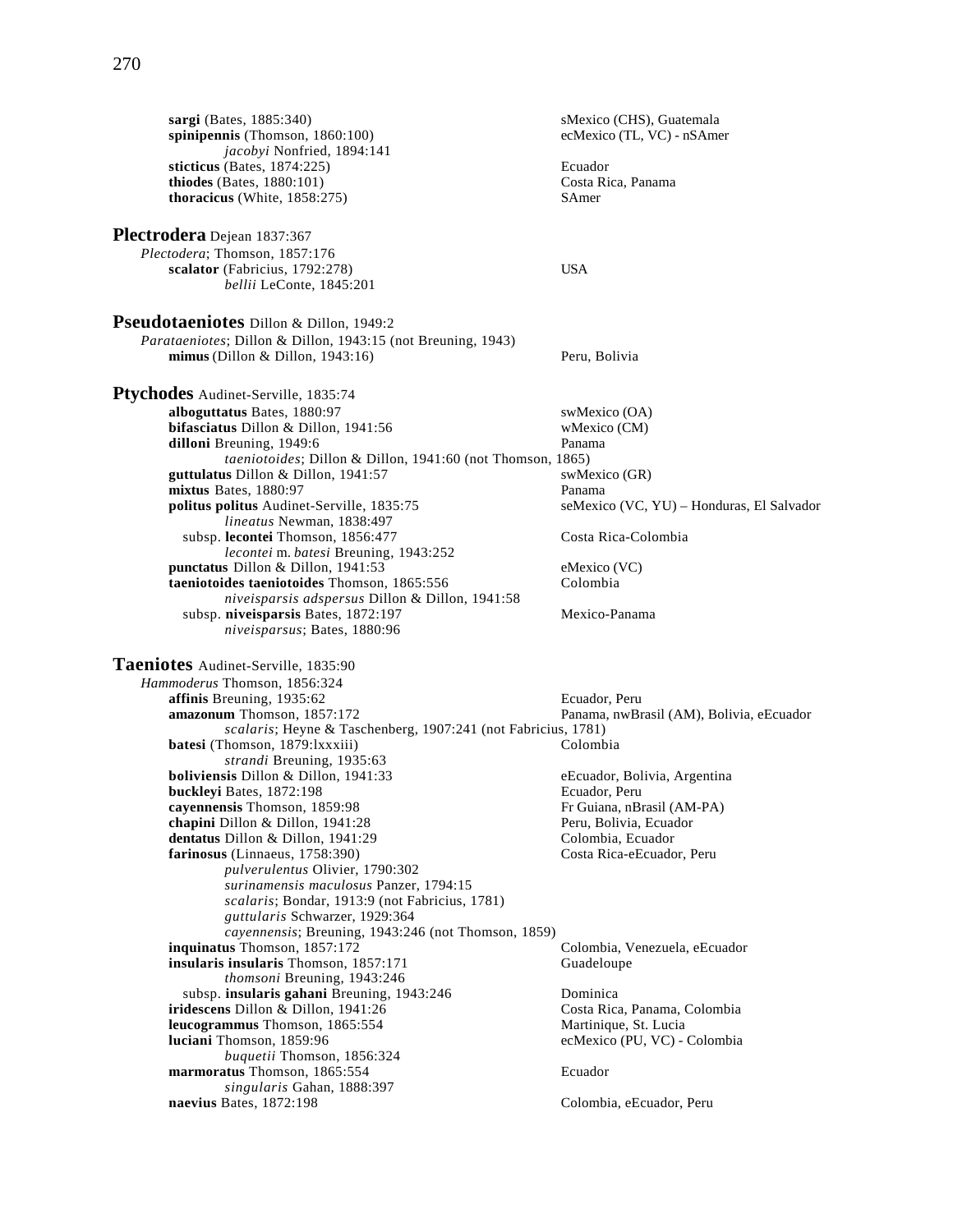**sargi** (Bates, 1885:340) sMexico (CHS), Guatemala
**spinipennis** (Thomson, 1860:100) ecMexico (TL, VC) - nSAmer
*jacobyi* Nonfried, 1894:141
**sticticus** (Bates, 1874:225) Ecuador
**thiodes** (Bates, 1880:101) Costa Rica, Panama
**thoracicus** (White, 1858:275) SAmer

## Plectrodera Dejean 1837:367

*Plectodera*; Thomson, 1857:176
**scalator** (Fabricius, 1792:278) USA
*bellii* LeConte, 1845:201

## Pseudotaeniotes Dillon & Dillon, 1949:2

*Parataeniotes*; Dillon & Dillon, 1943:15 (not Breuning, 1943)
**mimus** (Dillon & Dillon, 1943:16) Peru, Bolivia

## Ptychodes Audinet-Serville, 1835:74

**alboguttatus** Bates, 1880:97 swMexico (OA)
**bifasciatus** Dillon & Dillon, 1941:56 wMexico (CM)
**dilloni** Breuning, 1949:6 Panama
*taeniotoides*; Dillon & Dillon, 1941:60 (not Thomson, 1865)
**guttulatus** Dillon & Dillon, 1941:57 swMexico (GR)
**mixtus** Bates, 1880:97 Panama
**politus politus** Audinet-Serville, 1835:75 seMexico (VC, YU) – Honduras, El Salvador
*lineatus* Newman, 1838:497
subsp. **lecontei** Thomson, 1856:477 Costa Rica-Colombia
*lecontei* m. *batesi* Breuning, 1943:252
**punctatus** Dillon & Dillon, 1941:53 eMexico (VC)
**taeniotoides taeniotoides** Thomson, 1865:556 Colombia
*niveisparsis adspersus* Dillon & Dillon, 1941:58
subsp. **niveisparsis** Bates, 1872:197 Mexico-Panama
*niveisparsus*; Bates, 1880:96

## Taeniotes Audinet-Serville, 1835:90

*Hammoderus* Thomson, 1856:324
**affinis** Breuning, 1935:62 Ecuador, Peru
**amazonum** Thomson, 1857:172 Panama, nwBrasil (AM), Bolivia, eEcuador
*scalaris*; Heyne & Taschenberg, 1907:241 (not Fabricius, 1781)
**batesi** (Thomson, 1879:lxxxiii) Colombia
*strandi* Breuning, 1935:63
**boliviensis** Dillon & Dillon, 1941:33 eEcuador, Bolivia, Argentina
**buckleyi** Bates, 1872:198 Ecuador, Peru
**cayennensis** Thomson, 1859:98 Fr Guiana, nBrasil (AM-PA)
**chapini** Dillon & Dillon, 1941:28 Peru, Bolivia, Ecuador
**dentatus** Dillon & Dillon, 1941:29 Colombia, Ecuador
**farinosus** (Linnaeus, 1758:390) Costa Rica-eEcuador, Peru
*pulverulentus* Olivier, 1790:302
*surinamensis maculosus* Panzer, 1794:15
*scalaris*; Bondar, 1913:9 (not Fabricius, 1781)
*guttularis* Schwarzer, 1929:364
*cayennensis*; Breuning, 1943:246 (not Thomson, 1859)
**inquinatus** Thomson, 1857:172 Colombia, Venezuela, eEcuador
**insularis insularis** Thomson, 1857:171 Guadeloupe
*thomsoni* Breuning, 1943:246
subsp. **insularis gahani** Breuning, 1943:246 Dominica
**iridescens** Dillon & Dillon, 1941:26 Costa Rica, Panama, Colombia
**leucogrammus** Thomson, 1865:554 Martinique, St. Lucia
**luciani** Thomson, 1859:96 ecMexico (PU, VC) - Colombia
*buquetii* Thomson, 1856:324
**marmoratus** Thomson, 1865:554 Ecuador
*singularis* Gahan, 1888:397
**naevius** Bates, 1872:198 Colombia, eEcuador, Peru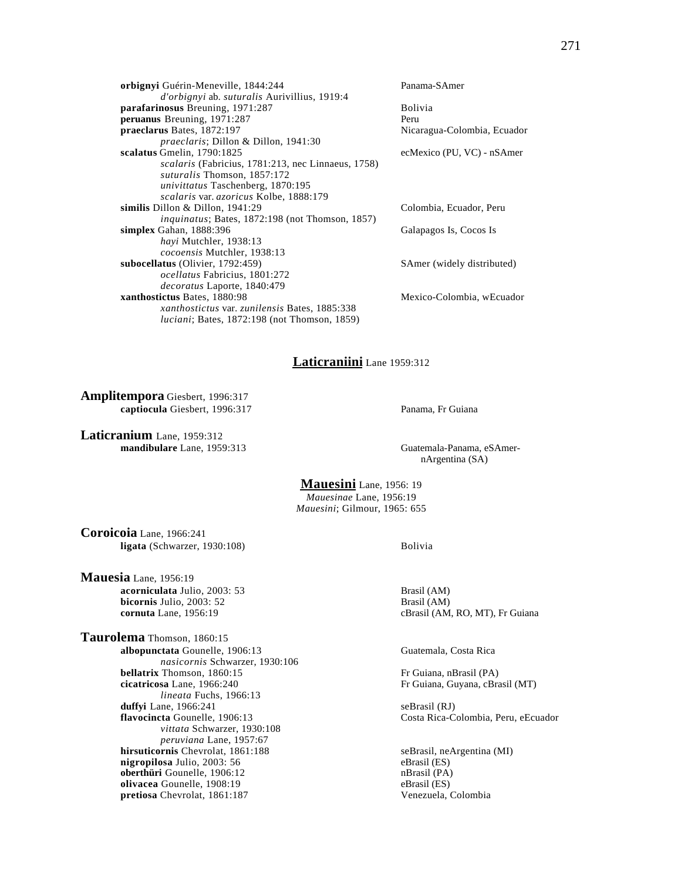**orbignyi** Guérin-Meneville, 1844:244 — Panama-SAmer
*d'orbignyi* ab. *suturalis* Aurivillius, 1919:4

**parafarinosus** Breuning, 1971:287 — Bolivia

**peruanus** Breuning, 1971:287 — Peru

**praeclarus** Bates, 1872:197 — Nicaragua-Colombia, Ecuador
*praeclaris*; Dillon & Dillon, 1941:30

**scalatus** Gmelin, 1790:1825 — ecMexico (PU, VC) - nSAmer
*scalaris* (Fabricius, 1781:213, nec Linnaeus, 1758)
*suturalis* Thomson, 1857:172
*univittatus* Taschenberg, 1870:195
*scalaris* var. *azoricus* Kolbe, 1888:179

**similis** Dillon & Dillon, 1941:29 — Colombia, Ecuador, Peru
*inquinatus*; Bates, 1872:198 (not Thomson, 1857)

**simplex** Gahan, 1888:396 — Galapagos Is, Cocos Is
*hayi* Mutchler, 1938:13
*cocoensis* Mutchler, 1938:13

**subocellatus** (Olivier, 1792:459) — SAmer (widely distributed)
*ocellatus* Fabricius, 1801:272
*decoratus* Laporte, 1840:479

**xanthostictus** Bates, 1880:98 — Mexico-Colombia, wEcuador
*xanthostictus* var. *zunilensis* Bates, 1885:338
*luciani*; Bates, 1872:198 (not Thomson, 1859)

## Laticraniini Lane 1959:312

### Amplitempora Giesbert, 1996:317

**captiocula** Giesbert, 1996:317 — Panama, Fr Guiana

### Laticranium Lane, 1959:312

**mandibulare** Lane, 1959:313 — Guatemala-Panama, eSAmer-nArgentina (SA)

## Mauesini Lane, 1956: 19

*Mauesinae* Lane, 1956:19
*Mauesini*; Gilmour, 1965: 655

### Coroicoia Lane, 1966:241

**ligata** (Schwarzer, 1930:108) — Bolivia

### Mauesia Lane, 1956:19

**acorniculata** Julio, 2003: 53 — Brasil (AM)

**bicornis** Julio, 2003: 52 — Brasil (AM)

**cornuta** Lane, 1956:19 — cBrasil (AM, RO, MT), Fr Guiana

### Taurolema Thomson, 1860:15

**albopunctata** Gounelle, 1906:13 — Guatemala, Costa Rica
*nasicornis* Schwarzer, 1930:106

**bellatrix** Thomson, 1860:15 — Fr Guiana, nBrasil (PA)

**cicatricosa** Lane, 1966:240 — Fr Guiana, Guyana, cBrasil (MT)
*lineata* Fuchs, 1966:13

**duffyi** Lane, 1966:241 — seBrasil (RJ)

**flavocincta** Gounelle, 1906:13 — Costa Rica-Colombia, Peru, eEcuador
*vittata* Schwarzer, 1930:108
*peruviana* Lane, 1957:67

**hirsuticornis** Chevrolat, 1861:188 — seBrasil, neArgentina (MI)

**nigropilosa** Julio, 2003: 56 — eBrasil (ES)

**oberthüri** Gounelle, 1906:12 — nBrasil (PA)

**olivacea** Gounelle, 1908:19 — eBrasil (ES)

**pretiosa** Chevrolat, 1861:187 — Venezuela, Colombia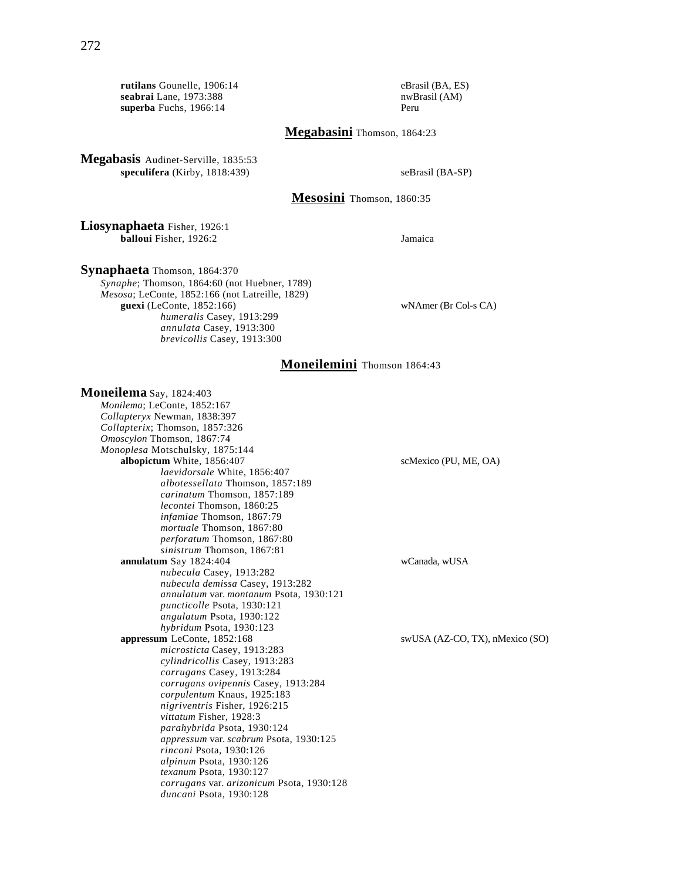**rutilans** Gounelle, 1906:14 eBrasil (BA, ES)
**seabrai** Lane, 1973:388 nwBrasil (AM)
**superba** Fuchs, 1966:14 Peru

## Megabasini Thomson, 1864:23

**Megabasis** Audinet-Serville, 1835:53
**speculifera** (Kirby, 1818:439) seBrasil (BA-SP)

## Mesosini Thomson, 1860:35

**Liosynaphaeta** Fisher, 1926:1
**balloui** Fisher, 1926:2 Jamaica

**Synaphaeta** Thomson, 1864:370
*Synaphe*; Thomson, 1864:60 (not Huebner, 1789)
*Mesosa*; LeConte, 1852:166 (not Latreille, 1829)
**guexi** (LeConte, 1852:166) wNAmer (Br Col-s CA)
*humeralis* Casey, 1913:299
*annulata* Casey, 1913:300
*brevicollis* Casey, 1913:300

## Moneilemini Thomson 1864:43

**Moneilema** Say, 1824:403
*Monilema*; LeConte, 1852:167
*Collapteryx* Newman, 1838:397
*Collapterix*; Thomson, 1857:326
*Omoscylon* Thomson, 1867:74
*Monoplesa* Motschulsky, 1875:144
**albopictum** White, 1856:407 scMexico (PU, ME, OA)
*laevidorsale* White, 1856:407
*albotessellata* Thomson, 1857:189
*carinatum* Thomson, 1857:189
*lecontei* Thomson, 1860:25
*infamiae* Thomson, 1867:79
*mortuale* Thomson, 1867:80
*perforatum* Thomson, 1867:80
*sinistrum* Thomson, 1867:81
**annulatum** Say 1824:404 wCanada, wUSA
*nubecula* Casey, 1913:282
*nubecula demissa* Casey, 1913:282
*annulatum* var. *montanum* Psota, 1930:121
*puncticolle* Psota, 1930:121
*angulatum* Psota, 1930:122
*hybridum* Psota, 1930:123
**appressum** LeConte, 1852:168 swUSA (AZ-CO, TX), nMexico (SO)
*microsticta* Casey, 1913:283
*cylindricollis* Casey, 1913:283
*corrugans* Casey, 1913:284
*corrugans ovipennis* Casey, 1913:284
*corpulentum* Knaus, 1925:183
*nigriventris* Fisher, 1926:215
*vittatum* Fisher, 1928:3
*parahybrida* Psota, 1930:124
*appressum* var. *scabrum* Psota, 1930:125
*rinconi* Psota, 1930:126
*alpinum* Psota, 1930:126
*texanum* Psota, 1930:127
*corrugans* var. *arizonicum* Psota, 1930:128
*duncani* Psota, 1930:128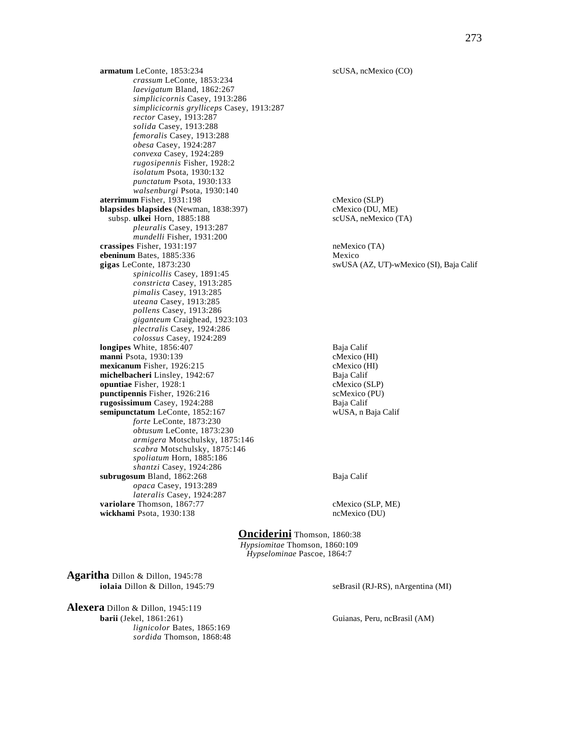**armatum** LeConte, 1853:234 — scUSA, ncMexico (CO)
*crassum* LeConte, 1853:234
*laevigatum* Bland, 1862:267
*simplicicornis* Casey, 1913:286
*simplicicornis grylliceps* Casey, 1913:287
*rector* Casey, 1913:287
*solida* Casey, 1913:288
*femoralis* Casey, 1913:288
*obesa* Casey, 1924:287
*convexa* Casey, 1924:289
*rugosipennis* Fisher, 1928:2
*isolatum* Psota, 1930:132
*punctatum* Psota, 1930:133
*walsenburgi* Psota, 1930:140

**aterrimum** Fisher, 1931:198 — cMexico (SLP)

**blapsides blapsides** (Newman, 1838:397) — cMexico (DU, ME)
subsp. **ulkei** Horn, 1885:188 — scUSA, neMexico (TA)
*pleuralis* Casey, 1913:287
*mundelli* Fisher, 1931:200

**crassipes** Fisher, 1931:197 — neMexico (TA)

**ebeninum** Bates, 1885:336 — Mexico

**gigas** LeConte, 1873:230 — swUSA (AZ, UT)-wMexico (SI), Baja Calif
*spinicollis* Casey, 1891:45
*constricta* Casey, 1913:285
*pimalis* Casey, 1913:285
*uteana* Casey, 1913:285
*pollens* Casey, 1913:286
*giganteum* Craighead, 1923:103
*plectralis* Casey, 1924:286
*colossus* Casey, 1924:289

**longipes** White, 1856:407 — Baja Calif

**manni** Psota, 1930:139 — cMexico (HI)

**mexicanum** Fisher, 1926:215 — cMexico (HI)

**michelbacheri** Linsley, 1942:67 — Baja Calif

**opuntiae** Fisher, 1928:1 — cMexico (SLP)

**punctipennis** Fisher, 1926:216 — scMexico (PU)

**rugosissimum** Casey, 1924:288 — Baja Calif

**semipunctatum** LeConte, 1852:167 — wUSA, n Baja Calif
*forte* LeConte, 1873:230
*obtusum* LeConte, 1873:230
*armigera* Motschulsky, 1875:146
*scabra* Motschulsky, 1875:146
*spoliatum* Horn, 1885:186
*shantzi* Casey, 1924:286

**subrugosum** Bland, 1862:268 — Baja Calif
*opaca* Casey, 1913:289
*lateralis* Casey, 1924:287

**variolare** Thomson, 1867:77 — cMexico (SLP, ME)

**wickhami** Psota, 1930:138 — ncMexico (DU)

## Onciderini Thomson, 1860:38

*Hypsiomitae* Thomson, 1860:109
*Hypselominae* Pascoe, 1864:7

### Agaritha Dillon & Dillon, 1945:78

**iolaia** Dillon & Dillon, 1945:79 — seBrasil (RJ-RS), nArgentina (MI)

### Alexera Dillon & Dillon, 1945:119

**barii** (Jekel, 1861:261) — Guianas, Peru, ncBrasil (AM)
*lignicolor* Bates, 1865:169
*sordida* Thomson, 1868:48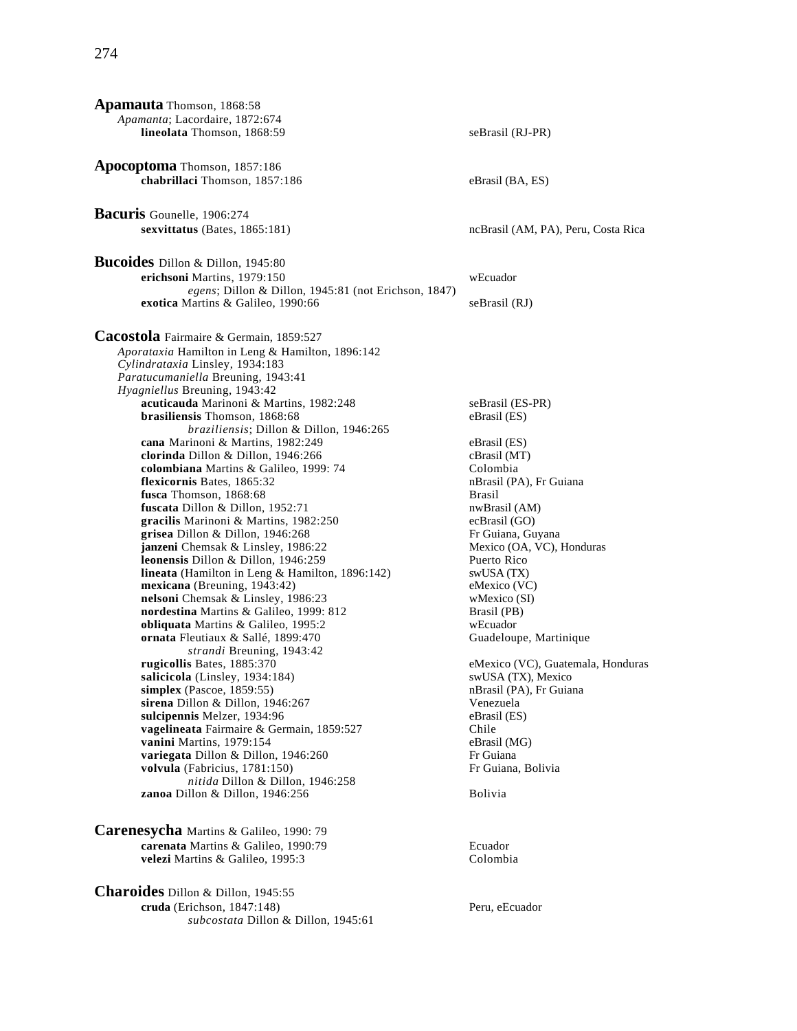**Apamauta** Thomson, 1868:58
*Apamanta*; Lacordaire, 1872:674
**lineolata** Thomson, 1868:59 — seBrasil (RJ-PR)

**Apocoptoma** Thomson, 1857:186
**chabrillaci** Thomson, 1857:186 — eBrasil (BA, ES)

**Bacuris** Gounelle, 1906:274
**sexvittatus** (Bates, 1865:181) — ncBrasil (AM, PA), Peru, Costa Rica

**Bucoides** Dillon & Dillon, 1945:80
**erichsoni** Martins, 1979:150 — wEcuador
*egens*; Dillon & Dillon, 1945:81 (not Erichson, 1847)
**exotica** Martins & Galileo, 1990:66 — seBrasil (RJ)

**Cacostola** Fairmaire & Germain, 1859:527
*Aporataxia* Hamilton in Leng & Hamilton, 1896:142
*Cylindrataxia* Linsley, 1934:183
*Paratucumaniella* Breuning, 1943:41
*Hyagniellus* Breuning, 1943:42
**acuticauda** Marinoni & Martins, 1982:248 — seBrasil (ES-PR)
**brasiliensis** Thomson, 1868:68 — eBrasil (ES)
*braziliensis*; Dillon & Dillon, 1946:265
**cana** Marinoni & Martins, 1982:249 — eBrasil (ES)
**clorinda** Dillon & Dillon, 1946:266 — cBrasil (MT)
**colombiana** Martins & Galileo, 1999: 74 — Colombia
**flexicornis** Bates, 1865:32 — nBrasil (PA), Fr Guiana
**fusca** Thomson, 1868:68 — Brasil
**fuscata** Dillon & Dillon, 1952:71 — nwBrasil (AM)
**gracilis** Marinoni & Martins, 1982:250 — ecBrasil (GO)
**grisea** Dillon & Dillon, 1946:268 — Fr Guiana, Guyana
**janzeni** Chemsak & Linsley, 1986:22 — Mexico (OA, VC), Honduras
**leonensis** Dillon & Dillon, 1946:259 — Puerto Rico
**lineata** (Hamilton in Leng & Hamilton, 1896:142) — swUSA (TX)
**mexicana** (Breuning, 1943:42) — eMexico (VC)
**nelsoni** Chemsak & Linsley, 1986:23 — wMexico (SI)
**nordestina** Martins & Galileo, 1999: 812 — Brasil (PB)
**obliquata** Martins & Galileo, 1995:2 — wEcuador
**ornata** Fleutiaux & Sallé, 1899:470 — Guadeloupe, Martinique
*strandi* Breuning, 1943:42
**rugicollis** Bates, 1885:370 — eMexico (VC), Guatemala, Honduras
**salicicola** (Linsley, 1934:184) — swUSA (TX), Mexico
**simplex** (Pascoe, 1859:55) — nBrasil (PA), Fr Guiana
**sirena** Dillon & Dillon, 1946:267 — Venezuela
**sulcipennis** Melzer, 1934:96 — eBrasil (ES)
**vagelineata** Fairmaire & Germain, 1859:527 — Chile
**vanini** Martins, 1979:154 — eBrasil (MG)
**variegata** Dillon & Dillon, 1946:260 — Fr Guiana
**volvula** (Fabricius, 1781:150) — Fr Guiana, Bolivia
*nitida* Dillon & Dillon, 1946:258
**zanoa** Dillon & Dillon, 1946:256 — Bolivia

**Carenesycha** Martins & Galileo, 1990: 79
**carenata** Martins & Galileo, 1990:79 — Ecuador
**velezi** Martins & Galileo, 1995:3 — Colombia

**Charoides** Dillon & Dillon, 1945:55
**cruda** (Erichson, 1847:148) — Peru, eEcuador
*subcostata* Dillon & Dillon, 1945:61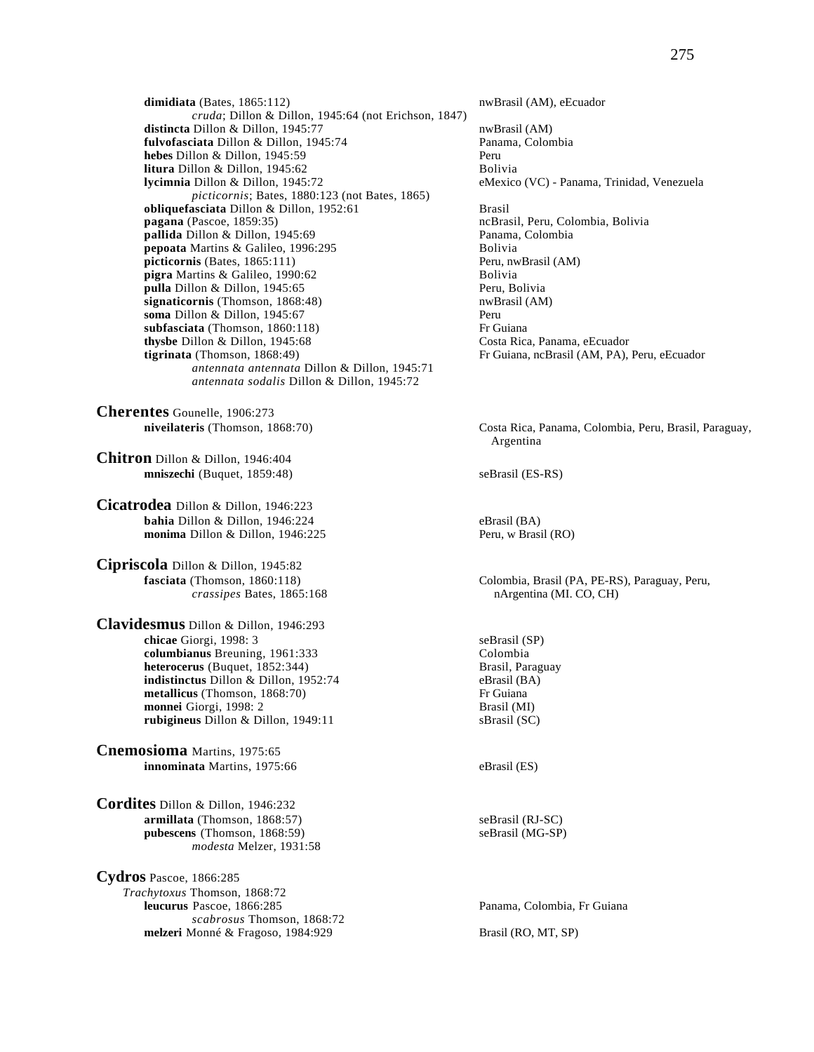**dimidiata** (Bates, 1865:112) nwBrasil (AM), eEcuador
*cruda*; Dillon & Dillon, 1945:64 (not Erichson, 1847)
**distincta** Dillon & Dillon, 1945:77 nwBrasil (AM)
**fulvofasciata** Dillon & Dillon, 1945:74 Panama, Colombia
**hebes** Dillon & Dillon, 1945:59 Peru
**litura** Dillon & Dillon, 1945:62 Bolivia
**lycimnia** Dillon & Dillon, 1945:72 eMexico (VC) - Panama, Trinidad, Venezuela
*picticornis*; Bates, 1880:123 (not Bates, 1865)
**obliquefasciata** Dillon & Dillon, 1952:61 Brasil
**pagana** (Pascoe, 1859:35) ncBrasil, Peru, Colombia, Bolivia
**pallida** Dillon & Dillon, 1945:69 Panama, Colombia
**pepoata** Martins & Galileo, 1996:295 Bolivia
**picticornis** (Bates, 1865:111) Peru, nwBrasil (AM)
**pigra** Martins & Galileo, 1990:62 Bolivia
**pulla** Dillon & Dillon, 1945:65 Peru, Bolivia
**signaticornis** (Thomson, 1868:48) nwBrasil (AM)
**soma** Dillon & Dillon, 1945:67 Peru
**subfasciata** (Thomson, 1860:118) Fr Guiana
**thysbe** Dillon & Dillon, 1945:68 Costa Rica, Panama, eEcuador
**tigrinata** (Thomson, 1868:49) Fr Guiana, ncBrasil (AM, PA), Peru, eEcuador
*antennata antennata* Dillon & Dillon, 1945:71
*antennata sodalis* Dillon & Dillon, 1945:72

**Cherentes** Gounelle, 1906:273
**niveilateris** (Thomson, 1868:70) Costa Rica, Panama, Colombia, Peru, Brasil, Paraguay, Argentina

**Chitron** Dillon & Dillon, 1946:404
**mniszechi** (Buquet, 1859:48) seBrasil (ES-RS)

**Cicatrodea** Dillon & Dillon, 1946:223
**bahia** Dillon & Dillon, 1946:224 eBrasil (BA)
**monima** Dillon & Dillon, 1946:225 Peru, w Brasil (RO)

**Cipriscola** Dillon & Dillon, 1945:82
**fasciata** (Thomson, 1860:118) Colombia, Brasil (PA, PE-RS), Paraguay, Peru, nArgentina (MI. CO, CH)
*crassipes* Bates, 1865:168

**Clavidesmus** Dillon & Dillon, 1946:293
**chicae** Giorgi, 1998: 3 seBrasil (SP)
**columbianus** Breuning, 1961:333 Colombia
**heterocerus** (Buquet, 1852:344) Brasil, Paraguay
**indistinctus** Dillon & Dillon, 1952:74 eBrasil (BA)
**metallicus** (Thomson, 1868:70) Fr Guiana
**monnei** Giorgi, 1998: 2 Brasil (MI)
**rubigineus** Dillon & Dillon, 1949:11 sBrasil (SC)

**Cnemosioma** Martins, 1975:65
**innominata** Martins, 1975:66 eBrasil (ES)

**Cordites** Dillon & Dillon, 1946:232
**armillata** (Thomson, 1868:57) seBrasil (RJ-SC)
**pubescens** (Thomson, 1868:59) seBrasil (MG-SP)
*modesta* Melzer, 1931:58

**Cydros** Pascoe, 1866:285
*Trachytoxus* Thomson, 1868:72
**leucurus** Pascoe, 1866:285 Panama, Colombia, Fr Guiana
*scabrosus* Thomson, 1868:72
**melzeri** Monné & Fragoso, 1984:929 Brasil (RO, MT, SP)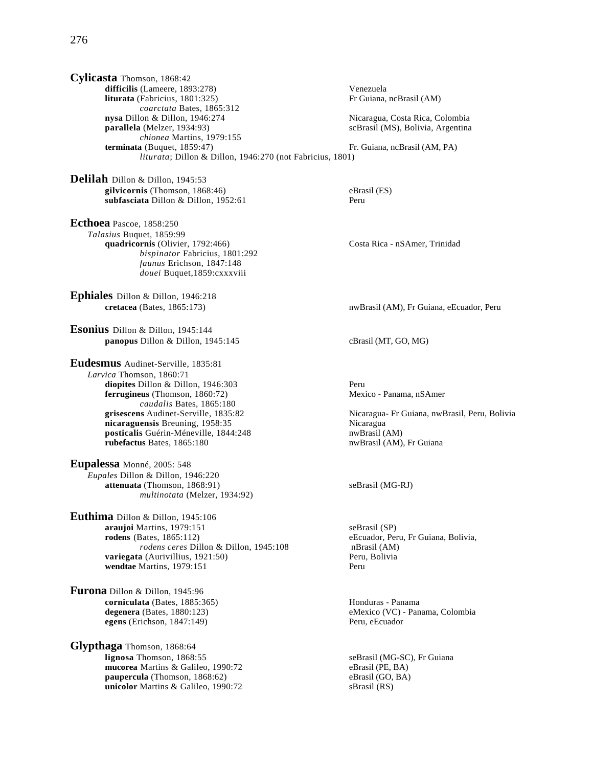**Cylicasta** Thomson, 1868:42

- **difficilis** (Lameere, 1893:278) — Venezuela
- **liturata** (Fabricius, 1801:325) — Fr Guiana, ncBrasil (AM)
  - *coarctata* Bates, 1865:312
- **nysa** Dillon & Dillon, 1946:274 — Nicaragua, Costa Rica, Colombia
- **parallela** (Melzer, 1934:93) — scBrasil (MS), Bolivia, Argentina
  - *chionea* Martins, 1979:155
- **terminata** (Buquet, 1859:47) — Fr. Guiana, ncBrasil (AM, PA)
  - *liturata*; Dillon & Dillon, 1946:270 (not Fabricius, 1801)

**Delilah** Dillon & Dillon, 1945:53

- **gilvicornis** (Thomson, 1868:46) — eBrasil (ES)
- **subfasciata** Dillon & Dillon, 1952:61 — Peru

**Ecthoea** Pascoe, 1858:250

*Talasius* Buquet, 1859:99

- **quadricornis** (Olivier, 1792:466) — Costa Rica - nSAmer, Trinidad
  - *bispinator* Fabricius, 1801:292
  - *faunus* Erichson, 1847:148
  - *douei* Buquet,1859:cxxxviii

**Ephiales** Dillon & Dillon, 1946:218

- **cretacea** (Bates, 1865:173) — nwBrasil (AM), Fr Guiana, eEcuador, Peru

**Esonius** Dillon & Dillon, 1945:144

- **panopus** Dillon & Dillon, 1945:145 — cBrasil (MT, GO, MG)

**Eudesmus** Audinet-Serville, 1835:81

*Larvica* Thomson, 1860:71

- **diopites** Dillon & Dillon, 1946:303 — Peru
- **ferrugineus** (Thomson, 1860:72) — Mexico - Panama, nSAmer
  - *caudalis* Bates, 1865:180
- **grisescens** Audinet-Serville, 1835:82 — Nicaragua- Fr Guiana, nwBrasil, Peru, Bolivia
- **nicaraguensis** Breuning, 1958:35 — Nicaragua
- **posticalis** Guérin-Méneville, 1844:248 — nwBrasil (AM)
- **rubefactus** Bates, 1865:180 — nwBrasil (AM), Fr Guiana

**Eupalessa** Monné, 2005: 548

*Eupales* Dillon & Dillon, 1946:220

- **attenuata** (Thomson, 1868:91) — seBrasil (MG-RJ)
  - *multinotata* (Melzer, 1934:92)

**Euthima** Dillon & Dillon, 1945:106

- **araujoi** Martins, 1979:151 — seBrasil (SP)
- **rodens** (Bates, 1865:112) — eEcuador, Peru, Fr Guiana, Bolivia, nBrasil (AM)
  - *rodens ceres* Dillon & Dillon, 1945:108
- **variegata** (Aurivillius, 1921:50) — Peru, Bolivia
- **wendtae** Martins, 1979:151 — Peru

**Furona** Dillon & Dillon, 1945:96

- **corniculata** (Bates, 1885:365) — Honduras - Panama
- **degenera** (Bates, 1880:123) — eMexico (VC) - Panama, Colombia
- **egens** (Erichson, 1847:149) — Peru, eEcuador

**Glypthaga** Thomson, 1868:64

- **lignosa** Thomson, 1868:55 — seBrasil (MG-SC), Fr Guiana
- **mucorea** Martins & Galileo, 1990:72 — eBrasil (PE, BA)
- **paupercula** (Thomson, 1868:62) — eBrasil (GO, BA)
- **unicolor** Martins & Galileo, 1990:72 — sBrasil (RS)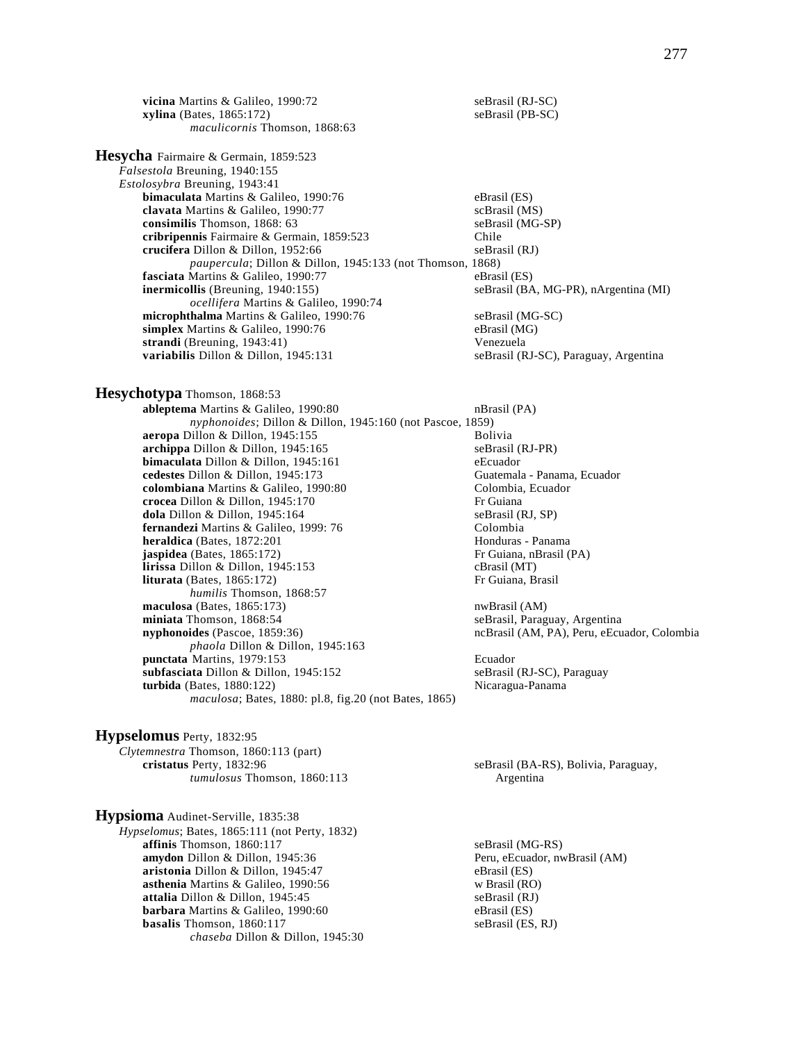**vicina** Martins & Galileo, 1990:72 — seBrasil (RJ-SC)
**xylina** (Bates, 1865:172) — seBrasil (PB-SC)
    *maculicornis* Thomson, 1868:63

## Hesycha Fairmaire & Germain, 1859:523

*Falsestola* Breuning, 1940:155
*Estolosybra* Breuning, 1943:41

**bimaculata** Martins & Galileo, 1990:76 — eBrasil (ES)
**clavata** Martins & Galileo, 1990:77 — scBrasil (MS)
**consimilis** Thomson, 1868: 63 — seBrasil (MG-SP)
**cribripennis** Fairmaire & Germain, 1859:523 — Chile
**crucifera** Dillon & Dillon, 1952:66 — seBrasil (RJ)
    *paupercula*; Dillon & Dillon, 1945:133 (not Thomson, 1868)
**fasciata** Martins & Galileo, 1990:77 — eBrasil (ES)
**inermicollis** (Breuning, 1940:155) — seBrasil (BA, MG-PR), nArgentina (MI)
    *ocellifera* Martins & Galileo, 1990:74
**microphthalma** Martins & Galileo, 1990:76 — seBrasil (MG-SC)
**simplex** Martins & Galileo, 1990:76 — eBrasil (MG)
**strandi** (Breuning, 1943:41) — Venezuela
**variabilis** Dillon & Dillon, 1945:131 — seBrasil (RJ-SC), Paraguay, Argentina

## Hesychotypa Thomson, 1868:53

**ableptema** Martins & Galileo, 1990:80 — nBrasil (PA)
    *nyphonoides*; Dillon & Dillon, 1945:160 (not Pascoe, 1859)
**aeropa** Dillon & Dillon, 1945:155 — Bolivia
**archippa** Dillon & Dillon, 1945:165 — seBrasil (RJ-PR)
**bimaculata** Dillon & Dillon, 1945:161 — eEcuador
**cedestes** Dillon & Dillon, 1945:173 — Guatemala - Panama, Ecuador
**colombiana** Martins & Galileo, 1990:80 — Colombia, Ecuador
**crocea** Dillon & Dillon, 1945:170 — Fr Guiana
**dola** Dillon & Dillon, 1945:164 — seBrasil (RJ, SP)
**fernandezi** Martins & Galileo, 1999: 76 — Colombia
**heraldica** (Bates, 1872:201) — Honduras - Panama
**jaspidea** (Bates, 1865:172) — Fr Guiana, nBrasil (PA)
**lirissa** Dillon & Dillon, 1945:153 — cBrasil (MT)
**liturata** (Bates, 1865:172) — Fr Guiana, Brasil
    *humilis* Thomson, 1868:57
**maculosa** (Bates, 1865:173) — nwBrasil (AM)
**miniata** Thomson, 1868:54 — seBrasil, Paraguay, Argentina
**nyphonoides** (Pascoe, 1859:36) — ncBrasil (AM, PA), Peru, eEcuador, Colombia
    *phaola* Dillon & Dillon, 1945:163
**punctata** Martins, 1979:153 — Ecuador
**subfasciata** Dillon & Dillon, 1945:152 — seBrasil (RJ-SC), Paraguay
**turbida** (Bates, 1880:122) — Nicaragua-Panama
    *maculosa*; Bates, 1880: pl.8, fig.20 (not Bates, 1865)

## Hypselomus Perty, 1832:95

*Clytemnestra* Thomson, 1860:113 (part)

**cristatus** Perty, 1832:96 — seBrasil (BA-RS), Bolivia, Paraguay, Argentina
    *tumulosus* Thomson, 1860:113

## Hypsioma Audinet-Serville, 1835:38

*Hypselomus*; Bates, 1865:111 (not Perty, 1832)

**affinis** Thomson, 1860:117 — seBrasil (MG-RS)
**amydon** Dillon & Dillon, 1945:36 — Peru, eEcuador, nwBrasil (AM)
**aristonia** Dillon & Dillon, 1945:47 — eBrasil (ES)
**asthenia** Martins & Galileo, 1990:56 — w Brasil (RO)
**attalia** Dillon & Dillon, 1945:45 — seBrasil (RJ)
**barbara** Martins & Galileo, 1990:60 — eBrasil (ES)
**basalis** Thomson, 1860:117 — seBrasil (ES, RJ)
    *chaseba* Dillon & Dillon, 1945:30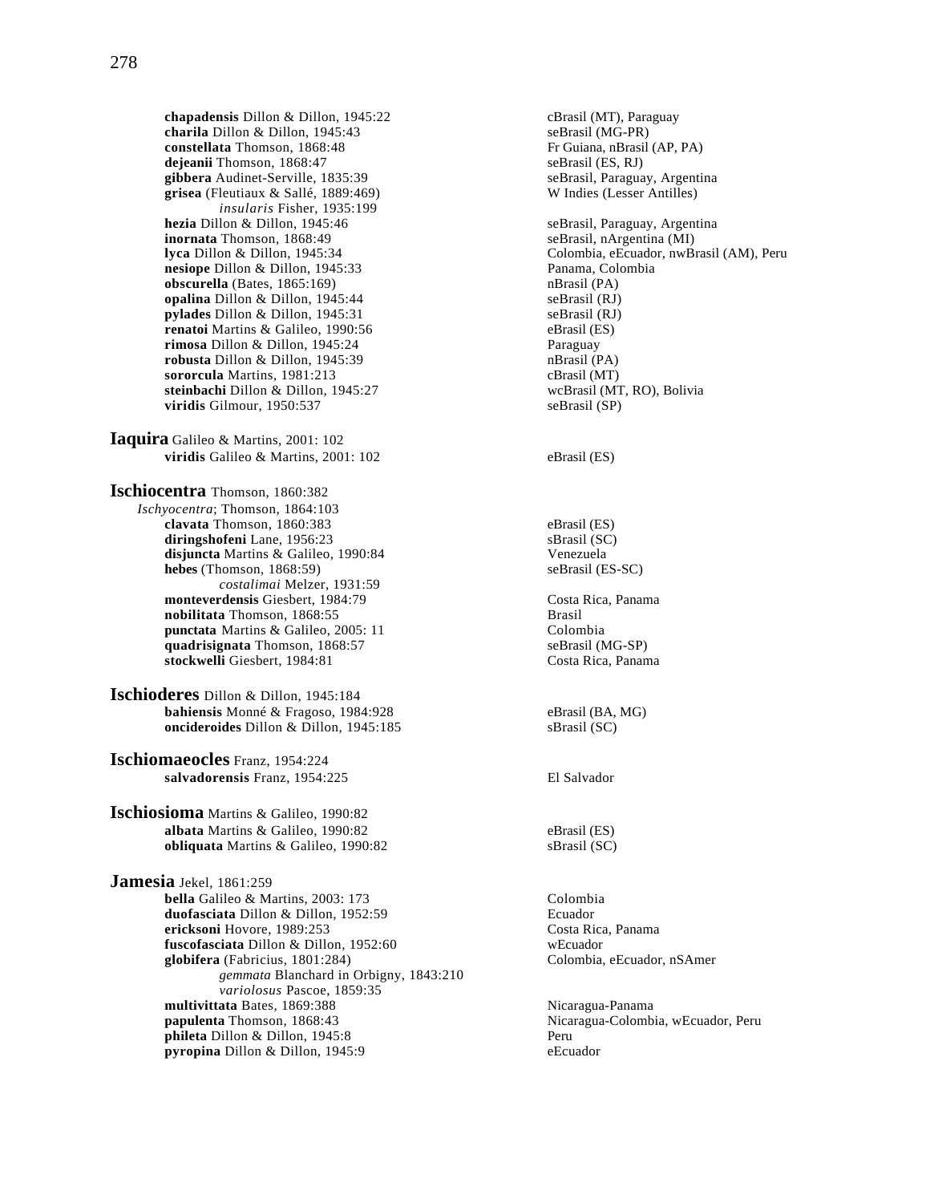**chapadensis** Dillon & Dillon, 1945:22 cBrasil (MT), Paraguay
**charila** Dillon & Dillon, 1945:43 seBrasil (MG-PR)
**constellata** Thomson, 1868:48 Fr Guiana, nBrasil (AP, PA)
**dejeanii** Thomson, 1868:47 seBrasil (ES, RJ)
**gibbera** Audinet-Serville, 1835:39 seBrasil, Paraguay, Argentina
**grisea** (Fleutiaux & Sallé, 1889:469) W Indies (Lesser Antilles)
*insularis* Fisher, 1935:199
**hezia** Dillon & Dillon, 1945:46 seBrasil, Paraguay, Argentina
**inornata** Thomson, 1868:49 seBrasil, nArgentina (MI)
**lyca** Dillon & Dillon, 1945:34 Colombia, eEcuador, nwBrasil (AM), Peru
**nesiope** Dillon & Dillon, 1945:33 Panama, Colombia
**obscurella** (Bates, 1865:169) nBrasil (PA)
**opalina** Dillon & Dillon, 1945:44 seBrasil (RJ)
**pylades** Dillon & Dillon, 1945:31 seBrasil (RJ)
**renatoi** Martins & Galileo, 1990:56 eBrasil (ES)
**rimosa** Dillon & Dillon, 1945:24 Paraguay
**robusta** Dillon & Dillon, 1945:39 nBrasil (PA)
**sororcula** Martins, 1981:213 cBrasil (MT)
**steinbachi** Dillon & Dillon, 1945:27 wcBrasil (MT, RO), Bolivia
**viridis** Gilmour, 1950:537 seBrasil (SP)

**Iaquira** Galileo & Martins, 2001: 102
**viridis** Galileo & Martins, 2001: 102 eBrasil (ES)

**Ischiocentra** Thomson, 1860:382
*Ischyocentra*; Thomson, 1864:103
**clavata** Thomson, 1860:383 eBrasil (ES)
**diringshofeni** Lane, 1956:23 sBrasil (SC)
**disjuncta** Martins & Galileo, 1990:84 Venezuela
**hebes** (Thomson, 1868:59) seBrasil (ES-SC)
*costalimai* Melzer, 1931:59
**monteverdensis** Giesbert, 1984:79 Costa Rica, Panama
**nobilitata** Thomson, 1868:55 Brasil
**punctata** Martins & Galileo, 2005: 11 Colombia
**quadrisignata** Thomson, 1868:57 seBrasil (MG-SP)
**stockwelli** Giesbert, 1984:81 Costa Rica, Panama

**Ischioderes** Dillon & Dillon, 1945:184
**bahiensis** Monné & Fragoso, 1984:928 eBrasil (BA, MG)
**oncideroides** Dillon & Dillon, 1945:185 sBrasil (SC)

**Ischiomaeocles** Franz, 1954:224
**salvadorensis** Franz, 1954:225 El Salvador

**Ischiosioma** Martins & Galileo, 1990:82
**albata** Martins & Galileo, 1990:82 eBrasil (ES)
**obliquata** Martins & Galileo, 1990:82 sBrasil (SC)

**Jamesia** Jekel, 1861:259
**bella** Galileo & Martins, 2003: 173 Colombia
**duofasciata** Dillon & Dillon, 1952:59 Ecuador
**ericksoni** Hovore, 1989:253 Costa Rica, Panama
**fuscofasciata** Dillon & Dillon, 1952:60 wEcuador
**globifera** (Fabricius, 1801:284) Colombia, eEcuador, nSAmer
*gemmata* Blanchard in Orbigny, 1843:210
*variolosus* Pascoe, 1859:35
**multivittata** Bates, 1869:388 Nicaragua-Panama
**papulenta** Thomson, 1868:43 Nicaragua-Colombia, wEcuador, Peru
**phileta** Dillon & Dillon, 1945:8 Peru
**pyropina** Dillon & Dillon, 1945:9 eEcuador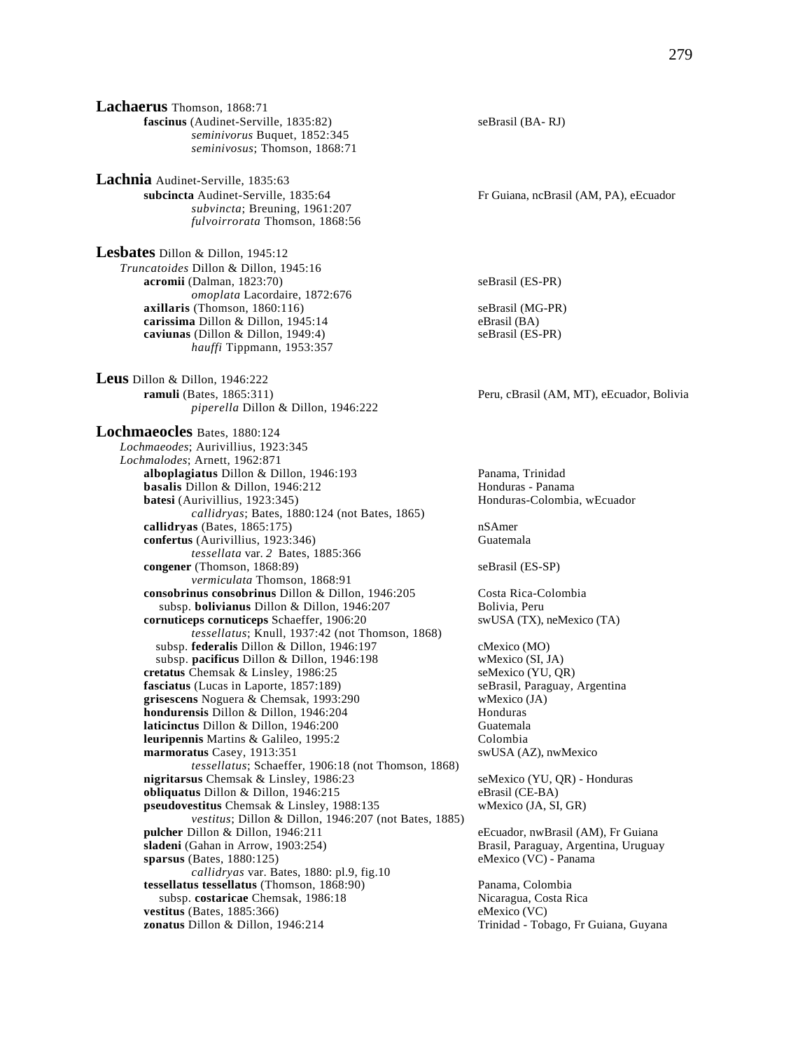**Lachaerus** Thomson, 1868:71

- **fascinus** (Audinet-Serville, 1835:82) — seBrasil (BA- RJ)
  - *seminivorus* Buquet, 1852:345
  - *seminivosus*; Thomson, 1868:71

**Lachnia** Audinet-Serville, 1835:63

- **subcincta** Audinet-Serville, 1835:64 — Fr Guiana, ncBrasil (AM, PA), eEcuador
  - *subvincta*; Breuning, 1961:207
  - *fulvoirrorata* Thomson, 1868:56

**Lesbates** Dillon & Dillon, 1945:12

*Truncatoides* Dillon & Dillon, 1945:16

- **acromii** (Dalman, 1823:70) — seBrasil (ES-PR)
  - *omoplata* Lacordaire, 1872:676
- **axillaris** (Thomson, 1860:116) — seBrasil (MG-PR)
- **carissima** Dillon & Dillon, 1945:14 — eBrasil (BA)
- **caviunas** (Dillon & Dillon, 1949:4) — seBrasil (ES-PR)
  - *hauffi* Tippmann, 1953:357

**Leus** Dillon & Dillon, 1946:222

- **ramuli** (Bates, 1865:311) — Peru, cBrasil (AM, MT), eEcuador, Bolivia
  - *piperella* Dillon & Dillon, 1946:222

**Lochmaeocles** Bates, 1880:124

*Lochmaeodes*; Aurivillius, 1923:345

*Lochmalodes*; Arnett, 1962:871

- **alboplagiatus** Dillon & Dillon, 1946:193 — Panama, Trinidad
- **basalis** Dillon & Dillon, 1946:212 — Honduras - Panama
- **batesi** (Aurivillius, 1923:345) — Honduras-Colombia, wEcuador
  - *callidryas*; Bates, 1880:124 (not Bates, 1865)
- **callidryas** (Bates, 1865:175) — nSAmer
- **confertus** (Aurivillius, 1923:346) — Guatemala
  - *tessellata* var. *2* Bates, 1885:366
- **congener** (Thomson, 1868:89) — seBrasil (ES-SP)
  - *vermiculata* Thomson, 1868:91
- **consobrinus consobrinus** Dillon & Dillon, 1946:205 — Costa Rica-Colombia
  - subsp. **bolivianus** Dillon & Dillon, 1946:207 — Bolivia, Peru
- **cornuticeps cornuticeps** Schaeffer, 1906:20 — swUSA (TX), neMexico (TA)
  - *tessellatus*; Knull, 1937:42 (not Thomson, 1868)
  - subsp. **federalis** Dillon & Dillon, 1946:197 — cMexico (MO)
  - subsp. **pacificus** Dillon & Dillon, 1946:198 — wMexico (SI, JA)
- **cretatus** Chemsak & Linsley, 1986:25 — seMexico (YU, QR)
- **fasciatus** (Lucas in Laporte, 1857:189) — seBrasil, Paraguay, Argentina
- **grisescens** Noguera & Chemsak, 1993:290 — wMexico (JA)
- **hondurensis** Dillon & Dillon, 1946:204 — Honduras
- **laticinctus** Dillon & Dillon, 1946:200 — Guatemala
- **leuripennis** Martins & Galileo, 1995:2 — Colombia
- **marmoratus** Casey, 1913:351 — swUSA (AZ), nwMexico
  - *tessellatus*; Schaeffer, 1906:18 (not Thomson, 1868)
- **nigritarsus** Chemsak & Linsley, 1986:23 — seMexico (YU, QR) - Honduras
- **obliquatus** Dillon & Dillon, 1946:215 — eBrasil (CE-BA)
- **pseudovestitus** Chemsak & Linsley, 1988:135 — wMexico (JA, SI, GR)
  - *vestitus*; Dillon & Dillon, 1946:207 (not Bates, 1885)
- **pulcher** Dillon & Dillon, 1946:211 — eEcuador, nwBrasil (AM), Fr Guiana
- **sladeni** (Gahan in Arrow, 1903:254) — Brasil, Paraguay, Argentina, Uruguay
- **sparsus** (Bates, 1880:125) — eMexico (VC) - Panama
  - *callidryas* var. Bates, 1880: pl.9, fig.10
- **tessellatus tessellatus** (Thomson, 1868:90) — Panama, Colombia
  - subsp. **costaricae** Chemsak, 1986:18 — Nicaragua, Costa Rica
- **vestitus** (Bates, 1885:366) — eMexico (VC)
- **zonatus** Dillon & Dillon, 1946:214 — Trinidad - Tobago, Fr Guiana, Guyana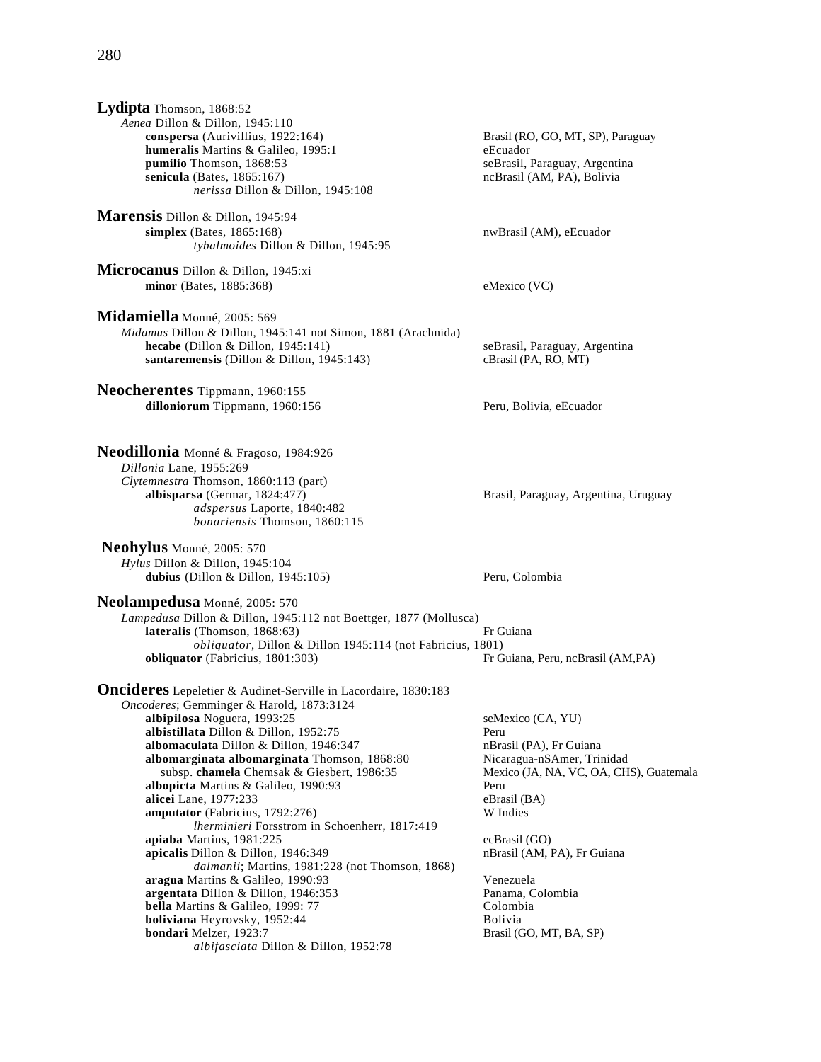**Lydipta** Thomson, 1868:52

*Aenea* Dillon & Dillon, 1945:110

- **conspersa** (Aurivillius, 1922:164) — Brasil (RO, GO, MT, SP), Paraguay
- **humeralis** Martins & Galileo, 1995:1 — eEcuador
- **pumilio** Thomson, 1868:53 — seBrasil, Paraguay, Argentina
- **senicula** (Bates, 1865:167) — ncBrasil (AM, PA), Bolivia
  - *nerissa* Dillon & Dillon, 1945:108

**Marensis** Dillon & Dillon, 1945:94

- **simplex** (Bates, 1865:168) — nwBrasil (AM), eEcuador
  - *tybalmoides* Dillon & Dillon, 1945:95

**Microcanus** Dillon & Dillon, 1945:xi

- **minor** (Bates, 1885:368) — eMexico (VC)

**Midamiella** Monné, 2005: 569

*Midamus* Dillon & Dillon, 1945:141 not Simon, 1881 (Arachnida)

- **hecabe** (Dillon & Dillon, 1945:141) — seBrasil, Paraguay, Argentina
- **santaremensis** (Dillon & Dillon, 1945:143) — cBrasil (PA, RO, MT)

**Neocherentes** Tippmann, 1960:155

- **dilloniorum** Tippmann, 1960:156 — Peru, Bolivia, eEcuador

**Neodillonia** Monné & Fragoso, 1984:926

*Dillonia* Lane, 1955:269

*Clytemnestra* Thomson, 1860:113 (part)

- **albisparsa** (Germar, 1824:477) — Brasil, Paraguay, Argentina, Uruguay
  - *adspersus* Laporte, 1840:482
  - *bonariensis* Thomson, 1860:115

**Neohylus** Monné, 2005: 570

*Hylus* Dillon & Dillon, 1945:104

- **dubius** (Dillon & Dillon, 1945:105) — Peru, Colombia

**Neolampedusa** Monné, 2005: 570

*Lampedusa* Dillon & Dillon, 1945:112 not Boettger, 1877 (Mollusca)

- **lateralis** (Thomson, 1868:63) — Fr Guiana
  - *obliquator*, Dillon & Dillon 1945:114 (not Fabricius, 1801)
- **obliquator** (Fabricius, 1801:303) — Fr Guiana, Peru, ncBrasil (AM,PA)

**Oncideres** Lepeletier & Audinet-Serville in Lacordaire, 1830:183

*Oncoderes*; Gemminger & Harold, 1873:3124

- **albipilosa** Noguera, 1993:25 — seMexico (CA, YU)
- **albistillata** Dillon & Dillon, 1952:75 — Peru
- **albomaculata** Dillon & Dillon, 1946:347 — nBrasil (PA), Fr Guiana
- **albomarginata albomarginata** Thomson, 1868:80 — Nicaragua-nSAmer, Trinidad
  - subsp. **chamela** Chemsak & Giesbert, 1986:35 — Mexico (JA, NA, VC, OA, CHS), Guatemala
- **albopicta** Martins & Galileo, 1990:93 — Peru
- **alicei** Lane, 1977:233 — eBrasil (BA)
- **amputator** (Fabricius, 1792:276) — W Indies
  - *lherminieri* Forsstrom in Schoenherr, 1817:419
- **apiaba** Martins, 1981:225 — ecBrasil (GO)
- **apicalis** Dillon & Dillon, 1946:349 — nBrasil (AM, PA), Fr Guiana
  - *dalmanii*; Martins, 1981:228 (not Thomson, 1868)
- **aragua** Martins & Galileo, 1990:93 — Venezuela
- **argentata** Dillon & Dillon, 1946:353 — Panama, Colombia
- **bella** Martins & Galileo, 1999: 77 — Colombia
- **boliviana** Heyrovsky, 1952:44 — Bolivia
- **bondari** Melzer, 1923:7 — Brasil (GO, MT, BA, SP)
  - *albifasciata* Dillon & Dillon, 1952:78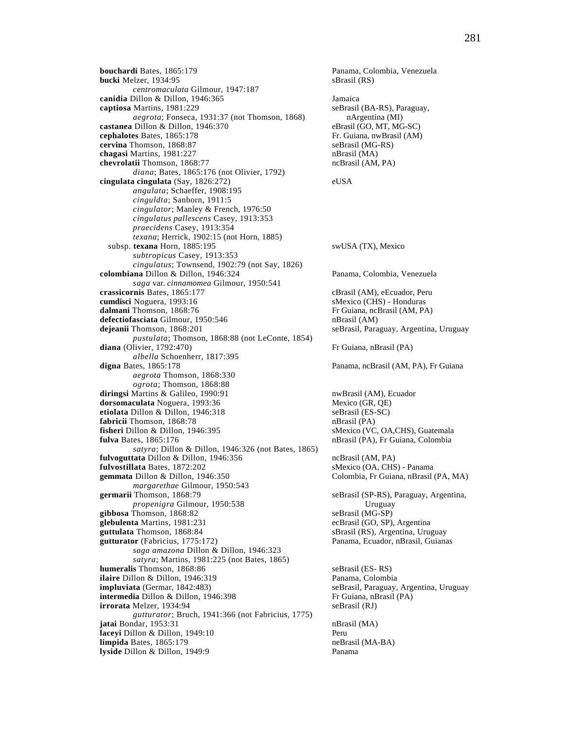**bouchardi** Bates, 1865:179 Panama, Colombia, Venezuela
**bucki** Melzer, 1934:95 sBrasil (RS)
*centromaculata* Gilmour, 1947:187
**canidia** Dillon & Dillon, 1946:365 Jamaica
**captiosa** Martins, 1981:229 seBrasil (BA-RS), Paraguay, nArgentina (MI)
*aegrota*; Fonseca, 1931:37 (not Thomson, 1868)
**castanea** Dillon & Dillon, 1946:370 eBrasil (GO, MT, MG-SC)
**cephalotes** Bates, 1865:178 Fr. Guiana, nwBrasil (AM)
**cervina** Thomson, 1868:87 seBrasil (MG-RS)
**chagasi** Martins, 1981:227 nBrasil (MA)
**chevrolatii** Thomson, 1868:77 ncBrasil (AM, PA)
*diana*; Bates, 1865:176 (not Olivier, 1792)
**cingulata cingulata** (Say, 1826:272) eUSA
*angulata*; Schaeffer, 1908:195
*cinguldta*; Sanborn, 1911:5
*cingulator*; Manley & French, 1976:50
*cingulatus pallescens* Casey, 1913:353
*praecidens* Casey, 1913:354
*texana*; Herrick, 1902:15 (not Horn, 1885)
subsp. **texana** Horn, 1885:195 swUSA (TX), Mexico
*subtropicus* Casey, 1913:353
*cingulatus*; Townsend, 1902:79 (not Say, 1826)
**colombiana** Dillon & Dillon, 1946:324 Panama, Colombia, Venezuela
*saga* var. *cinnamomea* Gilmour, 1950:541
**crassicornis** Bates, 1865:177 cBrasil (AM), eEcuador, Peru
**cumdisci** Noguera, 1993:16 sMexico (CHS) - Honduras
**dalmani** Thomson, 1868:76 Fr Guiana, ncBrasil (AM, PA)
**defectiofasciata** Gilmour, 1950:546 nBrasil (AM)
**dejeanii** Thomson, 1868:201 seBrasil, Paraguay, Argentina, Uruguay
*pustulata*; Thomson, 1868:88 (not LeConte, 1854)
**diana** (Olivier, 1792:470) Fr Guiana, nBrasil (PA)
*albella* Schoenherr, 1817:395
**digna** Bates, 1865:178 Panama, ncBrasil (AM, PA), Fr Guiana
*aegrota* Thomson, 1868:330
*ogrota*; Thomson, 1868:88
**diringsi** Martins & Galileo, 1990:91 nwBrasil (AM), Ecuador
**dorsomaculata** Noguera, 1993:36 Mexico (GR, QE)
**etiolata** Dillon & Dillon, 1946:318 seBrasil (ES-SC)
**fabricii** Thomson, 1868:78 nBrasil (PA)
**fisheri** Dillon & Dillon, 1946:395 sMexico (VC, OA,CHS), Guatemala
**fulva** Bates, 1865:176 nBrasil (PA), Fr Guiana, Colombia
*satyra*; Dillon & Dillon, 1946:326 (not Bates, 1865)
**fulvoguttata** Dillon & Dillon, 1946:356 ncBrasil (AM, PA)
**fulvostillata** Bates, 1872:202 sMexico (OA, CHS) - Panama
**gemmata** Dillon & Dillon, 1946:350 Colombia, Fr Guiana, nBrasil (PA, MA)
*margarethae* Gilmour, 1950:543
**germarii** Thomson, 1868:79 seBrasil (SP-RS), Paraguay, Argentina, Uruguay
*propenigra* Gilmour, 1950:538
**gibbosa** Thomson, 1868:82 seBrasil (MG-SP)
**glebulenta** Martins, 1981:231 ecBrasil (GO, SP), Argentina
**guttulata** Thomson, 1868:84 sBrasil (RS), Argentina, Uruguay
**gutturator** (Fabricius, 1775:172) Panama, Ecuador, nBrasil, Guianas
*saga amazona* Dillon & Dillon, 1946:323
*satyra*; Martins, 1981:225 (not Bates, 1865)
**humeralis** Thomson, 1868:86 seBrasil (ES- RS)
**ilaire** Dillon & Dillon, 1946:319 Panama, Colombia
**impluviata** (Germar, 1842:483) seBrasil, Paraguay, Argentina, Uruguay
**intermedia** Dillon & Dillon, 1946:398 Fr Guiana, nBrasil (PA)
**irrorata** Melzer, 1934:94 seBrasil (RJ)
*gutturator*; Bruch, 1941:366 (not Fabricius, 1775)
**jatai** Bondar, 1953:31 nBrasil (MA)
**laceyi** Dillon & Dillon, 1949:10 Peru
**limpida** Bates, 1865:179 neBrasil (MA-BA)
**lyside** Dillon & Dillon, 1949:9 Panama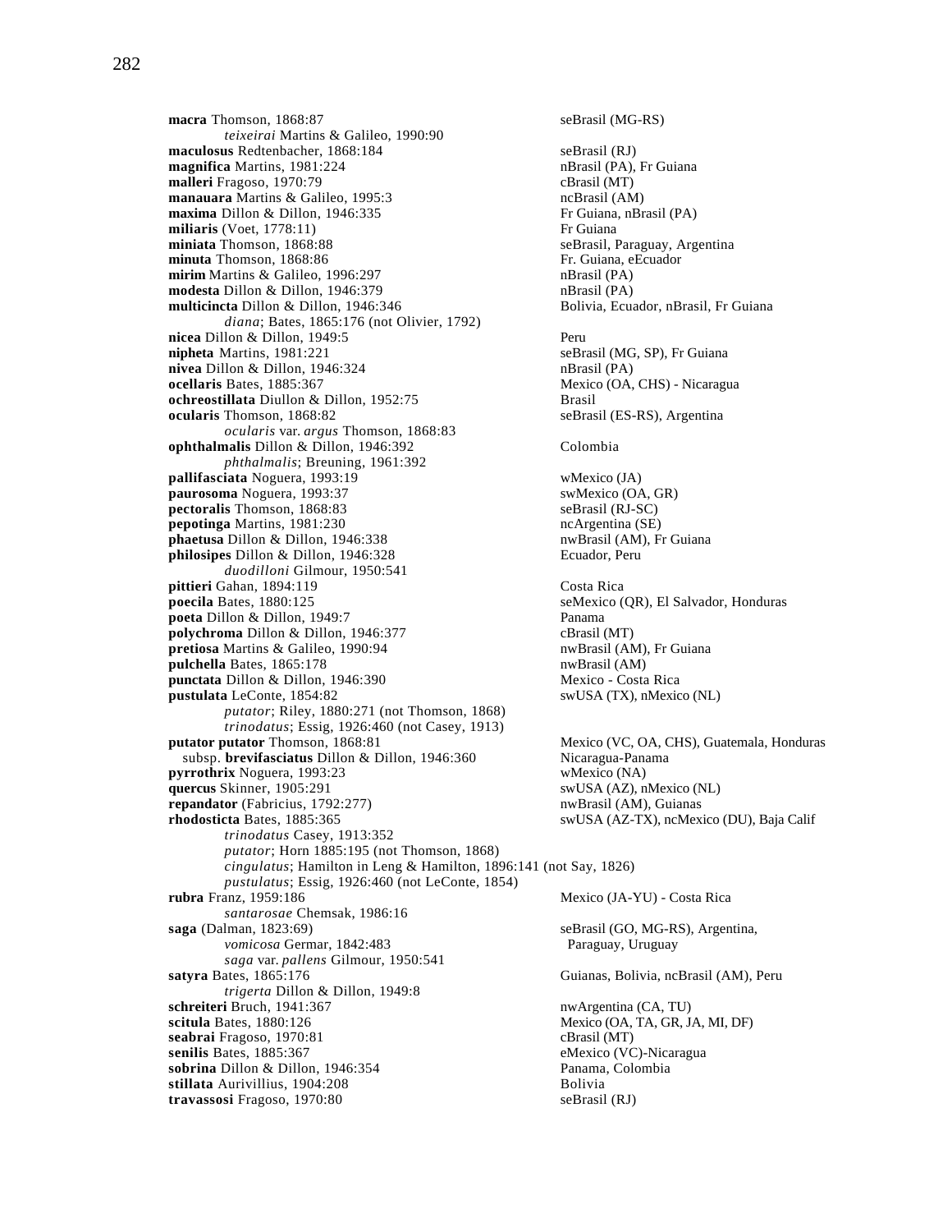**macra** Thomson, 1868:87 seBrasil (MG-RS)
*teixeirai* Martins & Galileo, 1990:90
**maculosus** Redtenbacher, 1868:184 seBrasil (RJ)
**magnifica** Martins, 1981:224 nBrasil (PA), Fr Guiana
**malleri** Fragoso, 1970:79 cBrasil (MT)
**manauara** Martins & Galileo, 1995:3 ncBrasil (AM)
**maxima** Dillon & Dillon, 1946:335 Fr Guiana, nBrasil (PA)
**miliaris** (Voet, 1778:11) Fr Guiana
**miniata** Thomson, 1868:88 seBrasil, Paraguay, Argentina
**minuta** Thomson, 1868:86 Fr. Guiana, eEcuador
**mirim** Martins & Galileo, 1996:297 nBrasil (PA)
**modesta** Dillon & Dillon, 1946:379 nBrasil (PA)
**multicincta** Dillon & Dillon, 1946:346 Bolivia, Ecuador, nBrasil, Fr Guiana
*diana*; Bates, 1865:176 (not Olivier, 1792)
**nicea** Dillon & Dillon, 1949:5 Peru
**nipheta** Martins, 1981:221 seBrasil (MG, SP), Fr Guiana
**nivea** Dillon & Dillon, 1946:324 nBrasil (PA)
**ocellaris** Bates, 1885:367 Mexico (OA, CHS) - Nicaragua
**ochreostillata** Diullon & Dillon, 1952:75 Brasil
**ocularis** Thomson, 1868:82 seBrasil (ES-RS), Argentina
*ocularis* var. *argus* Thomson, 1868:83
**ophthalmalis** Dillon & Dillon, 1946:392 Colombia
*phthalmalis*; Breuning, 1961:392
**pallifasciata** Noguera, 1993:19 wMexico (JA)
**paurosoma** Noguera, 1993:37 swMexico (OA, GR)
**pectoralis** Thomson, 1868:83 seBrasil (RJ-SC)
**pepotinga** Martins, 1981:230 ncArgentina (SE)
**phaetusa** Dillon & Dillon, 1946:338 nwBrasil (AM), Fr Guiana
**philosipes** Dillon & Dillon, 1946:328 Ecuador, Peru
*duodilloni* Gilmour, 1950:541
**pittieri** Gahan, 1894:119 Costa Rica
**poecila** Bates, 1880:125 seMexico (QR), El Salvador, Honduras
**poeta** Dillon & Dillon, 1949:7 Panama
**polychroma** Dillon & Dillon, 1946:377 cBrasil (MT)
**pretiosa** Martins & Galileo, 1990:94 nwBrasil (AM), Fr Guiana
**pulchella** Bates, 1865:178 nwBrasil (AM)
**punctata** Dillon & Dillon, 1946:390 Mexico - Costa Rica
**pustulata** LeConte, 1854:82 swUSA (TX), nMexico (NL)
*putator*; Riley, 1880:271 (not Thomson, 1868)
*trinodatus*; Essig, 1926:460 (not Casey, 1913)
**putator putator** Thomson, 1868:81 Mexico (VC, OA, CHS), Guatemala, Honduras
subsp. **brevifasciatus** Dillon & Dillon, 1946:360 Nicaragua-Panama
**pyrrothrix** Noguera, 1993:23 wMexico (NA)
**quercus** Skinner, 1905:291 swUSA (AZ), nMexico (NL)
**repandator** (Fabricius, 1792:277) nwBrasil (AM), Guianas
**rhodosticta** Bates, 1885:365 swUSA (AZ-TX), ncMexico (DU), Baja Calif
*trinodatus* Casey, 1913:352
*putator*; Horn 1885:195 (not Thomson, 1868)
*cingulatus*; Hamilton in Leng & Hamilton, 1896:141 (not Say, 1826)
*pustulatus*; Essig, 1926:460 (not LeConte, 1854)
**rubra** Franz, 1959:186 Mexico (JA-YU) - Costa Rica
*santarosae* Chemsak, 1986:16
**saga** (Dalman, 1823:69) seBrasil (GO, MG-RS), Argentina, Paraguay, Uruguay
*vomicosa* Germar, 1842:483
*saga* var. *pallens* Gilmour, 1950:541
**satyra** Bates, 1865:176 Guianas, Bolivia, ncBrasil (AM), Peru
*trigerta* Dillon & Dillon, 1949:8
**schreiteri** Bruch, 1941:367 nwArgentina (CA, TU)
**scitula** Bates, 1880:126 Mexico (OA, TA, GR, JA, MI, DF)
**seabrai** Fragoso, 1970:81 cBrasil (MT)
**senilis** Bates, 1885:367 eMexico (VC)-Nicaragua
**sobrina** Dillon & Dillon, 1946:354 Panama, Colombia
**stillata** Aurivillius, 1904:208 Bolivia
**travassosi** Fragoso, 1970:80 seBrasil (RJ)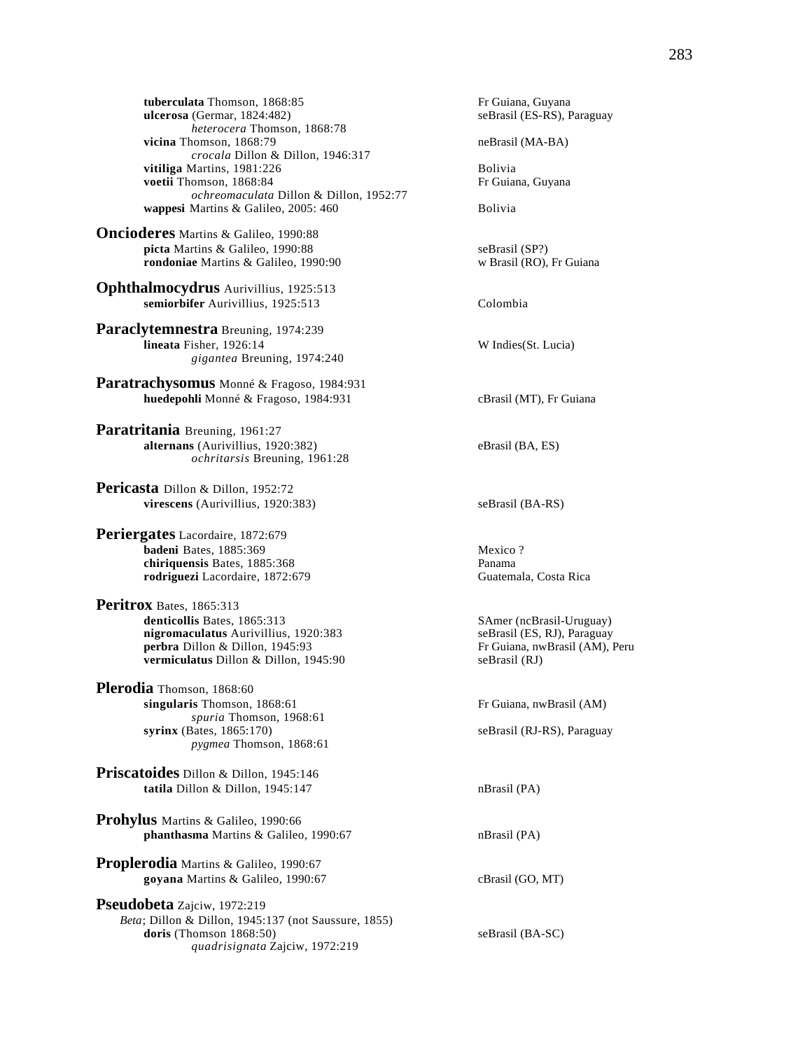**tuberculata** Thomson, 1868:85 — Fr Guiana, Guyana
**ulcerosa** (Germar, 1824:482) — seBrasil (ES-RS), Paraguay
*heterocera* Thomson, 1868:78
**vicina** Thomson, 1868:79 — neBrasil (MA-BA)
*crocala* Dillon & Dillon, 1946:317
**vitiliga** Martins, 1981:226 — Bolivia
**voetii** Thomson, 1868:84 — Fr Guiana, Guyana
*ochreomaculata* Dillon & Dillon, 1952:77
**wappesi** Martins & Galileo, 2005: 460 — Bolivia

**Oncioderes** Martins & Galileo, 1990:88
**picta** Martins & Galileo, 1990:88 — seBrasil (SP?)
**rondoniae** Martins & Galileo, 1990:90 — w Brasil (RO), Fr Guiana

**Ophthalmocydrus** Aurivillius, 1925:513
**semiorbifer** Aurivillius, 1925:513 — Colombia

**Paraclytemnestra** Breuning, 1974:239
**lineata** Fisher, 1926:14 — W Indies(St. Lucia)
*gigantea* Breuning, 1974:240

**Paratrachysomus** Monné & Fragoso, 1984:931
**huedepohli** Monné & Fragoso, 1984:931 — cBrasil (MT), Fr Guiana

**Paratritania** Breuning, 1961:27
**alternans** (Aurivillius, 1920:382) — eBrasil (BA, ES)
*ochritarsis* Breuning, 1961:28

**Pericasta** Dillon & Dillon, 1952:72
**virescens** (Aurivillius, 1920:383) — seBrasil (BA-RS)

**Periergates** Lacordaire, 1872:679
**badeni** Bates, 1885:369 — Mexico ?
**chiriquensis** Bates, 1885:368 — Panama
**rodriguezi** Lacordaire, 1872:679 — Guatemala, Costa Rica

**Peritrox** Bates, 1865:313
**denticollis** Bates, 1865:313 — SAmer (ncBrasil-Uruguay)
**nigromaculatus** Aurivillius, 1920:383 — seBrasil (ES, RJ), Paraguay
**perbra** Dillon & Dillon, 1945:93 — Fr Guiana, nwBrasil (AM), Peru
**vermiculatus** Dillon & Dillon, 1945:90 — seBrasil (RJ)

**Plerodia** Thomson, 1868:60
**singularis** Thomson, 1868:61 — Fr Guiana, nwBrasil (AM)
*spuria* Thomson, 1968:61
**syrinx** (Bates, 1865:170) — seBrasil (RJ-RS), Paraguay
*pygmea* Thomson, 1868:61

**Priscatoides** Dillon & Dillon, 1945:146
**tatila** Dillon & Dillon, 1945:147 — nBrasil (PA)

**Prohylus** Martins & Galileo, 1990:66
**phanthasma** Martins & Galileo, 1990:67 — nBrasil (PA)

**Proplerodia** Martins & Galileo, 1990:67
**goyana** Martins & Galileo, 1990:67 — cBrasil (GO, MT)

**Pseudobeta** Zajciw, 1972:219
*Beta*; Dillon & Dillon, 1945:137 (not Saussure, 1855)
**doris** (Thomson 1868:50) — seBrasil (BA-SC)
*quadrisignata* Zajciw, 1972:219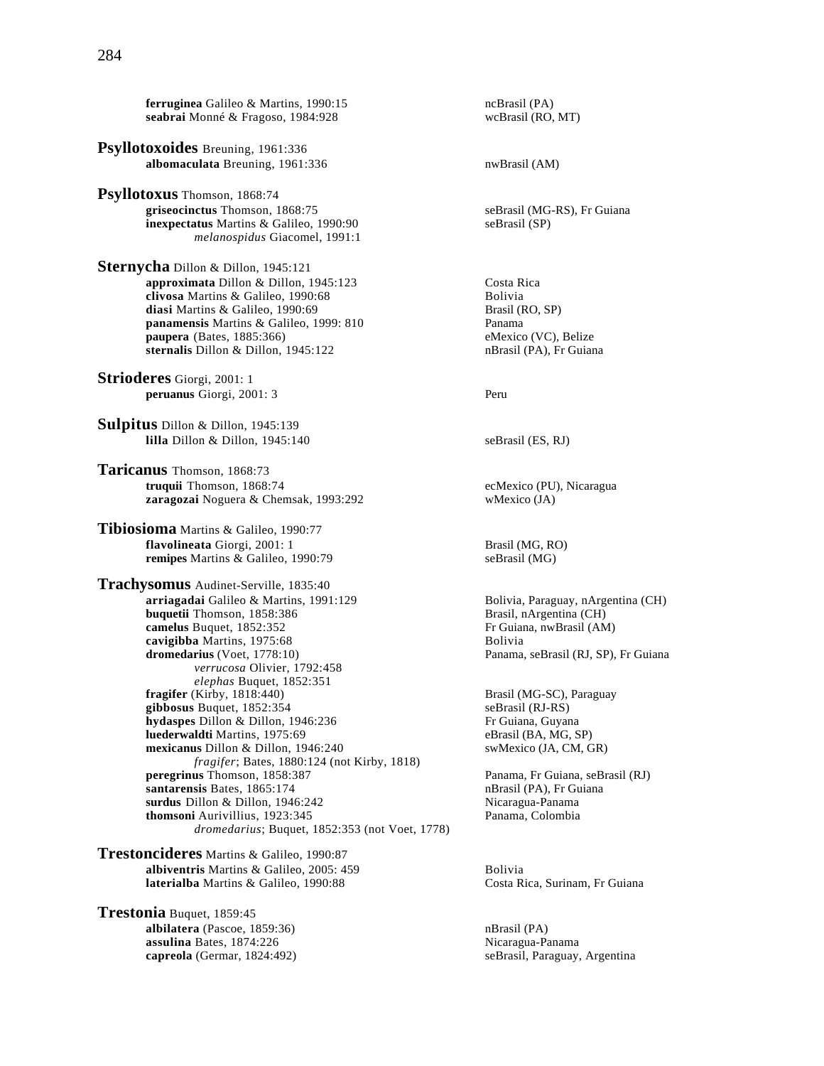**ferruginea** Galileo & Martins, 1990:15 — ncBrasil (PA)
**seabrai** Monné & Fragoso, 1984:928 — wcBrasil (RO, MT)

**Psyllotoxoides** Breuning, 1961:336
**albomaculata** Breuning, 1961:336 — nwBrasil (AM)

**Psyllotoxus** Thomson, 1868:74
**griseocinctus** Thomson, 1868:75 — seBrasil (MG-RS), Fr Guiana
**inexpectatus** Martins & Galileo, 1990:90 — seBrasil (SP)
*melanospidus* Giacomel, 1991:1

**Sternycha** Dillon & Dillon, 1945:121
**approximata** Dillon & Dillon, 1945:123 — Costa Rica
**clivosa** Martins & Galileo, 1990:68 — Bolivia
**diasi** Martins & Galileo, 1990:69 — Brasil (RO, SP)
**panamensis** Martins & Galileo, 1999: 810 — Panama
**paupera** (Bates, 1885:366) — eMexico (VC), Belize
**sternalis** Dillon & Dillon, 1945:122 — nBrasil (PA), Fr Guiana

**Strioderes** Giorgi, 2001: 1
**peruanus** Giorgi, 2001: 3 — Peru

**Sulpitus** Dillon & Dillon, 1945:139
**lilla** Dillon & Dillon, 1945:140 — seBrasil (ES, RJ)

**Taricanus** Thomson, 1868:73
**truquii** Thomson, 1868:74 — ecMexico (PU), Nicaragua
**zaragozai** Noguera & Chemsak, 1993:292 — wMexico (JA)

**Tibiosioma** Martins & Galileo, 1990:77
**flavolineata** Giorgi, 2001: 1 — Brasil (MG, RO)
**remipes** Martins & Galileo, 1990:79 — seBrasil (MG)

**Trachysomus** Audinet-Serville, 1835:40
**arriagadai** Galileo & Martins, 1991:129 — Bolivia, Paraguay, nArgentina (CH)
**buquetii** Thomson, 1858:386 — Brasil, nArgentina (CH)
**camelus** Buquet, 1852:352 — Fr Guiana, nwBrasil (AM)
**cavigibba** Martins, 1975:68 — Bolivia
**dromedarius** (Voet, 1778:10) — Panama, seBrasil (RJ, SP), Fr Guiana
*verrucosa* Olivier, 1792:458
*elephas* Buquet, 1852:351
**fragifer** (Kirby, 1818:440) — Brasil (MG-SC), Paraguay
**gibbosus** Buquet, 1852:354 — seBrasil (RJ-RS)
**hydaspes** Dillon & Dillon, 1946:236 — Fr Guiana, Guyana
**luederwaldti** Martins, 1975:69 — eBrasil (BA, MG, SP)
**mexicanus** Dillon & Dillon, 1946:240 — swMexico (JA, CM, GR)
*fragifer*; Bates, 1880:124 (not Kirby, 1818)
**peregrinus** Thomson, 1858:387 — Panama, Fr Guiana, seBrasil (RJ)
**santarensis** Bates, 1865:174 — nBrasil (PA), Fr Guiana
**surdus** Dillon & Dillon, 1946:242 — Nicaragua-Panama
**thomsoni** Aurivillius, 1923:345 — Panama, Colombia
*dromedarius*; Buquet, 1852:353 (not Voet, 1778)

**Trestoncideres** Martins & Galileo, 1990:87
**albiventris** Martins & Galileo, 2005: 459 — Bolivia
**laterialba** Martins & Galileo, 1990:88 — Costa Rica, Surinam, Fr Guiana

**Trestonia** Buquet, 1859:45
**albilatera** (Pascoe, 1859:36) — nBrasil (PA)
**assulina** Bates, 1874:226 — Nicaragua-Panama
**capreola** (Germar, 1824:492) — seBrasil, Paraguay, Argentina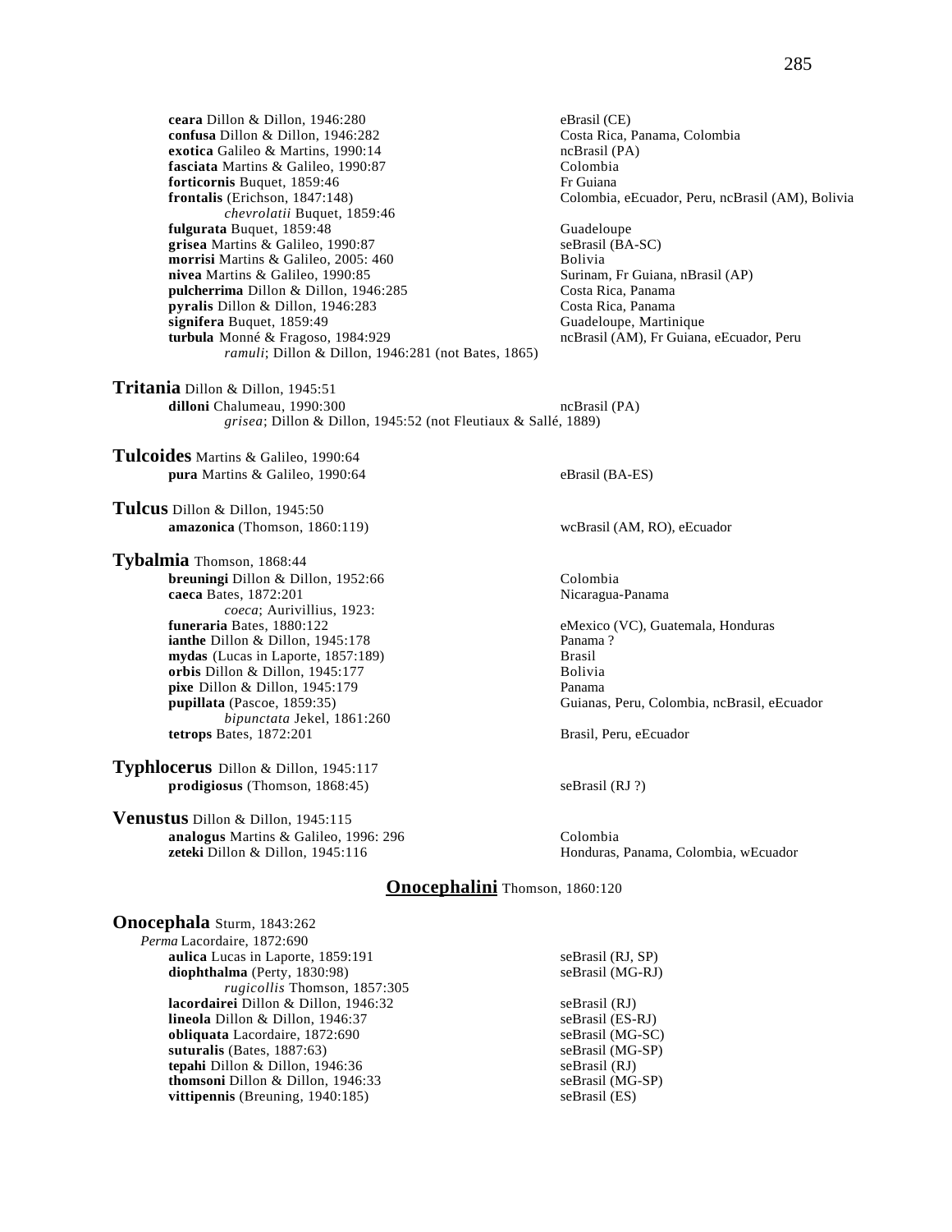**ceara** Dillon & Dillon, 1946:280 — eBrasil (CE)
**confusa** Dillon & Dillon, 1946:282 — Costa Rica, Panama, Colombia
**exotica** Galileo & Martins, 1990:14 — ncBrasil (PA)
**fasciata** Martins & Galileo, 1990:87 — Colombia
**forticornis** Buquet, 1859:46 — Fr Guiana
**frontalis** (Erichson, 1847:148) — Colombia, eEcuador, Peru, ncBrasil (AM), Bolivia
    *chevrolatii* Buquet, 1859:46
**fulgurata** Buquet, 1859:48 — Guadeloupe
**grisea** Martins & Galileo, 1990:87 — seBrasil (BA-SC)
**morrisi** Martins & Galileo, 2005: 460 — Bolivia
**nivea** Martins & Galileo, 1990:85 — Surinam, Fr Guiana, nBrasil (AP)
**pulcherrima** Dillon & Dillon, 1946:285 — Costa Rica, Panama
**pyralis** Dillon & Dillon, 1946:283 — Costa Rica, Panama
**signifera** Buquet, 1859:49 — Guadeloupe, Martinique
**turbula** Monné & Fragoso, 1984:929 — ncBrasil (AM), Fr Guiana, eEcuador, Peru
    *ramuli*; Dillon & Dillon, 1946:281 (not Bates, 1865)

**Tritania** Dillon & Dillon, 1945:51
**dilloni** Chalumeau, 1990:300 — ncBrasil (PA)
    *grisea*; Dillon & Dillon, 1945:52 (not Fleutiaux & Sallé, 1889)

**Tulcoides** Martins & Galileo, 1990:64
**pura** Martins & Galileo, 1990:64 — eBrasil (BA-ES)

**Tulcus** Dillon & Dillon, 1945:50
**amazonica** (Thomson, 1860:119) — wcBrasil (AM, RO), eEcuador

**Tybalmia** Thomson, 1868:44
**breuningi** Dillon & Dillon, 1952:66 — Colombia
**caeca** Bates, 1872:201 — Nicaragua-Panama
    *coeca*; Aurivillius, 1923:
**funeraria** Bates, 1880:122 — eMexico (VC), Guatemala, Honduras
**ianthe** Dillon & Dillon, 1945:178 — Panama ?
**mydas** (Lucas in Laporte, 1857:189) — Brasil
**orbis** Dillon & Dillon, 1945:177 — Bolivia
**pixe** Dillon & Dillon, 1945:179 — Panama
**pupillata** (Pascoe, 1859:35) — Guianas, Peru, Colombia, ncBrasil, eEcuador
    *bipunctata* Jekel, 1861:260
**tetrops** Bates, 1872:201 — Brasil, Peru, eEcuador

**Typhlocerus** Dillon & Dillon, 1945:117
**prodigiosus** (Thomson, 1868:45) — seBrasil (RJ ?)

**Venustus** Dillon & Dillon, 1945:115
**analogus** Martins & Galileo, 1996: 296 — Colombia
**zeteki** Dillon & Dillon, 1945:116 — Honduras, Panama, Colombia, wEcuador

## Onocephalini Thomson, 1860:120

**Onocephala** Sturm, 1843:262
*Perma* Lacordaire, 1872:690
**aulica** Lucas in Laporte, 1859:191 — seBrasil (RJ, SP)
**diophthalma** (Perty, 1830:98) — seBrasil (MG-RJ)
    *rugicollis* Thomson, 1857:305
**lacordairei** Dillon & Dillon, 1946:32 — seBrasil (RJ)
**lineola** Dillon & Dillon, 1946:37 — seBrasil (ES-RJ)
**obliquata** Lacordaire, 1872:690 — seBrasil (MG-SC)
**suturalis** (Bates, 1887:63) — seBrasil (MG-SP)
**tepahi** Dillon & Dillon, 1946:36 — seBrasil (RJ)
**thomsoni** Dillon & Dillon, 1946:33 — seBrasil (MG-SP)
**vittipennis** (Breuning, 1940:185) — seBrasil (ES)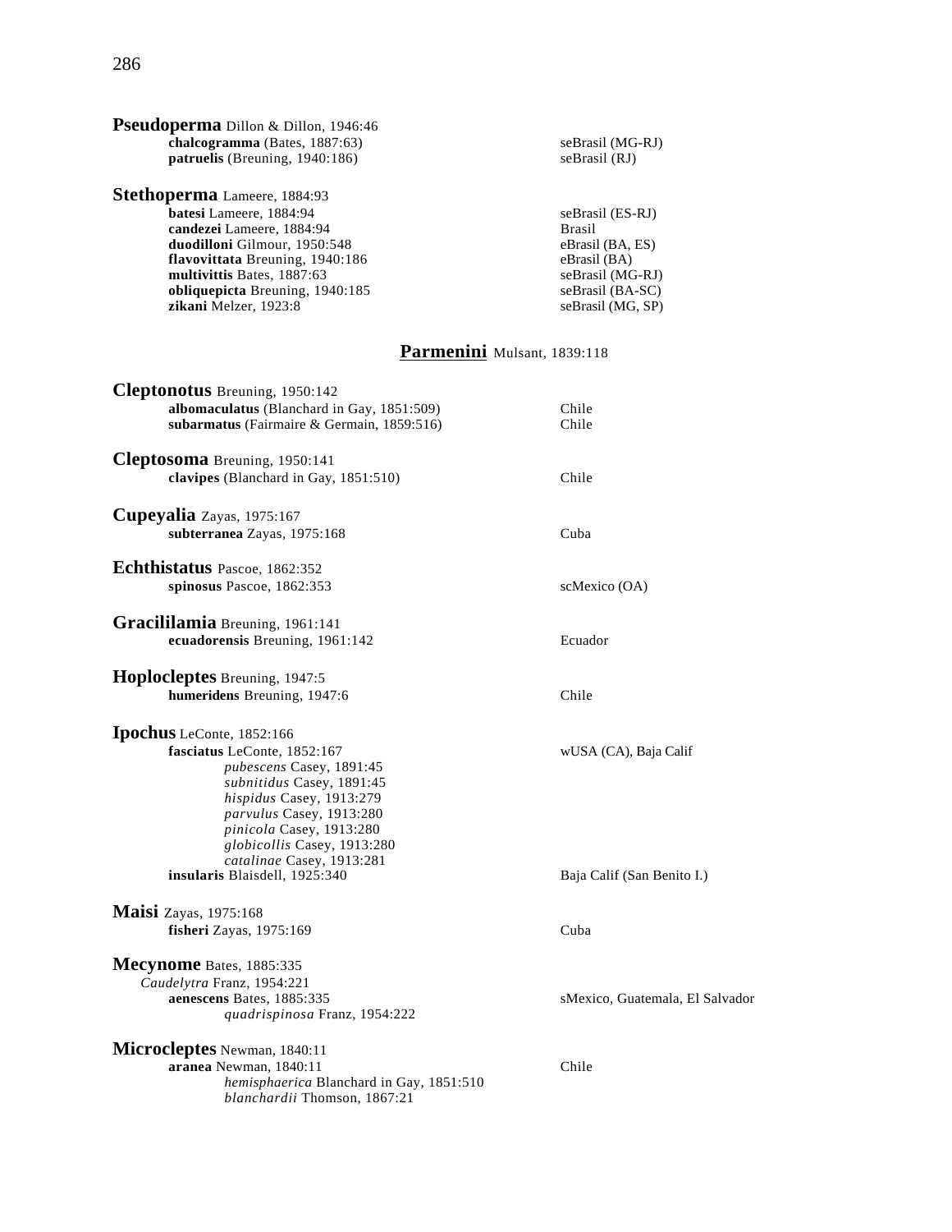**Pseudoperma** Dillon & Dillon, 1946:46

- **chalcogramma** (Bates, 1887:63) — seBrasil (MG-RJ)
- **patruelis** (Breuning, 1940:186) — seBrasil (RJ)

**Stethoperma** Lameere, 1884:93

- **batesi** Lameere, 1884:94 — seBrasil (ES-RJ)
- **candezei** Lameere, 1884:94 — Brasil
- **duodilloni** Gilmour, 1950:548 — eBrasil (BA, ES)
- **flavovittata** Breuning, 1940:186 — eBrasil (BA)
- **multivittis** Bates, 1887:63 — seBrasil (MG-RJ)
- **obliquepicta** Breuning, 1940:185 — seBrasil (BA-SC)
- **zikani** Melzer, 1923:8 — seBrasil (MG, SP)

## Parmenini Mulsant, 1839:118

**Cleptonotus** Breuning, 1950:142

- **albomaculatus** (Blanchard in Gay, 1851:509) — Chile
- **subarmatus** (Fairmaire & Germain, 1859:516) — Chile

**Cleptosoma** Breuning, 1950:141

- **clavipes** (Blanchard in Gay, 1851:510) — Chile

**Cupeyalia** Zayas, 1975:167

- **subterranea** Zayas, 1975:168 — Cuba

**Echthistatus** Pascoe, 1862:352

- **spinosus** Pascoe, 1862:353 — scMexico (OA)

**Gracililamia** Breuning, 1961:141

- **ecuadorensis** Breuning, 1961:142 — Ecuador

**Hoplocleptes** Breuning, 1947:5

- **humeridens** Breuning, 1947:6 — Chile

**Ipochus** LeConte, 1852:166

- **fasciatus** LeConte, 1852:167 — wUSA (CA), Baja Calif
  - *pubescens* Casey, 1891:45
  - *subnitidus* Casey, 1891:45
  - *hispidus* Casey, 1913:279
  - *parvulus* Casey, 1913:280
  - *pinicola* Casey, 1913:280
  - *globicollis* Casey, 1913:280
  - *catalinae* Casey, 1913:281
- **insularis** Blaisdell, 1925:340 — Baja Calif (San Benito I.)

**Maisi** Zayas, 1975:168

- **fisheri** Zayas, 1975:169 — Cuba

**Mecynome** Bates, 1885:335

*Caudelytra* Franz, 1954:221

- **aenescens** Bates, 1885:335 — sMexico, Guatemala, El Salvador
  - *quadrispinosa* Franz, 1954:222

**Microcleptes** Newman, 1840:11

- **aranea** Newman, 1840:11 — Chile
  - *hemisphaerica* Blanchard in Gay, 1851:510
  - *blanchardii* Thomson, 1867:21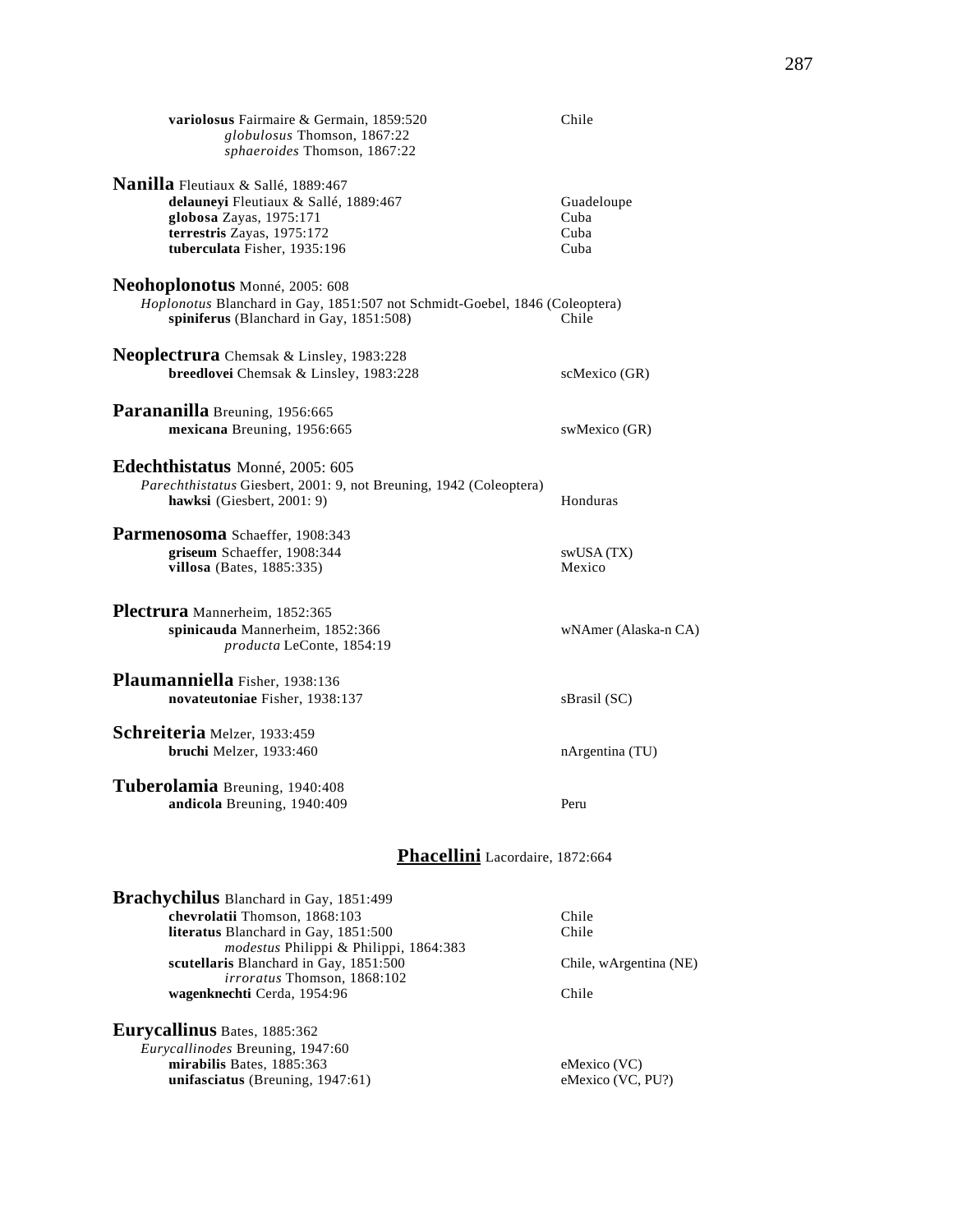**variolosus** Fairmaire & Germain, 1859:520 — Chile
*globulosus* Thomson, 1867:22
*sphaeroides* Thomson, 1867:22

**Nanilla** Fleutiaux & Sallé, 1889:467
**delauneyi** Fleutiaux & Sallé, 1889:467 — Guadeloupe
**globosa** Zayas, 1975:171 — Cuba
**terrestris** Zayas, 1975:172 — Cuba
**tuberculata** Fisher, 1935:196 — Cuba

**Neohoplonotus** Monné, 2005: 608
*Hoplonotus* Blanchard in Gay, 1851:507 not Schmidt-Goebel, 1846 (Coleoptera)
**spiniferus** (Blanchard in Gay, 1851:508) — Chile

**Neoplectrura** Chemsak & Linsley, 1983:228
**breedlovei** Chemsak & Linsley, 1983:228 — scMexico (GR)

**Parananilla** Breuning, 1956:665
**mexicana** Breuning, 1956:665 — swMexico (GR)

**Edechthistatus** Monné, 2005: 605
*Parechthistatus* Giesbert, 2001: 9, not Breuning, 1942 (Coleoptera)
**hawksi** (Giesbert, 2001: 9) — Honduras

**Parmenosoma** Schaeffer, 1908:343
**griseum** Schaeffer, 1908:344 — swUSA (TX)
**villosa** (Bates, 1885:335) — Mexico

**Plectrura** Mannerheim, 1852:365
**spinicauda** Mannerheim, 1852:366 — wNAmer (Alaska-n CA)
*producta* LeConte, 1854:19

**Plaumanniella** Fisher, 1938:136
**novateutoniae** Fisher, 1938:137 — sBrasil (SC)

**Schreiteria** Melzer, 1933:459
**bruchi** Melzer, 1933:460 — nArgentina (TU)

**Tuberolamia** Breuning, 1940:408
**andicola** Breuning, 1940:409 — Peru

## Phacellini Lacordaire, 1872:664

**Brachychilus** Blanchard in Gay, 1851:499
**chevrolatii** Thomson, 1868:103 — Chile
**literatus** Blanchard in Gay, 1851:500 — Chile
*modestus* Philippi & Philippi, 1864:383
**scutellaris** Blanchard in Gay, 1851:500 — Chile, wArgentina (NE)
*irroratus* Thomson, 1868:102
**wagenknechti** Cerda, 1954:96 — Chile

**Eurycallinus** Bates, 1885:362
*Eurycallinodes* Breuning, 1947:60
**mirabilis** Bates, 1885:363 — eMexico (VC)
**unifasciatus** (Breuning, 1947:61) — eMexico (VC, PU?)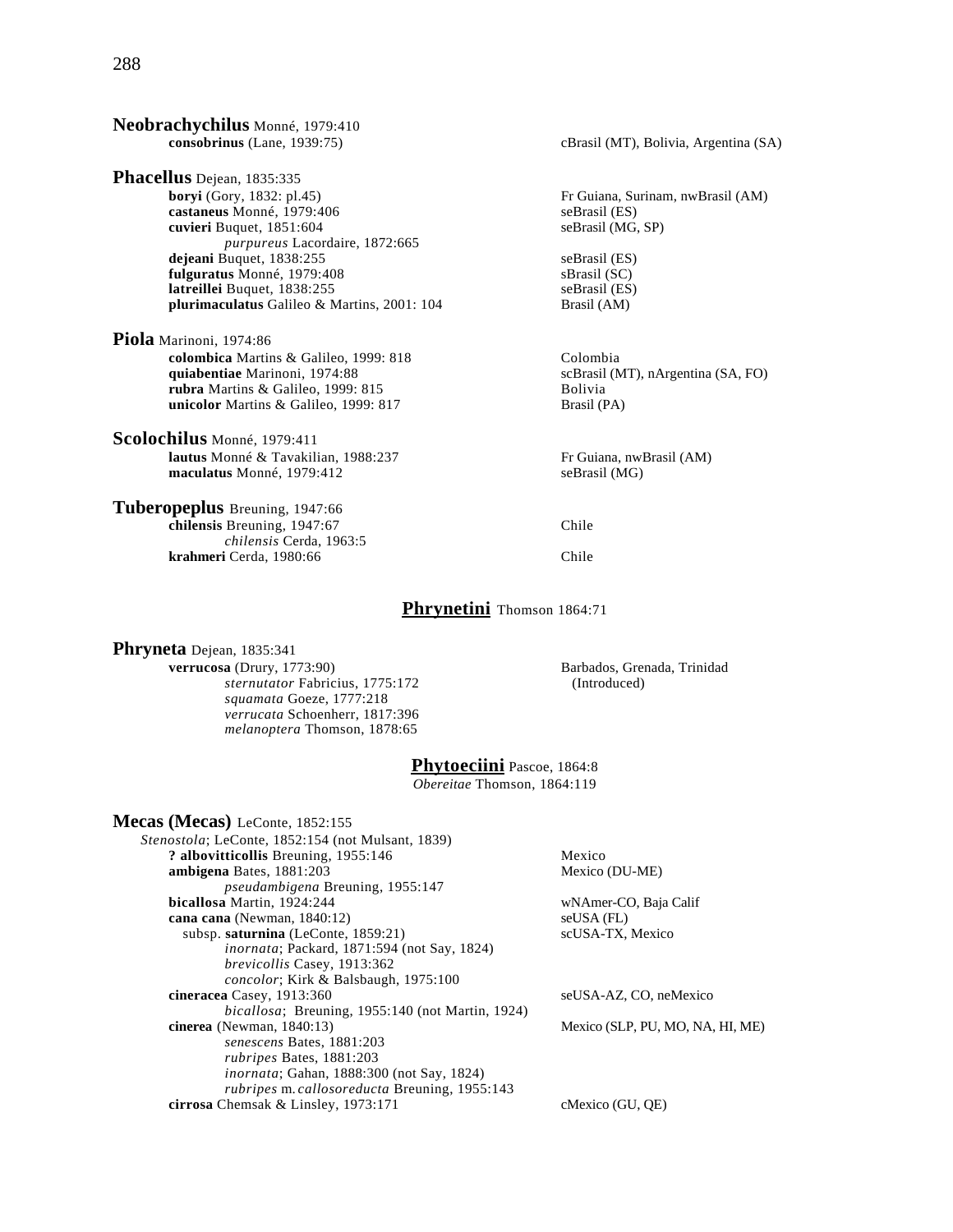**Neobrachychilus** Monné, 1979:410

**consobrinus** (Lane, 1939:75) — cBrasil (MT), Bolivia, Argentina (SA)

**Phacellus** Dejean, 1835:335

**boryi** (Gory, 1832: pl.45) — Fr Guiana, Surinam, nwBrasil (AM)
**castaneus** Monné, 1979:406 — seBrasil (ES)
**cuvieri** Buquet, 1851:604 — seBrasil (MG, SP)
*purpureus* Lacordaire, 1872:665
**dejeani** Buquet, 1838:255 — seBrasil (ES)
**fulguratus** Monné, 1979:408 — sBrasil (SC)
**latreillei** Buquet, 1838:255 — seBrasil (ES)
**plurimaculatus** Galileo & Martins, 2001: 104 — Brasil (AM)

**Piola** Marinoni, 1974:86

**colombica** Martins & Galileo, 1999: 818 — Colombia
**quiabentiae** Marinoni, 1974:88 — scBrasil (MT), nArgentina (SA, FO)
**rubra** Martins & Galileo, 1999: 815 — Bolivia
**unicolor** Martins & Galileo, 1999: 817 — Brasil (PA)

**Scolochilus** Monné, 1979:411

**lautus** Monné & Tavakilian, 1988:237 — Fr Guiana, nwBrasil (AM)
**maculatus** Monné, 1979:412 — seBrasil (MG)

**Tuberopeplus** Breuning, 1947:66

**chilensis** Breuning, 1947:67 — Chile
*chilensis* Cerda, 1963:5
**krahmeri** Cerda, 1980:66 — Chile

## Phrynetini Thomson 1864:71

**Phryneta** Dejean, 1835:341

**verrucosa** (Drury, 1773:90) — Barbados, Grenada, Trinidad (Introduced)
*sternutator* Fabricius, 1775:172
*squamata* Goeze, 1777:218
*verrucata* Schoenherr, 1817:396
*melanoptera* Thomson, 1878:65

## Phytoeciini Pascoe, 1864:8

*Obereitae* Thomson, 1864:119

**Mecas (Mecas)** LeConte, 1852:155

*Stenostola*; LeConte, 1852:154 (not Mulsant, 1839)

**? albovitticollis** Breuning, 1955:146 — Mexico
**ambigena** Bates, 1881:203 — Mexico (DU-ME)
*pseudambigena* Breuning, 1955:147
**bicallosa** Martin, 1924:244 — wNAmer-CO, Baja Calif
**cana cana** (Newman, 1840:12) — seUSA (FL)
subsp. **saturnina** (LeConte, 1859:21) — scUSA-TX, Mexico
*inornata*; Packard, 1871:594 (not Say, 1824)
*brevicollis* Casey, 1913:362
*concolor*; Kirk & Balsbaugh, 1975:100
**cineracea** Casey, 1913:360 — seUSA-AZ, CO, neMexico
*bicallosa*; Breuning, 1955:140 (not Martin, 1924)
**cinerea** (Newman, 1840:13) — Mexico (SLP, PU, MO, NA, HI, ME)
*senescens* Bates, 1881:203
*rubripes* Bates, 1881:203
*inornata*; Gahan, 1888:300 (not Say, 1824)
*rubripes* m. *callosoreducta* Breuning, 1955:143
**cirrosa** Chemsak & Linsley, 1973:171 — cMexico (GU, QE)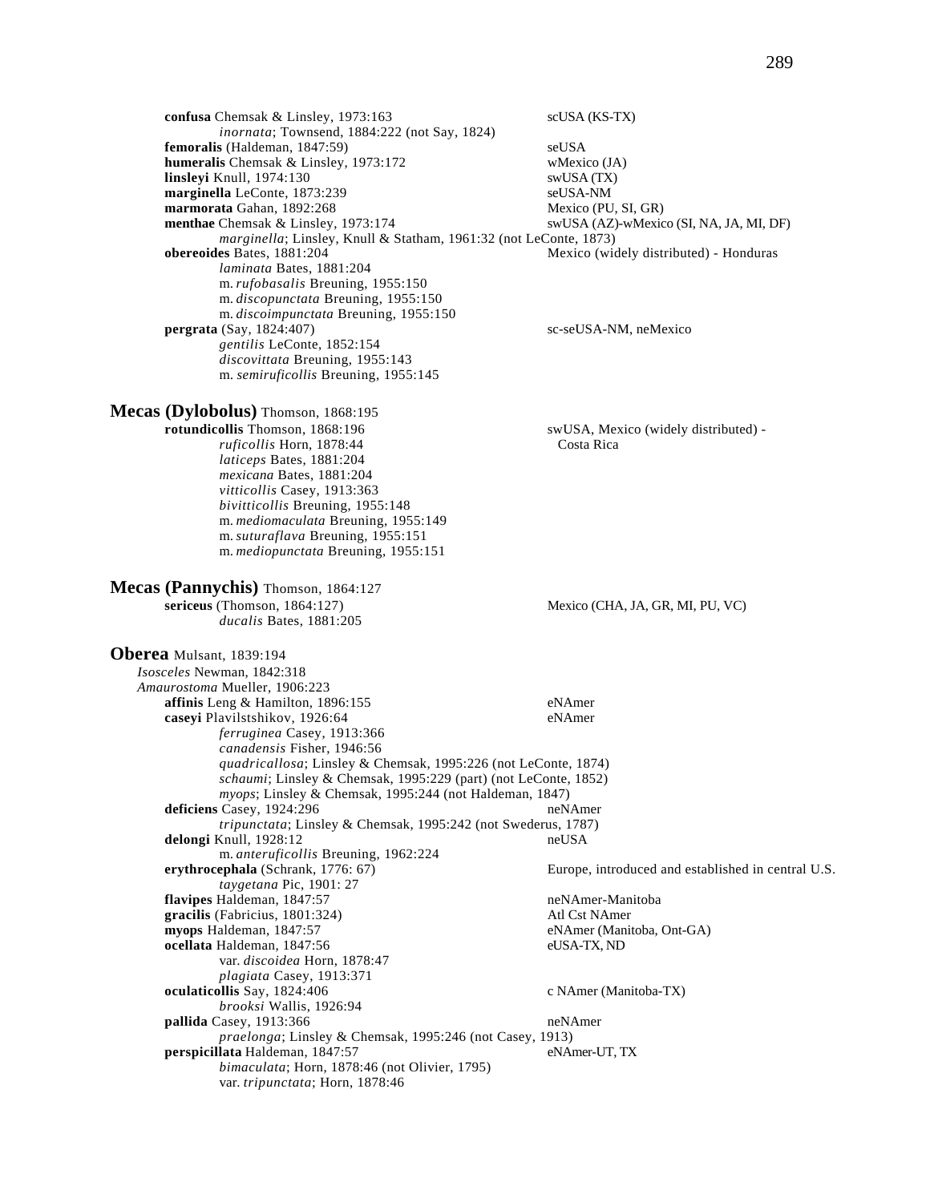**confusa** Chemsak & Linsley, 1973:163 — scUSA (KS-TX)
*inornata*; Townsend, 1884:222 (not Say, 1824)
**femoralis** (Haldeman, 1847:59) — seUSA
**humeralis** Chemsak & Linsley, 1973:172 — wMexico (JA)
**linsleyi** Knull, 1974:130 — swUSA (TX)
**marginella** LeConte, 1873:239 — seUSA-NM
**marmorata** Gahan, 1892:268 — Mexico (PU, SI, GR)
**menthae** Chemsak & Linsley, 1973:174 — swUSA (AZ)-wMexico (SI, NA, JA, MI, DF)
*marginella*; Linsley, Knull & Statham, 1961:32 (not LeConte, 1873)
**obereoides** Bates, 1881:204 — Mexico (widely distributed) - Honduras
*laminata* Bates, 1881:204
m. *rufobasalis* Breuning, 1955:150
m. *discopunctata* Breuning, 1955:150
m. *discoimpunctata* Breuning, 1955:150
**pergrata** (Say, 1824:407) — sc-seUSA-NM, neMexico
*gentilis* LeConte, 1852:154
*discovittata* Breuning, 1955:143
m. *semiruficollis* Breuning, 1955:145

## Mecas (Dylobolus) Thomson, 1868:195

**rotundicollis** Thomson, 1868:196 — swUSA, Mexico (widely distributed) - Costa Rica
*ruficollis* Horn, 1878:44
*laticeps* Bates, 1881:204
*mexicana* Bates, 1881:204
*vitticollis* Casey, 1913:363
*bivitticollis* Breuning, 1955:148
m. *mediomaculata* Breuning, 1955:149
m. *suturaflava* Breuning, 1955:151
m. *mediopunctata* Breuning, 1955:151

## Mecas (Pannychis) Thomson, 1864:127

**sericeus** (Thomson, 1864:127) — Mexico (CHA, JA, GR, MI, PU, VC)
*ducalis* Bates, 1881:205

## Oberea Mulsant, 1839:194

*Isosceles* Newman, 1842:318
*Amaurostoma* Mueller, 1906:223
**affinis** Leng & Hamilton, 1896:155 — eNAmer
**caseyi** Plavilstshikov, 1926:64 — eNAmer
*ferruginea* Casey, 1913:366
*canadensis* Fisher, 1946:56
*quadricallosa*; Linsley & Chemsak, 1995:226 (not LeConte, 1874)
*schaumi*; Linsley & Chemsak, 1995:229 (part) (not LeConte, 1852)
*myops*; Linsley & Chemsak, 1995:244 (not Haldeman, 1847)
**deficiens** Casey, 1924:296 — neNAmer
*tripunctata*; Linsley & Chemsak, 1995:242 (not Swederus, 1787)
**delongi** Knull, 1928:12 — neUSA
m. *anteruficollis* Breuning, 1962:224
**erythrocephala** (Schrank, 1776: 67) — Europe, introduced and established in central U.S.
*taygetana* Pic, 1901: 27
**flavipes** Haldeman, 1847:57 — neNAmer-Manitoba
**gracilis** (Fabricius, 1801:324) — Atl Cst NAmer
**myops** Haldeman, 1847:57 — eNAmer (Manitoba, Ont-GA)
**ocellata** Haldeman, 1847:56 — eUSA-TX, ND
var. *discoidea* Horn, 1878:47
*plagiata* Casey, 1913:371
**oculaticollis** Say, 1824:406 — c NAmer (Manitoba-TX)
*brooksi* Wallis, 1926:94
**pallida** Casey, 1913:366 — neNAmer
*praelonga*; Linsley & Chemsak, 1995:246 (not Casey, 1913)
**perspicillata** Haldeman, 1847:57 — eNAmer-UT, TX
*bimaculata*; Horn, 1878:46 (not Olivier, 1795)
var. *tripunctata*; Horn, 1878:46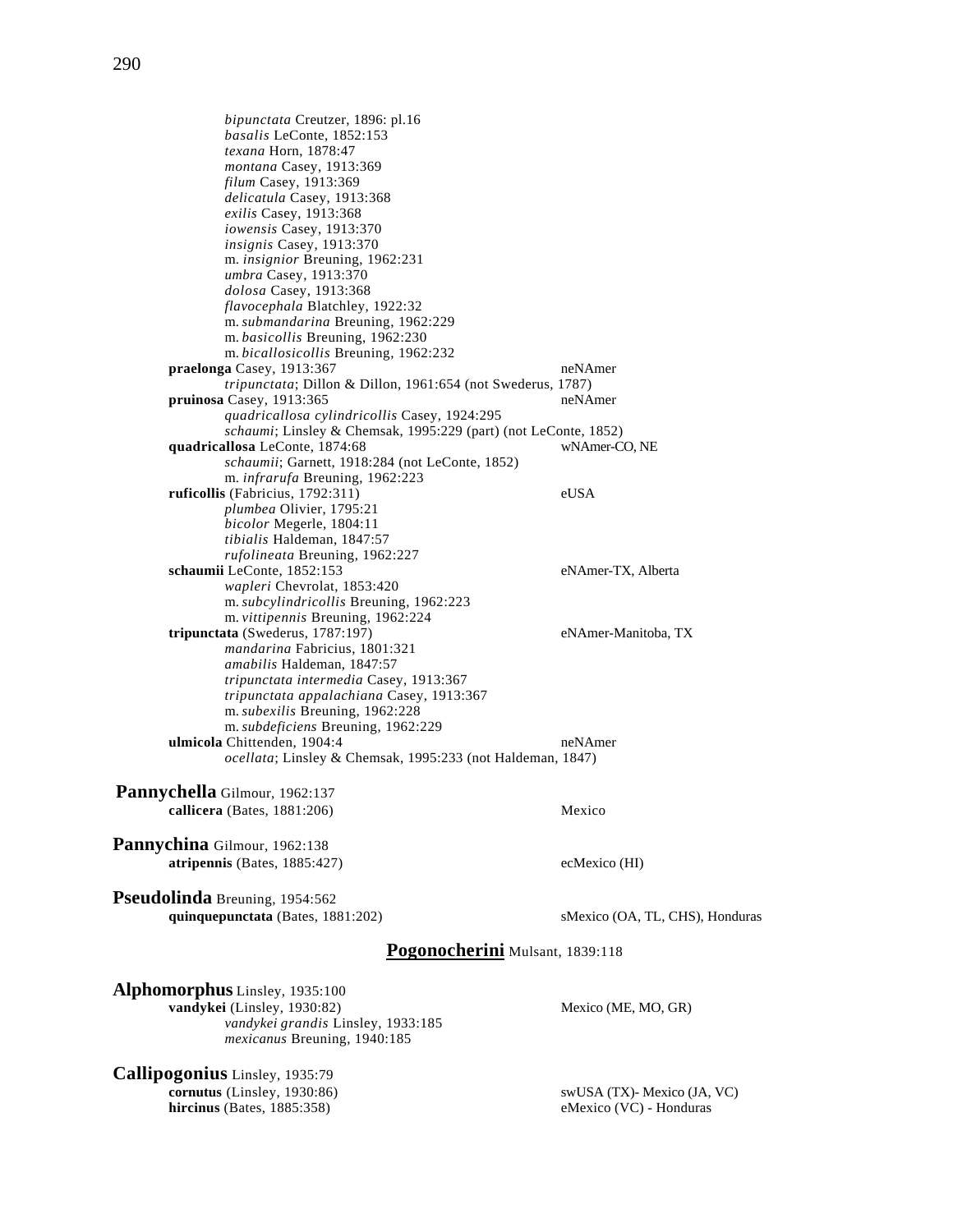*bipunctata* Creutzer, 1896: pl.16
*basalis* LeConte, 1852:153
*texana* Horn, 1878:47
*montana* Casey, 1913:369
*filum* Casey, 1913:369
*delicatula* Casey, 1913:368
*exilis* Casey, 1913:368
*iowensis* Casey, 1913:370
*insignis* Casey, 1913:370
m. *insignior* Breuning, 1962:231
*umbra* Casey, 1913:370
*dolosa* Casey, 1913:368
*flavocephala* Blatchley, 1922:32
m. *submandarina* Breuning, 1962:229
m. *basicollis* Breuning, 1962:230
m. *bicallosicollis* Breuning, 1962:232

**praelonga** Casey, 1913:367 — neNAmer
*tripunctata*; Dillon & Dillon, 1961:654 (not Swederus, 1787)

**pruinosa** Casey, 1913:365 — neNAmer
*quadricallosa cylindricollis* Casey, 1924:295
*schaumi*; Linsley & Chemsak, 1995:229 (part) (not LeConte, 1852)

**quadricallosa** LeConte, 1874:68 — wNAmer-CO, NE
*schaumii*; Garnett, 1918:284 (not LeConte, 1852)
m. *infrarufa* Breuning, 1962:223

**ruficollis** (Fabricius, 1792:311) — eUSA
*plumbea* Olivier, 1795:21
*bicolor* Megerle, 1804:11
*tibialis* Haldeman, 1847:57
*rufolineata* Breuning, 1962:227

**schaumii** LeConte, 1852:153 — eNAmer-TX, Alberta
*wapleri* Chevrolat, 1853:420
m. *subcylindricollis* Breuning, 1962:223
m. *vittipennis* Breuning, 1962:224

**tripunctata** (Swederus, 1787:197) — eNAmer-Manitoba, TX
*mandarina* Fabricius, 1801:321
*amabilis* Haldeman, 1847:57
*tripunctata intermedia* Casey, 1913:367
*tripunctata appalachiana* Casey, 1913:367
m. *subexilis* Breuning, 1962:228
m. *subdeficiens* Breuning, 1962:229

**ulmicola** Chittenden, 1904:4 — neNAmer
*ocellata*; Linsley & Chemsak, 1995:233 (not Haldeman, 1847)

**Pannychella** Gilmour, 1962:137
**callicera** (Bates, 1881:206) — Mexico

**Pannychina** Gilmour, 1962:138
**atripennis** (Bates, 1885:427) — ecMexico (HI)

**Pseudolinda** Breuning, 1954:562
**quinquepunctata** (Bates, 1881:202) — sMexico (OA, TL, CHS), Honduras

## Pogonocherini Mulsant, 1839:118

**Alphomorphus** Linsley, 1935:100
**vandykei** (Linsley, 1930:82) — Mexico (ME, MO, GR)
*vandykei grandis* Linsley, 1933:185
*mexicanus* Breuning, 1940:185

**Callipogonius** Linsley, 1935:79
**cornutus** (Linsley, 1930:86) — swUSA (TX)- Mexico (JA, VC)
**hircinus** (Bates, 1885:358) — eMexico (VC) - Honduras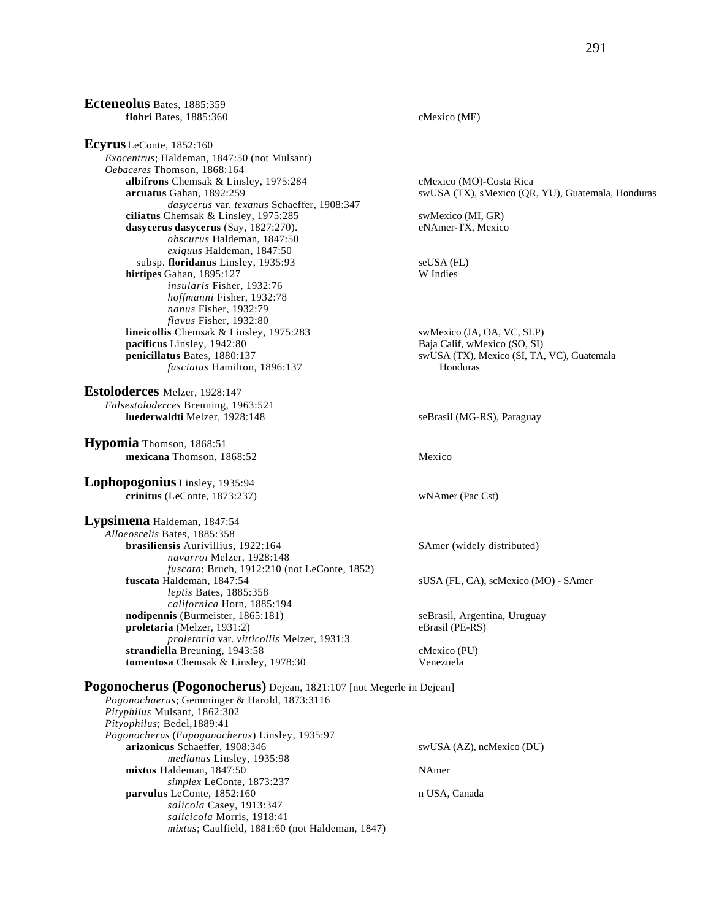**Ecteneolus** Bates, 1885:359
- **flohri** Bates, 1885:360 — cMexico (ME)

**Ecyrus** LeConte, 1852:160
*Exocentrus*; Haldeman, 1847:50 (not Mulsant)
*Oebaceres* Thomson, 1868:164
- **albifrons** Chemsak & Linsley, 1975:284 — cMexico (MO)-Costa Rica
- **arcuatus** Gahan, 1892:259 — swUSA (TX), sMexico (QR, YU), Guatemala, Honduras
  - *dasycerus* var. *texanus* Schaeffer, 1908:347
- **ciliatus** Chemsak & Linsley, 1975:285 — swMexico (MI, GR)
- **dasycerus dasycerus** (Say, 1827:270). — eNAmer-TX, Mexico
  - *obscurus* Haldeman, 1847:50
  - *exiquus* Haldeman, 1847:50
  - subsp. **floridanus** Linsley, 1935:93 — seUSA (FL)
- **hirtipes** Gahan, 1895:127 — W Indies
  - *insularis* Fisher, 1932:76
  - *hoffmanni* Fisher, 1932:78
  - *nanus* Fisher, 1932:79
  - *flavus* Fisher, 1932:80
- **lineicollis** Chemsak & Linsley, 1975:283 — swMexico (JA, OA, VC, SLP)
- **pacificus** Linsley, 1942:80 — Baja Calif, wMexico (SO, SI)
- **penicillatus** Bates, 1880:137 — swUSA (TX), Mexico (SI, TA, VC), Guatemala Honduras
  - *fasciatus* Hamilton, 1896:137

**Estoloderces** Melzer, 1928:147
*Falsestoloderces* Breuning, 1963:521
- **luederwaldti** Melzer, 1928:148 — seBrasil (MG-RS), Paraguay

**Hypomia** Thomson, 1868:51
- **mexicana** Thomson, 1868:52 — Mexico

**Lophopogonius** Linsley, 1935:94
- **crinitus** (LeConte, 1873:237) — wNAmer (Pac Cst)

**Lypsimena** Haldeman, 1847:54
*Alloeoscelis* Bates, 1885:358
- **brasiliensis** Aurivillius, 1922:164 — SAmer (widely distributed)
  - *navarroi* Melzer, 1928:148
  - *fuscata*; Bruch, 1912:210 (not LeConte, 1852)
- **fuscata** Haldeman, 1847:54 — sUSA (FL, CA), scMexico (MO) - SAmer
  - *leptis* Bates, 1885:358
  - *californica* Horn, 1885:194
- **nodipennis** (Burmeister, 1865:181) — seBrasil, Argentina, Uruguay
- **proletaria** (Melzer, 1931:2) — eBrasil (PE-RS)
  - *proletaria* var. *vitticollis* Melzer, 1931:3
- **strandiella** Breuning, 1943:58 — cMexico (PU)
- **tomentosa** Chemsak & Linsley, 1978:30 — Venezuela

**Pogonocherus (Pogonocherus)** Dejean, 1821:107 [not Megerle in Dejean]
*Pogonochaerus*; Gemminger & Harold, 1873:3116
*Pityphilus* Mulsant, 1862:302
*Pityophilus*; Bedel,1889:41
*Pogonocherus* (*Eupogonocherus*) Linsley, 1935:97
- **arizonicus** Schaeffer, 1908:346 — swUSA (AZ), ncMexico (DU)
  - *medianus* Linsley, 1935:98
- **mixtus** Haldeman, 1847:50 — NAmer
  - *simplex* LeConte, 1873:237
- **parvulus** LeConte, 1852:160 — n USA, Canada
  - *salicola* Casey, 1913:347
  - *salicicola* Morris, 1918:41
  - *mixtus*; Caulfield, 1881:60 (not Haldeman, 1847)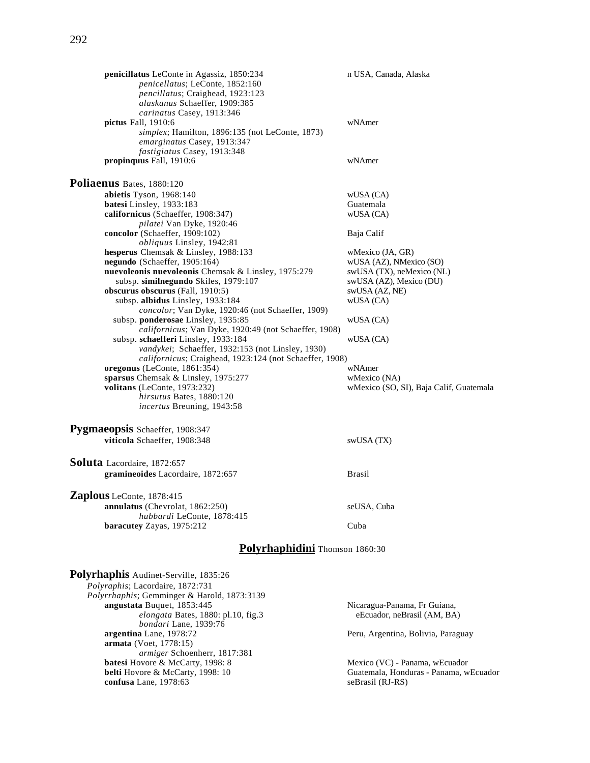**penicillatus** LeConte in Agassiz, 1850:234 — n USA, Canada, Alaska
- *penicellatus*; LeConte, 1852:160
- *pencillatus*; Craighead, 1923:123
- *alaskanus* Schaeffer, 1909:385
- *carinatus* Casey, 1913:346

**pictus** Fall, 1910:6 — wNAmer
- *simplex*; Hamilton, 1896:135 (not LeConte, 1873)
- *emarginatus* Casey, 1913:347
- *fastigiatus* Casey, 1913:348

**propinquus** Fall, 1910:6 — wNAmer

## Poliaenus Bates, 1880:120

**abietis** Tyson, 1968:140 — wUSA (CA)

**batesi** Linsley, 1933:183 — Guatemala

**californicus** (Schaeffer, 1908:347) — wUSA (CA)
- *pilatei* Van Dyke, 1920:46

**concolor** (Schaeffer, 1909:102) — Baja Calif
- *obliquus* Linsley, 1942:81

**hesperus** Chemsak & Linsley, 1988:133 — wMexico (JA, GR)

**negundo** (Schaeffer, 1905:164) — wUSA (AZ), NMexico (SO)

**nuevoleonis nuevoleonis** Chemsak & Linsley, 1975:279 — swUSA (TX), neMexico (NL)

subsp. **similnegundo** Skiles, 1979:107 — swUSA (AZ), Mexico (DU)

**obscurus obscurus** (Fall, 1910:5) — swUSA (AZ, NE)

subsp. **albidus** Linsley, 1933:184 — wUSA (CA)
- *concolor*; Van Dyke, 1920:46 (not Schaeffer, 1909)

subsp. **ponderosae** Linsley, 1935:85 — wUSA (CA)
- *californicus*; Van Dyke, 1920:49 (not Schaeffer, 1908)

subsp. **schaefferi** Linsley, 1933:184 — wUSA (CA)
- *vandykei*; Schaeffer, 1932:153 (not Linsley, 1930)
- *californicus*; Craighead, 1923:124 (not Schaeffer, 1908)

**oregonus** (LeConte, 1861:354) — wNAmer

**sparsus** Chemsak & Linsley, 1975:277 — wMexico (NA)

**volitans** (LeConte, 1973:232) — wMexico (SO, SI), Baja Calif, Guatemala
- *hirsutus* Bates, 1880:120
- *incertus* Breuning, 1943:58

## Pygmaeopsis Schaeffer, 1908:347

**viticola** Schaeffer, 1908:348 — swUSA (TX)

## Soluta Lacordaire, 1872:657

**gramineoides** Lacordaire, 1872:657 — Brasil

## Zaplous LeConte, 1878:415

**annulatus** (Chevrolat, 1862:250) — seUSA, Cuba
- *hubbardi* LeConte, 1878:415

**baracutey** Zayas, 1975:212 — Cuba

# Polyrhaphidini Thomson 1860:30

## Polyrhaphis Audinet-Serville, 1835:26

*Polyraphis*; Lacordaire, 1872:731

*Polyrrhaphis*; Gemminger & Harold, 1873:3139

**angustata** Buquet, 1853:445 — Nicaragua-Panama, Fr Guiana, eEcuador, neBrasil (AM, BA)
- *elongata* Bates, 1880: pl.10, fig.3
- *bondari* Lane, 1939:76

**argentina** Lane, 1978:72 — Peru, Argentina, Bolivia, Paraguay

**armata** (Voet, 1778:15)
- *armiger* Schoenherr, 1817:381

**batesi** Hovore & McCarty, 1998: 8 — Mexico (VC) - Panama, wEcuador

**belti** Hovore & McCarty, 1998: 10 — Guatemala, Honduras - Panama, wEcuador

**confusa** Lane, 1978:63 — seBrasil (RJ-RS)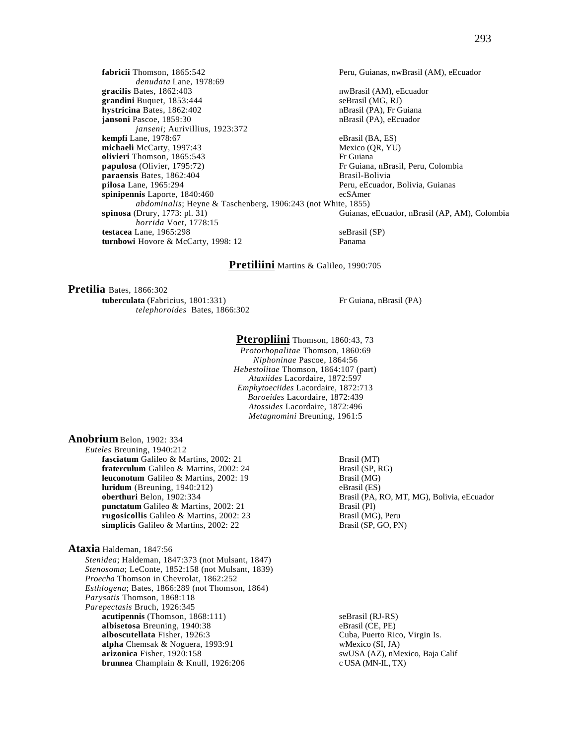**fabricii** Thomson, 1865:542 — Peru, Guianas, nwBrasil (AM), eEcuador
    *denudata* Lane, 1978:69
**gracilis** Bates, 1862:403 — nwBrasil (AM), eEcuador
**grandini** Buquet, 1853:444 — seBrasil (MG, RJ)
**hystricina** Bates, 1862:402 — nBrasil (PA), Fr Guiana
**jansoni** Pascoe, 1859:30 — nBrasil (PA), eEcuador
    *janseni*; Aurivillius, 1923:372
**kempfi** Lane, 1978:67 — eBrasil (BA, ES)
**michaeli** McCarty, 1997:43 — Mexico (QR, YU)
**olivieri** Thomson, 1865:543 — Fr Guiana
**papulosa** (Olivier, 1795:72) — Fr Guiana, nBrasil, Peru, Colombia
**paraensis** Bates, 1862:404 — Brasil-Bolivia
**pilosa** Lane, 1965:294 — Peru, eEcuador, Bolivia, Guianas
**spinipennis** Laporte, 1840:460 — ecSAmer
    *abdominalis*; Heyne & Taschenberg, 1906:243 (not White, 1855)
**spinosa** (Drury, 1773: pl. 31) — Guianas, eEcuador, nBrasil (AP, AM), Colombia
    *horrida* Voet, 1778:15
**testacea** Lane, 1965:298 — seBrasil (SP)
**turnbowi** Hovore & McCarty, 1998: 12 — Panama

## **Pretiliini** Martins & Galileo, 1990:705

### **Pretilia** Bates, 1866:302

**tuberculata** (Fabricius, 1801:331) — Fr Guiana, nBrasil (PA)
    *telephoroides* Bates, 1866:302

## **Pteropliini** Thomson, 1860:43, 73

*Protorhopalitae* Thomson, 1860:69
*Niphoninae* Pascoe, 1864:56
*Hebestolitae* Thomson, 1864:107 (part)
*Ataxiides* Lacordaire, 1872:597
*Emphytoeciides* Lacordaire, 1872:713
*Baroeides* Lacordaire, 1872:439
*Atossides* Lacordaire, 1872:496
*Metagnomini* Breuning, 1961:5

### **Anobrium** Belon, 1902: 334

*Euteles* Breuning, 1940:212
**fasciatum** Galileo & Martins, 2002: 21 — Brasil (MT)
**fraterculum** Galileo & Martins, 2002: 24 — Brasil (SP, RG)
**leuconotum** Galileo & Martins, 2002: 19 — Brasil (MG)
**luridum** (Breuning, 1940:212) — eBrasil (ES)
**oberthuri** Belon, 1902:334 — Brasil (PA, RO, MT, MG), Bolivia, eEcuador
**punctatum** Galileo & Martins, 2002: 21 — Brasil (PI)
**rugosicollis** Galileo & Martins, 2002: 23 — Brasil (MG), Peru
**simplicis** Galileo & Martins, 2002: 22 — Brasil (SP, GO, PN)

### **Ataxia** Haldeman, 1847:56

*Stenidea*; Haldeman, 1847:373 (not Mulsant, 1847)
*Stenosoma*; LeConte, 1852:158 (not Mulsant, 1839)
*Proecha* Thomson in Chevrolat, 1862:252
*Esthlogena*; Bates, 1866:289 (not Thomson, 1864)
*Parysatis* Thomson, 1868:118
*Parepectasis* Bruch, 1926:345
**acutipennis** (Thomson, 1868:111) — seBrasil (RJ-RS)
**albisetosa** Breuning, 1940:38 — eBrasil (CE, PE)
**alboscutellata** Fisher, 1926:3 — Cuba, Puerto Rico, Virgin Is.
**alpha** Chemsak & Noguera, 1993:91 — wMexico (SI, JA)
**arizonica** Fisher, 1920:158 — swUSA (AZ), nMexico, Baja Calif
**brunnea** Champlain & Knull, 1926:206 — c USA (MN-IL, TX)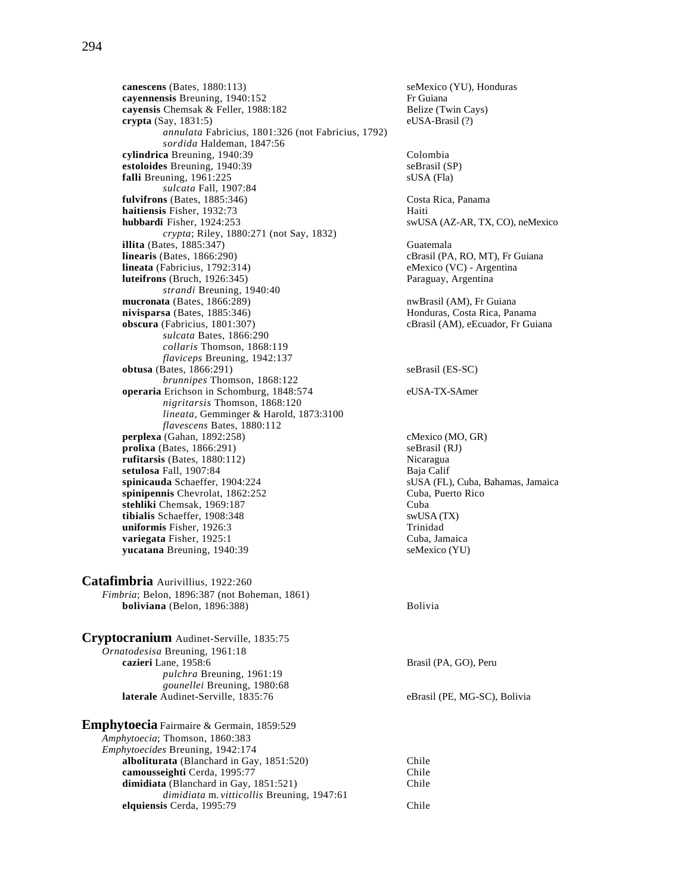**canescens** (Bates, 1880:113) seMexico (YU), Honduras
**cayennensis** Breuning, 1940:152 Fr Guiana
**cayensis** Chemsak & Feller, 1988:182 Belize (Twin Cays)
**crypta** (Say, 1831:5) eUSA-Brasil (?)
*annulata* Fabricius, 1801:326 (not Fabricius, 1792)
*sordida* Haldeman, 1847:56
**cylindrica** Breuning, 1940:39 Colombia
**estoloides** Breuning, 1940:39 seBrasil (SP)
**falli** Breuning, 1961:225 sUSA (Fla)
*sulcata* Fall, 1907:84
**fulvifrons** (Bates, 1885:346) Costa Rica, Panama
**haitiensis** Fisher, 1932:73 Haiti
**hubbardi** Fisher, 1924:253 swUSA (AZ-AR, TX, CO), neMexico
*crypta*; Riley, 1880:271 (not Say, 1832)
**illita** (Bates, 1885:347) Guatemala
**linearis** (Bates, 1866:290) cBrasil (PA, RO, MT), Fr Guiana
**lineata** (Fabricius, 1792:314) eMexico (VC) - Argentina
**luteifrons** (Bruch, 1926:345) Paraguay, Argentina
*strandi* Breuning, 1940:40
**mucronata** (Bates, 1866:289) nwBrasil (AM), Fr Guiana
**nivisparsa** (Bates, 1885:346) Honduras, Costa Rica, Panama
**obscura** (Fabricius, 1801:307) cBrasil (AM), eEcuador, Fr Guiana
*sulcata* Bates, 1866:290
*collaris* Thomson, 1868:119
*flaviceps* Breuning, 1942:137
**obtusa** (Bates, 1866:291) seBrasil (ES-SC)
*brunnipes* Thomson, 1868:122
**operaria** Erichson in Schomburg, 1848:574 eUSA-TX-SAmer
*nigritarsis* Thomson, 1868:120
*lineata*, Gemminger & Harold, 1873:3100
*flavescens* Bates, 1880:112
**perplexa** (Gahan, 1892:258) cMexico (MO, GR)
**prolixa** (Bates, 1866:291) seBrasil (RJ)
**rufitarsis** (Bates, 1880:112) Nicaragua
**setulosa** Fall, 1907:84 Baja Calif
**spinicauda** Schaeffer, 1904:224 sUSA (FL), Cuba, Bahamas, Jamaica
**spinipennis** Chevrolat, 1862:252 Cuba, Puerto Rico
**stehliki** Chemsak, 1969:187 Cuba
**tibialis** Schaeffer, 1908:348 swUSA (TX)
**uniformis** Fisher, 1926:3 Trinidad
**variegata** Fisher, 1925:1 Cuba, Jamaica
**yucatana** Breuning, 1940:39 seMexico (YU)

## Catafimbria Aurivillius, 1922:260
*Fimbria*; Belon, 1896:387 (not Boheman, 1861)
**boliviana** (Belon, 1896:388) Bolivia

## Cryptocranium Audinet-Serville, 1835:75
*Ornatodesisa* Breuning, 1961:18
**cazieri** Lane, 1958:6 Brasil (PA, GO), Peru
*pulchra* Breuning, 1961:19
*gounellei* Breuning, 1980:68
**laterale** Audinet-Serville, 1835:76 eBrasil (PE, MG-SC), Bolivia

## Emphytoecia Fairmaire & Germain, 1859:529
*Amphytoecia*; Thomson, 1860:383
*Emphytoecides* Breuning, 1942:174
**alboliturata** (Blanchard in Gay, 1851:520) Chile
**camousseighti** Cerda, 1995:77 Chile
**dimidiata** (Blanchard in Gay, 1851:521) Chile
*dimidiata* m. *vitticollis* Breuning, 1947:61
**elquiensis** Cerda, 1995:79 Chile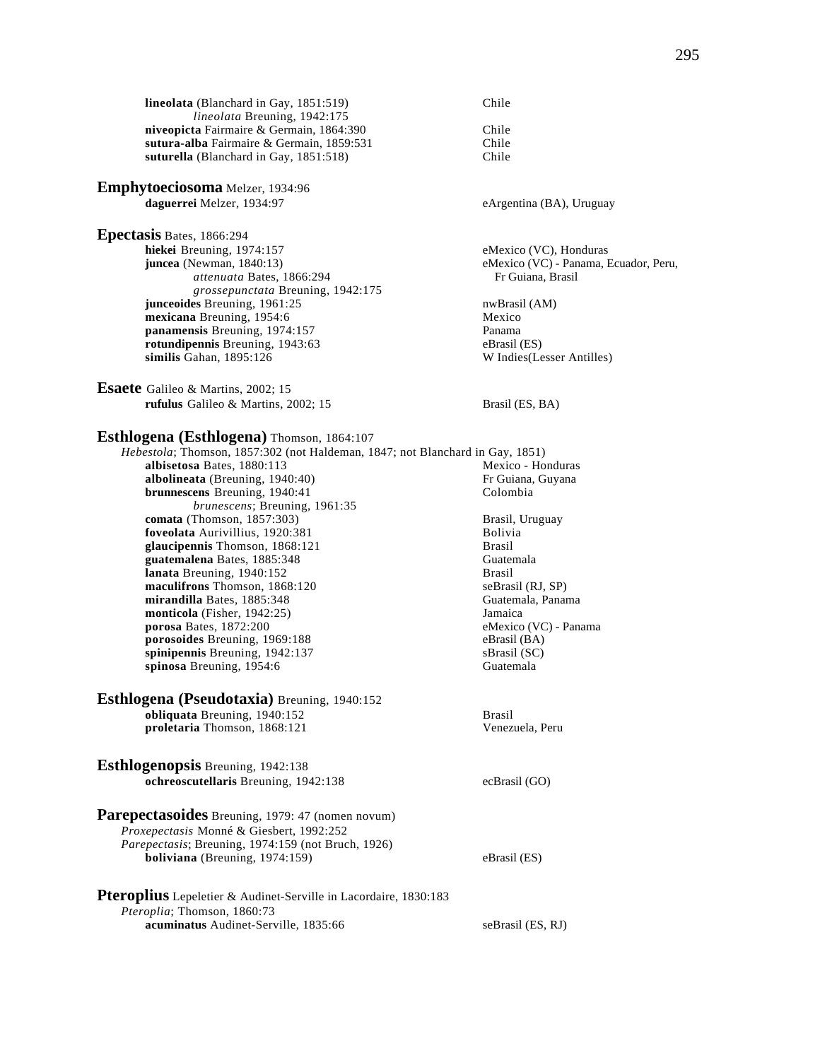**lineolata** (Blanchard in Gay, 1851:519) Chile
*lineolata* Breuning, 1942:175
**niveopicta** Fairmaire & Germain, 1864:390 Chile
**sutura-alba** Fairmaire & Germain, 1859:531 Chile
**suturella** (Blanchard in Gay, 1851:518) Chile

## Emphytoeciosoma Melzer, 1934:96

**daguerrei** Melzer, 1934:97 eArgentina (BA), Uruguay

## Epectasis Bates, 1866:294

**hiekei** Breuning, 1974:157 eMexico (VC), Honduras
**juncea** (Newman, 1840:13) eMexico (VC) - Panama, Ecuador, Peru, Fr Guiana, Brasil
*attenuata* Bates, 1866:294
*grossepunctata* Breuning, 1942:175
**junceoides** Breuning, 1961:25 nwBrasil (AM)
**mexicana** Breuning, 1954:6 Mexico
**panamensis** Breuning, 1974:157 Panama
**rotundipennis** Breuning, 1943:63 eBrasil (ES)
**similis** Gahan, 1895:126 W Indies(Lesser Antilles)

## Esaete Galileo & Martins, 2002; 15

**rufulus** Galileo & Martins, 2002; 15 Brasil (ES, BA)

## Esthlogena (Esthlogena) Thomson, 1864:107

*Hebestola*; Thomson, 1857:302 (not Haldeman, 1847; not Blanchard in Gay, 1851)
**albisetosa** Bates, 1880:113 Mexico - Honduras
**albolineata** (Breuning, 1940:40) Fr Guiana, Guyana
**brunnescens** Breuning, 1940:41 Colombia
*brunescens*; Breuning, 1961:35
**comata** (Thomson, 1857:303) Brasil, Uruguay
**foveolata** Aurivillius, 1920:381 Bolivia
**glaucipennis** Thomson, 1868:121 Brasil
**guatemalena** Bates, 1885:348 Guatemala
**lanata** Breuning, 1940:152 Brasil
**maculifrons** Thomson, 1868:120 seBrasil (RJ, SP)
**mirandilla** Bates, 1885:348 Guatemala, Panama
**monticola** (Fisher, 1942:25) Jamaica
**porosa** Bates, 1872:200 eMexico (VC) - Panama
**porosoides** Breuning, 1969:188 eBrasil (BA)
**spinipennis** Breuning, 1942:137 sBrasil (SC)
**spinosa** Breuning, 1954:6 Guatemala

## Esthlogena (Pseudotaxia) Breuning, 1940:152

**obliquata** Breuning, 1940:152 Brasil
**proletaria** Thomson, 1868:121 Venezuela, Peru

## Esthlogenopsis Breuning, 1942:138

**ochreoscutellaris** Breuning, 1942:138 ecBrasil (GO)

## Parepectasoides Breuning, 1979: 47 (nomen novum)

*Proxepectasis* Monné & Giesbert, 1992:252
*Parepectasis*; Breuning, 1974:159 (not Bruch, 1926)
**boliviana** (Breuning, 1974:159) eBrasil (ES)

## Pteroplius Lepeletier & Audinet-Serville in Lacordaire, 1830:183

*Pteroplia*; Thomson, 1860:73
**acuminatus** Audinet-Serville, 1835:66 seBrasil (ES, RJ)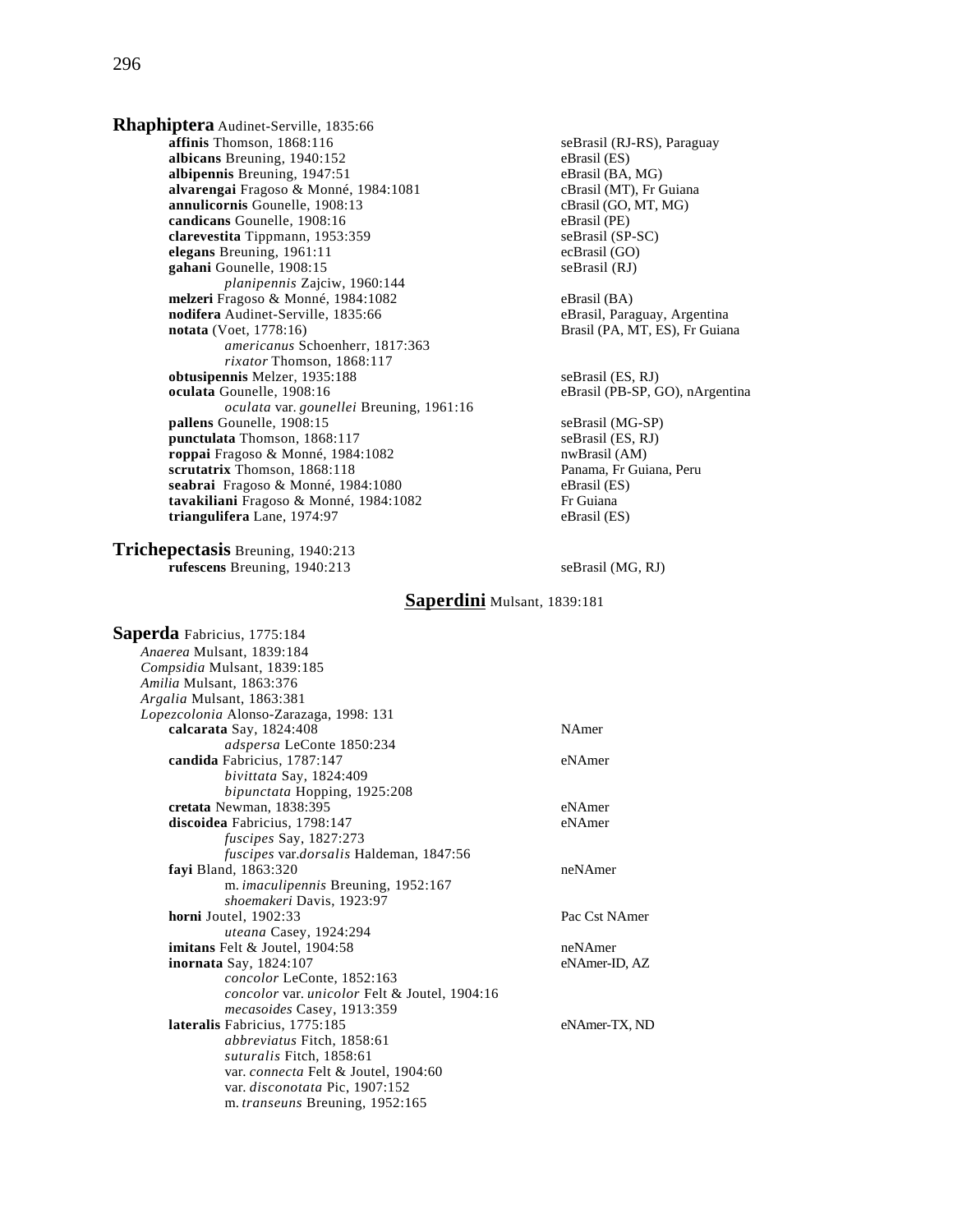**Rhaphiptera** Audinet-Serville, 1835:66

- **affinis** Thomson, 1868:116 — seBrasil (RJ-RS), Paraguay
- **albicans** Breuning, 1940:152 — eBrasil (ES)
- **albipennis** Breuning, 1947:51 — eBrasil (BA, MG)
- **alvarengai** Fragoso & Monné, 1984:1081 — cBrasil (MT), Fr Guiana
- **annulicornis** Gounelle, 1908:13 — cBrasil (GO, MT, MG)
- **candicans** Gounelle, 1908:16 — eBrasil (PE)
- **clarevestita** Tippmann, 1953:359 — seBrasil (SP-SC)
- **elegans** Breuning, 1961:11 — ecBrasil (GO)
- **gahani** Gounelle, 1908:15 — seBrasil (RJ)
    - *planipennis* Zajciw, 1960:144
- **melzeri** Fragoso & Monné, 1984:1082 — eBrasil (BA)
- **nodifera** Audinet-Serville, 1835:66 — eBrasil, Paraguay, Argentina
- **notata** (Voet, 1778:16) — Brasil (PA, MT, ES), Fr Guiana
    - *americanus* Schoenherr, 1817:363
    - *rixator* Thomson, 1868:117
- **obtusipennis** Melzer, 1935:188 — seBrasil (ES, RJ)
- **oculata** Gounelle, 1908:16 — eBrasil (PB-SP, GO), nArgentina
    - *oculata* var. *gounellei* Breuning, 1961:16
- **pallens** Gounelle, 1908:15 — seBrasil (MG-SP)
- **punctulata** Thomson, 1868:117 — seBrasil (ES, RJ)
- **roppai** Fragoso & Monné, 1984:1082 — nwBrasil (AM)
- **scrutatrix** Thomson, 1868:118 — Panama, Fr Guiana, Peru
- **seabrai** Fragoso & Monné, 1984:1080 — eBrasil (ES)
- **tavakiliani** Fragoso & Monné, 1984:1082 — Fr Guiana
- **triangulifera** Lane, 1974:97 — eBrasil (ES)

**Trichepectasis** Breuning, 1940:213

- **rufescens** Breuning, 1940:213 — seBrasil (MG, RJ)

## Saperdini Mulsant, 1839:181

**Saperda** Fabricius, 1775:184

*Anaerea* Mulsant, 1839:184
*Compsidia* Mulsant, 1839:185
*Amilia* Mulsant, 1863:376
*Argalia* Mulsant, 1863:381
*Lopezcolonia* Alonso-Zarazaga, 1998: 131

- **calcarata** Say, 1824:408 — NAmer
    - *adspersa* LeConte 1850:234
- **candida** Fabricius, 1787:147 — eNAmer
    - *bivittata* Say, 1824:409
    - *bipunctata* Hopping, 1925:208
- **cretata** Newman, 1838:395 — eNAmer
- **discoidea** Fabricius, 1798:147 — eNAmer
    - *fuscipes* Say, 1827:273
    - *fuscipes* var.*dorsalis* Haldeman, 1847:56
- **fayi** Bland, 1863:320 — neNAmer
    - m. *imaculipennis* Breuning, 1952:167
    - *shoemakeri* Davis, 1923:97
- **horni** Joutel, 1902:33 — Pac Cst NAmer
    - *uteana* Casey, 1924:294
- **imitans** Felt & Joutel, 1904:58 — neNAmer
- **inornata** Say, 1824:107 — eNAmer-ID, AZ
    - *concolor* LeConte, 1852:163
    - *concolor* var. *unicolor* Felt & Joutel, 1904:16
    - *mecasoides* Casey, 1913:359
- **lateralis** Fabricius, 1775:185 — eNAmer-TX, ND
    - *abbreviatus* Fitch, 1858:61
    - *suturalis* Fitch, 1858:61
    - var. *connecta* Felt & Joutel, 1904:60
    - var. *disconotata* Pic, 1907:152
    - m. *transeuns* Breuning, 1952:165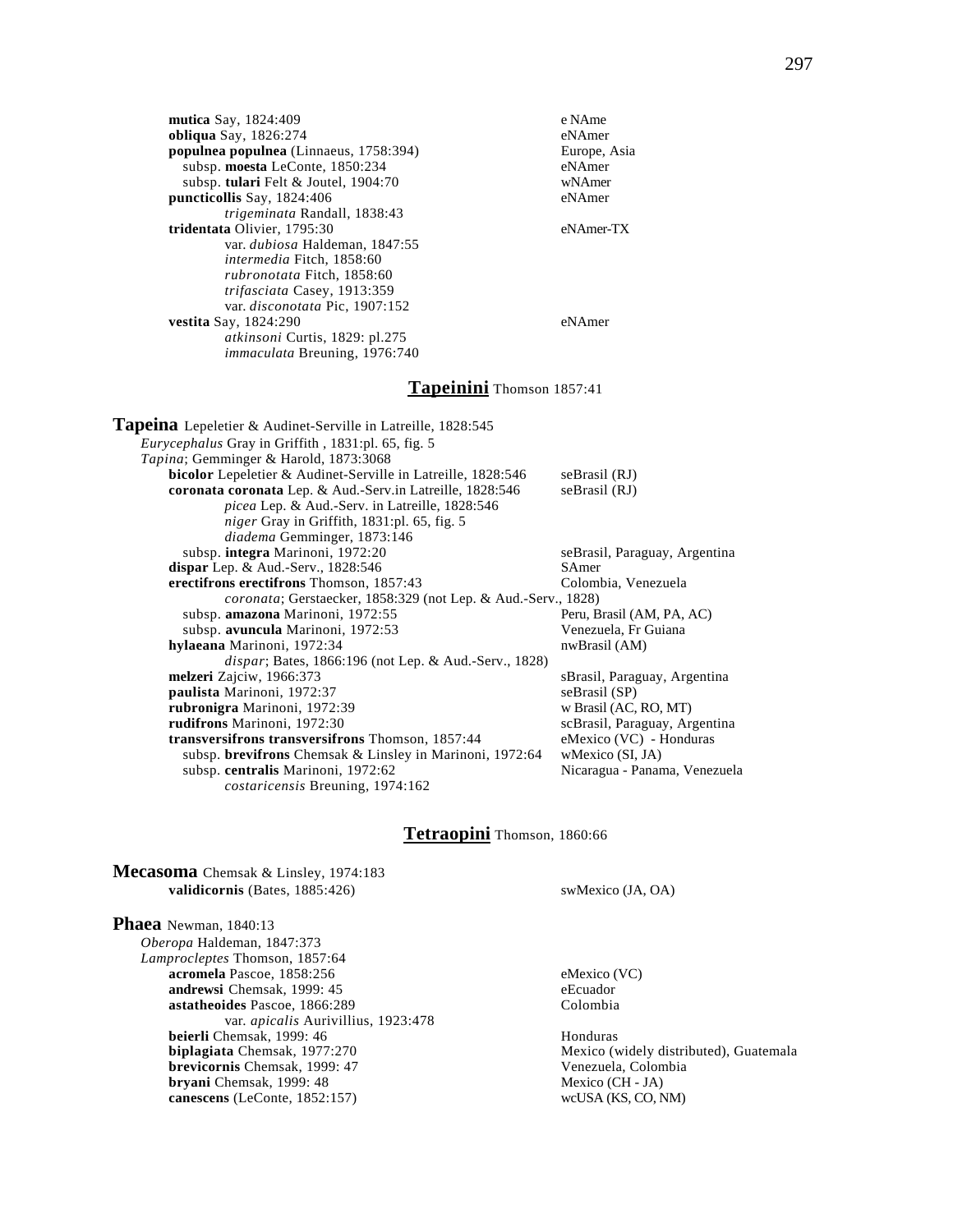**mutica** Say, 1824:409 — e NAme
**obliqua** Say, 1826:274 — eNAmer
**populnea populnea** (Linnaeus, 1758:394) — Europe, Asia
  subsp. **moesta** LeConte, 1850:234 — eNAmer
  subsp. **tulari** Felt & Joutel, 1904:70 — wNAmer
**puncticollis** Say, 1824:406 — eNAmer
    *trigeminata* Randall, 1838:43
**tridentata** Olivier, 1795:30 — eNAmer-TX
    var. *dubiosa* Haldeman, 1847:55
    *intermedia* Fitch, 1858:60
    *rubronotata* Fitch, 1858:60
    *trifasciata* Casey, 1913:359
    var. *disconotata* Pic, 1907:152
**vestita** Say, 1824:290 — eNAmer
    *atkinsoni* Curtis, 1829: pl.275
    *immaculata* Breuning, 1976:740

## Tapeinini Thomson 1857:41

**Tapeina** Lepeletier & Audinet-Serville in Latreille, 1828:545
  *Eurycephalus* Gray in Griffith , 1831:pl. 65, fig. 5
  *Tapina*; Gemminger & Harold, 1873:3068
**bicolor** Lepeletier & Audinet-Serville in Latreille, 1828:546 — seBrasil (RJ)
**coronata coronata** Lep. & Aud.-Serv.in Latreille, 1828:546 — seBrasil (RJ)
    *picea* Lep. & Aud.-Serv. in Latreille, 1828:546
    *niger* Gray in Griffith, 1831:pl. 65, fig. 5
    *diadema* Gemminger, 1873:146
  subsp. **integra** Marinoni, 1972:20 — seBrasil, Paraguay, Argentina
**dispar** Lep. & Aud.-Serv., 1828:546 — SAmer
**erectifrons erectifrons** Thomson, 1857:43 — Colombia, Venezuela
    *coronata*; Gerstaecker, 1858:329 (not Lep. & Aud.-Serv., 1828)
  subsp. **amazona** Marinoni, 1972:55 — Peru, Brasil (AM, PA, AC)
  subsp. **avuncula** Marinoni, 1972:53 — Venezuela, Fr Guiana
**hylaeana** Marinoni, 1972:34 — nwBrasil (AM)
    *dispar*; Bates, 1866:196 (not Lep. & Aud.-Serv., 1828)
**melzeri** Zajciw, 1966:373 — sBrasil, Paraguay, Argentina
**paulista** Marinoni, 1972:37 — seBrasil (SP)
**rubronigra** Marinoni, 1972:39 — w Brasil (AC, RO, MT)
**rudifrons** Marinoni, 1972:30 — scBrasil, Paraguay, Argentina
**transversifrons transversifrons** Thomson, 1857:44 — eMexico (VC) - Honduras
  subsp. **brevifrons** Chemsak & Linsley in Marinoni, 1972:64 — wMexico (SI, JA)
  subsp. **centralis** Marinoni, 1972:62 — Nicaragua - Panama, Venezuela
    *costaricensis* Breuning, 1974:162

## Tetraopini Thomson, 1860:66

**Mecasoma** Chemsak & Linsley, 1974:183
**validicornis** (Bates, 1885:426) — swMexico (JA, OA)

**Phaea** Newman, 1840:13
  *Oberopa* Haldeman, 1847:373
  *Lamprocleptes* Thomson, 1857:64
**acromela** Pascoe, 1858:256 — eMexico (VC)
**andrewsi** Chemsak, 1999: 45 — eEcuador
**astatheoides** Pascoe, 1866:289 — Colombia
    var. *apicalis* Aurivillius, 1923:478
**beierli** Chemsak, 1999: 46 — Honduras
**biplagiata** Chemsak, 1977:270 — Mexico (widely distributed), Guatemala
**brevicornis** Chemsak, 1999: 47 — Venezuela, Colombia
**bryani** Chemsak, 1999: 48 — Mexico (CH - JA)
**canescens** (LeConte, 1852:157) — wcUSA (KS, CO, NM)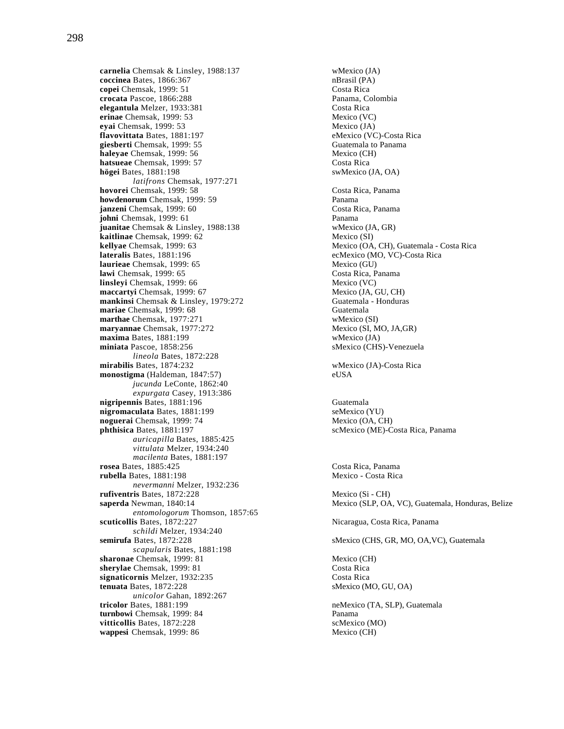**carnelia** Chemsak & Linsley, 1988:137 — wMexico (JA)
**coccinea** Bates, 1866:367 — nBrasil (PA)
**copei** Chemsak, 1999: 51 — Costa Rica
**crocata** Pascoe, 1866:288 — Panama, Colombia
**elegantula** Melzer, 1933:381 — Costa Rica
**erinae** Chemsak, 1999: 53 — Mexico (VC)
**eyai** Chemsak, 1999: 53 — Mexico (JA)
**flavovittata** Bates, 1881:197 — eMexico (VC)-Costa Rica
**giesberti** Chemsak, 1999: 55 — Guatemala to Panama
**haleyae** Chemsak, 1999: 56 — Mexico (CH)
**hatsueae** Chemsak, 1999: 57 — Costa Rica
**högei** Bates, 1881:198 — swMexico (JA, OA)
*latifrons* Chemsak, 1977:271
**hovorei** Chemsak, 1999: 58 — Costa Rica, Panama
**howdenorum** Chemsak, 1999: 59 — Panama
**janzeni** Chemsak, 1999: 60 — Costa Rica, Panama
**johni** Chemsak, 1999: 61 — Panama
**juanitae** Chemsak & Linsley, 1988:138 — wMexico (JA, GR)
**kaitlinae** Chemsak, 1999: 62 — Mexico (SI)
**kellyae** Chemsak, 1999: 63 — Mexico (OA, CH), Guatemala - Costa Rica
**lateralis** Bates, 1881:196 — ecMexico (MO, VC)-Costa Rica
**laurieae** Chemsak, 1999: 65 — Mexico (GU)
**lawi** Chemsak, 1999: 65 — Costa Rica, Panama
**linsleyi** Chemsak, 1999: 66 — Mexico (VC)
**maccartyi** Chemsak, 1999: 67 — Mexico (JA, GU, CH)
**mankinsi** Chemsak & Linsley, 1979:272 — Guatemala - Honduras
**mariae** Chemsak, 1999: 68 — Guatemala
**marthae** Chemsak, 1977:271 — wMexico (SI)
**maryannae** Chemsak, 1977:272 — Mexico (SI, MO, JA,GR)
**maxima** Bates, 1881:199 — wMexico (JA)
**miniata** Pascoe, 1858:256 — sMexico (CHS)-Venezuela
*lineola* Bates, 1872:228
**mirabilis** Bates, 1874:232 — wMexico (JA)-Costa Rica
**monostigma** (Haldeman, 1847:57) — eUSA
*jucunda* LeConte, 1862:40
*expurgata* Casey, 1913:386
**nigripennis** Bates, 1881:196 — Guatemala
**nigromaculata** Bates, 1881:199 — seMexico (YU)
**noguerai** Chemsak, 1999: 74 — Mexico (OA, CH)
**phthisica** Bates, 1881:197 — scMexico (ME)-Costa Rica, Panama
*auricapilla* Bates, 1885:425
*vittulata* Melzer, 1934:240
*macilenta* Bates, 1881:197
**rosea** Bates, 1885:425 — Costa Rica, Panama
**rubella** Bates, 1881:198 — Mexico - Costa Rica
*nevermanni* Melzer, 1932:236
**rufiventris** Bates, 1872:228 — Mexico (Si - CH)
**saperda** Newman, 1840:14 — Mexico (SLP, OA, VC), Guatemala, Honduras, Belize
*entomologorum* Thomson, 1857:65
**scuticollis** Bates, 1872:227 — Nicaragua, Costa Rica, Panama
*schildi* Melzer, 1934:240
**semirufa** Bates, 1872:228 — sMexico (CHS, GR, MO, OA,VC), Guatemala
*scapularis* Bates, 1881:198
**sharonae** Chemsak, 1999: 81 — Mexico (CH)
**sherylae** Chemsak, 1999: 81 — Costa Rica
**signaticornis** Melzer, 1932:235 — Costa Rica
**tenuata** Bates, 1872:228 — sMexico (MO, GU, OA)
*unicolor* Gahan, 1892:267
**tricolor** Bates, 1881:199 — neMexico (TA, SLP), Guatemala
**turnbowi** Chemsak, 1999: 84 — Panama
**vitticollis** Bates, 1872:228 — scMexico (MO)
**wappesi** Chemsak, 1999: 86 — Mexico (CH)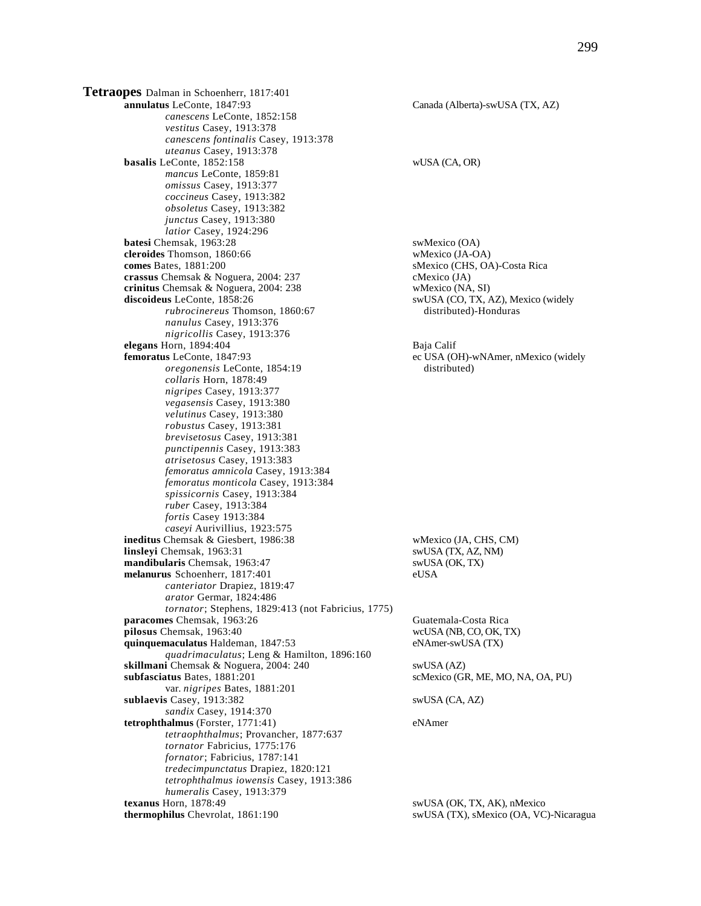**Tetraopes** Dalman in Schoenherr, 1817:401

- **annulatus** LeConte, 1847:93 — Canada (Alberta)-swUSA (TX, AZ)
  - *canescens* LeConte, 1852:158
  - *vestitus* Casey, 1913:378
  - *canescens fontinalis* Casey, 1913:378
  - *uteanus* Casey, 1913:378
- **basalis** LeConte, 1852:158 — wUSA (CA, OR)
  - *mancus* LeConte, 1859:81
  - *omissus* Casey, 1913:377
  - *coccineus* Casey, 1913:382
  - *obsoletus* Casey, 1913:382
  - *junctus* Casey, 1913:380
  - *latior* Casey, 1924:296
- **batesi** Chemsak, 1963:28 — swMexico (OA)
- **cleroides** Thomson, 1860:66 — wMexico (JA-OA)
- **comes** Bates, 1881:200 — sMexico (CHS, OA)-Costa Rica
- **crassus** Chemsak & Noguera, 2004: 237 — cMexico (JA)
- **crinitus** Chemsak & Noguera, 2004: 238 — wMexico (NA, SI)
- **discoideus** LeConte, 1858:26 — swUSA (CO, TX, AZ), Mexico (widely distributed)-Honduras
  - *rubrocinereus* Thomson, 1860:67
  - *nanulus* Casey, 1913:376
  - *nigricollis* Casey, 1913:376
- **elegans** Horn, 1894:404 — Baja Calif
- **femoratus** LeConte, 1847:93 — ec USA (OH)-wNAmer, nMexico (widely distributed)
  - *oregonensis* LeConte, 1854:19
  - *collaris* Horn, 1878:49
  - *nigripes* Casey, 1913:377
  - *vegasensis* Casey, 1913:380
  - *velutinus* Casey, 1913:380
  - *robustus* Casey, 1913:381
  - *brevisetosus* Casey, 1913:381
  - *punctipennis* Casey, 1913:383
  - *atrisetosus* Casey, 1913:383
  - *femoratus amnicola* Casey, 1913:384
  - *femoratus monticola* Casey, 1913:384
  - *spissicornis* Casey, 1913:384
  - *ruber* Casey, 1913:384
  - *fortis* Casey 1913:384
  - *caseyi* Aurivillius, 1923:575
- **ineditus** Chemsak & Giesbert, 1986:38 — wMexico (JA, CHS, CM)
- **linsleyi** Chemsak, 1963:31 — swUSA (TX, AZ, NM)
- **mandibularis** Chemsak, 1963:47 — swUSA (OK, TX)
- **melanurus** Schoenherr, 1817:401 — eUSA
  - *canteriator* Drapiez, 1819:47
  - *arator* Germar, 1824:486
  - *tornator*; Stephens, 1829:413 (not Fabricius, 1775)
- **paracomes** Chemsak, 1963:26 — Guatemala-Costa Rica
- **pilosus** Chemsak, 1963:40 — wcUSA (NB, CO, OK, TX)
- **quinquemaculatus** Haldeman, 1847:53 — eNAmer-swUSA (TX)
  - *quadrimaculatus*; Leng & Hamilton, 1896:160
- **skillmani** Chemsak & Noguera, 2004: 240 — swUSA (AZ)
- **subfasciatus** Bates, 1881:201 — scMexico (GR, ME, MO, NA, OA, PU)
  - var. *nigripes* Bates, 1881:201
- **sublaevis** Casey, 1913:382 — swUSA (CA, AZ)
  - *sandix* Casey, 1914:370
- **tetrophthalmus** (Forster, 1771:41) — eNAmer
  - *tetraophthalmus*; Provancher, 1877:637
  - *tornator* Fabricius, 1775:176
  - *fornator*; Fabricius, 1787:141
  - *tredecimpunctatus* Drapiez, 1820:121
  - *tetrophthalmus iowensis* Casey, 1913:386
  - *humeralis* Casey, 1913:379
- **texanus** Horn, 1878:49 — swUSA (OK, TX, AK), nMexico
- **thermophilus** Chevrolat, 1861:190 — swUSA (TX), sMexico (OA, VC)-Nicaragua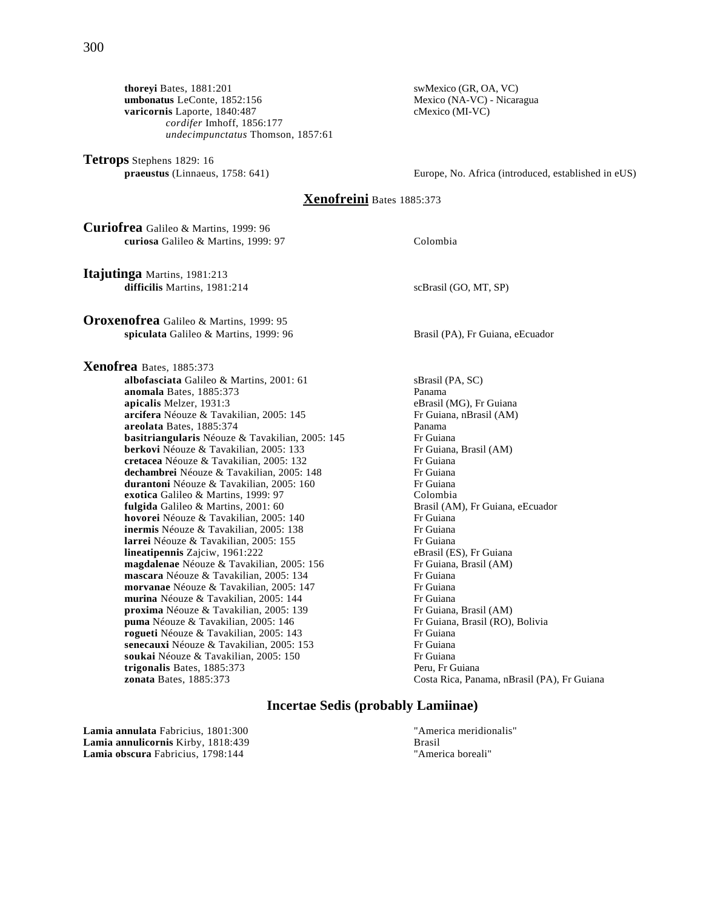**thoreyi** Bates, 1881:201 — swMexico (GR, OA, VC)
**umbonatus** LeConte, 1852:156 — Mexico (NA-VC) - Nicaragua
**varicornis** Laporte, 1840:487 — cMexico (MI-VC)
*cordifer* Imhoff, 1856:177
*undecimpunctatus* Thomson, 1857:61

**Tetrops** Stephens 1829: 16
**praeustus** (Linnaeus, 1758: 641) — Europe, No. Africa (introduced, established in eUS)

## Xenofreini Bates 1885:373

**Curiofrea** Galileo & Martins, 1999: 96
**curiosa** Galileo & Martins, 1999: 97 — Colombia

**Itajutinga** Martins, 1981:213
**difficilis** Martins, 1981:214 — scBrasil (GO, MT, SP)

**Oroxenofrea** Galileo & Martins, 1999: 95
**spiculata** Galileo & Martins, 1999: 96 — Brasil (PA), Fr Guiana, eEcuador

**Xenofrea** Bates, 1885:373
**albofasciata** Galileo & Martins, 2001: 61 — sBrasil (PA, SC)
**anomala** Bates, 1885:373 — Panama
**apicalis** Melzer, 1931:3 — eBrasil (MG), Fr Guiana
**arcifera** Néouze & Tavakilian, 2005: 145 — Fr Guiana, nBrasil (AM)
**areolata** Bates, 1885:374 — Panama
**basitriangularis** Néouze & Tavakilian, 2005: 145 — Fr Guiana
**berkovi** Néouze & Tavakilian, 2005: 133 — Fr Guiana, Brasil (AM)
**cretacea** Néouze & Tavakilian, 2005: 132 — Fr Guiana
**dechambrei** Néouze & Tavakilian, 2005: 148 — Fr Guiana
**durantoni** Néouze & Tavakilian, 2005: 160 — Fr Guiana
**exotica** Galileo & Martins, 1999: 97 — Colombia
**fulgida** Galileo & Martins, 2001: 60 — Brasil (AM), Fr Guiana, eEcuador
**hovorei** Néouze & Tavakilian, 2005: 140 — Fr Guiana
**inermis** Néouze & Tavakilian, 2005: 138 — Fr Guiana
**larrei** Néouze & Tavakilian, 2005: 155 — Fr Guiana
**lineatipennis** Zajciw, 1961:222 — eBrasil (ES), Fr Guiana
**magdalenae** Néouze & Tavakilian, 2005: 156 — Fr Guiana, Brasil (AM)
**mascara** Néouze & Tavakilian, 2005: 134 — Fr Guiana
**morvanae** Néouze & Tavakilian, 2005: 147 — Fr Guiana
**murina** Néouze & Tavakilian, 2005: 144 — Fr Guiana
**proxima** Néouze & Tavakilian, 2005: 139 — Fr Guiana, Brasil (AM)
**puma** Néouze & Tavakilian, 2005: 146 — Fr Guiana, Brasil (RO), Bolivia
**rogueti** Néouze & Tavakilian, 2005: 143 — Fr Guiana
**senecauxi** Néouze & Tavakilian, 2005: 153 — Fr Guiana
**soukai** Néouze & Tavakilian, 2005: 150 — Fr Guiana
**trigonalis** Bates, 1885:373 — Peru, Fr Guiana
**zonata** Bates, 1885:373 — Costa Rica, Panama, nBrasil (PA), Fr Guiana

## Incertae Sedis (probably Lamiinae)

**Lamia annulata** Fabricius, 1801:300 — "America meridionalis"
**Lamia annulicornis** Kirby, 1818:439 — Brasil
**Lamia obscura** Fabricius, 1798:144 — "America boreali"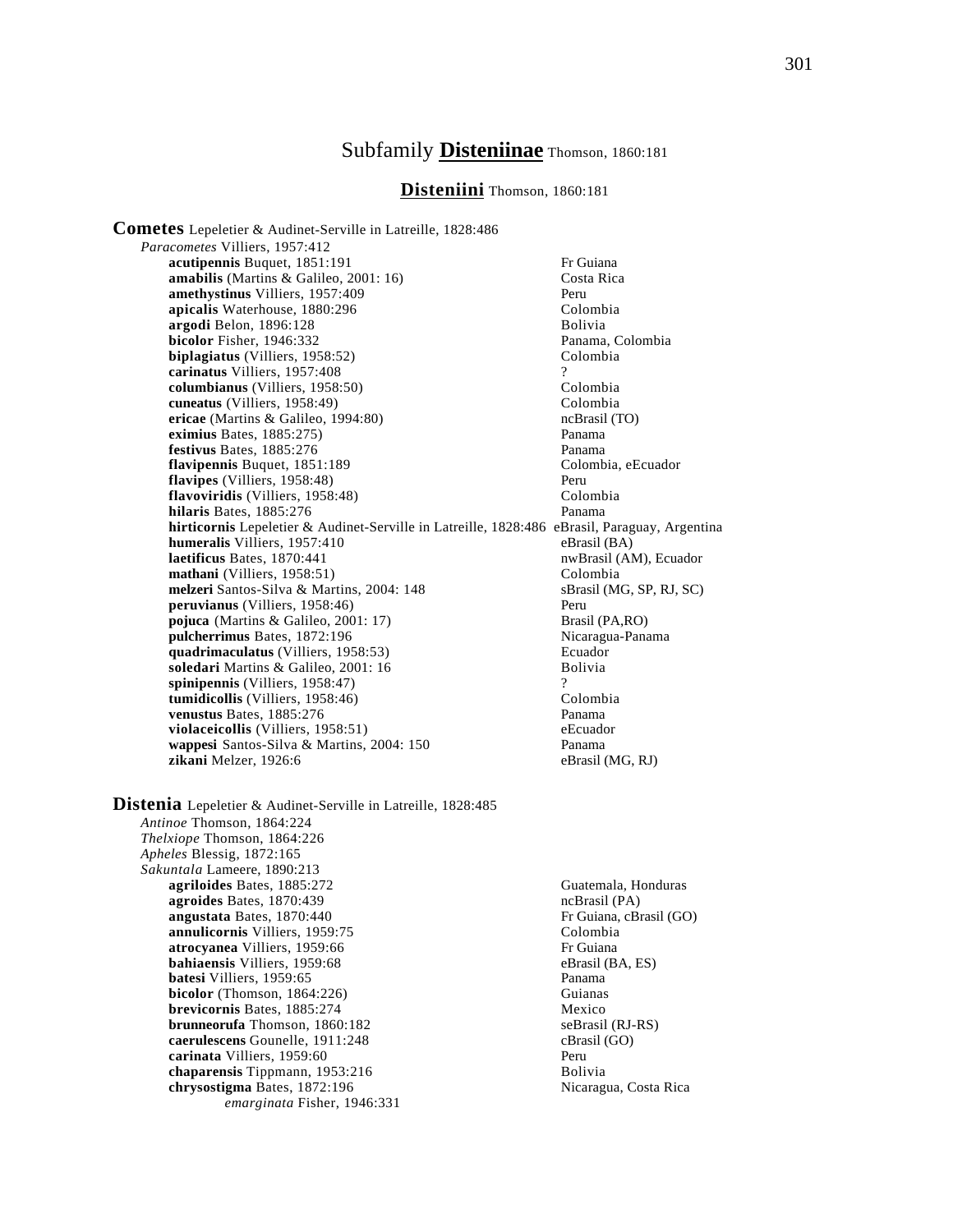# Subfamily **Disteniinae** Thomson, 1860:181

## **Disteniini** Thomson, 1860:181

**Cometes** Lepeletier & Audinet-Serville in Latreille, 1828:486
*Paracometes* Villiers, 1957:412

| | |
|---|---|
| **acutipennis** Buquet, 1851:191 | Fr Guiana |
| **amabilis** (Martins & Galileo, 2001: 16) | Costa Rica |
| **amethystinus** Villiers, 1957:409 | Peru |
| **apicalis** Waterhouse, 1880:296 | Colombia |
| **argodi** Belon, 1896:128 | Bolivia |
| **bicolor** Fisher, 1946:332 | Panama, Colombia |
| **biplagiatus** (Villiers, 1958:52) | Colombia |
| **carinatus** Villiers, 1957:408 | ? |
| **columbianus** (Villiers, 1958:50) | Colombia |
| **cuneatus** (Villiers, 1958:49) | Colombia |
| **ericae** (Martins & Galileo, 1994:80) | ncBrasil (TO) |
| **eximius** Bates, 1885:275) | Panama |
| **festivus** Bates, 1885:276 | Panama |
| **flavipennis** Buquet, 1851:189 | Colombia, eEcuador |
| **flavipes** (Villiers, 1958:48) | Peru |
| **flavoviridis** (Villiers, 1958:48) | Colombia |
| **hilaris** Bates, 1885:276 | Panama |
| **hirticornis** Lepeletier & Audinet-Serville in Latreille, 1828:486 | eBrasil, Paraguay, Argentina |
| **humeralis** Villiers, 1957:410 | eBrasil (BA) |
| **laetificus** Bates, 1870:441 | nwBrasil (AM), Ecuador |
| **mathani** (Villiers, 1958:51) | Colombia |
| **melzeri** Santos-Silva & Martins, 2004: 148 | sBrasil (MG, SP, RJ, SC) |
| **peruvianus** (Villiers, 1958:46) | Peru |
| **pojuca** (Martins & Galileo, 2001: 17) | Brasil (PA,RO) |
| **pulcherrimus** Bates, 1872:196 | Nicaragua-Panama |
| **quadrimaculatus** (Villiers, 1958:53) | Ecuador |
| **soledari** Martins & Galileo, 2001: 16 | Bolivia |
| **spinipennis** (Villiers, 1958:47) | ? |
| **tumidicollis** (Villiers, 1958:46) | Colombia |
| **venustus** Bates, 1885:276 | Panama |
| **violaceicollis** (Villiers, 1958:51) | eEcuador |
| **wappesi** Santos-Silva & Martins, 2004: 150 | Panama |
| **zikani** Melzer, 1926:6 | eBrasil (MG, RJ) |

**Distenia** Lepeletier & Audinet-Serville in Latreille, 1828:485
*Antinoe* Thomson, 1864:224
*Thelxiope* Thomson, 1864:226
*Apheles* Blessig, 1872:165
*Sakuntala* Lameere, 1890:213

| | |
|---|---|
| **agriloides** Bates, 1885:272 | Guatemala, Honduras |
| **agroides** Bates, 1870:439 | ncBrasil (PA) |
| **angustata** Bates, 1870:440 | Fr Guiana, cBrasil (GO) |
| **annulicornis** Villiers, 1959:75 | Colombia |
| **atrocyanea** Villiers, 1959:66 | Fr Guiana |
| **bahiaensis** Villiers, 1959:68 | eBrasil (BA, ES) |
| **batesi** Villiers, 1959:65 | Panama |
| **bicolor** (Thomson, 1864:226) | Guianas |
| **brevicornis** Bates, 1885:274 | Mexico |
| **brunneorufa** Thomson, 1860:182 | seBrasil (RJ-RS) |
| **caerulescens** Gounelle, 1911:248 | cBrasil (GO) |
| **carinata** Villiers, 1959:60 | Peru |
| **chaparensis** Tippmann, 1953:216 | Bolivia |
| **chrysostigma** Bates, 1872:196 | Nicaragua, Costa Rica |
| *emarginata* Fisher, 1946:331 | |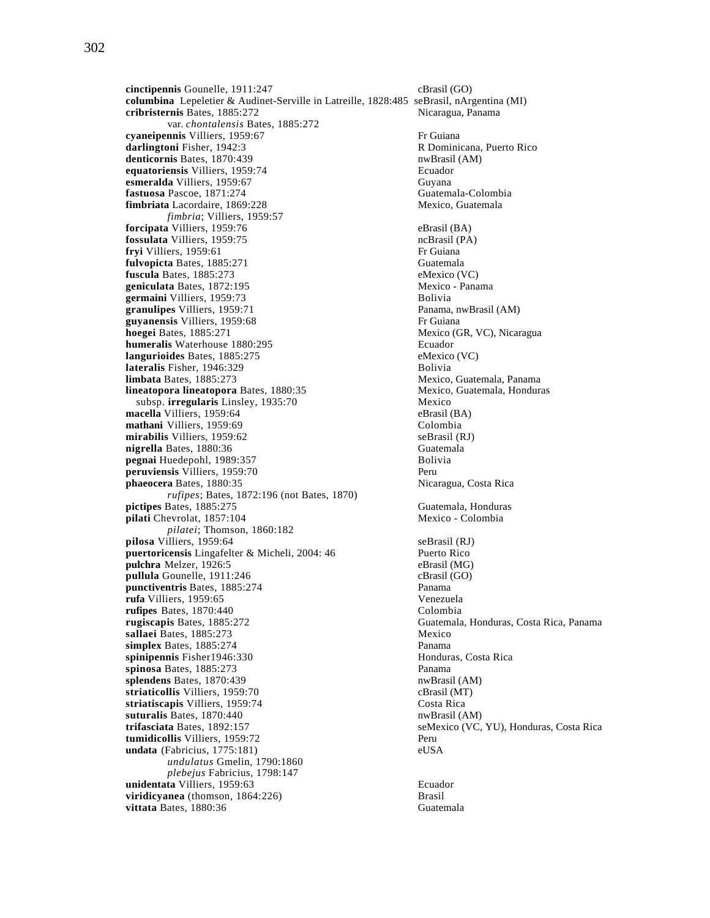**cinctipennis** Gounelle, 1911:247 cBrasil (GO)
**columbina** Lepeletier & Audinet-Serville in Latreille, 1828:485 seBrasil, nArgentina (MI)
**cribristernis** Bates, 1885:272 Nicaragua, Panama
var. *chontalensis* Bates, 1885:272
**cyaneipennis** Villiers, 1959:67 Fr Guiana
**darlingtoni** Fisher, 1942:3 R Dominicana, Puerto Rico
**denticornis** Bates, 1870:439 nwBrasil (AM)
**equatoriensis** Villiers, 1959:74 Ecuador
**esmeralda** Villiers, 1959:67 Guyana
**fastuosa** Pascoe, 1871:274 Guatemala-Colombia
**fimbriata** Lacordaire, 1869:228 Mexico, Guatemala
*fimbria*; Villiers, 1959:57
**forcipata** Villiers, 1959:76 eBrasil (BA)
**fossulata** Villiers, 1959:75 ncBrasil (PA)
**fryi** Villiers, 1959:61 Fr Guiana
**fulvopicta** Bates, 1885:271 Guatemala
**fuscula** Bates, 1885:273 eMexico (VC)
**geniculata** Bates, 1872:195 Mexico - Panama
**germaini** Villiers, 1959:73 Bolivia
**granulipes** Villiers, 1959:71 Panama, nwBrasil (AM)
**guyanensis** Villiers, 1959:68 Fr Guiana
**hoegei** Bates, 1885:271 Mexico (GR, VC), Nicaragua
**humeralis** Waterhouse 1880:295 Ecuador
**langurioides** Bates, 1885:275 eMexico (VC)
**lateralis** Fisher, 1946:329 Bolivia
**limbata** Bates, 1885:273 Mexico, Guatemala, Panama
**lineatopora lineatopora** Bates, 1880:35 Mexico, Guatemala, Honduras
subsp. **irregularis** Linsley, 1935:70 Mexico
**macella** Villiers, 1959:64 eBrasil (BA)
**mathani** Villiers, 1959:69 Colombia
**mirabilis** Villiers, 1959:62 seBrasil (RJ)
**nigrella** Bates, 1880:36 Guatemala
**pegnai** Huedepohl, 1989:357 Bolivia
**peruviensis** Villiers, 1959:70 Peru
**phaeocera** Bates, 1880:35 Nicaragua, Costa Rica
*rufipes*; Bates, 1872:196 (not Bates, 1870)
**pictipes** Bates, 1885:275 Guatemala, Honduras
**pilati** Chevrolat, 1857:104 Mexico - Colombia
*pilatei*; Thomson, 1860:182
**pilosa** Villiers, 1959:64 seBrasil (RJ)
**puertoricensis** Lingafelter & Micheli, 2004: 46 Puerto Rico
**pulchra** Melzer, 1926:5 eBrasil (MG)
**pullula** Gounelle, 1911:246 cBrasil (GO)
**punctiventris** Bates, 1885:274 Panama
**rufa** Villiers, 1959:65 Venezuela
**rufipes** Bates, 1870:440 Colombia
**rugiscapis** Bates, 1885:272 Guatemala, Honduras, Costa Rica, Panama
**sallaei** Bates, 1885:273 Mexico
**simplex** Bates, 1885:274 Panama
**spinipennis** Fisher1946:330 Honduras, Costa Rica
**spinosa** Bates, 1885:273 Panama
**splendens** Bates, 1870:439 nwBrasil (AM)
**striaticollis** Villiers, 1959:70 cBrasil (MT)
**striatiscapis** Villiers, 1959:74 Costa Rica
**suturalis** Bates, 1870:440 nwBrasil (AM)
**trifasciata** Bates, 1892:157 seMexico (VC, YU), Honduras, Costa Rica
**tumidicollis** Villiers, 1959:72 Peru
**undata** (Fabricius, 1775:181) eUSA
*undulatus* Gmelin, 1790:1860
*plebejus* Fabricius, 1798:147
**unidentata** Villiers, 1959:63 Ecuador
**viridicyanea** (thomson, 1864:226) Brasil
**vittata** Bates, 1880:36 Guatemala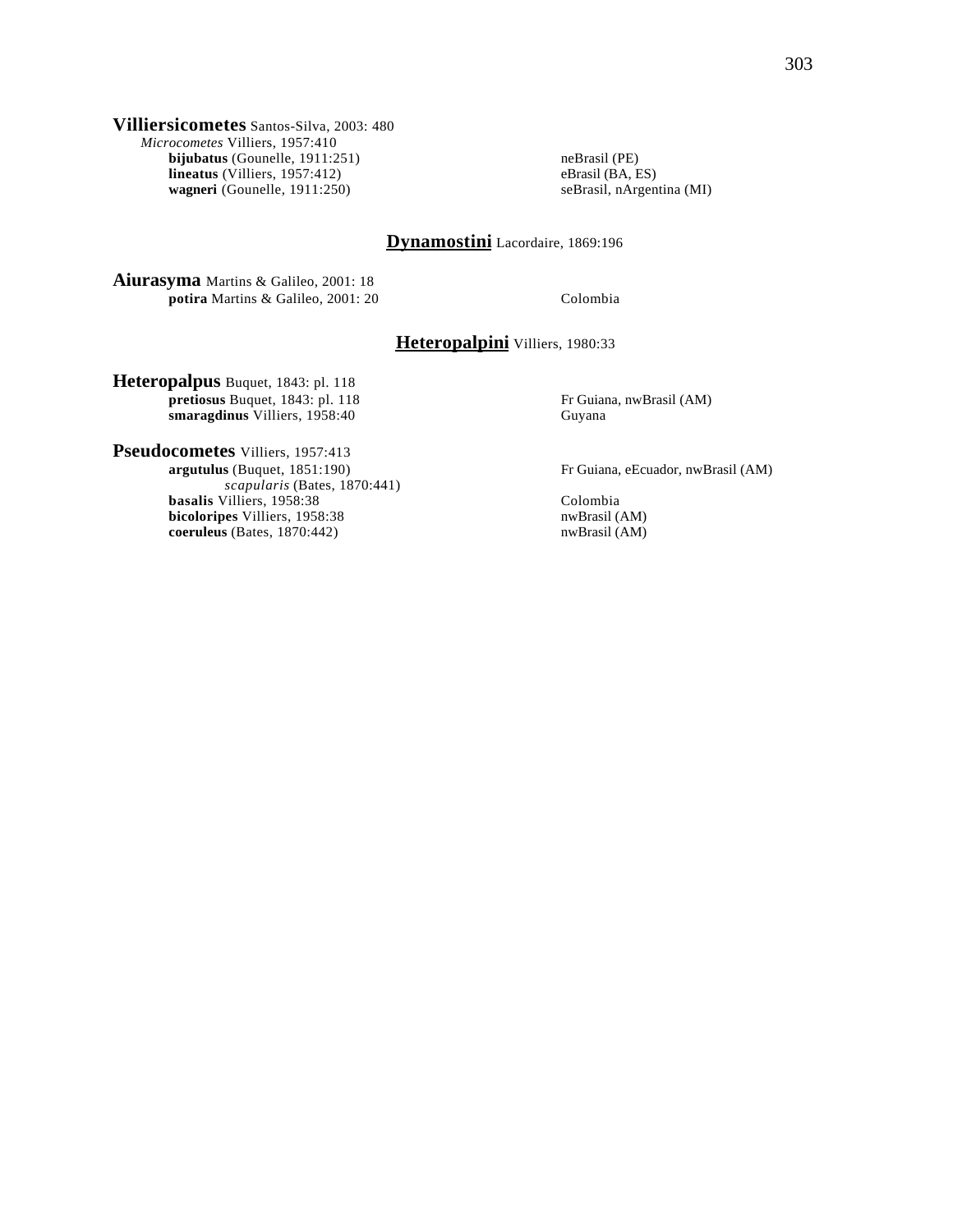**Villiersicometes** Santos-Silva, 2003: 480

*Micrometes* Villiers, 1957:410

**bijubatus** (Gounelle, 1911:251) neBrasil (PE)
**lineatus** (Villiers, 1957:412) eBrasil (BA, ES)
**wagneri** (Gounelle, 1911:250) seBrasil, nArgentina (MI)

## **Dynamostini** Lacordaire, 1869:196

**Aiurasyma** Martins & Galileo, 2001: 18

**potira** Martins & Galileo, 2001: 20 Colombia

## **Heteropalpini** Villiers, 1980:33

**Heteropalpus** Buquet, 1843: pl. 118

**pretiosus** Buquet, 1843: pl. 118 Fr Guiana, nwBrasil (AM)
**smaragdinus** Villiers, 1958:40 Guyana

**Pseudocometes** Villiers, 1957:413

**argutulus** (Buquet, 1851:190) Fr Guiana, eEcuador, nwBrasil (AM)
*scapularis* (Bates, 1870:441)
**basalis** Villiers, 1958:38 Colombia
**bicoloripes** Villiers, 1958:38 nwBrasil (AM)
**coeruleus** (Bates, 1870:442) nwBrasil (AM)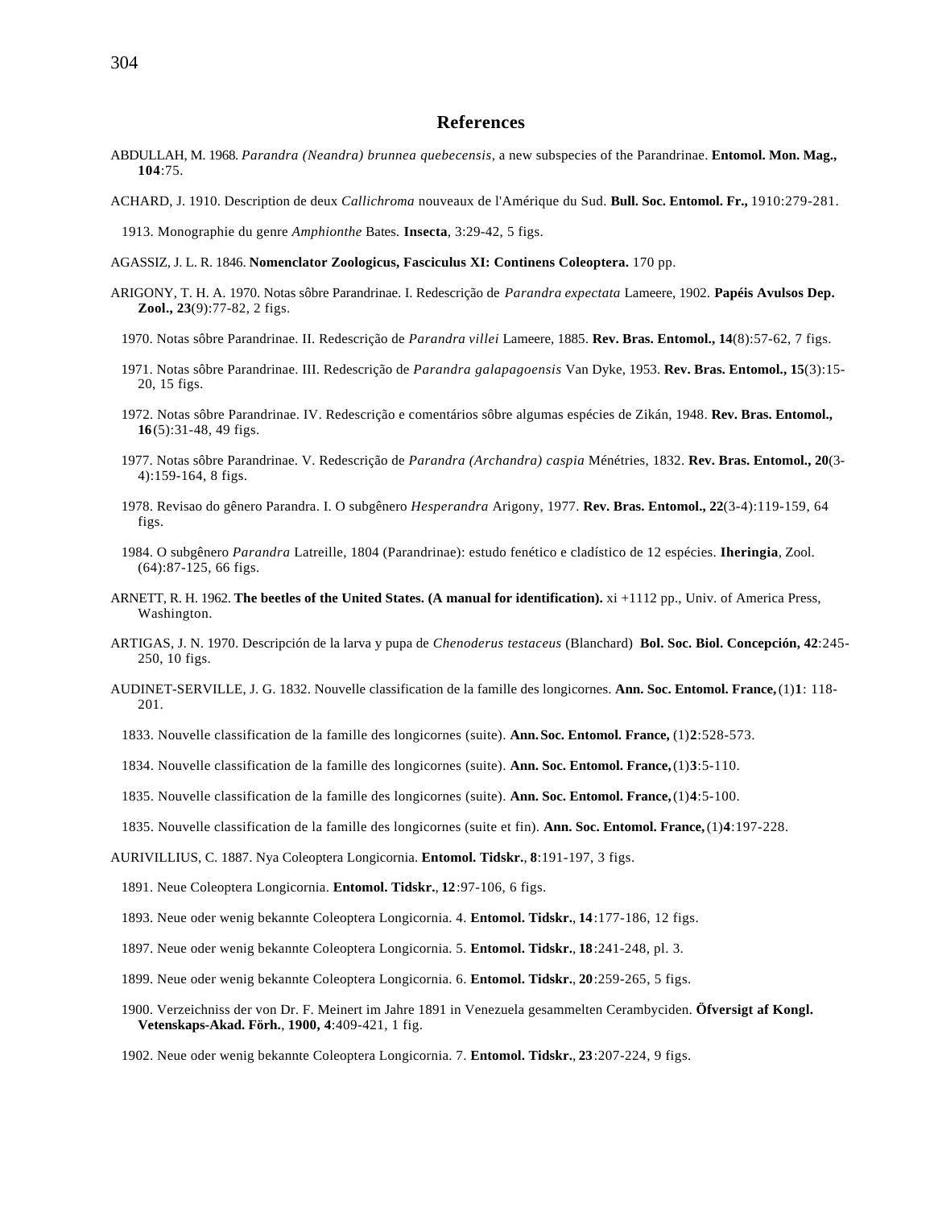## References

ABDULLAH, M. 1968. *Parandra (Neandra) brunnea quebecensis*, a new subspecies of the Parandrinae. **Entomol. Mon. Mag., 104**:75.

ACHARD, J. 1910. Description de deux *Callichroma* nouveaux de l'Amérique du Sud. **Bull. Soc. Entomol. Fr.,** 1910:279-281.

1913. Monographie du genre *Amphionthe* Bates. **Insecta**, 3:29-42, 5 figs.

AGASSIZ, J. L. R. 1846. **Nomenclator Zoologicus, Fasciculus XI: Continens Coleoptera.** 170 pp.

ARIGONY, T. H. A. 1970. Notas sôbre Parandrinae. I. Redescrição de *Parandra expectata* Lameere, 1902. **Papéis Avulsos Dep. Zool., 23**(9):77-82, 2 figs.

1970. Notas sôbre Parandrinae. II. Redescrição de *Parandra villei* Lameere, 1885. **Rev. Bras. Entomol., 14**(8):57-62, 7 figs.

1971. Notas sôbre Parandrinae. III. Redescrição de *Parandra galapagoensis* Van Dyke, 1953. **Rev. Bras. Entomol., 15**(3):15-20, 15 figs.

1972. Notas sôbre Parandrinae. IV. Redescrição e comentários sôbre algumas espécies de Zikán, 1948. **Rev. Bras. Entomol., 16**(5):31-48, 49 figs.

1977. Notas sôbre Parandrinae. V. Redescrição de *Parandra (Archandra) caspia* Ménétries, 1832. **Rev. Bras. Entomol., 20**(3-4):159-164, 8 figs.

1978. Revisao do gênero Parandra. I. O subgênero *Hesperandra* Arigony, 1977. **Rev. Bras. Entomol., 22**(3-4):119-159, 64 figs.

1984. O subgênero *Parandra* Latreille, 1804 (Parandrinae): estudo fenético e cladístico de 12 espécies. **Iheringia**, Zool. (64):87-125, 66 figs.

ARNETT, R. H. 1962. **The beetles of the United States. (A manual for identification).** xi +1112 pp., Univ. of America Press, Washington.

ARTIGAS, J. N. 1970. Descripción de la larva y pupa de *Chenoderus testaceus* (Blanchard) **Bol. Soc. Biol. Concepción, 42**:245-250, 10 figs.

AUDINET-SERVILLE, J. G. 1832. Nouvelle classification de la famille des longicornes. **Ann. Soc. Entomol. France,** (1)**1**: 118-201.

1833. Nouvelle classification de la famille des longicornes (suite). **Ann. Soc. Entomol. France,** (1)**2**:528-573.

1834. Nouvelle classification de la famille des longicornes (suite). **Ann. Soc. Entomol. France,** (1)**3**:5-110.

1835. Nouvelle classification de la famille des longicornes (suite). **Ann. Soc. Entomol. France,** (1)**4**:5-100.

1835. Nouvelle classification de la famille des longicornes (suite et fin). **Ann. Soc. Entomol. France,** (1)**4**:197-228.

AURIVILLIUS, C. 1887. Nya Coleoptera Longicornia. **Entomol. Tidskr.**, **8**:191-197, 3 figs.

1891. Neue Coleoptera Longicornia. **Entomol. Tidskr.**, **12**:97-106, 6 figs.

1893. Neue oder wenig bekannte Coleoptera Longicornia. 4. **Entomol. Tidskr.**, **14**:177-186, 12 figs.

1897. Neue oder wenig bekannte Coleoptera Longicornia. 5. **Entomol. Tidskr.**, **18**:241-248, pl. 3.

1899. Neue oder wenig bekannte Coleoptera Longicornia. 6. **Entomol. Tidskr.**, **20**:259-265, 5 figs.

1900. Verzeichniss der von Dr. F. Meinert im Jahre 1891 in Venezuela gesammelten Cerambyciden. **Öfversigt af Kongl. Vetenskaps-Akad. Förh.**, **1900, 4**:409-421, 1 fig.

1902. Neue oder wenig bekannte Coleoptera Longicornia. 7. **Entomol. Tidskr.**, **23**:207-224, 9 figs.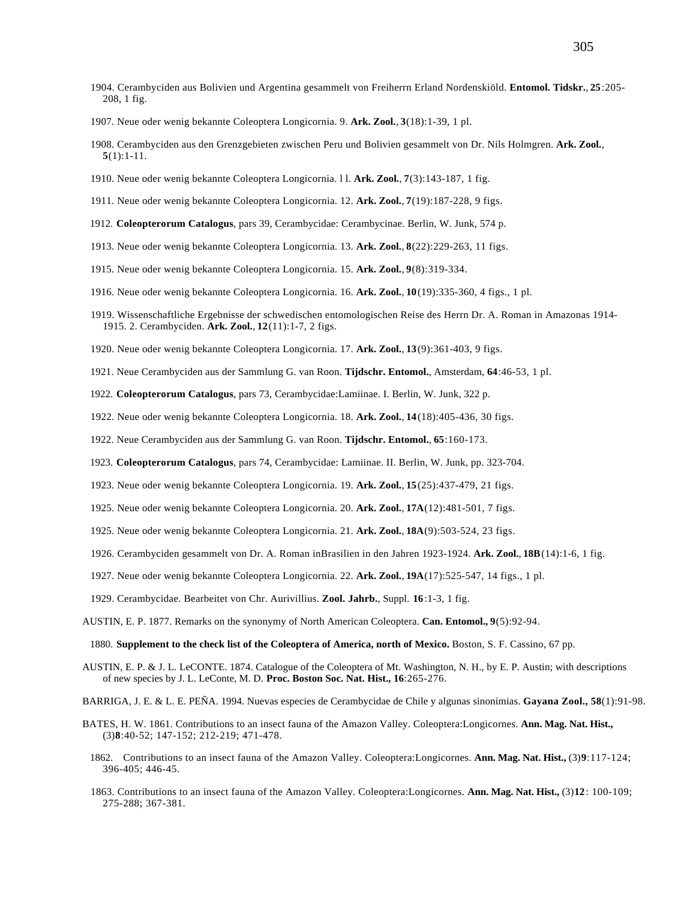1904. Cerambyciden aus Bolivien und Argentina gesammelt von Freiherrn Erland Nordenskiöld. **Entomol. Tidskr.**, **25**:205-208, 1 fig.

1907. Neue oder wenig bekannte Coleoptera Longicornia. 9. **Ark. Zool.**, **3**(18):1-39, 1 pl.

1908. Cerambyciden aus den Grenzgebieten zwischen Peru und Bolivien gesammelt von Dr. Nils Holmgren. **Ark. Zool.**, **5**(1):1-11.

1910. Neue oder wenig bekannte Coleoptera Longicornia. l l. **Ark. Zool.**, **7**(3):143-187, 1 fig.

1911. Neue oder wenig bekannte Coleoptera Longicornia. 12. **Ark. Zool.**, **7**(19):187-228, 9 figs.

1912. **Coleopterorum Catalogus**, pars 39, Cerambycidae: Cerambycinae. Berlin, W. Junk, 574 p.

1913. Neue oder wenig bekannte Coleoptera Longicornia. 13. **Ark. Zool.**, **8**(22):229-263, 11 figs.

1915. Neue oder wenig bekannte Coleoptera Longicornia. 15. **Ark. Zool.**, **9**(8):319-334.

1916. Neue oder wenig bekannte Coleoptera Longicornia. 16. **Ark. Zool.**, **10**(19):335-360, 4 figs., 1 pl.

1919. Wissenschaftliche Ergebnisse der schwedischen entomologischen Reise des Herrn Dr. A. Roman in Amazonas 1914-1915. 2. Cerambyciden. **Ark. Zool.**, **12**(11):1-7, 2 figs.

1920. Neue oder wenig bekannte Coleoptera Longicornia. 17. **Ark. Zool.**, **13**(9):361-403, 9 figs.

1921. Neue Cerambyciden aus der Sammlung G. van Roon. **Tijdschr. Entomol.**, Amsterdam, **64**:46-53, 1 pl.

1922. **Coleopterorum Catalogus**, pars 73, Cerambycidae:Lamiinae. I. Berlin, W. Junk, 322 p.

1922. Neue oder wenig bekannte Coleoptera Longicornia. 18. **Ark. Zool.**, **14**(18):405-436, 30 figs.

1922. Neue Cerambyciden aus der Sammlung G. van Roon. **Tijdschr. Entomol.**, **65**:160-173.

1923. **Coleopterorum Catalogus**, pars 74, Cerambycidae: Lamiinae. II. Berlin, W. Junk, pp. 323-704.

1923. Neue oder wenig bekannte Coleoptera Longicornia. 19. **Ark. Zool.**, **15**(25):437-479, 21 figs.

1925. Neue oder wenig bekannte Coleoptera Longicornia. 20. **Ark. Zool.**, **17A**(12):481-501, 7 figs.

1925. Neue oder wenig bekannte Coleoptera Longicornia. 21. **Ark. Zool.**, **18A**(9):503-524, 23 figs.

1926. Cerambyciden gesammelt von Dr. A. Roman inBrasilien in den Jahren 1923-1924. **Ark. Zool.**, **18B**(14):1-6, 1 fig.

1927. Neue oder wenig bekannte Coleoptera Longicornia. 22. **Ark. Zool.**, **19A**(17):525-547, 14 figs., 1 pl.

1929. Cerambycidae. Bearbeitet von Chr. Aurivillius. **Zool. Jahrb.**, Suppl. **16**:1-3, 1 fig.

AUSTIN, E. P. 1877. Remarks on the synonymy of North American Coleoptera. **Can. Entomol., 9**(5):92-94.

1880. **Supplement to the check list of the Coleoptera of America, north of Mexico.** Boston, S. F. Cassino, 67 pp.

AUSTIN, E. P. & J. L. LeCONTE. 1874. Catalogue of the Coleoptera of Mt. Washington, N. H., by E. P. Austin; with descriptions of new species by J. L. LeConte, M. D. **Proc. Boston Soc. Nat. Hist., 16**:265-276.

BARRIGA, J. E. & L. E. PEÑA. 1994. Nuevas especies de Cerambycidae de Chile y algunas sinonimias. **Gayana Zool., 58**(1):91-98.

BATES, H. W. 1861. Contributions to an insect fauna of the Amazon Valley. Coleoptera:Longicornes. **Ann. Mag. Nat. Hist.,** (3)**8**:40-52; 147-152; 212-219; 471-478.

1862. Contributions to an insect fauna of the Amazon Valley. Coleoptera:Longicornes. **Ann. Mag. Nat. Hist.,** (3)**9**:117-124; 396-405; 446-45.

1863. Contributions to an insect fauna of the Amazon Valley. Coleoptera:Longicornes. **Ann. Mag. Nat. Hist.,** (3)**12**: 100-109; 275-288; 367-381.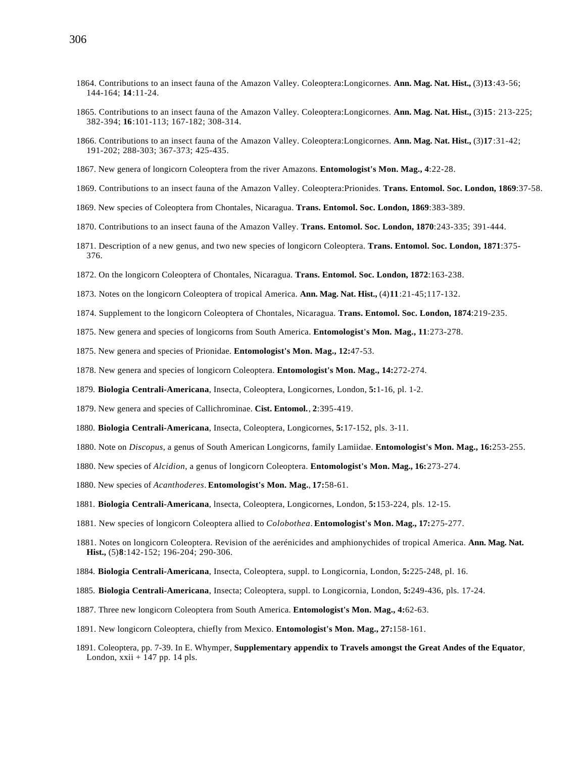1864. Contributions to an insect fauna of the Amazon Valley. Coleoptera:Longicornes. **Ann. Mag. Nat. Hist.,** (3)**13**:43-56; 144-164; **14**:11-24.

1865. Contributions to an insect fauna of the Amazon Valley. Coleoptera:Longicornes. **Ann. Mag. Nat. Hist.,** (3)**15**: 213-225; 382-394; **16**:101-113; 167-182; 308-314.

1866. Contributions to an insect fauna of the Amazon Valley. Coleoptera:Longicornes. **Ann. Mag. Nat. Hist.,** (3)**17**:31-42; 191-202; 288-303; 367-373; 425-435.

1867. New genera of longicorn Coleoptera from the river Amazons. **Entomologist's Mon. Mag., 4**:22-28.

1869. Contributions to an insect fauna of the Amazon Valley. Coleoptera:Prionides. **Trans. Entomol. Soc. London, 1869**:37-58.

1869. New species of Coleoptera from Chontales, Nicaragua. **Trans. Entomol. Soc. London, 1869**:383-389.

1870. Contributions to an insect fauna of the Amazon Valley. **Trans. Entomol. Soc. London, 1870**:243-335; 391-444.

1871. Description of a new genus, and two new species of longicorn Coleoptera. **Trans. Entomol. Soc. London, 1871**:375-376.

1872. On the longicorn Coleoptera of Chontales, Nicaragua. **Trans. Entomol. Soc. London, 1872**:163-238.

1873. Notes on the longicorn Coleoptera of tropical America. **Ann. Mag. Nat. Hist.,** (4)**11**:21-45;117-132.

1874. Supplement to the longicorn Coleoptera of Chontales, Nicaragua. **Trans. Entomol. Soc. London, 1874**:219-235.

1875. New genera and species of longicorns from South America. **Entomologist's Mon. Mag., 11**:273-278.

1875. New genera and species of Prionidae. **Entomologist's Mon. Mag., 12:**47-53.

1878. New genera and species of longicorn Coleoptera. **Entomologist's Mon. Mag., 14:**272-274.

1879. **Biologia Centrali-Americana**, Insecta, Coleoptera, Longicornes, London, **5:**1-16, pl. 1-2.

1879. New genera and species of Callichrominae. **Cist. Entomol.**, **2**:395-419.

1880. **Biologia Centrali-Americana**, Insecta, Coleoptera, Longicornes, **5:**17-152, pls. 3-11.

1880. Note on *Discopus*, a genus of South American Longicorns, family Lamiidae. **Entomologist's Mon. Mag., 16:**253-255.

1880. New species of *Alcidion*, a genus of longicorn Coleoptera. **Entomologist's Mon. Mag., 16:**273-274.

1880. New species of *Acanthoderes*. **Entomologist's Mon. Mag.**, **17:**58-61.

1881. **Biologia Centrali-Americana**, lnsecta, Coleoptera, Longicornes, London, **5:**153-224, pls. 12-15.

1881. New species of longicorn Coleoptera allied to *Colobothea*. **Entomologist's Mon. Mag., 17:**275-277.

1881. Notes on longicorn Coleoptera. Revision of the aerénicides and amphionychides of tropical America. **Ann. Mag. Nat. Hist.,** (5)**8**:142-152; 196-204; 290-306.

1884. **Biologia Centrali-Americana**, Insecta, Coleoptera, suppl. to Longicornia, London, **5:**225-248, pl. 16.

1885. **Biologia Centrali-Americana**, Insecta; Coleoptera, suppl. to Longicornia, London, **5:**249-436, pls. 17-24.

1887. Three new longicorn Coleoptera from South America. **Entomologist's Mon. Mag., 4:**62-63.

1891. New longicorn Coleoptera, chiefly from Mexico. **Entomologist's Mon. Mag., 27:**158-161.

1891. Coleoptera, pp. 7-39. In E. Whymper, **Supplementary appendix to Travels amongst the Great Andes of the Equator**, London, xxii + 147 pp. 14 pls.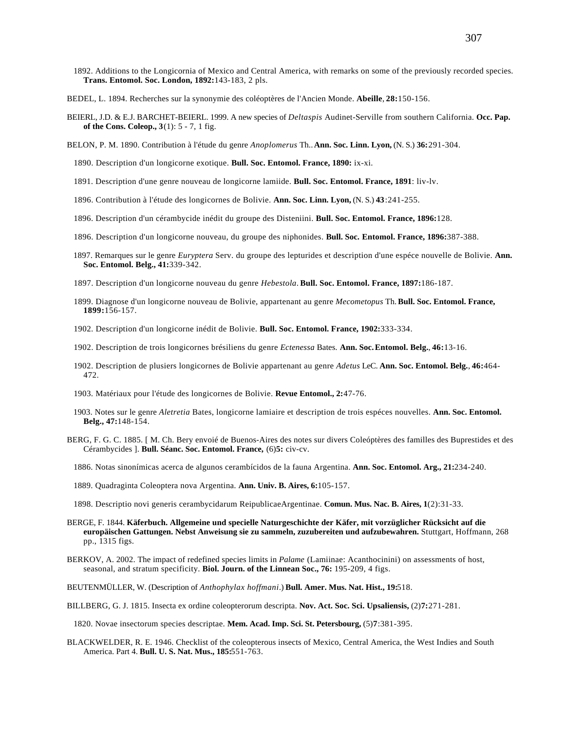1892. Additions to the Longicornia of Mexico and Central America, with remarks on some of the previously recorded species. **Trans. Entomol. Soc. London, 1892:**143-183, 2 pls.

BEDEL, L. 1894. Recherches sur la synonymie des coléoptères de l'Ancien Monde. **Abeille**, **28:**150-156.

BEIERL, J.D. & E.J. BARCHET-BEIERL. 1999. A new species of *Deltaspis* Audinet-Serville from southern California. **Occ. Pap. of the Cons. Coleop., 3**(1): 5 - 7, 1 fig.

BELON, P. M. 1890. Contribution à l'étude du genre *Anoplomerus* Th.. **Ann. Soc. Linn. Lyon,** (N. S.) **36:**291-304.

1890. Description d'un longicorne exotique. **Bull. Soc. Entomol. France, 1890:** ix-xi.

1891. Description d'une genre nouveau de longicorne lamiide. **Bull. Soc. Entomol. France, 1891**: liv-lv.

1896. Contribution à l'étude des longicornes de Bolivie. **Ann. Soc. Linn. Lyon,** (N. S.) **43**:241-255.

1896. Description d'un cérambycide inédit du groupe des Disteniini. **Bull. Soc. Entomol. France, 1896:**128.

1896. Description d'un longicorne nouveau, du groupe des niphonides. **Bull. Soc. Entomol. France, 1896:**387-388.

1897. Remarques sur le genre *Euryptera* Serv. du groupe des lepturides et description d'une espéce nouvelle de Bolivie. **Ann. Soc. Entomol. Belg., 41:**339-342.

1897. Description d'un longicorne nouveau du genre *Hebestola*. **Bull. Soc. Entomol. France, 1897:**186-187.

1899. Diagnose d'un longicorne nouveau de Bolivie, appartenant au genre *Mecometopus* Th. **Bull. Soc. Entomol. France, 1899:**156-157.

1902. Description d'un longicorne inédit de Bolivie. **Bull. Soc. Entomol. France, 1902:**333-334.

1902. Description de trois longicornes brésiliens du genre *Ectenessa* Bates. **Ann. Soc. Entomol. Belg.**, **46:**13-16.

1902. Description de plusiers longicornes de Bolivie appartenant au genre *Adetus* LeC. **Ann. Soc. Entomol. Belg.**, **46:**464-472.

1903. Matériaux pour l'étude des longicornes de Bolivie. **Revue Entomol., 2:**47-76.

1903. Notes sur le genre *Aletretia* Bates, longicorne lamiaire et description de trois espéces nouvelles. **Ann. Soc. Entomol. Belg., 47:**148-154.

BERG, F. G. C. 1885. [ M. Ch. Bery envoié de Buenos-Aires des notes sur divers Coleóptères des familles des Buprestides et des Cérambycides ]. **Bull. Séanc. Soc. Entomol. France,** (6)**5:** civ-cv.

1886. Notas sinonímicas acerca de algunos cerambícidos de la fauna Argentina. **Ann. Soc. Entomol. Arg., 21:**234-240.

1889. Quadraginta Coleoptera nova Argentina. **Ann. Univ. B. Aires, 6:**105-157.

1898. Descriptio novi generis cerambycidarum ReipublicaeArgentinae. **Comun. Mus. Nac. B. Aires, 1**(2):31-33.

BERGE, F. 1844. **Käferbuch. Allgemeine und specielle Naturgeschichte der Käfer, mit vorzüglicher Rücksicht auf die europäischen Gattungen. Nebst Anweisung sie zu sammeln, zuzubereiten und aufzubewahren.** Stuttgart, Hoffmann, 268 pp., 1315 figs.

BERKOV, A. 2002. The impact of redefined species limits in *Palame* (Lamiinae: Acanthocinini) on assessments of host, seasonal, and stratum specificity. **Biol. Journ. of the Linnean Soc., 76:** 195-209, 4 figs.

BEUTENMÜLLER, W. (Description of *Anthophylax hoffmani*.) **Bull. Amer. Mus. Nat. Hist., 19:**518.

BILLBERG, G. J. 1815. Insecta ex ordine coleopterorum descripta. **Nov. Act. Soc. Sci. Upsaliensis,** (2)**7:**271-281.

1820. Novae insectorum species descriptae. **Mem. Acad. Imp. Sci. St. Petersbourg,** (5)**7**:381-395.

BLACKWELDER, R. E. 1946. Checklist of the coleopterous insects of Mexico, Central America, the West Indies and South America. Part 4. **Bull. U. S. Nat. Mus., 185:**551-763.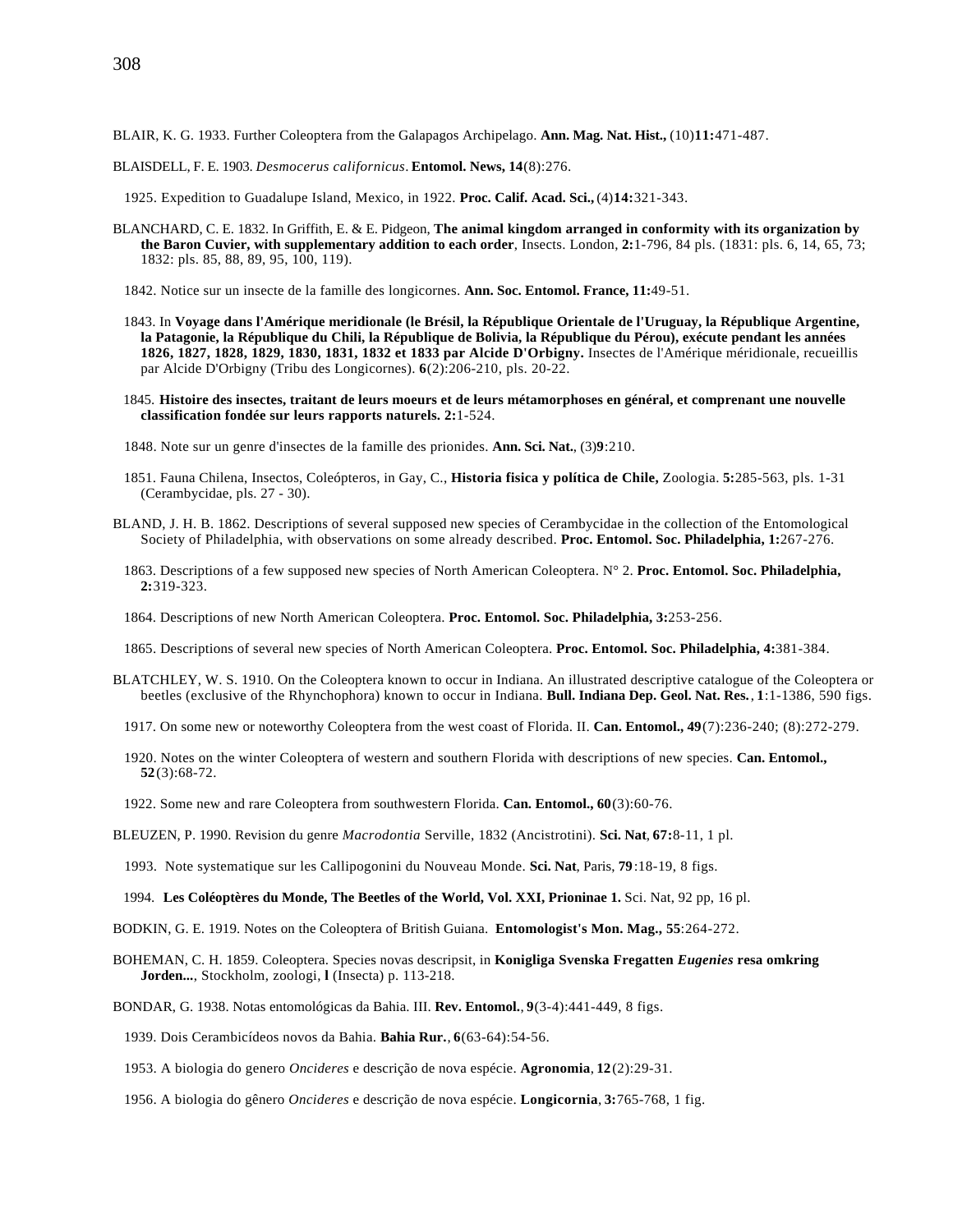BLAIR, K. G. 1933. Further Coleoptera from the Galapagos Archipelago. **Ann. Mag. Nat. Hist.,** (10)**11:**471-487.

BLAISDELL, F. E. 1903. *Desmocerus californicus*. **Entomol. News, 14**(8):276.

1925. Expedition to Guadalupe Island, Mexico, in 1922. **Proc. Calif. Acad. Sci.,** (4)**14:**321-343.

BLANCHARD, C. E. 1832. In Griffith, E. & E. Pidgeon, **The animal kingdom arranged in conformity with its organization by the Baron Cuvier, with supplementary addition to each order**, Insects. London, **2:**1-796, 84 pls. (1831: pls. 6, 14, 65, 73; 1832: pls. 85, 88, 89, 95, 100, 119).

1842. Notice sur un insecte de la famille des longicornes. **Ann. Soc. Entomol. France, 11:**49-51.

1843. In **Voyage dans l'Amérique meridionale (le Brésil, la République Orientale de l'Uruguay, la République Argentine, la Patagonie, la République du Chili, la République de Bolivia, la République du Pérou), exécute pendant les années 1826, 1827, 1828, 1829, 1830, 1831, 1832 et 1833 par Alcide D'Orbigny.** Insectes de l'Amérique méridionale, recueillis par Alcide D'Orbigny (Tribu des Longicornes). **6**(2):206-210, pls. 20-22.

1845. **Histoire des insectes, traitant de leurs moeurs et de leurs métamorphoses en général, et comprenant une nouvelle classification fondée sur leurs rapports naturels. 2:**1-524.

1848. Note sur un genre d'insectes de la famille des prionides. **Ann. Sci. Nat.**, (3)**9**:210.

1851. Fauna Chilena, Insectos, Coleópteros, in Gay, C., **Historia fisica y política de Chile,** Zoologia. **5:**285-563, pls. 1-31 (Cerambycidae, pls. 27 - 30).

BLAND, J. H. B. 1862. Descriptions of several supposed new species of Cerambycidae in the collection of the Entomological Society of Philadelphia, with observations on some already described. **Proc. Entomol. Soc. Philadelphia, 1:**267-276.

1863. Descriptions of a few supposed new species of North American Coleoptera. N° 2. **Proc. Entomol. Soc. Philadelphia, 2:**319-323.

1864. Descriptions of new North American Coleoptera. **Proc. Entomol. Soc. Philadelphia, 3:**253-256.

1865. Descriptions of several new species of North American Coleoptera. **Proc. Entomol. Soc. Philadelphia, 4:**381-384.

BLATCHLEY, W. S. 1910. On the Coleoptera known to occur in Indiana. An illustrated descriptive catalogue of the Coleoptera or beetles (exclusive of the Rhynchophora) known to occur in Indiana. **Bull. Indiana Dep. Geol. Nat. Res.**, **1**:1-1386, 590 figs.

1917. On some new or noteworthy Coleoptera from the west coast of Florida. II. **Can. Entomol., 49**(7):236-240; (8):272-279.

1920. Notes on the winter Coleoptera of western and southern Florida with descriptions of new species. **Can. Entomol., 52**(3):68-72.

1922. Some new and rare Coleoptera from southwestern Florida. **Can. Entomol., 60**(3):60-76.

BLEUZEN, P. 1990. Revision du genre *Macrodontia* Serville, 1832 (Ancistrotini). **Sci. Nat**, **67:**8-11, 1 pl.

1993. Note systematique sur les Callipogonini du Nouveau Monde. **Sci. Nat**, Paris, **79**:18-19, 8 figs.

1994. **Les Coléoptères du Monde, The Beetles of the World, Vol. XXI, Prioninae 1.** Sci. Nat, 92 pp, 16 pl.

BODKIN, G. E. 1919. Notes on the Coleoptera of British Guiana. **Entomologist's Mon. Mag., 55**:264-272.

BOHEMAN, C. H. 1859. Coleoptera. Species novas descripsit, in **Konigliga Svenska Fregatten *Eugenies* resa omkring Jorden...**, Stockholm, zoologi, **l** (Insecta) p. 113-218.

BONDAR, G. 1938. Notas entomológicas da Bahia. III. **Rev. Entomol.**, **9**(3-4):441-449, 8 figs.

1939. Dois Cerambicídeos novos da Bahia. **Bahia Rur.**, **6**(63-64):54-56.

1953. A biologia do genero *Oncideres* e descrição de nova espécie. **Agronomia**, **12**(2):29-31.

1956. A biologia do gênero *Oncideres* e descrição de nova espécie. **Longicornia**, **3:**765-768, 1 fig.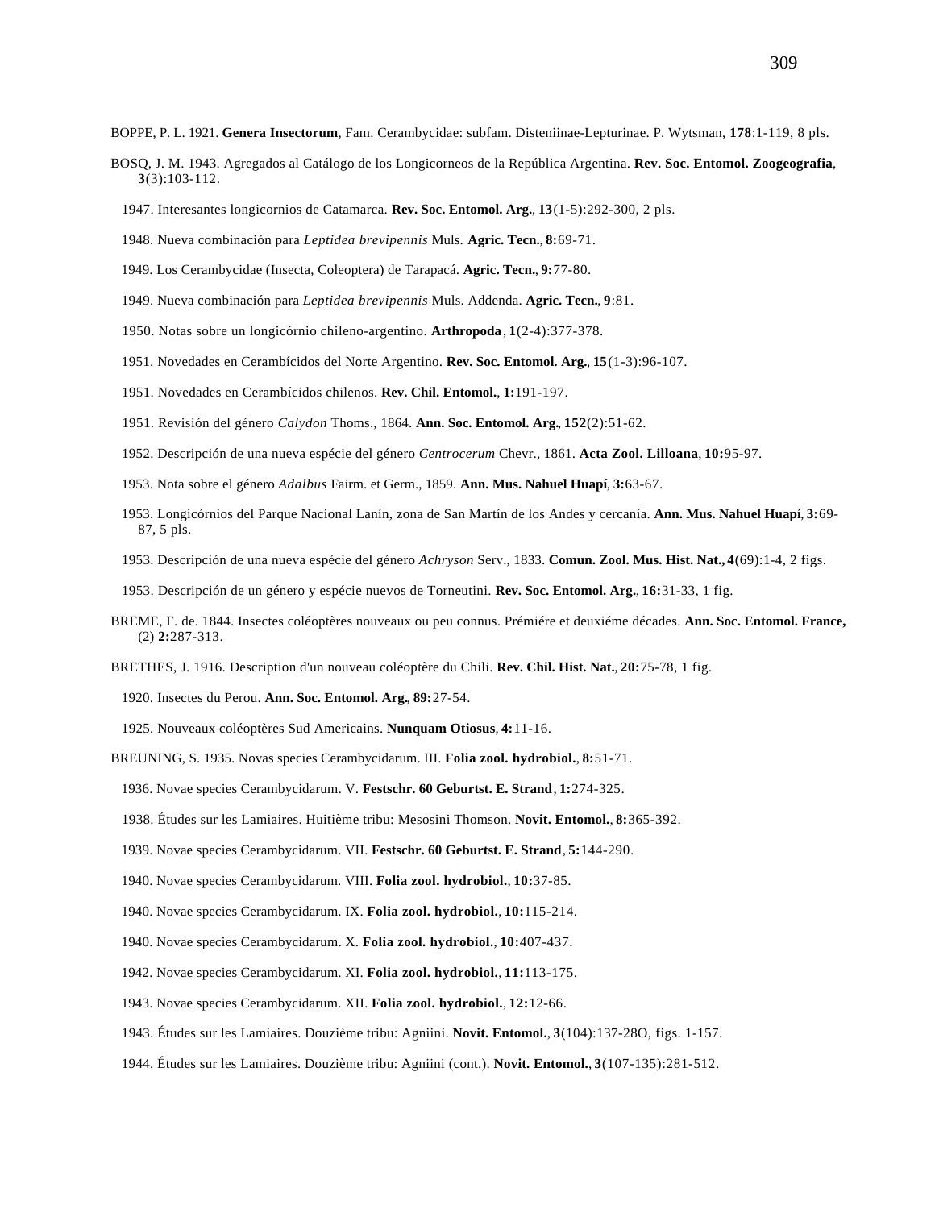BOPPE, P. L. 1921. **Genera Insectorum**, Fam. Cerambycidae: subfam. Disteniinae-Lepturinae. P. Wytsman, **178**:1-119, 8 pls.

BOSQ, J. M. 1943. Agregados al Catálogo de los Longicorneos de la República Argentina. **Rev. Soc. Entomol. Zoogeografia**, **3**(3):103-112.

1947. Interesantes longicornios de Catamarca. **Rev. Soc. Entomol. Arg.**, **13**(1-5):292-300, 2 pls.

1948. Nueva combinación para *Leptidea brevipennis* Muls. **Agric. Tecn.**, **8:**69-71.

1949. Los Cerambycidae (Insecta, Coleoptera) de Tarapacá. **Agric. Tecn.**, **9:**77-80.

1949. Nueva combinación para *Leptidea brevipennis* Muls. Addenda. **Agric. Tecn.**, **9**:81.

1950. Notas sobre un longicórnio chileno-argentino. **Arthropoda**, **1**(2-4):377-378.

1951. Novedades en Cerambícidos del Norte Argentino. **Rev. Soc. Entomol. Arg.**, **15**(1-3):96-107.

1951. Novedades en Cerambícidos chilenos. **Rev. Chil. Entomol.**, **1:**191-197.

1951. Revisión del género *Calydon* Thoms., 1864. **Ann. Soc. Entomol. Arg.**, **152**(2):51-62.

1952. Descripción de una nueva espécie del género *Centrocerum* Chevr., 1861. **Acta Zool. Lilloana**, **10:**95-97.

1953. Nota sobre el género *Adalbus* Fairm. et Germ., 1859. **Ann. Mus. Nahuel Huapí**, **3:**63-67.

1953. Longicórnios del Parque Nacional Lanín, zona de San Martín de los Andes y cercanía. **Ann. Mus. Nahuel Huapí**, **3:**69-87, 5 pls.

1953. Descripción de una nueva espécie del género *Achryson* Serv., 1833. **Comun. Zool. Mus. Hist. Nat.**, **4**(69):1-4, 2 figs.

1953. Descripción de un género y espécie nuevos de Torneutini. **Rev. Soc. Entomol. Arg.**, **16:**31-33, 1 fig.

BREME, F. de. 1844. Insectes coléoptères nouveaux ou peu connus. Prémiére et deuxiéme décades. **Ann. Soc. Entomol. France,** (2) **2:**287-313.

BRETHES, J. 1916. Description d'un nouveau coléoptère du Chili. **Rev. Chil. Hist. Nat.**, **20:**75-78, 1 fig.

1920. Insectes du Perou. **Ann. Soc. Entomol. Arg.**, **89:**27-54.

1925. Nouveaux coléoptères Sud Americains. **Nunquam Otiosus**, **4:**11-16.

BREUNING, S. 1935. Novas species Cerambycidarum. III. **Folia zool. hydrobiol.**, **8:**51-71.

1936. Novae species Cerambycidarum. V. **Festschr. 60 Geburtst. E. Strand**, **1:**274-325.

1938. Études sur les Lamiaires. Huitième tribu: Mesosini Thomson. **Novit. Entomol.**, **8:**365-392.

1939. Novae species Cerambycidarum. VII. **Festschr. 60 Geburtst. E. Strand**, **5:**144-290.

1940. Novae species Cerambycidarum. VIII. **Folia zool. hydrobiol.**, **10:**37-85.

1940. Novae species Cerambycidarum. IX. **Folia zool. hydrobiol.**, **10:**115-214.

1940. Novae species Cerambycidarum. X. **Folia zool. hydrobiol.**, **10:**407-437.

1942. Novae species Cerambycidarum. XI. **Folia zool. hydrobiol.**, **11:**113-175.

1943. Novae species Cerambycidarum. XII. **Folia zool. hydrobiol.**, **12:**12-66.

1943. Études sur les Lamiaires. Douzième tribu: Agniini. **Novit. Entomol.**, **3**(104):137-28O, figs. 1-157.

1944. Études sur les Lamiaires. Douzième tribu: Agniini (cont.). **Novit. Entomol.**, **3**(107-135):281-512.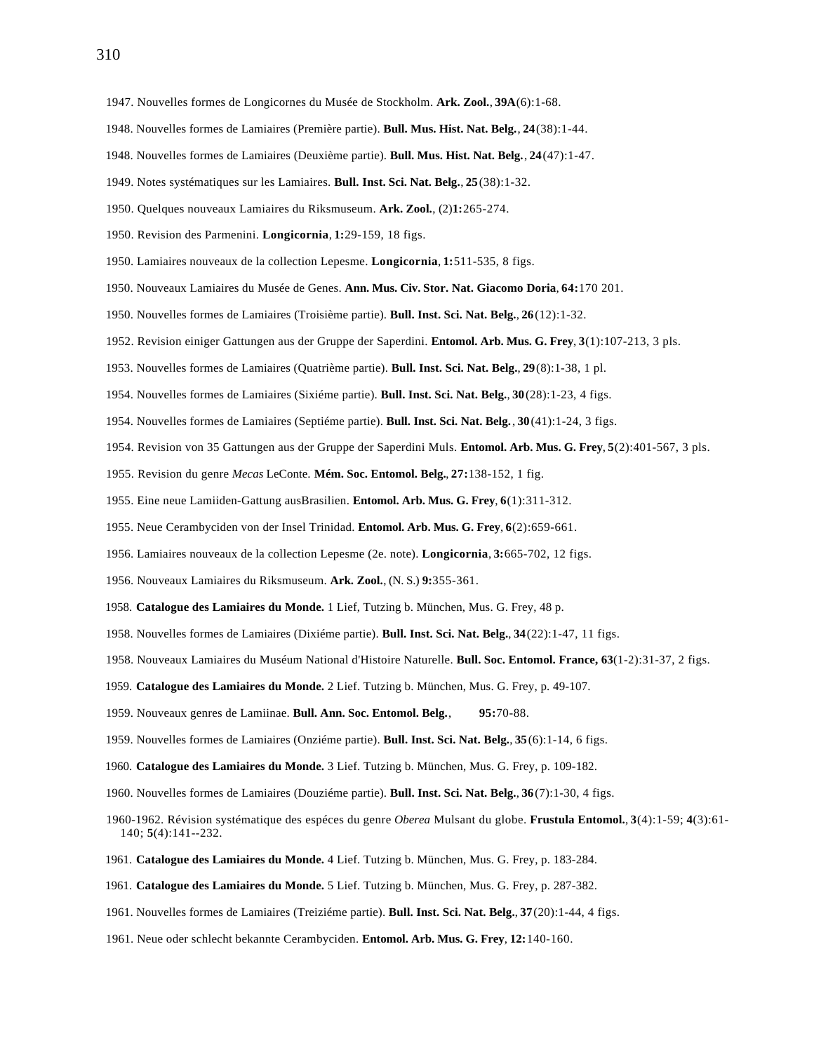1947. Nouvelles formes de Longicornes du Musée de Stockholm. **Ark. Zool.**, **39A**(6):1-68.

1948. Nouvelles formes de Lamiaires (Première partie). **Bull. Mus. Hist. Nat. Belg.**, **24**(38):1-44.

1948. Nouvelles formes de Lamiaires (Deuxième partie). **Bull. Mus. Hist. Nat. Belg.**, **24**(47):1-47.

1949. Notes systématiques sur les Lamiaires. **Bull. Inst. Sci. Nat. Belg.**, **25**(38):1-32.

1950. Quelques nouveaux Lamiaires du Riksmuseum. **Ark. Zool.**, (2)**1:**265-274.

1950. Revision des Parmenini. **Longicornia**, **1:**29-159, 18 figs.

1950. Lamiaires nouveaux de la collection Lepesme. **Longicornia**, **1:**511-535, 8 figs.

1950. Nouveaux Lamiaires du Musée de Genes. **Ann. Mus. Civ. Stor. Nat. Giacomo Doria**, **64:**170 201.

1950. Nouvelles formes de Lamiaires (Troisième partie). **Bull. Inst. Sci. Nat. Belg.**, **26**(12):1-32.

1952. Revision einiger Gattungen aus der Gruppe der Saperdini. **Entomol. Arb. Mus. G. Frey**, **3**(1):107-213, 3 pls.

1953. Nouvelles formes de Lamiaires (Quatrième partie). **Bull. Inst. Sci. Nat. Belg.**, **29**(8):1-38, 1 pl.

1954. Nouvelles formes de Lamiaires (Sixiéme partie). **Bull. Inst. Sci. Nat. Belg.**, **30**(28):1-23, 4 figs.

1954. Nouvelles formes de Lamiaires (Septiéme partie). **Bull. Inst. Sci. Nat. Belg.**, **30**(41):1-24, 3 figs.

1954. Revision von 35 Gattungen aus der Gruppe der Saperdini Muls. **Entomol. Arb. Mus. G. Frey**, **5**(2):401-567, 3 pls.

1955. Revision du genre *Mecas* LeConte. **Mém. Soc. Entomol. Belg.**, **27:**138-152, 1 fig.

1955. Eine neue Lamiiden-Gattung ausBrasilien. **Entomol. Arb. Mus. G. Frey**, **6**(1):311-312.

1955. Neue Cerambyciden von der Insel Trinidad. **Entomol. Arb. Mus. G. Frey**, **6**(2):659-661.

1956. Lamiaires nouveaux de la collection Lepesme (2e. note). **Longicornia**, **3:**665-702, 12 figs.

1956. Nouveaux Lamiaires du Riksmuseum. **Ark. Zool.**, (N. S.) **9:**355-361.

1958. **Catalogue des Lamiaires du Monde.** 1 Lief, Tutzing b. München, Mus. G. Frey, 48 p.

1958. Nouvelles formes de Lamiaires (Dixiéme partie). **Bull. Inst. Sci. Nat. Belg.**, **34**(22):1-47, 11 figs.

1958. Nouveaux Lamiaires du Muséum National d'Histoire Naturelle. **Bull. Soc. Entomol. France, 63**(1-2):31-37, 2 figs.

1959. **Catalogue des Lamiaires du Monde.** 2 Lief. Tutzing b. München, Mus. G. Frey, p. 49-107.

1959. Nouveaux genres de Lamiinae. **Bull. Ann. Soc. Entomol. Belg.**, **95:**70-88.

1959. Nouvelles formes de Lamiaires (Onziéme partie). **Bull. Inst. Sci. Nat. Belg.**, **35**(6):1-14, 6 figs.

1960. **Catalogue des Lamiaires du Monde.** 3 Lief. Tutzing b. München, Mus. G. Frey, p. 109-182.

1960. Nouvelles formes de Lamiaires (Douziéme partie). **Bull. Inst. Sci. Nat. Belg.**, **36**(7):1-30, 4 figs.

1960-1962. Révision systématique des espéces du genre *Oberea* Mulsant du globe. **Frustula Entomol.**, **3**(4):1-59; **4**(3):61-140; **5**(4):141--232.

1961. **Catalogue des Lamiaires du Monde.** 4 Lief. Tutzing b. München, Mus. G. Frey, p. 183-284.

1961. **Catalogue des Lamiaires du Monde.** 5 Lief. Tutzing b. München, Mus. G. Frey, p. 287-382.

1961. Nouvelles formes de Lamiaires (Treiziéme partie). **Bull. Inst. Sci. Nat. Belg.**, **37**(20):1-44, 4 figs.

1961. Neue oder schlecht bekannte Cerambyciden. **Entomol. Arb. Mus. G. Frey**, **12:**140-160.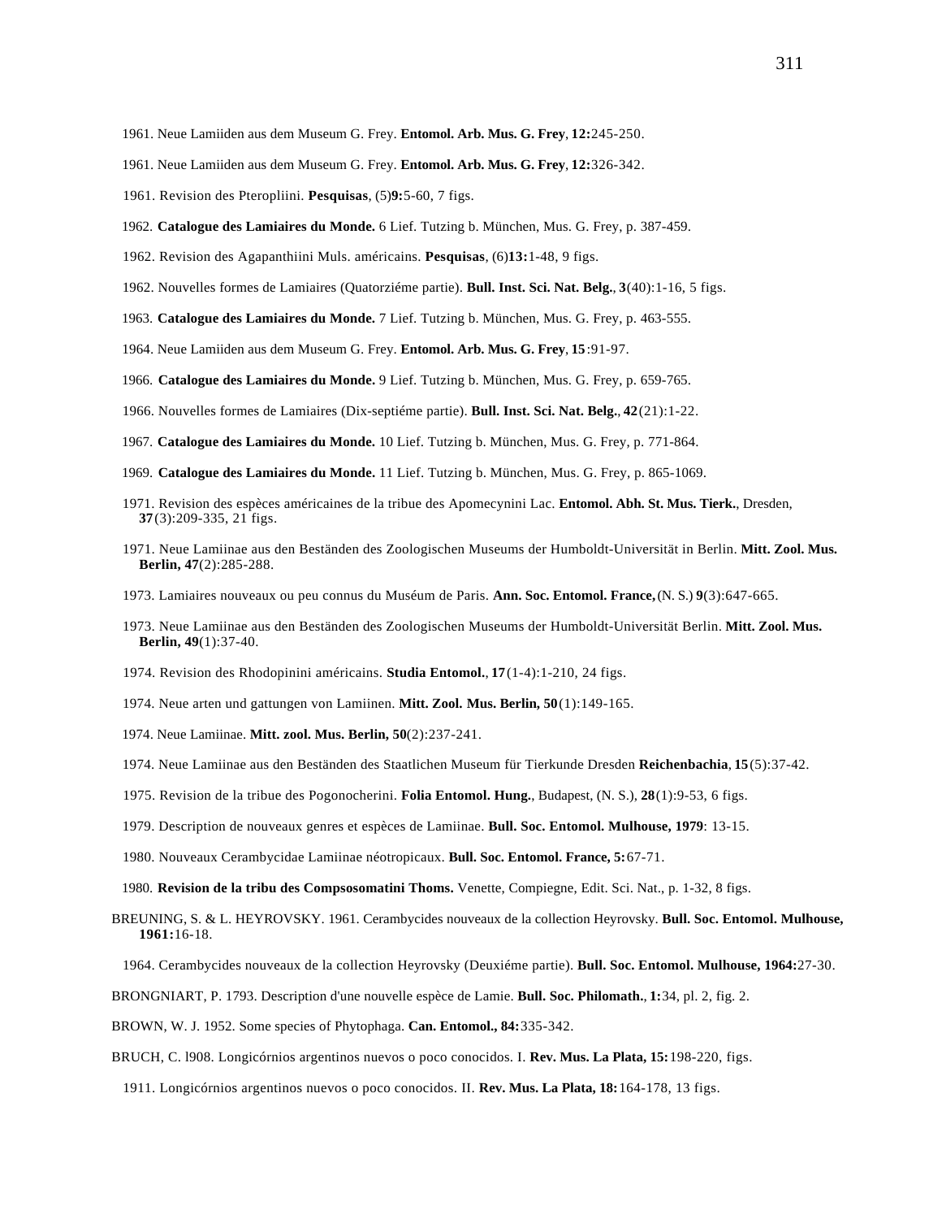1961. Neue Lamiiden aus dem Museum G. Frey. **Entomol. Arb. Mus. G. Frey**, **12:**245-250.

1961. Neue Lamiiden aus dem Museum G. Frey. **Entomol. Arb. Mus. G. Frey**, **12:**326-342.

1961. Revision des Pteropliini. **Pesquisas**, (5)**9:**5-60, 7 figs.

1962. **Catalogue des Lamiaires du Monde.** 6 Lief. Tutzing b. München, Mus. G. Frey, p. 387-459.

1962. Revision des Agapanthiini Muls. américains. **Pesquisas**, (6)**13:**1-48, 9 figs.

1962. Nouvelles formes de Lamiaires (Quatorziéme partie). **Bull. Inst. Sci. Nat. Belg.**, **3**(40):1-16, 5 figs.

1963. **Catalogue des Lamiaires du Monde.** 7 Lief. Tutzing b. München, Mus. G. Frey, p. 463-555.

1964. Neue Lamiiden aus dem Museum G. Frey. **Entomol. Arb. Mus. G. Frey**, **15**:91-97.

1966. **Catalogue des Lamiaires du Monde.** 9 Lief. Tutzing b. München, Mus. G. Frey, p. 659-765.

1966. Nouvelles formes de Lamiaires (Dix-septiéme partie). **Bull. Inst. Sci. Nat. Belg.**, **42**(21):1-22.

1967. **Catalogue des Lamiaires du Monde.** 10 Lief. Tutzing b. München, Mus. G. Frey, p. 771-864.

1969. **Catalogue des Lamiaires du Monde.** 11 Lief. Tutzing b. München, Mus. G. Frey, p. 865-1069.

1971. Revision des espèces américaines de la tribue des Apomecynini Lac. **Entomol. Abh. St. Mus. Tierk.**, Dresden, **37**(3):209-335, 21 figs.

1971. Neue Lamiinae aus den Beständen des Zoologischen Museums der Humboldt-Universität in Berlin. **Mitt. Zool. Mus. Berlin, 47**(2):285-288.

1973. Lamiaires nouveaux ou peu connus du Muséum de Paris. **Ann. Soc. Entomol. France,** (N. S.) **9**(3):647-665.

1973. Neue Lamiinae aus den Beständen des Zoologischen Museums der Humboldt-Universität Berlin. **Mitt. Zool. Mus. Berlin, 49**(1):37-40.

1974. Revision des Rhodopinini américains. **Studia Entomol.**, **17**(1-4):1-210, 24 figs.

1974. Neue arten und gattungen von Lamiinen. **Mitt. Zool. Mus. Berlin, 50**(1):149-165.

1974. Neue Lamiinae. **Mitt. zool. Mus. Berlin, 50**(2):237-241.

1974. Neue Lamiinae aus den Beständen des Staatlichen Museum für Tierkunde Dresden **Reichenbachia**, **15**(5):37-42.

1975. Revision de la tribue des Pogonocherini. **Folia Entomol. Hung.**, Budapest, (N. S.), **28**(1):9-53, 6 figs.

1979. Description de nouveaux genres et espèces de Lamiinae. **Bull. Soc. Entomol. Mulhouse, 1979**: 13-15.

1980. Nouveaux Cerambycidae Lamiinae néotropicaux. **Bull. Soc. Entomol. France, 5:**67-71.

1980. **Revision de la tribu des Compsosomatini Thoms.** Venette, Compiegne, Edit. Sci. Nat., p. 1-32, 8 figs.

BREUNING, S. & L. HEYROVSKY. 1961. Cerambycides nouveaux de la collection Heyrovsky. **Bull. Soc. Entomol. Mulhouse, 1961:**16-18.

1964. Cerambycides nouveaux de la collection Heyrovsky (Deuxiéme partie). **Bull. Soc. Entomol. Mulhouse, 1964:**27-30.

BRONGNIART, P. 1793. Description d'une nouvelle espèce de Lamie. **Bull. Soc. Philomath.**, **1:**34, pl. 2, fig. 2.

BROWN, W. J. 1952. Some species of Phytophaga. **Can. Entomol., 84:**335-342.

BRUCH, C. l908. Longicórnios argentinos nuevos o poco conocidos. I. **Rev. Mus. La Plata, 15:**198-220, figs.

1911. Longicórnios argentinos nuevos o poco conocidos. II. **Rev. Mus. La Plata, 18:**164-178, 13 figs.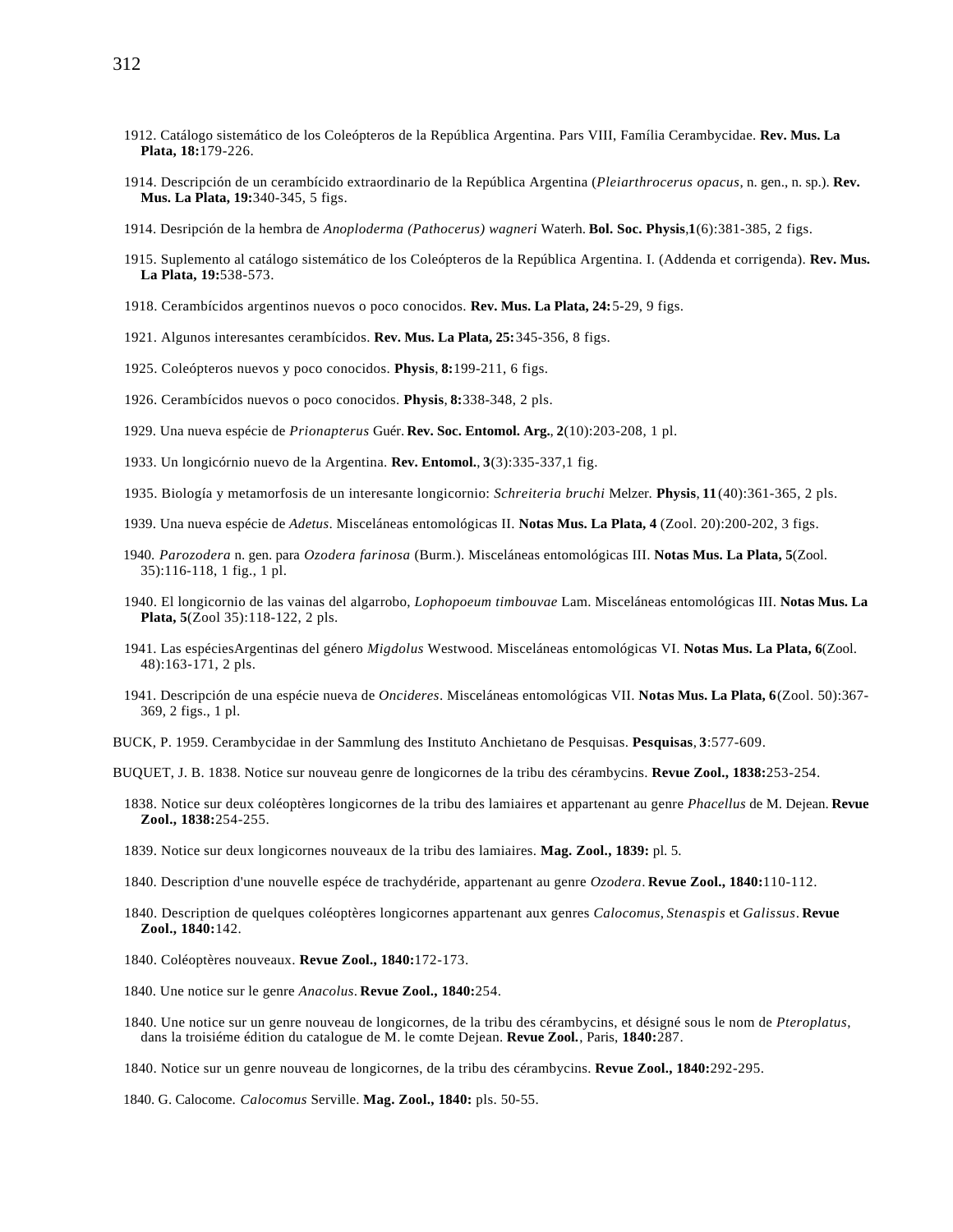1912. Catálogo sistemático de los Coleópteros de la República Argentina. Pars VIII, Família Cerambycidae. **Rev. Mus. La Plata, 18:**179-226.

1914. Descripción de un cerambícido extraordinario de la República Argentina (*Pleiarthrocerus opacus*, n. gen., n. sp.). **Rev. Mus. La Plata, 19:**340-345, 5 figs.

1914. Desripción de la hembra de *Anoploderma (Pathocerus) wagneri* Waterh. **Bol. Soc. Physis**,**1**(6):381-385, 2 figs.

1915. Suplemento al catálogo sistemático de los Coleópteros de la República Argentina. I. (Addenda et corrigenda). **Rev. Mus. La Plata, 19:**538-573.

1918. Cerambícidos argentinos nuevos o poco conocidos. **Rev. Mus. La Plata, 24:**5-29, 9 figs.

1921. Algunos interesantes cerambícidos. **Rev. Mus. La Plata, 25:**345-356, 8 figs.

1925. Coleópteros nuevos y poco conocidos. **Physis**, **8:**199-211, 6 figs.

1926. Cerambícidos nuevos o poco conocidos. **Physis**, **8:**338-348, 2 pls.

1929. Una nueva espécie de *Prionapterus* Guér. **Rev. Soc. Entomol. Arg.**, **2**(10):203-208, 1 pl.

1933. Un longicórnio nuevo de la Argentina. **Rev. Entomol.**, **3**(3):335-337,1 fig.

1935. Biología y metamorfosis de un interesante longicornio: *Schreiteria bruchi* Melzer. **Physis**, **11**(40):361-365, 2 pls.

1939. Una nueva espécie de *Adetus*. Misceláneas entomológicas II. **Notas Mus. La Plata, 4** (Zool. 20):200-202, 3 figs.

1940. *Parozodera* n. gen. para *Ozodera farinosa* (Burm.). Misceláneas entomológicas III. **Notas Mus. La Plata, 5**(Zool. 35):116-118, 1 fig., 1 pl.

1940. El longicornio de las vainas del algarrobo, *Lophopoeum timbouvae* Lam. Misceláneas entomológicas III. **Notas Mus. La Plata, 5**(Zool 35):118-122, 2 pls.

1941. Las espéciesArgentinas del género *Migdolus* Westwood. Misceláneas entomológicas VI. **Notas Mus. La Plata, 6**(Zool. 48):163-171, 2 pls.

1941. Descripción de una espécie nueva de *Oncideres*. Misceláneas entomológicas VII. **Notas Mus. La Plata, 6**(Zool. 50):367-369, 2 figs., 1 pl.

BUCK, P. 1959. Cerambycidae in der Sammlung des Instituto Anchietano de Pesquisas. **Pesquisas**, **3**:577-609.

BUQUET, J. B. 1838. Notice sur nouveau genre de longicornes de la tribu des cérambycins. **Revue Zool., 1838:**253-254.

1838. Notice sur deux coléoptères longicornes de la tribu des lamiaires et appartenant au genre *Phacellus* de M. Dejean. **Revue Zool., 1838:**254-255.

1839. Notice sur deux longicornes nouveaux de la tribu des lamiaires. **Mag. Zool., 1839:** pl. 5.

1840. Description d'une nouvelle espéce de trachydéride, appartenant au genre *Ozodera*. **Revue Zool., 1840:**110-112.

1840. Description de quelques coléoptères longicornes appartenant aux genres *Calocomus, Stenaspis* et *Galissus*. **Revue Zool., 1840:**142.

1840. Coléoptères nouveaux. **Revue Zool., 1840:**172-173.

1840. Une notice sur le genre *Anacolus*. **Revue Zool., 1840:**254.

1840. Une notice sur un genre nouveau de longicornes, de la tribu des cérambycins, et désigné sous le nom de *Pteroplatus*, dans la troisiéme édition du catalogue de M. le comte Dejean. **Revue Zool.**, Paris, **1840:**287.

1840. Notice sur un genre nouveau de longicornes, de la tribu des cérambycins. **Revue Zool., 1840:**292-295.

1840. G. Calocome. *Calocomus* Serville. **Mag. Zool., 1840:** pls. 50-55.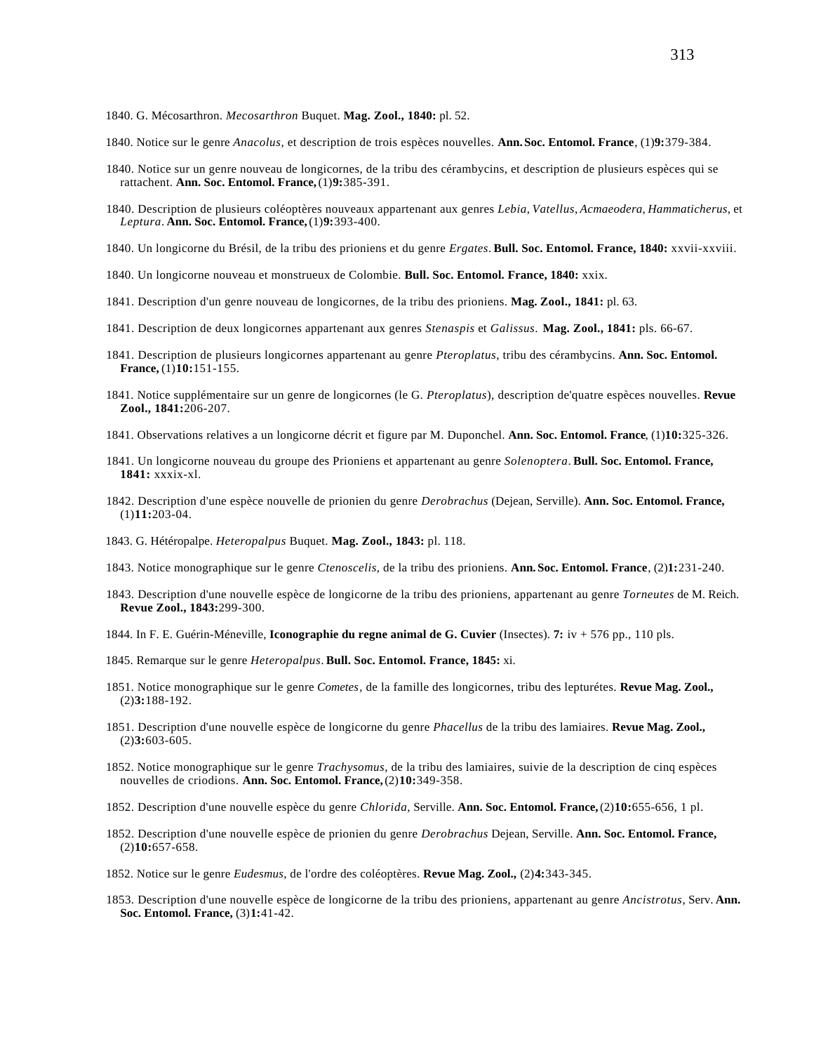1840. G. Mécosarthron. *Mecosarthron* Buquet. **Mag. Zool., 1840:** pl. 52.

1840. Notice sur le genre *Anacolus*, et description de trois espèces nouvelles. **Ann. Soc. Entomol. France**, (1)**9:**379-384.

1840. Notice sur un genre nouveau de longicornes, de la tribu des cérambycins, et description de plusieurs espèces qui se rattachent. **Ann. Soc. Entomol. France,** (1)**9:**385-391.

1840. Description de plusieurs coléoptères nouveaux appartenant aux genres *Lebia*, *Vatellus*, *Acmaeodera*, *Hammaticherus*, et *Leptura*. **Ann. Soc. Entomol. France,** (1)**9:**393-400.

1840. Un longicorne du Brésil, de la tribu des prioniens et du genre *Ergates*. **Bull. Soc. Entomol. France, 1840:** xxvii-xxviii.

1840. Un longicorne nouveau et monstrueux de Colombie. **Bull. Soc. Entomol. France, 1840:** xxix.

1841. Description d'un genre nouveau de longicornes, de la tribu des prioniens. **Mag. Zool., 1841:** pl. 63.

1841. Description de deux longicornes appartenant aux genres *Stenaspis* et *Galissus*. **Mag. Zool., 1841:** pls. 66-67.

1841. Description de plusieurs longicornes appartenant au genre *Pteroplatus*, tribu des cérambycins. **Ann. Soc. Entomol. France,** (1)**10:**151-155.

1841. Notice supplémentaire sur un genre de longicornes (le G. *Pteroplatus*), description de'quatre espèces nouvelles. **Revue Zool., 1841:**206-207.

1841. Observations relatives a un longicorne décrit et figure par M. Duponchel. **Ann. Soc. Entomol. France**, (1)**10:**325-326.

1841. Un longicorne nouveau du groupe des Prioniens et appartenant au genre *Solenoptera*. **Bull. Soc. Entomol. France, 1841:** xxxix-xl.

1842. Description d'une espèce nouvelle de prionien du genre *Derobrachus* (Dejean, Serville). **Ann. Soc. Entomol. France,** (1)**11:**203-04.

1843. G. Hétéropalpe. *Heteropalpus* Buquet. **Mag. Zool., 1843:** pl. 118.

1843. Notice monographique sur le genre *Ctenoscelis*, de la tribu des prioniens. **Ann. Soc. Entomol. France**, (2)**1:**231-240.

1843. Description d'une nouvelle espèce de longicorne de la tribu des prioniens, appartenant au genre *Torneutes* de M. Reich. **Revue Zool., 1843:**299-300.

1844. In F. E. Guérin-Méneville, **Iconographie du regne animal de G. Cuvier** (Insectes). **7:** iv + 576 pp., 110 pls.

1845. Remarque sur le genre *Heteropalpus*. **Bull. Soc. Entomol. France, 1845:** xi.

1851. Notice monographique sur le genre *Cometes*, de la famille des longicornes, tribu des lepturétes. **Revue Mag. Zool.,** (2)**3:**188-192.

1851. Description d'une nouvelle espèce de longicorne du genre *Phacellus* de la tribu des lamiaires. **Revue Mag. Zool.,** (2)**3:**603-605.

1852. Notice monographique sur le genre *Trachysomus*, de la tribu des lamiaires, suivie de la description de cinq espèces nouvelles de criodions. **Ann. Soc. Entomol. France,** (2)**10:**349-358.

1852. Description d'une nouvelle espèce du genre *Chlorida*, Serville. **Ann. Soc. Entomol. France,** (2)**10:**655-656, 1 pl.

1852. Description d'une nouvelle espèce de prionien du genre *Derobrachus* Dejean, Serville. **Ann. Soc. Entomol. France,** (2)**10:**657-658.

1852. Notice sur le genre *Eudesmus*, de l'ordre des coléoptères. **Revue Mag. Zool.,** (2)**4:**343-345.

1853. Description d'une nouvelle espèce de longicorne de la tribu des prioniens, appartenant au genre *Ancistrotus*, Serv. **Ann. Soc. Entomol. France,** (3)**1:**41-42.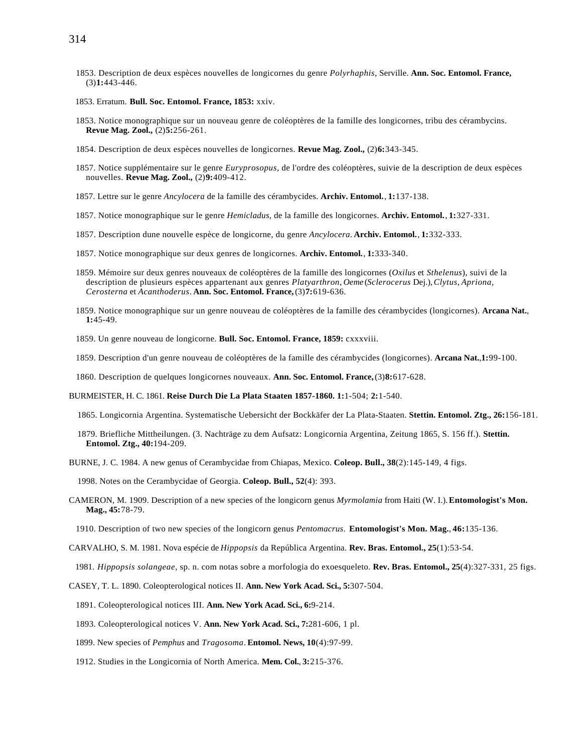1853. Description de deux espèces nouvelles de longicornes du genre *Polyrhaphis*, Serville. **Ann. Soc. Entomol. France,** (3)**1:**443-446.

1853. Erratum. **Bull. Soc. Entomol. France, 1853:** xxiv.

1853. Notice monographique sur un nouveau genre de coléoptères de la famille des longicornes, tribu des cérambycins. **Revue Mag. Zool.,** (2)**5:**256-261.

1854. Description de deux espèces nouvelles de longicornes. **Revue Mag. Zool.,** (2)**6:**343-345.

1857. Notice supplémentaire sur le genre *Euryprosopus*, de l'ordre des coléoptères, suivie de la description de deux espèces nouvelles. **Revue Mag. Zool.,** (2)**9:**409-412.

1857. Lettre sur le genre *Ancylocera* de la famille des cérambycides. **Archiv. Entomol.**, **1:**137-138.

1857. Notice monographique sur le genre *Hemicladus*, de la famille des longicornes. **Archiv. Entomol.**, **1:**327-331.

1857. Description dune nouvelle espèce de longicorne, du genre *Ancylocera*. **Archiv. Entomol.**, **1:**332-333.

1857. Notice monographique sur deux genres de longicornes. **Archiv. Entomol.**, **1:**333-340.

1859. Mémoire sur deux genres nouveaux de coléoptères de la famille des longicornes (*Oxilus* et *Sthelenus*), suivi de la description de plusieurs espèces appartenant aux genres *Platyarthron*, *Oeme* (*Sclerocerus* Dej.), *Clytus*, *Apriona*, *Cerosterna* et *Acanthoderus*. **Ann. Soc. Entomol. France,** (3)**7:**619-636.

1859. Notice monographique sur un genre nouveau de coléoptères de la famille des cérambycides (longicornes). **Arcana Nat.**, **1:**45-49.

1859. Un genre nouveau de longicorne. **Bull. Soc. Entomol. France, 1859:** cxxxviii.

1859. Description d'un genre nouveau de coléoptères de la famille des cérambycides (longicornes). **Arcana Nat.**,**1:**99-100.

1860. Description de quelques longicornes nouveaux. **Ann. Soc. Entomol. France,** (3)**8:**617-628.

BURMEISTER, H. C. 1861. **Reise Durch Die La Plata Staaten 1857-1860. 1:**1-504; **2:**1-540.

1865. Longicornia Argentina. Systematische Uebersicht der Bockkäfer der La Plata-Staaten. **Stettin. Entomol. Ztg., 26:**156-181.

1879. Briefliche Mittheilungen. (3. Nachträge zu dem Aufsatz: Longicornia Argentina, Zeitung 1865, S. 156 ff.). **Stettin. Entomol. Ztg., 40:**194-209.

BURNE, J. C. 1984. A new genus of Cerambycidae from Chiapas, Mexico. **Coleop. Bull., 38**(2):145-149, 4 figs.

1998. Notes on the Cerambycidae of Georgia. **Coleop. Bull., 52**(4): 393.

CAMERON, M. 1909. Description of a new species of the longicorn genus *Myrmolamia* from Haiti (W. I.). **Entomologist's Mon. Mag., 45:**78-79.

1910. Description of two new species of the longicorn genus *Pentomacrus*. **Entomologist's Mon. Mag.**, **46:**135-136.

CARVALHO, S. M. 1981. Nova espécie de *Hippopsis* da República Argentina. **Rev. Bras. Entomol., 25**(1):53-54.

1981. *Hippopsis solangeae*, sp. n. com notas sobre a morfologia do exoesqueleto. **Rev. Bras. Entomol., 25**(4):327-331, 25 figs.

CASEY, T. L. 1890. Coleopterological notices II. **Ann. New York Acad. Sci., 5:**307-504.

1891. Coleopterological notices III. **Ann. New York Acad. Sci., 6:**9-214.

1893. Coleopterological notices V. **Ann. New York Acad. Sci., 7:**281-606, 1 pl.

1899. New species of *Pemphus* and *Tragosoma*. **Entomol. News, 10**(4):97-99.

1912. Studies in the Longicornia of North America. **Mem. Col.**, **3:**215-376.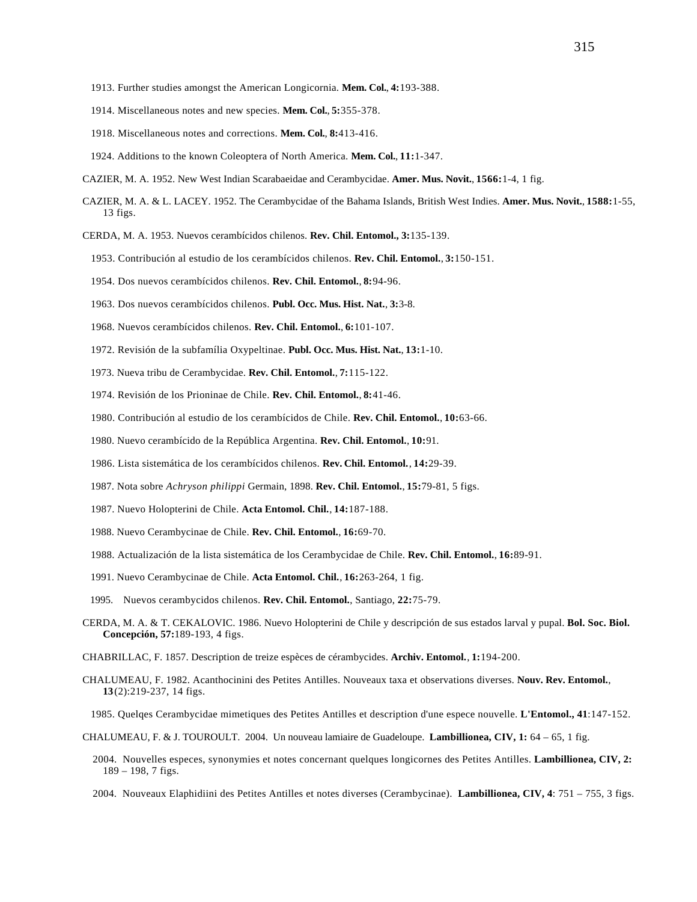1913. Further studies amongst the American Longicornia. **Mem. Col.**, **4:**193-388.

1914. Miscellaneous notes and new species. **Mem. Col.**, **5:**355-378.

1918. Miscellaneous notes and corrections. **Mem. Col.**, **8:**413-416.

1924. Additions to the known Coleoptera of North America. **Mem. Col.**, **11:**1-347.

CAZIER, M. A. 1952. New West Indian Scarabaeidae and Cerambycidae. **Amer. Mus. Novit.**, **1566:**1-4, 1 fig.

CAZIER, M. A. & L. LACEY. 1952. The Cerambycidae of the Bahama Islands, British West Indies. **Amer. Mus. Novit.**, **1588:**1-55, 13 figs.

CERDA, M. A. 1953. Nuevos cerambícidos chilenos. **Rev. Chil. Entomol., 3:**135-139.

1953. Contribución al estudio de los cerambícidos chilenos. **Rev. Chil. Entomol.**, **3:**150-151.

1954. Dos nuevos cerambícidos chilenos. **Rev. Chil. Entomol.**, **8:**94-96.

1963. Dos nuevos cerambícidos chilenos. **Publ. Occ. Mus. Hist. Nat.**, **3:**3-8.

1968. Nuevos cerambícidos chilenos. **Rev. Chil. Entomol.**, **6:**101-107.

1972. Revisión de la subfamília Oxypeltinae. **Publ. Occ. Mus. Hist. Nat.**, **13:**1-10.

1973. Nueva tribu de Cerambycidae. **Rev. Chil. Entomol.**, **7:**115-122.

1974. Revisión de los Prioninae de Chile. **Rev. Chil. Entomol.**, **8:**41-46.

1980. Contribución al estudio de los cerambícidos de Chile. **Rev. Chil. Entomol.**, **10:**63-66.

1980. Nuevo cerambícido de la República Argentina. **Rev. Chil. Entomol.**, **10:**91.

1986. Lista sistemática de los cerambícidos chilenos. **Rev. Chil. Entomol.**, **14:**29-39.

1987. Nota sobre *Achryson philippi* Germain, 1898. **Rev. Chil. Entomol.**, **15:**79-81, 5 figs.

1987. Nuevo Holopterini de Chile. **Acta Entomol. Chil.**, **14:**187-188.

1988. Nuevo Cerambycinae de Chile. **Rev. Chil. Entomol.**, **16:**69-70.

1988. Actualización de la lista sistemática de los Cerambycidae de Chile. **Rev. Chil. Entomol.**, **16:**89-91.

1991. Nuevo Cerambycinae de Chile. **Acta Entomol. Chil.**, **16:**263-264, 1 fig.

1995. Nuevos cerambycidos chilenos. **Rev. Chil. Entomol.**, Santiago, **22:**75-79.

CERDA, M. A. & T. CEKALOVIC. 1986. Nuevo Holopterini de Chile y descripción de sus estados larval y pupal. **Bol. Soc. Biol. Concepción, 57:**189-193, 4 figs.

CHABRILLAC, F. 1857. Description de treize espèces de cérambycides. **Archiv. Entomol.**, **1:**194-200.

CHALUMEAU, F. 1982. Acanthocinini des Petites Antilles. Nouveaux taxa et observations diverses. **Nouv. Rev. Entomol.**, **13**(2):219-237, 14 figs.

1985. Quelqes Cerambycidae mimetiques des Petites Antilles et description d'une espece nouvelle. **L'Entomol., 41**:147-152.

CHALUMEAU, F. & J. TOUROULT. 2004. Un nouveau lamiaire de Guadeloupe. **Lambillionea, CIV, 1:** 64 – 65, 1 fig.

2004. Nouvelles especes, synonymies et notes concernant quelques longicornes des Petites Antilles. **Lambillionea, CIV, 2:** 189 – 198, 7 figs.

2004. Nouveaux Elaphidiini des Petites Antilles et notes diverses (Cerambycinae). **Lambillionea, CIV, 4**: 751 – 755, 3 figs.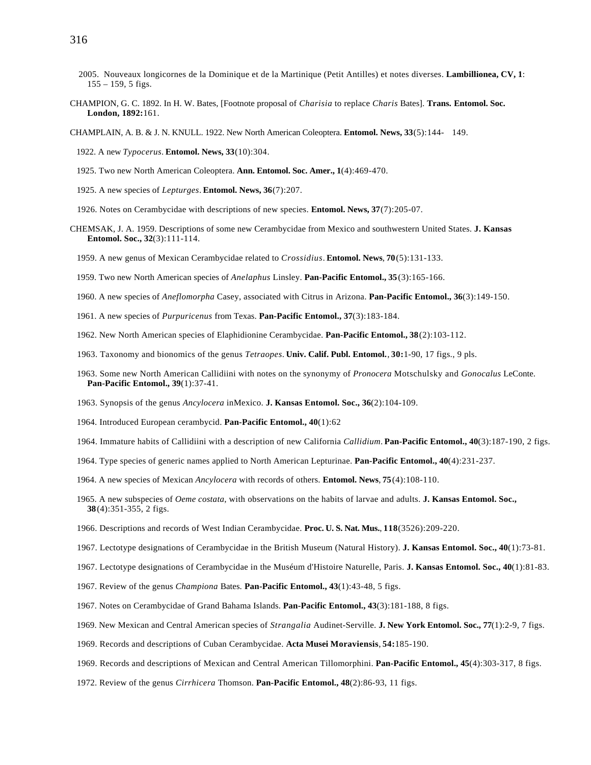2005. Nouveaux longicornes de la Dominique et de la Martinique (Petit Antilles) et notes diverses. **Lambillionea, CV, 1**: 155 – 159, 5 figs.

CHAMPION, G. C. 1892. In H. W. Bates, [Footnote proposal of *Charisia* to replace *Charis* Bates]. **Trans. Entomol. Soc. London, 1892:**161.

CHAMPLAIN, A. B. & J. N. KNULL. 1922. New North American Coleoptera. **Entomol. News, 33**(5):144- 149.

1922. A new *Typocerus*. **Entomol. News, 33**(10):304.

1925. Two new North American Coleoptera. **Ann. Entomol. Soc. Amer., 1**(4):469-470.

1925. A new species of *Lepturges*. **Entomol. News, 36**(7):207.

1926. Notes on Cerambycidae with descriptions of new species. **Entomol. News, 37**(7):205-07.

CHEMSAK, J. A. 1959. Descriptions of some new Cerambycidae from Mexico and southwestern United States. **J. Kansas Entomol. Soc., 32**(3):111-114.

1959. A new genus of Mexican Cerambycidae related to *Crossidius*. **Entomol. News**, **70**(5):131-133.

1959. Two new North American species of *Anelaphus* Linsley. **Pan-Pacific Entomol., 35**(3):165-166.

1960. A new species of *Aneflomorpha* Casey, associated with Citrus in Arizona. **Pan-Pacific Entomol., 36**(3):149-150.

1961. A new species of *Purpuricenus* from Texas. **Pan-Pacific Entomol., 37**(3):183-184.

1962. New North American species of Elaphidionine Cerambycidae. **Pan-Pacific Entomol., 38**(2):103-112.

1963. Taxonomy and bionomics of the genus *Tetraopes*. **Univ. Calif. Publ. Entomol.**, **30:**1-90, 17 figs., 9 pls.

1963. Some new North American Callidiini with notes on the synonymy of *Pronocera* Motschulsky and *Gonocalus* LeConte. **Pan-Pacific Entomol., 39**(1):37-41.

1963. Synopsis of the genus *Ancylocera* inMexico. **J. Kansas Entomol. Soc., 36**(2):104-109.

1964. Introduced European cerambycid. **Pan-Pacific Entomol., 40**(1):62

1964. Immature habits of Callidiini with a description of new California *Callidium*. **Pan-Pacific Entomol., 40**(3):187-190, 2 figs.

1964. Type species of generic names applied to North American Lepturinae. **Pan-Pacific Entomol., 40**(4):231-237.

1964. A new species of Mexican *Ancylocera* with records of others. **Entomol. News**, **75**(4):108-110.

1965. A new subspecies of *Oeme costata*, with observations on the habits of larvae and adults. **J. Kansas Entomol. Soc., 38**(4):351-355, 2 figs.

1966. Descriptions and records of West Indian Cerambycidae. **Proc. U. S. Nat. Mus.**, **118**(3526):209-220.

1967. Lectotype designations of Cerambycidae in the British Museum (Natural History). **J. Kansas Entomol. Soc., 40**(1):73-81.

1967. Lectotype designations of Cerambycidae in the Muséum d'Histoire Naturelle, Paris. **J. Kansas Entomol. Soc., 40**(1):81-83.

1967. Review of the genus *Championa* Bates. **Pan-Pacific Entomol., 43**(1):43-48, 5 figs.

1967. Notes on Cerambycidae of Grand Bahama Islands. **Pan-Pacific Entomol., 43**(3):181-188, 8 figs.

1969. New Mexican and Central American species of *Strangalia* Audinet-Serville. **J. New York Entomol. Soc., 77**(1):2-9, 7 figs.

1969. Records and descriptions of Cuban Cerambycidae. **Acta Musei Moraviensis**, **54:**185-190.

1969. Records and descriptions of Mexican and Central American Tillomorphini. **Pan-Pacific Entomol., 45**(4):303-317, 8 figs.

1972. Review of the genus *Cirrhicera* Thomson. **Pan-Pacific Entomol., 48**(2):86-93, 11 figs.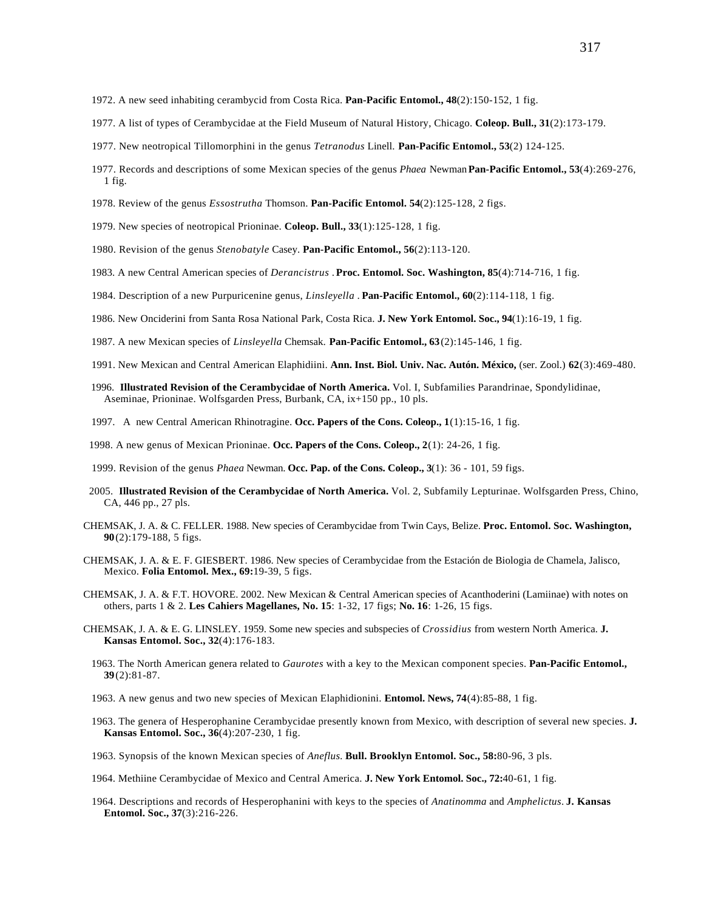1972. A new seed inhabiting cerambycid from Costa Rica. **Pan-Pacific Entomol., 48**(2):150-152, 1 fig.

1977. A list of types of Cerambycidae at the Field Museum of Natural History, Chicago. **Coleop. Bull., 31**(2):173-179.

1977. New neotropical Tillomorphini in the genus *Tetranodus* Linell. **Pan-Pacific Entomol., 53**(2) 124-125.

1977. Records and descriptions of some Mexican species of the genus *Phaea* Newman **Pan-Pacific Entomol., 53**(4):269-276, 1 fig.

1978. Review of the genus *Essostrutha* Thomson. **Pan-Pacific Entomol. 54**(2):125-128, 2 figs.

1979. New species of neotropical Prioninae. **Coleop. Bull., 33**(1):125-128, 1 fig.

1980. Revision of the genus *Stenobatyle* Casey. **Pan-Pacific Entomol., 56**(2):113-120.

1983. A new Central American species of *Derancistrus* . **Proc. Entomol. Soc. Washington, 85**(4):714-716, 1 fig.

1984. Description of a new Purpuricenine genus, *Linsleyella* . **Pan-Pacific Entomol., 60**(2):114-118, 1 fig.

1986. New Onciderini from Santa Rosa National Park, Costa Rica. **J. New York Entomol. Soc., 94**(1):16-19, 1 fig.

1987. A new Mexican species of *Linsleyella* Chemsak. **Pan-Pacific Entomol., 63**(2):145-146, 1 fig.

1991. New Mexican and Central American Elaphidiini. **Ann. Inst. Biol. Univ. Nac. Autón. México,** (ser. Zool.) **62**(3):469-480.

1996. **Illustrated Revision of the Cerambycidae of North America.** Vol. I, Subfamilies Parandrinae, Spondylidinae, Aseminae, Prioninae. Wolfsgarden Press, Burbank, CA, ix+150 pp., 10 pls.

1997. A new Central American Rhinotragine. **Occ. Papers of the Cons. Coleop., 1**(1):15-16, 1 fig.

1998. A new genus of Mexican Prioninae. **Occ. Papers of the Cons. Coleop., 2**(1): 24-26, 1 fig.

1999. Revision of the genus *Phaea* Newman. **Occ. Pap. of the Cons. Coleop., 3**(1): 36 - 101, 59 figs.

2005. **Illustrated Revision of the Cerambycidae of North America.** Vol. 2, Subfamily Lepturinae. Wolfsgarden Press, Chino, CA, 446 pp., 27 pls.

CHEMSAK, J. A. & C. FELLER. 1988. New species of Cerambycidae from Twin Cays, Belize. **Proc. Entomol. Soc. Washington, 90**(2):179-188, 5 figs.

CHEMSAK, J. A. & E. F. GIESBERT. 1986. New species of Cerambycidae from the Estación de Biologia de Chamela, Jalisco, Mexico. **Folia Entomol. Mex., 69:**19-39, 5 figs.

CHEMSAK, J. A. & F.T. HOVORE. 2002. New Mexican & Central American species of Acanthoderini (Lamiinae) with notes on others, parts 1 & 2. **Les Cahiers Magellanes, No. 15**: 1-32, 17 figs; **No. 16**: 1-26, 15 figs.

CHEMSAK, J. A. & E. G. LINSLEY. 1959. Some new species and subspecies of *Crossidius* from western North America. **J. Kansas Entomol. Soc., 32**(4):176-183.

1963. The North American genera related to *Gaurotes* with a key to the Mexican component species. **Pan-Pacific Entomol., 39**(2):81-87.

1963. A new genus and two new species of Mexican Elaphidionini. **Entomol. News, 74**(4):85-88, 1 fig.

1963. The genera of Hesperophanine Cerambycidae presently known from Mexico, with description of several new species. **J. Kansas Entomol. Soc., 36**(4):207-230, 1 fig.

1963. Synopsis of the known Mexican species of *Aneflus.* **Bull. Brooklyn Entomol. Soc., 58:**80-96, 3 pls.

1964. Methiine Cerambycidae of Mexico and Central America. **J. New York Entomol. Soc., 72:**40-61, 1 fig.

1964. Descriptions and records of Hesperophanini with keys to the species of *Anatinomma* and *Amphelictus*. **J. Kansas Entomol. Soc., 37**(3):216-226.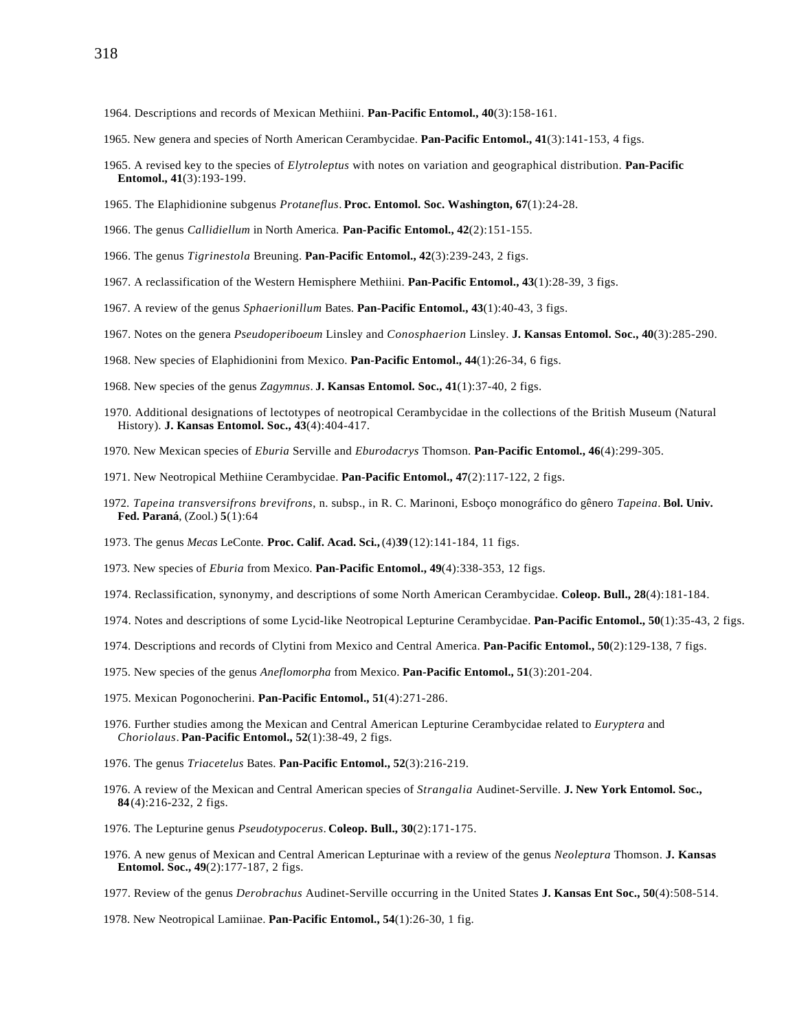1964. Descriptions and records of Mexican Methiini. **Pan-Pacific Entomol., 40**(3):158-161.

1965. New genera and species of North American Cerambycidae. **Pan-Pacific Entomol., 41**(3):141-153, 4 figs.

1965. A revised key to the species of *Elytroleptus* with notes on variation and geographical distribution. **Pan-Pacific Entomol., 41**(3):193-199.

1965. The Elaphidionine subgenus *Protaneflus*. **Proc. Entomol. Soc. Washington, 67**(1):24-28.

1966. The genus *Callidiellum* in North America. **Pan-Pacific Entomol., 42**(2):151-155.

1966. The genus *Tigrinestola* Breuning. **Pan-Pacific Entomol., 42**(3):239-243, 2 figs.

1967. A reclassification of the Western Hemisphere Methiini. **Pan-Pacific Entomol., 43**(1):28-39, 3 figs.

1967. A review of the genus *Sphaerionillum* Bates. **Pan-Pacific Entomol., 43**(1):40-43, 3 figs.

1967. Notes on the genera *Pseudoperiboeum* Linsley and *Conosphaerion* Linsley. **J. Kansas Entomol. Soc., 40**(3):285-290.

1968. New species of Elaphidionini from Mexico. **Pan-Pacific Entomol., 44**(1):26-34, 6 figs.

1968. New species of the genus *Zagymnus*. **J. Kansas Entomol. Soc., 41**(1):37-40, 2 figs.

1970. Additional designations of lectotypes of neotropical Cerambycidae in the collections of the British Museum (Natural History). **J. Kansas Entomol. Soc., 43**(4):404-417.

1970. New Mexican species of *Eburia* Serville and *Eburodacrys* Thomson. **Pan-Pacific Entomol., 46**(4):299-305.

1971. New Neotropical Methiine Cerambycidae. **Pan-Pacific Entomol., 47**(2):117-122, 2 figs.

1972. *Tapeina transversifrons brevifrons*, n. subsp., in R. C. Marinoni, Esboço monográfico do gênero *Tapeina*. **Bol. Univ. Fed. Paraná**, (Zool.) **5**(1):64

1973. The genus *Mecas* LeConte. **Proc. Calif. Acad. Sci.,** (4)**39**(12):141-184, 11 figs.

1973. New species of *Eburia* from Mexico. **Pan-Pacific Entomol., 49**(4):338-353, 12 figs.

1974. Reclassification, synonymy, and descriptions of some North American Cerambycidae. **Coleop. Bull., 28**(4):181-184.

1974. Notes and descriptions of some Lycid-like Neotropical Lepturine Cerambycidae. **Pan-Pacific Entomol., 50**(1):35-43, 2 figs.

1974. Descriptions and records of Clytini from Mexico and Central America. **Pan-Pacific Entomol., 50**(2):129-138, 7 figs.

1975. New species of the genus *Aneflomorpha* from Mexico. **Pan-Pacific Entomol., 51**(3):201-204.

1975. Mexican Pogonocherini. **Pan-Pacific Entomol., 51**(4):271-286.

1976. Further studies among the Mexican and Central American Lepturine Cerambycidae related to *Euryptera* and *Choriolaus*. **Pan-Pacific Entomol., 52**(1):38-49, 2 figs.

1976. The genus *Triacetelus* Bates. **Pan-Pacific Entomol., 52**(3):216-219.

1976. A review of the Mexican and Central American species of *Strangalia* Audinet-Serville. **J. New York Entomol. Soc., 84**(4):216-232, 2 figs.

1976. The Lepturine genus *Pseudotypocerus*. **Coleop. Bull., 30**(2):171-175.

1976. A new genus of Mexican and Central American Lepturinae with a review of the genus *Neoleptura* Thomson. **J. Kansas Entomol. Soc., 49**(2):177-187, 2 figs.

1977. Review of the genus *Derobrachus* Audinet-Serville occurring in the United States **J. Kansas Ent Soc., 50**(4):508-514.

1978. New Neotropical Lamiinae. **Pan-Pacific Entomol., 54**(1):26-30, 1 fig.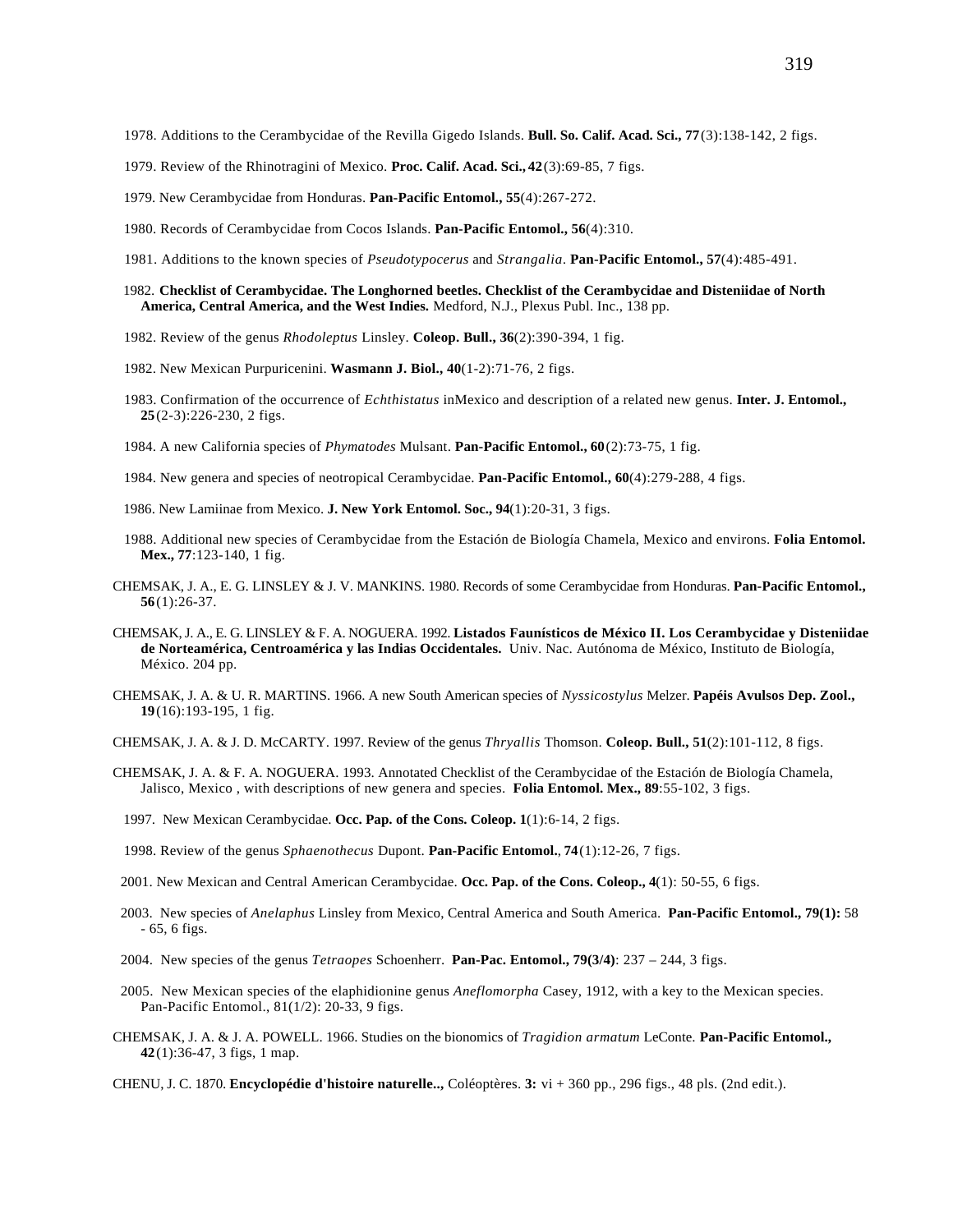1978. Additions to the Cerambycidae of the Revilla Gigedo Islands. **Bull. So. Calif. Acad. Sci., 77**(3):138-142, 2 figs.

1979. Review of the Rhinotragini of Mexico. **Proc. Calif. Acad. Sci., 42**(3):69-85, 7 figs.

1979. New Cerambycidae from Honduras. **Pan-Pacific Entomol., 55**(4):267-272.

1980. Records of Cerambycidae from Cocos Islands. **Pan-Pacific Entomol., 56**(4):310.

1981. Additions to the known species of *Pseudotypocerus* and *Strangalia*. **Pan-Pacific Entomol., 57**(4):485-491.

1982. **Checklist of Cerambycidae. The Longhorned beetles. Checklist of the Cerambycidae and Disteniidae of North America, Central America, and the West Indies.** Medford, N.J., Plexus Publ. Inc., 138 pp.

1982. Review of the genus *Rhodoleptus* Linsley. **Coleop. Bull., 36**(2):390-394, 1 fig.

1982. New Mexican Purpuricenini. **Wasmann J. Biol., 40**(1-2):71-76, 2 figs.

1983. Confirmation of the occurrence of *Echthistatus* inMexico and description of a related new genus. **Inter. J. Entomol., 25**(2-3):226-230, 2 figs.

1984. A new California species of *Phymatodes* Mulsant. **Pan-Pacific Entomol., 60**(2):73-75, 1 fig.

1984. New genera and species of neotropical Cerambycidae. **Pan-Pacific Entomol., 60**(4):279-288, 4 figs.

1986. New Lamiinae from Mexico. **J. New York Entomol. Soc., 94**(1):20-31, 3 figs.

1988. Additional new species of Cerambycidae from the Estación de Biología Chamela, Mexico and environs. **Folia Entomol. Mex., 77**:123-140, 1 fig.

CHEMSAK, J. A., E. G. LINSLEY & J. V. MANKINS. 1980. Records of some Cerambycidae from Honduras. **Pan-Pacific Entomol., 56**(1):26-37.

CHEMSAK, J. A., E. G. LINSLEY & F. A. NOGUERA. 1992. **Listados Faunísticos de México II. Los Cerambycidae y Disteniidae de Norteamérica, Centroamérica y las Indias Occidentales.** Univ. Nac. Autónoma de México, Instituto de Biología, México. 204 pp.

CHEMSAK, J. A. & U. R. MARTINS. 1966. A new South American species of *Nyssicostylus* Melzer. **Papéis Avulsos Dep. Zool., 19**(16):193-195, 1 fig.

CHEMSAK, J. A. & J. D. McCARTY. 1997. Review of the genus *Thryallis* Thomson. **Coleop. Bull., 51**(2):101-112, 8 figs.

CHEMSAK, J. A. & F. A. NOGUERA. 1993. Annotated Checklist of the Cerambycidae of the Estación de Biología Chamela, Jalisco, Mexico , with descriptions of new genera and species. **Folia Entomol. Mex., 89**:55-102, 3 figs.

1997. New Mexican Cerambycidae. **Occ. Pap. of the Cons. Coleop. 1**(1):6-14, 2 figs.

1998. Review of the genus *Sphaenothecus* Dupont. **Pan-Pacific Entomol.**, **74**(1):12-26, 7 figs.

2001. New Mexican and Central American Cerambycidae. **Occ. Pap. of the Cons. Coleop., 4**(1): 50-55, 6 figs.

2003. New species of *Anelaphus* Linsley from Mexico, Central America and South America. **Pan-Pacific Entomol., 79(1):** 58 - 65, 6 figs.

2004. New species of the genus *Tetraopes* Schoenherr. **Pan-Pac. Entomol., 79(3/4)**: 237 – 244, 3 figs.

2005. New Mexican species of the elaphidionine genus *Aneflomorpha* Casey, 1912, with a key to the Mexican species. Pan-Pacific Entomol., 81(1/2): 20-33, 9 figs.

CHEMSAK, J. A. & J. A. POWELL. 1966. Studies on the bionomics of *Tragidion armatum* LeConte. **Pan-Pacific Entomol., 42**(1):36-47, 3 figs, 1 map.

CHENU, J. C. 1870. **Encyclopédie d'histoire naturelle..,** Coléoptères. **3:** vi + 360 pp., 296 figs., 48 pls. (2nd edit.).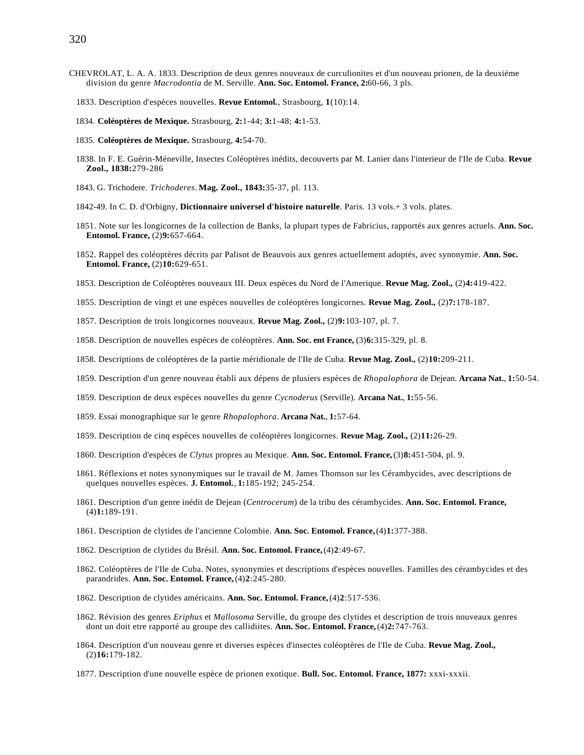CHEVROLAT, L. A. A. 1833. Description de deux genres nouveaux de curculionites et d'un nouveau prionen, de la deuxiéme division du genre *Macrodontia* de M. Serville. **Ann. Soc. Entomol. France, 2:**60-66, 3 pls.

1833. Description d'espèces nouvelles. **Revue Entomol.**, Strasbourg, **1**(10):14.

1834. **Coléoptères de Mexique.** Strasbourg, **2:**1-44; **3:**1-48; **4:**1-53.

1835. **Coléoptères de Mexique.** Strasbourg, **4:**54-70.

1838. In F. E. Guérin-Méneville, Insectes Coléoptères inédits, decouverts par M. Lanier dans l'interieur de l'Ile de Cuba. **Revue Zool., 1838:**279-286

1843. G. Trichodere. *Trichoderes*. **Mag. Zool., 1843:**35-37, pl. 113.

1842-49. In C. D. d'Orbigny, **Dictionnaire universel d'histoire naturelle**. Paris. 13 vols.+ 3 vols. plates.

1851. Note sur les longicornes de la collection de Banks, la plupart types de Fabricius, rapportés aux genres actuels. **Ann. Soc. Entomol. France,** (2)**9:**657-664.

1852. Rappel des coléoptères décrits par Palisot de Beauvois aux genres actuellement adoptés, avec synonymie. **Ann. Soc. Entomol. France,** (2)**10:**629-651.

1853. Description de Coléoptères nouveaux III. Deux espèces du Nord de l'Amerique. **Revue Mag. Zool.,** (2)**4:**419-422.

1855. Description de vingt et une espèces nouvelles de coléoptères longicornes. **Revue Mag. Zool.,** (2)**7:**178-187.

1857. Description de trois longicornes nouveaux. **Revue Mag. Zool.,** (2)**9:**103-107, pl. 7.

1858. Description de nouvelles espèces de coléoptères. **Ann. Soc. ent France,** (3)**6:**315-329, pl. 8.

1858. Descriptions de coléoptères de la partie méridionale de l'Ile de Cuba. **Revue Mag. Zool.,** (2)**10:**209-211.

1859. Description d'un genre nouveau établi aux dépens de plusiers espèces de *Rhopalophora* de Dejean. **Arcana Nat.**, **1:**50-54.

1859. Description de deux espèces nouvelles du genre *Cycnoderus* (Serville). **Arcana Nat.**, **1:**55-56.

1859. Essai monographique sur le genre *Rhopalophora*. **Arcana Nat.**, **1:**57-64.

1859. Description de cinq espèces nouvelles de coléoptères longicornes. **Revue Mag. Zool.,** (2)**11:**26-29.

1860. Description d'espèces de *Clytus* propres au Mexique. **Ann. Soc. Entomol. France,** (3)**8:**451-504, pl. 9.

1861. Réflexions et notes synonymiques sur le travail de M. James Thomson sur les Cérambycides, avec descriptions de quelques nouvelles espèces. **J. Entomol.**, **1:**185-192; 245-254.

1861. Description d'un genre inédit de Dejean (*Centrocerum*) de la tribu des cérambycides. **Ann. Soc. Entomol. France,** (4)**1:**189-191.

1861. Description de clytides de l'ancienne Colombie. **Ann. Soc. Entomol. France,** (4)**1:**377-388.

1862. Description de clytides du Brésil. **Ann. Soc. Entomol. France,** (4)**2**:49-67.

1862. Coléoptères de l'Ile de Cuba. Notes, synonymies et descriptions d'espèces nouvelles. Familles des cérambycides et des parandrides. **Ann. Soc. Entomol. France,** (4)**2**:245-280.

1862. Description de clytides américains. **Ann. Soc. Entomol. France,** (4)**2**:517-536.

1862. Révision des genres *Eriphus* et *Mallosoma* Serville, du groupe des clytides et description de trois nouveaux genres dont un doit etre rapporté au groupe des callidiites. **Ann. Soc. Entomol. France,** (4)**2:**747-763.

1864. Description d'un nouveau genre et diverses espèces d'insectes coléoptères de l'Ile de Cuba. **Revue Mag. Zool.,** (2)**16:**179-182.

1877. Description d'une nouvelle espèce de prionen exotique. **Bull. Soc. Entomol. France, 1877:** xxxi-xxxii.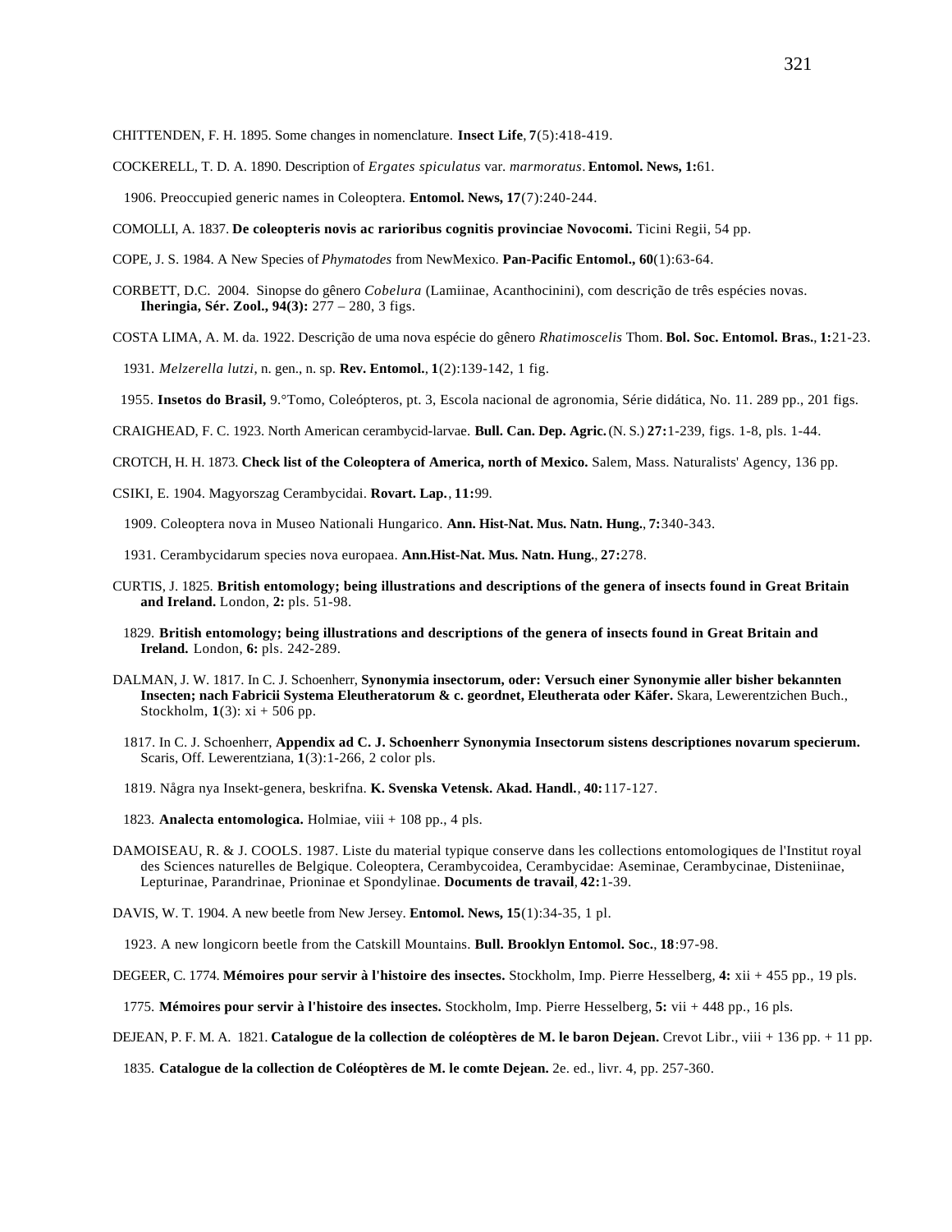CHITTENDEN, F. H. 1895. Some changes in nomenclature. **Insect Life**, **7**(5):418-419.

COCKERELL, T. D. A. 1890. Description of *Ergates spiculatus* var. *marmoratus*. **Entomol. News, 1:**61.

1906. Preoccupied generic names in Coleoptera. **Entomol. News, 17**(7):240-244.

COMOLLI, A. 1837. **De coleopteris novis ac rarioribus cognitis provinciae Novocomi.** Ticini Regii, 54 pp.

COPE, J. S. 1984. A New Species of *Phymatodes* from NewMexico. **Pan-Pacific Entomol., 60**(1):63-64.

CORBETT, D.C. 2004. Sinopse do gênero *Cobelura* (Lamiinae, Acanthocinini), com descrição de três espécies novas. **Iheringia, Sér. Zool., 94(3):** 277 – 280, 3 figs.

COSTA LIMA, A. M. da. 1922. Descrição de uma nova espécie do gênero *Rhatimoscelis* Thom. **Bol. Soc. Entomol. Bras.**, **1:**21-23.

1931. *Melzerella lutzi*, n. gen., n. sp. **Rev. Entomol.**, **1**(2):139-142, 1 fig.

1955. **Insetos do Brasil,** 9.°Tomo, Coleópteros, pt. 3, Escola nacional de agronomia, Série didática, No. 11. 289 pp., 201 figs.

CRAIGHEAD, F. C. 1923. North American cerambycid-larvae. **Bull. Can. Dep. Agric.** (N. S.) **27:**1-239, figs. 1-8, pls. 1-44.

CROTCH, H. H. 1873. **Check list of the Coleoptera of America, north of Mexico.** Salem, Mass. Naturalists' Agency, 136 pp.

CSIKI, E. 1904. Magyorszag Cerambycidai. **Rovart. Lap.**, **11:**99.

1909. Coleoptera nova in Museo Nationali Hungarico. **Ann. Hist-Nat. Mus. Natn. Hung.**, **7:**340-343.

1931. Cerambycidarum species nova europaea. **Ann.Hist-Nat. Mus. Natn. Hung.**, **27:**278.

CURTIS, J. 1825. **British entomology; being illustrations and descriptions of the genera of insects found in Great Britain and Ireland.** London, **2:** pls. 51-98.

1829. **British entomology; being illustrations and descriptions of the genera of insects found in Great Britain and Ireland.** London, **6:** pls. 242-289.

DALMAN, J. W. 1817. In C. J. Schoenherr, **Synonymia insectorum, oder: Versuch einer Synonymie aller bisher bekannten Insecten; nach Fabricii Systema Eleutheratorum & c. geordnet, Eleutherata oder Käfer.** Skara, Lewerentzichen Buch., Stockholm, **1**(3): xi + 506 pp.

1817. In C. J. Schoenherr, **Appendix ad C. J. Schoenherr Synonymia Insectorum sistens descriptiones novarum specierum.** Scaris, Off. Lewerentziana, **1**(3):1-266, 2 color pls.

1819. Några nya Insekt-genera, beskrifna. **K. Svenska Vetensk. Akad. Handl.**, **40:**117-127.

1823. **Analecta entomologica.** Holmiae, viii + 108 pp., 4 pls.

DAMOISEAU, R. & J. COOLS. 1987. Liste du material typique conserve dans les collections entomologiques de l'Institut royal des Sciences naturelles de Belgique. Coleoptera, Cerambycoidea, Cerambycidae: Aseminae, Cerambycinae, Disteniinae, Lepturinae, Parandrinae, Prioninae et Spondylinae. **Documents de travail**, **42:**1-39.

DAVIS, W. T. 1904. A new beetle from New Jersey. **Entomol. News, 15**(1):34-35, 1 pl.

1923. A new longicorn beetle from the Catskill Mountains. **Bull. Brooklyn Entomol. Soc.**, **18**:97-98.

DEGEER, C. 1774. **Mémoires pour servir à l'histoire des insectes.** Stockholm, Imp. Pierre Hesselberg, **4:** xii + 455 pp., 19 pls.

1775. **Mémoires pour servir à l'histoire des insectes.** Stockholm, Imp. Pierre Hesselberg, **5:** vii + 448 pp., 16 pls.

DEJEAN, P. F. M. A. 1821. **Catalogue de la collection de coléoptères de M. le baron Dejean.** Crevot Libr., viii + 136 pp. + 11 pp.

1835. **Catalogue de la collection de Coléoptères de M. le comte Dejean.** 2e. ed., livr. 4, pp. 257-360.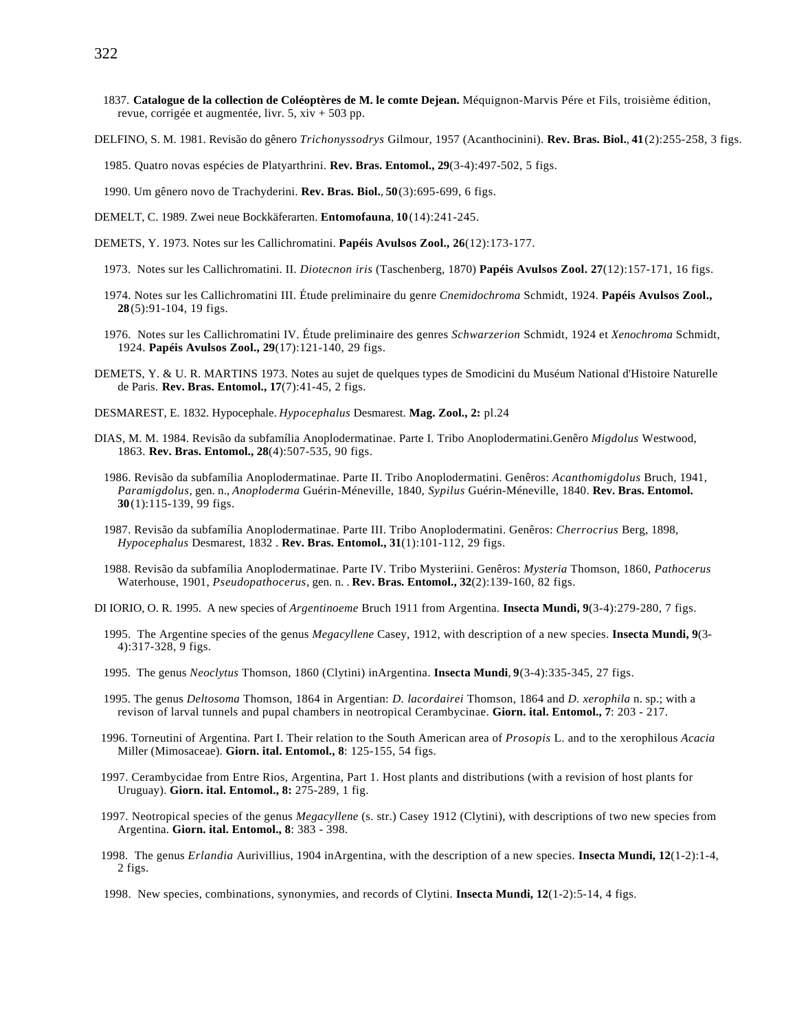1837. **Catalogue de la collection de Coléoptères de M. le comte Dejean.** Méquignon-Marvis Pére et Fils, troisième édition, revue, corrigée et augmentée, livr. 5, xiv + 503 pp.

DELFINO, S. M. 1981. Revisão do gênero *Trichonyssodrys* Gilmour, 1957 (Acanthocinini). **Rev. Bras. Biol.**, **41**(2):255-258, 3 figs.

1985. Quatro novas espécies de Platyarthrini. **Rev. Bras. Entomol., 29**(3-4):497-502, 5 figs.

1990. Um gênero novo de Trachyderini. **Rev. Bras. Biol.**, **50**(3):695-699, 6 figs.

DEMELT, C. 1989. Zwei neue Bockkäferarten. **Entomofauna**, **10**(14):241-245.

DEMETS, Y. 1973. Notes sur les Callichromatini. **Papéis Avulsos Zool., 26**(12):173-177.

1973. Notes sur les Callichromatini. II. *Diotecnon iris* (Taschenberg, 1870) **Papéis Avulsos Zool. 27**(12):157-171, 16 figs.

1974. Notes sur les Callichromatini III. Étude preliminaire du genre *Cnemidochroma* Schmidt, 1924. **Papéis Avulsos Zool., 28**(5):91-104, 19 figs.

1976. Notes sur les Callichromatini IV. Étude preliminaire des genres *Schwarzerion* Schmidt, 1924 et *Xenochroma* Schmidt, 1924. **Papéis Avulsos Zool., 29**(17):121-140, 29 figs.

DEMETS, Y. & U. R. MARTINS 1973. Notes au sujet de quelques types de Smodicini du Muséum National d'Histoire Naturelle de Paris. **Rev. Bras. Entomol., 17**(7):41-45, 2 figs.

DESMAREST, E. 1832. Hypocephale. *Hypocephalus* Desmarest. **Mag. Zool., 2:** pl.24

DIAS, M. M. 1984. Revisão da subfamília Anoplodermatinae. Parte I. Tribo Anoplodermatini.Genêro *Migdolus* Westwood, 1863. **Rev. Bras. Entomol., 28**(4):507-535, 90 figs.

1986. Revisão da subfamília Anoplodermatinae. Parte II. Tribo Anoplodermatini. Genêros: *Acanthomigdolus* Bruch, 1941, *Paramigdolus*, gen. n., *Anoploderma* Guérin-Méneville, 1840, *Sypilus* Guérin-Méneville, 1840. **Rev. Bras. Entomol. 30**(1):115-139, 99 figs.

1987. Revisão da subfamília Anoplodermatinae. Parte III. Tribo Anoplodermatini. Genêros: *Cherrocrius* Berg, 1898, *Hypocephalus* Desmarest, 1832 . **Rev. Bras. Entomol., 31**(1):101-112, 29 figs.

1988. Revisão da subfamília Anoplodermatinae. Parte IV. Tribo Mysteriini. Genêros: *Mysteria* Thomson, 1860, *Pathocerus* Waterhouse, 1901, *Pseudopathocerus*, gen. n. . **Rev. Bras. Entomol., 32**(2):139-160, 82 figs.

DI IORIO, O. R. 1995. A new species of *Argentinoeme* Bruch 1911 from Argentina. **Insecta Mundi, 9**(3-4):279-280, 7 figs.

1995. The Argentine species of the genus *Megacyllene* Casey, 1912, with description of a new species. **Insecta Mundi, 9**(3-4):317-328, 9 figs.

1995. The genus *Neoclytus* Thomson, 1860 (Clytini) inArgentina. **Insecta Mundi**, **9**(3-4):335-345, 27 figs.

1995. The genus *Deltosoma* Thomson, 1864 in Argentian: *D. lacordairei* Thomson, 1864 and *D. xerophila* n. sp.; with a revison of larval tunnels and pupal chambers in neotropical Cerambycinae. **Giorn. ital. Entomol., 7**: 203 - 217.

1996. Torneutini of Argentina. Part I. Their relation to the South American area of *Prosopis* L. and to the xerophilous *Acacia* Miller (Mimosaceae). **Giorn. ital. Entomol., 8**: 125-155, 54 figs.

1997. Cerambycidae from Entre Rios, Argentina, Part 1. Host plants and distributions (with a revision of host plants for Uruguay). **Giorn. ital. Entomol., 8:** 275-289, 1 fig.

1997. Neotropical species of the genus *Megacyllene* (s. str.) Casey 1912 (Clytini), with descriptions of two new species from Argentina. **Giorn. ital. Entomol., 8**: 383 - 398.

1998. The genus *Erlandia* Aurivillius, 1904 inArgentina, with the description of a new species. **Insecta Mundi, 12**(1-2):1-4, 2 figs.

1998. New species, combinations, synonymies, and records of Clytini. **Insecta Mundi, 12**(1-2):5-14, 4 figs.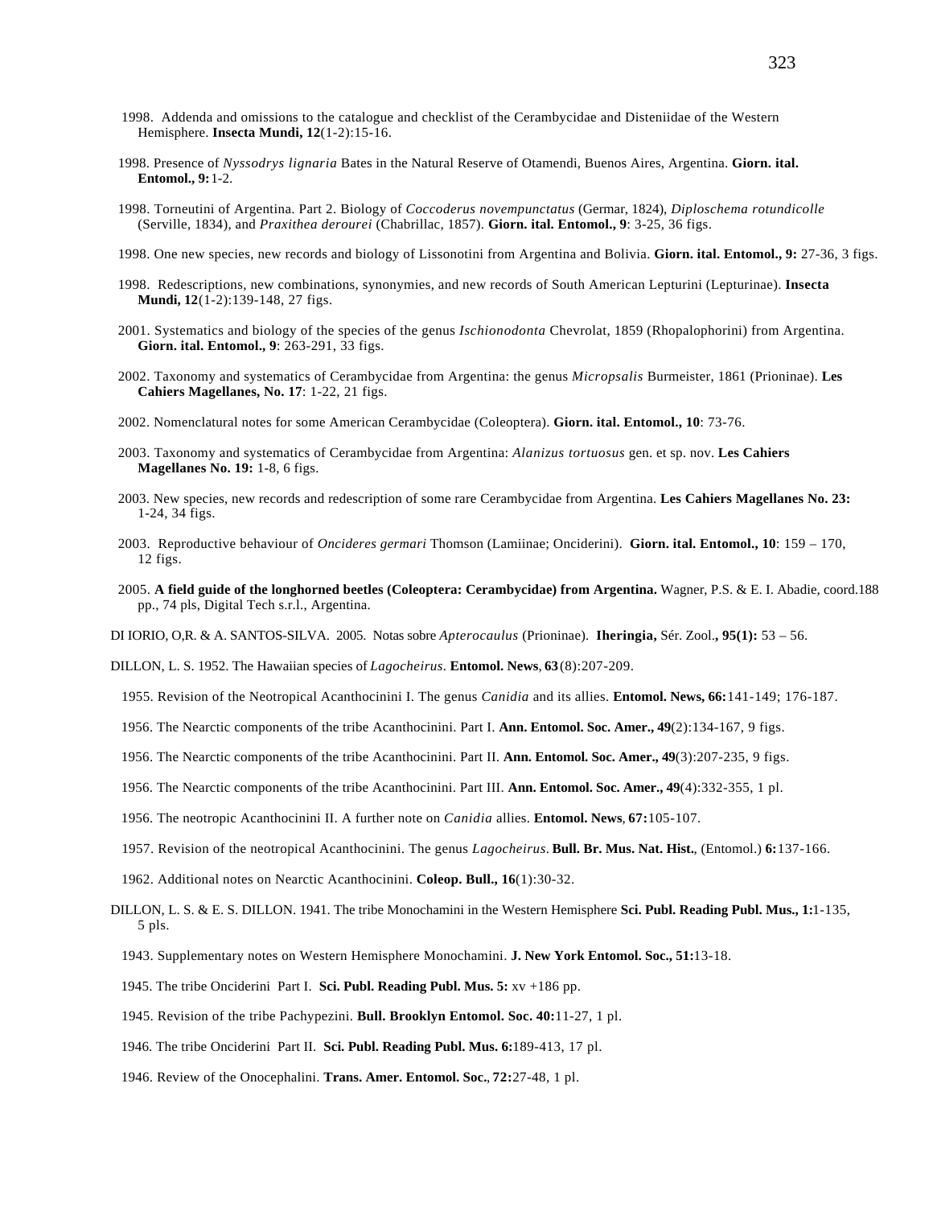1998. Addenda and omissions to the catalogue and checklist of the Cerambycidae and Disteniidae of the Western Hemisphere. **Insecta Mundi, 12**(1-2):15-16.

1998. Presence of *Nyssodrys lignaria* Bates in the Natural Reserve of Otamendi, Buenos Aires, Argentina. **Giorn. ital. Entomol., 9:** 1-2.

1998. Torneutini of Argentina. Part 2. Biology of *Coccoderus novempunctatus* (Germar, 1824), *Diploschema rotundicolle* (Serville, 1834), and *Praxithea derourei* (Chabrillac, 1857). **Giorn. ital. Entomol., 9**: 3-25, 36 figs.

1998. One new species, new records and biology of Lissonotini from Argentina and Bolivia. **Giorn. ital. Entomol., 9:** 27-36, 3 figs.

1998. Redescriptions, new combinations, synonymies, and new records of South American Lepturini (Lepturinae). **Insecta Mundi, 12**(1-2):139-148, 27 figs.

2001. Systematics and biology of the species of the genus *Ischionodonta* Chevrolat, 1859 (Rhopalophorini) from Argentina. **Giorn. ital. Entomol., 9**: 263-291, 33 figs.

2002. Taxonomy and systematics of Cerambycidae from Argentina: the genus *Micropsalis* Burmeister, 1861 (Prioninae). **Les Cahiers Magellanes, No. 17**: 1-22, 21 figs.

2002. Nomenclatural notes for some American Cerambycidae (Coleoptera). **Giorn. ital. Entomol., 10**: 73-76.

2003. Taxonomy and systematics of Cerambycidae from Argentina: *Alanizus tortuosus* gen. et sp. nov. **Les Cahiers Magellanes No. 19:** 1-8, 6 figs.

2003. New species, new records and redescription of some rare Cerambycidae from Argentina. **Les Cahiers Magellanes No. 23:** 1-24, 34 figs.

2003. Reproductive behaviour of *Oncideres germari* Thomson (Lamiinae; Onciderini). **Giorn. ital. Entomol., 10**: 159 – 170, 12 figs.

2005. **A field guide of the longhorned beetles (Coleoptera: Cerambycidae) from Argentina.** Wagner, P.S. & E. I. Abadie, coord.188 pp., 74 pls, Digital Tech s.r.l., Argentina.

DI IORIO, O,R. & A. SANTOS-SILVA. 2005. Notas sobre *Apterocaulus* (Prioninae). **Iheringia,** Sér. Zool**., 95(1):** 53 – 56.

DILLON, L. S. 1952. The Hawaiian species of *Lagocheirus*. **Entomol. News**, **63**(8):207-209.

1955. Revision of the Neotropical Acanthocinini I. The genus *Canidia* and its allies. **Entomol. News, 66:**141-149; 176-187.

1956. The Nearctic components of the tribe Acanthocinini. Part I. **Ann. Entomol. Soc. Amer., 49**(2):134-167, 9 figs.

1956. The Nearctic components of the tribe Acanthocinini. Part II. **Ann. Entomol. Soc. Amer., 49**(3):207-235, 9 figs.

1956. The Nearctic components of the tribe Acanthocinini. Part III. **Ann. Entomol. Soc. Amer., 49**(4):332-355, 1 pl.

1956. The neotropic Acanthocinini II. A further note on *Canidia* allies. **Entomol. News**, **67:**105-107.

1957. Revision of the neotropical Acanthocinini. The genus *Lagocheirus*. **Bull. Br. Mus. Nat. Hist.**, (Entomol.) **6:**137-166.

1962. Additional notes on Nearctic Acanthocinini. **Coleop. Bull., 16**(1):30-32.

DILLON, L. S. & E. S. DILLON. 1941. The tribe Monochamini in the Western Hemisphere **Sci. Publ. Reading Publ. Mus., 1:**1-135, 5 pls.

1943. Supplementary notes on Western Hemisphere Monochamini. **J. New York Entomol. Soc., 51:**13-18.

1945. The tribe Onciderini Part I. **Sci. Publ. Reading Publ. Mus. 5:** xv +186 pp.

1945. Revision of the tribe Pachypezini. **Bull. Brooklyn Entomol. Soc. 40:**11-27, 1 pl.

1946. The tribe Onciderini Part II. **Sci. Publ. Reading Publ. Mus. 6:**189-413, 17 pl.

1946. Review of the Onocephalini. **Trans. Amer. Entomol. Soc.**, **72:**27-48, 1 pl.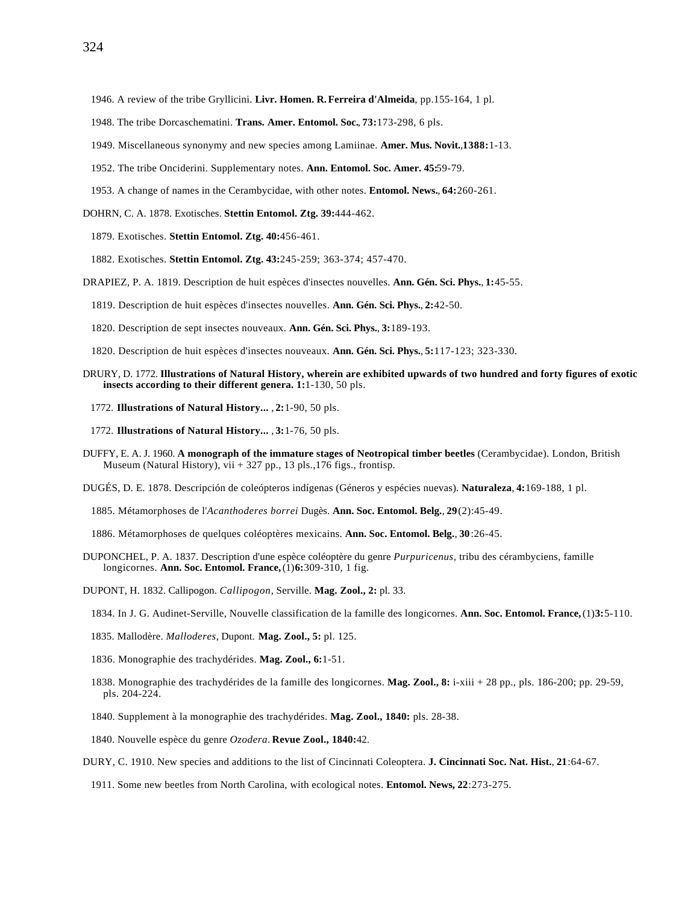1946. A review of the tribe Gryllicini. **Livr. Homen. R. Ferreira d'Almeida**, pp.155-164, 1 pl.

1948. The tribe Dorcaschematini. **Trans. Amer. Entomol. Soc., 73:**173-298, 6 pls.

1949. Miscellaneous synonymy and new species among Lamiinae. **Amer. Mus. Novit.,1388:**1-13.

1952. The tribe Onciderini. Supplementary notes. **Ann. Entomol. Soc. Amer. 45:**59-79.

1953. A change of names in the Cerambycidae, with other notes. **Entomol. News., 64:**260-261.

DOHRN, C. A. 1878. Exotisches. **Stettin Entomol. Ztg. 39:**444-462.

1879. Exotisches. **Stettin Entomol. Ztg. 40:**456-461.

1882. Exotisches. **Stettin Entomol. Ztg. 43:**245-259; 363-374; 457-470.

DRAPIEZ, P. A. 1819. Description de huit espèces d'insectes nouvelles. **Ann. Gén. Sci. Phys., 1:**45-55.

1819. Description de huit espèces d'insectes nouvelles. **Ann. Gén. Sci. Phys., 2:**42-50.

1820. Description de sept insectes nouveaux. **Ann. Gén. Sci. Phys., 3:**189-193.

1820. Description de huit espèces d'insectes nouveaux. **Ann. Gén. Sci. Phys., 5:**117-123; 323-330.

DRURY, D. 1772. **Illustrations of Natural History, wherein are exhibited upwards of two hundred and forty figures of exotic insects according to their different genera. 1:**1-130, 50 pls.

1772. **Illustrations of Natural History...** , **2:**1-90, 50 pls.

1772. **Illustrations of Natural History...** , **3:**1-76, 50 pls.

DUFFY, E. A. J. 1960. **A monograph of the immature stages of Neotropical timber beetles** (Cerambycidae). London, British Museum (Natural History), vii + 327 pp., 13 pls.,176 figs., frontisp.

DUGÉS, D. E. 1878. Descripción de coleópteros indígenas (Géneros y espécies nuevas). **Naturaleza, 4:**169-188, 1 pl.

1885. Métamorphoses de l'*Acanthoderes borrei* Dugès. **Ann. Soc. Entomol. Belg., 29**(2):45-49.

1886. Métamorphoses de quelques coléoptères mexicains. **Ann. Soc. Entomol. Belg., 30**:26-45.

DUPONCHEL, P. A. 1837. Description d'une espèce coléoptère du genre *Purpuricenus*, tribu des cérambyciens, famille longicornes. **Ann. Soc. Entomol. France,** (1)**6:**309-310, 1 fig.

DUPONT, H. 1832. Callipogon. *Callipogon*, Serville. **Mag. Zool., 2:** pl. 33.

1834. In J. G. Audinet-Serville, Nouvelle classification de la famille des longicornes. **Ann. Soc. Entomol. France,** (1)**3:**5-110.

1835. Mallodère. *Malloderes*, Dupont. **Mag. Zool., 5:** pl. 125.

1836. Monographie des trachydérides. **Mag. Zool., 6:**1-51.

1838. Monographie des trachydérides de la famille des longicornes. **Mag. Zool., 8:** i-xiii + 28 pp., pls. 186-200; pp. 29-59, pls. 204-224.

1840. Supplement à la monographie des trachydérides. **Mag. Zool., 1840:** pls. 28-38.

1840. Nouvelle espèce du genre *Ozodera*. **Revue Zool., 1840:**42.

DURY, C. 1910. New species and additions to the list of Cincinnati Coleoptera. **J. Cincinnati Soc. Nat. Hist., 21**:64-67.

1911. Some new beetles from North Carolina, with ecological notes. **Entomol. News, 22**:273-275.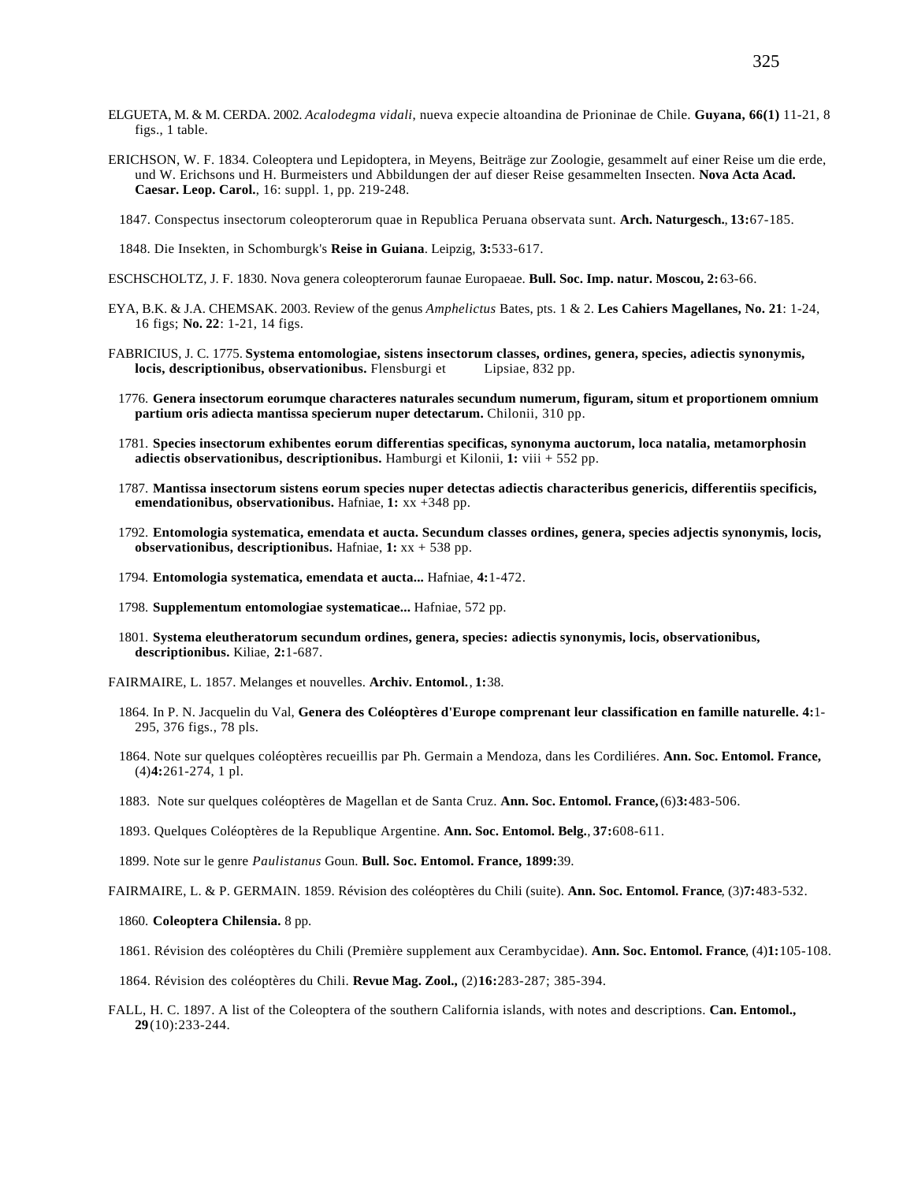ELGUETA, M. & M. CERDA. 2002. *Acalodegma vidali*, nueva expecie altoandina de Prioninae de Chile. **Guyana, 66(1)** 11-21, 8 figs., 1 table.

ERICHSON, W. F. 1834. Coleoptera und Lepidoptera, in Meyens, Beiträge zur Zoologie, gesammelt auf einer Reise um die erde, und W. Erichsons und H. Burmeisters und Abbildungen der auf dieser Reise gesammelten Insecten. **Nova Acta Acad. Caesar. Leop. Carol.**, 16: suppl. 1, pp. 219-248.

1847. Conspectus insectorum coleopterorum quae in Republica Peruana observata sunt. **Arch. Naturgesch.**, **13:**67-185.

1848. Die Insekten, in Schomburgk's **Reise in Guiana**. Leipzig, **3:**533-617.

ESCHSCHOLTZ, J. F. 1830. Nova genera coleopterorum faunae Europaeae. **Bull. Soc. Imp. natur. Moscou, 2:**63-66.

EYA, B.K. & J.A. CHEMSAK. 2003. Review of the genus *Amphelictus* Bates, pts. 1 & 2. **Les Cahiers Magellanes, No. 21**: 1-24, 16 figs; **No. 22**: 1-21, 14 figs.

FABRICIUS, J. C. 1775. **Systema entomologiae, sistens insectorum classes, ordines, genera, species, adiectis synonymis, locis, descriptionibus, observationibus.** Flensburgi et Lipsiae, 832 pp.

1776. **Genera insectorum eorumque characteres naturales secundum numerum, figuram, situm et proportionem omnium partium oris adiecta mantissa specierum nuper detectarum.** Chilonii, 310 pp.

1781. **Species insectorum exhibentes eorum differentias specificas, synonyma auctorum, loca natalia, metamorphosin adiectis observationibus, descriptionibus.** Hamburgi et Kilonii, **1:** viii + 552 pp.

1787. **Mantissa insectorum sistens eorum species nuper detectas adiectis characteribus genericis, differentiis specificis, emendationibus, observationibus.** Hafniae, **1:** xx +348 pp.

1792. **Entomologia systematica, emendata et aucta. Secundum classes ordines, genera, species adjectis synonymis, locis, observationibus, descriptionibus.** Hafniae, **1:** xx + 538 pp.

1794. **Entomologia systematica, emendata et aucta...** Hafniae, **4:**1-472.

1798. **Supplementum entomologiae systematicae...** Hafniae, 572 pp.

1801. **Systema eleutheratorum secundum ordines, genera, species: adiectis synonymis, locis, observationibus, descriptionibus.** Kiliae, **2:**1-687.

FAIRMAIRE, L. 1857. Melanges et nouvelles. **Archiv. Entomol.**, **1:**38.

1864. In P. N. Jacquelin du Val, **Genera des Coléoptères d'Europe comprenant leur classification en famille naturelle. 4:**1-295, 376 figs., 78 pls.

1864. Note sur quelques coléoptères recueillis par Ph. Germain a Mendoza, dans les Cordiliéres. **Ann. Soc. Entomol. France,** (4)**4:**261-274, 1 pl.

1883. Note sur quelques coléoptères de Magellan et de Santa Cruz. **Ann. Soc. Entomol. France,** (6)**3:**483-506.

1893. Quelques Coléoptères de la Republique Argentine. **Ann. Soc. Entomol. Belg.**, **37:**608-611.

1899. Note sur le genre *Paulistanus* Goun. **Bull. Soc. Entomol. France, 1899:**39.

FAIRMAIRE, L. & P. GERMAIN. 1859. Révision des coléoptères du Chili (suite). **Ann. Soc. Entomol. France**, (3)**7:**483-532.

1860. **Coleoptera Chilensia.** 8 pp.

1861. Révision des coléoptères du Chili (Première supplement aux Cerambycidae). **Ann. Soc. Entomol. France**, (4)**1:**105-108.

1864. Révision des coléoptères du Chili. **Revue Mag. Zool.,** (2)**16:**283-287; 385-394.

FALL, H. C. 1897. A list of the Coleoptera of the southern California islands, with notes and descriptions. **Can. Entomol., 29**(10):233-244.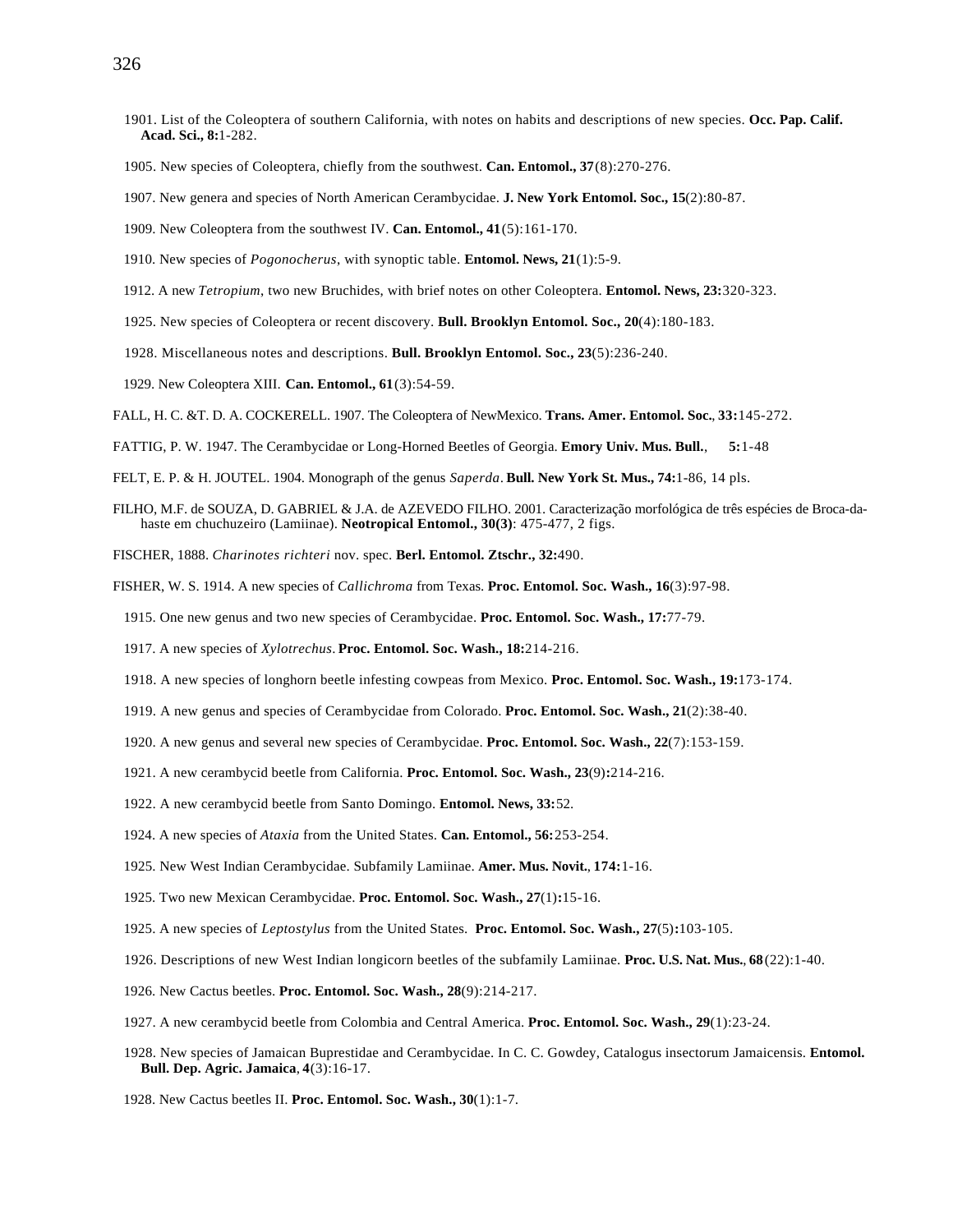1901. List of the Coleoptera of southern California, with notes on habits and descriptions of new species. **Occ. Pap. Calif. Acad. Sci., 8:**1-282.

1905. New species of Coleoptera, chiefly from the southwest. **Can. Entomol., 37**(8):270-276.

1907. New genera and species of North American Cerambycidae. **J. New York Entomol. Soc., 15**(2):80-87.

1909. New Coleoptera from the southwest IV. **Can. Entomol., 41**(5):161-170.

1910. New species of *Pogonocherus*, with synoptic table. **Entomol. News, 21**(1):5-9.

1912. A new *Tetropium*, two new Bruchides, with brief notes on other Coleoptera. **Entomol. News, 23:**320-323.

1925. New species of Coleoptera or recent discovery. **Bull. Brooklyn Entomol. Soc., 20**(4):180-183.

1928. Miscellaneous notes and descriptions. **Bull. Brooklyn Entomol. Soc., 23**(5):236-240.

1929. New Coleoptera XIII. **Can. Entomol., 61**(3):54-59.

FALL, H. C. &T. D. A. COCKERELL. 1907. The Coleoptera of NewMexico. **Trans. Amer. Entomol. Soc.**, **33:**145-272.

FATTIG, P. W. 1947. The Cerambycidae or Long-Horned Beetles of Georgia. **Emory Univ. Mus. Bull.**, **5:**1-48

FELT, E. P. & H. JOUTEL. 1904. Monograph of the genus *Saperda*. **Bull. New York St. Mus., 74:**1-86, 14 pls.

FILHO, M.F. de SOUZA, D. GABRIEL & J.A. de AZEVEDO FILHO. 2001. Caracterização morfológica de três espécies de Broca-da-haste em chuchuzeiro (Lamiinae). **Neotropical Entomol., 30(3)**: 475-477, 2 figs.

FISCHER, 1888. *Charinotes richteri* nov. spec. **Berl. Entomol. Ztschr., 32:**490.

FISHER, W. S. 1914. A new species of *Callichroma* from Texas. **Proc. Entomol. Soc. Wash., 16**(3):97-98.

1915. One new genus and two new species of Cerambycidae. **Proc. Entomol. Soc. Wash., 17:**77-79.

1917. A new species of *Xylotrechus*. **Proc. Entomol. Soc. Wash., 18:**214-216.

1918. A new species of longhorn beetle infesting cowpeas from Mexico. **Proc. Entomol. Soc. Wash., 19:**173-174.

1919. A new genus and species of Cerambycidae from Colorado. **Proc. Entomol. Soc. Wash., 21**(2):38-40.

1920. A new genus and several new species of Cerambycidae. **Proc. Entomol. Soc. Wash., 22**(7):153-159.

1921. A new cerambycid beetle from California. **Proc. Entomol. Soc. Wash., 23**(9)**:**214-216.

1922. A new cerambycid beetle from Santo Domingo. **Entomol. News, 33:**52.

1924. A new species of *Ataxia* from the United States. **Can. Entomol., 56:**253-254.

1925. New West Indian Cerambycidae. Subfamily Lamiinae. **Amer. Mus. Novit.**, **174:**1-16.

1925. Two new Mexican Cerambycidae. **Proc. Entomol. Soc. Wash., 27**(1)**:**15-16.

1925. A new species of *Leptostylus* from the United States. **Proc. Entomol. Soc. Wash., 27**(5)**:**103-105.

1926. Descriptions of new West Indian longicorn beetles of the subfamily Lamiinae. **Proc. U.S. Nat. Mus.**, **68**(22):1-40.

1926. New Cactus beetles. **Proc. Entomol. Soc. Wash., 28**(9):214-217.

1927. A new cerambycid beetle from Colombia and Central America. **Proc. Entomol. Soc. Wash., 29**(1):23-24.

1928. New species of Jamaican Buprestidae and Cerambycidae. In C. C. Gowdey, Catalogus insectorum Jamaicensis. **Entomol. Bull. Dep. Agric. Jamaica**, **4**(3):16-17.

1928. New Cactus beetles II. **Proc. Entomol. Soc. Wash., 30**(1):1-7.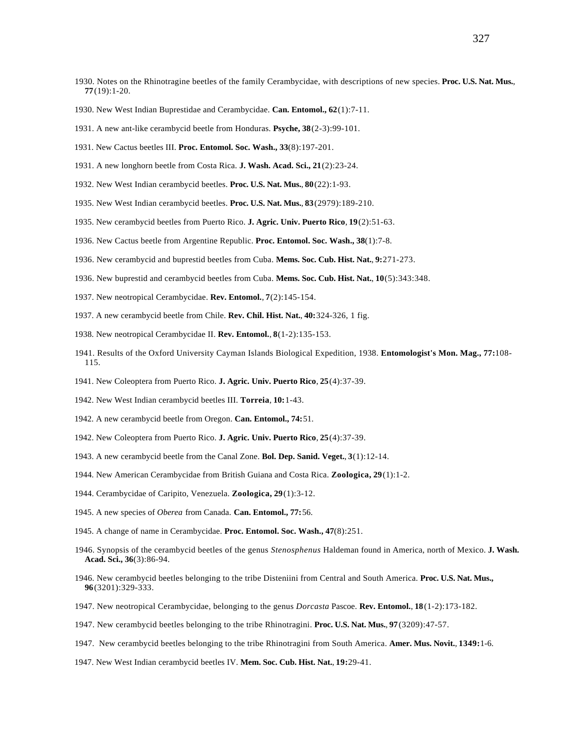1930. Notes on the Rhinotragine beetles of the family Cerambycidae, with descriptions of new species. **Proc. U.S. Nat. Mus.**, **77**(19):1-20.

1930. New West Indian Buprestidae and Cerambycidae. **Can. Entomol., 62**(1):7-11.

1931. A new ant-like cerambycid beetle from Honduras. **Psyche, 38**(2-3):99-101.

1931. New Cactus beetles III. **Proc. Entomol. Soc. Wash., 33**(8):197-201.

1931. A new longhorn beetle from Costa Rica. **J. Wash. Acad. Sci., 21**(2):23-24.

1932. New West Indian cerambycid beetles. **Proc. U.S. Nat. Mus.**, **80**(22):1-93.

1935. New West Indian cerambycid beetles. **Proc. U.S. Nat. Mus.**, **83**(2979):189-210.

1935. New cerambycid beetles from Puerto Rico. **J. Agric. Univ. Puerto Rico**, **19**(2):51-63.

1936. New Cactus beetle from Argentine Republic. **Proc. Entomol. Soc. Wash., 38**(1):7-8.

1936. New cerambycid and buprestid beetles from Cuba. **Mems. Soc. Cub. Hist. Nat.**, **9:**271-273.

1936. New buprestid and cerambycid beetles from Cuba. **Mems. Soc. Cub. Hist. Nat.**, **10**(5):343:348.

1937. New neotropical Cerambycidae. **Rev. Entomol.**, **7**(2):145-154.

1937. A new cerambycid beetle from Chile. **Rev. Chil. Hist. Nat.**, **40:**324-326, 1 fig.

1938. New neotropical Cerambycidae II. **Rev. Entomol.**, **8**(1-2):135-153.

1941. Results of the Oxford University Cayman Islands Biological Expedition, 1938. **Entomologist's Mon. Mag., 77:**108-115.

1941. New Coleoptera from Puerto Rico. **J. Agric. Univ. Puerto Rico**, **25**(4):37-39.

1942. New West Indian cerambycid beetles III. **Torreia**, **10:**1-43.

1942. A new cerambycid beetle from Oregon. **Can. Entomol., 74:**51.

1942. New Coleoptera from Puerto Rico. **J. Agric. Univ. Puerto Rico**, **25**(4):37-39.

1943. A new cerambycid beetle from the Canal Zone. **Bol. Dep. Sanid. Veget.**, **3**(1):12-14.

1944. New American Cerambycidae from British Guiana and Costa Rica. **Zoologica, 29**(1):1-2.

1944. Cerambycidae of Caripito, Venezuela. **Zoologica, 29**(1):3-12.

1945. A new species of *Oberea* from Canada. **Can. Entomol., 77:**56.

1945. A change of name in Cerambycidae. **Proc. Entomol. Soc. Wash., 47**(8):251.

1946. Synopsis of the cerambycid beetles of the genus *Stenosphenus* Haldeman found in America, north of Mexico. **J. Wash. Acad. Sci., 36**(3):86-94.

1946. New cerambycid beetles belonging to the tribe Disteniini from Central and South America. **Proc. U.S. Nat. Mus., 96**(3201):329-333.

1947. New neotropical Cerambycidae, belonging to the genus *Dorcasta* Pascoe. **Rev. Entomol.**, **18**(1-2):173-182.

1947. New cerambycid beetles belonging to the tribe Rhinotragini. **Proc. U.S. Nat. Mus.**, **97**(3209):47-57.

1947. New cerambycid beetles belonging to the tribe Rhinotragini from South America. **Amer. Mus. Novit.**, **1349:**1-6.

1947. New West Indian cerambycid beetles IV. **Mem. Soc. Cub. Hist. Nat.**, **19:**29-41.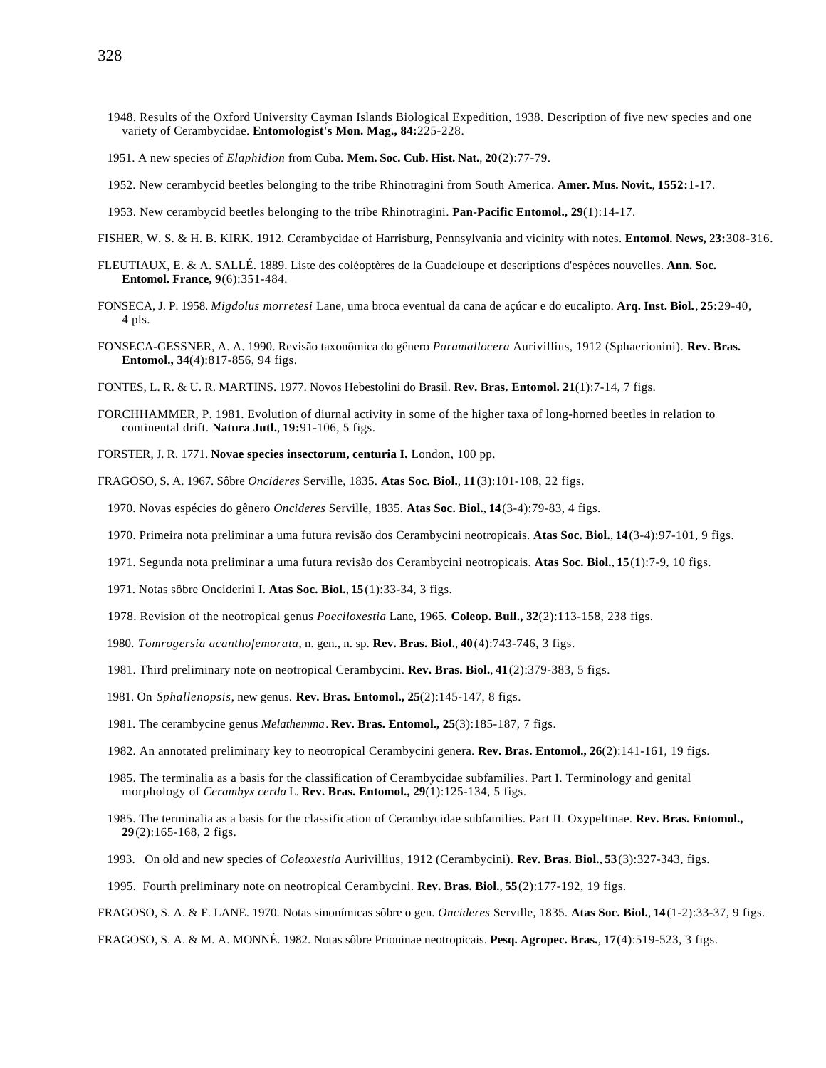1948. Results of the Oxford University Cayman Islands Biological Expedition, 1938. Description of five new species and one variety of Cerambycidae. **Entomologist's Mon. Mag., 84:**225-228.

1951. A new species of *Elaphidion* from Cuba. **Mem. Soc. Cub. Hist. Nat.**, **20**(2):77-79.

1952. New cerambycid beetles belonging to the tribe Rhinotragini from South America. **Amer. Mus. Novit.**, **1552:**1-17.

1953. New cerambycid beetles belonging to the tribe Rhinotragini. **Pan-Pacific Entomol., 29**(1):14-17.

FISHER, W. S. & H. B. KIRK. 1912. Cerambycidae of Harrisburg, Pennsylvania and vicinity with notes. **Entomol. News, 23:**308-316.

FLEUTIAUX, E. & A. SALLÉ. 1889. Liste des coléoptères de la Guadeloupe et descriptions d'espèces nouvelles. **Ann. Soc. Entomol. France, 9**(6):351-484.

FONSECA, J. P. 1958. *Migdolus morretesi* Lane, uma broca eventual da cana de açúcar e do eucalipto. **Arq. Inst. Biol.**, **25:**29-40, 4 pls.

FONSECA-GESSNER, A. A. 1990. Revisão taxonômica do gênero *Paramallocera* Aurivillius, 1912 (Sphaerionini). **Rev. Bras. Entomol., 34**(4):817-856, 94 figs.

FONTES, L. R. & U. R. MARTINS. 1977. Novos Hebestolini do Brasil. **Rev. Bras. Entomol. 21**(1):7-14, 7 figs.

FORCHHAMMER, P. 1981. Evolution of diurnal activity in some of the higher taxa of long-horned beetles in relation to continental drift. **Natura Jutl.**, **19:**91-106, 5 figs.

FORSTER, J. R. 1771. **Novae species insectorum, centuria I.** London, 100 pp.

FRAGOSO, S. A. 1967. Sôbre *Oncideres* Serville, 1835. **Atas Soc. Biol.**, **11**(3):101-108, 22 figs.

1970. Novas espécies do gênero *Oncideres* Serville, 1835. **Atas Soc. Biol.**, **14**(3-4):79-83, 4 figs.

1970. Primeira nota preliminar a uma futura revisão dos Cerambycini neotropicais. **Atas Soc. Biol.**, **14**(3-4):97-101, 9 figs.

1971. Segunda nota preliminar a uma futura revisão dos Cerambycini neotropicais. **Atas Soc. Biol.**, **15**(1):7-9, 10 figs.

1971. Notas sôbre Onciderini I. **Atas Soc. Biol.**, **15**(1):33-34, 3 figs.

1978. Revision of the neotropical genus *Poeciloxestia* Lane, 1965. **Coleop. Bull., 32**(2):113-158, 238 figs.

1980. *Tomrogersia acanthofemorata*, n. gen., n. sp. **Rev. Bras. Biol.**, **40**(4):743-746, 3 figs.

1981. Third preliminary note on neotropical Cerambycini. **Rev. Bras. Biol.**, **41**(2):379-383, 5 figs.

1981. On *Sphallenopsis*, new genus. **Rev. Bras. Entomol., 25**(2):145-147, 8 figs.

1981. The cerambycine genus *Melathemma*. **Rev. Bras. Entomol., 25**(3):185-187, 7 figs.

1982. An annotated preliminary key to neotropical Cerambycini genera. **Rev. Bras. Entomol., 26**(2):141-161, 19 figs.

1985. The terminalia as a basis for the classification of Cerambycidae subfamilies. Part I. Terminology and genital morphology of *Cerambyx cerda* L. **Rev. Bras. Entomol., 29**(1):125-134, 5 figs.

1985. The terminalia as a basis for the classification of Cerambycidae subfamilies. Part II. Oxypeltinae. **Rev. Bras. Entomol., 29**(2):165-168, 2 figs.

1993. On old and new species of *Coleoxestia* Aurivillius, 1912 (Cerambycini). **Rev. Bras. Biol.**, **53**(3):327-343, figs.

1995. Fourth preliminary note on neotropical Cerambycini. **Rev. Bras. Biol.**, **55**(2):177-192, 19 figs.

FRAGOSO, S. A. & F. LANE. 1970. Notas sinonímicas sôbre o gen. *Oncideres* Serville, 1835. **Atas Soc. Biol.**, **14**(1-2):33-37, 9 figs.

FRAGOSO, S. A. & M. A. MONNÉ. 1982. Notas sôbre Prioninae neotropicais. **Pesq. Agropec. Bras.**, **17**(4):519-523, 3 figs.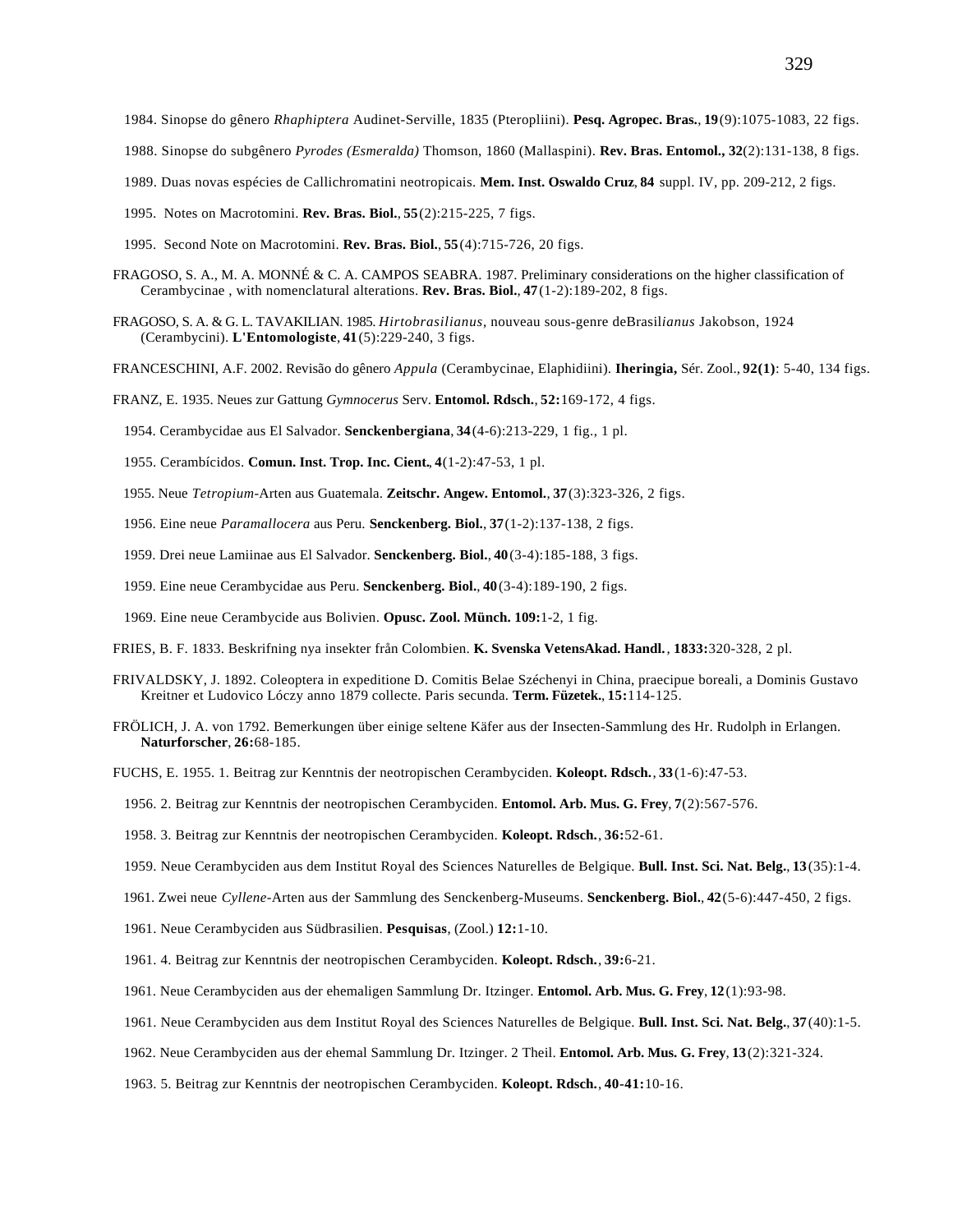1984. Sinopse do gênero *Rhaphiptera* Audinet-Serville, 1835 (Pteropliini). **Pesq. Agropec. Bras.**, **19**(9):1075-1083, 22 figs.

1988. Sinopse do subgênero *Pyrodes (Esmeralda)* Thomson, 1860 (Mallaspini). **Rev. Bras. Entomol., 32**(2):131-138, 8 figs.

1989. Duas novas espécies de Callichromatini neotropicais. **Mem. Inst. Oswaldo Cruz**, **84** suppl. IV, pp. 209-212, 2 figs.

1995. Notes on Macrotomini. **Rev. Bras. Biol.**, **55**(2):215-225, 7 figs.

1995. Second Note on Macrotomini. **Rev. Bras. Biol.**, **55**(4):715-726, 20 figs.

FRAGOSO, S. A., M. A. MONNÉ & C. A. CAMPOS SEABRA. 1987. Preliminary considerations on the higher classification of Cerambycinae , with nomenclatural alterations. **Rev. Bras. Biol.**, **47**(1-2):189-202, 8 figs.

FRAGOSO, S. A. & G. L. TAVAKILIAN. 1985. *Hirtobrasilianus*, nouveau sous-genre deBrasil*ianus* Jakobson, 1924 (Cerambycini). **L'Entomologiste**, **41**(5):229-240, 3 figs.

FRANCESCHINI, A.F. 2002. Revisão do gênero *Appula* (Cerambycinae, Elaphidiini). **Iheringia,** Sér. Zool., **92(1)**: 5-40, 134 figs.

FRANZ, E. 1935. Neues zur Gattung *Gymnocerus* Serv. **Entomol. Rdsch.**, **52:**169-172, 4 figs.

1954. Cerambycidae aus El Salvador. **Senckenbergiana**, **34**(4-6):213-229, 1 fig., 1 pl.

1955. Cerambícidos. **Comun. Inst. Trop. Inc. Cient.**, **4**(1-2):47-53, 1 pl.

1955. Neue *Tetropium*-Arten aus Guatemala. **Zeitschr. Angew. Entomol.**, **37**(3):323-326, 2 figs.

1956. Eine neue *Paramallocera* aus Peru. **Senckenberg. Biol.**, **37**(1-2):137-138, 2 figs.

1959. Drei neue Lamiinae aus El Salvador. **Senckenberg. Biol.**, **40**(3-4):185-188, 3 figs.

1959. Eine neue Cerambycidae aus Peru. **Senckenberg. Biol.**, **40**(3-4):189-190, 2 figs.

1969. Eine neue Cerambycide aus Bolivien. **Opusc. Zool. Münch. 109:**1-2, 1 fig.

FRIES, B. F. 1833. Beskrifning nya insekter från Colombien. **K. Svenska VetensAkad. Handl.**, **1833:**320-328, 2 pl.

FRIVALDSKY, J. 1892. Coleoptera in expeditione D. Comitis Belae Széchenyi in China, praecipue boreali, a Dominis Gustavo Kreitner et Ludovico Lóczy anno 1879 collecte. Paris secunda. **Term. Füzetek.**, **15:**114-125.

FRÖLICH, J. A. von 1792. Bemerkungen über einige seltene Käfer aus der Insecten-Sammlung des Hr. Rudolph in Erlangen. **Naturforscher**, **26:**68-185.

FUCHS, E. 1955. 1. Beitrag zur Kenntnis der neotropischen Cerambyciden. **Koleopt. Rdsch.**, **33**(1-6):47-53.

1956. 2. Beitrag zur Kenntnis der neotropischen Cerambyciden. **Entomol. Arb. Mus. G. Frey**, **7**(2):567-576.

1958. 3. Beitrag zur Kenntnis der neotropischen Cerambyciden. **Koleopt. Rdsch.**, **36:**52-61.

1959. Neue Cerambyciden aus dem Institut Royal des Sciences Naturelles de Belgique. **Bull. Inst. Sci. Nat. Belg.**, **13**(35):1-4.

1961. Zwei neue *Cyllene*-Arten aus der Sammlung des Senckenberg-Museums. **Senckenberg. Biol.**, **42**(5-6):447-450, 2 figs.

1961. Neue Cerambyciden aus Südbrasilien. **Pesquisas**, (Zool.) **12:**1-10.

1961. 4. Beitrag zur Kenntnis der neotropischen Cerambyciden. **Koleopt. Rdsch.**, **39:**6-21.

1961. Neue Cerambyciden aus der ehemaligen Sammlung Dr. Itzinger. **Entomol. Arb. Mus. G. Frey**, **12**(1):93-98.

1961. Neue Cerambyciden aus dem Institut Royal des Sciences Naturelles de Belgique. **Bull. Inst. Sci. Nat. Belg.**, **37**(40):1-5.

1962. Neue Cerambyciden aus der ehemal Sammlung Dr. Itzinger. 2 Theil. **Entomol. Arb. Mus. G. Frey**, **13**(2):321-324.

1963. 5. Beitrag zur Kenntnis der neotropischen Cerambyciden. **Koleopt. Rdsch.**, **40-41:**10-16.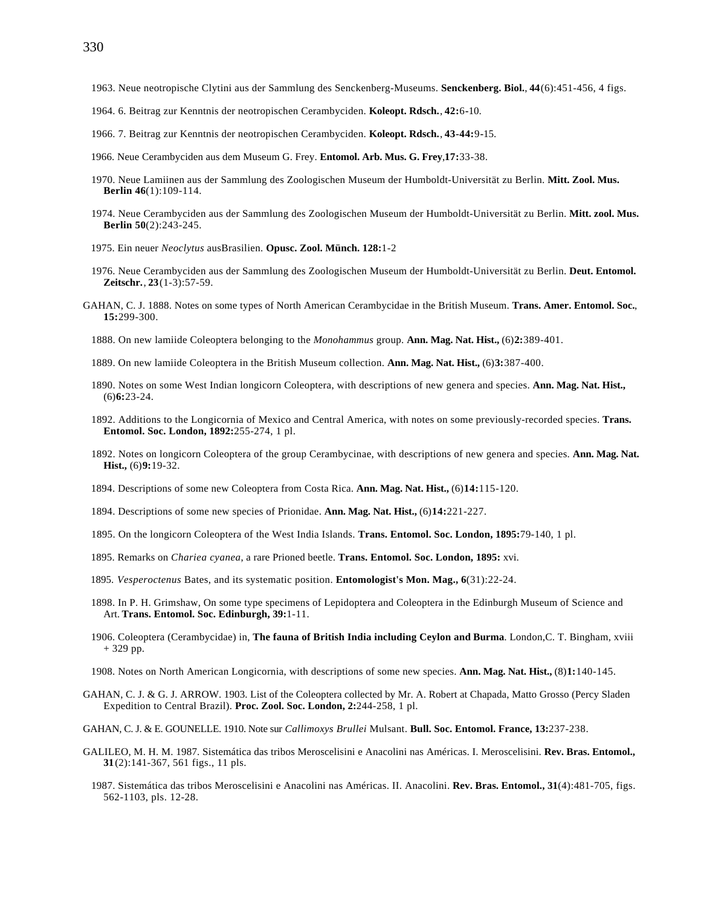1963. Neue neotropische Clytini aus der Sammlung des Senckenberg-Museums. **Senckenberg. Biol.**, **44**(6):451-456, 4 figs.

1964. 6. Beitrag zur Kenntnis der neotropischen Cerambyciden. **Koleopt. Rdsch.**, **42:**6-10.

1966. 7. Beitrag zur Kenntnis der neotropischen Cerambyciden. **Koleopt. Rdsch.**, **43-44:**9-15.

1966. Neue Cerambyciden aus dem Museum G. Frey. **Entomol. Arb. Mus. G. Frey**,**17:**33-38.

1970. Neue Lamiinen aus der Sammlung des Zoologischen Museum der Humboldt-Universität zu Berlin. **Mitt. Zool. Mus. Berlin 46**(1):109-114.

1974. Neue Cerambyciden aus der Sammlung des Zoologischen Museum der Humboldt-Universität zu Berlin. **Mitt. zool. Mus. Berlin 50**(2):243-245.

1975. Ein neuer *Neoclytus* ausBrasilien. **Opusc. Zool. Münch. 128:**1-2

1976. Neue Cerambyciden aus der Sammlung des Zoologischen Museum der Humboldt-Universität zu Berlin. **Deut. Entomol. Zeitschr.**, **23**(1-3):57-59.

GAHAN, C. J. 1888. Notes on some types of North American Cerambycidae in the British Museum. **Trans. Amer. Entomol. Soc.**, **15:**299-300.

1888. On new lamiide Coleoptera belonging to the *Monohammus* group. **Ann. Mag. Nat. Hist.,** (6)**2:**389-401.

1889. On new lamiide Coleoptera in the British Museum collection. **Ann. Mag. Nat. Hist.,** (6)**3:**387-400.

1890. Notes on some West Indian longicorn Coleoptera, with descriptions of new genera and species. **Ann. Mag. Nat. Hist.,** (6)**6:**23-24.

1892. Additions to the Longicornia of Mexico and Central America, with notes on some previously-recorded species. **Trans. Entomol. Soc. London, 1892:**255-274, 1 pl.

1892. Notes on longicorn Coleoptera of the group Cerambycinae, with descriptions of new genera and species. **Ann. Mag. Nat. Hist.,** (6)**9:**19-32.

1894. Descriptions of some new Coleoptera from Costa Rica. **Ann. Mag. Nat. Hist.,** (6)**14:**115-120.

1894. Descriptions of some new species of Prionidae. **Ann. Mag. Nat. Hist.,** (6)**14:**221-227.

1895. On the longicorn Coleoptera of the West India Islands. **Trans. Entomol. Soc. London, 1895:**79-140, 1 pl.

1895. Remarks on *Chariea cyanea*, a rare Prioned beetle. **Trans. Entomol. Soc. London, 1895:** xvi.

1895. *Vesperoctenus* Bates, and its systematic position. **Entomologist's Mon. Mag., 6**(31):22-24.

1898. In P. H. Grimshaw, On some type specimens of Lepidoptera and Coleoptera in the Edinburgh Museum of Science and Art. **Trans. Entomol. Soc. Edinburgh, 39:**1-11.

1906. Coleoptera (Cerambycidae) in, **The fauna of British India including Ceylon and Burma**. London,C. T. Bingham, xviii + 329 pp.

1908. Notes on North American Longicornia, with descriptions of some new species. **Ann. Mag. Nat. Hist.,** (8)**1:**140-145.

GAHAN, C. J. & G. J. ARROW. 1903. List of the Coleoptera collected by Mr. A. Robert at Chapada, Matto Grosso (Percy Sladen Expedition to Central Brazil). **Proc. Zool. Soc. London, 2:**244-258, 1 pl.

GAHAN, C. J. & E. GOUNELLE. 1910. Note sur *Callimoxys Brullei* Mulsant. **Bull. Soc. Entomol. France, 13:**237-238.

GALILEO, M. H. M. 1987. Sistemática das tribos Meroscelisini e Anacolini nas Américas. I. Meroscelisini. **Rev. Bras. Entomol., 31**(2):141-367, 561 figs., 11 pls.

1987. Sistemática das tribos Meroscelisini e Anacolini nas Américas. II. Anacolini. **Rev. Bras. Entomol., 31**(4):481-705, figs. 562-1103, pls. 12-28.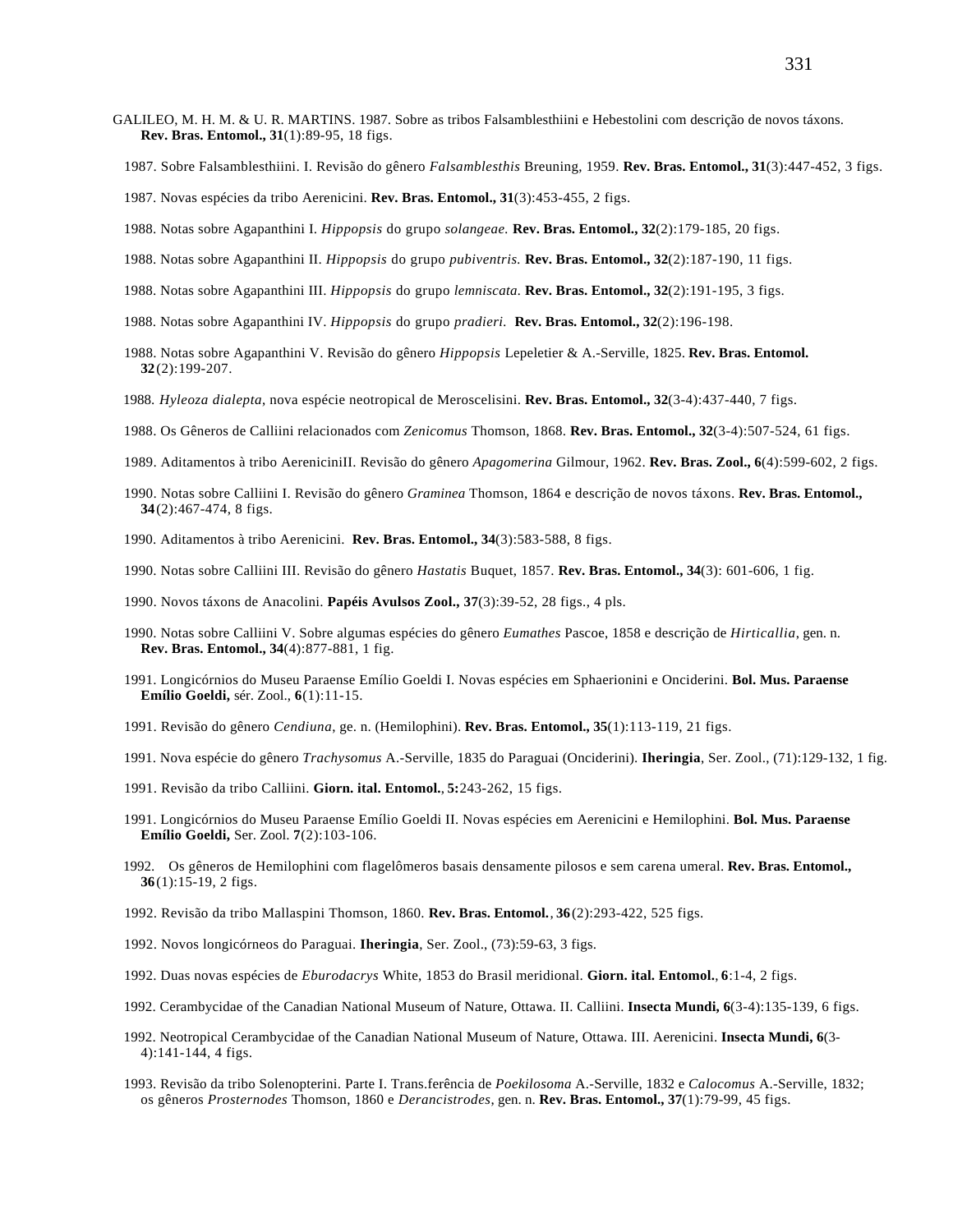GALILEO, M. H. M. & U. R. MARTINS. 1987. Sobre as tribos Falsamblesthiini e Hebestolini com descrição de novos táxons. **Rev. Bras. Entomol., 31**(1):89-95, 18 figs.

1987. Sobre Falsamblesthiini. I. Revisão do gênero *Falsamblesthis* Breuning, 1959. **Rev. Bras. Entomol., 31**(3):447-452, 3 figs.

1987. Novas espécies da tribo Aerenicini. **Rev. Bras. Entomol., 31**(3):453-455, 2 figs.

1988. Notas sobre Agapanthini I. *Hippopsis* do grupo *solangeae.* **Rev. Bras. Entomol., 32**(2):179-185, 20 figs.

1988. Notas sobre Agapanthini II. *Hippopsis* do grupo *pubiventris.* **Rev. Bras. Entomol., 32**(2):187-190, 11 figs.

1988. Notas sobre Agapanthini III. *Hippopsis* do grupo *lemniscata.* **Rev. Bras. Entomol., 32**(2):191-195, 3 figs.

1988. Notas sobre Agapanthini IV. *Hippopsis* do grupo *pradieri.* **Rev. Bras. Entomol., 32**(2):196-198.

1988. Notas sobre Agapanthini V. Revisão do gênero *Hippopsis* Lepeletier & A.-Serville, 1825. **Rev. Bras. Entomol. 32**(2):199-207.

1988. *Hyleoza dialepta*, nova espécie neotropical de Meroscelisini. **Rev. Bras. Entomol., 32**(3-4):437-440, 7 figs.

1988. Os Gêneros de Calliini relacionados com *Zenicomus* Thomson, 1868. **Rev. Bras. Entomol., 32**(3-4):507-524, 61 figs.

1989. Aditamentos à tribo AereniciniII. Revisão do gênero *Apagomerina* Gilmour, 1962. **Rev. Bras. Zool., 6**(4):599-602, 2 figs.

1990. Notas sobre Calliini I. Revisão do gênero *Graminea* Thomson, 1864 e descrição de novos táxons. **Rev. Bras. Entomol., 34**(2):467-474, 8 figs.

1990. Aditamentos à tribo Aerenicini. **Rev. Bras. Entomol., 34**(3):583-588, 8 figs.

1990. Notas sobre Calliini III. Revisão do gênero *Hastatis* Buquet, 1857. **Rev. Bras. Entomol., 34**(3): 601-606, 1 fig.

1990. Novos táxons de Anacolini. **Papéis Avulsos Zool., 37**(3):39-52, 28 figs., 4 pls.

1990. Notas sobre Calliini V. Sobre algumas espécies do gênero *Eumathes* Pascoe, 1858 e descrição de *Hirticallia*, gen. n. **Rev. Bras. Entomol., 34**(4):877-881, 1 fig.

1991. Longicórnios do Museu Paraense Emílio Goeldi I. Novas espécies em Sphaerionini e Onciderini. **Bol. Mus. Paraense Emílio Goeldi,** sér. Zool., **6**(1):11-15.

1991. Revisão do gênero *Cendiuna*, ge. n. (Hemilophini). **Rev. Bras. Entomol., 35**(1):113-119, 21 figs.

1991. Nova espécie do gênero *Trachysomus* A.-Serville, 1835 do Paraguai (Onciderini). **Iheringia**, Ser. Zool., (71):129-132, 1 fig.

1991. Revisão da tribo Calliini. **Giorn. ital. Entomol.**, **5:**243-262, 15 figs.

1991. Longicórnios do Museu Paraense Emílio Goeldi II. Novas espécies em Aerenicini e Hemilophini. **Bol. Mus. Paraense Emílio Goeldi,** Ser. Zool. **7**(2):103-106.

1992. Os gêneros de Hemilophini com flagelômeros basais densamente pilosos e sem carena umeral. **Rev. Bras. Entomol., 36**(1):15-19, 2 figs.

1992. Revisão da tribo Mallaspini Thomson, 1860. **Rev. Bras. Entomol.**, **36**(2):293-422, 525 figs.

1992. Novos longicórneos do Paraguai. **Iheringia**, Ser. Zool., (73):59-63, 3 figs.

1992. Duas novas espécies de *Eburodacrys* White, 1853 do Brasil meridional. **Giorn. ital. Entomol.**, **6**:1-4, 2 figs.

1992. Cerambycidae of the Canadian National Museum of Nature, Ottawa. II. Calliini. **Insecta Mundi, 6**(3-4):135-139, 6 figs.

1992. Neotropical Cerambycidae of the Canadian National Museum of Nature, Ottawa. III. Aerenicini. **Insecta Mundi, 6**(3-4):141-144, 4 figs.

1993. Revisão da tribo Solenopterini. Parte I. Trans.ferência de *Poekilosoma* A.-Serville, 1832 e *Calocomus* A.-Serville, 1832; os gêneros *Prosternodes* Thomson, 1860 e *Derancistrodes*, gen. n. **Rev. Bras. Entomol., 37**(1):79-99, 45 figs.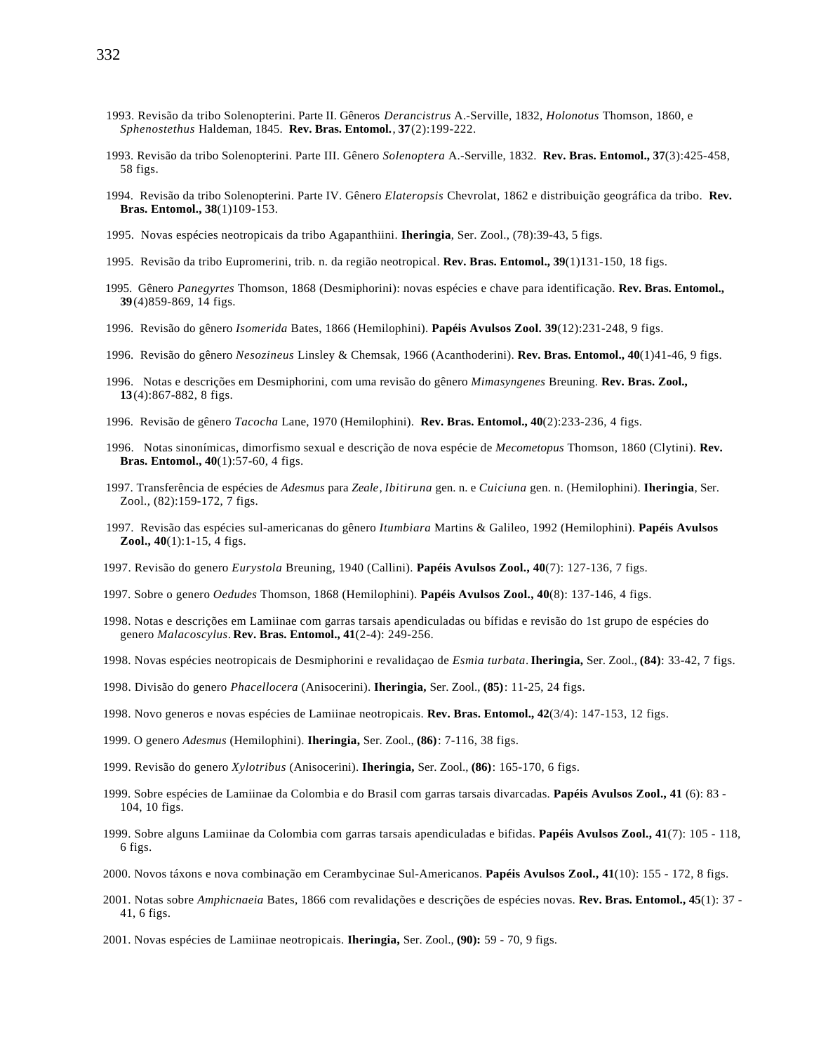1993. Revisão da tribo Solenopterini. Parte II. Gêneros *Derancistrus* A.-Serville, 1832, *Holonotus* Thomson, 1860, e *Sphenostethus* Haldeman, 1845. **Rev. Bras. Entomol.**, **37**(2):199-222.

1993. Revisão da tribo Solenopterini. Parte III. Gênero *Solenoptera* A.-Serville, 1832. **Rev. Bras. Entomol., 37**(3):425-458, 58 figs.

1994. Revisão da tribo Solenopterini. Parte IV. Gênero *Elateropsis* Chevrolat, 1862 e distribuição geográfica da tribo. **Rev. Bras. Entomol., 38**(1)109-153.

1995. Novas espécies neotropicais da tribo Agapanthiini. **Iheringia**, Ser. Zool., (78):39-43, 5 figs.

1995. Revisão da tribo Eupromerini, trib. n. da região neotropical. **Rev. Bras. Entomol., 39**(1)131-150, 18 figs.

1995. Gênero *Panegyrtes* Thomson, 1868 (Desmiphorini): novas espécies e chave para identificação. **Rev. Bras. Entomol., 39**(4)859-869, 14 figs.

1996. Revisão do gênero *Isomerida* Bates, 1866 (Hemilophini). **Papéis Avulsos Zool. 39**(12):231-248, 9 figs.

1996. Revisão do gênero *Nesozineus* Linsley & Chemsak, 1966 (Acanthoderini). **Rev. Bras. Entomol., 40**(1)41-46, 9 figs.

1996. Notas e descrições em Desmiphorini, com uma revisão do gênero *Mimasyngenes* Breuning. **Rev. Bras. Zool., 13**(4):867-882, 8 figs.

1996. Revisão de gênero *Tacocha* Lane, 1970 (Hemilophini). **Rev. Bras. Entomol., 40**(2):233-236, 4 figs.

1996. Notas sinonímicas, dimorfismo sexual e descrição de nova espécie de *Mecometopus* Thomson, 1860 (Clytini). **Rev. Bras. Entomol., 40**(1):57-60, 4 figs.

1997. Transferência de espécies de *Adesmus* para *Zeale*, *Ibitiruna* gen. n. e *Cuiciuna* gen. n. (Hemilophini). **Iheringia**, Ser. Zool., (82):159-172, 7 figs.

1997. Revisão das espécies sul-americanas do gênero *Itumbiara* Martins & Galileo, 1992 (Hemilophini). **Papéis Avulsos Zool., 40**(1):1-15, 4 figs.

1997. Revisão do genero *Eurystola* Breuning, 1940 (Callini). **Papéis Avulsos Zool., 40**(7): 127-136, 7 figs.

1997. Sobre o genero *Oedudes* Thomson, 1868 (Hemilophini). **Papéis Avulsos Zool., 40**(8): 137-146, 4 figs.

1998. Notas e descrições em Lamiinae com garras tarsais apendiculadas ou bífidas e revisão do 1st grupo de espécies do genero *Malacoscylus*. **Rev. Bras. Entomol., 41**(2-4): 249-256.

1998. Novas espécies neotropicais de Desmiphorini e revalidaçao de *Esmia turbata*. **Iheringia,** Ser. Zool., **(84)**: 33-42, 7 figs.

1998. Divisão do genero *Phacellocera* (Anisocerini). **Iheringia,** Ser. Zool., **(85)**: 11-25, 24 figs.

1998. Novo generos e novas espécies de Lamiinae neotropicais. **Rev. Bras. Entomol., 42**(3/4): 147-153, 12 figs.

1999. O genero *Adesmus* (Hemilophini). **Iheringia,** Ser. Zool., **(86)**: 7-116, 38 figs.

1999. Revisão do genero *Xylotribus* (Anisocerini). **Iheringia,** Ser. Zool., **(86)**: 165-170, 6 figs.

1999. Sobre espécies de Lamiinae da Colombia e do Brasil com garras tarsais divarcadas. **Papéis Avulsos Zool., 41** (6): 83 - 104, 10 figs.

1999. Sobre alguns Lamiinae da Colombia com garras tarsais apendiculadas e bifidas. **Papéis Avulsos Zool., 41**(7): 105 - 118, 6 figs.

2000. Novos táxons e nova combinação em Cerambycinae Sul-Americanos. **Papéis Avulsos Zool., 41**(10): 155 - 172, 8 figs.

2001. Notas sobre *Amphicnaeia* Bates, 1866 com revalidações e descrições de espécies novas. **Rev. Bras. Entomol., 45**(1): 37 - 41, 6 figs.

2001. Novas espécies de Lamiinae neotropicais. **Iheringia,** Ser. Zool., **(90):** 59 - 70, 9 figs.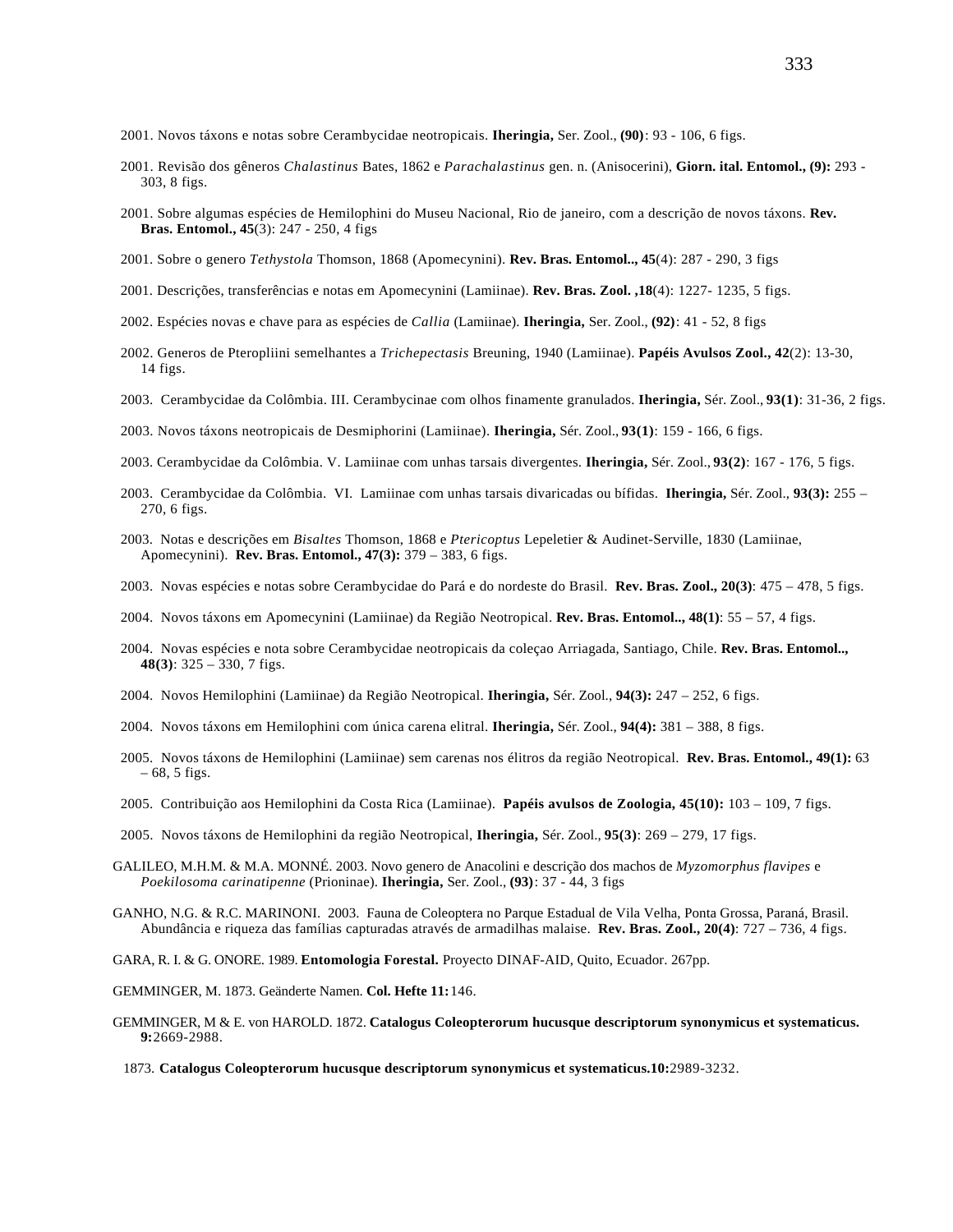2001. Novos táxons e notas sobre Cerambycidae neotropicais. **Iheringia,** Ser. Zool., **(90)**: 93 - 106, 6 figs.

2001. Revisão dos gêneros *Chalastinus* Bates, 1862 e *Parachalastinus* gen. n. (Anisocerini), **Giorn. ital. Entomol., (9):** 293 - 303, 8 figs.

2001. Sobre algumas espécies de Hemilophini do Museu Nacional, Rio de janeiro, com a descrição de novos táxons. **Rev. Bras. Entomol., 45**(3): 247 - 250, 4 figs

2001. Sobre o genero *Tethystola* Thomson, 1868 (Apomecynini). **Rev. Bras. Entomol.., 45**(4): 287 - 290, 3 figs

2001. Descrições, transferências e notas em Apomecynini (Lamiinae). **Rev. Bras. Zool. ,18**(4): 1227- 1235, 5 figs.

2002. Espécies novas e chave para as espécies de *Callia* (Lamiinae). **Iheringia,** Ser. Zool., **(92)**: 41 - 52, 8 figs

2002. Generos de Pteropliini semelhantes a *Trichepectasis* Breuning, 1940 (Lamiinae). **Papéis Avulsos Zool., 42**(2): 13-30, 14 figs.

2003. Cerambycidae da Colômbia. III. Cerambycinae com olhos finamente granulados. **Iheringia,** Sér. Zool., **93(1)**: 31-36, 2 figs.

2003. Novos táxons neotropicais de Desmiphorini (Lamiinae). **Iheringia,** Sér. Zool., **93(1)**: 159 - 166, 6 figs.

2003. Cerambycidae da Colômbia. V. Lamiinae com unhas tarsais divergentes. **Iheringia,** Sér. Zool., **93(2)**: 167 - 176, 5 figs.

2003. Cerambycidae da Colômbia. VI. Lamiinae com unhas tarsais divaricadas ou bífidas. **Iheringia,** Sér. Zool., **93(3):** 255 – 270, 6 figs.

2003. Notas e descrições em *Bisaltes* Thomson, 1868 e *Ptericoptus* Lepeletier & Audinet-Serville, 1830 (Lamiinae, Apomecynini). **Rev. Bras. Entomol., 47(3):** 379 – 383, 6 figs.

2003. Novas espécies e notas sobre Cerambycidae do Pará e do nordeste do Brasil. **Rev. Bras. Zool., 20(3)**: 475 – 478, 5 figs.

2004. Novos táxons em Apomecynini (Lamiinae) da Região Neotropical. **Rev. Bras. Entomol.., 48(1)**: 55 – 57, 4 figs.

2004. Novas espécies e nota sobre Cerambycidae neotropicais da coleçao Arriagada, Santiago, Chile. **Rev. Bras. Entomol.., 48(3)**: 325 – 330, 7 figs.

2004. Novos Hemilophini (Lamiinae) da Região Neotropical. **Iheringia,** Sér. Zool., **94(3):** 247 – 252, 6 figs.

2004. Novos táxons em Hemilophini com única carena elitral. **Iheringia,** Sér. Zool., **94(4):** 381 – 388, 8 figs.

2005. Novos táxons de Hemilophini (Lamiinae) sem carenas nos élitros da região Neotropical. **Rev. Bras. Entomol., 49(1):** 63 – 68, 5 figs.

2005. Contribuição aos Hemilophini da Costa Rica (Lamiinae). **Papéis avulsos de Zoologia, 45(10):** 103 – 109, 7 figs.

2005. Novos táxons de Hemilophini da região Neotropical, **Iheringia,** Sér. Zool., **95(3)**: 269 – 279, 17 figs.

GALILEO, M.H.M. & M.A. MONNÉ. 2003. Novo genero de Anacolini e descrição dos machos de *Myzomorphus flavipes* e *Poekilosoma carinatipenne* (Prioninae). **Iheringia,** Ser. Zool., **(93)**: 37 - 44, 3 figs

GANHO, N.G. & R.C. MARINONI. 2003. Fauna de Coleoptera no Parque Estadual de Vila Velha, Ponta Grossa, Paraná, Brasil. Abundância e riqueza das famílias capturadas através de armadilhas malaise. **Rev. Bras. Zool., 20(4)**: 727 – 736, 4 figs.

GARA, R. I. & G. ONORE. 1989. **Entomologia Forestal.** Proyecto DINAF-AID, Quito, Ecuador. 267pp.

GEMMINGER, M. 1873. Geänderte Namen. **Col. Hefte 11:**146.

GEMMINGER, M & E. von HAROLD. 1872. **Catalogus Coleopterorum hucusque descriptorum synonymicus et systematicus. 9:**2669-2988.

1873. **Catalogus Coleopterorum hucusque descriptorum synonymicus et systematicus.10:**2989-3232.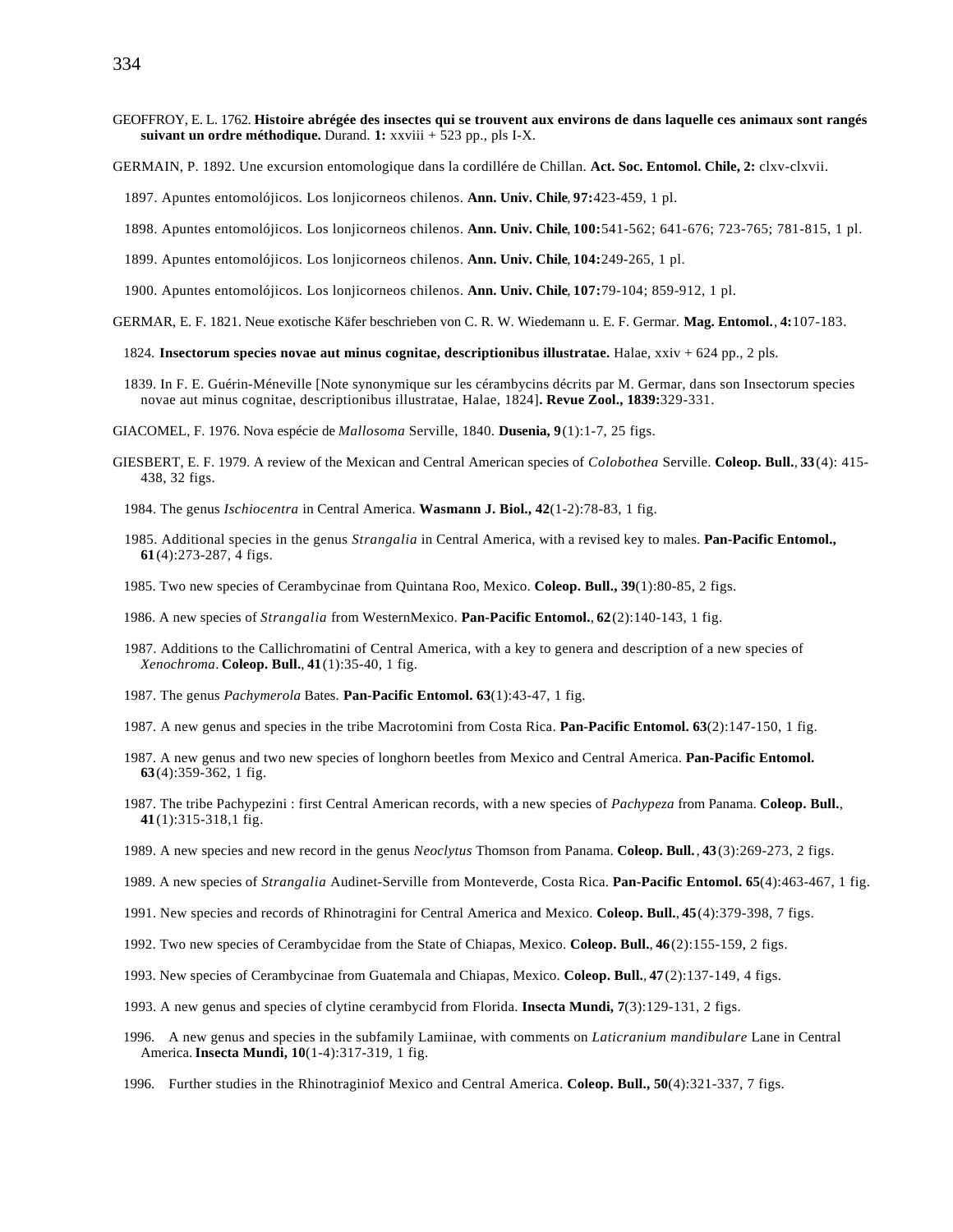GEOFFROY, E. L. 1762. **Histoire abrégée des insectes qui se trouvent aux environs de dans laquelle ces animaux sont rangés suivant un ordre méthodique.** Durand. **1:** xxviii + 523 pp., pls I-X.

GERMAIN, P. 1892. Une excursion entomologique dans la cordillére de Chillan. **Act. Soc. Entomol. Chile, 2:** clxv-clxvii.

1897. Apuntes entomolójicos. Los lonjicorneos chilenos. **Ann. Univ. Chile**, **97:**423-459, 1 pl.

1898. Apuntes entomolójicos. Los lonjicorneos chilenos. **Ann. Univ. Chile**, **100:**541-562; 641-676; 723-765; 781-815, 1 pl.

1899. Apuntes entomolójicos. Los lonjicorneos chilenos. **Ann. Univ. Chile**, **104:**249-265, 1 pl.

1900. Apuntes entomolójicos. Los lonjicorneos chilenos. **Ann. Univ. Chile**, **107:**79-104; 859-912, 1 pl.

GERMAR, E. F. 1821. Neue exotische Käfer beschrieben von C. R. W. Wiedemann u. E. F. Germar. **Mag. Entomol.**, **4:**107-183.

1824. **Insectorum species novae aut minus cognitae, descriptionibus illustratae.** Halae, xxiv + 624 pp., 2 pls.

1839. In F. E. Guérin-Méneville [Note synonymique sur les cérambycins décrits par M. Germar, dans son Insectorum species novae aut minus cognitae, descriptionibus illustratae, Halae, 1824]**. Revue Zool., 1839:**329-331.

GIACOMEL, F. 1976. Nova espécie de *Mallosoma* Serville, 1840. **Dusenia, 9**(1):1-7, 25 figs.

GIESBERT, E. F. 1979. A review of the Mexican and Central American species of *Colobothea* Serville. **Coleop. Bull.**, **33**(4): 415-438, 32 figs.

1984. The genus *Ischiocentra* in Central America. **Wasmann J. Biol., 42**(1-2):78-83, 1 fig.

1985. Additional species in the genus *Strangalia* in Central America, with a revised key to males. **Pan-Pacific Entomol., 61**(4):273-287, 4 figs.

1985. Two new species of Cerambycinae from Quintana Roo, Mexico. **Coleop. Bull., 39**(1):80-85, 2 figs.

1986. A new species of *Strangalia* from WesternMexico. **Pan-Pacific Entomol.**, **62**(2):140-143, 1 fig.

1987. Additions to the Callichromatini of Central America, with a key to genera and description of a new species of *Xenochroma*. **Coleop. Bull.**, **41**(1):35-40, 1 fig.

1987. The genus *Pachymerola* Bates. **Pan-Pacific Entomol. 63**(1):43-47, 1 fig.

1987. A new genus and species in the tribe Macrotomini from Costa Rica. **Pan-Pacific Entomol. 63**(2):147-150, 1 fig.

1987. A new genus and two new species of longhorn beetles from Mexico and Central America. **Pan-Pacific Entomol. 63**(4):359-362, 1 fig.

1987. The tribe Pachypezini : first Central American records, with a new species of *Pachypeza* from Panama. **Coleop. Bull.**, **41**(1):315-318,1 fig.

1989. A new species and new record in the genus *Neoclytus* Thomson from Panama. **Coleop. Bull.**, **43**(3):269-273, 2 figs.

1989. A new species of *Strangalia* Audinet-Serville from Monteverde, Costa Rica. **Pan-Pacific Entomol. 65**(4):463-467, 1 fig.

1991. New species and records of Rhinotragini for Central America and Mexico. **Coleop. Bull.**, **45**(4):379-398, 7 figs.

1992. Two new species of Cerambycidae from the State of Chiapas, Mexico. **Coleop. Bull.**, **46**(2):155-159, 2 figs.

1993. New species of Cerambycinae from Guatemala and Chiapas, Mexico. **Coleop. Bull.**, **47**(2):137-149, 4 figs.

1993. A new genus and species of clytine cerambycid from Florida. **Insecta Mundi, 7**(3):129-131, 2 figs.

1996. A new genus and species in the subfamily Lamiinae, with comments on *Laticranium mandibulare* Lane in Central America. **Insecta Mundi, 10**(1-4):317-319, 1 fig.

1996. Further studies in the Rhinotraginiof Mexico and Central America. **Coleop. Bull., 50**(4):321-337, 7 figs.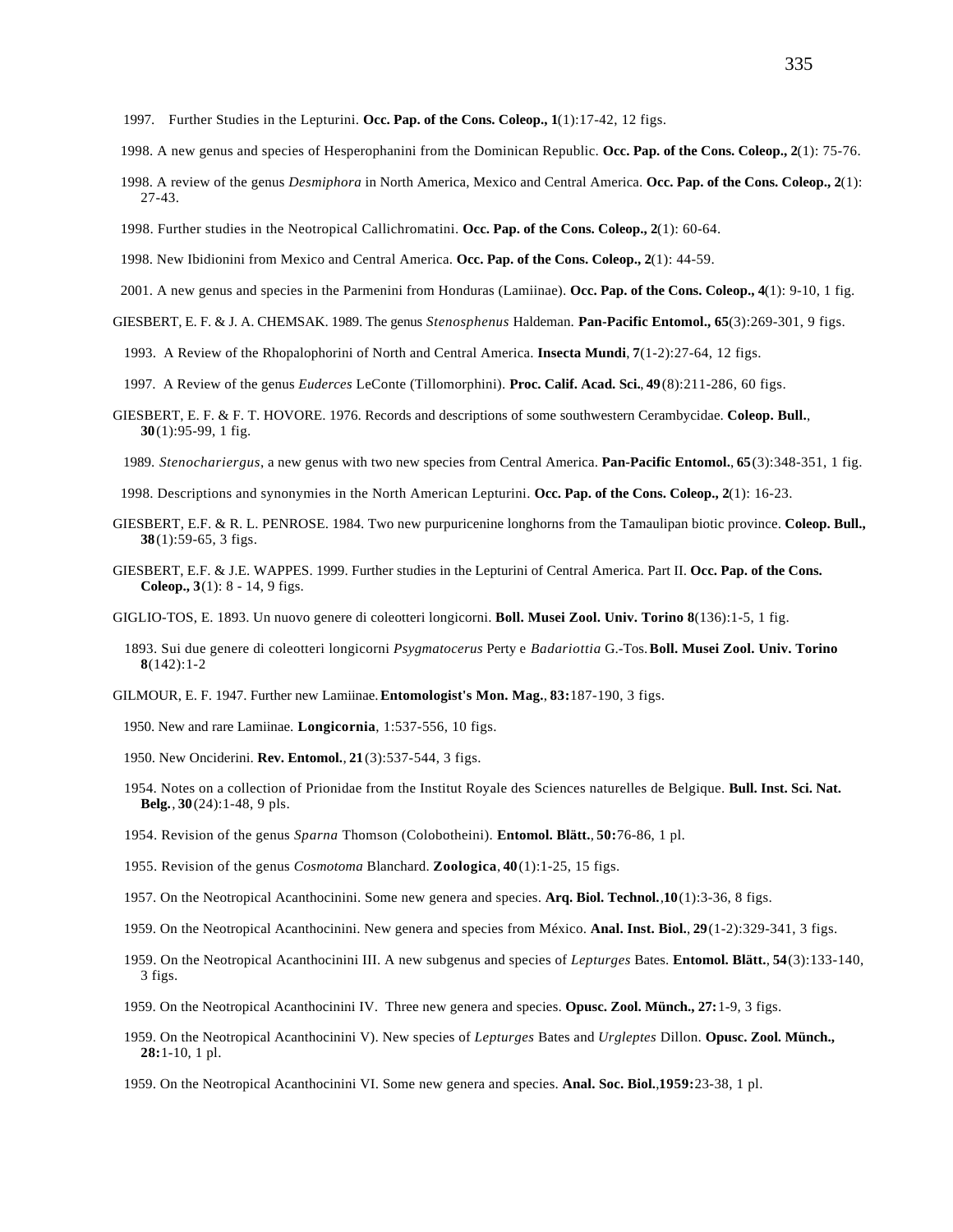1997. Further Studies in the Lepturini. **Occ. Pap. of the Cons. Coleop., 1**(1):17-42, 12 figs.

1998. A new genus and species of Hesperophanini from the Dominican Republic. **Occ. Pap. of the Cons. Coleop., 2**(1): 75-76.

1998. A review of the genus *Desmiphora* in North America, Mexico and Central America. **Occ. Pap. of the Cons. Coleop., 2**(1): 27-43.

1998. Further studies in the Neotropical Callichromatini. **Occ. Pap. of the Cons. Coleop., 2**(1): 60-64.

1998. New Ibidionini from Mexico and Central America. **Occ. Pap. of the Cons. Coleop., 2**(1): 44-59.

2001. A new genus and species in the Parmenini from Honduras (Lamiinae). **Occ. Pap. of the Cons. Coleop., 4**(1): 9-10, 1 fig.

GIESBERT, E. F. & J. A. CHEMSAK. 1989. The genus *Stenosphenus* Haldeman. **Pan-Pacific Entomol., 65**(3):269-301, 9 figs.

1993. A Review of the Rhopalophorini of North and Central America. **Insecta Mundi**, **7**(1-2):27-64, 12 figs.

1997. A Review of the genus *Euderces* LeConte (Tillomorphini). **Proc. Calif. Acad. Sci.**, **49**(8):211-286, 60 figs.

GIESBERT, E. F. & F. T. HOVORE. 1976. Records and descriptions of some southwestern Cerambycidae. **Coleop. Bull.**, **30**(1):95-99, 1 fig.

1989. *Stenochariergus*, a new genus with two new species from Central America. **Pan-Pacific Entomol.**, **65**(3):348-351, 1 fig.

1998. Descriptions and synonymies in the North American Lepturini. **Occ. Pap. of the Cons. Coleop., 2**(1): 16-23.

GIESBERT, E.F. & R. L. PENROSE. 1984. Two new purpuricenine longhorns from the Tamaulipan biotic province. **Coleop. Bull., 38**(1):59-65, 3 figs.

GIESBERT, E.F. & J.E. WAPPES. 1999. Further studies in the Lepturini of Central America. Part II. **Occ. Pap. of the Cons. Coleop., 3**(1): 8 - 14, 9 figs.

GIGLIO-TOS, E. 1893. Un nuovo genere di coleotteri longicorni. **Boll. Musei Zool. Univ. Torino 8**(136):1-5, 1 fig.

1893. Sui due genere di coleotteri longicorni *Psygmatocerus* Perty e *Badariottia* G.-Tos. **Boll. Musei Zool. Univ. Torino 8**(142):1-2

GILMOUR, E. F. 1947. Further new Lamiinae. **Entomologist's Mon. Mag.**, **83:**187-190, 3 figs.

1950. New and rare Lamiinae. **Longicornia**, 1:537-556, 10 figs.

1950. New Onciderini. **Rev. Entomol.**, **21**(3):537-544, 3 figs.

1954. Notes on a collection of Prionidae from the Institut Royale des Sciences naturelles de Belgique. **Bull. Inst. Sci. Nat. Belg.**, **30**(24):1-48, 9 pls.

1954. Revision of the genus *Sparna* Thomson (Colobotheini). **Entomol. Blätt.**, **50:**76-86, 1 pl.

1955. Revision of the genus *Cosmotoma* Blanchard. **Zoologica**, **40**(1):1-25, 15 figs.

1957. On the Neotropical Acanthocinini. Some new genera and species. **Arq. Biol. Technol.**,**10**(1):3-36, 8 figs.

1959. On the Neotropical Acanthocinini. New genera and species from México. **Anal. Inst. Biol.**, **29**(1-2):329-341, 3 figs.

1959. On the Neotropical Acanthocinini III. A new subgenus and species of *Lepturges* Bates. **Entomol. Blätt.**, **54**(3):133-140, 3 figs.

1959. On the Neotropical Acanthocinini IV. Three new genera and species. **Opusc. Zool. Münch., 27:**1-9, 3 figs.

1959. On the Neotropical Acanthocinini V). New species of *Lepturges* Bates and *Urgleptes* Dillon. **Opusc. Zool. Münch., 28:**1-10, 1 pl.

1959. On the Neotropical Acanthocinini VI. Some new genera and species. **Anal. Soc. Biol.**,**1959:**23-38, 1 pl.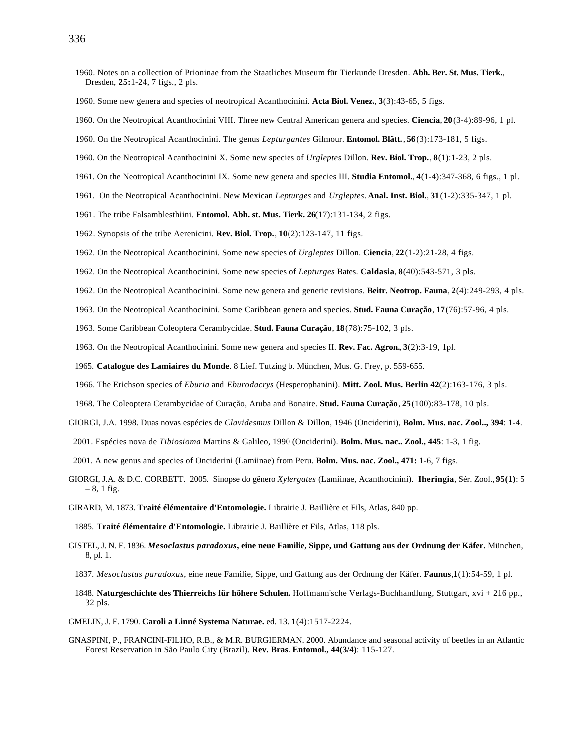1960. Notes on a collection of Prioninae from the Staatliches Museum für Tierkunde Dresden. **Abh. Ber. St. Mus. Tierk.**, Dresden, **25:**1-24, 7 figs., 2 pls.

1960. Some new genera and species of neotropical Acanthocinini. **Acta Biol. Venez.**, **3**(3):43-65, 5 figs.

1960. On the Neotropical Acanthocinini VIII. Three new Central American genera and species. **Ciencia**, **20**(3-4):89-96, 1 pl.

1960. On the Neotropical Acanthocinini. The genus *Lepturgantes* Gilmour. **Entomol. Blätt.**, **56**(3):173-181, 5 figs.

1960. On the Neotropical Acanthocinini X. Some new species of *Urgleptes* Dillon. **Rev. Biol. Trop.**, **8**(1):1-23, 2 pls.

1961. On the Neotropical Acanthocinini IX. Some new genera and species III. **Studia Entomol.**, **4**(1-4):347-368, 6 figs., 1 pl.

1961. On the Neotropical Acanthocinini. New Mexican *Lepturges* and *Urgleptes*. **Anal. Inst. Biol.**, **31**(1-2):335-347, 1 pl.

1961. The tribe Falsamblesthiini. **Entomol. Abh. st. Mus. Tierk. 26**(17):131-134, 2 figs.

1962. Synopsis of the tribe Aerenicini. **Rev. Biol. Trop.**, **10**(2):123-147, 11 figs.

1962. On the Neotropical Acanthocinini. Some new species of *Urgleptes* Dillon. **Ciencia**, **22**(1-2):21-28, 4 figs.

1962. On the Neotropical Acanthocinini. Some new species of *Lepturges* Bates. **Caldasia**, **8**(40):543-571, 3 pls.

1962. On the Neotropical Acanthocinini. Some new genera and generic revisions. **Beitr. Neotrop. Fauna**, **2**(4):249-293, 4 pls.

1963. On the Neotropical Acanthocinini. Some Caribbean genera and species. **Stud. Fauna Curação**, **17**(76):57-96, 4 pls.

1963. Some Caribbean Coleoptera Cerambycidae. **Stud. Fauna Curação**, **18**(78):75-102, 3 pls.

1963. On the Neotropical Acanthocinini. Some new genera and species II. **Rev. Fac. Agron.**, **3**(2):3-19, 1pl.

1965. **Catalogue des Lamiaires du Monde**. 8 Lief. Tutzing b. München, Mus. G. Frey, p. 559-655.

1966. The Erichson species of *Eburia* and *Eburodacrys* (Hesperophanini). **Mitt. Zool. Mus. Berlin 42**(2):163-176, 3 pls.

1968. The Coleoptera Cerambycidae of Curação, Aruba and Bonaire. **Stud. Fauna Curação**, **25**(100):83-178, 10 pls.

GIORGI, J.A. 1998. Duas novas espécies de *Clavidesmus* Dillon & Dillon, 1946 (Onciderini), **Bolm. Mus. nac. Zool.., 394**: 1-4.

2001. Espécies nova de *Tibiosioma* Martins & Galileo, 1990 (Onciderini). **Bolm. Mus. nac.. Zool., 445**: 1-3, 1 fig.

2001. A new genus and species of Onciderini (Lamiinae) from Peru. **Bolm. Mus. nac. Zool., 471:** 1-6, 7 figs.

GIORGI, J.A. & D.C. CORBETT. 2005. Sinopse do gênero *Xylergates* (Lamiinae, Acanthocinini). **Iheringia**, Sér. Zool., **95(1)**: 5 – 8, 1 fig.

GIRARD, M. 1873. **Traité élémentaire d'Entomologie.** Librairie J. Baillière et Fils, Atlas, 840 pp.

1885. **Traité élémentaire d'Entomologie.** Librairie J. Baillière et Fils, Atlas, 118 pls.

GISTEL, J. N. F. 1836. ***Mesoclastus paradoxus*, eine neue Familie, Sippe, und Gattung aus der Ordnung der Käfer.** München, 8, pl. 1.

1837. *Mesoclastus paradoxus*, eine neue Familie, Sippe, und Gattung aus der Ordnung der Käfer. **Faunus**,**1**(1):54-59, 1 pl.

1848. **Naturgeschichte des Thierreichs für höhere Schulen.** Hoffmann'sche Verlags-Buchhandlung, Stuttgart, xvi + 216 pp., 32 pls.

GMELIN, J. F. 1790. **Caroli a Linné Systema Naturae.** ed. 13. **1**(4):1517-2224.

GNASPINI, P., FRANCINI-FILHO, R.B., & M.R. BURGIERMAN. 2000. Abundance and seasonal activity of beetles in an Atlantic Forest Reservation in São Paulo City (Brazil). **Rev. Bras. Entomol., 44(3/4)**: 115-127.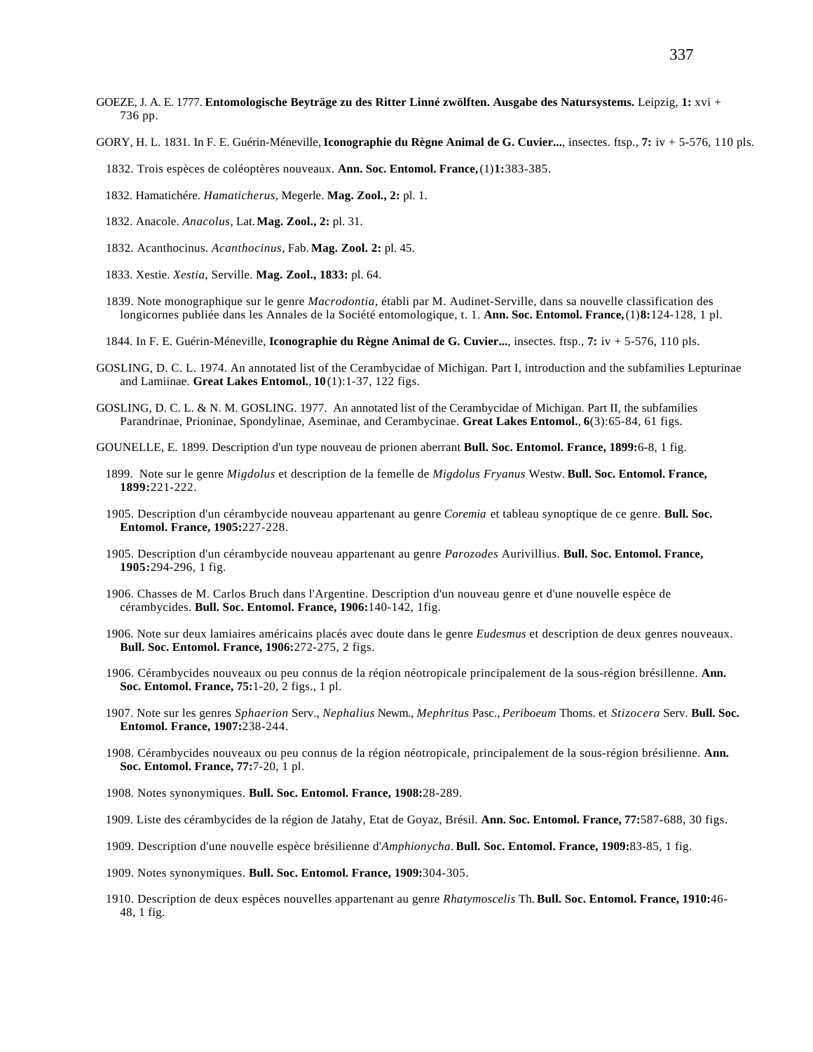GOEZE, J. A. E. 1777. **Entomologische Beyträge zu des Ritter Linné zwölften. Ausgabe des Natursystems.** Leipzig, **1:** xvi + 736 pp.

GORY, H. L. 1831. In F. E. Guérin-Méneville, **Iconographie du Règne Animal de G. Cuvier...**, insectes. ftsp., **7:** iv + 5-576, 110 pls.

1832. Trois espèces de coléoptères nouveaux. **Ann. Soc. Entomol. France,** (1)**1:**383-385.

1832. Hamatichére. *Hamaticherus*, Megerle. **Mag. Zool., 2:** pl. 1.

1832. Anacole. *Anacolus*, Lat. **Mag. Zool., 2:** pl. 31.

1832. Acanthocinus. *Acanthocinus*, Fab. **Mag. Zool. 2:** pl. 45.

1833. Xestie. *Xestia*, Serville. **Mag. Zool., 1833:** pl. 64.

1839. Note monographique sur le genre *Macrodontia*, établi par M. Audinet-Serville, dans sa nouvelle classification des longicornes publiée dans les Annales de la Société entomologique, t. 1. **Ann. Soc. Entomol. France,** (1)**8:**124-128, 1 pl.

1844. In F. E. Guérin-Méneville, **Iconographie du Règne Animal de G. Cuvier...**, insectes. ftsp., **7:** iv + 5-576, 110 pls.

GOSLING, D. C. L. 1974. An annotated list of the Cerambycidae of Michigan. Part I, introduction and the subfamilies Lepturinae and Lamiinae. **Great Lakes Entomol.**, **10**(1):1-37, 122 figs.

GOSLING, D. C. L. & N. M. GOSLING. 1977. An annotated list of the Cerambycidae of Michigan. Part II, the subfamilies Parandrinae, Prioninae, Spondylinae, Aseminae, and Cerambycinae. **Great Lakes Entomol.**, **6**(3):65-84, 61 figs.

GOUNELLE, E. 1899. Description d'un type nouveau de prionen aberrant **Bull. Soc. Entomol. France, 1899:**6-8, 1 fig.

1899. Note sur le genre *Migdolus* et description de la femelle de *Migdolus Fryanus* Westw. **Bull. Soc. Entomol. France, 1899:**221-222.

1905. Description d'un cérambycide nouveau appartenant au genre *Coremia* et tableau synoptique de ce genre. **Bull. Soc. Entomol. France, 1905:**227-228.

1905. Description d'un cérambycide nouveau appartenant au genre *Parozodes* Aurivillius. **Bull. Soc. Entomol. France, 1905:**294-296, 1 fig.

1906. Chasses de M. Carlos Bruch dans l'Argentine. Description d'un nouveau genre et d'une nouvelle espèce de cérambycides. **Bull. Soc. Entomol. France, 1906:**140-142, 1fig.

1906. Note sur deux lamiaires américains placés avec doute dans le genre *Eudesmus* et description de deux genres nouveaux. **Bull. Soc. Entomol. France, 1906:**272-275, 2 figs.

1906. Cérambycides nouveaux ou peu connus de la réqion néotropicale principalement de la sous-région brésillenne. **Ann. Soc. Entomol. France, 75:**1-20, 2 figs., 1 pl.

1907. Note sur les genres *Sphaerion* Serv., *Nephalius* Newm., *Mephritus* Pasc., *Periboeum* Thoms. et *Stizocera* Serv. **Bull. Soc. Entomol. France, 1907:**238-244.

1908. Cérambycides nouveaux ou peu connus de la région néotropicale, principalement de la sous-région brésilienne. **Ann. Soc. Entomol. France, 77:**7-20, 1 pl.

1908. Notes synonymiques. **Bull. Soc. Entomol. France, 1908:**28-289.

1909. Liste des cérambycides de la région de Jatahy, Etat de Goyaz, Brésil. **Ann. Soc. Entomol. France, 77:**587-688, 30 figs.

1909. Description d'une nouvelle espèce brésilienne d'*Amphionycha*. **Bull. Soc. Entomol. France, 1909:**83-85, 1 fig.

1909. Notes synonymiques. **Bull. Soc. Entomol. France, 1909:**304-305.

1910. Description de deux espèces nouvelles appartenant au genre *Rhatymoscelis* Th. **Bull. Soc. Entomol. France, 1910:**46-48, 1 fig.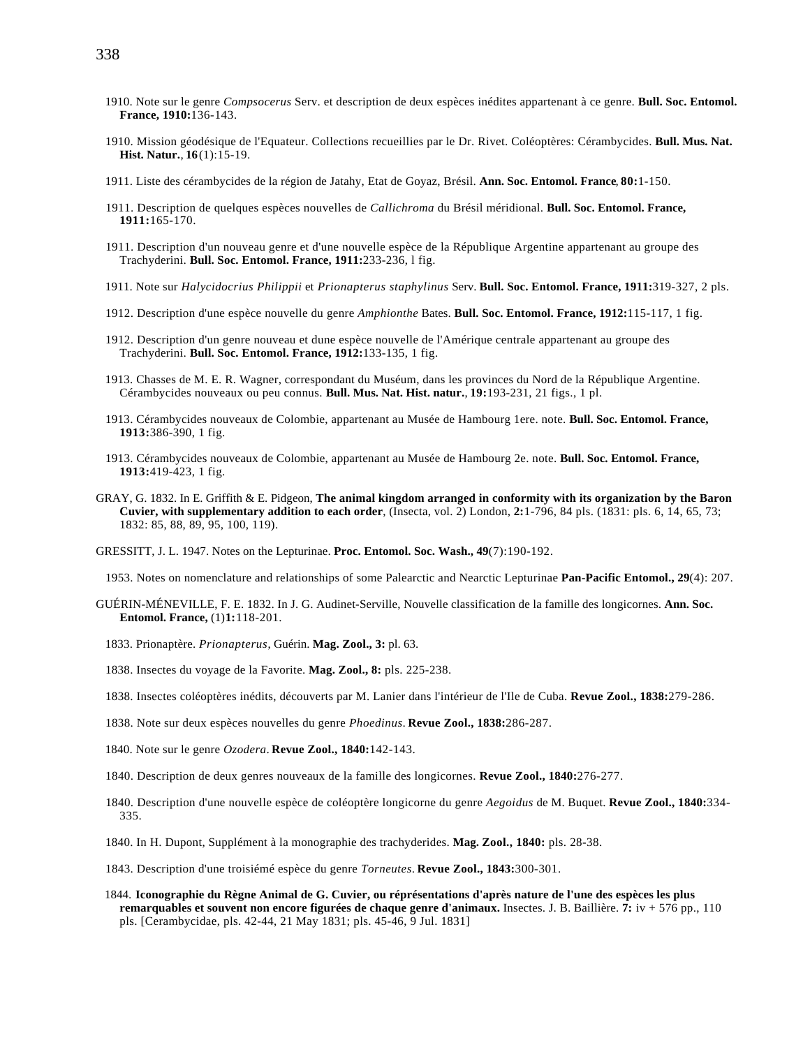1910. Note sur le genre *Compsocerus* Serv. et description de deux espèces inédites appartenant à ce genre. **Bull. Soc. Entomol. France, 1910:**136-143.

1910. Mission géodésique de l'Equateur. Collections recueillies par le Dr. Rivet. Coléoptères: Cérambycides. **Bull. Mus. Nat. Hist. Natur.**, **16**(1):15-19.

1911. Liste des cérambycides de la région de Jatahy, Etat de Goyaz, Brésil. **Ann. Soc. Entomol. France**, **80:**1-150.

1911. Description de quelques espèces nouvelles de *Callichroma* du Brésil méridional. **Bull. Soc. Entomol. France, 1911:**165-170.

1911. Description d'un nouveau genre et d'une nouvelle espèce de la République Argentine appartenant au groupe des Trachyderini. **Bull. Soc. Entomol. France, 1911:**233-236, l fig.

1911. Note sur *Halycidocrius Philippii* et *Prionapterus staphylinus* Serv. **Bull. Soc. Entomol. France, 1911:**319-327, 2 pls.

1912. Description d'une espèce nouvelle du genre *Amphionthe* Bates. **Bull. Soc. Entomol. France, 1912:**115-117, 1 fig.

1912. Description d'un genre nouveau et dune espèce nouvelle de l'Amérique centrale appartenant au groupe des Trachyderini. **Bull. Soc. Entomol. France, 1912:**133-135, 1 fig.

1913. Chasses de M. E. R. Wagner, correspondant du Muséum, dans les provinces du Nord de la République Argentine. Cérambycides nouveaux ou peu connus. **Bull. Mus. Nat. Hist. natur.**, **19:**193-231, 21 figs., 1 pl.

1913. Cérambycides nouveaux de Colombie, appartenant au Musée de Hambourg 1ere. note. **Bull. Soc. Entomol. France, 1913:**386-390, 1 fig.

1913. Cérambycides nouveaux de Colombie, appartenant au Musée de Hambourg 2e. note. **Bull. Soc. Entomol. France, 1913:**419-423, 1 fig.

GRAY, G. 1832. In E. Griffith & E. Pidgeon, **The animal kingdom arranged in conformity with its organization by the Baron Cuvier, with supplementary addition to each order**, (Insecta, vol. 2) London, **2:**1-796, 84 pls. (1831: pls. 6, 14, 65, 73; 1832: 85, 88, 89, 95, 100, 119).

GRESSITT, J. L. 1947. Notes on the Lepturinae. **Proc. Entomol. Soc. Wash., 49**(7):190-192.

1953. Notes on nomenclature and relationships of some Palearctic and Nearctic Lepturinae **Pan-Pacific Entomol., 29**(4): 207.

GUÉRIN-MÉNEVILLE, F. E. 1832. In J. G. Audinet-Serville, Nouvelle classification de la famille des longicornes. **Ann. Soc. Entomol. France,** (1)**1:**118-201.

1833. Prionaptère. *Prionapterus*, Guérin. **Mag. Zool., 3:** pl. 63.

1838. Insectes du voyage de la Favorite. **Mag. Zool., 8:** pls. 225-238.

1838. Insectes coléoptères inédits, découverts par M. Lanier dans l'intérieur de l'Ile de Cuba. **Revue Zool., 1838:**279-286.

1838. Note sur deux espèces nouvelles du genre *Phoedinus*. **Revue Zool., 1838:**286-287.

1840. Note sur le genre *Ozodera*. **Revue Zool., 1840:**142-143.

1840. Description de deux genres nouveaux de la famille des longicornes. **Revue Zool., 1840:**276-277.

1840. Description d'une nouvelle espèce de coléoptère longicorne du genre *Aegoidus* de M. Buquet. **Revue Zool., 1840:**334-335.

1840. In H. Dupont, Supplément à la monographie des trachyderides. **Mag. Zool., 1840:** pls. 28-38.

1843. Description d'une troisiémé espèce du genre *Torneutes*. **Revue Zool., 1843:**300-301.

1844. **Iconographie du Règne Animal de G. Cuvier, ou réprésentations d'après nature de l'une des espèces les plus remarquables et souvent non encore figurées de chaque genre d'animaux.** Insectes. J. B. Baillière. **7:** iv + 576 pp., 110 pls. [Cerambycidae, pls. 42-44, 21 May 1831; pls. 45-46, 9 Jul. 1831]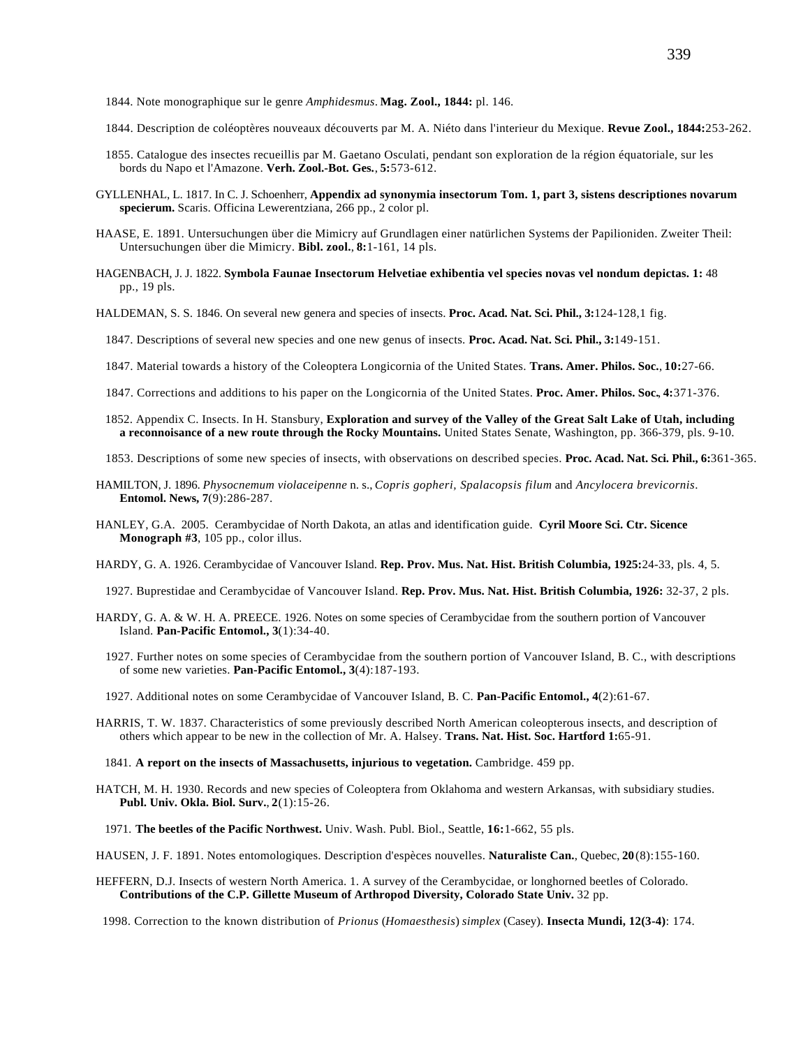1844. Note monographique sur le genre *Amphidesmus*. **Mag. Zool., 1844:** pl. 146.

1844. Description de coléoptères nouveaux découverts par M. A. Niéto dans l'interieur du Mexique. **Revue Zool., 1844:**253-262.

1855. Catalogue des insectes recueillis par M. Gaetano Osculati, pendant son exploration de la région équatoriale, sur les bords du Napo et l'Amazone. **Verh. Zool.-Bot. Ges.**, **5:**573-612.

GYLLENHAL, L. 1817. In C. J. Schoenherr, **Appendix ad synonymia insectorum Tom. 1, part 3, sistens descriptiones novarum specierum.** Scaris. Officina Lewerentziana, 266 pp., 2 color pl.

HAASE, E. 1891. Untersuchungen über die Mimicry auf Grundlagen einer natürlichen Systems der Papilioniden. Zweiter Theil: Untersuchungen über die Mimicry. **Bibl. zool.**, **8:**1-161, 14 pls.

HAGENBACH, J. J. 1822. **Symbola Faunae Insectorum Helvetiae exhibentia vel species novas vel nondum depictas. 1:** 48 pp., 19 pls.

HALDEMAN, S. S. 1846. On several new genera and species of insects. **Proc. Acad. Nat. Sci. Phil., 3:**124-128,1 fig.

1847. Descriptions of several new species and one new genus of insects. **Proc. Acad. Nat. Sci. Phil., 3:**149-151.

1847. Material towards a history of the Coleoptera Longicornia of the United States. **Trans. Amer. Philos. Soc.**, **10:**27-66.

1847. Corrections and additions to his paper on the Longicornia of the United States. **Proc. Amer. Philos. Soc., 4:**371-376.

1852. Appendix C. Insects. In H. Stansbury, **Exploration and survey of the Valley of the Great Salt Lake of Utah, including a reconnoisance of a new route through the Rocky Mountains.** United States Senate, Washington, pp. 366-379, pls. 9-10.

1853. Descriptions of some new species of insects, with observations on described species. **Proc. Acad. Nat. Sci. Phil., 6:**361-365.

HAMILTON, J. 1896. *Physocnemum violaceipenne* n. s., *Copris gopheri*, *Spalacopsis filum* and *Ancylocera brevicornis*. **Entomol. News, 7**(9):286-287.

HANLEY, G.A. 2005. Cerambycidae of North Dakota, an atlas and identification guide. **Cyril Moore Sci. Ctr. Sicence Monograph #3**, 105 pp., color illus.

HARDY, G. A. 1926. Cerambycidae of Vancouver Island. **Rep. Prov. Mus. Nat. Hist. British Columbia, 1925:**24-33, pls. 4, 5.

1927. Buprestidae and Cerambycidae of Vancouver Island. **Rep. Prov. Mus. Nat. Hist. British Columbia, 1926:** 32-37, 2 pls.

HARDY, G. A. & W. H. A. PREECE. 1926. Notes on some species of Cerambycidae from the southern portion of Vancouver Island. **Pan-Pacific Entomol., 3**(1):34-40.

1927. Further notes on some species of Cerambycidae from the southern portion of Vancouver Island, B. C., with descriptions of some new varieties. **Pan-Pacific Entomol., 3**(4):187-193.

1927. Additional notes on some Cerambycidae of Vancouver Island, B. C. **Pan-Pacific Entomol., 4**(2):61-67.

HARRIS, T. W. 1837. Characteristics of some previously described North American coleopterous insects, and description of others which appear to be new in the collection of Mr. A. Halsey. **Trans. Nat. Hist. Soc. Hartford 1:**65-91.

1841. **A report on the insects of Massachusetts, injurious to vegetation.** Cambridge. 459 pp.

HATCH, M. H. 1930. Records and new species of Coleoptera from Oklahoma and western Arkansas, with subsidiary studies. **Publ. Univ. Okla. Biol. Surv.**, **2**(1):15-26.

1971. **The beetles of the Pacific Northwest.** Univ. Wash. Publ. Biol., Seattle, **16:**1-662, 55 pls.

HAUSEN, J. F. 1891. Notes entomologiques. Description d'espèces nouvelles. **Naturaliste Can.**, Quebec, **20**(8):155-160.

HEFFERN, D.J. Insects of western North America. 1. A survey of the Cerambycidae, or longhorned beetles of Colorado. **Contributions of the C.P. Gillette Museum of Arthropod Diversity, Colorado State Univ.** 32 pp.

1998. Correction to the known distribution of *Prionus* (*Homaesthesis*) *simplex* (Casey). **Insecta Mundi, 12(3-4)**: 174.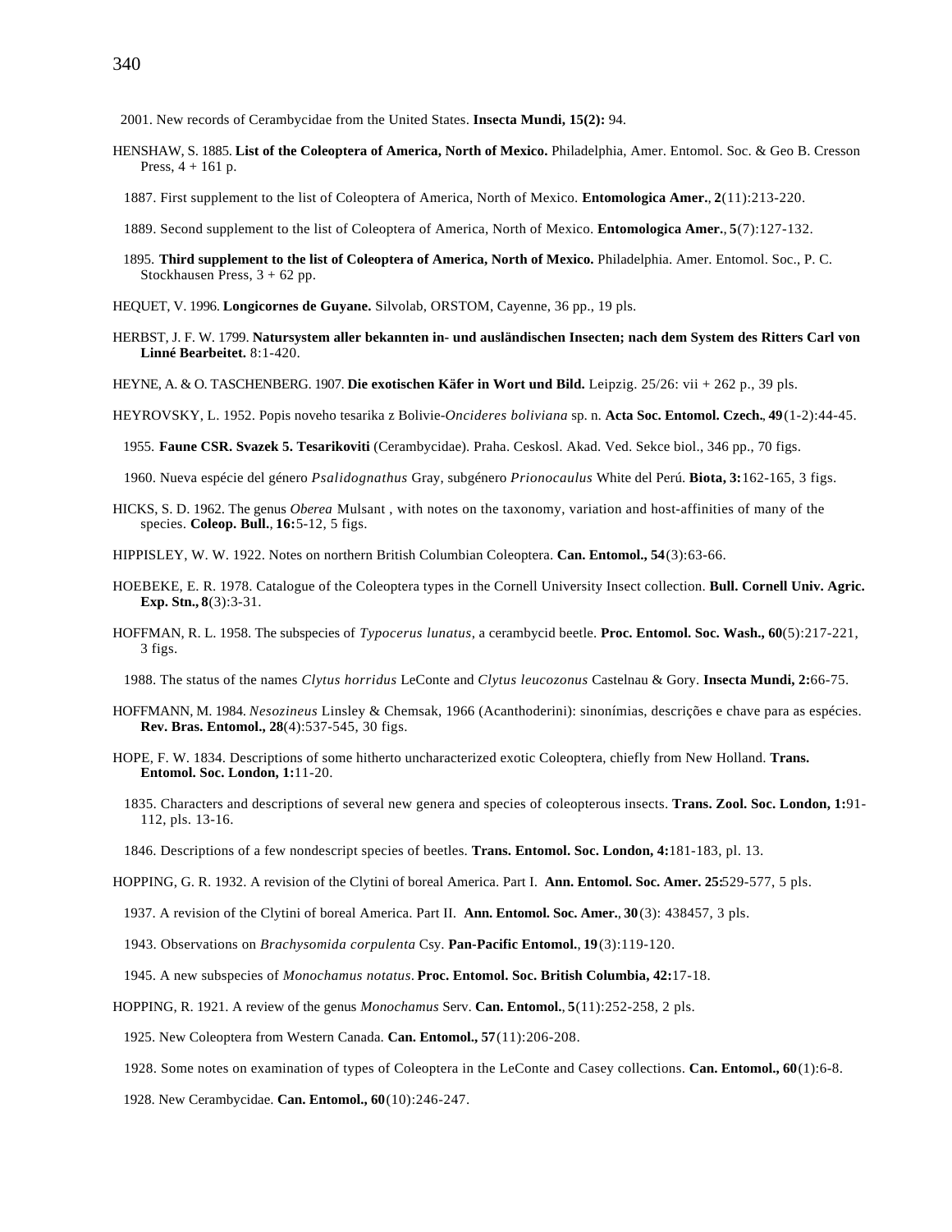2001. New records of Cerambycidae from the United States. **Insecta Mundi, 15(2):** 94.

HENSHAW, S. 1885. **List of the Coleoptera of America, North of Mexico.** Philadelphia, Amer. Entomol. Soc. & Geo B. Cresson Press, 4 + 161 p.

1887. First supplement to the list of Coleoptera of America, North of Mexico. **Entomologica Amer.**, **2**(11):213-220.

1889. Second supplement to the list of Coleoptera of America, North of Mexico. **Entomologica Amer.**, **5**(7):127-132.

1895. **Third supplement to the list of Coleoptera of America, North of Mexico.** Philadelphia. Amer. Entomol. Soc., P. C. Stockhausen Press, 3 + 62 pp.

HEQUET, V. 1996. **Longicornes de Guyane.** Silvolab, ORSTOM, Cayenne, 36 pp., 19 pls.

HERBST, J. F. W. 1799. **Natursystem aller bekannten in- und ausländischen Insecten; nach dem System des Ritters Carl von Linné Bearbeitet.** 8:1-420.

HEYNE, A. & O. TASCHENBERG. 1907. **Die exotischen Käfer in Wort und Bild.** Leipzig. 25/26: vii + 262 p., 39 pls.

HEYROVSKY, L. 1952. Popis noveho tesarika z Bolivie-*Oncideres boliviana* sp. n. **Acta Soc. Entomol. Czech.**, **49**(1-2):44-45.

1955. **Faune CSR. Svazek 5. Tesarikoviti** (Cerambycidae). Praha. Ceskosl. Akad. Ved. Sekce biol., 346 pp., 70 figs.

1960. Nueva espécie del género *Psalidognathus* Gray, subgénero *Prionocaulus* White del Perú. **Biota, 3:**162-165, 3 figs.

HICKS, S. D. 1962. The genus *Oberea* Mulsant , with notes on the taxonomy, variation and host-affinities of many of the species. **Coleop. Bull.**, **16:**5-12, 5 figs.

HIPPISLEY, W. W. 1922. Notes on northern British Columbian Coleoptera. **Can. Entomol., 54**(3):63-66.

HOEBEKE, E. R. 1978. Catalogue of the Coleoptera types in the Cornell University Insect collection. **Bull. Cornell Univ. Agric. Exp. Stn., 8**(3):3-31.

HOFFMAN, R. L. 1958. The subspecies of *Typocerus lunatus*, a cerambycid beetle. **Proc. Entomol. Soc. Wash., 60**(5):217-221, 3 figs.

1988. The status of the names *Clytus horridus* LeConte and *Clytus leucozonus* Castelnau & Gory. **Insecta Mundi, 2:**66-75.

HOFFMANN, M. 1984. *Nesozineus* Linsley & Chemsak, 1966 (Acanthoderini): sinonímias, descrições e chave para as espécies. **Rev. Bras. Entomol., 28**(4):537-545, 30 figs.

HOPE, F. W. 1834. Descriptions of some hitherto uncharacterized exotic Coleoptera, chiefly from New Holland. **Trans. Entomol. Soc. London, 1:**11-20.

1835. Characters and descriptions of several new genera and species of coleopterous insects. **Trans. Zool. Soc. London, 1:**91-112, pls. 13-16.

1846. Descriptions of a few nondescript species of beetles. **Trans. Entomol. Soc. London, 4:**181-183, pl. 13.

HOPPING, G. R. 1932. A revision of the Clytini of boreal America. Part I. **Ann. Entomol. Soc. Amer. 25:**529-577, 5 pls.

1937. A revision of the Clytini of boreal America. Part II. **Ann. Entomol. Soc. Amer.**, **30**(3): 438457, 3 pls.

1943. Observations on *Brachysomida corpulenta* Csy. **Pan-Pacific Entomol.**, **19**(3):119-120.

1945. A new subspecies of *Monochamus notatus*. **Proc. Entomol. Soc. British Columbia, 42:**17-18.

HOPPING, R. 1921. A review of the genus *Monochamus* Serv. **Can. Entomol.**, **5**(11):252-258, 2 pls.

1925. New Coleoptera from Western Canada. **Can. Entomol., 57**(11):206-208.

1928. Some notes on examination of types of Coleoptera in the LeConte and Casey collections. **Can. Entomol., 60**(1):6-8.

1928. New Cerambycidae. **Can. Entomol., 60**(10):246-247.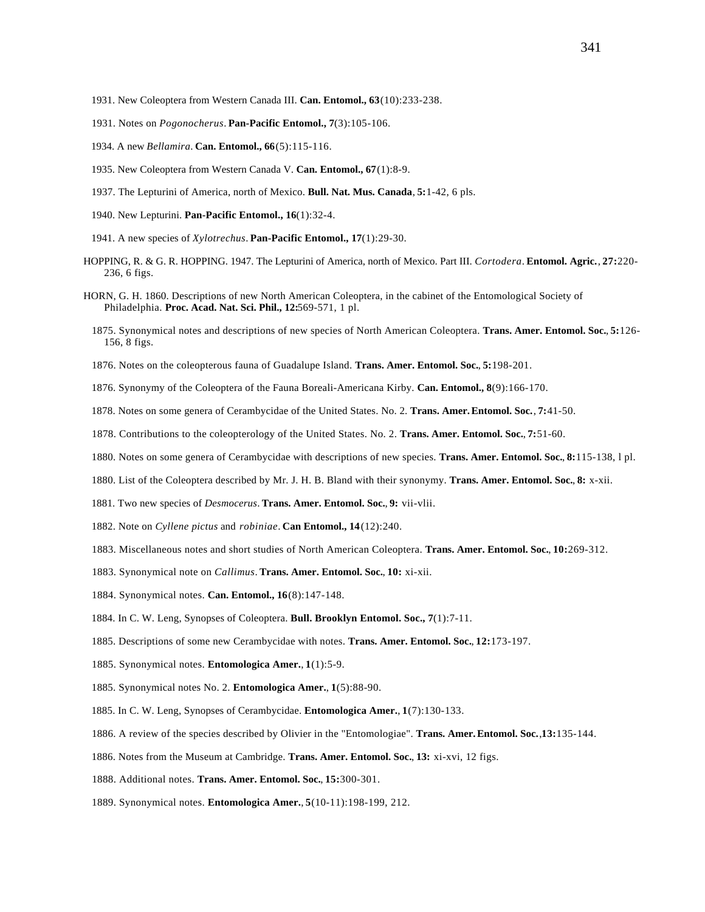1931. New Coleoptera from Western Canada III. **Can. Entomol., 63**(10):233-238.

1931. Notes on *Pogonocherus*. **Pan-Pacific Entomol., 7**(3):105-106.

1934. A new *Bellamira*. **Can. Entomol., 66**(5):115-116.

1935. New Coleoptera from Western Canada V. **Can. Entomol., 67**(1):8-9.

1937. The Lepturini of America, north of Mexico. **Bull. Nat. Mus. Canada**, **5:**1-42, 6 pls.

1940. New Lepturini. **Pan-Pacific Entomol., 16**(1):32-4.

1941. A new species of *Xylotrechus*. **Pan-Pacific Entomol., 17**(1):29-30.

HOPPING, R. & G. R. HOPPING. 1947. The Lepturini of America, north of Mexico. Part III. *Cortodera*. **Entomol. Agric.**, **27:**220-236, 6 figs.

HORN, G. H. 1860. Descriptions of new North American Coleoptera, in the cabinet of the Entomological Society of Philadelphia. **Proc. Acad. Nat. Sci. Phil., 12:**569-571, 1 pl.

1875. Synonymical notes and descriptions of new species of North American Coleoptera. **Trans. Amer. Entomol. Soc.**, **5:**126-156, 8 figs.

1876. Notes on the coleopterous fauna of Guadalupe Island. **Trans. Amer. Entomol. Soc.**, **5:**198-201.

1876. Synonymy of the Coleoptera of the Fauna Boreali-Americana Kirby. **Can. Entomol., 8**(9):166-170.

1878. Notes on some genera of Cerambycidae of the United States. No. 2. **Trans. Amer. Entomol. Soc.**, **7:**41-50.

1878. Contributions to the coleopterology of the United States. No. 2. **Trans. Amer. Entomol. Soc.**, **7:**51-60.

1880. Notes on some genera of Cerambycidae with descriptions of new species. **Trans. Amer. Entomol. Soc.**, **8:**115-138, l pl.

1880. List of the Coleoptera described by Mr. J. H. B. Bland with their synonymy. **Trans. Amer. Entomol. Soc.**, **8:** x-xii.

1881. Two new species of *Desmocerus*. **Trans. Amer. Entomol. Soc.**, **9:** vii-vlii.

1882. Note on *Cyllene pictus* and *robiniae*. **Can Entomol., 14**(12):240.

1883. Miscellaneous notes and short studies of North American Coleoptera. **Trans. Amer. Entomol. Soc.**, **10:**269-312.

1883. Synonymical note on *Callimus*. **Trans. Amer. Entomol. Soc.**, **10:** xi-xii.

1884. Synonymical notes. **Can. Entomol., 16**(8):147-148.

1884. In C. W. Leng, Synopses of Coleoptera. **Bull. Brooklyn Entomol. Soc., 7**(1):7-11.

1885. Descriptions of some new Cerambycidae with notes. **Trans. Amer. Entomol. Soc.**, **12:**173-197.

1885. Synonymical notes. **Entomologica Amer.**, **1**(1):5-9.

1885. Synonymical notes No. 2. **Entomologica Amer.**, **1**(5):88-90.

1885. In C. W. Leng, Synopses of Cerambycidae. **Entomologica Amer.**, **1**(7):130-133.

1886. A review of the species described by Olivier in the "Entomologiae". **Trans. Amer. Entomol. Soc.**, **13:**135-144.

1886. Notes from the Museum at Cambridge. **Trans. Amer. Entomol. Soc.**, **13:** xi-xvi, 12 figs.

1888. Additional notes. **Trans. Amer. Entomol. Soc.**, **15:**300-301.

1889. Synonymical notes. **Entomologica Amer.**, **5**(10-11):198-199, 212.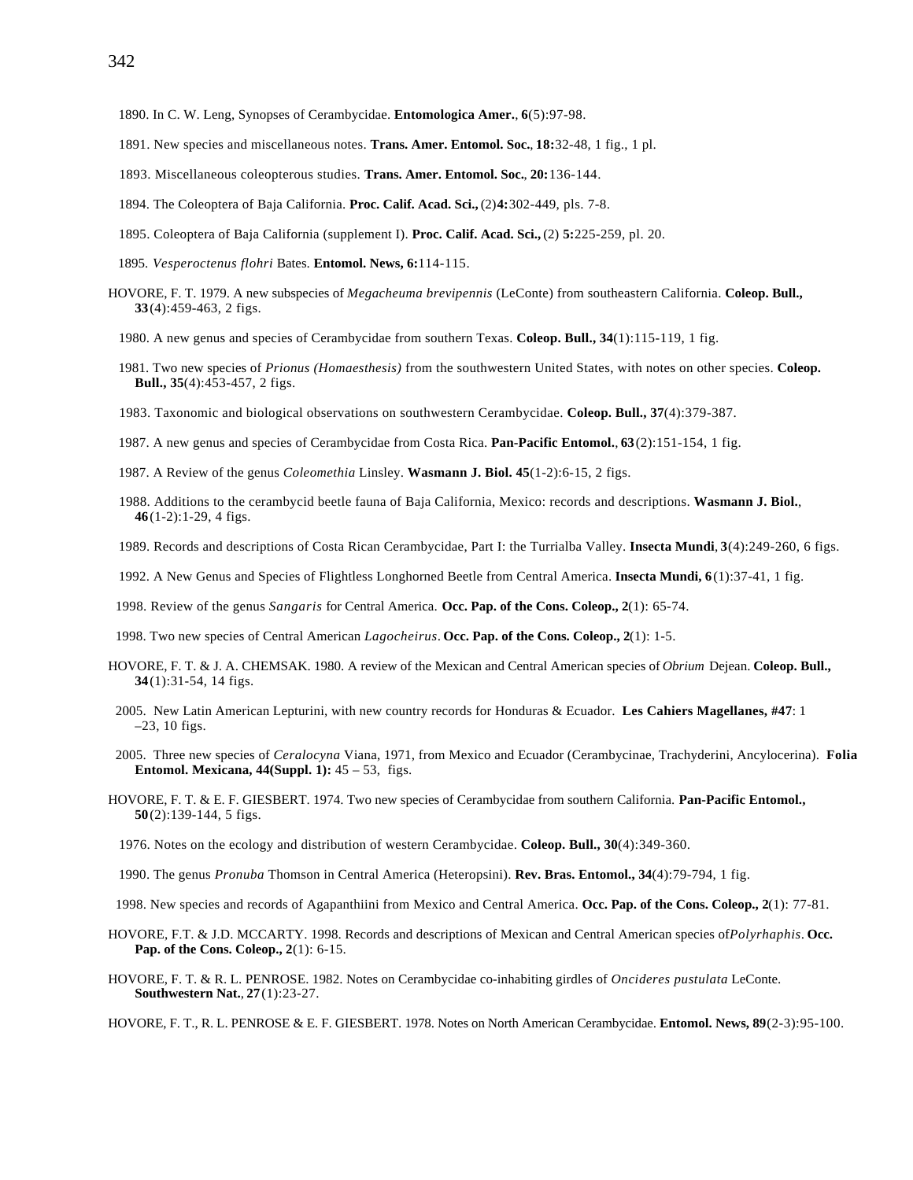1890. In C. W. Leng, Synopses of Cerambycidae. **Entomologica Amer.**, **6**(5):97-98.

1891. New species and miscellaneous notes. **Trans. Amer. Entomol. Soc.**, **18:**32-48, 1 fig., 1 pl.

1893. Miscellaneous coleopterous studies. **Trans. Amer. Entomol. Soc.**, **20:**136-144.

1894. The Coleoptera of Baja California. **Proc. Calif. Acad. Sci.,** (2)**4:**302-449, pls. 7-8.

1895. Coleoptera of Baja California (supplement I). **Proc. Calif. Acad. Sci.,** (2) **5:**225-259, pl. 20.

1895. *Vesperoctenus flohri* Bates. **Entomol. News, 6:**114-115.

HOVORE, F. T. 1979. A new subspecies of *Megacheuma brevipennis* (LeConte) from southeastern California. **Coleop. Bull., 33**(4):459-463, 2 figs.

1980. A new genus and species of Cerambycidae from southern Texas. **Coleop. Bull., 34**(1):115-119, 1 fig.

1981. Two new species of *Prionus (Homaesthesis)* from the southwestern United States, with notes on other species. **Coleop. Bull., 35**(4):453-457, 2 figs.

1983. Taxonomic and biological observations on southwestern Cerambycidae. **Coleop. Bull., 37**(4):379-387.

1987. A new genus and species of Cerambycidae from Costa Rica. **Pan-Pacific Entomol.**, **63**(2):151-154, 1 fig.

1987. A Review of the genus *Coleomethia* Linsley. **Wasmann J. Biol. 45**(1-2):6-15, 2 figs.

1988. Additions to the cerambycid beetle fauna of Baja California, Mexico: records and descriptions. **Wasmann J. Biol.**, **46**(1-2):1-29, 4 figs.

1989. Records and descriptions of Costa Rican Cerambycidae, Part I: the Turrialba Valley. **Insecta Mundi**, **3**(4):249-260, 6 figs.

1992. A New Genus and Species of Flightless Longhorned Beetle from Central America. **Insecta Mundi, 6**(1):37-41, 1 fig.

1998. Review of the genus *Sangaris* for Central America. **Occ. Pap. of the Cons. Coleop., 2**(1): 65-74.

1998. Two new species of Central American *Lagocheirus*. **Occ. Pap. of the Cons. Coleop., 2**(1): 1-5.

HOVORE, F. T. & J. A. CHEMSAK. 1980. A review of the Mexican and Central American species of *Obrium* Dejean. **Coleop. Bull., 34**(1):31-54, 14 figs.

2005. New Latin American Lepturini, with new country records for Honduras & Ecuador. **Les Cahiers Magellanes, #47**: 1 –23, 10 figs.

2005. Three new species of *Ceralocyna* Viana, 1971, from Mexico and Ecuador (Cerambycinae, Trachyderini, Ancylocerina). **Folia Entomol. Mexicana, 44(Suppl. 1):** 45 – 53, figs.

HOVORE, F. T. & E. F. GIESBERT. 1974. Two new species of Cerambycidae from southern California. **Pan-Pacific Entomol., 50**(2):139-144, 5 figs.

1976. Notes on the ecology and distribution of western Cerambycidae. **Coleop. Bull., 30**(4):349-360.

1990. The genus *Pronuba* Thomson in Central America (Heteropsini). **Rev. Bras. Entomol., 34**(4):79-794, 1 fig.

1998. New species and records of Agapanthiini from Mexico and Central America. **Occ. Pap. of the Cons. Coleop., 2**(1): 77-81.

HOVORE, F.T. & J.D. MCCARTY. 1998. Records and descriptions of Mexican and Central American species of *Polyrhaphis*. **Occ. Pap. of the Cons. Coleop., 2**(1): 6-15.

HOVORE, F. T. & R. L. PENROSE. 1982. Notes on Cerambycidae co-inhabiting girdles of *Oncideres pustulata* LeConte. **Southwestern Nat.**, **27**(1):23-27.

HOVORE, F. T., R. L. PENROSE & E. F. GIESBERT. 1978. Notes on North American Cerambycidae. **Entomol. News, 89**(2-3):95-100.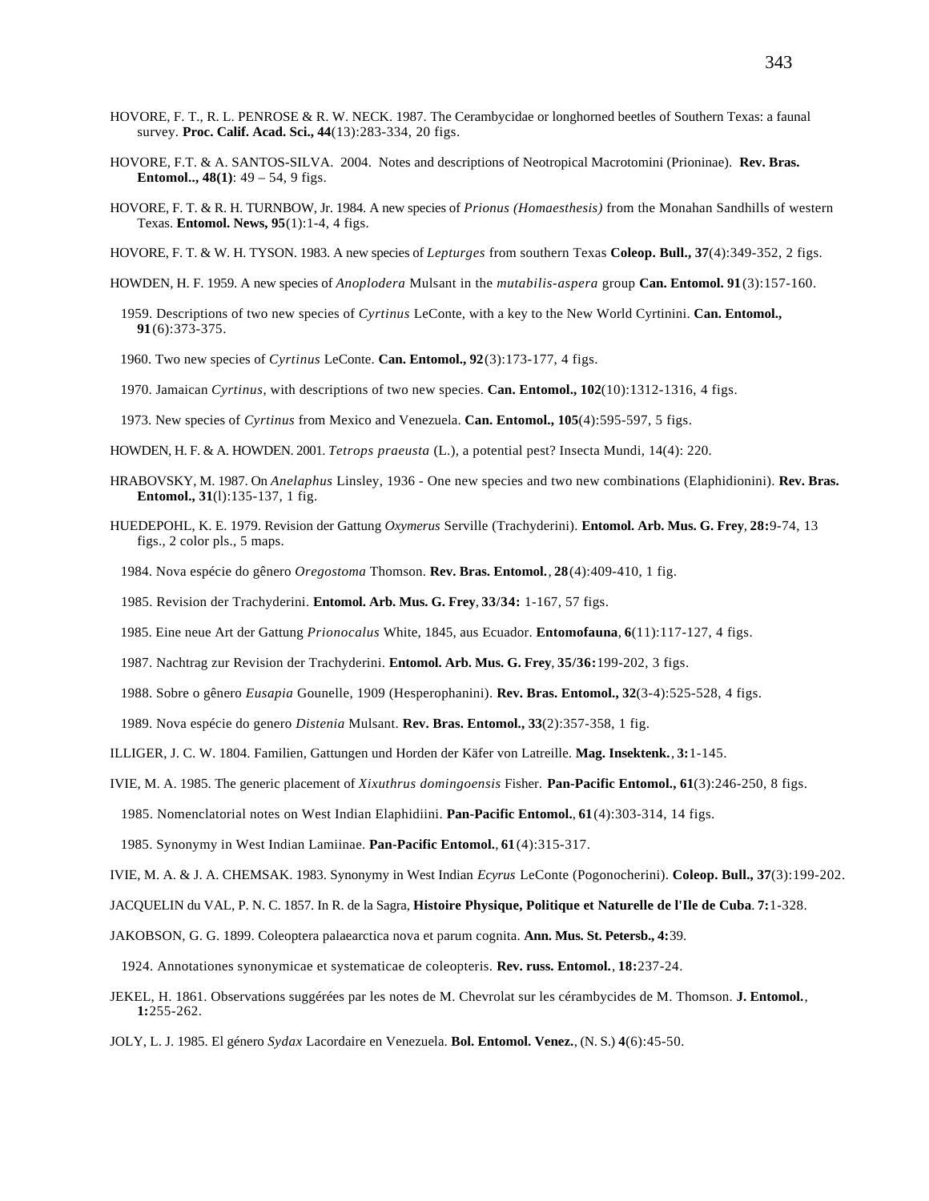HOVORE, F. T., R. L. PENROSE & R. W. NECK. 1987. The Cerambycidae or longhorned beetles of Southern Texas: a faunal survey. **Proc. Calif. Acad. Sci., 44**(13):283-334, 20 figs.

HOVORE, F.T. & A. SANTOS-SILVA. 2004. Notes and descriptions of Neotropical Macrotomini (Prioninae). **Rev. Bras. Entomol.., 48(1)**: 49 – 54, 9 figs.

HOVORE, F. T. & R. H. TURNBOW, Jr. 1984. A new species of *Prionus (Homaesthesis)* from the Monahan Sandhills of western Texas. **Entomol. News, 95**(1):1-4, 4 figs.

HOVORE, F. T. & W. H. TYSON. 1983. A new species of *Lepturges* from southern Texas **Coleop. Bull., 37**(4):349-352, 2 figs.

HOWDEN, H. F. 1959. A new species of *Anoplodera* Mulsant in the *mutabilis-aspera* group **Can. Entomol. 91**(3):157-160.

1959. Descriptions of two new species of *Cyrtinus* LeConte, with a key to the New World Cyrtinini. **Can. Entomol., 91**(6):373-375.

1960. Two new species of *Cyrtinus* LeConte. **Can. Entomol., 92**(3):173-177, 4 figs.

1970. Jamaican *Cyrtinus*, with descriptions of two new species. **Can. Entomol., 102**(10):1312-1316, 4 figs.

1973. New species of *Cyrtinus* from Mexico and Venezuela. **Can. Entomol., 105**(4):595-597, 5 figs.

HOWDEN, H. F. & A. HOWDEN. 2001. *Tetrops praeusta* (L.), a potential pest? Insecta Mundi, 14(4): 220.

HRABOVSKY, M. 1987. On *Anelaphus* Linsley, 1936 - One new species and two new combinations (Elaphidionini). **Rev. Bras. Entomol., 31**(l):135-137, 1 fig.

HUEDEPOHL, K. E. 1979. Revision der Gattung *Oxymerus* Serville (Trachyderini). **Entomol. Arb. Mus. G. Frey**, **28:**9-74, 13 figs., 2 color pls., 5 maps.

1984. Nova espécie do gênero *Oregostoma* Thomson. **Rev. Bras. Entomol.**, **28**(4):409-410, 1 fig.

1985. Revision der Trachyderini. **Entomol. Arb. Mus. G. Frey**, **33/34:** 1-167, 57 figs.

1985. Eine neue Art der Gattung *Prionocalus* White, 1845, aus Ecuador. **Entomofauna**, **6**(11):117-127, 4 figs.

1987. Nachtrag zur Revision der Trachyderini. **Entomol. Arb. Mus. G. Frey**, **35/36:**199-202, 3 figs.

1988. Sobre o gênero *Eusapia* Gounelle, 1909 (Hesperophanini). **Rev. Bras. Entomol., 32**(3-4):525-528, 4 figs.

1989. Nova espécie do genero *Distenia* Mulsant. **Rev. Bras. Entomol., 33**(2):357-358, 1 fig.

ILLIGER, J. C. W. 1804. Familien, Gattungen und Horden der Käfer von Latreille. **Mag. Insektenk.**, **3:**1-145.

IVIE, M. A. 1985. The generic placement of *Xixuthrus domingoensis* Fisher. **Pan-Pacific Entomol., 61**(3):246-250, 8 figs.

1985. Nomenclatorial notes on West Indian Elaphidiini. **Pan-Pacific Entomol.**, **61**(4):303-314, 14 figs.

1985. Synonymy in West Indian Lamiinae. **Pan-Pacific Entomol.**, **61**(4):315-317.

IVIE, M. A. & J. A. CHEMSAK. 1983. Synonymy in West Indian *Ecyrus* LeConte (Pogonocherini). **Coleop. Bull., 37**(3):199-202.

JACQUELIN du VAL, P. N. C. 1857. In R. de la Sagra, **Histoire Physique, Politique et Naturelle de l'Ile de Cuba**. **7:**1-328.

JAKOBSON, G. G. 1899. Coleoptera palaearctica nova et parum cognita. **Ann. Mus. St. Petersb., 4:**39.

1924. Annotationes synonymicae et systematicae de coleopteris. **Rev. russ. Entomol.**, **18:**237-24.

JEKEL, H. 1861. Observations suggérées par les notes de M. Chevrolat sur les cérambycides de M. Thomson. **J. Entomol.**, **1:**255-262.

JOLY, L. J. 1985. El género *Sydax* Lacordaire en Venezuela. **Bol. Entomol. Venez.**, (N. S.) **4**(6):45-50.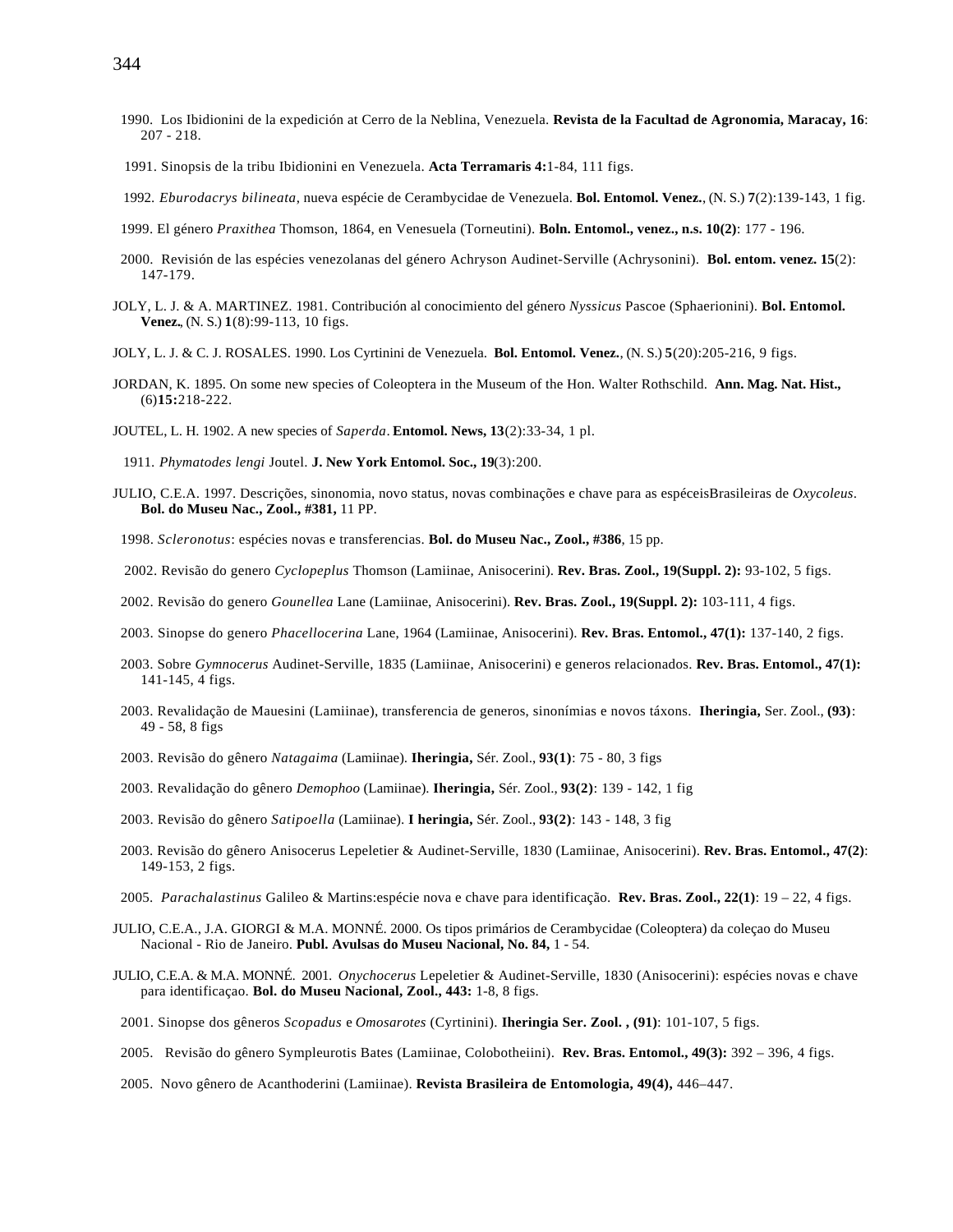1990. Los Ibidionini de la expedición at Cerro de la Neblina, Venezuela. **Revista de la Facultad de Agronomia, Maracay, 16**: 207 - 218.

1991. Sinopsis de la tribu Ibidionini en Venezuela. **Acta Terramaris 4:**1-84, 111 figs.

1992. *Eburodacrys bilineata*, nueva espécie de Cerambycidae de Venezuela. **Bol. Entomol. Venez.**, (N. S.) **7**(2):139-143, 1 fig.

1999. El género *Praxithea* Thomson, 1864, en Venesuela (Torneutini). **Boln. Entomol., venez., n.s. 10(2)**: 177 - 196.

2000. Revisión de las espécies venezolanas del género Achryson Audinet-Serville (Achrysonini). **Bol. entom. venez. 15**(2): 147-179.

JOLY, L. J. & A. MARTINEZ. 1981. Contribución al conocimiento del género *Nyssicus* Pascoe (Sphaerionini). **Bol. Entomol. Venez.**, (N. S.) **1**(8):99-113, 10 figs.

JOLY, L. J. & C. J. ROSALES. 1990. Los Cyrtinini de Venezuela. **Bol. Entomol. Venez.**, (N. S.) **5**(20):205-216, 9 figs.

JORDAN, K. 1895. On some new species of Coleoptera in the Museum of the Hon. Walter Rothschild. **Ann. Mag. Nat. Hist.,** (6)**15:**218-222.

JOUTEL, L. H. 1902. A new species of *Saperda*. **Entomol. News, 13**(2):33-34, 1 pl.

1911. *Phymatodes lengi* Joutel. **J. New York Entomol. Soc., 19**(3):200.

JULIO, C.E.A. 1997. Descrições, sinonomia, novo status, novas combinações e chave para as espéceisBrasileiras de *Oxycoleus*. **Bol. do Museu Nac., Zool., #381,** 11 PP.

1998. *Scleronotus*: espécies novas e transferencias. **Bol. do Museu Nac., Zool., #386**, 15 pp.

2002. Revisão do genero *Cyclopeplus* Thomson (Lamiinae, Anisocerini). **Rev. Bras. Zool., 19(Suppl. 2):** 93-102, 5 figs.

2002. Revisão do genero *Gounellea* Lane (Lamiinae, Anisocerini). **Rev. Bras. Zool., 19(Suppl. 2):** 103-111, 4 figs.

2003. Sinopse do genero *Phacellocerina* Lane, 1964 (Lamiinae, Anisocerini). **Rev. Bras. Entomol., 47(1):** 137-140, 2 figs.

2003. Sobre *Gymnocerus* Audinet-Serville, 1835 (Lamiinae, Anisocerini) e generos relacionados. **Rev. Bras. Entomol., 47(1):** 141-145, 4 figs.

2003. Revalidação de Mauesini (Lamiinae), transferencia de generos, sinonímias e novos táxons. **Iheringia,** Ser. Zool., **(93)**: 49 - 58, 8 figs

2003. Revisão do gênero *Natagaima* (Lamiinae). **Iheringia,** Sér. Zool., **93(1)**: 75 - 80, 3 figs

2003. Revalidação do gênero *Demophoo* (Lamiinae). **Iheringia,** Sér. Zool., **93(2)**: 139 - 142, 1 fig

2003. Revisão do gênero *Satipoella* (Lamiinae). **I heringia,** Sér. Zool., **93(2)**: 143 - 148, 3 fig

2003. Revisão do gênero Anisocerus Lepeletier & Audinet-Serville, 1830 (Lamiinae, Anisocerini). **Rev. Bras. Entomol., 47(2)**: 149-153, 2 figs.

2005. *Parachalastinus* Galileo & Martins:espécie nova e chave para identificação. **Rev. Bras. Zool., 22(1)**: 19 – 22, 4 figs.

JULIO, C.E.A., J.A. GIORGI & M.A. MONNÉ. 2000. Os tipos primários de Cerambycidae (Coleoptera) da coleçao do Museu Nacional - Rio de Janeiro. **Publ. Avulsas do Museu Nacional, No. 84,** 1 - 54.

JULIO, C.E.A. & M.A. MONNÉ. 2001. *Onychocerus* Lepeletier & Audinet-Serville, 1830 (Anisocerini): espécies novas e chave para identificaçao. **Bol. do Museu Nacional, Zool., 443:** 1-8, 8 figs.

2001. Sinopse dos gêneros *Scopadus* e *Omosarotes* (Cyrtinini). **Iheringia Ser. Zool. , (91)**: 101-107, 5 figs.

2005. Revisão do gênero Sympleurotis Bates (Lamiinae, Colobotheiini). **Rev. Bras. Entomol., 49(3):** 392 – 396, 4 figs.

2005. Novo gênero de Acanthoderini (Lamiinae). **Revista Brasileira de Entomologia, 49(4),** 446–447.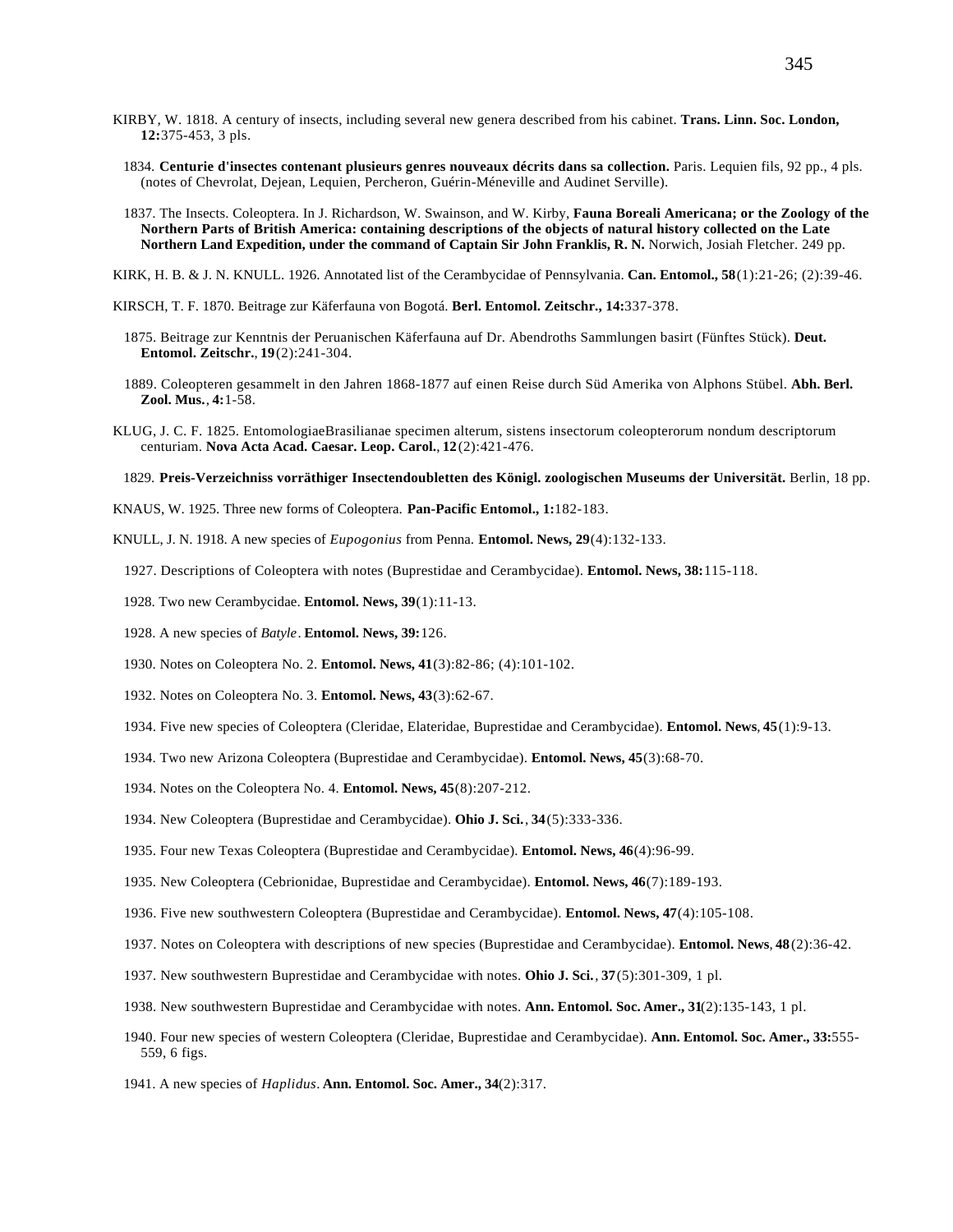KIRBY, W. 1818. A century of insects, including several new genera described from his cabinet. **Trans. Linn. Soc. London, 12:**375-453, 3 pls.

1834. **Centurie d'insectes contenant plusieurs genres nouveaux décrits dans sa collection.** Paris. Lequien fils, 92 pp., 4 pls. (notes of Chevrolat, Dejean, Lequien, Percheron, Guérin-Méneville and Audinet Serville).

1837. The Insects. Coleoptera. In J. Richardson, W. Swainson, and W. Kirby, **Fauna Boreali Americana; or the Zoology of the Northern Parts of British America: containing descriptions of the objects of natural history collected on the Late Northern Land Expedition, under the command of Captain Sir John Franklis, R. N.** Norwich, Josiah Fletcher. 249 pp.

KIRK, H. B. & J. N. KNULL. 1926. Annotated list of the Cerambycidae of Pennsylvania. **Can. Entomol., 58**(1):21-26; (2):39-46.

KIRSCH, T. F. 1870. Beitrage zur Käferfauna von Bogotá. **Berl. Entomol. Zeitschr., 14:**337-378.

1875. Beitrage zur Kenntnis der Peruanischen Käferfauna auf Dr. Abendroths Sammlungen basirt (Fünftes Stück). **Deut. Entomol. Zeitschr.**, **19**(2):241-304.

1889. Coleopteren gesammelt in den Jahren 1868-1877 auf einen Reise durch Süd Amerika von Alphons Stübel. **Abh. Berl. Zool. Mus.**, **4:**1-58.

KLUG, J. C. F. 1825. EntomologiaeBrasilianae specimen alterum, sistens insectorum coleopterorum nondum descriptorum centuriam. **Nova Acta Acad. Caesar. Leop. Carol.**, **12**(2):421-476.

1829. **Preis-Verzeichniss vorräthiger Insectendoubletten des Königl. zoologischen Museums der Universität.** Berlin, 18 pp.

KNAUS, W. 1925. Three new forms of Coleoptera. **Pan-Pacific Entomol., 1:**182-183.

KNULL, J. N. 1918. A new species of *Eupogonius* from Penna. **Entomol. News, 29**(4):132-133.

1927. Descriptions of Coleoptera with notes (Buprestidae and Cerambycidae). **Entomol. News, 38:**115-118.

1928. Two new Cerambycidae. **Entomol. News, 39**(1):11-13.

1928. A new species of *Batyle*. **Entomol. News, 39:**126.

1930. Notes on Coleoptera No. 2. **Entomol. News, 41**(3):82-86; (4):101-102.

1932. Notes on Coleoptera No. 3. **Entomol. News, 43**(3):62-67.

1934. Five new species of Coleoptera (Cleridae, Elateridae, Buprestidae and Cerambycidae). **Entomol. News**, **45**(1):9-13.

1934. Two new Arizona Coleoptera (Buprestidae and Cerambycidae). **Entomol. News, 45**(3):68-70.

1934. Notes on the Coleoptera No. 4. **Entomol. News, 45**(8):207-212.

1934. New Coleoptera (Buprestidae and Cerambycidae). **Ohio J. Sci.**, **34**(5):333-336.

1935. Four new Texas Coleoptera (Buprestidae and Cerambycidae). **Entomol. News, 46**(4):96-99.

1935. New Coleoptera (Cebrionidae, Buprestidae and Cerambycidae). **Entomol. News, 46**(7):189-193.

1936. Five new southwestern Coleoptera (Buprestidae and Cerambycidae). **Entomol. News, 47**(4):105-108.

1937. Notes on Coleoptera with descriptions of new species (Buprestidae and Cerambycidae). **Entomol. News**, **48**(2):36-42.

1937. New southwestern Buprestidae and Cerambycidae with notes. **Ohio J. Sci.**, **37**(5):301-309, 1 pl.

1938. New southwestern Buprestidae and Cerambycidae with notes. **Ann. Entomol. Soc. Amer., 31**(2):135-143, 1 pl.

1940. Four new species of western Coleoptera (Cleridae, Buprestidae and Cerambycidae). **Ann. Entomol. Soc. Amer., 33:**555-559, 6 figs.

1941. A new species of *Haplidus*. **Ann. Entomol. Soc. Amer., 34**(2):317.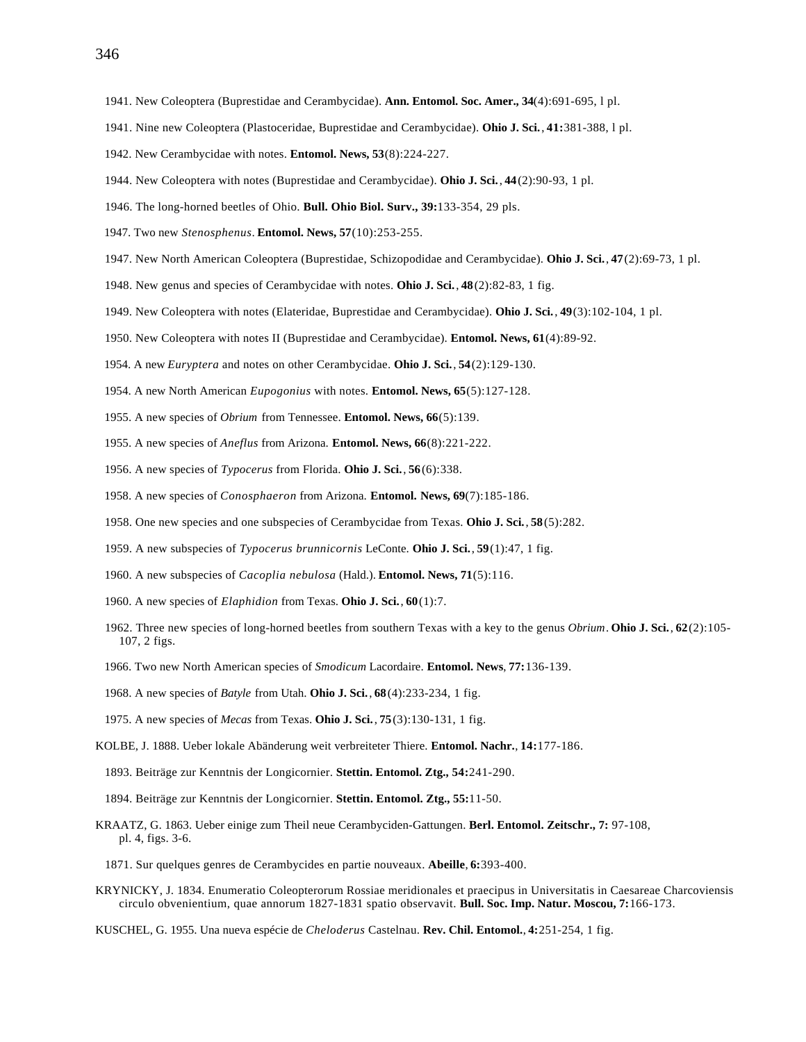1941. New Coleoptera (Buprestidae and Cerambycidae). **Ann. Entomol. Soc. Amer., 34**(4):691-695, l pl.

1941. Nine new Coleoptera (Plastoceridae, Buprestidae and Cerambycidae). **Ohio J. Sci.**, **41:**381-388, l pl.

1942. New Cerambycidae with notes. **Entomol. News, 53**(8):224-227.

1944. New Coleoptera with notes (Buprestidae and Cerambycidae). **Ohio J. Sci.**, **44**(2):90-93, 1 pl.

1946. The long-horned beetles of Ohio. **Bull. Ohio Biol. Surv., 39:**133-354, 29 pls.

1947. Two new *Stenosphenus*. **Entomol. News, 57**(10):253-255.

1947. New North American Coleoptera (Buprestidae, Schizopodidae and Cerambycidae). **Ohio J. Sci.**, **47**(2):69-73, 1 pl.

1948. New genus and species of Cerambycidae with notes. **Ohio J. Sci.**, **48**(2):82-83, 1 fig.

1949. New Coleoptera with notes (Elateridae, Buprestidae and Cerambycidae). **Ohio J. Sci.**, **49**(3):102-104, 1 pl.

1950. New Coleoptera with notes II (Buprestidae and Cerambycidae). **Entomol. News, 61**(4):89-92.

1954. A new *Euryptera* and notes on other Cerambycidae. **Ohio J. Sci.**, **54**(2):129-130.

1954. A new North American *Eupogonius* with notes. **Entomol. News, 65**(5):127-128.

1955. A new species of *Obrium* from Tennessee. **Entomol. News, 66**(5):139.

1955. A new species of *Aneflus* from Arizona. **Entomol. News, 66**(8):221-222.

1956. A new species of *Typocerus* from Florida. **Ohio J. Sci.**, **56**(6):338.

1958. A new species of *Conosphaeron* from Arizona. **Entomol. News, 69**(7):185-186.

1958. One new species and one subspecies of Cerambycidae from Texas. **Ohio J. Sci.**, **58**(5):282.

1959. A new subspecies of *Typocerus brunnicornis* LeConte. **Ohio J. Sci.**, **59**(1):47, 1 fig.

1960. A new subspecies of *Cacoplia nebulosa* (Hald.). **Entomol. News, 71**(5):116.

1960. A new species of *Elaphidion* from Texas. **Ohio J. Sci.**, **60**(1):7.

1962. Three new species of long-horned beetles from southern Texas with a key to the genus *Obrium*. **Ohio J. Sci.**, **62**(2):105-107, 2 figs.

1966. Two new North American species of *Smodicum* Lacordaire. **Entomol. News**, **77:**136-139.

1968. A new species of *Batyle* from Utah. **Ohio J. Sci.**, **68**(4):233-234, 1 fig.

1975. A new species of *Mecas* from Texas. **Ohio J. Sci.**, **75**(3):130-131, 1 fig.

KOLBE, J. 1888. Ueber lokale Abänderung weit verbreiteter Thiere. **Entomol. Nachr.**, **14:**177-186.

1893. Beiträge zur Kenntnis der Longicornier. **Stettin. Entomol. Ztg., 54:**241-290.

1894. Beiträge zur Kenntnis der Longicornier. **Stettin. Entomol. Ztg., 55:**11-50.

KRAATZ, G. 1863. Ueber einige zum Theil neue Cerambyciden-Gattungen. **Berl. Entomol. Zeitschr., 7:** 97-108, pl. 4, figs. 3-6.

1871. Sur quelques genres de Cerambycides en partie nouveaux. **Abeille**, **6:**393-400.

KRYNICKY, J. 1834. Enumeratio Coleopterorum Rossiae meridionales et praecipus in Universitatis in Caesareae Charcoviensis circulo obvenientium, quae annorum 1827-1831 spatio observavit. **Bull. Soc. Imp. Natur. Moscou, 7:**166-173.

KUSCHEL, G. 1955. Una nueva espécie de *Cheloderus* Castelnau. **Rev. Chil. Entomol.**, **4:**251-254, 1 fig.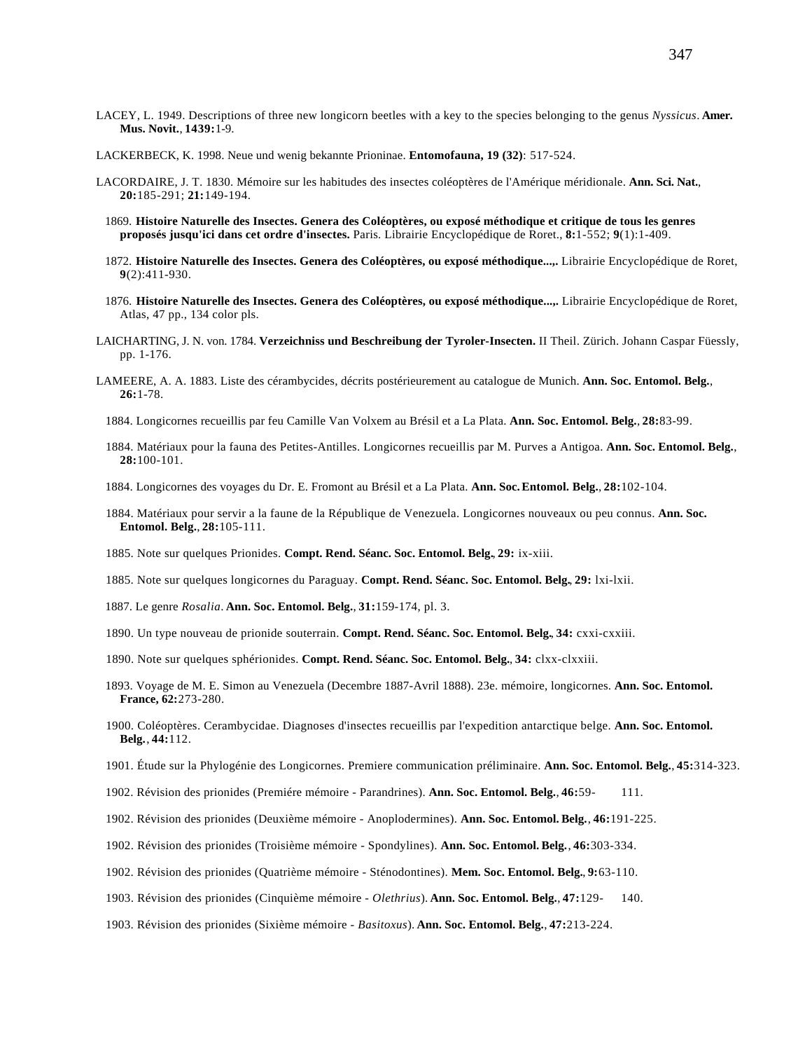LACEY, L. 1949. Descriptions of three new longicorn beetles with a key to the species belonging to the genus *Nyssicus*. **Amer. Mus. Novit.**, **1439:**1-9.

LACKERBECK, K. 1998. Neue und wenig bekannte Prioninae. **Entomofauna, 19 (32)**: 517-524.

LACORDAIRE, J. T. 1830. Mémoire sur les habitudes des insectes coléoptères de l'Amérique méridionale. **Ann. Sci. Nat.**, **20:**185-291; **21:**149-194.

1869. **Histoire Naturelle des Insectes. Genera des Coléoptères, ou exposé méthodique et critique de tous les genres proposés jusqu'ici dans cet ordre d'insectes.** Paris. Librairie Encyclopédique de Roret., **8:**1-552; **9**(1):1-409.

1872. **Histoire Naturelle des Insectes. Genera des Coléoptères, ou exposé méthodique...,.** Librairie Encyclopédique de Roret, **9**(2):411-930.

1876. **Histoire Naturelle des Insectes. Genera des Coléoptères, ou exposé méthodique...,.** Librairie Encyclopédique de Roret, Atlas, 47 pp., 134 color pls.

LAICHARTING, J. N. von. 1784. **Verzeichniss und Beschreibung der Tyroler-Insecten.** II Theil. Zürich. Johann Caspar Füessly, pp. 1-176.

LAMEERE, A. A. 1883. Liste des cérambycides, décrits postérieurement au catalogue de Munich. **Ann. Soc. Entomol. Belg.**, **26:**1-78.

1884. Longicornes recueillis par feu Camille Van Volxem au Brésil et a La Plata. **Ann. Soc. Entomol. Belg.**, **28:**83-99.

1884. Matériaux pour la fauna des Petites-Antilles. Longicornes recueillis par M. Purves a Antigoa. **Ann. Soc. Entomol. Belg.**, **28:**100-101.

1884. Longicornes des voyages du Dr. E. Fromont au Brésil et a La Plata. **Ann. Soc. Entomol. Belg.**, **28:**102-104.

1884. Matériaux pour servir a la faune de la République de Venezuela. Longicornes nouveaux ou peu connus. **Ann. Soc. Entomol. Belg.**, **28:**105-111.

1885. Note sur quelques Prionides. **Compt. Rend. Séanc. Soc. Entomol. Belg., 29:** ix-xiii.

1885. Note sur quelques longicornes du Paraguay. **Compt. Rend. Séanc. Soc. Entomol. Belg., 29:** lxi-lxii.

1887. Le genre *Rosalia*. **Ann. Soc. Entomol. Belg.**, **31:**159-174, pl. 3.

1890. Un type nouveau de prionide souterrain. **Compt. Rend. Séanc. Soc. Entomol. Belg., 34:** cxxi-cxxiii.

1890. Note sur quelques sphérionides. **Compt. Rend. Séanc. Soc. Entomol. Belg.**, **34:** clxx-clxxiii.

1893. Voyage de M. E. Simon au Venezuela (Decembre 1887-Avril 1888). 23e. mémoire, longicornes. **Ann. Soc. Entomol. France, 62:**273-280.

1900. Coléoptères. Cerambycidae. Diagnoses d'insectes recueillis par l'expedition antarctique belge. **Ann. Soc. Entomol. Belg.**, **44:**112.

1901. Étude sur la Phylogénie des Longicornes. Premiere communication préliminaire. **Ann. Soc. Entomol. Belg.**, **45:**314-323.

1902. Révision des prionides (Premiére mémoire - Parandrines). **Ann. Soc. Entomol. Belg.**, **46:**59- 111.

1902. Révision des prionides (Deuxième mémoire - Anoplodermines). **Ann. Soc. Entomol. Belg.**, **46:**191-225.

1902. Révision des prionides (Troisième mémoire - Spondylines). **Ann. Soc. Entomol. Belg.**, **46:**303-334.

1902. Révision des prionides (Quatrième mémoire - Sténodontines). **Mem. Soc. Entomol. Belg.**, **9:**63-110.

1903. Révision des prionides (Cinquième mémoire - *Olethrius*). **Ann. Soc. Entomol. Belg.**, **47:**129- 140.

1903. Révision des prionides (Sixième mémoire - *Basitoxus*). **Ann. Soc. Entomol. Belg.**, **47:**213-224.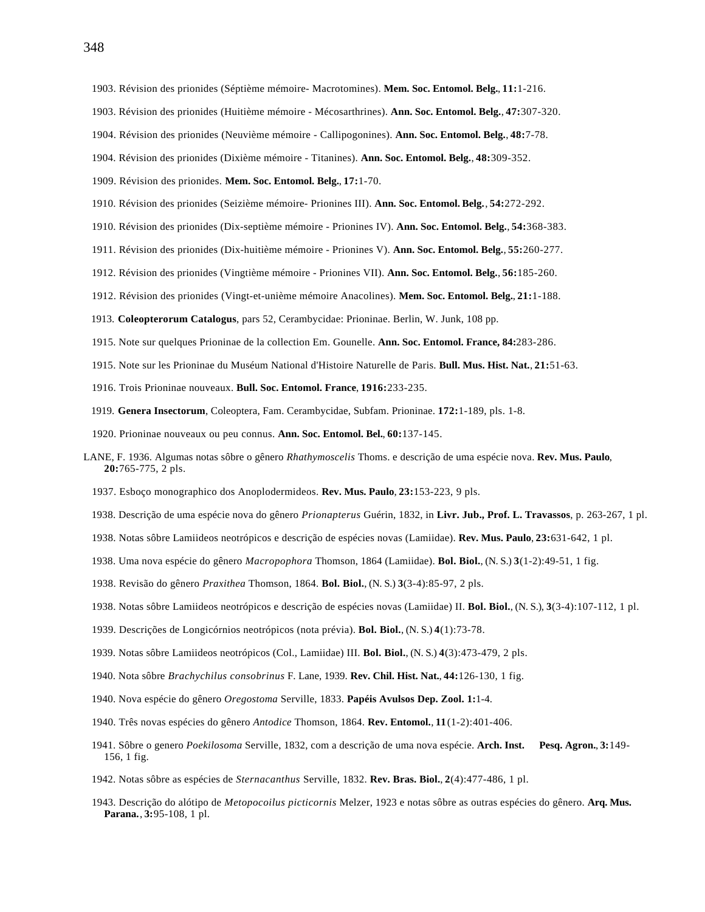1903. Révision des prionides (Séptième mémoire- Macrotomines). **Mem. Soc. Entomol. Belg.**, **11:**1-216.

1903. Révision des prionides (Huitième mémoire - Mécosarthrines). **Ann. Soc. Entomol. Belg.**, **47:**307-320.

1904. Révision des prionides (Neuvième mémoire - Callipogonines). **Ann. Soc. Entomol. Belg.**, **48:**7-78.

1904. Révision des prionides (Dixième mémoire - Titanines). **Ann. Soc. Entomol. Belg.**, **48:**309-352.

1909. Révision des prionides. **Mem. Soc. Entomol. Belg.**, **17:**1-70.

1910. Révision des prionides (Seizième mémoire- Prionines III). **Ann. Soc. Entomol. Belg.**, **54:**272-292.

1910. Révision des prionides (Dix-septième mémoire - Prionines IV). **Ann. Soc. Entomol. Belg.**, **54:**368-383.

1911. Révision des prionides (Dix-huitième mémoire - Prionines V). **Ann. Soc. Entomol. Belg.**, **55:**260-277.

1912. Révision des prionides (Vingtième mémoire - Prionines VII). **Ann. Soc. Entomol. Belg.**, **56:**185-260.

1912. Révision des prionides (Vingt-et-unième mémoire Anacolines). **Mem. Soc. Entomol. Belg.**, **21:**1-188.

1913. **Coleopterorum Catalogus**, pars 52, Cerambycidae: Prioninae. Berlin, W. Junk, 108 pp.

1915. Note sur quelques Prioninae de la collection Em. Gounelle. **Ann. Soc. Entomol. France, 84:**283-286.

1915. Note sur les Prioninae du Muséum National d'Histoire Naturelle de Paris. **Bull. Mus. Hist. Nat.**, **21:**51-63.

1916. Trois Prioninae nouveaux. **Bull. Soc. Entomol. France**, **1916:**233-235.

1919. **Genera Insectorum**, Coleoptera, Fam. Cerambycidae, Subfam. Prioninae. **172:**1-189, pls. 1-8.

1920. Prioninae nouveaux ou peu connus. **Ann. Soc. Entomol. Bel.**, **60:**137-145.

LANE, F. 1936. Algumas notas sôbre o gênero *Rhathymoscelis* Thoms. e descrição de uma espécie nova. **Rev. Mus. Paulo**, **20:**765-775, 2 pls.

1937. Esboço monographico dos Anoplodermideos. **Rev. Mus. Paulo**, **23:**153-223, 9 pls.

1938. Descrição de uma espécie nova do gênero *Prionapterus* Guérin, 1832, in **Livr. Jub., Prof. L. Travassos**, p. 263-267, 1 pl.

1938. Notas sôbre Lamiideos neotrópicos e descrição de espécies novas (Lamiidae). **Rev. Mus. Paulo**, **23:**631-642, 1 pl.

1938. Uma nova espécie do gênero *Macropophora* Thomson, 1864 (Lamiidae). **Bol. Biol.**, (N. S.) **3**(1-2):49-51, 1 fig.

1938. Revisão do gênero *Praxithea* Thomson, 1864. **Bol. Biol.**, (N. S.) **3**(3-4):85-97, 2 pls.

1938. Notas sôbre Lamiideos neotrópicos e descrição de espécies novas (Lamiidae) II. **Bol. Biol.**, (N. S.), **3**(3-4):107-112, 1 pl.

1939. Descrições de Longicórnios neotrópicos (nota prévia). **Bol. Biol.**, (N. S.) **4**(1):73-78.

1939. Notas sôbre Lamiideos neotrópicos (Col., Lamiidae) III. **Bol. Biol.**, (N. S.) **4**(3):473-479, 2 pls.

1940. Nota sôbre *Brachychilus consobrinus* F. Lane, 1939. **Rev. Chil. Hist. Nat.**, **44:**126-130, 1 fig.

1940. Nova espécie do gênero *Oregostoma* Serville, 1833. **Papéis Avulsos Dep. Zool. 1:**1-4.

1940. Três novas espécies do gênero *Antodice* Thomson, 1864. **Rev. Entomol.**, **11**(1-2):401-406.

1941. Sôbre o genero *Poekilosoma* Serville, 1832, com a descrição de uma nova espécie. **Arch. Inst. Pesq. Agron.**, **3:**149-156, 1 fig.

1942. Notas sôbre as espécies de *Sternacanthus* Serville, 1832. **Rev. Bras. Biol.**, **2**(4):477-486, 1 pl.

1943. Descrição do alótipo de *Metopocoilus picticornis* Melzer, 1923 e notas sôbre as outras espécies do gênero. **Arq. Mus. Parana.**, **3:**95-108, 1 pl.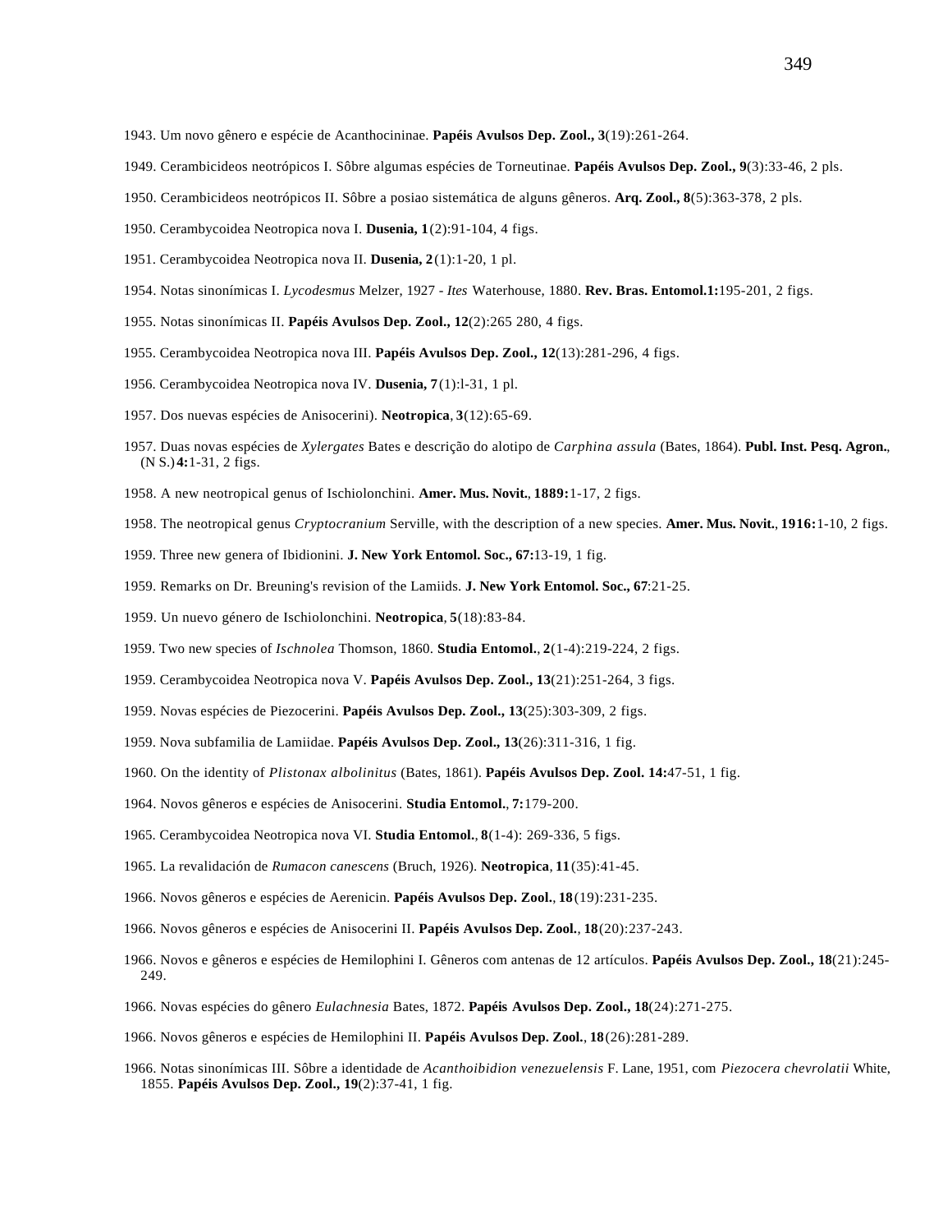1943. Um novo gênero e espécie de Acanthocininae. **Papéis Avulsos Dep. Zool., 3**(19):261-264.

1949. Cerambicideos neotrópicos I. Sôbre algumas espécies de Torneutinae. **Papéis Avulsos Dep. Zool., 9**(3):33-46, 2 pls.

1950. Cerambicideos neotrópicos II. Sôbre a posiao sistemática de alguns gêneros. **Arq. Zool., 8**(5):363-378, 2 pls.

1950. Cerambycoidea Neotropica nova I. **Dusenia, 1**(2):91-104, 4 figs.

1951. Cerambycoidea Neotropica nova II. **Dusenia, 2**(1):1-20, 1 pl.

1954. Notas sinonímicas I. *Lycodesmus* Melzer, 1927 - *Ites* Waterhouse, 1880. **Rev. Bras. Entomol.1:**195-201, 2 figs.

1955. Notas sinonímicas II. **Papéis Avulsos Dep. Zool., 12**(2):265 280, 4 figs.

1955. Cerambycoidea Neotropica nova III. **Papéis Avulsos Dep. Zool., 12**(13):281-296, 4 figs.

1956. Cerambycoidea Neotropica nova IV. **Dusenia, 7**(1):l-31, 1 pl.

1957. Dos nuevas espécies de Anisocerini). **Neotropica**, **3**(12):65-69.

1957. Duas novas espécies de *Xylergates* Bates e descrição do alotipo de *Carphina assula* (Bates, 1864). **Publ. Inst. Pesq. Agron.**, (N S.) **4:**1-31, 2 figs.

1958. A new neotropical genus of Ischiolonchini. **Amer. Mus. Novit.**, **1889:**1-17, 2 figs.

1958. The neotropical genus *Cryptocranium* Serville, with the description of a new species. **Amer. Mus. Novit.**, **1916:**1-10, 2 figs.

1959. Three new genera of Ibidionini. **J. New York Entomol. Soc., 67:**13-19, 1 fig.

1959. Remarks on Dr. Breuning's revision of the Lamiids. **J. New York Entomol. Soc., 67**:21-25.

1959. Un nuevo género de Ischiolonchini. **Neotropica**, **5**(18):83-84.

1959. Two new species of *Ischnolea* Thomson, 1860. **Studia Entomol.**, **2**(1-4):219-224, 2 figs.

1959. Cerambycoidea Neotropica nova V. **Papéis Avulsos Dep. Zool., 13**(21):251-264, 3 figs.

1959. Novas espécies de Piezocerini. **Papéis Avulsos Dep. Zool., 13**(25):303-309, 2 figs.

1959. Nova subfamilia de Lamiidae. **Papéis Avulsos Dep. Zool., 13**(26):311-316, 1 fig.

1960. On the identity of *Plistonax albolinitus* (Bates, 1861). **Papéis Avulsos Dep. Zool. 14:**47-51, 1 fig.

1964. Novos gêneros e espécies de Anisocerini. **Studia Entomol.**, **7:**179-200.

1965. Cerambycoidea Neotropica nova VI. **Studia Entomol.**, **8**(1-4): 269-336, 5 figs.

1965. La revalidación de *Rumacon canescens* (Bruch, 1926). **Neotropica**, **11**(35):41-45.

1966. Novos gêneros e espécies de Aerenicin. **Papéis Avulsos Dep. Zool.**, **18**(19):231-235.

1966. Novos gêneros e espécies de Anisocerini II. **Papéis Avulsos Dep. Zool.**, **18**(20):237-243.

1966. Novos e gêneros e espécies de Hemilophini I. Gêneros com antenas de 12 artículos. **Papéis Avulsos Dep. Zool., 18**(21):245-249.

1966. Novas espécies do gênero *Eulachnesia* Bates, 1872. **Papéis Avulsos Dep. Zool., 18**(24):271-275.

1966. Novos gêneros e espécies de Hemilophini II. **Papéis Avulsos Dep. Zool.**, **18**(26):281-289.

1966. Notas sinonímicas III. Sôbre a identidade de *Acanthoibidion venezuelensis* F. Lane, 1951, com *Piezocera chevrolatii* White, 1855. **Papéis Avulsos Dep. Zool., 19**(2):37-41, 1 fig.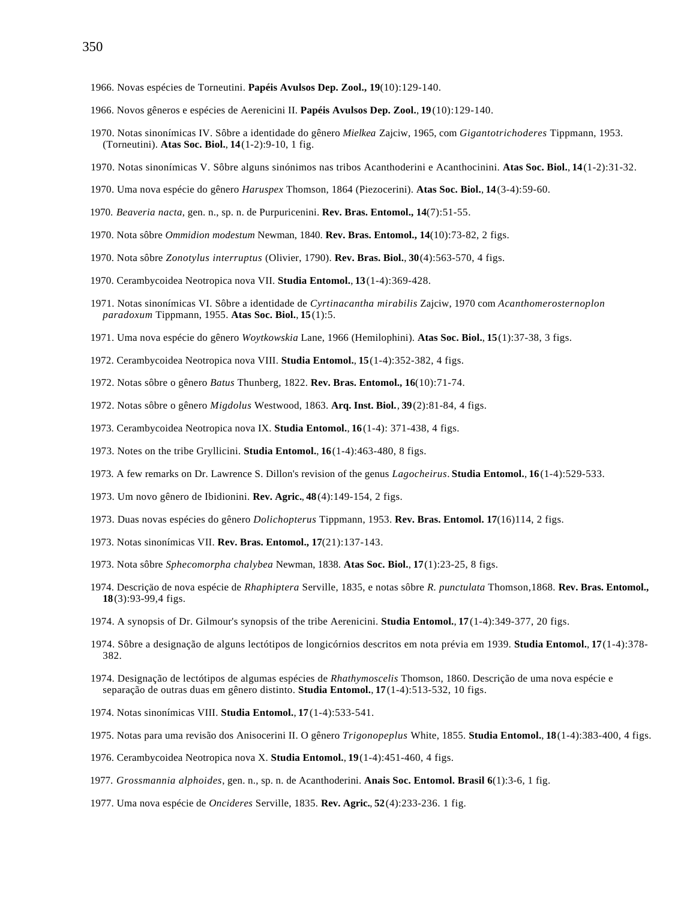1966. Novas espécies de Torneutini. **Papéis Avulsos Dep. Zool., 19**(10):129-140.

1966. Novos gêneros e espécies de Aerenicini II. **Papéis Avulsos Dep. Zool.**, **19**(10):129-140.

1970. Notas sinonímicas IV. Sôbre a identidade do gênero *Mielkea* Zajciw, 1965, com *Gigantotrichoderes* Tippmann, 1953. (Torneutini). **Atas Soc. Biol.**, **14**(1-2):9-10, 1 fig.

1970. Notas sinonímicas V. Sôbre alguns sinónimos nas tribos Acanthoderini e Acanthocinini. **Atas Soc. Biol.**, **14**(1-2):31-32.

1970. Uma nova espécie do gênero *Haruspex* Thomson, 1864 (Piezocerini). **Atas Soc. Biol.**, **14**(3-4):59-60.

1970. *Beaveria nacta*, gen. n., sp. n. de Purpuricenini. **Rev. Bras. Entomol., 14**(7):51-55.

1970. Nota sôbre *Ommidion modestum* Newman, 1840. **Rev. Bras. Entomol., 14**(10):73-82, 2 figs.

1970. Nota sôbre *Zonotylus interruptus* (Olivier, 1790). **Rev. Bras. Biol.**, **30**(4):563-570, 4 figs.

1970. Cerambycoidea Neotropica nova VII. **Studia Entomol.**, **13**(1-4):369-428.

1971. Notas sinonímicas VI. Sôbre a identidade de *Cyrtinacantha mirabilis* Zajciw, 1970 com *Acanthomerosternoplon paradoxum* Tippmann, 1955. **Atas Soc. Biol.**, **15**(1):5.

1971. Uma nova espécie do gênero *Woytkowskia* Lane, 1966 (Hemilophini). **Atas Soc. Biol.**, **15**(1):37-38, 3 figs.

1972. Cerambycoidea Neotropica nova VIII. **Studia Entomol.**, **15**(1-4):352-382, 4 figs.

1972. Notas sôbre o gênero *Batus* Thunberg, 1822. **Rev. Bras. Entomol., 16**(10):71-74.

1972. Notas sôbre o gênero *Migdolus* Westwood, 1863. **Arq. Inst. Biol.**, **39**(2):81-84, 4 figs.

1973. Cerambycoidea Neotropica nova IX. **Studia Entomol.**, **16**(1-4): 371-438, 4 figs.

1973. Notes on the tribe Gryllicini. **Studia Entomol.**, **16**(1-4):463-480, 8 figs.

1973. A few remarks on Dr. Lawrence S. Dillon's revision of the genus *Lagocheirus*. **Studia Entomol.**, **16**(1-4):529-533.

1973. Um novo gênero de Ibidionini. **Rev. Agric.**, **48**(4):149-154, 2 figs.

1973. Duas novas espécies do gênero *Dolichopterus* Tippmann, 1953. **Rev. Bras. Entomol. 17**(16)114, 2 figs.

1973. Notas sinonímicas VII. **Rev. Bras. Entomol., 17**(21):137-143.

1973. Nota sôbre *Sphecomorpha chalybea* Newman, 1838. **Atas Soc. Biol.**, **17**(1):23-25, 8 figs.

1974. Descrição de nova espécie de *Rhaphiptera* Serville, 1835, e notas sôbre *R. punctulata* Thomson,1868. **Rev. Bras. Entomol., 18**(3):93-99,4 figs.

1974. A synopsis of Dr. Gilmour's synopsis of the tribe Aerenicini. **Studia Entomol.**, **17**(1-4):349-377, 20 figs.

1974. Sôbre a designação de alguns lectótipos de longicórnios descritos em nota prévia em 1939. **Studia Entomol.**, **17**(1-4):378-382.

1974. Designação de lectótipos de algumas espécies de *Rhathymoscelis* Thomson, 1860. Descrição de uma nova espécie e separação de outras duas em gênero distinto. **Studia Entomol.**, **17**(1-4):513-532, 10 figs.

1974. Notas sinonímicas VIII. **Studia Entomol.**, **17**(1-4):533-541.

1975. Notas para uma revisão dos Anisocerini II. O gênero *Trigonopeplus* White, 1855. **Studia Entomol.**, **18**(1-4):383-400, 4 figs.

1976. Cerambycoidea Neotropica nova X. **Studia Entomol.**, **19**(1-4):451-460, 4 figs.

1977. *Grossmannia alphoides*, gen. n., sp. n. de Acanthoderini. **Anais Soc. Entomol. Brasil 6**(1):3-6, 1 fig.

1977. Uma nova espécie de *Oncideres* Serville, 1835. **Rev. Agric.**, **52**(4):233-236. 1 fig.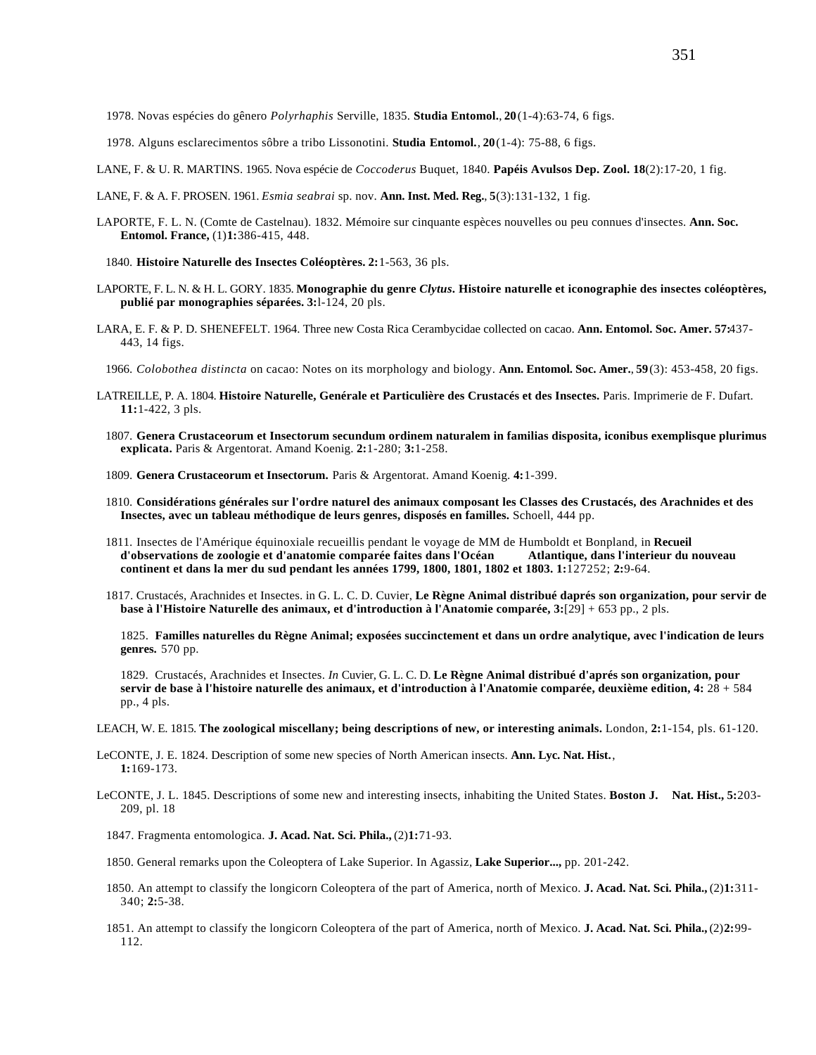1978. Novas espécies do gênero *Polyrhaphis* Serville, 1835. **Studia Entomol.**, **20**(1-4):63-74, 6 figs.

1978. Alguns esclarecimentos sôbre a tribo Lissonotini. **Studia Entomol.**, **20**(1-4): 75-88, 6 figs.

LANE, F. & U. R. MARTINS. 1965. Nova espécie de *Coccoderus* Buquet, 1840. **Papéis Avulsos Dep. Zool. 18**(2):17-20, 1 fig.

LANE, F. & A. F. PROSEN. 1961. *Esmia seabrai* sp. nov. **Ann. Inst. Med. Reg.**, **5**(3):131-132, 1 fig.

LAPORTE, F. L. N. (Comte de Castelnau). 1832. Mémoire sur cinquante espèces nouvelles ou peu connues d'insectes. **Ann. Soc. Entomol. France,** (1)**1:**386-415, 448.

1840. **Histoire Naturelle des Insectes Coléoptères. 2:**1-563, 36 pls.

LAPORTE, F. L. N. & H. L. GORY. 1835. **Monographie du genre *Clytus*. Histoire naturelle et iconographie des insectes coléoptères, publié par monographies séparées. 3:**l-124, 20 pls.

LARA, E. F. & P. D. SHENEFELT. 1964. Three new Costa Rica Cerambycidae collected on cacao. **Ann. Entomol. Soc. Amer. 57:**437-443, 14 figs.

1966. *Colobothea distincta* on cacao: Notes on its morphology and biology. **Ann. Entomol. Soc. Amer.**, **59**(3): 453-458, 20 figs.

LATREILLE, P. A. 1804. **Histoire Naturelle, Genérale et Particulière des Crustacés et des Insectes.** Paris. Imprimerie de F. Dufart. **11:**1-422, 3 pls.

1807. **Genera Crustaceorum et Insectorum secundum ordinem naturalem in familias disposita, iconibus exemplisque plurimus explicata.** Paris & Argentorat. Amand Koenig. **2:**1-280; **3:**1-258.

1809. **Genera Crustaceorum et Insectorum.** Paris & Argentorat. Amand Koenig. **4:**1-399.

1810. **Considérations générales sur l'ordre naturel des animaux composant les Classes des Crustacés, des Arachnides et des Insectes, avec un tableau méthodique de leurs genres, disposés en familles.** Schoell, 444 pp.

1811. Insectes de l'Amérique équinoxiale recueillis pendant le voyage de MM de Humboldt et Bonpland, in **Recueil d'observations de zoologie et d'anatomie comparée faites dans l'Océan Atlantique, dans l'interieur du nouveau continent et dans la mer du sud pendant les années 1799, 1800, 1801, 1802 et 1803. 1:**127252; **2:**9-64.

1817. Crustacés, Arachnides et Insectes. in G. L. C. D. Cuvier, **Le Règne Animal distribué daprés son organization, pour servir de base à l'Histoire Naturelle des animaux, et d'introduction à l'Anatomie comparée, 3:**[29] + 653 pp., 2 pls.

1825. **Familles naturelles du Règne Animal; exposées succinctement et dans un ordre analytique, avec l'indication de leurs genres.** 570 pp.

1829. Crustacés, Arachnides et Insectes. *In* Cuvier, G. L. C. D. **Le Règne Animal distribué d'aprés son organization, pour servir de base à l'histoire naturelle des animaux, et d'introduction à l'Anatomie comparée, deuxième edition, 4:** 28 + 584 pp., 4 pls.

LEACH, W. E. 1815. **The zoological miscellany; being descriptions of new, or interesting animals.** London, **2:**1-154, pls. 61-120.

LeCONTE, J. E. 1824. Description of some new species of North American insects. **Ann. Lyc. Nat. Hist.**, **1:**169-173.

LeCONTE, J. L. 1845. Descriptions of some new and interesting insects, inhabiting the United States. **Boston J. Nat. Hist., 5:**203-209, pl. 18

1847. Fragmenta entomologica. **J. Acad. Nat. Sci. Phila.,** (2)**1:**71-93.

1850. General remarks upon the Coleoptera of Lake Superior. In Agassiz, **Lake Superior...,** pp. 201-242.

1850. An attempt to classify the longicorn Coleoptera of the part of America, north of Mexico. **J. Acad. Nat. Sci. Phila.,** (2)**1:**311-340; **2:**5-38.

1851. An attempt to classify the longicorn Coleoptera of the part of America, north of Mexico. **J. Acad. Nat. Sci. Phila.,** (2)**2:**99-112.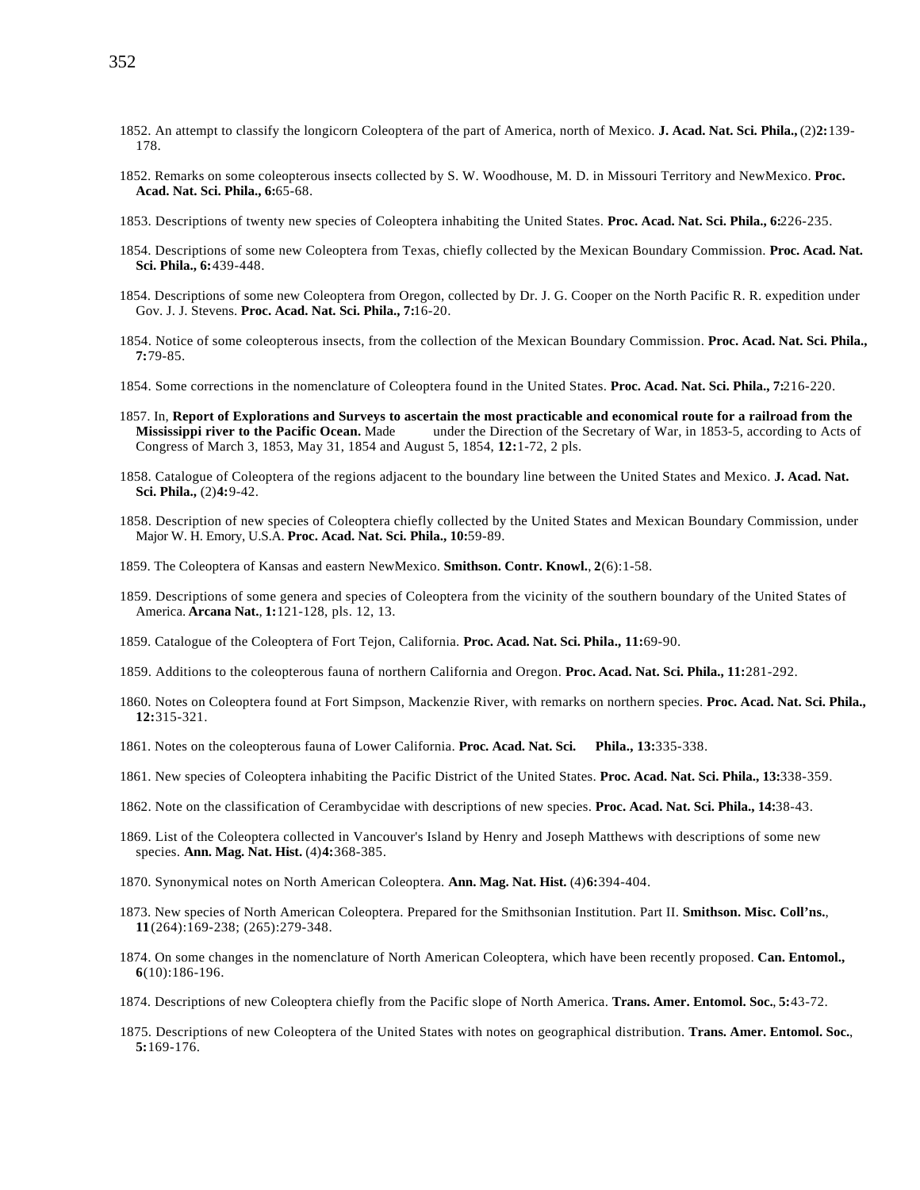1852. An attempt to classify the longicorn Coleoptera of the part of America, north of Mexico. **J. Acad. Nat. Sci. Phila.,** (2)**2:**139-178.

1852. Remarks on some coleopterous insects collected by S. W. Woodhouse, M. D. in Missouri Territory and NewMexico. **Proc. Acad. Nat. Sci. Phila., 6:**65-68.

1853. Descriptions of twenty new species of Coleoptera inhabiting the United States. **Proc. Acad. Nat. Sci. Phila., 6:**226-235.

1854. Descriptions of some new Coleoptera from Texas, chiefly collected by the Mexican Boundary Commission. **Proc. Acad. Nat. Sci. Phila., 6:**439-448.

1854. Descriptions of some new Coleoptera from Oregon, collected by Dr. J. G. Cooper on the North Pacific R. R. expedition under Gov. J. J. Stevens. **Proc. Acad. Nat. Sci. Phila., 7:**16-20.

1854. Notice of some coleopterous insects, from the collection of the Mexican Boundary Commission. **Proc. Acad. Nat. Sci. Phila., 7:**79-85.

1854. Some corrections in the nomenclature of Coleoptera found in the United States. **Proc. Acad. Nat. Sci. Phila., 7:**216-220.

1857. In, **Report of Explorations and Surveys to ascertain the most practicable and economical route for a railroad from the Mississippi river to the Pacific Ocean.** Made under the Direction of the Secretary of War, in 1853-5, according to Acts of Congress of March 3, 1853, May 31, 1854 and August 5, 1854, **12:**1-72, 2 pls.

1858. Catalogue of Coleoptera of the regions adjacent to the boundary line between the United States and Mexico. **J. Acad. Nat. Sci. Phila.,** (2)**4:**9-42.

1858. Description of new species of Coleoptera chiefly collected by the United States and Mexican Boundary Commission, under Major W. H. Emory, U.S.A. **Proc. Acad. Nat. Sci. Phila., 10:**59-89.

1859. The Coleoptera of Kansas and eastern NewMexico. **Smithson. Contr. Knowl.**, **2**(6):1-58.

1859. Descriptions of some genera and species of Coleoptera from the vicinity of the southern boundary of the United States of America. **Arcana Nat.**, **1:**121-128, pls. 12, 13.

1859. Catalogue of the Coleoptera of Fort Tejon, California. **Proc. Acad. Nat. Sci. Phila., 11:**69-90.

1859. Additions to the coleopterous fauna of northern California and Oregon. **Proc. Acad. Nat. Sci. Phila., 11:**281-292.

1860. Notes on Coleoptera found at Fort Simpson, Mackenzie River, with remarks on northern species. **Proc. Acad. Nat. Sci. Phila., 12:**315-321.

1861. Notes on the coleopterous fauna of Lower California. **Proc. Acad. Nat. Sci. Phila., 13:**335-338.

1861. New species of Coleoptera inhabiting the Pacific District of the United States. **Proc. Acad. Nat. Sci. Phila., 13:**338-359.

1862. Note on the classification of Cerambycidae with descriptions of new species. **Proc. Acad. Nat. Sci. Phila., 14:**38-43.

1869. List of the Coleoptera collected in Vancouver's Island by Henry and Joseph Matthews with descriptions of some new species. **Ann. Mag. Nat. Hist.** (4)**4:**368-385.

1870. Synonymical notes on North American Coleoptera. **Ann. Mag. Nat. Hist.** (4)**6:**394-404.

1873. New species of North American Coleoptera. Prepared for the Smithsonian Institution. Part II. **Smithson. Misc. Coll'ns.**, **11**(264):169-238; (265):279-348.

1874. On some changes in the nomenclature of North American Coleoptera, which have been recently proposed. **Can. Entomol., 6**(10):186-196.

1874. Descriptions of new Coleoptera chiefly from the Pacific slope of North America. **Trans. Amer. Entomol. Soc.**, **5:**43-72.

1875. Descriptions of new Coleoptera of the United States with notes on geographical distribution. **Trans. Amer. Entomol. Soc.**, **5:**169-176.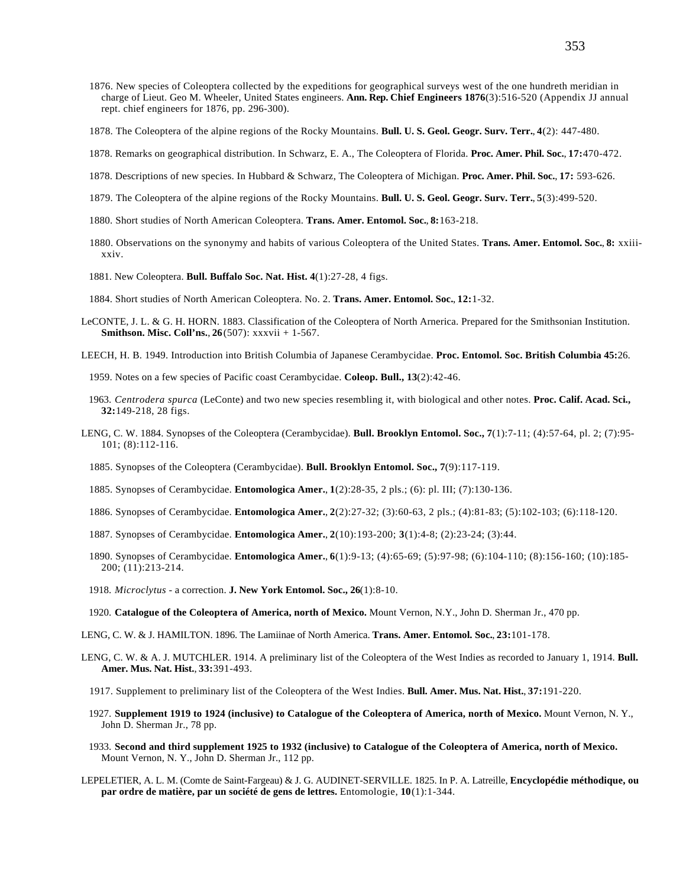1876. New species of Coleoptera collected by the expeditions for geographical surveys west of the one hundreth meridian in charge of Lieut. Geo M. Wheeler, United States engineers. **Ann. Rep. Chief Engineers 1876**(3):516-520 (Appendix JJ annual rept. chief engineers for 1876, pp. 296-300).

1878. The Coleoptera of the alpine regions of the Rocky Mountains. **Bull. U. S. Geol. Geogr. Surv. Terr.**, **4**(2): 447-480.

1878. Remarks on geographical distribution. In Schwarz, E. A., The Coleoptera of Florida. **Proc. Amer. Phil. Soc.**, **17:**470-472.

1878. Descriptions of new species. In Hubbard & Schwarz, The Coleoptera of Michigan. **Proc. Amer. Phil. Soc.**, **17:** 593-626.

1879. The Coleoptera of the alpine regions of the Rocky Mountains. **Bull. U. S. Geol. Geogr. Surv. Terr.**, **5**(3):499-520.

1880. Short studies of North American Coleoptera. **Trans. Amer. Entomol. Soc.**, **8:**163-218.

1880. Observations on the synonymy and habits of various Coleoptera of the United States. **Trans. Amer. Entomol. Soc.**, **8:** xxiii-xxiv.

1881. New Coleoptera. **Bull. Buffalo Soc. Nat. Hist. 4**(1):27-28, 4 figs.

1884. Short studies of North American Coleoptera. No. 2. **Trans. Amer. Entomol. Soc.**, **12:**1-32.

LeCONTE, J. L. & G. H. HORN. 1883. Classification of the Coleoptera of North Arnerica. Prepared for the Smithsonian Institution. **Smithson. Misc. Coll'ns.**, **26**(507): xxxvii + 1-567.

LEECH, H. B. 1949. Introduction into British Columbia of Japanese Cerambycidae. **Proc. Entomol. Soc. British Columbia 45:**26.

1959. Notes on a few species of Pacific coast Cerambycidae. **Coleop. Bull., 13**(2):42-46.

1963. *Centrodera spurca* (LeConte) and two new species resembling it, with biological and other notes. **Proc. Calif. Acad. Sci., 32:**149-218, 28 figs.

LENG, C. W. 1884. Synopses of the Coleoptera (Cerambycidae). **Bull. Brooklyn Entomol. Soc., 7**(1):7-11; (4):57-64, pl. 2; (7):95-101; (8):112-116.

1885. Synopses of the Coleoptera (Cerambycidae). **Bull. Brooklyn Entomol. Soc., 7**(9):117-119.

1885. Synopses of Cerambycidae. **Entomologica Amer.**, **1**(2):28-35, 2 pls.; (6): pl. III; (7):130-136.

1886. Synopses of Cerambycidae. **Entomologica Amer.**, **2**(2):27-32; (3):60-63, 2 pls.; (4):81-83; (5):102-103; (6):118-120.

1887. Synopses of Cerambycidae. **Entomologica Amer.**, **2**(10):193-200; **3**(1):4-8; (2):23-24; (3):44.

1890. Synopses of Cerambycidae. **Entomologica Amer.**, **6**(1):9-13; (4):65-69; (5):97-98; (6):104-110; (8):156-160; (10):185-200; (11):213-214.

1918. *Microclytus* - a correction. **J. New York Entomol. Soc., 26**(1):8-10.

1920. **Catalogue of the Coleoptera of America, north of Mexico.** Mount Vernon, N.Y., John D. Sherman Jr., 470 pp.

LENG, C. W. & J. HAMILTON. 1896. The Lamiinae of North America. **Trans. Amer. Entomol. Soc.**, **23:**101-178.

LENG, C. W. & A. J. MUTCHLER. 1914. A preliminary list of the Coleoptera of the West Indies as recorded to January 1, 1914. **Bull. Amer. Mus. Nat. Hist.**, **33:**391-493.

1917. Supplement to preliminary list of the Coleoptera of the West Indies. **Bull. Amer. Mus. Nat. Hist.**, **37:**191-220.

1927. **Supplement 1919 to 1924 (inclusive) to Catalogue of the Coleoptera of America, north of Mexico.** Mount Vernon, N. Y., John D. Sherman Jr., 78 pp.

1933. **Second and third supplement 1925 to 1932 (inclusive) to Catalogue of the Coleoptera of America, north of Mexico.** Mount Vernon, N. Y., John D. Sherman Jr., 112 pp.

LEPELETIER, A. L. M. (Comte de Saint-Fargeau) & J. G. AUDINET-SERVILLE. 1825. In P. A. Latreille, **Encyclopédie méthodique, ou par ordre de matière, par un société de gens de lettres.** Entomologie, **10**(1):1-344.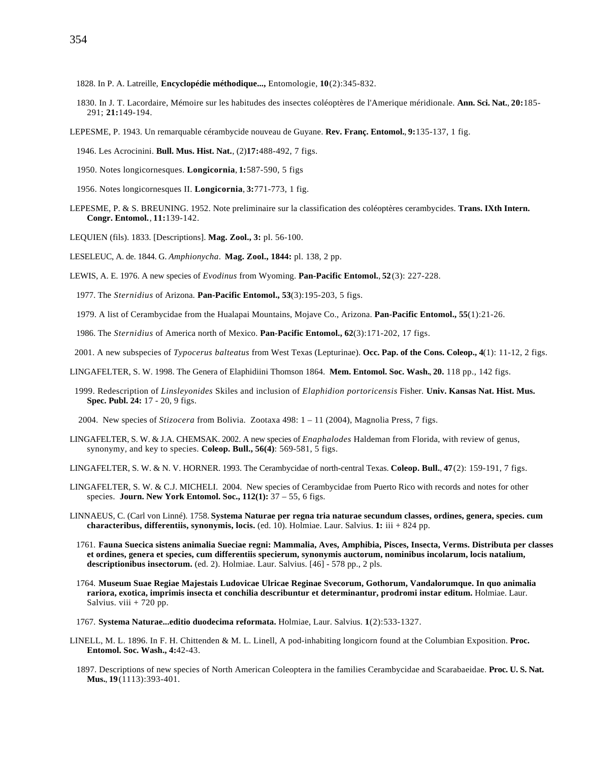1828. In P. A. Latreille, **Encyclopédie méthodique...,** Entomologie, **10**(2):345-832.

1830. In J. T. Lacordaire, Mémoire sur les habitudes des insectes coléoptères de l'Amerique méridionale. **Ann. Sci. Nat.**, **20:**185-291; **21:**149-194.

LEPESME, P. 1943. Un remarquable cérambycide nouveau de Guyane. **Rev. Franç. Entomol.**, **9:**135-137, 1 fig.

1946. Les Acrocinini. **Bull. Mus. Hist. Nat.**, (2)**17:**488-492, 7 figs.

1950. Notes longicornesques. **Longicornia**, **1:**587-590, 5 figs

1956. Notes longicornesques II. **Longicornia**, **3:**771-773, 1 fig.

LEPESME, P. & S. BREUNING. 1952. Note preliminaire sur la classification des coléoptères cerambycides. **Trans. IXth Intern. Congr. Entomol.**, **11:**139-142.

LEQUIEN (fils). 1833. [Descriptions]. **Mag. Zool., 3:** pl. 56-100.

LESELEUC, A. de. 1844. G. *Amphionycha*. **Mag. Zool., 1844:** pl. 138, 2 pp.

LEWIS, A. E. 1976. A new species of *Evodinus* from Wyoming. **Pan-Pacific Entomol.**, **52**(3): 227-228.

1977. The *Sternidius* of Arizona. **Pan-Pacific Entomol., 53**(3):195-203, 5 figs.

1979. A list of Cerambycidae from the Hualapai Mountains, Mojave Co., Arizona. **Pan-Pacific Entomol., 55**(1):21-26.

1986. The *Sternidius* of America north of Mexico. **Pan-Pacific Entomol., 62**(3):171-202, 17 figs.

2001. A new subspecies of *Typocerus balteatus* from West Texas (Lepturinae). **Occ. Pap. of the Cons. Coleop., 4**(1): 11-12, 2 figs.

LINGAFELTER, S. W. 1998. The Genera of Elaphidiini Thomson 1864. **Mem. Entomol. Soc. Wash.**, **20.** 118 pp., 142 figs.

1999. Redescription of *Linsleyonides* Skiles and inclusion of *Elaphidion portoricensis* Fisher. **Univ. Kansas Nat. Hist. Mus. Spec. Publ. 24:** 17 - 20, 9 figs.

2004. New species of *Stizocera* from Bolivia. Zootaxa 498: 1 – 11 (2004), Magnolia Press, 7 figs.

LINGAFELTER, S. W. & J.A. CHEMSAK. 2002. A new species of *Enaphalodes* Haldeman from Florida, with review of genus, synonymy, and key to species. **Coleop. Bull., 56(4)**: 569-581, 5 figs.

LINGAFELTER, S. W. & N. V. HORNER. 1993. The Cerambycidae of north-central Texas. **Coleop. Bull.**, **47**(2): 159-191, 7 figs.

LINGAFELTER, S. W. & C.J. MICHELI. 2004. New species of Cerambycidae from Puerto Rico with records and notes for other species. **Journ. New York Entomol. Soc., 112(1):** 37 – 55, 6 figs.

LINNAEUS, C. (Carl von Linné). 1758. **Systema Naturae per regna tria naturae secundum classes, ordines, genera, species. cum characteribus, differentiis, synonymis, locis.** (ed. 10). Holmiae. Laur. Salvius. **1:** iii + 824 pp.

1761. **Fauna Suecica sistens animalia Sueciae regni: Mammalia, Aves, Amphibia, Pisces, Insecta, Verms. Distributa per classes et ordines, genera et species, cum differentiis specierum, synonymis auctorum, nominibus incolarum, locis natalium, descriptionibus insectorum.** (ed. 2). Holmiae. Laur. Salvius. [46] - 578 pp., 2 pls.

1764. **Museum Suae Regiae Majestais Ludovicae Ulricae Reginae Svecorum, Gothorum, Vandalorumque. In quo animalia rariora, exotica, imprimis insecta et conchilia describuntur et determinantur, prodromi instar editum.** Holmiae. Laur. Salvius. viii + 720 pp.

1767. **Systema Naturae...editio duodecima reformata.** Holmiae, Laur. Salvius. **1**(2):533-1327.

LINELL, M. L. 1896. In F. H. Chittenden & M. L. Linell, A pod-inhabiting longicorn found at the Columbian Exposition. **Proc. Entomol. Soc. Wash., 4:**42-43.

1897. Descriptions of new species of North American Coleoptera in the families Cerambycidae and Scarabaeidae. **Proc. U. S. Nat. Mus.**, **19**(1113):393-401.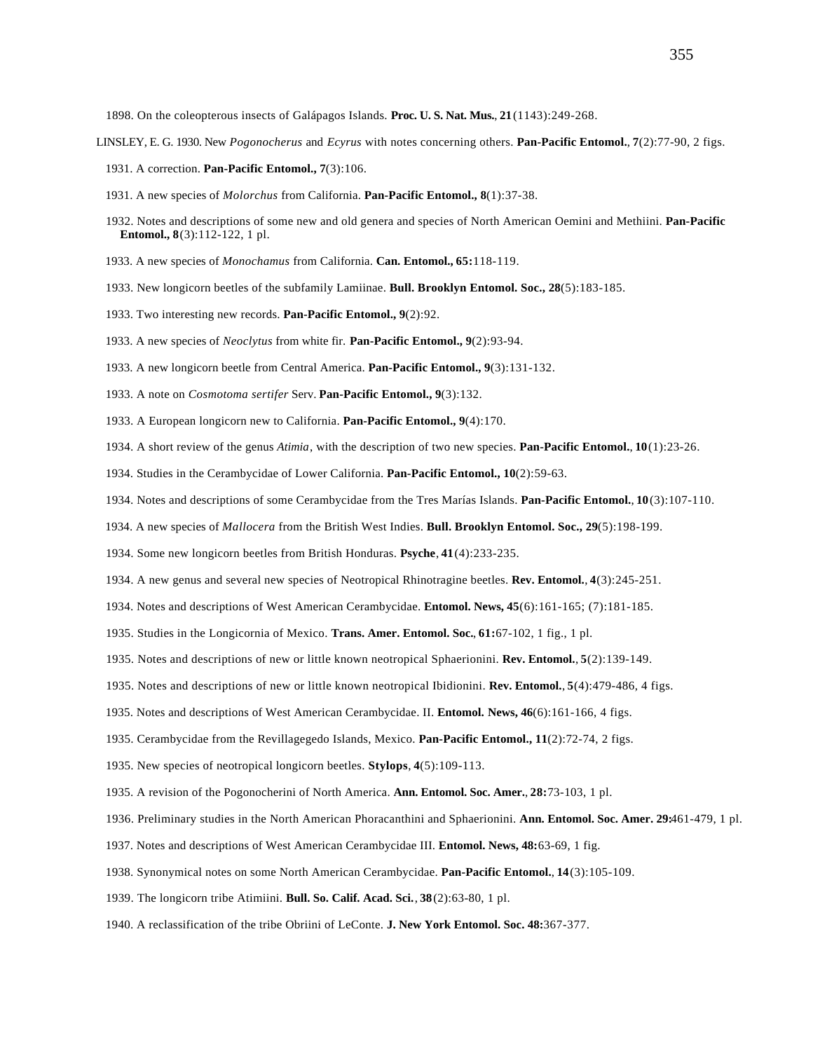1898. On the coleopterous insects of Galápagos Islands. **Proc. U. S. Nat. Mus.**, **21**(1143):249-268.

LINSLEY, E. G. 1930. New *Pogonocherus* and *Ecyrus* with notes concerning others. **Pan-Pacific Entomol.**, **7**(2):77-90, 2 figs.

1931. A correction. **Pan-Pacific Entomol., 7**(3):106.

1931. A new species of *Molorchus* from California. **Pan-Pacific Entomol., 8**(1):37-38.

1932. Notes and descriptions of some new and old genera and species of North American Oemini and Methiini. **Pan-Pacific Entomol., 8**(3):112-122, 1 pl.

1933. A new species of *Monochamus* from California. **Can. Entomol., 65:**118-119.

1933. New longicorn beetles of the subfamily Lamiinae. **Bull. Brooklyn Entomol. Soc., 28**(5):183-185.

1933. Two interesting new records. **Pan-Pacific Entomol., 9**(2):92.

1933. A new species of *Neoclytus* from white fir. **Pan-Pacific Entomol., 9**(2):93-94.

1933. A new longicorn beetle from Central America. **Pan-Pacific Entomol., 9**(3):131-132.

1933. A note on *Cosmotoma sertifer* Serv. **Pan-Pacific Entomol., 9**(3):132.

1933. A European longicorn new to California. **Pan-Pacific Entomol., 9**(4):170.

1934. A short review of the genus *Atimia*, with the description of two new species. **Pan-Pacific Entomol.**, **10**(1):23-26.

1934. Studies in the Cerambycidae of Lower California. **Pan-Pacific Entomol., 10**(2):59-63.

1934. Notes and descriptions of some Cerambycidae from the Tres Marías Islands. **Pan-Pacific Entomol.**, **10**(3):107-110.

1934. A new species of *Mallocera* from the British West Indies. **Bull. Brooklyn Entomol. Soc., 29**(5):198-199.

1934. Some new longicorn beetles from British Honduras. **Psyche**, **41**(4):233-235.

1934. A new genus and several new species of Neotropical Rhinotragine beetles. **Rev. Entomol.**, **4**(3):245-251.

1934. Notes and descriptions of West American Cerambycidae. **Entomol. News, 45**(6):161-165; (7):181-185.

1935. Studies in the Longicornia of Mexico. **Trans. Amer. Entomol. Soc.**, **61:**67-102, 1 fig., 1 pl.

1935. Notes and descriptions of new or little known neotropical Sphaerionini. **Rev. Entomol.**, **5**(2):139-149.

1935. Notes and descriptions of new or little known neotropical Ibidionini. **Rev. Entomol.**, **5**(4):479-486, 4 figs.

1935. Notes and descriptions of West American Cerambycidae. II. **Entomol. News, 46**(6):161-166, 4 figs.

1935. Cerambycidae from the Revillagegedo Islands, Mexico. **Pan-Pacific Entomol., 11**(2):72-74, 2 figs.

1935. New species of neotropical longicorn beetles. **Stylops**, **4**(5):109-113.

1935. A revision of the Pogonocherini of North America. **Ann. Entomol. Soc. Amer.**, **28:**73-103, 1 pl.

1936. Preliminary studies in the North American Phoracanthini and Sphaerionini. **Ann. Entomol. Soc. Amer. 29:**461-479, 1 pl.

1937. Notes and descriptions of West American Cerambycidae III. **Entomol. News, 48:**63-69, 1 fig.

1938. Synonymical notes on some North American Cerambycidae. **Pan-Pacific Entomol.**, **14**(3):105-109.

1939. The longicorn tribe Atimiini. **Bull. So. Calif. Acad. Sci.**, **38**(2):63-80, 1 pl.

1940. A reclassification of the tribe Obriini of LeConte. **J. New York Entomol. Soc. 48:**367-377.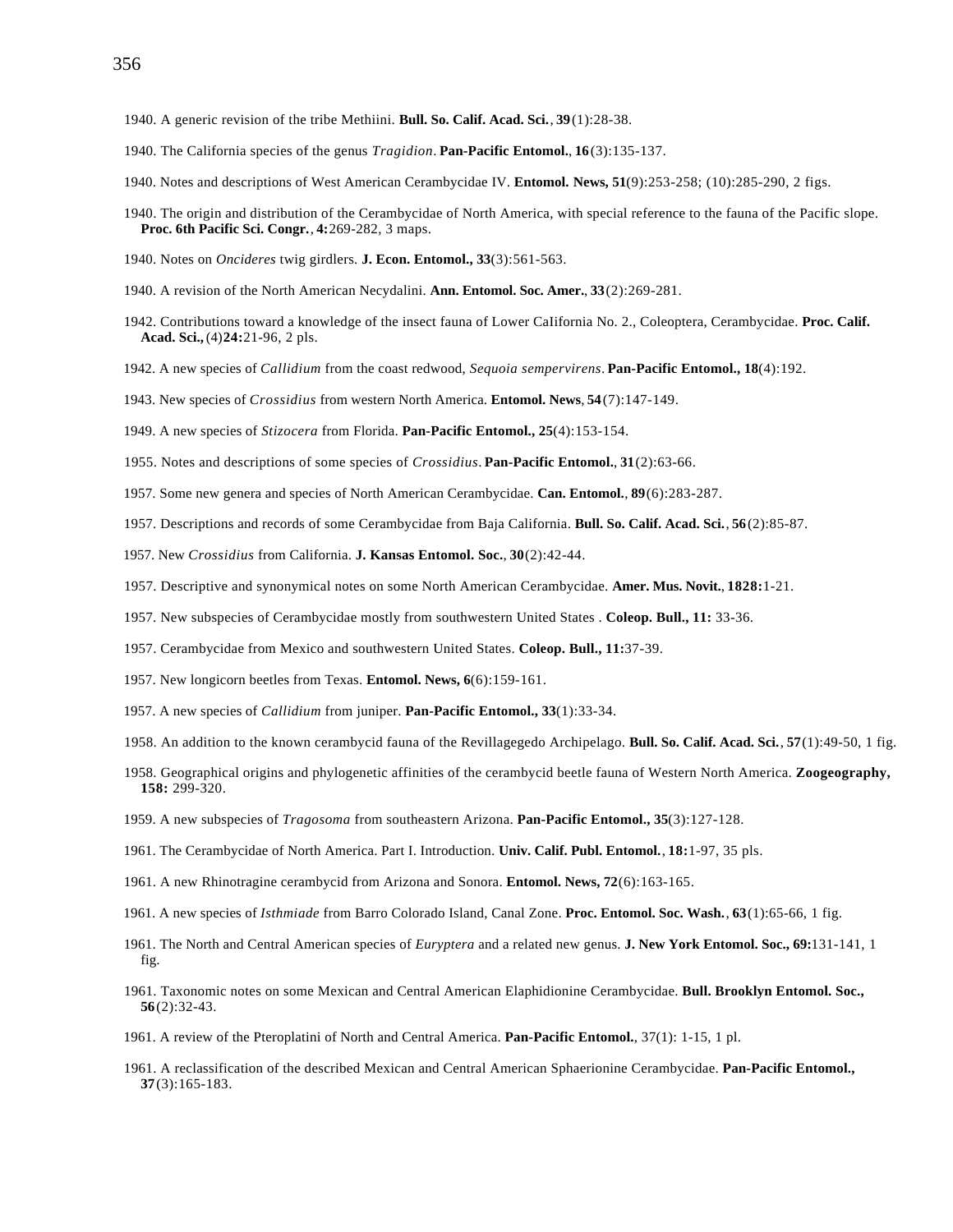1940. A generic revision of the tribe Methiini. **Bull. So. Calif. Acad. Sci.**, **39**(1):28-38.

1940. The California species of the genus *Tragidion*. **Pan-Pacific Entomol.**, **16**(3):135-137.

1940. Notes and descriptions of West American Cerambycidae IV. **Entomol. News, 51**(9):253-258; (10):285-290, 2 figs.

1940. The origin and distribution of the Cerambycidae of North America, with special reference to the fauna of the Pacific slope. **Proc. 6th Pacific Sci. Congr.**, **4:**269-282, 3 maps.

1940. Notes on *Oncideres* twig girdlers. **J. Econ. Entomol., 33**(3):561-563.

1940. A revision of the North American Necydalini. **Ann. Entomol. Soc. Amer.**, **33**(2):269-281.

1942. Contributions toward a knowledge of the insect fauna of Lower CaIifornia No. 2., Coleoptera, Cerambycidae. **Proc. Calif. Acad. Sci.,** (4)**24:**21-96, 2 pls.

1942. A new species of *Callidium* from the coast redwood, *Sequoia sempervirens*. **Pan-Pacific Entomol., 18**(4):192.

1943. New species of *Crossidius* from western North America. **Entomol. News**, **54**(7):147-149.

1949. A new species of *Stizocera* from Florida. **Pan-Pacific Entomol., 25**(4):153-154.

1955. Notes and descriptions of some species of *Crossidius*. **Pan-Pacific Entomol.**, **31**(2):63-66.

1957. Some new genera and species of North American Cerambycidae. **Can. Entomol.**, **89**(6):283-287.

1957. Descriptions and records of some Cerambycidae from Baja California. **Bull. So. Calif. Acad. Sci.**, **56**(2):85-87.

1957. New *Crossidius* from California. **J. Kansas Entomol. Soc.**, **30**(2):42-44.

1957. Descriptive and synonymical notes on some North American Cerambycidae. **Amer. Mus. Novit.**, **1828:**1-21.

1957. New subspecies of Cerambycidae mostly from southwestern United States . **Coleop. Bull., 11:** 33-36.

1957. Cerambycidae from Mexico and southwestern United States. **Coleop. Bull., 11:**37-39.

1957. New longicorn beetles from Texas. **Entomol. News, 6**(6):159-161.

1957. A new species of *Callidium* from juniper. **Pan-Pacific Entomol., 33**(1):33-34.

1958. An addition to the known cerambycid fauna of the Revillagegedo Archipelago. **Bull. So. Calif. Acad. Sci.**, **57**(1):49-50, 1 fig.

1958. Geographical origins and phylogenetic affinities of the cerambycid beetle fauna of Western North America. **Zoogeography, 158:** 299-320.

1959. A new subspecies of *Tragosoma* from southeastern Arizona. **Pan-Pacific Entomol., 35**(3):127-128.

1961. The Cerambycidae of North America. Part I. Introduction. **Univ. Calif. Publ. Entomol.**, **18:**1-97, 35 pls.

1961. A new Rhinotragine cerambycid from Arizona and Sonora. **Entomol. News, 72**(6):163-165.

1961. A new species of *Isthmiade* from Barro Colorado Island, Canal Zone. **Proc. Entomol. Soc. Wash.**, **63**(1):65-66, 1 fig.

1961. The North and Central American species of *Euryptera* and a related new genus. **J. New York Entomol. Soc., 69:**131-141, 1 fig.

1961. Taxonomic notes on some Mexican and Central American Elaphidionine Cerambycidae. **Bull. Brooklyn Entomol. Soc., 56**(2):32-43.

1961. A review of the Pteroplatini of North and Central America. **Pan-Pacific Entomol.**, 37(1): 1-15, 1 pl.

1961. A reclassification of the described Mexican and Central American Sphaerionine Cerambycidae. **Pan-Pacific Entomol., 37**(3):165-183.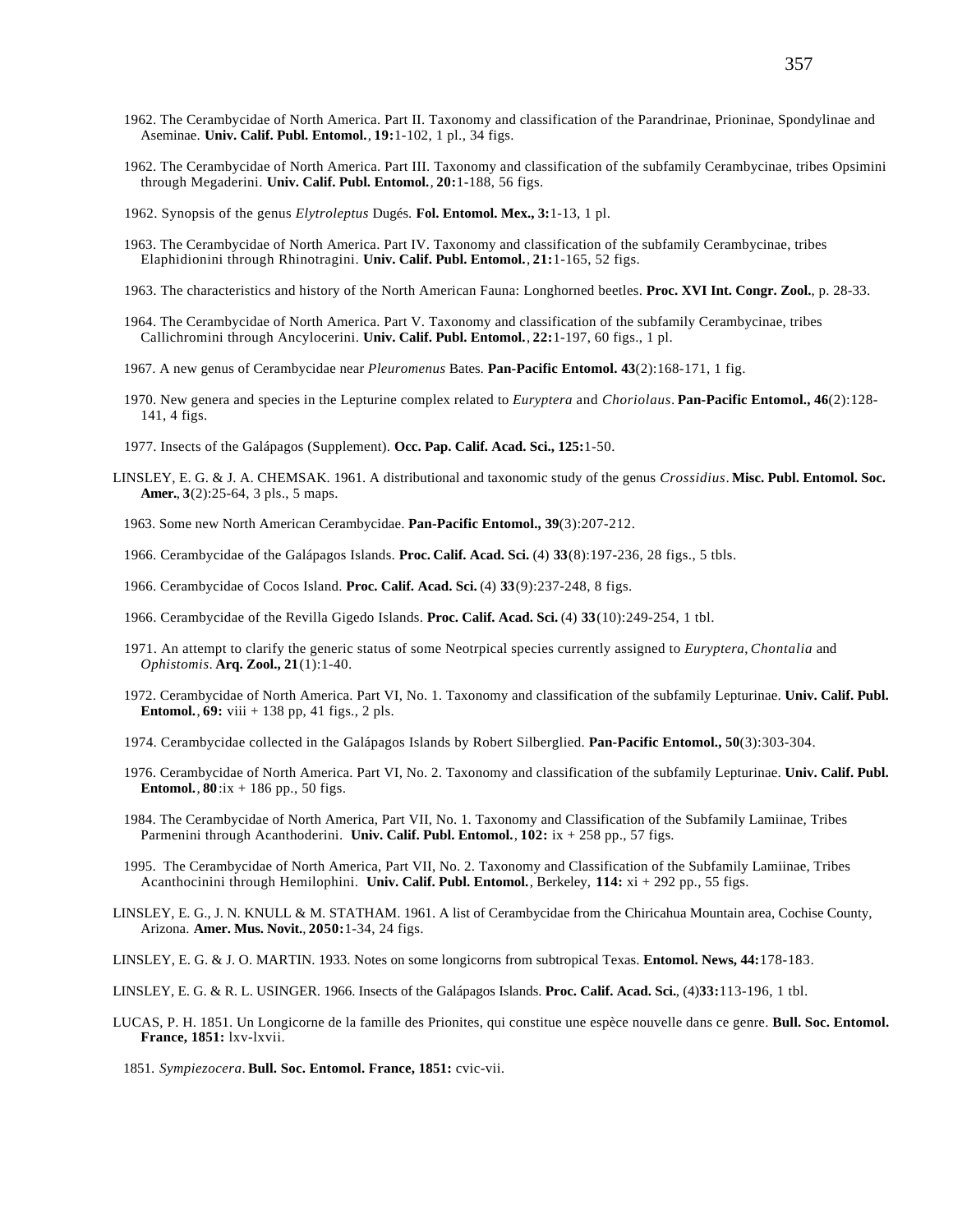1962. The Cerambycidae of North America. Part II. Taxonomy and classification of the Parandrinae, Prioninae, Spondylinae and Aseminae. **Univ. Calif. Publ. Entomol.**, **19:**1-102, 1 pl., 34 figs.

1962. The Cerambycidae of North America. Part III. Taxonomy and classification of the subfamily Cerambycinae, tribes Opsimini through Megaderini. **Univ. Calif. Publ. Entomol.**, **20:**1-188, 56 figs.

1962. Synopsis of the genus *Elytroleptus* Dugés. **Fol. Entomol. Mex., 3:**1-13, 1 pl.

1963. The Cerambycidae of North America. Part IV. Taxonomy and classification of the subfamily Cerambycinae, tribes Elaphidionini through Rhinotragini. **Univ. Calif. Publ. Entomol.**, **21:**1-165, 52 figs.

1963. The characteristics and history of the North American Fauna: Longhorned beetles. **Proc. XVI Int. Congr. Zool.**, p. 28-33.

1964. The Cerambycidae of North America. Part V. Taxonomy and classification of the subfamily Cerambycinae, tribes Callichromini through Ancylocerini. **Univ. Calif. Publ. Entomol.**, **22:**1-197, 60 figs., 1 pl.

1967. A new genus of Cerambycidae near *Pleuromenus* Bates. **Pan-Pacific Entomol. 43**(2):168-171, 1 fig.

1970. New genera and species in the Lepturine complex related to *Euryptera* and *Choriolaus*. **Pan-Pacific Entomol., 46**(2):128-141, 4 figs.

1977. Insects of the Galápagos (Supplement). **Occ. Pap. Calif. Acad. Sci., 125:**1-50.

LINSLEY, E. G. & J. A. CHEMSAK. 1961. A distributional and taxonomic study of the genus *Crossidius*. **Misc. Publ. Entomol. Soc. Amer.**, **3**(2):25-64, 3 pls., 5 maps.

1963. Some new North American Cerambycidae. **Pan-Pacific Entomol., 39**(3):207-212.

1966. Cerambycidae of the Galápagos Islands. **Proc. Calif. Acad. Sci.** (4) **33**(8):197-236, 28 figs., 5 tbls.

1966. Cerambycidae of Cocos Island. **Proc. Calif. Acad. Sci.** (4) **33**(9):237-248, 8 figs.

1966. Cerambycidae of the Revilla Gigedo Islands. **Proc. Calif. Acad. Sci.** (4) **33**(10):249-254, 1 tbl.

1971. An attempt to clarify the generic status of some Neotrpical species currently assigned to *Euryptera*, *Chontalia* and *Ophistomis*. **Arq. Zool., 21**(1):1-40.

1972. Cerambycidae of North America. Part VI, No. 1. Taxonomy and classification of the subfamily Lepturinae. **Univ. Calif. Publ. Entomol.**, **69:** viii + 138 pp, 41 figs., 2 pls.

1974. Cerambycidae collected in the Galápagos Islands by Robert Silberglied. **Pan-Pacific Entomol., 50**(3):303-304.

1976. Cerambycidae of North America. Part VI, No. 2. Taxonomy and classification of the subfamily Lepturinae. **Univ. Calif. Publ. Entomol.**, **80**:ix + 186 pp., 50 figs.

1984. The Cerambycidae of North America, Part VII, No. 1. Taxonomy and Classification of the Subfamily Lamiinae, Tribes Parmenini through Acanthoderini. **Univ. Calif. Publ. Entomol.**, **102:** ix + 258 pp., 57 figs.

1995. The Cerambycidae of North America, Part VII, No. 2. Taxonomy and Classification of the Subfamily Lamiinae, Tribes Acanthocinini through Hemilophini. **Univ. Calif. Publ. Entomol.**, Berkeley, **114:** xi + 292 pp., 55 figs.

LINSLEY, E. G., J. N. KNULL & M. STATHAM. 1961. A list of Cerambycidae from the Chiricahua Mountain area, Cochise County, Arizona. **Amer. Mus. Novit.**, **2050:**1-34, 24 figs.

LINSLEY, E. G. & J. O. MARTIN. 1933. Notes on some longicorns from subtropical Texas. **Entomol. News, 44:**178-183.

LINSLEY, E. G. & R. L. USINGER. 1966. Insects of the Galápagos Islands. **Proc. Calif. Acad. Sci.**, (4)**33:**113-196, 1 tbl.

LUCAS, P. H. 1851. Un Longicorne de la famille des Prionites, qui constitue une espèce nouvelle dans ce genre. **Bull. Soc. Entomol. France, 1851:** lxv-lxvii.

1851. *Sympiezocera*. **Bull. Soc. Entomol. France, 1851:** cvic-vii.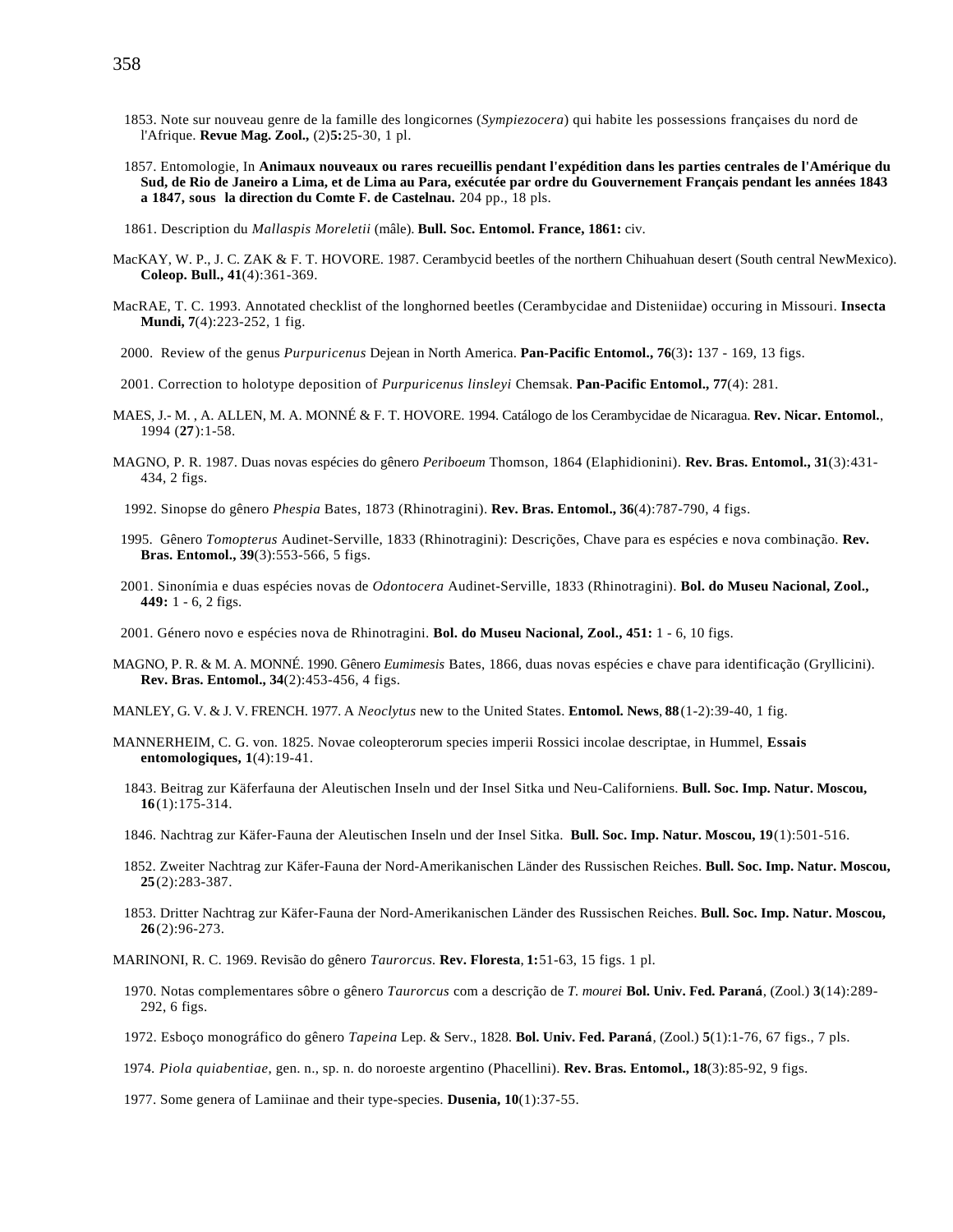1853. Note sur nouveau genre de la famille des longicornes (*Sympiezocera*) qui habite les possessions françaises du nord de l'Afrique. **Revue Mag. Zool.,** (2)**5:**25-30, 1 pl.

1857. Entomologie, In **Animaux nouveaux ou rares recueillis pendant l'expédition dans les parties centrales de l'Amérique du Sud, de Rio de Janeiro a Lima, et de Lima au Para, exécutée par ordre du Gouvernement Français pendant les années 1843 a 1847, sous la direction du Comte F. de Castelnau.** 204 pp., 18 pls.

1861. Description du *Mallaspis Moreletii* (mâle). **Bull. Soc. Entomol. France, 1861:** civ.

MacKAY, W. P., J. C. ZAK & F. T. HOVORE. 1987. Cerambycid beetles of the northern Chihuahuan desert (South central NewMexico). **Coleop. Bull., 41**(4):361-369.

MacRAE, T. C. 1993. Annotated checklist of the longhorned beetles (Cerambycidae and Disteniidae) occuring in Missouri. **Insecta Mundi, 7**(4):223-252, 1 fig.

2000. Review of the genus *Purpuricenus* Dejean in North America. **Pan-Pacific Entomol., 76**(3)**:** 137 - 169, 13 figs.

2001. Correction to holotype deposition of *Purpuricenus linsleyi* Chemsak. **Pan-Pacific Entomol., 77**(4): 281.

MAES, J.- M. , A. ALLEN, M. A. MONNÉ & F. T. HOVORE. 1994. Catálogo de los Cerambycidae de Nicaragua. **Rev. Nicar. Entomol.**, 1994 (**27**):1-58.

MAGNO, P. R. 1987. Duas novas espécies do gênero *Periboeum* Thomson, 1864 (Elaphidionini). **Rev. Bras. Entomol., 31**(3):431-434, 2 figs.

1992. Sinopse do gênero *Phespia* Bates, 1873 (Rhinotragini). **Rev. Bras. Entomol., 36**(4):787-790, 4 figs.

1995. Gênero *Tomopterus* Audinet-Serville, 1833 (Rhinotragini): Descrições, Chave para es espécies e nova combinação. **Rev. Bras. Entomol., 39**(3):553-566, 5 figs.

2001. Sinonímia e duas espécies novas de *Odontocera* Audinet-Serville, 1833 (Rhinotragini). **Bol. do Museu Nacional, Zool., 449:** 1 - 6, 2 figs.

2001. Género novo e espécies nova de Rhinotragini. **Bol. do Museu Nacional, Zool., 451:** 1 - 6, 10 figs.

MAGNO, P. R. & M. A. MONNÉ. 1990. Gênero *Eumimesis* Bates, 1866, duas novas espécies e chave para identificação (Gryllicini). **Rev. Bras. Entomol., 34**(2):453-456, 4 figs.

MANLEY, G. V. & J. V. FRENCH. 1977. A *Neoclytus* new to the United States. **Entomol. News**, **88**(1-2):39-40, 1 fig.

MANNERHEIM, C. G. von. 1825. Novae coleopterorum species imperii Rossici incolae descriptae, in Hummel, **Essais entomologiques, 1**(4):19-41.

1843. Beitrag zur Käferfauna der Aleutischen Inseln und der Insel Sitka und Neu-Californiens. **Bull. Soc. Imp. Natur. Moscou, 16**(1):175-314.

1846. Nachtrag zur Käfer-Fauna der Aleutischen Inseln und der Insel Sitka. **Bull. Soc. Imp. Natur. Moscou, 19**(1):501-516.

1852. Zweiter Nachtrag zur Käfer-Fauna der Nord-Amerikanischen Länder des Russischen Reiches. **Bull. Soc. Imp. Natur. Moscou, 25**(2):283-387.

1853. Dritter Nachtrag zur Käfer-Fauna der Nord-Amerikanischen Länder des Russischen Reiches. **Bull. Soc. Imp. Natur. Moscou, 26**(2):96-273.

MARINONI, R. C. 1969. Revisão do gênero *Taurorcus*. **Rev. Floresta**, **1:**51-63, 15 figs. 1 pl.

1970. Notas complementares sôbre o gênero *Taurorcus* com a descrição de *T. mourei* **Bol. Univ. Fed. Paraná**, (Zool.) **3**(14):289-292, 6 figs.

1972. Esboço monográfico do gênero *Tapeina* Lep. & Serv., 1828. **Bol. Univ. Fed. Paraná**, (Zool.) **5**(1):1-76, 67 figs., 7 pls.

1974. *Piola quiabentiae*, gen. n., sp. n. do noroeste argentino (Phacellini). **Rev. Bras. Entomol., 18**(3):85-92, 9 figs.

1977. Some genera of Lamiinae and their type-species. **Dusenia, 10**(1):37-55.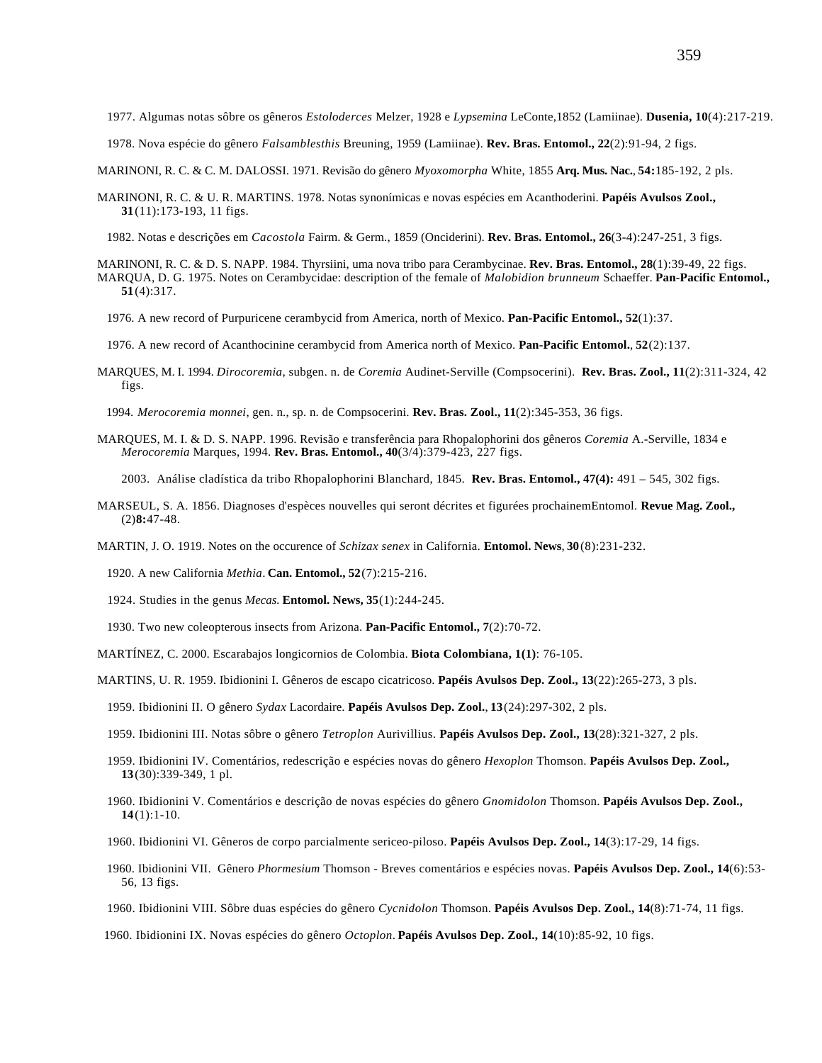1977. Algumas notas sôbre os gêneros *Estoloderces* Melzer, 1928 e *Lypsemina* LeConte,1852 (Lamiinae). **Dusenia, 10**(4):217-219.

1978. Nova espécie do gênero *Falsamblesthis* Breuning, 1959 (Lamiinae). **Rev. Bras. Entomol., 22**(2):91-94, 2 figs.

MARINONI, R. C. & C. M. DALOSSI. 1971. Revisão do gênero *Myoxomorpha* White, 1855 **Arq. Mus. Nac.**, **54:**185-192, 2 pls.

MARINONI, R. C. & U. R. MARTINS. 1978. Notas synonímicas e novas espécies em Acanthoderini. **Papéis Avulsos Zool., 31**(11):173-193, 11 figs.

1982. Notas e descrições em *Cacostola* Fairm. & Germ., 1859 (Onciderini). **Rev. Bras. Entomol., 26**(3-4):247-251, 3 figs.

MARINONI, R. C. & D. S. NAPP. 1984. Thyrsiini, uma nova tribo para Cerambycinae. **Rev. Bras. Entomol., 28**(1):39-49, 22 figs.

MARQUA, D. G. 1975. Notes on Cerambycidae: description of the female of *Malobidion brunneum* Schaeffer. **Pan-Pacific Entomol., 51**(4):317.

1976. A new record of Purpuricene cerambycid from America, north of Mexico. **Pan-Pacific Entomol., 52**(1):37.

1976. A new record of Acanthocinine cerambycid from America north of Mexico. **Pan-Pacific Entomol.**, **52**(2):137.

MARQUES, M. I. 1994. *Dirocoremia*, subgen. n. de *Coremia* Audinet-Serville (Compsocerini). **Rev. Bras. Zool., 11**(2):311-324, 42 figs.

1994. *Merocoremia monnei*, gen. n., sp. n. de Compsocerini. **Rev. Bras. Zool., 11**(2):345-353, 36 figs.

MARQUES, M. I. & D. S. NAPP. 1996. Revisão e transferência para Rhopalophorini dos gêneros *Coremia* A.-Serville, 1834 e *Merocoremia* Marques, 1994. **Rev. Bras. Entomol., 40**(3/4):379-423, 227 figs.

2003. Análise cladística da tribo Rhopalophorini Blanchard, 1845. **Rev. Bras. Entomol., 47(4):** 491 – 545, 302 figs.

MARSEUL, S. A. 1856. Diagnoses d'espèces nouvelles qui seront décrites et figurées prochainemEntomol. **Revue Mag. Zool.,** (2)**8:**47-48.

MARTIN, J. O. 1919. Notes on the occurence of *Schizax senex* in California. **Entomol. News**, **30**(8):231-232.

1920. A new California *Methia*. **Can. Entomol., 52**(7):215-216.

1924. Studies in the genus *Mecas.* **Entomol. News, 35**(1):244-245.

1930. Two new coleopterous insects from Arizona. **Pan-Pacific Entomol., 7**(2):70-72.

MARTÍNEZ, C. 2000. Escarabajos longicornios de Colombia. **Biota Colombiana, 1(1)**: 76-105.

MARTINS, U. R. 1959. Ibidionini I. Gêneros de escapo cicatricoso. **Papéis Avulsos Dep. Zool., 13**(22):265-273, 3 pls.

1959. Ibidionini II. O gênero *Sydax* Lacordaire. **Papéis Avulsos Dep. Zool.**, **13**(24):297-302, 2 pls.

1959. Ibidionini III. Notas sôbre o gênero *Tetroplon* Aurivillius. **Papéis Avulsos Dep. Zool., 13**(28):321-327, 2 pls.

1959. Ibidionini IV. Comentários, redescrição e espécies novas do gênero *Hexoplon* Thomson. **Papéis Avulsos Dep. Zool., 13**(30):339-349, 1 pl.

1960. Ibidionini V. Comentários e descrição de novas espécies do gênero *Gnomidolon* Thomson. **Papéis Avulsos Dep. Zool., 14**(1):1-10.

1960. Ibidionini VI. Gêneros de corpo parcialmente sericeo-piloso. **Papéis Avulsos Dep. Zool., 14**(3):17-29, 14 figs.

1960. Ibidionini VII. Gênero *Phormesium* Thomson - Breves comentários e espécies novas. **Papéis Avulsos Dep. Zool., 14**(6):53-56, 13 figs.

1960. Ibidionini VIII. Sôbre duas espécies do gênero *Cycnidolon* Thomson. **Papéis Avulsos Dep. Zool., 14**(8):71-74, 11 figs.

1960. Ibidionini IX. Novas espécies do gênero *Octoplon*. **Papéis Avulsos Dep. Zool., 14**(10):85-92, 10 figs.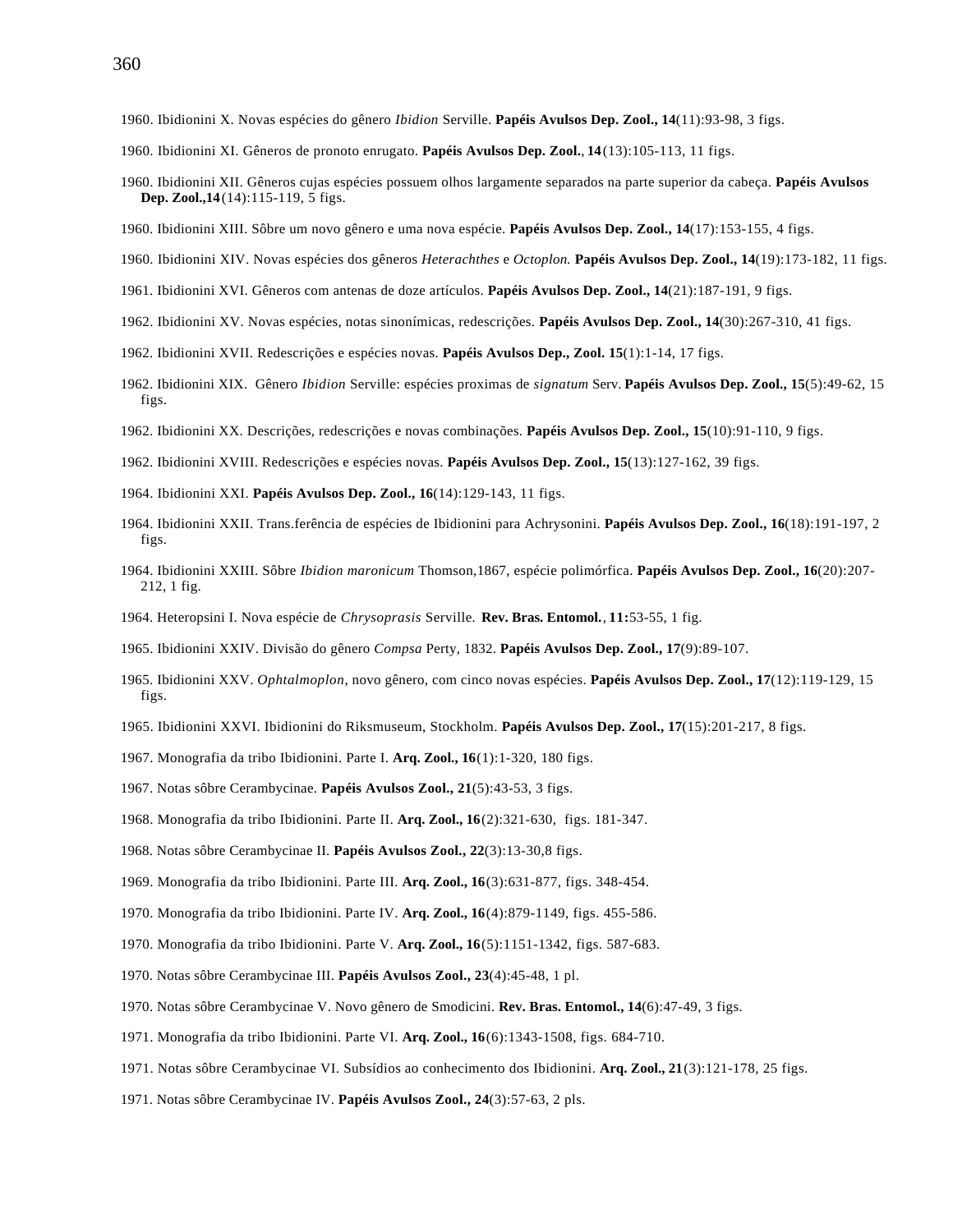1960. Ibidionini X. Novas espécies do gênero *Ibidion* Serville. **Papéis Avulsos Dep. Zool., 14**(11):93-98, 3 figs.

1960. Ibidionini XI. Gêneros de pronoto enrugato. **Papéis Avulsos Dep. Zool.**, **14**(13):105-113, 11 figs.

1960. Ibidionini XII. Gêneros cujas espécies possuem olhos largamente separados na parte superior da cabeça. **Papéis Avulsos Dep. Zool.,14**(14):115-119, 5 figs.

1960. Ibidionini XIII. Sôbre um novo gênero e uma nova espécie. **Papéis Avulsos Dep. Zool., 14**(17):153-155, 4 figs.

1960. Ibidionini XIV. Novas espécies dos gêneros *Heterachthes* e *Octoplon.* **Papéis Avulsos Dep. Zool., 14**(19):173-182, 11 figs.

1961. Ibidionini XVI. Gêneros com antenas de doze artículos. **Papéis Avulsos Dep. Zool., 14**(21):187-191, 9 figs.

1962. Ibidionini XV. Novas espécies, notas sinonímicas, redescrições. **Papéis Avulsos Dep. Zool., 14**(30):267-310, 41 figs.

1962. Ibidionini XVII. Redescrições e espécies novas. **Papéis Avulsos Dep., Zool. 15**(1):1-14, 17 figs.

1962. Ibidionini XIX. Gênero *Ibidion* Serville: espécies proximas de *signatum* Serv. **Papéis Avulsos Dep. Zool., 15**(5):49-62, 15 figs.

1962. Ibidionini XX. Descrições, redescrições e novas combinações. **Papéis Avulsos Dep. Zool., 15**(10):91-110, 9 figs.

1962. Ibidionini XVIII. Redescrições e espécies novas. **Papéis Avulsos Dep. Zool., 15**(13):127-162, 39 figs.

1964. Ibidionini XXI. **Papéis Avulsos Dep. Zool., 16**(14):129-143, 11 figs.

1964. Ibidionini XXII. Trans.ferência de espécies de Ibidionini para Achrysonini. **Papéis Avulsos Dep. Zool., 16**(18):191-197, 2 figs.

1964. Ibidionini XXIII. Sôbre *Ibidion maronicum* Thomson,1867, espécie polimórfica. **Papéis Avulsos Dep. Zool., 16**(20):207-212, 1 fig.

1964. Heteropsini I. Nova espécie de *Chrysoprasis* Serville. **Rev. Bras. Entomol.**, **11:**53-55, 1 fig.

1965. Ibidionini XXIV. Divisão do gênero *Compsa* Perty, 1832. **Papéis Avulsos Dep. Zool., 17**(9):89-107.

1965. Ibidionini XXV. *Ophtalmoplon*, novo gênero, com cinco novas espécies. **Papéis Avulsos Dep. Zool., 17**(12):119-129, 15 figs.

1965. Ibidionini XXVI. Ibidionini do Riksmuseum, Stockholm. **Papéis Avulsos Dep. Zool., 17**(15):201-217, 8 figs.

1967. Monografia da tribo Ibidionini. Parte I. **Arq. Zool., 16**(1):1-320, 180 figs.

1967. Notas sôbre Cerambycinae. **Papéis Avulsos Zool., 21**(5):43-53, 3 figs.

1968. Monografia da tribo Ibidionini. Parte II. **Arq. Zool., 16**(2):321-630, figs. 181-347.

1968. Notas sôbre Cerambycinae II. **Papéis Avulsos Zool., 22**(3):13-30,8 figs.

1969. Monografia da tribo Ibidionini. Parte III. **Arq. Zool., 16**(3):631-877, figs. 348-454.

1970. Monografia da tribo Ibidionini. Parte IV. **Arq. Zool., 16**(4):879-1149, figs. 455-586.

1970. Monografia da tribo Ibidionini. Parte V. **Arq. Zool., 16**(5):1151-1342, figs. 587-683.

1970. Notas sôbre Cerambycinae III. **Papéis Avulsos Zool., 23**(4):45-48, 1 pl.

1970. Notas sôbre Cerambycinae V. Novo gênero de Smodicini. **Rev. Bras. Entomol., 14**(6):47-49, 3 figs.

1971. Monografia da tribo Ibidionini. Parte VI. **Arq. Zool., 16**(6):1343-1508, figs. 684-710.

1971. Notas sôbre Cerambycinae VI. Subsídios ao conhecimento dos Ibidionini. **Arq. Zool., 21**(3):121-178, 25 figs.

1971. Notas sôbre Cerambycinae IV. **Papéis Avulsos Zool., 24**(3):57-63, 2 pls.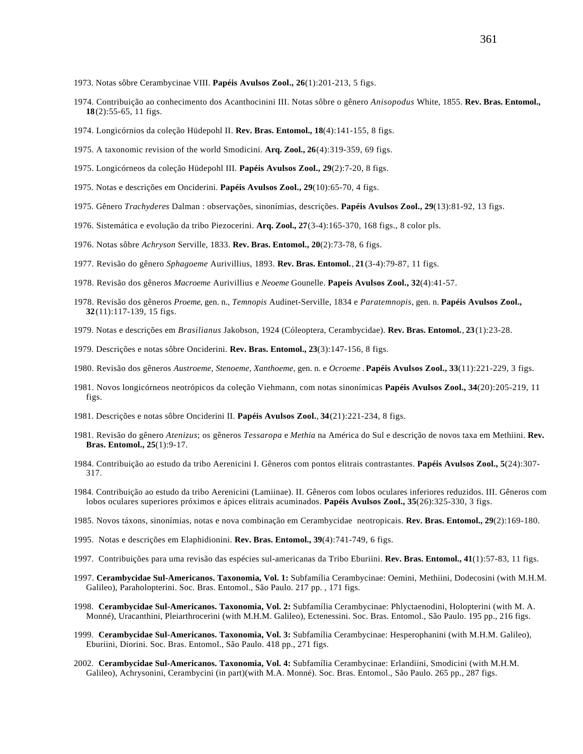1973. Notas sôbre Cerambycinae VIII. **Papéis Avulsos Zool., 26**(1):201-213, 5 figs.

1974. Contribuição ao conhecimento dos Acanthocinini III. Notas sôbre o gênero *Anisopodus* White, 1855. **Rev. Bras. Entomol., 18**(2):55-65, 11 figs.

1974. Longicórnios da coleção Hüdepohl II. **Rev. Bras. Entomol., 18**(4):141-155, 8 figs.

1975. A taxonomic revision of the world Smodicini. **Arq. Zool., 26**(4):319-359, 69 figs.

1975. Longicórneos da coleção Hüdepohl III. **Papéis Avulsos Zool., 29**(2):7-20, 8 figs.

1975. Notas e descrições em Onciderini. **Papéis Avulsos Zool., 29**(10):65-70, 4 figs.

1975. Gênero *Trachyderes* Dalman : observações, sinonímias, descrições. **Papéis Avulsos Zool., 29**(13):81-92, 13 figs.

1976. Sistemática e evolução da tribo Piezocerini. **Arq. Zool., 27**(3-4):165-370, 168 figs., 8 color pls.

1976. Notas sôbre *Achryson* Serville, 1833. **Rev. Bras. Entomol., 20**(2):73-78, 6 figs.

1977. Revisão do gênero *Sphagoeme* Aurivillius, 1893. **Rev. Bras. Entomol.**, **21**(3-4):79-87, 11 figs.

1978. Revisão dos gêneros *Macroeme* Aurivillius e *Neoeme* Gounelle. **Papeis Avulsos Zool., 32**(4):41-57.

1978. Revisão dos gêneros *Proeme*, gen. n., *Temnopis* Audinet-Serville, 1834 e *Paratemnopis*, gen. n. **Papéis Avulsos Zool., 32**(11):117-139, 15 figs.

1979. Notas e descrições em *Brasilianus* Jakobson, 1924 (Cóleoptera, Cerambycidae). **Rev. Bras. Entomol.**, **23**(1):23-28.

1979. Descrições e notas sôbre Onciderini. **Rev. Bras. Entomol., 23**(3):147-156, 8 figs.

1980. Revisão dos gêneros *Austroeme, Stenoeme, Xanthoeme*, gen. n. e *Ocroeme* . **Papéis Avulsos Zool., 33**(11):221-229, 3 figs.

1981. Novos longicórneos neotrópicos da coleção Viehmann, com notas sinonímicas **Papéis Avulsos Zool., 34**(20):205-219, 11 figs.

1981. Descrições e notas sôbre Onciderini II. **Papéis Avulsos Zool.**, **34**(21):221-234, 8 figs.

1981. Revisão do gênero *Atenizus*; os gêneros *Tessaropa* e *Methia* na América do Sul e descrição de novos taxa em Methiini. **Rev. Bras. Entomol., 25**(1):9-17.

1984. Contribuição ao estudo da tribo Aerenicini I. Gêneros com pontos elitrais contrastantes. **Papéis Avulsos Zool., 5**(24):307-317.

1984. Contribuição ao estudo da tribo Aerenicini (Lamiinae). II. Gêneros com lobos oculares inferiores reduzidos. III. Gêneros com lobos oculares superiores próximos e ápices elitrais acuminados. **Papéis Avulsos Zool., 35**(26):325-330, 3 figs.

1985. Novos táxons, sinonímias, notas e nova combinação em Cerambycidae neotropicais. **Rev. Bras. Entomol., 29**(2):169-180.

1995. Notas e descrições em Elaphidionini. **Rev. Bras. Entomol., 39**(4):741-749, 6 figs.

1997. Contribuições para uma revisão das espécies sul-americanas da Tribo Eburiini. **Rev. Bras. Entomol., 41**(1):57-83, 11 figs.

1997. **Cerambycidae Sul-Americanos. Taxonomia, Vol. 1:** Subfamília Cerambycinae: Oemini, Methiini, Dodecosini (with M.H.M. Galileo), Paraholopterini. Soc. Bras. Entomol., São Paulo. 217 pp. , 171 figs.

1998. **Cerambycidae Sul-Americanos. Taxonomia, Vol. 2:** Subfamília Cerambycinae: Phlyctaenodini, Holopterini (with M. A. Monné), Uracanthini, Pleiarthrocerini (with M.H.M. Galileo), Ectenessini. Soc. Bras. Entomol., São Paulo. 195 pp., 216 figs.

1999. **Cerambycidae Sul-Americanos. Taxonomia, Vol. 3:** Subfamília Cerambycinae: Hesperophanini (with M.H.M. Galileo), Eburiini, Diorini. Soc. Bras. Entomol., São Paulo. 418 pp., 271 figs.

2002. **Cerambycidae Sul-Americanos. Taxonomia, Vol. 4:** Subfamília Cerambycinae: Erlandiini, Smodicini (with M.H.M. Galileo), Achrysonini, Cerambycini (in part)(with M.A. Monné). Soc. Bras. Entomol., São Paulo. 265 pp., 287 figs.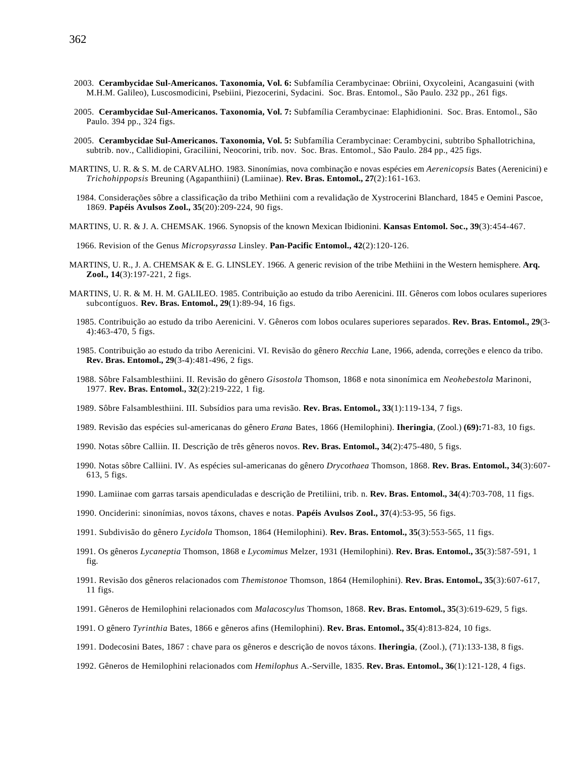2003. **Cerambycidae Sul-Americanos. Taxonomia, Vol. 6:** Subfamília Cerambycinae: Obriini, Oxycoleini, Acangasuini (with M.H.M. Galileo), Luscosmodicini, Psebiini, Piezocerini, Sydacini. Soc. Bras. Entomol., São Paulo. 232 pp., 261 figs.

2005. **Cerambycidae Sul-Americanos. Taxonomia, Vol. 7:** Subfamília Cerambycinae: Elaphidionini. Soc. Bras. Entomol., São Paulo. 394 pp., 324 figs.

2005. **Cerambycidae Sul-Americanos. Taxonomia, Vol. 5:** Subfamília Cerambycinae: Cerambycini, subtribo Sphallotrichina, subtrib. nov., Callidiopini, Graciliini, Neocorini, trib. nov. Soc. Bras. Entomol., São Paulo. 284 pp., 425 figs.

MARTINS, U. R. & S. M. de CARVALHO. 1983. Sinonímias, nova combinação e novas espécies em *Aerenicopsis* Bates (Aerenicini) e *Trichohippopsis* Breuning (Agapanthiini) (Lamiinae). **Rev. Bras. Entomol., 27**(2):161-163.

1984. Considerações sôbre a classificação da tribo Methiini com a revalidação de Xystrocerini Blanchard, 1845 e Oemini Pascoe, 1869. **Papéis Avulsos Zool., 35**(20):209-224, 90 figs.

MARTINS, U. R. & J. A. CHEMSAK. 1966. Synopsis of the known Mexican Ibidionini. **Kansas Entomol. Soc., 39**(3):454-467.

1966. Revision of the Genus *Micropsyrassa* Linsley. **Pan-Pacific Entomol., 42**(2):120-126.

MARTINS, U. R., J. A. CHEMSAK & E. G. LINSLEY. 1966. A generic revision of the tribe Methiini in the Western hemisphere. **Arq. Zool., 14**(3):197-221, 2 figs.

MARTINS, U. R. & M. H. M. GALILEO. 1985. Contribuição ao estudo da tribo Aerenicini. III. Gêneros com lobos oculares superiores subcontíguos. **Rev. Bras. Entomol., 29**(1):89-94, 16 figs.

1985. Contribuição ao estudo da tribo Aerenicini. V. Gêneros com lobos oculares superiores separados. **Rev. Bras. Entomol., 29**(3-4):463-470, 5 figs.

1985. Contribuição ao estudo da tribo Aerenicini. VI. Revisão do gênero *Recchia* Lane, 1966, adenda, correções e elenco da tribo. **Rev. Bras. Entomol., 29**(3-4):481-496, 2 figs.

1988. Sôbre Falsamblesthiini. II. Revisão do gênero *Gisostola* Thomson, 1868 e nota sinonímica em *Neohebestola* Marinoni, 1977. **Rev. Bras. Entomol., 32**(2):219-222, 1 fig.

1989. Sôbre Falsamblesthiini. III. Subsídios para uma revisão. **Rev. Bras. Entomol., 33**(1):119-134, 7 figs.

1989. Revisão das espécies sul-americanas do gênero *Erana* Bates, 1866 (Hemilophini). **Iheringia**, (Zool.) **(69):**71-83, 10 figs.

1990. Notas sôbre Calliin. II. Descrição de três gêneros novos. **Rev. Bras. Entomol., 34**(2):475-480, 5 figs.

1990. Notas sôbre Calliini. IV. As espécies sul-americanas do gênero *Drycothaea* Thomson, 1868. **Rev. Bras. Entomol., 34**(3):607-613, 5 figs.

1990. Lamiinae com garras tarsais apendiculadas e descrição de Pretiliini, trib. n. **Rev. Bras. Entomol., 34**(4):703-708, 11 figs.

1990. Onciderini: sinonímias, novos táxons, chaves e notas. **Papéis Avulsos Zool., 37**(4):53-95, 56 figs.

1991. Subdivisão do gênero *Lycidola* Thomson, 1864 (Hemilophini). **Rev. Bras. Entomol., 35**(3):553-565, 11 figs.

1991. Os gêneros *Lycaneptia* Thomson, 1868 e *Lycomimus* Melzer, 1931 (Hemilophini). **Rev. Bras. Entomol., 35**(3):587-591, 1 fig.

1991. Revisão dos gêneros relacionados com *Themistonoe* Thomson, 1864 (Hemilophini). **Rev. Bras. Entomol., 35**(3):607-617, 11 figs.

1991. Gêneros de Hemilophini relacionados com *Malacoscylus* Thomson, 1868. **Rev. Bras. Entomol., 35**(3):619-629, 5 figs.

1991. O gênero *Tyrinthia* Bates, 1866 e gêneros afins (Hemilophini). **Rev. Bras. Entomol., 35**(4):813-824, 10 figs.

1991. Dodecosini Bates, 1867 : chave para os gêneros e descrição de novos táxons. **Iheringia**, (Zool.), (71):133-138, 8 figs.

1992. Gêneros de Hemilophini relacionados com *Hemilophus* A.-Serville, 1835. **Rev. Bras. Entomol., 36**(1):121-128, 4 figs.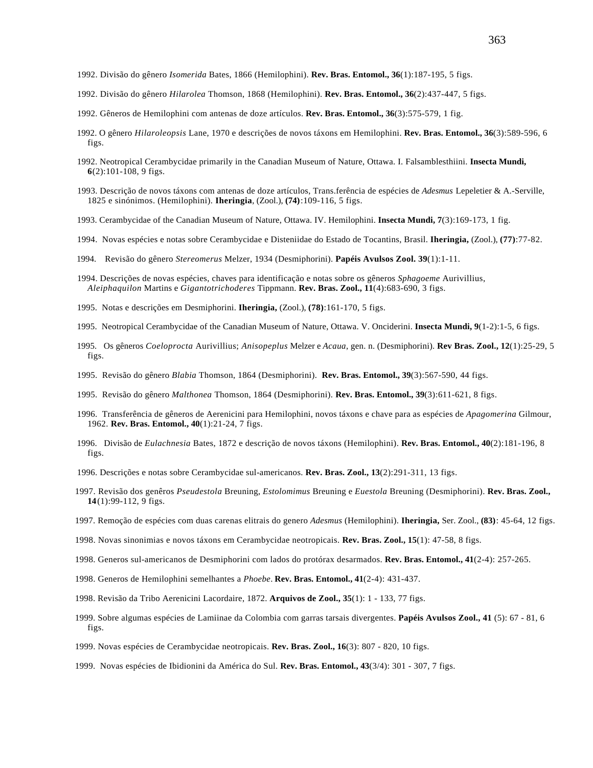1992. Divisão do gênero *Isomerida* Bates, 1866 (Hemilophini). **Rev. Bras. Entomol., 36**(1):187-195, 5 figs.

1992. Divisão do gênero *Hilarolea* Thomson, 1868 (Hemilophini). **Rev. Bras. Entomol., 36**(2):437-447, 5 figs.

1992. Gêneros de Hemilophini com antenas de doze artículos. **Rev. Bras. Entomol., 36**(3):575-579, 1 fig.

1992. O gênero *Hilaroleopsis* Lane, 1970 e descrições de novos táxons em Hemilophini. **Rev. Bras. Entomol., 36**(3):589-596, 6 figs.

1992. Neotropical Cerambycidae primarily in the Canadian Museum of Nature, Ottawa. I. Falsamblesthiini. **Insecta Mundi, 6**(2):101-108, 9 figs.

1993. Descrição de novos táxons com antenas de doze artículos, Trans.ferência de espécies de *Adesmus* Lepeletier & A.-Serville, 1825 e sinónimos. (Hemilophini). **Iheringia**, (Zool.), **(74)**:109-116, 5 figs.

1993. Cerambycidae of the Canadian Museum of Nature, Ottawa. IV. Hemilophini. **Insecta Mundi, 7**(3):169-173, 1 fig.

1994. Novas espécies e notas sobre Cerambycidae e Disteniidae do Estado de Tocantins, Brasil. **Iheringia,** (Zool.), **(77)**:77-82.

1994. Revisão do gênero *Stereomerus* Melzer, 1934 (Desmiphorini). **Papéis Avulsos Zool. 39**(1):1-11.

1994. Descrições de novas espécies, chaves para identificação e notas sobre os gêneros *Sphagoeme* Aurivillius, *Aleiphaquilon* Martins e *Gigantotrichoderes* Tippmann. **Rev. Bras. Zool., 11**(4):683-690, 3 figs.

1995. Notas e descrições em Desmiphorini. **Iheringia,** (Zool.), **(78)**:161-170, 5 figs.

1995. Neotropical Cerambycidae of the Canadian Museum of Nature, Ottawa. V. Onciderini. **Insecta Mundi, 9**(1-2):1-5, 6 figs.

1995. Os gêneros *Coeloprocta* Aurivillius; *Anisopeplus* Melzer e *Acaua*, gen. n. (Desmiphorini). **Rev Bras. Zool., 12**(1):25-29, 5 figs.

1995. Revisão do gênero *Blabia* Thomson, 1864 (Desmiphorini). **Rev. Bras. Entomol., 39**(3):567-590, 44 figs.

1995. Revisão do gênero *Malthonea* Thomson, 1864 (Desmiphorini). **Rev. Bras. Entomol., 39**(3):611-621, 8 figs.

1996. Transferência de gêneros de Aerenicini para Hemilophini, novos táxons e chave para as espécies de *Apagomerina* Gilmour, 1962. **Rev. Bras. Entomol., 40**(1):21-24, 7 figs.

1996. Divisão de *Eulachnesia* Bates, 1872 e descrição de novos táxons (Hemilophini). **Rev. Bras. Entomol., 40**(2):181-196, 8 figs.

1996. Descrições e notas sobre Cerambycidae sul-americanos. **Rev. Bras. Zool., 13**(2):291-311, 13 figs.

1997. Revisão dos genêros *Pseudestola* Breuning, *Estolomimus* Breuning e *Euestola* Breuning (Desmiphorini). **Rev. Bras. Zool., 14**(1):99-112, 9 figs.

1997. Remoção de espécies com duas carenas elitrais do genero *Adesmus* (Hemilophini). **Iheringia,** Ser. Zool., **(83)**: 45-64, 12 figs.

1998. Novas sinonimias e novos táxons em Cerambycidae neotropicais. **Rev. Bras. Zool., 15**(1): 47-58, 8 figs.

1998. Generos sul-americanos de Desmiphorini com lados do protórax desarmados. **Rev. Bras. Entomol., 41**(2-4): 257-265.

1998. Generos de Hemilophini semelhantes a *Phoebe*. **Rev. Bras. Entomol., 41**(2-4): 431-437.

1998. Revisão da Tribo Aerenicini Lacordaire, 1872. **Arquivos de Zool., 35**(1): 1 - 133, 77 figs.

1999. Sobre algumas espécies de Lamiinae da Colombia com garras tarsais divergentes. **Papéis Avulsos Zool., 41** (5): 67 - 81, 6 figs.

1999. Novas espécies de Cerambycidae neotropicais. **Rev. Bras. Zool., 16**(3): 807 - 820, 10 figs.

1999. Novas espécies de Ibidionini da América do Sul. **Rev. Bras. Entomol., 43**(3/4): 301 - 307, 7 figs.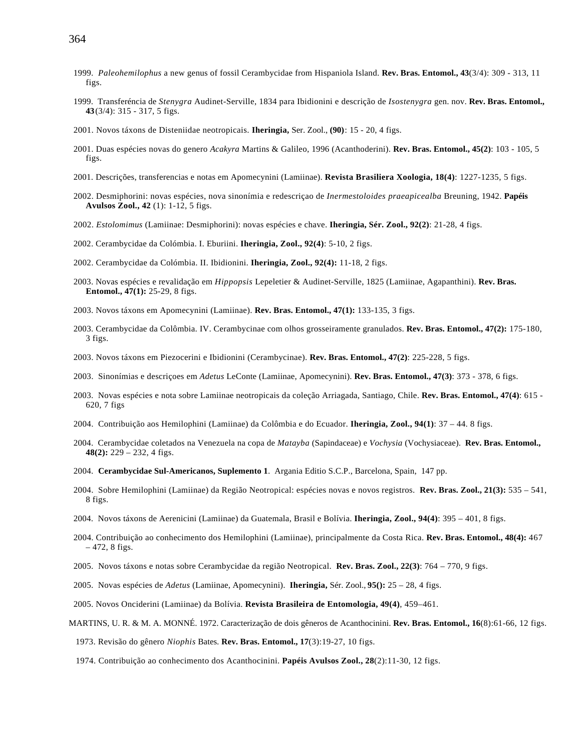1999. *Paleohemilophus* a new genus of fossil Cerambycidae from Hispaniola Island. **Rev. Bras. Entomol., 43**(3/4): 309 - 313, 11 figs.

1999. Transferéncia de *Stenygra* Audinet-Serville, 1834 para Ibidionini e descrição de *Isostenygra* gen. nov. **Rev. Bras. Entomol., 43**(3/4): 315 - 317, 5 figs.

2001. Novos táxons de Disteniidae neotropicais. **Iheringia,** Ser. Zool., **(90)**: 15 - 20, 4 figs.

2001. Duas espécies novas do genero *Acakyra* Martins & Galileo, 1996 (Acanthoderini). **Rev. Bras. Entomol., 45(2)**: 103 - 105, 5 figs.

2001. Descrições, transferencias e notas em Apomecynini (Lamiinae). **Revista Brasiliera Xoologia, 18(4)**: 1227-1235, 5 figs.

2002. Desmiphorini: novas espécies, nova sinonímia e redescriçao de *Inermestoloides praeapicealba* Breuning, 1942. **Papéis Avulsos Zool., 42** (1): 1-12, 5 figs.

2002. *Estolomimus* (Lamiinae: Desmiphorini): novas espécies e chave. **Iheringia, Sér. Zool., 92(2)**: 21-28, 4 figs.

2002. Cerambycidae da Colómbia. I. Eburiini. **Iheringia, Zool., 92(4)**: 5-10, 2 figs.

2002. Cerambycidae da Colómbia. II. Ibidionini. **Iheringia, Zool., 92(4):** 11-18, 2 figs.

2003. Novas espécies e revalidação em *Hippopsis* Lepeletier & Audinet-Serville, 1825 (Lamiinae, Agapanthini). **Rev. Bras. Entomol., 47(1):** 25-29, 8 figs.

2003. Novos táxons em Apomecynini (Lamiinae). **Rev. Bras. Entomol., 47(1):** 133-135, 3 figs.

2003. Cerambycidae da Colômbia. IV. Cerambycinae com olhos grosseiramente granulados. **Rev. Bras. Entomol., 47(2):** 175-180, 3 figs.

2003. Novos táxons em Piezocerini e Ibidionini (Cerambycinae). **Rev. Bras. Entomol., 47(2)**: 225-228, 5 figs.

2003. Sinonímias e descriçoes em *Adetus* LeConte (Lamiinae, Apomecynini). **Rev. Bras. Entomol., 47(3)**: 373 - 378, 6 figs.

2003. Novas espécies e nota sobre Lamiinae neotropicais da coleção Arriagada, Santiago, Chile. **Rev. Bras. Entomol., 47(4)**: 615 - 620, 7 figs

2004. Contribuição aos Hemilophini (Lamiinae) da Colômbia e do Ecuador. **Iheringia, Zool., 94(1)**: 37 – 44. 8 figs.

2004. Cerambycidae coletados na Venezuela na copa de *Matayba* (Sapindaceae) e *Vochysia* (Vochysiaceae). **Rev. Bras. Entomol., 48(2):** 229 – 232, 4 figs.

2004. **Cerambycidae Sul-Americanos, Suplemento 1**. Argania Editio S.C.P., Barcelona, Spain, 147 pp.

2004. Sobre Hemilophini (Lamiinae) da Região Neotropical: espécies novas e novos registros. **Rev. Bras. Zool., 21(3):** 535 – 541, 8 figs.

2004. Novos táxons de Aerenicini (Lamiinae) da Guatemala, Brasil e Bolívia. **Iheringia, Zool., 94(4)**: 395 – 401, 8 figs.

2004. Contribuição ao conhecimento dos Hemilophini (Lamiinae), principalmente da Costa Rica. **Rev. Bras. Entomol., 48(4):** 467 – 472, 8 figs.

2005. Novos táxons e notas sobre Cerambycidae da região Neotropical. **Rev. Bras. Zool., 22(3)**: 764 – 770, 9 figs.

2005. Novas espécies de *Adetus* (Lamiinae, Apomecynini). **Iheringia,** Sér. Zool., **95():** 25 – 28, 4 figs.

2005. Novos Onciderini (Lamiinae) da Bolívia. **Revista Brasileira de Entomologia, 49(4)**, 459–461.

MARTINS, U. R. & M. A. MONNÉ. 1972. Caracterização de dois gêneros de Acanthocinini. **Rev. Bras. Entomol., 16**(8):61-66, 12 figs.

1973. Revisão do gênero *Niophis* Bates. **Rev. Bras. Entomol., 17**(3):19-27, 10 figs.

1974. Contribuição ao conhecimento dos Acanthocinini. **Papéis Avulsos Zool., 28**(2):11-30, 12 figs.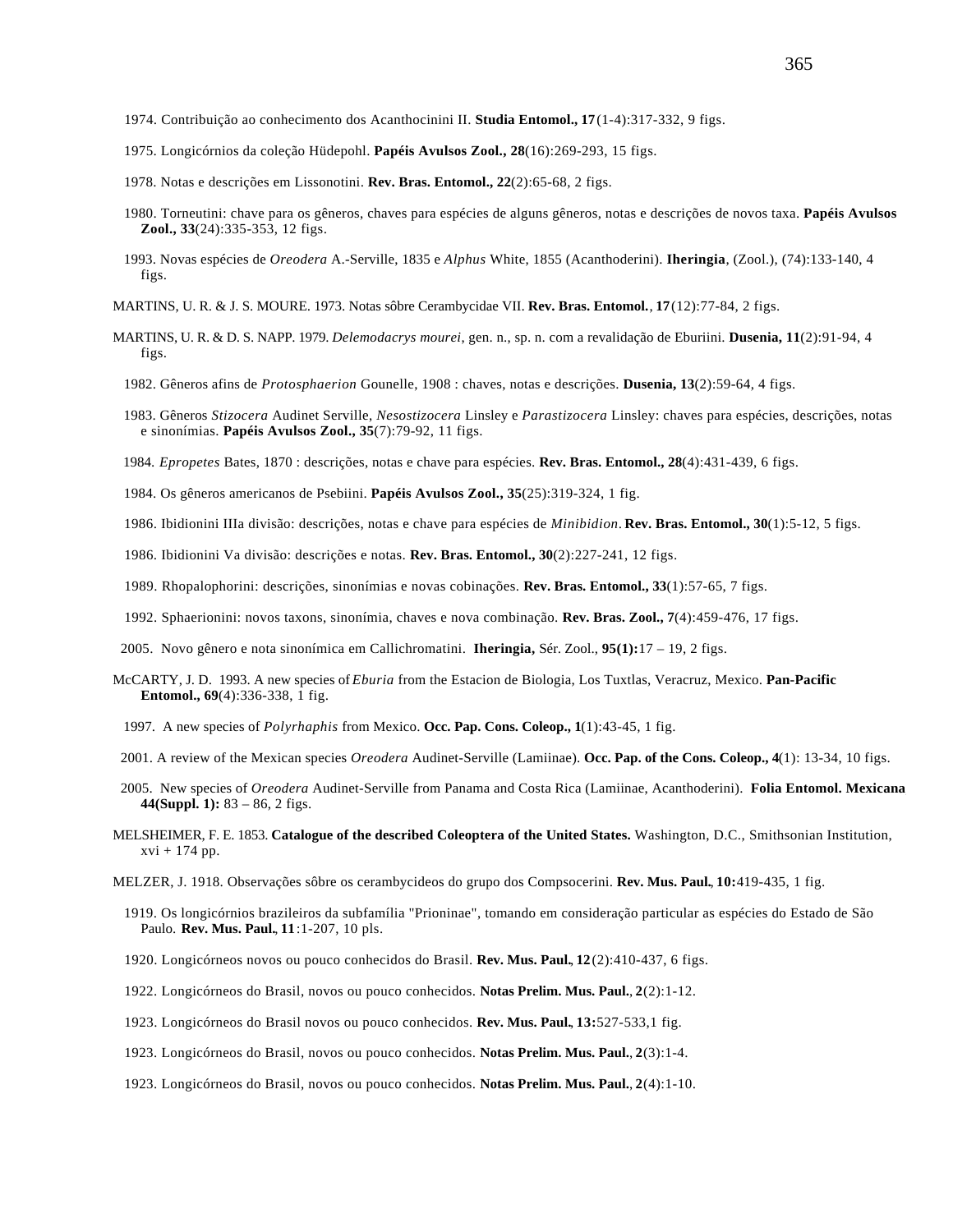1974. Contribuição ao conhecimento dos Acanthocinini II. **Studia Entomol., 17**(1-4):317-332, 9 figs.

1975. Longicórnios da coleção Hüdepohl. **Papéis Avulsos Zool., 28**(16):269-293, 15 figs.

1978. Notas e descrições em Lissonotini. **Rev. Bras. Entomol., 22**(2):65-68, 2 figs.

1980. Torneutini: chave para os gêneros, chaves para espécies de alguns gêneros, notas e descrições de novos taxa. **Papéis Avulsos Zool., 33**(24):335-353, 12 figs.

1993. Novas espécies de *Oreodera* A.-Serville, 1835 e *Alphus* White, 1855 (Acanthoderini). **Iheringia**, (Zool.), (74):133-140, 4 figs.

MARTINS, U. R. & J. S. MOURE. 1973. Notas sôbre Cerambycidae VII. **Rev. Bras. Entomol.**, **17**(12):77-84, 2 figs.

MARTINS, U. R. & D. S. NAPP. 1979. *Delemodacrys mourei*, gen. n., sp. n. com a revalidação de Eburiini. **Dusenia, 11**(2):91-94, 4 figs.

1982. Gêneros afins de *Protosphaerion* Gounelle, 1908 : chaves, notas e descrições. **Dusenia, 13**(2):59-64, 4 figs.

1983. Gêneros *Stizocera* Audinet Serville, *Nesostizocera* Linsley e *Parastizocera* Linsley: chaves para espécies, descrições, notas e sinonímias. **Papéis Avulsos Zool., 35**(7):79-92, 11 figs.

1984. *Epropetes* Bates, 1870 : descrições, notas e chave para espécies. **Rev. Bras. Entomol., 28**(4):431-439, 6 figs.

1984. Os gêneros americanos de Psebiini. **Papéis Avulsos Zool., 35**(25):319-324, 1 fig.

1986. Ibidionini IIIa divisão: descrições, notas e chave para espécies de *Minibidion*. **Rev. Bras. Entomol., 30**(1):5-12, 5 figs.

1986. Ibidionini Va divisão: descrições e notas. **Rev. Bras. Entomol., 30**(2):227-241, 12 figs.

1989. Rhopalophorini: descrições, sinonímias e novas cobinações. **Rev. Bras. Entomol., 33**(1):57-65, 7 figs.

1992. Sphaerionini: novos taxons, sinonímia, chaves e nova combinação. **Rev. Bras. Zool., 7**(4):459-476, 17 figs.

2005. Novo gênero e nota sinonímica em Callichromatini. **Iheringia,** Sér. Zool., **95(1):**17 – 19, 2 figs.

McCARTY, J. D. 1993. A new species of *Eburia* from the Estacion de Biologia, Los Tuxtlas, Veracruz, Mexico. **Pan-Pacific Entomol., 69**(4):336-338, 1 fig.

1997. A new species of *Polyrhaphis* from Mexico. **Occ. Pap. Cons. Coleop., 1**(1):43-45, 1 fig.

2001. A review of the Mexican species *Oreodera* Audinet-Serville (Lamiinae). **Occ. Pap. of the Cons. Coleop., 4**(1): 13-34, 10 figs.

2005. New species of *Oreodera* Audinet-Serville from Panama and Costa Rica (Lamiinae, Acanthoderini). **Folia Entomol. Mexicana 44(Suppl. 1):** 83 – 86, 2 figs.

MELSHEIMER, F. E. 1853. **Catalogue of the described Coleoptera of the United States.** Washington, D.C., Smithsonian Institution, xvi + 174 pp.

MELZER, J. 1918. Observações sôbre os cerambycideos do grupo dos Compsocerini. **Rev. Mus. Paul., 10:**419-435, 1 fig.

1919. Os longicórnios brazileiros da subfamília "Prioninae", tomando em consideração particular as espécies do Estado de São Paulo. **Rev. Mus. Paul., 11**:1-207, 10 pls.

1920. Longicórneos novos ou pouco conhecidos do Brasil. **Rev. Mus. Paul., 12**(2):410-437, 6 figs.

1922. Longicórneos do Brasil, novos ou pouco conhecidos. **Notas Prelim. Mus. Paul.**, **2**(2):1-12.

1923. Longicórneos do Brasil novos ou pouco conhecidos. **Rev. Mus. Paul., 13:**527-533,1 fig.

1923. Longicórneos do Brasil, novos ou pouco conhecidos. **Notas Prelim. Mus. Paul.**, **2**(3):1-4.

1923. Longicórneos do Brasil, novos ou pouco conhecidos. **Notas Prelim. Mus. Paul.**, **2**(4):1-10.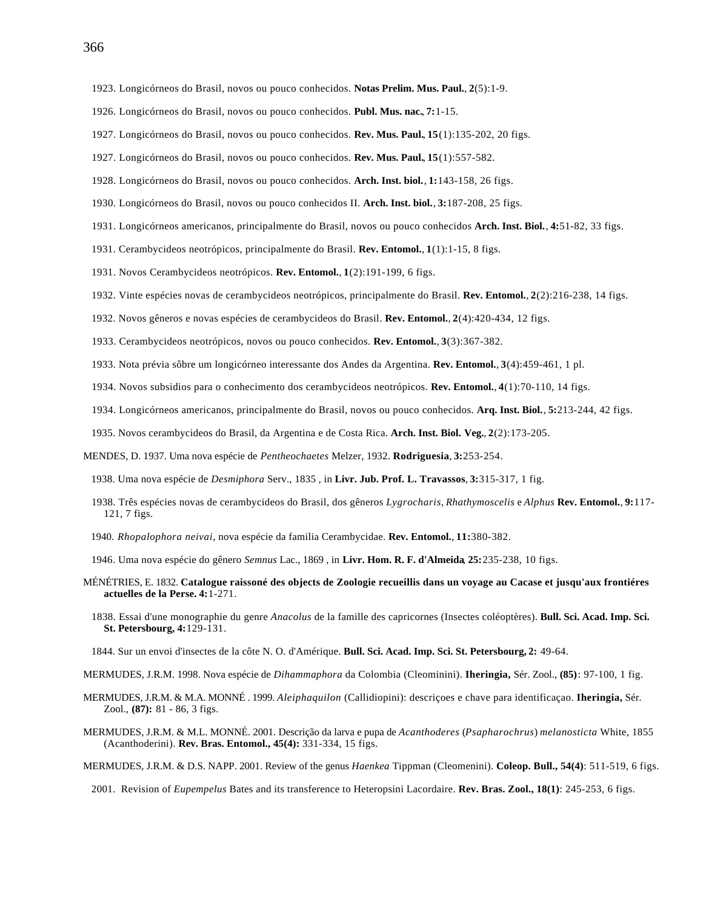1923. Longicórneos do Brasil, novos ou pouco conhecidos. **Notas Prelim. Mus. Paul.**, **2**(5):1-9.

1926. Longicórneos do Brasil, novos ou pouco conhecidos. **Publ. Mus. nac.**, **7:**1-15.

1927. Longicórneos do Brasil, novos ou pouco conhecidos. **Rev. Mus. Paul.**, **15**(1):135-202, 20 figs.

1927. Longicórneos do Brasil, novos ou pouco conhecidos. **Rev. Mus. Paul.**, **15**(1):557-582.

1928. Longicórneos do Brasil, novos ou pouco conhecidos. **Arch. Inst. biol.**, **1:**143-158, 26 figs.

1930. Longicórneos do Brasil, novos ou pouco conhecidos II. **Arch. Inst. biol.**, **3:**187-208, 25 figs.

1931. Longicórneos americanos, principalmente do Brasil, novos ou pouco conhecidos **Arch. Inst. Biol.**, **4:**51-82, 33 figs.

1931. Cerambycideos neotrópicos, principalmente do Brasil. **Rev. Entomol.**, **1**(1):1-15, 8 figs.

1931. Novos Cerambycideos neotrópicos. **Rev. Entomol.**, **1**(2):191-199, 6 figs.

1932. Vinte espécies novas de cerambycideos neotrópicos, principalmente do Brasil. **Rev. Entomol.**, **2**(2):216-238, 14 figs.

1932. Novos gêneros e novas espécies de cerambycideos do Brasil. **Rev. Entomol.**, **2**(4):420-434, 12 figs.

1933. Cerambycideos neotrópicos, novos ou pouco conhecidos. **Rev. Entomol.**, **3**(3):367-382.

1933. Nota prévia sôbre um longicórneo interessante dos Andes da Argentina. **Rev. Entomol.**, **3**(4):459-461, 1 pl.

1934. Novos subsidios para o conhecimento dos cerambycideos neotrópicos. **Rev. Entomol.**, **4**(1):70-110, 14 figs.

1934. Longicórneos americanos, principalmente do Brasil, novos ou pouco conhecidos. **Arq. Inst. Biol.**, **5:**213-244, 42 figs.

1935. Novos cerambycideos do Brasil, da Argentina e de Costa Rica. **Arch. Inst. Biol. Veg.**, **2**(2):173-205.

MENDES, D. 1937. Uma nova espécie de *Pentheochaetes* Melzer, 1932. **Rodriguesia**, **3:**253-254.

1938. Uma nova espécie de *Desmiphora* Serv., 1835 , in **Livr. Jub. Prof. L. Travassos**, **3:**315-317, 1 fig.

1938. Três espécies novas de cerambycideos do Brasil, dos gêneros *Lygrocharis*, *Rhathymoscelis* e *Alphus* **Rev. Entomol.**, **9:**117-121, 7 figs.

1940. *Rhopalophora neivai*, nova espécie da familia Cerambycidae. **Rev. Entomol.**, **11:**380-382.

1946. Uma nova espécie do gênero *Semnus* Lac., 1869 , in **Livr. Hom. R. F. d'Almeida**, **25:**235-238, 10 figs.

MÉNÉTRIES, E. 1832. **Catalogue raissoné des objects de Zoologie recueillis dans un voyage au Cacase et jusqu'aux frontiéres actuelles de la Perse. 4:**1-271.

1838. Essai d'une monographie du genre *Anacolus* de la famille des capricornes (Insectes coléoptères). **Bull. Sci. Acad. Imp. Sci. St. Petersbourg, 4:**129-131.

1844. Sur un envoi d'insectes de la côte N. O. d'Amérique. **Bull. Sci. Acad. Imp. Sci. St. Petersbourg, 2:** 49-64.

MERMUDES, J.R.M. 1998. Nova espécie de *Dihammaphora* da Colombia (Cleominini). **Iheringia,** Sér. Zool., **(85)**: 97-100, 1 fig.

MERMUDES, J.R.M. & M.A. MONNÉ . 1999. *Aleiphaquilon* (Callidiopini): descriçoes e chave para identificaçao. **Iheringia,** Sér. Zool., **(87):** 81 - 86, 3 figs.

MERMUDES, J.R.M. & M.L. MONNÉ. 2001. Descrição da larva e pupa de *Acanthoderes* (*Psapharochrus*) *melanosticta* White, 1855 (Acanthoderini). **Rev. Bras. Entomol., 45(4):** 331-334, 15 figs.

MERMUDES, J.R.M. & D.S. NAPP. 2001. Review of the genus *Haenkea* Tippman (Cleomenini). **Coleop. Bull., 54(4)**: 511-519, 6 figs.

2001. Revision of *Eupempelus* Bates and its transference to Heteropsini Lacordaire. **Rev. Bras. Zool., 18(1)**: 245-253, 6 figs.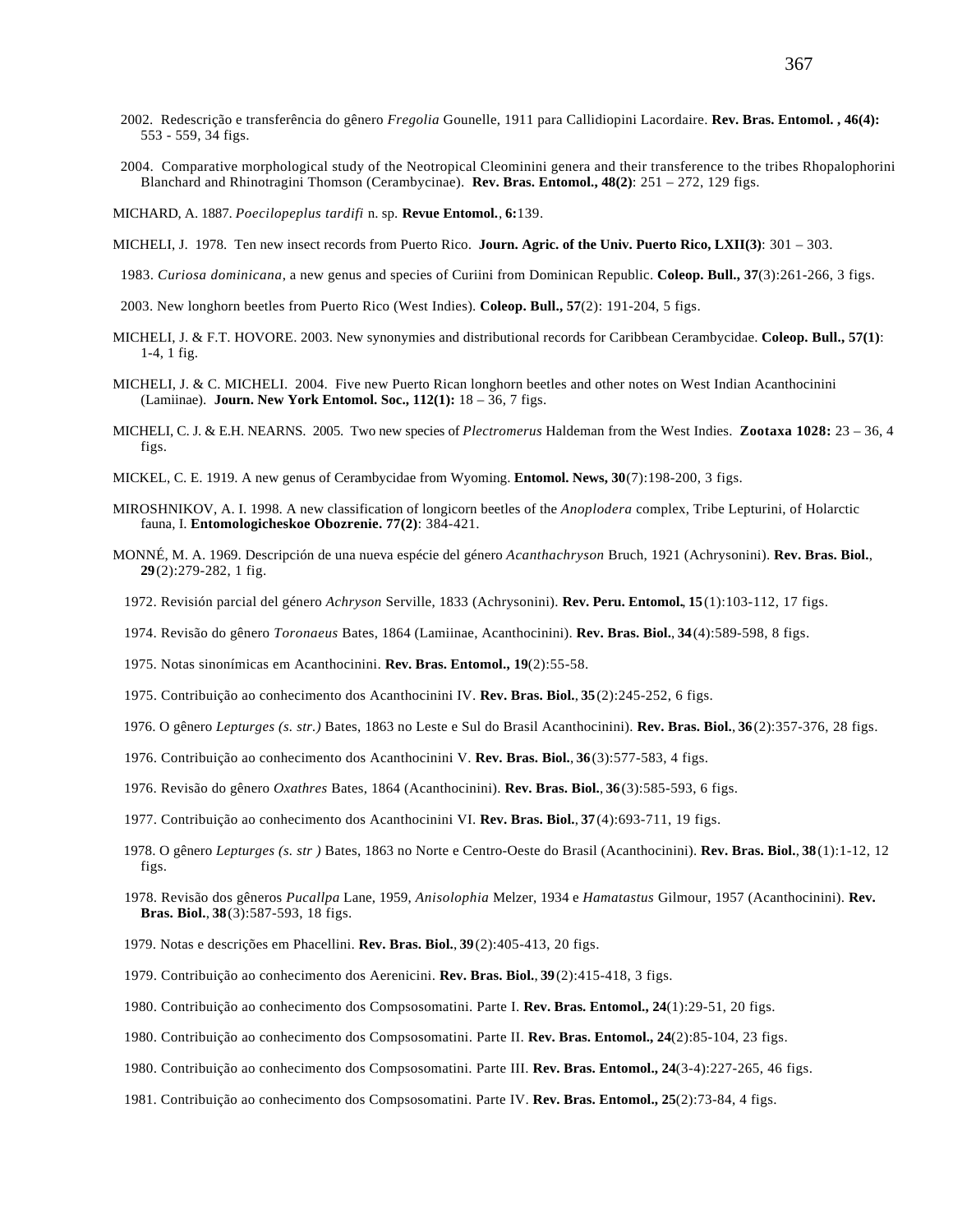2002. Redescrição e transferência do gênero *Fregolia* Gounelle, 1911 para Callidiopini Lacordaire. **Rev. Bras. Entomol. , 46(4):** 553 - 559, 34 figs.

2004. Comparative morphological study of the Neotropical Cleominini genera and their transference to the tribes Rhopalophorini Blanchard and Rhinotragini Thomson (Cerambycinae). **Rev. Bras. Entomol., 48(2)**: 251 – 272, 129 figs.

MICHARD, A. 1887. *Poecilopeplus tardifi* n. sp. **Revue Entomol.**, **6:**139.

MICHELI, J. 1978. Ten new insect records from Puerto Rico. **Journ. Agric. of the Univ. Puerto Rico, LXII(3)**: 301 – 303.

1983. *Curiosa dominicana*, a new genus and species of Curiini from Dominican Republic. **Coleop. Bull., 37**(3):261-266, 3 figs.

2003. New longhorn beetles from Puerto Rico (West Indies). **Coleop. Bull., 57**(2): 191-204, 5 figs.

MICHELI, J. & F.T. HOVORE. 2003. New synonymies and distributional records for Caribbean Cerambycidae. **Coleop. Bull., 57(1)**: 1-4, 1 fig.

MICHELI, J. & C. MICHELI. 2004. Five new Puerto Rican longhorn beetles and other notes on West Indian Acanthocinini (Lamiinae). **Journ. New York Entomol. Soc., 112(1):** 18 – 36, 7 figs.

MICHELI, C. J. & E.H. NEARNS. 2005. Two new species of *Plectromerus* Haldeman from the West Indies. **Zootaxa 1028:** 23 – 36, 4 figs.

MICKEL, C. E. 1919. A new genus of Cerambycidae from Wyoming. **Entomol. News, 30**(7):198-200, 3 figs.

MIROSHNIKOV, A. I. 1998. A new classification of longicorn beetles of the *Anoplodera* complex, Tribe Lepturini, of Holarctic fauna, I. **Entomologicheskoe Obozrenie. 77(2)**: 384-421.

MONNÉ, M. A. 1969. Descripción de una nueva espécie del género *Acanthachryson* Bruch, 1921 (Achrysonini). **Rev. Bras. Biol.**, **29**(2):279-282, 1 fig.

1972. Revisión parcial del género *Achryson* Serville, 1833 (Achrysonini). **Rev. Peru. Entomol., 15**(1):103-112, 17 figs.

1974. Revisão do gênero *Toronaeus* Bates, 1864 (Lamiinae, Acanthocinini). **Rev. Bras. Biol.**, **34**(4):589-598, 8 figs.

1975. Notas sinonímicas em Acanthocinini. **Rev. Bras. Entomol., 19**(2):55-58.

1975. Contribuição ao conhecimento dos Acanthocinini IV. **Rev. Bras. Biol.**, **35**(2):245-252, 6 figs.

1976. O gênero *Lepturges (s. str.)* Bates, 1863 no Leste e Sul do Brasil Acanthocinini). **Rev. Bras. Biol.**, **36**(2):357-376, 28 figs.

1976. Contribuição ao conhecimento dos Acanthocinini V. **Rev. Bras. Biol.**, **36**(3):577-583, 4 figs.

1976. Revisão do gênero *Oxathres* Bates, 1864 (Acanthocinini). **Rev. Bras. Biol.**, **36**(3):585-593, 6 figs.

1977. Contribuição ao conhecimento dos Acanthocinini VI. **Rev. Bras. Biol.**, **37**(4):693-711, 19 figs.

1978. O gênero *Lepturges (s. str )* Bates, 1863 no Norte e Centro-Oeste do Brasil (Acanthocinini). **Rev. Bras. Biol.**, **38**(1):1-12, 12 figs.

1978. Revisão dos gêneros *Pucallpa* Lane, 1959, *Anisolophia* Melzer, 1934 e *Hamatastus* Gilmour, 1957 (Acanthocinini). **Rev. Bras. Biol.**, **38**(3):587-593, 18 figs.

1979. Notas e descrições em Phacellini. **Rev. Bras. Biol.**, **39**(2):405-413, 20 figs.

1979. Contribuição ao conhecimento dos Aerenicini. **Rev. Bras. Biol.**, **39**(2):415-418, 3 figs.

1980. Contribuição ao conhecimento dos Compsosomatini. Parte I. **Rev. Bras. Entomol., 24**(1):29-51, 20 figs.

1980. Contribuição ao conhecimento dos Compsosomatini. Parte II. **Rev. Bras. Entomol., 24**(2):85-104, 23 figs.

1980. Contribuição ao conhecimento dos Compsosomatini. Parte III. **Rev. Bras. Entomol., 24**(3-4):227-265, 46 figs.

1981. Contribuição ao conhecimento dos Compsosomatini. Parte IV. **Rev. Bras. Entomol., 25**(2):73-84, 4 figs.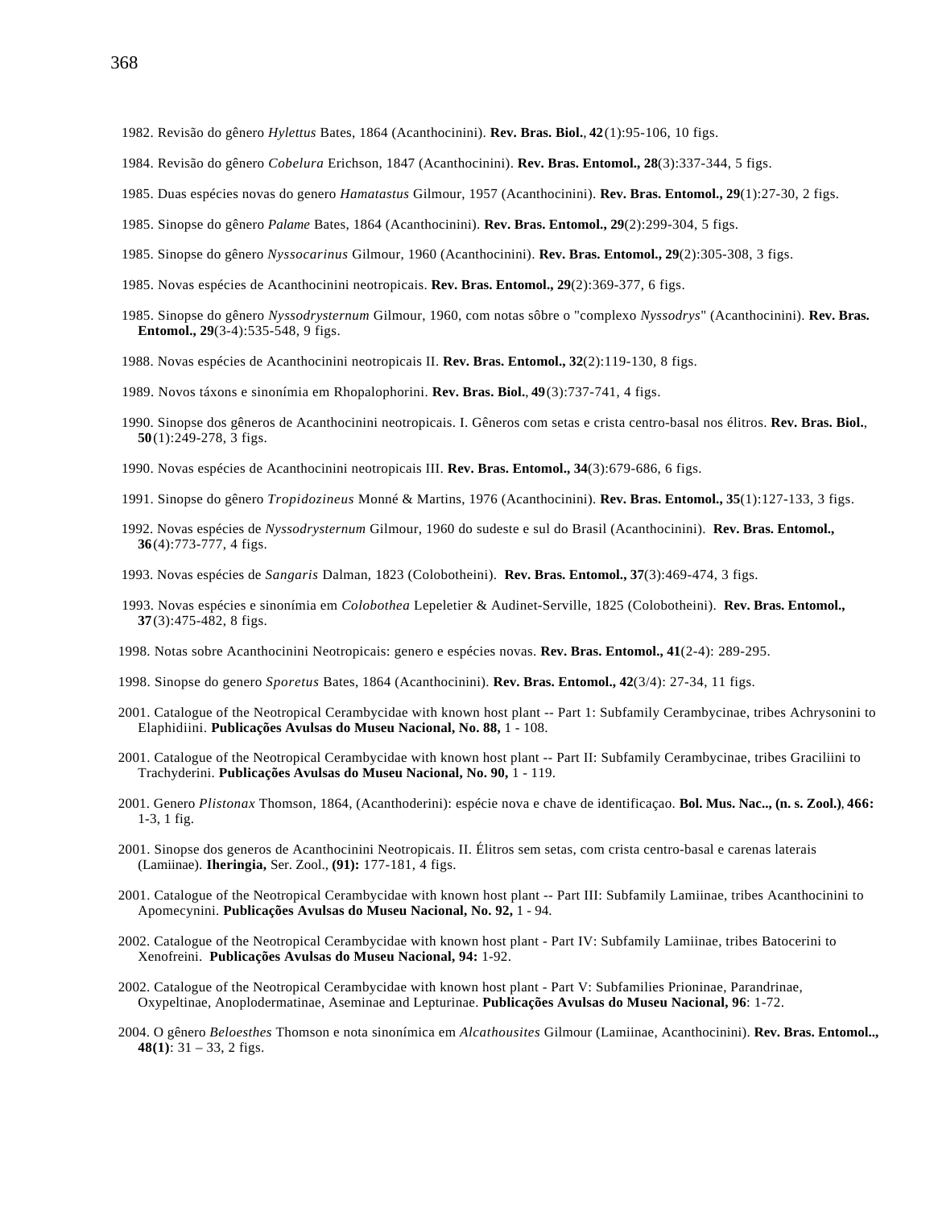1982. Revisão do gênero *Hylettus* Bates, 1864 (Acanthocinini). **Rev. Bras. Biol.**, **42**(1):95-106, 10 figs.

1984. Revisão do gênero *Cobelura* Erichson, 1847 (Acanthocinini). **Rev. Bras. Entomol., 28**(3):337-344, 5 figs.

1985. Duas espécies novas do genero *Hamatastus* Gilmour, 1957 (Acanthocinini). **Rev. Bras. Entomol., 29**(1):27-30, 2 figs.

1985. Sinopse do gênero *Palame* Bates, 1864 (Acanthocinini). **Rev. Bras. Entomol., 29**(2):299-304, 5 figs.

1985. Sinopse do gênero *Nyssocarinus* Gilmour, 1960 (Acanthocinini). **Rev. Bras. Entomol., 29**(2):305-308, 3 figs.

1985. Novas espécies de Acanthocinini neotropicais. **Rev. Bras. Entomol., 29**(2):369-377, 6 figs.

1985. Sinopse do gênero *Nyssodrysternum* Gilmour, 1960, com notas sôbre o "complexo *Nyssodrys*" (Acanthocinini). **Rev. Bras. Entomol., 29**(3-4):535-548, 9 figs.

1988. Novas espécies de Acanthocinini neotropicais II. **Rev. Bras. Entomol., 32**(2):119-130, 8 figs.

1989. Novos táxons e sinonímia em Rhopalophorini. **Rev. Bras. Biol.**, **49**(3):737-741, 4 figs.

1990. Sinopse dos gêneros de Acanthocinini neotropicais. I. Gêneros com setas e crista centro-basal nos élitros. **Rev. Bras. Biol.**, **50**(1):249-278, 3 figs.

1990. Novas espécies de Acanthocinini neotropicais III. **Rev. Bras. Entomol., 34**(3):679-686, 6 figs.

1991. Sinopse do gênero *Tropidozineus* Monné & Martins, 1976 (Acanthocinini). **Rev. Bras. Entomol., 35**(1):127-133, 3 figs.

1992. Novas espécies de *Nyssodrysternum* Gilmour, 1960 do sudeste e sul do Brasil (Acanthocinini). **Rev. Bras. Entomol., 36**(4):773-777, 4 figs.

1993. Novas espécies de *Sangaris* Dalman, 1823 (Colobotheini). **Rev. Bras. Entomol., 37**(3):469-474, 3 figs.

1993. Novas espécies e sinonímia em *Colobothea* Lepeletier & Audinet-Serville, 1825 (Colobotheini). **Rev. Bras. Entomol., 37**(3):475-482, 8 figs.

1998. Notas sobre Acanthocinini Neotropicais: genero e espécies novas. **Rev. Bras. Entomol., 41**(2-4): 289-295.

1998. Sinopse do genero *Sporetus* Bates, 1864 (Acanthocinini). **Rev. Bras. Entomol., 42**(3/4): 27-34, 11 figs.

2001. Catalogue of the Neotropical Cerambycidae with known host plant -- Part 1: Subfamily Cerambycinae, tribes Achrysonini to Elaphidiini. **Publicações Avulsas do Museu Nacional, No. 88,** 1 - 108.

2001. Catalogue of the Neotropical Cerambycidae with known host plant -- Part II: Subfamily Cerambycinae, tribes Graciliini to Trachyderini. **Publicações Avulsas do Museu Nacional, No. 90,** 1 - 119.

2001. Genero *Plistonax* Thomson, 1864, (Acanthoderini): espécie nova e chave de identificaçao. **Bol. Mus. Nac.., (n. s. Zool.)**, **466:** 1-3, 1 fig.

2001. Sinopse dos generos de Acanthocinini Neotropicais. II. Élitros sem setas, com crista centro-basal e carenas laterais (Lamiinae). **Iheringia,** Ser. Zool., **(91):** 177-181, 4 figs.

2001. Catalogue of the Neotropical Cerambycidae with known host plant -- Part III: Subfamily Lamiinae, tribes Acanthocinini to Apomecynini. **Publicações Avulsas do Museu Nacional, No. 92,** 1 - 94.

2002. Catalogue of the Neotropical Cerambycidae with known host plant - Part IV: Subfamily Lamiinae, tribes Batocerini to Xenofreini. **Publicações Avulsas do Museu Nacional, 94:** 1-92.

2002. Catalogue of the Neotropical Cerambycidae with known host plant - Part V: Subfamilies Prioninae, Parandrinae, Oxypeltinae, Anoplodermatinae, Aseminae and Lepturinae. **Publicações Avulsas do Museu Nacional, 96**: 1-72.

2004. O gênero *Beloesthes* Thomson e nota sinonímica em *Alcathousites* Gilmour (Lamiinae, Acanthocinini). **Rev. Bras. Entomol.., 48(1)**: 31 – 33, 2 figs.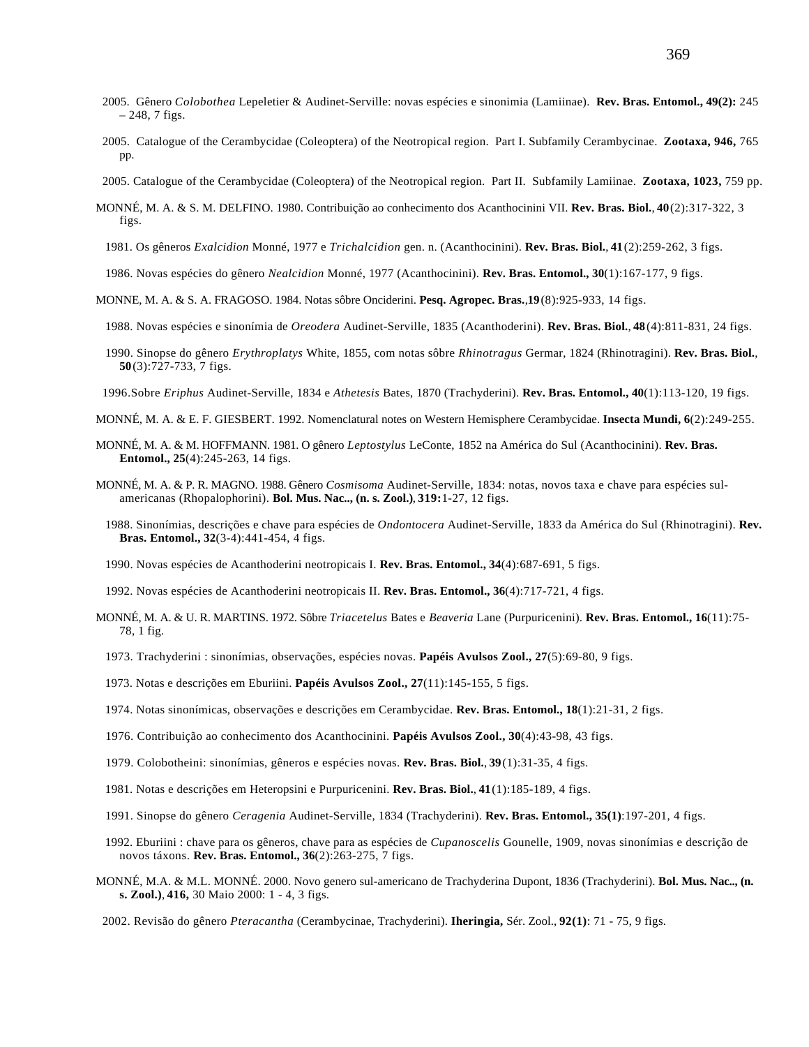2005. Gênero *Colobothea* Lepeletier & Audinet-Serville: novas espécies e sinonimia (Lamiinae). **Rev. Bras. Entomol., 49(2):** 245 – 248, 7 figs.

2005. Catalogue of the Cerambycidae (Coleoptera) of the Neotropical region. Part I. Subfamily Cerambycinae. **Zootaxa, 946,** 765 pp.

2005. Catalogue of the Cerambycidae (Coleoptera) of the Neotropical region. Part II. Subfamily Lamiinae. **Zootaxa, 1023,** 759 pp.

MONNÉ, M. A. & S. M. DELFINO. 1980. Contribuição ao conhecimento dos Acanthocinini VII. **Rev. Bras. Biol.**, **40**(2):317-322, 3 figs.

1981. Os gêneros *Exalcidion* Monné, 1977 e *Trichalcidion* gen. n. (Acanthocinini). **Rev. Bras. Biol.**, **41**(2):259-262, 3 figs.

1986. Novas espécies do gênero *Nealcidion* Monné, 1977 (Acanthocinini). **Rev. Bras. Entomol., 30**(1):167-177, 9 figs.

MONNE, M. A. & S. A. FRAGOSO. 1984. Notas sôbre Onciderini. **Pesq. Agropec. Bras.**,**19**(8):925-933, 14 figs.

1988. Novas espécies e sinonímia de *Oreodera* Audinet-Serville, 1835 (Acanthoderini). **Rev. Bras. Biol.**, **48**(4):811-831, 24 figs.

1990. Sinopse do gênero *Erythroplatys* White, 1855, com notas sôbre *Rhinotragus* Germar, 1824 (Rhinotragini). **Rev. Bras. Biol.**, **50**(3):727-733, 7 figs.

1996.Sobre *Eriphus* Audinet-Serville, 1834 e *Athetesis* Bates, 1870 (Trachyderini). **Rev. Bras. Entomol., 40**(1):113-120, 19 figs.

MONNÉ, M. A. & E. F. GIESBERT. 1992. Nomenclatural notes on Western Hemisphere Cerambycidae. **Insecta Mundi, 6**(2):249-255.

MONNÉ, M. A. & M. HOFFMANN. 1981. O gênero *Leptostylus* LeConte, 1852 na América do Sul (Acanthocinini). **Rev. Bras. Entomol., 25**(4):245-263, 14 figs.

MONNÉ, M. A. & P. R. MAGNO. 1988. Gênero *Cosmisoma* Audinet-Serville, 1834: notas, novos taxa e chave para espécies sul-americanas (Rhopalophorini). **Bol. Mus. Nac.., (n. s. Zool.)**, **319:**1-27, 12 figs.

1988. Sinonímias, descrições e chave para espécies de *Ondontocera* Audinet-Serville, 1833 da América do Sul (Rhinotragini). **Rev. Bras. Entomol., 32**(3-4):441-454, 4 figs.

1990. Novas espécies de Acanthoderini neotropicais I. **Rev. Bras. Entomol., 34**(4):687-691, 5 figs.

1992. Novas espécies de Acanthoderini neotropicais II. **Rev. Bras. Entomol., 36**(4):717-721, 4 figs.

MONNÉ, M. A. & U. R. MARTINS. 1972. Sôbre *Triacetelus* Bates e *Beaveria* Lane (Purpuricenini). **Rev. Bras. Entomol., 16**(11):75-78, 1 fig.

1973. Trachyderini : sinonímias, observações, espécies novas. **Papéis Avulsos Zool., 27**(5):69-80, 9 figs.

1973. Notas e descrições em Eburiini. **Papéis Avulsos Zool., 27**(11):145-155, 5 figs.

1974. Notas sinonímicas, observações e descrições em Cerambycidae. **Rev. Bras. Entomol., 18**(1):21-31, 2 figs.

1976. Contribuição ao conhecimento dos Acanthocinini. **Papéis Avulsos Zool., 30**(4):43-98, 43 figs.

1979. Colobotheini: sinonímias, gêneros e espécies novas. **Rev. Bras. Biol.**, **39**(1):31-35, 4 figs.

1981. Notas e descrições em Heteropsini e Purpuricenini. **Rev. Bras. Biol.**, **41**(1):185-189, 4 figs.

1991. Sinopse do gênero *Ceragenia* Audinet-Serville, 1834 (Trachyderini). **Rev. Bras. Entomol., 35(1)**:197-201, 4 figs.

1992. Eburiini : chave para os gêneros, chave para as espécies de *Cupanoscelis* Gounelle, 1909, novas sinonímias e descrição de novos táxons. **Rev. Bras. Entomol., 36**(2):263-275, 7 figs.

MONNÉ, M.A. & M.L. MONNÉ. 2000. Novo genero sul-americano de Trachyderina Dupont, 1836 (Trachyderini). **Bol. Mus. Nac.., (n. s. Zool.)**, **416,** 30 Maio 2000: 1 - 4, 3 figs.

2002. Revisão do gênero *Pteracantha* (Cerambycinae, Trachyderini). **Iheringia,** Sér. Zool., **92(1)**: 71 - 75, 9 figs.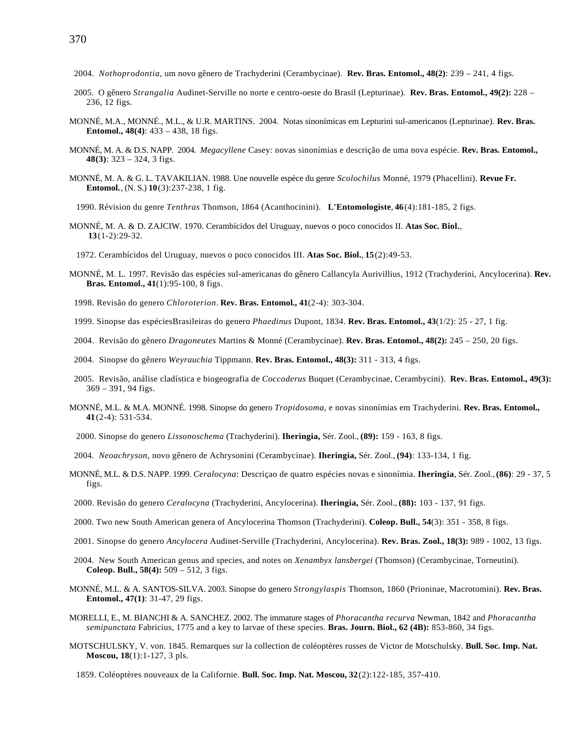2004. *Nothoprodontia*, um novo gênero de Trachyderini (Cerambycinae). **Rev. Bras. Entomol., 48(2)**: 239 – 241, 4 figs.

2005. O gênero *Strangalia* Audinet-Serville no norte e centro-oeste do Brasil (Lepturinae). **Rev. Bras. Entomol., 49(2):** 228 – 236, 12 figs.

MONNÉ, M.A., MONNÉ., M.L., & U.R. MARTINS. 2004. Notas sinonímicas em Lepturini sul-americanos (Lepturinae). **Rev. Bras. Entomol., 48(4)**: 433 – 438, 18 figs.

MONNÉ, M. A. & D.S. NAPP. 2004. *Megacyllene* Casey: novas sinonímias e descrição de uma nova espécie. **Rev. Bras. Entomol., 48(3)**: 323 – 324, 3 figs.

MONNÉ, M. A. & G. L. TAVAKILIAN. 1988. Une nouvelle espèce du genre *Scolochilus* Monné, 1979 (Phacellini). **Revue Fr. Entomol.**, (N. S.) **10**(3):237-238, 1 fig.

1990. Révision du genre *Tenthras* Thomson, 1864 (Acanthocinini). **L'Entomologiste**, **46**(4):181-185, 2 figs.

MONNÉ, M. A. & D. ZAJCIW. 1970. Cerambícidos del Uruguay, nuevos o poco conocidos II. **Atas Soc. Biol.**, **13**(1-2):29-32.

1972. Cerambícidos del Uruguay, nuevos o poco conocidos III. **Atas Soc. Biol.**, **15**(2):49-53.

MONNÉ, M. L. 1997. Revisão das espécies sul-americanas do gênero Callancyla Aurivillius, 1912 (Trachyderini, Ancylocerina). **Rev. Bras. Entomol., 41**(1):95-100, 8 figs.

1998. Revisão do genero *Chloroterion*. **Rev. Bras. Entomol., 41**(2-4): 303-304.

1999. Sinopse das espéciesBrasileiras do genero *Phaedinus* Dupont, 1834. **Rev. Bras. Entomol., 43**(1/2): 25 - 27, 1 fig.

2004. Revisão do gênero *Dragoneutes* Martins & Monné (Cerambycinae). **Rev. Bras. Entomol., 48(2):** 245 – 250, 20 figs.

2004. Sinopse do gênero *Weyrauchia* Tippmann. **Rev. Bras. Entomol., 48(3):** 311 - 313, 4 figs.

2005. Revisão, análise cladística e biogeografia de *Coccoderus* Buquet (Cerambycinae, Cerambycini). **Rev. Bras. Entomol., 49(3):** 369 – 391, 94 figs.

MONNÉ, M.L. & M.A. MONNÉ. 1998. Sinopse do genero *Tropidosoma*, e novas sinonímias em Trachyderini. **Rev. Bras. Entomol., 41**(2-4): 531-534.

2000. Sinopse do genero *Lissonoschema* (Trachyderini). **Iheringia,** Sér. Zool., **(89):** 159 - 163, 8 figs.

2004. *Neoachryson*, novo gênero de Achrysonini (Cerambycinae). **Iheringia,** Sér. Zool., **(94)**: 133-134, 1 fig.

MONNÉ, M.L. & D.S. NAPP. 1999. *Ceralocyna*: Descriçao de quatro espécies novas e sinonímia. **Iheringia**, Sér. Zool., **(86)**: 29 - 37, 5 figs.

2000. Revisão do genero *Ceralocyna* (Trachyderini, Ancylocerina). **Iheringia,** Sér. Zool., **(88):** 103 - 137, 91 figs.

2000. Two new South American genera of Ancylocerina Thomson (Trachyderini). **Coleop. Bull., 54**(3): 351 - 358, 8 figs.

2001. Sinopse do genero *Ancylocera* Audinet-Serville (Trachyderini, Ancylocerina). **Rev. Bras. Zool., 18(3):** 989 - 1002, 13 figs.

2004. New South American genus and species, and notes on *Xenambyx lansbergei* (Thomson) (Cerambycinae, Torneutini). **Coleop. Bull., 58(4):** 509 – 512, 3 figs.

MONNÉ, M.L. & A. SANTOS-SILVA. 2003. Sinopse do genero *Strongylaspis* Thomson, 1860 (Prioninae, Macrotomini). **Rev. Bras. Entomol., 47(1)**: 31-47, 29 figs.

MORELLI, E., M. BIANCHI & A. SANCHEZ. 2002. The immature stages of *Phoracantha recurva* Newman, 1842 and *Phoracantha semipunctata* Fabricius, 1775 and a key to larvae of these species. **Bras. Journ. Biol., 62 (4B):** 853-860, 34 figs.

MOTSCHULSKY, V. von. 1845. Remarques sur la collection de coléoptères russes de Victor de Motschulsky. **Bull. Soc. Imp. Nat. Moscou, 18**(1):1-127, 3 pls.

1859. Coléoptères nouveaux de la Californie. **Bull. Soc. Imp. Nat. Moscou, 32**(2):122-185, 357-410.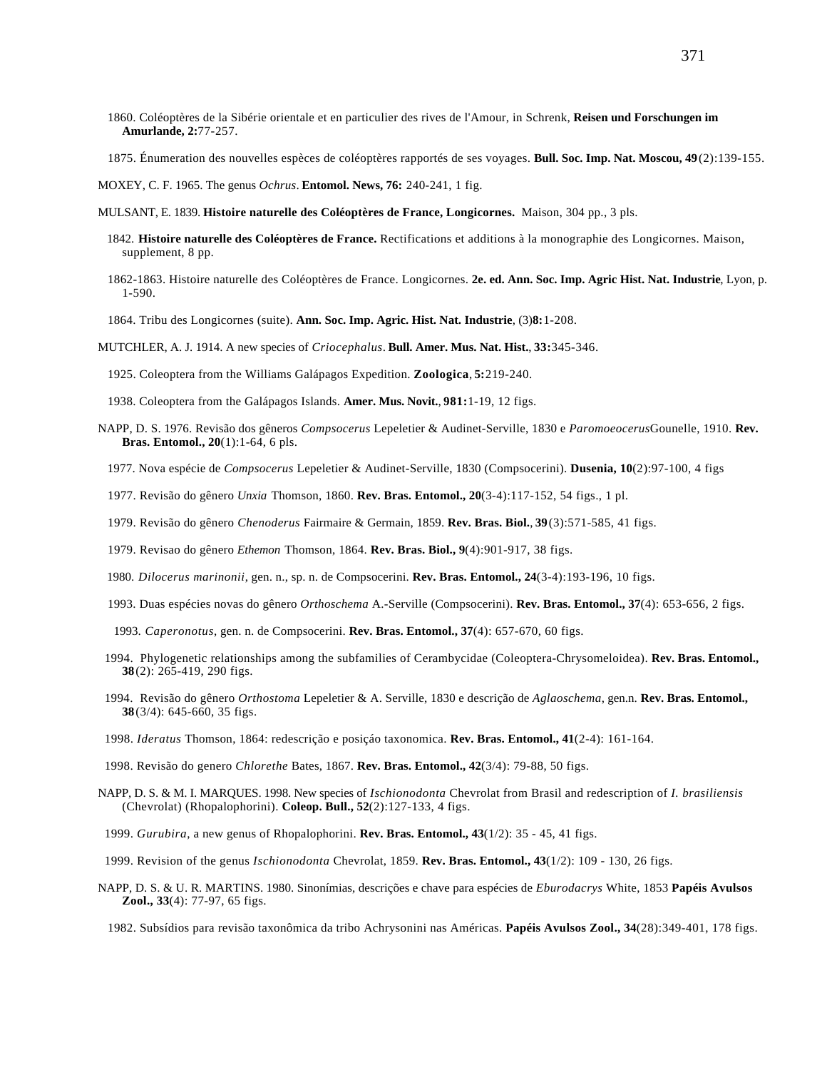1860. Coléoptères de la Sibérie orientale et en particulier des rives de l'Amour, in Schrenk, **Reisen und Forschungen im Amurlande, 2:**77-257.

1875. Énumeration des nouvelles espèces de coléoptères rapportés de ses voyages. **Bull. Soc. Imp. Nat. Moscou, 49**(2):139-155.

MOXEY, C. F. 1965. The genus *Ochrus*. **Entomol. News, 76:** 240-241, 1 fig.

MULSANT, E. 1839. **Histoire naturelle des Coléoptères de France, Longicornes.** Maison, 304 pp., 3 pls.

1842. **Histoire naturelle des Coléoptères de France.** Rectifications et additions à la monographie des Longicornes. Maison, supplement, 8 pp.

1862-1863. Histoire naturelle des Coléoptères de France. Longicornes. **2e. ed. Ann. Soc. Imp. Agric Hist. Nat. Industrie**, Lyon, p. 1-590.

1864. Tribu des Longicornes (suite). **Ann. Soc. Imp. Agric. Hist. Nat. Industrie**, (3)**8:**1-208.

MUTCHLER, A. J. 1914. A new species of *Criocephalus*. **Bull. Amer. Mus. Nat. Hist.**, **33:**345-346.

1925. Coleoptera from the Williams Galápagos Expedition. **Zoologica**, **5:**219-240.

1938. Coleoptera from the Galápagos Islands. **Amer. Mus. Novit.**, **981:**1-19, 12 figs.

NAPP, D. S. 1976. Revisão dos gêneros *Compsocerus* Lepeletier & Audinet-Serville, 1830 e *Paromoeocerus* Gounelle, 1910. **Rev. Bras. Entomol., 20**(1):1-64, 6 pls.

1977. Nova espécie de *Compsocerus* Lepeletier & Audinet-Serville, 1830 (Compsocerini). **Dusenia, 10**(2):97-100, 4 figs

1977. Revisão do gênero *Unxia* Thomson, 1860. **Rev. Bras. Entomol., 20**(3-4):117-152, 54 figs., 1 pl.

1979. Revisão do gênero *Chenoderus* Fairmaire & Germain, 1859. **Rev. Bras. Biol.**, **39**(3):571-585, 41 figs.

1979. Revisao do gênero *Ethemon* Thomson, 1864. **Rev. Bras. Biol., 9**(4):901-917, 38 figs.

1980. *Dilocerus marinonii*, gen. n., sp. n. de Compsocerini. **Rev. Bras. Entomol., 24**(3-4):193-196, 10 figs.

1993. Duas espécies novas do gênero *Orthoschema* A.-Serville (Compsocerini). **Rev. Bras. Entomol., 37**(4): 653-656, 2 figs.

1993. *Caperonotus*, gen. n. de Compsocerini. **Rev. Bras. Entomol., 37**(4): 657-670, 60 figs.

1994. Phylogenetic relationships among the subfamilies of Cerambycidae (Coleoptera-Chrysomeloidea). **Rev. Bras. Entomol., 38**(2): 265-419, 290 figs.

1994. Revisão do gênero *Orthostoma* Lepeletier & A. Serville, 1830 e descrição de *Aglaoschema*, gen.n. **Rev. Bras. Entomol., 38**(3/4): 645-660, 35 figs.

1998. *Ideratus* Thomson, 1864: redescrição e posiçáo taxonomica. **Rev. Bras. Entomol., 41**(2-4): 161-164.

1998. Revisão do genero *Chlorethe* Bates, 1867. **Rev. Bras. Entomol., 42**(3/4): 79-88, 50 figs.

NAPP, D. S. & M. I. MARQUES. 1998. New species of *Ischionodonta* Chevrolat from Brasil and redescription of *I. brasiliensis* (Chevrolat) (Rhopalophorini). **Coleop. Bull., 52**(2):127-133, 4 figs.

1999. *Gurubira*, a new genus of Rhopalophorini. **Rev. Bras. Entomol., 43**(1/2): 35 - 45, 41 figs.

1999. Revision of the genus *Ischionodonta* Chevrolat, 1859. **Rev. Bras. Entomol., 43**(1/2): 109 - 130, 26 figs.

NAPP, D. S. & U. R. MARTINS. 1980. Sinonímias, descrições e chave para espécies de *Eburodacrys* White, 1853 **Papéis Avulsos Zool., 33**(4): 77-97, 65 figs.

1982. Subsídios para revisão taxonômica da tribo Achrysonini nas Américas. **Papéis Avulsos Zool., 34**(28):349-401, 178 figs.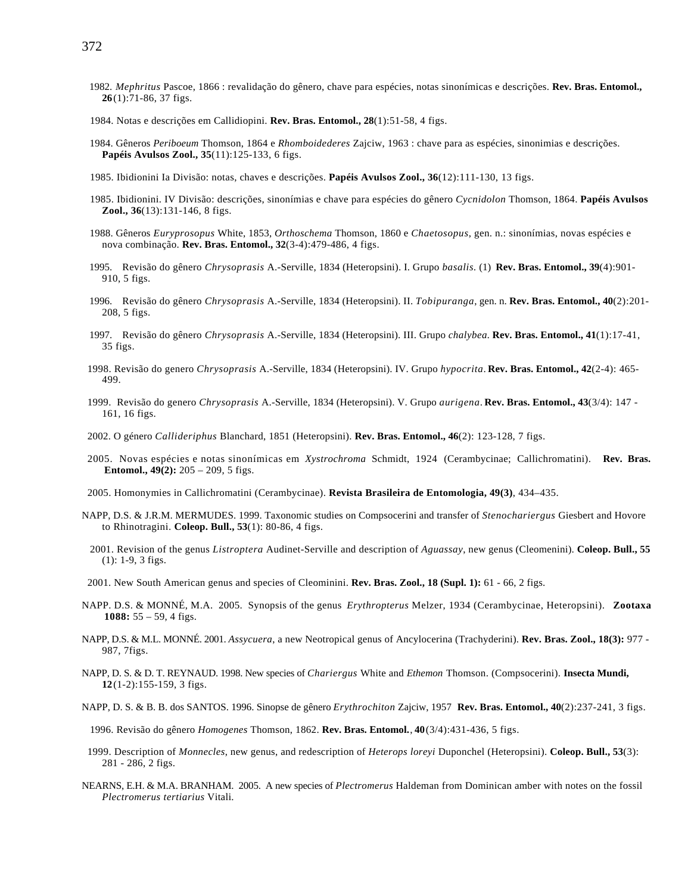1982. *Mephritus* Pascoe, 1866 : revalidação do gênero, chave para espécies, notas sinonímicas e descrições. **Rev. Bras. Entomol., 26**(1):71-86, 37 figs.

1984. Notas e descrições em Callidiopini. **Rev. Bras. Entomol., 28**(1):51-58, 4 figs.

1984. Gêneros *Periboeum* Thomson, 1864 e *Rhomboidederes* Zajciw, 1963 : chave para as espécies, sinonimias e descrições. **Papéis Avulsos Zool., 35**(11):125-133, 6 figs.

1985. Ibidionini Ia Divisão: notas, chaves e descrições. **Papéis Avulsos Zool., 36**(12):111-130, 13 figs.

1985. Ibidionini. IV Divisão: descrições, sinonímias e chave para espécies do gênero *Cycnidolon* Thomson, 1864. **Papéis Avulsos Zool., 36**(13):131-146, 8 figs.

1988. Gêneros *Euryprosopus* White, 1853, *Orthoschema* Thomson, 1860 e *Chaetosopus*, gen. n.: sinonímias, novas espécies e nova combinação. **Rev. Bras. Entomol., 32**(3-4):479-486, 4 figs.

1995. Revisão do gênero *Chrysoprasis* A.-Serville, 1834 (Heteropsini). I. Grupo *basalis*. (1) **Rev. Bras. Entomol., 39**(4):901-910, 5 figs.

1996. Revisão do gênero *Chrysoprasis* A.-Serville, 1834 (Heteropsini). II. *Tobipuranga*, gen. n. **Rev. Bras. Entomol., 40**(2):201-208, 5 figs.

1997. Revisão do gênero *Chrysoprasis* A.-Serville, 1834 (Heteropsini). III. Grupo *chalybea*. **Rev. Bras. Entomol., 41**(1):17-41, 35 figs.

1998. Revisão do genero *Chrysoprasis* A.-Serville, 1834 (Heteropsini). IV. Grupo *hypocrita*. **Rev. Bras. Entomol., 42**(2-4): 465-499.

1999. Revisão do genero *Chrysoprasis* A.-Serville, 1834 (Heteropsini). V. Grupo *aurigena*. **Rev. Bras. Entomol., 43**(3/4): 147 - 161, 16 figs.

2002. O género *Callideriphus* Blanchard, 1851 (Heteropsini). **Rev. Bras. Entomol., 46**(2): 123-128, 7 figs.

2005. Novas espécies e notas sinonímicas em *Xystrochroma* Schmidt, 1924 (Cerambycinae; Callichromatini). **Rev. Bras. Entomol., 49(2):** 205 – 209, 5 figs.

2005. Homonymies in Callichromatini (Cerambycinae). **Revista Brasileira de Entomologia, 49(3)**, 434–435.

NAPP, D.S. & J.R.M. MERMUDES. 1999. Taxonomic studies on Compsocerini and transfer of *Stenochariergus* Giesbert and Hovore to Rhinotragini. **Coleop. Bull., 53**(1): 80-86, 4 figs.

2001. Revision of the genus *Listroptera* Audinet-Serville and description of *Aguassay*, new genus (Cleomenini). **Coleop. Bull., 55** (1): 1-9, 3 figs.

2001. New South American genus and species of Cleominini. **Rev. Bras. Zool., 18 (Supl. 1):** 61 - 66, 2 figs.

NAPP. D.S. & MONNÉ, M.A. 2005. Synopsis of the genus *Erythropterus* Melzer, 1934 (Cerambycinae, Heteropsini). **Zootaxa 1088:** 55 – 59, 4 figs.

NAPP, D.S. & M.L. MONNÉ. 2001. *Assycuera*, a new Neotropical genus of Ancylocerina (Trachyderini). **Rev. Bras. Zool., 18(3):** 977 - 987, 7figs.

NAPP, D. S. & D. T. REYNAUD. 1998. New species of *Chariergus* White and *Ethemon* Thomson. (Compsocerini). **Insecta Mundi, 12**(1-2):155-159, 3 figs.

NAPP, D. S. & B. B. dos SANTOS. 1996. Sinopse de gênero *Erythrochiton* Zajciw, 1957 **Rev. Bras. Entomol., 40**(2):237-241, 3 figs.

1996. Revisão do gênero *Homogenes* Thomson, 1862. **Rev. Bras. Entomol.**, **40**(3/4):431-436, 5 figs.

1999. Description of *Monnecles*, new genus, and redescription of *Heterops loreyi* Duponchel (Heteropsini). **Coleop. Bull., 53**(3): 281 - 286, 2 figs.

NEARNS, E.H. & M.A. BRANHAM. 2005. A new species of *Plectromerus* Haldeman from Dominican amber with notes on the fossil *Plectromerus tertiarius* Vitali.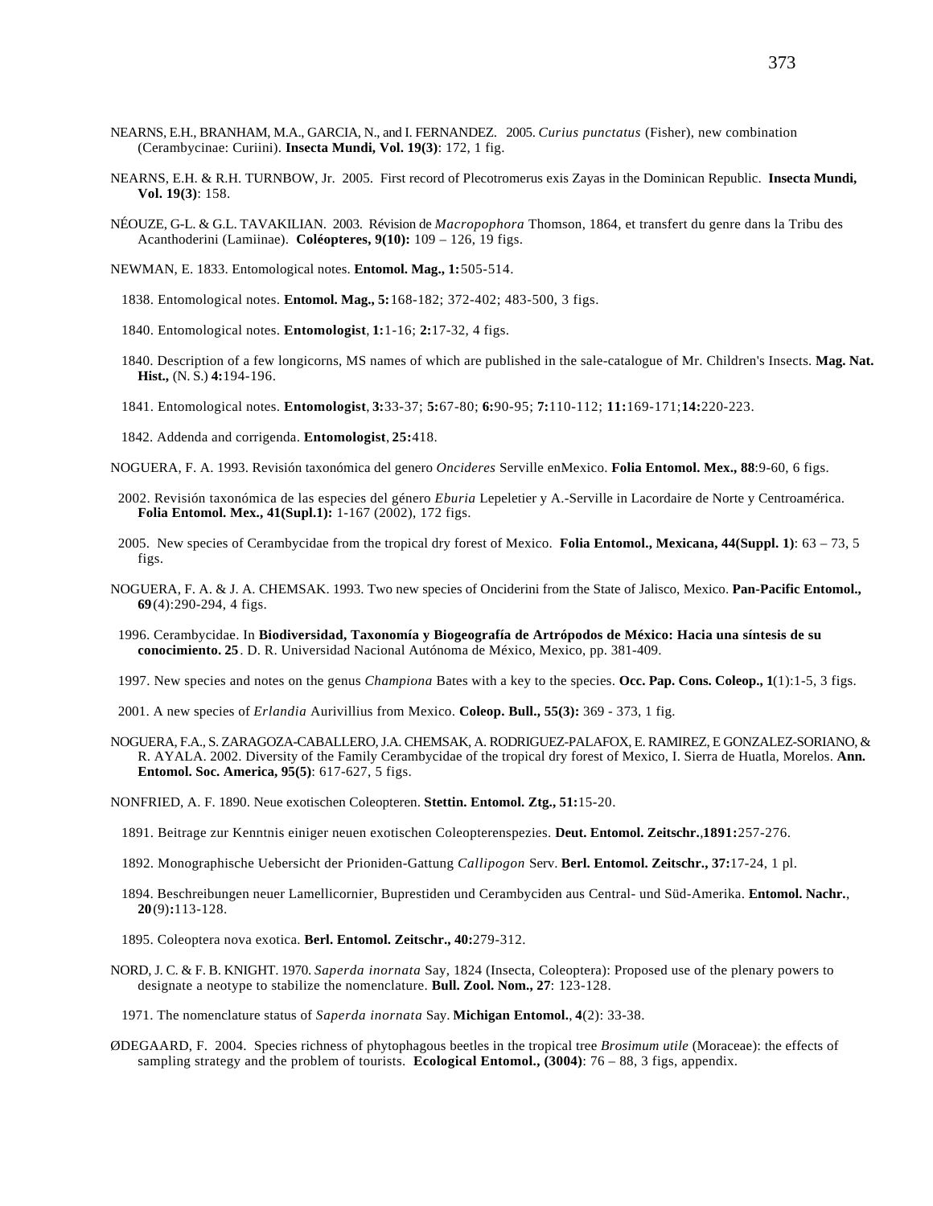NEARNS, E.H., BRANHAM, M.A., GARCIA, N., and I. FERNANDEZ. 2005. *Curius punctatus* (Fisher), new combination (Cerambycinae: Curiini). **Insecta Mundi, Vol. 19(3)**: 172, 1 fig.

NEARNS, E.H. & R.H. TURNBOW, Jr. 2005. First record of Plecotromerus exis Zayas in the Dominican Republic. **Insecta Mundi, Vol. 19(3)**: 158.

NÉOUZE, G-L. & G.L. TAVAKILIAN. 2003. Révision de *Macropophora* Thomson, 1864, et transfert du genre dans la Tribu des Acanthoderini (Lamiinae). **Coléopteres, 9(10):** 109 – 126, 19 figs.

NEWMAN, E. 1833. Entomological notes. **Entomol. Mag., 1:**505-514.

1838. Entomological notes. **Entomol. Mag., 5:**168-182; 372-402; 483-500, 3 figs.

1840. Entomological notes. **Entomologist**, **1:**1-16; **2:**17-32, 4 figs.

1840. Description of a few longicorns, MS names of which are published in the sale-catalogue of Mr. Children's Insects. **Mag. Nat. Hist.,** (N. S.) **4:**194-196.

1841. Entomological notes. **Entomologist**, **3:**33-37; **5:**67-80; **6:**90-95; **7:**110-112; **11:**169-171;**14:**220-223.

1842. Addenda and corrigenda. **Entomologist**, **25:**418.

NOGUERA, F. A. 1993. Revisión taxonómica del genero *Oncideres* Serville enMexico. **Folia Entomol. Mex., 88**:9-60, 6 figs.

2002. Revisión taxonómica de las especies del género *Eburia* Lepeletier y A.-Serville in Lacordaire de Norte y Centroamérica. **Folia Entomol. Mex., 41(Supl.1):** 1-167 (2002), 172 figs.

2005. New species of Cerambycidae from the tropical dry forest of Mexico. **Folia Entomol., Mexicana, 44(Suppl. 1)**: 63 – 73, 5 figs.

NOGUERA, F. A. & J. A. CHEMSAK. 1993. Two new species of Onciderini from the State of Jalisco, Mexico. **Pan-Pacific Entomol., 69**(4):290-294, 4 figs.

1996. Cerambycidae. In **Biodiversidad, Taxonomía y Biogeografía de Artrópodos de México: Hacia una síntesis de su conocimiento. 25**. D. R. Universidad Nacional Autónoma de México, Mexico, pp. 381-409.

1997. New species and notes on the genus *Championa* Bates with a key to the species. **Occ. Pap. Cons. Coleop., 1**(1):1-5, 3 figs.

2001. A new species of *Erlandia* Aurivillius from Mexico. **Coleop. Bull., 55(3):** 369 - 373, 1 fig.

NOGUERA, F.A., S. ZARAGOZA-CABALLERO, J.A. CHEMSAK, A. RODRIGUEZ-PALAFOX, E. RAMIREZ, E GONZALEZ-SORIANO, & R. AYALA. 2002. Diversity of the Family Cerambycidae of the tropical dry forest of Mexico, I. Sierra de Huatla, Morelos. **Ann. Entomol. Soc. America, 95(5)**: 617-627, 5 figs.

NONFRIED, A. F. 1890. Neue exotischen Coleopteren. **Stettin. Entomol. Ztg., 51:**15-20.

1891. Beitrage zur Kenntnis einiger neuen exotischen Coleopterenspezies. **Deut. Entomol. Zeitschr.**,**1891:**257-276.

1892. Monographische Uebersicht der Prioniden-Gattung *Callipogon* Serv. **Berl. Entomol. Zeitschr., 37:**17-24, 1 pl.

1894. Beschreibungen neuer Lamellicornier, Buprestiden und Cerambyciden aus Central- und Süd-Amerika. **Entomol. Nachr.**, **20**(9)**:**113-128.

1895. Coleoptera nova exotica. **Berl. Entomol. Zeitschr., 40:**279-312.

NORD, J. C. & F. B. KNIGHT. 1970. *Saperda inornata* Say, 1824 (Insecta, Coleoptera): Proposed use of the plenary powers to designate a neotype to stabilize the nomenclature. **Bull. Zool. Nom., 27**: 123-128.

1971. The nomenclature status of *Saperda inornata* Say. **Michigan Entomol.**, **4**(2): 33-38.

ØDEGAARD, F. 2004. Species richness of phytophagous beetles in the tropical tree *Brosimum utile* (Moraceae): the effects of sampling strategy and the problem of tourists. **Ecological Entomol., (3004)**: 76 – 88, 3 figs, appendix.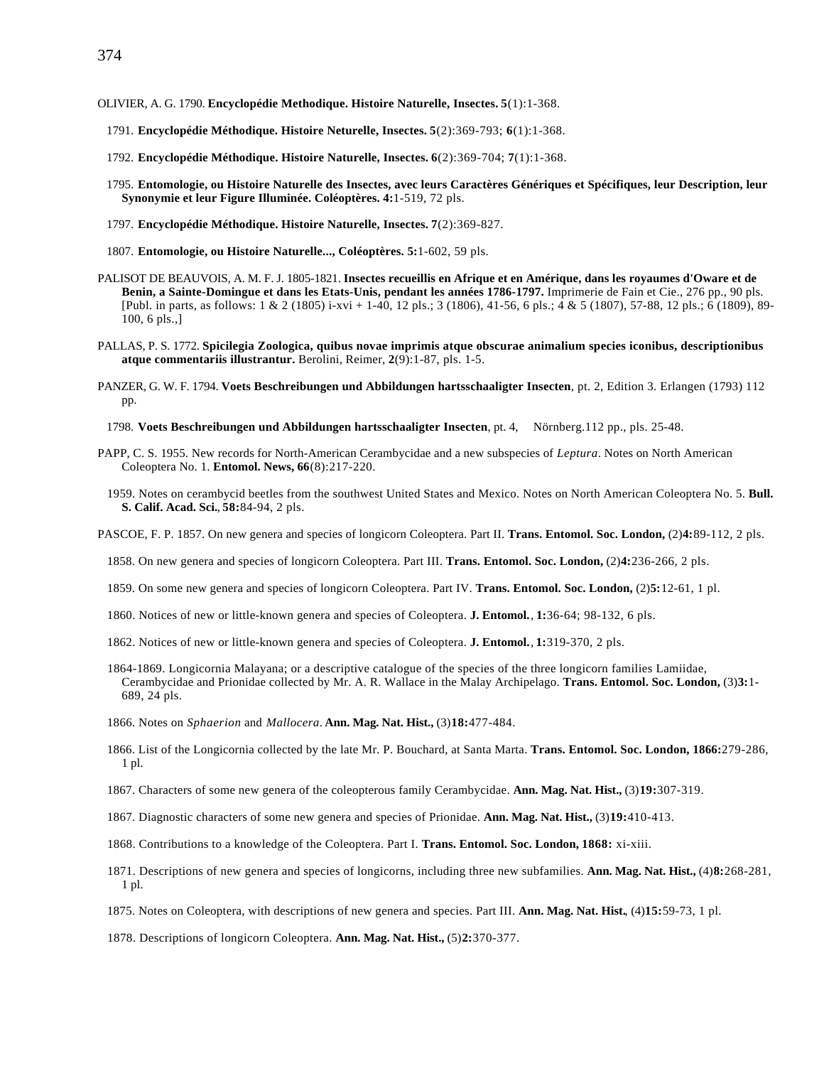OLIVIER, A. G. 1790. **Encyclopédie Methodique. Histoire Naturelle, Insectes. 5**(1):1-368.

1791. **Encyclopédie Méthodique. Histoire Neturelle, Insectes. 5**(2):369-793; **6**(1):1-368.

1792. **Encyclopédie Méthodique. Histoire Naturelle, Insectes. 6**(2):369-704; **7**(1):1-368.

1795. **Entomologie, ou Histoire Naturelle des Insectes, avec leurs Caractères Génériques et Spécifiques, leur Description, leur Synonymie et leur Figure Illuminée. Coléoptères. 4:**1-519, 72 pls.

1797. **Encyclopédie Méthodique. Histoire Naturelle, Insectes. 7**(2):369-827.

1807. **Entomologie, ou Histoire Naturelle..., Coléoptères. 5:**1-602, 59 pls.

PALISOT DE BEAUVOIS, A. M. F. J. 1805-1821. **Insectes recueillis en Afrique et en Amérique, dans les royaumes d'Oware et de Benin, a Sainte-Domingue et dans les Etats-Unis, pendant les années 1786-1797.** Imprimerie de Fain et Cie., 276 pp., 90 pls. [Publ. in parts, as follows: 1 & 2 (1805) i-xvi + 1-40, 12 pls.; 3 (1806), 41-56, 6 pls.; 4 & 5 (1807), 57-88, 12 pls.; 6 (1809), 89-100, 6 pls.,]

PALLAS, P. S. 1772. **Spicilegia Zoologica, quibus novae imprimis atque obscurae animalium species iconibus, descriptionibus atque commentariis illustrantur.** Berolini, Reimer, **2**(9):1-87, pls. 1-5.

PANZER, G. W. F. 1794. **Voets Beschreibungen und Abbildungen hartsschaaligter Insecten**, pt. 2, Edition 3. Erlangen (1793) 112 pp.

1798. **Voets Beschreibungen und Abbildungen hartsschaaligter Insecten**, pt. 4, Nörnberg.112 pp., pls. 25-48.

PAPP, C. S. 1955. New records for North-American Cerambycidae and a new subspecies of *Leptura*. Notes on North American Coleoptera No. 1. **Entomol. News, 66**(8):217-220.

1959. Notes on cerambycid beetles from the southwest United States and Mexico. Notes on North American Coleoptera No. 5. **Bull. S. Calif. Acad. Sci.**, **58:**84-94, 2 pls.

PASCOE, F. P. 1857. On new genera and species of longicorn Coleoptera. Part II. **Trans. Entomol. Soc. London,** (2)**4:**89-112, 2 pls.

1858. On new genera and species of longicorn Coleoptera. Part III. **Trans. Entomol. Soc. London,** (2)**4:**236-266, 2 pls.

1859. On some new genera and species of longicorn Coleoptera. Part IV. **Trans. Entomol. Soc. London,** (2)**5:**12-61, 1 pl.

1860. Notices of new or little-known genera and species of Coleoptera. **J. Entomol.**, **1:**36-64; 98-132, 6 pls.

1862. Notices of new or little-known genera and species of Coleoptera. **J. Entomol.**, **1:**319-370, 2 pls.

1864-1869. Longicornia Malayana; or a descriptive catalogue of the species of the three longicorn families Lamiidae, Cerambycidae and Prionidae collected by Mr. A. R. Wallace in the Malay Archipelago. **Trans. Entomol. Soc. London,** (3)**3:**1-689, 24 pls.

1866. Notes on *Sphaerion* and *Mallocera*. **Ann. Mag. Nat. Hist.,** (3)**18:**477-484.

1866. List of the Longicornia collected by the late Mr. P. Bouchard, at Santa Marta. **Trans. Entomol. Soc. London, 1866:**279-286, 1 pl.

1867. Characters of some new genera of the coleopterous family Cerambycidae. **Ann. Mag. Nat. Hist.,** (3)**19:**307-319.

1867. Diagnostic characters of some new genera and species of Prionidae. **Ann. Mag. Nat. Hist.,** (3)**19:**410-413.

1868. Contributions to a knowledge of the Coleoptera. Part I. **Trans. Entomol. Soc. London, 1868:** xi-xiii.

1871. Descriptions of new genera and species of longicorns, including three new subfamilies. **Ann. Mag. Nat. Hist.,** (4)**8:**268-281, 1 pl.

1875. Notes on Coleoptera, with descriptions of new genera and species. Part III. **Ann. Mag. Nat. Hist.**, (4)**15:**59-73, 1 pl.

1878. Descriptions of longicorn Coleoptera. **Ann. Mag. Nat. Hist.,** (5)**2:**370-377.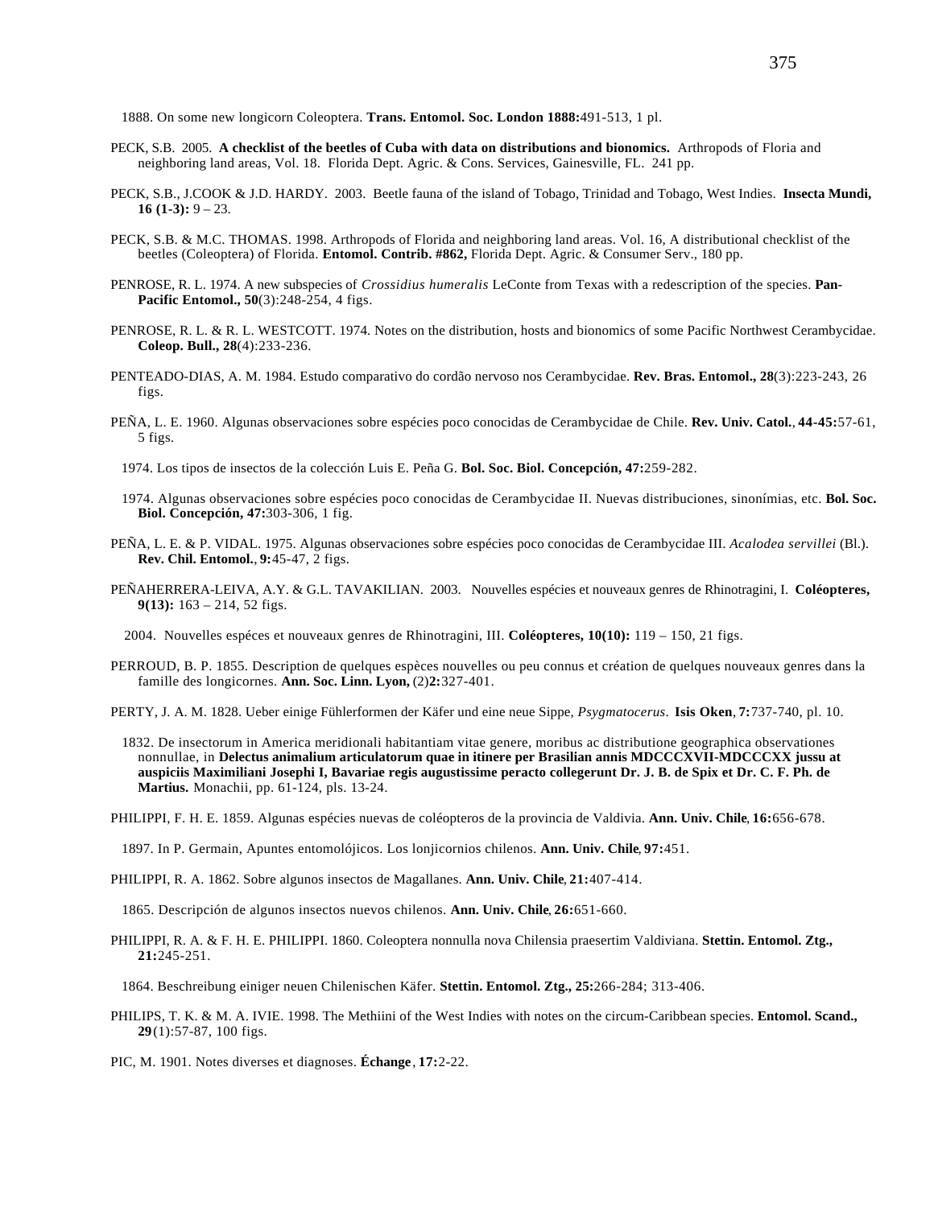1888. On some new longicorn Coleoptera. **Trans. Entomol. Soc. London 1888:**491-513, 1 pl.

PECK, S.B. 2005. **A checklist of the beetles of Cuba with data on distributions and bionomics.** Arthropods of Floria and neighboring land areas, Vol. 18. Florida Dept. Agric. & Cons. Services, Gainesville, FL. 241 pp.

PECK, S.B., J.COOK & J.D. HARDY. 2003. Beetle fauna of the island of Tobago, Trinidad and Tobago, West Indies. **Insecta Mundi, 16 (1-3):** 9 – 23.

PECK, S.B. & M.C. THOMAS. 1998. Arthropods of Florida and neighboring land areas. Vol. 16, A distributional checklist of the beetles (Coleoptera) of Florida. **Entomol. Contrib. #862,** Florida Dept. Agric. & Consumer Serv., 180 pp.

PENROSE, R. L. 1974. A new subspecies of *Crossidius humeralis* LeConte from Texas with a redescription of the species. **Pan-Pacific Entomol., 50**(3):248-254, 4 figs.

PENROSE, R. L. & R. L. WESTCOTT. 1974. Notes on the distribution, hosts and bionomics of some Pacific Northwest Cerambycidae. **Coleop. Bull., 28**(4):233-236.

PENTEADO-DIAS, A. M. 1984. Estudo comparativo do cordão nervoso nos Cerambycidae. **Rev. Bras. Entomol., 28**(3):223-243, 26 figs.

PEÑA, L. E. 1960. Algunas observaciones sobre espécies poco conocidas de Cerambycidae de Chile. **Rev. Univ. Catol.**, **44-45:**57-61, 5 figs.

1974. Los tipos de insectos de la colección Luis E. Peña G. **Bol. Soc. Biol. Concepción, 47:**259-282.

1974. Algunas observaciones sobre espécies poco conocidas de Cerambycidae II. Nuevas distribuciones, sinonímias, etc. **Bol. Soc. Biol. Concepción, 47:**303-306, 1 fig.

PEÑA, L. E. & P. VIDAL. 1975. Algunas observaciones sobre espécies poco conocidas de Cerambycidae III. *Acalodea servillei* (Bl.). **Rev. Chil. Entomol.**, **9:**45-47, 2 figs.

PEÑAHERRERA-LEIVA, A.Y. & G.L. TAVAKILIAN. 2003. Nouvelles espécies et nouveaux genres de Rhinotragini, I. **Coléopteres, 9(13):** 163 – 214, 52 figs.

2004. Nouvelles espéces et nouveaux genres de Rhinotragini, III. **Coléopteres, 10(10):** 119 – 150, 21 figs.

PERROUD, B. P. 1855. Description de quelques espèces nouvelles ou peu connus et création de quelques nouveaux genres dans la famille des longicornes. **Ann. Soc. Linn. Lyon,** (2)**2:**327-401.

PERTY, J. A. M. 1828. Ueber einige Fühlerformen der Käfer und eine neue Sippe, *Psygmatocerus*. **Isis Oken**, **7:**737-740, pl. 10.

1832. De insectorum in America meridionali habitantiam vitae genere, moribus ac distributione geographica observationes nonnullae, in **Delectus animalium articulatorum quae in itinere per Brasilian annis MDCCCXVII-MDCCCXX jussu at auspiciis Maximiliani Josephi I, Bavariae regis augustissime peracto collegerunt Dr. J. B. de Spix et Dr. C. F. Ph. de Martius.** Monachii, pp. 61-124, pls. 13-24.

PHILIPPI, F. H. E. 1859. Algunas espécies nuevas de coléopteros de la provincia de Valdivia. **Ann. Univ. Chile**, **16:**656-678.

1897. In P. Germain, Apuntes entomolójicos. Los lonjicornios chilenos. **Ann. Univ. Chile**, **97:**451.

PHILIPPI, R. A. 1862. Sobre algunos insectos de Magallanes. **Ann. Univ. Chile**, **21:**407-414.

1865. Descripción de algunos insectos nuevos chilenos. **Ann. Univ. Chile**, **26:**651-660.

PHILIPPI, R. A. & F. H. E. PHILIPPI. 1860. Coleoptera nonnulla nova Chilensia praesertim Valdiviana. **Stettin. Entomol. Ztg., 21:**245-251.

1864. Beschreibung einiger neuen Chilenischen Käfer. **Stettin. Entomol. Ztg., 25:**266-284; 313-406.

PHILIPS, T. K. & M. A. IVIE. 1998. The Methiini of the West Indies with notes on the circum-Caribbean species. **Entomol. Scand., 29**(1):57-87, 100 figs.

PIC, M. 1901. Notes diverses et diagnoses. **Échange**, **17:**2-22.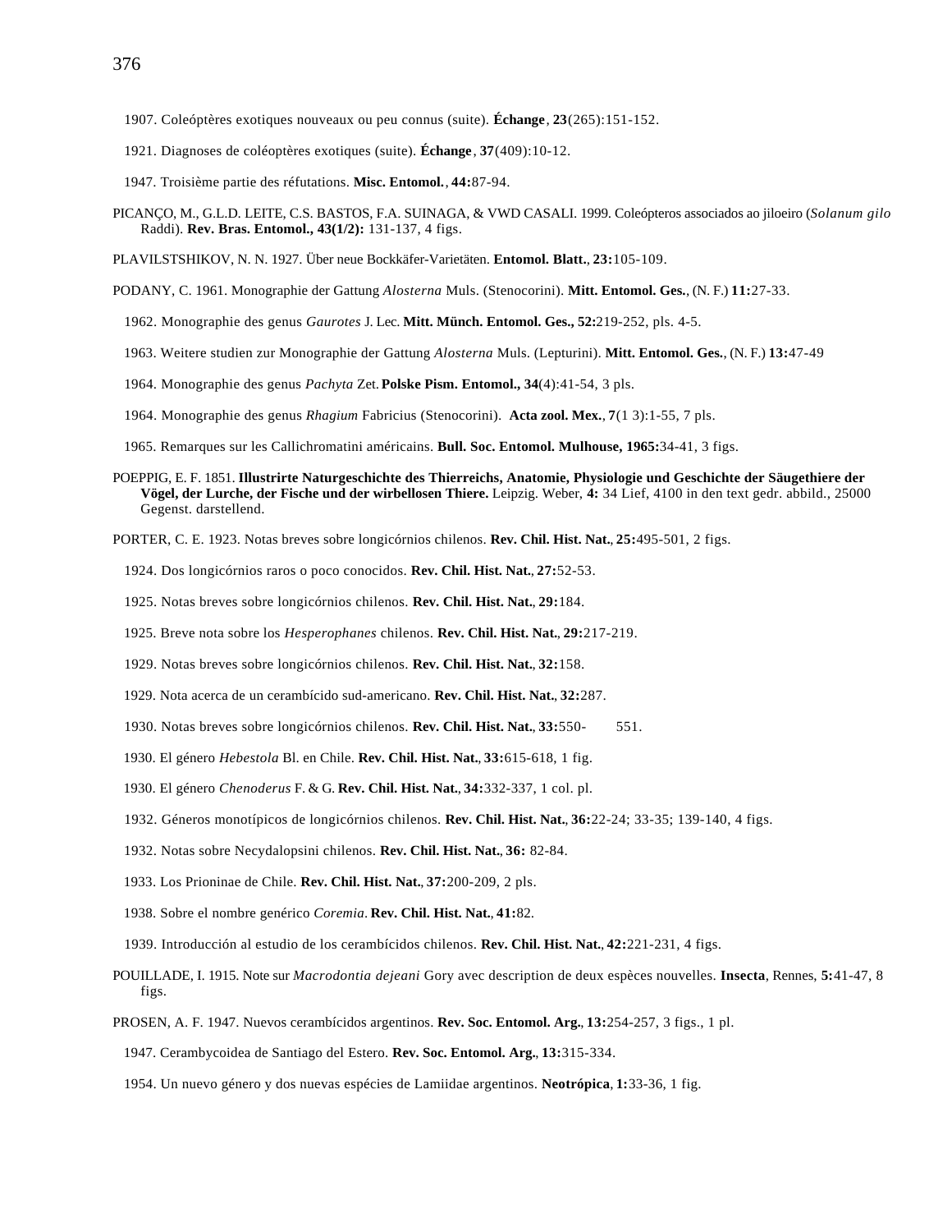1907. Coleóptères exotiques nouveaux ou peu connus (suite). **Échange**, **23**(265):151-152.

1921. Diagnoses de coléoptères exotiques (suite). **Échange**, **37**(409):10-12.

1947. Troisième partie des réfutations. **Misc. Entomol.**, **44:**87-94.

PICANÇO, M., G.L.D. LEITE, C.S. BASTOS, F.A. SUINAGA, & VWD CASALI. 1999. Coleópteros associados ao jiloeiro (*Solanum gilo* Raddi). **Rev. Bras. Entomol., 43(1/2):** 131-137, 4 figs.

PLAVILSTSHIKOV, N. N. 1927. Über neue Bockkäfer-Varietäten. **Entomol. Blatt.**, **23:**105-109.

PODANY, C. 1961. Monographie der Gattung *Alosterna* Muls. (Stenocorini). **Mitt. Entomol. Ges.**, (N. F.) **11:**27-33.

1962. Monographie des genus *Gaurotes* J. Lec. **Mitt. Münch. Entomol. Ges., 52:**219-252, pls. 4-5.

1963. Weitere studien zur Monographie der Gattung *Alosterna* Muls. (Lepturini). **Mitt. Entomol. Ges.**, (N. F.) **13:**47-49

1964. Monographie des genus *Pachyta* Zet. **Polske Pism. Entomol., 34**(4):41-54, 3 pls.

1964. Monographie des genus *Rhagium* Fabricius (Stenocorini). **Acta zool. Mex.**, **7**(1 3):1-55, 7 pls.

1965. Remarques sur les Callichromatini américains. **Bull. Soc. Entomol. Mulhouse, 1965:**34-41, 3 figs.

POEPPIG, E. F. 1851. **Illustrirte Naturgeschichte des Thierreichs, Anatomie, Physiologie und Geschichte der Säugethiere der Vögel, der Lurche, der Fische und der wirbellosen Thiere.** Leipzig. Weber, **4:** 34 Lief, 4100 in den text gedr. abbild., 25000 Gegenst. darstellend.

PORTER, C. E. 1923. Notas breves sobre longicórnios chilenos. **Rev. Chil. Hist. Nat.**, **25:**495-501, 2 figs.

1924. Dos longicórnios raros o poco conocidos. **Rev. Chil. Hist. Nat.**, **27:**52-53.

1925. Notas breves sobre longicórnios chilenos. **Rev. Chil. Hist. Nat.**, **29:**184.

1925. Breve nota sobre los *Hesperophanes* chilenos. **Rev. Chil. Hist. Nat.**, **29:**217-219.

1929. Notas breves sobre longicórnios chilenos. **Rev. Chil. Hist. Nat.**, **32:**158.

1929. Nota acerca de un cerambícido sud-americano. **Rev. Chil. Hist. Nat.**, **32:**287.

1930. Notas breves sobre longicórnios chilenos. **Rev. Chil. Hist. Nat.**, **33:**550- 551.

1930. El género *Hebestola* Bl. en Chile. **Rev. Chil. Hist. Nat.**, **33:**615-618, 1 fig.

1930. El género *Chenoderus* F. & G. **Rev. Chil. Hist. Nat.**, **34:**332-337, 1 col. pl.

1932. Géneros monotípicos de longicórnios chilenos. **Rev. Chil. Hist. Nat.**, **36:**22-24; 33-35; 139-140, 4 figs.

1932. Notas sobre Necydalopsini chilenos. **Rev. Chil. Hist. Nat.**, **36:** 82-84.

1933. Los Prioninae de Chile. **Rev. Chil. Hist. Nat.**, **37:**200-209, 2 pls.

1938. Sobre el nombre genérico *Coremia*. **Rev. Chil. Hist. Nat.**, **41:**82.

1939. Introducción al estudio de los cerambícidos chilenos. **Rev. Chil. Hist. Nat.**, **42:**221-231, 4 figs.

POUILLADE, I. 1915. Note sur *Macrodontia dejeani* Gory avec description de deux espèces nouvelles. **Insecta**, Rennes, **5:**41-47, 8 figs.

PROSEN, A. F. 1947. Nuevos cerambícidos argentinos. **Rev. Soc. Entomol. Arg.**, **13:**254-257, 3 figs., 1 pl.

1947. Cerambycoidea de Santiago del Estero. **Rev. Soc. Entomol. Arg.**, **13:**315-334.

1954. Un nuevo género y dos nuevas espécies de Lamiidae argentinos. **Neotrópica**, **1:**33-36, 1 fig.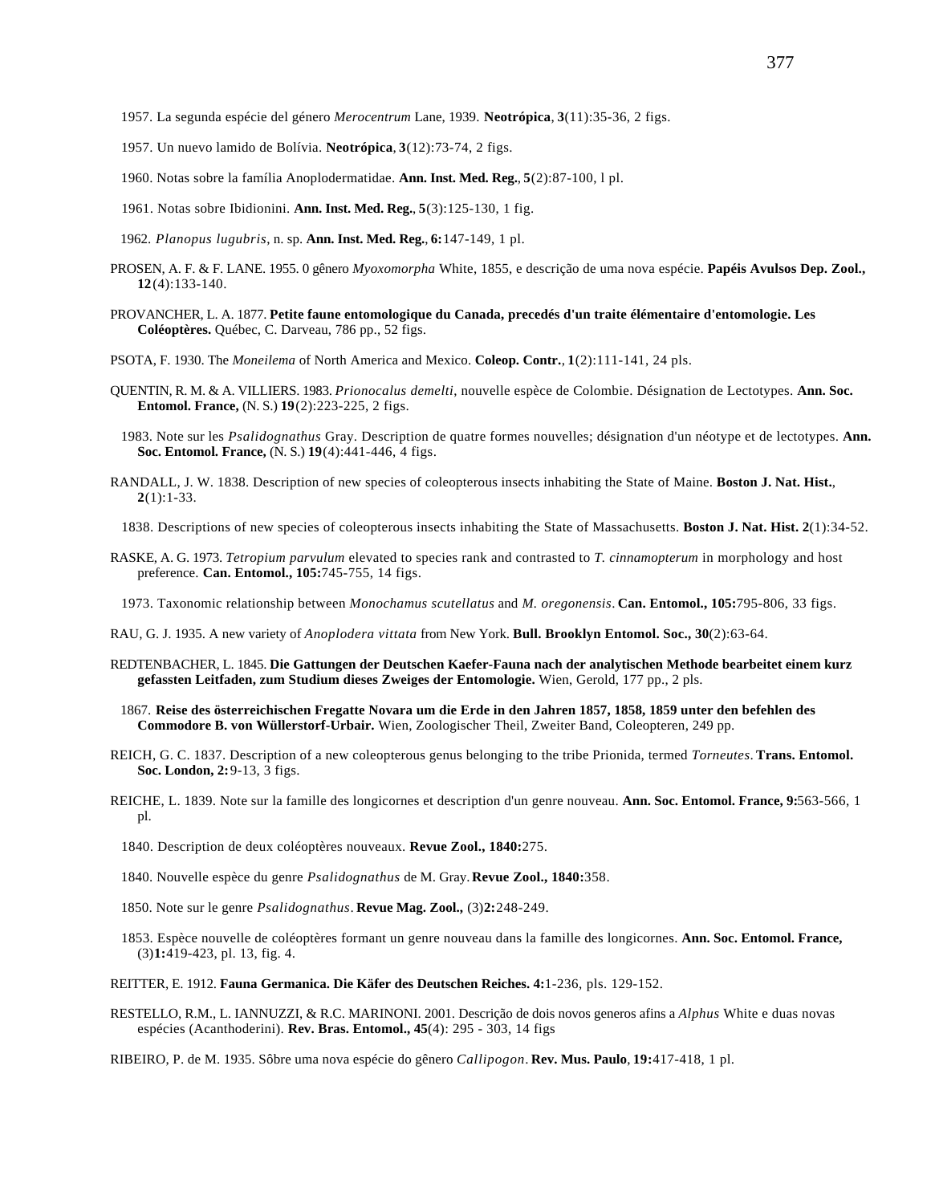1957. La segunda espécie del género *Merocentrum* Lane, 1939. **Neotrópica**, **3**(11):35-36, 2 figs.

1957. Un nuevo lamido de Bolívia. **Neotrópica**, **3**(12):73-74, 2 figs.

1960. Notas sobre la família Anoplodermatidae. **Ann. Inst. Med. Reg.**, **5**(2):87-100, l pl.

1961. Notas sobre Ibidionini. **Ann. Inst. Med. Reg.**, **5**(3):125-130, 1 fig.

1962. *Planopus lugubris*, n. sp. **Ann. Inst. Med. Reg.**, **6:**147-149, 1 pl.

PROSEN, A. F. & F. LANE. 1955. 0 gênero *Myoxomorpha* White, 1855, e descrição de uma nova espécie. **Papéis Avulsos Dep. Zool., 12**(4):133-140.

PROVANCHER, L. A. 1877. **Petite faune entomologique du Canada, precedés d'un traite élémentaire d'entomologie. Les Coléoptères.** Québec, C. Darveau, 786 pp., 52 figs.

PSOTA, F. 1930. The *Moneilema* of North America and Mexico. **Coleop. Contr.**, **1**(2):111-141, 24 pls.

QUENTIN, R. M. & A. VILLIERS. 1983. *Prionocalus demelti*, nouvelle espèce de Colombie. Désignation de Lectotypes. **Ann. Soc. Entomol. France,** (N. S.) **19**(2):223-225, 2 figs.

1983. Note sur les *Psalidognathus* Gray. Description de quatre formes nouvelles; désignation d'un néotype et de lectotypes. **Ann. Soc. Entomol. France,** (N. S.) **19**(4):441-446, 4 figs.

RANDALL, J. W. 1838. Description of new species of coleopterous insects inhabiting the State of Maine. **Boston J. Nat. Hist.**, **2**(1):1-33.

1838. Descriptions of new species of coleopterous insects inhabiting the State of Massachusetts. **Boston J. Nat. Hist. 2**(1):34-52.

RASKE, A. G. 1973. *Tetropium parvulum* elevated to species rank and contrasted to *T. cinnamopterum* in morphology and host preference. **Can. Entomol., 105:**745-755, 14 figs.

1973. Taxonomic relationship between *Monochamus scutellatus* and *M. oregonensis*. **Can. Entomol., 105:**795-806, 33 figs.

RAU, G. J. 1935. A new variety of *Anoplodera vittata* from New York. **Bull. Brooklyn Entomol. Soc., 30**(2):63-64.

REDTENBACHER, L. 1845. **Die Gattungen der Deutschen Kaefer-Fauna nach der analytischen Methode bearbeitet einem kurz gefassten Leitfaden, zum Studium dieses Zweiges der Entomologie.** Wien, Gerold, 177 pp., 2 pls.

1867. **Reise des österreichischen Fregatte Novara um die Erde in den Jahren 1857, 1858, 1859 unter den befehlen des Commodore B. von Wüllerstorf-Urbair.** Wien, Zoologischer Theil, Zweiter Band, Coleopteren, 249 pp.

REICH, G. C. 1837. Description of a new coleopterous genus belonging to the tribe Prionida, termed *Torneutes*. **Trans. Entomol. Soc. London, 2:**9-13, 3 figs.

REICHE, L. 1839. Note sur la famille des longicornes et description d'un genre nouveau. **Ann. Soc. Entomol. France, 9:**563-566, 1 pl.

1840. Description de deux coléoptères nouveaux. **Revue Zool., 1840:**275.

1840. Nouvelle espèce du genre *Psalidognathus* de M. Gray. **Revue Zool., 1840:**358.

1850. Note sur le genre *Psalidognathus*. **Revue Mag. Zool.,** (3)**2:**248-249.

1853. Espèce nouvelle de coléoptères formant un genre nouveau dans la famille des longicornes. **Ann. Soc. Entomol. France,** (3)**1:**419-423, pl. 13, fig. 4.

REITTER, E. 1912. **Fauna Germanica. Die Käfer des Deutschen Reiches. 4:**1-236, pls. 129-152.

RESTELLO, R.M., L. IANNUZZI, & R.C. MARINONI. 2001. Descrição de dois novos generos afins a *Alphus* White e duas novas espécies (Acanthoderini). **Rev. Bras. Entomol., 45**(4): 295 - 303, 14 figs

RIBEIRO, P. de M. 1935. Sôbre uma nova espécie do gênero *Callipogon*. **Rev. Mus. Paulo**, **19:**417-418, 1 pl.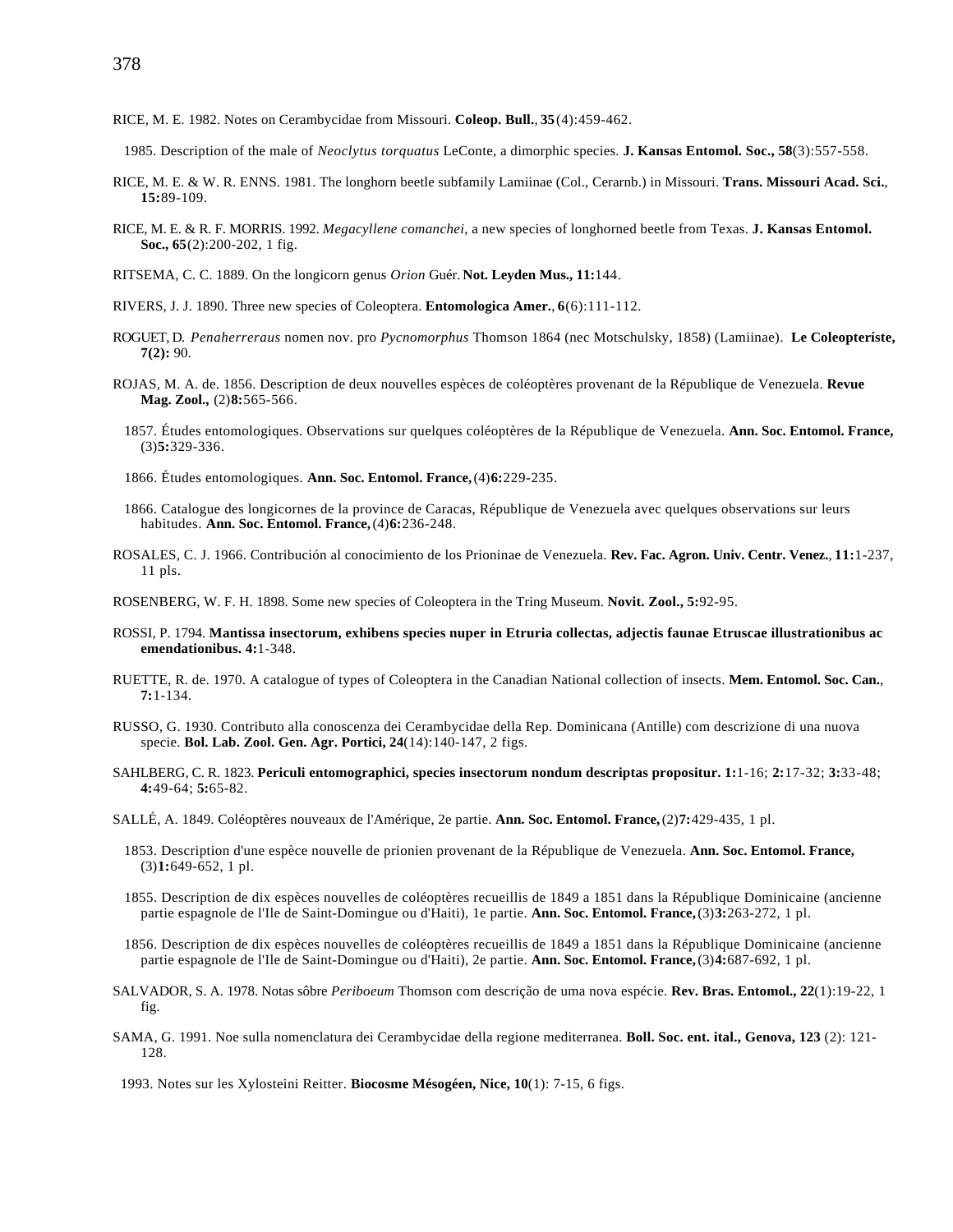RICE, M. E. 1982. Notes on Cerambycidae from Missouri. **Coleop. Bull.**, **35**(4):459-462.

1985. Description of the male of *Neoclytus torquatus* LeConte, a dimorphic species. **J. Kansas Entomol. Soc., 58**(3):557-558.

RICE, M. E. & W. R. ENNS. 1981. The longhorn beetle subfamily Lamiinae (Col., Cerarnb.) in Missouri. **Trans. Missouri Acad. Sci.**, **15:**89-109.

RICE, M. E. & R. F. MORRIS. 1992. *Megacyllene comanchei*, a new species of longhorned beetle from Texas. **J. Kansas Entomol. Soc., 65**(2):200-202, 1 fig.

RITSEMA, C. C. 1889. On the longicorn genus *Orion* Guér. **Not. Leyden Mus., 11:**144.

RIVERS, J. J. 1890. Three new species of Coleoptera. **Entomologica Amer.**, **6**(6):111-112.

ROGUET, D. *Penaherreraus* nomen nov. pro *Pycnomorphus* Thomson 1864 (nec Motschulsky, 1858) (Lamiinae). **Le Coleopteríste, 7(2):** 90.

ROJAS, M. A. de. 1856. Description de deux nouvelles espèces de coléoptères provenant de la République de Venezuela. **Revue Mag. Zool.,** (2)**8:**565-566.

1857. Études entomologiques. Observations sur quelques coléoptères de la République de Venezuela. **Ann. Soc. Entomol. France,** (3)**5:**329-336.

1866. Études entomologiques. **Ann. Soc. Entomol. France,** (4)**6:**229-235.

1866. Catalogue des longicornes de la province de Caracas, République de Venezuela avec quelques observations sur leurs habitudes. **Ann. Soc. Entomol. France,** (4)**6:**236-248.

ROSALES, C. J. 1966. Contribución al conocimiento de los Prioninae de Venezuela. **Rev. Fac. Agron. Univ. Centr. Venez.**, **11:**1-237, 11 pls.

ROSENBERG, W. F. H. 1898. Some new species of Coleoptera in the Tring Museum. **Novit. Zool., 5:**92-95.

ROSSI, P. 1794. **Mantissa insectorum, exhibens species nuper in Etruria collectas, adjectis faunae Etruscae illustrationibus ac emendationibus. 4:**1-348.

RUETTE, R. de. 1970. A catalogue of types of Coleoptera in the Canadian National collection of insects. **Mem. Entomol. Soc. Can.**, **7:**1-134.

RUSSO, G. 1930. Contributo alla conoscenza dei Cerambycidae della Rep. Dominicana (Antille) com descrizione di una nuova specie. **Bol. Lab. Zool. Gen. Agr. Portici, 24**(14):140-147, 2 figs.

SAHLBERG, C. R. 1823. **Periculi entomographici, species insectorum nondum descriptas propositur. 1:**1-16; **2:**17-32; **3:**33-48; **4:**49-64; **5:**65-82.

SALLÉ, A. 1849. Coléoptères nouveaux de l'Amérique, 2e partie. **Ann. Soc. Entomol. France,** (2)**7:**429-435, 1 pl.

1853. Description d'une espèce nouvelle de prionien provenant de la République de Venezuela. **Ann. Soc. Entomol. France,** (3)**1:**649-652, 1 pl.

1855. Description de dix espèces nouvelles de coléoptères recueillis de 1849 a 1851 dans la République Dominicaine (ancienne partie espagnole de l'Ile de Saint-Domingue ou d'Haiti), 1e partie. **Ann. Soc. Entomol. France,** (3)**3:**263-272, 1 pl.

1856. Description de dix espèces nouvelles de coléoptères recueillis de 1849 a 1851 dans la République Dominicaine (ancienne partie espagnole de l'Ile de Saint-Domingue ou d'Haiti), 2e partie. **Ann. Soc. Entomol. France,** (3)**4:**687-692, 1 pl.

SALVADOR, S. A. 1978. Notas sôbre *Periboeum* Thomson com descrição de uma nova espécie. **Rev. Bras. Entomol., 22**(1):19-22, 1 fig.

SAMA, G. 1991. Noe sulla nomenclatura dei Cerambycidae della regione mediterranea. **Boll. Soc. ent. ital., Genova, 123** (2): 121-128.

1993. Notes sur les Xylosteini Reitter. **Biocosme Mésogéen, Nice, 10**(1): 7-15, 6 figs.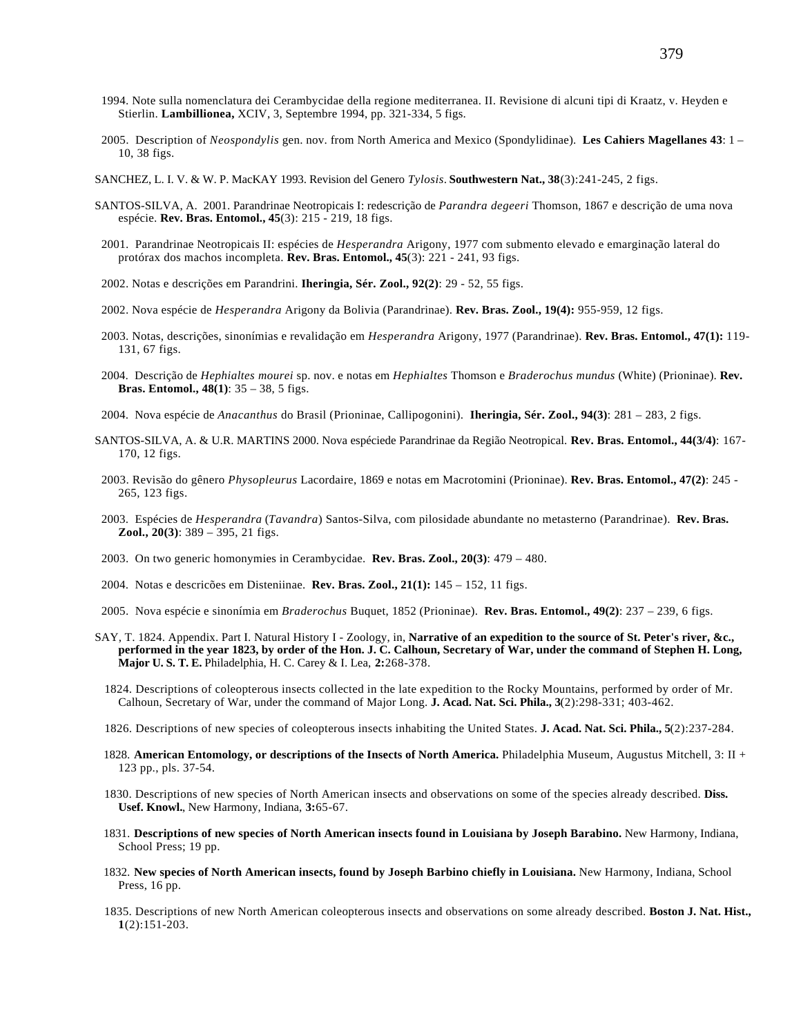1994. Note sulla nomenclatura dei Cerambycidae della regione mediterranea. II. Revisione di alcuni tipi di Kraatz, v. Heyden e Stierlin. **Lambillionea,** XCIV, 3, Septembre 1994, pp. 321-334, 5 figs.

2005. Description of *Neospondylis* gen. nov. from North America and Mexico (Spondylidinae). **Les Cahiers Magellanes 43**: 1 – 10, 38 figs.

SANCHEZ, L. I. V. & W. P. MacKAY 1993. Revision del Genero *Tylosis*. **Southwestern Nat., 38**(3):241-245, 2 figs.

SANTOS-SILVA, A. 2001. Parandrinae Neotropicais I: redescrição de *Parandra degeeri* Thomson, 1867 e descrição de uma nova espécie. **Rev. Bras. Entomol., 45**(3): 215 - 219, 18 figs.

2001. Parandrinae Neotropicais II: espécies de *Hesperandra* Arigony, 1977 com submento elevado e emarginação lateral do protórax dos machos incompleta. **Rev. Bras. Entomol., 45**(3): 221 - 241, 93 figs.

2002. Notas e descrições em Parandrini. **Iheringia, Sér. Zool., 92(2)**: 29 - 52, 55 figs.

2002. Nova espécie de *Hesperandra* Arigony da Bolivia (Parandrinae). **Rev. Bras. Zool., 19(4):** 955-959, 12 figs.

2003. Notas, descrições, sinonímias e revalidação em *Hesperandra* Arigony, 1977 (Parandrinae). **Rev. Bras. Entomol., 47(1):** 119-131, 67 figs.

2004. Descrição de *Hephialtes mourei* sp. nov. e notas em *Hephialtes* Thomson e *Braderochus mundus* (White) (Prioninae). **Rev. Bras. Entomol., 48(1)**: 35 – 38, 5 figs.

2004. Nova espécie de *Anacanthus* do Brasil (Prioninae, Callipogonini). **Iheringia, Sér. Zool., 94(3)**: 281 – 283, 2 figs.

SANTOS-SILVA, A. & U.R. MARTINS 2000. Nova espéciede Parandrinae da Região Neotropical. **Rev. Bras. Entomol., 44(3/4)**: 167-170, 12 figs.

2003. Revisão do gênero *Physopleurus* Lacordaire, 1869 e notas em Macrotomini (Prioninae). **Rev. Bras. Entomol., 47(2)**: 245 - 265, 123 figs.

2003. Espécies de *Hesperandra* (*Tavandra*) Santos-Silva, com pilosidade abundante no metasterno (Parandrinae). **Rev. Bras. Zool., 20(3)**: 389 – 395, 21 figs.

2003. On two generic homonymies in Cerambycidae. **Rev. Bras. Zool., 20(3)**: 479 – 480.

2004. Notas e descricões em Disteniinae. **Rev. Bras. Zool., 21(1):** 145 – 152, 11 figs.

2005. Nova espécie e sinonímia em *Braderochus* Buquet, 1852 (Prioninae). **Rev. Bras. Entomol., 49(2)**: 237 – 239, 6 figs.

SAY, T. 1824. Appendix. Part I. Natural History I - Zoology, in, **Narrative of an expedition to the source of St. Peter's river, &c., performed in the year 1823, by order of the Hon. J. C. Calhoun, Secretary of War, under the command of Stephen H. Long, Major U. S. T. E.** Philadelphia, H. C. Carey & I. Lea, **2:**268-378.

1824. Descriptions of coleopterous insects collected in the late expedition to the Rocky Mountains, performed by order of Mr. Calhoun, Secretary of War, under the command of Major Long. **J. Acad. Nat. Sci. Phila., 3**(2):298-331; 403-462.

1826. Descriptions of new species of coleopterous insects inhabiting the United States. **J. Acad. Nat. Sci. Phila., 5**(2):237-284.

1828. **American Entomology, or descriptions of the Insects of North America.** Philadelphia Museum, Augustus Mitchell, 3: II + 123 pp., pls. 37-54.

1830. Descriptions of new species of North American insects and observations on some of the species already described. **Diss. Usef. Knowl.**, New Harmony, Indiana, **3:**65-67.

1831. **Descriptions of new species of North American insects found in Louisiana by Joseph Barabino.** New Harmony, Indiana, School Press; 19 pp.

1832. **New species of North American insects, found by Joseph Barbino chiefly in Louisiana.** New Harmony, Indiana, School Press, 16 pp.

1835. Descriptions of new North American coleopterous insects and observations on some already described. **Boston J. Nat. Hist., 1**(2):151-203.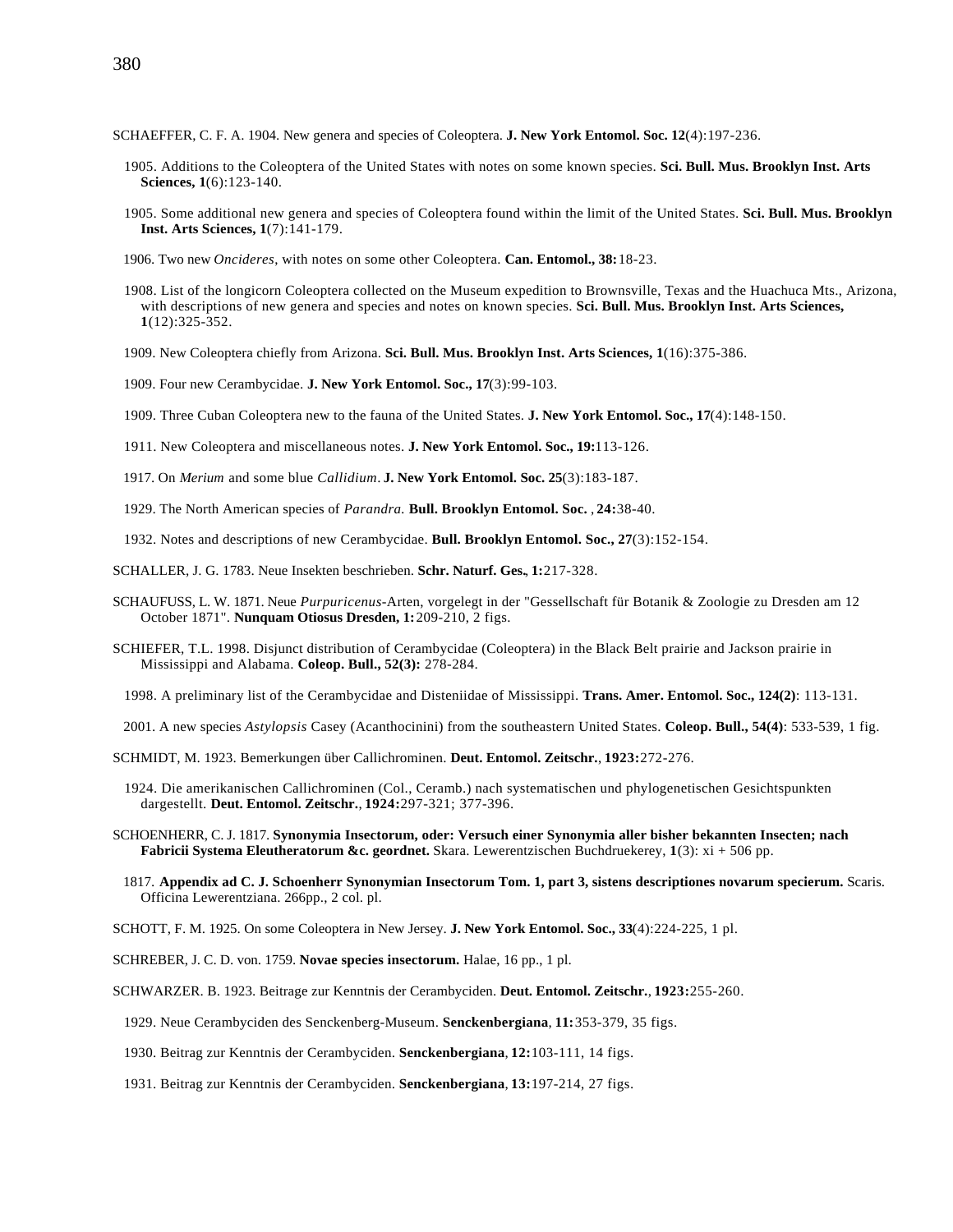SCHAEFFER, C. F. A. 1904. New genera and species of Coleoptera. **J. New York Entomol. Soc. 12**(4):197-236.

1905. Additions to the Coleoptera of the United States with notes on some known species. **Sci. Bull. Mus. Brooklyn Inst. Arts Sciences, 1**(6):123-140.

1905. Some additional new genera and species of Coleoptera found within the limit of the United States. **Sci. Bull. Mus. Brooklyn Inst. Arts Sciences, 1**(7):141-179.

1906. Two new *Oncideres*, with notes on some other Coleoptera. **Can. Entomol., 38:**18-23.

1908. List of the longicorn Coleoptera collected on the Museum expedition to Brownsville, Texas and the Huachuca Mts., Arizona, with descriptions of new genera and species and notes on known species. **Sci. Bull. Mus. Brooklyn Inst. Arts Sciences, 1**(12):325-352.

1909. New Coleoptera chiefly from Arizona. **Sci. Bull. Mus. Brooklyn Inst. Arts Sciences, 1**(16):375-386.

1909. Four new Cerambycidae. **J. New York Entomol. Soc., 17**(3):99-103.

1909. Three Cuban Coleoptera new to the fauna of the United States. **J. New York Entomol. Soc., 17**(4):148-150.

1911. New Coleoptera and miscellaneous notes. **J. New York Entomol. Soc., 19:**113-126.

1917. On *Merium* and some blue *Callidium*. **J. New York Entomol. Soc. 25**(3):183-187.

1929. The North American species of *Parandra.* **Bull. Brooklyn Entomol. Soc.** , **24:**38-40.

1932. Notes and descriptions of new Cerambycidae. **Bull. Brooklyn Entomol. Soc., 27**(3):152-154.

SCHALLER, J. G. 1783. Neue Insekten beschrieben. **Schr. Naturf. Ges., 1:**217-328.

SCHAUFUSS, L. W. 1871. Neue *Purpuricenus*-Arten, vorgelegt in der "Gessellschaft für Botanik & Zoologie zu Dresden am 12 October 1871". **Nunquam Otiosus Dresden, 1:**209-210, 2 figs.

SCHIEFER, T.L. 1998. Disjunct distribution of Cerambycidae (Coleoptera) in the Black Belt prairie and Jackson prairie in Mississippi and Alabama. **Coleop. Bull., 52(3):** 278-284.

1998. A preliminary list of the Cerambycidae and Disteniidae of Mississippi. **Trans. Amer. Entomol. Soc., 124(2)**: 113-131.

2001. A new species *Astylopsis* Casey (Acanthocinini) from the southeastern United States. **Coleop. Bull., 54(4)**: 533-539, 1 fig.

SCHMIDT, M. 1923. Bemerkungen über Callichrominen. **Deut. Entomol. Zeitschr.**, **1923:**272-276.

1924. Die amerikanischen Callichrominen (Col., Ceramb.) nach systematischen und phylogenetischen Gesichtspunkten dargestellt. **Deut. Entomol. Zeitschr.**, **1924:**297-321; 377-396.

SCHOENHERR, C. J. 1817. **Synonymia Insectorum, oder: Versuch einer Synonymia aller bisher bekannten Insecten; nach Fabricii Systema Eleutheratorum &c. geordnet.** Skara. Lewerentzischen Buchdruekerey, **1**(3): xi + 506 pp.

1817. **Appendix ad C. J. Schoenherr Synonymian Insectorum Tom. 1, part 3, sistens descriptiones novarum specierum.** Scaris. Officina Lewerentziana. 266pp., 2 col. pl.

SCHOTT, F. M. 1925. On some Coleoptera in New Jersey. **J. New York Entomol. Soc., 33**(4):224-225, 1 pl.

SCHREBER, J. C. D. von. 1759. **Novae species insectorum.** Halae, 16 pp., 1 pl.

SCHWARZER. B. 1923. Beitrage zur Kenntnis der Cerambyciden. **Deut. Entomol. Zeitschr.**, **1923:**255-260.

1929. Neue Cerambyciden des Senckenberg-Museum. **Senckenbergiana**, **11:**353-379, 35 figs.

1930. Beitrag zur Kenntnis der Cerambyciden. **Senckenbergiana**, **12:**103-111, 14 figs.

1931. Beitrag zur Kenntnis der Cerambyciden. **Senckenbergiana**, **13:**197-214, 27 figs.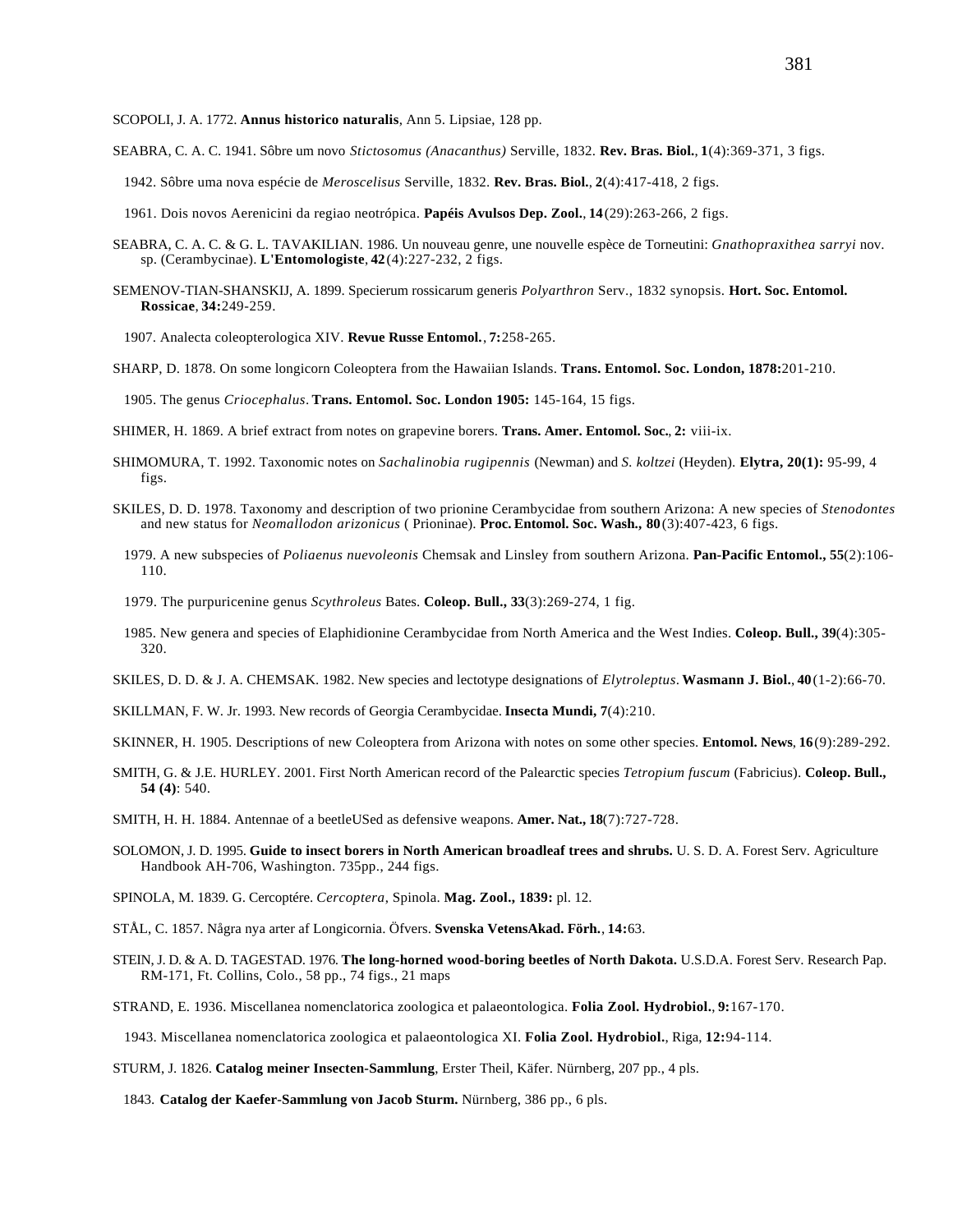SCOPOLI, J. A. 1772. **Annus historico naturalis**, Ann 5. Lipsiae, 128 pp.

SEABRA, C. A. C. 1941. Sôbre um novo *Stictosomus (Anacanthus)* Serville, 1832. **Rev. Bras. Biol.**, **1**(4):369-371, 3 figs.

1942. Sôbre uma nova espécie de *Meroscelisus* Serville, 1832. **Rev. Bras. Biol.**, **2**(4):417-418, 2 figs.

1961. Dois novos Aerenicini da regiao neotrópica. **Papéis Avulsos Dep. Zool.**, **14**(29):263-266, 2 figs.

SEABRA, C. A. C. & G. L. TAVAKILIAN. 1986. Un nouveau genre, une nouvelle espèce de Torneutini: *Gnathopraxithea sarryi* nov. sp. (Cerambycinae). **L'Entomologiste**, **42**(4):227-232, 2 figs.

SEMENOV-TIAN-SHANSKIJ, A. 1899. Specierum rossicarum generis *Polyarthron* Serv., 1832 synopsis. **Hort. Soc. Entomol. Rossicae**, **34:**249-259.

1907. Analecta coleopterologica XIV. **Revue Russe Entomol.**, **7:**258-265.

SHARP, D. 1878. On some longicorn Coleoptera from the Hawaiian Islands. **Trans. Entomol. Soc. London, 1878:**201-210.

1905. The genus *Criocephalus*. **Trans. Entomol. Soc. London 1905:** 145-164, 15 figs.

SHIMER, H. 1869. A brief extract from notes on grapevine borers. **Trans. Amer. Entomol. Soc.**, **2:** viii-ix.

SHIMOMURA, T. 1992. Taxonomic notes on *Sachalinobia rugipennis* (Newman) and *S. koltzei* (Heyden). **Elytra, 20(1):** 95-99, 4 figs.

SKILES, D. D. 1978. Taxonomy and description of two prionine Cerambycidae from southern Arizona: A new species of *Stenodontes* and new status for *Neomallodon arizonicus* ( Prioninae). **Proc. Entomol. Soc. Wash., 80**(3):407-423, 6 figs.

1979. A new subspecies of *Poliaenus nuevoleonis* Chemsak and Linsley from southern Arizona. **Pan-Pacific Entomol., 55**(2):106-110.

1979. The purpuricenine genus *Scythroleus* Bates. **Coleop. Bull., 33**(3):269-274, 1 fig.

1985. New genera and species of Elaphidionine Cerambycidae from North America and the West Indies. **Coleop. Bull., 39**(4):305-320.

SKILES, D. D. & J. A. CHEMSAK. 1982. New species and lectotype designations of *Elytroleptus*. **Wasmann J. Biol.**, **40**(1-2):66-70.

SKILLMAN, F. W. Jr. 1993. New records of Georgia Cerambycidae. **Insecta Mundi, 7**(4):210.

SKINNER, H. 1905. Descriptions of new Coleoptera from Arizona with notes on some other species. **Entomol. News**, **16**(9):289-292.

SMITH, G. & J.E. HURLEY. 2001. First North American record of the Palearctic species *Tetropium fuscum* (Fabricius). **Coleop. Bull., 54 (4)**: 540.

SMITH, H. H. 1884. Antennae of a beetleUSed as defensive weapons. **Amer. Nat., 18**(7):727-728.

SOLOMON, J. D. 1995. **Guide to insect borers in North American broadleaf trees and shrubs.** U. S. D. A. Forest Serv. Agriculture Handbook AH-706, Washington. 735pp., 244 figs.

SPINOLA, M. 1839. G. Cercoptére. *Cercoptera*, Spinola. **Mag. Zool., 1839:** pl. 12.

STÅL, C. 1857. Några nya arter af Longicornia. Öfvers. **Svenska VetensAkad. Förh.**, **14:**63.

STEIN, J. D. & A. D. TAGESTAD. 1976. **The long-horned wood-boring beetles of North Dakota.** U.S.D.A. Forest Serv. Research Pap. RM-171, Ft. Collins, Colo., 58 pp., 74 figs., 21 maps

STRAND, E. 1936. Miscellanea nomenclatorica zoologica et palaeontologica. **Folia Zool. Hydrobiol.**, **9:**167-170.

1943. Miscellanea nomenclatorica zoologica et palaeontologica XI. **Folia Zool. Hydrobiol.**, Riga, **12:**94-114.

STURM, J. 1826. **Catalog meiner Insecten-Sammlung**, Erster Theil, Käfer. Nürnberg, 207 pp., 4 pls.

1843. **Catalog der Kaefer-Sammlung von Jacob Sturm.** Nürnberg, 386 pp., 6 pls.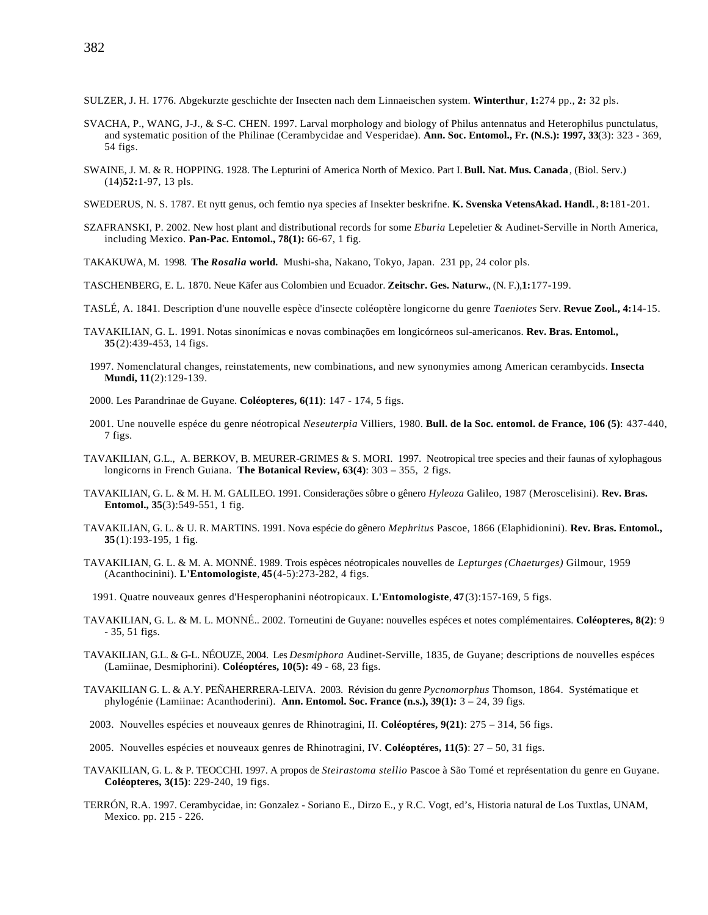SULZER, J. H. 1776. Abgekurzte geschichte der Insecten nach dem Linnaeischen system. **Winterthur**, **1:**274 pp., **2:** 32 pls.

SVACHA, P., WANG, J-J., & S-C. CHEN. 1997. Larval morphology and biology of Philus antennatus and Heterophilus punctulatus, and systematic position of the Philinae (Cerambycidae and Vesperidae). **Ann. Soc. Entomol., Fr. (N.S.): 1997, 33**(3): 323 - 369, 54 figs.

SWAINE, J. M. & R. HOPPING. 1928. The Lepturini of America North of Mexico. Part I. **Bull. Nat. Mus. Canada**, (Biol. Serv.) (14)**52:**1-97, 13 pls.

SWEDERUS, N. S. 1787. Et nytt genus, och femtio nya species af Insekter beskrifne. **K. Svenska VetensAkad. Handl.**, **8:**181-201.

SZAFRANSKI, P. 2002. New host plant and distributional records for some *Eburia* Lepeletier & Audinet-Serville in North America, including Mexico. **Pan-Pac. Entomol., 78(1):** 66-67, 1 fig.

TAKAKUWA, M. 1998. **The *Rosalia* world.** Mushi-sha, Nakano, Tokyo, Japan. 231 pp, 24 color pls.

TASCHENBERG, E. L. 1870. Neue Käfer aus Colombien und Ecuador. **Zeitschr. Ges. Naturw.**, (N. F.),**1:**177-199.

TASLÉ, A. 1841. Description d'une nouvelle espèce d'insecte coléoptère longicorne du genre *Taeniotes* Serv. **Revue Zool., 4:**14-15.

TAVAKILIAN, G. L. 1991. Notas sinonímicas e novas combinações em longicórneos sul-americanos. **Rev. Bras. Entomol., 35**(2):439-453, 14 figs.

1997. Nomenclatural changes, reinstatements, new combinations, and new synonymies among American cerambycids. **Insecta Mundi, 11**(2):129-139.

2000. Les Parandrinae de Guyane. **Coléopteres, 6(11)**: 147 - 174, 5 figs.

2001. Une nouvelle espéce du genre néotropical *Neseuterpia* Villiers, 1980. **Bull. de la Soc. entomol. de France, 106 (5)**: 437-440, 7 figs.

TAVAKILIAN, G.L., A. BERKOV, B. MEURER-GRIMES & S. MORI. 1997. Neotropical tree species and their faunas of xylophagous longicorns in French Guiana. **The Botanical Review, 63(4)**: 303 – 355, 2 figs.

TAVAKILIAN, G. L. & M. H. M. GALILEO. 1991. Considerações sôbre o gênero *Hyleoza* Galileo, 1987 (Meroscelisini). **Rev. Bras. Entomol., 35**(3):549-551, 1 fig.

TAVAKILIAN, G. L. & U. R. MARTINS. 1991. Nova espécie do gênero *Mephritus* Pascoe, 1866 (Elaphidionini). **Rev. Bras. Entomol., 35**(1):193-195, 1 fig.

TAVAKILIAN, G. L. & M. A. MONNÉ. 1989. Trois espèces néotropicales nouvelles de *Lepturges (Chaeturges)* Gilmour, 1959 (Acanthocinini). **L'Entomologiste**, **45**(4-5):273-282, 4 figs.

1991. Quatre nouveaux genres d'Hesperophanini néotropicaux. **L'Entomologiste**, **47**(3):157-169, 5 figs.

TAVAKILIAN, G. L. & M. L. MONNÉ.. 2002. Torneutini de Guyane: nouvelles espéces et notes complémentaires. **Coléopteres, 8(2)**: 9 - 35, 51 figs.

TAVAKILIAN, G.L. & G-L. NÉOUZE, 2004. Les *Desmiphora* Audinet-Serville, 1835, de Guyane; descriptions de nouvelles espéces (Lamiinae, Desmiphorini). **Coléoptéres, 10(5):** 49 - 68, 23 figs.

TAVAKILIAN G. L. & A.Y. PEÑAHERRERA-LEIVA. 2003. Révision du genre *Pycnomorphus* Thomson, 1864. Systématique et phylogénie (Lamiinae: Acanthoderini). **Ann. Entomol. Soc. France (n.s.), 39(1):** 3 – 24, 39 figs.

2003. Nouvelles espécies et nouveaux genres de Rhinotragini, II. **Coléoptéres, 9(21)**: 275 – 314, 56 figs.

2005. Nouvelles espécies et nouveaux genres de Rhinotragini, IV. **Coléoptéres, 11(5)**: 27 – 50, 31 figs.

TAVAKILIAN, G. L. & P. TEOCCHI. 1997. A propos de *Steirastoma stellio* Pascoe à São Tomé et représentation du genre en Guyane. **Coléopteres, 3(15)**: 229-240, 19 figs.

TERRÓN, R.A. 1997. Cerambycidae, in: Gonzalez - Soriano E., Dirzo E., y R.C. Vogt, ed's, Historia natural de Los Tuxtlas, UNAM, Mexico. pp. 215 - 226.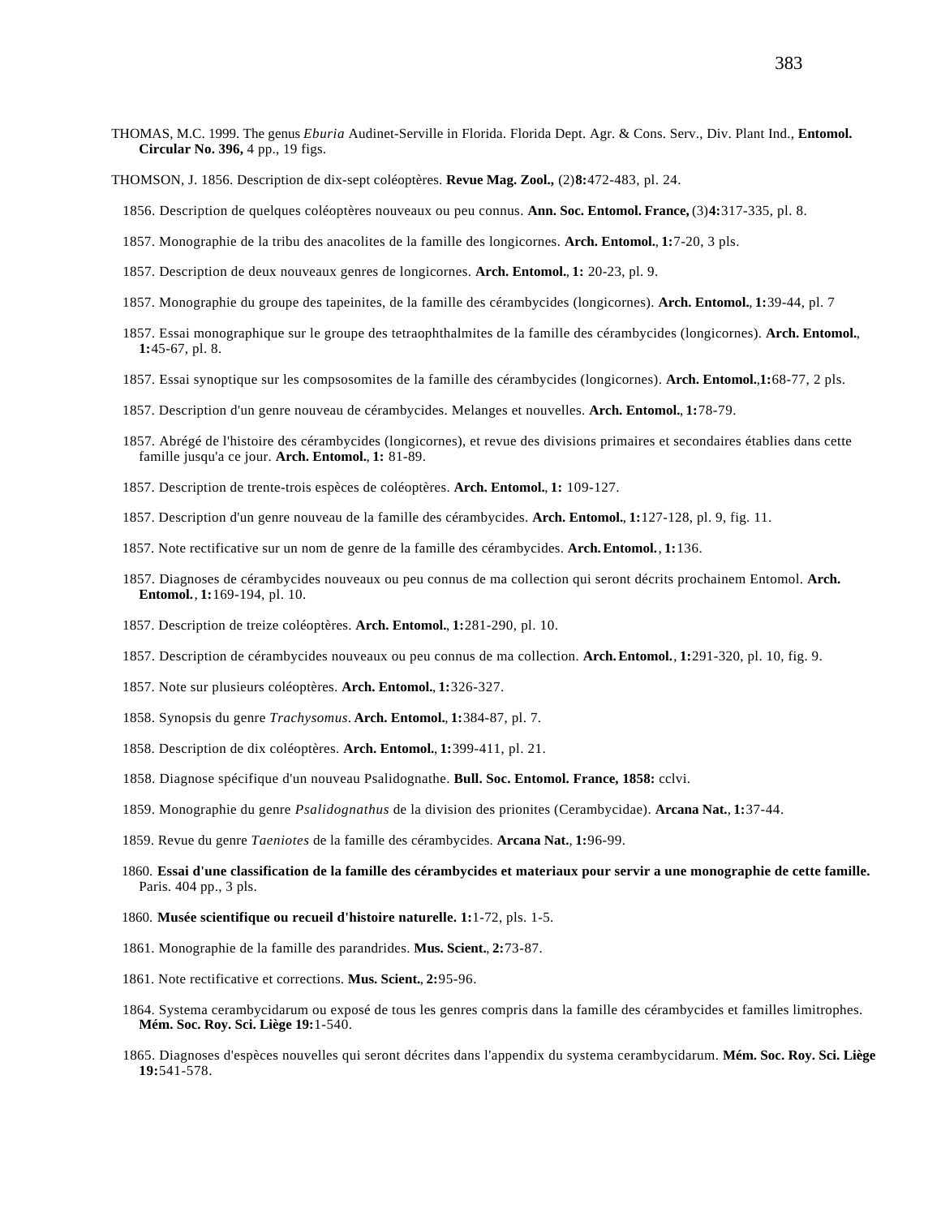THOMAS, M.C. 1999. The genus *Eburia* Audinet-Serville in Florida. Florida Dept. Agr. & Cons. Serv., Div. Plant Ind., **Entomol. Circular No. 396,** 4 pp., 19 figs.

THOMSON, J. 1856. Description de dix-sept coléoptères. **Revue Mag. Zool.,** (2)**8:**472-483, pl. 24.

1856. Description de quelques coléoptères nouveaux ou peu connus. **Ann. Soc. Entomol. France,** (3)**4:**317-335, pl. 8.

1857. Monographie de la tribu des anacolites de la famille des longicornes. **Arch. Entomol.**, **1:**7-20, 3 pls.

1857. Description de deux nouveaux genres de longicornes. **Arch. Entomol.**, **1:** 20-23, pl. 9.

1857. Monographie du groupe des tapeinites, de la famille des cérambycides (longicornes). **Arch. Entomol.**, **1:**39-44, pl. 7

1857. Essai monographique sur le groupe des tetraophthalmites de la famille des cérambycides (longicornes). **Arch. Entomol.**, **1:**45-67, pl. 8.

1857. Essai synoptique sur les compsosomites de la famille des cérambycides (longicornes). **Arch. Entomol.**,**1:**68-77, 2 pls.

1857. Description d'un genre nouveau de cérambycides. Melanges et nouvelles. **Arch. Entomol.**, **1:**78-79.

1857. Abrégé de l'histoire des cérambycides (longicornes), et revue des divisions primaires et secondaires établies dans cette famille jusqu'a ce jour. **Arch. Entomol.**, **1:** 81-89.

1857. Description de trente-trois espèces de coléoptères. **Arch. Entomol.**, **1:** 109-127.

1857. Description d'un genre nouveau de la famille des cérambycides. **Arch. Entomol.**, **1:**127-128, pl. 9, fig. 11.

1857. Note rectificative sur un nom de genre de la famille des cérambycides. **Arch. Entomol.**, **1:**136.

1857. Diagnoses de cérambycides nouveaux ou peu connus de ma collection qui seront décrits prochainem Entomol. **Arch. Entomol.**, **1:**169-194, pl. 10.

1857. Description de treize coléoptères. **Arch. Entomol.**, **1:**281-290, pl. 10.

1857. Description de cérambycides nouveaux ou peu connus de ma collection. **Arch. Entomol.**, **1:**291-320, pl. 10, fig. 9.

1857. Note sur plusieurs coléoptères. **Arch. Entomol.**, **1:**326-327.

1858. Synopsis du genre *Trachysomus*. **Arch. Entomol.**, **1:**384-87, pl. 7.

1858. Description de dix coléoptères. **Arch. Entomol.**, **1:**399-411, pl. 21.

1858. Diagnose spécifique d'un nouveau Psalidognathe. **Bull. Soc. Entomol. France, 1858:** cclvi.

1859. Monographie du genre *Psalidognathus* de la division des prionites (Cerambycidae). **Arcana Nat.**, **1:**37-44.

1859. Revue du genre *Taeniotes* de la famille des cérambycides. **Arcana Nat.**, **1:**96-99.

1860. **Essai d'une classification de la famille des cérambycides et materiaux pour servir a une monographie de cette famille.** Paris. 404 pp., 3 pls.

1860. **Musée scientifique ou recueil d'histoire naturelle. 1:**1-72, pls. 1-5.

1861. Monographie de la famille des parandrides. **Mus. Scient.**, **2:**73-87.

1861. Note rectificative et corrections. **Mus. Scient.**, **2:**95-96.

1864. Systema cerambycidarum ou exposé de tous les genres compris dans la famille des cérambycides et familles limitrophes. **Mém. Soc. Roy. Sci. Liège 19:**1-540.

1865. Diagnoses d'espèces nouvelles qui seront décrites dans l'appendix du systema cerambycidarum. **Mém. Soc. Roy. Sci. Liège 19:**541-578.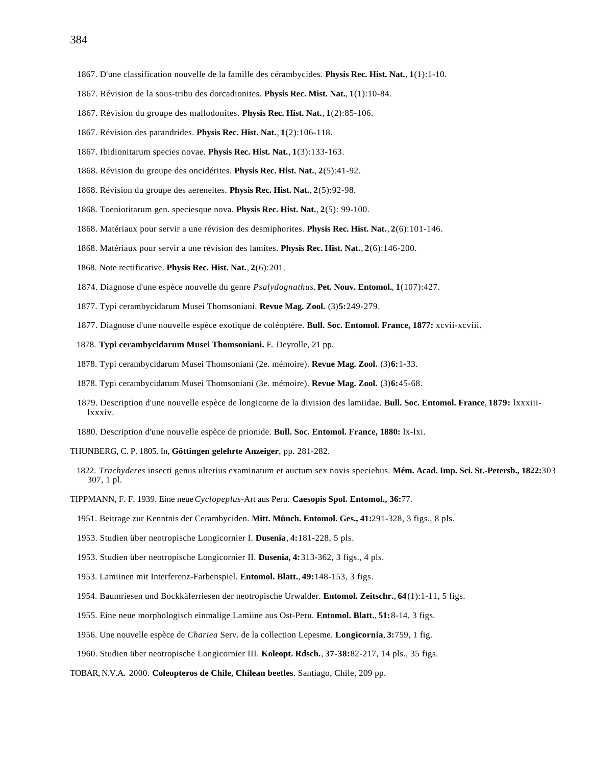1867. D'une classification nouvelle de la famille des cérambycides. **Physis Rec. Hist. Nat.**, **1**(1):1-10.

1867. Révision de la sous-tribu des dorcadionites. **Physis Rec. Mist. Nat.**, **1**(1):10-84.

1867. Révision du groupe des mallodonites. **Physis Rec. Hist. Nat.**, **1**(2):85-106.

1867. Révision des parandrides. **Physis Rec. Hist. Nat.**, **1**(2):106-118.

1867. Ibidionitarum species novae. **Physis Rec. Hist. Nat.**, **1**(3):133-163.

1868. Révision du groupe des oncidérites. **Physis Rec. Hist. Nat.**, **2**(5):41-92.

1868. Révision du groupe des aereneites. **Physis Rec. Hist. Nat.**, **2**(5):92-98.

1868. Toeniotitarum gen. speciesque nova. **Physis Rec. Hist. Nat.**, **2**(5): 99-100.

1868. Matériaux pour servir a une révision des desmiphorites. **Physis Rec. Hist. Nat.**, **2**(6):101-146.

1868. Matériaux pour servir a une révision des lamites. **Physis Rec. Hist. Nat.**, **2**(6):146-200.

1868. Note rectificative. **Physis Rec. Hist. Nat.**, **2**(6):201.

1874. Diagnose d'une espèce nouvelle du genre *Psalydognathus*. **Pet. Nouv. Entomol.**, **1**(107):427.

1877. Typi cerambycidarum Musei Thomsoniani. **Revue Mag. Zool.** (3)**5:**249-279.

1877. Diagnose d'une nouvelle espèce exotique de coléoptère. **Bull. Soc. Entomol. France, 1877:** xcvii-xcviii.

1878. **Typi cerambycidarum Musei Thomsoniani.** E. Deyrolle, 21 pp.

1878. Typi cerambycidarum Musei Thomsoniani (2e. mémoire). **Revue Mag. Zool.** (3)**6:**1-33.

1878. Typi cerambycidarum Musei Thomsoniani (3e. mémoire). **Revue Mag. Zool.** (3)**6:**45-68.

1879. Description d'une nouvelle espèce de longicorne de la division des lamiidae. **Bull. Soc. Entomol. France**, **1879:** lxxxiii-lxxxiv.

1880. Description d'une nouvelle espèce de prionide. **Bull. Soc. Entomol. France, 1880:** lx-lxi.

THUNBERG, C. P. 1805. In, **Göttingen gelehrte Anzeiger**, pp. 281-282.

1822. *Trachyderes* insecti genus ulterius examinatum et auctum sex novis speciebus. **Mém. Acad. Imp. Sci. St.-Petersb., 1822:**303 307, 1 pl.

TIPPMANN, F. F. 1939. Eine neue *Cyclopeplus*-Art aus Peru. **Caesopis Spol. Entomol., 36:**77.

1951. Beitrage zur Kenntnis der Cerambyciden. **Mitt. Münch. Entomol. Ges., 41:**291-328, 3 figs., 8 pls.

1953. Studien über neotropische Longicornier I. **Dusenia**, **4:**181-228, 5 pls.

1953. Studien über neotropische Longicornier II. **Dusenia, 4:**313-362, 3 figs., 4 pls.

1953. Lamiinen mit Interferenz-Farbenspiel. **Entomol. Blatt.**, **49:**148-153, 3 figs.

1954. Baumriesen und Bockkäferriesen der neotropische Urwalder. **Entomol. Zeitschr.**, **64**(1):1-11, 5 figs.

1955. Eine neue morphologisch einmalige Lamiine aus Ost-Peru. **Entomol. Blatt.**, **51:**8-14, 3 figs.

1956. Une nouvelle espèce de *Chariea* Serv. de la collection Lepesme. **Longicornia**, **3:**759, 1 fig.

1960. Studien über neotropische Longicornier III. **Koleopt. Rdsch.**, **37-38:**82-217, 14 pls., 35 figs.

TOBAR, N.V.A. 2000. **Coleopteros de Chile, Chilean beetles**. Santiago, Chile, 209 pp.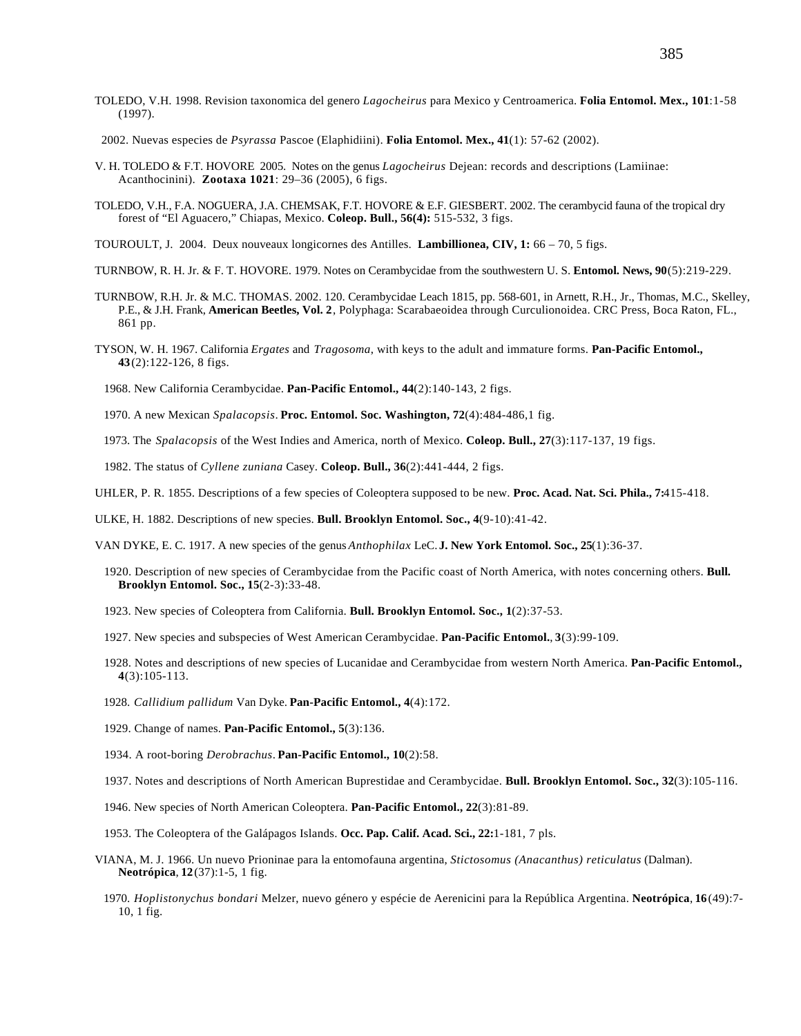TOLEDO, V.H. 1998. Revision taxonomica del genero *Lagocheirus* para Mexico y Centroamerica. **Folia Entomol. Mex., 101**:1-58 (1997).

2002. Nuevas especies de *Psyrassa* Pascoe (Elaphidiini). **Folia Entomol. Mex., 41**(1): 57-62 (2002).

V. H. TOLEDO & F.T. HOVORE 2005. Notes on the genus *Lagocheirus* Dejean: records and descriptions (Lamiinae: Acanthocinini). **Zootaxa 1021**: 29–36 (2005), 6 figs.

TOLEDO, V.H., F.A. NOGUERA, J.A. CHEMSAK, F.T. HOVORE & E.F. GIESBERT. 2002. The cerambycid fauna of the tropical dry forest of "El Aguacero," Chiapas, Mexico. **Coleop. Bull., 56(4):** 515-532, 3 figs.

TOUROULT, J. 2004. Deux nouveaux longicornes des Antilles. **Lambillionea, CIV, 1:** 66 – 70, 5 figs.

TURNBOW, R. H. Jr. & F. T. HOVORE. 1979. Notes on Cerambycidae from the southwestern U. S. **Entomol. News, 90**(5):219-229.

TURNBOW, R.H. Jr. & M.C. THOMAS. 2002. 120. Cerambycidae Leach 1815, pp. 568-601, in Arnett, R.H., Jr., Thomas, M.C., Skelley, P.E., & J.H. Frank, **American Beetles, Vol. 2**, Polyphaga: Scarabaeoidea through Curculionoidea. CRC Press, Boca Raton, FL., 861 pp.

TYSON, W. H. 1967. California *Ergates* and *Tragosoma*, with keys to the adult and immature forms. **Pan-Pacific Entomol., 43**(2):122-126, 8 figs.

1968. New California Cerambycidae. **Pan-Pacific Entomol., 44**(2):140-143, 2 figs.

1970. A new Mexican *Spalacopsis*. **Proc. Entomol. Soc. Washington, 72**(4):484-486,1 fig.

1973. The *Spalacopsis* of the West Indies and America, north of Mexico. **Coleop. Bull., 27**(3):117-137, 19 figs.

1982. The status of *Cyllene zuniana* Casey. **Coleop. Bull., 36**(2):441-444, 2 figs.

UHLER, P. R. 1855. Descriptions of a few species of Coleoptera supposed to be new. **Proc. Acad. Nat. Sci. Phila., 7:**415-418.

ULKE, H. 1882. Descriptions of new species. **Bull. Brooklyn Entomol. Soc., 4**(9-10):41-42.

VAN DYKE, E. C. 1917. A new species of the genus *Anthophilax* LeC. **J. New York Entomol. Soc., 25**(1):36-37.

1920. Description of new species of Cerambycidae from the Pacific coast of North America, with notes concerning others. **Bull. Brooklyn Entomol. Soc., 15**(2-3):33-48.

1923. New species of Coleoptera from California. **Bull. Brooklyn Entomol. Soc., 1**(2):37-53.

1927. New species and subspecies of West American Cerambycidae. **Pan-Pacific Entomol.**, **3**(3):99-109.

1928. Notes and descriptions of new species of Lucanidae and Cerambycidae from western North America. **Pan-Pacific Entomol., 4**(3):105-113.

1928. *Callidium pallidum* Van Dyke. **Pan-Pacific Entomol., 4**(4):172.

1929. Change of names. **Pan-Pacific Entomol., 5**(3):136.

1934. A root-boring *Derobrachus*. **Pan-Pacific Entomol., 10**(2):58.

1937. Notes and descriptions of North American Buprestidae and Cerambycidae. **Bull. Brooklyn Entomol. Soc., 32**(3):105-116.

1946. New species of North American Coleoptera. **Pan-Pacific Entomol., 22**(3):81-89.

1953. The Coleoptera of the Galápagos Islands. **Occ. Pap. Calif. Acad. Sci., 22:**1-181, 7 pls.

VIANA, M. J. 1966. Un nuevo Prioninae para la entomofauna argentina, *Stictosomus (Anacanthus) reticulatus* (Dalman). **Neotrópica**, **12**(37):1-5, 1 fig.

1970. *Hoplistonychus bondari* Melzer, nuevo género y espécie de Aerenicini para la República Argentina. **Neotrópica**, **16**(49):7-10, 1 fig.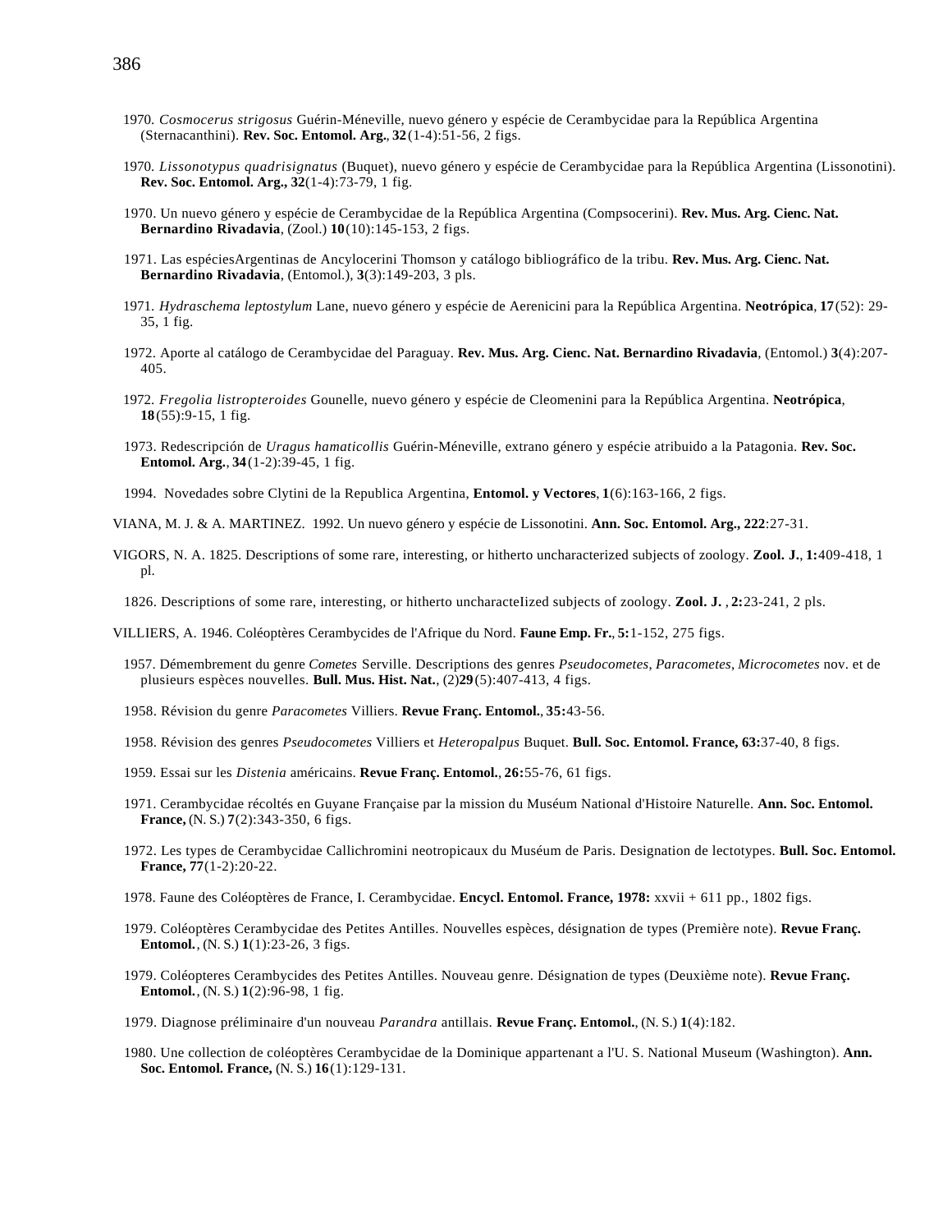1970. *Cosmocerus strigosus* Guérin-Méneville, nuevo género y espécie de Cerambycidae para la República Argentina (Sternacanthini). **Rev. Soc. Entomol. Arg.**, **32**(1-4):51-56, 2 figs.

1970. *Lissonotypus quadrisignatus* (Buquet), nuevo género y espécie de Cerambycidae para la República Argentina (Lissonotini). **Rev. Soc. Entomol. Arg., 32**(1-4):73-79, 1 fig.

1970. Un nuevo género y espécie de Cerambycidae de la República Argentina (Compsocerini). **Rev. Mus. Arg. Cienc. Nat. Bernardino Rivadavia**, (Zool.) **10**(10):145-153, 2 figs.

1971. Las espéciesArgentinas de Ancylocerini Thomson y catálogo bibliográfico de la tribu. **Rev. Mus. Arg. Cienc. Nat. Bernardino Rivadavia**, (Entomol.), **3**(3):149-203, 3 pls.

1971. *Hydraschema leptostylum* Lane, nuevo género y espécie de Aerenicini para la República Argentina. **Neotrópica**, **17**(52): 29-35, 1 fig.

1972. Aporte al catálogo de Cerambycidae del Paraguay. **Rev. Mus. Arg. Cienc. Nat. Bernardino Rivadavia**, (Entomol.) **3**(4):207-405.

1972. *Fregolia listropteroides* Gounelle, nuevo género y espécie de Cleomenini para la República Argentina. **Neotrópica**, **18**(55):9-15, 1 fig.

1973. Redescripción de *Uragus hamaticollis* Guérin-Méneville, extrano género y espécie atribuido a la Patagonia. **Rev. Soc. Entomol. Arg.**, **34**(1-2):39-45, 1 fig.

1994. Novedades sobre Clytini de la Republica Argentina, **Entomol. y Vectores**, **1**(6):163-166, 2 figs.

VIANA, M. J. & A. MARTINEZ. 1992. Un nuevo género y espécie de Lissonotini. **Ann. Soc. Entomol. Arg., 222**:27-31.

VIGORS, N. A. 1825. Descriptions of some rare, interesting, or hitherto uncharacterized subjects of zoology. **Zool. J.**, **1:**409-418, 1 pl.

1826. Descriptions of some rare, interesting, or hitherto uncharacteIized subjects of zoology. **Zool. J.** , **2:**23-241, 2 pls.

VILLIERS, A. 1946. Coléoptères Cerambycides de l'Afrique du Nord. **Faune Emp. Fr.**, **5:**1-152, 275 figs.

1957. Démembrement du genre *Cometes* Serville. Descriptions des genres *Pseudocometes, Paracometes*, *Microcometes* nov. et de plusieurs espèces nouvelles. **Bull. Mus. Hist. Nat.**, (2)**29**(5):407-413, 4 figs.

1958. Révision du genre *Paracometes* Villiers. **Revue Franç. Entomol.**, **35:**43-56.

1958. Révision des genres *Pseudocometes* Villiers et *Heteropalpus* Buquet. **Bull. Soc. Entomol. France, 63:**37-40, 8 figs.

1959. Essai sur les *Distenia* américains. **Revue Franç. Entomol.**, **26:**55-76, 61 figs.

1971. Cerambycidae récoltés en Guyane Française par la mission du Muséum National d'Histoire Naturelle. **Ann. Soc. Entomol. France,** (N. S.) **7**(2):343-350, 6 figs.

1972. Les types de Cerambycidae Callichromini neotropicaux du Muséum de Paris. Designation de lectotypes. **Bull. Soc. Entomol. France, 77**(1-2):20-22.

1978. Faune des Coléoptères de France, I. Cerambycidae. **Encycl. Entomol. France, 1978:** xxvii + 611 pp., 1802 figs.

1979. Coléoptères Cerambycidae des Petites Antilles. Nouvelles espèces, désignation de types (Première note). **Revue Franç. Entomol.**, (N. S.) **1**(1):23-26, 3 figs.

1979. Coléopteres Cerambycides des Petites Antilles. Nouveau genre. Désignation de types (Deuxième note). **Revue Franç. Entomol.**, (N. S.) **1**(2):96-98, 1 fig.

1979. Diagnose préliminaire d'un nouveau *Parandra* antillais. **Revue Franç. Entomol.**, (N. S.) **1**(4):182.

1980. Une collection de coléoptères Cerambycidae de la Dominique appartenant a l'U. S. National Museum (Washington). **Ann. Soc. Entomol. France,** (N. S.) **16**(1):129-131.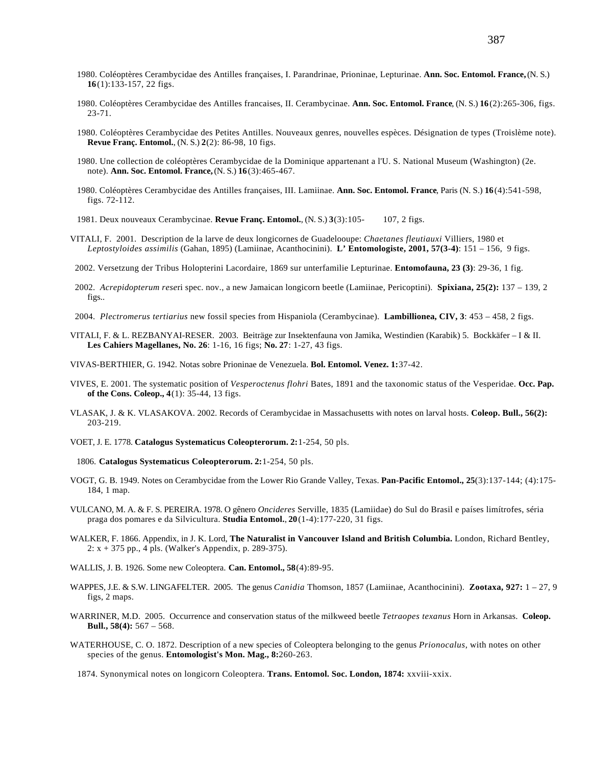1980. Coléoptères Cerambycidae des Antilles françaises, I. Parandrinae, Prioninae, Lepturinae. **Ann. Soc. Entomol. France,** (N. S.) **16**(1):133-157, 22 figs.

1980. Coléoptères Cerambycidae des Antilles francaises, II. Cerambycinae. **Ann. Soc. Entomol. France**, (N. S.) **16**(2):265-306, figs. 23-71.

1980. Coléoptères Cerambycidae des Petites Antilles. Nouveaux genres, nouvelles espèces. Désignation de types (Troislème note). **Revue Franç. Entomol.**, (N. S.) **2**(2): 86-98, 10 figs.

1980. Une collection de coléoptères Cerambycidae de la Dominique appartenant a l'U. S. National Museum (Washington) (2e. note). **Ann. Soc. Entomol. France,** (N. S.) **16**(3):465-467.

1980. Coléoptères Cerambycidae des Antilles françaises, III. Lamiinae. **Ann. Soc. Entomol. France**, Paris (N. S.) **16**(4):541-598, figs. 72-112.

1981. Deux nouveaux Cerambycinae. **Revue Franç. Entomol.**, (N. S.) **3**(3):105- 107, 2 figs.

VITALI, F. 2001. Description de la larve de deux longicornes de Guadelooupe: *Chaetanes fleutiauxi* Villiers, 1980 et *Leptostyloides assimilis* (Gahan, 1895) (Lamiinae, Acanthocinini). **L' Entomologiste, 2001, 57(3-4)**: 151 – 156, 9 figs.

2002. Versetzung der Tribus Holopterini Lacordaire, 1869 sur unterfamilie Lepturinae. **Entomofauna, 23 (3)**: 29-36, 1 fig.

2002. *Acrepidopterum rese*ri spec. nov., a new Jamaican longicorn beetle (Lamiinae, Pericoptini). **Spixiana, 25(2):** 137 – 139, 2 figs..

2004. *Plectromerus tertiarius* new fossil species from Hispaniola (Cerambycinae). **Lambillionea, CIV, 3**: 453 – 458, 2 figs.

VITALI, F. & L. REZBANYAI-RESER. 2003. Beiträge zur Insektenfauna von Jamika, Westindien (Karabik) 5. Bockkäfer – I & II. **Les Cahiers Magellanes, No. 26**: 1-16, 16 figs; **No. 27**: 1-27, 43 figs.

VIVAS-BERTHIER, G. 1942. Notas sobre Prioninae de Venezuela. **Bol. Entomol. Venez. 1:**37-42.

VIVES, E. 2001. The systematic position of *Vesperoctenus flohri* Bates, 1891 and the taxonomic status of the Vesperidae. **Occ. Pap. of the Cons. Coleop., 4**(1): 35-44, 13 figs.

VLASAK, J. & K. VLASAKOVA. 2002. Records of Cerambycidae in Massachusetts with notes on larval hosts. **Coleop. Bull., 56(2):** 203-219.

VOET, J. E. 1778. **Catalogus Systematicus Coleopterorum. 2:**1-254, 50 pls.

1806. **Catalogus Systematicus Coleopterorum. 2:**1-254, 50 pls.

VOGT, G. B. 1949. Notes on Cerambycidae from the Lower Rio Grande Valley, Texas. **Pan-Pacific Entomol., 25**(3):137-144; (4):175-184, 1 map.

VULCANO, M. A. & F. S. PEREIRA. 1978. O gênero *Oncideres* Serville, 1835 (Lamiidae) do Sul do Brasil e países limítrofes, séria praga dos pomares e da Silvicultura. **Studia Entomol.**, **20**(1-4):177-220, 31 figs.

WALKER, F. 1866. Appendix, in J. K. Lord, **The Naturalist in Vancouver Island and British Columbia.** London, Richard Bentley, 2: x + 375 pp., 4 pls. (Walker's Appendix, p. 289-375).

WALLIS, J. B. 1926. Some new Coleoptera. **Can. Entomol., 58**(4):89-95.

WAPPES, J.E. & S.W. LINGAFELTER. 2005. The genus *Canidia* Thomson, 1857 (Lamiinae, Acanthocinini). **Zootaxa, 927:** 1 – 27, 9 figs, 2 maps.

WARRINER, M.D. 2005. Occurrence and conservation status of the milkweed beetle *Tetraopes texanus* Horn in Arkansas. **Coleop. Bull., 58(4):** 567 – 568.

WATERHOUSE, C. O. 1872. Description of a new species of Coleoptera belonging to the genus *Prionocalus*, with notes on other species of the genus. **Entomologist's Mon. Mag., 8:**260-263.

1874. Synonymical notes on longicorn Coleoptera. **Trans. Entomol. Soc. London, 1874:** xxviii-xxix.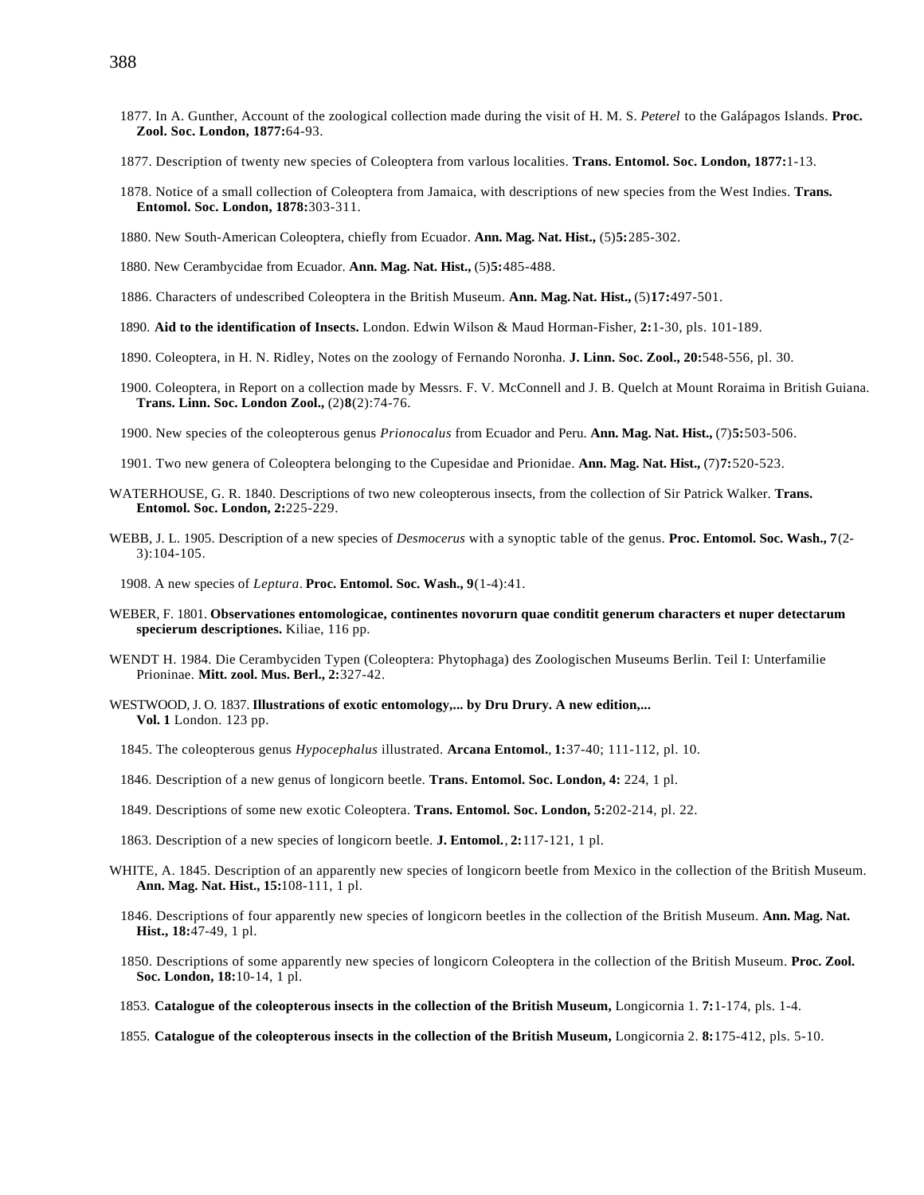1877. In A. Gunther, Account of the zoological collection made during the visit of H. M. S. *Peterel* to the Galápagos Islands. **Proc. Zool. Soc. London, 1877:**64-93.

1877. Description of twenty new species of Coleoptera from varlous localities. **Trans. Entomol. Soc. London, 1877:**1-13.

1878. Notice of a small collection of Coleoptera from Jamaica, with descriptions of new species from the West Indies. **Trans. Entomol. Soc. London, 1878:**303-311.

1880. New South-American Coleoptera, chiefly from Ecuador. **Ann. Mag. Nat. Hist.,** (5)**5:**285-302.

1880. New Cerambycidae from Ecuador. **Ann. Mag. Nat. Hist.,** (5)**5:**485-488.

1886. Characters of undescribed Coleoptera in the British Museum. **Ann. Mag. Nat. Hist.,** (5)**17:**497-501.

1890. **Aid to the identification of Insects.** London. Edwin Wilson & Maud Horman-Fisher, **2:**1-30, pls. 101-189.

1890. Coleoptera, in H. N. Ridley, Notes on the zoology of Fernando Noronha. **J. Linn. Soc. Zool., 20:**548-556, pl. 30.

1900. Coleoptera, in Report on a collection made by Messrs. F. V. McConnell and J. B. Quelch at Mount Roraima in British Guiana. **Trans. Linn. Soc. London Zool.,** (2)**8**(2):74-76.

1900. New species of the coleopterous genus *Prionocalus* from Ecuador and Peru. **Ann. Mag. Nat. Hist.,** (7)**5:**503-506.

1901. Two new genera of Coleoptera belonging to the Cupesidae and Prionidae. **Ann. Mag. Nat. Hist.,** (7)**7:**520-523.

WATERHOUSE, G. R. 1840. Descriptions of two new coleopterous insects, from the collection of Sir Patrick Walker. **Trans. Entomol. Soc. London, 2:**225-229.

WEBB, J. L. 1905. Description of a new species of *Desmocerus* with a synoptic table of the genus. **Proc. Entomol. Soc. Wash., 7**(2-3):104-105.

1908. A new species of *Leptura*. **Proc. Entomol. Soc. Wash., 9**(1-4):41.

WEBER, F. 1801. **Observationes entomologicae, continentes novorurn quae conditit generum characters et nuper detectarum specierum descriptiones.** Kiliae, 116 pp.

WENDT H. 1984. Die Cerambyciden Typen (Coleoptera: Phytophaga) des Zoologischen Museums Berlin. Teil I: Unterfamilie Prioninae. **Mitt. zool. Mus. Berl., 2:**327-42.

WESTWOOD, J. O. 1837. **Illustrations of exotic entomology,... by Dru Drury. A new edition,... Vol. 1** London. 123 pp.

1845. The coleopterous genus *Hypocephalus* illustrated. **Arcana Entomol., 1:**37-40; 111-112, pl. 10.

1846. Description of a new genus of longicorn beetle. **Trans. Entomol. Soc. London, 4:** 224, 1 pl.

1849. Descriptions of some new exotic Coleoptera. **Trans. Entomol. Soc. London, 5:**202-214, pl. 22.

1863. Description of a new species of longicorn beetle. **J. Entomol., 2:**117-121, 1 pl.

WHITE, A. 1845. Description of an apparently new species of longicorn beetle from Mexico in the collection of the British Museum. **Ann. Mag. Nat. Hist., 15:**108-111, 1 pl.

1846. Descriptions of four apparently new species of longicorn beetles in the collection of the British Museum. **Ann. Mag. Nat. Hist., 18:**47-49, 1 pl.

1850. Descriptions of some apparently new species of longicorn Coleoptera in the collection of the British Museum. **Proc. Zool. Soc. London, 18:**10-14, 1 pl.

1853. **Catalogue of the coleopterous insects in the collection of the British Museum,** Longicornia 1. **7:**1-174, pls. 1-4.

1855. **Catalogue of the coleopterous insects in the collection of the British Museum,** Longicornia 2. **8:**175-412, pls. 5-10.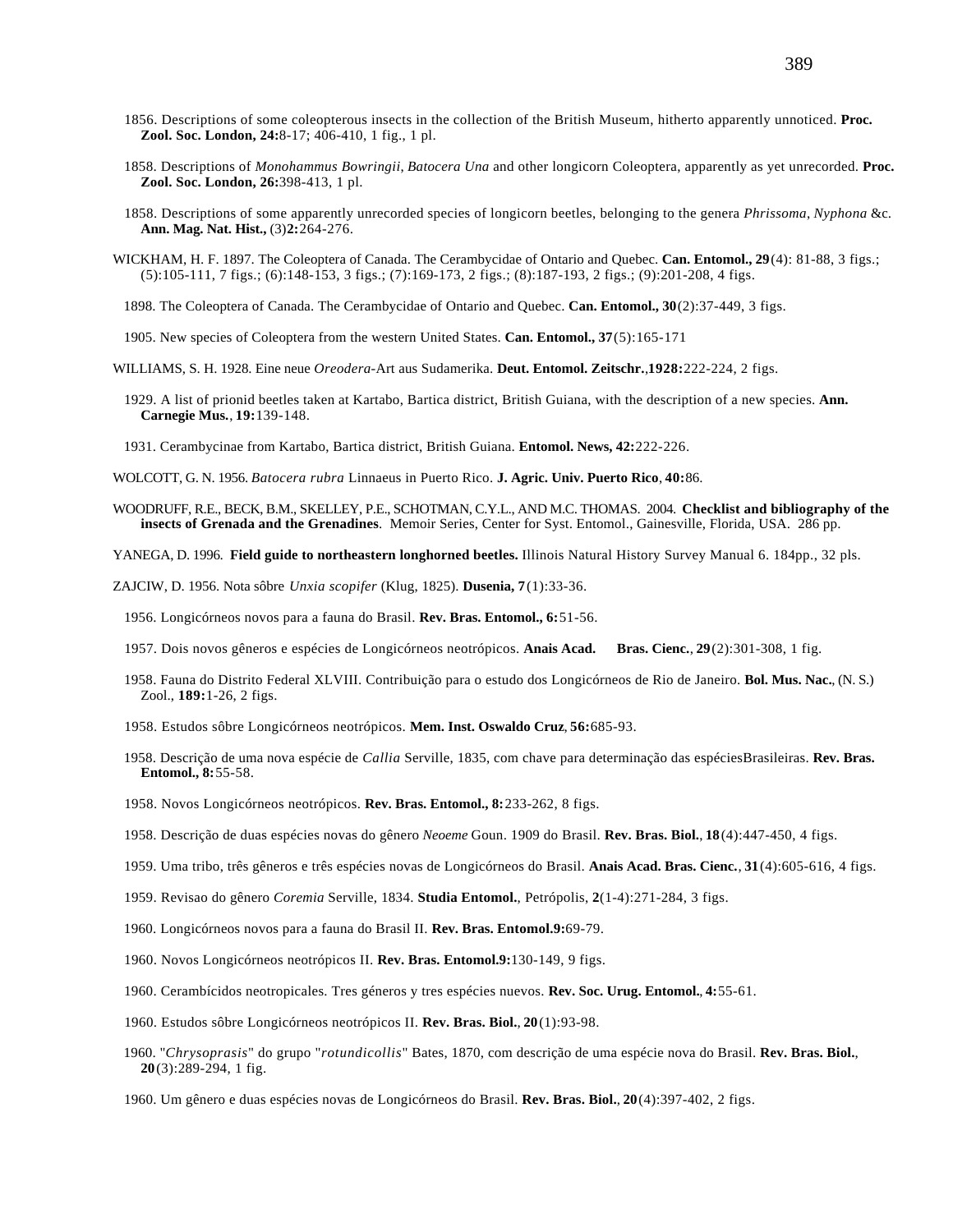1856. Descriptions of some coleopterous insects in the collection of the British Museum, hitherto apparently unnoticed. **Proc. Zool. Soc. London, 24:**8-17; 406-410, 1 fig., 1 pl.

1858. Descriptions of *Monohammus Bowringii*, *Batocera Una* and other longicorn Coleoptera, apparently as yet unrecorded. **Proc. Zool. Soc. London, 26:**398-413, 1 pl.

1858. Descriptions of some apparently unrecorded species of longicorn beetles, belonging to the genera *Phrissoma*, *Nyphona* &c. **Ann. Mag. Nat. Hist.,** (3)**2:**264-276.

WICKHAM, H. F. 1897. The Coleoptera of Canada. The Cerambycidae of Ontario and Quebec. **Can. Entomol., 29**(4): 81-88, 3 figs.; (5):105-111, 7 figs.; (6):148-153, 3 figs.; (7):169-173, 2 figs.; (8):187-193, 2 figs.; (9):201-208, 4 figs.

1898. The Coleoptera of Canada. The Cerambycidae of Ontario and Quebec. **Can. Entomol., 30**(2):37-449, 3 figs.

1905. New species of Coleoptera from the western United States. **Can. Entomol., 37**(5):165-171

WILLIAMS, S. H. 1928. Eine neue *Oreodera*-Art aus Sudamerika. **Deut. Entomol. Zeitschr.**,**1928:**222-224, 2 figs.

1929. A list of prionid beetles taken at Kartabo, Bartica district, British Guiana, with the description of a new species. **Ann. Carnegie Mus.**, **19:**139-148.

1931. Cerambycinae from Kartabo, Bartica district, British Guiana. **Entomol. News, 42:**222-226.

WOLCOTT, G. N. 1956. *Batocera rubra* Linnaeus in Puerto Rico. **J. Agric. Univ. Puerto Rico**, **40:**86.

WOODRUFF, R.E., BECK, B.M., SKELLEY, P.E., SCHOTMAN, C.Y.L., AND M.C. THOMAS. 2004. **Checklist and bibliography of the insects of Grenada and the Grenadines**. Memoir Series, Center for Syst. Entomol., Gainesville, Florida, USA. 286 pp.

YANEGA, D. 1996. **Field guide to northeastern longhorned beetles.** Illinois Natural History Survey Manual 6. 184pp., 32 pls.

ZAJCIW, D. 1956. Nota sôbre *Unxia scopifer* (Klug, 1825). **Dusenia, 7**(1):33-36.

1956. Longicórneos novos para a fauna do Brasil. **Rev. Bras. Entomol., 6:**51-56.

1957. Dois novos gêneros e espécies de Longicórneos neotrópicos. **Anais Acad. Bras. Cienc.**, **29**(2):301-308, 1 fig.

1958. Fauna do Distrito Federal XLVIII. Contribuição para o estudo dos Longicórneos de Rio de Janeiro. **Bol. Mus. Nac.**, (N. S.) Zool., **189:**1-26, 2 figs.

1958. Estudos sôbre Longicórneos neotrópicos. **Mem. Inst. Oswaldo Cruz**, **56:**685-93.

1958. Descrição de uma nova espécie de *Callia* Serville, 1835, com chave para determinação das espéciesBrasileiras. **Rev. Bras. Entomol., 8:**55-58.

1958. Novos Longicórneos neotrópicos. **Rev. Bras. Entomol., 8:**233-262, 8 figs.

1958. Descrição de duas espécies novas do gênero *Neoeme* Goun. 1909 do Brasil. **Rev. Bras. Biol.**, **18**(4):447-450, 4 figs.

1959. Uma tribo, três gêneros e três espécies novas de Longicórneos do Brasil. **Anais Acad. Bras. Cienc.**, **31**(4):605-616, 4 figs.

1959. Revisao do gênero *Coremia* Serville, 1834. **Studia Entomol.**, Petrópolis, **2**(1-4):271-284, 3 figs.

1960. Longicórneos novos para a fauna do Brasil II. **Rev. Bras. Entomol.9:**69-79.

1960. Novos Longicórneos neotrópicos II. **Rev. Bras. Entomol.9:**130-149, 9 figs.

1960. Cerambícidos neotropicales. Tres géneros y tres espécies nuevos. **Rev. Soc. Urug. Entomol.**, **4:**55-61.

1960. Estudos sôbre Longicórneos neotrópicos II. **Rev. Bras. Biol.**, **20**(1):93-98.

1960. "*Chrysoprasis*" do grupo "*rotundicollis*" Bates, 1870, com descrição de uma espécie nova do Brasil. **Rev. Bras. Biol.**, **20**(3):289-294, 1 fig.

1960. Um gênero e duas espécies novas de Longicórneos do Brasil. **Rev. Bras. Biol.**, **20**(4):397-402, 2 figs.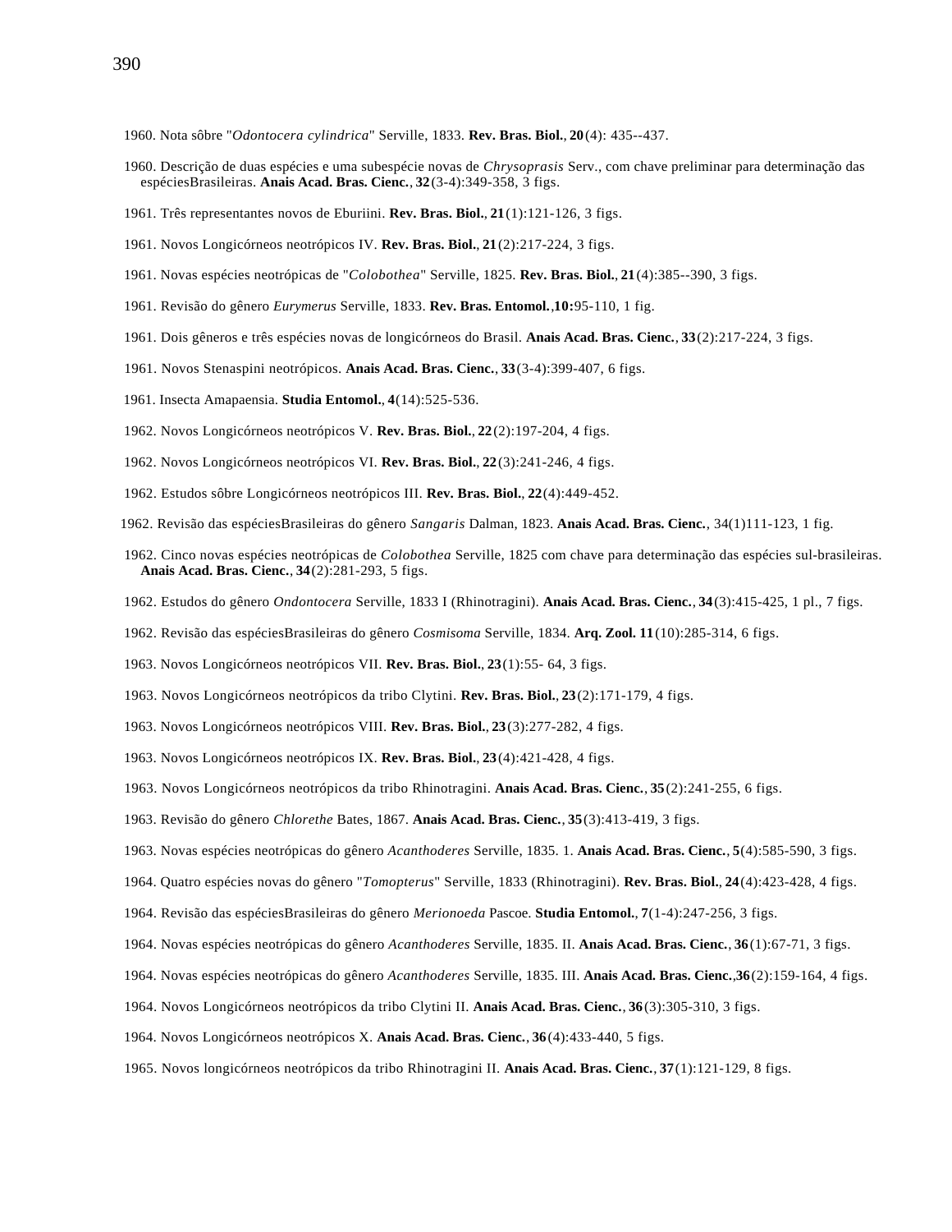1960. Nota sôbre "*Odontocera cylindrica*" Serville, 1833. **Rev. Bras. Biol.**, **20**(4): 435--437.

1960. Descrição de duas espécies e uma subespécie novas de *Chrysoprasis* Serv., com chave preliminar para determinação das espéciesBrasileiras. **Anais Acad. Bras. Cienc.**, **32**(3-4):349-358, 3 figs.

1961. Três representantes novos de Eburiini. **Rev. Bras. Biol.**, **21**(1):121-126, 3 figs.

1961. Novos Longicórneos neotrópicos IV. **Rev. Bras. Biol.**, **21**(2):217-224, 3 figs.

1961. Novas espécies neotrópicas de "*Colobothea*" Serville, 1825. **Rev. Bras. Biol.**, **21**(4):385--390, 3 figs.

1961. Revisão do gênero *Eurymerus* Serville, 1833. **Rev. Bras. Entomol.**,**10:**95-110, 1 fig.

1961. Dois gêneros e três espécies novas de longicórneos do Brasil. **Anais Acad. Bras. Cienc.**, **33**(2):217-224, 3 figs.

1961. Novos Stenaspini neotrópicos. **Anais Acad. Bras. Cienc.**, **33**(3-4):399-407, 6 figs.

1961. Insecta Amapaensia. **Studia Entomol.**, **4**(14):525-536.

1962. Novos Longicórneos neotrópicos V. **Rev. Bras. Biol.**, **22**(2):197-204, 4 figs.

1962. Novos Longicórneos neotrópicos VI. **Rev. Bras. Biol.**, **22**(3):241-246, 4 figs.

1962. Estudos sôbre Longicórneos neotrópicos III. **Rev. Bras. Biol.**, **22**(4):449-452.

1962. Revisão das espéciesBrasileiras do gênero *Sangaris* Dalman, 1823. **Anais Acad. Bras. Cienc.**, 34(1)111-123, 1 fig.

1962. Cinco novas espécies neotrópicas de *Colobothea* Serville, 1825 com chave para determinação das espécies sul-brasileiras. **Anais Acad. Bras. Cienc.**, **34**(2):281-293, 5 figs.

1962. Estudos do gênero *Ondontocera* Serville, 1833 I (Rhinotragini). **Anais Acad. Bras. Cienc.**, **34**(3):415-425, 1 pl., 7 figs.

1962. Revisão das espéciesBrasileiras do gênero *Cosmisoma* Serville, 1834. **Arq. Zool. 11**(10):285-314, 6 figs.

1963. Novos Longicórneos neotrópicos VII. **Rev. Bras. Biol.**, **23**(1):55- 64, 3 figs.

1963. Novos Longicórneos neotrópicos da tribo Clytini. **Rev. Bras. Biol.**, **23**(2):171-179, 4 figs.

1963. Novos Longicórneos neotrópicos VIII. **Rev. Bras. Biol.**, **23**(3):277-282, 4 figs.

1963. Novos Longicórneos neotrópicos IX. **Rev. Bras. Biol.**, **23**(4):421-428, 4 figs.

1963. Novos Longicórneos neotrópicos da tribo Rhinotragini. **Anais Acad. Bras. Cienc.**, **35**(2):241-255, 6 figs.

1963. Revisão do gênero *Chlorethe* Bates, 1867. **Anais Acad. Bras. Cienc.**, **35**(3):413-419, 3 figs.

1963. Novas espécies neotrópicas do gênero *Acanthoderes* Serville, 1835. 1. **Anais Acad. Bras. Cienc.**, **5**(4):585-590, 3 figs.

1964. Quatro espécies novas do gênero "*Tomopterus*" Serville, 1833 (Rhinotragini). **Rev. Bras. Biol.**, **24**(4):423-428, 4 figs.

1964. Revisão das espéciesBrasileiras do gênero *Merionoeda* Pascoe. **Studia Entomol.**, **7**(1-4):247-256, 3 figs.

1964. Novas espécies neotrópicas do gênero *Acanthoderes* Serville, 1835. II. **Anais Acad. Bras. Cienc.**, **36**(1):67-71, 3 figs.

1964. Novas espécies neotrópicas do gênero *Acanthoderes* Serville, 1835. III. **Anais Acad. Bras. Cienc.**,**36**(2):159-164, 4 figs.

1964. Novos Longicórneos neotrópicos da tribo Clytini II. **Anais Acad. Bras. Cienc.**, **36**(3):305-310, 3 figs.

1964. Novos Longicórneos neotrópicos X. **Anais Acad. Bras. Cienc.**, **36**(4):433-440, 5 figs.

1965. Novos longicórneos neotrópicos da tribo Rhinotragini II. **Anais Acad. Bras. Cienc.**, **37**(1):121-129, 8 figs.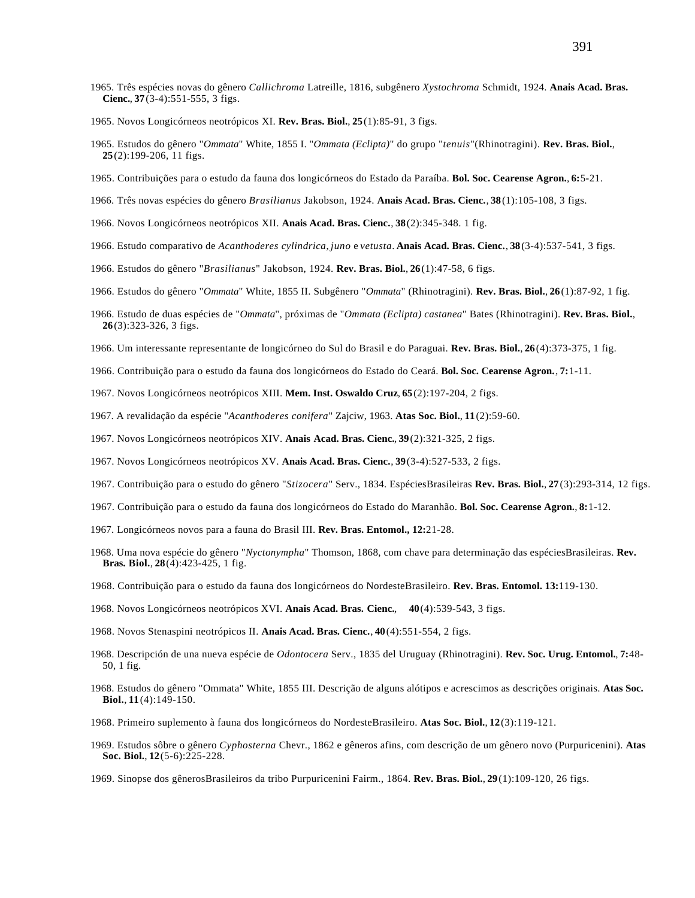1965. Três espécies novas do gênero *Callichroma* Latreille, 1816, subgênero *Xystochroma* Schmidt, 1924. **Anais Acad. Bras. Cienc.**, **37**(3-4):551-555, 3 figs.

1965. Novos Longicórneos neotrópicos XI. **Rev. Bras. Biol.**, **25**(1):85-91, 3 figs.

1965. Estudos do gênero "*Ommata*" White, 1855 I. "*Ommata (Eclipta)*" do grupo "*tenuis*"(Rhinotragini). **Rev. Bras. Biol.**, **25**(2):199-206, 11 figs.

1965. Contribuições para o estudo da fauna dos longicórneos do Estado da Paraíba. **Bol. Soc. Cearense Agron.**, **6:**5-21.

1966. Três novas espécies do gênero *Brasilianus* Jakobson, 1924. **Anais Acad. Bras. Cienc.**, **38**(1):105-108, 3 figs.

1966. Novos Longicórneos neotrópicos XII. **Anais Acad. Bras. Cienc.**, **38**(2):345-348. 1 fig.

1966. Estudo comparativo de *Acanthoderes cylindrica, juno* e *vetusta*. **Anais Acad. Bras. Cienc.**, **38**(3-4):537-541, 3 figs.

1966. Estudos do gênero "*Brasilianus*" Jakobson, 1924. **Rev. Bras. Biol.**, **26**(1):47-58, 6 figs.

1966. Estudos do gênero "*Ommata*" White, 1855 II. Subgênero "*Ommata*" (Rhinotragini). **Rev. Bras. Biol.**, **26**(1):87-92, 1 fig.

1966. Estudo de duas espécies de "*Ommata*", próximas de "*Ommata (Eclipta) castanea*" Bates (Rhinotragini). **Rev. Bras. Biol.**, **26**(3):323-326, 3 figs.

1966. Um interessante representante de longicórneo do Sul do Brasil e do Paraguai. **Rev. Bras. Biol.**, **26**(4):373-375, 1 fig.

1966. Contribuição para o estudo da fauna dos longicórneos do Estado do Ceará. **Bol. Soc. Cearense Agron.**, **7:**1-11.

1967. Novos Longicórneos neotrópicos XIII. **Mem. Inst. Oswaldo Cruz**, **65**(2):197-204, 2 figs.

1967. A revalidação da espécie "*Acanthoderes conifera*" Zajciw, 1963. **Atas Soc. Biol.**, **11**(2):59-60.

1967. Novos Longicórneos neotrópicos XIV. **Anais Acad. Bras. Cienc.**, **39**(2):321-325, 2 figs.

1967. Novos Longicórneos neotrópicos XV. **Anais Acad. Bras. Cienc.**, **39**(3-4):527-533, 2 figs.

1967. Contribuição para o estudo do gênero "*Stizocera*" Serv., 1834. EspéciesBrasileiras **Rev. Bras. Biol.**, **27**(3):293-314, 12 figs.

1967. Contribuição para o estudo da fauna dos longicórneos do Estado do Maranhão. **Bol. Soc. Cearense Agron.**, **8:**1-12.

1967. Longicórneos novos para a fauna do Brasil III. **Rev. Bras. Entomol., 12:**21-28.

1968. Uma nova espécie do gênero "*Nyctonympha*" Thomson, 1868, com chave para determinação das espéciesBrasileiras. **Rev. Bras. Biol.**, **28**(4):423-425, 1 fig.

1968. Contribuição para o estudo da fauna dos longicórneos do NordesteBrasileiro. **Rev. Bras. Entomol. 13:**119-130.

1968. Novos Longicórneos neotrópicos XVI. **Anais Acad. Bras. Cienc.**, **40**(4):539-543, 3 figs.

1968. Novos Stenaspini neotrópicos II. **Anais Acad. Bras. Cienc.**, **40**(4):551-554, 2 figs.

1968. Descripción de una nueva espécie de *Odontocera* Serv., 1835 del Uruguay (Rhinotragini). **Rev. Soc. Urug. Entomol.**, **7:**48-50, 1 fig.

1968. Estudos do gênero "Ommata" White, 1855 III. Descrição de alguns alótipos e acrescimos as descrições originais. **Atas Soc. Biol.**, **11**(4):149-150.

1968. Primeiro suplemento à fauna dos longicórneos do NordesteBrasileiro. **Atas Soc. Biol.**, **12**(3):119-121.

1969. Estudos sôbre o gênero *Cyphosterna* Chevr., 1862 e gêneros afins, com descrição de um gênero novo (Purpuricenini). **Atas Soc. Biol.**, **12**(5-6):225-228.

1969. Sinopse dos gênerosBrasileiros da tribo Purpuricenini Fairm., 1864. **Rev. Bras. Biol.**, **29**(1):109-120, 26 figs.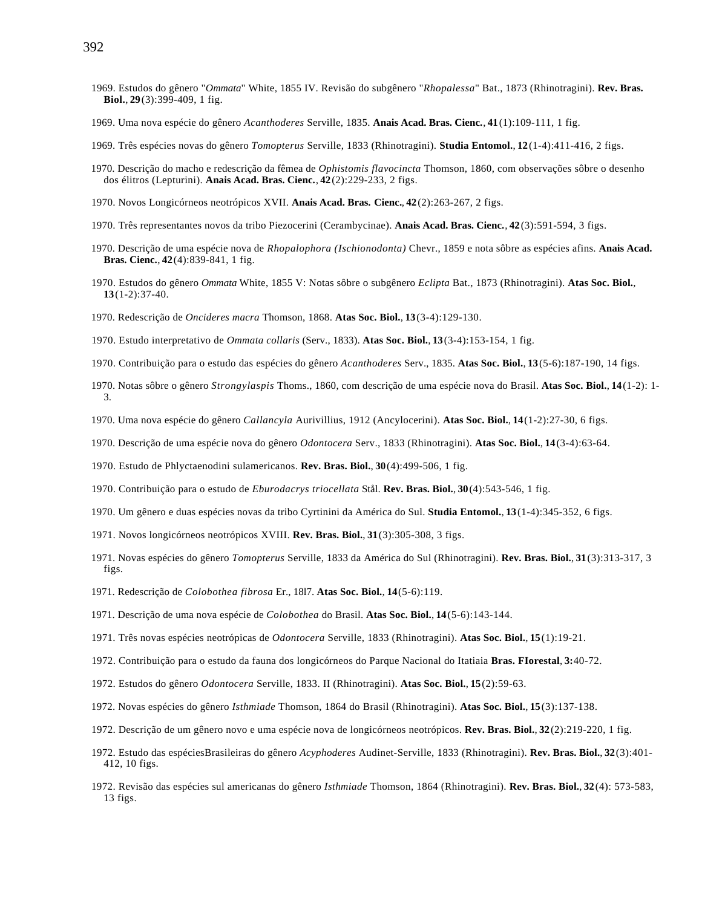1969. Estudos do gênero "*Ommata*" White, 1855 IV. Revisão do subgênero "*Rhopalessa*" Bat., 1873 (Rhinotragini). **Rev. Bras. Biol.**, **29**(3):399-409, 1 fig.

1969. Uma nova espécie do gênero *Acanthoderes* Serville, 1835. **Anais Acad. Bras. Cienc.**, **41**(1):109-111, 1 fig.

1969. Três espécies novas do gênero *Tomopterus* Serville, 1833 (Rhinotragini). **Studia Entomol.**, **12**(1-4):411-416, 2 figs.

1970. Descrição do macho e redescrição da fêmea de *Ophistomis flavocincta* Thomson, 1860, com observações sôbre o desenho dos élitros (Lepturini). **Anais Acad. Bras. Cienc.**, **42**(2):229-233, 2 figs.

1970. Novos Longicórneos neotrópicos XVII. **Anais Acad. Bras. Cienc.**, **42**(2):263-267, 2 figs.

1970. Três representantes novos da tribo Piezocerini (Cerambycinae). **Anais Acad. Bras. Cienc.**, **42**(3):591-594, 3 figs.

1970. Descrição de uma espécie nova de *Rhopalophora (Ischionodonta)* Chevr., 1859 e nota sôbre as espécies afins. **Anais Acad. Bras. Cienc.**, **42**(4):839-841, 1 fig.

1970. Estudos do gênero *Ommata* White, 1855 V: Notas sôbre o subgênero *Eclipta* Bat., 1873 (Rhinotragini). **Atas Soc. Biol.**, **13**(1-2):37-40.

1970. Redescrição de *Oncideres macra* Thomson, 1868. **Atas Soc. Biol.**, **13**(3-4):129-130.

1970. Estudo interpretativo de *Ommata collaris* (Serv., 1833). **Atas Soc. Biol.**, **13**(3-4):153-154, 1 fig.

1970. Contribuição para o estudo das espécies do gênero *Acanthoderes* Serv., 1835. **Atas Soc. Biol.**, **13**(5-6):187-190, 14 figs.

1970. Notas sôbre o gênero *Strongylaspis* Thoms., 1860, com descrição de uma espécie nova do Brasil. **Atas Soc. Biol.**, **14**(1-2): 1-3.

1970. Uma nova espécie do gênero *Callancyla* Aurivillius, 1912 (Ancylocerini). **Atas Soc. Biol.**, **14**(1-2):27-30, 6 figs.

1970. Descrição de uma espécie nova do gênero *Odontocera* Serv., 1833 (Rhinotragini). **Atas Soc. Biol.**, **14**(3-4):63-64.

1970. Estudo de Phlyctaenodini sulamericanos. **Rev. Bras. Biol.**, **30**(4):499-506, 1 fig.

1970. Contribuição para o estudo de *Eburodacrys triocellata* Stål. **Rev. Bras. Biol.**, **30**(4):543-546, 1 fig.

1970. Um gênero e duas espécies novas da tribo Cyrtinini da América do Sul. **Studia Entomol.**, **13**(1-4):345-352, 6 figs.

1971. Novos longicórneos neotrópicos XVIII. **Rev. Bras. Biol.**, **31**(3):305-308, 3 figs.

1971. Novas espécies do gênero *Tomopterus* Serville, 1833 da América do Sul (Rhinotragini). **Rev. Bras. Biol.**, **31**(3):313-317, 3 figs.

1971. Redescrição de *Colobothea fibrosa* Er., 18l7. **Atas Soc. Biol.**, **14**(5-6):119.

1971. Descrição de uma nova espécie de *Colobothea* do Brasil. **Atas Soc. Biol.**, **14**(5-6):143-144.

1971. Três novas espécies neotrópicas de *Odontocera* Serville, 1833 (Rhinotragini). **Atas Soc. Biol.**, **15**(1):19-21.

1972. Contribuição para o estudo da fauna dos longicórneos do Parque Nacional do Itatiaia **Bras. FIorestal**, **3:**40-72.

1972. Estudos do gênero *Odontocera* Serville, 1833. II (Rhinotragini). **Atas Soc. Biol.**, **15**(2):59-63.

1972. Novas espécies do gênero *Isthmiade* Thomson, 1864 do Brasil (Rhinotragini). **Atas Soc. Biol.**, **15**(3):137-138.

1972. Descrição de um gênero novo e uma espécie nova de longicórneos neotrópicos. **Rev. Bras. Biol.**, **32**(2):219-220, 1 fig.

1972. Estudo das espéciesBrasileiras do gênero *Acyphoderes* Audinet-Serville, 1833 (Rhinotragini). **Rev. Bras. Biol.**, **32**(3):401-412, 10 figs.

1972. Revisão das espécies sul americanas do gênero *Isthmiade* Thomson, 1864 (Rhinotragini). **Rev. Bras. Biol.**, **32**(4): 573-583, 13 figs.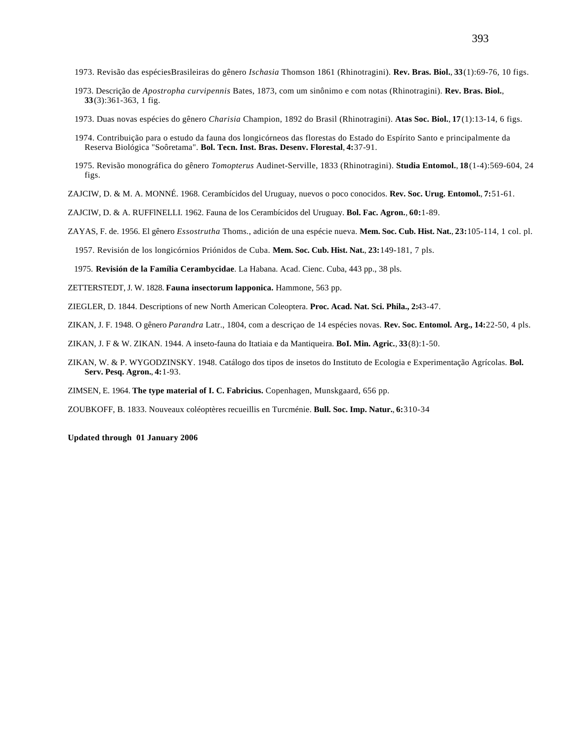1973. Revisão das espéciesBrasileiras do gênero *Ischasia* Thomson 1861 (Rhinotragini). **Rev. Bras. Biol.**, **33**(1):69-76, 10 figs.

1973. Descrição de *Apostropha curvipennis* Bates, 1873, com um sinônimo e com notas (Rhinotragini). **Rev. Bras. Biol.**, **33**(3):361-363, 1 fig.

1973. Duas novas espécies do gênero *Charisia* Champion, 1892 do Brasil (Rhinotragini). **Atas Soc. Biol.**, **17**(1):13-14, 6 figs.

1974. Contribuição para o estudo da fauna dos longicórneos das florestas do Estado do Espírito Santo e principalmente da Reserva Biológica "Soôretama". **Bol. Tecn. Inst. Bras. Desenv. Florestal**, **4:**37-91.

1975. Revisão monográfica do gênero *Tomopterus* Audinet-Serville, 1833 (Rhinotragini). **Studia Entomol.**, **18**(1-4):569-604, 24 figs.

ZAJCIW, D. & M. A. MONNÉ. 1968. Cerambícidos del Uruguay, nuevos o poco conocidos. **Rev. Soc. Urug. Entomol.**, **7:**51-61.

ZAJCIW, D. & A. RUFFlNELLI. 1962. Fauna de los Cerambícidos del Uruguay. **Bol. Fac. Agron.**, **60:**1-89.

ZAYAS, F. de. 1956. El gênero *Essostrutha* Thoms., adición de una espécie nueva. **Mem. Soc. Cub. Hist. Nat.**, **23:**105-114, 1 col. pl.

1957. Revisión de los longicórnios Priónidos de Cuba. **Mem. Soc. Cub. Hist. Nat.**, **23:**149-181, 7 pls.

1975. **Revisión de la Família Cerambycidae**. La Habana. Acad. Cienc. Cuba, 443 pp., 38 pls.

ZETTERSTEDT, J. W. 1828. **Fauna insectorum lapponica.** Hammone, 563 pp.

ZIEGLER, D. 1844. Descriptions of new North American Coleoptera. **Proc. Acad. Nat. Sci. Phila., 2:**43-47.

ZIKAN, J. F. 1948. O gênero *Parandra* Latr., 1804, com a descriçao de 14 espécies novas. **Rev. Soc. Entomol. Arg., 14:**22-50, 4 pls.

ZIKAN, J. F & W. ZIKAN. 1944. A inseto-fauna do Itatiaia e da Mantiqueira. **BoI. Min. Agric.**, **33**(8):1-50.

ZIKAN, W. & P. WYGODZINSKY. 1948. Catálogo dos tipos de insetos do Instituto de Ecologia e Experimentação Agrícolas. **Bol. Serv. Pesq. Agron.**, **4:**1-93.

ZIMSEN, E. 1964. **The type material of I. C. Fabricius.** Copenhagen, Munskgaard, 656 pp.

ZOUBKOFF, B. 1833. Nouveaux coléoptères recueillis en Turcménie. **Bull. Soc. Imp. Natur.**, **6:**310-34

**Updated through 01 January 2006**